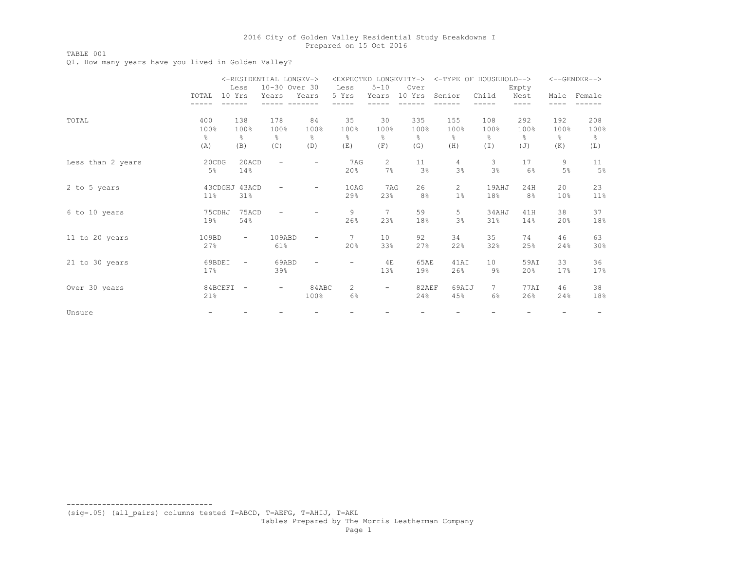# 2016 City of Golden Valley Residential Study Breakdowns I

Prepared on 15 Oct 2016

TABLE 001

Q1. How many years have you lived in Golden Valley?

| | | <-RESIDENTIAL LONGEV-> | | | <EXPECTED LONGEVITY-> | | | <-TYPE OF HOUSEHOLD--> | | | <--GENDER--> | |
|---|---|---|---|---|---|---|---|---|---|---|---|---|
| | TOTAL | Less 10 Yrs | 10-30 Years | Over 30 Years | Less 5 Yrs | 5-10 Years | Over 10 Yrs | Senior | Child | Empty Nest | Male | Female |
| TOTAL | 400<br>100%<br>%<br>(A) | 138<br>100%<br>%<br>(B) | 178<br>100%<br>%<br>(C) | 84<br>100%<br>%<br>(D) | 35<br>100%<br>%<br>(E) | 30<br>100%<br>%<br>(F) | 335<br>100%<br>%<br>(G) | 155<br>100%<br>%<br>(H) | 108<br>100%<br>%<br>(I) | 292<br>100%<br>%<br>(J) | 192<br>100%<br>%<br>(K) | 208<br>100%<br>%<br>(L) |
| Less than 2 years | 20CDG<br>5% | 20ACD<br>14% | - | - | 7AG<br>20% | 2<br>7% | 11<br>3% | 4<br>3% | 3<br>3% | 17<br>6% | 9<br>5% | 11<br>5% |
| 2 to 5 years | 43CDGHJ<br>11% | 43ACD<br>31% | - | - | 10AG<br>29% | 7AG<br>23% | 26<br>8% | 2<br>1% | 19AHJ<br>18% | 24H<br>8% | 20<br>10% | 23<br>11% |
| 6 to 10 years | 75CDHJ<br>19% | 75ACD<br>54% | - | - | 9<br>26% | 7<br>23% | 59<br>18% | 5<br>3% | 34AHJ<br>31% | 41H<br>14% | 38<br>20% | 37<br>18% |
| 11 to 20 years | 109BD<br>27% | - | 109ABD<br>61% | - | 7<br>20% | 10<br>33% | 92<br>27% | 34<br>22% | 35<br>32% | 74<br>25% | 46<br>24% | 63<br>30% |
| 21 to 30 years | 69BDEI<br>17% | - | 69ABD<br>39% | - | - | 4E<br>13% | 65AE<br>19% | 41AI<br>26% | 10<br>9% | 59AI<br>20% | 33<br>17% | 36<br>17% |
| Over 30 years | 84BCEFI<br>21% | - | - | 84ABC<br>100% | 2<br>6% | - | 82AEF<br>24% | 69AIJ<br>45% | 7<br>6% | 77AI<br>26% | 46<br>24% | 38<br>18% |
| Unsure | - | - | - | - | - | - | - | - | - | - | - | - |

---------------------------------

(sig=.05) (all_pairs) columns tested T=ABCD, T=AEFG, T=AHIJ, T=AKL

Tables Prepared by The Morris Leatherman Company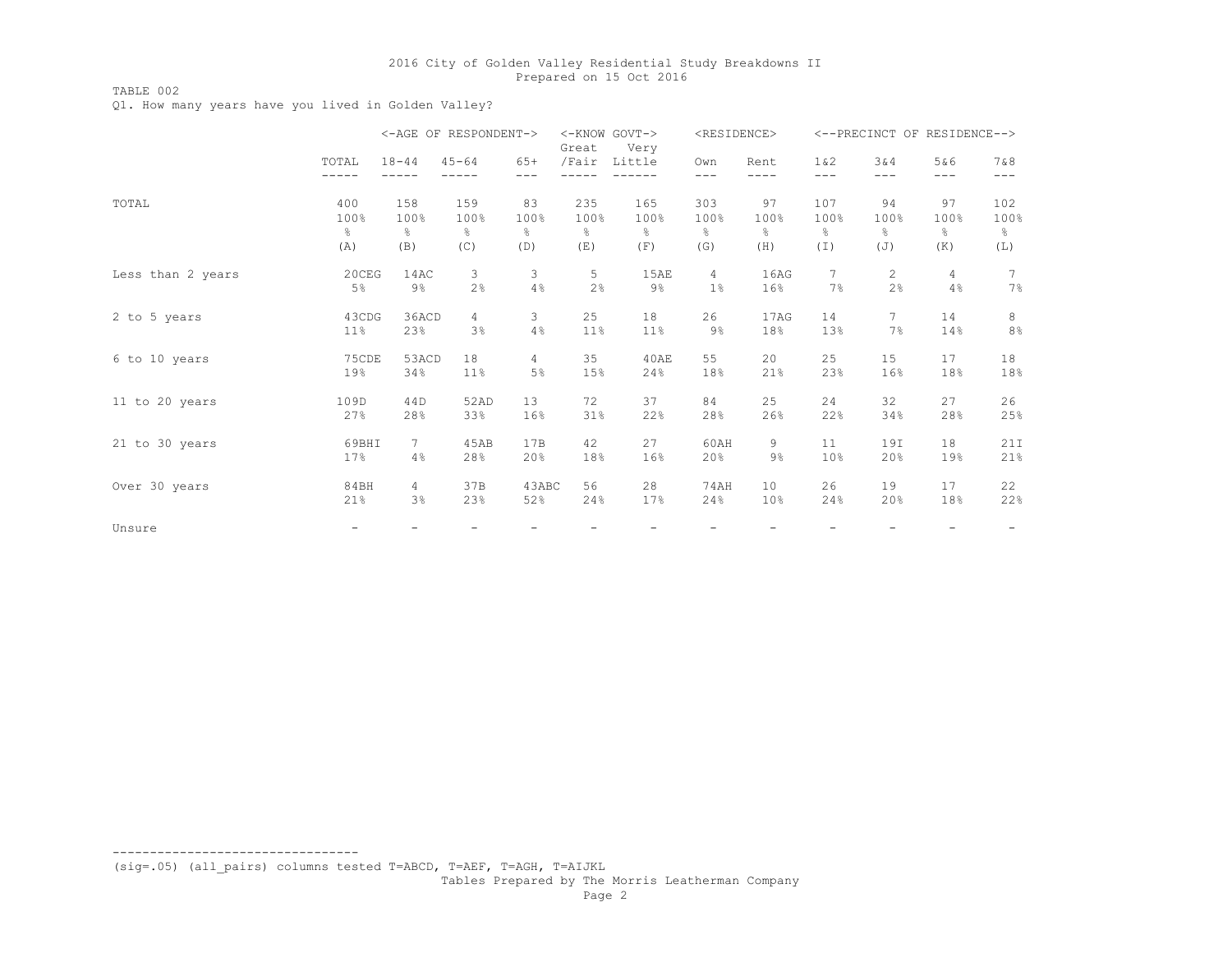2016 City of Golden Valley Residential Study Breakdowns II
Prepared on 15 Oct 2016

TABLE 002
Q1. How many years have you lived in Golden Valley?

| | | <-AGE OF RESPONDENT-> | | | <-KNOW GOVT-> | | <RESIDENCE> | | <--PRECINCT OF RESIDENCE--> | | | |
|---|---|---|---|---|---|---|---|---|---|---|---|---|
| | TOTAL | 18-44 | 45-64 | 65+ | Great /Fair | Very Little | Own | Rent | 1&2 | 3&4 | 5&6 | 7&8 |
| TOTAL | 400<br>100%<br>%<br>(A) | 158<br>100%<br>%<br>(B) | 159<br>100%<br>%<br>(C) | 83<br>100%<br>%<br>(D) | 235<br>100%<br>%<br>(E) | 165<br>100%<br>%<br>(F) | 303<br>100%<br>%<br>(G) | 97<br>100%<br>%<br>(H) | 107<br>100%<br>%<br>(I) | 94<br>100%<br>%<br>(J) | 97<br>100%<br>%<br>(K) | 102<br>100%<br>%<br>(L) |
| Less than 2 years | 20CEG<br>5% | 14AC<br>9% | 3<br>2% | 3<br>4% | 5<br>2% | 15AE<br>9% | 4<br>1% | 16AG<br>16% | 7<br>7% | 2<br>2% | 4<br>4% | 7<br>7% |
| 2 to 5 years | 43CDG<br>11% | 36ACD<br>23% | 4<br>3% | 3<br>4% | 25<br>11% | 18<br>11% | 26<br>9% | 17AG<br>18% | 14<br>13% | 7<br>7% | 14<br>14% | 8<br>8% |
| 6 to 10 years | 75CDE<br>19% | 53ACD<br>34% | 18<br>11% | 4<br>5% | 35<br>15% | 40AE<br>24% | 55<br>18% | 20<br>21% | 25<br>23% | 15<br>16% | 17<br>18% | 18<br>18% |
| 11 to 20 years | 109D<br>27% | 44D<br>28% | 52AD<br>33% | 13<br>16% | 72<br>31% | 37<br>22% | 84<br>28% | 25<br>26% | 24<br>22% | 32<br>34% | 27<br>28% | 26<br>25% |
| 21 to 30 years | 69BHI<br>17% | 7<br>4% | 45AB<br>28% | 17B<br>20% | 42<br>18% | 27<br>16% | 60AH<br>20% | 9<br>9% | 11<br>10% | 19I<br>20% | 18<br>19% | 21I<br>21% |
| Over 30 years | 84BH<br>21% | 4<br>3% | 37B<br>23% | 43ABC<br>52% | 56<br>24% | 28<br>17% | 74AH<br>24% | 10<br>10% | 26<br>24% | 19<br>20% | 17<br>18% | 22<br>22% |
| Unsure | - | - | - | - | - | - | - | - | - | - | - | - |

---------------------------------
(sig=.05) (all_pairs) columns tested T=ABCD, T=AEF, T=AGH, T=AIJKL

Tables Prepared by The Morris Leatherman Company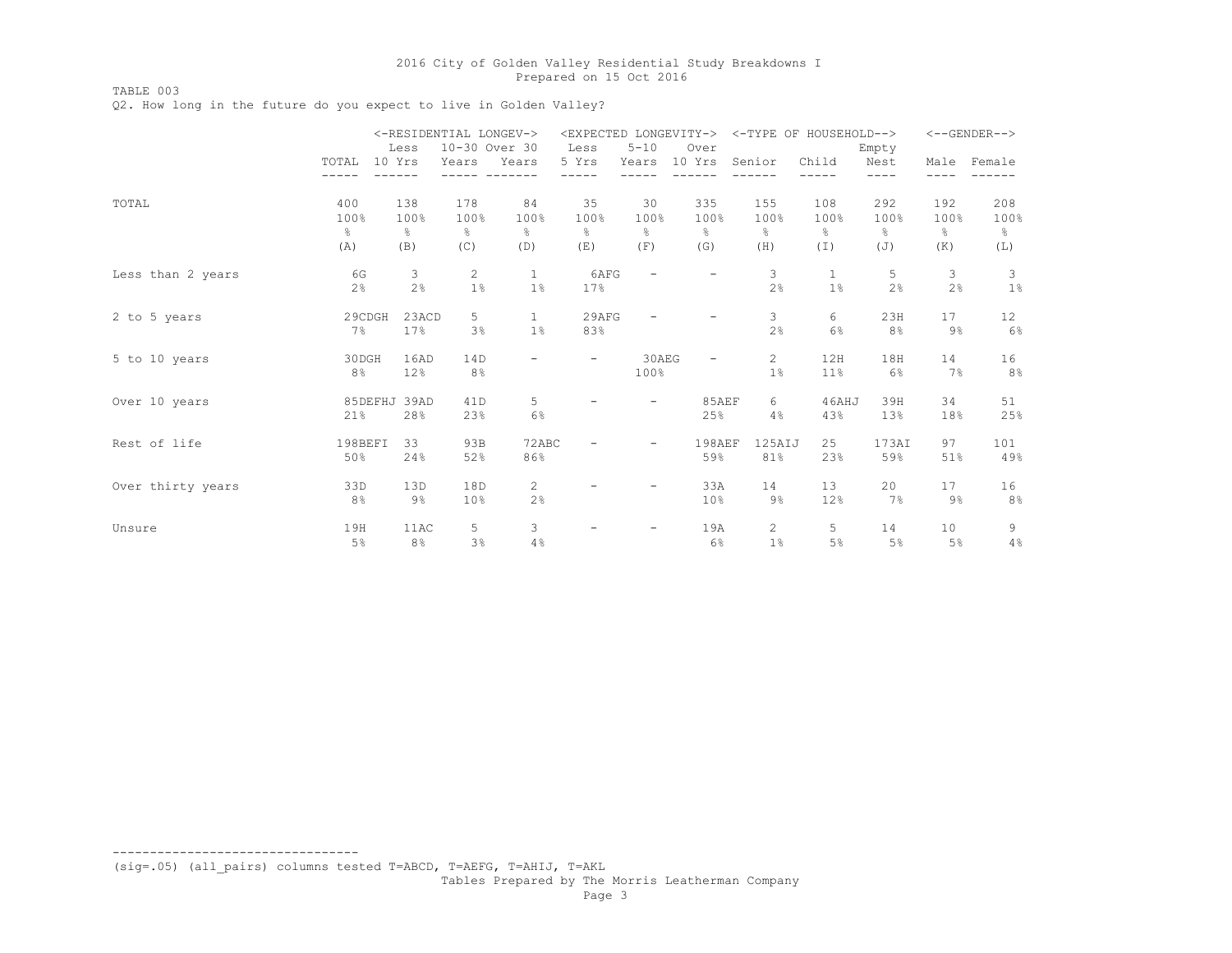2016 City of Golden Valley Residential Study Breakdowns I
Prepared on 15 Oct 2016

TABLE 003
Q2. How long in the future do you expect to live in Golden Valley?

| | | <-RESIDENTIAL LONGEV-> | | | <EXPECTED LONGEVITY-> | | | <-TYPE OF HOUSEHOLD--> | | | <--GENDER--> | |
|---|---|---|---|---|---|---|---|---|---|---|---|---|
| | TOTAL | Less 10 Yrs | 10-30 Years | Over 30 Years | Less 5 Yrs | 5-10 Years | Over 10 Yrs | Senior | Child | Empty Nest | Male | Female |
| TOTAL | 400<br>100%<br>%<br>(A) | 138<br>100%<br>%<br>(B) | 178<br>100%<br>%<br>(C) | 84<br>100%<br>%<br>(D) | 35<br>100%<br>%<br>(E) | 30<br>100%<br>%<br>(F) | 335<br>100%<br>%<br>(G) | 155<br>100%<br>%<br>(H) | 108<br>100%<br>%<br>(I) | 292<br>100%<br>%<br>(J) | 192<br>100%<br>%<br>(K) | 208<br>100%<br>%<br>(L) |
| Less than 2 years | 6G<br>2% | 3<br>2% | 2<br>1% | 1<br>1% | 6AFG<br>17% | - | - | 3<br>2% | 1<br>1% | 5<br>2% | 3<br>2% | 3<br>1% |
| 2 to 5 years | 29CDGH<br>7% | 23ACD<br>17% | 5<br>3% | 1<br>1% | 29AFG<br>83% | - | - | 3<br>2% | 6<br>6% | 23H<br>8% | 17<br>9% | 12<br>6% |
| 5 to 10 years | 30DGH<br>8% | 16AD<br>12% | 14D<br>8% | - | - | 30AEG<br>100% | - | 2<br>1% | 12H<br>11% | 18H<br>6% | 14<br>7% | 16<br>8% |
| Over 10 years | 85DEFHJ<br>21% | 39AD<br>28% | 41D<br>23% | 5<br>6% | - | - | 85AEF<br>25% | 6<br>4% | 46AHJ<br>43% | 39H<br>13% | 34<br>18% | 51<br>25% |
| Rest of life | 198BEFI<br>50% | 33<br>24% | 93B<br>52% | 72ABC<br>86% | - | - | 198AEF<br>59% | 125AIJ<br>81% | 25<br>23% | 173AI<br>59% | 97<br>51% | 101<br>49% |
| Over thirty years | 33D<br>8% | 13D<br>9% | 18D<br>10% | 2<br>2% | - | - | 33A<br>10% | 14<br>9% | 13<br>12% | 20<br>7% | 17<br>9% | 16<br>8% |
| Unsure | 19H<br>5% | 11AC<br>8% | 5<br>3% | 3<br>4% | - | - | 19A<br>6% | 2<br>1% | 5<br>5% | 14<br>5% | 10<br>5% | 9<br>4% |

---------------------------------
(sig=.05) (all_pairs) columns tested T=ABCD, T=AEFG, T=AHIJ, T=AKL

Tables Prepared by The Morris Leatherman Company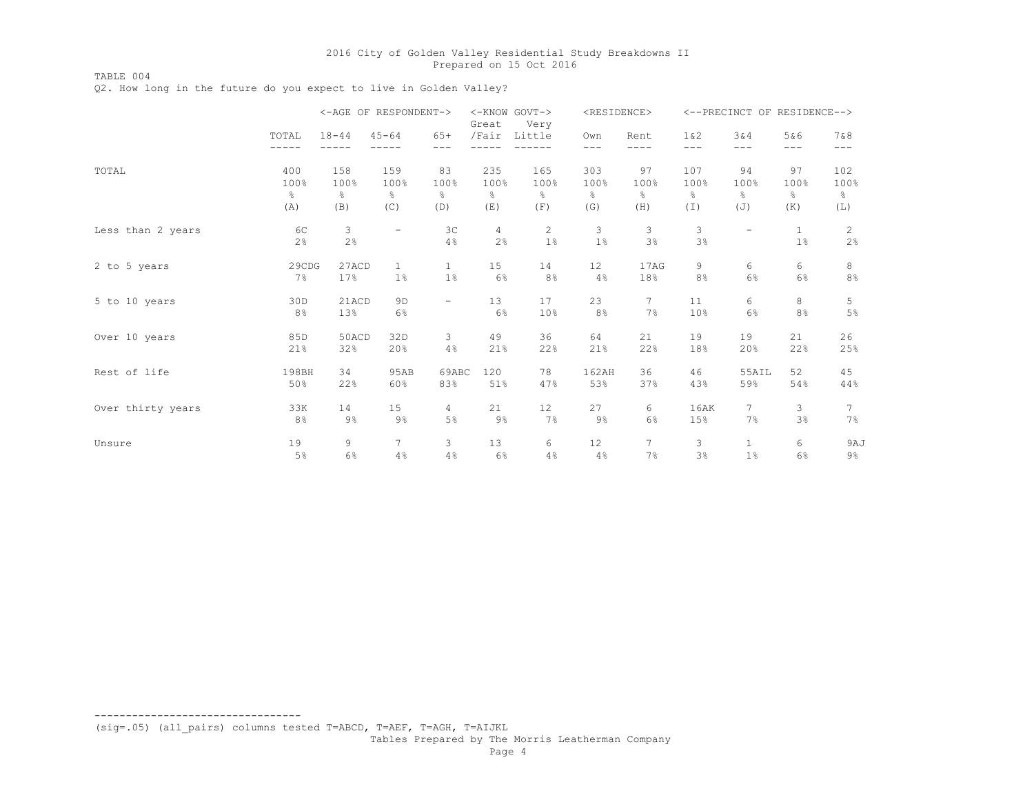2016 City of Golden Valley Residential Study Breakdowns II
Prepared on 15 Oct 2016

TABLE 004
Q2. How long in the future do you expect to live in Golden Valley?

| | | <-AGE OF RESPONDENT-> | | | <-KNOW GOVT-> | | <RESIDENCE> | | <--PRECINCT OF RESIDENCE--> | | | |
|---|---|---|---|---|---|---|---|---|---|---|---|---|
| | TOTAL | 18-44 | 45-64 | 65+ | Great /Fair | Very Little | Own | Rent | 1&2 | 3&4 | 5&6 | 7&8 |
| TOTAL | 400<br>100%<br>%<br>(A) | 158<br>100%<br>%<br>(B) | 159<br>100%<br>%<br>(C) | 83<br>100%<br>%<br>(D) | 235<br>100%<br>%<br>(E) | 165<br>100%<br>%<br>(F) | 303<br>100%<br>%<br>(G) | 97<br>100%<br>%<br>(H) | 107<br>100%<br>%<br>(I) | 94<br>100%<br>%<br>(J) | 97<br>100%<br>%<br>(K) | 102<br>100%<br>%<br>(L) |
| Less than 2 years | 6C<br>2% | 3<br>2% | - | 3C<br>4% | 4<br>2% | 2<br>1% | 3<br>1% | 3<br>3% | 3<br>3% | - | 1<br>1% | 2<br>2% |
| 2 to 5 years | 29CDG<br>7% | 27ACD<br>17% | 1<br>1% | 1<br>1% | 15<br>6% | 14<br>8% | 12<br>4% | 17AG<br>18% | 9<br>8% | 6<br>6% | 6<br>6% | 8<br>8% |
| 5 to 10 years | 30D<br>8% | 21ACD<br>13% | 9D<br>6% | - | 13<br>6% | 17<br>10% | 23<br>8% | 7<br>7% | 11<br>10% | 6<br>6% | 8<br>8% | 5<br>5% |
| Over 10 years | 85D<br>21% | 50ACD<br>32% | 32D<br>20% | 3<br>4% | 49<br>21% | 36<br>22% | 64<br>21% | 21<br>22% | 19<br>18% | 19<br>20% | 21<br>22% | 26<br>25% |
| Rest of life | 198BH<br>50% | 34<br>22% | 95AB<br>60% | 69ABC<br>83% | 120<br>51% | 78<br>47% | 162AH<br>53% | 36<br>37% | 46<br>43% | 55AIL<br>59% | 52<br>54% | 45<br>44% |
| Over thirty years | 33K<br>8% | 14<br>9% | 15<br>9% | 4<br>5% | 21<br>9% | 12<br>7% | 27<br>9% | 6<br>6% | 16AK<br>15% | 7<br>7% | 3<br>3% | 7<br>7% |
| Unsure | 19<br>5% | 9<br>6% | 7<br>4% | 3<br>4% | 13<br>6% | 6<br>4% | 12<br>4% | 7<br>7% | 3<br>3% | 1<br>1% | 6<br>6% | 9AJ<br>9% |

---------------------------------
(sig=.05) (all_pairs) columns tested T=ABCD, T=AEF, T=AGH, T=AIJKL
Tables Prepared by The Morris Leatherman Company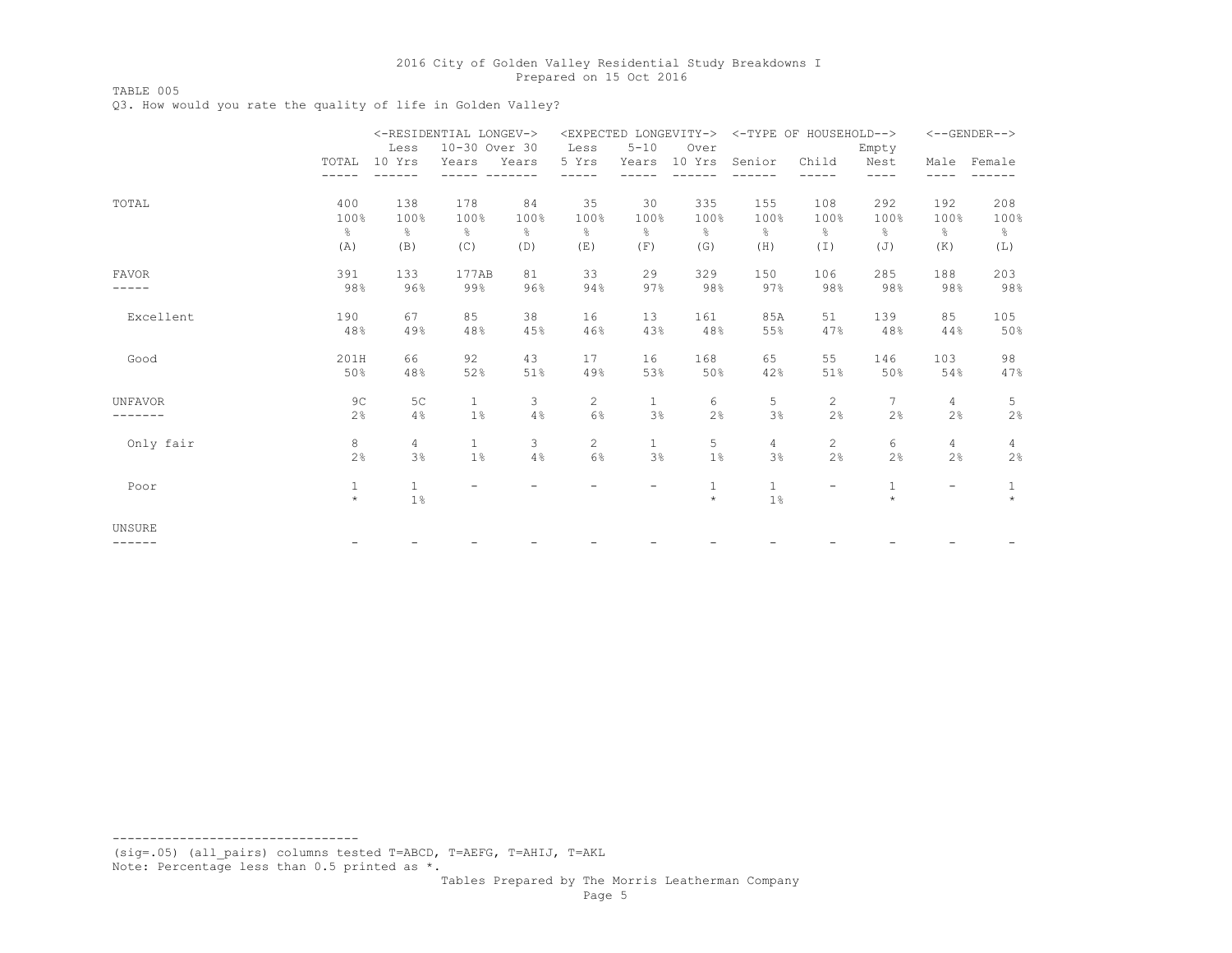2016 City of Golden Valley Residential Study Breakdowns I
Prepared on 15 Oct 2016

TABLE 005
Q3. How would you rate the quality of life in Golden Valley?

| | | <-RESIDENTIAL LONGEV-> | | | <EXPECTED LONGEVITY-> | | | <-TYPE OF HOUSEHOLD--> | | | <--GENDER--> | |
|---|---|---|---|---|---|---|---|---|---|---|---|---|
| | TOTAL | Less 10 Yrs | 10-30 Years | Over 30 Years | Less 5 Yrs | 5-10 Years | Over 10 Yrs | Senior | Child | Empty Nest | Male | Female |
| TOTAL | 400 100% % (A) | 138 100% % (B) | 178 100% % (C) | 84 100% % (D) | 35 100% % (E) | 30 100% % (F) | 335 100% % (G) | 155 100% % (H) | 108 100% % (I) | 292 100% % (J) | 192 100% % (K) | 208 100% % (L) |
| FAVOR | 391 98% | 133 96% | 177AB 99% | 81 96% | 33 94% | 29 97% | 329 98% | 150 97% | 106 98% | 285 98% | 188 98% | 203 98% |
| Excellent | 190 48% | 67 49% | 85 48% | 38 45% | 16 46% | 13 43% | 161 48% | 85A 55% | 51 47% | 139 48% | 85 44% | 105 50% |
| Good | 201H 50% | 66 48% | 92 52% | 43 51% | 17 49% | 16 53% | 168 50% | 65 42% | 55 51% | 146 50% | 103 54% | 98 47% |
| UNFAVOR | 9C 2% | 5C 4% | 1 1% | 3 4% | 2 6% | 1 3% | 6 2% | 5 3% | 2 2% | 7 2% | 4 2% | 5 2% |
| Only fair | 8 2% | 4 3% | 1 1% | 3 4% | 2 6% | 1 3% | 5 1% | 4 3% | 2 2% | 6 2% | 4 2% | 4 2% |
| Poor | 1 * | 1 1% | - | - | - | - | 1 * | 1 1% | - | 1 * | - | 1 * |
| UNSURE | - | - | - | - | - | - | - | - | - | - | - | - |

---------------------------------
(sig=.05) (all_pairs) columns tested T=ABCD, T=AEFG, T=AHIJ, T=AKL
Note: Percentage less than 0.5 printed as *.

Tables Prepared by The Morris Leatherman Company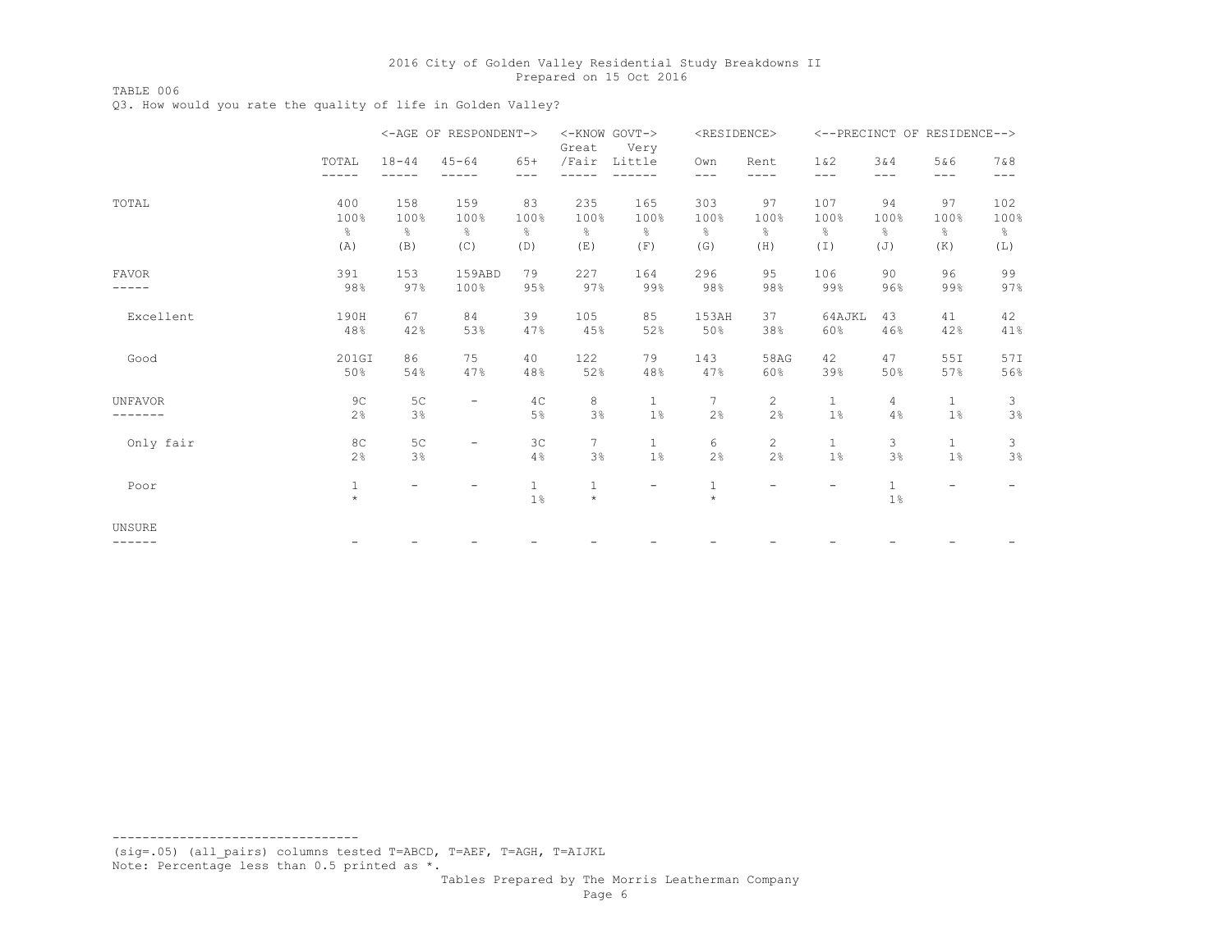2016 City of Golden Valley Residential Study Breakdowns II
Prepared on 15 Oct 2016

TABLE 006
Q3. How would you rate the quality of life in Golden Valley?

| | | <-AGE OF RESPONDENT-> | | | <-KNOW GOVT-> | | <RESIDENCE> | | <--PRECINCT OF RESIDENCE--> | | | |
|---|---|---|---|---|---|---|---|---|---|---|---|---|
| | TOTAL | 18-44 | 45-64 | 65+ | Great /Fair | Very Little | Own | Rent | 1&2 | 3&4 | 5&6 | 7&8 |
| TOTAL | 400<br>100%<br>%<br>(A) | 158<br>100%<br>%<br>(B) | 159<br>100%<br>%<br>(C) | 83<br>100%<br>%<br>(D) | 235<br>100%<br>%<br>(E) | 165<br>100%<br>%<br>(F) | 303<br>100%<br>%<br>(G) | 97<br>100%<br>%<br>(H) | 107<br>100%<br>%<br>(I) | 94<br>100%<br>%<br>(J) | 97<br>100%<br>%<br>(K) | 102<br>100%<br>%<br>(L) |
| FAVOR | 391<br>98% | 153<br>97% | 159ABD<br>100% | 79<br>95% | 227<br>97% | 164<br>99% | 296<br>98% | 95<br>98% | 106<br>99% | 90<br>96% | 96<br>99% | 99<br>97% |
| Excellent | 190H<br>48% | 67<br>42% | 84<br>53% | 39<br>47% | 105<br>45% | 85<br>52% | 153AH<br>50% | 37<br>38% | 64AJKL<br>60% | 43<br>46% | 41<br>42% | 42<br>41% |
| Good | 201GI<br>50% | 86<br>54% | 75<br>47% | 40<br>48% | 122<br>52% | 79<br>48% | 143<br>47% | 58AG<br>60% | 42<br>39% | 47<br>50% | 55I<br>57% | 57I<br>56% |
| UNFAVOR | 9C<br>2% | 5C<br>3% | - | 4C<br>5% | 8<br>3% | 1<br>1% | 7<br>2% | 2<br>2% | 1<br>1% | 4<br>4% | 1<br>1% | 3<br>3% |
| Only fair | 8C<br>2% | 5C<br>3% | - | 3C<br>4% | 7<br>3% | 1<br>1% | 6<br>2% | 2<br>2% | 1<br>1% | 3<br>3% | 1<br>1% | 3<br>3% |
| Poor | 1<br>* | - | - | 1<br>1% | 1<br>* | - | 1<br>* | - | - | 1<br>1% | - | - |
| UNSURE | - | - | - | - | - | - | - | - | - | - | - | - |

(sig=.05) (all_pairs) columns tested T=ABCD, T=AEF, T=AGH, T=AIJKL
Note: Percentage less than 0.5 printed as *.

Tables Prepared by The Morris Leatherman Company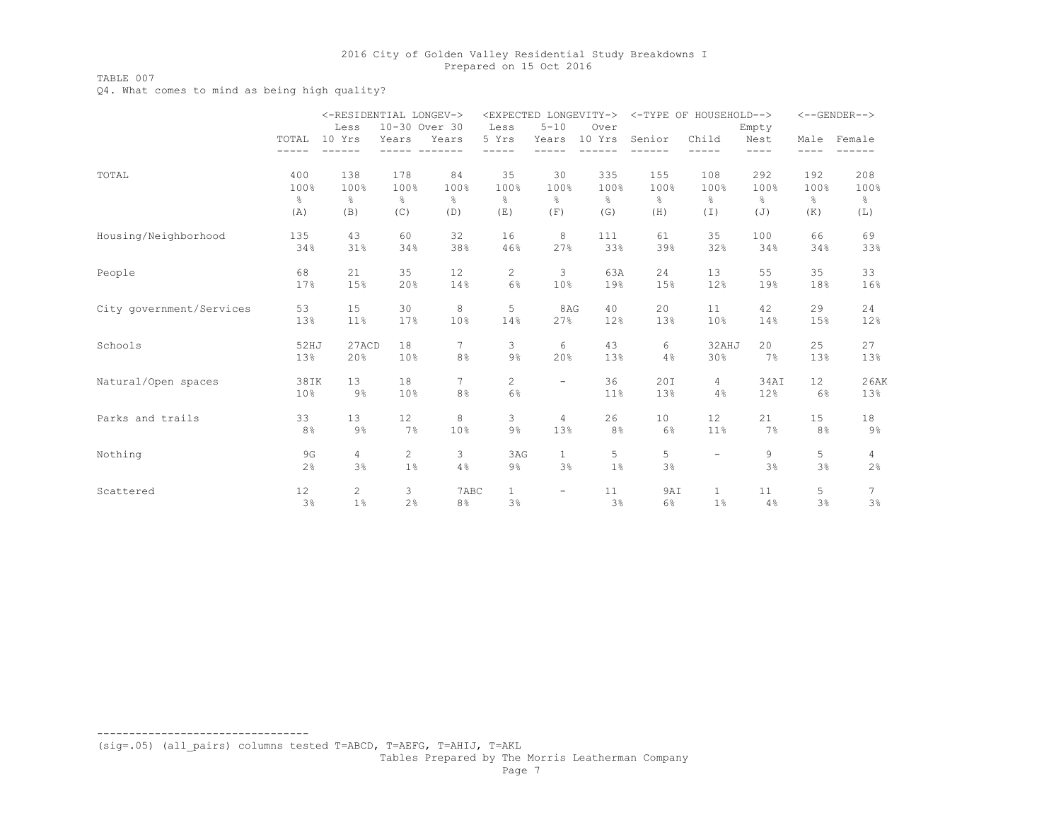2016 City of Golden Valley Residential Study Breakdowns I
Prepared on 15 Oct 2016

TABLE 007
Q4. What comes to mind as being high quality?

| | | <-RESIDENTIAL LONGEV-> | | | <EXPECTED LONGEVITY-> | | | <-TYPE OF HOUSEHOLD--> | | | <--GENDER--> | |
|---|---|---|---|---|---|---|---|---|---|---|---|---|
| | TOTAL | Less 10 Yrs | 10-30 Years | Over 30 Years | Less 5 Yrs | 5-10 Years | Over 10 Yrs | Senior | Child | Empty Nest | Male | Female |
| TOTAL | 400<br>100%<br>%<br>(A) | 138<br>100%<br>%<br>(B) | 178<br>100%<br>%<br>(C) | 84<br>100%<br>%<br>(D) | 35<br>100%<br>%<br>(E) | 30<br>100%<br>%<br>(F) | 335<br>100%<br>%<br>(G) | 155<br>100%<br>%<br>(H) | 108<br>100%<br>%<br>(I) | 292<br>100%<br>%<br>(J) | 192<br>100%<br>%<br>(K) | 208<br>100%<br>%<br>(L) |
| Housing/Neighborhood | 135<br>34% | 43<br>31% | 60<br>34% | 32<br>38% | 16<br>46% | 8<br>27% | 111<br>33% | 61<br>39% | 35<br>32% | 100<br>34% | 66<br>34% | 69<br>33% |
| People | 68<br>17% | 21<br>15% | 35<br>20% | 12<br>14% | 2<br>6% | 3<br>10% | 63A<br>19% | 24<br>15% | 13<br>12% | 55<br>19% | 35<br>18% | 33<br>16% |
| City government/Services | 53<br>13% | 15<br>11% | 30<br>17% | 8<br>10% | 5<br>14% | 8AG<br>27% | 40<br>12% | 20<br>13% | 11<br>10% | 42<br>14% | 29<br>15% | 24<br>12% |
| Schools | 52HJ<br>13% | 27ACD<br>20% | 18<br>10% | 7<br>8% | 3<br>9% | 6<br>20% | 43<br>13% | 6<br>4% | 32AHJ<br>30% | 20<br>7% | 25<br>13% | 27<br>13% |
| Natural/Open spaces | 38IK<br>10% | 13<br>9% | 18<br>10% | 7<br>8% | 2<br>6% | - | 36<br>11% | 20I<br>13% | 4<br>4% | 34AI<br>12% | 12<br>6% | 26AK<br>13% |
| Parks and trails | 33<br>8% | 13<br>9% | 12<br>7% | 8<br>10% | 3<br>9% | 4<br>13% | 26<br>8% | 10<br>6% | 12<br>11% | 21<br>7% | 15<br>8% | 18<br>9% |
| Nothing | 9G<br>2% | 4<br>3% | 2<br>1% | 3<br>4% | 3AG<br>9% | 1<br>3% | 5<br>1% | 5<br>3% | - | 9<br>3% | 5<br>3% | 4<br>2% |
| Scattered | 12<br>3% | 2<br>1% | 3<br>2% | 7ABC<br>8% | 1<br>3% | - | 11<br>3% | 9AI<br>6% | 1<br>1% | 11<br>4% | 5<br>3% | 7<br>3% |

---------------------------------
(sig=.05) (all_pairs) columns tested T=ABCD, T=AEFG, T=AHIJ, T=AKL

Tables Prepared by The Morris Leatherman Company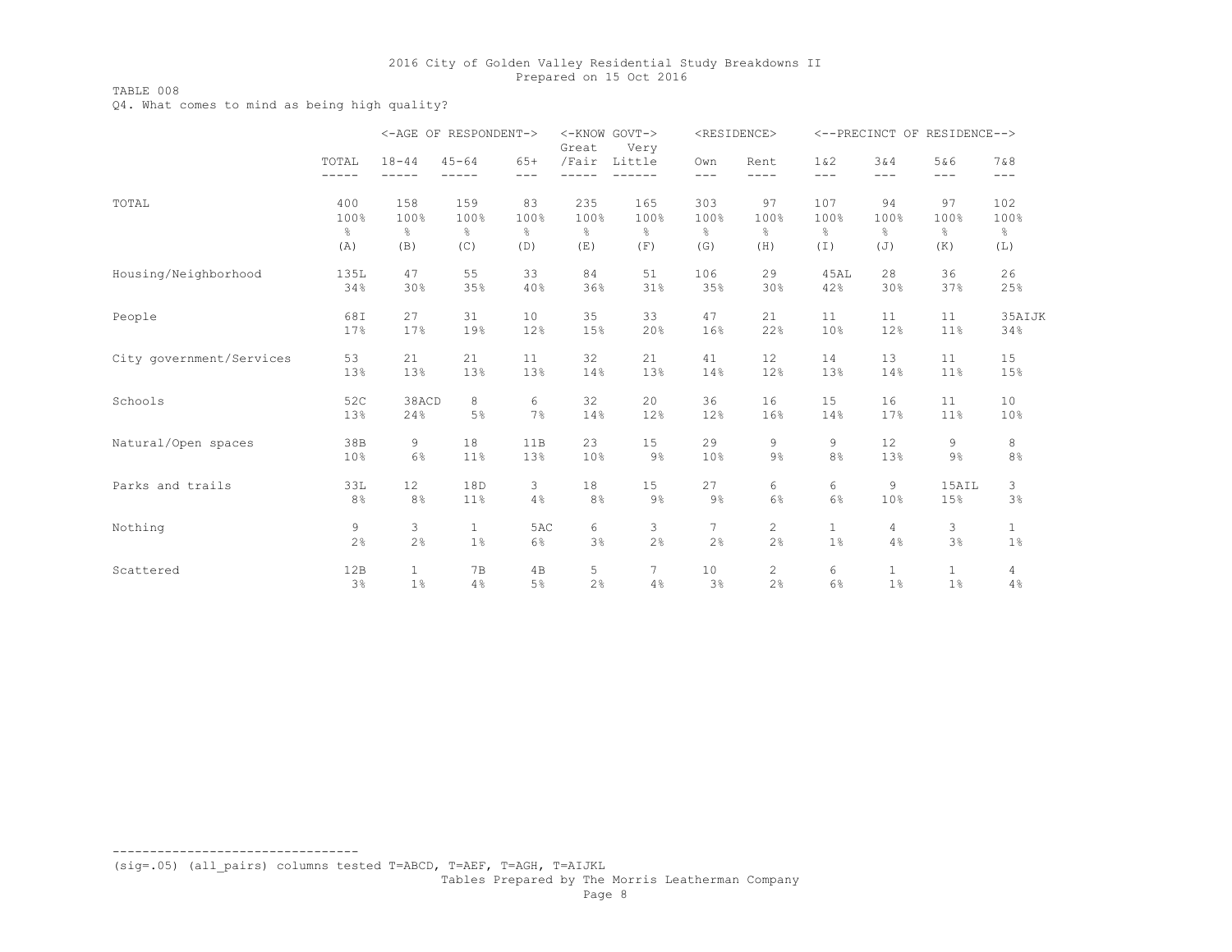2016 City of Golden Valley Residential Study Breakdowns II
Prepared on 15 Oct 2016

TABLE 008
Q4. What comes to mind as being high quality?

| | | <-AGE OF RESPONDENT-> | | | <-KNOW GOVT-> | | <RESIDENCE> | | <--PRECINCT OF RESIDENCE--> | | | |
|---|---|---|---|---|---|---|---|---|---|---|---|---|
| | TOTAL | 18-44 | 45-64 | 65+ | Great /Fair | Very Little | Own | Rent | 1&2 | 3&4 | 5&6 | 7&8 |
| TOTAL | 400<br>100%<br>%<br>(A) | 158<br>100%<br>%<br>(B) | 159<br>100%<br>%<br>(C) | 83<br>100%<br>%<br>(D) | 235<br>100%<br>%<br>(E) | 165<br>100%<br>%<br>(F) | 303<br>100%<br>%<br>(G) | 97<br>100%<br>%<br>(H) | 107<br>100%<br>%<br>(I) | 94<br>100%<br>%<br>(J) | 97<br>100%<br>%<br>(K) | 102<br>100%<br>%<br>(L) |
| Housing/Neighborhood | 135L<br>34% | 47<br>30% | 55<br>35% | 33<br>40% | 84<br>36% | 51<br>31% | 106<br>35% | 29<br>30% | 45AL<br>42% | 28<br>30% | 36<br>37% | 26<br>25% |
| People | 68I<br>17% | 27<br>17% | 31<br>19% | 10<br>12% | 35<br>15% | 33<br>20% | 47<br>16% | 21<br>22% | 11<br>10% | 11<br>12% | 11<br>11% | 35AIJK<br>34% |
| City government/Services | 53<br>13% | 21<br>13% | 21<br>13% | 11<br>13% | 32<br>14% | 21<br>13% | 41<br>14% | 12<br>12% | 14<br>13% | 13<br>14% | 11<br>11% | 15<br>15% |
| Schools | 52C<br>13% | 38ACD<br>24% | 8<br>5% | 6<br>7% | 32<br>14% | 20<br>12% | 36<br>12% | 16<br>16% | 15<br>14% | 16<br>17% | 11<br>11% | 10<br>10% |
| Natural/Open spaces | 38B<br>10% | 9<br>6% | 18<br>11% | 11B<br>13% | 23<br>10% | 15<br>9% | 29<br>10% | 9<br>9% | 9<br>8% | 12<br>13% | 9<br>9% | 8<br>8% |
| Parks and trails | 33L<br>8% | 12<br>8% | 18D<br>11% | 3<br>4% | 18<br>8% | 15<br>9% | 27<br>9% | 6<br>6% | 6<br>6% | 9<br>10% | 15AIL<br>15% | 3<br>3% |
| Nothing | 9<br>2% | 3<br>2% | 1<br>1% | 5AC<br>6% | 6<br>3% | 3<br>2% | 7<br>2% | 2<br>2% | 1<br>1% | 4<br>4% | 3<br>3% | 1<br>1% |
| Scattered | 12B<br>3% | 1<br>1% | 7B<br>4% | 4B<br>5% | 5<br>2% | 7<br>4% | 10<br>3% | 2<br>2% | 6<br>6% | 1<br>1% | 1<br>1% | 4<br>4% |

---------------------------------
(sig=.05) (all_pairs) columns tested T=ABCD, T=AEF, T=AGH, T=AIJKL

Tables Prepared by The Morris Leatherman Company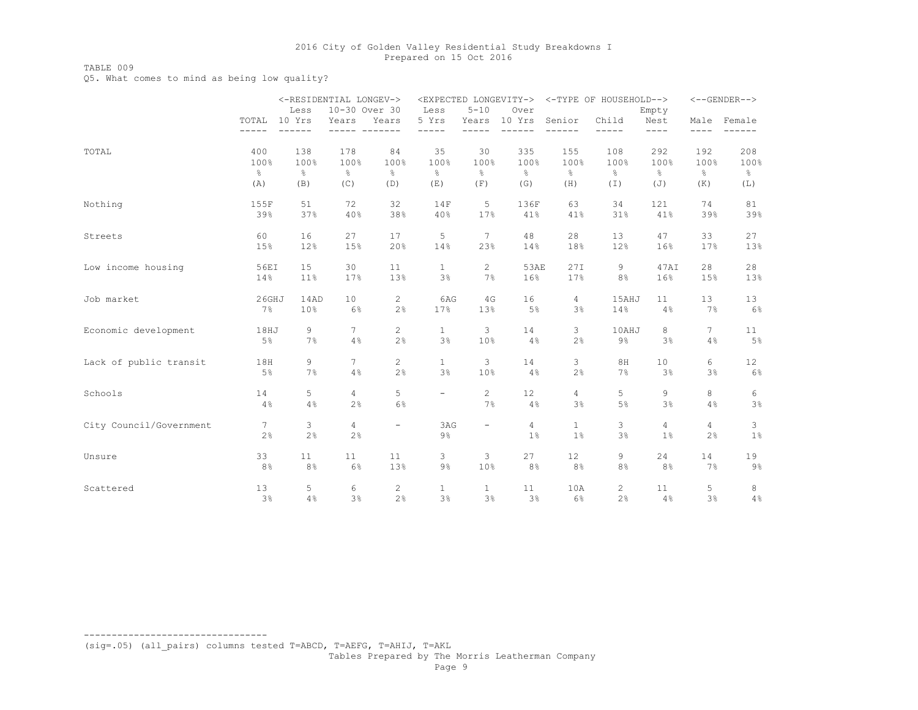2016 City of Golden Valley Residential Study Breakdowns I
Prepared on 15 Oct 2016

TABLE 009
Q5. What comes to mind as being low quality?

| | | <-RESIDENTIAL LONGEV-> | | | <EXPECTED LONGEVITY-> | | | <-TYPE OF HOUSEHOLD--> | | | <--GENDER--> | |
|---|---|---|---|---|---|---|---|---|---|---|---|---|
| | TOTAL | Less 10 Yrs | 10-30 Years | Over 30 Years | Less 5 Yrs | 5-10 Years | Over 10 Yrs | Senior | Child | Empty Nest | Male | Female |
| TOTAL | 400<br>100%<br>%<br>(A) | 138<br>100%<br>%<br>(B) | 178<br>100%<br>%<br>(C) | 84<br>100%<br>%<br>(D) | 35<br>100%<br>%<br>(E) | 30<br>100%<br>%<br>(F) | 335<br>100%<br>%<br>(G) | 155<br>100%<br>%<br>(H) | 108<br>100%<br>%<br>(I) | 292<br>100%<br>%<br>(J) | 192<br>100%<br>%<br>(K) | 208<br>100%<br>%<br>(L) |
| Nothing | 155F<br>39% | 51<br>37% | 72<br>40% | 32<br>38% | 14F<br>40% | 5<br>17% | 136F<br>41% | 63<br>41% | 34<br>31% | 121<br>41% | 74<br>39% | 81<br>39% |
| Streets | 60<br>15% | 16<br>12% | 27<br>15% | 17<br>20% | 5<br>14% | 7<br>23% | 48<br>14% | 28<br>18% | 13<br>12% | 47<br>16% | 33<br>17% | 27<br>13% |
| Low income housing | 56EI<br>14% | 15<br>11% | 30<br>17% | 11<br>13% | 1<br>3% | 2<br>7% | 53AE<br>16% | 27I<br>17% | 9<br>8% | 47AI<br>16% | 28<br>15% | 28<br>13% |
| Job market | 26GHJ<br>7% | 14AD<br>10% | 10<br>6% | 2<br>2% | 6AG<br>17% | 4G<br>13% | 16<br>5% | 4<br>3% | 15AHJ<br>14% | 11<br>4% | 13<br>7% | 13<br>6% |
| Economic development | 18HJ<br>5% | 9<br>7% | 7<br>4% | 2<br>2% | 1<br>3% | 3<br>10% | 14<br>4% | 3<br>2% | 10AHJ<br>9% | 8<br>3% | 7<br>4% | 11<br>5% |
| Lack of public transit | 18H<br>5% | 9<br>7% | 7<br>4% | 2<br>2% | 1<br>3% | 3<br>10% | 14<br>4% | 3<br>2% | 8H<br>7% | 10<br>3% | 6<br>3% | 12<br>6% |
| Schools | 14<br>4% | 5<br>4% | 4<br>2% | 5<br>6% | - | 2<br>7% | 12<br>4% | 4<br>3% | 5<br>5% | 9<br>3% | 8<br>4% | 6<br>3% |
| City Council/Government | 7<br>2% | 3<br>2% | 4<br>2% | - | 3AG<br>9% | - | 4<br>1% | 1<br>1% | 3<br>3% | 4<br>1% | 4<br>2% | 3<br>1% |
| Unsure | 33<br>8% | 11<br>8% | 11<br>6% | 11<br>13% | 3<br>9% | 3<br>10% | 27<br>8% | 12<br>8% | 9<br>8% | 24<br>8% | 14<br>7% | 19<br>9% |
| Scattered | 13<br>3% | 5<br>4% | 6<br>3% | 2<br>2% | 1<br>3% | 1<br>3% | 11<br>3% | 10A<br>6% | 2<br>2% | 11<br>4% | 5<br>3% | 8<br>4% |

---------------------------------
(sig=.05) (all_pairs) columns tested T=ABCD, T=AEFG, T=AHIJ, T=AKL
Tables Prepared by The Morris Leatherman Company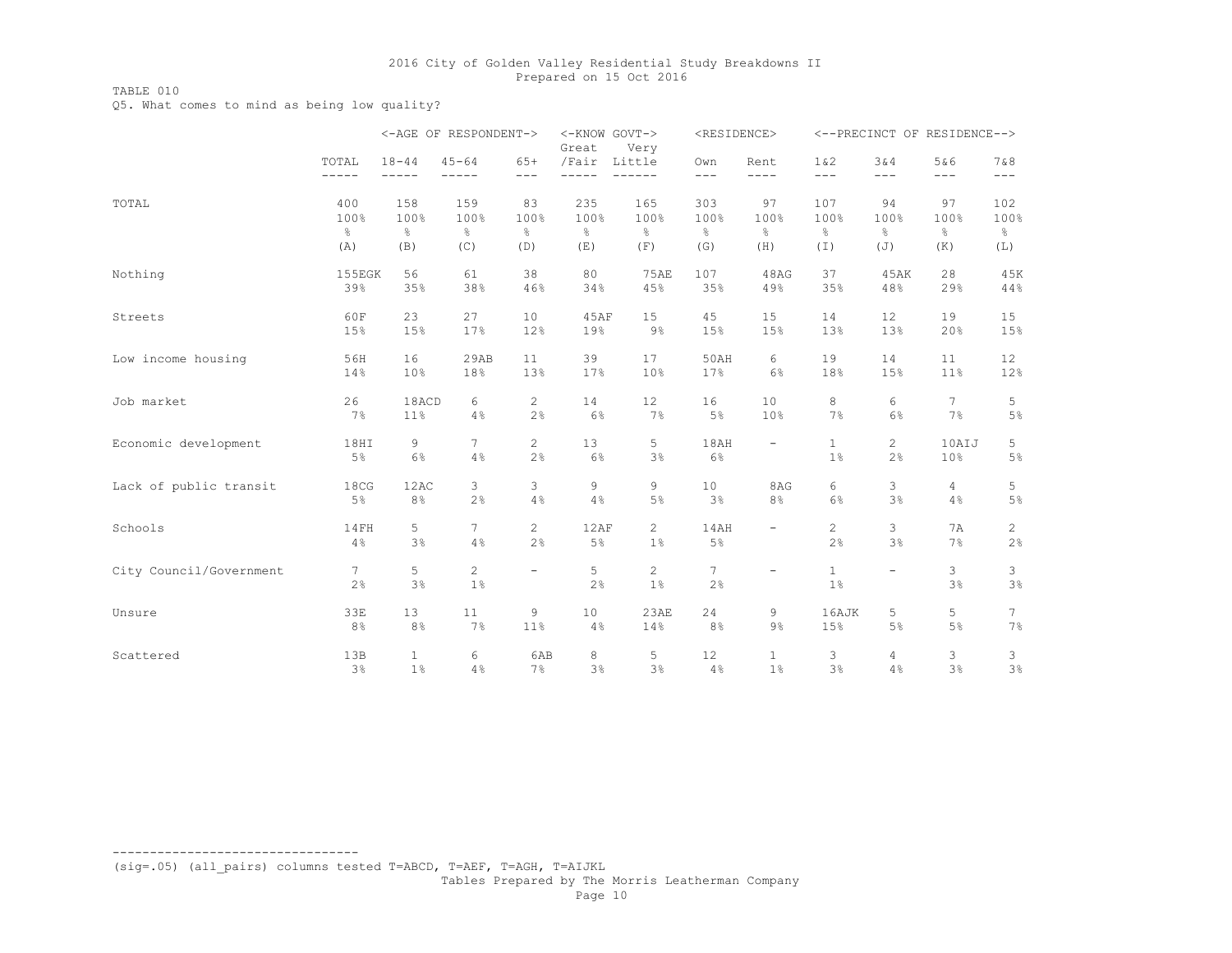2016 City of Golden Valley Residential Study Breakdowns II
Prepared on 15 Oct 2016

TABLE 010
Q5. What comes to mind as being low quality?

| | | <-AGE OF RESPONDENT-> | | | <-KNOW GOVT-> | | <RESIDENCE> | | <--PRECINCT OF RESIDENCE--> | | | |
|---|---|---|---|---|---|---|---|---|---|---|---|---|
| | TOTAL | 18-44 | 45-64 | 65+ | Great /Fair | Very Little | Own | Rent | 1&2 | 3&4 | 5&6 | 7&8 |
| TOTAL | 400<br>100%<br>%<br>(A) | 158<br>100%<br>%<br>(B) | 159<br>100%<br>%<br>(C) | 83<br>100%<br>%<br>(D) | 235<br>100%<br>%<br>(E) | 165<br>100%<br>%<br>(F) | 303<br>100%<br>%<br>(G) | 97<br>100%<br>%<br>(H) | 107<br>100%<br>%<br>(I) | 94<br>100%<br>%<br>(J) | 97<br>100%<br>%<br>(K) | 102<br>100%<br>%<br>(L) |
| Nothing | 155EGK<br>39% | 56<br>35% | 61<br>38% | 38<br>46% | 80<br>34% | 75AE<br>45% | 107<br>35% | 48AG<br>49% | 37<br>35% | 45AK<br>48% | 28<br>29% | 45K<br>44% |
| Streets | 60F<br>15% | 23<br>15% | 27<br>17% | 10<br>12% | 45AF<br>19% | 15<br>9% | 45<br>15% | 15<br>15% | 14<br>13% | 12<br>13% | 19<br>20% | 15<br>15% |
| Low income housing | 56H<br>14% | 16<br>10% | 29AB<br>18% | 11<br>13% | 39<br>17% | 17<br>10% | 50AH<br>17% | 6<br>6% | 19<br>18% | 14<br>15% | 11<br>11% | 12<br>12% |
| Job market | 26<br>7% | 18ACD<br>11% | 6<br>4% | 2<br>2% | 14<br>6% | 12<br>7% | 16<br>5% | 10<br>10% | 8<br>7% | 6<br>6% | 7<br>7% | 5<br>5% |
| Economic development | 18HI<br>5% | 9<br>6% | 7<br>4% | 2<br>2% | 13<br>6% | 5<br>3% | 18AH<br>6% | - | 1<br>1% | 2<br>2% | 10AIJ<br>10% | 5<br>5% |
| Lack of public transit | 18CG<br>5% | 12AC<br>8% | 3<br>2% | 3<br>4% | 9<br>4% | 9<br>5% | 10<br>3% | 8AG<br>8% | 6<br>6% | 3<br>3% | 4<br>4% | 5<br>5% |
| Schools | 14FH<br>4% | 5<br>3% | 7<br>4% | 2<br>2% | 12AF<br>5% | 2<br>1% | 14AH<br>5% | - | 2<br>2% | 3<br>3% | 7A<br>7% | 2<br>2% |
| City Council/Government | 7<br>2% | 5<br>3% | 2<br>1% | - | 5<br>2% | 2<br>1% | 7<br>2% | - | 1<br>1% | - | 3<br>3% | 3<br>3% |
| Unsure | 33E<br>8% | 13<br>8% | 11<br>7% | 9<br>11% | 10<br>4% | 23AE<br>14% | 24<br>8% | 9<br>9% | 16AJK<br>15% | 5<br>5% | 5<br>5% | 7<br>7% |
| Scattered | 13B<br>3% | 1<br>1% | 6<br>4% | 6AB<br>7% | 8<br>3% | 5<br>3% | 12<br>4% | 1<br>1% | 3<br>3% | 4<br>4% | 3<br>3% | 3<br>3% |

---------------------------------
(sig=.05) (all_pairs) columns tested T=ABCD, T=AEF, T=AGH, T=AIJKL
Tables Prepared by The Morris Leatherman Company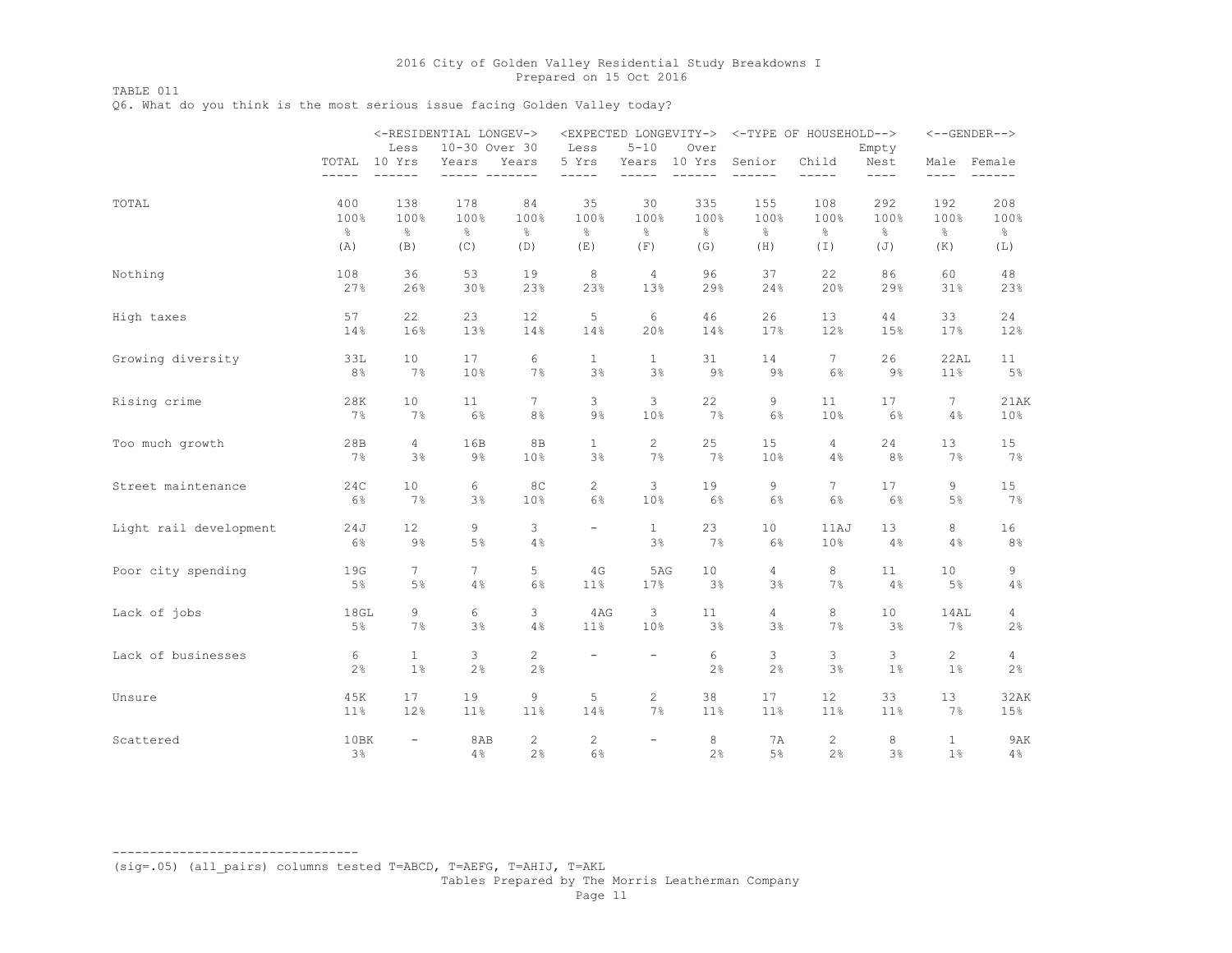2016 City of Golden Valley Residential Study Breakdowns I
Prepared on 15 Oct 2016

TABLE 011
Q6. What do you think is the most serious issue facing Golden Valley today?

| | | <-RESIDENTIAL LONGEV-> | | | <EXPECTED LONGEVITY-> | | | <-TYPE OF HOUSEHOLD--> | | | <--GENDER--> | |
|---|---|---|---|---|---|---|---|---|---|---|---|---|
| | TOTAL | Less 10 Yrs | 10-30 Years | Over 30 Years | Less 5 Yrs | 5-10 Years | Over 10 Yrs | Senior | Child | Empty Nest | Male | Female |
| | (A) | (B) | (C) | (D) | (E) | (F) | (G) | (H) | (I) | (J) | (K) | (L) |
| TOTAL | 400 | 138 | 178 | 84 | 35 | 30 | 335 | 155 | 108 | 292 | 192 | 208 |
| | 100% | 100% | 100% | 100% | 100% | 100% | 100% | 100% | 100% | 100% | 100% | 100% |
| Nothing | 108 | 36 | 53 | 19 | 8 | 4 | 96 | 37 | 22 | 86 | 60 | 48 |
| | 27% | 26% | 30% | 23% | 23% | 13% | 29% | 24% | 20% | 29% | 31% | 23% |
| High taxes | 57 | 22 | 23 | 12 | 5 | 6 | 46 | 26 | 13 | 44 | 33 | 24 |
| | 14% | 16% | 13% | 14% | 14% | 20% | 14% | 17% | 12% | 15% | 17% | 12% |
| Growing diversity | 33L | 10 | 17 | 6 | 1 | 1 | 31 | 14 | 7 | 26 | 22AL | 11 |
| | 8% | 7% | 10% | 7% | 3% | 3% | 9% | 9% | 6% | 9% | 11% | 5% |
| Rising crime | 28K | 10 | 11 | 7 | 3 | 3 | 22 | 9 | 11 | 17 | 7 | 21AK |
| | 7% | 7% | 6% | 8% | 9% | 10% | 7% | 6% | 10% | 6% | 4% | 10% |
| Too much growth | 28B | 4 | 16B | 8B | 1 | 2 | 25 | 15 | 4 | 24 | 13 | 15 |
| | 7% | 3% | 9% | 10% | 3% | 7% | 7% | 10% | 4% | 8% | 7% | 7% |
| Street maintenance | 24C | 10 | 6 | 8C | 2 | 3 | 19 | 9 | 7 | 17 | 9 | 15 |
| | 6% | 7% | 3% | 10% | 6% | 10% | 6% | 6% | 6% | 6% | 5% | 7% |
| Light rail development | 24J | 12 | 9 | 3 | - | 1 | 23 | 10 | 11AJ | 13 | 8 | 16 |
| | 6% | 9% | 5% | 4% | | 3% | 7% | 6% | 10% | 4% | 4% | 8% |
| Poor city spending | 19G | 7 | 7 | 5 | 4G | 5AG | 10 | 4 | 8 | 11 | 10 | 9 |
| | 5% | 5% | 4% | 6% | 11% | 17% | 3% | 3% | 7% | 4% | 5% | 4% |
| Lack of jobs | 18GL | 9 | 6 | 3 | 4AG | 3 | 11 | 4 | 8 | 10 | 14AL | 4 |
| | 5% | 7% | 3% | 4% | 11% | 10% | 3% | 3% | 7% | 3% | 7% | 2% |
| Lack of businesses | 6 | 1 | 3 | 2 | - | - | 6 | 3 | 3 | 3 | 2 | 4 |
| | 2% | 1% | 2% | 2% | | | 2% | 2% | 3% | 1% | 1% | 2% |
| Unsure | 45K | 17 | 19 | 9 | 5 | 2 | 38 | 17 | 12 | 33 | 13 | 32AK |
| | 11% | 12% | 11% | 11% | 14% | 7% | 11% | 11% | 11% | 11% | 7% | 15% |
| Scattered | 10BK | - | 8AB | 2 | 2 | - | 8 | 7A | 2 | 8 | 1 | 9AK |
| | 3% | | 4% | 2% | 6% | | 2% | 5% | 2% | 3% | 1% | 4% |

---------------------------------
(sig=.05) (all_pairs) columns tested T=ABCD, T=AEFG, T=AHIJ, T=AKL

Tables Prepared by The Morris Leatherman Company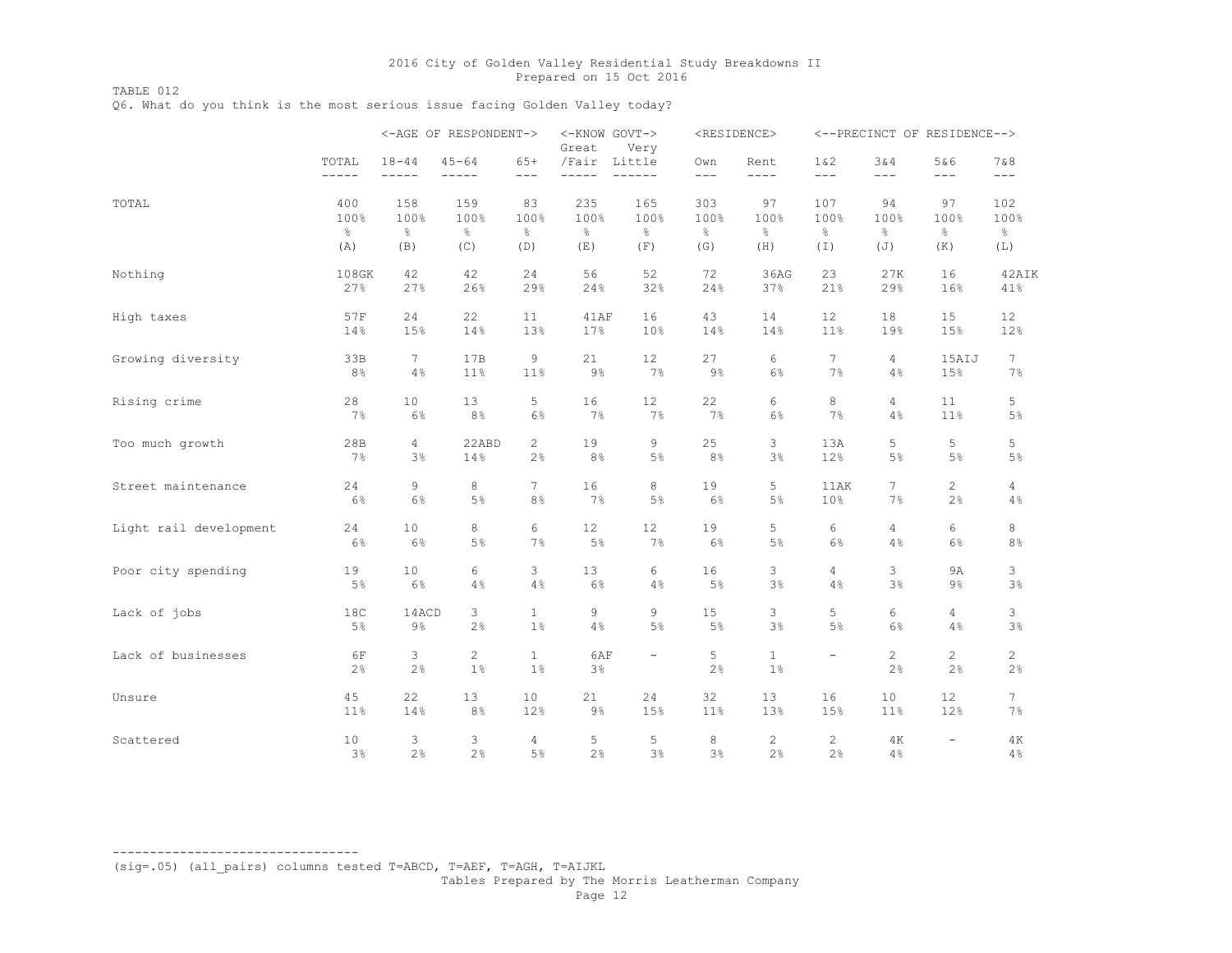2016 City of Golden Valley Residential Study Breakdowns II
Prepared on 15 Oct 2016

TABLE 012
Q6. What do you think is the most serious issue facing Golden Valley today?

| | | <-AGE OF RESPONDENT-> | | | <-KNOW GOVT-> | | <RESIDENCE> | | <--PRECINCT OF RESIDENCE--> | | | |
|---|---|---|---|---|---|---|---|---|---|---|---|---|
| | TOTAL | 18-44 | 45-64 | 65+ | Great /Fair | Very Little | Own | Rent | 1&2 | 3&4 | 5&6 | 7&8 |
| TOTAL | 400<br>100%<br>%<br>(A) | 158<br>100%<br>%<br>(B) | 159<br>100%<br>%<br>(C) | 83<br>100%<br>%<br>(D) | 235<br>100%<br>%<br>(E) | 165<br>100%<br>%<br>(F) | 303<br>100%<br>%<br>(G) | 97<br>100%<br>%<br>(H) | 107<br>100%<br>%<br>(I) | 94<br>100%<br>%<br>(J) | 97<br>100%<br>%<br>(K) | 102<br>100%<br>%<br>(L) |
| Nothing | 108GK<br>27% | 42<br>27% | 42<br>26% | 24<br>29% | 56<br>24% | 52<br>32% | 72<br>24% | 36AG<br>37% | 23<br>21% | 27K<br>29% | 16<br>16% | 42AIK<br>41% |
| High taxes | 57F<br>14% | 24<br>15% | 22<br>14% | 11<br>13% | 41AF<br>17% | 16<br>10% | 43<br>14% | 14<br>14% | 12<br>11% | 18<br>19% | 15<br>15% | 12<br>12% |
| Growing diversity | 33B<br>8% | 7<br>4% | 17B<br>11% | 9<br>11% | 21<br>9% | 12<br>7% | 27<br>9% | 6<br>6% | 7<br>7% | 4<br>4% | 15AIJ<br>15% | 7<br>7% |
| Rising crime | 28<br>7% | 10<br>6% | 13<br>8% | 5<br>6% | 16<br>7% | 12<br>7% | 22<br>7% | 6<br>6% | 8<br>7% | 4<br>4% | 11<br>11% | 5<br>5% |
| Too much growth | 28B<br>7% | 4<br>3% | 22ABD<br>14% | 2<br>2% | 19<br>8% | 9<br>5% | 25<br>8% | 3<br>3% | 13A<br>12% | 5<br>5% | 5<br>5% | 5<br>5% |
| Street maintenance | 24<br>6% | 9<br>6% | 8<br>5% | 7<br>8% | 16<br>7% | 8<br>5% | 19<br>6% | 5<br>5% | 11AK<br>10% | 7<br>7% | 2<br>2% | 4<br>4% |
| Light rail development | 24<br>6% | 10<br>6% | 8<br>5% | 6<br>7% | 12<br>5% | 12<br>7% | 19<br>6% | 5<br>5% | 6<br>6% | 4<br>4% | 6<br>6% | 8<br>8% |
| Poor city spending | 19<br>5% | 10<br>6% | 6<br>4% | 3<br>4% | 13<br>6% | 6<br>4% | 16<br>5% | 3<br>3% | 4<br>4% | 3<br>3% | 9A<br>9% | 3<br>3% |
| Lack of jobs | 18C<br>5% | 14ACD<br>9% | 3<br>2% | 1<br>1% | 9<br>4% | 9<br>5% | 15<br>5% | 3<br>3% | 5<br>5% | 6<br>6% | 4<br>4% | 3<br>3% |
| Lack of businesses | 6F<br>2% | 3<br>2% | 2<br>1% | 1<br>1% | 6AF<br>3% | - | 5<br>2% | 1<br>1% | - | 2<br>2% | 2<br>2% | 2<br>2% |
| Unsure | 45<br>11% | 22<br>14% | 13<br>8% | 10<br>12% | 21<br>9% | 24<br>15% | 32<br>11% | 13<br>13% | 16<br>15% | 10<br>11% | 12<br>12% | 7<br>7% |
| Scattered | 10<br>3% | 3<br>2% | 3<br>2% | 4<br>5% | 5<br>2% | 5<br>3% | 8<br>3% | 2<br>2% | 2<br>2% | 4K<br>4% | - | 4K<br>4% |

---------------------------------
(sig=.05) (all_pairs) columns tested T=ABCD, T=AEF, T=AGH, T=AIJKL

Tables Prepared by The Morris Leatherman Company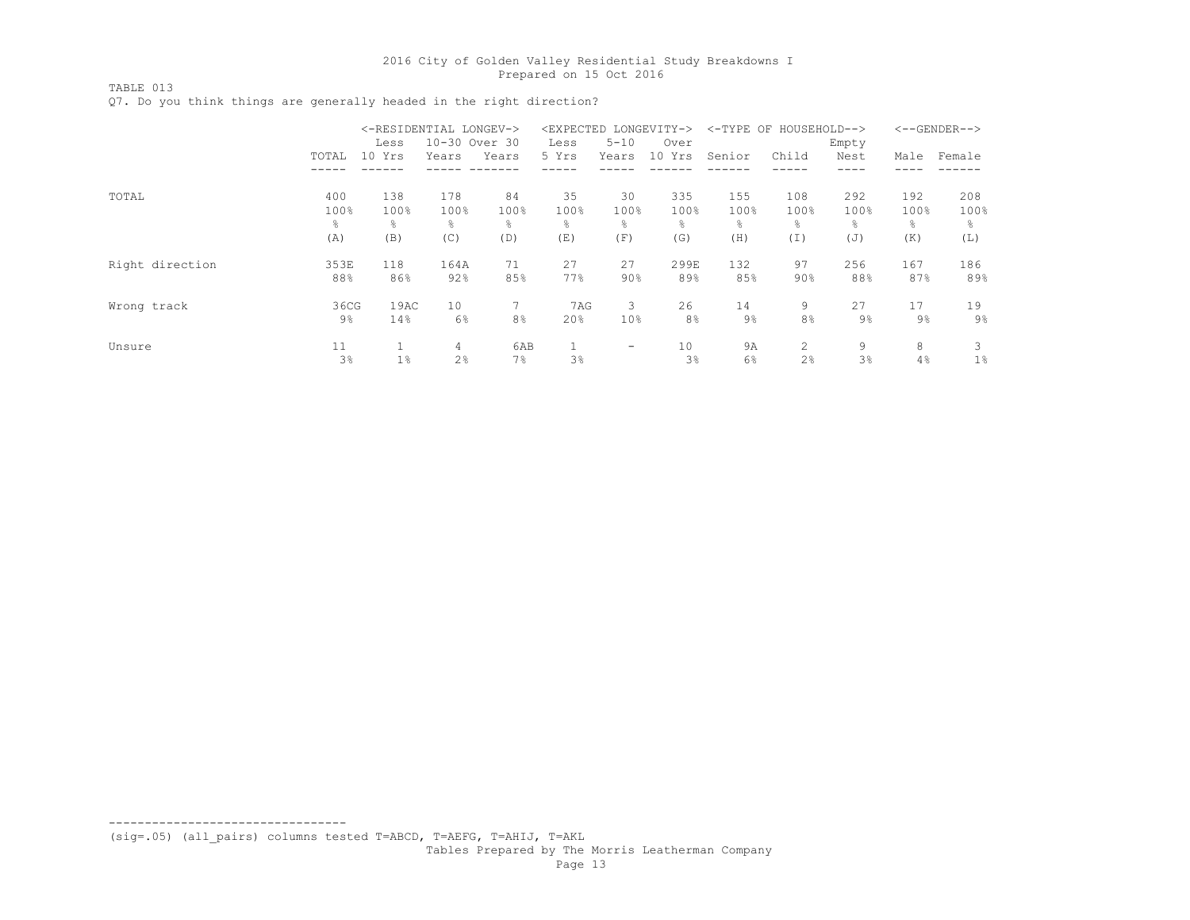2016 City of Golden Valley Residential Study Breakdowns I
Prepared on 15 Oct 2016

TABLE 013
Q7. Do you think things are generally headed in the right direction?

| | TOTAL | <-RESIDENTIAL LONGEV-> Less 10 Yrs | 10-30 Years | Over 30 Years | <EXPECTED LONGEVITY-> Less 5 Yrs | 5-10 Years | Over 10 Yrs | <-TYPE OF HOUSEHOLD--> Senior | Child | Empty Nest | <--GENDER--> Male | Female |
|---|---|---|---|---|---|---|---|---|---|---|---|---|
| TOTAL | 400 | 138 | 178 | 84 | 35 | 30 | 335 | 155 | 108 | 292 | 192 | 208 |
| | 100% | 100% | 100% | 100% | 100% | 100% | 100% | 100% | 100% | 100% | 100% | 100% |
| | % | % | % | % | % | % | % | % | % | % | % | % |
| | (A) | (B) | (C) | (D) | (E) | (F) | (G) | (H) | (I) | (J) | (K) | (L) |
| Right direction | 353E | 118 | 164A | 71 | 27 | 27 | 299E | 132 | 97 | 256 | 167 | 186 |
| | 88% | 86% | 92% | 85% | 77% | 90% | 89% | 85% | 90% | 88% | 87% | 89% |
| Wrong track | 36CG | 19AC | 10 | 7 | 7AG | 3 | 26 | 14 | 9 | 27 | 17 | 19 |
| | 9% | 14% | 6% | 8% | 20% | 10% | 8% | 9% | 8% | 9% | 9% | 9% |
| Unsure | 11 | 1 | 4 | 6AB | 1 | - | 10 | 9A | 2 | 9 | 8 | 3 |
| | 3% | 1% | 2% | 7% | 3% | | 3% | 6% | 2% | 3% | 4% | 1% |

---------------------------------
(sig=.05) (all_pairs) columns tested T=ABCD, T=AEFG, T=AHIJ, T=AKL

Tables Prepared by The Morris Leatherman Company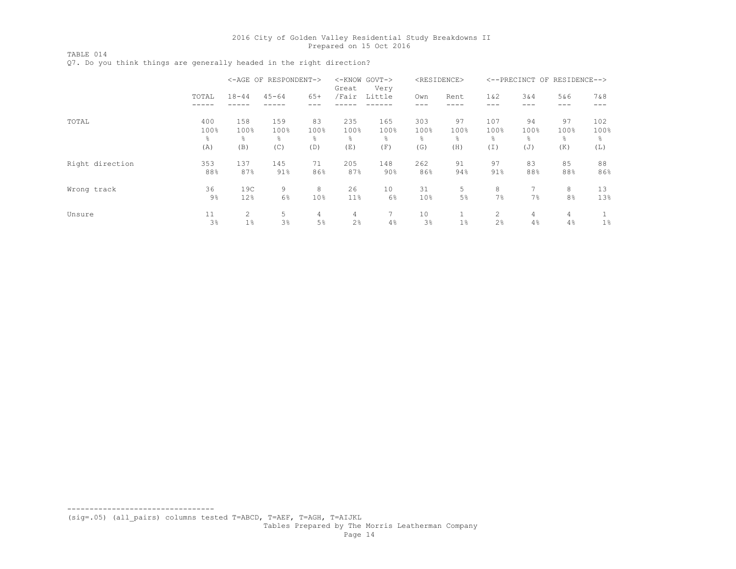2016 City of Golden Valley Residential Study Breakdowns II
Prepared on 15 Oct 2016

TABLE 014
Q7. Do you think things are generally headed in the right direction?

| | | <-AGE OF RESPONDENT-> | | | <-KNOW GOVT-> | | <RESIDENCE> | | <--PRECINCT OF RESIDENCE--> | | | |
|---|---|---|---|---|---|---|---|---|---|---|---|---|
| | TOTAL | 18-44 | 45-64 | 65+ | Great /Fair | Very Little | Own | Rent | 1&2 | 3&4 | 5&6 | 7&8 |
| TOTAL | 400 | 158 | 159 | 83 | 235 | 165 | 303 | 97 | 107 | 94 | 97 | 102 |
| | 100% | 100% | 100% | 100% | 100% | 100% | 100% | 100% | 100% | 100% | 100% | 100% |
| | % | % | % | % | % | % | % | % | % | % | % | % |
| | (A) | (B) | (C) | (D) | (E) | (F) | (G) | (H) | (I) | (J) | (K) | (L) |
| Right direction | 353 | 137 | 145 | 71 | 205 | 148 | 262 | 91 | 97 | 83 | 85 | 88 |
| | 88% | 87% | 91% | 86% | 87% | 90% | 86% | 94% | 91% | 88% | 88% | 86% |
| Wrong track | 36 | 19C | 9 | 8 | 26 | 10 | 31 | 5 | 8 | 7 | 8 | 13 |
| | 9% | 12% | 6% | 10% | 11% | 6% | 10% | 5% | 7% | 7% | 8% | 13% |
| Unsure | 11 | 2 | 5 | 4 | 4 | 7 | 10 | 1 | 2 | 4 | 4 | 1 |
| | 3% | 1% | 3% | 5% | 2% | 4% | 3% | 1% | 2% | 4% | 4% | 1% |

---------------------------------
(sig=.05) (all_pairs) columns tested T=ABCD, T=AEF, T=AGH, T=AIJKL

Tables Prepared by The Morris Leatherman Company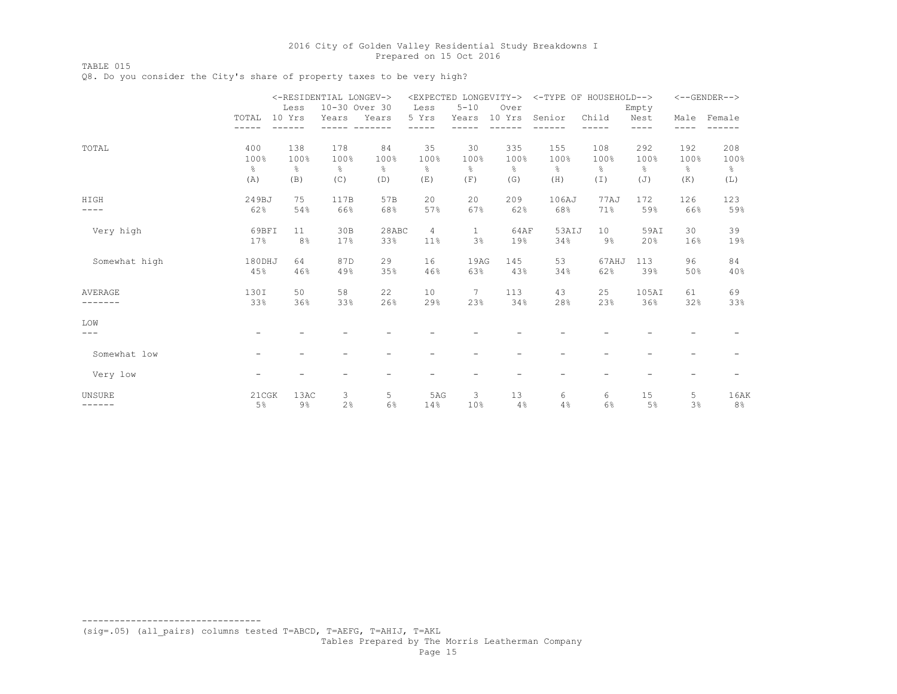2016 City of Golden Valley Residential Study Breakdowns I
Prepared on 15 Oct 2016

TABLE 015
Q8. Do you consider the City's share of property taxes to be very high?

| | | <-RESIDENTIAL LONGEV-> | | | <EXPECTED LONGEVITY-> | | | <-TYPE OF HOUSEHOLD--> | | | <--GENDER--> | |
|---|---|---|---|---|---|---|---|---|---|---|---|---|
| | TOTAL | Less 10 Yrs | 10-30 Years | Over 30 Years | Less 5 Yrs | 5-10 Years | Over 10 Yrs | Senior | Child | Empty Nest | Male | Female |
| TOTAL | 400<br>100%<br>%<br>(A) | 138<br>100%<br>%<br>(B) | 178<br>100%<br>%<br>(C) | 84<br>100%<br>%<br>(D) | 35<br>100%<br>%<br>(E) | 30<br>100%<br>%<br>(F) | 335<br>100%<br>%<br>(G) | 155<br>100%<br>%<br>(H) | 108<br>100%<br>%<br>(I) | 292<br>100%<br>%<br>(J) | 192<br>100%<br>%<br>(K) | 208<br>100%<br>%<br>(L) |
| HIGH | 249BJ<br>62% | 75<br>54% | 117B<br>66% | 57B<br>68% | 20<br>57% | 20<br>67% | 209<br>62% | 106AJ<br>68% | 77AJ<br>71% | 172<br>59% | 126<br>66% | 123<br>59% |
| Very high | 69BFI<br>17% | 11<br>8% | 30B<br>17% | 28ABC<br>33% | 4<br>11% | 1<br>3% | 64AF<br>19% | 53AIJ<br>34% | 10<br>9% | 59AI<br>20% | 30<br>16% | 39<br>19% |
| Somewhat high | 180DHJ<br>45% | 64<br>46% | 87D<br>49% | 29<br>35% | 16<br>46% | 19AG<br>63% | 145<br>43% | 53<br>34% | 67AHJ<br>62% | 113<br>39% | 96<br>50% | 84<br>40% |
| AVERAGE | 130I<br>33% | 50<br>36% | 58<br>33% | 22<br>26% | 10<br>29% | 7<br>23% | 113<br>34% | 43<br>28% | 25<br>23% | 105AI<br>36% | 61<br>32% | 69<br>33% |
| LOW | - | - | - | - | - | - | - | - | - | - | - | - |
| Somewhat low | - | - | - | - | - | - | - | - | - | - | - | - |
| Very low | - | - | - | - | - | - | - | - | - | - | - | - |
| UNSURE | 21CGK<br>5% | 13AC<br>9% | 3<br>2% | 5<br>6% | 5AG<br>14% | 3<br>10% | 13<br>4% | 6<br>4% | 6<br>6% | 15<br>5% | 5<br>3% | 16AK<br>8% |

---------------------------------
(sig=.05) (all_pairs) columns tested T=ABCD, T=AEFG, T=AHIJ, T=AKL
Tables Prepared by The Morris Leatherman Company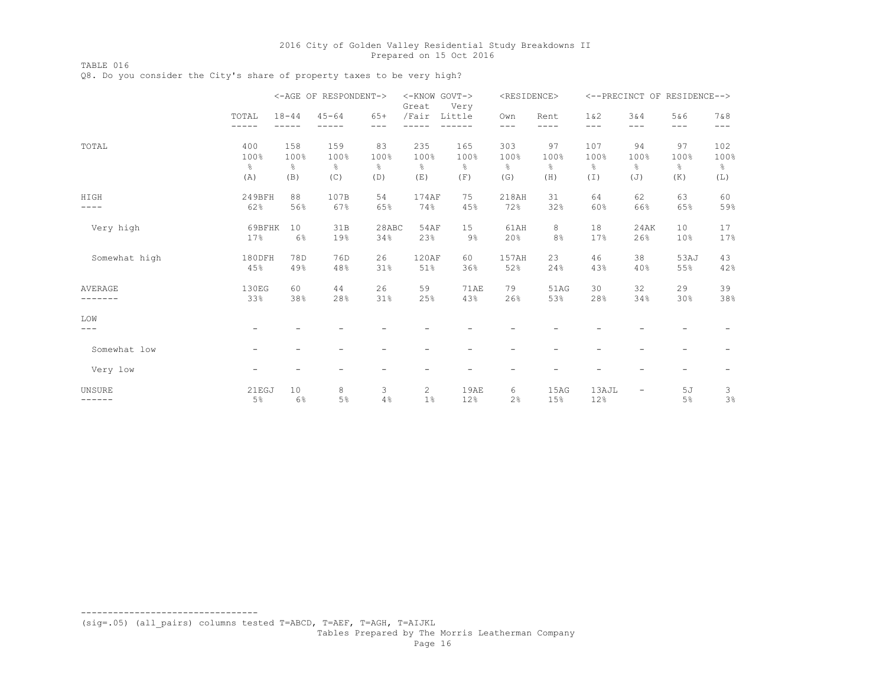TABLE 016

Q8. Do you consider the City's share of property taxes to be very high?

| | | <-AGE OF RESPONDENT-> | | | <-KNOW GOVT-> | | <RESIDENCE> | | <--PRECINCT OF RESIDENCE--> | | | |
|---|---|---|---|---|---|---|---|---|---|---|---|---|
| | TOTAL | 18-44 | 45-64 | 65+ | Great /Fair | Very Little | Own | Rent | 1&2 | 3&4 | 5&6 | 7&8 |
| TOTAL | 400<br>100%<br>%<br>(A) | 158<br>100%<br>%<br>(B) | 159<br>100%<br>%<br>(C) | 83<br>100%<br>%<br>(D) | 235<br>100%<br>%<br>(E) | 165<br>100%<br>%<br>(F) | 303<br>100%<br>%<br>(G) | 97<br>100%<br>%<br>(H) | 107<br>100%<br>%<br>(I) | 94<br>100%<br>%<br>(J) | 97<br>100%<br>%<br>(K) | 102<br>100%<br>%<br>(L) |
| HIGH | 249BFH<br>62% | 88<br>56% | 107B<br>67% | 54<br>65% | 174AF<br>74% | 75<br>45% | 218AH<br>72% | 31<br>32% | 64<br>60% | 62<br>66% | 63<br>65% | 60<br>59% |
| Very high | 69BFHK<br>17% | 10<br>6% | 31B<br>19% | 28ABC<br>34% | 54AF<br>23% | 15<br>9% | 61AH<br>20% | 8<br>8% | 18<br>17% | 24AK<br>26% | 10<br>10% | 17<br>17% |
| Somewhat high | 180DFH<br>45% | 78D<br>49% | 76D<br>48% | 26<br>31% | 120AF<br>51% | 60<br>36% | 157AH<br>52% | 23<br>24% | 46<br>43% | 38<br>40% | 53AJ<br>55% | 43<br>42% |
| AVERAGE | 130EG<br>33% | 60<br>38% | 44<br>28% | 26<br>31% | 59<br>25% | 71AE<br>43% | 79<br>26% | 51AG<br>53% | 30<br>28% | 32<br>34% | 29<br>30% | 39<br>38% |
| LOW | - | - | - | - | - | - | - | - | - | - | - | - |
| Somewhat low | - | - | - | - | - | - | - | - | - | - | - | - |
| Very low | - | - | - | - | - | - | - | - | - | - | - | - |
| UNSURE | 21EGJ<br>5% | 10<br>6% | 8<br>5% | 3<br>4% | 2<br>1% | 19AE<br>12% | 6<br>2% | 15AG<br>15% | 13AJL<br>12% | - | 5J<br>5% | 3<br>3% |

---------------------------------

(sig=.05) (all_pairs) columns tested T=ABCD, T=AEF, T=AGH, T=AIJKL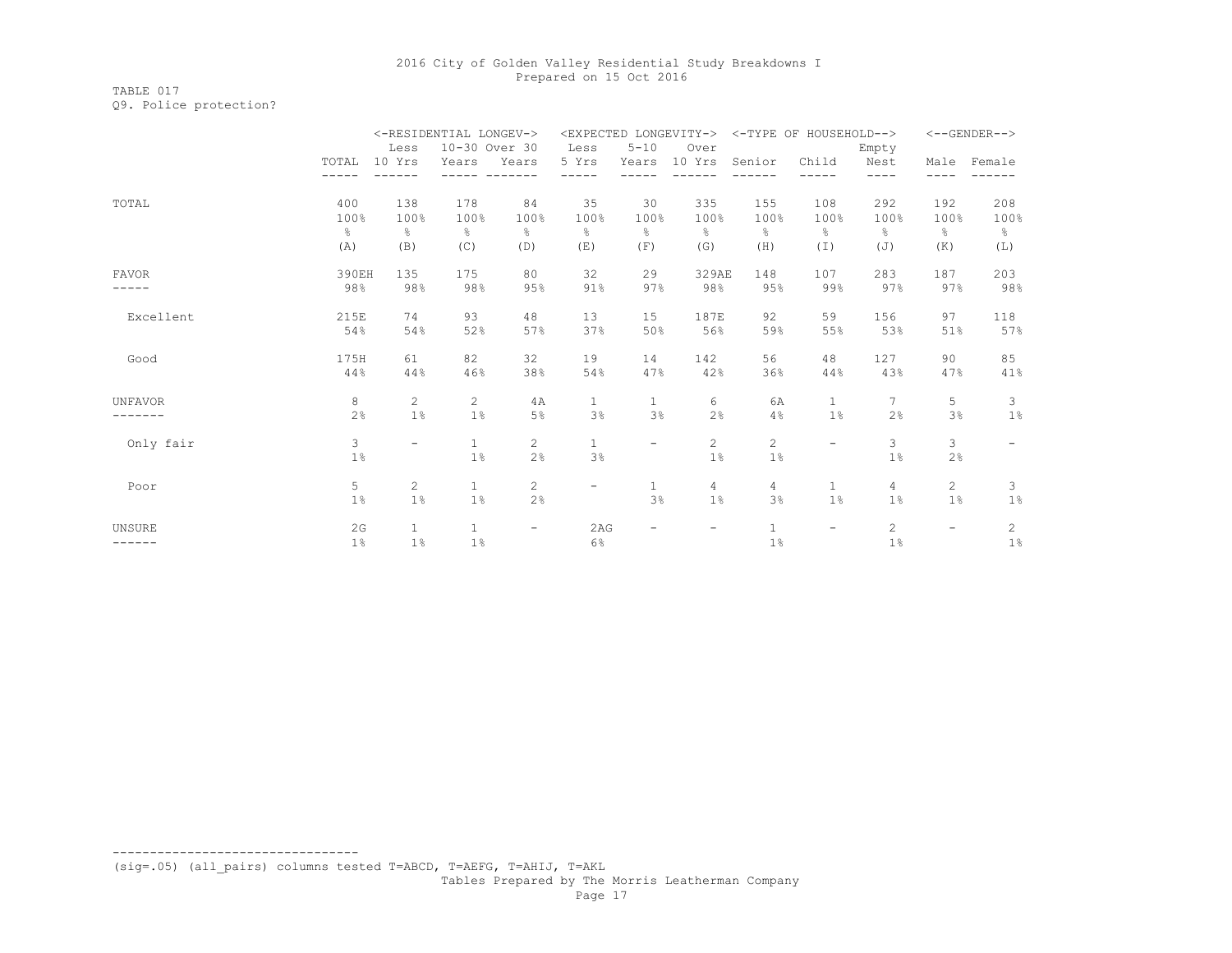2016 City of Golden Valley Residential Study Breakdowns I
Prepared on 15 Oct 2016

TABLE 017
Q9. Police protection?

| | | <-RESIDENTIAL LONGEV-> | | | <EXPECTED LONGEVITY-> | | | <-TYPE OF HOUSEHOLD--> | | | <--GENDER--> | |
|---|---|---|---|---|---|---|---|---|---|---|---|---|
| | TOTAL | Less 10 Yrs | 10-30 Years | Over 30 Years | Less 5 Yrs | 5-10 Years | Over 10 Yrs | Senior | Child | Empty Nest | Male | Female |
| TOTAL | 400 | 138 | 178 | 84 | 35 | 30 | 335 | 155 | 108 | 292 | 192 | 208 |
| | 100% | 100% | 100% | 100% | 100% | 100% | 100% | 100% | 100% | 100% | 100% | 100% |
| | % | % | % | % | % | % | % | % | % | % | % | % |
| | (A) | (B) | (C) | (D) | (E) | (F) | (G) | (H) | (I) | (J) | (K) | (L) |
| FAVOR | 390EH | 135 | 175 | 80 | 32 | 29 | 329AE | 148 | 107 | 283 | 187 | 203 |
| | 98% | 98% | 98% | 95% | 91% | 97% | 98% | 95% | 99% | 97% | 97% | 98% |
| Excellent | 215E | 74 | 93 | 48 | 13 | 15 | 187E | 92 | 59 | 156 | 97 | 118 |
| | 54% | 54% | 52% | 57% | 37% | 50% | 56% | 59% | 55% | 53% | 51% | 57% |
| Good | 175H | 61 | 82 | 32 | 19 | 14 | 142 | 56 | 48 | 127 | 90 | 85 |
| | 44% | 44% | 46% | 38% | 54% | 47% | 42% | 36% | 44% | 43% | 47% | 41% |
| UNFAVOR | 8 | 2 | 2 | 4A | 1 | 1 | 6 | 6A | 1 | 7 | 5 | 3 |
| | 2% | 1% | 1% | 5% | 3% | 3% | 2% | 4% | 1% | 2% | 3% | 1% |
| Only fair | 3 | - | 1 | 2 | 1 | - | 2 | 2 | - | 3 | 3 | - |
| | 1% | | 1% | 2% | 3% | | 1% | 1% | | 1% | 2% | |
| Poor | 5 | 2 | 1 | 2 | - | 1 | 4 | 4 | 1 | 4 | 2 | 3 |
| | 1% | 1% | 1% | 2% | | 3% | 1% | 3% | 1% | 1% | 1% | 1% |
| UNSURE | 2G | 1 | 1 | - | 2AG | - | - | 1 | - | 2 | - | 2 |
| | 1% | 1% | 1% | | 6% | | | 1% | | 1% | | 1% |

---------------------------------
(sig=.05) (all_pairs) columns tested T=ABCD, T=AEFG, T=AHIJ, T=AKL

Tables Prepared by The Morris Leatherman Company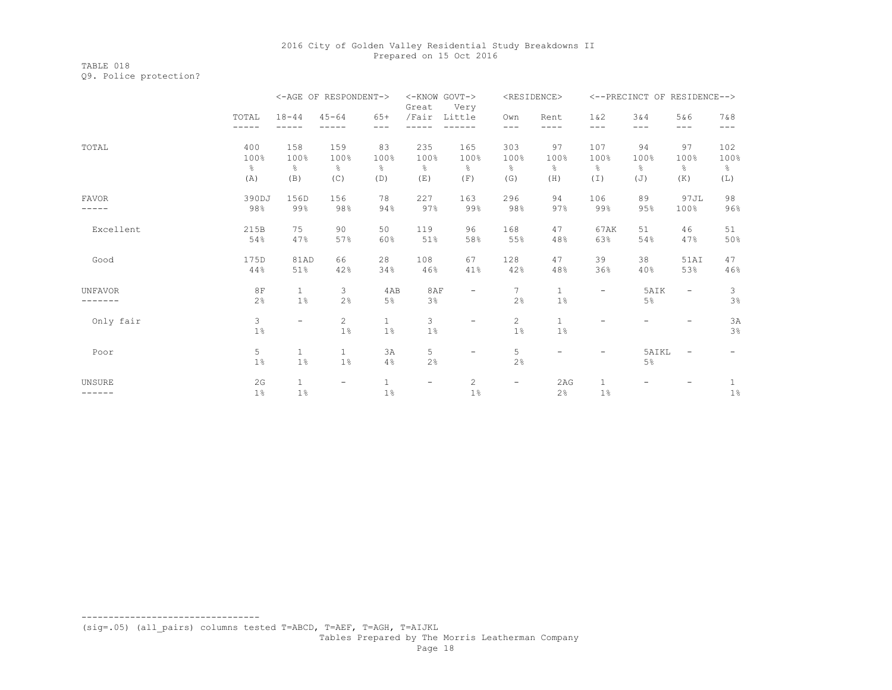TABLE 018
Q9. Police protection?

| | | <-AGE OF RESPONDENT-> | | | <-KNOW GOVT-> | | <RESIDENCE> | | <--PRECINCT OF RESIDENCE--> | | | |
|---|---|---|---|---|---|---|---|---|---|---|---|---|
| | TOTAL | 18-44 | 45-64 | 65+ | Great /Fair | Very Little | Own | Rent | 1&2 | 3&4 | 5&6 | 7&8 |
| TOTAL | 400<br>100%<br>%<br>(A) | 158<br>100%<br>%<br>(B) | 159<br>100%<br>%<br>(C) | 83<br>100%<br>%<br>(D) | 235<br>100%<br>%<br>(E) | 165<br>100%<br>%<br>(F) | 303<br>100%<br>%<br>(G) | 97<br>100%<br>%<br>(H) | 107<br>100%<br>%<br>(I) | 94<br>100%<br>%<br>(J) | 97<br>100%<br>%<br>(K) | 102<br>100%<br>%<br>(L) |
| FAVOR | 390DJ<br>98% | 156D<br>99% | 156<br>98% | 78<br>94% | 227<br>97% | 163<br>99% | 296<br>98% | 94<br>97% | 106<br>99% | 89<br>95% | 97JL<br>100% | 98<br>96% |
| Excellent | 215B<br>54% | 75<br>47% | 90<br>57% | 50<br>60% | 119<br>51% | 96<br>58% | 168<br>55% | 47<br>48% | 67AK<br>63% | 51<br>54% | 46<br>47% | 51<br>50% |
| Good | 175D<br>44% | 81AD<br>51% | 66<br>42% | 28<br>34% | 108<br>46% | 67<br>41% | 128<br>42% | 47<br>48% | 39<br>36% | 38<br>40% | 51AI<br>53% | 47<br>46% |
| UNFAVOR | 8F<br>2% | 1<br>1% | 3<br>2% | 4AB<br>5% | 8AF<br>3% | - | 7<br>2% | 1<br>1% | - | 5AIK<br>5% | - | 3<br>3% |
| Only fair | 3<br>1% | - | 2<br>1% | 1<br>1% | 3<br>1% | - | 2<br>1% | 1<br>1% | - | - | - | 3A<br>3% |
| Poor | 5<br>1% | 1<br>1% | 1<br>1% | 3A<br>4% | 5<br>2% | - | 5<br>2% | - | - | 5AIKL<br>5% | - | - |
| UNSURE | 2G<br>1% | 1<br>1% | - | 1<br>1% | - | 2<br>1% | - | 2AG<br>2% | 1<br>1% | - | - | 1<br>1% |

(sig=.05) (all_pairs) columns tested T=ABCD, T=AEF, T=AGH, T=AIJKL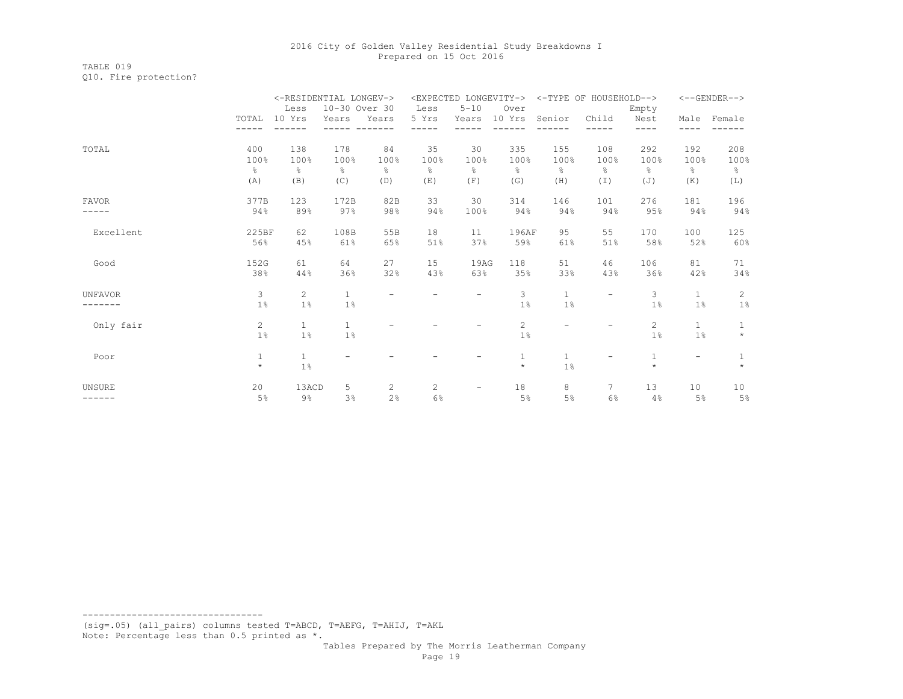2016 City of Golden Valley Residential Study Breakdowns I
Prepared on 15 Oct 2016

TABLE 019
Q10. Fire protection?

| | | <-RESIDENTIAL LONGEV-> | | | <EXPECTED LONGEVITY-> | | | <-TYPE OF HOUSEHOLD--> | | | <--GENDER--> | |
|---|---|---|---|---|---|---|---|---|---|---|---|---|
| | TOTAL | Less 10 Yrs | 10-30 Years | Over 30 Years | Less 5 Yrs | 5-10 Years | Over 10 Yrs | Senior | Child | Empty Nest | Male | Female |
| TOTAL | 400<br>100%<br>%<br>(A) | 138<br>100%<br>%<br>(B) | 178<br>100%<br>%<br>(C) | 84<br>100%<br>%<br>(D) | 35<br>100%<br>%<br>(E) | 30<br>100%<br>%<br>(F) | 335<br>100%<br>%<br>(G) | 155<br>100%<br>%<br>(H) | 108<br>100%<br>%<br>(I) | 292<br>100%<br>%<br>(J) | 192<br>100%<br>%<br>(K) | 208<br>100%<br>%<br>(L) |
| FAVOR | 377B<br>94% | 123<br>89% | 172B<br>97% | 82B<br>98% | 33<br>94% | 30<br>100% | 314<br>94% | 146<br>94% | 101<br>94% | 276<br>95% | 181<br>94% | 196<br>94% |
| Excellent | 225BF<br>56% | 62<br>45% | 108B<br>61% | 55B<br>65% | 18<br>51% | 11<br>37% | 196AF<br>59% | 95<br>61% | 55<br>51% | 170<br>58% | 100<br>52% | 125<br>60% |
| Good | 152G<br>38% | 61<br>44% | 64<br>36% | 27<br>32% | 15<br>43% | 19AG<br>63% | 118<br>35% | 51<br>33% | 46<br>43% | 106<br>36% | 81<br>42% | 71<br>34% |
| UNFAVOR | 3<br>1% | 2<br>1% | 1<br>1% | - | - | - | 3<br>1% | 1<br>1% | - | 3<br>1% | 1<br>1% | 2<br>1% |
| Only fair | 2<br>1% | 1<br>1% | 1<br>1% | - | - | - | 2<br>1% | - | - | 2<br>1% | 1<br>1% | 1<br>* |
| Poor | 1<br>* | 1<br>1% | - | - | - | - | 1<br>* | 1<br>1% | - | 1<br>* | - | 1<br>* |
| UNSURE | 20<br>5% | 13ACD<br>9% | 5<br>3% | 2<br>2% | 2<br>6% | - | 18<br>5% | 8<br>5% | 7<br>6% | 13<br>4% | 10<br>5% | 10<br>5% |

---------------------------------
(sig=.05) (all_pairs) columns tested T=ABCD, T=AEFG, T=AHIJ, T=AKL
Note: Percentage less than 0.5 printed as *.

Tables Prepared by The Morris Leatherman Company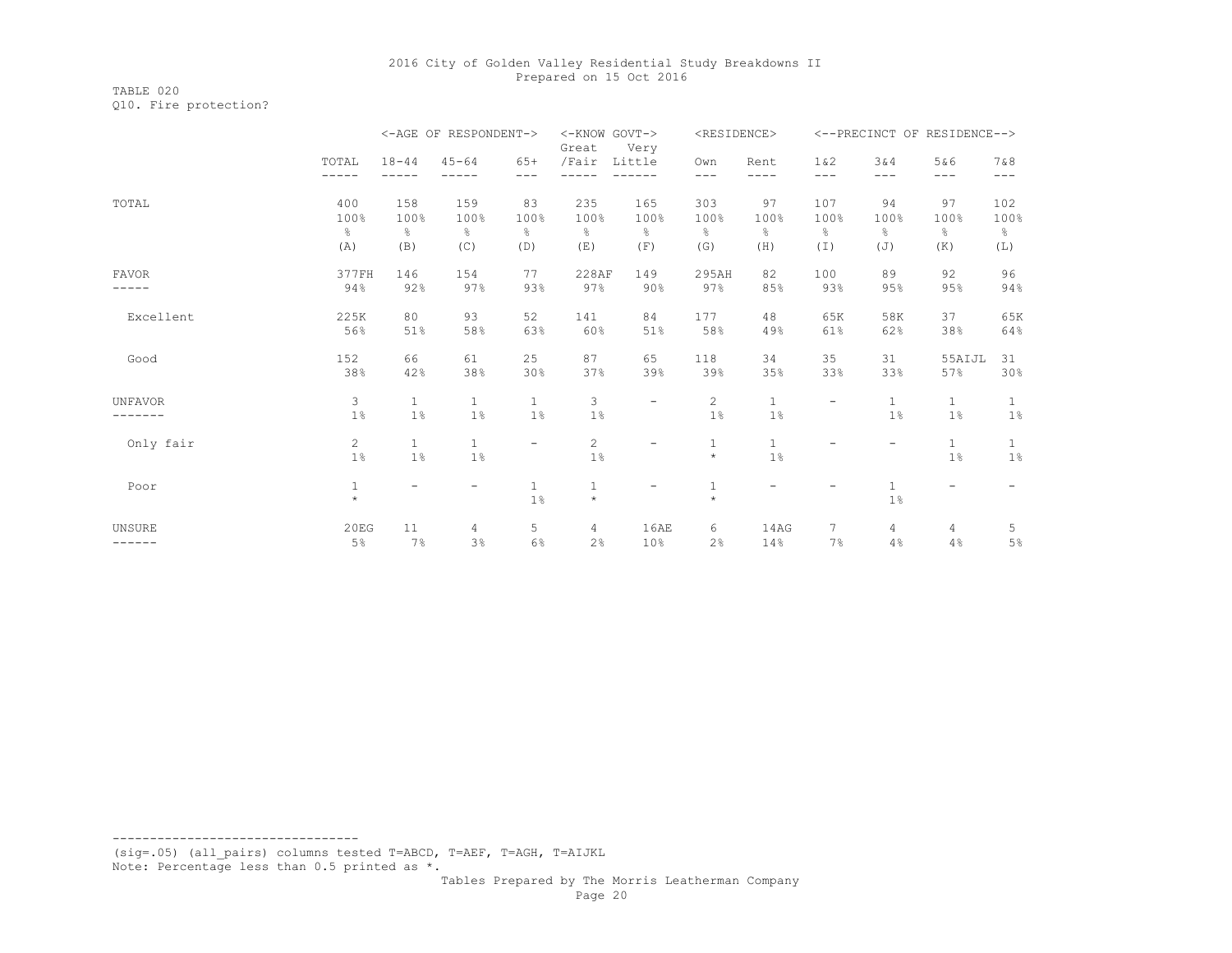2016 City of Golden Valley Residential Study Breakdowns II
Prepared on 15 Oct 2016

TABLE 020
Q10. Fire protection?

| | TOTAL | <-AGE OF RESPONDENT-> 18-44 | 45-64 | 65+ | <-KNOW GOVT-> Great /Fair | Very Little | <RESIDENCE> Own | Rent | <--PRECINCT OF RESIDENCE--> 1&2 | 3&4 | 5&6 | 7&8 |
|---|---|---|---|---|---|---|---|---|---|---|---|---|
| TOTAL | 400 100% % (A) | 158 100% % (B) | 159 100% % (C) | 83 100% % (D) | 235 100% % (E) | 165 100% % (F) | 303 100% % (G) | 97 100% % (H) | 107 100% % (I) | 94 100% % (J) | 97 100% % (K) | 102 100% % (L) |
| FAVOR | 377FH 94% | 146 92% | 154 97% | 77 93% | 228AF 97% | 149 90% | 295AH 97% | 82 85% | 100 93% | 89 95% | 92 95% | 96 94% |
| Excellent | 225K 56% | 80 51% | 93 58% | 52 63% | 141 60% | 84 51% | 177 58% | 48 49% | 65K 61% | 58K 62% | 37 38% | 65K 64% |
| Good | 152 38% | 66 42% | 61 38% | 25 30% | 87 37% | 65 39% | 118 39% | 34 35% | 35 33% | 31 33% | 55AIJL 57% | 31 30% |
| UNFAVOR | 3 1% | 1 1% | 1 1% | 1 1% | 3 1% | - | 2 1% | 1 1% | - | 1 1% | 1 1% | 1 1% |
| Only fair | 2 1% | 1 1% | 1 1% | - | 2 1% | - | 1 * | 1 1% | - | - | 1 1% | 1 1% |
| Poor | 1 * | - | - | 1 1% | 1 * | - | 1 * | - | - | 1 1% | - | - |
| UNSURE | 20EG 5% | 11 7% | 4 3% | 5 6% | 4 2% | 16AE 10% | 6 2% | 14AG 14% | 7 7% | 4 4% | 4 4% | 5 5% |

---

(sig=.05) (all_pairs) columns tested T=ABCD, T=AEF, T=AGH, T=AIJKL
Note: Percentage less than 0.5 printed as *.

Tables Prepared by The Morris Leatherman Company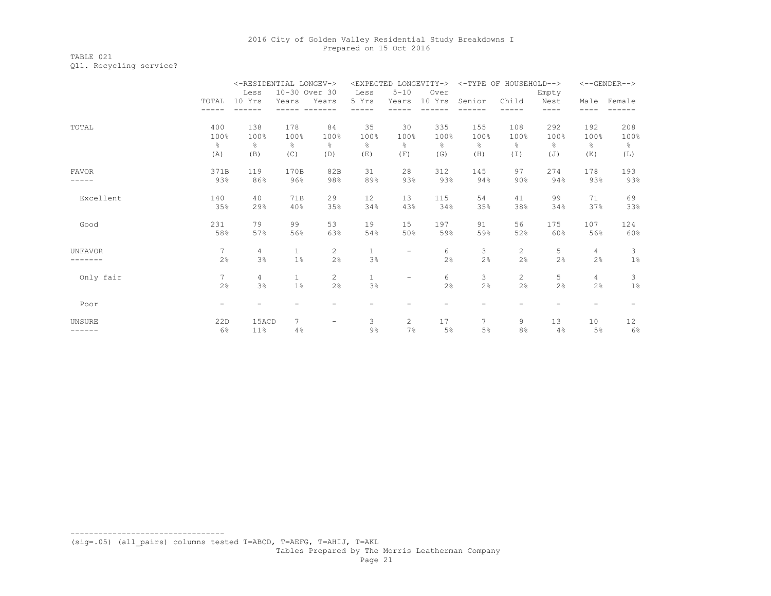2016 City of Golden Valley Residential Study Breakdowns I
Prepared on 15 Oct 2016

TABLE 021
Q11. Recycling service?

| | | <-RESIDENTIAL LONGEV-> | | | <EXPECTED LONGEVITY-> | | | <-TYPE OF HOUSEHOLD--> | | | <--GENDER--> | |
|---|---|---|---|---|---|---|---|---|---|---|---|---|
| | TOTAL | Less 10 Yrs | 10-30 Years | Over 30 Years | Less 5 Yrs | 5-10 Years | Over 10 Yrs | Senior | Child | Empty Nest | Male | Female |
| TOTAL | 400<br>100%<br>%<br>(A) | 138<br>100%<br>%<br>(B) | 178<br>100%<br>%<br>(C) | 84<br>100%<br>%<br>(D) | 35<br>100%<br>%<br>(E) | 30<br>100%<br>%<br>(F) | 335<br>100%<br>%<br>(G) | 155<br>100%<br>%<br>(H) | 108<br>100%<br>%<br>(I) | 292<br>100%<br>%<br>(J) | 192<br>100%<br>%<br>(K) | 208<br>100%<br>%<br>(L) |
| FAVOR | 371B<br>93% | 119<br>86% | 170B<br>96% | 82B<br>98% | 31<br>89% | 28<br>93% | 312<br>93% | 145<br>94% | 97<br>90% | 274<br>94% | 178<br>93% | 193<br>93% |
| Excellent | 140<br>35% | 40<br>29% | 71B<br>40% | 29<br>35% | 12<br>34% | 13<br>43% | 115<br>34% | 54<br>35% | 41<br>38% | 99<br>34% | 71<br>37% | 69<br>33% |
| Good | 231<br>58% | 79<br>57% | 99<br>56% | 53<br>63% | 19<br>54% | 15<br>50% | 197<br>59% | 91<br>59% | 56<br>52% | 175<br>60% | 107<br>56% | 124<br>60% |
| UNFAVOR | 7<br>2% | 4<br>3% | 1<br>1% | 2<br>2% | 1<br>3% | - | 6<br>2% | 3<br>2% | 2<br>2% | 5<br>2% | 4<br>2% | 3<br>1% |
| Only fair | 7<br>2% | 4<br>3% | 1<br>1% | 2<br>2% | 1<br>3% | - | 6<br>2% | 3<br>2% | 2<br>2% | 5<br>2% | 4<br>2% | 3<br>1% |
| Poor | - | - | - | - | - | - | - | - | - | - | - | - |
| UNSURE | 22D<br>6% | 15ACD<br>11% | 7<br>4% | - | 3<br>9% | 2<br>7% | 17<br>5% | 7<br>5% | 9<br>8% | 13<br>4% | 10<br>5% | 12<br>6% |

---------------------------------
(sig=.05) (all_pairs) columns tested T=ABCD, T=AEFG, T=AHIJ, T=AKL

Tables Prepared by The Morris Leatherman Company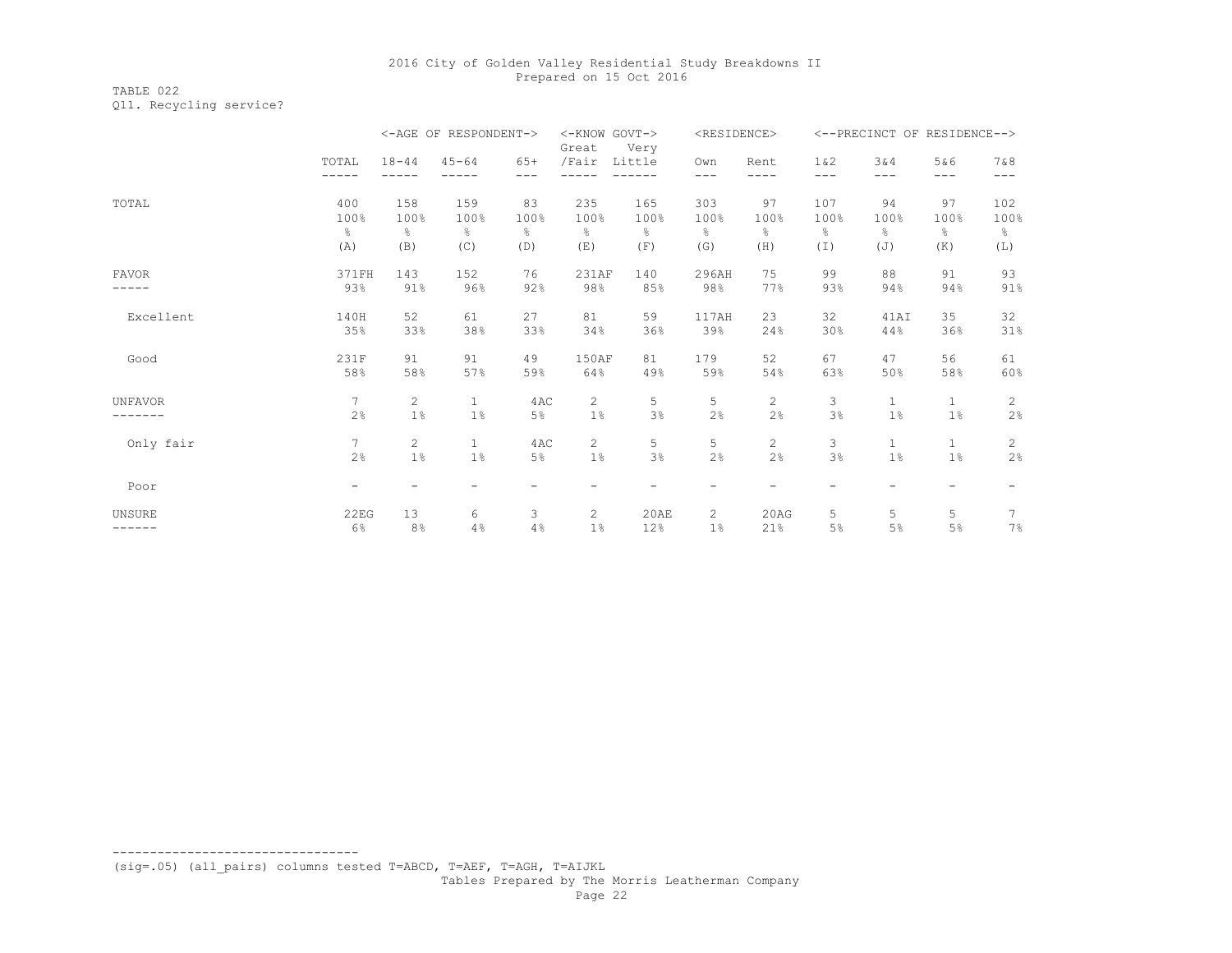2016 City of Golden Valley Residential Study Breakdowns II
Prepared on 15 Oct 2016

TABLE 022
Q11. Recycling service?

| | | <-AGE OF RESPONDENT-> | | | <-KNOW GOVT-> | | <RESIDENCE> | | <--PRECINCT OF RESIDENCE--> | | | |
|---|---|---|---|---|---|---|---|---|---|---|---|---|
| | TOTAL | 18-44 | 45-64 | 65+ | Great /Fair | Very Little | Own | Rent | 1&2 | 3&4 | 5&6 | 7&8 |
| TOTAL | 400 100% % (A) | 158 100% % (B) | 159 100% % (C) | 83 100% % (D) | 235 100% % (E) | 165 100% % (F) | 303 100% % (G) | 97 100% % (H) | 107 100% % (I) | 94 100% % (J) | 97 100% % (K) | 102 100% % (L) |
| FAVOR | 371FH 93% | 143 91% | 152 96% | 76 92% | 231AF 98% | 140 85% | 296AH 98% | 75 77% | 99 93% | 88 94% | 91 94% | 93 91% |
| Excellent | 140H 35% | 52 33% | 61 38% | 27 33% | 81 34% | 59 36% | 117AH 39% | 23 24% | 32 30% | 41AI 44% | 35 36% | 32 31% |
| Good | 231F 58% | 91 58% | 91 57% | 49 59% | 150AF 64% | 81 49% | 179 59% | 52 54% | 67 63% | 47 50% | 56 58% | 61 60% |
| UNFAVOR | 7 2% | 2 1% | 1 1% | 4AC 5% | 2 1% | 5 3% | 5 2% | 2 2% | 3 3% | 1 1% | 1 1% | 2 2% |
| Only fair | 7 2% | 2 1% | 1 1% | 4AC 5% | 2 1% | 5 3% | 5 2% | 2 2% | 3 3% | 1 1% | 1 1% | 2 2% |
| Poor | - | - | - | - | - | - | - | - | - | - | - | - |
| UNSURE | 22EG 6% | 13 8% | 6 4% | 3 4% | 2 1% | 20AE 12% | 2 1% | 20AG 21% | 5 5% | 5 5% | 5 5% | 7 7% |

(sig=.05) (all_pairs) columns tested T=ABCD, T=AEF, T=AGH, T=AIJKL

Tables Prepared by The Morris Leatherman Company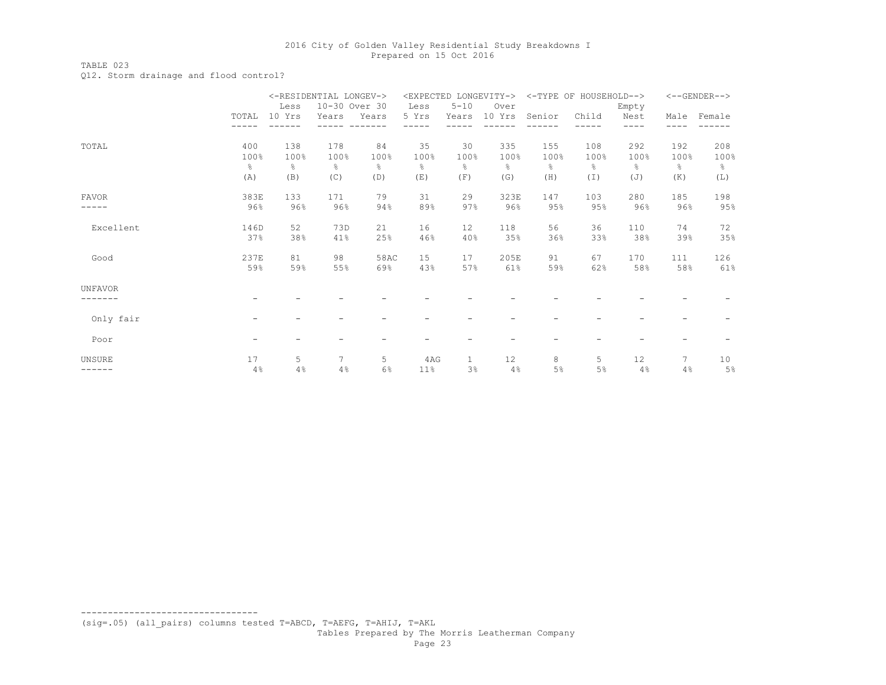2016 City of Golden Valley Residential Study Breakdowns I
Prepared on 15 Oct 2016

TABLE 023
Q12. Storm drainage and flood control?

| | | <-RESIDENTIAL LONGEV-> | | | <EXPECTED LONGEVITY-> | | | <-TYPE OF HOUSEHOLD--> | | | <--GENDER--> | |
|---|---|---|---|---|---|---|---|---|---|---|---|---|
| | TOTAL | Less 10 Yrs | 10-30 Years | Over 30 Years | Less 5 Yrs | 5-10 Years | Over 10 Yrs | Senior | Child | Empty Nest | Male | Female |
| TOTAL | 400<br>100%<br>%<br>(A) | 138<br>100%<br>%<br>(B) | 178<br>100%<br>%<br>(C) | 84<br>100%<br>%<br>(D) | 35<br>100%<br>%<br>(E) | 30<br>100%<br>%<br>(F) | 335<br>100%<br>%<br>(G) | 155<br>100%<br>%<br>(H) | 108<br>100%<br>%<br>(I) | 292<br>100%<br>%<br>(J) | 192<br>100%<br>%<br>(K) | 208<br>100%<br>%<br>(L) |
| FAVOR | 383E<br>96% | 133<br>96% | 171<br>96% | 79<br>94% | 31<br>89% | 29<br>97% | 323E<br>96% | 147<br>95% | 103<br>95% | 280<br>96% | 185<br>96% | 198<br>95% |
| Excellent | 146D<br>37% | 52<br>38% | 73D<br>41% | 21<br>25% | 16<br>46% | 12<br>40% | 118<br>35% | 56<br>36% | 36<br>33% | 110<br>38% | 74<br>39% | 72<br>35% |
| Good | 237E<br>59% | 81<br>59% | 98<br>55% | 58AC<br>69% | 15<br>43% | 17<br>57% | 205E<br>61% | 91<br>59% | 67<br>62% | 170<br>58% | 111<br>58% | 126<br>61% |
| UNFAVOR | - | - | - | - | - | - | - | - | - | - | - | - |
| Only fair | - | - | - | - | - | - | - | - | - | - | - | - |
| Poor | - | - | - | - | - | - | - | - | - | - | - | - |
| UNSURE | 17<br>4% | 5<br>4% | 7<br>4% | 5<br>6% | 4AG<br>11% | 1<br>3% | 12<br>4% | 8<br>5% | 5<br>5% | 12<br>4% | 7<br>4% | 10<br>5% |

(sig=.05) (all_pairs) columns tested T=ABCD, T=AEFG, T=AHIJ, T=AKL

Tables Prepared by The Morris Leatherman Company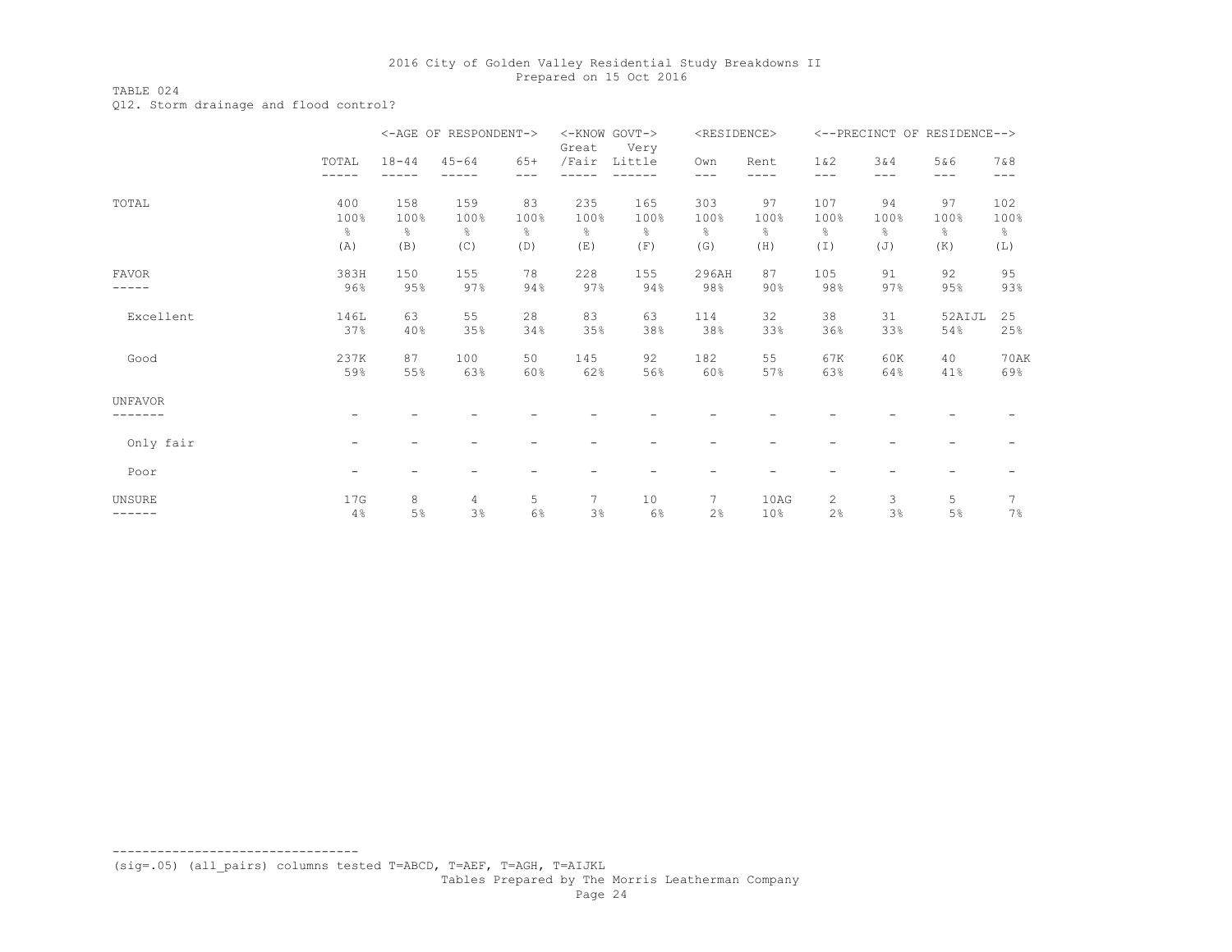TABLE 024

Q12. Storm drainage and flood control?

| | | <-AGE OF RESPONDENT-> | | | <-KNOW GOVT-> | | <RESIDENCE> | | <--PRECINCT OF RESIDENCE--> | | | |
|---|---|---|---|---|---|---|---|---|---|---|---|---|
| | TOTAL | 18-44 | 45-64 | 65+ | Great /Fair | Very Little | Own | Rent | 1&2 | 3&4 | 5&6 | 7&8 |
| TOTAL | 400<br>100%<br>%<br>(A) | 158<br>100%<br>%<br>(B) | 159<br>100%<br>%<br>(C) | 83<br>100%<br>%<br>(D) | 235<br>100%<br>%<br>(E) | 165<br>100%<br>%<br>(F) | 303<br>100%<br>%<br>(G) | 97<br>100%<br>%<br>(H) | 107<br>100%<br>%<br>(I) | 94<br>100%<br>%<br>(J) | 97<br>100%<br>%<br>(K) | 102<br>100%<br>%<br>(L) |
| FAVOR | 383H<br>96% | 150<br>95% | 155<br>97% | 78<br>94% | 228<br>97% | 155<br>94% | 296AH<br>98% | 87<br>90% | 105<br>98% | 91<br>97% | 92<br>95% | 95<br>93% |
| Excellent | 146L<br>37% | 63<br>40% | 55<br>35% | 28<br>34% | 83<br>35% | 63<br>38% | 114<br>38% | 32<br>33% | 38<br>36% | 31<br>33% | 52AIJL<br>54% | 25<br>25% |
| Good | 237K<br>59% | 87<br>55% | 100<br>63% | 50<br>60% | 145<br>62% | 92<br>56% | 182<br>60% | 55<br>57% | 67K<br>63% | 60K<br>64% | 40<br>41% | 70AK<br>69% |
| UNFAVOR | - | - | - | - | - | - | - | - | - | - | - | - |
| Only fair | - | - | - | - | - | - | - | - | - | - | - | - |
| Poor | - | - | - | - | - | - | - | - | - | - | - | - |
| UNSURE | 17G<br>4% | 8<br>5% | 4<br>3% | 5<br>6% | 7<br>3% | 10<br>6% | 7<br>2% | 10AG<br>10% | 2<br>2% | 3<br>3% | 5<br>5% | 7<br>7% |

---------------------------------

(sig=.05) (all_pairs) columns tested T=ABCD, T=AEF, T=AGH, T=AIJKL

Tables Prepared by The Morris Leatherman Company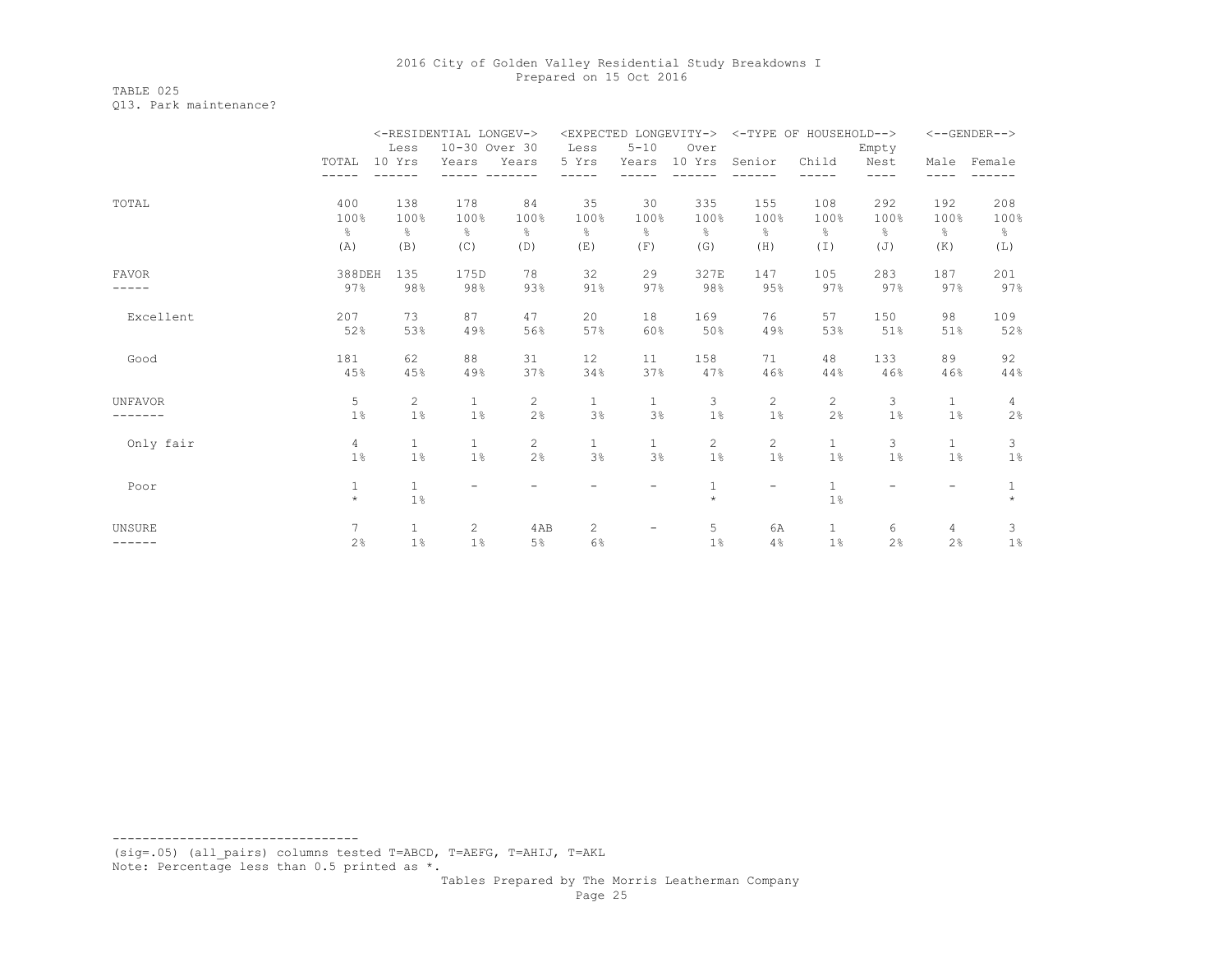2016 City of Golden Valley Residential Study Breakdowns I
Prepared on 15 Oct 2016

TABLE 025
Q13. Park maintenance?

| | | <-RESIDENTIAL LONGEV-> | | | <EXPECTED LONGEVITY-> | | | <-TYPE OF HOUSEHOLD--> | | | <--GENDER--> | |
|---|---|---|---|---|---|---|---|---|---|---|---|---|
| | TOTAL | Less 10 Yrs | 10-30 Years | Over 30 Years | Less 5 Yrs | 5-10 Years | Over 10 Yrs | Senior | Child | Empty Nest | Male | Female |
| TOTAL | 400<br>100%<br>%<br>(A) | 138<br>100%<br>%<br>(B) | 178<br>100%<br>%<br>(C) | 84<br>100%<br>%<br>(D) | 35<br>100%<br>%<br>(E) | 30<br>100%<br>%<br>(F) | 335<br>100%<br>%<br>(G) | 155<br>100%<br>%<br>(H) | 108<br>100%<br>%<br>(I) | 292<br>100%<br>%<br>(J) | 192<br>100%<br>%<br>(K) | 208<br>100%<br>%<br>(L) |
| FAVOR | 388DEH<br>97% | 135<br>98% | 175D<br>98% | 78<br>93% | 32<br>91% | 29<br>97% | 327E<br>98% | 147<br>95% | 105<br>97% | 283<br>97% | 187<br>97% | 201<br>97% |
| Excellent | 207<br>52% | 73<br>53% | 87<br>49% | 47<br>56% | 20<br>57% | 18<br>60% | 169<br>50% | 76<br>49% | 57<br>53% | 150<br>51% | 98<br>51% | 109<br>52% |
| Good | 181<br>45% | 62<br>45% | 88<br>49% | 31<br>37% | 12<br>34% | 11<br>37% | 158<br>47% | 71<br>46% | 48<br>44% | 133<br>46% | 89<br>46% | 92<br>44% |
| UNFAVOR | 5<br>1% | 2<br>1% | 1<br>1% | 2<br>2% | 1<br>3% | 1<br>3% | 3<br>1% | 2<br>1% | 2<br>2% | 3<br>1% | 1<br>1% | 4<br>2% |
| Only fair | 4<br>1% | 1<br>1% | 1<br>1% | 2<br>2% | 1<br>3% | 1<br>3% | 2<br>1% | 2<br>1% | 1<br>1% | 3<br>1% | 1<br>1% | 3<br>1% |
| Poor | 1<br>* | 1<br>1% | - | - | - | - | 1<br>* | - | 1<br>1% | - | - | 1<br>* |
| UNSURE | 7<br>2% | 1<br>1% | 2<br>1% | 4AB<br>5% | 2<br>6% | - | 5<br>1% | 6A<br>4% | 1<br>1% | 6<br>2% | 4<br>2% | 3<br>1% |

---------------------------------
(sig=.05) (all_pairs) columns tested T=ABCD, T=AEFG, T=AHIJ, T=AKL
Note: Percentage less than 0.5 printed as *.

Tables Prepared by The Morris Leatherman Company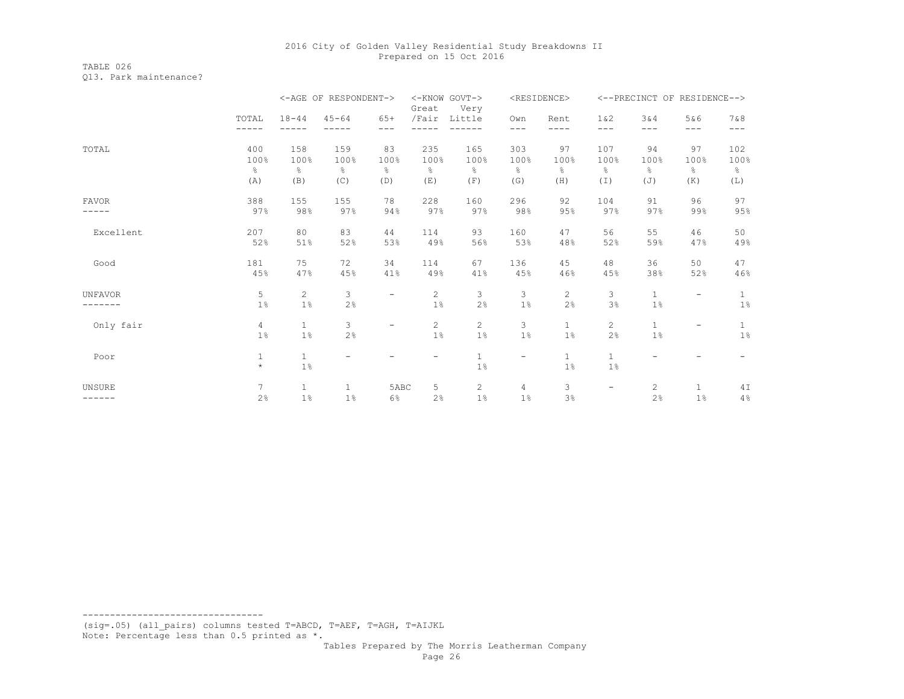2016 City of Golden Valley Residential Study Breakdowns II
Prepared on 15 Oct 2016

TABLE 026
Q13. Park maintenance?

| | | <-AGE OF RESPONDENT-> | | | <-KNOW GOVT-> | | <RESIDENCE> | | <--PRECINCT OF RESIDENCE--> | | | |
|---|---|---|---|---|---|---|---|---|---|---|---|---|
| | TOTAL | 18-44 | 45-64 | 65+ | Great /Fair | Very Little | Own | Rent | 1&2 | 3&4 | 5&6 | 7&8 |
| TOTAL | 400<br>100%<br>%<br>(A) | 158<br>100%<br>%<br>(B) | 159<br>100%<br>%<br>(C) | 83<br>100%<br>%<br>(D) | 235<br>100%<br>%<br>(E) | 165<br>100%<br>%<br>(F) | 303<br>100%<br>%<br>(G) | 97<br>100%<br>%<br>(H) | 107<br>100%<br>%<br>(I) | 94<br>100%<br>%<br>(J) | 97<br>100%<br>%<br>(K) | 102<br>100%<br>%<br>(L) |
| FAVOR | 388<br>97% | 155<br>98% | 155<br>97% | 78<br>94% | 228<br>97% | 160<br>97% | 296<br>98% | 92<br>95% | 104<br>97% | 91<br>97% | 96<br>99% | 97<br>95% |
| Excellent | 207<br>52% | 80<br>51% | 83<br>52% | 44<br>53% | 114<br>49% | 93<br>56% | 160<br>53% | 47<br>48% | 56<br>52% | 55<br>59% | 46<br>47% | 50<br>49% |
| Good | 181<br>45% | 75<br>47% | 72<br>45% | 34<br>41% | 114<br>49% | 67<br>41% | 136<br>45% | 45<br>46% | 48<br>45% | 36<br>38% | 50<br>52% | 47<br>46% |
| UNFAVOR | 5<br>1% | 2<br>1% | 3<br>2% | - | 2<br>1% | 3<br>2% | 3<br>1% | 2<br>2% | 3<br>3% | 1<br>1% | - | 1<br>1% |
| Only fair | 4<br>1% | 1<br>1% | 3<br>2% | - | 2<br>1% | 2<br>1% | 3<br>1% | 1<br>1% | 2<br>2% | 1<br>1% | - | 1<br>1% |
| Poor | 1<br>* | 1<br>1% | - | - | - | 1<br>1% | - | 1<br>1% | 1<br>1% | - | - | - |
| UNSURE | 7<br>2% | 1<br>1% | 1<br>1% | 5ABC<br>6% | 5<br>2% | 2<br>1% | 4<br>1% | 3<br>3% | - | 2<br>2% | 1<br>1% | 4I<br>4% |

---------------------------------

(sig=.05) (all_pairs) columns tested T=ABCD, T=AEF, T=AGH, T=AIJKL
Note: Percentage less than 0.5 printed as *.

Tables Prepared by The Morris Leatherman Company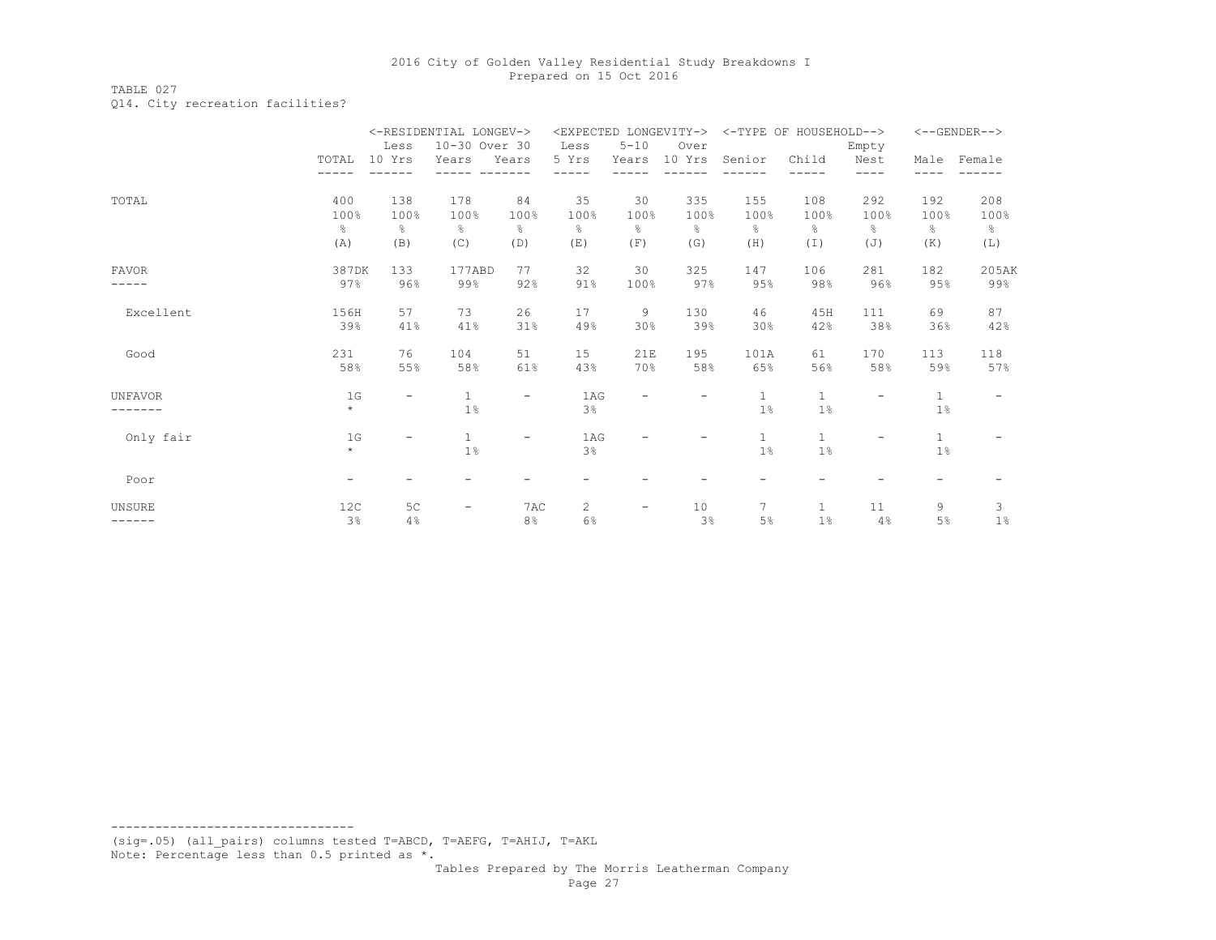2016 City of Golden Valley Residential Study Breakdowns I
Prepared on 15 Oct 2016

TABLE 027
Q14. City recreation facilities?

| | | <-RESIDENTIAL LONGEV-> | | | <EXPECTED LONGEVITY-> | | | <-TYPE OF HOUSEHOLD--> | | | <--GENDER--> | |
|---|---|---|---|---|---|---|---|---|---|---|---|---|
| | TOTAL | Less 10 Yrs | 10-30 Years | Over 30 Years | Less 5 Yrs | 5-10 Years | Over 10 Yrs | Senior | Child | Empty Nest | Male | Female |
| TOTAL | 400<br>100%<br>%<br>(A) | 138<br>100%<br>%<br>(B) | 178<br>100%<br>%<br>(C) | 84<br>100%<br>%<br>(D) | 35<br>100%<br>%<br>(E) | 30<br>100%<br>%<br>(F) | 335<br>100%<br>%<br>(G) | 155<br>100%<br>%<br>(H) | 108<br>100%<br>%<br>(I) | 292<br>100%<br>%<br>(J) | 192<br>100%<br>%<br>(K) | 208<br>100%<br>%<br>(L) |
| FAVOR | 387DK<br>97% | 133<br>96% | 177ABD<br>99% | 77<br>92% | 32<br>91% | 30<br>100% | 325<br>97% | 147<br>95% | 106<br>98% | 281<br>96% | 182<br>95% | 205AK<br>99% |
| Excellent | 156H<br>39% | 57<br>41% | 73<br>41% | 26<br>31% | 17<br>49% | 9<br>30% | 130<br>39% | 46<br>30% | 45H<br>42% | 111<br>38% | 69<br>36% | 87<br>42% |
| Good | 231<br>58% | 76<br>55% | 104<br>58% | 51<br>61% | 15<br>43% | 21E<br>70% | 195<br>58% | 101A<br>65% | 61<br>56% | 170<br>58% | 113<br>59% | 118<br>57% |
| UNFAVOR | 1G<br>* | - | 1<br>1% | - | 1AG<br>3% | - | - | 1<br>1% | 1<br>1% | - | 1<br>1% | - |
| Only fair | 1G<br>* | - | 1<br>1% | - | 1AG<br>3% | - | - | 1<br>1% | 1<br>1% | - | 1<br>1% | - |
| Poor | - | - | - | - | - | - | - | - | - | - | - | - |
| UNSURE | 12C<br>3% | 5C<br>4% | - | 7AC<br>8% | 2<br>6% | - | 10<br>3% | 7<br>5% | 1<br>1% | 11<br>4% | 9<br>5% | 3<br>1% |

---------------------------------
(sig=.05) (all_pairs) columns tested T=ABCD, T=AEFG, T=AHIJ, T=AKL
Note: Percentage less than 0.5 printed as *.

Tables Prepared by The Morris Leatherman Company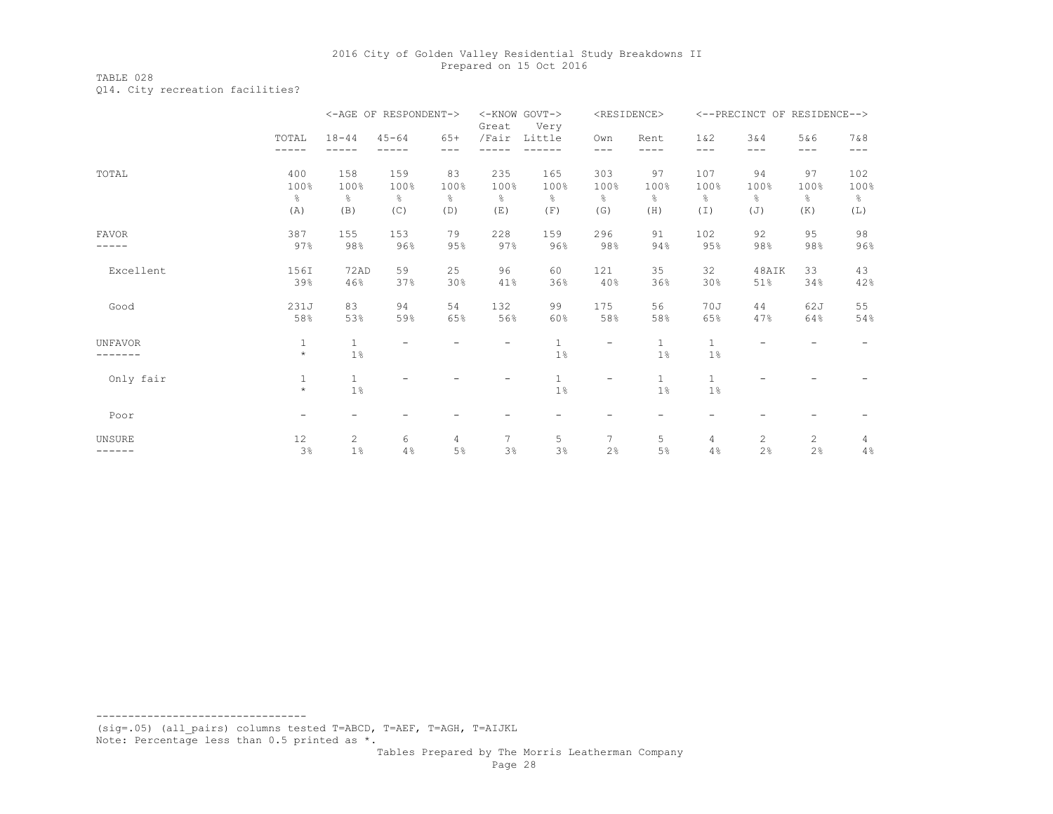2016 City of Golden Valley Residential Study Breakdowns II
Prepared on 15 Oct 2016

TABLE 028
Q14. City recreation facilities?

| | TOTAL | <-AGE OF RESPONDENT-> 18-44 | 45-64 | 65+ | <-KNOW GOVT-> Great /Fair | Very Little | <RESIDENCE> Own | Rent | <--PRECINCT OF RESIDENCE--> 1&2 | 3&4 | 5&6 | 7&8 |
|---|---|---|---|---|---|---|---|---|---|---|---|---|
| TOTAL | 400<br>100%<br>%<br>(A) | 158<br>100%<br>%<br>(B) | 159<br>100%<br>%<br>(C) | 83<br>100%<br>%<br>(D) | 235<br>100%<br>%<br>(E) | 165<br>100%<br>%<br>(F) | 303<br>100%<br>%<br>(G) | 97<br>100%<br>%<br>(H) | 107<br>100%<br>%<br>(I) | 94<br>100%<br>%<br>(J) | 97<br>100%<br>%<br>(K) | 102<br>100%<br>%<br>(L) |
| FAVOR | 387<br>97% | 155<br>98% | 153<br>96% | 79<br>95% | 228<br>97% | 159<br>96% | 296<br>98% | 91<br>94% | 102<br>95% | 92<br>98% | 95<br>98% | 98<br>96% |
| Excellent | 156I<br>39% | 72AD<br>46% | 59<br>37% | 25<br>30% | 96<br>41% | 60<br>36% | 121<br>40% | 35<br>36% | 32<br>30% | 48AIK<br>51% | 33<br>34% | 43<br>42% |
| Good | 231J<br>58% | 83<br>53% | 94<br>59% | 54<br>65% | 132<br>56% | 99<br>60% | 175<br>58% | 56<br>58% | 70J<br>65% | 44<br>47% | 62J<br>64% | 55<br>54% |
| UNFAVOR | 1<br>* | 1<br>1% | - | - | - | 1<br>1% | - | 1<br>1% | 1<br>1% | - | - | - |
| Only fair | 1<br>* | 1<br>1% | - | - | - | 1<br>1% | - | 1<br>1% | 1<br>1% | - | - | - |
| Poor | - | - | - | - | - | - | - | - | - | - | - | - |
| UNSURE | 12<br>3% | 2<br>1% | 6<br>4% | 4<br>5% | 7<br>3% | 5<br>3% | 7<br>2% | 5<br>5% | 4<br>4% | 2<br>2% | 2<br>2% | 4<br>4% |

---------------------------------
(sig=.05) (all_pairs) columns tested T=ABCD, T=AEF, T=AGH, T=AIJKL
Note: Percentage less than 0.5 printed as *.

Tables Prepared by The Morris Leatherman Company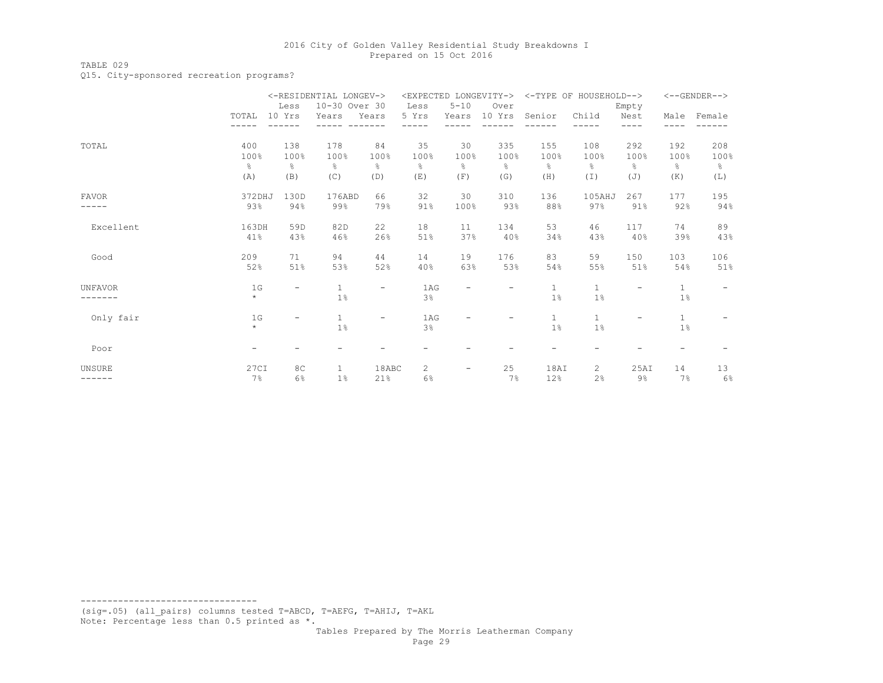2016 City of Golden Valley Residential Study Breakdowns I
Prepared on 15 Oct 2016

TABLE 029
Q15. City-sponsored recreation programs?

| | TOTAL | <-RESIDENTIAL LONGEV-> Less 10 Yrs | 10-30 Years | Over 30 Years | <EXPECTED LONGEVITY-> Less 5 Yrs | 5-10 Years | Over 10 Yrs | <-TYPE OF HOUSEHOLD--> Senior | Child | Empty Nest | <--GENDER--> Male | Female |
|---|---|---|---|---|---|---|---|---|---|---|---|---|
| TOTAL | 400<br>100%<br>%<br>(A) | 138<br>100%<br>%<br>(B) | 178<br>100%<br>%<br>(C) | 84<br>100%<br>%<br>(D) | 35<br>100%<br>%<br>(E) | 30<br>100%<br>%<br>(F) | 335<br>100%<br>%<br>(G) | 155<br>100%<br>%<br>(H) | 108<br>100%<br>%<br>(I) | 292<br>100%<br>%<br>(J) | 192<br>100%<br>%<br>(K) | 208<br>100%<br>%<br>(L) |
| FAVOR | 372DHJ<br>93% | 130D<br>94% | 176ABD<br>99% | 66<br>79% | 32<br>91% | 30<br>100% | 310<br>93% | 136<br>88% | 105AHJ<br>97% | 267<br>91% | 177<br>92% | 195<br>94% |
| Excellent | 163DH<br>41% | 59D<br>43% | 82D<br>46% | 22<br>26% | 18<br>51% | 11<br>37% | 134<br>40% | 53<br>34% | 46<br>43% | 117<br>40% | 74<br>39% | 89<br>43% |
| Good | 209<br>52% | 71<br>51% | 94<br>53% | 44<br>52% | 14<br>40% | 19<br>63% | 176<br>53% | 83<br>54% | 59<br>55% | 150<br>51% | 103<br>54% | 106<br>51% |
| UNFAVOR | 1G<br>* | - | 1<br>1% | - | 1AG<br>3% | - | - | 1<br>1% | 1<br>1% | - | 1<br>1% | - |
| Only fair | 1G<br>* | - | 1<br>1% | - | 1AG<br>3% | - | - | 1<br>1% | 1<br>1% | - | 1<br>1% | - |
| Poor | - | - | - | - | - | - | - | - | - | - | - | - |
| UNSURE | 27CI<br>7% | 8C<br>6% | 1<br>1% | 18ABC<br>21% | 2<br>6% | - | 25<br>7% | 18AI<br>12% | 2<br>2% | 25AI<br>9% | 14<br>7% | 13<br>6% |

---------------------------------
(sig=.05) (all_pairs) columns tested T=ABCD, T=AEFG, T=AHIJ, T=AKL
Note: Percentage less than 0.5 printed as *.

Tables Prepared by The Morris Leatherman Company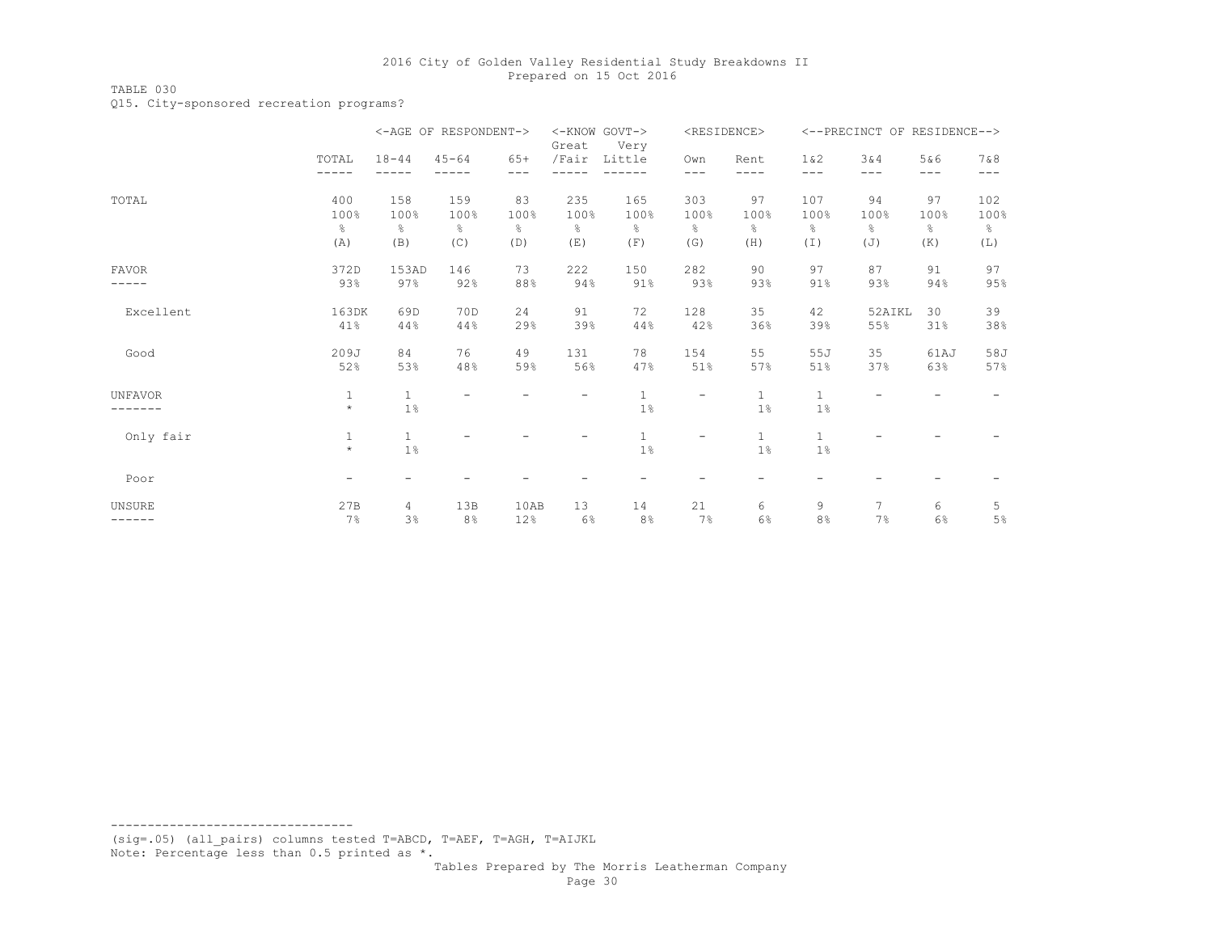2016 City of Golden Valley Residential Study Breakdowns II
Prepared on 15 Oct 2016

TABLE 030
Q15. City-sponsored recreation programs?

| | | <-AGE OF RESPONDENT-> | | | <-KNOW GOVT-> | | <RESIDENCE> | | <--PRECINCT OF RESIDENCE--> | | | |
|---|---|---|---|---|---|---|---|---|---|---|---|---|
| | TOTAL | 18-44 | 45-64 | 65+ | Great /Fair | Very Little | Own | Rent | 1&2 | 3&4 | 5&6 | 7&8 |
| TOTAL | 400<br>100%<br>%<br>(A) | 158<br>100%<br>%<br>(B) | 159<br>100%<br>%<br>(C) | 83<br>100%<br>%<br>(D) | 235<br>100%<br>%<br>(E) | 165<br>100%<br>%<br>(F) | 303<br>100%<br>%<br>(G) | 97<br>100%<br>%<br>(H) | 107<br>100%<br>%<br>(I) | 94<br>100%<br>%<br>(J) | 97<br>100%<br>%<br>(K) | 102<br>100%<br>%<br>(L) |
| FAVOR | 372D<br>93% | 153AD<br>97% | 146<br>92% | 73<br>88% | 222<br>94% | 150<br>91% | 282<br>93% | 90<br>93% | 97<br>91% | 87<br>93% | 91<br>94% | 97<br>95% |
| Excellent | 163DK<br>41% | 69D<br>44% | 70D<br>44% | 24<br>29% | 91<br>39% | 72<br>44% | 128<br>42% | 35<br>36% | 42<br>39% | 52AIKL<br>55% | 30<br>31% | 39<br>38% |
| Good | 209J<br>52% | 84<br>53% | 76<br>48% | 49<br>59% | 131<br>56% | 78<br>47% | 154<br>51% | 55<br>57% | 55J<br>51% | 35<br>37% | 61AJ<br>63% | 58J<br>57% |
| UNFAVOR | 1<br>* | 1<br>1% | - | - | - | 1<br>1% | - | 1<br>1% | 1<br>1% | - | - | - |
| Only fair | 1<br>* | 1<br>1% | - | - | - | 1<br>1% | - | 1<br>1% | 1<br>1% | - | - | - |
| Poor | - | - | - | - | - | - | - | - | - | - | - | - |
| UNSURE | 27B<br>7% | 4<br>3% | 13B<br>8% | 10AB<br>12% | 13<br>6% | 14<br>8% | 21<br>7% | 6<br>6% | 9<br>8% | 7<br>7% | 6<br>6% | 5<br>5% |

---------------------------------
(sig=.05) (all_pairs) columns tested T=ABCD, T=AEF, T=AGH, T=AIJKL
Note: Percentage less than 0.5 printed as *.

Tables Prepared by The Morris Leatherman Company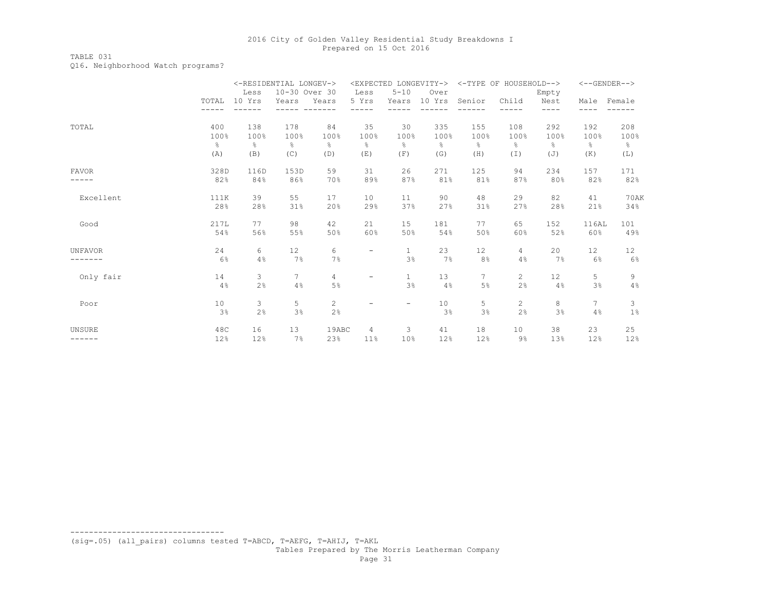2016 City of Golden Valley Residential Study Breakdowns I
Prepared on 15 Oct 2016

TABLE 031
Q16. Neighborhood Watch programs?

| | | <-RESIDENTIAL LONGEV-> | | | <EXPECTED LONGEVITY-> | | | <-TYPE OF HOUSEHOLD--> | | | <--GENDER--> | |
|---|---|---|---|---|---|---|---|---|---|---|---|---|
| | TOTAL | Less 10 Yrs | 10-30 Years | Over 30 Years | Less 5 Yrs | 5-10 Years | Over 10 Yrs | Senior | Child | Empty Nest | Male | Female |
| TOTAL | 400 | 138 | 178 | 84 | 35 | 30 | 335 | 155 | 108 | 292 | 192 | 208 |
| | 100% | 100% | 100% | 100% | 100% | 100% | 100% | 100% | 100% | 100% | 100% | 100% |
| | % | % | % | % | % | % | % | % | % | % | % | % |
| | (A) | (B) | (C) | (D) | (E) | (F) | (G) | (H) | (I) | (J) | (K) | (L) |
| FAVOR | 328D | 116D | 153D | 59 | 31 | 26 | 271 | 125 | 94 | 234 | 157 | 171 |
| ----- | 82% | 84% | 86% | 70% | 89% | 87% | 81% | 81% | 87% | 80% | 82% | 82% |
| Excellent | 111K | 39 | 55 | 17 | 10 | 11 | 90 | 48 | 29 | 82 | 41 | 70AK |
| | 28% | 28% | 31% | 20% | 29% | 37% | 27% | 31% | 27% | 28% | 21% | 34% |
| Good | 217L | 77 | 98 | 42 | 21 | 15 | 181 | 77 | 65 | 152 | 116AL | 101 |
| | 54% | 56% | 55% | 50% | 60% | 50% | 54% | 50% | 60% | 52% | 60% | 49% |
| UNFAVOR | 24 | 6 | 12 | 6 | - | 1 | 23 | 12 | 4 | 20 | 12 | 12 |
| ------- | 6% | 4% | 7% | 7% | | 3% | 7% | 8% | 4% | 7% | 6% | 6% |
| Only fair | 14 | 3 | 7 | 4 | - | 1 | 13 | 7 | 2 | 12 | 5 | 9 |
| | 4% | 2% | 4% | 5% | | 3% | 4% | 5% | 2% | 4% | 3% | 4% |
| Poor | 10 | 3 | 5 | 2 | - | - | 10 | 5 | 2 | 8 | 7 | 3 |
| | 3% | 2% | 3% | 2% | | | 3% | 3% | 2% | 3% | 4% | 1% |
| UNSURE | 48C | 16 | 13 | 19ABC | 4 | 3 | 41 | 18 | 10 | 38 | 23 | 25 |
| ------ | 12% | 12% | 7% | 23% | 11% | 10% | 12% | 12% | 9% | 13% | 12% | 12% |

---------------------------------
(sig=.05) (all_pairs) columns tested T=ABCD, T=AEFG, T=AHIJ, T=AKL
Tables Prepared by The Morris Leatherman Company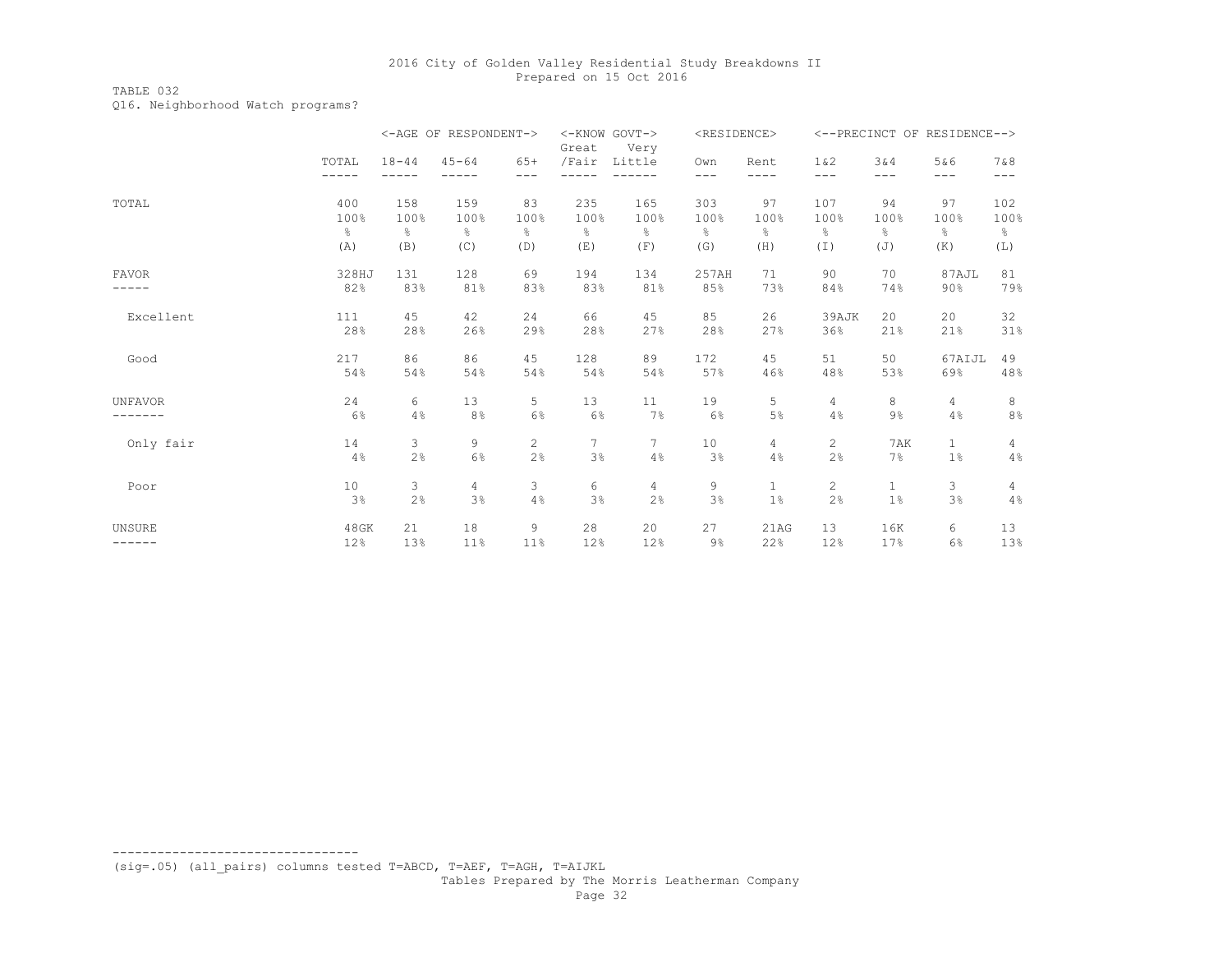2016 City of Golden Valley Residential Study Breakdowns II
Prepared on 15 Oct 2016

TABLE 032
Q16. Neighborhood Watch programs?

| | | <-AGE OF RESPONDENT-> | | | <-KNOW GOVT-> | | <RESIDENCE> | | <--PRECINCT OF RESIDENCE--> | | | |
|---|---|---|---|---|---|---|---|---|---|---|---|---|
| | TOTAL | 18-44 | 45-64 | 65+ | Great /Fair | Very Little | Own | Rent | 1&2 | 3&4 | 5&6 | 7&8 |
| TOTAL | 400 | 158 | 159 | 83 | 235 | 165 | 303 | 97 | 107 | 94 | 97 | 102 |
| | 100% | 100% | 100% | 100% | 100% | 100% | 100% | 100% | 100% | 100% | 100% | 100% |
| | % | % | % | % | % | % | % | % | % | % | % | % |
| | (A) | (B) | (C) | (D) | (E) | (F) | (G) | (H) | (I) | (J) | (K) | (L) |
| FAVOR | 328HJ | 131 | 128 | 69 | 194 | 134 | 257AH | 71 | 90 | 70 | 87AJL | 81 |
| ----- | 82% | 83% | 81% | 83% | 83% | 81% | 85% | 73% | 84% | 74% | 90% | 79% |
| Excellent | 111 | 45 | 42 | 24 | 66 | 45 | 85 | 26 | 39AJK | 20 | 20 | 32 |
| | 28% | 28% | 26% | 29% | 28% | 27% | 28% | 27% | 36% | 21% | 21% | 31% |
| Good | 217 | 86 | 86 | 45 | 128 | 89 | 172 | 45 | 51 | 50 | 67AIJL | 49 |
| | 54% | 54% | 54% | 54% | 54% | 54% | 57% | 46% | 48% | 53% | 69% | 48% |
| UNFAVOR | 24 | 6 | 13 | 5 | 13 | 11 | 19 | 5 | 4 | 8 | 4 | 8 |
| ------- | 6% | 4% | 8% | 6% | 6% | 7% | 6% | 5% | 4% | 9% | 4% | 8% |
| Only fair | 14 | 3 | 9 | 2 | 7 | 7 | 10 | 4 | 2 | 7AK | 1 | 4 |
| | 4% | 2% | 6% | 2% | 3% | 4% | 3% | 4% | 2% | 7% | 1% | 4% |
| Poor | 10 | 3 | 4 | 3 | 6 | 4 | 9 | 1 | 2 | 1 | 3 | 4 |
| | 3% | 2% | 3% | 4% | 3% | 2% | 3% | 1% | 2% | 1% | 3% | 4% |
| UNSURE | 48GK | 21 | 18 | 9 | 28 | 20 | 27 | 21AG | 13 | 16K | 6 | 13 |
| ------ | 12% | 13% | 11% | 11% | 12% | 12% | 9% | 22% | 12% | 17% | 6% | 13% |

---------------------------------
(sig=.05) (all_pairs) columns tested T=ABCD, T=AEF, T=AGH, T=AIJKL
Tables Prepared by The Morris Leatherman Company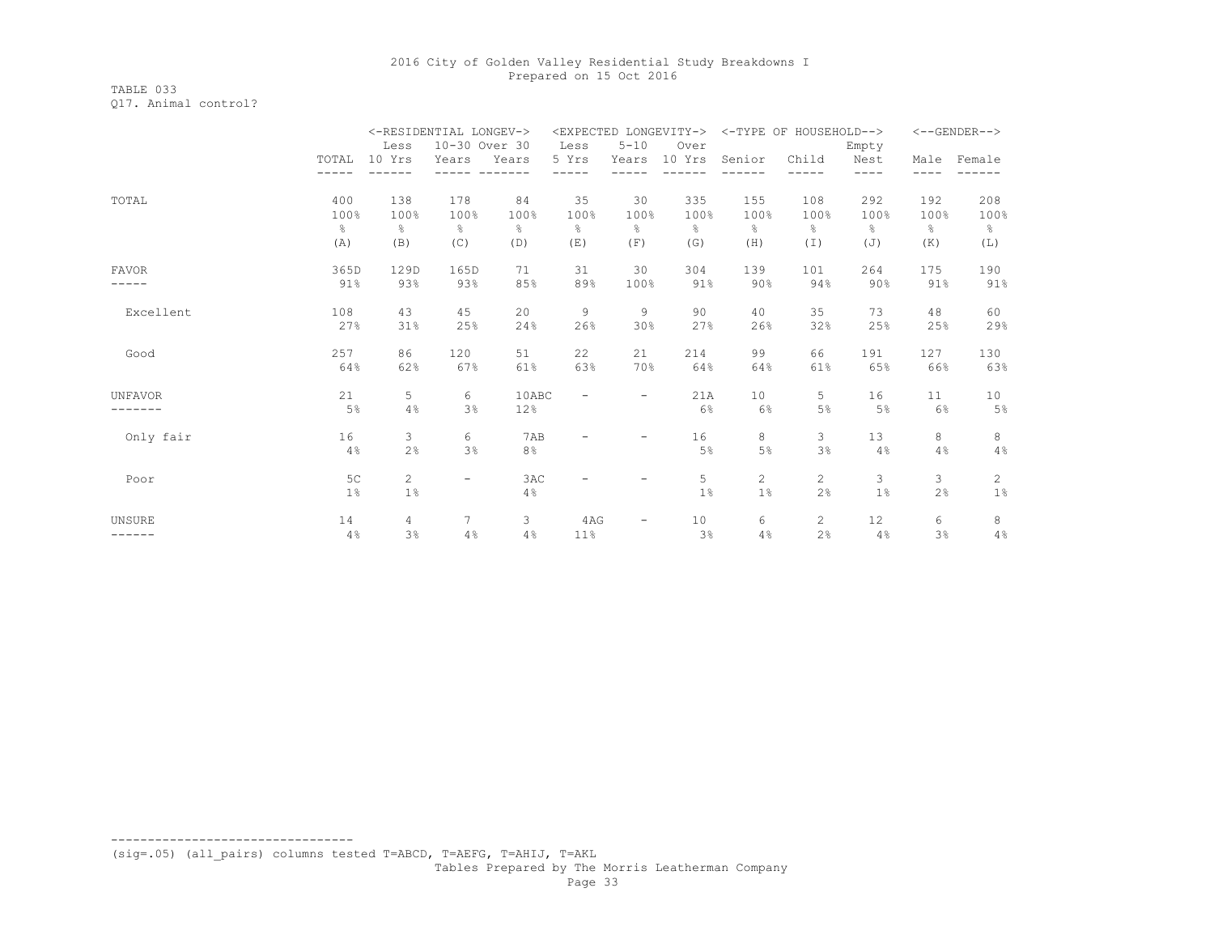2016 City of Golden Valley Residential Study Breakdowns I
Prepared on 15 Oct 2016

TABLE 033
Q17. Animal control?

| | | <-RESIDENTIAL LONGEV-> | | | <EXPECTED LONGEVITY-> | | | <-TYPE OF HOUSEHOLD--> | | | <--GENDER--> | |
|---|---|---|---|---|---|---|---|---|---|---|---|---|
| | TOTAL | Less 10 Yrs | 10-30 Years | Over 30 Years | Less 5 Yrs | 5-10 Years | Over 10 Yrs | Senior | Child | Empty Nest | Male | Female |
| TOTAL | 400 | 138 | 178 | 84 | 35 | 30 | 335 | 155 | 108 | 292 | 192 | 208 |
| | 100% | 100% | 100% | 100% | 100% | 100% | 100% | 100% | 100% | 100% | 100% | 100% |
| | % | % | % | % | % | % | % | % | % | % | % | % |
| | (A) | (B) | (C) | (D) | (E) | (F) | (G) | (H) | (I) | (J) | (K) | (L) |
| FAVOR | 365D | 129D | 165D | 71 | 31 | 30 | 304 | 139 | 101 | 264 | 175 | 190 |
| | 91% | 93% | 93% | 85% | 89% | 100% | 91% | 90% | 94% | 90% | 91% | 91% |
| Excellent | 108 | 43 | 45 | 20 | 9 | 9 | 90 | 40 | 35 | 73 | 48 | 60 |
| | 27% | 31% | 25% | 24% | 26% | 30% | 27% | 26% | 32% | 25% | 25% | 29% |
| Good | 257 | 86 | 120 | 51 | 22 | 21 | 214 | 99 | 66 | 191 | 127 | 130 |
| | 64% | 62% | 67% | 61% | 63% | 70% | 64% | 64% | 61% | 65% | 66% | 63% |
| UNFAVOR | 21 | 5 | 6 | 10ABC | - | - | 21A | 10 | 5 | 16 | 11 | 10 |
| | 5% | 4% | 3% | 12% | | | 6% | 6% | 5% | 5% | 6% | 5% |
| Only fair | 16 | 3 | 6 | 7AB | - | - | 16 | 8 | 3 | 13 | 8 | 8 |
| | 4% | 2% | 3% | 8% | | | 5% | 5% | 3% | 4% | 4% | 4% |
| Poor | 5C | 2 | - | 3AC | - | - | 5 | 2 | 2 | 3 | 3 | 2 |
| | 1% | 1% | | 4% | | | 1% | 1% | 2% | 1% | 2% | 1% |
| UNSURE | 14 | 4 | 7 | 3 | 4AG | - | 10 | 6 | 2 | 12 | 6 | 8 |
| | 4% | 3% | 4% | 4% | 11% | | 3% | 4% | 2% | 4% | 3% | 4% |

---------------------------------
(sig=.05) (all_pairs) columns tested T=ABCD, T=AEFG, T=AHIJ, T=AKL
Tables Prepared by The Morris Leatherman Company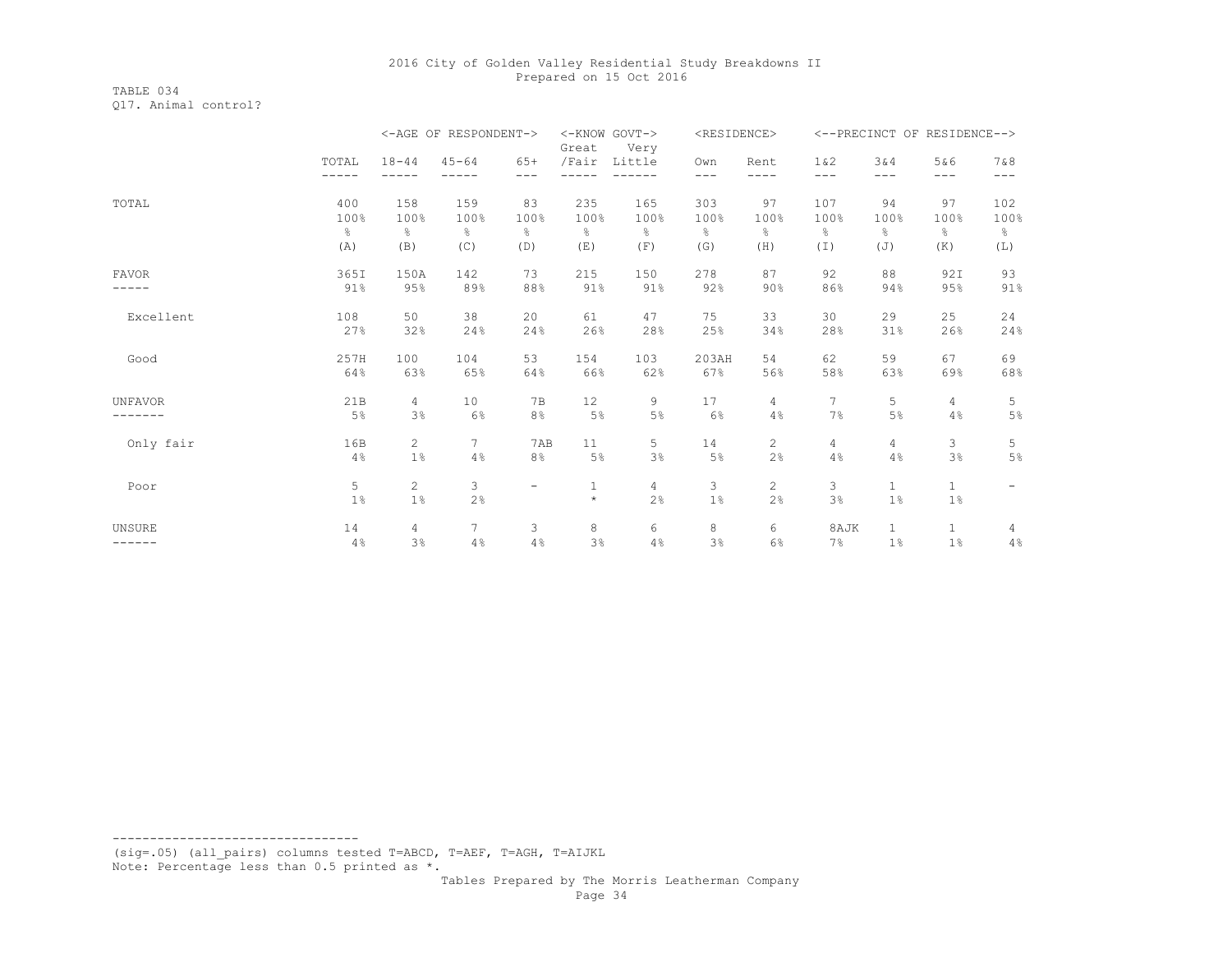2016 City of Golden Valley Residential Study Breakdowns II
Prepared on 15 Oct 2016

TABLE 034
Q17. Animal control?

| | TOTAL | <-AGE OF RESPONDENT-> 18-44 | 45-64 | 65+ | <-KNOW GOVT-> Great /Fair | Very Little | <RESIDENCE> Own | Rent | <--PRECINCT OF RESIDENCE--> 1&2 | 3&4 | 5&6 | 7&8 |
|---|---|---|---|---|---|---|---|---|---|---|---|---|
| TOTAL | 400 | 158 | 159 | 83 | 235 | 165 | 303 | 97 | 107 | 94 | 97 | 102 |
| | 100% | 100% | 100% | 100% | 100% | 100% | 100% | 100% | 100% | 100% | 100% | 100% |
| | % | % | % | % | % | % | % | % | % | % | % | % |
| | (A) | (B) | (C) | (D) | (E) | (F) | (G) | (H) | (I) | (J) | (K) | (L) |
| FAVOR | 365I | 150A | 142 | 73 | 215 | 150 | 278 | 87 | 92 | 88 | 92I | 93 |
| | 91% | 95% | 89% | 88% | 91% | 91% | 92% | 90% | 86% | 94% | 95% | 91% |
| Excellent | 108 | 50 | 38 | 20 | 61 | 47 | 75 | 33 | 30 | 29 | 25 | 24 |
| | 27% | 32% | 24% | 24% | 26% | 28% | 25% | 34% | 28% | 31% | 26% | 24% |
| Good | 257H | 100 | 104 | 53 | 154 | 103 | 203AH | 54 | 62 | 59 | 67 | 69 |
| | 64% | 63% | 65% | 64% | 66% | 62% | 67% | 56% | 58% | 63% | 69% | 68% |
| UNFAVOR | 21B | 4 | 10 | 7B | 12 | 9 | 17 | 4 | 7 | 5 | 4 | 5 |
| | 5% | 3% | 6% | 8% | 5% | 5% | 6% | 4% | 7% | 5% | 4% | 5% |
| Only fair | 16B | 2 | 7 | 7AB | 11 | 5 | 14 | 2 | 4 | 4 | 3 | 5 |
| | 4% | 1% | 4% | 8% | 5% | 3% | 5% | 2% | 4% | 4% | 3% | 5% |
| Poor | 5 | 2 | 3 | - | 1 | 4 | 3 | 2 | 3 | 1 | 1 | - |
| | 1% | 1% | 2% | | * | 2% | 1% | 2% | 3% | 1% | 1% | |
| UNSURE | 14 | 4 | 7 | 3 | 8 | 6 | 8 | 6 | 8AJK | 1 | 1 | 4 |
| | 4% | 3% | 4% | 4% | 3% | 4% | 3% | 6% | 7% | 1% | 1% | 4% |

---------------------------------
(sig=.05) (all_pairs) columns tested T=ABCD, T=AEF, T=AGH, T=AIJKL
Note: Percentage less than 0.5 printed as *.

Tables Prepared by The Morris Leatherman Company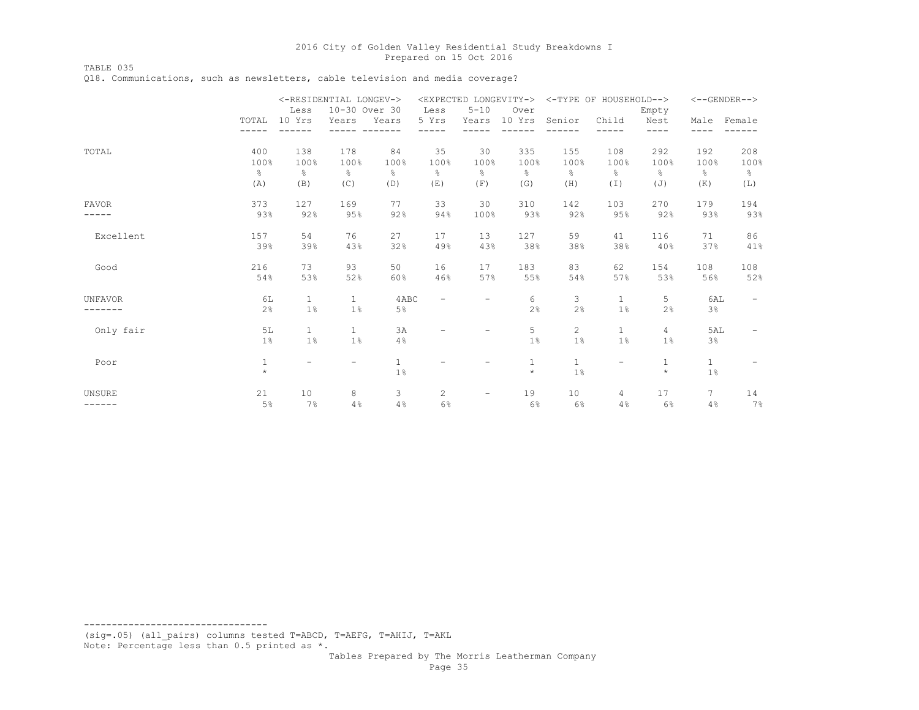2016 City of Golden Valley Residential Study Breakdowns I
Prepared on 15 Oct 2016

TABLE 035
Q18. Communications, such as newsletters, cable television and media coverage?

| | | RESIDENTIAL LONGEV | | | EXPECTED LONGEVITY | | | TYPE OF HOUSEHOLD | | | GENDER | |
|---|---|---|---|---|---|---|---|---|---|---|---|---|
| | TOTAL | Less 10 Yrs | 10-30 Years | Over 30 Years | Less 5 Yrs | 5-10 Years | Over 10 Yrs | Senior | Child | Empty Nest | Male | Female |
| TOTAL | 400<br>100%<br>%<br>(A) | 138<br>100%<br>%<br>(B) | 178<br>100%<br>%<br>(C) | 84<br>100%<br>%<br>(D) | 35<br>100%<br>%<br>(E) | 30<br>100%<br>%<br>(F) | 335<br>100%<br>%<br>(G) | 155<br>100%<br>%<br>(H) | 108<br>100%<br>%<br>(I) | 292<br>100%<br>%<br>(J) | 192<br>100%<br>%<br>(K) | 208<br>100%<br>%<br>(L) |
| FAVOR | 373<br>93% | 127<br>92% | 169<br>95% | 77<br>92% | 33<br>94% | 30<br>100% | 310<br>93% | 142<br>92% | 103<br>95% | 270<br>92% | 179<br>93% | 194<br>93% |
| Excellent | 157<br>39% | 54<br>39% | 76<br>43% | 27<br>32% | 17<br>49% | 13<br>43% | 127<br>38% | 59<br>38% | 41<br>38% | 116<br>40% | 71<br>37% | 86<br>41% |
| Good | 216<br>54% | 73<br>53% | 93<br>52% | 50<br>60% | 16<br>46% | 17<br>57% | 183<br>55% | 83<br>54% | 62<br>57% | 154<br>53% | 108<br>56% | 108<br>52% |
| UNFAVOR | 6L<br>2% | 1<br>1% | 1<br>1% | 4ABC<br>5% | - | - | 6<br>2% | 3<br>2% | 1<br>1% | 5<br>2% | 6AL<br>3% | - |
| Only fair | 5L<br>1% | 1<br>1% | 1<br>1% | 3A<br>4% | - | - | 5<br>1% | 2<br>1% | 1<br>1% | 4<br>1% | 5AL<br>3% | - |
| Poor | 1<br>* | - | - | 1<br>1% | - | - | 1<br>* | 1<br>1% | - | 1<br>* | 1<br>1% | - |
| UNSURE | 21<br>5% | 10<br>7% | 8<br>4% | 3<br>4% | 2<br>6% | - | 19<br>6% | 10<br>6% | 4<br>4% | 17<br>6% | 7<br>4% | 14<br>7% |

---------------------------------
(sig=.05) (all_pairs) columns tested T=ABCD, T=AEFG, T=AHIJ, T=AKL
Note: Percentage less than 0.5 printed as *.

Tables Prepared by The Morris Leatherman Company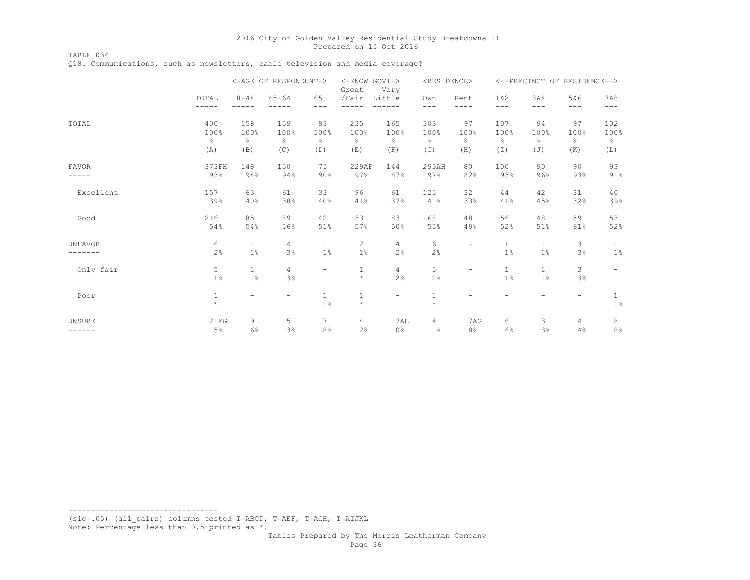2016 City of Golden Valley Residential Study Breakdowns II
Prepared on 15 Oct 2016

TABLE 036
Q18. Communications, such as newsletters, cable television and media coverage?

| | TOTAL | <-AGE OF RESPONDENT-> 18-44 | 45-64 | 65+ | <-KNOW GOVT-> Great /Fair | Very Little | <RESIDENCE> Own | Rent | <--PRECINCT OF RESIDENCE--> 1&2 | 3&4 | 5&6 | 7&8 |
|---|---|---|---|---|---|---|---|---|---|---|---|---|
| | (A) | (B) | (C) | (D) | (E) | (F) | (G) | (H) | (I) | (J) | (K) | (L) |
| TOTAL | 400 | 158 | 159 | 83 | 235 | 165 | 303 | 97 | 107 | 94 | 97 | 102 |
| | 100% | 100% | 100% | 100% | 100% | 100% | 100% | 100% | 100% | 100% | 100% | 100% |
| FAVOR | 373FH | 148 | 150 | 75 | 229AF | 144 | 293AH | 80 | 100 | 90 | 90 | 93 |
| | 93% | 94% | 94% | 90% | 97% | 87% | 97% | 82% | 93% | 96% | 93% | 91% |
| Excellent | 157 | 63 | 61 | 33 | 96 | 61 | 125 | 32 | 44 | 42 | 31 | 40 |
| | 39% | 40% | 38% | 40% | 41% | 37% | 41% | 33% | 41% | 45% | 32% | 39% |
| Good | 216 | 85 | 89 | 42 | 133 | 83 | 168 | 48 | 56 | 48 | 59 | 53 |
| | 54% | 54% | 56% | 51% | 57% | 50% | 55% | 49% | 52% | 51% | 61% | 52% |
| UNFAVOR | 6 | 1 | 4 | 1 | 2 | 4 | 6 | - | 1 | 1 | 3 | 1 |
| | 2% | 1% | 3% | 1% | 1% | 2% | 2% | | 1% | 1% | 3% | 1% |
| Only fair | 5 | 1 | 4 | - | 1 | 4 | 5 | - | 1 | 1 | 3 | - |
| | 1% | 1% | 3% | | * | 2% | 2% | | 1% | 1% | 3% | |
| Poor | 1 | - | - | 1 | 1 | - | 1 | - | - | - | - | 1 |
| | * | | | 1% | * | | * | | | | | 1% |
| UNSURE | 21EG | 9 | 5 | 7 | 4 | 17AE | 4 | 17AG | 6 | 3 | 4 | 8 |
| | 5% | 6% | 3% | 8% | 2% | 10% | 1% | 18% | 6% | 3% | 4% | 8% |

(sig=.05) (all_pairs) columns tested T=ABCD, T=AEF, T=AGH, T=AIJKL
Note: Percentage less than 0.5 printed as *.

Tables Prepared by The Morris Leatherman Company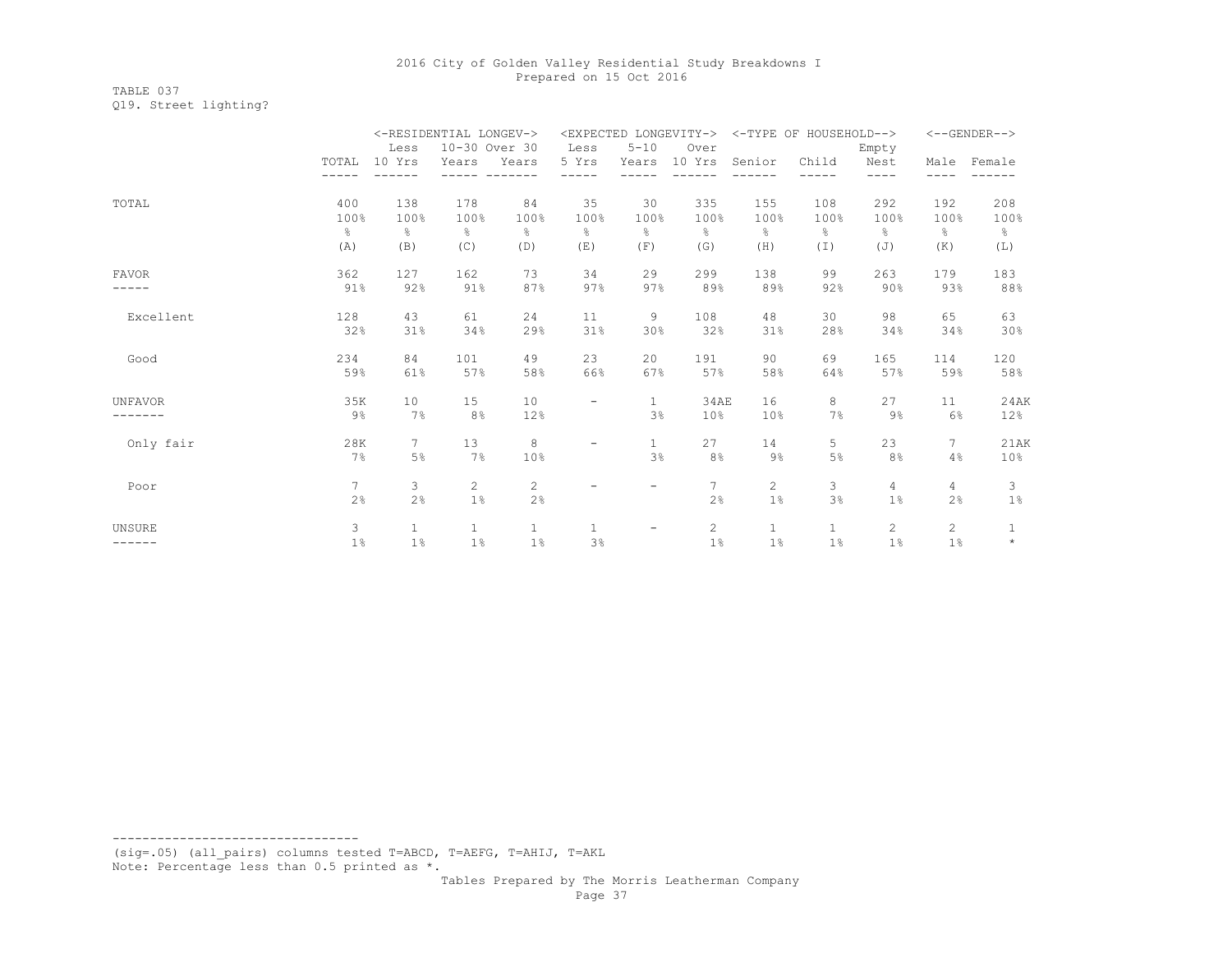2016 City of Golden Valley Residential Study Breakdowns I
Prepared on 15 Oct 2016

TABLE 037
Q19. Street lighting?

| | TOTAL | <-RESIDENTIAL LONGEV-> Less 10 Yrs | 10-30 Years | Over 30 Years | <EXPECTED LONGEVITY-> Less 5 Yrs | 5-10 Years | Over 10 Yrs | <-TYPE OF HOUSEHOLD--> Senior | Child | Empty Nest | <--GENDER--> Male | Female |
|---|---|---|---|---|---|---|---|---|---|---|---|---|
| TOTAL | 400 | 138 | 178 | 84 | 35 | 30 | 335 | 155 | 108 | 292 | 192 | 208 |
| | 100% | 100% | 100% | 100% | 100% | 100% | 100% | 100% | 100% | 100% | 100% | 100% |
| | % | % | % | % | % | % | % | % | % | % | % | % |
| | (A) | (B) | (C) | (D) | (E) | (F) | (G) | (H) | (I) | (J) | (K) | (L) |
| FAVOR | 362 | 127 | 162 | 73 | 34 | 29 | 299 | 138 | 99 | 263 | 179 | 183 |
| | 91% | 92% | 91% | 87% | 97% | 97% | 89% | 89% | 92% | 90% | 93% | 88% |
| Excellent | 128 | 43 | 61 | 24 | 11 | 9 | 108 | 48 | 30 | 98 | 65 | 63 |
| | 32% | 31% | 34% | 29% | 31% | 30% | 32% | 31% | 28% | 34% | 34% | 30% |
| Good | 234 | 84 | 101 | 49 | 23 | 20 | 191 | 90 | 69 | 165 | 114 | 120 |
| | 59% | 61% | 57% | 58% | 66% | 67% | 57% | 58% | 64% | 57% | 59% | 58% |
| UNFAVOR | 35K | 10 | 15 | 10 | - | 1 | 34AE | 16 | 8 | 27 | 11 | 24AK |
| | 9% | 7% | 8% | 12% | | 3% | 10% | 10% | 7% | 9% | 6% | 12% |
| Only fair | 28K | 7 | 13 | 8 | - | 1 | 27 | 14 | 5 | 23 | 7 | 21AK |
| | 7% | 5% | 7% | 10% | | 3% | 8% | 9% | 5% | 8% | 4% | 10% |
| Poor | 7 | 3 | 2 | 2 | - | - | 7 | 2 | 3 | 4 | 4 | 3 |
| | 2% | 2% | 1% | 2% | | | 2% | 1% | 3% | 1% | 2% | 1% |
| UNSURE | 3 | 1 | 1 | 1 | 1 | - | 2 | 1 | 1 | 2 | 2 | 1 |
| | 1% | 1% | 1% | 1% | 3% | | 1% | 1% | 1% | 1% | 1% | * |

---------------------------------
(sig=.05) (all_pairs) columns tested T=ABCD, T=AEFG, T=AHIJ, T=AKL
Note: Percentage less than 0.5 printed as *.

Tables Prepared by The Morris Leatherman Company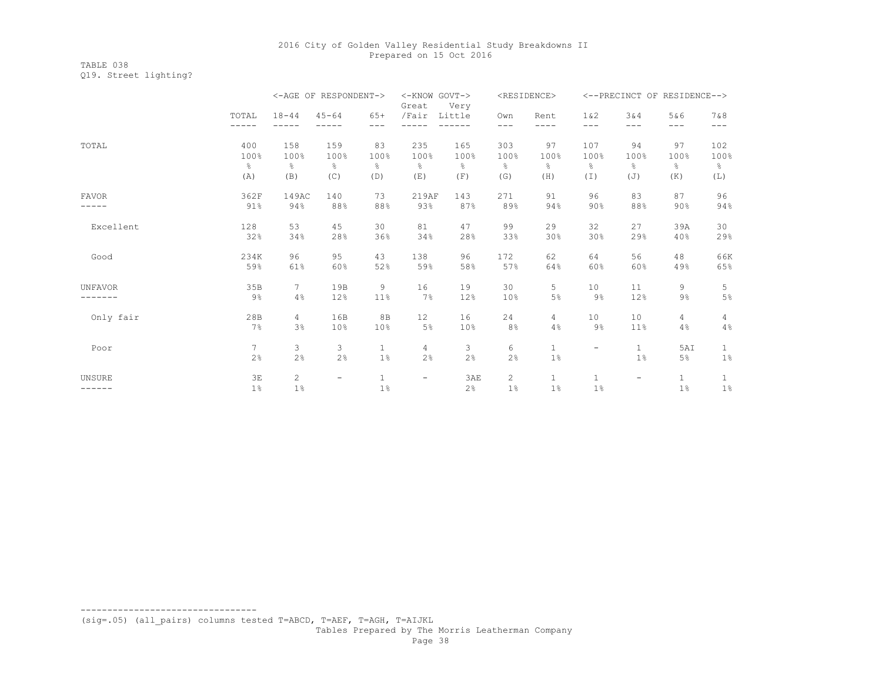2016 City of Golden Valley Residential Study Breakdowns II
Prepared on 15 Oct 2016

TABLE 038
Q19. Street lighting?

| | | <-AGE OF RESPONDENT-> | | | <-KNOW GOVT-> | | <RESIDENCE> | | <--PRECINCT OF RESIDENCE--> | | | |
|---|---|---|---|---|---|---|---|---|---|---|---|---|
| | TOTAL | 18-44 | 45-64 | 65+ | Great /Fair | Very Little | Own | Rent | 1&2 | 3&4 | 5&6 | 7&8 |
| TOTAL | 400<br>100%<br>%<br>(A) | 158<br>100%<br>%<br>(B) | 159<br>100%<br>%<br>(C) | 83<br>100%<br>%<br>(D) | 235<br>100%<br>%<br>(E) | 165<br>100%<br>%<br>(F) | 303<br>100%<br>%<br>(G) | 97<br>100%<br>%<br>(H) | 107<br>100%<br>%<br>(I) | 94<br>100%<br>%<br>(J) | 97<br>100%<br>%<br>(K) | 102<br>100%<br>%<br>(L) |
| FAVOR | 362F<br>91% | 149AC<br>94% | 140<br>88% | 73<br>88% | 219AF<br>93% | 143<br>87% | 271<br>89% | 91<br>94% | 96<br>90% | 83<br>88% | 87<br>90% | 96<br>94% |
| Excellent | 128<br>32% | 53<br>34% | 45<br>28% | 30<br>36% | 81<br>34% | 47<br>28% | 99<br>33% | 29<br>30% | 32<br>30% | 27<br>29% | 39A<br>40% | 30<br>29% |
| Good | 234K<br>59% | 96<br>61% | 95<br>60% | 43<br>52% | 138<br>59% | 96<br>58% | 172<br>57% | 62<br>64% | 64<br>60% | 56<br>60% | 48<br>49% | 66K<br>65% |
| UNFAVOR | 35B<br>9% | 7<br>4% | 19B<br>12% | 9<br>11% | 16<br>7% | 19<br>12% | 30<br>10% | 5<br>5% | 10<br>9% | 11<br>12% | 9<br>9% | 5<br>5% |
| Only fair | 28B<br>7% | 4<br>3% | 16B<br>10% | 8B<br>10% | 12<br>5% | 16<br>10% | 24<br>8% | 4<br>4% | 10<br>9% | 10<br>11% | 4<br>4% | 4<br>4% |
| Poor | 7<br>2% | 3<br>2% | 3<br>2% | 1<br>1% | 4<br>2% | 3<br>2% | 6<br>2% | 1<br>1% | - | 1<br>1% | 5AI<br>5% | 1<br>1% |
| UNSURE | 3E<br>1% | 2<br>1% | - | 1<br>1% | - | 3AE<br>2% | 2<br>1% | 1<br>1% | 1<br>1% | - | 1<br>1% | 1<br>1% |

---------------------------------
(sig=.05) (all_pairs) columns tested T=ABCD, T=AEF, T=AGH, T=AIJKL
Tables Prepared by The Morris Leatherman Company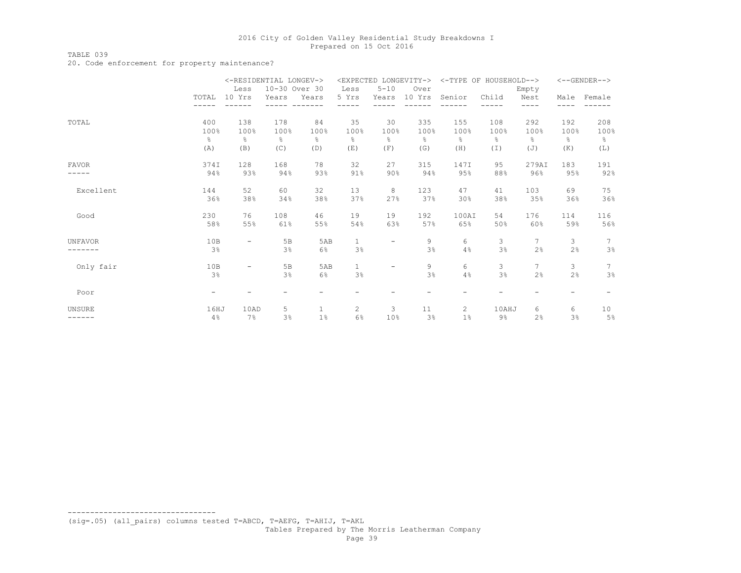2016 City of Golden Valley Residential Study Breakdowns I
Prepared on 15 Oct 2016

TABLE 039
20. Code enforcement for property maintenance?

| | | <-RESIDENTIAL LONGEV-> | | | <EXPECTED LONGEVITY-> | | | <-TYPE OF HOUSEHOLD--> | | | <--GENDER--> | |
|---|---|---|---|---|---|---|---|---|---|---|---|---|
| | TOTAL | Less 10 Yrs | 10-30 Years | Over 30 Years | Less 5 Yrs | 5-10 Years | Over 10 Yrs | Senior | Child | Empty Nest | Male | Female |
| TOTAL | 400<br>100%<br>%<br>(A) | 138<br>100%<br>%<br>(B) | 178<br>100%<br>%<br>(C) | 84<br>100%<br>%<br>(D) | 35<br>100%<br>%<br>(E) | 30<br>100%<br>%<br>(F) | 335<br>100%<br>%<br>(G) | 155<br>100%<br>%<br>(H) | 108<br>100%<br>%<br>(I) | 292<br>100%<br>%<br>(J) | 192<br>100%<br>%<br>(K) | 208<br>100%<br>%<br>(L) |
| FAVOR | 374I<br>94% | 128<br>93% | 168<br>94% | 78<br>93% | 32<br>91% | 27<br>90% | 315<br>94% | 147I<br>95% | 95<br>88% | 279AI<br>96% | 183<br>95% | 191<br>92% |
| Excellent | 144<br>36% | 52<br>38% | 60<br>34% | 32<br>38% | 13<br>37% | 8<br>27% | 123<br>37% | 47<br>30% | 41<br>38% | 103<br>35% | 69<br>36% | 75<br>36% |
| Good | 230<br>58% | 76<br>55% | 108<br>61% | 46<br>55% | 19<br>54% | 19<br>63% | 192<br>57% | 100AI<br>65% | 54<br>50% | 176<br>60% | 114<br>59% | 116<br>56% |
| UNFAVOR | 10B<br>3% | - | 5B<br>3% | 5AB<br>6% | 1<br>3% | - | 9<br>3% | 6<br>4% | 3<br>3% | 7<br>2% | 3<br>2% | 7<br>3% |
| Only fair | 10B<br>3% | - | 5B<br>3% | 5AB<br>6% | 1<br>3% | - | 9<br>3% | 6<br>4% | 3<br>3% | 7<br>2% | 3<br>2% | 7<br>3% |
| Poor | - | - | - | - | - | - | - | - | - | - | - | - |
| UNSURE | 16HJ<br>4% | 10AD<br>7% | 5<br>3% | 1<br>1% | 2<br>6% | 3<br>10% | 11<br>3% | 2<br>1% | 10AHJ<br>9% | 6<br>2% | 6<br>3% | 10<br>5% |

---------------------------------
(sig=.05) (all_pairs) columns tested T=ABCD, T=AEFG, T=AHIJ, T=AKL

Tables Prepared by The Morris Leatherman Company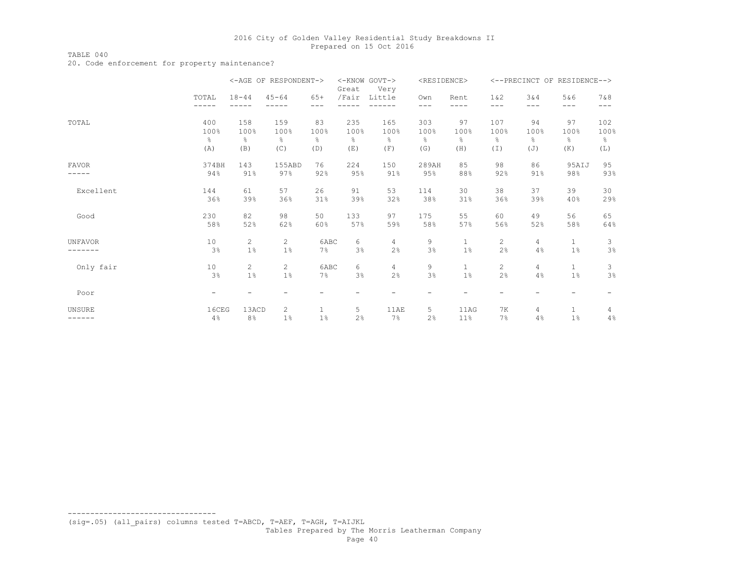TABLE 040

20. Code enforcement for property maintenance?

| | | <-AGE OF RESPONDENT-> | | | <-KNOW GOVT-> | | <RESIDENCE> | | <--PRECINCT OF RESIDENCE--> | | | |
|---|---|---|---|---|---|---|---|---|---|---|---|---|
| | TOTAL | 18-44 | 45-64 | 65+ | Great /Fair | Very Little | Own | Rent | 1&2 | 3&4 | 5&6 | 7&8 |
| TOTAL | 400 | 158 | 159 | 83 | 235 | 165 | 303 | 97 | 107 | 94 | 97 | 102 |
| | 100% | 100% | 100% | 100% | 100% | 100% | 100% | 100% | 100% | 100% | 100% | 100% |
| | % | % | % | % | % | % | % | % | % | % | % | % |
| | (A) | (B) | (C) | (D) | (E) | (F) | (G) | (H) | (I) | (J) | (K) | (L) |
| FAVOR | 374BH | 143 | 155ABD | 76 | 224 | 150 | 289AH | 85 | 98 | 86 | 95AIJ | 95 |
| | 94% | 91% | 97% | 92% | 95% | 91% | 95% | 88% | 92% | 91% | 98% | 93% |
| Excellent | 144 | 61 | 57 | 26 | 91 | 53 | 114 | 30 | 38 | 37 | 39 | 30 |
| | 36% | 39% | 36% | 31% | 39% | 32% | 38% | 31% | 36% | 39% | 40% | 29% |
| Good | 230 | 82 | 98 | 50 | 133 | 97 | 175 | 55 | 60 | 49 | 56 | 65 |
| | 58% | 52% | 62% | 60% | 57% | 59% | 58% | 57% | 56% | 52% | 58% | 64% |
| UNFAVOR | 10 | 2 | 2 | 6ABC | 6 | 4 | 9 | 1 | 2 | 4 | 1 | 3 |
| | 3% | 1% | 1% | 7% | 3% | 2% | 3% | 1% | 2% | 4% | 1% | 3% |
| Only fair | 10 | 2 | 2 | 6ABC | 6 | 4 | 9 | 1 | 2 | 4 | 1 | 3 |
| | 3% | 1% | 1% | 7% | 3% | 2% | 3% | 1% | 2% | 4% | 1% | 3% |
| Poor | - | - | - | - | - | - | - | - | - | - | - | - |
| UNSURE | 16CEG | 13ACD | 2 | 1 | 5 | 11AE | 5 | 11AG | 7K | 4 | 1 | 4 |
| | 4% | 8% | 1% | 1% | 2% | 7% | 2% | 11% | 7% | 4% | 1% | 4% |

---------------------------------
(sig=.05) (all_pairs) columns tested T=ABCD, T=AEF, T=AGH, T=AIJKL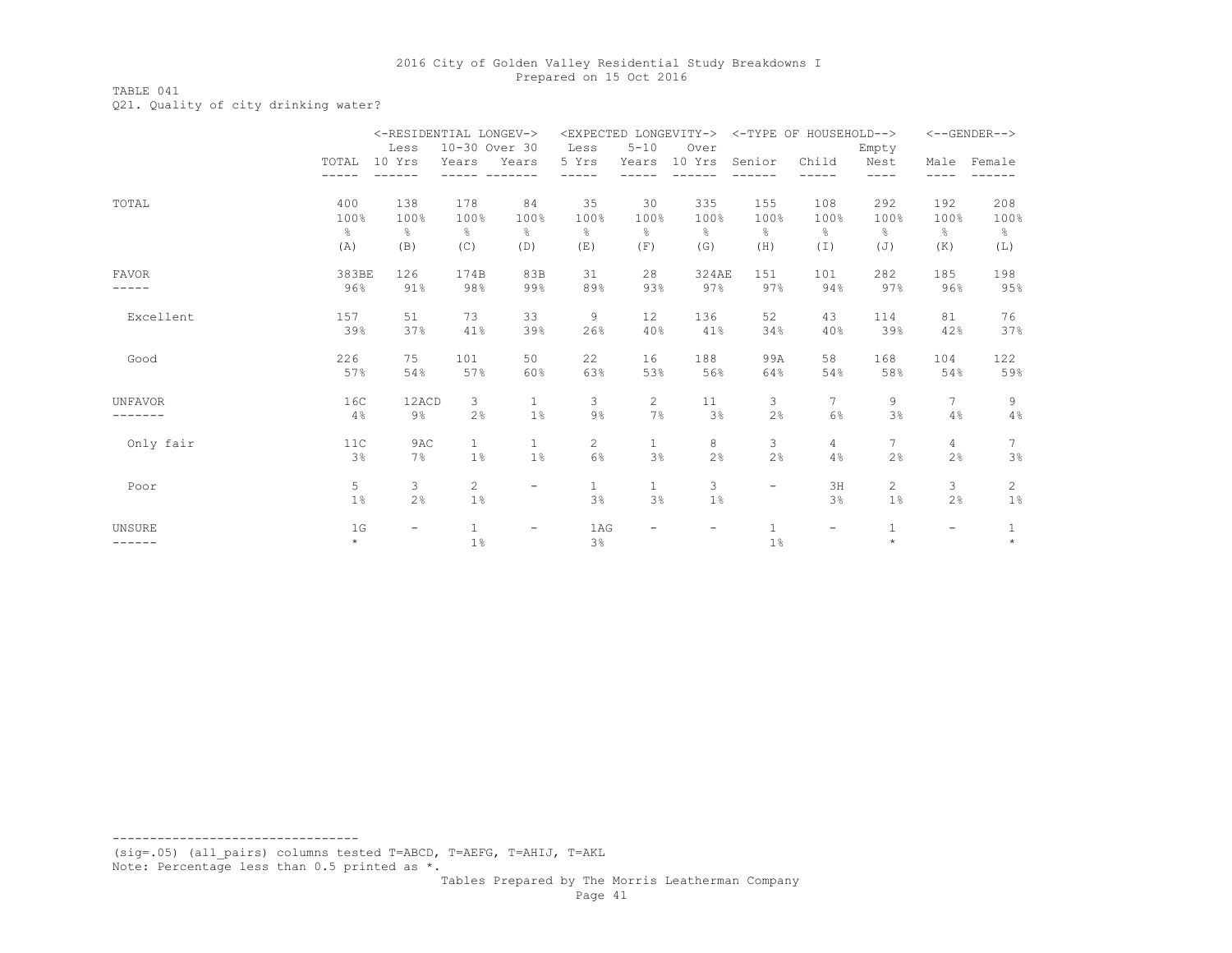2016 City of Golden Valley Residential Study Breakdowns I
Prepared on 15 Oct 2016

TABLE 041
Q21. Quality of city drinking water?

| | | <-RESIDENTIAL LONGEV-> | | | <EXPECTED LONGEVITY-> | | | <-TYPE OF HOUSEHOLD--> | | | <--GENDER--> | |
|---|---|---|---|---|---|---|---|---|---|---|---|---|
| | TOTAL | Less 10 Yrs | 10-30 Years | Over 30 Years | Less 5 Yrs | 5-10 Years | Over 10 Yrs | Senior | Child | Empty Nest | Male | Female |
| TOTAL | 400 | 138 | 178 | 84 | 35 | 30 | 335 | 155 | 108 | 292 | 192 | 208 |
| | 100% | 100% | 100% | 100% | 100% | 100% | 100% | 100% | 100% | 100% | 100% | 100% |
| | % | % | % | % | % | % | % | % | % | % | % | % |
| | (A) | (B) | (C) | (D) | (E) | (F) | (G) | (H) | (I) | (J) | (K) | (L) |
| FAVOR | 383BE | 126 | 174B | 83B | 31 | 28 | 324AE | 151 | 101 | 282 | 185 | 198 |
| ----- | 96% | 91% | 98% | 99% | 89% | 93% | 97% | 97% | 94% | 97% | 96% | 95% |
| Excellent | 157 | 51 | 73 | 33 | 9 | 12 | 136 | 52 | 43 | 114 | 81 | 76 |
| | 39% | 37% | 41% | 39% | 26% | 40% | 41% | 34% | 40% | 39% | 42% | 37% |
| Good | 226 | 75 | 101 | 50 | 22 | 16 | 188 | 99A | 58 | 168 | 104 | 122 |
| | 57% | 54% | 57% | 60% | 63% | 53% | 56% | 64% | 54% | 58% | 54% | 59% |
| UNFAVOR | 16C | 12ACD | 3 | 1 | 3 | 2 | 11 | 3 | 7 | 9 | 7 | 9 |
| ------- | 4% | 9% | 2% | 1% | 9% | 7% | 3% | 2% | 6% | 3% | 4% | 4% |
| Only fair | 11C | 9AC | 1 | 1 | 2 | 1 | 8 | 3 | 4 | 7 | 4 | 7 |
| | 3% | 7% | 1% | 1% | 6% | 3% | 2% | 2% | 4% | 2% | 2% | 3% |
| Poor | 5 | 3 | 2 | - | 1 | 1 | 3 | - | 3H | 2 | 3 | 2 |
| | 1% | 2% | 1% | | 3% | 3% | 1% | | 3% | 1% | 2% | 1% |
| UNSURE | 1G | - | 1 | - | 1AG | - | - | 1 | - | 1 | - | 1 |
| ------ | * | | 1% | | 3% | | | 1% | | * | | * |

---------------------------------
(sig=.05) (all_pairs) columns tested T=ABCD, T=AEFG, T=AHIJ, T=AKL
Note: Percentage less than 0.5 printed as *.

Tables Prepared by The Morris Leatherman Company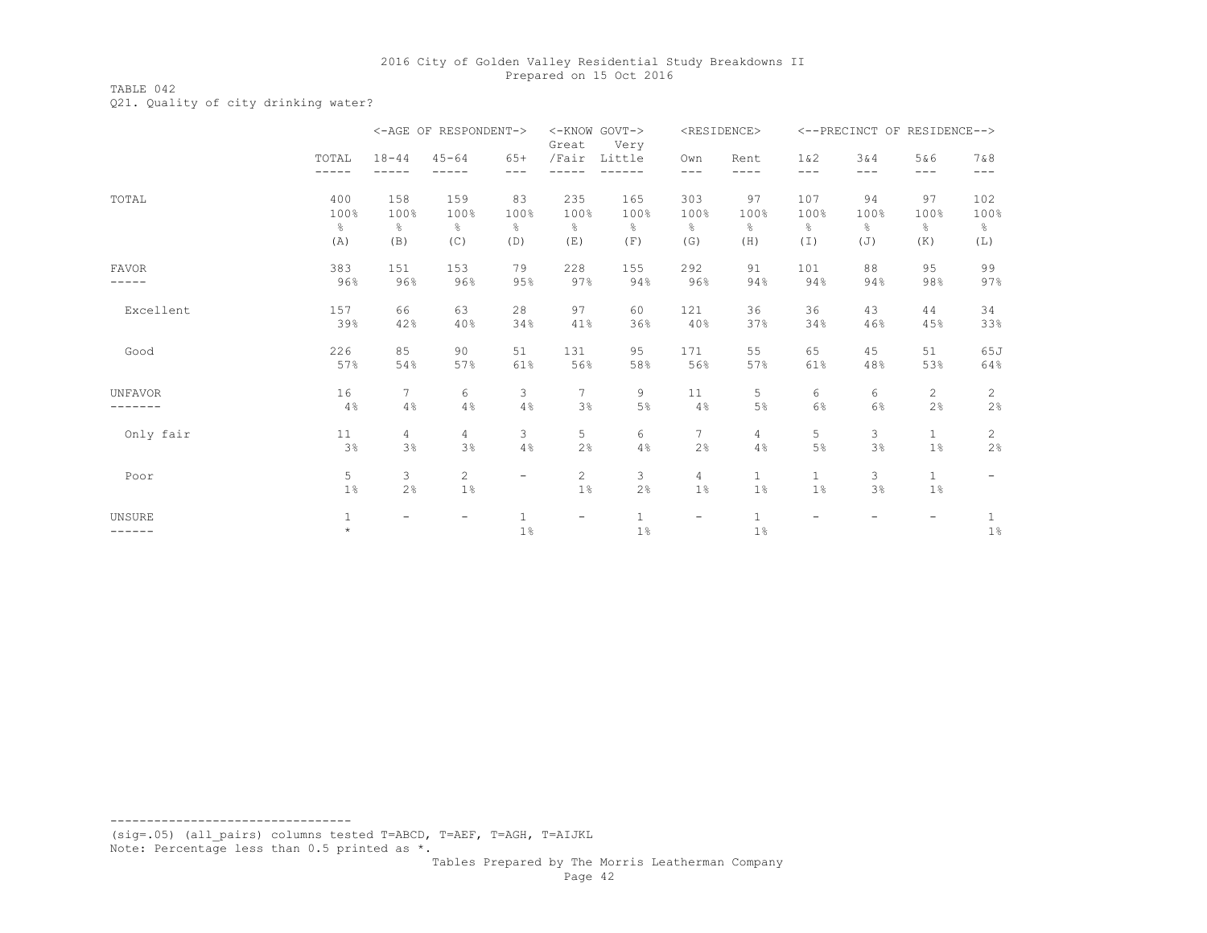2016 City of Golden Valley Residential Study Breakdowns II
Prepared on 15 Oct 2016

TABLE 042
Q21. Quality of city drinking water?

| | | <-AGE OF RESPONDENT-> | | | <-KNOW GOVT-> | | <RESIDENCE> | | <--PRECINCT OF RESIDENCE--> | | | |
|---|---|---|---|---|---|---|---|---|---|---|---|---|
| | TOTAL | 18-44 | 45-64 | 65+ | Great /Fair | Very Little | Own | Rent | 1&2 | 3&4 | 5&6 | 7&8 |
| TOTAL | 400<br>100%<br>%<br>(A) | 158<br>100%<br>%<br>(B) | 159<br>100%<br>%<br>(C) | 83<br>100%<br>%<br>(D) | 235<br>100%<br>%<br>(E) | 165<br>100%<br>%<br>(F) | 303<br>100%<br>%<br>(G) | 97<br>100%<br>%<br>(H) | 107<br>100%<br>%<br>(I) | 94<br>100%<br>%<br>(J) | 97<br>100%<br>%<br>(K) | 102<br>100%<br>%<br>(L) |
| FAVOR | 383<br>96% | 151<br>96% | 153<br>96% | 79<br>95% | 228<br>97% | 155<br>94% | 292<br>96% | 91<br>94% | 101<br>94% | 88<br>94% | 95<br>98% | 99<br>97% |
| Excellent | 157<br>39% | 66<br>42% | 63<br>40% | 28<br>34% | 97<br>41% | 60<br>36% | 121<br>40% | 36<br>37% | 36<br>34% | 43<br>46% | 44<br>45% | 34<br>33% |
| Good | 226<br>57% | 85<br>54% | 90<br>57% | 51<br>61% | 131<br>56% | 95<br>58% | 171<br>56% | 55<br>57% | 65<br>61% | 45<br>48% | 51<br>53% | 65J<br>64% |
| UNFAVOR | 16<br>4% | 7<br>4% | 6<br>4% | 3<br>4% | 7<br>3% | 9<br>5% | 11<br>4% | 5<br>5% | 6<br>6% | 6<br>6% | 2<br>2% | 2<br>2% |
| Only fair | 11<br>3% | 4<br>3% | 4<br>3% | 3<br>4% | 5<br>2% | 6<br>4% | 7<br>2% | 4<br>4% | 5<br>5% | 3<br>3% | 1<br>1% | 2<br>2% |
| Poor | 5<br>1% | 3<br>2% | 2<br>1% | - | 2<br>1% | 3<br>2% | 4<br>1% | 1<br>1% | 1<br>1% | 3<br>3% | 1<br>1% | - |
| UNSURE | 1<br>* | - | - | 1<br>1% | - | 1<br>1% | - | 1<br>1% | - | - | - | 1<br>1% |

---------------------------------

(sig=.05) (all_pairs) columns tested T=ABCD, T=AEF, T=AGH, T=AIJKL
Note: Percentage less than 0.5 printed as *.

Tables Prepared by The Morris Leatherman Company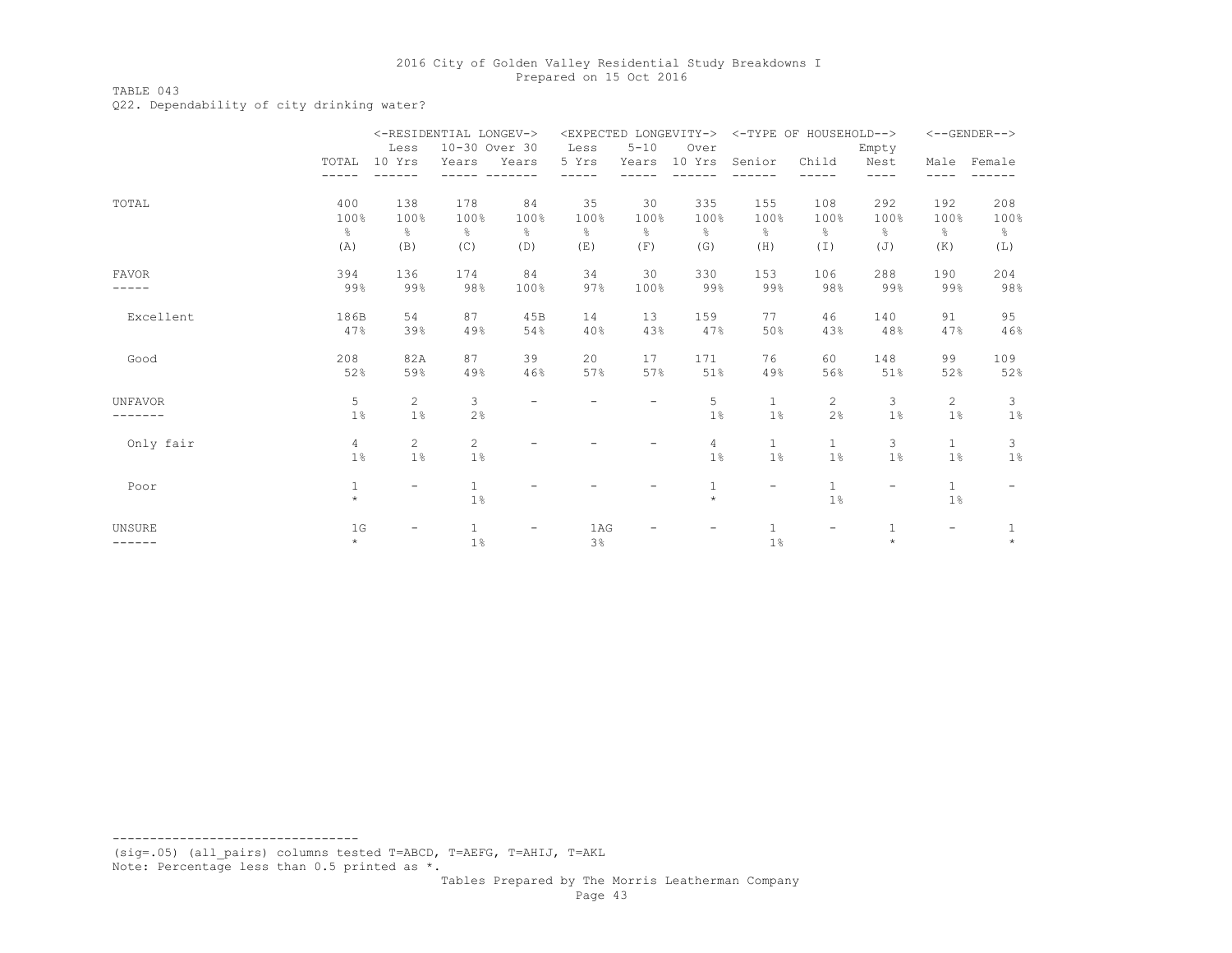2016 City of Golden Valley Residential Study Breakdowns I
Prepared on 15 Oct 2016

TABLE 043
Q22. Dependability of city drinking water?

| | | <-RESIDENTIAL LONGEV-> | | | <EXPECTED LONGEVITY-> | | | <-TYPE OF HOUSEHOLD--> | | | <--GENDER--> | |
|---|---|---|---|---|---|---|---|---|---|---|---|---|
| | TOTAL | Less 10 Yrs | 10-30 Years | Over 30 Years | Less 5 Yrs | 5-10 Years | Over 10 Yrs | Senior | Child | Empty Nest | Male | Female |
| TOTAL | 400<br>100%<br>%<br>(A) | 138<br>100%<br>%<br>(B) | 178<br>100%<br>%<br>(C) | 84<br>100%<br>%<br>(D) | 35<br>100%<br>%<br>(E) | 30<br>100%<br>%<br>(F) | 335<br>100%<br>%<br>(G) | 155<br>100%<br>%<br>(H) | 108<br>100%<br>%<br>(I) | 292<br>100%<br>%<br>(J) | 192<br>100%<br>%<br>(K) | 208<br>100%<br>%<br>(L) |
| FAVOR | 394<br>99% | 136<br>99% | 174<br>98% | 84<br>100% | 34<br>97% | 30<br>100% | 330<br>99% | 153<br>99% | 106<br>98% | 288<br>99% | 190<br>99% | 204<br>98% |
| Excellent | 186B<br>47% | 54<br>39% | 87<br>49% | 45B<br>54% | 14<br>40% | 13<br>43% | 159<br>47% | 77<br>50% | 46<br>43% | 140<br>48% | 91<br>47% | 95<br>46% |
| Good | 208<br>52% | 82A<br>59% | 87<br>49% | 39<br>46% | 20<br>57% | 17<br>57% | 171<br>51% | 76<br>49% | 60<br>56% | 148<br>51% | 99<br>52% | 109<br>52% |
| UNFAVOR | 5<br>1% | 2<br>1% | 3<br>2% | - | - | - | 5<br>1% | 1<br>1% | 2<br>2% | 3<br>1% | 2<br>1% | 3<br>1% |
| Only fair | 4<br>1% | 2<br>1% | 2<br>1% | - | - | - | 4<br>1% | 1<br>1% | 1<br>1% | 3<br>1% | 1<br>1% | 3<br>1% |
| Poor | 1<br>* | - | 1<br>1% | - | - | - | 1<br>* | - | 1<br>1% | - | 1<br>1% | - |
| UNSURE | 1G<br>* | - | 1<br>1% | - | 1AG<br>3% | - | - | 1<br>1% | - | 1<br>* | - | 1<br>* |

---------------------------------
(sig=.05) (all_pairs) columns tested T=ABCD, T=AEFG, T=AHIJ, T=AKL
Note: Percentage less than 0.5 printed as *.

Tables Prepared by The Morris Leatherman Company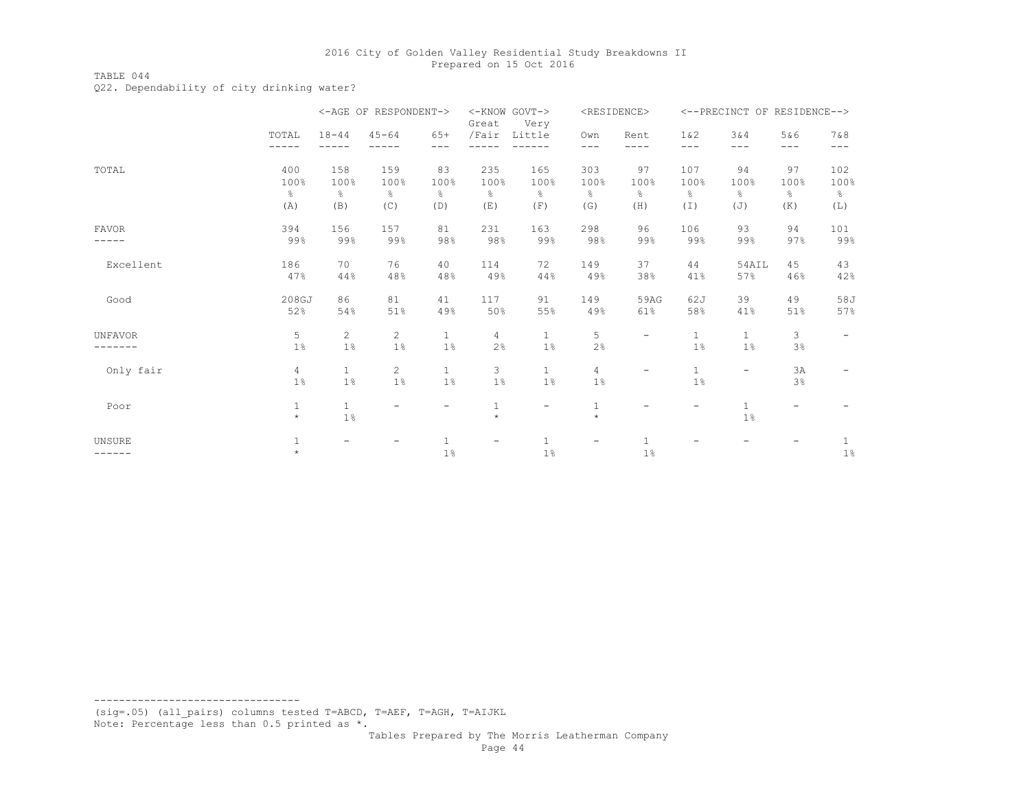TABLE 044

Q22. Dependability of city drinking water?

| | | <-AGE OF RESPONDENT-> | | | <-KNOW GOVT-> | | <RESIDENCE> | | <--PRECINCT OF RESIDENCE--> | | | |
|---|---|---|---|---|---|---|---|---|---|---|---|---|
| | TOTAL | 18-44 | 45-64 | 65+ | Great /Fair | Very Little | Own | Rent | 1&2 | 3&4 | 5&6 | 7&8 |
| TOTAL | 400<br>100%<br>%<br>(A) | 158<br>100%<br>%<br>(B) | 159<br>100%<br>%<br>(C) | 83<br>100%<br>%<br>(D) | 235<br>100%<br>%<br>(E) | 165<br>100%<br>%<br>(F) | 303<br>100%<br>%<br>(G) | 97<br>100%<br>%<br>(H) | 107<br>100%<br>%<br>(I) | 94<br>100%<br>%<br>(J) | 97<br>100%<br>%<br>(K) | 102<br>100%<br>%<br>(L) |
| FAVOR | 394<br>99% | 156<br>99% | 157<br>99% | 81<br>98% | 231<br>98% | 163<br>99% | 298<br>98% | 96<br>99% | 106<br>99% | 93<br>99% | 94<br>97% | 101<br>99% |
| Excellent | 186<br>47% | 70<br>44% | 76<br>48% | 40<br>48% | 114<br>49% | 72<br>44% | 149<br>49% | 37<br>38% | 44<br>41% | 54AIL<br>57% | 45<br>46% | 43<br>42% |
| Good | 208GJ<br>52% | 86<br>54% | 81<br>51% | 41<br>49% | 117<br>50% | 91<br>55% | 149<br>49% | 59AG<br>61% | 62J<br>58% | 39<br>41% | 49<br>51% | 58J<br>57% |
| UNFAVOR | 5<br>1% | 2<br>1% | 2<br>1% | 1<br>1% | 4<br>2% | 1<br>1% | 5<br>2% | - | 1<br>1% | 1<br>1% | 3<br>3% | - |
| Only fair | 4<br>1% | 1<br>1% | 2<br>1% | 1<br>1% | 3<br>1% | 1<br>1% | 4<br>1% | - | 1<br>1% | - | 3A<br>3% | - |
| Poor | 1<br>* | 1<br>1% | - | - | 1<br>* | - | 1<br>* | - | - | 1<br>1% | - | - |
| UNSURE | 1<br>* | - | - | 1<br>1% | - | 1<br>1% | - | 1<br>1% | - | - | - | 1<br>1% |

---------------------------------

(sig=.05) (all_pairs) columns tested T=ABCD, T=AEF, T=AGH, T=AIJKL
Note: Percentage less than 0.5 printed as *.

Tables Prepared by The Morris Leatherman Company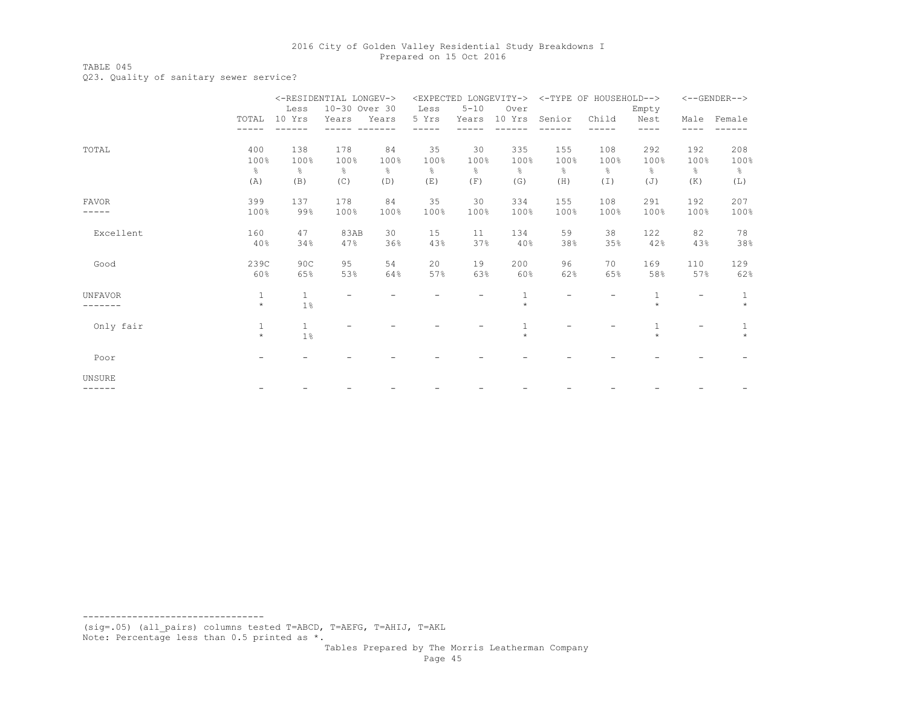2016 City of Golden Valley Residential Study Breakdowns I
Prepared on 15 Oct 2016

TABLE 045
Q23. Quality of sanitary sewer service?

| | TOTAL | <-RESIDENTIAL LONGEV-> Less 10 Yrs | 10-30 Years | Over 30 Years | <EXPECTED LONGEVITY-> Less 5 Yrs | 5-10 Years | Over 10 Yrs | <-TYPE OF HOUSEHOLD--> Senior | Child | Empty Nest | <--GENDER--> Male | Female |
|---|---|---|---|---|---|---|---|---|---|---|---|---|
| TOTAL | 400 100% % (A) | 138 100% % (B) | 178 100% % (C) | 84 100% % (D) | 35 100% % (E) | 30 100% % (F) | 335 100% % (G) | 155 100% % (H) | 108 100% % (I) | 292 100% % (J) | 192 100% % (K) | 208 100% % (L) |
| FAVOR | 399 100% | 137 99% | 178 100% | 84 100% | 35 100% | 30 100% | 334 100% | 155 100% | 108 100% | 291 100% | 192 100% | 207 100% |
| Excellent | 160 40% | 47 34% | 83AB 47% | 30 36% | 15 43% | 11 37% | 134 40% | 59 38% | 38 35% | 122 42% | 82 43% | 78 38% |
| Good | 239C 60% | 90C 65% | 95 53% | 54 64% | 20 57% | 19 63% | 200 60% | 96 62% | 70 65% | 169 58% | 110 57% | 129 62% |
| UNFAVOR | 1 * | 1 1% | - | - | - | - | 1 * | - | - | 1 * | - | 1 * |
| Only fair | 1 * | 1 1% | - | - | - | - | 1 * | - | - | 1 * | - | 1 * |
| Poor | - | - | - | - | - | - | - | - | - | - | - | - |
| UNSURE | - | - | - | - | - | - | - | - | - | - | - | - |

(sig=.05) (all_pairs) columns tested T=ABCD, T=AEFG, T=AHIJ, T=AKL
Note: Percentage less than 0.5 printed as *.

Tables Prepared by The Morris Leatherman Company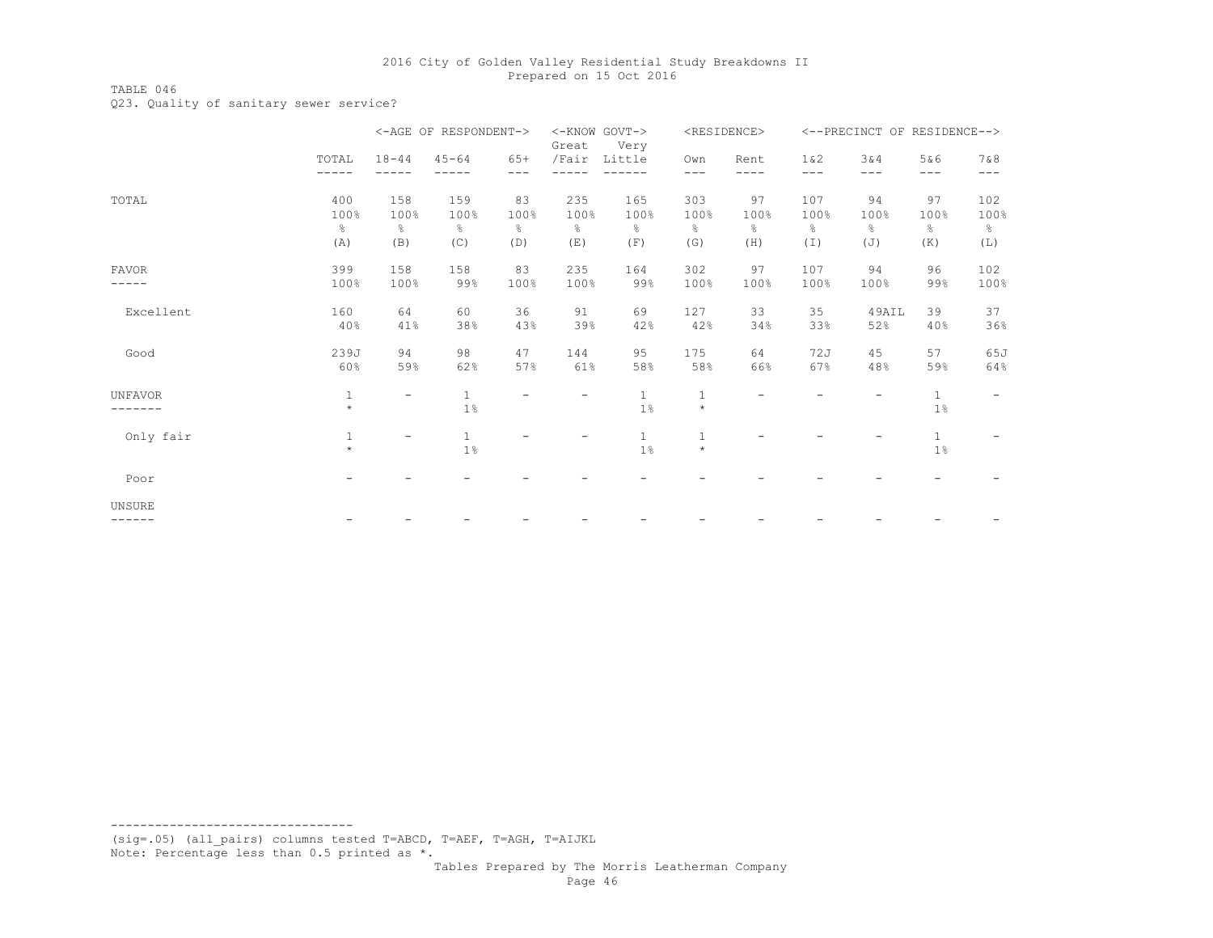2016 City of Golden Valley Residential Study Breakdowns II
Prepared on 15 Oct 2016

TABLE 046
Q23. Quality of sanitary sewer service?

| | | <-AGE OF RESPONDENT-> | | | <-KNOW GOVT-> | | <RESIDENCE> | | <--PRECINCT OF RESIDENCE--> | | | |
|---|---|---|---|---|---|---|---|---|---|---|---|---|
| | TOTAL | 18-44 | 45-64 | 65+ | Great /Fair | Very Little | Own | Rent | 1&2 | 3&4 | 5&6 | 7&8 |
| TOTAL | 400<br>100%<br>%<br>(A) | 158<br>100%<br>%<br>(B) | 159<br>100%<br>%<br>(C) | 83<br>100%<br>%<br>(D) | 235<br>100%<br>%<br>(E) | 165<br>100%<br>%<br>(F) | 303<br>100%<br>%<br>(G) | 97<br>100%<br>%<br>(H) | 107<br>100%<br>%<br>(I) | 94<br>100%<br>%<br>(J) | 97<br>100%<br>%<br>(K) | 102<br>100%<br>%<br>(L) |
| FAVOR | 399<br>100% | 158<br>100% | 158<br>99% | 83<br>100% | 235<br>100% | 164<br>99% | 302<br>100% | 97<br>100% | 107<br>100% | 94<br>100% | 96<br>99% | 102<br>100% |
| Excellent | 160<br>40% | 64<br>41% | 60<br>38% | 36<br>43% | 91<br>39% | 69<br>42% | 127<br>42% | 33<br>34% | 35<br>33% | 49AIL<br>52% | 39<br>40% | 37<br>36% |
| Good | 239J<br>60% | 94<br>59% | 98<br>62% | 47<br>57% | 144<br>61% | 95<br>58% | 175<br>58% | 64<br>66% | 72J<br>67% | 45<br>48% | 57<br>59% | 65J<br>64% |
| UNFAVOR | 1<br>* | - | 1<br>1% | - | - | 1<br>1% | 1<br>* | - | - | - | 1<br>1% | - |
| Only fair | 1<br>* | - | 1<br>1% | - | - | 1<br>1% | 1<br>* | - | - | - | 1<br>1% | - |
| Poor | - | - | - | - | - | - | - | - | - | - | - | - |
| UNSURE | - | - | - | - | - | - | - | - | - | - | - | - |

(sig=.05) (all_pairs) columns tested T=ABCD, T=AEF, T=AGH, T=AIJKL
Note: Percentage less than 0.5 printed as *.

Tables Prepared by The Morris Leatherman Company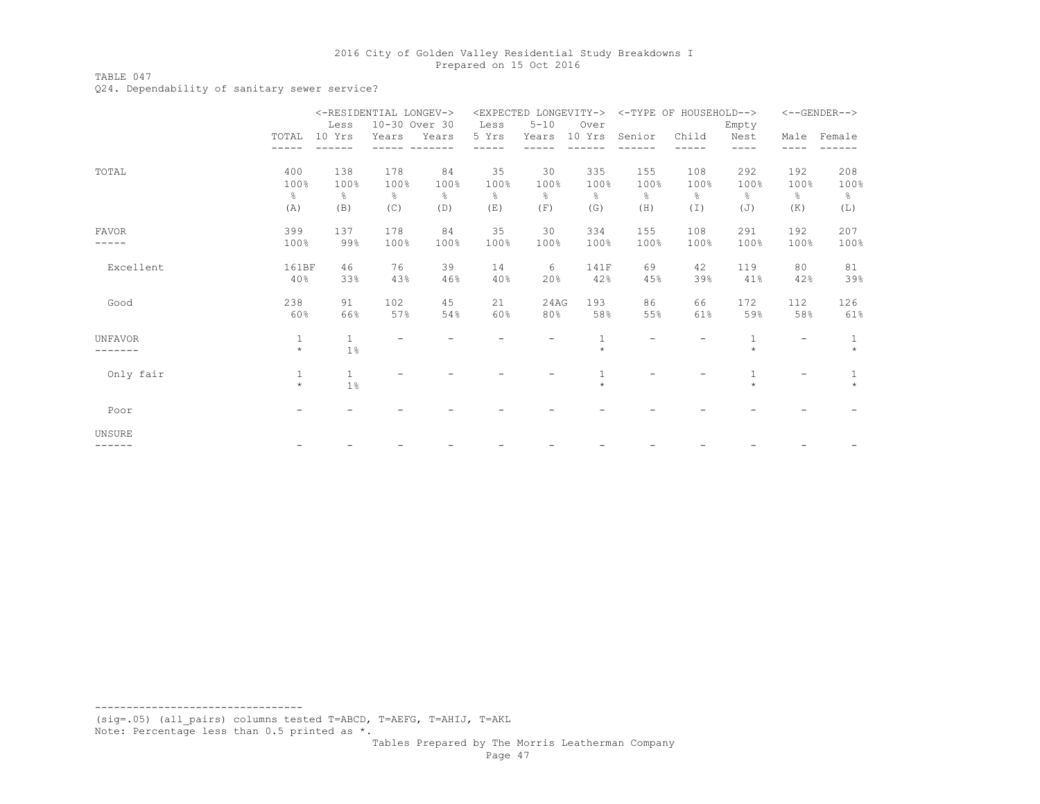TABLE 047

Q24. Dependability of sanitary sewer service?

| | TOTAL | <-RESIDENTIAL LONGEV-> Less 10 Yrs | 10-30 Years | Over 30 Years | <EXPECTED LONGEVITY-> Less 5 Yrs | 5-10 Years | Over 10 Yrs | <-TYPE OF HOUSEHOLD--> Senior | Child | Empty Nest | <--GENDER--> Male | Female |
|---|---|---|---|---|---|---|---|---|---|---|---|---|
| TOTAL | 400<br>100%<br>%<br>(A) | 138<br>100%<br>%<br>(B) | 178<br>100%<br>%<br>(C) | 84<br>100%<br>%<br>(D) | 35<br>100%<br>%<br>(E) | 30<br>100%<br>%<br>(F) | 335<br>100%<br>%<br>(G) | 155<br>100%<br>%<br>(H) | 108<br>100%<br>%<br>(I) | 292<br>100%<br>%<br>(J) | 192<br>100%<br>%<br>(K) | 208<br>100%<br>%<br>(L) |
| FAVOR | 399<br>100% | 137<br>99% | 178<br>100% | 84<br>100% | 35<br>100% | 30<br>100% | 334<br>100% | 155<br>100% | 108<br>100% | 291<br>100% | 192<br>100% | 207<br>100% |
| Excellent | 161BF<br>40% | 46<br>33% | 76<br>43% | 39<br>46% | 14<br>40% | 6<br>20% | 141F<br>42% | 69<br>45% | 42<br>39% | 119<br>41% | 80<br>42% | 81<br>39% |
| Good | 238<br>60% | 91<br>66% | 102<br>57% | 45<br>54% | 21<br>60% | 24AG<br>80% | 193<br>58% | 86<br>55% | 66<br>61% | 172<br>59% | 112<br>58% | 126<br>61% |
| UNFAVOR | 1<br>* | 1<br>1% | - | - | - | - | 1<br>* | - | - | 1<br>* | - | 1<br>* |
| Only fair | 1<br>* | 1<br>1% | - | - | - | - | 1<br>* | - | - | 1<br>* | - | 1<br>* |
| Poor | - | - | - | - | - | - | - | - | - | - | - | - |
| UNSURE | - | - | - | - | - | - | - | - | - | - | - | - |

---------------------------------

(sig=.05) (all_pairs) columns tested T=ABCD, T=AEFG, T=AHIJ, T=AKL

Note: Percentage less than 0.5 printed as *.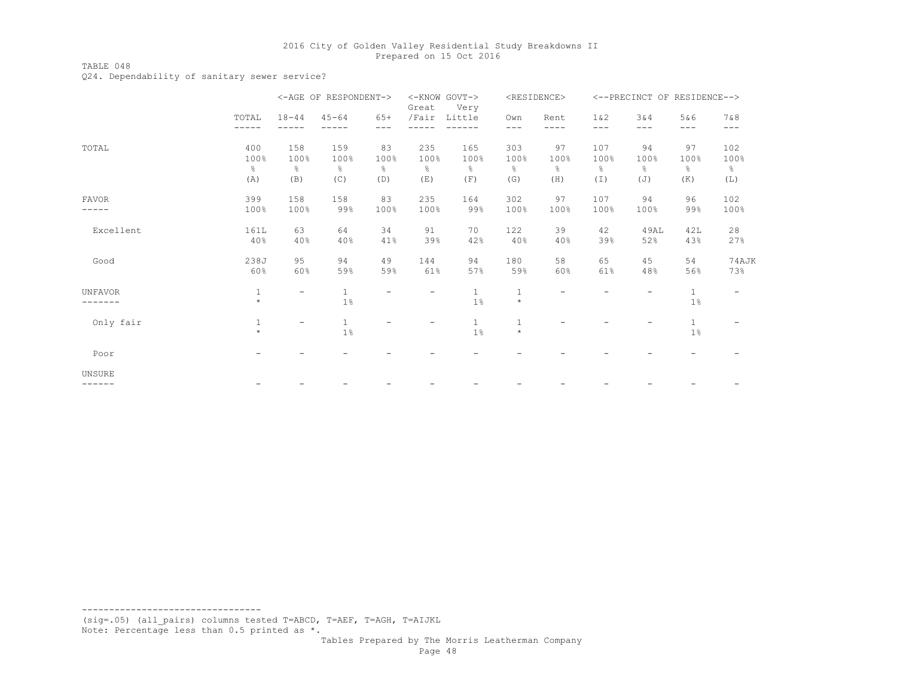2016 City of Golden Valley Residential Study Breakdowns II
Prepared on 15 Oct 2016

TABLE 048
Q24. Dependability of sanitary sewer service?

| | | <-AGE OF RESPONDENT-> | | | <-KNOW GOVT-> | | <RESIDENCE> | | <--PRECINCT OF RESIDENCE--> | | | |
|---|---|---|---|---|---|---|---|---|---|---|---|---|
| | TOTAL | 18-44 | 45-64 | 65+ | Great /Fair | Very Little | Own | Rent | 1&2 | 3&4 | 5&6 | 7&8 |
| TOTAL | 400<br>100%<br>%<br>(A) | 158<br>100%<br>%<br>(B) | 159<br>100%<br>%<br>(C) | 83<br>100%<br>%<br>(D) | 235<br>100%<br>%<br>(E) | 165<br>100%<br>%<br>(F) | 303<br>100%<br>%<br>(G) | 97<br>100%<br>%<br>(H) | 107<br>100%<br>%<br>(I) | 94<br>100%<br>%<br>(J) | 97<br>100%<br>%<br>(K) | 102<br>100%<br>%<br>(L) |
| FAVOR | 399<br>100% | 158<br>100% | 158<br>99% | 83<br>100% | 235<br>100% | 164<br>99% | 302<br>100% | 97<br>100% | 107<br>100% | 94<br>100% | 96<br>99% | 102<br>100% |
| Excellent | 161L<br>40% | 63<br>40% | 64<br>40% | 34<br>41% | 91<br>39% | 70<br>42% | 122<br>40% | 39<br>40% | 42<br>39% | 49AL<br>52% | 42L<br>43% | 28<br>27% |
| Good | 238J<br>60% | 95<br>60% | 94<br>59% | 49<br>59% | 144<br>61% | 94<br>57% | 180<br>59% | 58<br>60% | 65<br>61% | 45<br>48% | 54<br>56% | 74AJK<br>73% |
| UNFAVOR | 1<br>* | - | 1<br>1% | - | - | 1<br>1% | 1<br>* | - | - | - | 1<br>1% | - |
| Only fair | 1<br>* | - | 1<br>1% | - | - | 1<br>1% | 1<br>* | - | - | - | 1<br>1% | - |
| Poor | - | - | - | - | - | - | - | - | - | - | - | - |
| UNSURE | - | - | - | - | - | - | - | - | - | - | - | - |

---------------------------------
(sig=.05) (all_pairs) columns tested T=ABCD, T=AEF, T=AGH, T=AIJKL
Note: Percentage less than 0.5 printed as *.

Tables Prepared by The Morris Leatherman Company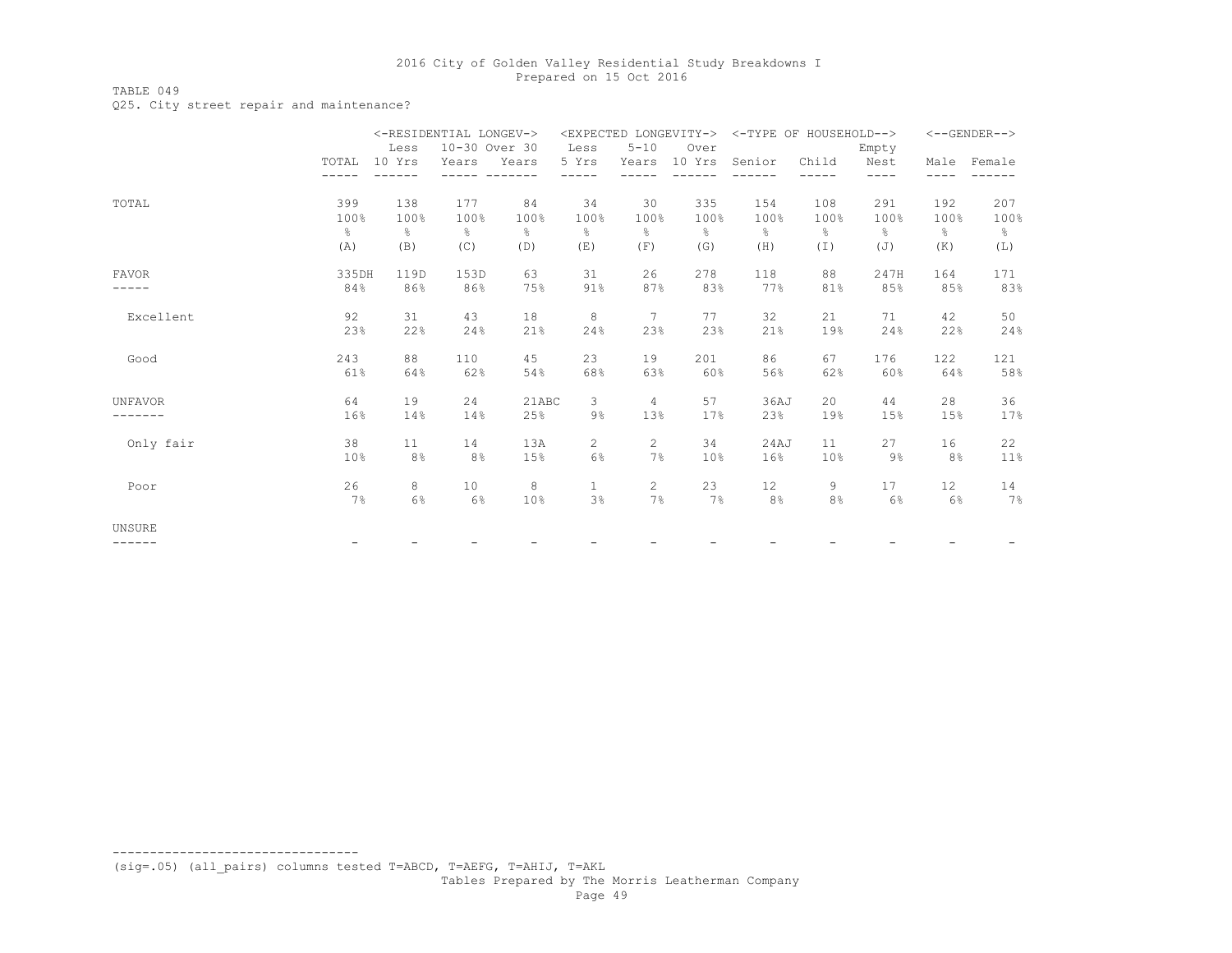2016 City of Golden Valley Residential Study Breakdowns I
Prepared on 15 Oct 2016

TABLE 049
Q25. City street repair and maintenance?

| | | <-RESIDENTIAL LONGEV-> | | | <EXPECTED LONGEVITY-> | | | <-TYPE OF HOUSEHOLD--> | | | <--GENDER--> | |
|---|---|---|---|---|---|---|---|---|---|---|---|---|
| | TOTAL | Less 10 Yrs | 10-30 Years | Over 30 Years | Less 5 Yrs | 5-10 Years | Over 10 Yrs | Senior | Child | Empty Nest | Male | Female |
| TOTAL | 399 | 138 | 177 | 84 | 34 | 30 | 335 | 154 | 108 | 291 | 192 | 207 |
| | 100% | 100% | 100% | 100% | 100% | 100% | 100% | 100% | 100% | 100% | 100% | 100% |
| | % | % | % | % | % | % | % | % | % | % | % | % |
| | (A) | (B) | (C) | (D) | (E) | (F) | (G) | (H) | (I) | (J) | (K) | (L) |
| FAVOR | 335DH | 119D | 153D | 63 | 31 | 26 | 278 | 118 | 88 | 247H | 164 | 171 |
| ----- | 84% | 86% | 86% | 75% | 91% | 87% | 83% | 77% | 81% | 85% | 85% | 83% |
| Excellent | 92 | 31 | 43 | 18 | 8 | 7 | 77 | 32 | 21 | 71 | 42 | 50 |
| | 23% | 22% | 24% | 21% | 24% | 23% | 23% | 21% | 19% | 24% | 22% | 24% |
| Good | 243 | 88 | 110 | 45 | 23 | 19 | 201 | 86 | 67 | 176 | 122 | 121 |
| | 61% | 64% | 62% | 54% | 68% | 63% | 60% | 56% | 62% | 60% | 64% | 58% |
| UNFAVOR | 64 | 19 | 24 | 21ABC | 3 | 4 | 57 | 36AJ | 20 | 44 | 28 | 36 |
| ------- | 16% | 14% | 14% | 25% | 9% | 13% | 17% | 23% | 19% | 15% | 15% | 17% |
| Only fair | 38 | 11 | 14 | 13A | 2 | 2 | 34 | 24AJ | 11 | 27 | 16 | 22 |
| | 10% | 8% | 8% | 15% | 6% | 7% | 10% | 16% | 10% | 9% | 8% | 11% |
| Poor | 26 | 8 | 10 | 8 | 1 | 2 | 23 | 12 | 9 | 17 | 12 | 14 |
| | 7% | 6% | 6% | 10% | 3% | 7% | 7% | 8% | 8% | 6% | 6% | 7% |
| UNSURE | | | | | | | | | | | | |
| ------ | - | - | - | - | - | - | - | - | - | - | - | - |

---------------------------------
(sig=.05) (all_pairs) columns tested T=ABCD, T=AEFG, T=AHIJ, T=AKL
Tables Prepared by The Morris Leatherman Company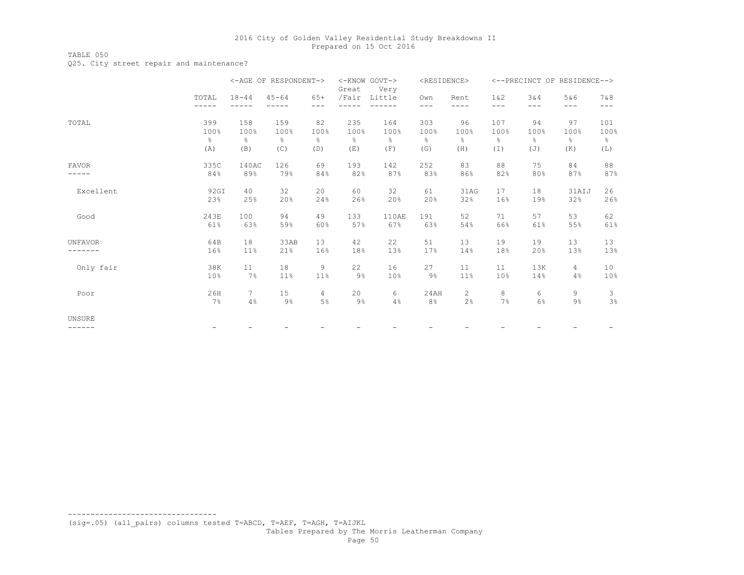2016 City of Golden Valley Residential Study Breakdowns II
Prepared on 15 Oct 2016

TABLE 050
Q25. City street repair and maintenance?

| | | <-AGE OF RESPONDENT-> | | | <-KNOW GOVT-> | | <RESIDENCE> | | <--PRECINCT OF RESIDENCE--> | | | |
|---|---|---|---|---|---|---|---|---|---|---|---|---|
| | TOTAL | 18-44 | 45-64 | 65+ | Great /Fair | Very Little | Own | Rent | 1&2 | 3&4 | 5&6 | 7&8 |
| TOTAL | 399<br>100%<br>%<br>(A) | 158<br>100%<br>%<br>(B) | 159<br>100%<br>%<br>(C) | 82<br>100%<br>%<br>(D) | 235<br>100%<br>%<br>(E) | 164<br>100%<br>%<br>(F) | 303<br>100%<br>%<br>(G) | 96<br>100%<br>%<br>(H) | 107<br>100%<br>%<br>(I) | 94<br>100%<br>%<br>(J) | 97<br>100%<br>%<br>(K) | 101<br>100%<br>%<br>(L) |
| FAVOR | 335C<br>84% | 140AC<br>89% | 126<br>79% | 69<br>84% | 193<br>82% | 142<br>87% | 252<br>83% | 83<br>86% | 88<br>82% | 75<br>80% | 84<br>87% | 88<br>87% |
| Excellent | 92GI<br>23% | 40<br>25% | 32<br>20% | 20<br>24% | 60<br>26% | 32<br>20% | 61<br>20% | 31AG<br>32% | 17<br>16% | 18<br>19% | 31AIJ<br>32% | 26<br>26% |
| Good | 243E<br>61% | 100<br>63% | 94<br>59% | 49<br>60% | 133<br>57% | 110AE<br>67% | 191<br>63% | 52<br>54% | 71<br>66% | 57<br>61% | 53<br>55% | 62<br>61% |
| UNFAVOR | 64B<br>16% | 18<br>11% | 33AB<br>21% | 13<br>16% | 42<br>18% | 22<br>13% | 51<br>17% | 13<br>14% | 19<br>18% | 19<br>20% | 13<br>13% | 13<br>13% |
| Only fair | 38K<br>10% | 11<br>7% | 18<br>11% | 9<br>11% | 22<br>9% | 16<br>10% | 27<br>9% | 11<br>11% | 11<br>10% | 13K<br>14% | 4<br>4% | 10<br>10% |
| Poor | 26H<br>7% | 7<br>4% | 15<br>9% | 4<br>5% | 20<br>9% | 6<br>4% | 24AH<br>8% | 2<br>2% | 8<br>7% | 6<br>6% | 9<br>9% | 3<br>3% |
| UNSURE | - | - | - | - | - | - | - | - | - | - | - | - |

---------------------------------
(sig=.05) (all_pairs) columns tested T=ABCD, T=AEF, T=AGH, T=AIJKL

Tables Prepared by The Morris Leatherman Company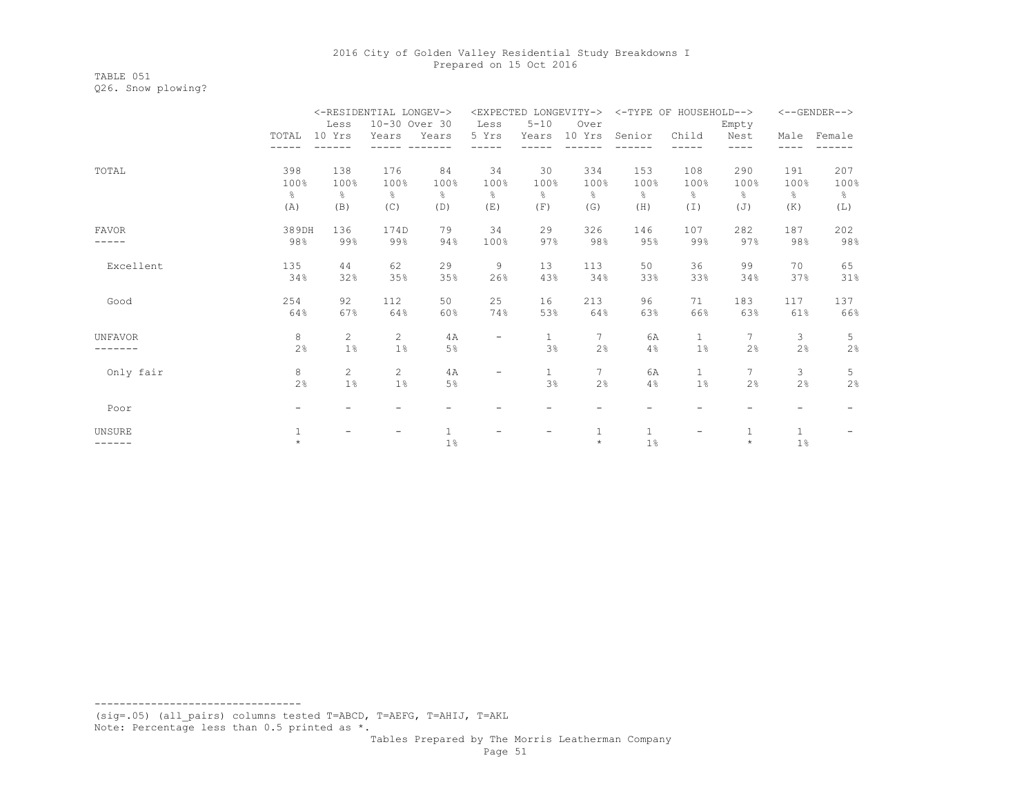2016 City of Golden Valley Residential Study Breakdowns I
Prepared on 15 Oct 2016

TABLE 051
Q26. Snow plowing?

| | | <-RESIDENTIAL LONGEV-> | | | <EXPECTED LONGEVITY-> | | | <-TYPE OF HOUSEHOLD--> | | | <--GENDER--> | |
|---|---|---|---|---|---|---|---|---|---|---|---|---|
| | TOTAL | Less 10 Yrs | 10-30 Years | Over 30 Years | Less 5 Yrs | 5-10 Years | Over 10 Yrs | Senior | Child | Empty Nest | Male | Female |
| TOTAL | 398<br>100%<br>%<br>(A) | 138<br>100%<br>%<br>(B) | 176<br>100%<br>%<br>(C) | 84<br>100%<br>%<br>(D) | 34<br>100%<br>%<br>(E) | 30<br>100%<br>%<br>(F) | 334<br>100%<br>%<br>(G) | 153<br>100%<br>%<br>(H) | 108<br>100%<br>%<br>(I) | 290<br>100%<br>%<br>(J) | 191<br>100%<br>%<br>(K) | 207<br>100%<br>%<br>(L) |
| FAVOR | 389DH<br>98% | 136<br>99% | 174D<br>99% | 79<br>94% | 34<br>100% | 29<br>97% | 326<br>98% | 146<br>95% | 107<br>99% | 282<br>97% | 187<br>98% | 202<br>98% |
| Excellent | 135<br>34% | 44<br>32% | 62<br>35% | 29<br>35% | 9<br>26% | 13<br>43% | 113<br>34% | 50<br>33% | 36<br>33% | 99<br>34% | 70<br>37% | 65<br>31% |
| Good | 254<br>64% | 92<br>67% | 112<br>64% | 50<br>60% | 25<br>74% | 16<br>53% | 213<br>64% | 96<br>63% | 71<br>66% | 183<br>63% | 117<br>61% | 137<br>66% |
| UNFAVOR | 8<br>2% | 2<br>1% | 2<br>1% | 4A<br>5% | - | 1<br>3% | 7<br>2% | 6A<br>4% | 1<br>1% | 7<br>2% | 3<br>2% | 5<br>2% |
| Only fair | 8<br>2% | 2<br>1% | 2<br>1% | 4A<br>5% | - | 1<br>3% | 7<br>2% | 6A<br>4% | 1<br>1% | 7<br>2% | 3<br>2% | 5<br>2% |
| Poor | - | - | - | - | - | - | - | - | - | - | - | - |
| UNSURE | 1<br>* | - | - | 1<br>1% | - | - | 1<br>* | 1<br>1% | - | 1<br>* | 1<br>1% | - |

---------------------------------
(sig=.05) (all_pairs) columns tested T=ABCD, T=AEFG, T=AHIJ, T=AKL
Note: Percentage less than 0.5 printed as *.

Tables Prepared by The Morris Leatherman Company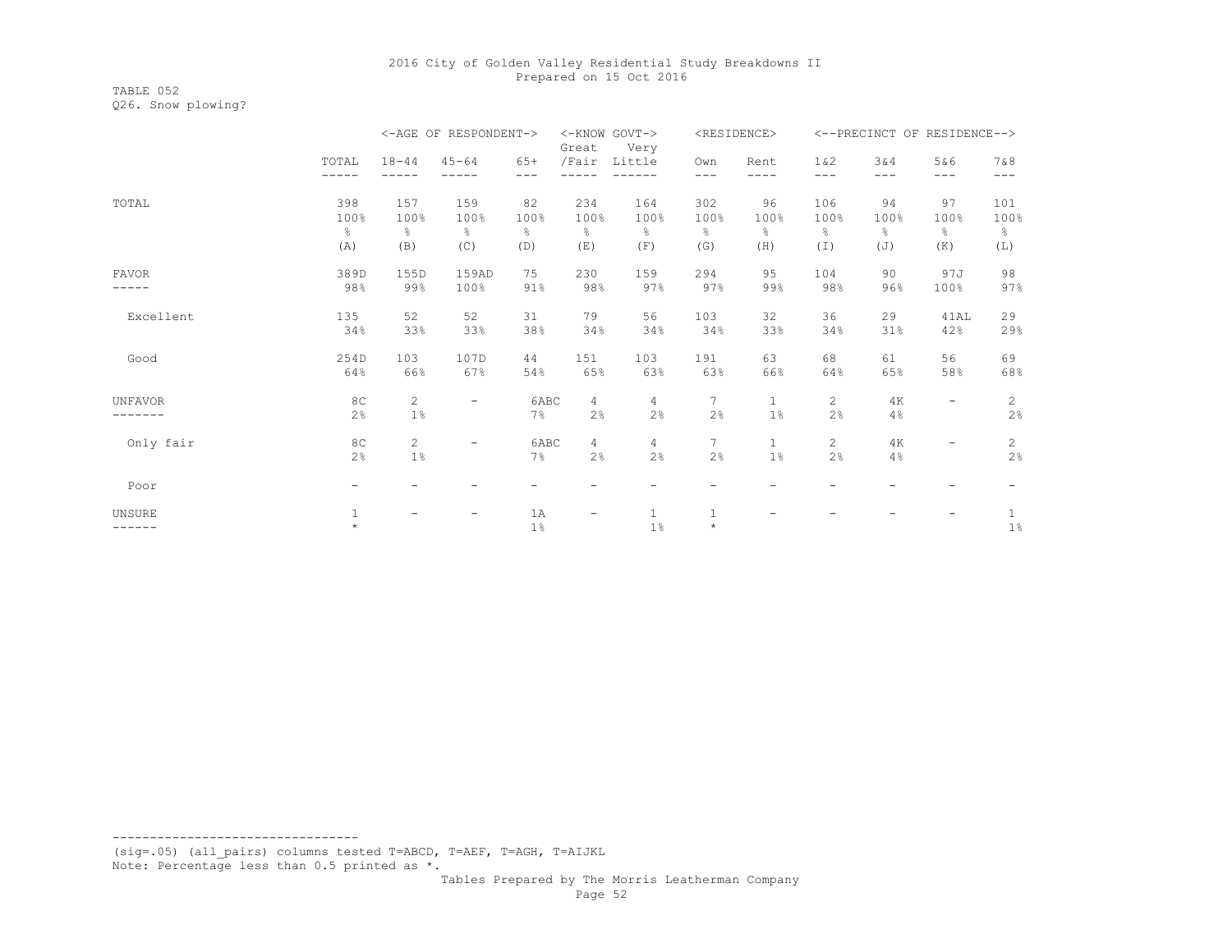TABLE 052
Q26. Snow plowing?

| | | <-AGE OF RESPONDENT-> | | | <-KNOW GOVT-> | | <RESIDENCE> | | <--PRECINCT OF RESIDENCE--> | | | |
|---|---|---|---|---|---|---|---|---|---|---|---|---|
| | TOTAL | 18-44 | 45-64 | 65+ | Great /Fair | Very Little | Own | Rent | 1&2 | 3&4 | 5&6 | 7&8 |
| TOTAL | 398<br>100%<br>%<br>(A) | 157<br>100%<br>%<br>(B) | 159<br>100%<br>%<br>(C) | 82<br>100%<br>%<br>(D) | 234<br>100%<br>%<br>(E) | 164<br>100%<br>%<br>(F) | 302<br>100%<br>%<br>(G) | 96<br>100%<br>%<br>(H) | 106<br>100%<br>%<br>(I) | 94<br>100%<br>%<br>(J) | 97<br>100%<br>%<br>(K) | 101<br>100%<br>%<br>(L) |
| FAVOR | 389D<br>98% | 155D<br>99% | 159AD<br>100% | 75<br>91% | 230<br>98% | 159<br>97% | 294<br>97% | 95<br>99% | 104<br>98% | 90<br>96% | 97J<br>100% | 98<br>97% |
| Excellent | 135<br>34% | 52<br>33% | 52<br>33% | 31<br>38% | 79<br>34% | 56<br>34% | 103<br>34% | 32<br>33% | 36<br>34% | 29<br>31% | 41AL<br>42% | 29<br>29% |
| Good | 254D<br>64% | 103<br>66% | 107D<br>67% | 44<br>54% | 151<br>65% | 103<br>63% | 191<br>63% | 63<br>66% | 68<br>64% | 61<br>65% | 56<br>58% | 69<br>68% |
| UNFAVOR | 8C<br>2% | 2<br>1% | - | 6ABC<br>7% | 4<br>2% | 4<br>2% | 7<br>2% | 1<br>1% | 2<br>2% | 4K<br>4% | - | 2<br>2% |
| Only fair | 8C<br>2% | 2<br>1% | - | 6ABC<br>7% | 4<br>2% | 4<br>2% | 7<br>2% | 1<br>1% | 2<br>2% | 4K<br>4% | - | 2<br>2% |
| Poor | - | - | - | - | - | - | - | - | - | - | - | - |
| UNSURE | 1<br>* | - | - | 1A<br>1% | - | 1<br>1% | 1<br>* | - | - | - | - | 1<br>1% |

(sig=.05) (all_pairs) columns tested T=ABCD, T=AEF, T=AGH, T=AIJKL
Note: Percentage less than 0.5 printed as *.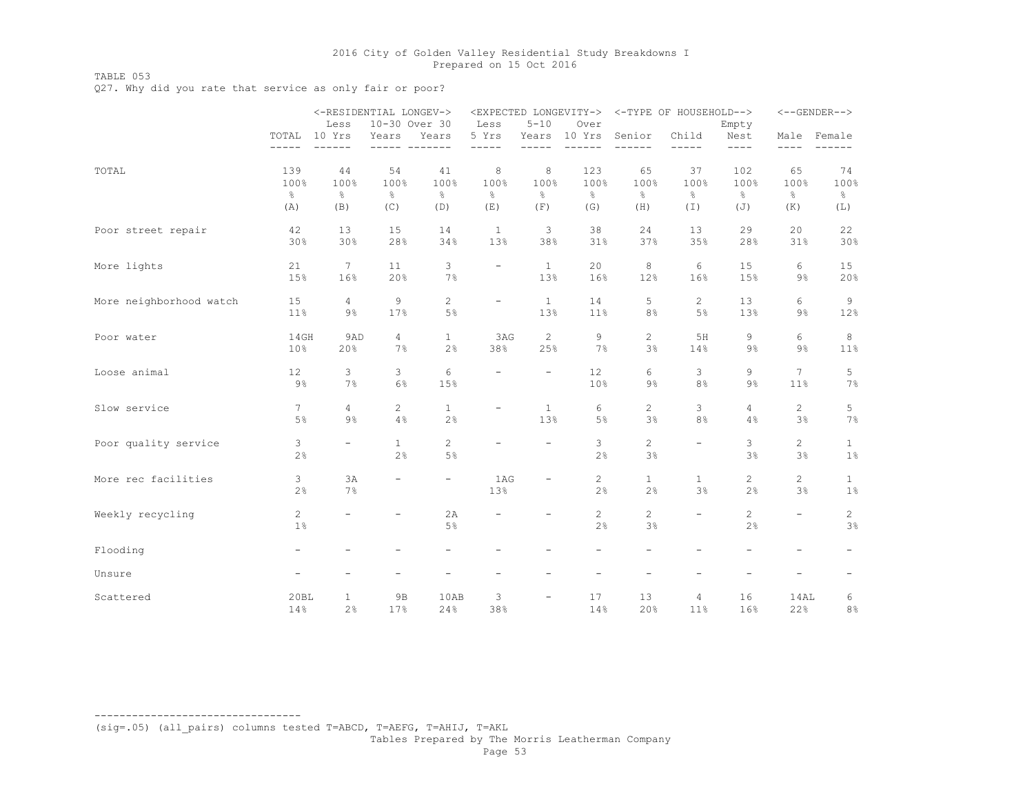2016 City of Golden Valley Residential Study Breakdowns I
Prepared on 15 Oct 2016

TABLE 053
Q27. Why did you rate that service as only fair or poor?

| | | <-RESIDENTIAL LONGEV-> | | | <EXPECTED LONGEVITY-> | | | <-TYPE OF HOUSEHOLD--> | | | <--GENDER--> | |
|---|---|---|---|---|---|---|---|---|---|---|---|---|
| | TOTAL | Less 10 Yrs | 10-30 Years | Over 30 Years | Less 5 Yrs | 5-10 Years | Over 10 Yrs | Senior | Child | Empty Nest | Male | Female |
| TOTAL | 139<br>100%<br>%<br>(A) | 44<br>100%<br>%<br>(B) | 54<br>100%<br>%<br>(C) | 41<br>100%<br>%<br>(D) | 8<br>100%<br>%<br>(E) | 8<br>100%<br>%<br>(F) | 123<br>100%<br>%<br>(G) | 65<br>100%<br>%<br>(H) | 37<br>100%<br>%<br>(I) | 102<br>100%<br>%<br>(J) | 65<br>100%<br>%<br>(K) | 74<br>100%<br>%<br>(L) |
| Poor street repair | 42<br>30% | 13<br>30% | 15<br>28% | 14<br>34% | 1<br>13% | 3<br>38% | 38<br>31% | 24<br>37% | 13<br>35% | 29<br>28% | 20<br>31% | 22<br>30% |
| More lights | 21<br>15% | 7<br>16% | 11<br>20% | 3<br>7% | - | 1<br>13% | 20<br>16% | 8<br>12% | 6<br>16% | 15<br>15% | 6<br>9% | 15<br>20% |
| More neighborhood watch | 15<br>11% | 4<br>9% | 9<br>17% | 2<br>5% | - | 1<br>13% | 14<br>11% | 5<br>8% | 2<br>5% | 13<br>13% | 6<br>9% | 9<br>12% |
| Poor water | 14GH<br>10% | 9AD<br>20% | 4<br>7% | 1<br>2% | 3AG<br>38% | 2<br>25% | 9<br>7% | 2<br>3% | 5H<br>14% | 9<br>9% | 6<br>9% | 8<br>11% |
| Loose animal | 12<br>9% | 3<br>7% | 3<br>6% | 6<br>15% | - | - | 12<br>10% | 6<br>9% | 3<br>8% | 9<br>9% | 7<br>11% | 5<br>7% |
| Slow service | 7<br>5% | 4<br>9% | 2<br>4% | 1<br>2% | - | 1<br>13% | 6<br>5% | 2<br>3% | 3<br>8% | 4<br>4% | 2<br>3% | 5<br>7% |
| Poor quality service | 3<br>2% | - | 1<br>2% | 2<br>5% | - | - | 3<br>2% | 2<br>3% | - | 3<br>3% | 2<br>3% | 1<br>1% |
| More rec facilities | 3<br>2% | 3A<br>7% | - | - | 1AG<br>13% | - | 2<br>2% | 1<br>2% | 1<br>3% | 2<br>2% | 2<br>3% | 1<br>1% |
| Weekly recycling | 2<br>1% | - | - | 2A<br>5% | - | - | 2<br>2% | 2<br>3% | - | 2<br>2% | - | 2<br>3% |
| Flooding | - | - | - | - | - | - | - | - | - | - | - | - |
| Unsure | - | - | - | - | - | - | - | - | - | - | - | - |
| Scattered | 20BL<br>14% | 1<br>2% | 9B<br>17% | 10AB<br>24% | 3<br>38% | - | 17<br>14% | 13<br>20% | 4<br>11% | 16<br>16% | 14AL<br>22% | 6<br>8% |

---------------------------------
(sig=.05) (all_pairs) columns tested T=ABCD, T=AEFG, T=AHIJ, T=AKL

Tables Prepared by The Morris Leatherman Company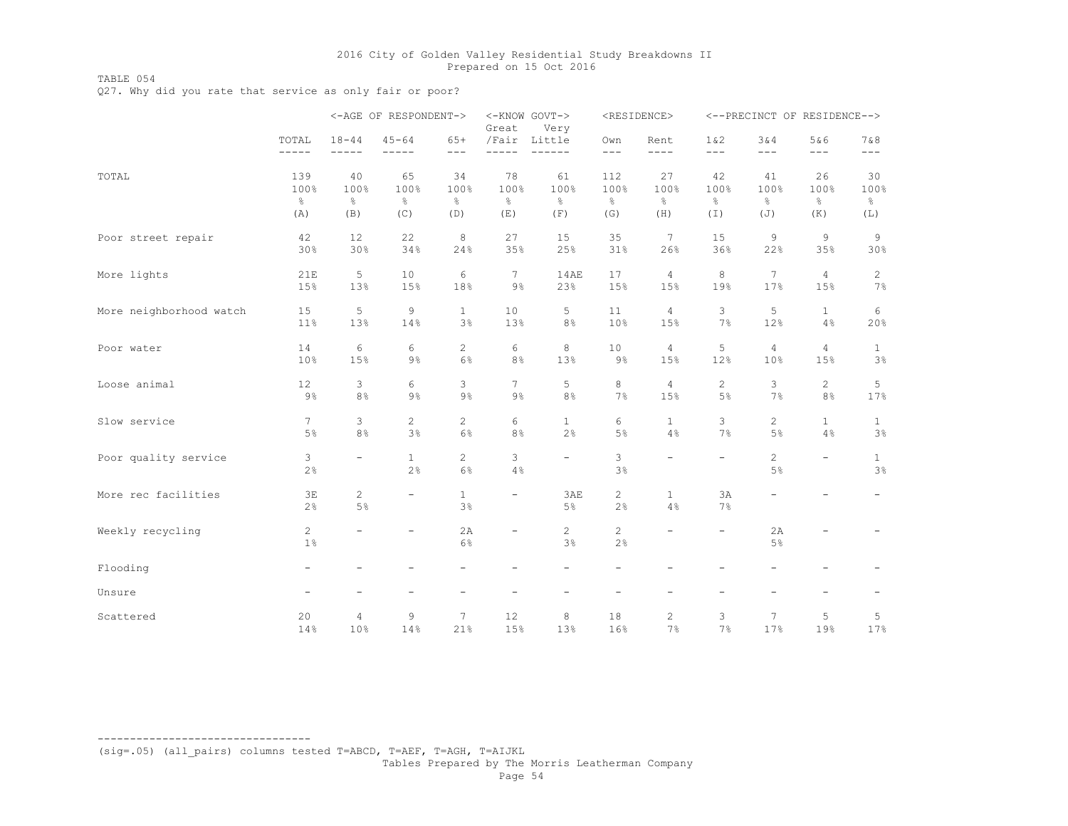2016 City of Golden Valley Residential Study Breakdowns II
Prepared on 15 Oct 2016

TABLE 054
Q27. Why did you rate that service as only fair or poor?

| | | <-AGE OF RESPONDENT-> | | | <-KNOW GOVT-> | | <RESIDENCE> | | <--PRECINCT OF RESIDENCE--> | | | |
|---|---|---|---|---|---|---|---|---|---|---|---|---|
| | TOTAL | 18-44 | 45-64 | 65+ | Great /Fair | Very Little | Own | Rent | 1&2 | 3&4 | 5&6 | 7&8 |
| TOTAL | 139<br>100%<br>%<br>(A) | 40<br>100%<br>%<br>(B) | 65<br>100%<br>%<br>(C) | 34<br>100%<br>%<br>(D) | 78<br>100%<br>%<br>(E) | 61<br>100%<br>%<br>(F) | 112<br>100%<br>%<br>(G) | 27<br>100%<br>%<br>(H) | 42<br>100%<br>%<br>(I) | 41<br>100%<br>%<br>(J) | 26<br>100%<br>%<br>(K) | 30<br>100%<br>%<br>(L) |
| Poor street repair | 42<br>30% | 12<br>30% | 22<br>34% | 8<br>24% | 27<br>35% | 15<br>25% | 35<br>31% | 7<br>26% | 15<br>36% | 9<br>22% | 9<br>35% | 9<br>30% |
| More lights | 21E<br>15% | 5<br>13% | 10<br>15% | 6<br>18% | 7<br>9% | 14AE<br>23% | 17<br>15% | 4<br>15% | 8<br>19% | 7<br>17% | 4<br>15% | 2<br>7% |
| More neighborhood watch | 15<br>11% | 5<br>13% | 9<br>14% | 1<br>3% | 10<br>13% | 5<br>8% | 11<br>10% | 4<br>15% | 3<br>7% | 5<br>12% | 1<br>4% | 6<br>20% |
| Poor water | 14<br>10% | 6<br>15% | 6<br>9% | 2<br>6% | 6<br>8% | 8<br>13% | 10<br>9% | 4<br>15% | 5<br>12% | 4<br>10% | 4<br>15% | 1<br>3% |
| Loose animal | 12<br>9% | 3<br>8% | 6<br>9% | 3<br>9% | 7<br>9% | 5<br>8% | 8<br>7% | 4<br>15% | 2<br>5% | 3<br>7% | 2<br>8% | 5<br>17% |
| Slow service | 7<br>5% | 3<br>8% | 2<br>3% | 2<br>6% | 6<br>8% | 1<br>2% | 6<br>5% | 1<br>4% | 3<br>7% | 2<br>5% | 1<br>4% | 1<br>3% |
| Poor quality service | 3<br>2% | - | 1<br>2% | 2<br>6% | 3<br>4% | - | 3<br>3% | - | - | 2<br>5% | - | 1<br>3% |
| More rec facilities | 3E<br>2% | 2<br>5% | - | 1<br>3% | - | 3AE<br>5% | 2<br>2% | 1<br>4% | 3A<br>7% | - | - | - |
| Weekly recycling | 2<br>1% | - | - | 2A<br>6% | - | 2<br>3% | 2<br>2% | - | - | 2A<br>5% | - | - |
| Flooding | - | - | - | - | - | - | - | - | - | - | - | - |
| Unsure | - | - | - | - | - | - | - | - | - | - | - | - |
| Scattered | 20<br>14% | 4<br>10% | 9<br>14% | 7<br>21% | 12<br>15% | 8<br>13% | 18<br>16% | 2<br>7% | 3<br>7% | 7<br>17% | 5<br>19% | 5<br>17% |

---------------------------------
(sig=.05) (all_pairs) columns tested T=ABCD, T=AEF, T=AGH, T=AIJKL
Tables Prepared by The Morris Leatherman Company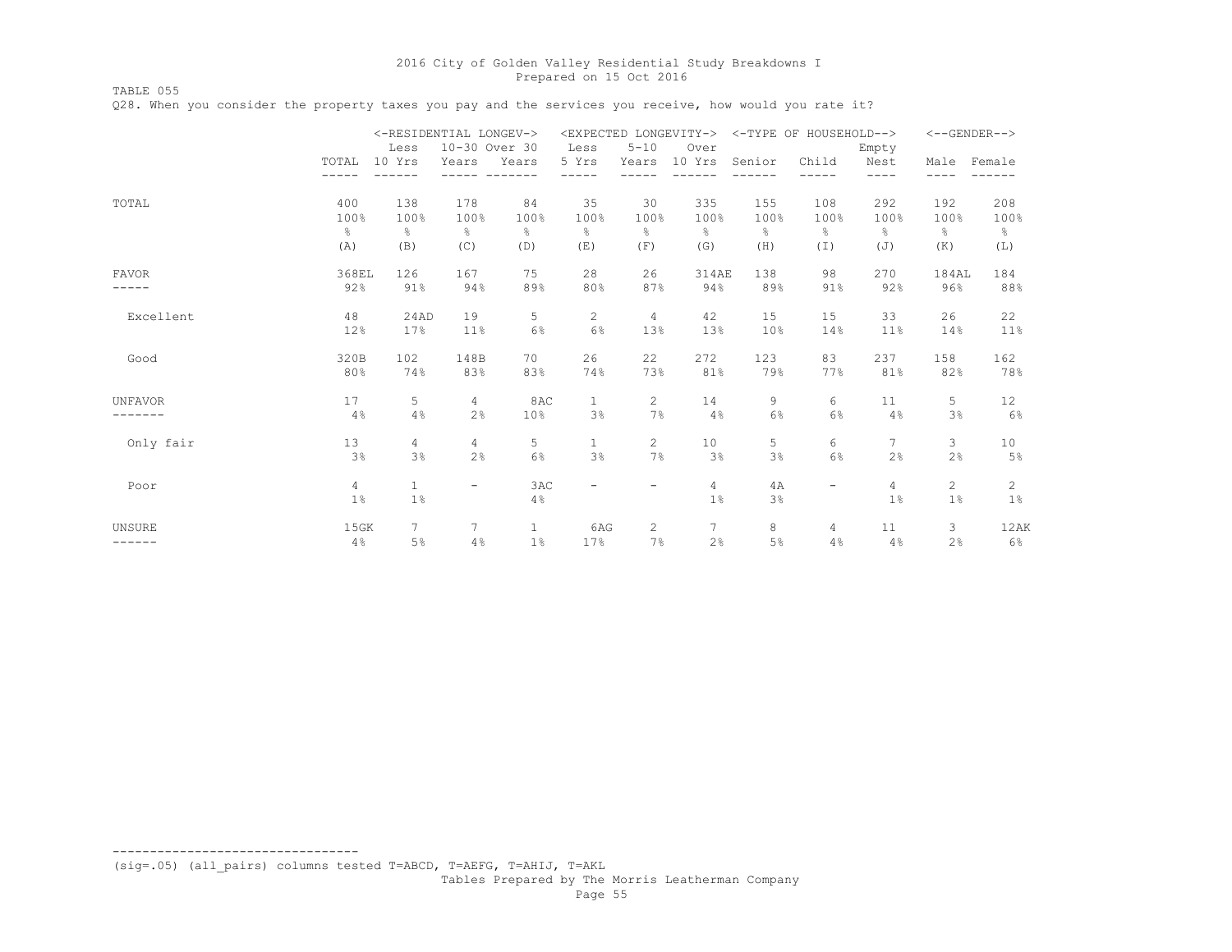2016 City of Golden Valley Residential Study Breakdowns I
Prepared on 15 Oct 2016

TABLE 055
Q28. When you consider the property taxes you pay and the services you receive, how would you rate it?

| | | <-RESIDENTIAL LONGEV-> | | | <EXPECTED LONGEVITY-> | | | <-TYPE OF HOUSEHOLD--> | | | <--GENDER--> | |
|---|---|---|---|---|---|---|---|---|---|---|---|---|
| | TOTAL | Less 10 Yrs | 10-30 Years | Over 30 Years | Less 5 Yrs | 5-10 Years | Over 10 Yrs | Senior | Child | Empty Nest | Male | Female |
| TOTAL | 400<br>100%<br>%<br>(A) | 138<br>100%<br>%<br>(B) | 178<br>100%<br>%<br>(C) | 84<br>100%<br>%<br>(D) | 35<br>100%<br>%<br>(E) | 30<br>100%<br>%<br>(F) | 335<br>100%<br>%<br>(G) | 155<br>100%<br>%<br>(H) | 108<br>100%<br>%<br>(I) | 292<br>100%<br>%<br>(J) | 192<br>100%<br>%<br>(K) | 208<br>100%<br>%<br>(L) |
| FAVOR | 368EL<br>92% | 126<br>91% | 167<br>94% | 75<br>89% | 28<br>80% | 26<br>87% | 314AE<br>94% | 138<br>89% | 98<br>91% | 270<br>92% | 184AL<br>96% | 184<br>88% |
| Excellent | 48<br>12% | 24AD<br>17% | 19<br>11% | 5<br>6% | 2<br>6% | 4<br>13% | 42<br>13% | 15<br>10% | 15<br>14% | 33<br>11% | 26<br>14% | 22<br>11% |
| Good | 320B<br>80% | 102<br>74% | 148B<br>83% | 70<br>83% | 26<br>74% | 22<br>73% | 272<br>81% | 123<br>79% | 83<br>77% | 237<br>81% | 158<br>82% | 162<br>78% |
| UNFAVOR | 17<br>4% | 5<br>4% | 4<br>2% | 8AC<br>10% | 1<br>3% | 2<br>7% | 14<br>4% | 9<br>6% | 6<br>6% | 11<br>4% | 5<br>3% | 12<br>6% |
| Only fair | 13<br>3% | 4<br>3% | 4<br>2% | 5<br>6% | 1<br>3% | 2<br>7% | 10<br>3% | 5<br>3% | 6<br>6% | 7<br>2% | 3<br>2% | 10<br>5% |
| Poor | 4<br>1% | 1<br>1% | - | 3AC<br>4% | - | - | 4<br>1% | 4A<br>3% | - | 4<br>1% | 2<br>1% | 2<br>1% |
| UNSURE | 15GK<br>4% | 7<br>5% | 7<br>4% | 1<br>1% | 6AG<br>17% | 2<br>7% | 7<br>2% | 8<br>5% | 4<br>4% | 11<br>4% | 3<br>2% | 12AK<br>6% |

---------------------------------
(sig=.05) (all_pairs) columns tested T=ABCD, T=AEFG, T=AHIJ, T=AKL

Tables Prepared by The Morris Leatherman Company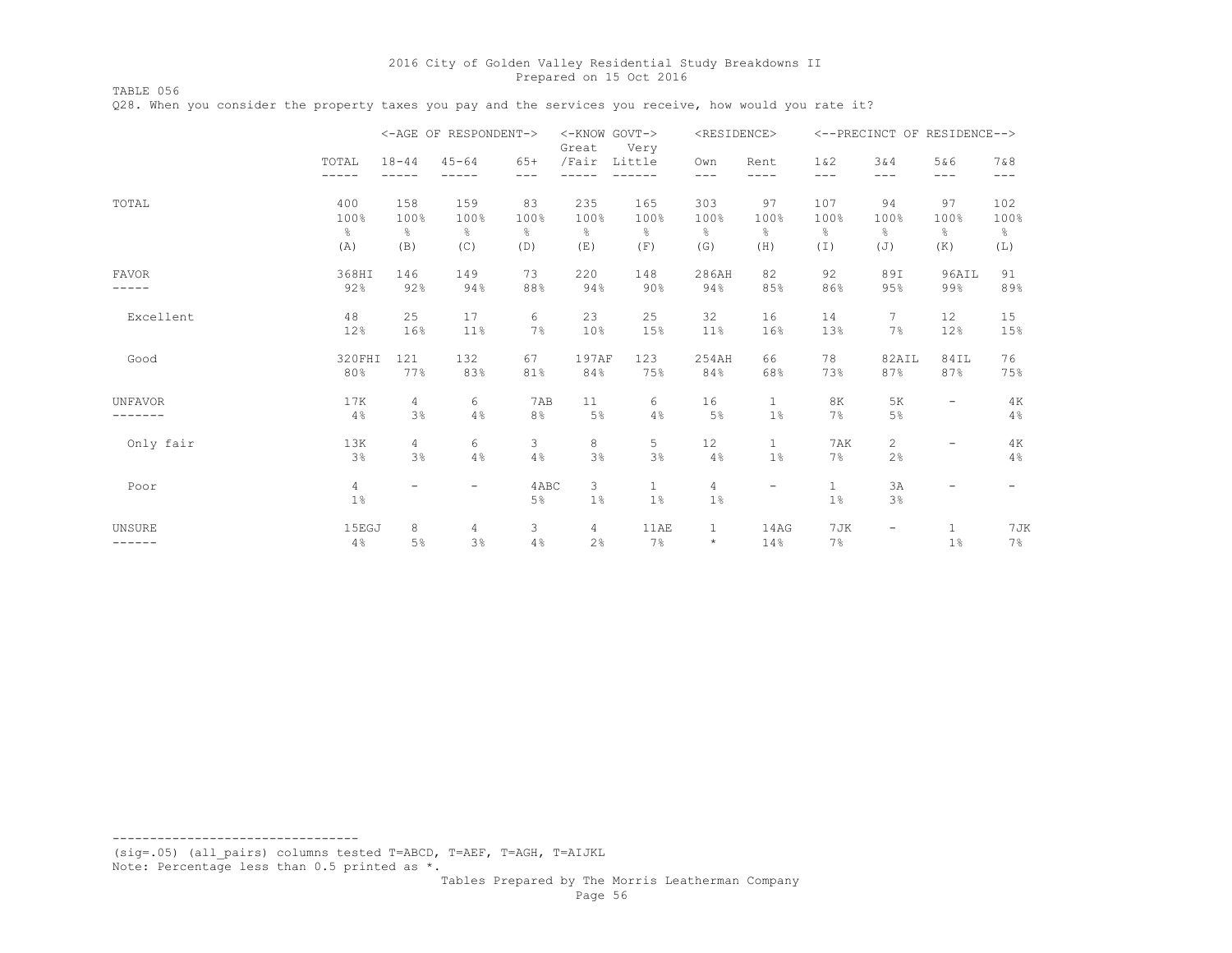2016 City of Golden Valley Residential Study Breakdowns II
Prepared on 15 Oct 2016

TABLE 056
Q28. When you consider the property taxes you pay and the services you receive, how would you rate it?

| | | <-AGE OF RESPONDENT-> | | | <-KNOW GOVT-> | | <RESIDENCE> | | <--PRECINCT OF RESIDENCE--> | | | |
|---|---|---|---|---|---|---|---|---|---|---|---|---|
| | TOTAL | 18-44 | 45-64 | 65+ | Great /Fair | Very Little | Own | Rent | 1&2 | 3&4 | 5&6 | 7&8 |
| TOTAL | 400<br>100%<br>%<br>(A) | 158<br>100%<br>%<br>(B) | 159<br>100%<br>%<br>(C) | 83<br>100%<br>%<br>(D) | 235<br>100%<br>%<br>(E) | 165<br>100%<br>%<br>(F) | 303<br>100%<br>%<br>(G) | 97<br>100%<br>%<br>(H) | 107<br>100%<br>%<br>(I) | 94<br>100%<br>%<br>(J) | 97<br>100%<br>%<br>(K) | 102<br>100%<br>%<br>(L) |
| FAVOR | 368HI<br>92% | 146<br>92% | 149<br>94% | 73<br>88% | 220<br>94% | 148<br>90% | 286AH<br>94% | 82<br>85% | 92<br>86% | 89I<br>95% | 96AIL<br>99% | 91<br>89% |
| Excellent | 48<br>12% | 25<br>16% | 17<br>11% | 6<br>7% | 23<br>10% | 25<br>15% | 32<br>11% | 16<br>16% | 14<br>13% | 7<br>7% | 12<br>12% | 15<br>15% |
| Good | 320FHI<br>80% | 121<br>77% | 132<br>83% | 67<br>81% | 197AF<br>84% | 123<br>75% | 254AH<br>84% | 66<br>68% | 78<br>73% | 82AIL<br>87% | 84IL<br>87% | 76<br>75% |
| UNFAVOR | 17K<br>4% | 4<br>3% | 6<br>4% | 7AB<br>8% | 11<br>5% | 6<br>4% | 16<br>5% | 1<br>1% | 8K<br>7% | 5K<br>5% | - | 4K<br>4% |
| Only fair | 13K<br>3% | 4<br>3% | 6<br>4% | 3<br>4% | 8<br>3% | 5<br>3% | 12<br>4% | 1<br>1% | 7AK<br>7% | 2<br>2% | - | 4K<br>4% |
| Poor | 4<br>1% | - | - | 4ABC<br>5% | 3<br>1% | 1<br>1% | 4<br>1% | - | 1<br>1% | 3A<br>3% | - | - |
| UNSURE | 15EGJ<br>4% | 8<br>5% | 4<br>3% | 3<br>4% | 4<br>2% | 11AE<br>7% | 1<br>* | 14AG<br>14% | 7JK<br>7% | - | 1<br>1% | 7JK<br>7% |

---------------------------------
(sig=.05) (all_pairs) columns tested T=ABCD, T=AEF, T=AGH, T=AIJKL
Note: Percentage less than 0.5 printed as *.

Tables Prepared by The Morris Leatherman Company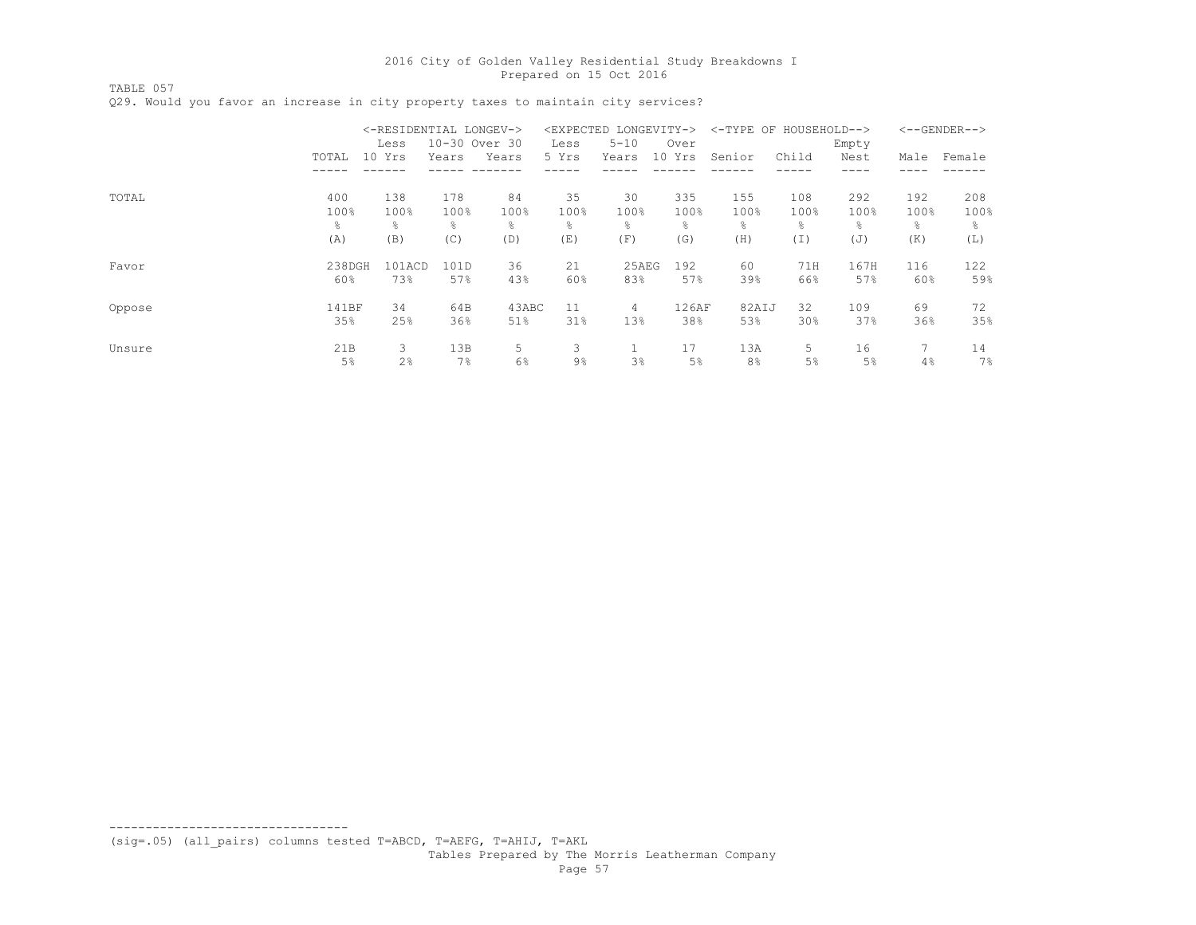TABLE 057

Q29. Would you favor an increase in city property taxes to maintain city services?

| | | <-RESIDENTIAL LONGEV-> | | | <EXPECTED LONGEVITY-> | | | <-TYPE OF HOUSEHOLD--> | | | <--GENDER--> | |
|---|---|---|---|---|---|---|---|---|---|---|---|---|
| | TOTAL | Less 10 Yrs | 10-30 Years | Over 30 Years | Less 5 Yrs | 5-10 Years | Over 10 Yrs | Senior | Child | Empty Nest | Male | Female |
| TOTAL | 400 | 138 | 178 | 84 | 35 | 30 | 335 | 155 | 108 | 292 | 192 | 208 |
| | 100% | 100% | 100% | 100% | 100% | 100% | 100% | 100% | 100% | 100% | 100% | 100% |
| | % | % | % | % | % | % | % | % | % | % | % | % |
| | (A) | (B) | (C) | (D) | (E) | (F) | (G) | (H) | (I) | (J) | (K) | (L) |
| Favor | 238DGH | 101ACD | 101D | 36 | 21 | 25AEG | 192 | 60 | 71H | 167H | 116 | 122 |
| | 60% | 73% | 57% | 43% | 60% | 83% | 57% | 39% | 66% | 57% | 60% | 59% |
| Oppose | 141BF | 34 | 64B | 43ABC | 11 | 4 | 126AF | 82AIJ | 32 | 109 | 69 | 72 |
| | 35% | 25% | 36% | 51% | 31% | 13% | 38% | 53% | 30% | 37% | 36% | 35% |
| Unsure | 21B | 3 | 13B | 5 | 3 | 1 | 17 | 13A | 5 | 16 | 7 | 14 |
| | 5% | 2% | 7% | 6% | 9% | 3% | 5% | 8% | 5% | 5% | 4% | 7% |

---------------------------------

(sig=.05) (all_pairs) columns tested T=ABCD, T=AEFG, T=AHIJ, T=AKL

Tables Prepared by The Morris Leatherman Company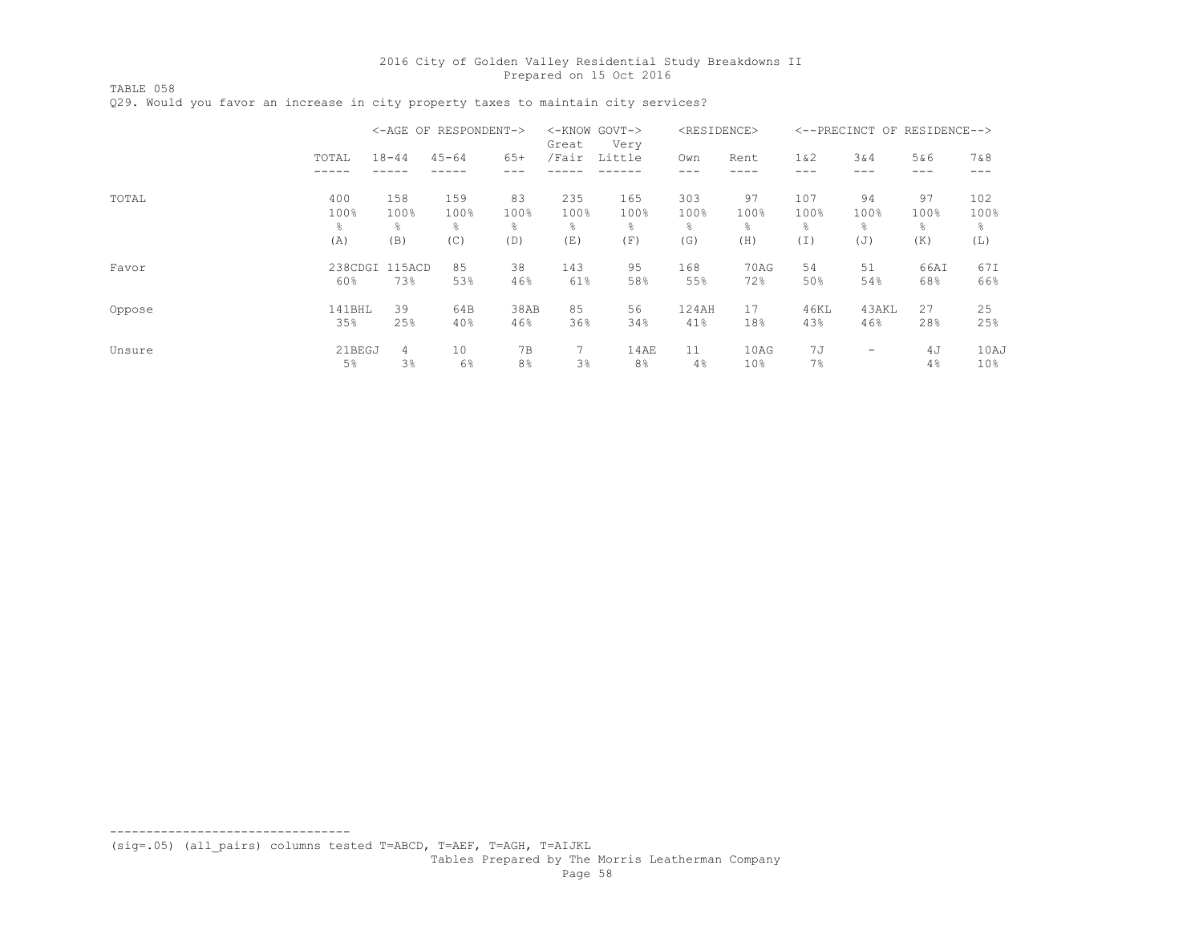2016 City of Golden Valley Residential Study Breakdowns II
Prepared on 15 Oct 2016

TABLE 058

Q29. Would you favor an increase in city property taxes to maintain city services?

| | | <-AGE OF RESPONDENT-> | | | <-KNOW GOVT-> | | <RESIDENCE> | | <--PRECINCT OF RESIDENCE--> | | | |
|---|---|---|---|---|---|---|---|---|---|---|---|---|
| | TOTAL | 18-44 | 45-64 | 65+ | Great /Fair | Very Little | Own | Rent | 1&2 | 3&4 | 5&6 | 7&8 |
| TOTAL | 400<br>100%<br>%<br>(A) | 158<br>100%<br>%<br>(B) | 159<br>100%<br>%<br>(C) | 83<br>100%<br>%<br>(D) | 235<br>100%<br>%<br>(E) | 165<br>100%<br>%<br>(F) | 303<br>100%<br>%<br>(G) | 97<br>100%<br>%<br>(H) | 107<br>100%<br>%<br>(I) | 94<br>100%<br>%<br>(J) | 97<br>100%<br>%<br>(K) | 102<br>100%<br>%<br>(L) |
| Favor | 238CDGI<br>60% | 115ACD<br>73% | 85<br>53% | 38<br>46% | 143<br>61% | 95<br>58% | 168<br>55% | 70AG<br>72% | 54<br>50% | 51<br>54% | 66AI<br>68% | 67I<br>66% |
| Oppose | 141BHL<br>35% | 39<br>25% | 64B<br>40% | 38AB<br>46% | 85<br>36% | 56<br>34% | 124AH<br>41% | 17<br>18% | 46KL<br>43% | 43AKL<br>46% | 27<br>28% | 25<br>25% |
| Unsure | 21BEGJ<br>5% | 4<br>3% | 10<br>6% | 7B<br>8% | 7<br>3% | 14AE<br>8% | 11<br>4% | 10AG<br>10% | 7J<br>7% | - | 4J<br>4% | 10AJ<br>10% |

---------------------------------

(sig=.05) (all_pairs) columns tested T=ABCD, T=AEF, T=AGH, T=AIJKL

Tables Prepared by The Morris Leatherman Company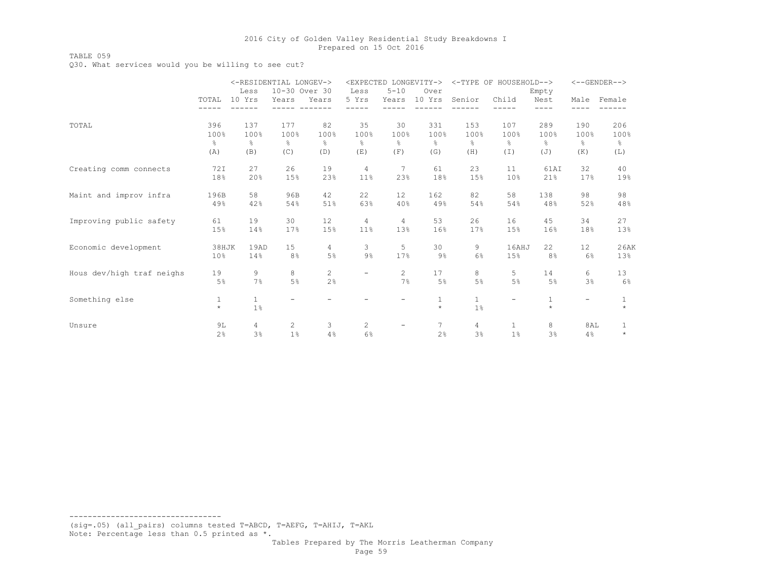2016 City of Golden Valley Residential Study Breakdowns I
Prepared on 15 Oct 2016

TABLE 059
Q30. What services would you be willing to see cut?

| | | <-RESIDENTIAL LONGEV-> | | | <EXPECTED LONGEVITY-> | | | <-TYPE OF HOUSEHOLD--> | | | <--GENDER--> | |
|---|---|---|---|---|---|---|---|---|---|---|---|---|
| | TOTAL | Less 10 Yrs | 10-30 Years | Over 30 Years | Less 5 Yrs | 5-10 Years | Over 10 Yrs | Senior | Child | Empty Nest | Male | Female |
| TOTAL | 396 | 137 | 177 | 82 | 35 | 30 | 331 | 153 | 107 | 289 | 190 | 206 |
| | 100% | 100% | 100% | 100% | 100% | 100% | 100% | 100% | 100% | 100% | 100% | 100% |
| | % | % | % | % | % | % | % | % | % | % | % | % |
| | (A) | (B) | (C) | (D) | (E) | (F) | (G) | (H) | (I) | (J) | (K) | (L) |
| Creating comm connects | 72I | 27 | 26 | 19 | 4 | 7 | 61 | 23 | 11 | 61AI | 32 | 40 |
| | 18% | 20% | 15% | 23% | 11% | 23% | 18% | 15% | 10% | 21% | 17% | 19% |
| Maint and improv infra | 196B | 58 | 96B | 42 | 22 | 12 | 162 | 82 | 58 | 138 | 98 | 98 |
| | 49% | 42% | 54% | 51% | 63% | 40% | 49% | 54% | 54% | 48% | 52% | 48% |
| Improving public safety | 61 | 19 | 30 | 12 | 4 | 4 | 53 | 26 | 16 | 45 | 34 | 27 |
| | 15% | 14% | 17% | 15% | 11% | 13% | 16% | 17% | 15% | 16% | 18% | 13% |
| Economic development | 38HJK | 19AD | 15 | 4 | 3 | 5 | 30 | 9 | 16AHJ | 22 | 12 | 26AK |
| | 10% | 14% | 8% | 5% | 9% | 17% | 9% | 6% | 15% | 8% | 6% | 13% |
| Hous dev/high traf neighs | 19 | 9 | 8 | 2 | - | 2 | 17 | 8 | 5 | 14 | 6 | 13 |
| | 5% | 7% | 5% | 2% | | 7% | 5% | 5% | 5% | 5% | 3% | 6% |
| Something else | 1 | 1 | - | - | - | - | 1 | 1 | - | 1 | - | 1 |
| | * | 1% | | | | | * | 1% | | * | | * |
| Unsure | 9L | 4 | 2 | 3 | 2 | - | 7 | 4 | 1 | 8 | 8AL | 1 |
| | 2% | 3% | 1% | 4% | 6% | | 2% | 3% | 1% | 3% | 4% | * |

---------------------------------
(sig=.05) (all_pairs) columns tested T=ABCD, T=AEFG, T=AHIJ, T=AKL
Note: Percentage less than 0.5 printed as *.

Tables Prepared by The Morris Leatherman Company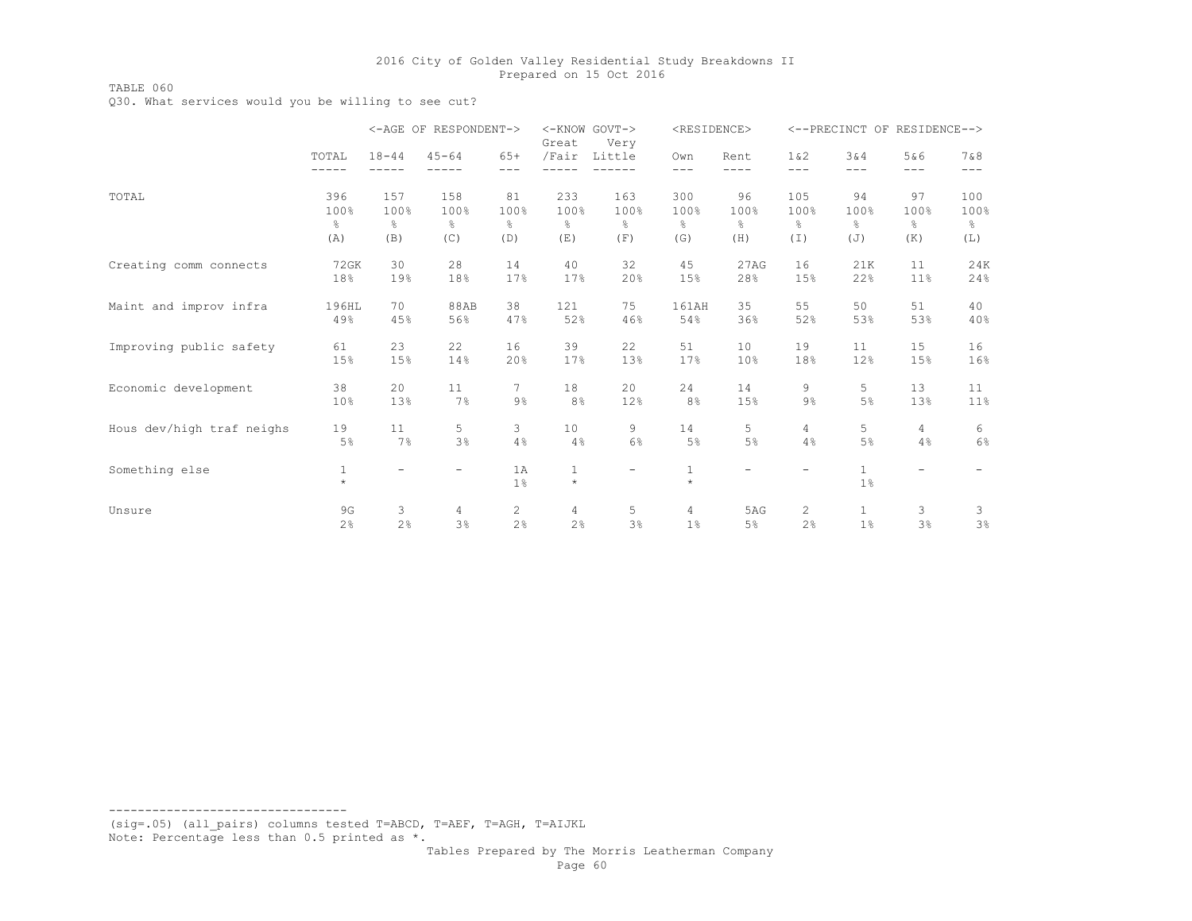2016 City of Golden Valley Residential Study Breakdowns II
Prepared on 15 Oct 2016

TABLE 060
Q30. What services would you be willing to see cut?

| | TOTAL | <-AGE OF RESPONDENT-> 18-44 | 45-64 | 65+ | <-KNOW GOVT-> Great /Fair | Very Little | <RESIDENCE> Own | Rent | <--PRECINCT OF RESIDENCE--> 1&2 | 3&4 | 5&6 | 7&8 |
|---|---|---|---|---|---|---|---|---|---|---|---|---|
| TOTAL | 396 100% % (A) | 157 100% % (B) | 158 100% % (C) | 81 100% % (D) | 233 100% % (E) | 163 100% % (F) | 300 100% % (G) | 96 100% % (H) | 105 100% % (I) | 94 100% % (J) | 97 100% % (K) | 100 100% % (L) |
| Creating comm connects | 72GK 18% | 30 19% | 28 18% | 14 17% | 40 17% | 32 20% | 45 15% | 27AG 28% | 16 15% | 21K 22% | 11 11% | 24K 24% |
| Maint and improv infra | 196HL 49% | 70 45% | 88AB 56% | 38 47% | 121 52% | 75 46% | 161AH 54% | 35 36% | 55 52% | 50 53% | 51 53% | 40 40% |
| Improving public safety | 61 15% | 23 15% | 22 14% | 16 20% | 39 17% | 22 13% | 51 17% | 10 10% | 19 18% | 11 12% | 15 15% | 16 16% |
| Economic development | 38 10% | 20 13% | 11 7% | 7 9% | 18 8% | 20 12% | 24 8% | 14 15% | 9 9% | 5 5% | 13 13% | 11 11% |
| Hous dev/high traf neighs | 19 5% | 11 7% | 5 3% | 3 4% | 10 4% | 9 6% | 14 5% | 5 5% | 4 4% | 5 5% | 4 4% | 6 6% |
| Something else | 1 * | - | - | 1A 1% | 1 * | - | 1 * | - | - | 1 1% | - | - |
| Unsure | 9G 2% | 3 2% | 4 3% | 2 2% | 4 2% | 5 3% | 4 1% | 5AG 5% | 2 2% | 1 1% | 3 3% | 3 3% |

---------------------------------
(sig=.05) (all_pairs) columns tested T=ABCD, T=AEF, T=AGH, T=AIJKL
Note: Percentage less than 0.5 printed as *.

Tables Prepared by The Morris Leatherman Company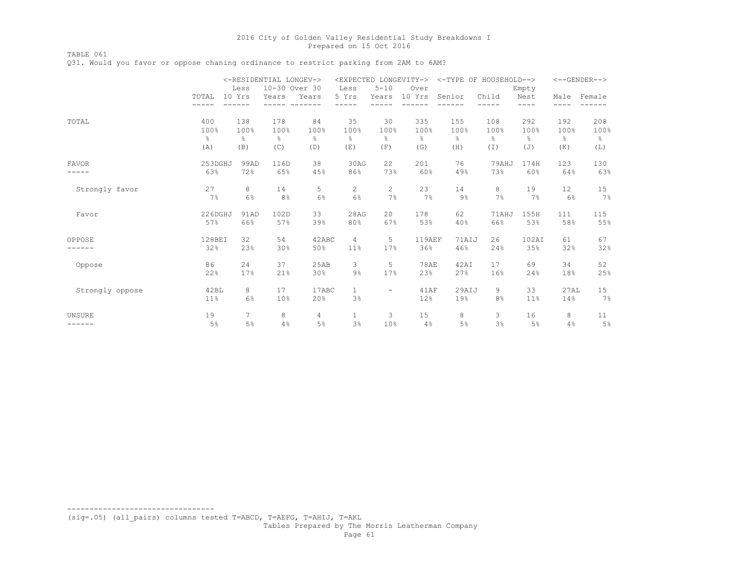2016 City of Golden Valley Residential Study Breakdowns I
Prepared on 15 Oct 2016

TABLE 061
Q31. Would you favor or oppose chaning ordinance to restrict parking from 2AM to 6AM?

| | | <-RESIDENTIAL LONGEV-> | | | <EXPECTED LONGEVITY-> | | | <-TYPE OF HOUSEHOLD--> | | | <--GENDER--> | |
|---|---|---|---|---|---|---|---|---|---|---|---|---|
| | TOTAL | Less 10 Yrs | 10-30 Years | Over 30 Years | Less 5 Yrs | 5-10 Years | Over 10 Yrs | Senior | Child | Empty Nest | Male | Female |
| TOTAL | 400<br>100%<br>%<br>(A) | 138<br>100%<br>%<br>(B) | 178<br>100%<br>%<br>(C) | 84<br>100%<br>%<br>(D) | 35<br>100%<br>%<br>(E) | 30<br>100%<br>%<br>(F) | 335<br>100%<br>%<br>(G) | 155<br>100%<br>%<br>(H) | 108<br>100%<br>%<br>(I) | 292<br>100%<br>%<br>(J) | 192<br>100%<br>%<br>(K) | 208<br>100%<br>%<br>(L) |
| FAVOR | 253DGHJ<br>63% | 99AD<br>72% | 116D<br>65% | 38<br>45% | 30AG<br>86% | 22<br>73% | 201<br>60% | 76<br>49% | 79AHJ<br>73% | 174H<br>60% | 123<br>64% | 130<br>63% |
| Strongly favor | 27<br>7% | 8<br>6% | 14<br>8% | 5<br>6% | 2<br>6% | 2<br>7% | 23<br>7% | 14<br>9% | 8<br>7% | 19<br>7% | 12<br>6% | 15<br>7% |
| Favor | 226DGHJ<br>57% | 91AD<br>66% | 102D<br>57% | 33<br>39% | 28AG<br>80% | 20<br>67% | 178<br>53% | 62<br>40% | 71AHJ<br>66% | 155H<br>53% | 111<br>58% | 115<br>55% |
| OPPOSE | 128BEI<br>32% | 32<br>23% | 54<br>30% | 42ABC<br>50% | 4<br>11% | 5<br>17% | 119AEF<br>36% | 71AIJ<br>46% | 26<br>24% | 102AI<br>35% | 61<br>32% | 67<br>32% |
| Oppose | 86<br>22% | 24<br>17% | 37<br>21% | 25AB<br>30% | 3<br>9% | 5<br>17% | 78AE<br>23% | 42AI<br>27% | 17<br>16% | 69<br>24% | 34<br>18% | 52<br>25% |
| Strongly oppose | 42BL<br>11% | 8<br>6% | 17<br>10% | 17ABC<br>20% | 1<br>3% | - | 41AF<br>12% | 29AIJ<br>19% | 9<br>8% | 33<br>11% | 27AL<br>14% | 15<br>7% |
| UNSURE | 19<br>5% | 7<br>5% | 8<br>4% | 4<br>5% | 1<br>3% | 3<br>10% | 15<br>4% | 8<br>5% | 3<br>3% | 16<br>5% | 8<br>4% | 11<br>5% |

---------------------------------
(sig=.05) (all_pairs) columns tested T=ABCD, T=AEFG, T=AHIJ, T=AKL

Tables Prepared by The Morris Leatherman Company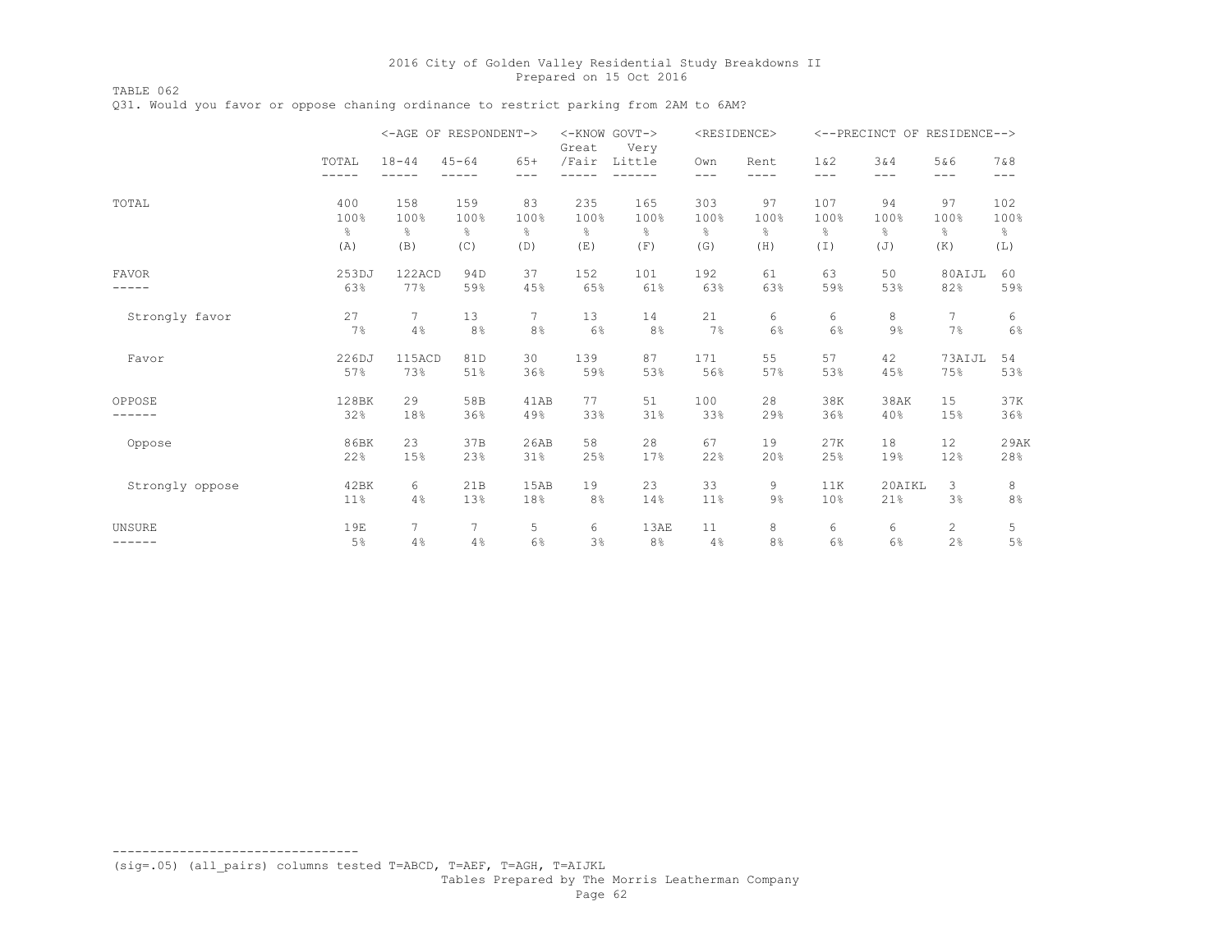2016 City of Golden Valley Residential Study Breakdowns II
Prepared on 15 Oct 2016

TABLE 062
Q31. Would you favor or oppose chaning ordinance to restrict parking from 2AM to 6AM?

| | | <-AGE OF RESPONDENT-> | | | <-KNOW GOVT-> | | <RESIDENCE> | | <--PRECINCT OF RESIDENCE--> | | | |
|---|---|---|---|---|---|---|---|---|---|---|---|---|
| | TOTAL | 18-44 | 45-64 | 65+ | Great /Fair | Very Little | Own | Rent | 1&2 | 3&4 | 5&6 | 7&8 |
| TOTAL | 400 | 158 | 159 | 83 | 235 | 165 | 303 | 97 | 107 | 94 | 97 | 102 |
| | 100% | 100% | 100% | 100% | 100% | 100% | 100% | 100% | 100% | 100% | 100% | 100% |
| | % | % | % | % | % | % | % | % | % | % | % | % |
| | (A) | (B) | (C) | (D) | (E) | (F) | (G) | (H) | (I) | (J) | (K) | (L) |
| FAVOR | 253DJ | 122ACD | 94D | 37 | 152 | 101 | 192 | 61 | 63 | 50 | 80AIJL | 60 |
| | 63% | 77% | 59% | 45% | 65% | 61% | 63% | 63% | 59% | 53% | 82% | 59% |
| Strongly favor | 27 | 7 | 13 | 7 | 13 | 14 | 21 | 6 | 6 | 8 | 7 | 6 |
| | 7% | 4% | 8% | 8% | 6% | 8% | 7% | 6% | 6% | 9% | 7% | 6% |
| Favor | 226DJ | 115ACD | 81D | 30 | 139 | 87 | 171 | 55 | 57 | 42 | 73AIJL | 54 |
| | 57% | 73% | 51% | 36% | 59% | 53% | 56% | 57% | 53% | 45% | 75% | 53% |
| OPPOSE | 128BK | 29 | 58B | 41AB | 77 | 51 | 100 | 28 | 38K | 38AK | 15 | 37K |
| | 32% | 18% | 36% | 49% | 33% | 31% | 33% | 29% | 36% | 40% | 15% | 36% |
| Oppose | 86BK | 23 | 37B | 26AB | 58 | 28 | 67 | 19 | 27K | 18 | 12 | 29AK |
| | 22% | 15% | 23% | 31% | 25% | 17% | 22% | 20% | 25% | 19% | 12% | 28% |
| Strongly oppose | 42BK | 6 | 21B | 15AB | 19 | 23 | 33 | 9 | 11K | 20AIKL | 3 | 8 |
| | 11% | 4% | 13% | 18% | 8% | 14% | 11% | 9% | 10% | 21% | 3% | 8% |
| UNSURE | 19E | 7 | 7 | 5 | 6 | 13AE | 11 | 8 | 6 | 6 | 2 | 5 |
| | 5% | 4% | 4% | 6% | 3% | 8% | 4% | 8% | 6% | 6% | 2% | 5% |

---------------------------------
(sig=.05) (all_pairs) columns tested T=ABCD, T=AEF, T=AGH, T=AIJKL
Tables Prepared by The Morris Leatherman Company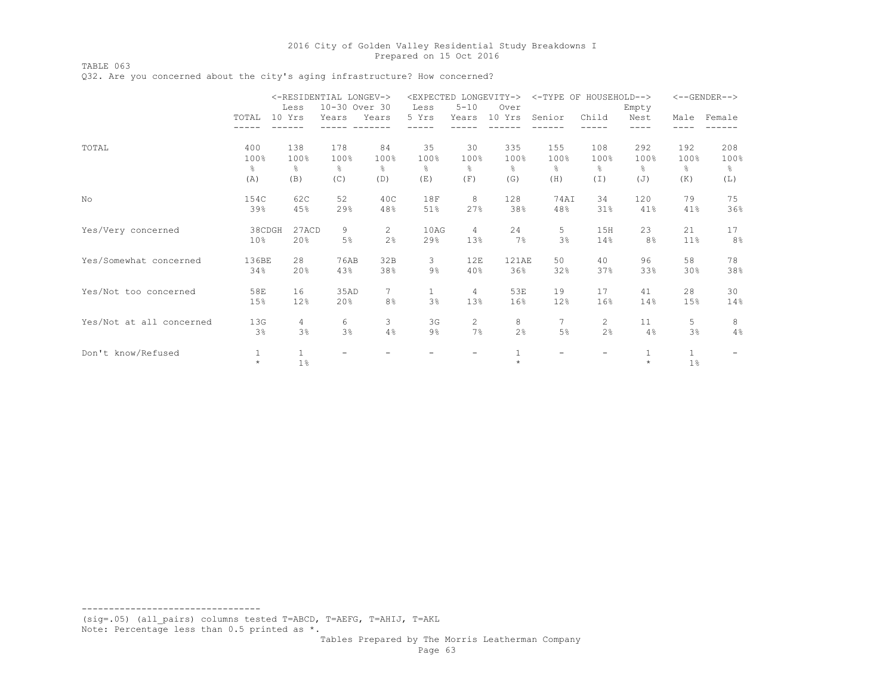2016 City of Golden Valley Residential Study Breakdowns I
Prepared on 15 Oct 2016

TABLE 063
Q32. Are you concerned about the city's aging infrastructure? How concerned?

| | | RESIDENTIAL LONGEV | | | EXPECTED LONGEVITY | | | TYPE OF HOUSEHOLD | | | GENDER | |
|---|---|---|---|---|---|---|---|---|---|---|---|---|
| | TOTAL | Less 10 Yrs | 10-30 Years | Over 30 Years | Less 5 Yrs | 5-10 Years | Over 10 Yrs | Senior | Child | Empty Nest | Male | Female |
| TOTAL | 400 | 138 | 178 | 84 | 35 | 30 | 335 | 155 | 108 | 292 | 192 | 208 |
| | 100% | 100% | 100% | 100% | 100% | 100% | 100% | 100% | 100% | 100% | 100% | 100% |
| | % | % | % | % | % | % | % | % | % | % | % | % |
| | (A) | (B) | (C) | (D) | (E) | (F) | (G) | (H) | (I) | (J) | (K) | (L) |
| No | 154C | 62C | 52 | 40C | 18F | 8 | 128 | 74AI | 34 | 120 | 79 | 75 |
| | 39% | 45% | 29% | 48% | 51% | 27% | 38% | 48% | 31% | 41% | 41% | 36% |
| Yes/Very concerned | 38CDGH | 27ACD | 9 | 2 | 10AG | 4 | 24 | 5 | 15H | 23 | 21 | 17 |
| | 10% | 20% | 5% | 2% | 29% | 13% | 7% | 3% | 14% | 8% | 11% | 8% |
| Yes/Somewhat concerned | 136BE | 28 | 76AB | 32B | 3 | 12E | 121AE | 50 | 40 | 96 | 58 | 78 |
| | 34% | 20% | 43% | 38% | 9% | 40% | 36% | 32% | 37% | 33% | 30% | 38% |
| Yes/Not too concerned | 58E | 16 | 35AD | 7 | 1 | 4 | 53E | 19 | 17 | 41 | 28 | 30 |
| | 15% | 12% | 20% | 8% | 3% | 13% | 16% | 12% | 16% | 14% | 15% | 14% |
| Yes/Not at all concerned | 13G | 4 | 6 | 3 | 3G | 2 | 8 | 7 | 2 | 11 | 5 | 8 |
| | 3% | 3% | 3% | 4% | 9% | 7% | 2% | 5% | 2% | 4% | 3% | 4% |
| Don't know/Refused | 1 | 1 | - | - | - | - | 1 | - | - | 1 | 1 | - |
| | * | 1% | | | | | * | | | * | 1% | |

---------------------------------

(sig=.05) (all_pairs) columns tested T=ABCD, T=AEFG, T=AHIJ, T=AKL
Note: Percentage less than 0.5 printed as *.

Tables Prepared by The Morris Leatherman Company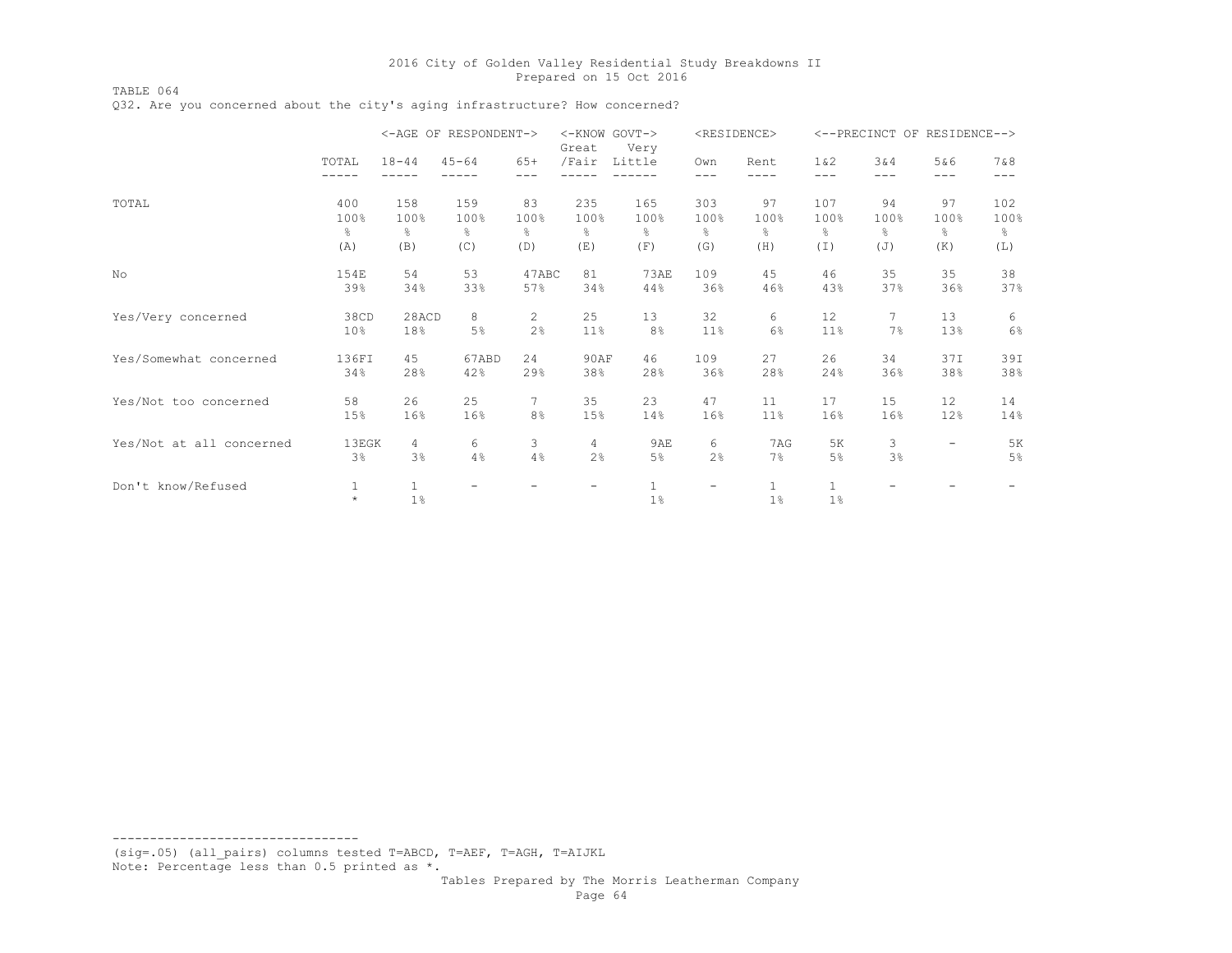2016 City of Golden Valley Residential Study Breakdowns II
Prepared on 15 Oct 2016

TABLE 064
Q32. Are you concerned about the city's aging infrastructure? How concerned?

| | | <-AGE OF RESPONDENT-> | | | <-KNOW GOVT-> | | <RESIDENCE> | | <--PRECINCT OF RESIDENCE--> | | | |
|---|---|---|---|---|---|---|---|---|---|---|---|---|
| | TOTAL | 18-44 | 45-64 | 65+ | Great /Fair | Very Little | Own | Rent | 1&2 | 3&4 | 5&6 | 7&8 |
| TOTAL | 400<br>100%<br>%<br>(A) | 158<br>100%<br>%<br>(B) | 159<br>100%<br>%<br>(C) | 83<br>100%<br>%<br>(D) | 235<br>100%<br>%<br>(E) | 165<br>100%<br>%<br>(F) | 303<br>100%<br>%<br>(G) | 97<br>100%<br>%<br>(H) | 107<br>100%<br>%<br>(I) | 94<br>100%<br>%<br>(J) | 97<br>100%<br>%<br>(K) | 102<br>100%<br>%<br>(L) |
| No | 154E<br>39% | 54<br>34% | 53<br>33% | 47ABC<br>57% | 81<br>34% | 73AE<br>44% | 109<br>36% | 45<br>46% | 46<br>43% | 35<br>37% | 35<br>36% | 38<br>37% |
| Yes/Very concerned | 38CD<br>10% | 28ACD<br>18% | 8<br>5% | 2<br>2% | 25<br>11% | 13<br>8% | 32<br>11% | 6<br>6% | 12<br>11% | 7<br>7% | 13<br>13% | 6<br>6% |
| Yes/Somewhat concerned | 136FI<br>34% | 45<br>28% | 67ABD<br>42% | 24<br>29% | 90AF<br>38% | 46<br>28% | 109<br>36% | 27<br>28% | 26<br>24% | 34<br>36% | 37I<br>38% | 39I<br>38% |
| Yes/Not too concerned | 58<br>15% | 26<br>16% | 25<br>16% | 7<br>8% | 35<br>15% | 23<br>14% | 47<br>16% | 11<br>11% | 17<br>16% | 15<br>16% | 12<br>12% | 14<br>14% |
| Yes/Not at all concerned | 13EGK<br>3% | 4<br>3% | 6<br>4% | 3<br>4% | 4<br>2% | 9AE<br>5% | 6<br>2% | 7AG<br>7% | 5K<br>5% | 3<br>3% | - | 5K<br>5% |
| Don't know/Refused | 1<br>* | 1<br>1% | - | - | - | 1<br>1% | - | 1<br>1% | 1<br>1% | - | - | - |

---------------------------------
(sig=.05) (all_pairs) columns tested T=ABCD, T=AEF, T=AGH, T=AIJKL
Note: Percentage less than 0.5 printed as *.

Tables Prepared by The Morris Leatherman Company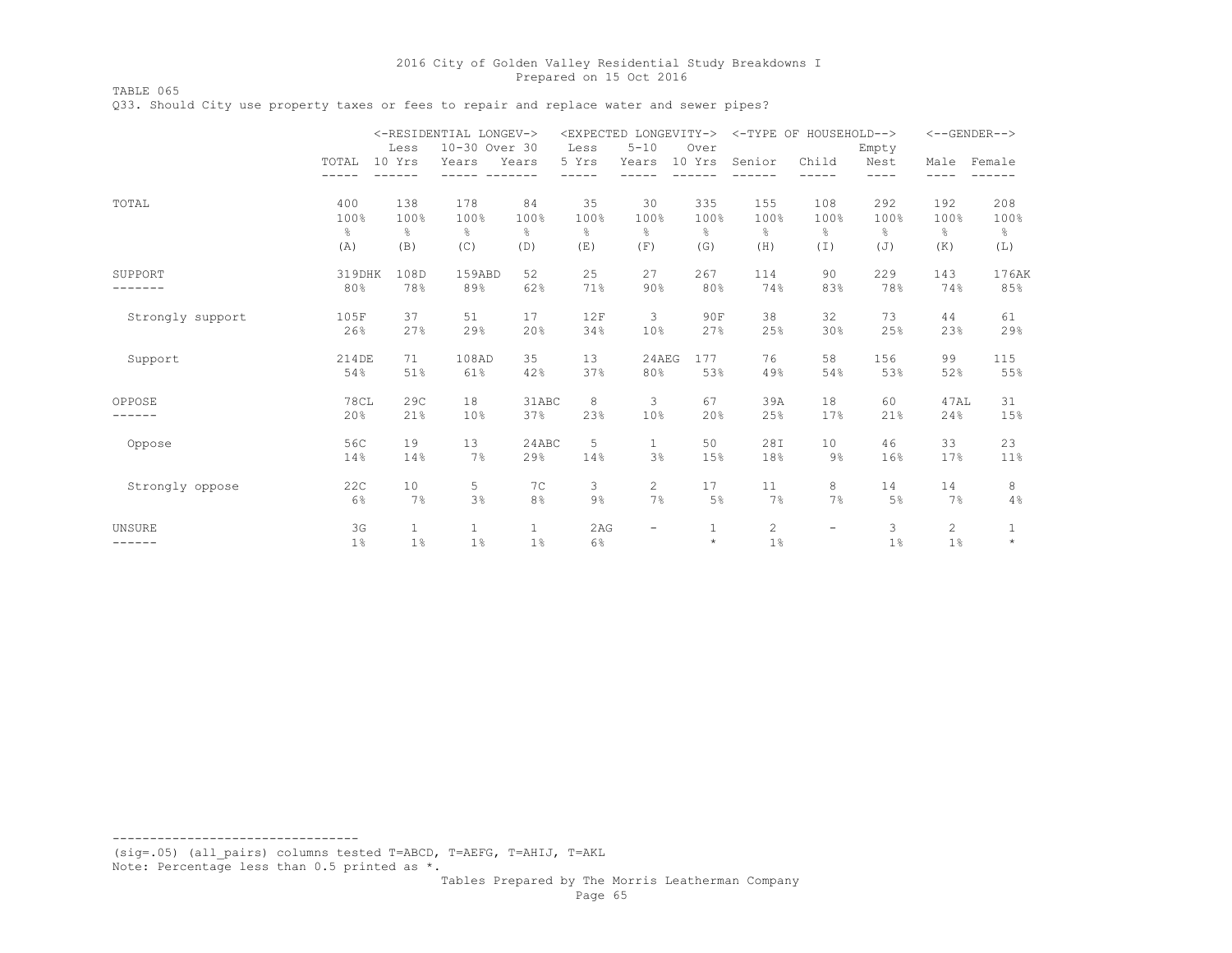TABLE 065

Q33. Should City use property taxes or fees to repair and replace water and sewer pipes?

| | TOTAL | <-RESIDENTIAL LONGEV-> Less 10 Yrs | 10-30 Years | Over 30 Years | <EXPECTED LONGEVITY-> Less 5 Yrs | 5-10 Years | Over 10 Yrs | <-TYPE OF HOUSEHOLD--> Senior | Child | Empty Nest | <--GENDER--> Male | Female |
|---|---|---|---|---|---|---|---|---|---|---|---|---|
| TOTAL | 400 | 138 | 178 | 84 | 35 | 30 | 335 | 155 | 108 | 292 | 192 | 208 |
| | 100% | 100% | 100% | 100% | 100% | 100% | 100% | 100% | 100% | 100% | 100% | 100% |
| | % | % | % | % | % | % | % | % | % | % | % | % |
| | (A) | (B) | (C) | (D) | (E) | (F) | (G) | (H) | (I) | (J) | (K) | (L) |
| SUPPORT | 319DHK | 108D | 159ABD | 52 | 25 | 27 | 267 | 114 | 90 | 229 | 143 | 176AK |
| | 80% | 78% | 89% | 62% | 71% | 90% | 80% | 74% | 83% | 78% | 74% | 85% |
| Strongly support | 105F | 37 | 51 | 17 | 12F | 3 | 90F | 38 | 32 | 73 | 44 | 61 |
| | 26% | 27% | 29% | 20% | 34% | 10% | 27% | 25% | 30% | 25% | 23% | 29% |
| Support | 214DE | 71 | 108AD | 35 | 13 | 24AEG | 177 | 76 | 58 | 156 | 99 | 115 |
| | 54% | 51% | 61% | 42% | 37% | 80% | 53% | 49% | 54% | 53% | 52% | 55% |
| OPPOSE | 78CL | 29C | 18 | 31ABC | 8 | 3 | 67 | 39A | 18 | 60 | 47AL | 31 |
| | 20% | 21% | 10% | 37% | 23% | 10% | 20% | 25% | 17% | 21% | 24% | 15% |
| Oppose | 56C | 19 | 13 | 24ABC | 5 | 1 | 50 | 28I | 10 | 46 | 33 | 23 |
| | 14% | 14% | 7% | 29% | 14% | 3% | 15% | 18% | 9% | 16% | 17% | 11% |
| Strongly oppose | 22C | 10 | 5 | 7C | 3 | 2 | 17 | 11 | 8 | 14 | 14 | 8 |
| | 6% | 7% | 3% | 8% | 9% | 7% | 5% | 7% | 7% | 5% | 7% | 4% |
| UNSURE | 3G | 1 | 1 | 1 | 2AG | - | 1 | 2 | - | 3 | 2 | 1 |
| | 1% | 1% | 1% | 1% | 6% | | * | 1% | | 1% | 1% | * |

---------------------------------

(sig=.05) (all_pairs) columns tested T=ABCD, T=AEFG, T=AHIJ, T=AKL

Note: Percentage less than 0.5 printed as *.

Tables Prepared by The Morris Leatherman Company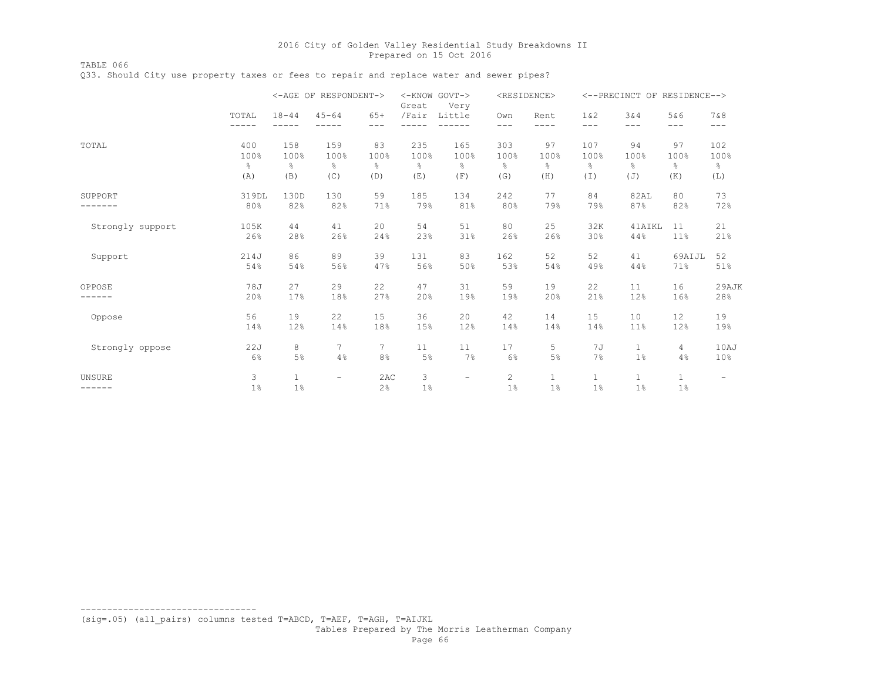2016 City of Golden Valley Residential Study Breakdowns II
Prepared on 15 Oct 2016

TABLE 066

Q33. Should City use property taxes or fees to repair and replace water and sewer pipes?

| | TOTAL | <-AGE OF RESPONDENT-> | | | <-KNOW GOVT-> | | <RESIDENCE> | | <--PRECINCT OF RESIDENCE--> | | | |
|---|---|---|---|---|---|---|---|---|---|---|---|---|
| | | 18-44 | 45-64 | 65+ | Great /Fair | Very Little | Own | Rent | 1&2 | 3&4 | 5&6 | 7&8 |
| TOTAL | 400 | 158 | 159 | 83 | 235 | 165 | 303 | 97 | 107 | 94 | 97 | 102 |
| | 100% | 100% | 100% | 100% | 100% | 100% | 100% | 100% | 100% | 100% | 100% | 100% |
| | % | % | % | % | % | % | % | % | % | % | % | % |
| | (A) | (B) | (C) | (D) | (E) | (F) | (G) | (H) | (I) | (J) | (K) | (L) |
| SUPPORT | 319DL | 130D | 130 | 59 | 185 | 134 | 242 | 77 | 84 | 82AL | 80 | 73 |
| | 80% | 82% | 82% | 71% | 79% | 81% | 80% | 79% | 79% | 87% | 82% | 72% |
| Strongly support | 105K | 44 | 41 | 20 | 54 | 51 | 80 | 25 | 32K | 41AIKL | 11 | 21 |
| | 26% | 28% | 26% | 24% | 23% | 31% | 26% | 26% | 30% | 44% | 11% | 21% |
| Support | 214J | 86 | 89 | 39 | 131 | 83 | 162 | 52 | 52 | 41 | 69AIJL | 52 |
| | 54% | 54% | 56% | 47% | 56% | 50% | 53% | 54% | 49% | 44% | 71% | 51% |
| OPPOSE | 78J | 27 | 29 | 22 | 47 | 31 | 59 | 19 | 22 | 11 | 16 | 29AJK |
| | 20% | 17% | 18% | 27% | 20% | 19% | 19% | 20% | 21% | 12% | 16% | 28% |
| Oppose | 56 | 19 | 22 | 15 | 36 | 20 | 42 | 14 | 15 | 10 | 12 | 19 |
| | 14% | 12% | 14% | 18% | 15% | 12% | 14% | 14% | 14% | 11% | 12% | 19% |
| Strongly oppose | 22J | 8 | 7 | 7 | 11 | 11 | 17 | 5 | 7J | 1 | 4 | 10AJ |
| | 6% | 5% | 4% | 8% | 5% | 7% | 6% | 5% | 7% | 1% | 4% | 10% |
| UNSURE | 3 | 1 | - | 2AC | 3 | - | 2 | 1 | 1 | 1 | 1 | - |
| | 1% | 1% | | 2% | 1% | | 1% | 1% | 1% | 1% | 1% | |

---------------------------------

(sig=.05) (all_pairs) columns tested T=ABCD, T=AEF, T=AGH, T=AIJKL

Tables Prepared by The Morris Leatherman Company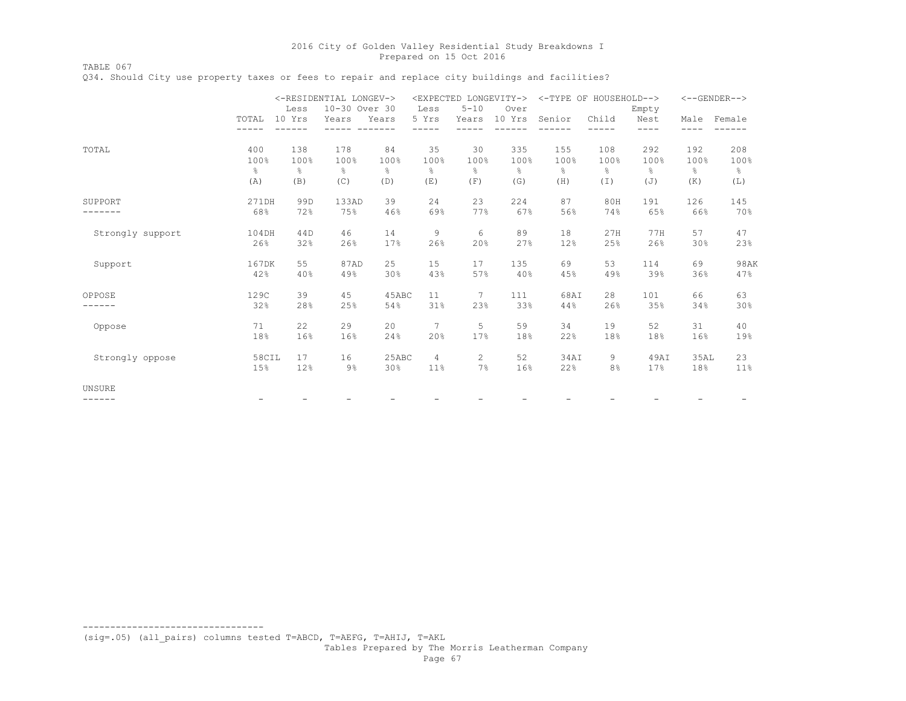2016 City of Golden Valley Residential Study Breakdowns I
Prepared on 15 Oct 2016

TABLE 067
Q34. Should City use property taxes or fees to repair and replace city buildings and facilities?

| | | <-RESIDENTIAL LONGEV-> | | | <EXPECTED LONGEVITY-> | | | <-TYPE OF HOUSEHOLD--> | | | <--GENDER--> | |
|---|---|---|---|---|---|---|---|---|---|---|---|---|
| | TOTAL | Less 10 Yrs | 10-30 Years | Over 30 Years | Less 5 Yrs | 5-10 Years | Over 10 Yrs | Senior | Child | Empty Nest | Male | Female |
| TOTAL | 400 | 138 | 178 | 84 | 35 | 30 | 335 | 155 | 108 | 292 | 192 | 208 |
| | 100% | 100% | 100% | 100% | 100% | 100% | 100% | 100% | 100% | 100% | 100% | 100% |
| | % | % | % | % | % | % | % | % | % | % | % | % |
| | (A) | (B) | (C) | (D) | (E) | (F) | (G) | (H) | (I) | (J) | (K) | (L) |
| SUPPORT | 271DH | 99D | 133AD | 39 | 24 | 23 | 224 | 87 | 80H | 191 | 126 | 145 |
| | 68% | 72% | 75% | 46% | 69% | 77% | 67% | 56% | 74% | 65% | 66% | 70% |
| Strongly support | 104DH | 44D | 46 | 14 | 9 | 6 | 89 | 18 | 27H | 77H | 57 | 47 |
| | 26% | 32% | 26% | 17% | 26% | 20% | 27% | 12% | 25% | 26% | 30% | 23% |
| Support | 167DK | 55 | 87AD | 25 | 15 | 17 | 135 | 69 | 53 | 114 | 69 | 98AK |
| | 42% | 40% | 49% | 30% | 43% | 57% | 40% | 45% | 49% | 39% | 36% | 47% |
| OPPOSE | 129C | 39 | 45 | 45ABC | 11 | 7 | 111 | 68AI | 28 | 101 | 66 | 63 |
| | 32% | 28% | 25% | 54% | 31% | 23% | 33% | 44% | 26% | 35% | 34% | 30% |
| Oppose | 71 | 22 | 29 | 20 | 7 | 5 | 59 | 34 | 19 | 52 | 31 | 40 |
| | 18% | 16% | 16% | 24% | 20% | 17% | 18% | 22% | 18% | 18% | 16% | 19% |
| Strongly oppose | 58CIL | 17 | 16 | 25ABC | 4 | 2 | 52 | 34AI | 9 | 49AI | 35AL | 23 |
| | 15% | 12% | 9% | 30% | 11% | 7% | 16% | 22% | 8% | 17% | 18% | 11% |
| UNSURE | - | - | - | - | - | - | - | - | - | - | - | - |

---------------------------------
(sig=.05) (all_pairs) columns tested T=ABCD, T=AEFG, T=AHIJ, T=AKL
Tables Prepared by The Morris Leatherman Company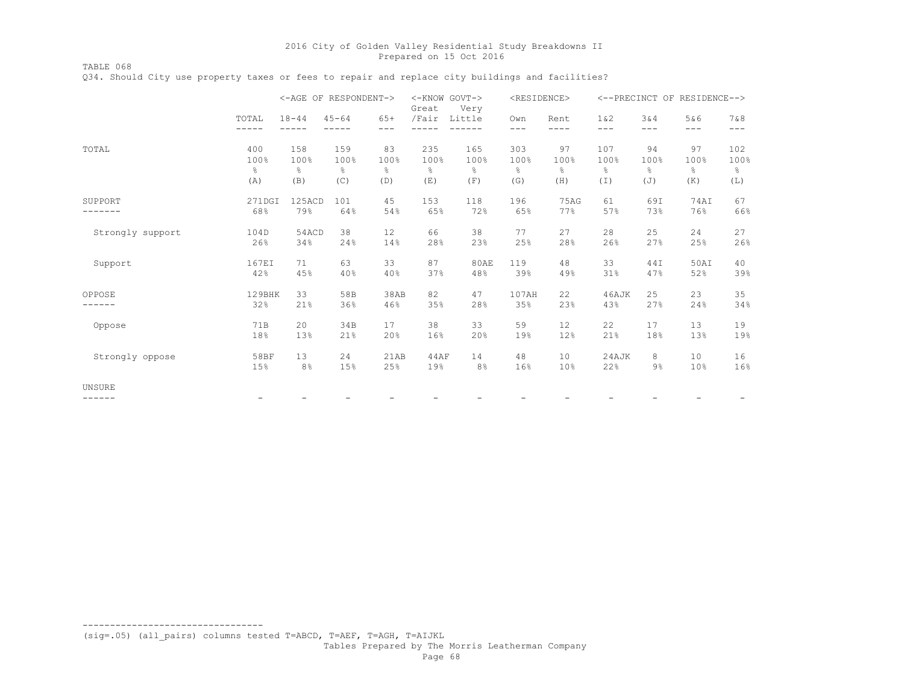2016 City of Golden Valley Residential Study Breakdowns II
Prepared on 15 Oct 2016

TABLE 068
Q34. Should City use property taxes or fees to repair and replace city buildings and facilities?

| | TOTAL | <-AGE OF RESPONDENT-> 18-44 | 45-64 | 65+ | <-KNOW GOVT-> Great /Fair | Very Little | <RESIDENCE> Own | Rent | <--PRECINCT OF RESIDENCE--> 1&2 | 3&4 | 5&6 | 7&8 |
|---|---|---|---|---|---|---|---|---|---|---|---|---|
| TOTAL | 400 | 158 | 159 | 83 | 235 | 165 | 303 | 97 | 107 | 94 | 97 | 102 |
| | 100% | 100% | 100% | 100% | 100% | 100% | 100% | 100% | 100% | 100% | 100% | 100% |
| | % | % | % | % | % | % | % | % | % | % | % | % |
| | (A) | (B) | (C) | (D) | (E) | (F) | (G) | (H) | (I) | (J) | (K) | (L) |
| SUPPORT | 271DGI | 125ACD | 101 | 45 | 153 | 118 | 196 | 75AG | 61 | 69I | 74AI | 67 |
| | 68% | 79% | 64% | 54% | 65% | 72% | 65% | 77% | 57% | 73% | 76% | 66% |
| Strongly support | 104D | 54ACD | 38 | 12 | 66 | 38 | 77 | 27 | 28 | 25 | 24 | 27 |
| | 26% | 34% | 24% | 14% | 28% | 23% | 25% | 28% | 26% | 27% | 25% | 26% |
| Support | 167EI | 71 | 63 | 33 | 87 | 80AE | 119 | 48 | 33 | 44I | 50AI | 40 |
| | 42% | 45% | 40% | 40% | 37% | 48% | 39% | 49% | 31% | 47% | 52% | 39% |
| OPPOSE | 129BHK | 33 | 58B | 38AB | 82 | 47 | 107AH | 22 | 46AJK | 25 | 23 | 35 |
| | 32% | 21% | 36% | 46% | 35% | 28% | 35% | 23% | 43% | 27% | 24% | 34% |
| Oppose | 71B | 20 | 34B | 17 | 38 | 33 | 59 | 12 | 22 | 17 | 13 | 19 |
| | 18% | 13% | 21% | 20% | 16% | 20% | 19% | 12% | 21% | 18% | 13% | 19% |
| Strongly oppose | 58BF | 13 | 24 | 21AB | 44AF | 14 | 48 | 10 | 24AJK | 8 | 10 | 16 |
| | 15% | 8% | 15% | 25% | 19% | 8% | 16% | 10% | 22% | 9% | 10% | 16% |
| UNSURE | - | - | - | - | - | - | - | - | - | - | - | - |

---------------------------------
(sig=.05) (all_pairs) columns tested T=ABCD, T=AEF, T=AGH, T=AIJKL
Tables Prepared by The Morris Leatherman Company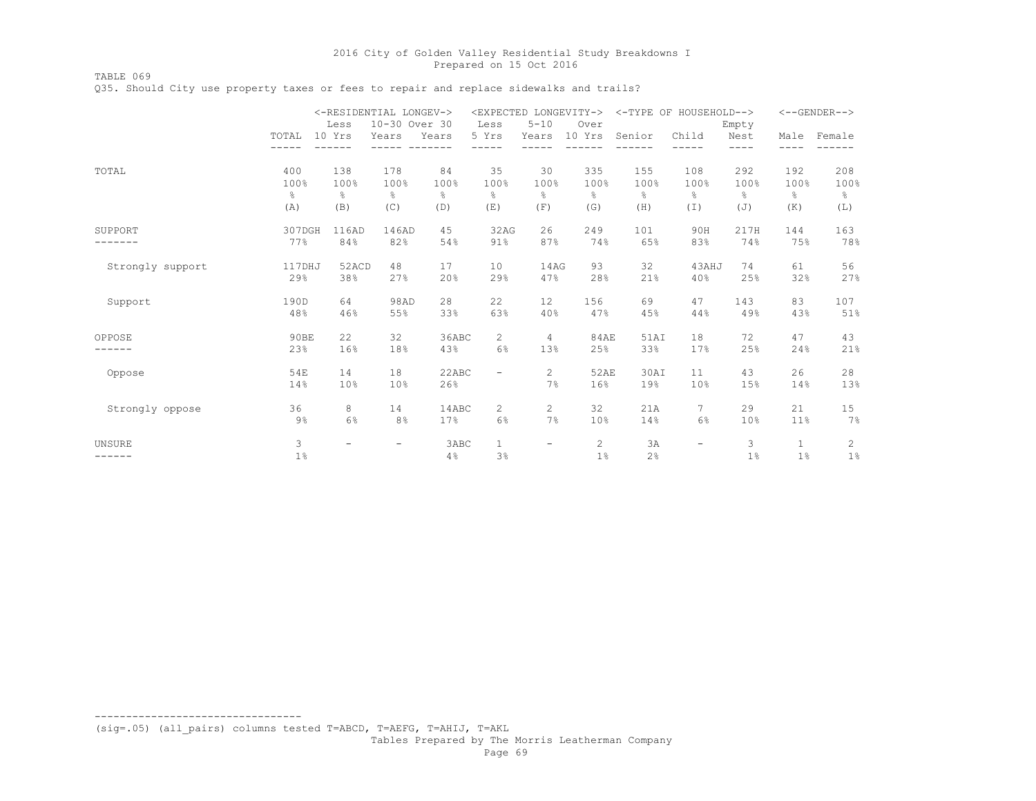TABLE 069

Q35. Should City use property taxes or fees to repair and replace sidewalks and trails?

| | | <-RESIDENTIAL LONGEV-> | | | <EXPECTED LONGEVITY-> | | | <-TYPE OF HOUSEHOLD--> | | | <--GENDER--> | |
|---|---|---|---|---|---|---|---|---|---|---|---|---|
| | TOTAL | Less 10 Yrs | 10-30 Years | Over 30 Years | Less 5 Yrs | 5-10 Years | Over 10 Yrs | Senior | Child | Empty Nest | Male | Female |
| TOTAL | 400<br>100%<br>%<br>(A) | 138<br>100%<br>%<br>(B) | 178<br>100%<br>%<br>(C) | 84<br>100%<br>%<br>(D) | 35<br>100%<br>%<br>(E) | 30<br>100%<br>%<br>(F) | 335<br>100%<br>%<br>(G) | 155<br>100%<br>%<br>(H) | 108<br>100%<br>%<br>(I) | 292<br>100%<br>%<br>(J) | 192<br>100%<br>%<br>(K) | 208<br>100%<br>%<br>(L) |
| SUPPORT | 307DGH<br>77% | 116AD<br>84% | 146AD<br>82% | 45<br>54% | 32AG<br>91% | 26<br>87% | 249<br>74% | 101<br>65% | 90H<br>83% | 217H<br>74% | 144<br>75% | 163<br>78% |
| Strongly support | 117DHJ<br>29% | 52ACD<br>38% | 48<br>27% | 17<br>20% | 10<br>29% | 14AG<br>47% | 93<br>28% | 32<br>21% | 43AHJ<br>40% | 74<br>25% | 61<br>32% | 56<br>27% |
| Support | 190D<br>48% | 64<br>46% | 98AD<br>55% | 28<br>33% | 22<br>63% | 12<br>40% | 156<br>47% | 69<br>45% | 47<br>44% | 143<br>49% | 83<br>43% | 107<br>51% |
| OPPOSE | 90BE<br>23% | 22<br>16% | 32<br>18% | 36ABC<br>43% | 2<br>6% | 4<br>13% | 84AE<br>25% | 51AI<br>33% | 18<br>17% | 72<br>25% | 47<br>24% | 43<br>21% |
| Oppose | 54E<br>14% | 14<br>10% | 18<br>10% | 22ABC<br>26% | - | 2<br>7% | 52AE<br>16% | 30AI<br>19% | 11<br>10% | 43<br>15% | 26<br>14% | 28<br>13% |
| Strongly oppose | 36<br>9% | 8<br>6% | 14<br>8% | 14ABC<br>17% | 2<br>6% | 2<br>7% | 32<br>10% | 21A<br>14% | 7<br>6% | 29<br>10% | 21<br>11% | 15<br>7% |
| UNSURE | 3<br>1% | - | - | 3ABC<br>4% | 1<br>3% | - | 2<br>1% | 3A<br>2% | - | 3<br>1% | 1<br>1% | 2<br>1% |

---------------------------------

(sig=.05) (all_pairs) columns tested T=ABCD, T=AEFG, T=AHIJ, T=AKL

Tables Prepared by The Morris Leatherman Company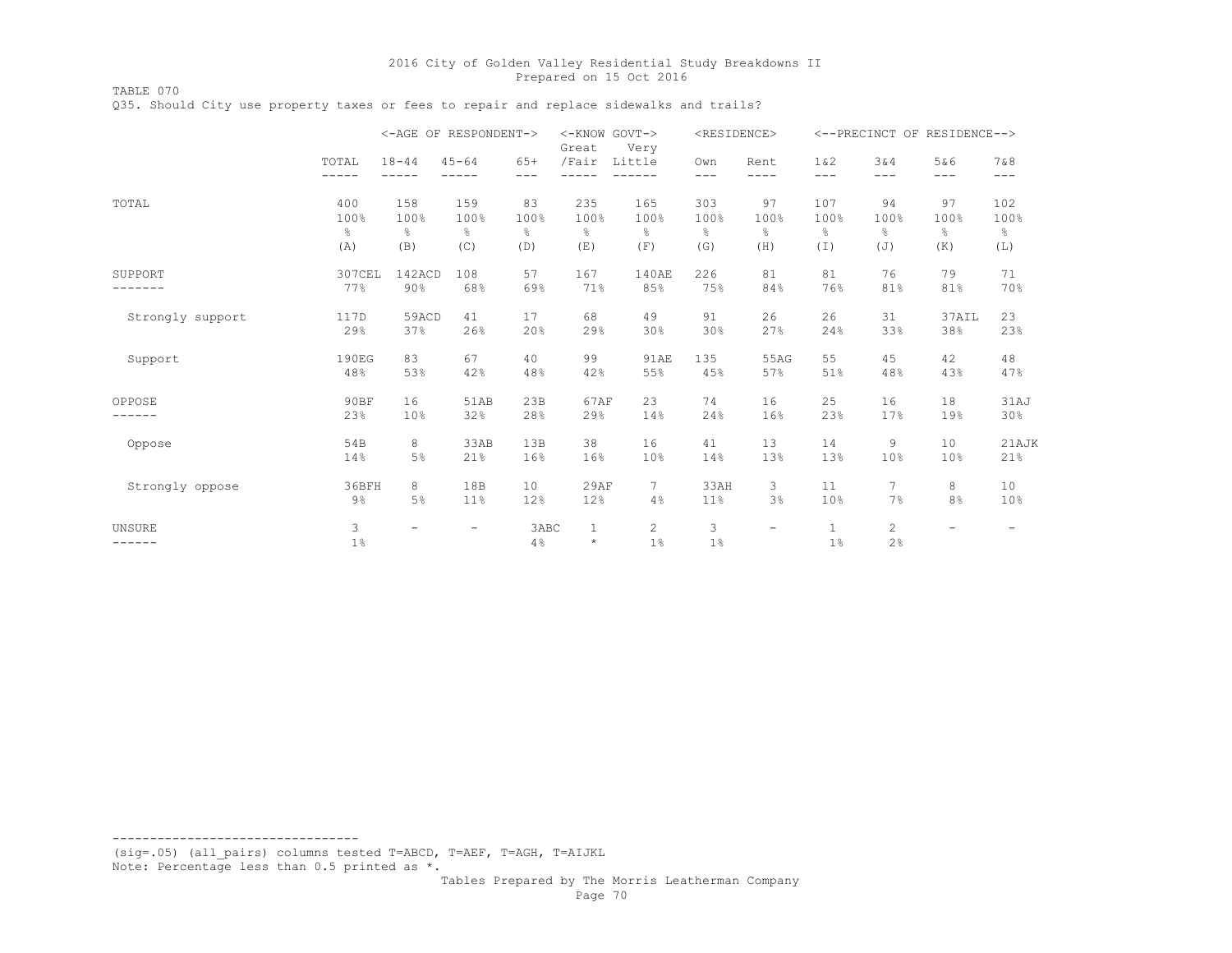2016 City of Golden Valley Residential Study Breakdowns II
Prepared on 15 Oct 2016

TABLE 070

Q35. Should City use property taxes or fees to repair and replace sidewalks and trails?

| | | <-AGE OF RESPONDENT-> | | | <-KNOW GOVT-> | | <RESIDENCE> | | <--PRECINCT OF RESIDENCE--> | | | |
|---|---|---|---|---|---|---|---|---|---|---|---|---|
| | TOTAL | 18-44 | 45-64 | 65+ | Great /Fair | Very Little | Own | Rent | 1&2 | 3&4 | 5&6 | 7&8 |
| TOTAL | 400<br>100%<br>%<br>(A) | 158<br>100%<br>%<br>(B) | 159<br>100%<br>%<br>(C) | 83<br>100%<br>%<br>(D) | 235<br>100%<br>%<br>(E) | 165<br>100%<br>%<br>(F) | 303<br>100%<br>%<br>(G) | 97<br>100%<br>%<br>(H) | 107<br>100%<br>%<br>(I) | 94<br>100%<br>%<br>(J) | 97<br>100%<br>%<br>(K) | 102<br>100%<br>%<br>(L) |
| SUPPORT | 307CEL<br>77% | 142ACD<br>90% | 108<br>68% | 57<br>69% | 167<br>71% | 140AE<br>85% | 226<br>75% | 81<br>84% | 81<br>76% | 76<br>81% | 79<br>81% | 71<br>70% |
| Strongly support | 117D<br>29% | 59ACD<br>37% | 41<br>26% | 17<br>20% | 68<br>29% | 49<br>30% | 91<br>30% | 26<br>27% | 26<br>24% | 31<br>33% | 37AIL<br>38% | 23<br>23% |
| Support | 190EG<br>48% | 83<br>53% | 67<br>42% | 40<br>48% | 99<br>42% | 91AE<br>55% | 135<br>45% | 55AG<br>57% | 55<br>51% | 45<br>48% | 42<br>43% | 48<br>47% |
| OPPOSE | 90BF<br>23% | 16<br>10% | 51AB<br>32% | 23B<br>28% | 67AF<br>29% | 23<br>14% | 74<br>24% | 16<br>16% | 25<br>23% | 16<br>17% | 18<br>19% | 31AJ<br>30% |
| Oppose | 54B<br>14% | 8<br>5% | 33AB<br>21% | 13B<br>16% | 38<br>16% | 16<br>10% | 41<br>14% | 13<br>13% | 14<br>13% | 9<br>10% | 10<br>10% | 21AJK<br>21% |
| Strongly oppose | 36BFH<br>9% | 8<br>5% | 18B<br>11% | 10<br>12% | 29AF<br>12% | 7<br>4% | 33AH<br>11% | 3<br>3% | 11<br>10% | 7<br>7% | 8<br>8% | 10<br>10% |
| UNSURE | 3<br>1% | - | - | 3ABC<br>4% | 1<br>* | 2<br>1% | 3<br>1% | - | 1<br>1% | 2<br>2% | - | - |

(sig=.05) (all_pairs) columns tested T=ABCD, T=AEF, T=AGH, T=AIJKL
Note: Percentage less than 0.5 printed as *.

Tables Prepared by The Morris Leatherman Company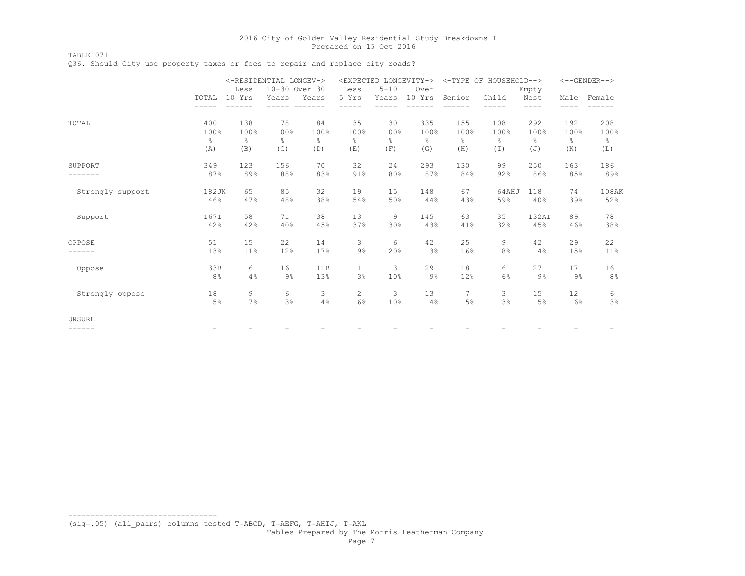TABLE 071

Q36. Should City use property taxes or fees to repair and replace city roads?

| | | <-RESIDENTIAL LONGEV-> | | | <EXPECTED LONGEVITY-> | | | <-TYPE OF HOUSEHOLD--> | | | <--GENDER--> | |
|---|---|---|---|---|---|---|---|---|---|---|---|---|
| | TOTAL | Less 10 Yrs | 10-30 Years | Over 30 Years | Less 5 Yrs | 5-10 Years | Over 10 Yrs | Senior | Child | Empty Nest | Male | Female |
| TOTAL | 400 | 138 | 178 | 84 | 35 | 30 | 335 | 155 | 108 | 292 | 192 | 208 |
| | 100% | 100% | 100% | 100% | 100% | 100% | 100% | 100% | 100% | 100% | 100% | 100% |
| | % | % | % | % | % | % | % | % | % | % | % | % |
| | (A) | (B) | (C) | (D) | (E) | (F) | (G) | (H) | (I) | (J) | (K) | (L) |
| SUPPORT | 349 | 123 | 156 | 70 | 32 | 24 | 293 | 130 | 99 | 250 | 163 | 186 |
| | 87% | 89% | 88% | 83% | 91% | 80% | 87% | 84% | 92% | 86% | 85% | 89% |
| Strongly support | 182JK | 65 | 85 | 32 | 19 | 15 | 148 | 67 | 64AHJ | 118 | 74 | 108AK |
| | 46% | 47% | 48% | 38% | 54% | 50% | 44% | 43% | 59% | 40% | 39% | 52% |
| Support | 167I | 58 | 71 | 38 | 13 | 9 | 145 | 63 | 35 | 132AI | 89 | 78 |
| | 42% | 42% | 40% | 45% | 37% | 30% | 43% | 41% | 32% | 45% | 46% | 38% |
| OPPOSE | 51 | 15 | 22 | 14 | 3 | 6 | 42 | 25 | 9 | 42 | 29 | 22 |
| | 13% | 11% | 12% | 17% | 9% | 20% | 13% | 16% | 8% | 14% | 15% | 11% |
| Oppose | 33B | 6 | 16 | 11B | 1 | 3 | 29 | 18 | 6 | 27 | 17 | 16 |
| | 8% | 4% | 9% | 13% | 3% | 10% | 9% | 12% | 6% | 9% | 9% | 8% |
| Strongly oppose | 18 | 9 | 6 | 3 | 2 | 3 | 13 | 7 | 3 | 15 | 12 | 6 |
| | 5% | 7% | 3% | 4% | 6% | 10% | 4% | 5% | 3% | 5% | 6% | 3% |
| UNSURE | - | - | - | - | - | - | - | - | - | - | - | - |

---------------------------------

(sig=.05) (all_pairs) columns tested T=ABCD, T=AEFG, T=AHIJ, T=AKL

Tables Prepared by The Morris Leatherman Company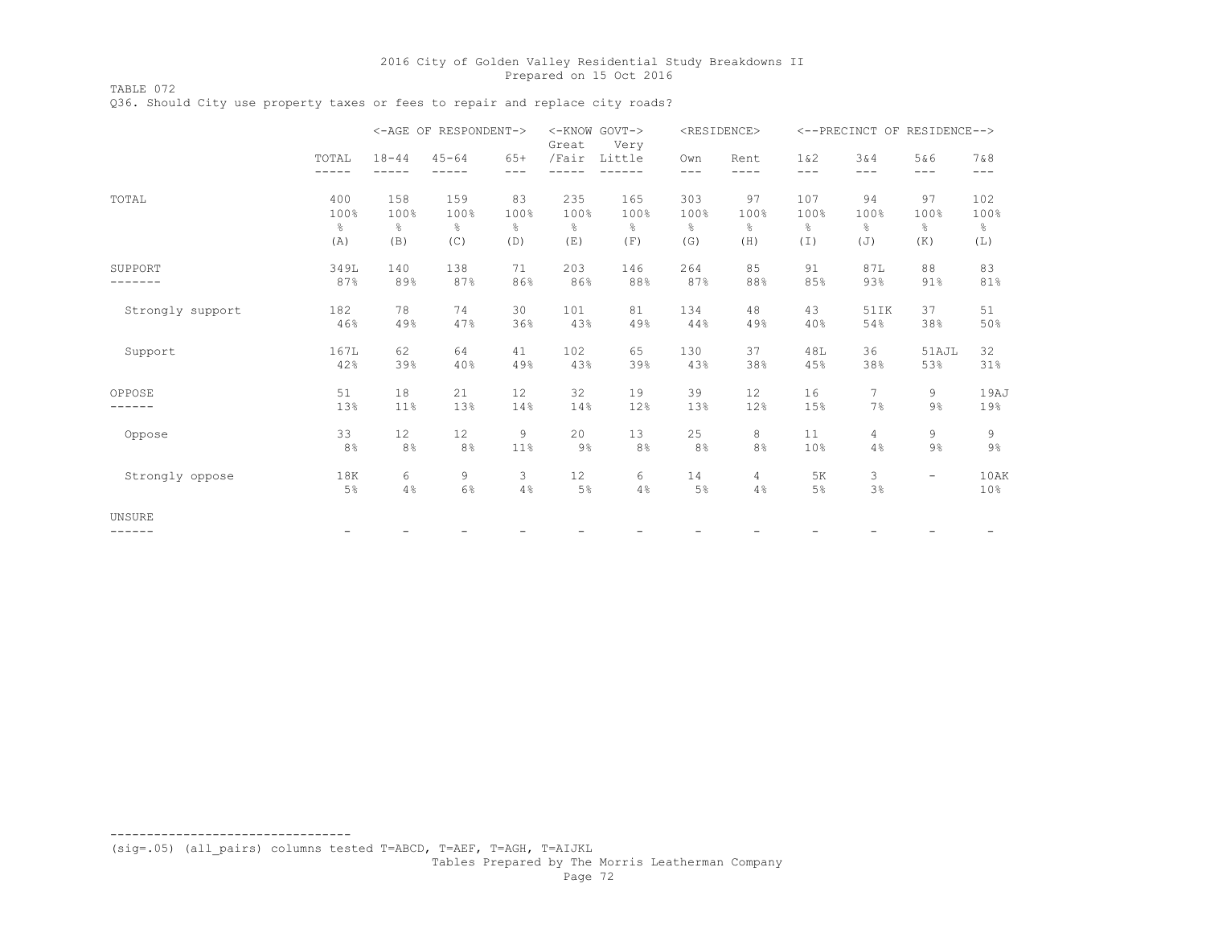2016 City of Golden Valley Residential Study Breakdowns II
Prepared on 15 Oct 2016

TABLE 072
Q36. Should City use property taxes or fees to repair and replace city roads?

| | TOTAL | <-AGE OF RESPONDENT-> | | | <-KNOW GOVT-> | | <RESIDENCE> | | <--PRECINCT OF RESIDENCE--> | | | |
|---|---|---|---|---|---|---|---|---|---|---|---|---|
| | | 18-44 | 45-64 | 65+ | Great /Fair | Very Little | Own | Rent | 1&2 | 3&4 | 5&6 | 7&8 |
| TOTAL | 400<br>100%<br>%<br>(A) | 158<br>100%<br>%<br>(B) | 159<br>100%<br>%<br>(C) | 83<br>100%<br>%<br>(D) | 235<br>100%<br>%<br>(E) | 165<br>100%<br>%<br>(F) | 303<br>100%<br>%<br>(G) | 97<br>100%<br>%<br>(H) | 107<br>100%<br>%<br>(I) | 94<br>100%<br>%<br>(J) | 97<br>100%<br>%<br>(K) | 102<br>100%<br>%<br>(L) |
| SUPPORT | 349L<br>87% | 140<br>89% | 138<br>87% | 71<br>86% | 203<br>86% | 146<br>88% | 264<br>87% | 85<br>88% | 91<br>85% | 87L<br>93% | 88<br>91% | 83<br>81% |
| Strongly support | 182<br>46% | 78<br>49% | 74<br>47% | 30<br>36% | 101<br>43% | 81<br>49% | 134<br>44% | 48<br>49% | 43<br>40% | 51IK<br>54% | 37<br>38% | 51<br>50% |
| Support | 167L<br>42% | 62<br>39% | 64<br>40% | 41<br>49% | 102<br>43% | 65<br>39% | 130<br>43% | 37<br>38% | 48L<br>45% | 36<br>38% | 51AJL<br>53% | 32<br>31% |
| OPPOSE | 51<br>13% | 18<br>11% | 21<br>13% | 12<br>14% | 32<br>14% | 19<br>12% | 39<br>13% | 12<br>12% | 16<br>15% | 7<br>7% | 9<br>9% | 19AJ<br>19% |
| Oppose | 33<br>8% | 12<br>8% | 12<br>8% | 9<br>11% | 20<br>9% | 13<br>8% | 25<br>8% | 8<br>8% | 11<br>10% | 4<br>4% | 9<br>9% | 9<br>9% |
| Strongly oppose | 18K<br>5% | 6<br>4% | 9<br>6% | 3<br>4% | 12<br>5% | 6<br>4% | 14<br>5% | 4<br>4% | 5K<br>5% | 3<br>3% | - | 10AK<br>10% |
| UNSURE | - | - | - | - | - | - | - | - | - | - | - | - |

---------------------------------
(sig=.05) (all_pairs) columns tested T=ABCD, T=AEF, T=AGH, T=AIJKL
Tables Prepared by The Morris Leatherman Company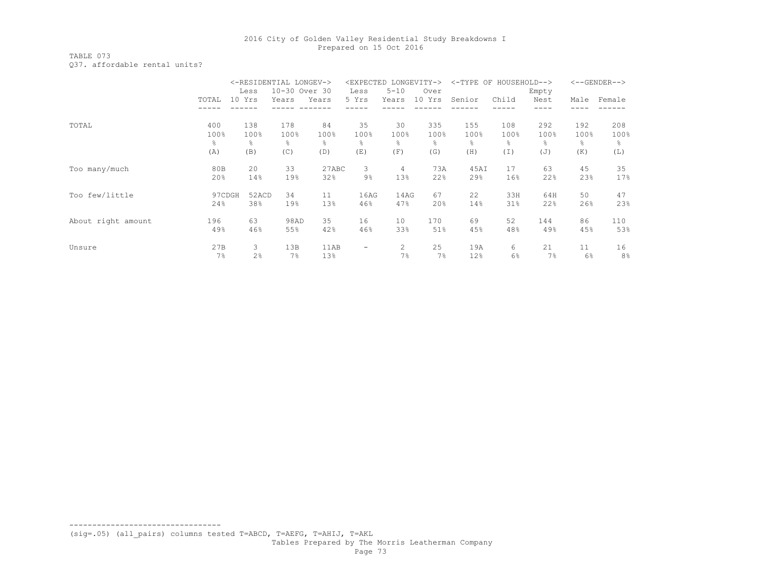2016 City of Golden Valley Residential Study Breakdowns I
Prepared on 15 Oct 2016

TABLE 073
Q37. affordable rental units?

| | | <-RESIDENTIAL LONGEV-> | | | <EXPECTED LONGEVITY-> | | | <-TYPE OF HOUSEHOLD--> | | | <--GENDER--> | |
|---|---|---|---|---|---|---|---|---|---|---|---|---|
| | TOTAL | Less 10 Yrs | 10-30 Years | Over 30 Years | Less 5 Yrs | 5-10 Years | Over 10 Yrs | Senior | Child | Empty Nest | Male | Female |
| TOTAL | 400 | 138 | 178 | 84 | 35 | 30 | 335 | 155 | 108 | 292 | 192 | 208 |
| | 100% | 100% | 100% | 100% | 100% | 100% | 100% | 100% | 100% | 100% | 100% | 100% |
| | % | % | % | % | % | % | % | % | % | % | % | % |
| | (A) | (B) | (C) | (D) | (E) | (F) | (G) | (H) | (I) | (J) | (K) | (L) |
| Too many/much | 80B | 20 | 33 | 27ABC | 3 | 4 | 73A | 45AI | 17 | 63 | 45 | 35 |
| | 20% | 14% | 19% | 32% | 9% | 13% | 22% | 29% | 16% | 22% | 23% | 17% |
| Too few/little | 97CDGH | 52ACD | 34 | 11 | 16AG | 14AG | 67 | 22 | 33H | 64H | 50 | 47 |
| | 24% | 38% | 19% | 13% | 46% | 47% | 20% | 14% | 31% | 22% | 26% | 23% |
| About right amount | 196 | 63 | 98AD | 35 | 16 | 10 | 170 | 69 | 52 | 144 | 86 | 110 |
| | 49% | 46% | 55% | 42% | 46% | 33% | 51% | 45% | 48% | 49% | 45% | 53% |
| Unsure | 27B | 3 | 13B | 11AB | - | 2 | 25 | 19A | 6 | 21 | 11 | 16 |
| | 7% | 2% | 7% | 13% | | 7% | 7% | 12% | 6% | 7% | 6% | 8% |

---------------------------------
(sig=.05) (all_pairs) columns tested T=ABCD, T=AEFG, T=AHIJ, T=AKL
Tables Prepared by The Morris Leatherman Company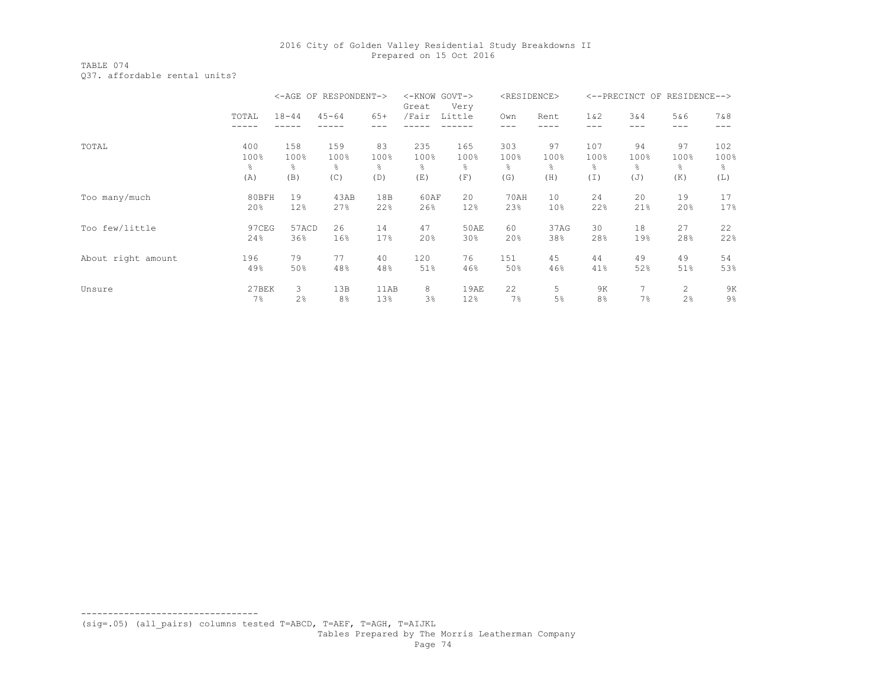2016 City of Golden Valley Residential Study Breakdowns II
Prepared on 15 Oct 2016

TABLE 074
Q37. affordable rental units?

| | | <-AGE OF RESPONDENT-> | | | <-KNOW GOVT-> | | <RESIDENCE> | | <--PRECINCT OF RESIDENCE--> | | | |
|---|---|---|---|---|---|---|---|---|---|---|---|---|
| | TOTAL | 18-44 | 45-64 | 65+ | Great /Fair | Very Little | Own | Rent | 1&2 | 3&4 | 5&6 | 7&8 |
| TOTAL | 400<br>100%<br>%<br>(A) | 158<br>100%<br>%<br>(B) | 159<br>100%<br>%<br>(C) | 83<br>100%<br>%<br>(D) | 235<br>100%<br>%<br>(E) | 165<br>100%<br>%<br>(F) | 303<br>100%<br>%<br>(G) | 97<br>100%<br>%<br>(H) | 107<br>100%<br>%<br>(I) | 94<br>100%<br>%<br>(J) | 97<br>100%<br>%<br>(K) | 102<br>100%<br>%<br>(L) |
| Too many/much | 80BFH<br>20% | 19<br>12% | 43AB<br>27% | 18B<br>22% | 60AF<br>26% | 20<br>12% | 70AH<br>23% | 10<br>10% | 24<br>22% | 20<br>21% | 19<br>20% | 17<br>17% |
| Too few/little | 97CEG<br>24% | 57ACD<br>36% | 26<br>16% | 14<br>17% | 47<br>20% | 50AE<br>30% | 60<br>20% | 37AG<br>38% | 30<br>28% | 18<br>19% | 27<br>28% | 22<br>22% |
| About right amount | 196<br>49% | 79<br>50% | 77<br>48% | 40<br>48% | 120<br>51% | 76<br>46% | 151<br>50% | 45<br>46% | 44<br>41% | 49<br>52% | 49<br>51% | 54<br>53% |
| Unsure | 27BEK<br>7% | 3<br>2% | 13B<br>8% | 11AB<br>13% | 8<br>3% | 19AE<br>12% | 22<br>7% | 5<br>5% | 9K<br>8% | 7<br>7% | 2<br>2% | 9K<br>9% |

---------------------------------

(sig=.05) (all_pairs) columns tested T=ABCD, T=AEF, T=AGH, T=AIJKL

Tables Prepared by The Morris Leatherman Company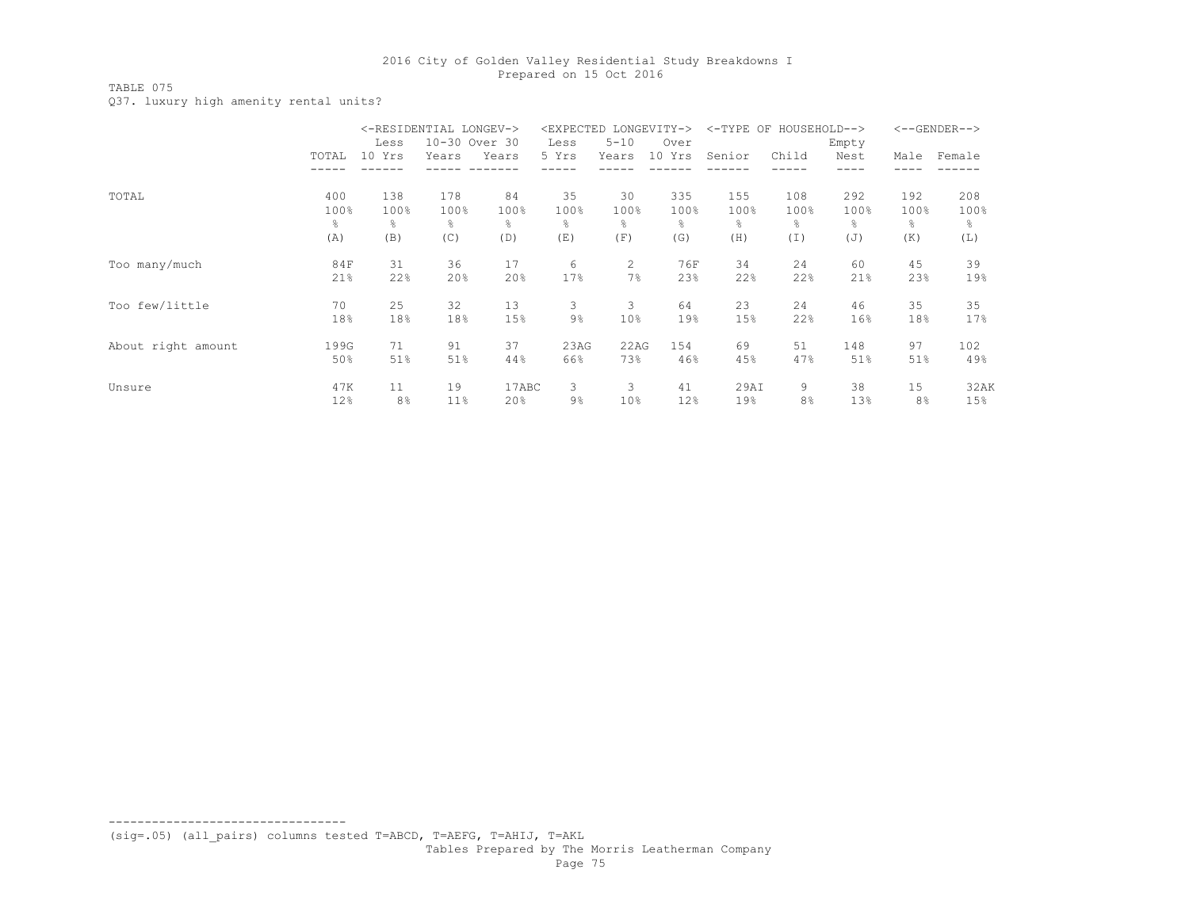2016 City of Golden Valley Residential Study Breakdowns I
Prepared on 15 Oct 2016

TABLE 075
Q37. luxury high amenity rental units?

| | TOTAL | <-RESIDENTIAL LONGEV-> Less 10 Yrs | 10-30 Years | Over 30 Years | <EXPECTED LONGEVITY-> Less 5 Yrs | 5-10 Years | Over 10 Yrs | <-TYPE OF HOUSEHOLD--> Senior | Child | Empty Nest | <--GENDER--> Male | Female |
|---|---|---|---|---|---|---|---|---|---|---|---|---|
| TOTAL | 400<br>100%<br>%<br>(A) | 138<br>100%<br>%<br>(B) | 178<br>100%<br>%<br>(C) | 84<br>100%<br>%<br>(D) | 35<br>100%<br>%<br>(E) | 30<br>100%<br>%<br>(F) | 335<br>100%<br>%<br>(G) | 155<br>100%<br>%<br>(H) | 108<br>100%<br>%<br>(I) | 292<br>100%<br>%<br>(J) | 192<br>100%<br>%<br>(K) | 208<br>100%<br>%<br>(L) |
| Too many/much | 84F<br>21% | 31<br>22% | 36<br>20% | 17<br>20% | 6<br>17% | 2<br>7% | 76F<br>23% | 34<br>22% | 24<br>22% | 60<br>21% | 45<br>23% | 39<br>19% |
| Too few/little | 70<br>18% | 25<br>18% | 32<br>18% | 13<br>15% | 3<br>9% | 3<br>10% | 64<br>19% | 23<br>15% | 24<br>22% | 46<br>16% | 35<br>18% | 35<br>17% |
| About right amount | 199G<br>50% | 71<br>51% | 91<br>51% | 37<br>44% | 23AG<br>66% | 22AG<br>73% | 154<br>46% | 69<br>45% | 51<br>47% | 148<br>51% | 97<br>51% | 102<br>49% |
| Unsure | 47K<br>12% | 11<br>8% | 19<br>11% | 17ABC<br>20% | 3<br>9% | 3<br>10% | 41<br>12% | 29AI<br>19% | 9<br>8% | 38<br>13% | 15<br>8% | 32AK<br>15% |

---------------------------------
(sig=.05) (all_pairs) columns tested T=ABCD, T=AEFG, T=AHIJ, T=AKL

Tables Prepared by The Morris Leatherman Company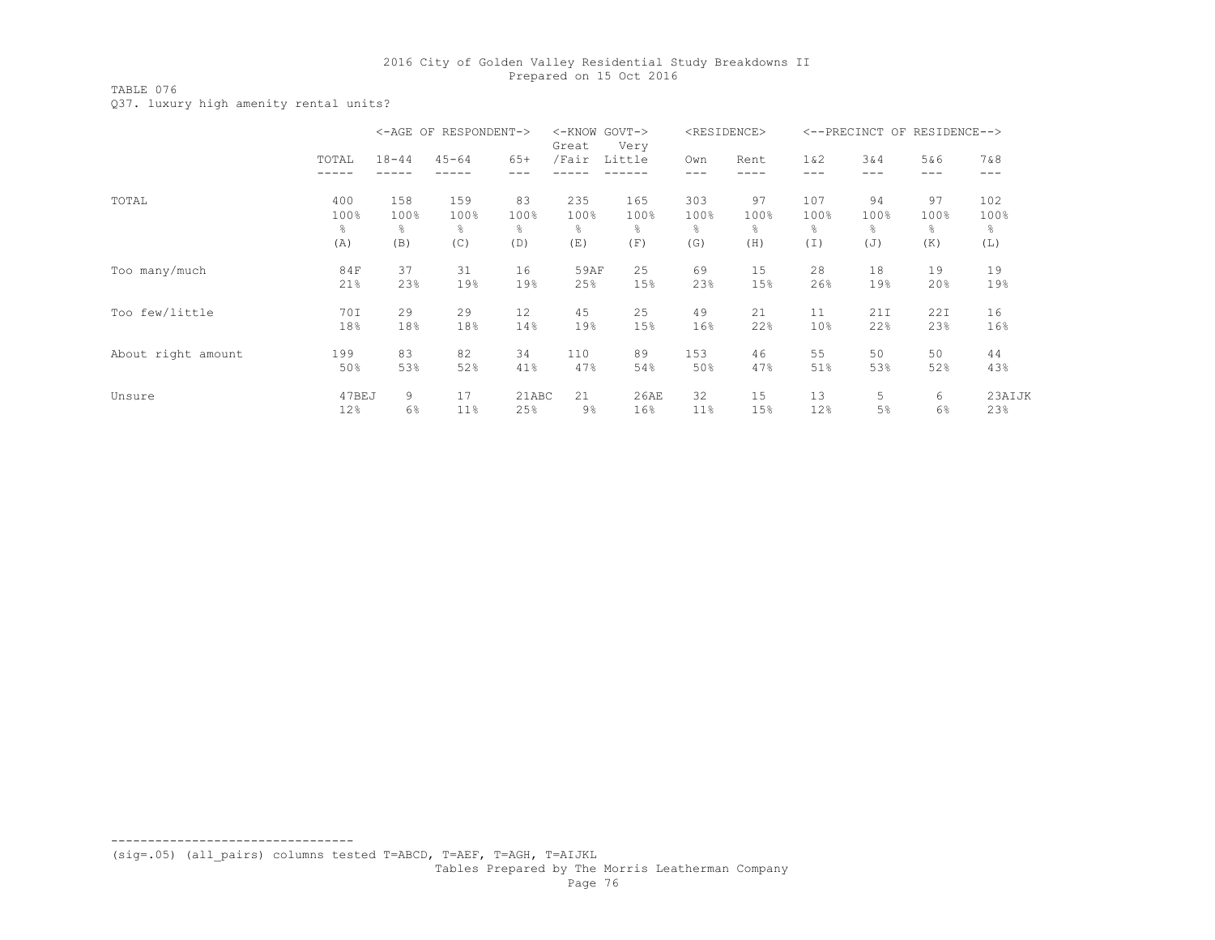2016 City of Golden Valley Residential Study Breakdowns II
Prepared on 15 Oct 2016

TABLE 076
Q37. luxury high amenity rental units?

| | | <-AGE OF RESPONDENT-> | | | <-KNOW GOVT-> | | <RESIDENCE> | | <--PRECINCT OF RESIDENCE--> | | | |
|---|---|---|---|---|---|---|---|---|---|---|---|---|
| | TOTAL | 18-44 | 45-64 | 65+ | Great /Fair | Very Little | Own | Rent | 1&2 | 3&4 | 5&6 | 7&8 |
| TOTAL | 400 | 158 | 159 | 83 | 235 | 165 | 303 | 97 | 107 | 94 | 97 | 102 |
| | 100% | 100% | 100% | 100% | 100% | 100% | 100% | 100% | 100% | 100% | 100% | 100% |
| | % | % | % | % | % | % | % | % | % | % | % | % |
| | (A) | (B) | (C) | (D) | (E) | (F) | (G) | (H) | (I) | (J) | (K) | (L) |
| Too many/much | 84F | 37 | 31 | 16 | 59AF | 25 | 69 | 15 | 28 | 18 | 19 | 19 |
| | 21% | 23% | 19% | 19% | 25% | 15% | 23% | 15% | 26% | 19% | 20% | 19% |
| Too few/little | 70I | 29 | 29 | 12 | 45 | 25 | 49 | 21 | 11 | 21I | 22I | 16 |
| | 18% | 18% | 18% | 14% | 19% | 15% | 16% | 22% | 10% | 22% | 23% | 16% |
| About right amount | 199 | 83 | 82 | 34 | 110 | 89 | 153 | 46 | 55 | 50 | 50 | 44 |
| | 50% | 53% | 52% | 41% | 47% | 54% | 50% | 47% | 51% | 53% | 52% | 43% |
| Unsure | 47BEJ | 9 | 17 | 21ABC | 21 | 26AE | 32 | 15 | 13 | 5 | 6 | 23AIJK |
| | 12% | 6% | 11% | 25% | 9% | 16% | 11% | 15% | 12% | 5% | 6% | 23% |

---------------------------------
(sig=.05) (all_pairs) columns tested T=ABCD, T=AEF, T=AGH, T=AIJKL

Tables Prepared by The Morris Leatherman Company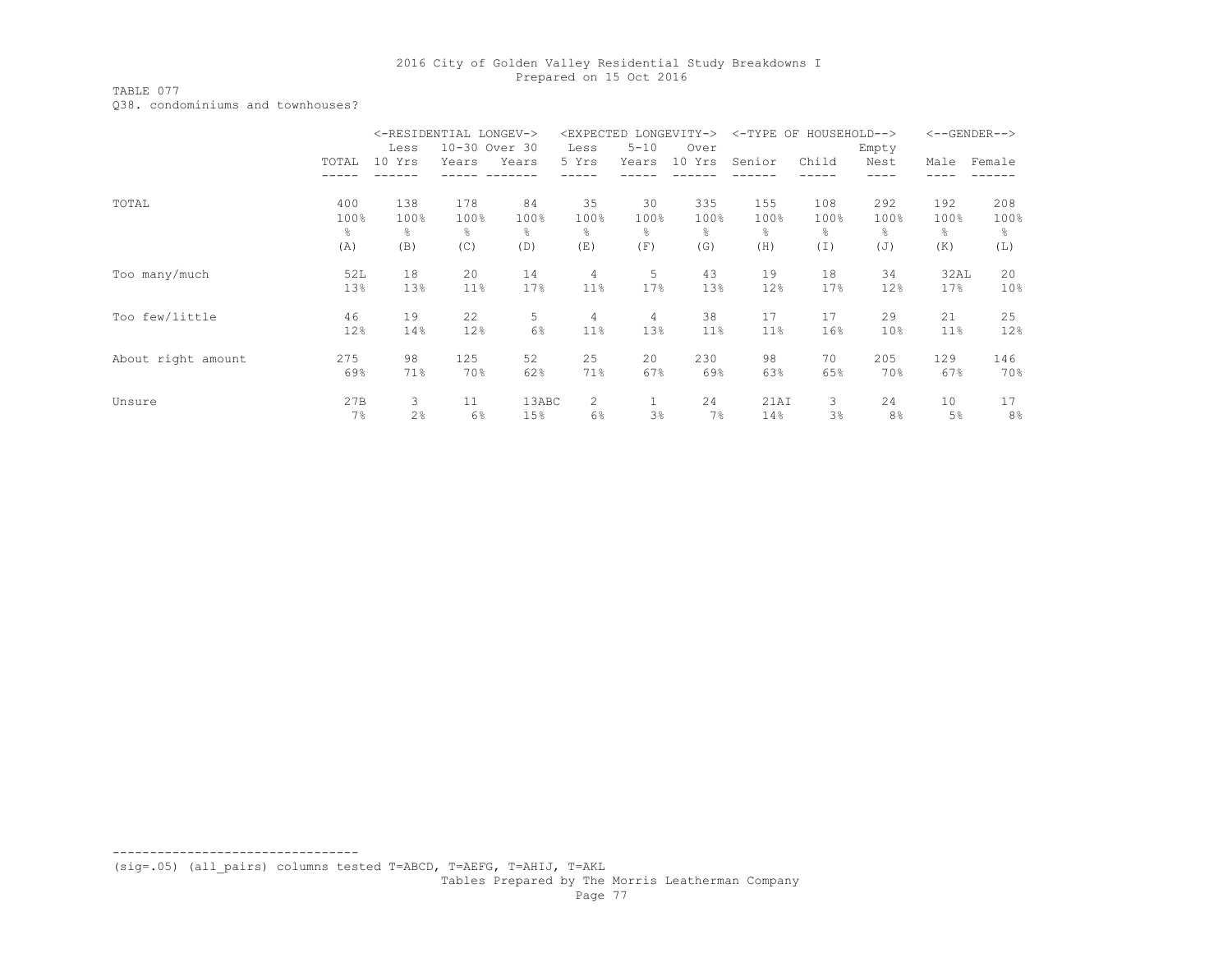2016 City of Golden Valley Residential Study Breakdowns I
Prepared on 15 Oct 2016

TABLE 077
Q38. condominiums and townhouses?

| | | <-RESIDENTIAL LONGEV-> | | | <EXPECTED LONGEVITY-> | | | <-TYPE OF HOUSEHOLD--> | | | <--GENDER--> | |
|---|---|---|---|---|---|---|---|---|---|---|---|---|
| | TOTAL | Less 10 Yrs | 10-30 Years | Over 30 Years | Less 5 Yrs | 5-10 Years | Over 10 Yrs | Senior | Child | Empty Nest | Male | Female |
| TOTAL | 400 | 138 | 178 | 84 | 35 | 30 | 335 | 155 | 108 | 292 | 192 | 208 |
| | 100% | 100% | 100% | 100% | 100% | 100% | 100% | 100% | 100% | 100% | 100% | 100% |
| | % | % | % | % | % | % | % | % | % | % | % | % |
| | (A) | (B) | (C) | (D) | (E) | (F) | (G) | (H) | (I) | (J) | (K) | (L) |
| Too many/much | 52L | 18 | 20 | 14 | 4 | 5 | 43 | 19 | 18 | 34 | 32AL | 20 |
| | 13% | 13% | 11% | 17% | 11% | 17% | 13% | 12% | 17% | 12% | 17% | 10% |
| Too few/little | 46 | 19 | 22 | 5 | 4 | 4 | 38 | 17 | 17 | 29 | 21 | 25 |
| | 12% | 14% | 12% | 6% | 11% | 13% | 11% | 11% | 16% | 10% | 11% | 12% |
| About right amount | 275 | 98 | 125 | 52 | 25 | 20 | 230 | 98 | 70 | 205 | 129 | 146 |
| | 69% | 71% | 70% | 62% | 71% | 67% | 69% | 63% | 65% | 70% | 67% | 70% |
| Unsure | 27B | 3 | 11 | 13ABC | 2 | 1 | 24 | 21AI | 3 | 24 | 10 | 17 |
| | 7% | 2% | 6% | 15% | 6% | 3% | 7% | 14% | 3% | 8% | 5% | 8% |

---------------------------------
(sig=.05) (all_pairs) columns tested T=ABCD, T=AEFG, T=AHIJ, T=AKL
Tables Prepared by The Morris Leatherman Company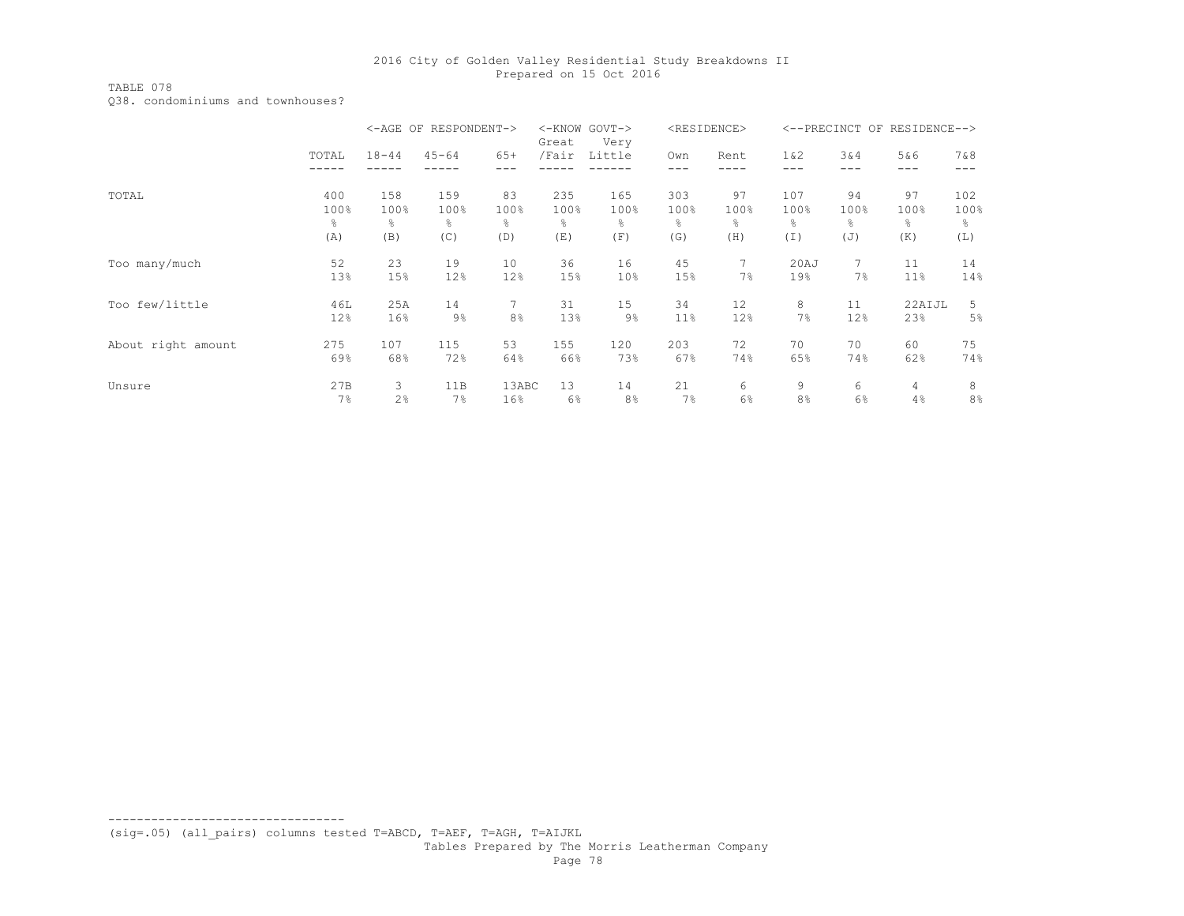2016 City of Golden Valley Residential Study Breakdowns II
Prepared on 15 Oct 2016

TABLE 078
Q38. condominiums and townhouses?

| | | <-AGE OF RESPONDENT-> | | | <-KNOW GOVT-> | | <RESIDENCE> | | <--PRECINCT OF RESIDENCE--> | | | |
|---|---|---|---|---|---|---|---|---|---|---|---|---|
| | TOTAL | 18-44 | 45-64 | 65+ | Great /Fair | Very Little | Own | Rent | 1&2 | 3&4 | 5&6 | 7&8 |
| TOTAL | 400 | 158 | 159 | 83 | 235 | 165 | 303 | 97 | 107 | 94 | 97 | 102 |
| | 100% | 100% | 100% | 100% | 100% | 100% | 100% | 100% | 100% | 100% | 100% | 100% |
| | % | % | % | % | % | % | % | % | % | % | % | % |
| | (A) | (B) | (C) | (D) | (E) | (F) | (G) | (H) | (I) | (J) | (K) | (L) |
| Too many/much | 52 | 23 | 19 | 10 | 36 | 16 | 45 | 7 | 20AJ | 7 | 11 | 14 |
| | 13% | 15% | 12% | 12% | 15% | 10% | 15% | 7% | 19% | 7% | 11% | 14% |
| Too few/little | 46L | 25A | 14 | 7 | 31 | 15 | 34 | 12 | 8 | 11 | 22AIJL | 5 |
| | 12% | 16% | 9% | 8% | 13% | 9% | 11% | 12% | 7% | 12% | 23% | 5% |
| About right amount | 275 | 107 | 115 | 53 | 155 | 120 | 203 | 72 | 70 | 70 | 60 | 75 |
| | 69% | 68% | 72% | 64% | 66% | 73% | 67% | 74% | 65% | 74% | 62% | 74% |
| Unsure | 27B | 3 | 11B | 13ABC | 13 | 14 | 21 | 6 | 9 | 6 | 4 | 8 |
| | 7% | 2% | 7% | 16% | 6% | 8% | 7% | 6% | 8% | 6% | 4% | 8% |

---------------------------------

(sig=.05) (all_pairs) columns tested T=ABCD, T=AEF, T=AGH, T=AIJKL

Tables Prepared by The Morris Leatherman Company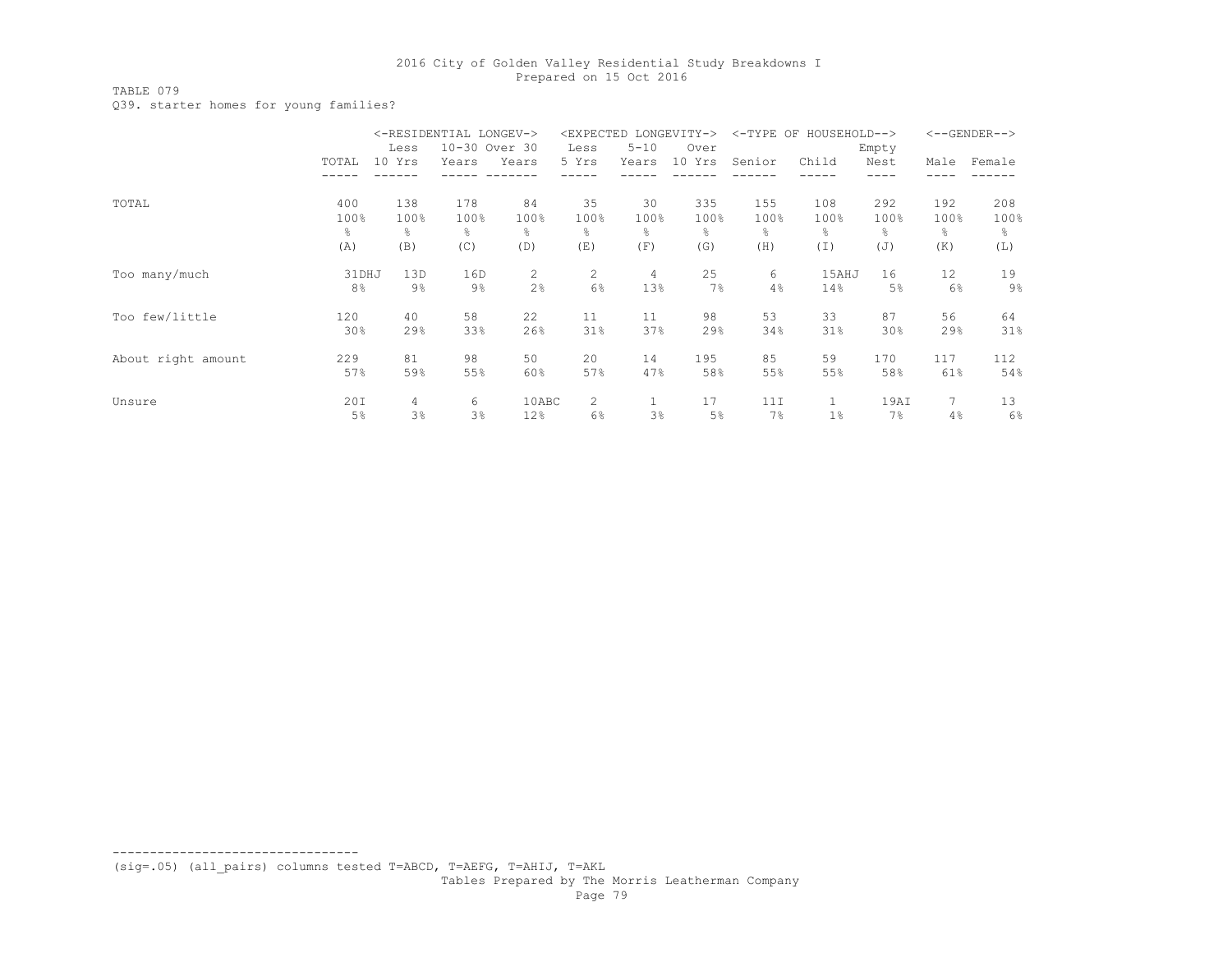TABLE 079

Q39. starter homes for young families?

| | TOTAL | <-RESIDENTIAL LONGEV-> Less 10 Yrs | 10-30 Years | Over 30 Years | <EXPECTED LONGEVITY-> Less 5 Yrs | 5-10 Years | Over 10 Yrs | <-TYPE OF HOUSEHOLD--> Senior | Child | Empty Nest | <--GENDER--> Male | Female |
|---|---|---|---|---|---|---|---|---|---|---|---|---|
| TOTAL | 400<br>100%<br>%<br>(A) | 138<br>100%<br>%<br>(B) | 178<br>100%<br>%<br>(C) | 84<br>100%<br>%<br>(D) | 35<br>100%<br>%<br>(E) | 30<br>100%<br>%<br>(F) | 335<br>100%<br>%<br>(G) | 155<br>100%<br>%<br>(H) | 108<br>100%<br>%<br>(I) | 292<br>100%<br>%<br>(J) | 192<br>100%<br>%<br>(K) | 208<br>100%<br>%<br>(L) |
| Too many/much | 31DHJ<br>8% | 13D<br>9% | 16D<br>9% | 2<br>2% | 2<br>6% | 4<br>13% | 25<br>7% | 6<br>4% | 15AHJ<br>14% | 16<br>5% | 12<br>6% | 19<br>9% |
| Too few/little | 120<br>30% | 40<br>29% | 58<br>33% | 22<br>26% | 11<br>31% | 11<br>37% | 98<br>29% | 53<br>34% | 33<br>31% | 87<br>30% | 56<br>29% | 64<br>31% |
| About right amount | 229<br>57% | 81<br>59% | 98<br>55% | 50<br>60% | 20<br>57% | 14<br>47% | 195<br>58% | 85<br>55% | 59<br>55% | 170<br>58% | 117<br>61% | 112<br>54% |
| Unsure | 20I<br>5% | 4<br>3% | 6<br>3% | 10ABC<br>12% | 2<br>6% | 1<br>3% | 17<br>5% | 11I<br>7% | 1<br>1% | 19AI<br>7% | 7<br>4% | 13<br>6% |

---------------------------------

(sig=.05) (all_pairs) columns tested T=ABCD, T=AEFG, T=AHIJ, T=AKL

Tables Prepared by The Morris Leatherman Company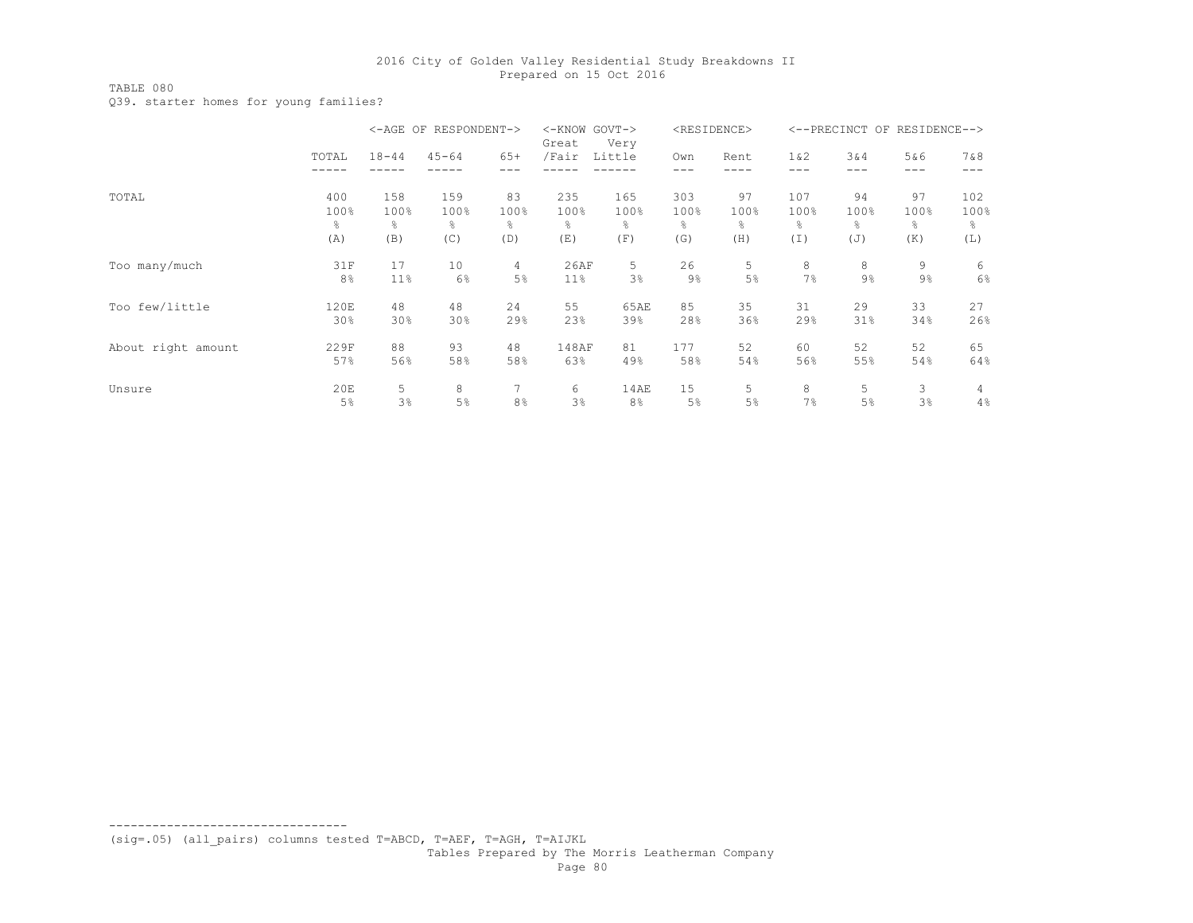2016 City of Golden Valley Residential Study Breakdowns II
Prepared on 15 Oct 2016

TABLE 080
Q39. starter homes for young families?

| | | <-AGE OF RESPONDENT-> | | | <-KNOW GOVT-> | | <RESIDENCE> | | <--PRECINCT OF RESIDENCE--> | | | |
|---|---|---|---|---|---|---|---|---|---|---|---|---|
| | TOTAL | 18-44 | 45-64 | 65+ | Great /Fair | Very Little | Own | Rent | 1&2 | 3&4 | 5&6 | 7&8 |
| TOTAL | 400<br>100%<br>%<br>(A) | 158<br>100%<br>%<br>(B) | 159<br>100%<br>%<br>(C) | 83<br>100%<br>%<br>(D) | 235<br>100%<br>%<br>(E) | 165<br>100%<br>%<br>(F) | 303<br>100%<br>%<br>(G) | 97<br>100%<br>%<br>(H) | 107<br>100%<br>%<br>(I) | 94<br>100%<br>%<br>(J) | 97<br>100%<br>%<br>(K) | 102<br>100%<br>%<br>(L) |
| Too many/much | 31F<br>8% | 17<br>11% | 10<br>6% | 4<br>5% | 26AF<br>11% | 5<br>3% | 26<br>9% | 5<br>5% | 8<br>7% | 8<br>9% | 9<br>9% | 6<br>6% |
| Too few/little | 120E<br>30% | 48<br>30% | 48<br>30% | 24<br>29% | 55<br>23% | 65AE<br>39% | 85<br>28% | 35<br>36% | 31<br>29% | 29<br>31% | 33<br>34% | 27<br>26% |
| About right amount | 229F<br>57% | 88<br>56% | 93<br>58% | 48<br>58% | 148AF<br>63% | 81<br>49% | 177<br>58% | 52<br>54% | 60<br>56% | 52<br>55% | 52<br>54% | 65<br>64% |
| Unsure | 20E<br>5% | 5<br>3% | 8<br>5% | 7<br>8% | 6<br>3% | 14AE<br>8% | 15<br>5% | 5<br>5% | 8<br>7% | 5<br>5% | 3<br>3% | 4<br>4% |

---------------------------------
(sig=.05) (all_pairs) columns tested T=ABCD, T=AEF, T=AGH, T=AIJKL
Tables Prepared by The Morris Leatherman Company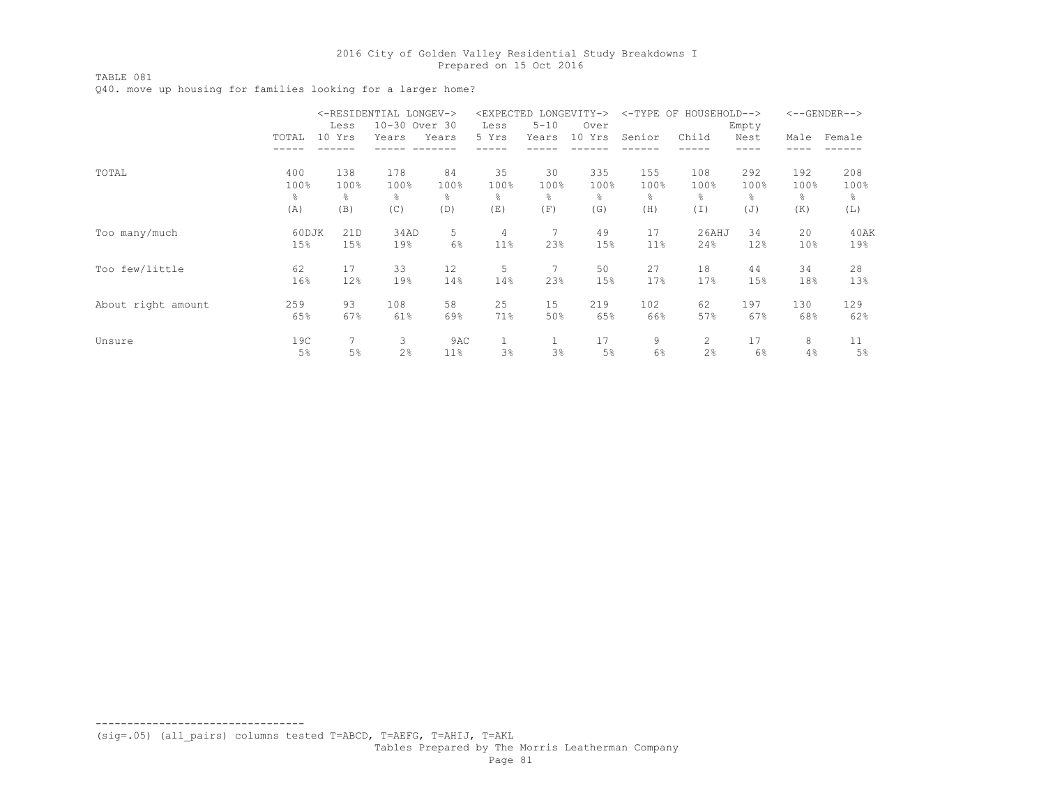2016 City of Golden Valley Residential Study Breakdowns I
Prepared on 15 Oct 2016

TABLE 081
Q40. move up housing for families looking for a larger home?

| | | <-RESIDENTIAL LONGEV-> | | | <EXPECTED LONGEVITY-> | | | <-TYPE OF HOUSEHOLD--> | | | <--GENDER--> | |
|---|---|---|---|---|---|---|---|---|---|---|---|---|
| | TOTAL | Less 10 Yrs | 10-30 Years | Over 30 Years | Less 5 Yrs | 5-10 Years | Over 10 Yrs | Senior | Child | Empty Nest | Male | Female |
| TOTAL | 400<br>100%<br>%<br>(A) | 138<br>100%<br>%<br>(B) | 178<br>100%<br>%<br>(C) | 84<br>100%<br>%<br>(D) | 35<br>100%<br>%<br>(E) | 30<br>100%<br>%<br>(F) | 335<br>100%<br>%<br>(G) | 155<br>100%<br>%<br>(H) | 108<br>100%<br>%<br>(I) | 292<br>100%<br>%<br>(J) | 192<br>100%<br>%<br>(K) | 208<br>100%<br>%<br>(L) |
| Too many/much | 60DJK<br>15% | 21D<br>15% | 34AD<br>19% | 5<br>6% | 4<br>11% | 7<br>23% | 49<br>15% | 17<br>11% | 26AHJ<br>24% | 34<br>12% | 20<br>10% | 40AK<br>19% |
| Too few/little | 62<br>16% | 17<br>12% | 33<br>19% | 12<br>14% | 5<br>14% | 7<br>23% | 50<br>15% | 27<br>17% | 18<br>17% | 44<br>15% | 34<br>18% | 28<br>13% |
| About right amount | 259<br>65% | 93<br>67% | 108<br>61% | 58<br>69% | 25<br>71% | 15<br>50% | 219<br>65% | 102<br>66% | 62<br>57% | 197<br>67% | 130<br>68% | 129<br>62% |
| Unsure | 19C<br>5% | 7<br>5% | 3<br>2% | 9AC<br>11% | 1<br>3% | 1<br>3% | 17<br>5% | 9<br>6% | 2<br>2% | 17<br>6% | 8<br>4% | 11<br>5% |

---------------------------------
(sig=.05) (all_pairs) columns tested T=ABCD, T=AEFG, T=AHIJ, T=AKL

Tables Prepared by The Morris Leatherman Company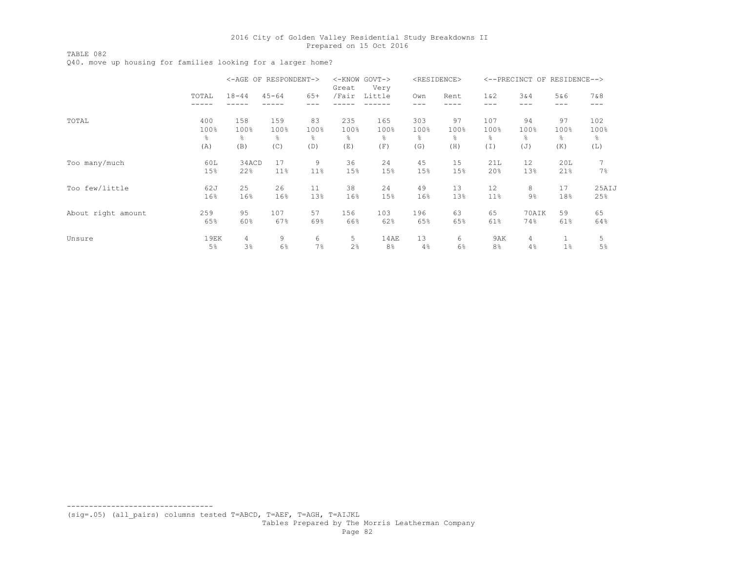2016 City of Golden Valley Residential Study Breakdowns II
Prepared on 15 Oct 2016

TABLE 082
Q40. move up housing for families looking for a larger home?

| | | <-AGE OF RESPONDENT-> | | | <-KNOW GOVT-> | | <RESIDENCE> | | <--PRECINCT OF RESIDENCE--> | | | |
|---|---|---|---|---|---|---|---|---|---|---|---|---|
| | TOTAL | 18-44 | 45-64 | 65+ | Great /Fair | Very Little | Own | Rent | 1&2 | 3&4 | 5&6 | 7&8 |
| TOTAL | 400<br>100%<br>%<br>(A) | 158<br>100%<br>%<br>(B) | 159<br>100%<br>%<br>(C) | 83<br>100%<br>%<br>(D) | 235<br>100%<br>%<br>(E) | 165<br>100%<br>%<br>(F) | 303<br>100%<br>%<br>(G) | 97<br>100%<br>%<br>(H) | 107<br>100%<br>%<br>(I) | 94<br>100%<br>%<br>(J) | 97<br>100%<br>%<br>(K) | 102<br>100%<br>%<br>(L) |
| Too many/much | 60L<br>15% | 34ACD<br>22% | 17<br>11% | 9<br>11% | 36<br>15% | 24<br>15% | 45<br>15% | 15<br>15% | 21L<br>20% | 12<br>13% | 20L<br>21% | 7<br>7% |
| Too few/little | 62J<br>16% | 25<br>16% | 26<br>16% | 11<br>13% | 38<br>16% | 24<br>15% | 49<br>16% | 13<br>13% | 12<br>11% | 8<br>9% | 17<br>18% | 25AIJ<br>25% |
| About right amount | 259<br>65% | 95<br>60% | 107<br>67% | 57<br>69% | 156<br>66% | 103<br>62% | 196<br>65% | 63<br>65% | 65<br>61% | 70AIK<br>74% | 59<br>61% | 65<br>64% |
| Unsure | 19EK<br>5% | 4<br>3% | 9<br>6% | 6<br>7% | 5<br>2% | 14AE<br>8% | 13<br>4% | 6<br>6% | 9AK<br>8% | 4<br>4% | 1<br>1% | 5<br>5% |

---------------------------------
(sig=.05) (all_pairs) columns tested T=ABCD, T=AEF, T=AGH, T=AIJKL
Tables Prepared by The Morris Leatherman Company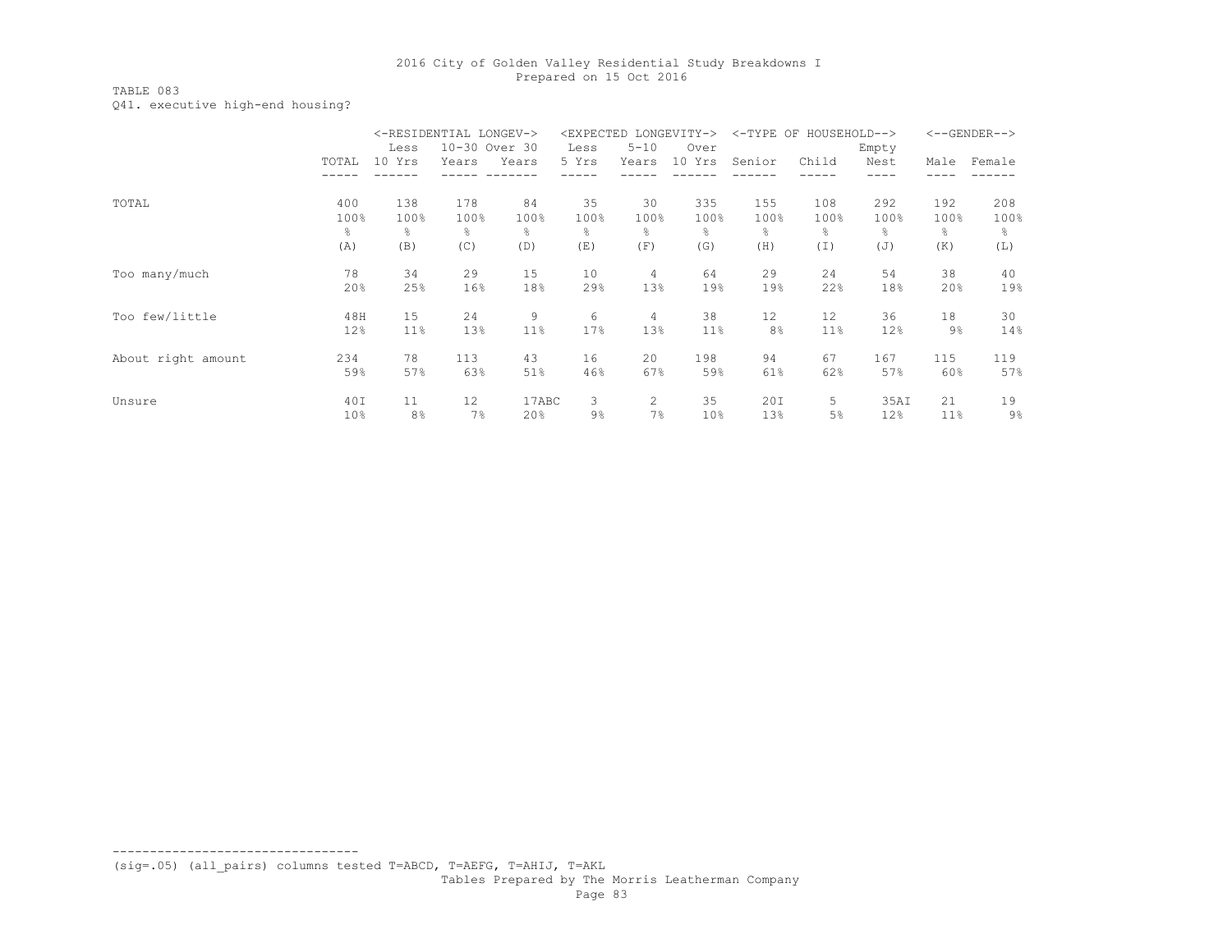2016 City of Golden Valley Residential Study Breakdowns I
Prepared on 15 Oct 2016

TABLE 083
Q41. executive high-end housing?

| | | <-RESIDENTIAL LONGEV-> | | | <EXPECTED LONGEVITY-> | | | <-TYPE OF HOUSEHOLD--> | | | <--GENDER--> | |
|---|---|---|---|---|---|---|---|---|---|---|---|---|
| | TOTAL | Less 10 Yrs | 10-30 Years | Over 30 Years | Less 5 Yrs | 5-10 Years | Over 10 Yrs | Senior | Child | Empty Nest | Male | Female |
| TOTAL | 400<br>100%<br>%<br>(A) | 138<br>100%<br>%<br>(B) | 178<br>100%<br>%<br>(C) | 84<br>100%<br>%<br>(D) | 35<br>100%<br>%<br>(E) | 30<br>100%<br>%<br>(F) | 335<br>100%<br>%<br>(G) | 155<br>100%<br>%<br>(H) | 108<br>100%<br>%<br>(I) | 292<br>100%<br>%<br>(J) | 192<br>100%<br>%<br>(K) | 208<br>100%<br>%<br>(L) |
| Too many/much | 78<br>20% | 34<br>25% | 29<br>16% | 15<br>18% | 10<br>29% | 4<br>13% | 64<br>19% | 29<br>19% | 24<br>22% | 54<br>18% | 38<br>20% | 40<br>19% |
| Too few/little | 48H<br>12% | 15<br>11% | 24<br>13% | 9<br>11% | 6<br>17% | 4<br>13% | 38<br>11% | 12<br>8% | 12<br>11% | 36<br>12% | 18<br>9% | 30<br>14% |
| About right amount | 234<br>59% | 78<br>57% | 113<br>63% | 43<br>51% | 16<br>46% | 20<br>67% | 198<br>59% | 94<br>61% | 67<br>62% | 167<br>57% | 115<br>60% | 119<br>57% |
| Unsure | 40I<br>10% | 11<br>8% | 12<br>7% | 17ABC<br>20% | 3<br>9% | 2<br>7% | 35<br>10% | 20I<br>13% | 5<br>5% | 35AI<br>12% | 21<br>11% | 19<br>9% |

---------------------------------
(sig=.05) (all_pairs) columns tested T=ABCD, T=AEFG, T=AHIJ, T=AKL
Tables Prepared by The Morris Leatherman Company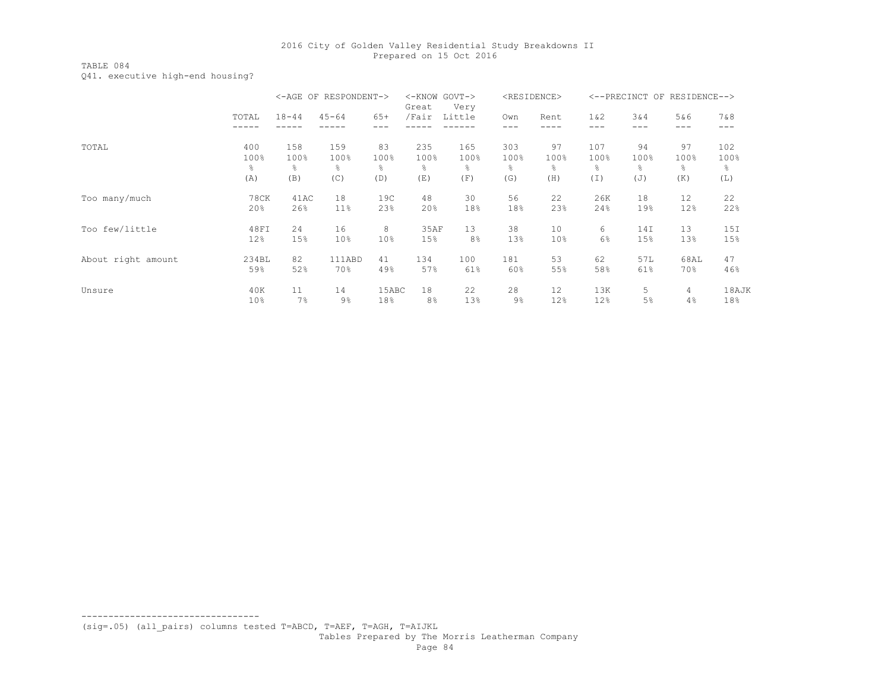2016 City of Golden Valley Residential Study Breakdowns II
Prepared on 15 Oct 2016

TABLE 084
Q41. executive high-end housing?

| | TOTAL | <-AGE OF RESPONDENT-> 18-44 | 45-64 | 65+ | <-KNOW GOVT-> Great /Fair | Very Little | <RESIDENCE> Own | Rent | <--PRECINCT OF RESIDENCE--> 1&2 | 3&4 | 5&6 | 7&8 |
|---|---|---|---|---|---|---|---|---|---|---|---|---|
| TOTAL | 400<br>100%<br>%<br>(A) | 158<br>100%<br>%<br>(B) | 159<br>100%<br>%<br>(C) | 83<br>100%<br>%<br>(D) | 235<br>100%<br>%<br>(E) | 165<br>100%<br>%<br>(F) | 303<br>100%<br>%<br>(G) | 97<br>100%<br>%<br>(H) | 107<br>100%<br>%<br>(I) | 94<br>100%<br>%<br>(J) | 97<br>100%<br>%<br>(K) | 102<br>100%<br>%<br>(L) |
| Too many/much | 78CK<br>20% | 41AC<br>26% | 18<br>11% | 19C<br>23% | 48<br>20% | 30<br>18% | 56<br>18% | 22<br>23% | 26K<br>24% | 18<br>19% | 12<br>12% | 22<br>22% |
| Too few/little | 48FI<br>12% | 24<br>15% | 16<br>10% | 8<br>10% | 35AF<br>15% | 13<br>8% | 38<br>13% | 10<br>10% | 6<br>6% | 14I<br>15% | 13<br>13% | 15I<br>15% |
| About right amount | 234BL<br>59% | 82<br>52% | 111ABD<br>70% | 41<br>49% | 134<br>57% | 100<br>61% | 181<br>60% | 53<br>55% | 62<br>58% | 57L<br>61% | 68AL<br>70% | 47<br>46% |
| Unsure | 40K<br>10% | 11<br>7% | 14<br>9% | 15ABC<br>18% | 18<br>8% | 22<br>13% | 28<br>9% | 12<br>12% | 13K<br>12% | 5<br>5% | 4<br>4% | 18AJK<br>18% |

---------------------------------
(sig=.05) (all_pairs) columns tested T=ABCD, T=AEF, T=AGH, T=AIJKL
Tables Prepared by The Morris Leatherman Company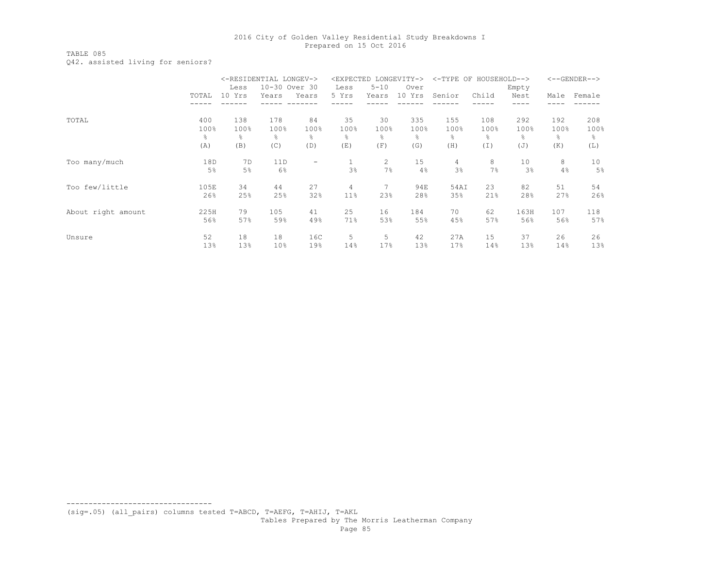2016 City of Golden Valley Residential Study Breakdowns I
Prepared on 15 Oct 2016

TABLE 085
Q42. assisted living for seniors?

| | | <-RESIDENTIAL LONGEV-> | | | <EXPECTED LONGEVITY-> | | | <-TYPE OF HOUSEHOLD--> | | | <--GENDER--> | |
|---|---|---|---|---|---|---|---|---|---|---|---|---|
| | TOTAL | Less 10 Yrs | 10-30 Years | Over 30 Years | Less 5 Yrs | 5-10 Years | Over 10 Yrs | Senior | Child | Empty Nest | Male | Female |
| TOTAL | 400 | 138 | 178 | 84 | 35 | 30 | 335 | 155 | 108 | 292 | 192 | 208 |
| | 100% | 100% | 100% | 100% | 100% | 100% | 100% | 100% | 100% | 100% | 100% | 100% |
| | % | % | % | % | % | % | % | % | % | % | % | % |
| | (A) | (B) | (C) | (D) | (E) | (F) | (G) | (H) | (I) | (J) | (K) | (L) |
| Too many/much | 18D | 7D | 11D | - | 1 | 2 | 15 | 4 | 8 | 10 | 8 | 10 |
| | 5% | 5% | 6% | | 3% | 7% | 4% | 3% | 7% | 3% | 4% | 5% |
| Too few/little | 105E | 34 | 44 | 27 | 4 | 7 | 94E | 54AI | 23 | 82 | 51 | 54 |
| | 26% | 25% | 25% | 32% | 11% | 23% | 28% | 35% | 21% | 28% | 27% | 26% |
| About right amount | 225H | 79 | 105 | 41 | 25 | 16 | 184 | 70 | 62 | 163H | 107 | 118 |
| | 56% | 57% | 59% | 49% | 71% | 53% | 55% | 45% | 57% | 56% | 56% | 57% |
| Unsure | 52 | 18 | 18 | 16C | 5 | 5 | 42 | 27A | 15 | 37 | 26 | 26 |
| | 13% | 13% | 10% | 19% | 14% | 17% | 13% | 17% | 14% | 13% | 14% | 13% |

---------------------------------
(sig=.05) (all_pairs) columns tested T=ABCD, T=AEFG, T=AHIJ, T=AKL
Tables Prepared by The Morris Leatherman Company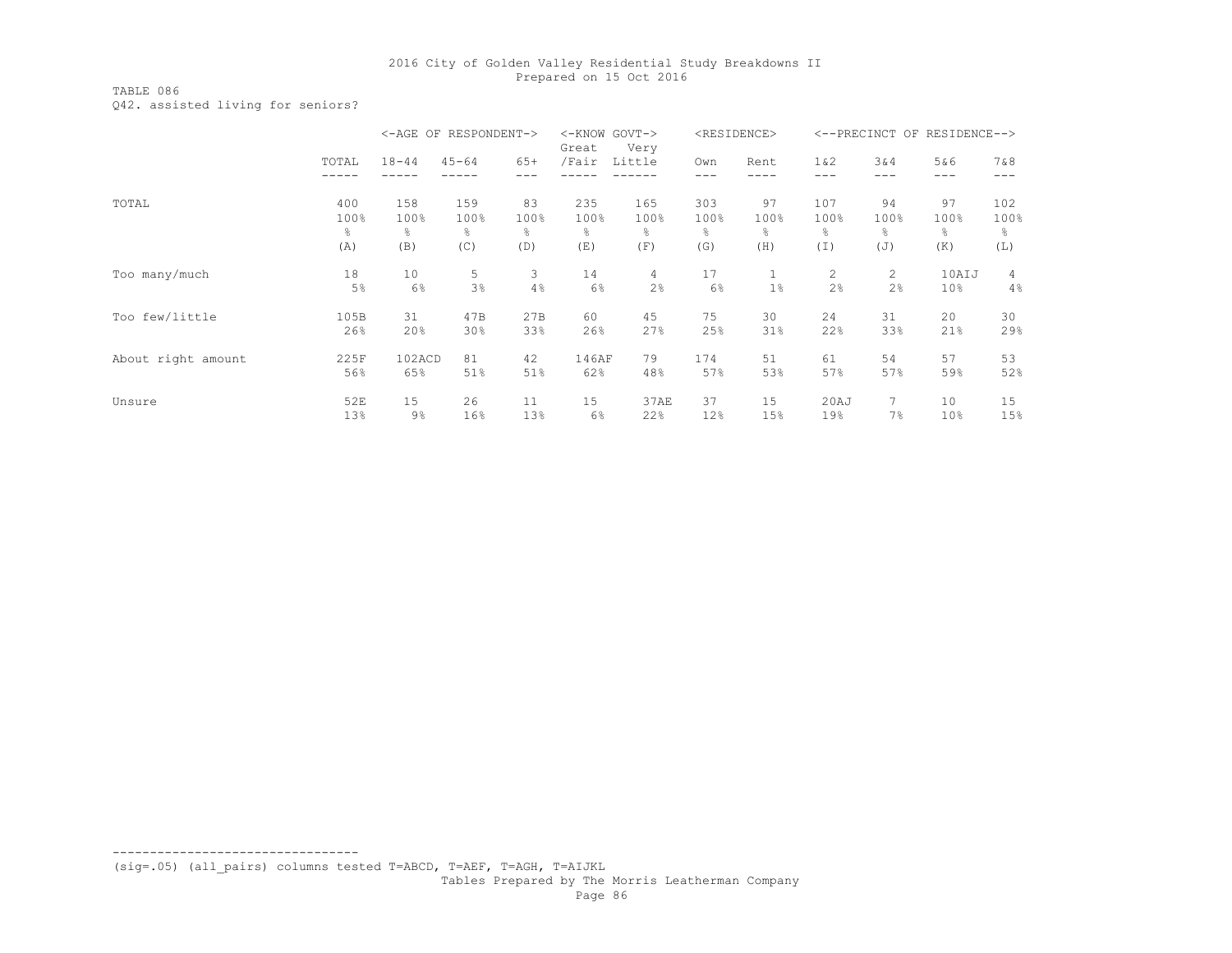2016 City of Golden Valley Residential Study Breakdowns II
Prepared on 15 Oct 2016

TABLE 086
Q42. assisted living for seniors?

| | | <-AGE OF RESPONDENT-> | | | <-KNOW GOVT-> | | <RESIDENCE> | | <--PRECINCT OF RESIDENCE--> | | | |
|---|---|---|---|---|---|---|---|---|---|---|---|---|
| | TOTAL | 18-44 | 45-64 | 65+ | Great /Fair | Very Little | Own | Rent | 1&2 | 3&4 | 5&6 | 7&8 |
| TOTAL | 400 100% % (A) | 158 100% % (B) | 159 100% % (C) | 83 100% % (D) | 235 100% % (E) | 165 100% % (F) | 303 100% % (G) | 97 100% % (H) | 107 100% % (I) | 94 100% % (J) | 97 100% % (K) | 102 100% % (L) |
| Too many/much | 18 5% | 10 6% | 5 3% | 3 4% | 14 6% | 4 2% | 17 6% | 1 1% | 2 2% | 2 2% | 10AIJ 10% | 4 4% |
| Too few/little | 105B 26% | 31 20% | 47B 30% | 27B 33% | 60 26% | 45 27% | 75 25% | 30 31% | 24 22% | 31 33% | 20 21% | 30 29% |
| About right amount | 225F 56% | 102ACD 65% | 81 51% | 42 51% | 146AF 62% | 79 48% | 174 57% | 51 53% | 61 57% | 54 57% | 57 59% | 53 52% |
| Unsure | 52E 13% | 15 9% | 26 16% | 11 13% | 15 6% | 37AE 22% | 37 12% | 15 15% | 20AJ 19% | 7 7% | 10 10% | 15 15% |

---------------------------------
(sig=.05) (all_pairs) columns tested T=ABCD, T=AEF, T=AGH, T=AIJKL
Tables Prepared by The Morris Leatherman Company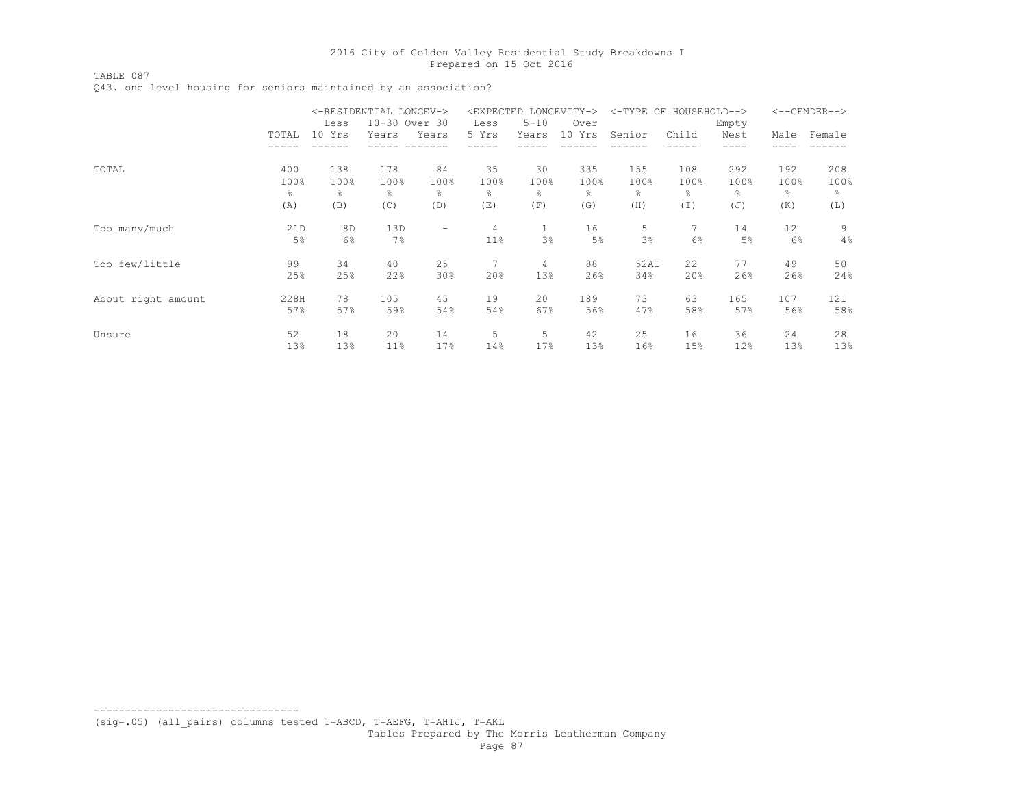2016 City of Golden Valley Residential Study Breakdowns I
Prepared on 15 Oct 2016

TABLE 087
Q43. one level housing for seniors maintained by an association?

| | | <-RESIDENTIAL LONGEV-> | | | <EXPECTED LONGEVITY-> | | | <-TYPE OF HOUSEHOLD--> | | | <--GENDER--> | |
|---|---|---|---|---|---|---|---|---|---|---|---|---|
| | TOTAL | Less 10 Yrs | 10-30 Years | Over 30 Years | Less 5 Yrs | 5-10 Years | Over 10 Yrs | Senior | Child | Empty Nest | Male | Female |
| TOTAL | 400 | 138 | 178 | 84 | 35 | 30 | 335 | 155 | 108 | 292 | 192 | 208 |
| | 100% | 100% | 100% | 100% | 100% | 100% | 100% | 100% | 100% | 100% | 100% | 100% |
| | % | % | % | % | % | % | % | % | % | % | % | % |
| | (A) | (B) | (C) | (D) | (E) | (F) | (G) | (H) | (I) | (J) | (K) | (L) |
| Too many/much | 21D | 8D | 13D | - | 4 | 1 | 16 | 5 | 7 | 14 | 12 | 9 |
| | 5% | 6% | 7% | | 11% | 3% | 5% | 3% | 6% | 5% | 6% | 4% |
| Too few/little | 99 | 34 | 40 | 25 | 7 | 4 | 88 | 52AI | 22 | 77 | 49 | 50 |
| | 25% | 25% | 22% | 30% | 20% | 13% | 26% | 34% | 20% | 26% | 26% | 24% |
| About right amount | 228H | 78 | 105 | 45 | 19 | 20 | 189 | 73 | 63 | 165 | 107 | 121 |
| | 57% | 57% | 59% | 54% | 54% | 67% | 56% | 47% | 58% | 57% | 56% | 58% |
| Unsure | 52 | 18 | 20 | 14 | 5 | 5 | 42 | 25 | 16 | 36 | 24 | 28 |
| | 13% | 13% | 11% | 17% | 14% | 17% | 13% | 16% | 15% | 12% | 13% | 13% |

---------------------------------
(sig=.05) (all_pairs) columns tested T=ABCD, T=AEFG, T=AHIJ, T=AKL
Tables Prepared by The Morris Leatherman Company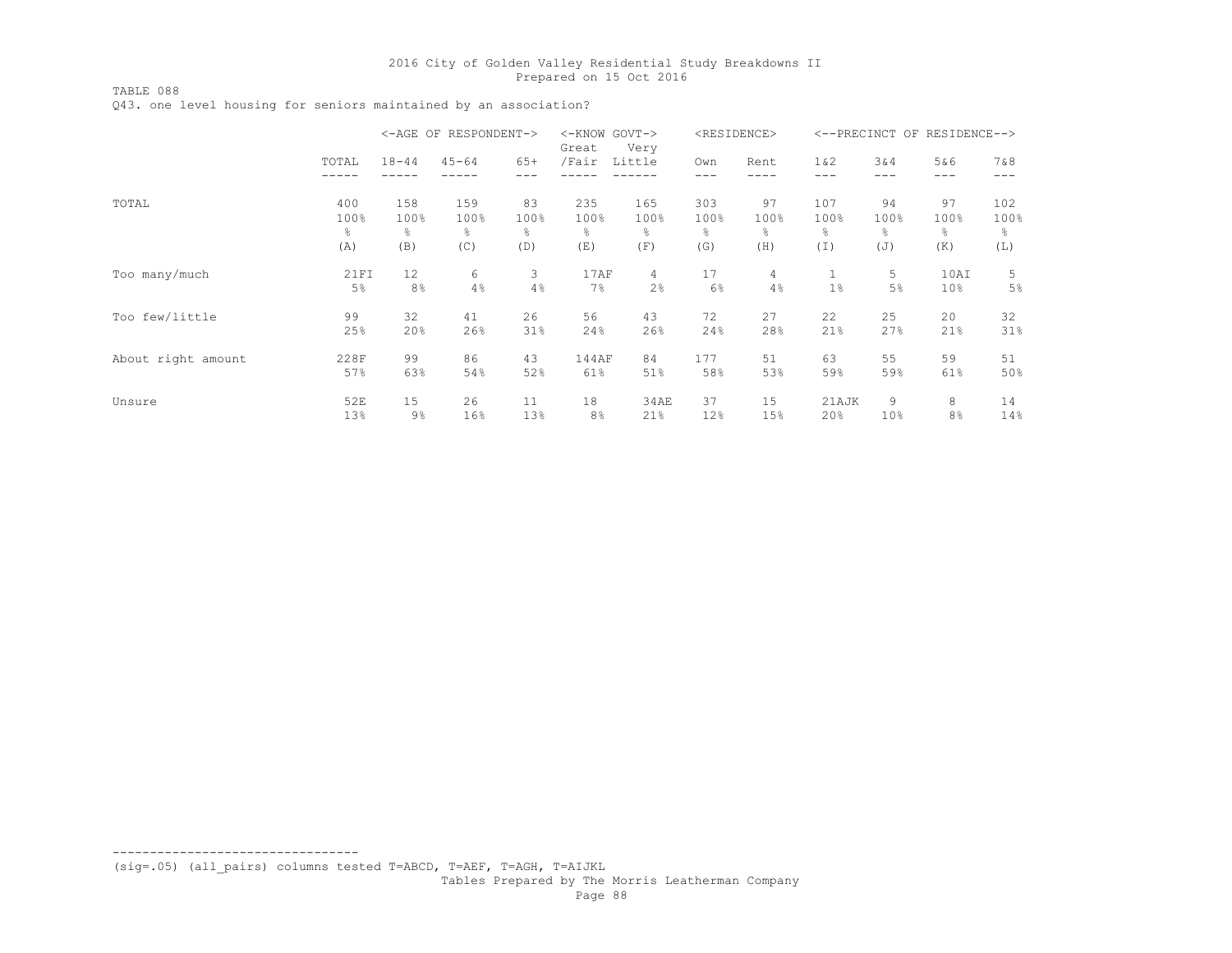2016 City of Golden Valley Residential Study Breakdowns II
Prepared on 15 Oct 2016

TABLE 088

Q43. one level housing for seniors maintained by an association?

| | | <-AGE OF RESPONDENT-> | | | <-KNOW GOVT-> | | <RESIDENCE> | | <--PRECINCT OF RESIDENCE--> | | | |
|---|---|---|---|---|---|---|---|---|---|---|---|---|
| | TOTAL | 18-44 | 45-64 | 65+ | Great /Fair | Very Little | Own | Rent | 1&2 | 3&4 | 5&6 | 7&8 |
| TOTAL | 400 | 158 | 159 | 83 | 235 | 165 | 303 | 97 | 107 | 94 | 97 | 102 |
| | 100% | 100% | 100% | 100% | 100% | 100% | 100% | 100% | 100% | 100% | 100% | 100% |
| | % | % | % | % | % | % | % | % | % | % | % | % |
| | (A) | (B) | (C) | (D) | (E) | (F) | (G) | (H) | (I) | (J) | (K) | (L) |
| Too many/much | 21FI | 12 | 6 | 3 | 17AF | 4 | 17 | 4 | 1 | 5 | 10AI | 5 |
| | 5% | 8% | 4% | 4% | 7% | 2% | 6% | 4% | 1% | 5% | 10% | 5% |
| Too few/little | 99 | 32 | 41 | 26 | 56 | 43 | 72 | 27 | 22 | 25 | 20 | 32 |
| | 25% | 20% | 26% | 31% | 24% | 26% | 24% | 28% | 21% | 27% | 21% | 31% |
| About right amount | 228F | 99 | 86 | 43 | 144AF | 84 | 177 | 51 | 63 | 55 | 59 | 51 |
| | 57% | 63% | 54% | 52% | 61% | 51% | 58% | 53% | 59% | 59% | 61% | 50% |
| Unsure | 52E | 15 | 26 | 11 | 18 | 34AE | 37 | 15 | 21AJK | 9 | 8 | 14 |
| | 13% | 9% | 16% | 13% | 8% | 21% | 12% | 15% | 20% | 10% | 8% | 14% |

---------------------------------

(sig=.05) (all_pairs) columns tested T=ABCD, T=AEF, T=AGH, T=AIJKL

Tables Prepared by The Morris Leatherman Company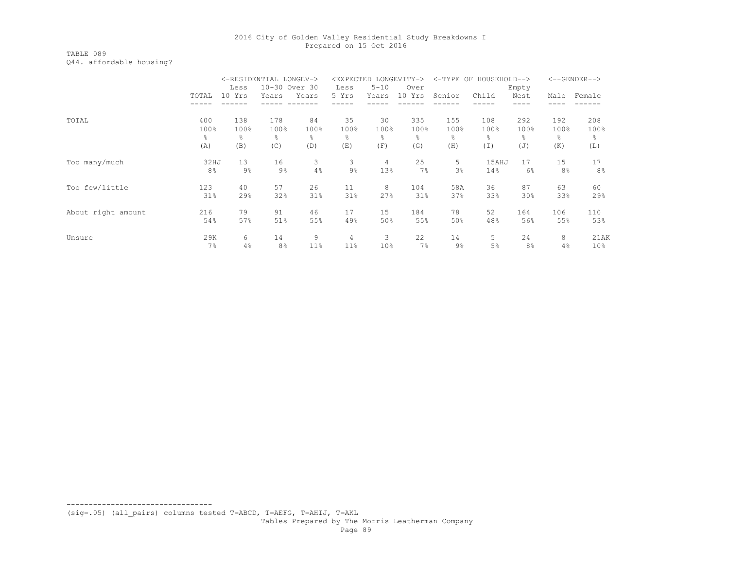2016 City of Golden Valley Residential Study Breakdowns I
Prepared on 15 Oct 2016

TABLE 089
Q44. affordable housing?

| | | <-RESIDENTIAL LONGEV-> | | | <EXPECTED LONGEVITY-> | | | <-TYPE OF HOUSEHOLD--> | | | <--GENDER--> | |
|---|---|---|---|---|---|---|---|---|---|---|---|---|
| | TOTAL | Less 10 Yrs | 10-30 Years | Over 30 Years | Less 5 Yrs | 5-10 Years | Over 10 Yrs | Senior | Child | Empty Nest | Male | Female |
| TOTAL | 400 100% % (A) | 138 100% % (B) | 178 100% % (C) | 84 100% % (D) | 35 100% % (E) | 30 100% % (F) | 335 100% % (G) | 155 100% % (H) | 108 100% % (I) | 292 100% % (J) | 192 100% % (K) | 208 100% % (L) |
| Too many/much | 32HJ 8% | 13 9% | 16 9% | 3 4% | 3 9% | 4 13% | 25 7% | 5 3% | 15AHJ 14% | 17 6% | 15 8% | 17 8% |
| Too few/little | 123 31% | 40 29% | 57 32% | 26 31% | 11 31% | 8 27% | 104 31% | 58A 37% | 36 33% | 87 30% | 63 33% | 60 29% |
| About right amount | 216 54% | 79 57% | 91 51% | 46 55% | 17 49% | 15 50% | 184 55% | 78 50% | 52 48% | 164 56% | 106 55% | 110 53% |
| Unsure | 29K 7% | 6 4% | 14 8% | 9 11% | 4 11% | 3 10% | 22 7% | 14 9% | 5 5% | 24 8% | 8 4% | 21AK 10% |

---------------------------------
(sig=.05) (all_pairs) columns tested T=ABCD, T=AEFG, T=AHIJ, T=AKL
Tables Prepared by The Morris Leatherman Company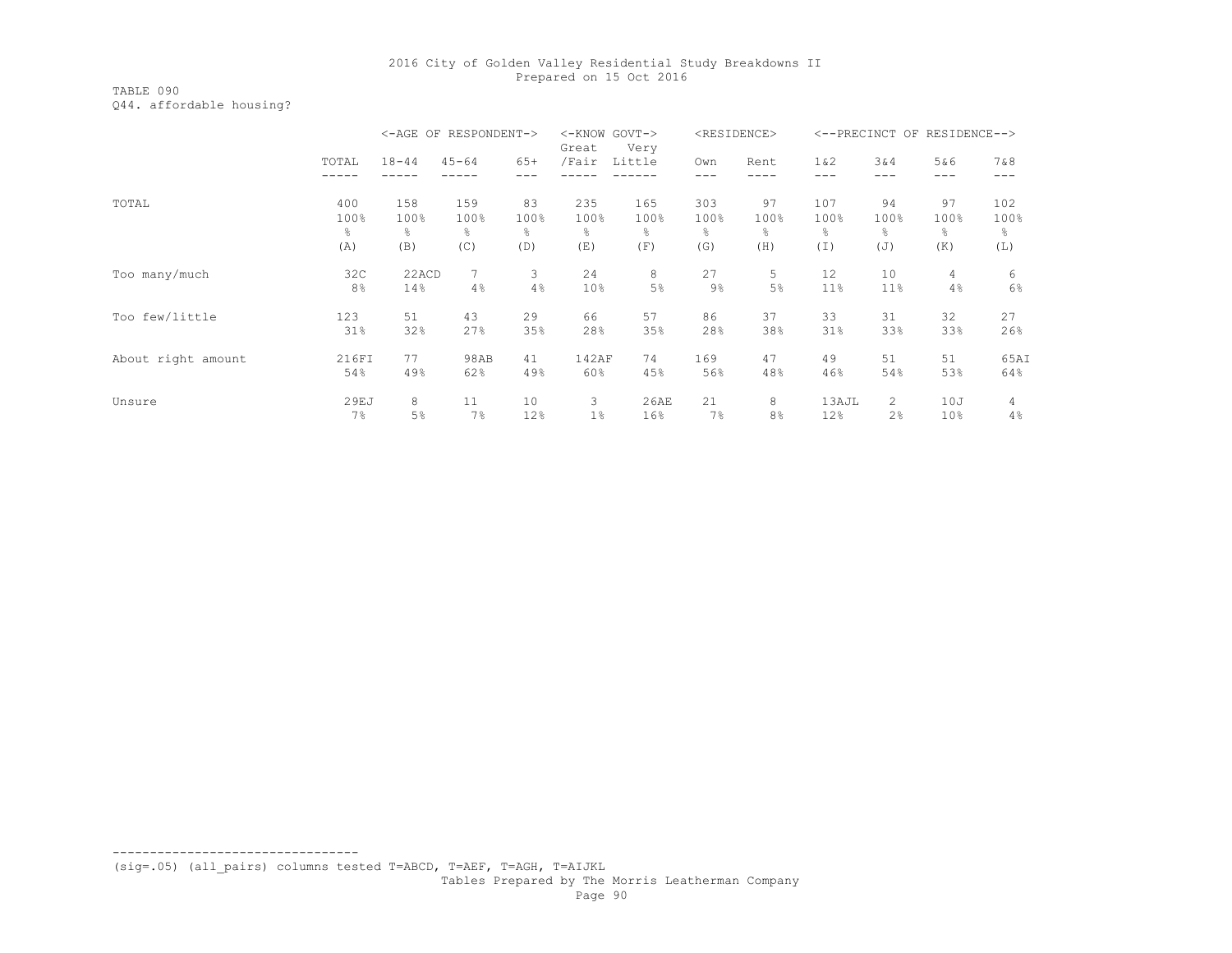2016 City of Golden Valley Residential Study Breakdowns II
Prepared on 15 Oct 2016

TABLE 090
Q44. affordable housing?

| | TOTAL | <-AGE OF RESPONDENT-> | | | <-KNOW GOVT-> | | <RESIDENCE> | | <--PRECINCT OF RESIDENCE--> | | | |
|---|---|---|---|---|---|---|---|---|---|---|---|---|
| | | 18-44 | 45-64 | 65+ | Great /Fair | Very Little | Own | Rent | 1&2 | 3&4 | 5&6 | 7&8 |
| TOTAL | 400<br>100%<br>%<br>(A) | 158<br>100%<br>%<br>(B) | 159<br>100%<br>%<br>(C) | 83<br>100%<br>%<br>(D) | 235<br>100%<br>%<br>(E) | 165<br>100%<br>%<br>(F) | 303<br>100%<br>%<br>(G) | 97<br>100%<br>%<br>(H) | 107<br>100%<br>%<br>(I) | 94<br>100%<br>%<br>(J) | 97<br>100%<br>%<br>(K) | 102<br>100%<br>%<br>(L) |
| Too many/much | 32C<br>8% | 22ACD<br>14% | 7<br>4% | 3<br>4% | 24<br>10% | 8<br>5% | 27<br>9% | 5<br>5% | 12<br>11% | 10<br>11% | 4<br>4% | 6<br>6% |
| Too few/little | 123<br>31% | 51<br>32% | 43<br>27% | 29<br>35% | 66<br>28% | 57<br>35% | 86<br>28% | 37<br>38% | 33<br>31% | 31<br>33% | 32<br>33% | 27<br>26% |
| About right amount | 216FI<br>54% | 77<br>49% | 98AB<br>62% | 41<br>49% | 142AF<br>60% | 74<br>45% | 169<br>56% | 47<br>48% | 49<br>46% | 51<br>54% | 51<br>53% | 65AI<br>64% |
| Unsure | 29EJ<br>7% | 8<br>5% | 11<br>7% | 10<br>12% | 3<br>1% | 26AE<br>16% | 21<br>7% | 8<br>8% | 13AJL<br>12% | 2<br>2% | 10J<br>10% | 4<br>4% |

---------------------------------
(sig=.05) (all_pairs) columns tested T=ABCD, T=AEF, T=AGH, T=AIJKL
Tables Prepared by The Morris Leatherman Company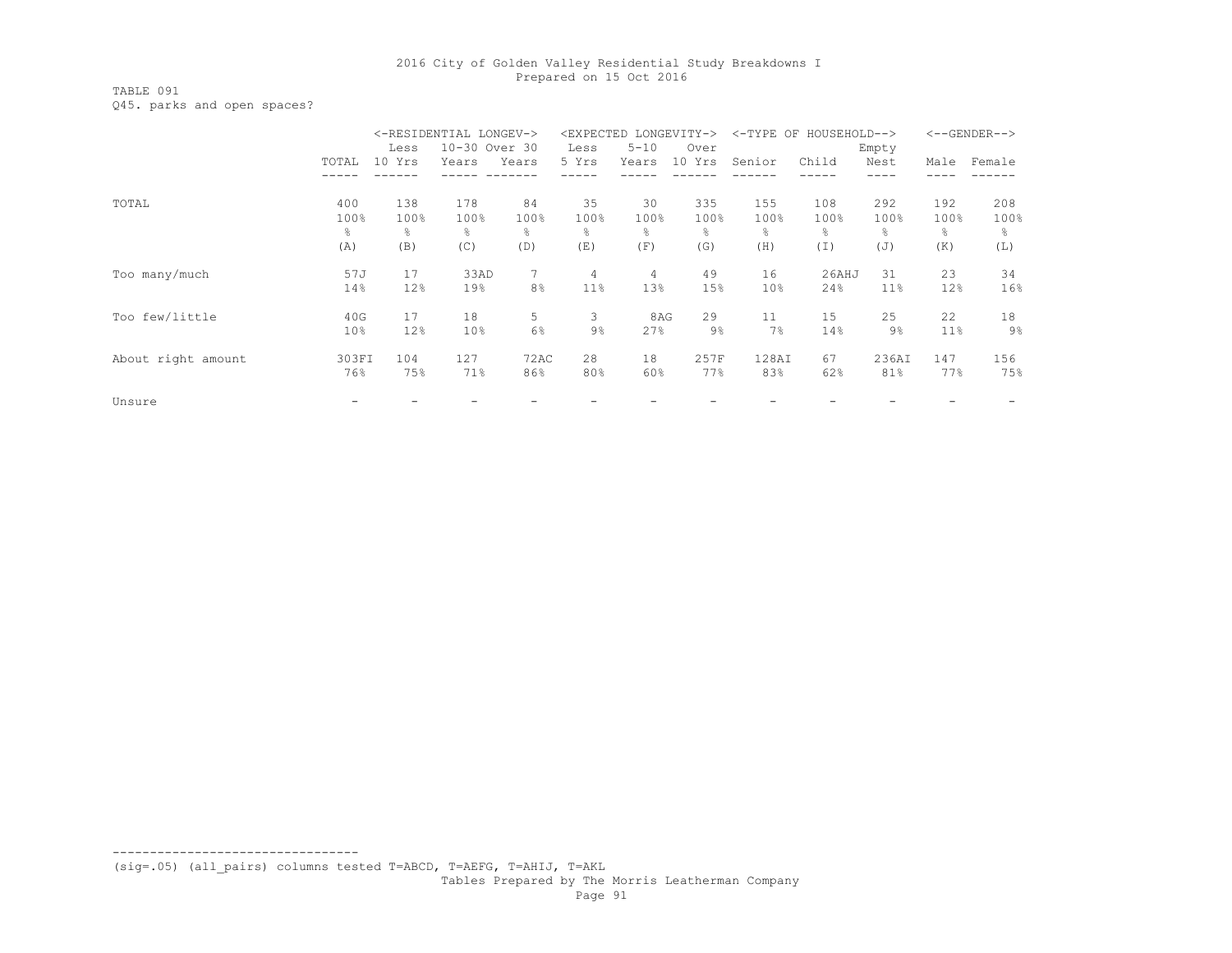2016 City of Golden Valley Residential Study Breakdowns I
Prepared on 15 Oct 2016

TABLE 091
Q45. parks and open spaces?

| | TOTAL | <-RESIDENTIAL LONGEV-> Less 10 Yrs | 10-30 Years | Over 30 Years | <EXPECTED LONGEVITY-> Less 5 Yrs | 5-10 Years | Over 10 Yrs | <-TYPE OF HOUSEHOLD--> Senior | Child | Empty Nest | <--GENDER--> Male | Female |
|---|---|---|---|---|---|---|---|---|---|---|---|---|
| TOTAL | 400<br>100%<br>%<br>(A) | 138<br>100%<br>%<br>(B) | 178<br>100%<br>%<br>(C) | 84<br>100%<br>%<br>(D) | 35<br>100%<br>%<br>(E) | 30<br>100%<br>%<br>(F) | 335<br>100%<br>%<br>(G) | 155<br>100%<br>%<br>(H) | 108<br>100%<br>%<br>(I) | 292<br>100%<br>%<br>(J) | 192<br>100%<br>%<br>(K) | 208<br>100%<br>%<br>(L) |
| Too many/much | 57J<br>14% | 17<br>12% | 33AD<br>19% | 7<br>8% | 4<br>11% | 4<br>13% | 49<br>15% | 16<br>10% | 26AHJ<br>24% | 31<br>11% | 23<br>12% | 34<br>16% |
| Too few/little | 40G<br>10% | 17<br>12% | 18<br>10% | 5<br>6% | 3<br>9% | 8AG<br>27% | 29<br>9% | 11<br>7% | 15<br>14% | 25<br>9% | 22<br>11% | 18<br>9% |
| About right amount | 303FI<br>76% | 104<br>75% | 127<br>71% | 72AC<br>86% | 28<br>80% | 18<br>60% | 257F<br>77% | 128AI<br>83% | 67<br>62% | 236AI<br>81% | 147<br>77% | 156<br>75% |
| Unsure | - | - | - | - | - | - | - | - | - | - | - | - |

---------------------------------
(sig=.05) (all_pairs) columns tested T=ABCD, T=AEFG, T=AHIJ, T=AKL

Tables Prepared by The Morris Leatherman Company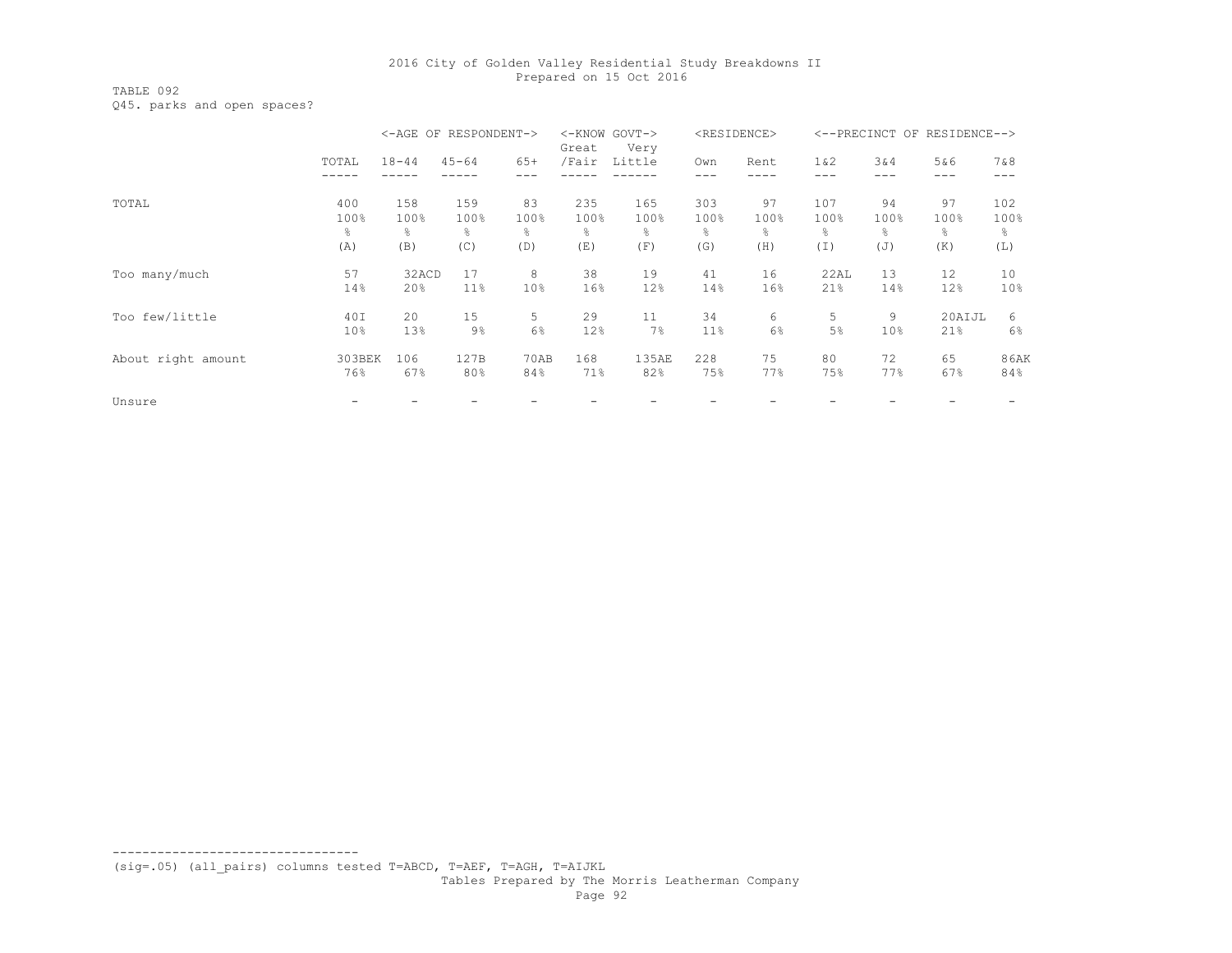2016 City of Golden Valley Residential Study Breakdowns II
Prepared on 15 Oct 2016

TABLE 092
Q45. parks and open spaces?

| | | <-AGE OF RESPONDENT-> | | | <-KNOW GOVT-> | | <RESIDENCE> | | <--PRECINCT OF RESIDENCE--> | | | |
|---|---|---|---|---|---|---|---|---|---|---|---|---|
| | TOTAL | 18-44 | 45-64 | 65+ | Great /Fair | Very Little | Own | Rent | 1&2 | 3&4 | 5&6 | 7&8 |
| TOTAL | 400<br>100%<br>%<br>(A) | 158<br>100%<br>%<br>(B) | 159<br>100%<br>%<br>(C) | 83<br>100%<br>%<br>(D) | 235<br>100%<br>%<br>(E) | 165<br>100%<br>%<br>(F) | 303<br>100%<br>%<br>(G) | 97<br>100%<br>%<br>(H) | 107<br>100%<br>%<br>(I) | 94<br>100%<br>%<br>(J) | 97<br>100%<br>%<br>(K) | 102<br>100%<br>%<br>(L) |
| Too many/much | 57<br>14% | 32ACD<br>20% | 17<br>11% | 8<br>10% | 38<br>16% | 19<br>12% | 41<br>14% | 16<br>16% | 22AL<br>21% | 13<br>14% | 12<br>12% | 10<br>10% |
| Too few/little | 40I<br>10% | 20<br>13% | 15<br>9% | 5<br>6% | 29<br>12% | 11<br>7% | 34<br>11% | 6<br>6% | 5<br>5% | 9<br>10% | 20AIJL<br>21% | 6<br>6% |
| About right amount | 303BEK<br>76% | 106<br>67% | 127B<br>80% | 70AB<br>84% | 168<br>71% | 135AE<br>82% | 228<br>75% | 75<br>77% | 80<br>75% | 72<br>77% | 65<br>67% | 86AK<br>84% |
| Unsure | - | - | - | - | - | - | - | - | - | - | - | - |

---------------------------------
(sig=.05) (all_pairs) columns tested T=ABCD, T=AEF, T=AGH, T=AIJKL
Tables Prepared by The Morris Leatherman Company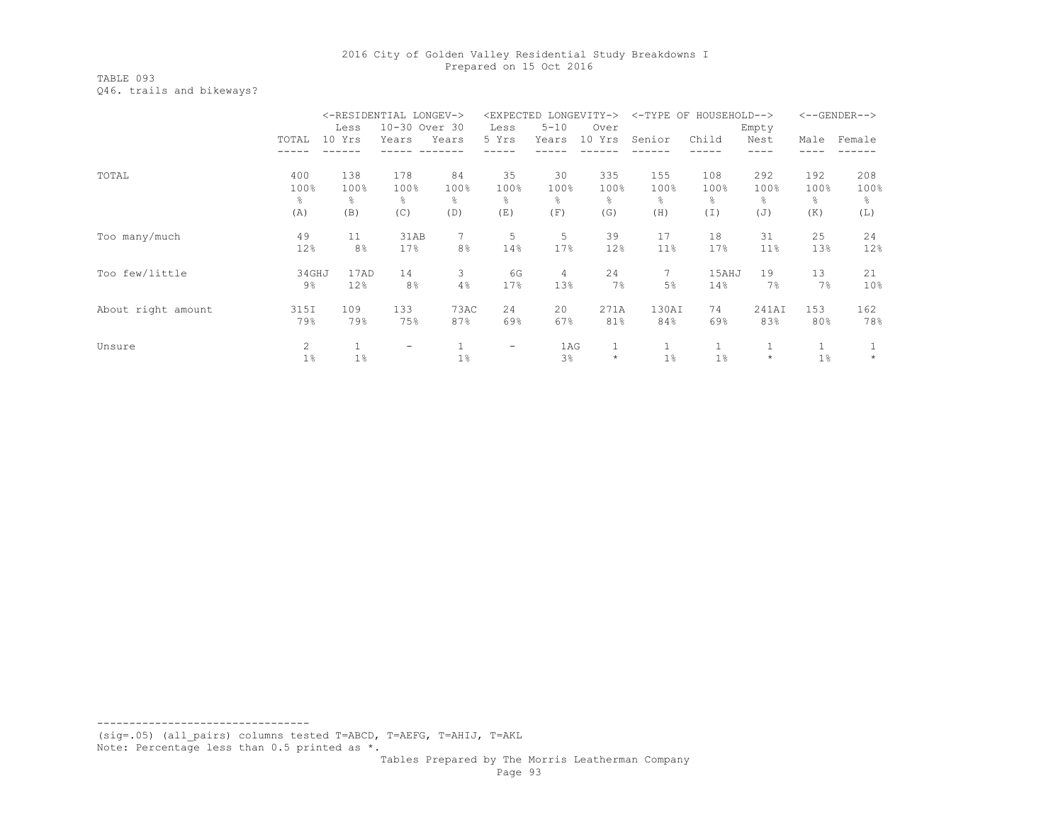2016 City of Golden Valley Residential Study Breakdowns I
Prepared on 15 Oct 2016

TABLE 093
Q46. trails and bikeways?

| | | <-RESIDENTIAL LONGEV-> | | | <EXPECTED LONGEVITY-> | | | <-TYPE OF HOUSEHOLD--> | | | <--GENDER--> | |
|---|---|---|---|---|---|---|---|---|---|---|---|---|
| | TOTAL | Less 10 Yrs | 10-30 Years | Over 30 Years | Less 5 Yrs | 5-10 Years | Over 10 Yrs | Senior | Child | Empty Nest | Male | Female |
| TOTAL | 400<br>100%<br>%<br>(A) | 138<br>100%<br>%<br>(B) | 178<br>100%<br>%<br>(C) | 84<br>100%<br>%<br>(D) | 35<br>100%<br>%<br>(E) | 30<br>100%<br>%<br>(F) | 335<br>100%<br>%<br>(G) | 155<br>100%<br>%<br>(H) | 108<br>100%<br>%<br>(I) | 292<br>100%<br>%<br>(J) | 192<br>100%<br>%<br>(K) | 208<br>100%<br>%<br>(L) |
| Too many/much | 49<br>12% | 11<br>8% | 31AB<br>17% | 7<br>8% | 5<br>14% | 5<br>17% | 39<br>12% | 17<br>11% | 18<br>17% | 31<br>11% | 25<br>13% | 24<br>12% |
| Too few/little | 34GHJ<br>9% | 17AD<br>12% | 14<br>8% | 3<br>4% | 6G<br>17% | 4<br>13% | 24<br>7% | 7<br>5% | 15AHJ<br>14% | 19<br>7% | 13<br>7% | 21<br>10% |
| About right amount | 315I<br>79% | 109<br>79% | 133<br>75% | 73AC<br>87% | 24<br>69% | 20<br>67% | 271A<br>81% | 130AI<br>84% | 74<br>69% | 241AI<br>83% | 153<br>80% | 162<br>78% |
| Unsure | 2<br>1% | 1<br>1% | - | 1<br>1% | - | 1AG<br>3% | 1<br>* | 1<br>1% | 1<br>1% | 1<br>* | 1<br>1% | 1<br>* |

---------------------------------
(sig=.05) (all_pairs) columns tested T=ABCD, T=AEFG, T=AHIJ, T=AKL
Note: Percentage less than 0.5 printed as *.

Tables Prepared by The Morris Leatherman Company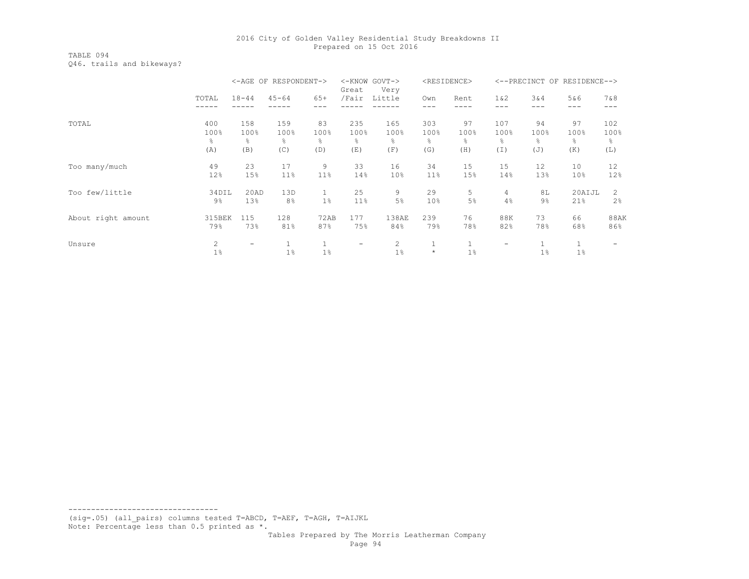2016 City of Golden Valley Residential Study Breakdowns II
Prepared on 15 Oct 2016

TABLE 094
Q46. trails and bikeways?

| | | <-AGE OF RESPONDENT-> | | | <-KNOW GOVT-> | | <RESIDENCE> | | <--PRECINCT OF RESIDENCE--> | | | |
|---|---|---|---|---|---|---|---|---|---|---|---|---|
| | TOTAL | 18-44 | 45-64 | 65+ | Great /Fair | Very Little | Own | Rent | 1&2 | 3&4 | 5&6 | 7&8 |
| TOTAL | 400<br>100%<br>%<br>(A) | 158<br>100%<br>%<br>(B) | 159<br>100%<br>%<br>(C) | 83<br>100%<br>%<br>(D) | 235<br>100%<br>%<br>(E) | 165<br>100%<br>%<br>(F) | 303<br>100%<br>%<br>(G) | 97<br>100%<br>%<br>(H) | 107<br>100%<br>%<br>(I) | 94<br>100%<br>%<br>(J) | 97<br>100%<br>%<br>(K) | 102<br>100%<br>%<br>(L) |
| Too many/much | 49<br>12% | 23<br>15% | 17<br>11% | 9<br>11% | 33<br>14% | 16<br>10% | 34<br>11% | 15<br>15% | 15<br>14% | 12<br>13% | 10<br>10% | 12<br>12% |
| Too few/little | 34DIL<br>9% | 20AD<br>13% | 13D<br>8% | 1<br>1% | 25<br>11% | 9<br>5% | 29<br>10% | 5<br>5% | 4<br>4% | 8L<br>9% | 20AIJL<br>21% | 2<br>2% |
| About right amount | 315BEK<br>79% | 115<br>73% | 128<br>81% | 72AB<br>87% | 177<br>75% | 138AE<br>84% | 239<br>79% | 76<br>78% | 88K<br>82% | 73<br>78% | 66<br>68% | 88AK<br>86% |
| Unsure | 2<br>1% | - | 1<br>1% | 1<br>1% | - | 2<br>1% | 1<br>* | 1<br>1% | - | 1<br>1% | 1<br>1% | - |

---------------------------------
(sig=.05) (all_pairs) columns tested T=ABCD, T=AEF, T=AGH, T=AIJKL
Note: Percentage less than 0.5 printed as *.

Tables Prepared by The Morris Leatherman Company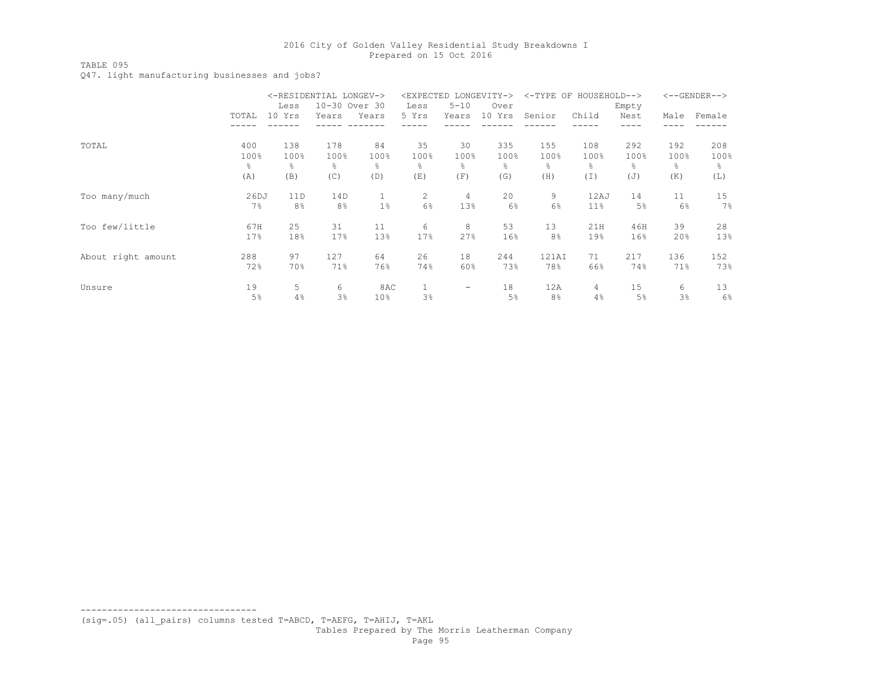2016 City of Golden Valley Residential Study Breakdowns I
Prepared on 15 Oct 2016

TABLE 095
Q47. light manufacturing businesses and jobs?

| | | <-RESIDENTIAL LONGEV-> | | | <EXPECTED LONGEVITY-> | | | <-TYPE OF HOUSEHOLD--> | | | <--GENDER--> | |
|---|---|---|---|---|---|---|---|---|---|---|---|---|
| | TOTAL | Less 10 Yrs | 10-30 Years | Over 30 Years | Less 5 Yrs | 5-10 Years | Over 10 Yrs | Senior | Child | Empty Nest | Male | Female |
| TOTAL | 400 100% % (A) | 138 100% % (B) | 178 100% % (C) | 84 100% % (D) | 35 100% % (E) | 30 100% % (F) | 335 100% % (G) | 155 100% % (H) | 108 100% % (I) | 292 100% % (J) | 192 100% % (K) | 208 100% % (L) |
| Too many/much | 26DJ 7% | 11D 8% | 14D 8% | 1 1% | 2 6% | 4 13% | 20 6% | 9 6% | 12AJ 11% | 14 5% | 11 6% | 15 7% |
| Too few/little | 67H 17% | 25 18% | 31 17% | 11 13% | 6 17% | 8 27% | 53 16% | 13 8% | 21H 19% | 46H 16% | 39 20% | 28 13% |
| About right amount | 288 72% | 97 70% | 127 71% | 64 76% | 26 74% | 18 60% | 244 73% | 121AI 78% | 71 66% | 217 74% | 136 71% | 152 73% |
| Unsure | 19 5% | 5 4% | 6 3% | 8AC 10% | 1 3% | - | 18 5% | 12A 8% | 4 4% | 15 5% | 6 3% | 13 6% |

---------------------------------
(sig=.05) (all_pairs) columns tested T=ABCD, T=AEFG, T=AHIJ, T=AKL

Tables Prepared by The Morris Leatherman Company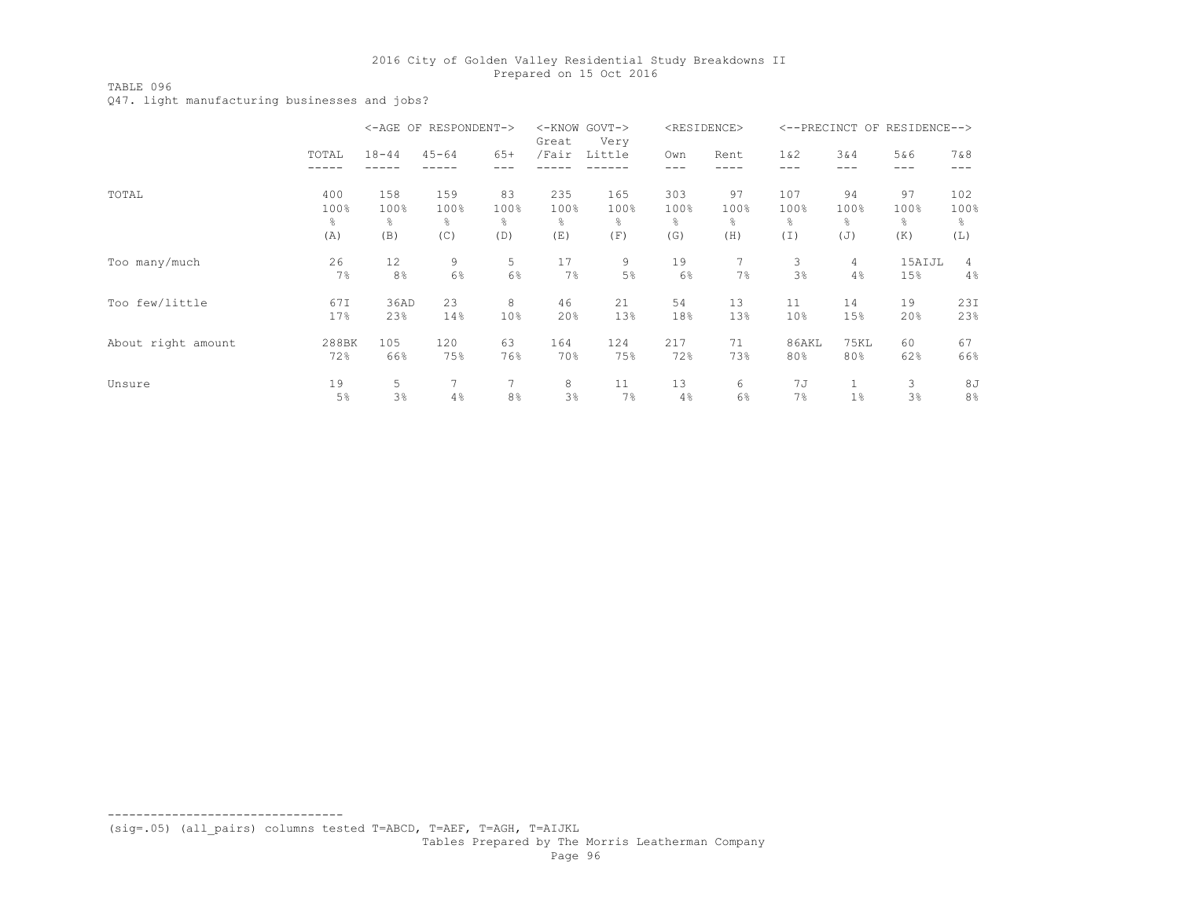2016 City of Golden Valley Residential Study Breakdowns II
Prepared on 15 Oct 2016

TABLE 096
Q47. light manufacturing businesses and jobs?

| | | <-AGE OF RESPONDENT-> | | | <-KNOW GOVT-> | | <RESIDENCE> | | <--PRECINCT OF RESIDENCE--> | | | |
|---|---|---|---|---|---|---|---|---|---|---|---|---|
| | TOTAL | 18-44 | 45-64 | 65+ | Great /Fair | Very Little | Own | Rent | 1&2 | 3&4 | 5&6 | 7&8 |
| TOTAL | 400<br>100%<br>%<br>(A) | 158<br>100%<br>%<br>(B) | 159<br>100%<br>%<br>(C) | 83<br>100%<br>%<br>(D) | 235<br>100%<br>%<br>(E) | 165<br>100%<br>%<br>(F) | 303<br>100%<br>%<br>(G) | 97<br>100%<br>%<br>(H) | 107<br>100%<br>%<br>(I) | 94<br>100%<br>%<br>(J) | 97<br>100%<br>%<br>(K) | 102<br>100%<br>%<br>(L) |
| Too many/much | 26<br>7% | 12<br>8% | 9<br>6% | 5<br>6% | 17<br>7% | 9<br>5% | 19<br>6% | 7<br>7% | 3<br>3% | 4<br>4% | 15AIJL<br>15% | 4<br>4% |
| Too few/little | 67I<br>17% | 36AD<br>23% | 23<br>14% | 8<br>10% | 46<br>20% | 21<br>13% | 54<br>18% | 13<br>13% | 11<br>10% | 14<br>15% | 19<br>20% | 23I<br>23% |
| About right amount | 288BK<br>72% | 105<br>66% | 120<br>75% | 63<br>76% | 164<br>70% | 124<br>75% | 217<br>72% | 71<br>73% | 86AKL<br>80% | 75KL<br>80% | 60<br>62% | 67<br>66% |
| Unsure | 19<br>5% | 5<br>3% | 7<br>4% | 7<br>8% | 8<br>3% | 11<br>7% | 13<br>4% | 6<br>6% | 7J<br>7% | 1<br>1% | 3<br>3% | 8J<br>8% |

---------------------------------
(sig=.05) (all_pairs) columns tested T=ABCD, T=AEF, T=AGH, T=AIJKL
Tables Prepared by The Morris Leatherman Company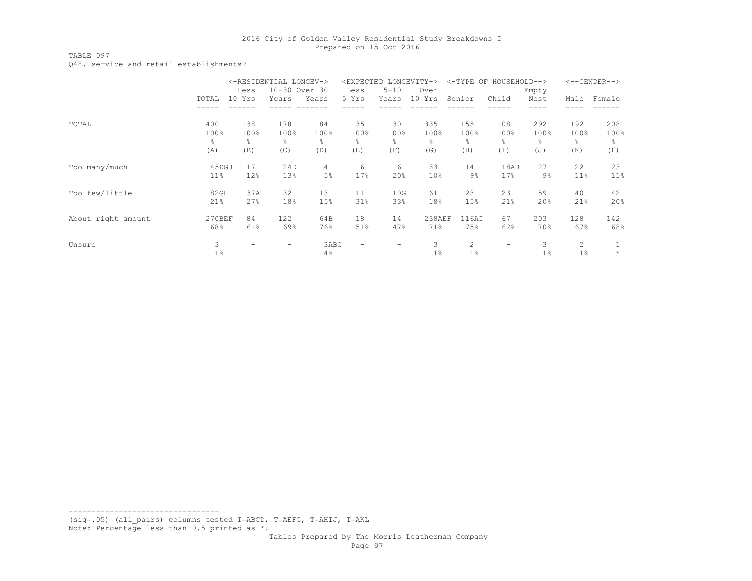2016 City of Golden Valley Residential Study Breakdowns I
Prepared on 15 Oct 2016

TABLE 097
Q48. service and retail establishments?

| | | <-RESIDENTIAL LONGEV-> | | | <EXPECTED LONGEVITY-> | | | <-TYPE OF HOUSEHOLD--> | | | <--GENDER--> | |
|---|---|---|---|---|---|---|---|---|---|---|---|---|
| | TOTAL | Less 10 Yrs | 10-30 Years | Over 30 Years | Less 5 Yrs | 5-10 Years | Over 10 Yrs | Senior | Child | Empty Nest | Male | Female |
| TOTAL | 400<br>100%<br>%<br>(A) | 138<br>100%<br>%<br>(B) | 178<br>100%<br>%<br>(C) | 84<br>100%<br>%<br>(D) | 35<br>100%<br>%<br>(E) | 30<br>100%<br>%<br>(F) | 335<br>100%<br>%<br>(G) | 155<br>100%<br>%<br>(H) | 108<br>100%<br>%<br>(I) | 292<br>100%<br>%<br>(J) | 192<br>100%<br>%<br>(K) | 208<br>100%<br>%<br>(L) |
| Too many/much | 45DGJ<br>11% | 17<br>12% | 24D<br>13% | 4<br>5% | 6<br>17% | 6<br>20% | 33<br>10% | 14<br>9% | 18AJ<br>17% | 27<br>9% | 22<br>11% | 23<br>11% |
| Too few/little | 82GH<br>21% | 37A<br>27% | 32<br>18% | 13<br>15% | 11<br>31% | 10G<br>33% | 61<br>18% | 23<br>15% | 23<br>21% | 59<br>20% | 40<br>21% | 42<br>20% |
| About right amount | 270BEF<br>68% | 84<br>61% | 122<br>69% | 64B<br>76% | 18<br>51% | 14<br>47% | 238AEF<br>71% | 116AI<br>75% | 67<br>62% | 203<br>70% | 128<br>67% | 142<br>68% |
| Unsure | 3<br>1% | - | - | 3ABC<br>4% | - | - | 3<br>1% | 2<br>1% | - | 3<br>1% | 2<br>1% | 1<br>* |

---------------------------------
(sig=.05) (all_pairs) columns tested T=ABCD, T=AEFG, T=AHIJ, T=AKL
Note: Percentage less than 0.5 printed as *.

Tables Prepared by The Morris Leatherman Company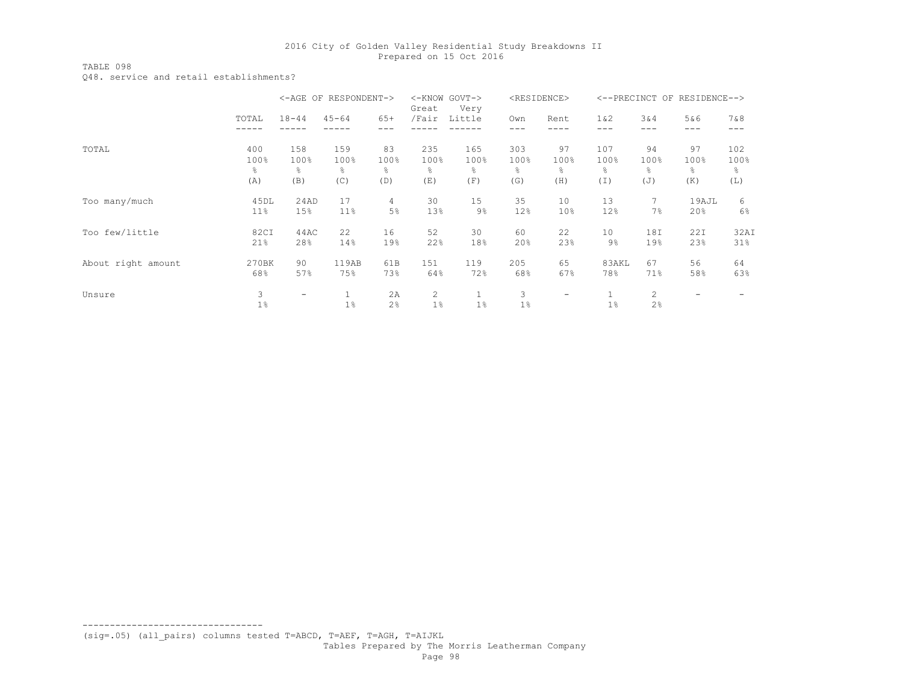TABLE 098

Q48. service and retail establishments?

| | | <-AGE OF RESPONDENT-> | | | <-KNOW GOVT-> | | <RESIDENCE> | | <--PRECINCT OF RESIDENCE--> | | | |
|---|---|---|---|---|---|---|---|---|---|---|---|---|
| | TOTAL | 18-44 | 45-64 | 65+ | Great /Fair | Very Little | Own | Rent | 1&2 | 3&4 | 5&6 | 7&8 |
| TOTAL | 400<br>100%<br>%<br>(A) | 158<br>100%<br>%<br>(B) | 159<br>100%<br>%<br>(C) | 83<br>100%<br>%<br>(D) | 235<br>100%<br>%<br>(E) | 165<br>100%<br>%<br>(F) | 303<br>100%<br>%<br>(G) | 97<br>100%<br>%<br>(H) | 107<br>100%<br>%<br>(I) | 94<br>100%<br>%<br>(J) | 97<br>100%<br>%<br>(K) | 102<br>100%<br>%<br>(L) |
| Too many/much | 45DL<br>11% | 24AD<br>15% | 17<br>11% | 4<br>5% | 30<br>13% | 15<br>9% | 35<br>12% | 10<br>10% | 13<br>12% | 7<br>7% | 19AJL<br>20% | 6<br>6% |
| Too few/little | 82CI<br>21% | 44AC<br>28% | 22<br>14% | 16<br>19% | 52<br>22% | 30<br>18% | 60<br>20% | 22<br>23% | 10<br>9% | 18I<br>19% | 22I<br>23% | 32AI<br>31% |
| About right amount | 270BK<br>68% | 90<br>57% | 119AB<br>75% | 61B<br>73% | 151<br>64% | 119<br>72% | 205<br>68% | 65<br>67% | 83AKL<br>78% | 67<br>71% | 56<br>58% | 64<br>63% |
| Unsure | 3<br>1% | - | 1<br>1% | 2A<br>2% | 2<br>1% | 1<br>1% | 3<br>1% | - | 1<br>1% | 2<br>2% | - | - |

---------------------------------

(sig=.05) (all_pairs) columns tested T=ABCD, T=AEF, T=AGH, T=AIJKL

Tables Prepared by The Morris Leatherman Company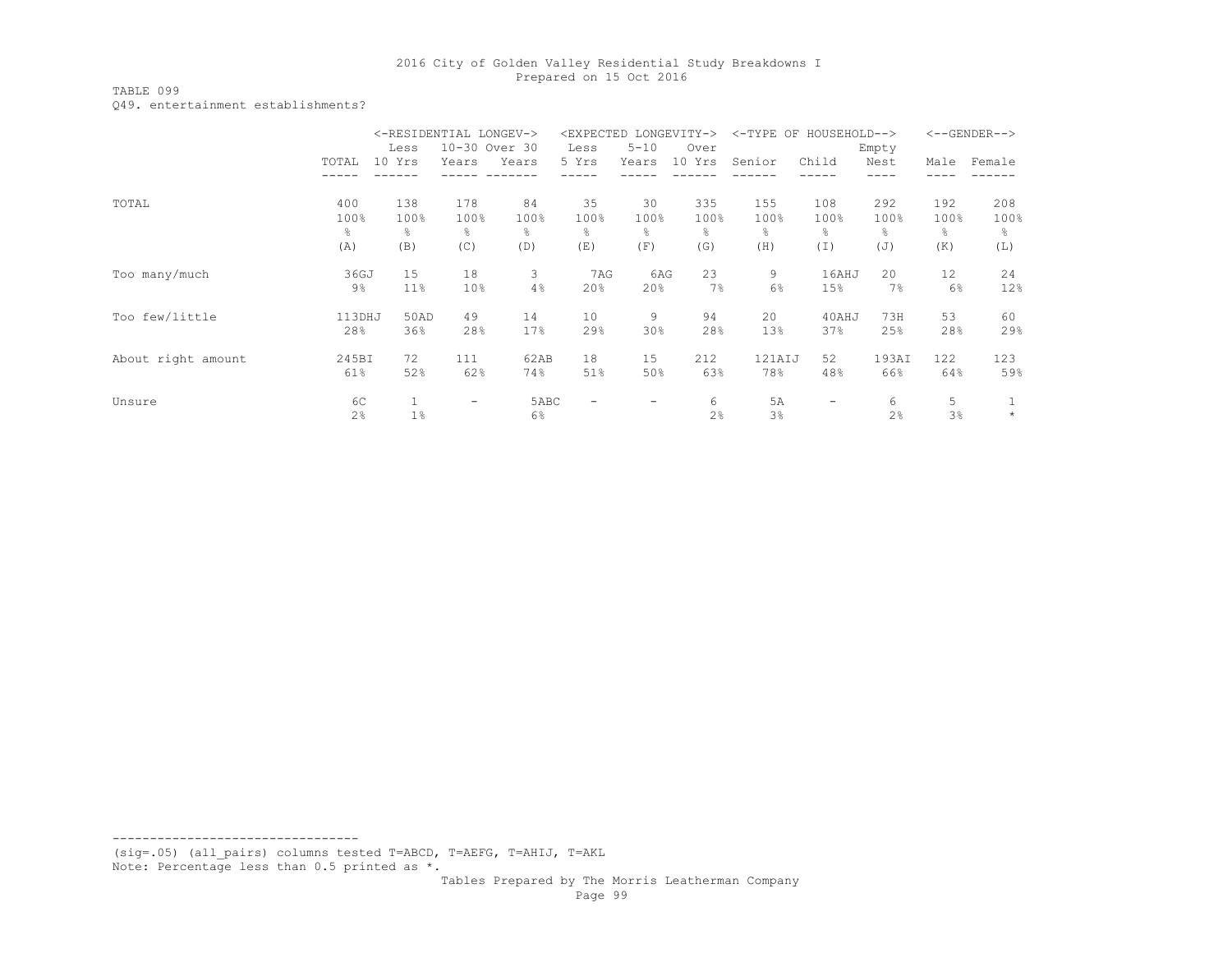2016 City of Golden Valley Residential Study Breakdowns I
Prepared on 15 Oct 2016

TABLE 099
Q49. entertainment establishments?

| | | <-RESIDENTIAL LONGEV-> | | | <EXPECTED LONGEVITY-> | | | <-TYPE OF HOUSEHOLD--> | | | <--GENDER--> | |
|---|---|---|---|---|---|---|---|---|---|---|---|---|
| | TOTAL | Less 10 Yrs | 10-30 Years | Over 30 Years | Less 5 Yrs | 5-10 Years | Over 10 Yrs | Senior | Child | Empty Nest | Male | Female |
| TOTAL | 400<br>100%<br>%<br>(A) | 138<br>100%<br>%<br>(B) | 178<br>100%<br>%<br>(C) | 84<br>100%<br>%<br>(D) | 35<br>100%<br>%<br>(E) | 30<br>100%<br>%<br>(F) | 335<br>100%<br>%<br>(G) | 155<br>100%<br>%<br>(H) | 108<br>100%<br>%<br>(I) | 292<br>100%<br>%<br>(J) | 192<br>100%<br>%<br>(K) | 208<br>100%<br>%<br>(L) |
| Too many/much | 36GJ<br>9% | 15<br>11% | 18<br>10% | 3<br>4% | 7AG<br>20% | 6AG<br>20% | 23<br>7% | 9<br>6% | 16AHJ<br>15% | 20<br>7% | 12<br>6% | 24<br>12% |
| Too few/little | 113DHJ<br>28% | 50AD<br>36% | 49<br>28% | 14<br>17% | 10<br>29% | 9<br>30% | 94<br>28% | 20<br>13% | 40AHJ<br>37% | 73H<br>25% | 53<br>28% | 60<br>29% |
| About right amount | 245BI<br>61% | 72<br>52% | 111<br>62% | 62AB<br>74% | 18<br>51% | 15<br>50% | 212<br>63% | 121AIJ<br>78% | 52<br>48% | 193AI<br>66% | 122<br>64% | 123<br>59% |
| Unsure | 6C<br>2% | 1<br>1% | - | 5ABC<br>6% | - | - | 6<br>2% | 5A<br>3% | - | 6<br>2% | 5<br>3% | 1<br>* |

---------------------------------

(sig=.05) (all_pairs) columns tested T=ABCD, T=AEFG, T=AHIJ, T=AKL
Note: Percentage less than 0.5 printed as *.

Tables Prepared by The Morris Leatherman Company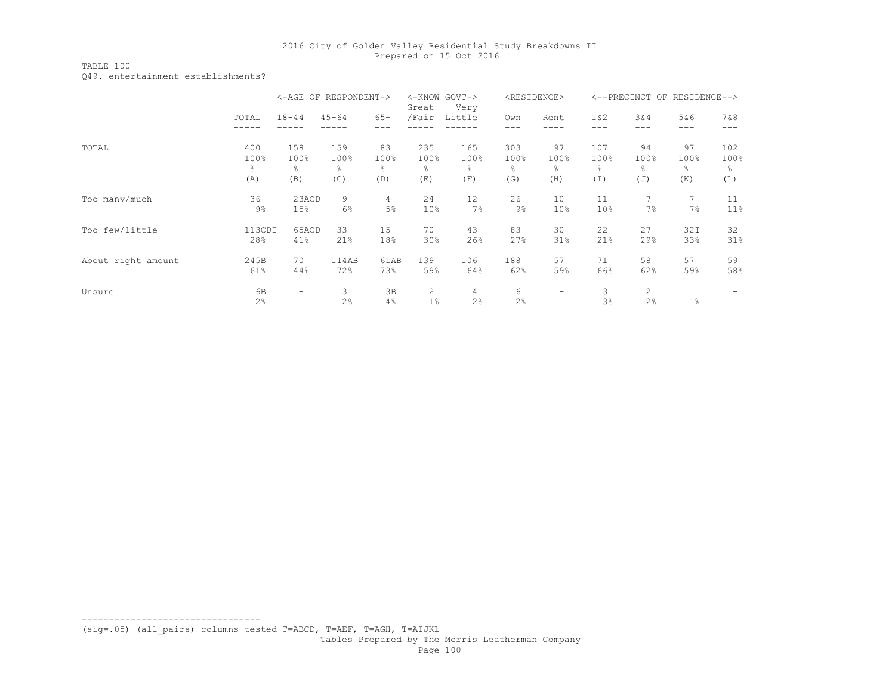TABLE 100
Q49. entertainment establishments?

| | | <-AGE OF RESPONDENT-> | | | <-KNOW GOVT-> | | <RESIDENCE> | | <--PRECINCT OF RESIDENCE--> | | | |
|---|---|---|---|---|---|---|---|---|---|---|---|---|
| | TOTAL | 18-44 | 45-64 | 65+ | Great /Fair | Very Little | Own | Rent | 1&2 | 3&4 | 5&6 | 7&8 |
| TOTAL | 400 | 158 | 159 | 83 | 235 | 165 | 303 | 97 | 107 | 94 | 97 | 102 |
| | 100% | 100% | 100% | 100% | 100% | 100% | 100% | 100% | 100% | 100% | 100% | 100% |
| | % | % | % | % | % | % | % | % | % | % | % | % |
| | (A) | (B) | (C) | (D) | (E) | (F) | (G) | (H) | (I) | (J) | (K) | (L) |
| Too many/much | 36 | 23ACD | 9 | 4 | 24 | 12 | 26 | 10 | 11 | 7 | 7 | 11 |
| | 9% | 15% | 6% | 5% | 10% | 7% | 9% | 10% | 10% | 7% | 7% | 11% |
| Too few/little | 113CDI | 65ACD | 33 | 15 | 70 | 43 | 83 | 30 | 22 | 27 | 32I | 32 |
| | 28% | 41% | 21% | 18% | 30% | 26% | 27% | 31% | 21% | 29% | 33% | 31% |
| About right amount | 245B | 70 | 114AB | 61AB | 139 | 106 | 188 | 57 | 71 | 58 | 57 | 59 |
| | 61% | 44% | 72% | 73% | 59% | 64% | 62% | 59% | 66% | 62% | 59% | 58% |
| Unsure | 6B | - | 3 | 3B | 2 | 4 | 6 | - | 3 | 2 | 1 | - |
| | 2% | | 2% | 4% | 1% | 2% | 2% | | 3% | 2% | 1% | |

---------------------------------
(sig=.05) (all_pairs) columns tested T=ABCD, T=AEF, T=AGH, T=AIJKL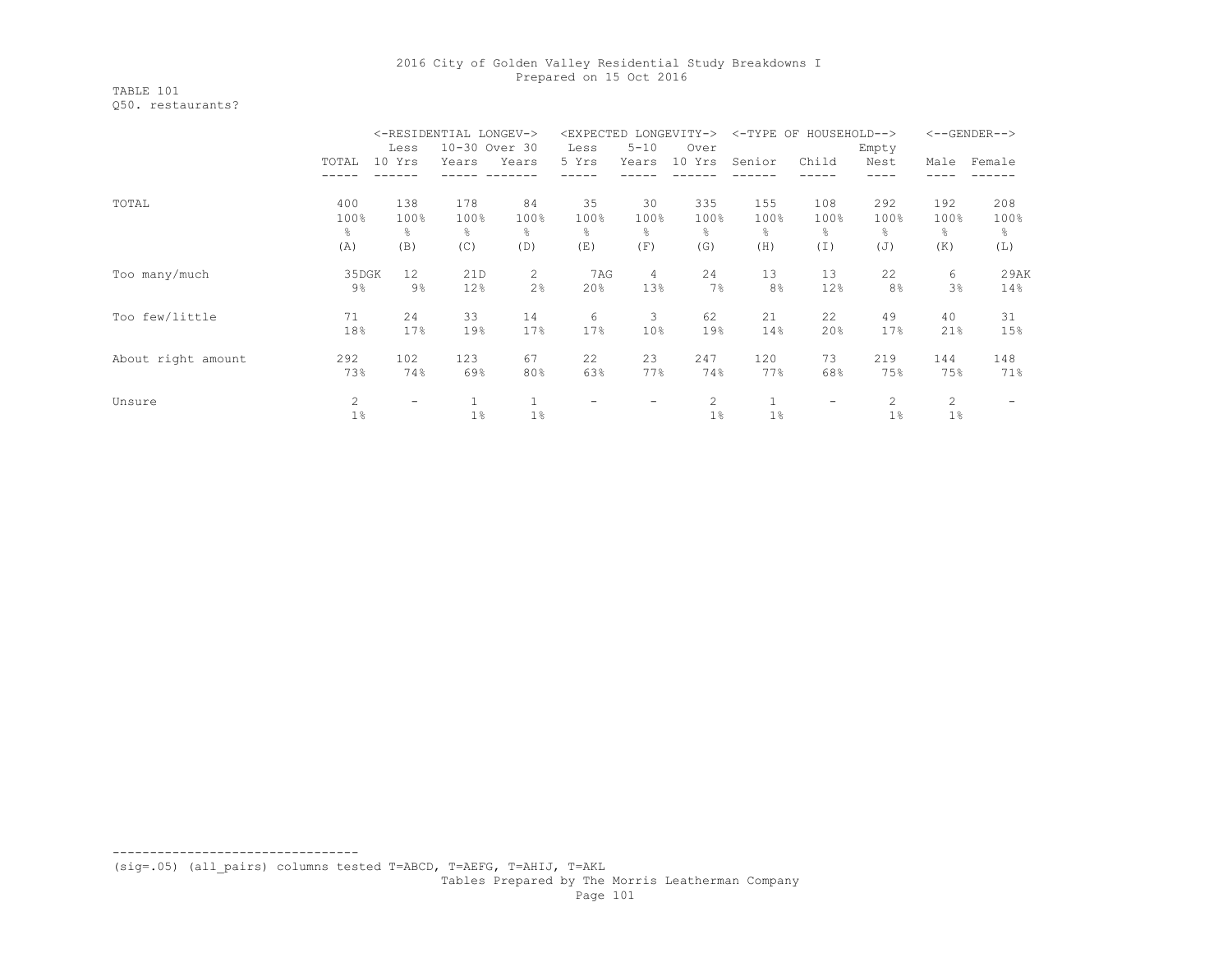2016 City of Golden Valley Residential Study Breakdowns I
Prepared on 15 Oct 2016

TABLE 101
Q50. restaurants?

| | | <-RESIDENTIAL LONGEV-> | | | <EXPECTED LONGEVITY-> | | | <-TYPE OF HOUSEHOLD--> | | | <--GENDER--> | |
|---|---|---|---|---|---|---|---|---|---|---|---|---|
| | TOTAL | Less 10 Yrs | 10-30 Years | Over 30 Years | Less 5 Yrs | 5-10 Years | Over 10 Yrs | Senior | Child | Empty Nest | Male | Female |
| TOTAL | 400 100% % (A) | 138 100% % (B) | 178 100% % (C) | 84 100% % (D) | 35 100% % (E) | 30 100% % (F) | 335 100% % (G) | 155 100% % (H) | 108 100% % (I) | 292 100% % (J) | 192 100% % (K) | 208 100% % (L) |
| Too many/much | 35DGK 9% | 12 9% | 21D 12% | 2 2% | 7AG 20% | 4 13% | 24 7% | 13 8% | 13 12% | 22 8% | 6 3% | 29AK 14% |
| Too few/little | 71 18% | 24 17% | 33 19% | 14 17% | 6 17% | 3 10% | 62 19% | 21 14% | 22 20% | 49 17% | 40 21% | 31 15% |
| About right amount | 292 73% | 102 74% | 123 69% | 67 80% | 22 63% | 23 77% | 247 74% | 120 77% | 73 68% | 219 75% | 144 75% | 148 71% |
| Unsure | 2 1% | - | 1 1% | 1 1% | - | - | 2 1% | 1 1% | - | 2 1% | 2 1% | - |

---------------------------------
(sig=.05) (all_pairs) columns tested T=ABCD, T=AEFG, T=AHIJ, T=AKL
Tables Prepared by The Morris Leatherman Company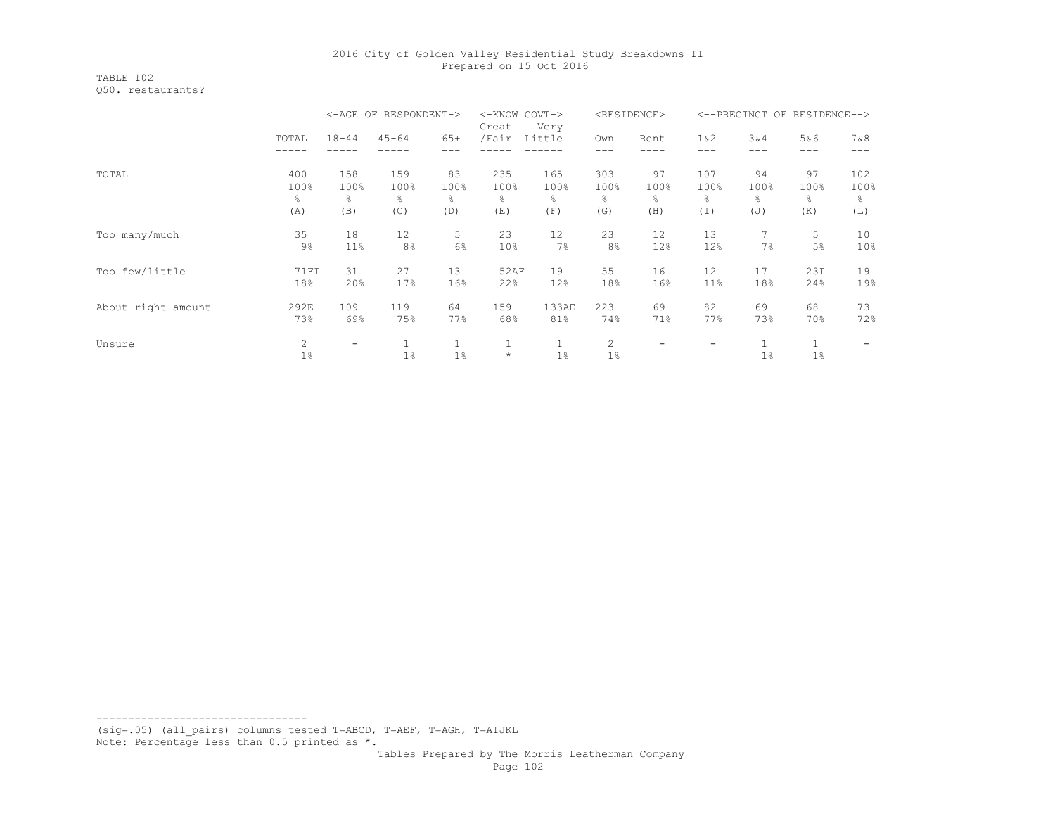2016 City of Golden Valley Residential Study Breakdowns II
Prepared on 15 Oct 2016

TABLE 102
Q50. restaurants?

| | | <-AGE OF RESPONDENT-> | | | <-KNOW GOVT-> | | <RESIDENCE> | | <--PRECINCT OF RESIDENCE--> | | | |
|---|---|---|---|---|---|---|---|---|---|---|---|---|
| | TOTAL | 18-44 | 45-64 | 65+ | Great /Fair | Very Little | Own | Rent | 1&2 | 3&4 | 5&6 | 7&8 |
| TOTAL | 400<br>100%<br>%<br>(A) | 158<br>100%<br>%<br>(B) | 159<br>100%<br>%<br>(C) | 83<br>100%<br>%<br>(D) | 235<br>100%<br>%<br>(E) | 165<br>100%<br>%<br>(F) | 303<br>100%<br>%<br>(G) | 97<br>100%<br>%<br>(H) | 107<br>100%<br>%<br>(I) | 94<br>100%<br>%<br>(J) | 97<br>100%<br>%<br>(K) | 102<br>100%<br>%<br>(L) |
| Too many/much | 35<br>9% | 18<br>11% | 12<br>8% | 5<br>6% | 23<br>10% | 12<br>7% | 23<br>8% | 12<br>12% | 13<br>12% | 7<br>7% | 5<br>5% | 10<br>10% |
| Too few/little | 71FI<br>18% | 31<br>20% | 27<br>17% | 13<br>16% | 52AF<br>22% | 19<br>12% | 55<br>18% | 16<br>16% | 12<br>11% | 17<br>18% | 23I<br>24% | 19<br>19% |
| About right amount | 292E<br>73% | 109<br>69% | 119<br>75% | 64<br>77% | 159<br>68% | 133AE<br>81% | 223<br>74% | 69<br>71% | 82<br>77% | 69<br>73% | 68<br>70% | 73<br>72% |
| Unsure | 2<br>1% | - | 1<br>1% | 1<br>1% | 1<br>* | 1<br>1% | 2<br>1% | - | - | 1<br>1% | 1<br>1% | - |

---------------------------------
(sig=.05) (all_pairs) columns tested T=ABCD, T=AEF, T=AGH, T=AIJKL
Note: Percentage less than 0.5 printed as *.

Tables Prepared by The Morris Leatherman Company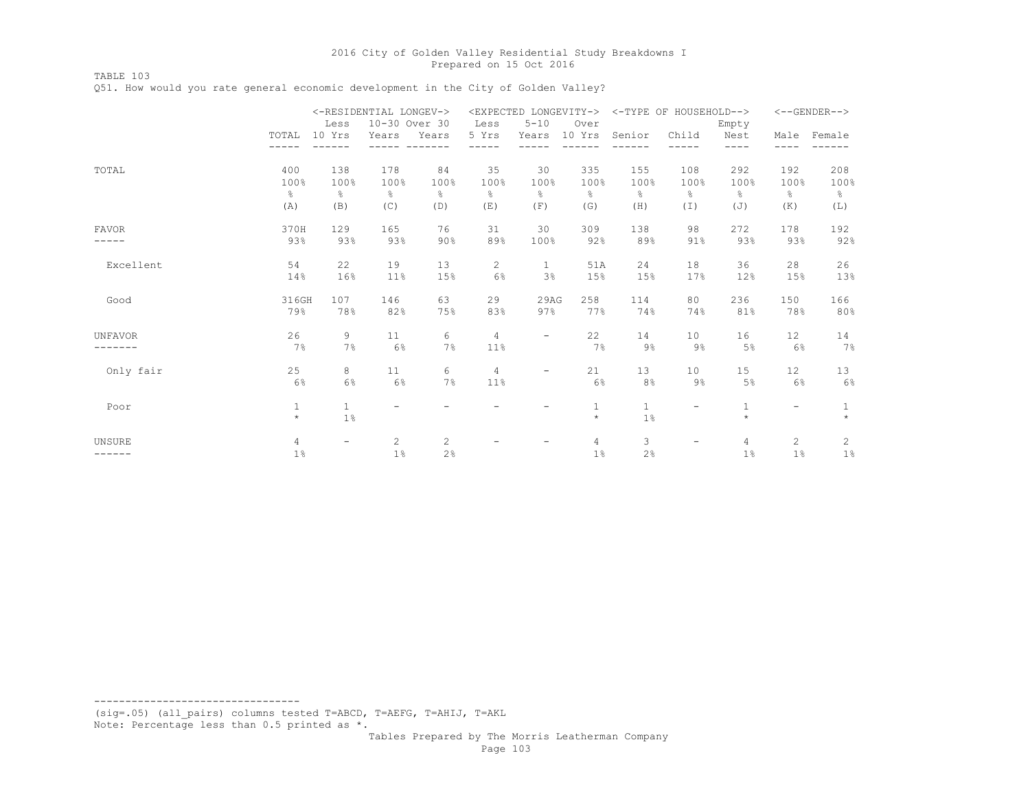2016 City of Golden Valley Residential Study Breakdowns I
Prepared on 15 Oct 2016

TABLE 103
Q51. How would you rate general economic development in the City of Golden Valley?

| | | <-RESIDENTIAL LONGEV-> | | | <EXPECTED LONGEVITY-> | | | <-TYPE OF HOUSEHOLD--> | | | <--GENDER--> | |
|---|---|---|---|---|---|---|---|---|---|---|---|---|
| | TOTAL | Less 10 Yrs | 10-30 Years | Over 30 Years | Less 5 Yrs | 5-10 Years | Over 10 Yrs | Senior | Child | Empty Nest | Male | Female |
| TOTAL | 400<br>100%<br>%<br>(A) | 138<br>100%<br>%<br>(B) | 178<br>100%<br>%<br>(C) | 84<br>100%<br>%<br>(D) | 35<br>100%<br>%<br>(E) | 30<br>100%<br>%<br>(F) | 335<br>100%<br>%<br>(G) | 155<br>100%<br>%<br>(H) | 108<br>100%<br>%<br>(I) | 292<br>100%<br>%<br>(J) | 192<br>100%<br>%<br>(K) | 208<br>100%<br>%<br>(L) |
| FAVOR | 370H<br>93% | 129<br>93% | 165<br>93% | 76<br>90% | 31<br>89% | 30<br>100% | 309<br>92% | 138<br>89% | 98<br>91% | 272<br>93% | 178<br>93% | 192<br>92% |
| Excellent | 54<br>14% | 22<br>16% | 19<br>11% | 13<br>15% | 2<br>6% | 1<br>3% | 51A<br>15% | 24<br>15% | 18<br>17% | 36<br>12% | 28<br>15% | 26<br>13% |
| Good | 316GH<br>79% | 107<br>78% | 146<br>82% | 63<br>75% | 29<br>83% | 29AG<br>97% | 258<br>77% | 114<br>74% | 80<br>74% | 236<br>81% | 150<br>78% | 166<br>80% |
| UNFAVOR | 26<br>7% | 9<br>7% | 11<br>6% | 6<br>7% | 4<br>11% | - | 22<br>7% | 14<br>9% | 10<br>9% | 16<br>5% | 12<br>6% | 14<br>7% |
| Only fair | 25<br>6% | 8<br>6% | 11<br>6% | 6<br>7% | 4<br>11% | - | 21<br>6% | 13<br>8% | 10<br>9% | 15<br>5% | 12<br>6% | 13<br>6% |
| Poor | 1<br>* | 1<br>1% | - | - | - | - | 1<br>* | 1<br>1% | - | 1<br>* | - | 1<br>* |
| UNSURE | 4<br>1% | - | 2<br>1% | 2<br>2% | - | - | 4<br>1% | 3<br>2% | - | 4<br>1% | 2<br>1% | 2<br>1% |

---------------------------------
(sig=.05) (all_pairs) columns tested T=ABCD, T=AEFG, T=AHIJ, T=AKL
Note: Percentage less than 0.5 printed as *.

Tables Prepared by The Morris Leatherman Company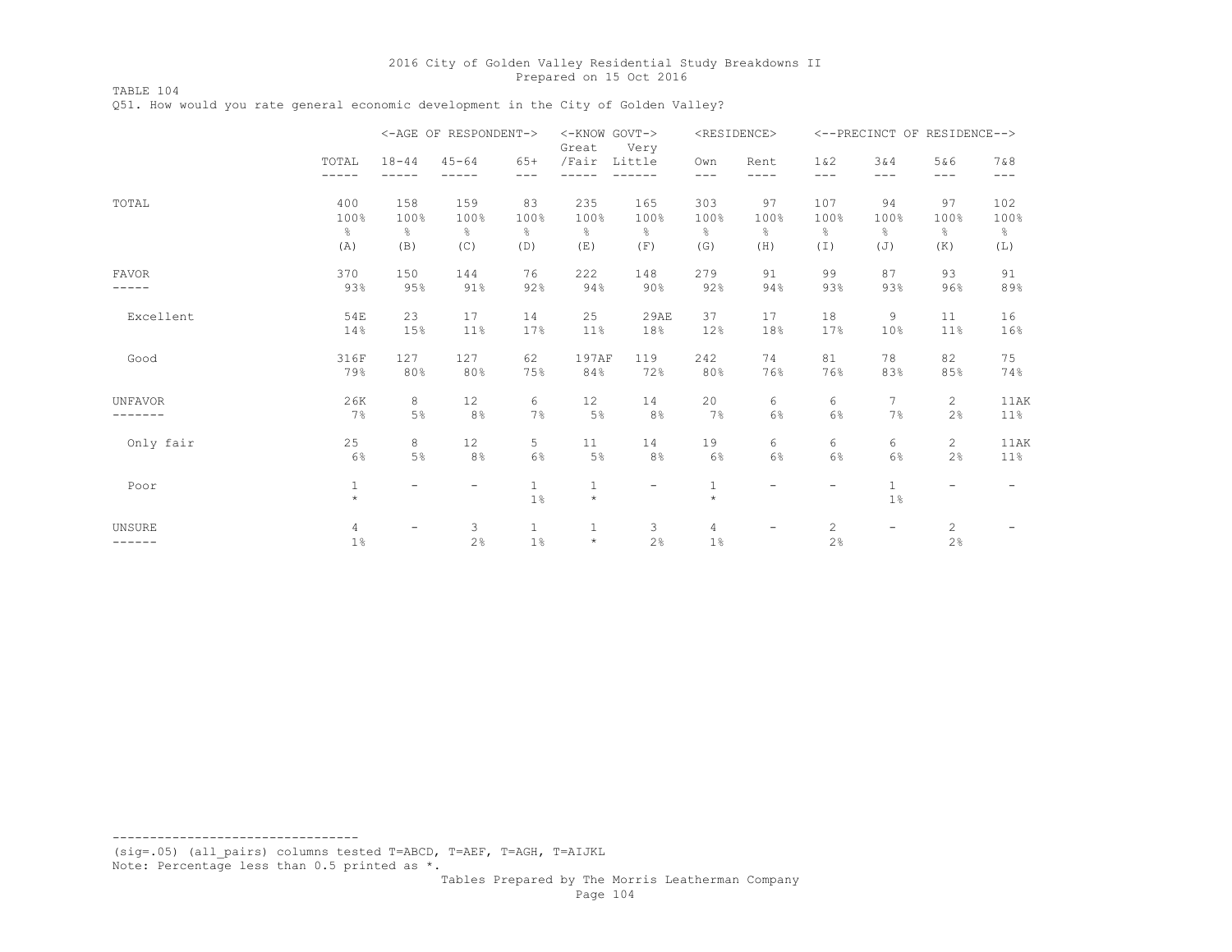2016 City of Golden Valley Residential Study Breakdowns II
Prepared on 15 Oct 2016

TABLE 104
Q51. How would you rate general economic development in the City of Golden Valley?

| | TOTAL | <-AGE OF RESPONDENT-> | | | <-KNOW GOVT-> | | <RESIDENCE> | | <--PRECINCT OF RESIDENCE--> | | | |
|---|---|---|---|---|---|---|---|---|---|---|---|---|
| | | 18-44 | 45-64 | 65+ | Great /Fair | Very Little | Own | Rent | 1&2 | 3&4 | 5&6 | 7&8 |
| TOTAL | 400<br>100%<br>%<br>(A) | 158<br>100%<br>%<br>(B) | 159<br>100%<br>%<br>(C) | 83<br>100%<br>%<br>(D) | 235<br>100%<br>%<br>(E) | 165<br>100%<br>%<br>(F) | 303<br>100%<br>%<br>(G) | 97<br>100%<br>%<br>(H) | 107<br>100%<br>%<br>(I) | 94<br>100%<br>%<br>(J) | 97<br>100%<br>%<br>(K) | 102<br>100%<br>%<br>(L) |
| FAVOR | 370<br>93% | 150<br>95% | 144<br>91% | 76<br>92% | 222<br>94% | 148<br>90% | 279<br>92% | 91<br>94% | 99<br>93% | 87<br>93% | 93<br>96% | 91<br>89% |
| Excellent | 54E<br>14% | 23<br>15% | 17<br>11% | 14<br>17% | 25<br>11% | 29AE<br>18% | 37<br>12% | 17<br>18% | 18<br>17% | 9<br>10% | 11<br>11% | 16<br>16% |
| Good | 316F<br>79% | 127<br>80% | 127<br>80% | 62<br>75% | 197AF<br>84% | 119<br>72% | 242<br>80% | 74<br>76% | 81<br>76% | 78<br>83% | 82<br>85% | 75<br>74% |
| UNFAVOR | 26K<br>7% | 8<br>5% | 12<br>8% | 6<br>7% | 12<br>5% | 14<br>8% | 20<br>7% | 6<br>6% | 6<br>6% | 7<br>7% | 2<br>2% | 11AK<br>11% |
| Only fair | 25<br>6% | 8<br>5% | 12<br>8% | 5<br>6% | 11<br>5% | 14<br>8% | 19<br>6% | 6<br>6% | 6<br>6% | 6<br>6% | 2<br>2% | 11AK<br>11% |
| Poor | 1<br>* | - | - | 1<br>1% | 1<br>* | - | 1<br>* | - | - | 1<br>1% | - | - |
| UNSURE | 4<br>1% | - | 3<br>2% | 1<br>1% | 1<br>* | 3<br>2% | 4<br>1% | - | 2<br>2% | - | 2<br>2% | - |

---------------------------------
(sig=.05) (all_pairs) columns tested T=ABCD, T=AEF, T=AGH, T=AIJKL
Note: Percentage less than 0.5 printed as *.

Tables Prepared by The Morris Leatherman Company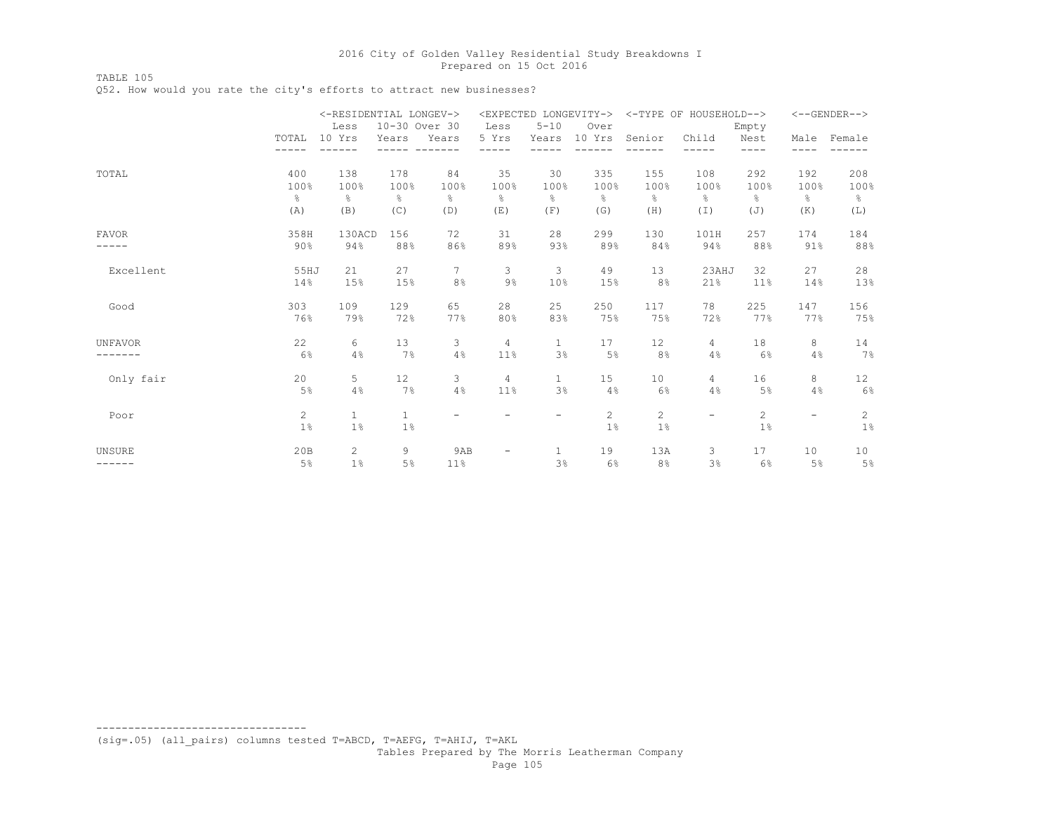2016 City of Golden Valley Residential Study Breakdowns I
Prepared on 15 Oct 2016

TABLE 105
Q52. How would you rate the city's efforts to attract new businesses?

| | | <-RESIDENTIAL LONGEV-> | | | <EXPECTED LONGEVITY-> | | | <-TYPE OF HOUSEHOLD--> | | | <--GENDER--> | |
|---|---|---|---|---|---|---|---|---|---|---|---|---|
| | TOTAL | Less 10 Yrs | 10-30 Years | Over 30 Years | Less 5 Yrs | 5-10 Years | Over 10 Yrs | Senior | Child | Empty Nest | Male | Female |
| TOTAL | 400 100% % (A) | 138 100% % (B) | 178 100% % (C) | 84 100% % (D) | 35 100% % (E) | 30 100% % (F) | 335 100% % (G) | 155 100% % (H) | 108 100% % (I) | 292 100% % (J) | 192 100% % (K) | 208 100% % (L) |
| FAVOR | 358H 90% | 130ACD 94% | 156 88% | 72 86% | 31 89% | 28 93% | 299 89% | 130 84% | 101H 94% | 257 88% | 174 91% | 184 88% |
| Excellent | 55HJ 14% | 21 15% | 27 15% | 7 8% | 3 9% | 3 10% | 49 15% | 13 8% | 23AHJ 21% | 32 11% | 27 14% | 28 13% |
| Good | 303 76% | 109 79% | 129 72% | 65 77% | 28 80% | 25 83% | 250 75% | 117 75% | 78 72% | 225 77% | 147 77% | 156 75% |
| UNFAVOR | 22 6% | 6 4% | 13 7% | 3 4% | 4 11% | 1 3% | 17 5% | 12 8% | 4 4% | 18 6% | 8 4% | 14 7% |
| Only fair | 20 5% | 5 4% | 12 7% | 3 4% | 4 11% | 1 3% | 15 4% | 10 6% | 4 4% | 16 5% | 8 4% | 12 6% |
| Poor | 2 1% | 1 1% | 1 1% | - | - | - | 2 1% | 2 1% | - | 2 1% | - | 2 1% |
| UNSURE | 20B 5% | 2 1% | 9 5% | 9AB 11% | - | 1 3% | 19 6% | 13A 8% | 3 3% | 17 6% | 10 5% | 10 5% |

---------------------------------
(sig=.05) (all_pairs) columns tested T=ABCD, T=AEFG, T=AHIJ, T=AKL

Tables Prepared by The Morris Leatherman Company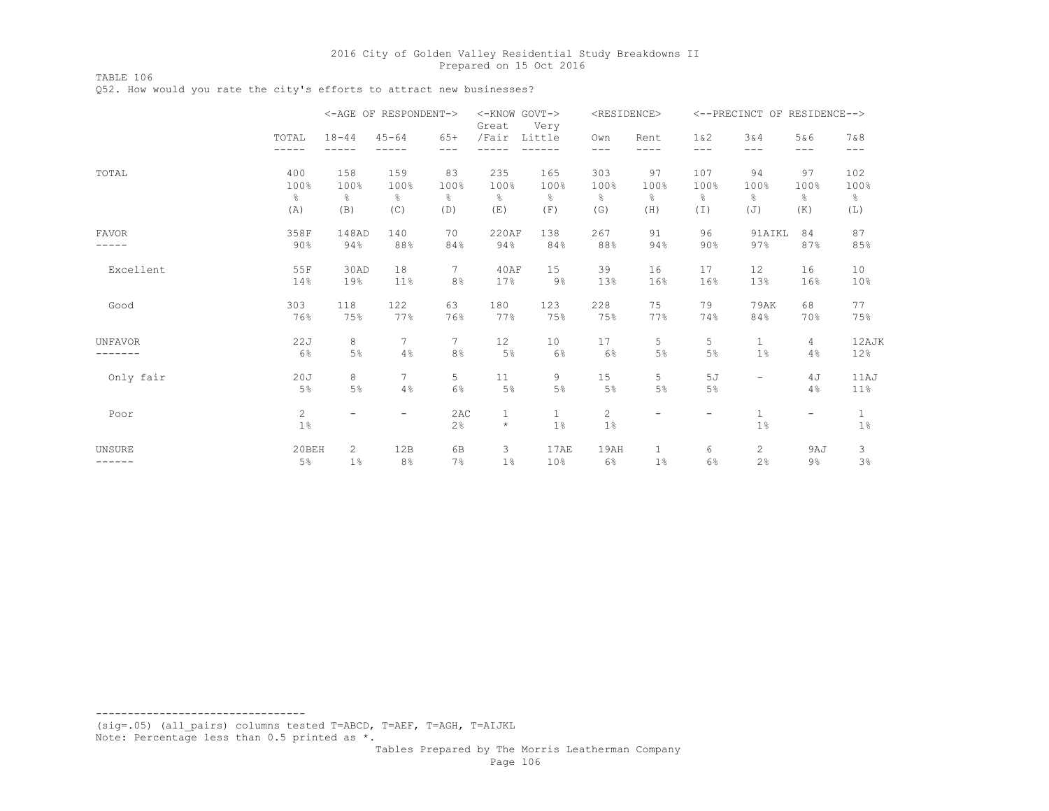2016 City of Golden Valley Residential Study Breakdowns II
Prepared on 15 Oct 2016

TABLE 106
Q52. How would you rate the city's efforts to attract new businesses?

| | | <-AGE OF RESPONDENT-> | | | <-KNOW GOVT-> | | <RESIDENCE> | | <--PRECINCT OF RESIDENCE--> | | | |
|---|---|---|---|---|---|---|---|---|---|---|---|---|
| | TOTAL | 18-44 | 45-64 | 65+ | Great /Fair | Very Little | Own | Rent | 1&2 | 3&4 | 5&6 | 7&8 |
| TOTAL | 400<br>100%<br>%<br>(A) | 158<br>100%<br>%<br>(B) | 159<br>100%<br>%<br>(C) | 83<br>100%<br>%<br>(D) | 235<br>100%<br>%<br>(E) | 165<br>100%<br>%<br>(F) | 303<br>100%<br>%<br>(G) | 97<br>100%<br>%<br>(H) | 107<br>100%<br>%<br>(I) | 94<br>100%<br>%<br>(J) | 97<br>100%<br>%<br>(K) | 102<br>100%<br>%<br>(L) |
| FAVOR | 358F<br>90% | 148AD<br>94% | 140<br>88% | 70<br>84% | 220AF<br>94% | 138<br>84% | 267<br>88% | 91<br>94% | 96<br>90% | 91AIKL<br>97% | 84<br>87% | 87<br>85% |
| Excellent | 55F<br>14% | 30AD<br>19% | 18<br>11% | 7<br>8% | 40AF<br>17% | 15<br>9% | 39<br>13% | 16<br>16% | 17<br>16% | 12<br>13% | 16<br>16% | 10<br>10% |
| Good | 303<br>76% | 118<br>75% | 122<br>77% | 63<br>76% | 180<br>77% | 123<br>75% | 228<br>75% | 75<br>77% | 79<br>74% | 79AK<br>84% | 68<br>70% | 77<br>75% |
| UNFAVOR | 22J<br>6% | 8<br>5% | 7<br>4% | 7<br>8% | 12<br>5% | 10<br>6% | 17<br>6% | 5<br>5% | 5<br>5% | 1<br>1% | 4<br>4% | 12AJK<br>12% |
| Only fair | 20J<br>5% | 8<br>5% | 7<br>4% | 5<br>6% | 11<br>5% | 9<br>5% | 15<br>5% | 5<br>5% | 5J<br>5% | - | 4J<br>4% | 11AJ<br>11% |
| Poor | 2<br>1% | - | - | 2AC<br>2% | 1<br>* | 1<br>1% | 2<br>1% | - | - | 1<br>1% | - | 1<br>1% |
| UNSURE | 20BEH<br>5% | 2<br>1% | 12B<br>8% | 6B<br>7% | 3<br>1% | 17AE<br>10% | 19AH<br>6% | 1<br>1% | 6<br>6% | 2<br>2% | 9AJ<br>9% | 3<br>3% |

(sig=.05) (all_pairs) columns tested T=ABCD, T=AEF, T=AGH, T=AIJKL
Note: Percentage less than 0.5 printed as *.

Tables Prepared by The Morris Leatherman Company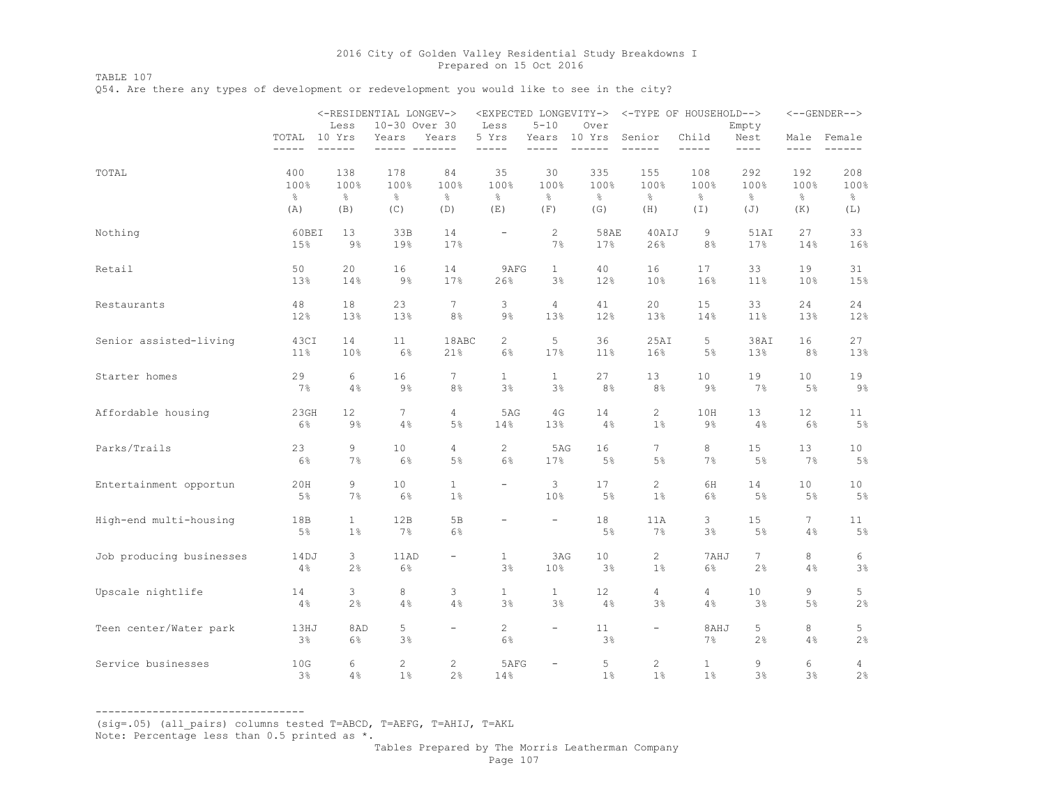2016 City of Golden Valley Residential Study Breakdowns I
Prepared on 15 Oct 2016

TABLE 107
Q54. Are there any types of development or redevelopment you would like to see in the city?

| | | <-RESIDENTIAL LONGEV-> | | | <EXPECTED LONGEVITY-> | | | <-TYPE OF HOUSEHOLD--> | | | <--GENDER--> | |
|---|---|---|---|---|---|---|---|---|---|---|---|---|
| | TOTAL | Less 10 Yrs | 10-30 Years | Over 30 Years | Less 5 Yrs | 5-10 Years | Over 10 Yrs | Senior | Child | Empty Nest | Male | Female |
| TOTAL | 400<br>100%<br>%<br>(A) | 138<br>100%<br>%<br>(B) | 178<br>100%<br>%<br>(C) | 84<br>100%<br>%<br>(D) | 35<br>100%<br>%<br>(E) | 30<br>100%<br>%<br>(F) | 335<br>100%<br>%<br>(G) | 155<br>100%<br>%<br>(H) | 108<br>100%<br>%<br>(I) | 292<br>100%<br>%<br>(J) | 192<br>100%<br>%<br>(K) | 208<br>100%<br>%<br>(L) |
| Nothing | 60BEI<br>15% | 13<br>9% | 33B<br>19% | 14<br>17% | - | 2<br>7% | 58AE<br>17% | 40AIJ<br>26% | 9<br>8% | 51AI<br>17% | 27<br>14% | 33<br>16% |
| Retail | 50<br>13% | 20<br>14% | 16<br>9% | 14<br>17% | 9AFG<br>26% | 1<br>3% | 40<br>12% | 16<br>10% | 17<br>16% | 33<br>11% | 19<br>10% | 31<br>15% |
| Restaurants | 48<br>12% | 18<br>13% | 23<br>13% | 7<br>8% | 3<br>9% | 4<br>13% | 41<br>12% | 20<br>13% | 15<br>14% | 33<br>11% | 24<br>13% | 24<br>12% |
| Senior assisted-living | 43CI<br>11% | 14<br>10% | 11<br>6% | 18ABC<br>21% | 2<br>6% | 5<br>17% | 36<br>11% | 25AI<br>16% | 5<br>5% | 38AI<br>13% | 16<br>8% | 27<br>13% |
| Starter homes | 29<br>7% | 6<br>4% | 16<br>9% | 7<br>8% | 1<br>3% | 1<br>3% | 27<br>8% | 13<br>8% | 10<br>9% | 19<br>7% | 10<br>5% | 19<br>9% |
| Affordable housing | 23GH<br>6% | 12<br>9% | 7<br>4% | 4<br>5% | 5AG<br>14% | 4G<br>13% | 14<br>4% | 2<br>1% | 10H<br>9% | 13<br>4% | 12<br>6% | 11<br>5% |
| Parks/Trails | 23<br>6% | 9<br>7% | 10<br>6% | 4<br>5% | 2<br>6% | 5AG<br>17% | 16<br>5% | 7<br>5% | 8<br>7% | 15<br>5% | 13<br>7% | 10<br>5% |
| Entertainment opportun | 20H<br>5% | 9<br>7% | 10<br>6% | 1<br>1% | - | 3<br>10% | 17<br>5% | 2<br>1% | 6H<br>6% | 14<br>5% | 10<br>5% | 10<br>5% |
| High-end multi-housing | 18B<br>5% | 1<br>1% | 12B<br>7% | 5B<br>6% | - | - | 18<br>5% | 11A<br>7% | 3<br>3% | 15<br>5% | 7<br>4% | 11<br>5% |
| Job producing businesses | 14DJ<br>4% | 3<br>2% | 11AD<br>6% | - | 1<br>3% | 3AG<br>10% | 10<br>3% | 2<br>1% | 7AHJ<br>6% | 7<br>2% | 8<br>4% | 6<br>3% |
| Upscale nightlife | 14<br>4% | 3<br>2% | 8<br>4% | 3<br>4% | 1<br>3% | 1<br>3% | 12<br>4% | 4<br>3% | 4<br>4% | 10<br>3% | 9<br>5% | 5<br>2% |
| Teen center/Water park | 13HJ<br>3% | 8AD<br>6% | 5<br>3% | - | 2<br>6% | - | 11<br>3% | - | 8AHJ<br>7% | 5<br>2% | 8<br>4% | 5<br>2% |
| Service businesses | 10G<br>3% | 6<br>4% | 2<br>1% | 2<br>2% | 5AFG<br>14% | - | 5<br>1% | 2<br>1% | 1<br>1% | 9<br>3% | 6<br>3% | 4<br>2% |

---------------------------------
(sig=.05) (all_pairs) columns tested T=ABCD, T=AEFG, T=AHIJ, T=AKL
Note: Percentage less than 0.5 printed as *.

Tables Prepared by The Morris Leatherman Company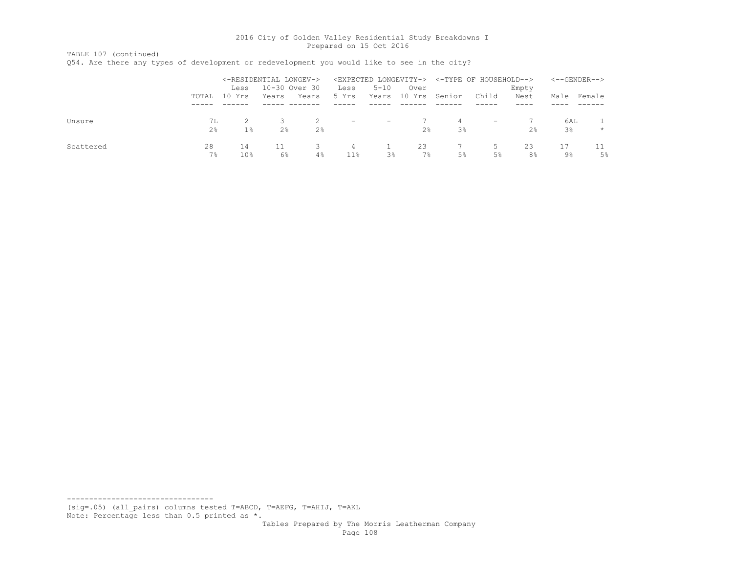2016 City of Golden Valley Residential Study Breakdowns I
Prepared on 15 Oct 2016

TABLE 107 (continued)
Q54. Are there any types of development or redevelopment you would like to see in the city?

| | | <-RESIDENTIAL LONGEV-> | | | <EXPECTED LONGEVITY-> | | | <-TYPE OF HOUSEHOLD--> | | | <--GENDER--> | |
|---|---|---|---|---|---|---|---|---|---|---|---|---|
| | TOTAL | Less 10 Yrs | 10-30 Years | Over 30 Years | Less 5 Yrs | 5-10 Years | Over 10 Yrs | Senior | Child | Empty Nest | Male | Female |
| Unsure | 7L | 2 | 3 | 2 | - | - | 7 | 4 | - | 7 | 6AL | 1 |
| | 2% | 1% | 2% | 2% | | | 2% | 3% | | 2% | 3% | * |
| Scattered | 28 | 14 | 11 | 3 | 4 | 1 | 23 | 7 | 5 | 23 | 17 | 11 |
| | 7% | 10% | 6% | 4% | 11% | 3% | 7% | 5% | 5% | 8% | 9% | 5% |

---------------------------------
(sig=.05) (all_pairs) columns tested T=ABCD, T=AEFG, T=AHIJ, T=AKL
Note: Percentage less than 0.5 printed as *.
Tables Prepared by The Morris Leatherman Company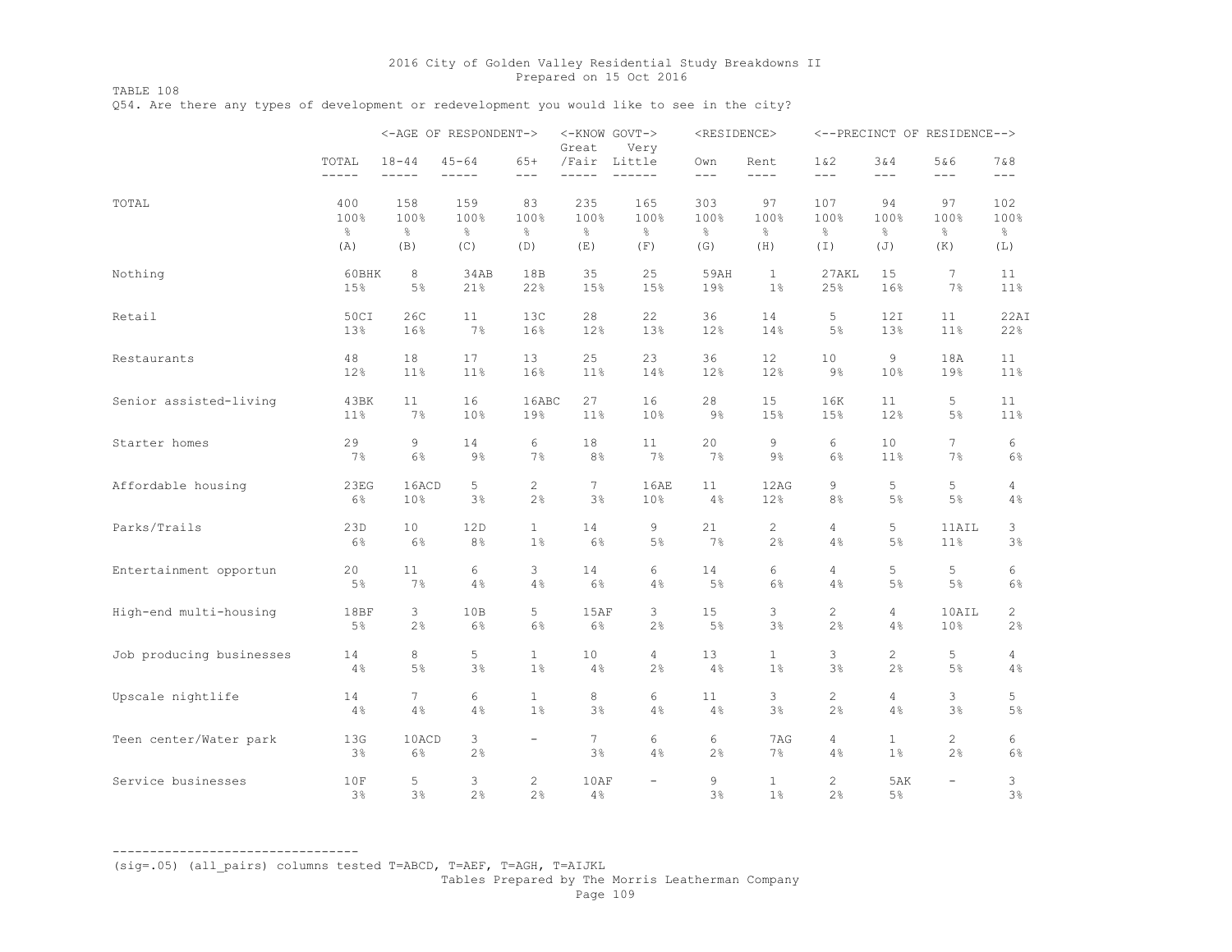# 2016 City of Golden Valley Residential Study Breakdowns II

Prepared on 15 Oct 2016

TABLE 108

Q54. Are there any types of development or redevelopment you would like to see in the city?

| | TOTAL | <-AGE OF RESPONDENT-> 18-44 | 45-64 | 65+ | <-KNOW GOVT-> Great /Fair | Very Little | <RESIDENCE> Own | Rent | <--PRECINCT OF RESIDENCE--> 1&2 | 3&4 | 5&6 | 7&8 |
|---|---|---|---|---|---|---|---|---|---|---|---|---|
| | (A) | (B) | (C) | (D) | (E) | (F) | (G) | (H) | (I) | (J) | (K) | (L) |
| TOTAL | 400<br>100%<br>% | 158<br>100%<br>% | 159<br>100%<br>% | 83<br>100%<br>% | 235<br>100%<br>% | 165<br>100%<br>% | 303<br>100%<br>% | 97<br>100%<br>% | 107<br>100%<br>% | 94<br>100%<br>% | 97<br>100%<br>% | 102<br>100%<br>% |
| Nothing | 60BHK<br>15% | 8<br>5% | 34AB<br>21% | 18B<br>22% | 35<br>15% | 25<br>15% | 59AH<br>19% | 1<br>1% | 27AKL<br>25% | 15<br>16% | 7<br>7% | 11<br>11% |
| Retail | 50CI<br>13% | 26C<br>16% | 11<br>7% | 13C<br>16% | 28<br>12% | 22<br>13% | 36<br>12% | 14<br>14% | 5<br>5% | 12I<br>13% | 11<br>11% | 22AI<br>22% |
| Restaurants | 48<br>12% | 18<br>11% | 17<br>11% | 13<br>16% | 25<br>11% | 23<br>14% | 36<br>12% | 12<br>12% | 10<br>9% | 9<br>10% | 18A<br>19% | 11<br>11% |
| Senior assisted-living | 43BK<br>11% | 11<br>7% | 16<br>10% | 16ABC<br>19% | 27<br>11% | 16<br>10% | 28<br>9% | 15<br>15% | 16K<br>15% | 11<br>12% | 5<br>5% | 11<br>11% |
| Starter homes | 29<br>7% | 9<br>6% | 14<br>9% | 6<br>7% | 18<br>8% | 11<br>7% | 20<br>7% | 9<br>9% | 6<br>6% | 10<br>11% | 7<br>7% | 6<br>6% |
| Affordable housing | 23EG<br>6% | 16ACD<br>10% | 5<br>3% | 2<br>2% | 7<br>3% | 16AE<br>10% | 11<br>4% | 12AG<br>12% | 9<br>8% | 5<br>5% | 5<br>5% | 4<br>4% |
| Parks/Trails | 23D<br>6% | 10<br>6% | 12D<br>8% | 1<br>1% | 14<br>6% | 9<br>5% | 21<br>7% | 2<br>2% | 4<br>4% | 5<br>5% | 11AIL<br>11% | 3<br>3% |
| Entertainment opportun | 20<br>5% | 11<br>7% | 6<br>4% | 3<br>4% | 14<br>6% | 6<br>4% | 14<br>5% | 6<br>6% | 4<br>4% | 5<br>5% | 5<br>5% | 6<br>6% |
| High-end multi-housing | 18BF<br>5% | 3<br>2% | 10B<br>6% | 5<br>6% | 15AF<br>6% | 3<br>2% | 15<br>5% | 3<br>3% | 2<br>2% | 4<br>4% | 10AIL<br>10% | 2<br>2% |
| Job producing businesses | 14<br>4% | 8<br>5% | 5<br>3% | 1<br>1% | 10<br>4% | 4<br>2% | 13<br>4% | 1<br>1% | 3<br>3% | 2<br>2% | 5<br>5% | 4<br>4% |
| Upscale nightlife | 14<br>4% | 7<br>4% | 6<br>4% | 1<br>1% | 8<br>3% | 6<br>4% | 11<br>4% | 3<br>3% | 2<br>2% | 4<br>4% | 3<br>3% | 5<br>5% |
| Teen center/Water park | 13G<br>3% | 10ACD<br>6% | 3<br>2% | - | 7<br>3% | 6<br>4% | 6<br>2% | 7AG<br>7% | 4<br>4% | 1<br>1% | 2<br>2% | 6<br>6% |
| Service businesses | 10F<br>3% | 5<br>3% | 3<br>2% | 2<br>2% | 10AF<br>4% | - | 9<br>3% | 1<br>1% | 2<br>2% | 5AK<br>5% | - | 3<br>3% |

---------------------------------

(sig=.05) (all_pairs) columns tested T=ABCD, T=AEF, T=AGH, T=AIJKL

Tables Prepared by The Morris Leatherman Company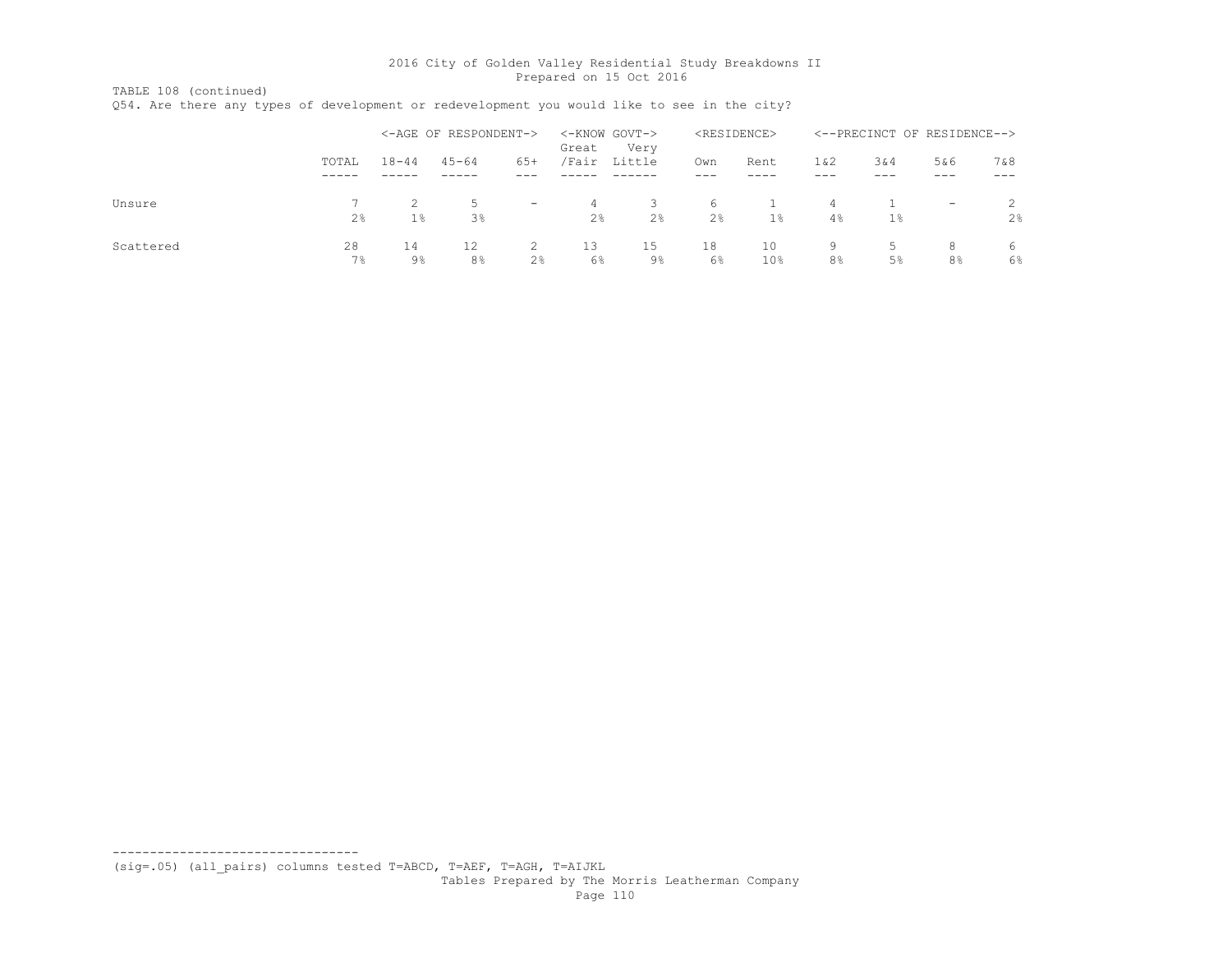TABLE 108 (continued)
Q54. Are there any types of development or redevelopment you would like to see in the city?

| | TOTAL | <-AGE OF RESPONDENT-> | | | <-KNOW GOVT-> | | <RESIDENCE> | | <--PRECINCT OF RESIDENCE--> | | | |
|---|---|---|---|---|---|---|---|---|---|---|---|---|
| | | 18-44 | 45-64 | 65+ | Great /Fair | Very Little | Own | Rent | 1&2 | 3&4 | 5&6 | 7&8 |
| Unsure | 7 | 2 | 5 | - | 4 | 3 | 6 | 1 | 4 | 1 | - | 2 |
| | 2% | 1% | 3% | | 2% | 2% | 2% | 1% | 4% | 1% | | 2% |
| Scattered | 28 | 14 | 12 | 2 | 13 | 15 | 18 | 10 | 9 | 5 | 8 | 6 |
| | 7% | 9% | 8% | 2% | 6% | 9% | 6% | 10% | 8% | 5% | 8% | 6% |

---------------------------------
(sig=.05) (all_pairs) columns tested T=ABCD, T=AEF, T=AGH, T=AIJKL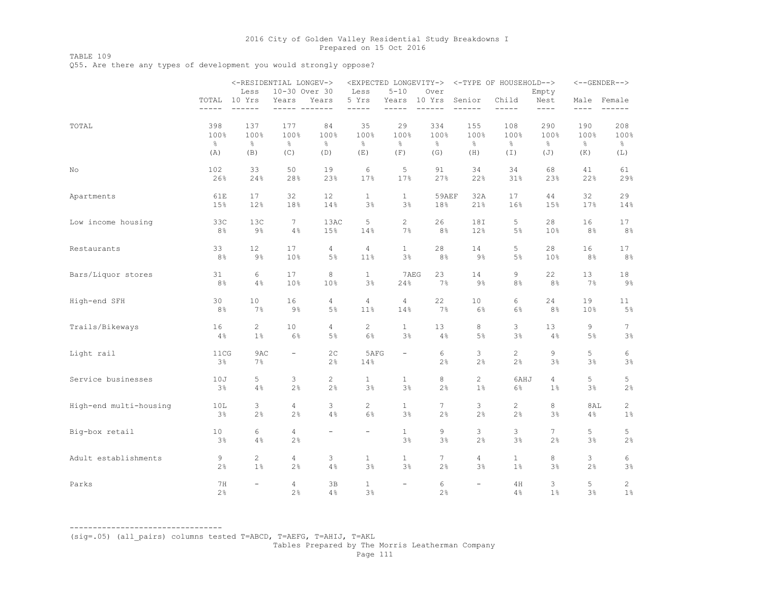2016 City of Golden Valley Residential Study Breakdowns I
Prepared on 15 Oct 2016

TABLE 109
Q55. Are there any types of development you would strongly oppose?

| | TOTAL | <-RESIDENTIAL LONGEV-> Less 10 Yrs | 10-30 Years | Over 30 Years | <EXPECTED LONGEVITY-> Less 5 Yrs | 5-10 Years | Over 10 Yrs | <-TYPE OF HOUSEHOLD--> Senior | Child | Empty Nest | <--GENDER--> Male | Female |
|---|---|---|---|---|---|---|---|---|---|---|---|---|
| | (A) | (B) | (C) | (D) | (E) | (F) | (G) | (H) | (I) | (J) | (K) | (L) |
| TOTAL | 398 100% | 137 100% | 177 100% | 84 100% | 35 100% | 29 100% | 334 100% | 155 100% | 108 100% | 290 100% | 190 100% | 208 100% |
| No | 102 26% | 33 24% | 50 28% | 19 23% | 6 17% | 5 17% | 91 27% | 34 22% | 34 31% | 68 23% | 41 22% | 61 29% |
| Apartments | 61E 15% | 17 12% | 32 18% | 12 14% | 1 3% | 1 3% | 59AEF 18% | 32A 21% | 17 16% | 44 15% | 32 17% | 29 14% |
| Low income housing | 33C 8% | 13C 9% | 7 4% | 13AC 15% | 5 14% | 2 7% | 26 8% | 18I 12% | 5 5% | 28 10% | 16 8% | 17 8% |
| Restaurants | 33 8% | 12 9% | 17 10% | 4 5% | 4 11% | 1 3% | 28 8% | 14 9% | 5 5% | 28 10% | 16 8% | 17 8% |
| Bars/Liquor stores | 31 8% | 6 4% | 17 10% | 8 10% | 1 3% | 7AEG 24% | 23 7% | 14 9% | 9 8% | 22 8% | 13 7% | 18 9% |
| High-end SFH | 30 8% | 10 7% | 16 9% | 4 5% | 4 11% | 4 14% | 22 7% | 10 6% | 6 6% | 24 8% | 19 10% | 11 5% |
| Trails/Bikeways | 16 4% | 2 1% | 10 6% | 4 5% | 2 6% | 1 3% | 13 4% | 8 5% | 3 3% | 13 4% | 9 5% | 7 3% |
| Light rail | 11CG 3% | 9AC 7% | - | 2C 2% | 5AFG 14% | - | 6 2% | 3 2% | 2 2% | 9 3% | 5 3% | 6 3% |
| Service businesses | 10J 3% | 5 4% | 3 2% | 2 2% | 1 3% | 1 3% | 8 2% | 2 1% | 6AHJ 6% | 4 1% | 5 3% | 5 2% |
| High-end multi-housing | 10L 3% | 3 2% | 4 2% | 3 4% | 2 6% | 1 3% | 7 2% | 3 2% | 2 2% | 8 3% | 8AL 4% | 2 1% |
| Big-box retail | 10 3% | 6 4% | 4 2% | - | - | 1 3% | 9 3% | 3 2% | 3 3% | 7 2% | 5 3% | 5 2% |
| Adult establishments | 9 2% | 2 1% | 4 2% | 3 4% | 1 3% | 1 3% | 7 2% | 4 3% | 1 1% | 8 3% | 3 2% | 6 3% |
| Parks | 7H 2% | - | 4 2% | 3B 4% | 1 3% | - | 6 2% | - | 4H 4% | 3 1% | 5 3% | 2 1% |

---------------------------------
(sig=.05) (all_pairs) columns tested T=ABCD, T=AEFG, T=AHIJ, T=AKL

Tables Prepared by The Morris Leatherman Company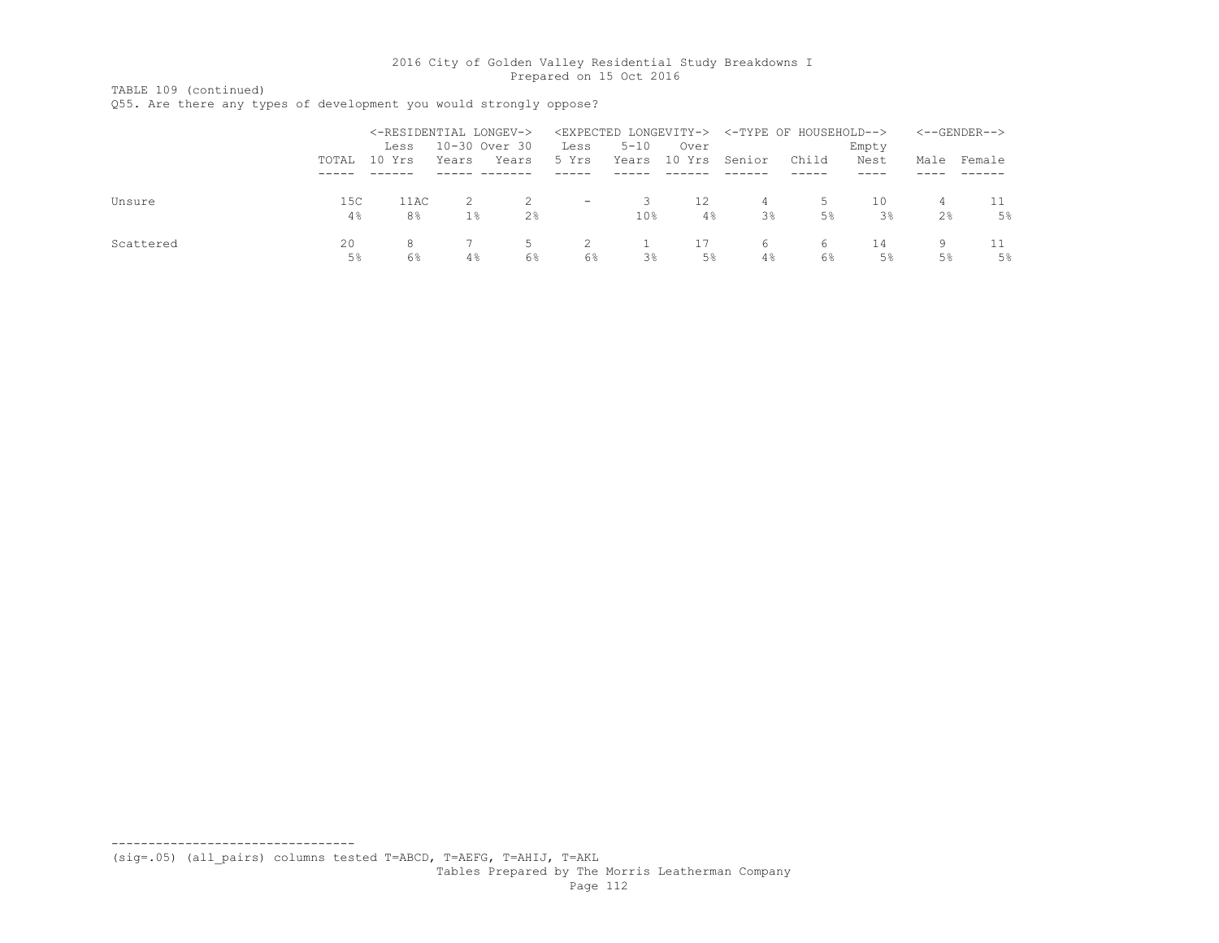TABLE 109 (continued)
Q55. Are there any types of development you would strongly oppose?

| | TOTAL | <-RESIDENTIAL LONGEV-> Less 10 Yrs | 10-30 Years | Over 30 Years | <EXPECTED LONGEVITY-> Less 5 Yrs | 5-10 Years | Over 10 Yrs | <-TYPE OF HOUSEHOLD--> Senior | Child | Empty Nest | <--GENDER--> Male | Female |
|---|---|---|---|---|---|---|---|---|---|---|---|---|
| Unsure | 15C | 11AC | 2 | 2 | - | 3 | 12 | 4 | 5 | 10 | 4 | 11 |
| | 4% | 8% | 1% | 2% | | 10% | 4% | 3% | 5% | 3% | 2% | 5% |
| Scattered | 20 | 8 | 7 | 5 | 2 | 1 | 17 | 6 | 6 | 14 | 9 | 11 |
| | 5% | 6% | 4% | 6% | 6% | 3% | 5% | 4% | 6% | 5% | 5% | 5% |

---------------------------------
(sig=.05) (all_pairs) columns tested T=ABCD, T=AEFG, T=AHIJ, T=AKL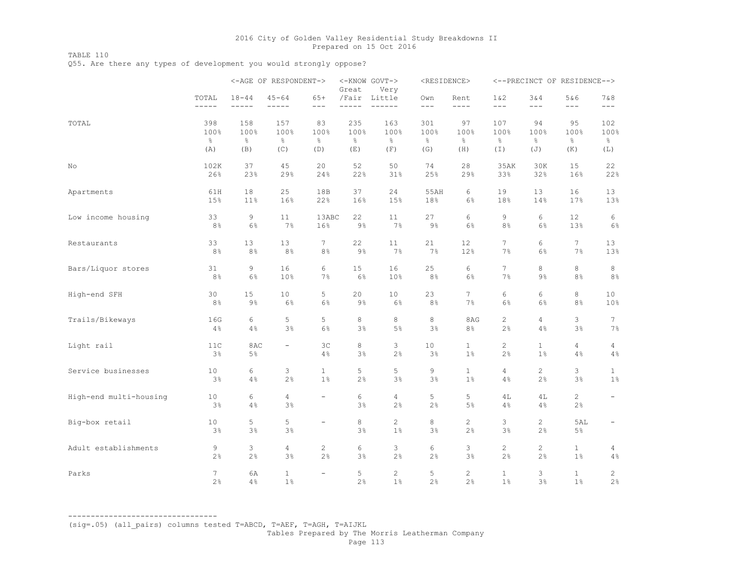2016 City of Golden Valley Residential Study Breakdowns II
Prepared on 15 Oct 2016

TABLE 110

Q55. Are there any types of development you would strongly oppose?

| | TOTAL | <-AGE OF RESPONDENT-> 18-44 | 45-64 | 65+ | <-KNOW GOVT-> Great /Fair | Very Little | <RESIDENCE> Own | Rent | <--PRECINCT OF RESIDENCE--> 1&2 | 3&4 | 5&6 | 7&8 |
|---|---|---|---|---|---|---|---|---|---|---|---|---|
| TOTAL | 398<br>100%<br>%<br>(A) | 158<br>100%<br>%<br>(B) | 157<br>100%<br>%<br>(C) | 83<br>100%<br>%<br>(D) | 235<br>100%<br>%<br>(E) | 163<br>100%<br>%<br>(F) | 301<br>100%<br>%<br>(G) | 97<br>100%<br>%<br>(H) | 107<br>100%<br>%<br>(I) | 94<br>100%<br>%<br>(J) | 95<br>100%<br>%<br>(K) | 102<br>100%<br>%<br>(L) |
| No | 102K<br>26% | 37<br>23% | 45<br>29% | 20<br>24% | 52<br>22% | 50<br>31% | 74<br>25% | 28<br>29% | 35AK<br>33% | 30K<br>32% | 15<br>16% | 22<br>22% |
| Apartments | 61H<br>15% | 18<br>11% | 25<br>16% | 18B<br>22% | 37<br>16% | 24<br>15% | 55AH<br>18% | 6<br>6% | 19<br>18% | 13<br>14% | 16<br>17% | 13<br>13% |
| Low income housing | 33<br>8% | 9<br>6% | 11<br>7% | 13ABC<br>16% | 22<br>9% | 11<br>7% | 27<br>9% | 6<br>6% | 9<br>8% | 6<br>6% | 12<br>13% | 6<br>6% |
| Restaurants | 33<br>8% | 13<br>8% | 13<br>8% | 7<br>8% | 22<br>9% | 11<br>7% | 21<br>7% | 12<br>12% | 7<br>7% | 6<br>6% | 7<br>7% | 13<br>13% |
| Bars/Liquor stores | 31<br>8% | 9<br>6% | 16<br>10% | 6<br>7% | 15<br>6% | 16<br>10% | 25<br>8% | 6<br>6% | 7<br>7% | 8<br>9% | 8<br>8% | 8<br>8% |
| High-end SFH | 30<br>8% | 15<br>9% | 10<br>6% | 5<br>6% | 20<br>9% | 10<br>6% | 23<br>8% | 7<br>7% | 6<br>6% | 6<br>6% | 8<br>8% | 10<br>10% |
| Trails/Bikeways | 16G<br>4% | 6<br>4% | 5<br>3% | 5<br>6% | 8<br>3% | 8<br>5% | 8<br>3% | 8AG<br>8% | 2<br>2% | 4<br>4% | 3<br>3% | 7<br>7% |
| Light rail | 11C<br>3% | 8AC<br>5% | - | 3C<br>4% | 8<br>3% | 3<br>2% | 10<br>3% | 1<br>1% | 2<br>2% | 1<br>1% | 4<br>4% | 4<br>4% |
| Service businesses | 10<br>3% | 6<br>4% | 3<br>2% | 1<br>1% | 5<br>2% | 5<br>3% | 9<br>3% | 1<br>1% | 4<br>4% | 2<br>2% | 3<br>3% | 1<br>1% |
| High-end multi-housing | 10<br>3% | 6<br>4% | 4<br>3% | - | 6<br>3% | 4<br>2% | 5<br>2% | 5<br>5% | 4L<br>4% | 4L<br>4% | 2<br>2% | - |
| Big-box retail | 10<br>3% | 5<br>3% | 5<br>3% | - | 8<br>3% | 2<br>1% | 8<br>3% | 2<br>2% | 3<br>3% | 2<br>2% | 5AL<br>5% | - |
| Adult establishments | 9<br>2% | 3<br>2% | 4<br>3% | 2<br>2% | 6<br>3% | 3<br>2% | 6<br>2% | 3<br>3% | 2<br>2% | 2<br>2% | 1<br>1% | 4<br>4% |
| Parks | 7<br>2% | 6A<br>4% | 1<br>1% | - | 5<br>2% | 2<br>1% | 5<br>2% | 2<br>2% | 1<br>1% | 3<br>3% | 1<br>1% | 2<br>2% |

---------------------------------

(sig=.05) (all_pairs) columns tested T=ABCD, T=AEF, T=AGH, T=AIJKL

Tables Prepared by The Morris Leatherman Company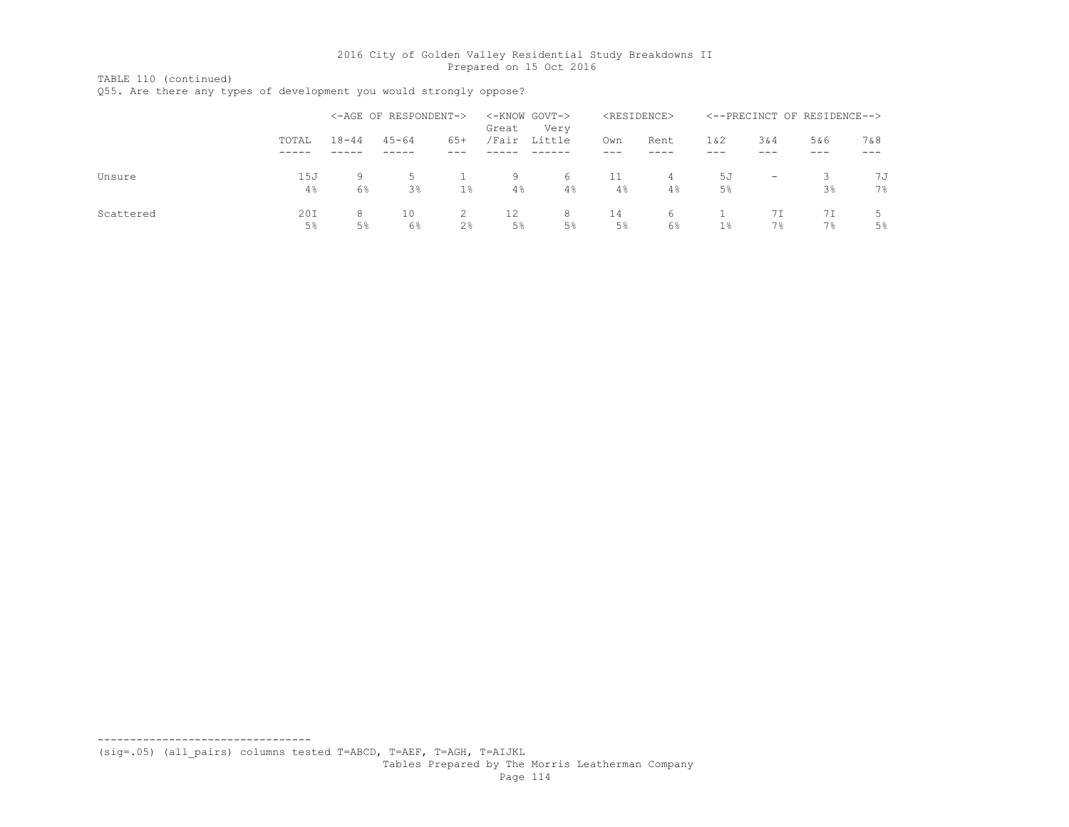TABLE 110 (continued)
Q55. Are there any types of development you would strongly oppose?

| | | <-AGE OF RESPONDENT-> | | | <-KNOW GOVT-> | | <RESIDENCE> | | <--PRECINCT OF RESIDENCE--> | | | |
|---|---|---|---|---|---|---|---|---|---|---|---|---|
| | TOTAL | 18-44 | 45-64 | 65+ | Great /Fair | Very Little | Own | Rent | 1&2 | 3&4 | 5&6 | 7&8 |
| Unsure | 15J | 9 | 5 | 1 | 9 | 6 | 11 | 4 | 5J | - | 3 | 7J |
| | 4% | 6% | 3% | 1% | 4% | 4% | 4% | 4% | 5% | | 3% | 7% |
| Scattered | 20I | 8 | 10 | 2 | 12 | 8 | 14 | 6 | 1 | 7I | 7I | 5 |
| | 5% | 5% | 6% | 2% | 5% | 5% | 5% | 6% | 1% | 7% | 7% | 5% |

---------------------------------
(sig=.05) (all_pairs) columns tested T=ABCD, T=AEF, T=AGH, T=AIJKL
Tables Prepared by The Morris Leatherman Company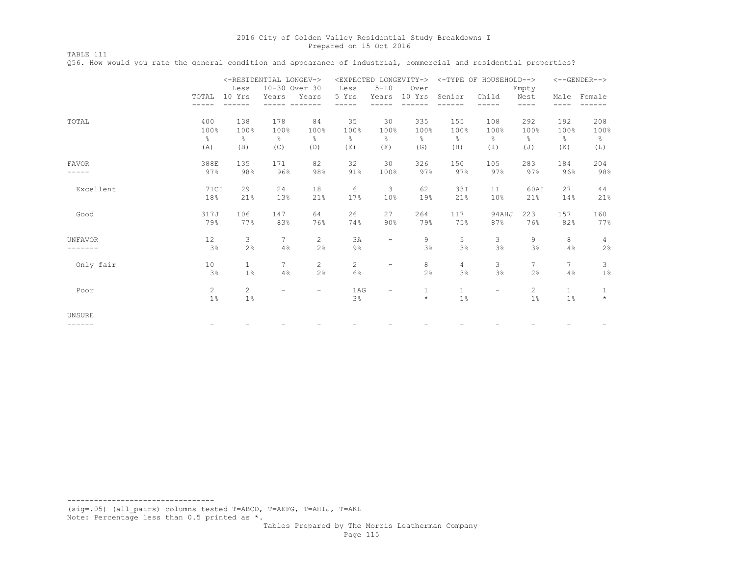2016 City of Golden Valley Residential Study Breakdowns I
Prepared on 15 Oct 2016

TABLE 111

Q56. How would you rate the general condition and appearance of industrial, commercial and residential properties?

| | | <-RESIDENTIAL LONGEV-> | | | <EXPECTED LONGEVITY-> | | | <-TYPE OF HOUSEHOLD--> | | | <--GENDER--> | |
|---|---|---|---|---|---|---|---|---|---|---|---|---|
| | TOTAL | Less 10 Yrs | 10-30 Years | Over 30 Years | Less 5 Yrs | 5-10 Years | Over 10 Yrs | Senior | Child | Empty Nest | Male | Female |
| TOTAL | 400<br>100%<br>%<br>(A) | 138<br>100%<br>%<br>(B) | 178<br>100%<br>%<br>(C) | 84<br>100%<br>%<br>(D) | 35<br>100%<br>%<br>(E) | 30<br>100%<br>%<br>(F) | 335<br>100%<br>%<br>(G) | 155<br>100%<br>%<br>(H) | 108<br>100%<br>%<br>(I) | 292<br>100%<br>%<br>(J) | 192<br>100%<br>%<br>(K) | 208<br>100%<br>%<br>(L) |
| FAVOR | 388E<br>97% | 135<br>98% | 171<br>96% | 82<br>98% | 32<br>91% | 30<br>100% | 326<br>97% | 150<br>97% | 105<br>97% | 283<br>97% | 184<br>96% | 204<br>98% |
| Excellent | 71CI<br>18% | 29<br>21% | 24<br>13% | 18<br>21% | 6<br>17% | 3<br>10% | 62<br>19% | 33I<br>21% | 11<br>10% | 60AI<br>21% | 27<br>14% | 44<br>21% |
| Good | 317J<br>79% | 106<br>77% | 147<br>83% | 64<br>76% | 26<br>74% | 27<br>90% | 264<br>79% | 117<br>75% | 94AHJ<br>87% | 223<br>76% | 157<br>82% | 160<br>77% |
| UNFAVOR | 12<br>3% | 3<br>2% | 7<br>4% | 2<br>2% | 3A<br>9% | - | 9<br>3% | 5<br>3% | 3<br>3% | 9<br>3% | 8<br>4% | 4<br>2% |
| Only fair | 10<br>3% | 1<br>1% | 7<br>4% | 2<br>2% | 2<br>6% | - | 8<br>2% | 4<br>3% | 3<br>3% | 7<br>2% | 7<br>4% | 3<br>1% |
| Poor | 2<br>1% | 2<br>1% | - | - | 1AG<br>3% | - | 1<br>* | 1<br>1% | - | 2<br>1% | 1<br>1% | 1<br>* |
| UNSURE | - | - | - | - | - | - | - | - | - | - | - | - |

(sig=.05) (all_pairs) columns tested T=ABCD, T=AEFG, T=AHIJ, T=AKL
Note: Percentage less than 0.5 printed as *.

Tables Prepared by The Morris Leatherman Company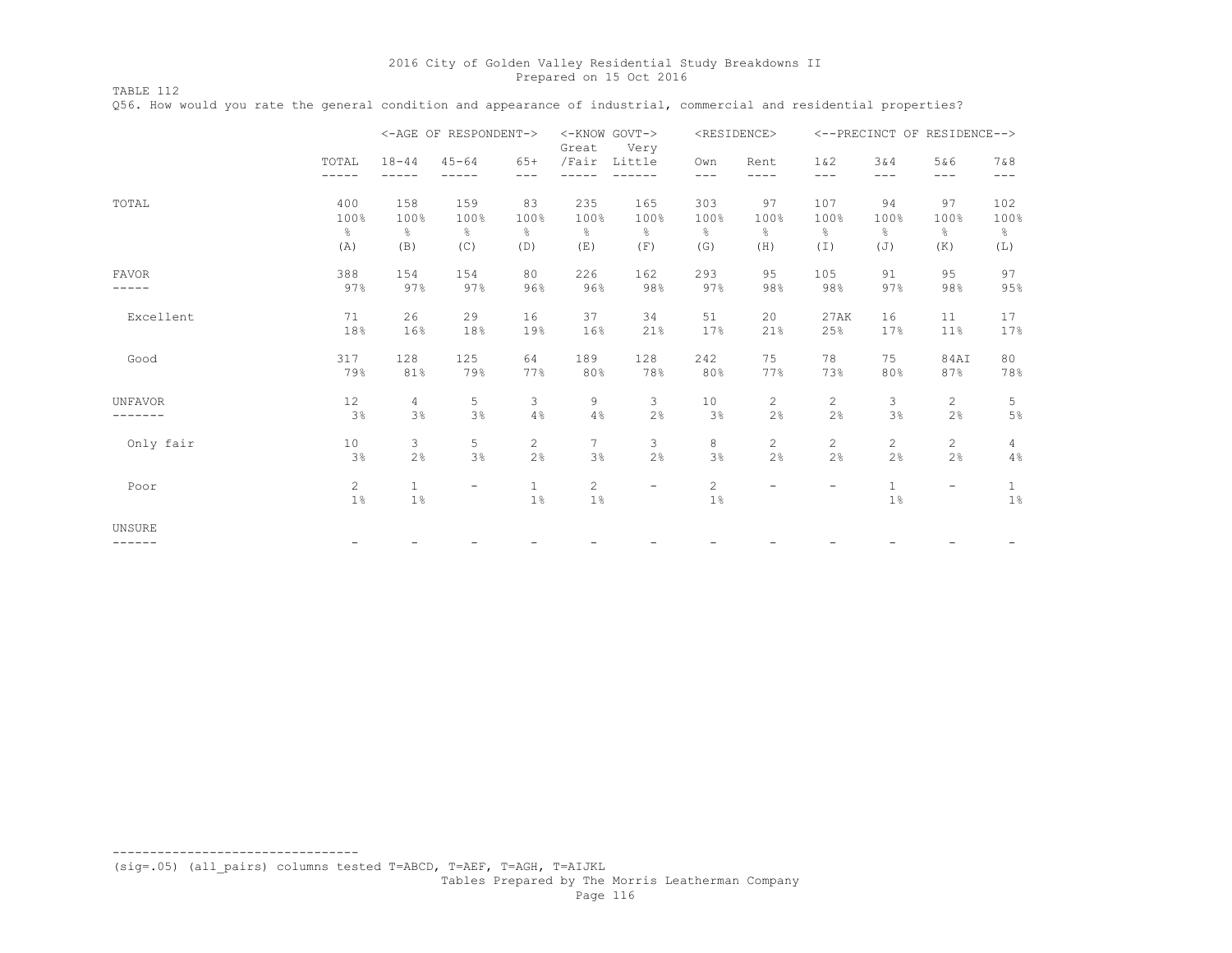2016 City of Golden Valley Residential Study Breakdowns II
Prepared on 15 Oct 2016

TABLE 112
Q56. How would you rate the general condition and appearance of industrial, commercial and residential properties?

| | TOTAL | <-AGE OF RESPONDENT-> 18-44 | 45-64 | 65+ | <-KNOW GOVT-> Great /Fair | Very Little | <RESIDENCE> Own | Rent | <--PRECINCT OF RESIDENCE--> 1&2 | 3&4 | 5&6 | 7&8 |
|---|---|---|---|---|---|---|---|---|---|---|---|---|
| TOTAL | 400 | 158 | 159 | 83 | 235 | 165 | 303 | 97 | 107 | 94 | 97 | 102 |
| | 100% | 100% | 100% | 100% | 100% | 100% | 100% | 100% | 100% | 100% | 100% | 100% |
| | % | % | % | % | % | % | % | % | % | % | % | % |
| | (A) | (B) | (C) | (D) | (E) | (F) | (G) | (H) | (I) | (J) | (K) | (L) |
| FAVOR | 388 | 154 | 154 | 80 | 226 | 162 | 293 | 95 | 105 | 91 | 95 | 97 |
| | 97% | 97% | 97% | 96% | 96% | 98% | 97% | 98% | 98% | 97% | 98% | 95% |
| Excellent | 71 | 26 | 29 | 16 | 37 | 34 | 51 | 20 | 27AK | 16 | 11 | 17 |
| | 18% | 16% | 18% | 19% | 16% | 21% | 17% | 21% | 25% | 17% | 11% | 17% |
| Good | 317 | 128 | 125 | 64 | 189 | 128 | 242 | 75 | 78 | 75 | 84AI | 80 |
| | 79% | 81% | 79% | 77% | 80% | 78% | 80% | 77% | 73% | 80% | 87% | 78% |
| UNFAVOR | 12 | 4 | 5 | 3 | 9 | 3 | 10 | 2 | 2 | 3 | 2 | 5 |
| | 3% | 3% | 3% | 4% | 4% | 2% | 3% | 2% | 2% | 3% | 2% | 5% |
| Only fair | 10 | 3 | 5 | 2 | 7 | 3 | 8 | 2 | 2 | 2 | 2 | 4 |
| | 3% | 2% | 3% | 2% | 3% | 2% | 3% | 2% | 2% | 2% | 2% | 4% |
| Poor | 2 | 1 | - | 1 | 2 | - | 2 | - | - | 1 | - | 1 |
| | 1% | 1% | | 1% | 1% | | 1% | | | 1% | | 1% |
| UNSURE | - | - | - | - | - | - | - | - | - | - | - | - |

(sig=.05) (all_pairs) columns tested T=ABCD, T=AEF, T=AGH, T=AIJKL

Tables Prepared by The Morris Leatherman Company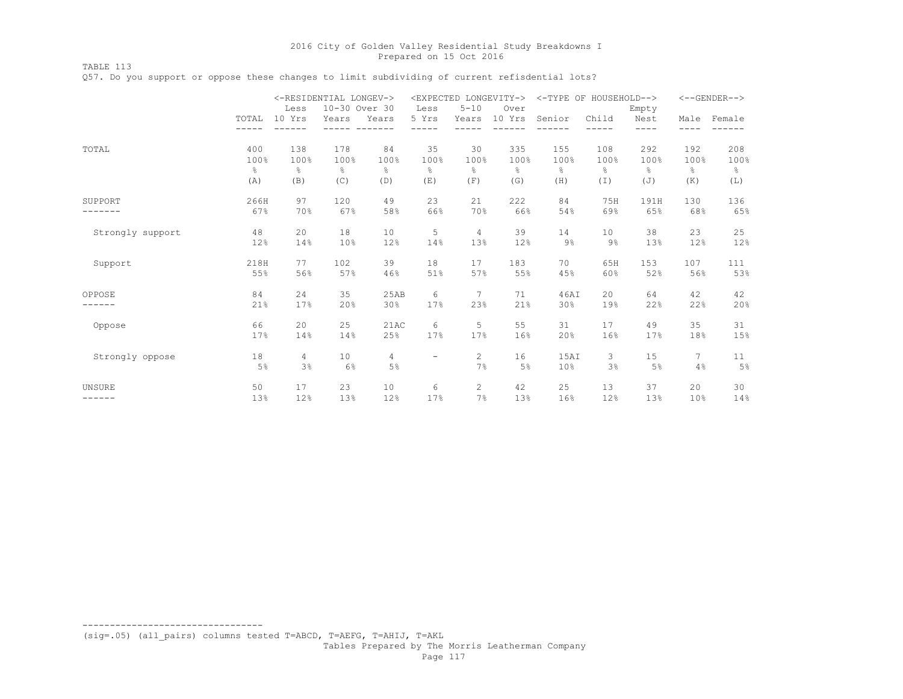2016 City of Golden Valley Residential Study Breakdowns I
Prepared on 15 Oct 2016

TABLE 113
Q57. Do you support or oppose these changes to limit subdividing of current refisdential lots?

| | | <-RESIDENTIAL LONGEV-> | | | <EXPECTED LONGEVITY-> | | | <-TYPE OF HOUSEHOLD--> | | | <--GENDER--> | |
|---|---|---|---|---|---|---|---|---|---|---|---|---|
| | TOTAL | Less 10 Yrs | 10-30 Years | Over 30 Years | Less 5 Yrs | 5-10 Years | Over 10 Yrs | Senior | Child | Empty Nest | Male | Female |
| TOTAL | 400<br>100%<br>%<br>(A) | 138<br>100%<br>%<br>(B) | 178<br>100%<br>%<br>(C) | 84<br>100%<br>%<br>(D) | 35<br>100%<br>%<br>(E) | 30<br>100%<br>%<br>(F) | 335<br>100%<br>%<br>(G) | 155<br>100%<br>%<br>(H) | 108<br>100%<br>%<br>(I) | 292<br>100%<br>%<br>(J) | 192<br>100%<br>%<br>(K) | 208<br>100%<br>%<br>(L) |
| SUPPORT | 266H<br>67% | 97<br>70% | 120<br>67% | 49<br>58% | 23<br>66% | 21<br>70% | 222<br>66% | 84<br>54% | 75H<br>69% | 191H<br>65% | 130<br>68% | 136<br>65% |
| Strongly support | 48<br>12% | 20<br>14% | 18<br>10% | 10<br>12% | 5<br>14% | 4<br>13% | 39<br>12% | 14<br>9% | 10<br>9% | 38<br>13% | 23<br>12% | 25<br>12% |
| Support | 218H<br>55% | 77<br>56% | 102<br>57% | 39<br>46% | 18<br>51% | 17<br>57% | 183<br>55% | 70<br>45% | 65H<br>60% | 153<br>52% | 107<br>56% | 111<br>53% |
| OPPOSE | 84<br>21% | 24<br>17% | 35<br>20% | 25AB<br>30% | 6<br>17% | 7<br>23% | 71<br>21% | 46AI<br>30% | 20<br>19% | 64<br>22% | 42<br>22% | 42<br>20% |
| Oppose | 66<br>17% | 20<br>14% | 25<br>14% | 21AC<br>25% | 6<br>17% | 5<br>17% | 55<br>16% | 31<br>20% | 17<br>16% | 49<br>17% | 35<br>18% | 31<br>15% |
| Strongly oppose | 18<br>5% | 4<br>3% | 10<br>6% | 4<br>5% | - | 2<br>7% | 16<br>5% | 15AI<br>10% | 3<br>3% | 15<br>5% | 7<br>4% | 11<br>5% |
| UNSURE | 50<br>13% | 17<br>12% | 23<br>13% | 10<br>12% | 6<br>17% | 2<br>7% | 42<br>13% | 25<br>16% | 13<br>12% | 37<br>13% | 20<br>10% | 30<br>14% |

---------------------------------
(sig=.05) (all_pairs) columns tested T=ABCD, T=AEFG, T=AHIJ, T=AKL
Tables Prepared by The Morris Leatherman Company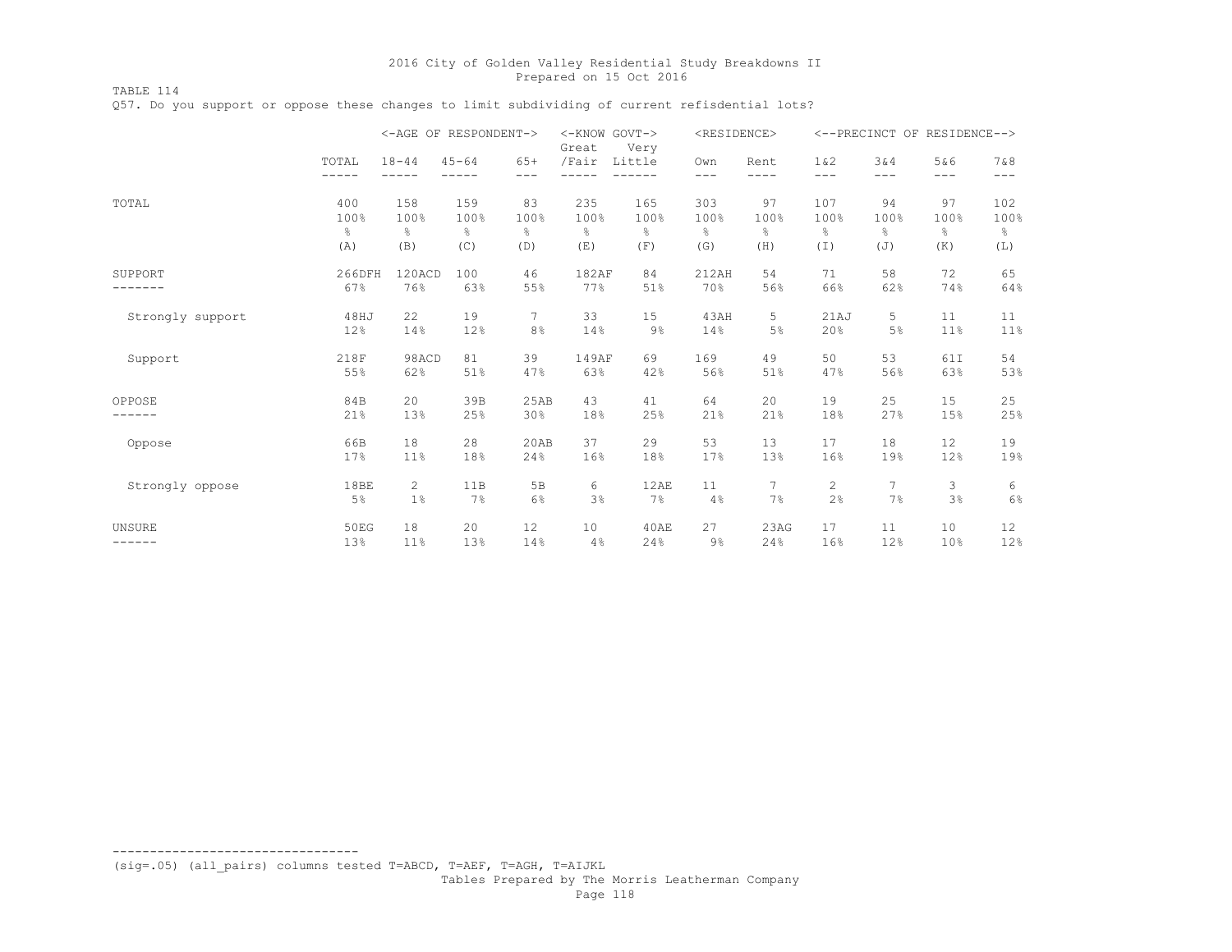2016 City of Golden Valley Residential Study Breakdowns II
Prepared on 15 Oct 2016

TABLE 114
Q57. Do you support or oppose these changes to limit subdividing of current refisdential lots?

| | | <-AGE OF RESPONDENT-> | | | <-KNOW GOVT-> | | <RESIDENCE> | | <--PRECINCT OF RESIDENCE--> | | | |
|---|---|---|---|---|---|---|---|---|---|---|---|---|
| | TOTAL | 18-44 | 45-64 | 65+ | Great /Fair | Very Little | Own | Rent | 1&2 | 3&4 | 5&6 | 7&8 |
| TOTAL | 400<br>100%<br>%<br>(A) | 158<br>100%<br>%<br>(B) | 159<br>100%<br>%<br>(C) | 83<br>100%<br>%<br>(D) | 235<br>100%<br>%<br>(E) | 165<br>100%<br>%<br>(F) | 303<br>100%<br>%<br>(G) | 97<br>100%<br>%<br>(H) | 107<br>100%<br>%<br>(I) | 94<br>100%<br>%<br>(J) | 97<br>100%<br>%<br>(K) | 102<br>100%<br>%<br>(L) |
| SUPPORT | 266DFH<br>67% | 120ACD<br>76% | 100<br>63% | 46<br>55% | 182AF<br>77% | 84<br>51% | 212AH<br>70% | 54<br>56% | 71<br>66% | 58<br>62% | 72<br>74% | 65<br>64% |
| Strongly support | 48HJ<br>12% | 22<br>14% | 19<br>12% | 7<br>8% | 33<br>14% | 15<br>9% | 43AH<br>14% | 5<br>5% | 21AJ<br>20% | 5<br>5% | 11<br>11% | 11<br>11% |
| Support | 218F<br>55% | 98ACD<br>62% | 81<br>51% | 39<br>47% | 149AF<br>63% | 69<br>42% | 169<br>56% | 49<br>51% | 50<br>47% | 53<br>56% | 61I<br>63% | 54<br>53% |
| OPPOSE | 84B<br>21% | 20<br>13% | 39B<br>25% | 25AB<br>30% | 43<br>18% | 41<br>25% | 64<br>21% | 20<br>21% | 19<br>18% | 25<br>27% | 15<br>15% | 25<br>25% |
| Oppose | 66B<br>17% | 18<br>11% | 28<br>18% | 20AB<br>24% | 37<br>16% | 29<br>18% | 53<br>17% | 13<br>13% | 17<br>16% | 18<br>19% | 12<br>12% | 19<br>19% |
| Strongly oppose | 18BE<br>5% | 2<br>1% | 11B<br>7% | 5B<br>6% | 6<br>3% | 12AE<br>7% | 11<br>4% | 7<br>7% | 2<br>2% | 7<br>7% | 3<br>3% | 6<br>6% |
| UNSURE | 50EG<br>13% | 18<br>11% | 20<br>13% | 12<br>14% | 10<br>4% | 40AE<br>24% | 27<br>9% | 23AG<br>24% | 17<br>16% | 11<br>12% | 10<br>10% | 12<br>12% |

---------------------------------
(sig=.05) (all_pairs) columns tested T=ABCD, T=AEF, T=AGH, T=AIJKL

Tables Prepared by The Morris Leatherman Company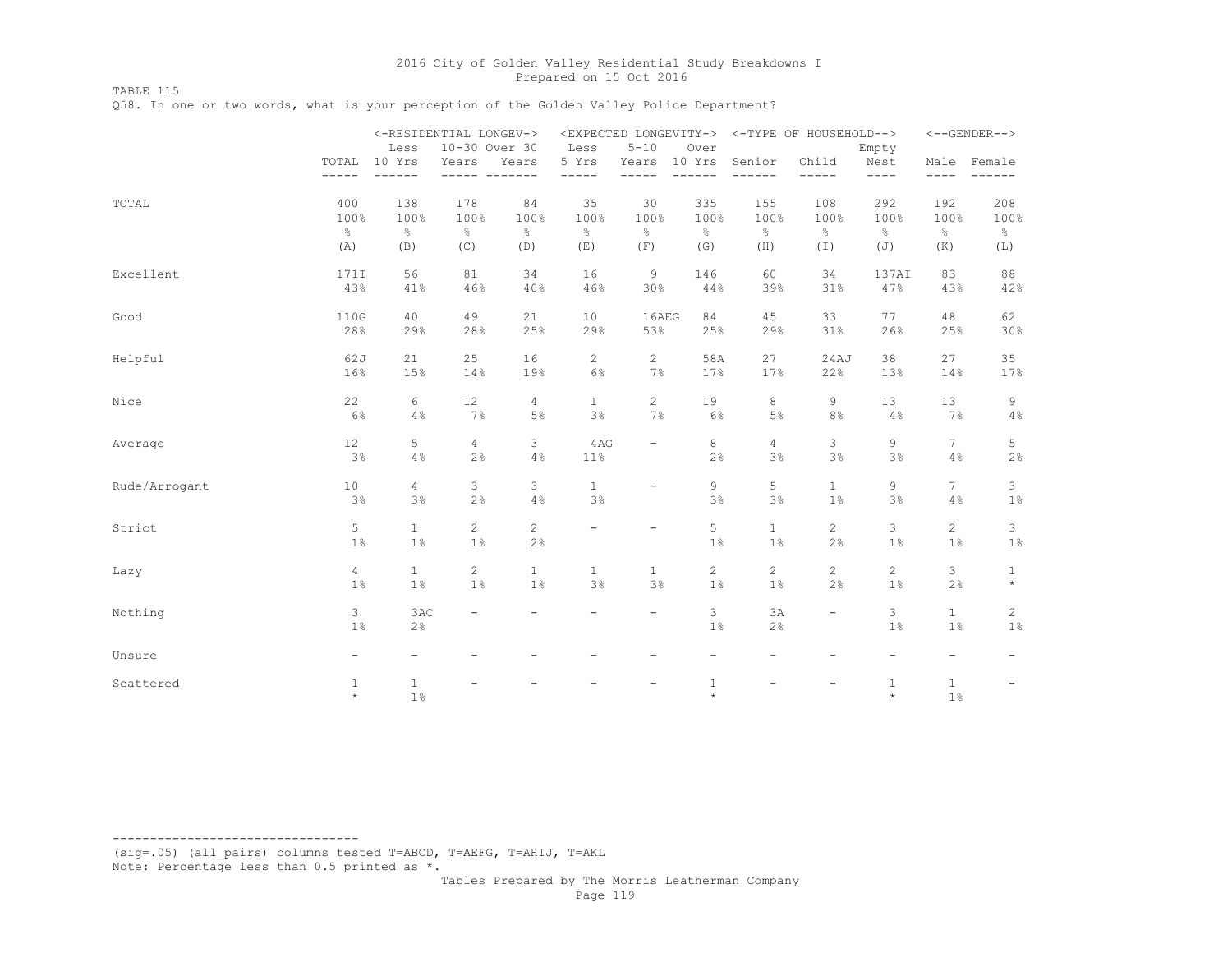2016 City of Golden Valley Residential Study Breakdowns I
Prepared on 15 Oct 2016

TABLE 115
Q58. In one or two words, what is your perception of the Golden Valley Police Department?

| | | <-RESIDENTIAL LONGEV-> | | | <EXPECTED LONGEVITY-> | | | <-TYPE OF HOUSEHOLD--> | | | <--GENDER--> | |
|---|---|---|---|---|---|---|---|---|---|---|---|---|
| | TOTAL | Less 10 Yrs | 10-30 Years | Over 30 Years | Less 5 Yrs | 5-10 Years | Over 10 Yrs | Senior | Child | Empty Nest | Male | Female |
| TOTAL | 400<br>100%<br>%<br>(A) | 138<br>100%<br>%<br>(B) | 178<br>100%<br>%<br>(C) | 84<br>100%<br>%<br>(D) | 35<br>100%<br>%<br>(E) | 30<br>100%<br>%<br>(F) | 335<br>100%<br>%<br>(G) | 155<br>100%<br>%<br>(H) | 108<br>100%<br>%<br>(I) | 292<br>100%<br>%<br>(J) | 192<br>100%<br>%<br>(K) | 208<br>100%<br>%<br>(L) |
| Excellent | 171I<br>43% | 56<br>41% | 81<br>46% | 34<br>40% | 16<br>46% | 9<br>30% | 146<br>44% | 60<br>39% | 34<br>31% | 137AI<br>47% | 83<br>43% | 88<br>42% |
| Good | 110G<br>28% | 40<br>29% | 49<br>28% | 21<br>25% | 10<br>29% | 16AEG<br>53% | 84<br>25% | 45<br>29% | 33<br>31% | 77<br>26% | 48<br>25% | 62<br>30% |
| Helpful | 62J<br>16% | 21<br>15% | 25<br>14% | 16<br>19% | 2<br>6% | 2<br>7% | 58A<br>17% | 27<br>17% | 24AJ<br>22% | 38<br>13% | 27<br>14% | 35<br>17% |
| Nice | 22<br>6% | 6<br>4% | 12<br>7% | 4<br>5% | 1<br>3% | 2<br>7% | 19<br>6% | 8<br>5% | 9<br>8% | 13<br>4% | 13<br>7% | 9<br>4% |
| Average | 12<br>3% | 5<br>4% | 4<br>2% | 3<br>4% | 4AG<br>11% | - | 8<br>2% | 4<br>3% | 3<br>3% | 9<br>3% | 7<br>4% | 5<br>2% |
| Rude/Arrogant | 10<br>3% | 4<br>3% | 3<br>2% | 3<br>4% | 1<br>3% | - | 9<br>3% | 5<br>3% | 1<br>1% | 9<br>3% | 7<br>4% | 3<br>1% |
| Strict | 5<br>1% | 1<br>1% | 2<br>1% | 2<br>2% | - | - | 5<br>1% | 1<br>1% | 2<br>2% | 3<br>1% | 2<br>1% | 3<br>1% |
| Lazy | 4<br>1% | 1<br>1% | 2<br>1% | 1<br>1% | 1<br>3% | 1<br>3% | 2<br>1% | 2<br>1% | 2<br>2% | 2<br>1% | 3<br>2% | 1<br>* |
| Nothing | 3<br>1% | 3AC<br>2% | - | - | - | - | 3<br>1% | 3A<br>2% | - | 3<br>1% | 1<br>1% | 2<br>1% |
| Unsure | - | - | - | - | - | - | - | - | - | - | - | - |
| Scattered | 1<br>* | 1<br>1% | - | - | - | - | 1<br>* | - | - | 1<br>* | 1<br>1% | - |

---------------------------------
(sig=.05) (all_pairs) columns tested T=ABCD, T=AEFG, T=AHIJ, T=AKL
Note: Percentage less than 0.5 printed as *.

Tables Prepared by The Morris Leatherman Company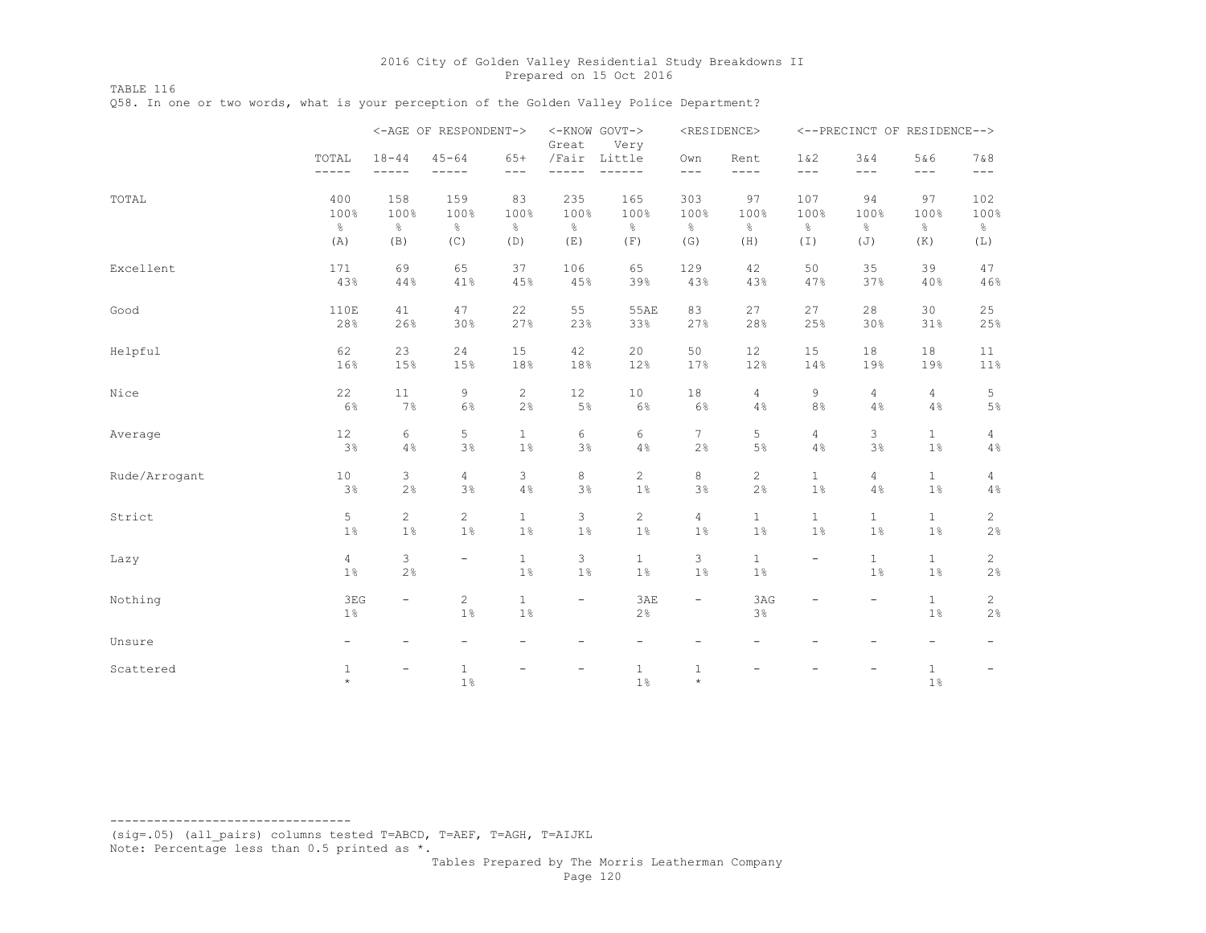2016 City of Golden Valley Residential Study Breakdowns II
Prepared on 15 Oct 2016

TABLE 116
Q58. In one or two words, what is your perception of the Golden Valley Police Department?

| | TOTAL | <-AGE OF RESPONDENT-> 18-44 | 45-64 | 65+ | <-KNOW GOVT-> Great /Fair | Very Little | <RESIDENCE> Own | Rent | <--PRECINCT OF RESIDENCE--> 1&2 | 3&4 | 5&6 | 7&8 |
|---|---|---|---|---|---|---|---|---|---|---|---|---|
| TOTAL | 400 100% % (A) | 158 100% % (B) | 159 100% % (C) | 83 100% % (D) | 235 100% % (E) | 165 100% % (F) | 303 100% % (G) | 97 100% % (H) | 107 100% % (I) | 94 100% % (J) | 97 100% % (K) | 102 100% % (L) |
| Excellent | 171 43% | 69 44% | 65 41% | 37 45% | 106 45% | 65 39% | 129 43% | 42 43% | 50 47% | 35 37% | 39 40% | 47 46% |
| Good | 110E 28% | 41 26% | 47 30% | 22 27% | 55 23% | 55AE 33% | 83 27% | 27 28% | 27 25% | 28 30% | 30 31% | 25 25% |
| Helpful | 62 16% | 23 15% | 24 15% | 15 18% | 42 18% | 20 12% | 50 17% | 12 12% | 15 14% | 18 19% | 18 19% | 11 11% |
| Nice | 22 6% | 11 7% | 9 6% | 2 2% | 12 5% | 10 6% | 18 6% | 4 4% | 9 8% | 4 4% | 4 4% | 5 5% |
| Average | 12 3% | 6 4% | 5 3% | 1 1% | 6 3% | 6 4% | 7 2% | 5 5% | 4 4% | 3 3% | 1 1% | 4 4% |
| Rude/Arrogant | 10 3% | 3 2% | 4 3% | 3 4% | 8 3% | 2 1% | 8 3% | 2 2% | 1 1% | 4 4% | 1 1% | 4 4% |
| Strict | 5 1% | 2 1% | 2 1% | 1 1% | 3 1% | 2 1% | 4 1% | 1 1% | 1 1% | 1 1% | 1 1% | 2 2% |
| Lazy | 4 1% | 3 2% | - | 1 1% | 3 1% | 1 1% | 3 1% | 1 1% | - | 1 1% | 1 1% | 2 2% |
| Nothing | 3EG 1% | - | 2 1% | 1 1% | - | 3AE 2% | - | 3AG 3% | - | - | 1 1% | 2 2% |
| Unsure | - | - | - | - | - | - | - | - | - | - | - | - |
| Scattered | 1 * | - | 1 1% | - | - | 1 1% | 1 * | - | - | - | 1 1% | - |

---------------------------------
(sig=.05) (all_pairs) columns tested T=ABCD, T=AEF, T=AGH, T=AIJKL
Note: Percentage less than 0.5 printed as *.

Tables Prepared by The Morris Leatherman Company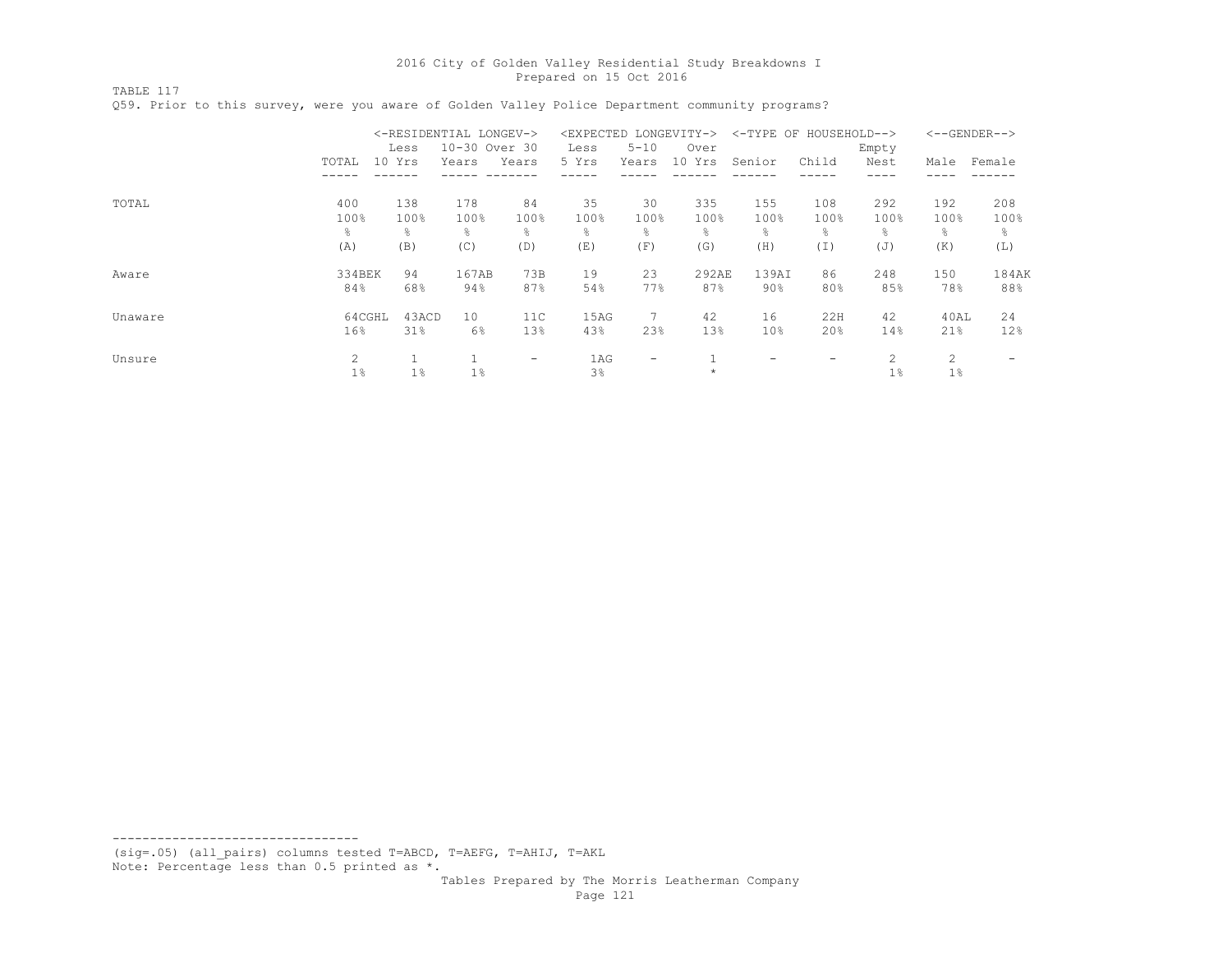2016 City of Golden Valley Residential Study Breakdowns I
Prepared on 15 Oct 2016

TABLE 117
Q59. Prior to this survey, were you aware of Golden Valley Police Department community programs?

| | | <-RESIDENTIAL LONGEV-> | | | <EXPECTED LONGEVITY-> | | | <-TYPE OF HOUSEHOLD--> | | | <--GENDER--> | |
|---|---|---|---|---|---|---|---|---|---|---|---|---|
| | TOTAL | Less 10 Yrs | 10-30 Years | Over 30 Years | Less 5 Yrs | 5-10 Years | Over 10 Yrs | Senior | Child | Empty Nest | Male | Female |
| TOTAL | 400 | 138 | 178 | 84 | 35 | 30 | 335 | 155 | 108 | 292 | 192 | 208 |
| | 100% | 100% | 100% | 100% | 100% | 100% | 100% | 100% | 100% | 100% | 100% | 100% |
| | % | % | % | % | % | % | % | % | % | % | % | % |
| | (A) | (B) | (C) | (D) | (E) | (F) | (G) | (H) | (I) | (J) | (K) | (L) |
| Aware | 334BEK | 94 | 167AB | 73B | 19 | 23 | 292AE | 139AI | 86 | 248 | 150 | 184AK |
| | 84% | 68% | 94% | 87% | 54% | 77% | 87% | 90% | 80% | 85% | 78% | 88% |
| Unaware | 64CGHL | 43ACD | 10 | 11C | 15AG | 7 | 42 | 16 | 22H | 42 | 40AL | 24 |
| | 16% | 31% | 6% | 13% | 43% | 23% | 13% | 10% | 20% | 14% | 21% | 12% |
| Unsure | 2 | 1 | 1 | - | 1AG | - | 1 | - | - | 2 | 2 | - |
| | 1% | 1% | 1% | | 3% | | * | | | 1% | 1% | |

---------------------------------
(sig=.05) (all_pairs) columns tested T=ABCD, T=AEFG, T=AHIJ, T=AKL
Note: Percentage less than 0.5 printed as *.
Tables Prepared by The Morris Leatherman Company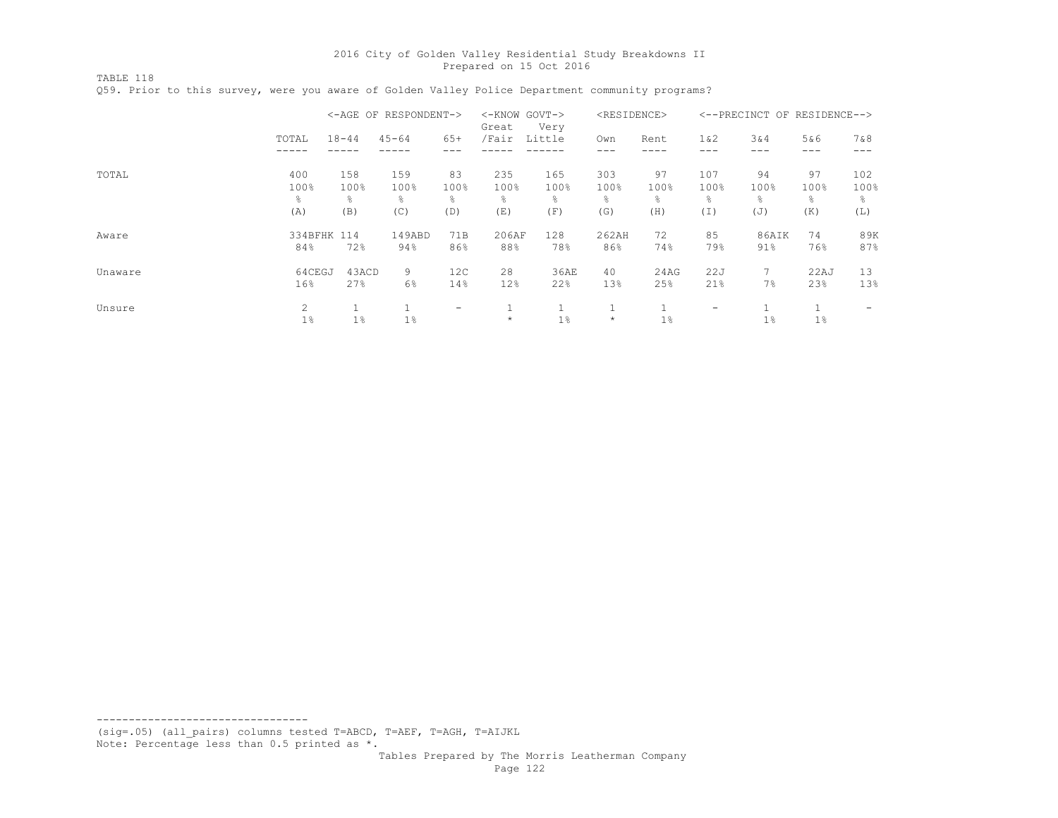2016 City of Golden Valley Residential Study Breakdowns II
Prepared on 15 Oct 2016

TABLE 118
Q59. Prior to this survey, were you aware of Golden Valley Police Department community programs?

| | | <-AGE OF RESPONDENT-> | | | <-KNOW GOVT-> | | <RESIDENCE> | | <--PRECINCT OF RESIDENCE--> | | | |
|---|---|---|---|---|---|---|---|---|---|---|---|---|
| | TOTAL | 18-44 | 45-64 | 65+ | Great /Fair | Very Little | Own | Rent | 1&2 | 3&4 | 5&6 | 7&8 |
| TOTAL | 400 | 158 | 159 | 83 | 235 | 165 | 303 | 97 | 107 | 94 | 97 | 102 |
| | 100% | 100% | 100% | 100% | 100% | 100% | 100% | 100% | 100% | 100% | 100% | 100% |
| | % | % | % | % | % | % | % | % | % | % | % | % |
| | (A) | (B) | (C) | (D) | (E) | (F) | (G) | (H) | (I) | (J) | (K) | (L) |
| Aware | 334BFHK | 114 | 149ABD | 71B | 206AF | 128 | 262AH | 72 | 85 | 86AIK | 74 | 89K |
| | 84% | 72% | 94% | 86% | 88% | 78% | 86% | 74% | 79% | 91% | 76% | 87% |
| Unaware | 64CEGJ | 43ACD | 9 | 12C | 28 | 36AE | 40 | 24AG | 22J | 7 | 22AJ | 13 |
| | 16% | 27% | 6% | 14% | 12% | 22% | 13% | 25% | 21% | 7% | 23% | 13% |
| Unsure | 2 | 1 | 1 | - | 1 | 1 | 1 | 1 | - | 1 | 1 | - |
| | 1% | 1% | 1% | | * | 1% | * | 1% | | 1% | 1% | |

---------------------------------
(sig=.05) (all_pairs) columns tested T=ABCD, T=AEF, T=AGH, T=AIJKL
Note: Percentage less than 0.5 printed as *.

Tables Prepared by The Morris Leatherman Company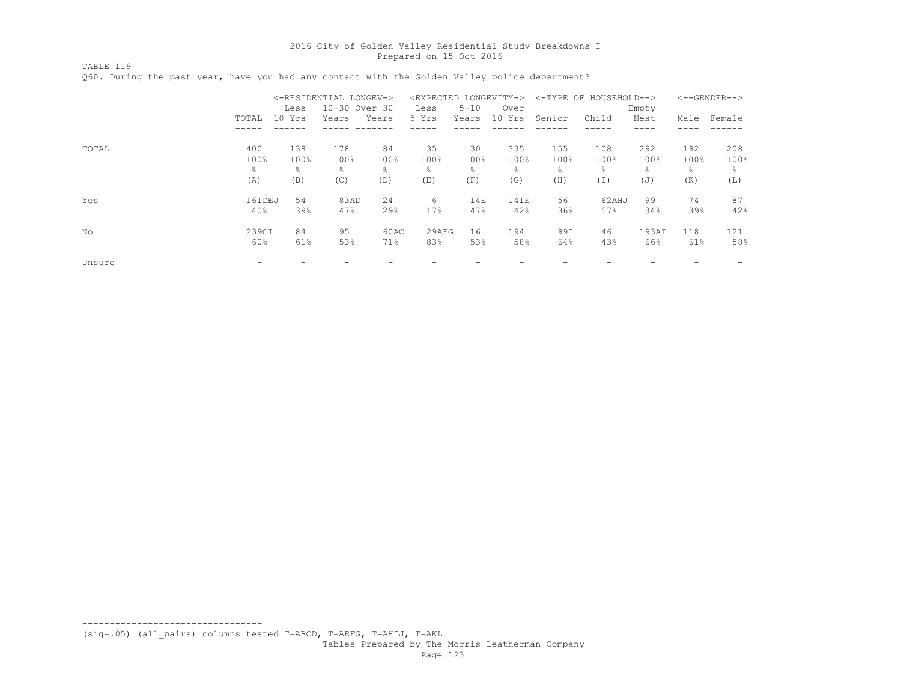2016 City of Golden Valley Residential Study Breakdowns I
Prepared on 15 Oct 2016

TABLE 119
Q60. During the past year, have you had any contact with the Golden Valley police department?

| | | <-RESIDENTIAL LONGEV-> | | | <EXPECTED LONGEVITY-> | | | <-TYPE OF HOUSEHOLD--> | | | <--GENDER--> | |
|---|---|---|---|---|---|---|---|---|---|---|---|---|
| | TOTAL | Less 10 Yrs | 10-30 Years | Over 30 Years | Less 5 Yrs | 5-10 Years | Over 10 Yrs | Senior | Child | Empty Nest | Male | Female |
| TOTAL | 400 | 138 | 178 | 84 | 35 | 30 | 335 | 155 | 108 | 292 | 192 | 208 |
| | 100% | 100% | 100% | 100% | 100% | 100% | 100% | 100% | 100% | 100% | 100% | 100% |
| | % | % | % | % | % | % | % | % | % | % | % | % |
| | (A) | (B) | (C) | (D) | (E) | (F) | (G) | (H) | (I) | (J) | (K) | (L) |
| Yes | 161DEJ | 54 | 83AD | 24 | 6 | 14E | 141E | 56 | 62AHJ | 99 | 74 | 87 |
| | 40% | 39% | 47% | 29% | 17% | 47% | 42% | 36% | 57% | 34% | 39% | 42% |
| No | 239CI | 84 | 95 | 60AC | 29AFG | 16 | 194 | 99I | 46 | 193AI | 118 | 121 |
| | 60% | 61% | 53% | 71% | 83% | 53% | 58% | 64% | 43% | 66% | 61% | 58% |
| Unsure | - | - | - | - | - | - | - | - | - | - | - | - |

---------------------------------
(sig=.05) (all_pairs) columns tested T=ABCD, T=AEFG, T=AHIJ, T=AKL
Tables Prepared by The Morris Leatherman Company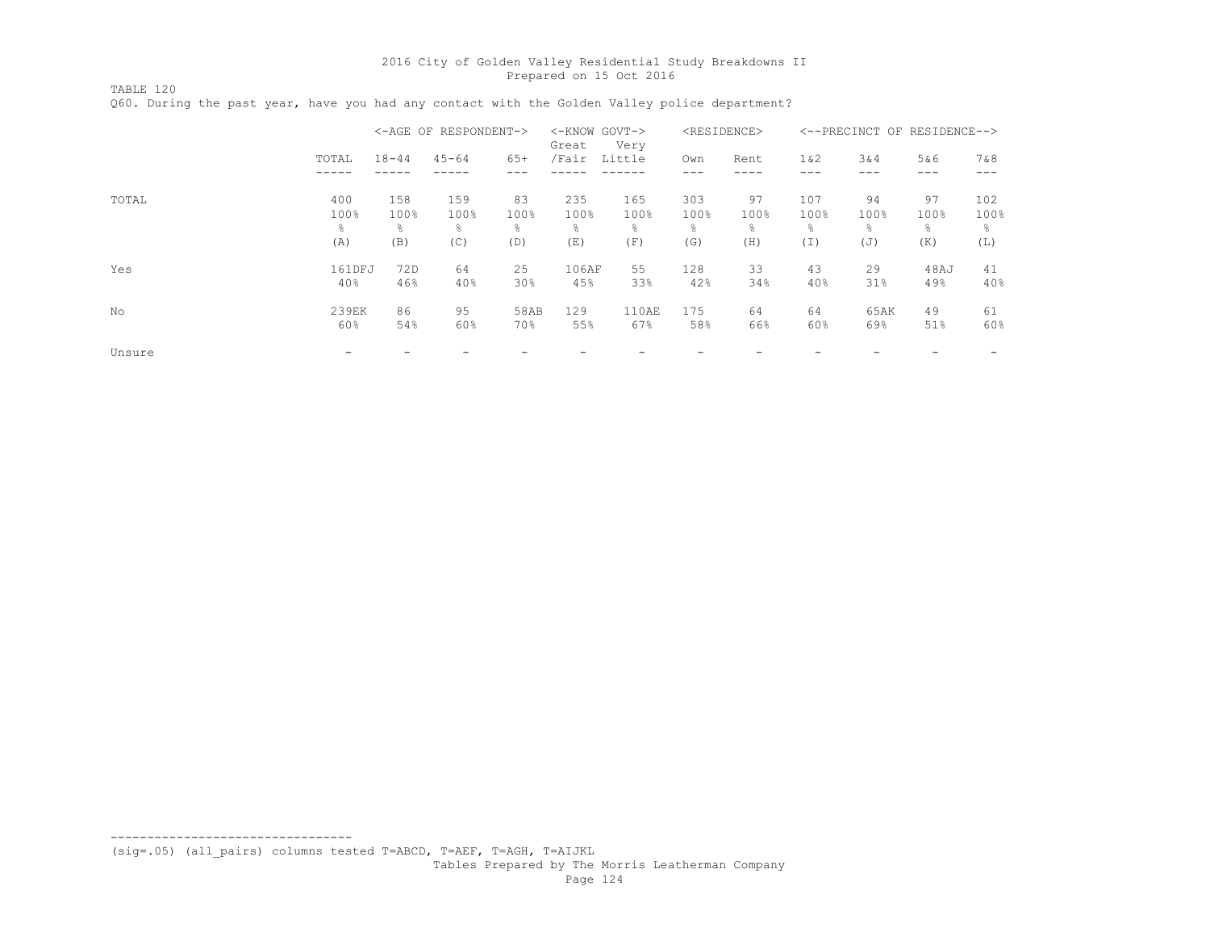2016 City of Golden Valley Residential Study Breakdowns II
Prepared on 15 Oct 2016

TABLE 120
Q60. During the past year, have you had any contact with the Golden Valley police department?

| | | <-AGE OF RESPONDENT-> | | | <-KNOW GOVT-> | | <RESIDENCE> | | <--PRECINCT OF RESIDENCE--> | | | |
|---|---|---|---|---|---|---|---|---|---|---|---|---|
| | TOTAL | 18-44 | 45-64 | 65+ | Great /Fair | Very Little | Own | Rent | 1&2 | 3&4 | 5&6 | 7&8 |
| TOTAL | 400 | 158 | 159 | 83 | 235 | 165 | 303 | 97 | 107 | 94 | 97 | 102 |
| | 100% | 100% | 100% | 100% | 100% | 100% | 100% | 100% | 100% | 100% | 100% | 100% |
| | % | % | % | % | % | % | % | % | % | % | % | % |
| | (A) | (B) | (C) | (D) | (E) | (F) | (G) | (H) | (I) | (J) | (K) | (L) |
| Yes | 161DFJ | 72D | 64 | 25 | 106AF | 55 | 128 | 33 | 43 | 29 | 48AJ | 41 |
| | 40% | 46% | 40% | 30% | 45% | 33% | 42% | 34% | 40% | 31% | 49% | 40% |
| No | 239EK | 86 | 95 | 58AB | 129 | 110AE | 175 | 64 | 64 | 65AK | 49 | 61 |
| | 60% | 54% | 60% | 70% | 55% | 67% | 58% | 66% | 60% | 69% | 51% | 60% |
| Unsure | - | - | - | - | - | - | - | - | - | - | - | - |

---------------------------------
(sig=.05) (all_pairs) columns tested T=ABCD, T=AEF, T=AGH, T=AIJKL
Tables Prepared by The Morris Leatherman Company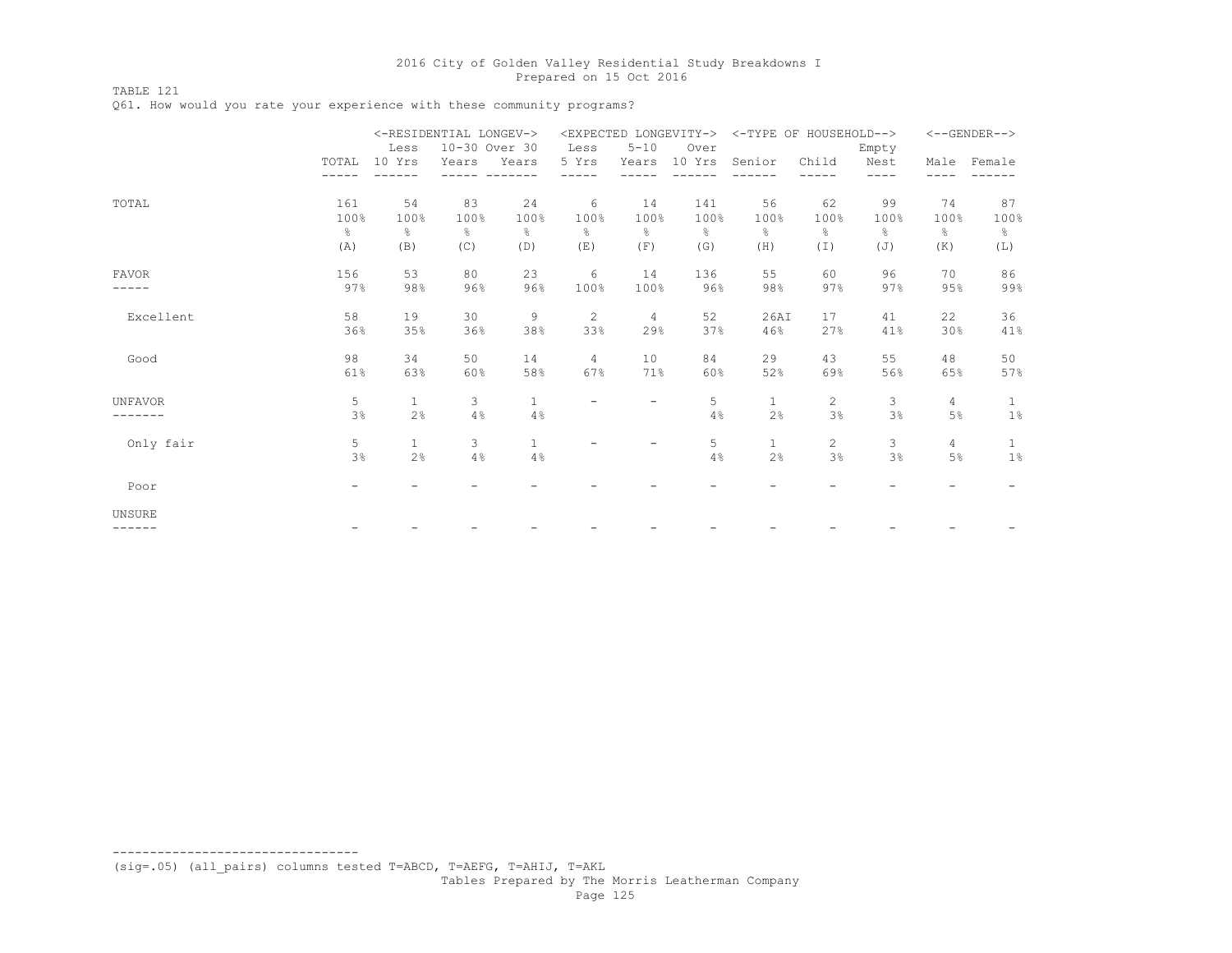2016 City of Golden Valley Residential Study Breakdowns I
Prepared on 15 Oct 2016

TABLE 121
Q61. How would you rate your experience with these community programs?

| | | <-RESIDENTIAL LONGEV-> | | | <EXPECTED LONGEVITY-> | | | <-TYPE OF HOUSEHOLD--> | | | <--GENDER--> | |
|---|---|---|---|---|---|---|---|---|---|---|---|---|
| | TOTAL | Less 10 Yrs | 10-30 Years | Over 30 Years | Less 5 Yrs | 5-10 Years | Over 10 Yrs | Senior | Child | Empty Nest | Male | Female |
| TOTAL | 161 | 54 | 83 | 24 | 6 | 14 | 141 | 56 | 62 | 99 | 74 | 87 |
| | 100% | 100% | 100% | 100% | 100% | 100% | 100% | 100% | 100% | 100% | 100% | 100% |
| | % | % | % | % | % | % | % | % | % | % | % | % |
| | (A) | (B) | (C) | (D) | (E) | (F) | (G) | (H) | (I) | (J) | (K) | (L) |
| FAVOR | 156 | 53 | 80 | 23 | 6 | 14 | 136 | 55 | 60 | 96 | 70 | 86 |
| | 97% | 98% | 96% | 96% | 100% | 100% | 96% | 98% | 97% | 97% | 95% | 99% |
| Excellent | 58 | 19 | 30 | 9 | 2 | 4 | 52 | 26AI | 17 | 41 | 22 | 36 |
| | 36% | 35% | 36% | 38% | 33% | 29% | 37% | 46% | 27% | 41% | 30% | 41% |
| Good | 98 | 34 | 50 | 14 | 4 | 10 | 84 | 29 | 43 | 55 | 48 | 50 |
| | 61% | 63% | 60% | 58% | 67% | 71% | 60% | 52% | 69% | 56% | 65% | 57% |
| UNFAVOR | 5 | 1 | 3 | 1 | - | - | 5 | 1 | 2 | 3 | 4 | 1 |
| | 3% | 2% | 4% | 4% | | | 4% | 2% | 3% | 3% | 5% | 1% |
| Only fair | 5 | 1 | 3 | 1 | - | - | 5 | 1 | 2 | 3 | 4 | 1 |
| | 3% | 2% | 4% | 4% | | | 4% | 2% | 3% | 3% | 5% | 1% |
| Poor | - | - | - | - | - | - | - | - | - | - | - | - |
| UNSURE | - | - | - | - | - | - | - | - | - | - | - | - |

(sig=.05) (all_pairs) columns tested T=ABCD, T=AEFG, T=AHIJ, T=AKL

Tables Prepared by The Morris Leatherman Company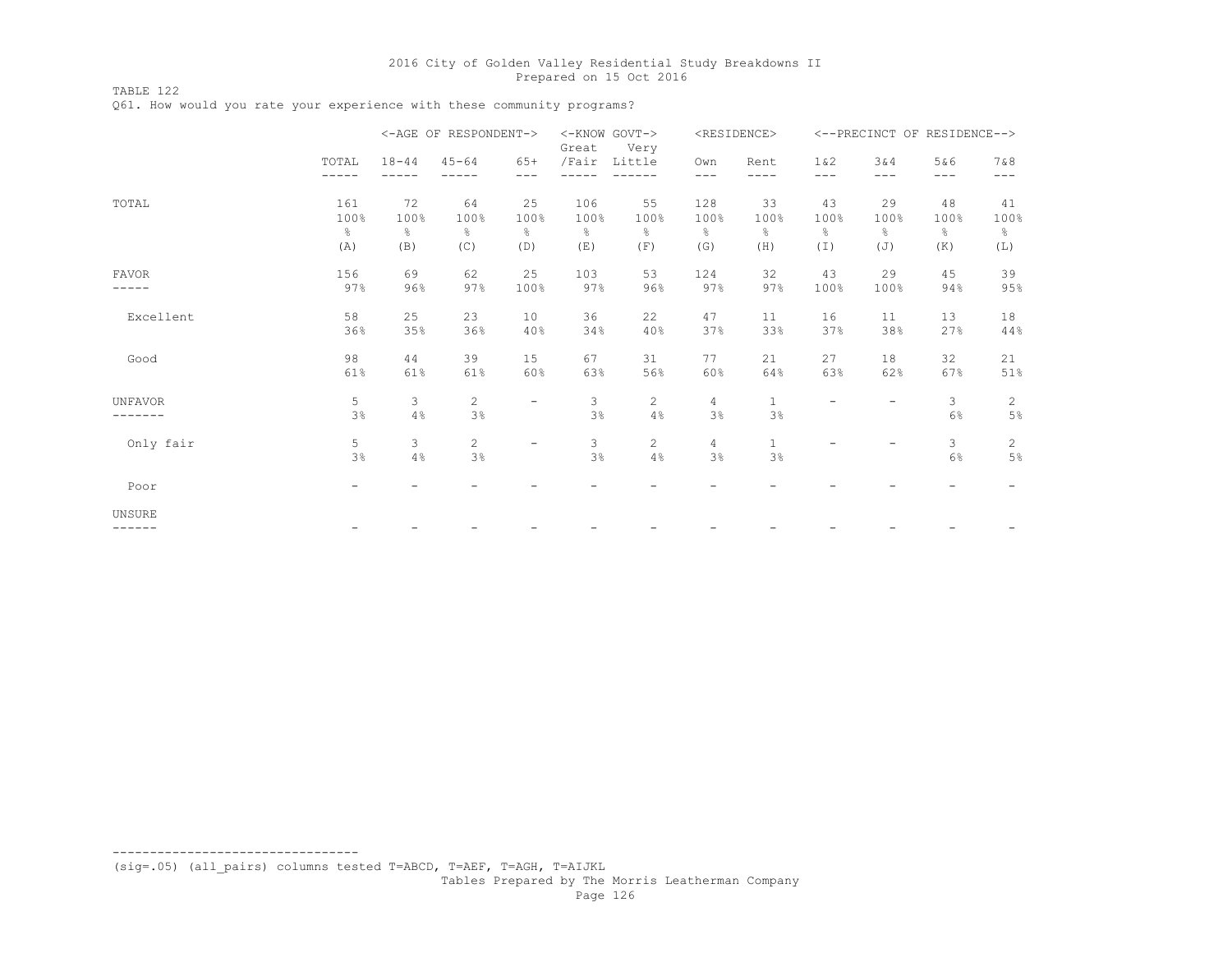2016 City of Golden Valley Residential Study Breakdowns II
Prepared on 15 Oct 2016

TABLE 122
Q61. How would you rate your experience with these community programs?

| | TOTAL | <-AGE OF RESPONDENT-> | | | <-KNOW GOVT-> | | <RESIDENCE> | | <--PRECINCT OF RESIDENCE--> | | | |
|---|---|---|---|---|---|---|---|---|---|---|---|---|
| | | 18-44 | 45-64 | 65+ | Great /Fair | Very Little | Own | Rent | 1&2 | 3&4 | 5&6 | 7&8 |
| TOTAL | 161<br>100%<br>%<br>(A) | 72<br>100%<br>%<br>(B) | 64<br>100%<br>%<br>(C) | 25<br>100%<br>%<br>(D) | 106<br>100%<br>%<br>(E) | 55<br>100%<br>%<br>(F) | 128<br>100%<br>%<br>(G) | 33<br>100%<br>%<br>(H) | 43<br>100%<br>%<br>(I) | 29<br>100%<br>%<br>(J) | 48<br>100%<br>%<br>(K) | 41<br>100%<br>%<br>(L) |
| FAVOR | 156<br>97% | 69<br>96% | 62<br>97% | 25<br>100% | 103<br>97% | 53<br>96% | 124<br>97% | 32<br>97% | 43<br>100% | 29<br>100% | 45<br>94% | 39<br>95% |
| Excellent | 58<br>36% | 25<br>35% | 23<br>36% | 10<br>40% | 36<br>34% | 22<br>40% | 47<br>37% | 11<br>33% | 16<br>37% | 11<br>38% | 13<br>27% | 18<br>44% |
| Good | 98<br>61% | 44<br>61% | 39<br>61% | 15<br>60% | 67<br>63% | 31<br>56% | 77<br>60% | 21<br>64% | 27<br>63% | 18<br>62% | 32<br>67% | 21<br>51% |
| UNFAVOR | 5<br>3% | 3<br>4% | 2<br>3% | - | 3<br>3% | 2<br>4% | 4<br>3% | 1<br>3% | - | - | 3<br>6% | 2<br>5% |
| Only fair | 5<br>3% | 3<br>4% | 2<br>3% | - | 3<br>3% | 2<br>4% | 4<br>3% | 1<br>3% | - | - | 3<br>6% | 2<br>5% |
| Poor | - | - | - | - | - | - | - | - | - | - | - | - |
| UNSURE | - | - | - | - | - | - | - | - | - | - | - | - |

(sig=.05) (all_pairs) columns tested T=ABCD, T=AEF, T=AGH, T=AIJKL
Tables Prepared by The Morris Leatherman Company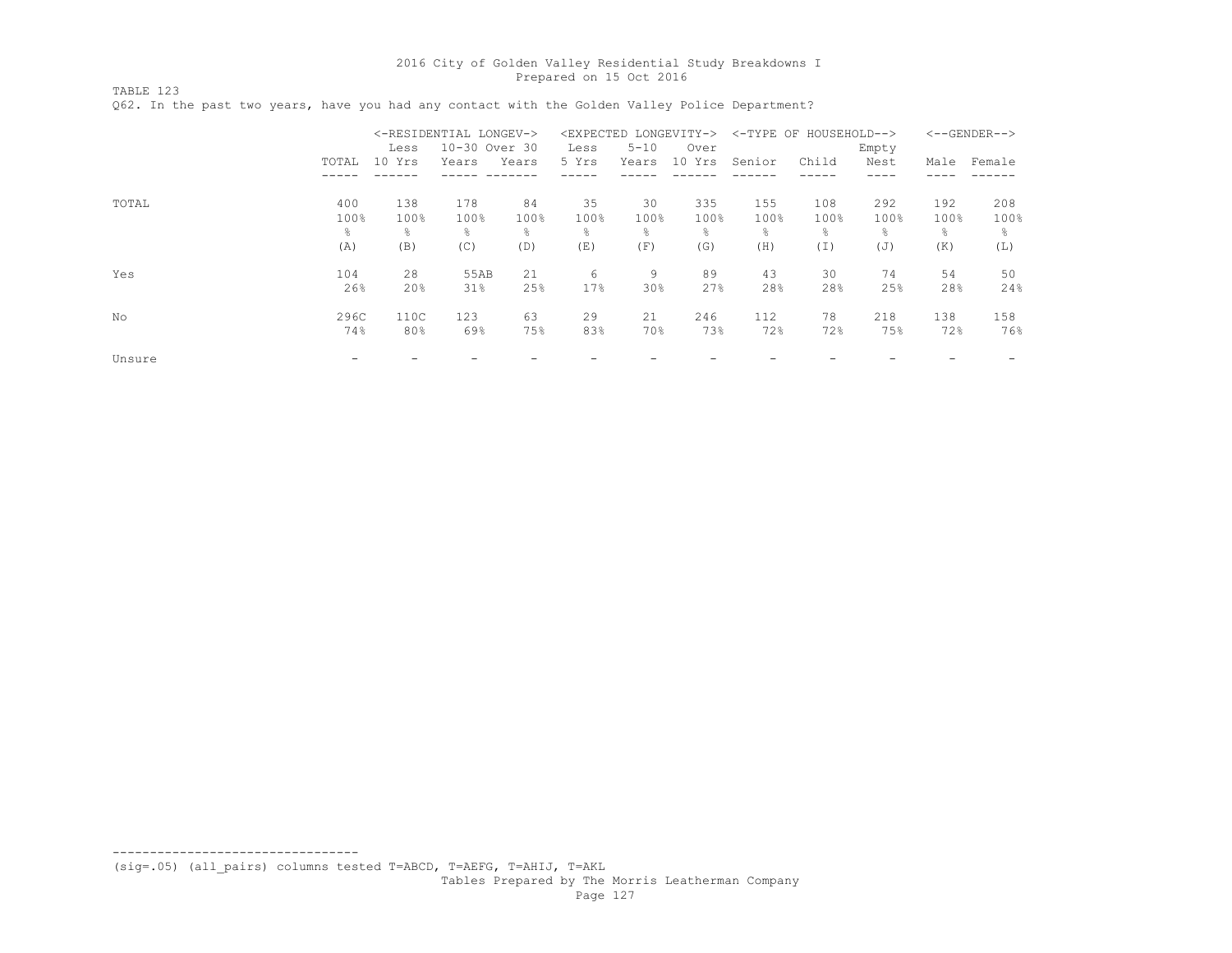2016 City of Golden Valley Residential Study Breakdowns I
Prepared on 15 Oct 2016

TABLE 123
Q62. In the past two years, have you had any contact with the Golden Valley Police Department?

| | TOTAL | <-RESIDENTIAL LONGEV-> Less 10 Yrs | 10-30 Years | Over 30 Years | <EXPECTED LONGEVITY-> Less 5 Yrs | 5-10 Years | Over 10 Yrs | <-TYPE OF HOUSEHOLD--> Senior | Child | Empty Nest | <--GENDER--> Male | Female |
|---|---|---|---|---|---|---|---|---|---|---|---|---|
| TOTAL | 400 | 138 | 178 | 84 | 35 | 30 | 335 | 155 | 108 | 292 | 192 | 208 |
| | 100% | 100% | 100% | 100% | 100% | 100% | 100% | 100% | 100% | 100% | 100% | 100% |
| | % | % | % | % | % | % | % | % | % | % | % | % |
| | (A) | (B) | (C) | (D) | (E) | (F) | (G) | (H) | (I) | (J) | (K) | (L) |
| Yes | 104 | 28 | 55AB | 21 | 6 | 9 | 89 | 43 | 30 | 74 | 54 | 50 |
| | 26% | 20% | 31% | 25% | 17% | 30% | 27% | 28% | 28% | 25% | 28% | 24% |
| No | 296C | 110C | 123 | 63 | 29 | 21 | 246 | 112 | 78 | 218 | 138 | 158 |
| | 74% | 80% | 69% | 75% | 83% | 70% | 73% | 72% | 72% | 75% | 72% | 76% |
| Unsure | - | - | - | - | - | - | - | - | - | - | - | - |

---------------------------------
(sig=.05) (all_pairs) columns tested T=ABCD, T=AEFG, T=AHIJ, T=AKL
Tables Prepared by The Morris Leatherman Company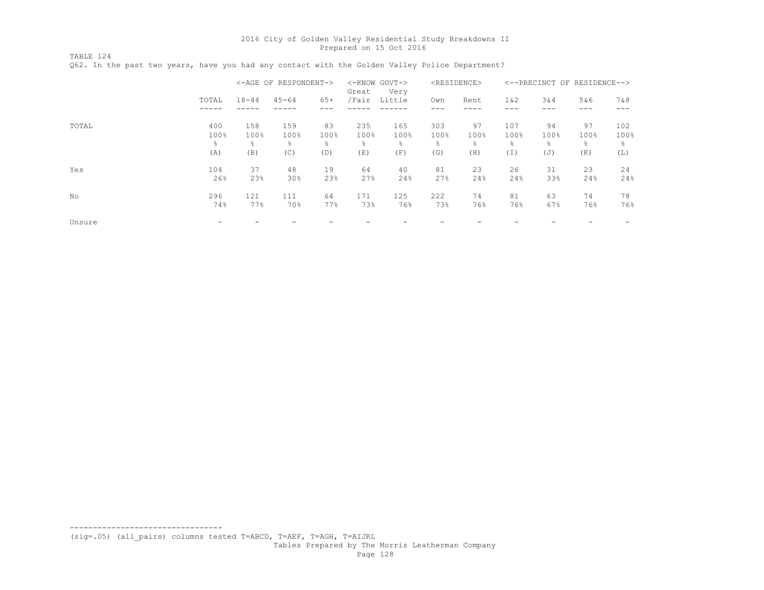2016 City of Golden Valley Residential Study Breakdowns II
Prepared on 15 Oct 2016

TABLE 124
Q62. In the past two years, have you had any contact with the Golden Valley Police Department?

| | | <-AGE OF RESPONDENT-> | | | <-KNOW GOVT-> | | <RESIDENCE> | | <--PRECINCT OF RESIDENCE--> | | | |
|---|---|---|---|---|---|---|---|---|---|---|---|---|
| | TOTAL | 18-44 | 45-64 | 65+ | Great /Fair | Very Little | Own | Rent | 1&2 | 3&4 | 5&6 | 7&8 |
| TOTAL | 400 | 158 | 159 | 83 | 235 | 165 | 303 | 97 | 107 | 94 | 97 | 102 |
| | 100% | 100% | 100% | 100% | 100% | 100% | 100% | 100% | 100% | 100% | 100% | 100% |
| | % | % | % | % | % | % | % | % | % | % | % | % |
| | (A) | (B) | (C) | (D) | (E) | (F) | (G) | (H) | (I) | (J) | (K) | (L) |
| Yes | 104 | 37 | 48 | 19 | 64 | 40 | 81 | 23 | 26 | 31 | 23 | 24 |
| | 26% | 23% | 30% | 23% | 27% | 24% | 27% | 24% | 24% | 33% | 24% | 24% |
| No | 296 | 121 | 111 | 64 | 171 | 125 | 222 | 74 | 81 | 63 | 74 | 78 |
| | 74% | 77% | 70% | 77% | 73% | 76% | 73% | 76% | 76% | 67% | 76% | 76% |
| Unsure | - | - | - | - | - | - | - | - | - | - | - | - |

---------------------------------
(sig=.05) (all_pairs) columns tested T=ABCD, T=AEF, T=AGH, T=AIJKL

Tables Prepared by The Morris Leatherman Company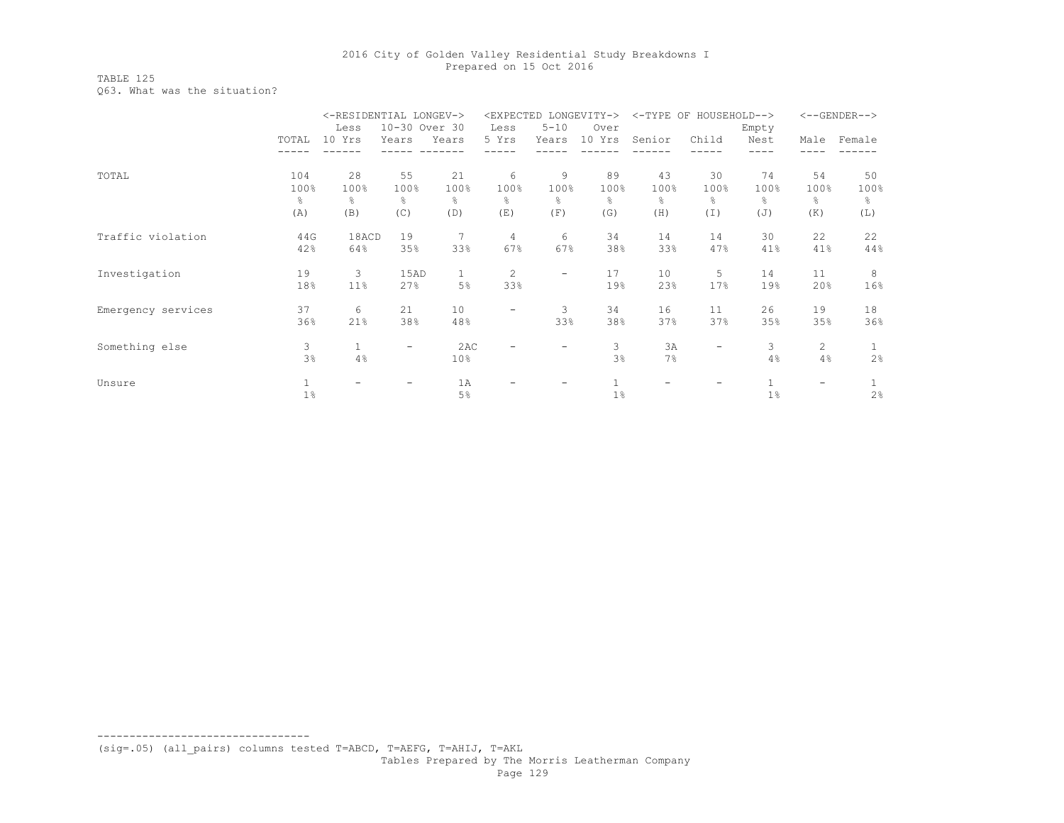2016 City of Golden Valley Residential Study Breakdowns I
Prepared on 15 Oct 2016

TABLE 125
Q63. What was the situation?

| | | <-RESIDENTIAL LONGEV-> | | | <EXPECTED LONGEVITY-> | | | <-TYPE OF HOUSEHOLD--> | | | <--GENDER--> | |
|---|---|---|---|---|---|---|---|---|---|---|---|---|
| | TOTAL | Less 10 Yrs | 10-30 Years | Over 30 Years | Less 5 Yrs | 5-10 Years | Over 10 Yrs | Senior | Child | Empty Nest | Male | Female |
| TOTAL | 104<br>100%<br>%<br>(A) | 28<br>100%<br>%<br>(B) | 55<br>100%<br>%<br>(C) | 21<br>100%<br>%<br>(D) | 6<br>100%<br>%<br>(E) | 9<br>100%<br>%<br>(F) | 89<br>100%<br>%<br>(G) | 43<br>100%<br>%<br>(H) | 30<br>100%<br>%<br>(I) | 74<br>100%<br>%<br>(J) | 54<br>100%<br>%<br>(K) | 50<br>100%<br>%<br>(L) |
| Traffic violation | 44G<br>42% | 18ACD<br>64% | 19<br>35% | 7<br>33% | 4<br>67% | 6<br>67% | 34<br>38% | 14<br>33% | 14<br>47% | 30<br>41% | 22<br>41% | 22<br>44% |
| Investigation | 19<br>18% | 3<br>11% | 15AD<br>27% | 1<br>5% | 2<br>33% | - | 17<br>19% | 10<br>23% | 5<br>17% | 14<br>19% | 11<br>20% | 8<br>16% |
| Emergency services | 37<br>36% | 6<br>21% | 21<br>38% | 10<br>48% | - | 3<br>33% | 34<br>38% | 16<br>37% | 11<br>37% | 26<br>35% | 19<br>35% | 18<br>36% |
| Something else | 3<br>3% | 1<br>4% | - | 2AC<br>10% | - | - | 3<br>3% | 3A<br>7% | - | 3<br>4% | 2<br>4% | 1<br>2% |
| Unsure | 1<br>1% | - | - | 1A<br>5% | - | - | 1<br>1% | - | - | 1<br>1% | - | 1<br>2% |

---------------------------------
(sig=.05) (all_pairs) columns tested T=ABCD, T=AEFG, T=AHIJ, T=AKL
Tables Prepared by The Morris Leatherman Company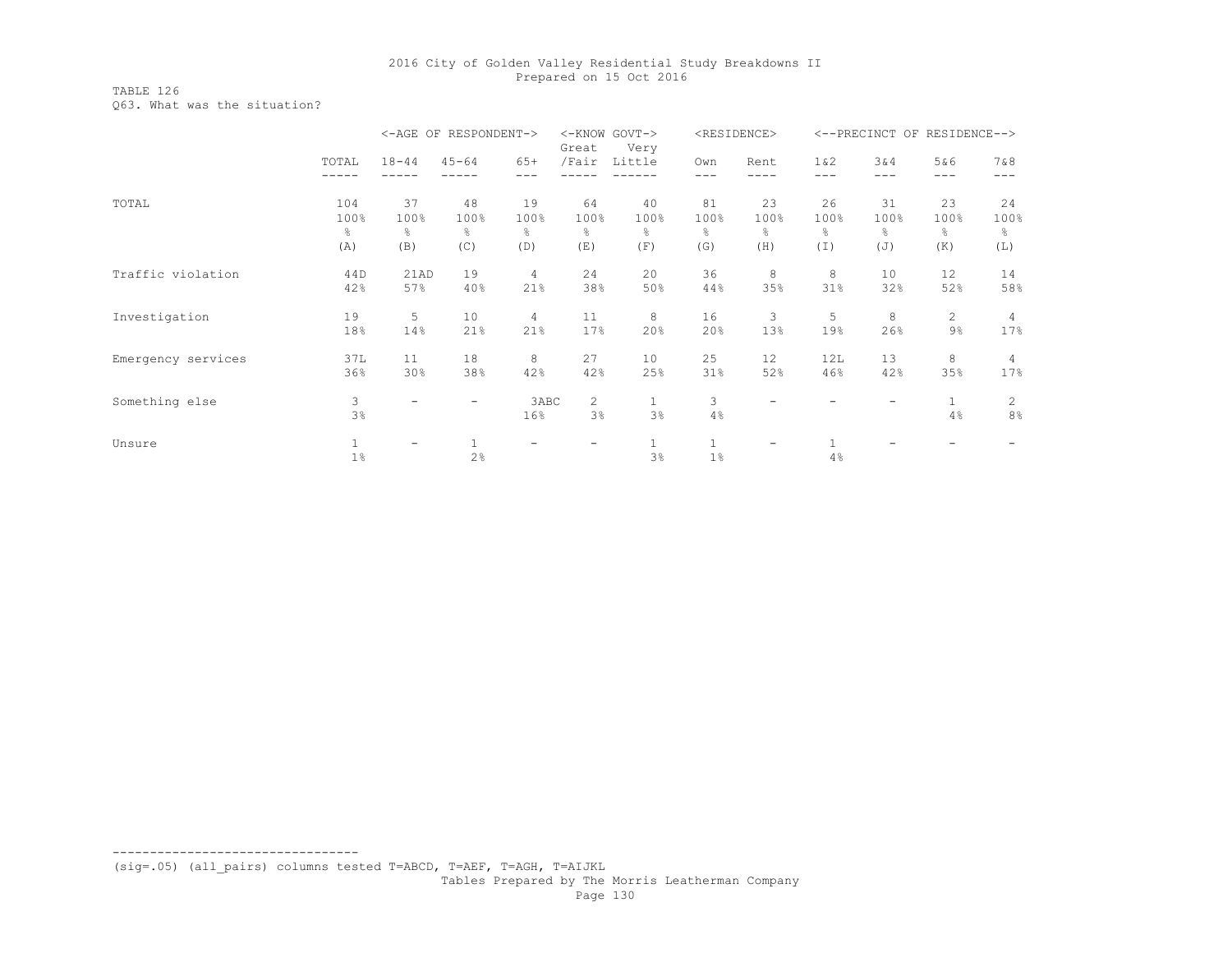2016 City of Golden Valley Residential Study Breakdowns II
Prepared on 15 Oct 2016

TABLE 126
Q63. What was the situation?

| | TOTAL | <-AGE OF RESPONDENT-> 18-44 | 45-64 | 65+ | <-KNOW GOVT-> Great /Fair | Very Little | <RESIDENCE> Own | Rent | <--PRECINCT OF RESIDENCE--> 1&2 | 3&4 | 5&6 | 7&8 |
|---|---|---|---|---|---|---|---|---|---|---|---|---|
| TOTAL | 104 100% % (A) | 37 100% % (B) | 48 100% % (C) | 19 100% % (D) | 64 100% % (E) | 40 100% % (F) | 81 100% % (G) | 23 100% % (H) | 26 100% % (I) | 31 100% % (J) | 23 100% % (K) | 24 100% % (L) |
| Traffic violation | 44D 42% | 21AD 57% | 19 40% | 4 21% | 24 38% | 20 50% | 36 44% | 8 35% | 8 31% | 10 32% | 12 52% | 14 58% |
| Investigation | 19 18% | 5 14% | 10 21% | 4 21% | 11 17% | 8 20% | 16 20% | 3 13% | 5 19% | 8 26% | 2 9% | 4 17% |
| Emergency services | 37L 36% | 11 30% | 18 38% | 8 42% | 27 42% | 10 25% | 25 31% | 12 52% | 12L 46% | 13 42% | 8 35% | 4 17% |
| Something else | 3 3% | - | - | 3ABC 16% | 2 3% | 1 3% | 3 4% | - | - | - | 1 4% | 2 8% |
| Unsure | 1 1% | - | 1 2% | - | - | 1 3% | 1 1% | - | 1 4% | - | - | - |

---------------------------------
(sig=.05) (all_pairs) columns tested T=ABCD, T=AEF, T=AGH, T=AIJKL
Tables Prepared by The Morris Leatherman Company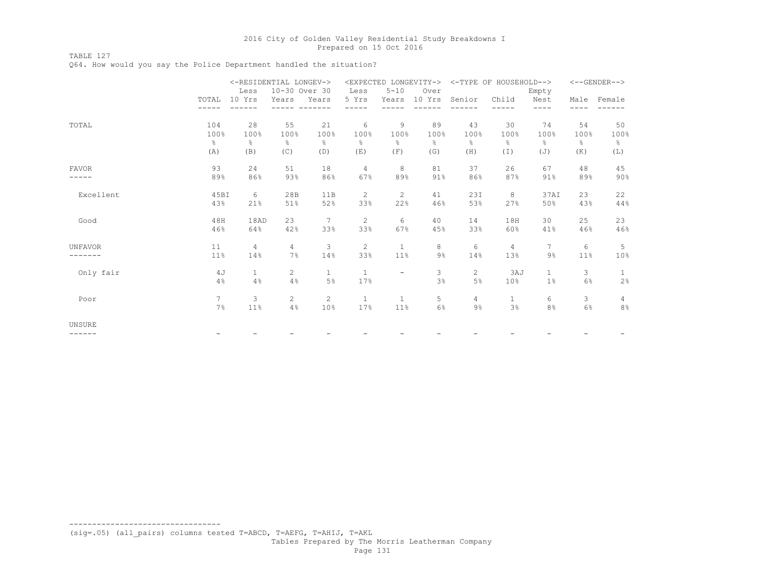2016 City of Golden Valley Residential Study Breakdowns I
Prepared on 15 Oct 2016

TABLE 127
Q64. How would you say the Police Department handled the situation?

| | | <-RESIDENTIAL LONGEV-> | | | <EXPECTED LONGEVITY-> | | | <-TYPE OF HOUSEHOLD--> | | | <--GENDER--> | |
|---|---|---|---|---|---|---|---|---|---|---|---|---|
| | TOTAL | Less 10 Yrs | 10-30 Years | Over 30 Years | Less 5 Yrs | 5-10 Years | Over 10 Yrs | Senior | Child | Empty Nest | Male | Female |
| TOTAL | 104<br>100%<br>%<br>(A) | 28<br>100%<br>%<br>(B) | 55<br>100%<br>%<br>(C) | 21<br>100%<br>%<br>(D) | 6<br>100%<br>%<br>(E) | 9<br>100%<br>%<br>(F) | 89<br>100%<br>%<br>(G) | 43<br>100%<br>%<br>(H) | 30<br>100%<br>%<br>(I) | 74<br>100%<br>%<br>(J) | 54<br>100%<br>%<br>(K) | 50<br>100%<br>%<br>(L) |
| FAVOR | 93<br>89% | 24<br>86% | 51<br>93% | 18<br>86% | 4<br>67% | 8<br>89% | 81<br>91% | 37<br>86% | 26<br>87% | 67<br>91% | 48<br>89% | 45<br>90% |
| Excellent | 45BI<br>43% | 6<br>21% | 28B<br>51% | 11B<br>52% | 2<br>33% | 2<br>22% | 41<br>46% | 23I<br>53% | 8<br>27% | 37AI<br>50% | 23<br>43% | 22<br>44% |
| Good | 48H<br>46% | 18AD<br>64% | 23<br>42% | 7<br>33% | 2<br>33% | 6<br>67% | 40<br>45% | 14<br>33% | 18H<br>60% | 30<br>41% | 25<br>46% | 23<br>46% |
| UNFAVOR | 11<br>11% | 4<br>14% | 4<br>7% | 3<br>14% | 2<br>33% | 1<br>11% | 8<br>9% | 6<br>14% | 4<br>13% | 7<br>9% | 6<br>11% | 5<br>10% |
| Only fair | 4J<br>4% | 1<br>4% | 2<br>4% | 1<br>5% | 1<br>17% | - | 3<br>3% | 2<br>5% | 3AJ<br>10% | 1<br>1% | 3<br>6% | 1<br>2% |
| Poor | 7<br>7% | 3<br>11% | 2<br>4% | 2<br>10% | 1<br>17% | 1<br>11% | 5<br>6% | 4<br>9% | 1<br>3% | 6<br>8% | 3<br>6% | 4<br>8% |
| UNSURE | - | - | - | - | - | - | - | - | - | - | - | - |

(sig=.05) (all_pairs) columns tested T=ABCD, T=AEFG, T=AHIJ, T=AKL
Tables Prepared by The Morris Leatherman Company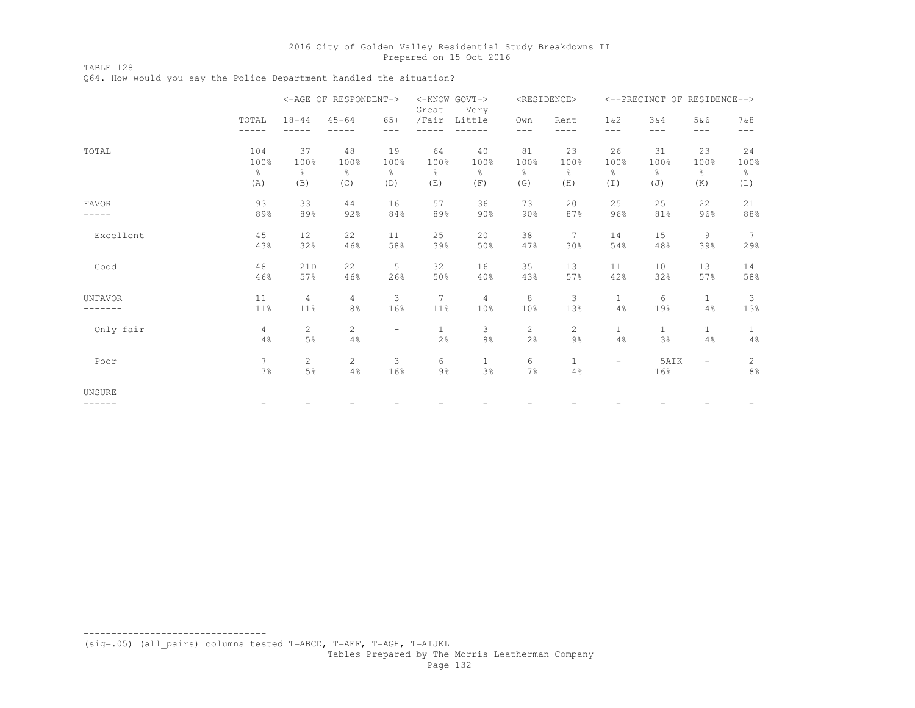TABLE 128

Q64. How would you say the Police Department handled the situation?

| | TOTAL | <-AGE OF RESPONDENT-> 18-44 | 45-64 | 65+ | <-KNOW GOVT-> Great /Fair | Very Little | <RESIDENCE> Own | Rent | <--PRECINCT OF RESIDENCE--> 1&2 | 3&4 | 5&6 | 7&8 |
|---|---|---|---|---|---|---|---|---|---|---|---|---|
| TOTAL | 104 | 37 | 48 | 19 | 64 | 40 | 81 | 23 | 26 | 31 | 23 | 24 |
| | 100% | 100% | 100% | 100% | 100% | 100% | 100% | 100% | 100% | 100% | 100% | 100% |
| | % | % | % | % | % | % | % | % | % | % | % | % |
| | (A) | (B) | (C) | (D) | (E) | (F) | (G) | (H) | (I) | (J) | (K) | (L) |
| FAVOR | 93 | 33 | 44 | 16 | 57 | 36 | 73 | 20 | 25 | 25 | 22 | 21 |
| | 89% | 89% | 92% | 84% | 89% | 90% | 90% | 87% | 96% | 81% | 96% | 88% |
| Excellent | 45 | 12 | 22 | 11 | 25 | 20 | 38 | 7 | 14 | 15 | 9 | 7 |
| | 43% | 32% | 46% | 58% | 39% | 50% | 47% | 30% | 54% | 48% | 39% | 29% |
| Good | 48 | 21D | 22 | 5 | 32 | 16 | 35 | 13 | 11 | 10 | 13 | 14 |
| | 46% | 57% | 46% | 26% | 50% | 40% | 43% | 57% | 42% | 32% | 57% | 58% |
| UNFAVOR | 11 | 4 | 4 | 3 | 7 | 4 | 8 | 3 | 1 | 6 | 1 | 3 |
| | 11% | 11% | 8% | 16% | 11% | 10% | 10% | 13% | 4% | 19% | 4% | 13% |
| Only fair | 4 | 2 | 2 | - | 1 | 3 | 2 | 2 | 1 | 1 | 1 | 1 |
| | 4% | 5% | 4% | | 2% | 8% | 2% | 9% | 4% | 3% | 4% | 4% |
| Poor | 7 | 2 | 2 | 3 | 6 | 1 | 6 | 1 | - | 5AIK | - | 2 |
| | 7% | 5% | 4% | 16% | 9% | 3% | 7% | 4% | | 16% | | 8% |
| UNSURE | - | - | - | - | - | - | - | - | - | - | - | - |

---------------------------------

(sig=.05) (all_pairs) columns tested T=ABCD, T=AEF, T=AGH, T=AIJKL

Tables Prepared by The Morris Leatherman Company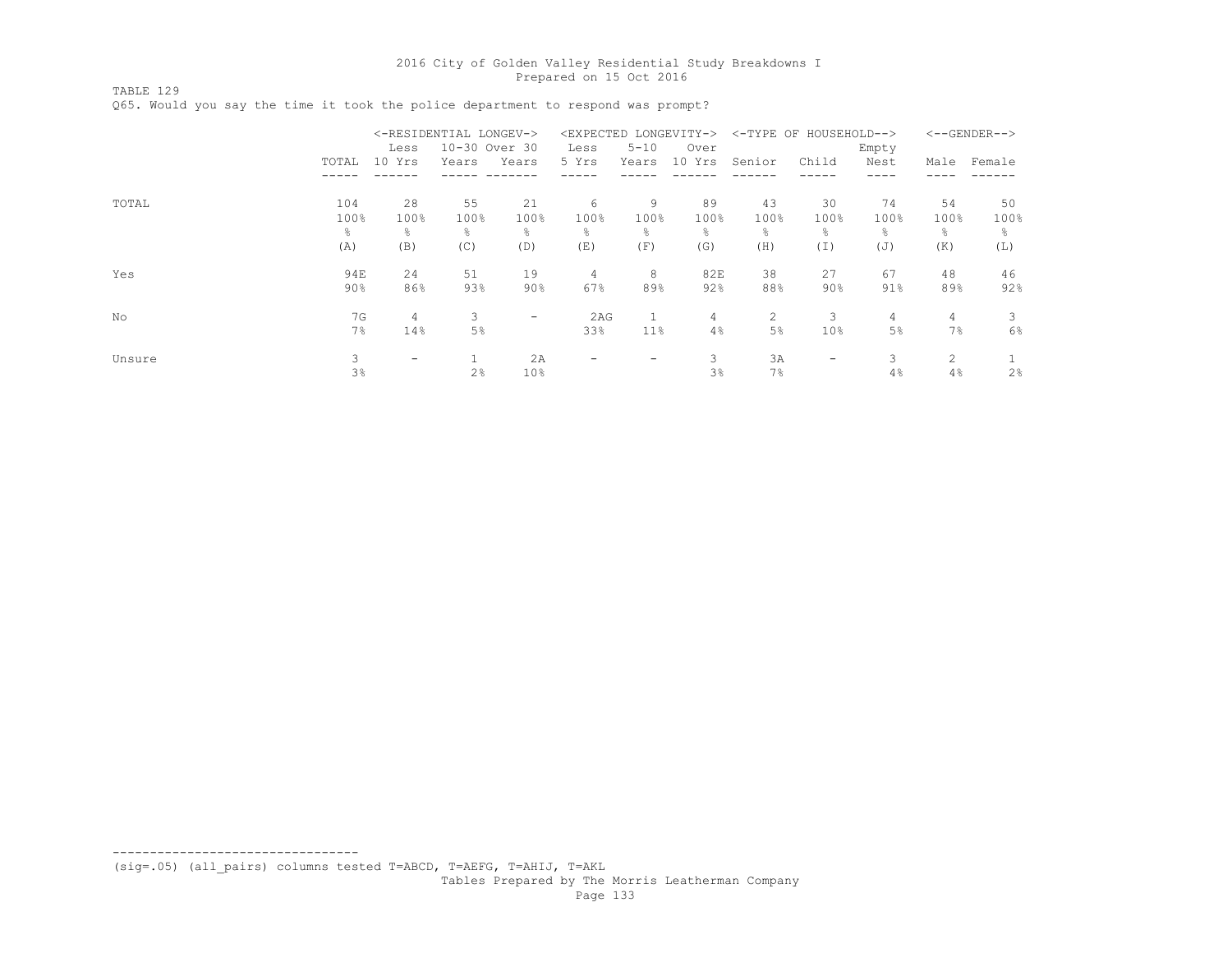2016 City of Golden Valley Residential Study Breakdowns I
Prepared on 15 Oct 2016

TABLE 129
Q65. Would you say the time it took the police department to respond was prompt?

| | | <-RESIDENTIAL LONGEV-> | | | <EXPECTED LONGEVITY-> | | | <-TYPE OF HOUSEHOLD--> | | | <--GENDER--> | |
|---|---|---|---|---|---|---|---|---|---|---|---|---|
| | TOTAL | Less 10 Yrs | 10-30 Years | Over 30 Years | Less 5 Yrs | 5-10 Years | Over 10 Yrs | Senior | Child | Empty Nest | Male | Female |
| TOTAL | 104 | 28 | 55 | 21 | 6 | 9 | 89 | 43 | 30 | 74 | 54 | 50 |
| | 100% | 100% | 100% | 100% | 100% | 100% | 100% | 100% | 100% | 100% | 100% | 100% |
| | % | % | % | % | % | % | % | % | % | % | % | % |
| | (A) | (B) | (C) | (D) | (E) | (F) | (G) | (H) | (I) | (J) | (K) | (L) |
| Yes | 94E | 24 | 51 | 19 | 4 | 8 | 82E | 38 | 27 | 67 | 48 | 46 |
| | 90% | 86% | 93% | 90% | 67% | 89% | 92% | 88% | 90% | 91% | 89% | 92% |
| No | 7G | 4 | 3 | - | 2AG | 1 | 4 | 2 | 3 | 4 | 4 | 3 |
| | 7% | 14% | 5% | | 33% | 11% | 4% | 5% | 10% | 5% | 7% | 6% |
| Unsure | 3 | - | 1 | 2A | - | - | 3 | 3A | - | 3 | 2 | 1 |
| | 3% | | 2% | 10% | | | 3% | 7% | | 4% | 4% | 2% |

---------------------------------
(sig=.05) (all_pairs) columns tested T=ABCD, T=AEFG, T=AHIJ, T=AKL
Tables Prepared by The Morris Leatherman Company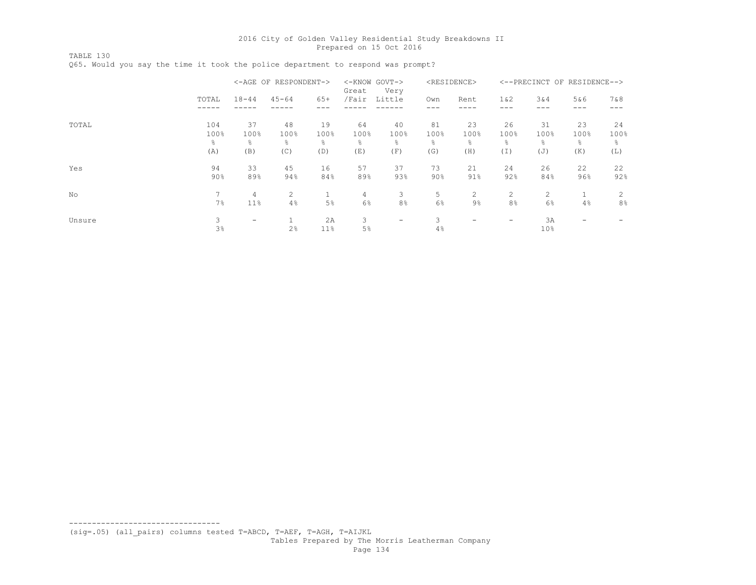2016 City of Golden Valley Residential Study Breakdowns II
Prepared on 15 Oct 2016

TABLE 130
Q65. Would you say the time it took the police department to respond was prompt?

| | TOTAL | <-AGE OF RESPONDENT-> | | | <-KNOW GOVT-> | | <RESIDENCE> | | <--PRECINCT OF RESIDENCE--> | | | |
|---|---|---|---|---|---|---|---|---|---|---|---|---|
| | | 18-44 | 45-64 | 65+ | Great /Fair | Very Little | Own | Rent | 1&2 | 3&4 | 5&6 | 7&8 |
| TOTAL | 104 | 37 | 48 | 19 | 64 | 40 | 81 | 23 | 26 | 31 | 23 | 24 |
| | 100% | 100% | 100% | 100% | 100% | 100% | 100% | 100% | 100% | 100% | 100% | 100% |
| | % | % | % | % | % | % | % | % | % | % | % | % |
| | (A) | (B) | (C) | (D) | (E) | (F) | (G) | (H) | (I) | (J) | (K) | (L) |
| Yes | 94 | 33 | 45 | 16 | 57 | 37 | 73 | 21 | 24 | 26 | 22 | 22 |
| | 90% | 89% | 94% | 84% | 89% | 93% | 90% | 91% | 92% | 84% | 96% | 92% |
| No | 7 | 4 | 2 | 1 | 4 | 3 | 5 | 2 | 2 | 2 | 1 | 2 |
| | 7% | 11% | 4% | 5% | 6% | 8% | 6% | 9% | 8% | 6% | 4% | 8% |
| Unsure | 3 | - | 1 | 2A | 3 | - | 3 | - | - | 3A | - | - |
| | 3% | | 2% | 11% | 5% | | 4% | | | 10% | | |

---------------------------------
(sig=.05) (all_pairs) columns tested T=ABCD, T=AEF, T=AGH, T=AIJKL
Tables Prepared by The Morris Leatherman Company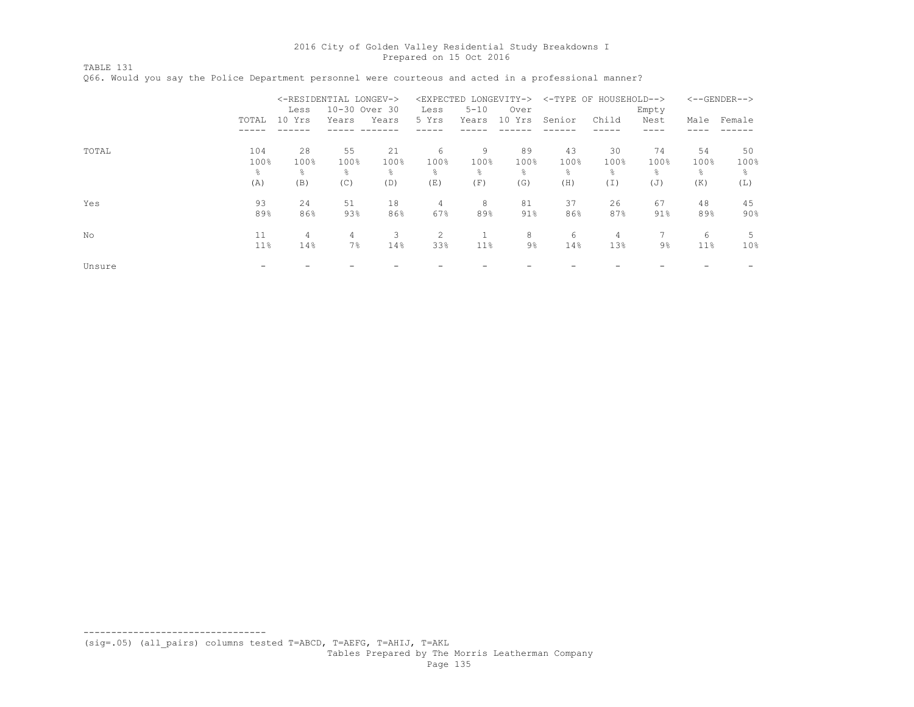2016 City of Golden Valley Residential Study Breakdowns I
Prepared on 15 Oct 2016

TABLE 131
Q66. Would you say the Police Department personnel were courteous and acted in a professional manner?

| | | <-RESIDENTIAL LONGEV-> | | | <EXPECTED LONGEVITY-> | | | <-TYPE OF HOUSEHOLD--> | | | <--GENDER--> | |
|---|---|---|---|---|---|---|---|---|---|---|---|---|
| | TOTAL | Less 10 Yrs | 10-30 Years | Over 30 Years | Less 5 Yrs | 5-10 Years | Over 10 Yrs | Senior | Child | Empty Nest | Male | Female |
| TOTAL | 104 | 28 | 55 | 21 | 6 | 9 | 89 | 43 | 30 | 74 | 54 | 50 |
| | 100% | 100% | 100% | 100% | 100% | 100% | 100% | 100% | 100% | 100% | 100% | 100% |
| | % | % | % | % | % | % | % | % | % | % | % | % |
| | (A) | (B) | (C) | (D) | (E) | (F) | (G) | (H) | (I) | (J) | (K) | (L) |
| Yes | 93 | 24 | 51 | 18 | 4 | 8 | 81 | 37 | 26 | 67 | 48 | 45 |
| | 89% | 86% | 93% | 86% | 67% | 89% | 91% | 86% | 87% | 91% | 89% | 90% |
| No | 11 | 4 | 4 | 3 | 2 | 1 | 8 | 6 | 4 | 7 | 6 | 5 |
| | 11% | 14% | 7% | 14% | 33% | 11% | 9% | 14% | 13% | 9% | 11% | 10% |
| Unsure | - | - | - | - | - | - | - | - | - | - | - | - |

---------------------------------
(sig=.05) (all_pairs) columns tested T=ABCD, T=AEFG, T=AHIJ, T=AKL

Tables Prepared by The Morris Leatherman Company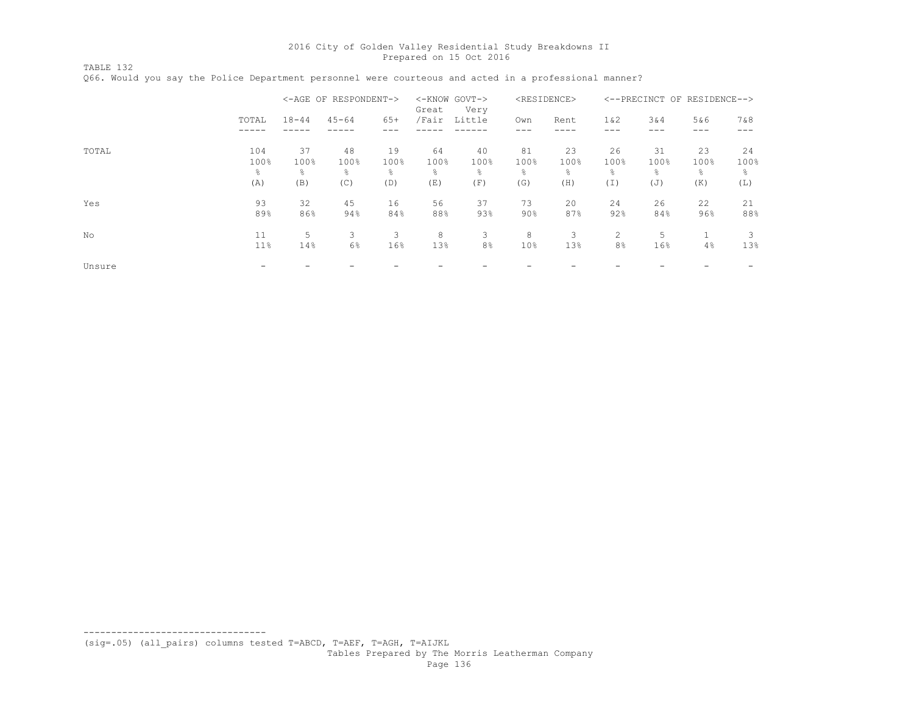2016 City of Golden Valley Residential Study Breakdowns II
Prepared on 15 Oct 2016

TABLE 132
Q66. Would you say the Police Department personnel were courteous and acted in a professional manner?

| | | <-AGE OF RESPONDENT-> | | | <-KNOW GOVT-> | | <RESIDENCE> | | <--PRECINCT OF RESIDENCE--> | | | |
|---|---|---|---|---|---|---|---|---|---|---|---|---|
| | TOTAL | 18-44 | 45-64 | 65+ | Great /Fair | Very Little | Own | Rent | 1&2 | 3&4 | 5&6 | 7&8 |
| TOTAL | 104 | 37 | 48 | 19 | 64 | 40 | 81 | 23 | 26 | 31 | 23 | 24 |
| | 100% | 100% | 100% | 100% | 100% | 100% | 100% | 100% | 100% | 100% | 100% | 100% |
| | % | % | % | % | % | % | % | % | % | % | % | % |
| | (A) | (B) | (C) | (D) | (E) | (F) | (G) | (H) | (I) | (J) | (K) | (L) |
| Yes | 93 | 32 | 45 | 16 | 56 | 37 | 73 | 20 | 24 | 26 | 22 | 21 |
| | 89% | 86% | 94% | 84% | 88% | 93% | 90% | 87% | 92% | 84% | 96% | 88% |
| No | 11 | 5 | 3 | 3 | 8 | 3 | 8 | 3 | 2 | 5 | 1 | 3 |
| | 11% | 14% | 6% | 16% | 13% | 8% | 10% | 13% | 8% | 16% | 4% | 13% |
| Unsure | - | - | - | - | - | - | - | - | - | - | - | - |

---------------------------------
(sig=.05) (all_pairs) columns tested T=ABCD, T=AEF, T=AGH, T=AIJKL
Tables Prepared by The Morris Leatherman Company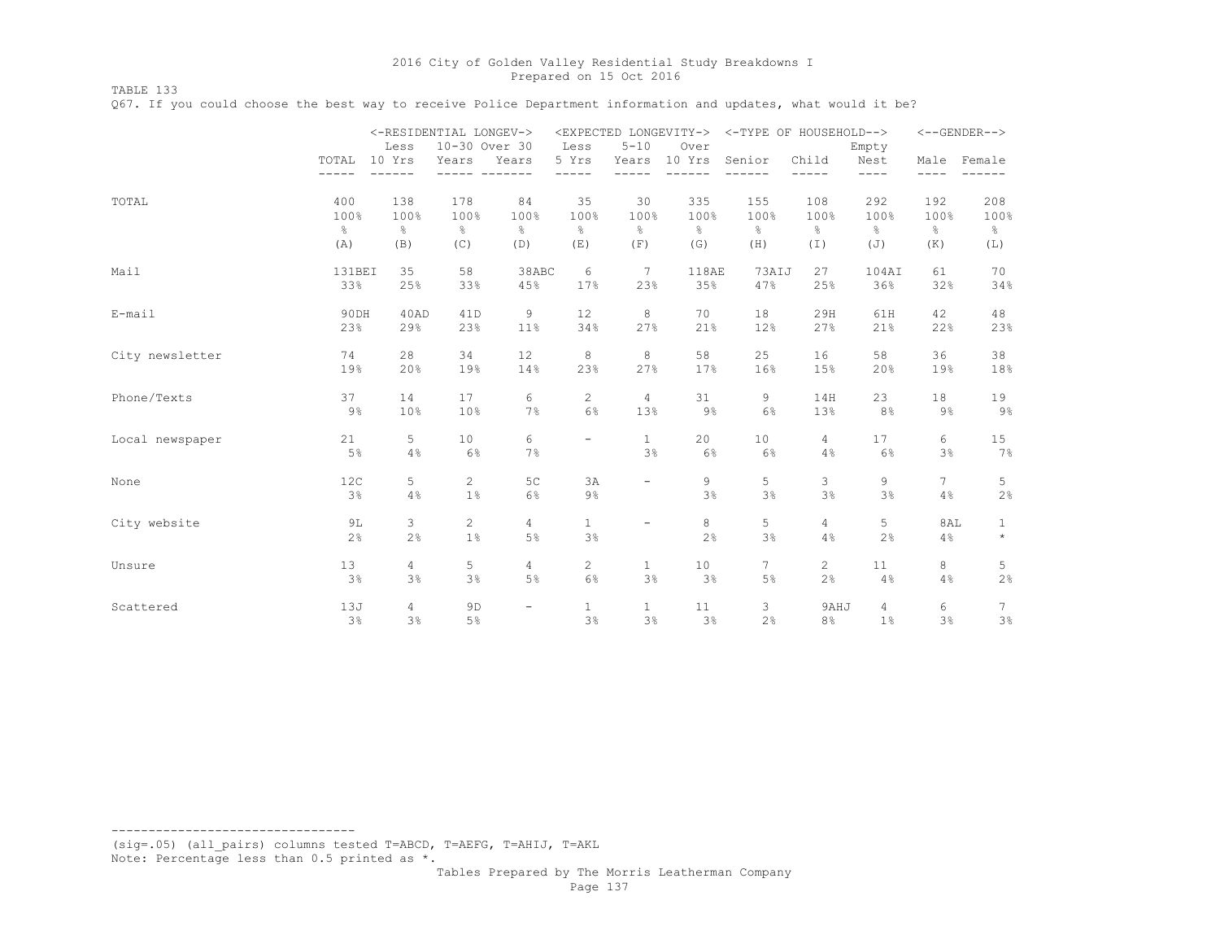2016 City of Golden Valley Residential Study Breakdowns I
Prepared on 15 Oct 2016

TABLE 133
Q67. If you could choose the best way to receive Police Department information and updates, what would it be?

| | | <-RESIDENTIAL LONGEV-> | | | <EXPECTED LONGEVITY-> | | | <-TYPE OF HOUSEHOLD--> | | | <--GENDER--> | |
|---|---|---|---|---|---|---|---|---|---|---|---|---|
| | TOTAL | Less 10 Yrs | 10-30 Years | Over 30 Years | Less 5 Yrs | 5-10 Years | Over 10 Yrs | Senior | Child | Empty Nest | Male | Female |
| TOTAL | 400<br>100%<br>%<br>(A) | 138<br>100%<br>%<br>(B) | 178<br>100%<br>%<br>(C) | 84<br>100%<br>%<br>(D) | 35<br>100%<br>%<br>(E) | 30<br>100%<br>%<br>(F) | 335<br>100%<br>%<br>(G) | 155<br>100%<br>%<br>(H) | 108<br>100%<br>%<br>(I) | 292<br>100%<br>%<br>(J) | 192<br>100%<br>%<br>(K) | 208<br>100%<br>%<br>(L) |
| Mail | 131BEI<br>33% | 35<br>25% | 58<br>33% | 38ABC<br>45% | 6<br>17% | 7<br>23% | 118AE<br>35% | 73AIJ<br>47% | 27<br>25% | 104AI<br>36% | 61<br>32% | 70<br>34% |
| E-mail | 90DH<br>23% | 40AD<br>29% | 41D<br>23% | 9<br>11% | 12<br>34% | 8<br>27% | 70<br>21% | 18<br>12% | 29H<br>27% | 61H<br>21% | 42<br>22% | 48<br>23% |
| City newsletter | 74<br>19% | 28<br>20% | 34<br>19% | 12<br>14% | 8<br>23% | 8<br>27% | 58<br>17% | 25<br>16% | 16<br>15% | 58<br>20% | 36<br>19% | 38<br>18% |
| Phone/Texts | 37<br>9% | 14<br>10% | 17<br>10% | 6<br>7% | 2<br>6% | 4<br>13% | 31<br>9% | 9<br>6% | 14H<br>13% | 23<br>8% | 18<br>9% | 19<br>9% |
| Local newspaper | 21<br>5% | 5<br>4% | 10<br>6% | 6<br>7% | - | 1<br>3% | 20<br>6% | 10<br>6% | 4<br>4% | 17<br>6% | 6<br>3% | 15<br>7% |
| None | 12C<br>3% | 5<br>4% | 2<br>1% | 5C<br>6% | 3A<br>9% | - | 9<br>3% | 5<br>3% | 3<br>3% | 9<br>3% | 7<br>4% | 5<br>2% |
| City website | 9L<br>2% | 3<br>2% | 2<br>1% | 4<br>5% | 1<br>3% | - | 8<br>2% | 5<br>3% | 4<br>4% | 5<br>2% | 8AL<br>4% | 1<br>* |
| Unsure | 13<br>3% | 4<br>3% | 5<br>3% | 4<br>5% | 2<br>6% | 1<br>3% | 10<br>3% | 7<br>5% | 2<br>2% | 11<br>4% | 8<br>4% | 5<br>2% |
| Scattered | 13J<br>3% | 4<br>3% | 9D<br>5% | - | 1<br>3% | 1<br>3% | 11<br>3% | 3<br>2% | 9AHJ<br>8% | 4<br>1% | 6<br>3% | 7<br>3% |

---------------------------------
(sig=.05) (all_pairs) columns tested T=ABCD, T=AEFG, T=AHIJ, T=AKL
Note: Percentage less than 0.5 printed as *.

Tables Prepared by The Morris Leatherman Company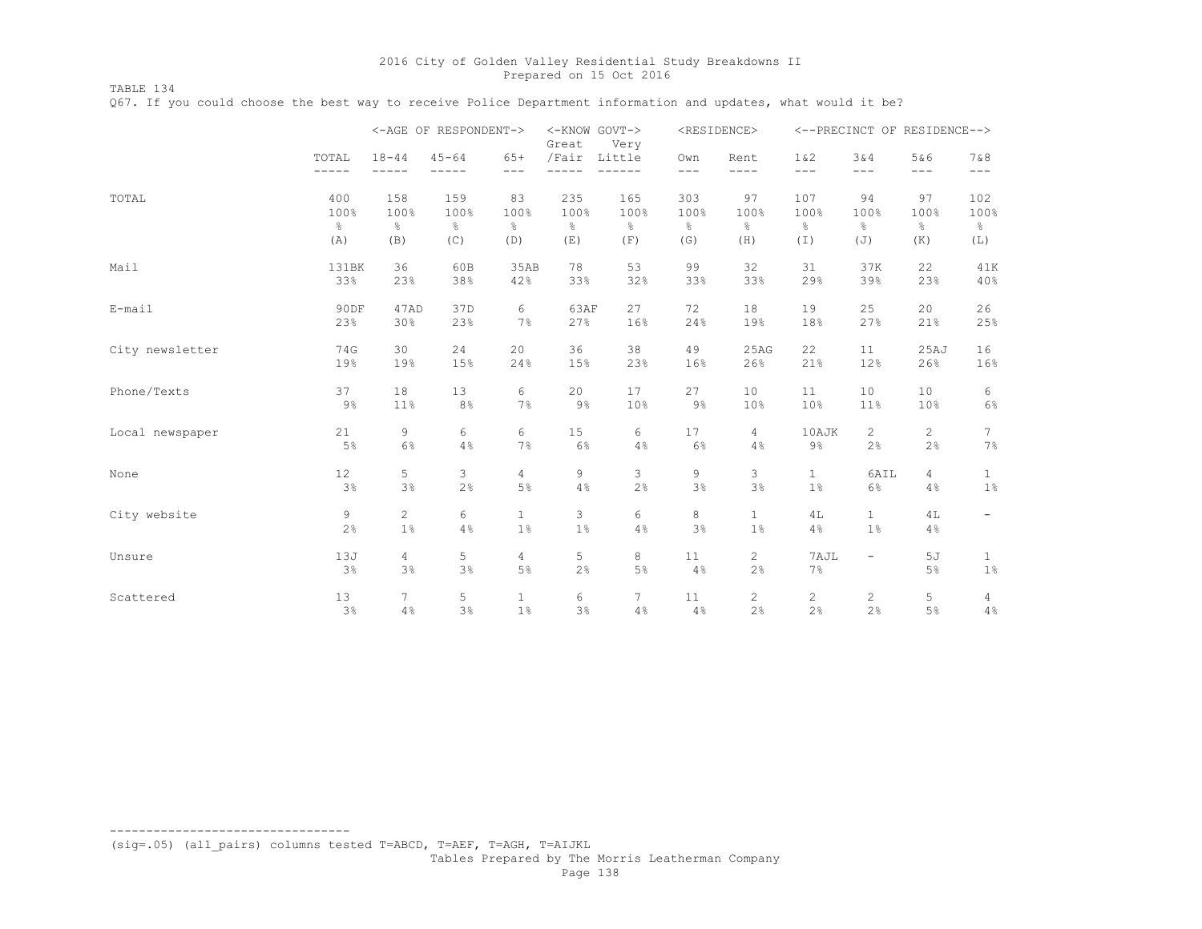2016 City of Golden Valley Residential Study Breakdowns II
Prepared on 15 Oct 2016

TABLE 134
Q67. If you could choose the best way to receive Police Department information and updates, what would it be?

| | | <-AGE OF RESPONDENT-> | | | <-KNOW GOVT-> | | <RESIDENCE> | | <--PRECINCT OF RESIDENCE--> | | | |
|---|---|---|---|---|---|---|---|---|---|---|---|---|
| | TOTAL | 18-44 | 45-64 | 65+ | Great /Fair | Very Little | Own | Rent | 1&2 | 3&4 | 5&6 | 7&8 |
| TOTAL | 400<br>100%<br>%<br>(A) | 158<br>100%<br>%<br>(B) | 159<br>100%<br>%<br>(C) | 83<br>100%<br>%<br>(D) | 235<br>100%<br>%<br>(E) | 165<br>100%<br>%<br>(F) | 303<br>100%<br>%<br>(G) | 97<br>100%<br>%<br>(H) | 107<br>100%<br>%<br>(I) | 94<br>100%<br>%<br>(J) | 97<br>100%<br>%<br>(K) | 102<br>100%<br>%<br>(L) |
| Mail | 131BK<br>33% | 36<br>23% | 60B<br>38% | 35AB<br>42% | 78<br>33% | 53<br>32% | 99<br>33% | 32<br>33% | 31<br>29% | 37K<br>39% | 22<br>23% | 41K<br>40% |
| E-mail | 90DF<br>23% | 47AD<br>30% | 37D<br>23% | 6<br>7% | 63AF<br>27% | 27<br>16% | 72<br>24% | 18<br>19% | 19<br>18% | 25<br>27% | 20<br>21% | 26<br>25% |
| City newsletter | 74G<br>19% | 30<br>19% | 24<br>15% | 20<br>24% | 36<br>15% | 38<br>23% | 49<br>16% | 25AG<br>26% | 22<br>21% | 11<br>12% | 25AJ<br>26% | 16<br>16% |
| Phone/Texts | 37<br>9% | 18<br>11% | 13<br>8% | 6<br>7% | 20<br>9% | 17<br>10% | 27<br>9% | 10<br>10% | 11<br>10% | 10<br>11% | 10<br>10% | 6<br>6% |
| Local newspaper | 21<br>5% | 9<br>6% | 6<br>4% | 6<br>7% | 15<br>6% | 6<br>4% | 17<br>6% | 4<br>4% | 10AJK<br>9% | 2<br>2% | 2<br>2% | 7<br>7% |
| None | 12<br>3% | 5<br>3% | 3<br>2% | 4<br>5% | 9<br>4% | 3<br>2% | 9<br>3% | 3<br>3% | 1<br>1% | 6AIL<br>6% | 4<br>4% | 1<br>1% |
| City website | 9<br>2% | 2<br>1% | 6<br>4% | 1<br>1% | 3<br>1% | 6<br>4% | 8<br>3% | 1<br>1% | 4L<br>4% | 1<br>1% | 4L<br>4% | - |
| Unsure | 13J<br>3% | 4<br>3% | 5<br>3% | 4<br>5% | 5<br>2% | 8<br>5% | 11<br>4% | 2<br>2% | 7AJL<br>7% | - | 5J<br>5% | 1<br>1% |
| Scattered | 13<br>3% | 7<br>4% | 5<br>3% | 1<br>1% | 6<br>3% | 7<br>4% | 11<br>4% | 2<br>2% | 2<br>2% | 2<br>2% | 5<br>5% | 4<br>4% |

---------------------------------
(sig=.05) (all_pairs) columns tested T=ABCD, T=AEF, T=AGH, T=AIJKL
Tables Prepared by The Morris Leatherman Company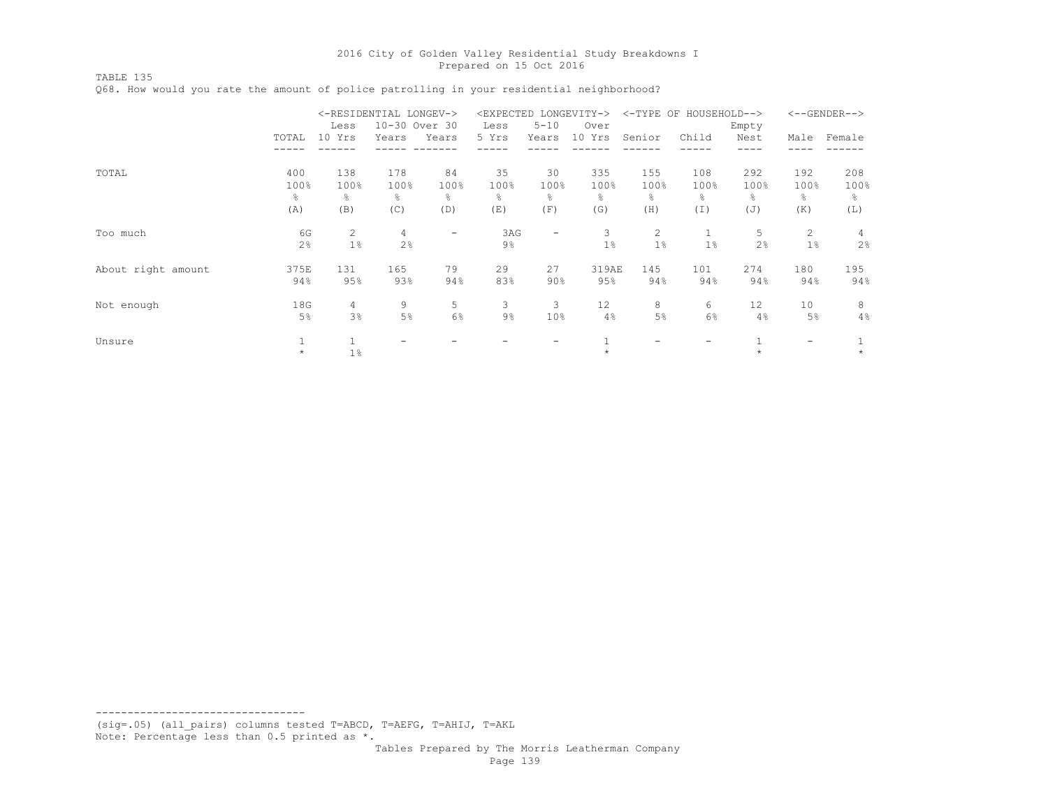2016 City of Golden Valley Residential Study Breakdowns I
Prepared on 15 Oct 2016

TABLE 135
Q68. How would you rate the amount of police patrolling in your residential neighborhood?

| | | <-RESIDENTIAL LONGEV-> | | | <EXPECTED LONGEVITY-> | | | <-TYPE OF HOUSEHOLD--> | | | <--GENDER--> | |
|---|---|---|---|---|---|---|---|---|---|---|---|---|
| | TOTAL | Less 10 Yrs | 10-30 Years | Over 30 Years | Less 5 Yrs | 5-10 Years | Over 10 Yrs | Senior | Child | Empty Nest | Male | Female |
| TOTAL | 400 | 138 | 178 | 84 | 35 | 30 | 335 | 155 | 108 | 292 | 192 | 208 |
| | 100% | 100% | 100% | 100% | 100% | 100% | 100% | 100% | 100% | 100% | 100% | 100% |
| | % | % | % | % | % | % | % | % | % | % | % | % |
| | (A) | (B) | (C) | (D) | (E) | (F) | (G) | (H) | (I) | (J) | (K) | (L) |
| Too much | 6G | 2 | 4 | - | 3AG | - | 3 | 2 | 1 | 5 | 2 | 4 |
| | 2% | 1% | 2% | | 9% | | 1% | 1% | 1% | 2% | 1% | 2% |
| About right amount | 375E | 131 | 165 | 79 | 29 | 27 | 319AE | 145 | 101 | 274 | 180 | 195 |
| | 94% | 95% | 93% | 94% | 83% | 90% | 95% | 94% | 94% | 94% | 94% | 94% |
| Not enough | 18G | 4 | 9 | 5 | 3 | 3 | 12 | 8 | 6 | 12 | 10 | 8 |
| | 5% | 3% | 5% | 6% | 9% | 10% | 4% | 5% | 6% | 4% | 5% | 4% |
| Unsure | 1 | 1 | - | - | - | - | 1 | - | - | 1 | - | 1 |
| | * | 1% | | | | | * | | | * | | * |

---------------------------------
(sig=.05) (all_pairs) columns tested T=ABCD, T=AEFG, T=AHIJ, T=AKL
Note: Percentage less than 0.5 printed as *.

Tables Prepared by The Morris Leatherman Company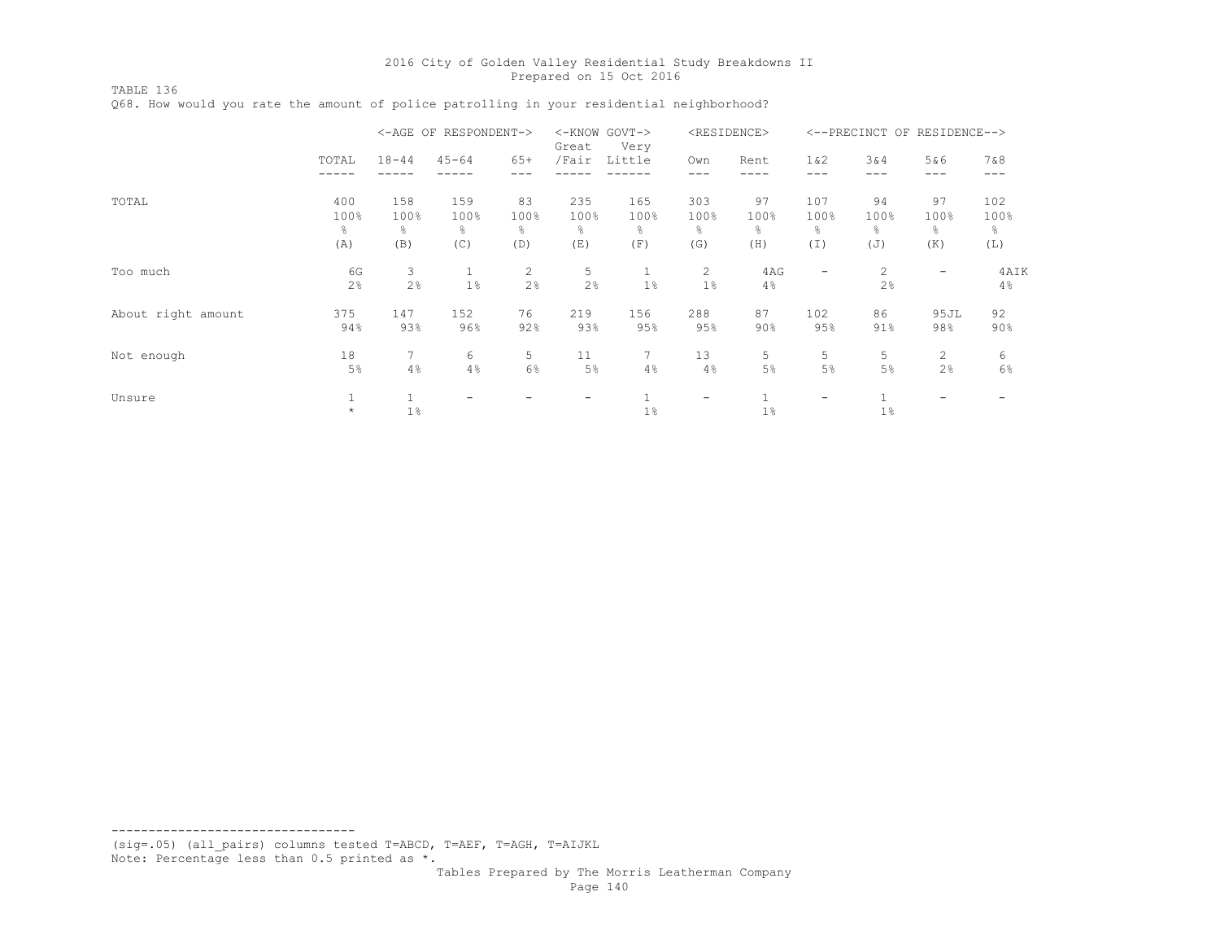2016 City of Golden Valley Residential Study Breakdowns II
Prepared on 15 Oct 2016

TABLE 136
Q68. How would you rate the amount of police patrolling in your residential neighborhood?

| | | <-AGE OF RESPONDENT-> | | | <-KNOW GOVT-> | | <RESIDENCE> | | <--PRECINCT OF RESIDENCE--> | | | |
|---|---|---|---|---|---|---|---|---|---|---|---|---|
| | TOTAL | 18-44 | 45-64 | 65+ | Great /Fair | Very Little | Own | Rent | 1&2 | 3&4 | 5&6 | 7&8 |
| TOTAL | 400<br>100%<br>%<br>(A) | 158<br>100%<br>%<br>(B) | 159<br>100%<br>%<br>(C) | 83<br>100%<br>%<br>(D) | 235<br>100%<br>%<br>(E) | 165<br>100%<br>%<br>(F) | 303<br>100%<br>%<br>(G) | 97<br>100%<br>%<br>(H) | 107<br>100%<br>%<br>(I) | 94<br>100%<br>%<br>(J) | 97<br>100%<br>%<br>(K) | 102<br>100%<br>%<br>(L) |
| Too much | 6G<br>2% | 3<br>2% | 1<br>1% | 2<br>2% | 5<br>2% | 1<br>1% | 2<br>1% | 4AG<br>4% | - | 2<br>2% | - | 4AIK<br>4% |
| About right amount | 375<br>94% | 147<br>93% | 152<br>96% | 76<br>92% | 219<br>93% | 156<br>95% | 288<br>95% | 87<br>90% | 102<br>95% | 86<br>91% | 95JL<br>98% | 92<br>90% |
| Not enough | 18<br>5% | 7<br>4% | 6<br>4% | 5<br>6% | 11<br>5% | 7<br>4% | 13<br>4% | 5<br>5% | 5<br>5% | 5<br>5% | 2<br>2% | 6<br>6% |
| Unsure | 1<br>* | 1<br>1% | - | - | - | 1<br>1% | - | 1<br>1% | - | 1<br>1% | - | - |

---------------------------------
(sig=.05) (all_pairs) columns tested T=ABCD, T=AEF, T=AGH, T=AIJKL
Note: Percentage less than 0.5 printed as *.

Tables Prepared by The Morris Leatherman Company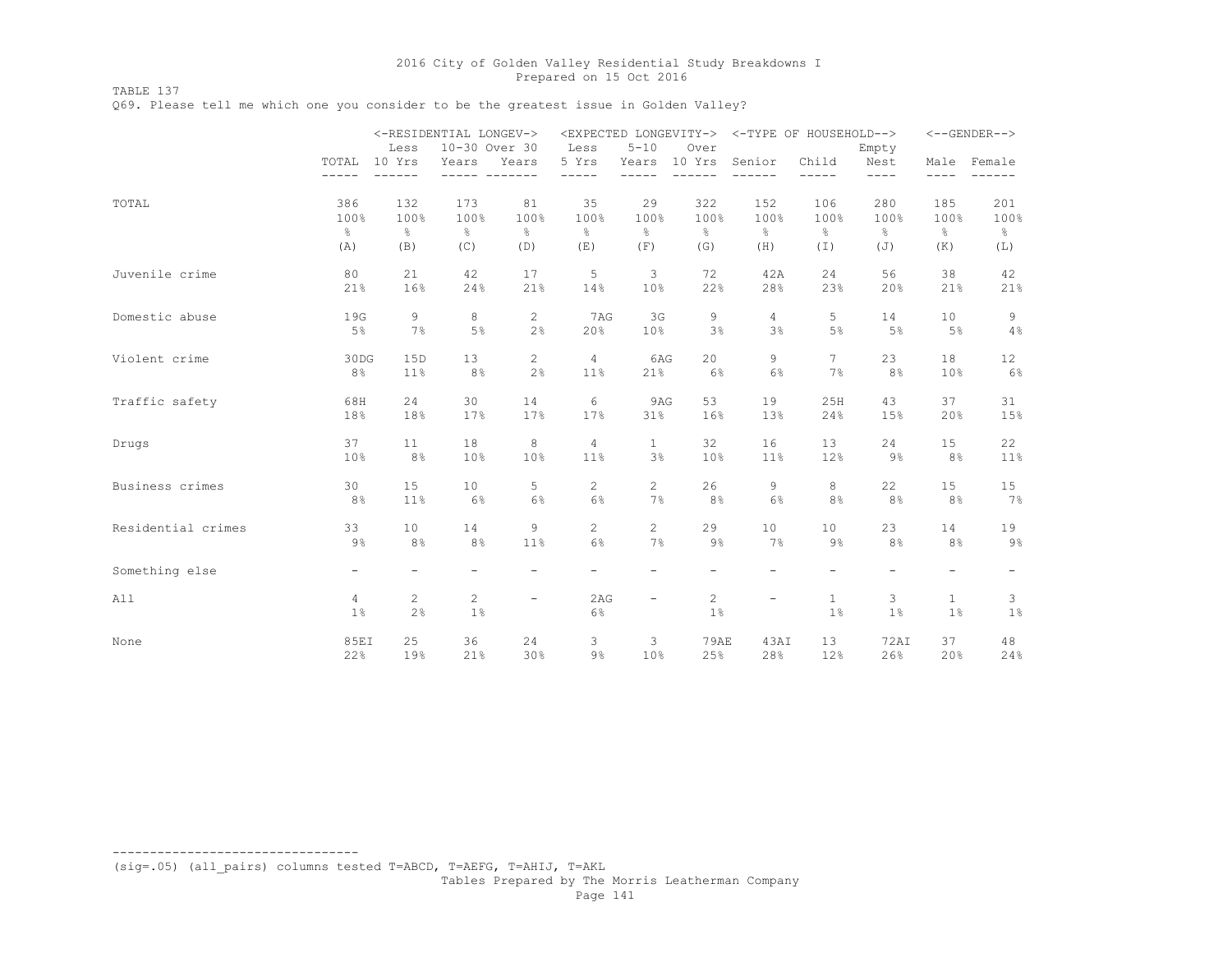2016 City of Golden Valley Residential Study Breakdowns I
Prepared on 15 Oct 2016

TABLE 137
Q69. Please tell me which one you consider to be the greatest issue in Golden Valley?

| | | <-RESIDENTIAL LONGEV-> | | | <EXPECTED LONGEVITY-> | | | <-TYPE OF HOUSEHOLD--> | | | <--GENDER--> | |
|---|---|---|---|---|---|---|---|---|---|---|---|---|
| | TOTAL | Less 10 Yrs | 10-30 Years | Over 30 Years | Less 5 Yrs | 5-10 Years | Over 10 Yrs | Senior | Child | Empty Nest | Male | Female |
| TOTAL | 386 | 132 | 173 | 81 | 35 | 29 | 322 | 152 | 106 | 280 | 185 | 201 |
| | 100% | 100% | 100% | 100% | 100% | 100% | 100% | 100% | 100% | 100% | 100% | 100% |
| | % | % | % | % | % | % | % | % | % | % | % | % |
| | (A) | (B) | (C) | (D) | (E) | (F) | (G) | (H) | (I) | (J) | (K) | (L) |
| Juvenile crime | 80 | 21 | 42 | 17 | 5 | 3 | 72 | 42A | 24 | 56 | 38 | 42 |
| | 21% | 16% | 24% | 21% | 14% | 10% | 22% | 28% | 23% | 20% | 21% | 21% |
| Domestic abuse | 19G | 9 | 8 | 2 | 7AG | 3G | 9 | 4 | 5 | 14 | 10 | 9 |
| | 5% | 7% | 5% | 2% | 20% | 10% | 3% | 3% | 5% | 5% | 5% | 4% |
| Violent crime | 30DG | 15D | 13 | 2 | 4 | 6AG | 20 | 9 | 7 | 23 | 18 | 12 |
| | 8% | 11% | 8% | 2% | 11% | 21% | 6% | 6% | 7% | 8% | 10% | 6% |
| Traffic safety | 68H | 24 | 30 | 14 | 6 | 9AG | 53 | 19 | 25H | 43 | 37 | 31 |
| | 18% | 18% | 17% | 17% | 17% | 31% | 16% | 13% | 24% | 15% | 20% | 15% |
| Drugs | 37 | 11 | 18 | 8 | 4 | 1 | 32 | 16 | 13 | 24 | 15 | 22 |
| | 10% | 8% | 10% | 10% | 11% | 3% | 10% | 11% | 12% | 9% | 8% | 11% |
| Business crimes | 30 | 15 | 10 | 5 | 2 | 2 | 26 | 9 | 8 | 22 | 15 | 15 |
| | 8% | 11% | 6% | 6% | 6% | 7% | 8% | 6% | 8% | 8% | 8% | 7% |
| Residential crimes | 33 | 10 | 14 | 9 | 2 | 2 | 29 | 10 | 10 | 23 | 14 | 19 |
| | 9% | 8% | 8% | 11% | 6% | 7% | 9% | 7% | 9% | 8% | 8% | 9% |
| Something else | - | - | - | - | - | - | - | - | - | - | - | - |
| All | 4 | 2 | 2 | - | 2AG | - | 2 | - | 1 | 3 | 1 | 3 |
| | 1% | 2% | 1% | | 6% | | 1% | | 1% | 1% | 1% | 1% |
| None | 85EI | 25 | 36 | 24 | 3 | 3 | 79AE | 43AI | 13 | 72AI | 37 | 48 |
| | 22% | 19% | 21% | 30% | 9% | 10% | 25% | 28% | 12% | 26% | 20% | 24% |

---------------------------------
(sig=.05) (all_pairs) columns tested T=ABCD, T=AEFG, T=AHIJ, T=AKL
Tables Prepared by The Morris Leatherman Company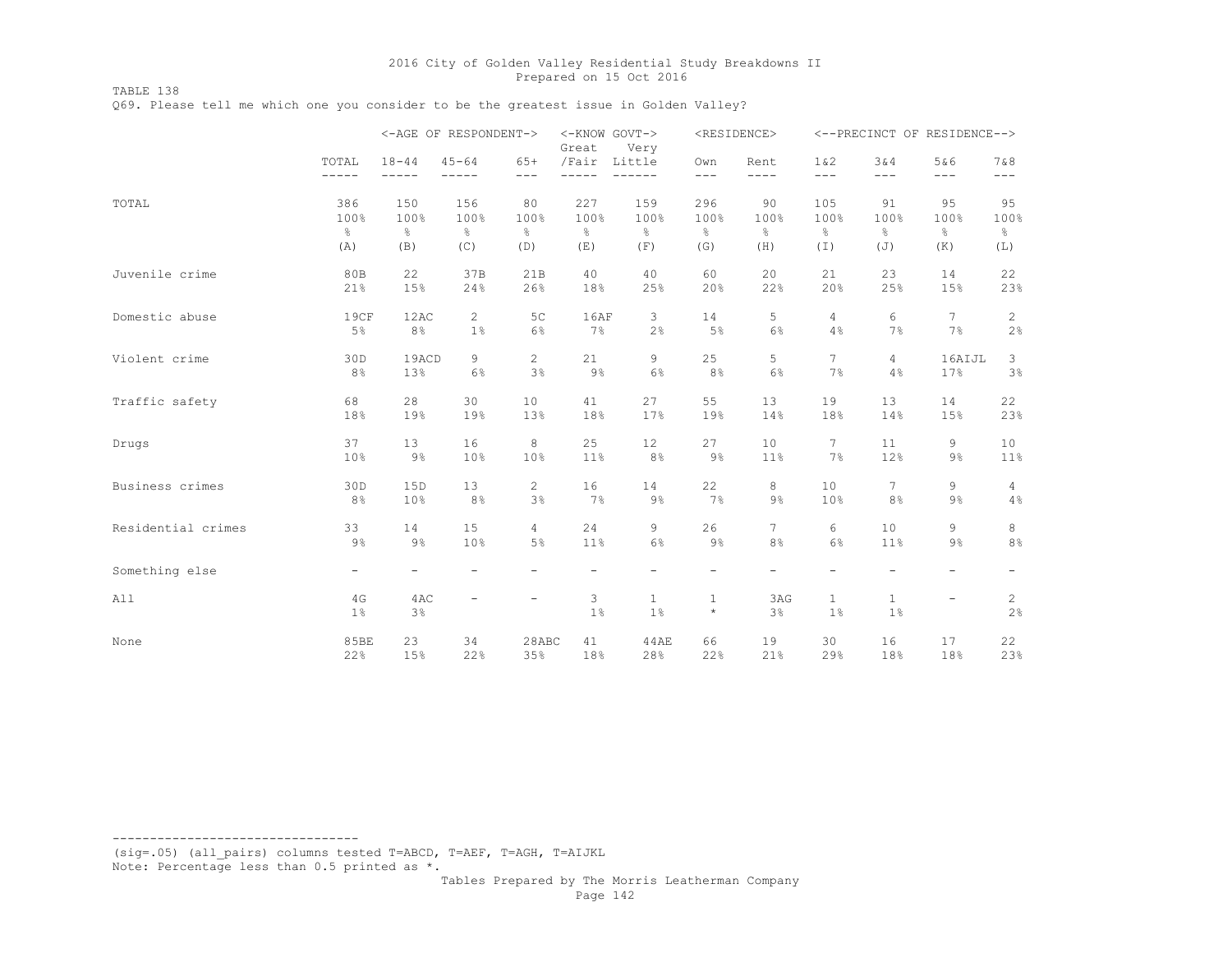2016 City of Golden Valley Residential Study Breakdowns II
Prepared on 15 Oct 2016

TABLE 138
Q69. Please tell me which one you consider to be the greatest issue in Golden Valley?

| | | <-AGE OF RESPONDENT-> | | | <-KNOW GOVT-> | | <RESIDENCE> | | <--PRECINCT OF RESIDENCE--> | | | |
|---|---|---|---|---|---|---|---|---|---|---|---|---|
| | TOTAL | 18-44 | 45-64 | 65+ | Great /Fair | Very Little | Own | Rent | 1&2 | 3&4 | 5&6 | 7&8 |
| TOTAL | 386<br>100%<br>%<br>(A) | 150<br>100%<br>%<br>(B) | 156<br>100%<br>%<br>(C) | 80<br>100%<br>%<br>(D) | 227<br>100%<br>%<br>(E) | 159<br>100%<br>%<br>(F) | 296<br>100%<br>%<br>(G) | 90<br>100%<br>%<br>(H) | 105<br>100%<br>%<br>(I) | 91<br>100%<br>%<br>(J) | 95<br>100%<br>%<br>(K) | 95<br>100%<br>%<br>(L) |
| Juvenile crime | 80B<br>21% | 22<br>15% | 37B<br>24% | 21B<br>26% | 40<br>18% | 40<br>25% | 60<br>20% | 20<br>22% | 21<br>20% | 23<br>25% | 14<br>15% | 22<br>23% |
| Domestic abuse | 19CF<br>5% | 12AC<br>8% | 2<br>1% | 5C<br>6% | 16AF<br>7% | 3<br>2% | 14<br>5% | 5<br>6% | 4<br>4% | 6<br>7% | 7<br>7% | 2<br>2% |
| Violent crime | 30D<br>8% | 19ACD<br>13% | 9<br>6% | 2<br>3% | 21<br>9% | 9<br>6% | 25<br>8% | 5<br>6% | 7<br>7% | 4<br>4% | 16AIJL<br>17% | 3<br>3% |
| Traffic safety | 68<br>18% | 28<br>19% | 30<br>19% | 10<br>13% | 41<br>18% | 27<br>17% | 55<br>19% | 13<br>14% | 19<br>18% | 13<br>14% | 14<br>15% | 22<br>23% |
| Drugs | 37<br>10% | 13<br>9% | 16<br>10% | 8<br>10% | 25<br>11% | 12<br>8% | 27<br>9% | 10<br>11% | 7<br>7% | 11<br>12% | 9<br>9% | 10<br>11% |
| Business crimes | 30D<br>8% | 15D<br>10% | 13<br>8% | 2<br>3% | 16<br>7% | 14<br>9% | 22<br>7% | 8<br>9% | 10<br>10% | 7<br>8% | 9<br>9% | 4<br>4% |
| Residential crimes | 33<br>9% | 14<br>9% | 15<br>10% | 4<br>5% | 24<br>11% | 9<br>6% | 26<br>9% | 7<br>8% | 6<br>6% | 10<br>11% | 9<br>9% | 8<br>8% |
| Something else | - | - | - | - | - | - | - | - | - | - | - | - |
| All | 4G<br>1% | 4AC<br>3% | - | - | 3<br>1% | 1<br>1% | 1<br>* | 3AG<br>3% | 1<br>1% | 1<br>1% | - | 2<br>2% |
| None | 85BE<br>22% | 23<br>15% | 34<br>22% | 28ABC<br>35% | 41<br>18% | 44AE<br>28% | 66<br>22% | 19<br>21% | 30<br>29% | 16<br>18% | 17<br>18% | 22<br>23% |

---------------------------------
(sig=.05) (all_pairs) columns tested T=ABCD, T=AEF, T=AGH, T=AIJKL
Note: Percentage less than 0.5 printed as *.

Tables Prepared by The Morris Leatherman Company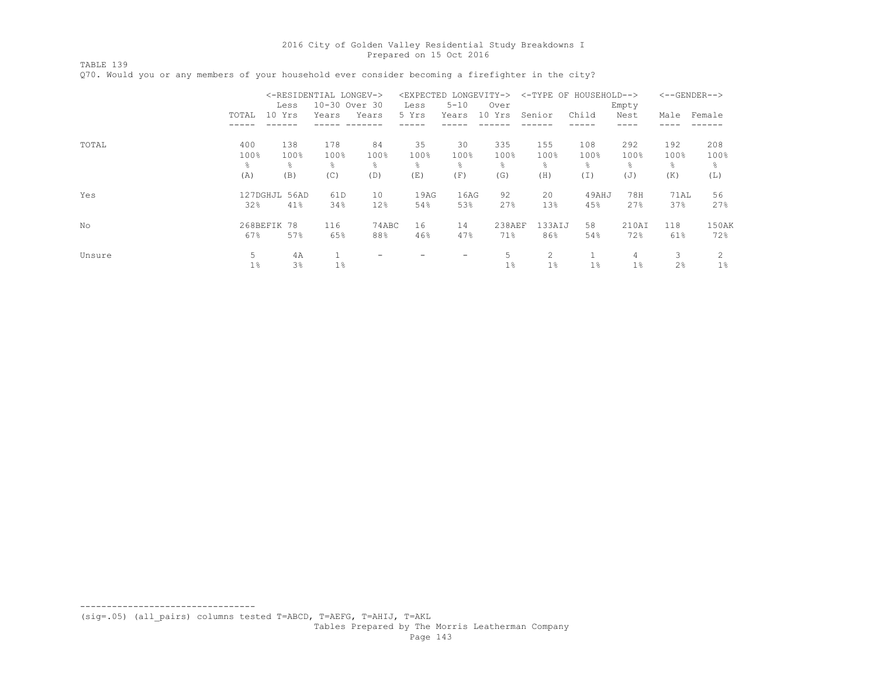2016 City of Golden Valley Residential Study Breakdowns I
Prepared on 15 Oct 2016

TABLE 139
Q70. Would you or any members of your household ever consider becoming a firefighter in the city?

| | | <-RESIDENTIAL LONGEV-> | | | <EXPECTED LONGEVITY-> | | | <-TYPE OF HOUSEHOLD--> | | | <--GENDER--> | |
|---|---|---|---|---|---|---|---|---|---|---|---|---|
| | TOTAL | Less 10 Yrs | 10-30 Years | Over 30 Years | Less 5 Yrs | 5-10 Years | Over 10 Yrs | Senior | Child | Empty Nest | Male | Female |
| TOTAL | 400<br>100%<br>%<br>(A) | 138<br>100%<br>%<br>(B) | 178<br>100%<br>%<br>(C) | 84<br>100%<br>%<br>(D) | 35<br>100%<br>%<br>(E) | 30<br>100%<br>%<br>(F) | 335<br>100%<br>%<br>(G) | 155<br>100%<br>%<br>(H) | 108<br>100%<br>%<br>(I) | 292<br>100%<br>%<br>(J) | 192<br>100%<br>%<br>(K) | 208<br>100%<br>%<br>(L) |
| Yes | 127DGHJL<br>32% | 56AD<br>41% | 61D<br>34% | 10<br>12% | 19AG<br>54% | 16AG<br>53% | 92<br>27% | 20<br>13% | 49AHJ<br>45% | 78H<br>27% | 71AL<br>37% | 56<br>27% |
| No | 268BEFIK<br>67% | 78<br>57% | 116<br>65% | 74ABC<br>88% | 16<br>46% | 14<br>47% | 238AEF<br>71% | 133AIJ<br>86% | 58<br>54% | 210AI<br>72% | 118<br>61% | 150AK<br>72% |
| Unsure | 5<br>1% | 4A<br>3% | 1<br>1% | - | - | - | 5<br>1% | 2<br>1% | 1<br>1% | 4<br>1% | 3<br>2% | 2<br>1% |

---------------------------------
(sig=.05) (all_pairs) columns tested T=ABCD, T=AEFG, T=AHIJ, T=AKL
Tables Prepared by The Morris Leatherman Company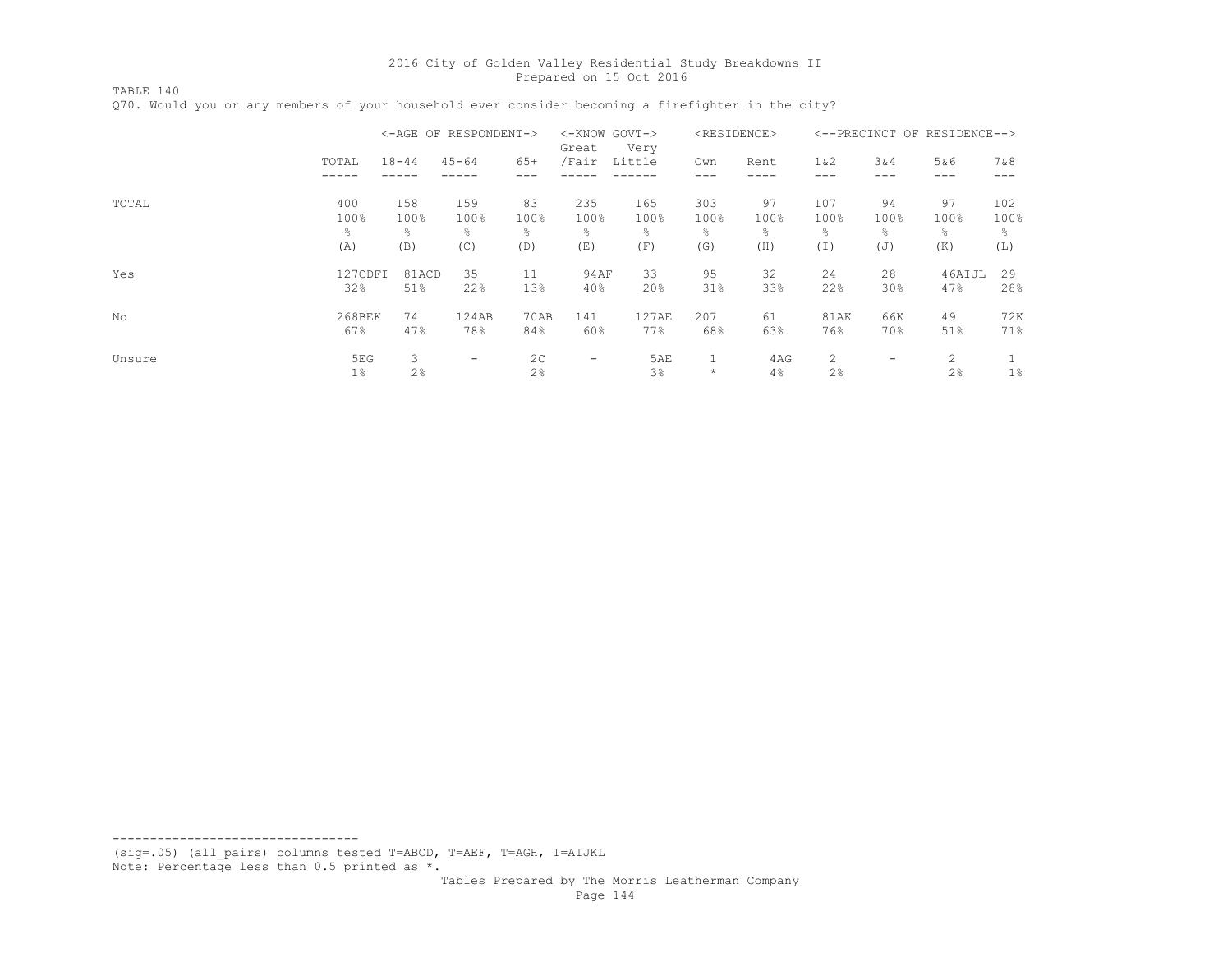TABLE 140

Q70. Would you or any members of your household ever consider becoming a firefighter in the city?

| | | <-AGE OF RESPONDENT-> | | | <-KNOW GOVT-> | | <RESIDENCE> | | <--PRECINCT OF RESIDENCE--> | | | |
|---|---|---|---|---|---|---|---|---|---|---|---|---|
| | TOTAL | 18-44 | 45-64 | 65+ | Great /Fair | Very Little | Own | Rent | 1&2 | 3&4 | 5&6 | 7&8 |
| TOTAL | 400 | 158 | 159 | 83 | 235 | 165 | 303 | 97 | 107 | 94 | 97 | 102 |
| | 100% | 100% | 100% | 100% | 100% | 100% | 100% | 100% | 100% | 100% | 100% | 100% |
| | % | % | % | % | % | % | % | % | % | % | % | % |
| | (A) | (B) | (C) | (D) | (E) | (F) | (G) | (H) | (I) | (J) | (K) | (L) |
| Yes | 127CDFI | 81ACD | 35 | 11 | 94AF | 33 | 95 | 32 | 24 | 28 | 46AIJL | 29 |
| | 32% | 51% | 22% | 13% | 40% | 20% | 31% | 33% | 22% | 30% | 47% | 28% |
| No | 268BEK | 74 | 124AB | 70AB | 141 | 127AE | 207 | 61 | 81AK | 66K | 49 | 72K |
| | 67% | 47% | 78% | 84% | 60% | 77% | 68% | 63% | 76% | 70% | 51% | 71% |
| Unsure | 5EG | 3 | - | 2C | - | 5AE | 1 | 4AG | 2 | - | 2 | 1 |
| | 1% | 2% | | 2% | | 3% | * | 4% | 2% | | 2% | 1% |

---------------------------------

(sig=.05) (all_pairs) columns tested T=ABCD, T=AEF, T=AGH, T=AIJKL

Note: Percentage less than 0.5 printed as *.

Tables Prepared by The Morris Leatherman Company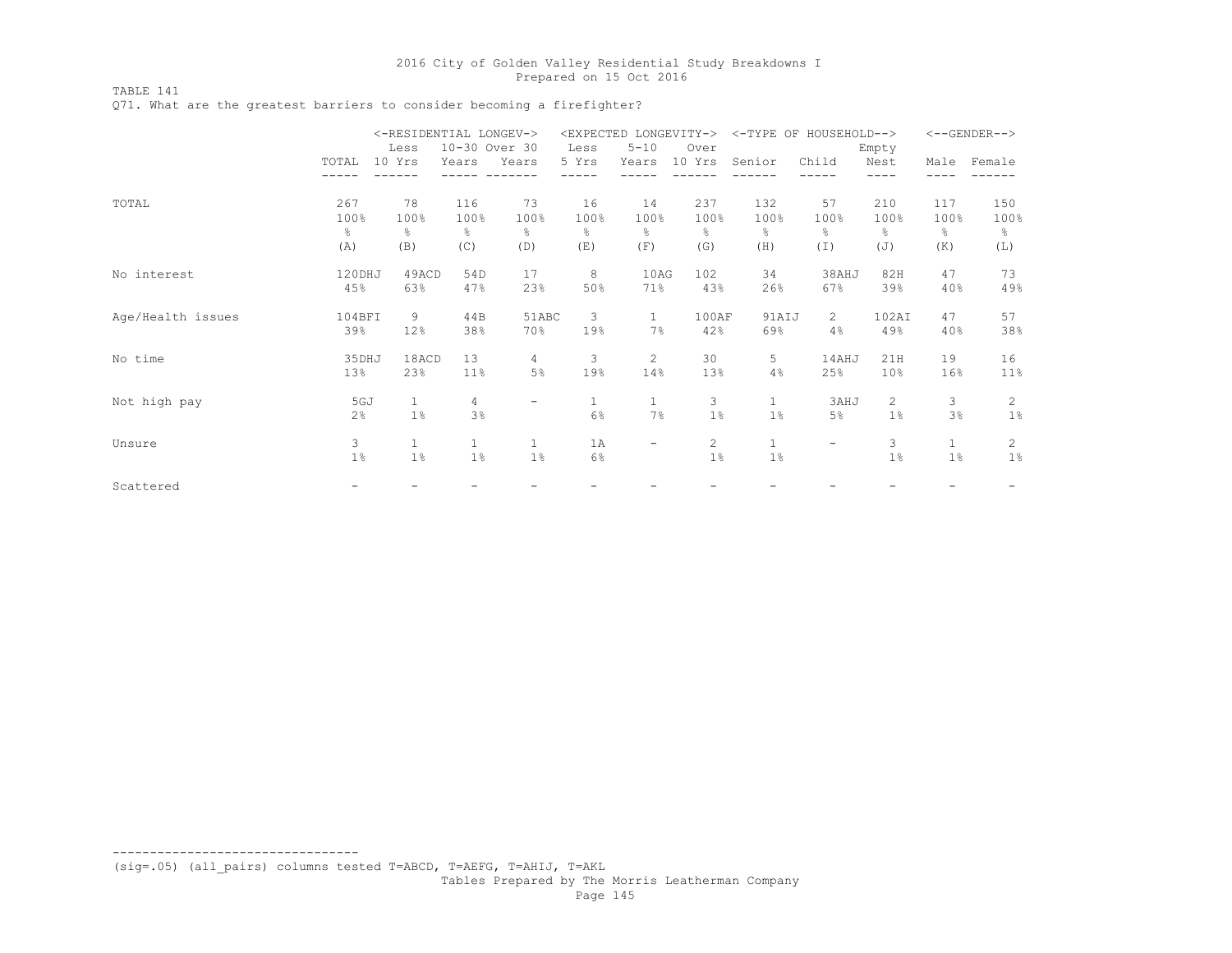2016 City of Golden Valley Residential Study Breakdowns I
Prepared on 15 Oct 2016

TABLE 141
Q71. What are the greatest barriers to consider becoming a firefighter?

| | | <-RESIDENTIAL LONGEV-> | | | <EXPECTED LONGEVITY-> | | | <-TYPE OF HOUSEHOLD--> | | | <--GENDER--> | |
|---|---|---|---|---|---|---|---|---|---|---|---|---|
| | TOTAL | Less 10 Yrs | 10-30 Years | Over 30 Years | Less 5 Yrs | 5-10 Years | Over 10 Yrs | Senior | Child | Empty Nest | Male | Female |
| TOTAL | 267<br>100%<br>%<br>(A) | 78<br>100%<br>%<br>(B) | 116<br>100%<br>%<br>(C) | 73<br>100%<br>%<br>(D) | 16<br>100%<br>%<br>(E) | 14<br>100%<br>%<br>(F) | 237<br>100%<br>%<br>(G) | 132<br>100%<br>%<br>(H) | 57<br>100%<br>%<br>(I) | 210<br>100%<br>%<br>(J) | 117<br>100%<br>%<br>(K) | 150<br>100%<br>%<br>(L) |
| No interest | 120DHJ<br>45% | 49ACD<br>63% | 54D<br>47% | 17<br>23% | 8<br>50% | 10AG<br>71% | 102<br>43% | 34<br>26% | 38AHJ<br>67% | 82H<br>39% | 47<br>40% | 73<br>49% |
| Age/Health issues | 104BFI<br>39% | 9<br>12% | 44B<br>38% | 51ABC<br>70% | 3<br>19% | 1<br>7% | 100AF<br>42% | 91AIJ<br>69% | 2<br>4% | 102AI<br>49% | 47<br>40% | 57<br>38% |
| No time | 35DHJ<br>13% | 18ACD<br>23% | 13<br>11% | 4<br>5% | 3<br>19% | 2<br>14% | 30<br>13% | 5<br>4% | 14AHJ<br>25% | 21H<br>10% | 19<br>16% | 16<br>11% |
| Not high pay | 5GJ<br>2% | 1<br>1% | 4<br>3% | - | 1<br>6% | 1<br>7% | 3<br>1% | 1<br>1% | 3AHJ<br>5% | 2<br>1% | 3<br>3% | 2<br>1% |
| Unsure | 3<br>1% | 1<br>1% | 1<br>1% | 1<br>1% | 1A<br>6% | - | 2<br>1% | 1<br>1% | - | 3<br>1% | 1<br>1% | 2<br>1% |
| Scattered | - | - | - | - | - | - | - | - | - | - | - | - |

---------------------------------
(sig=.05) (all_pairs) columns tested T=ABCD, T=AEFG, T=AHIJ, T=AKL
Tables Prepared by The Morris Leatherman Company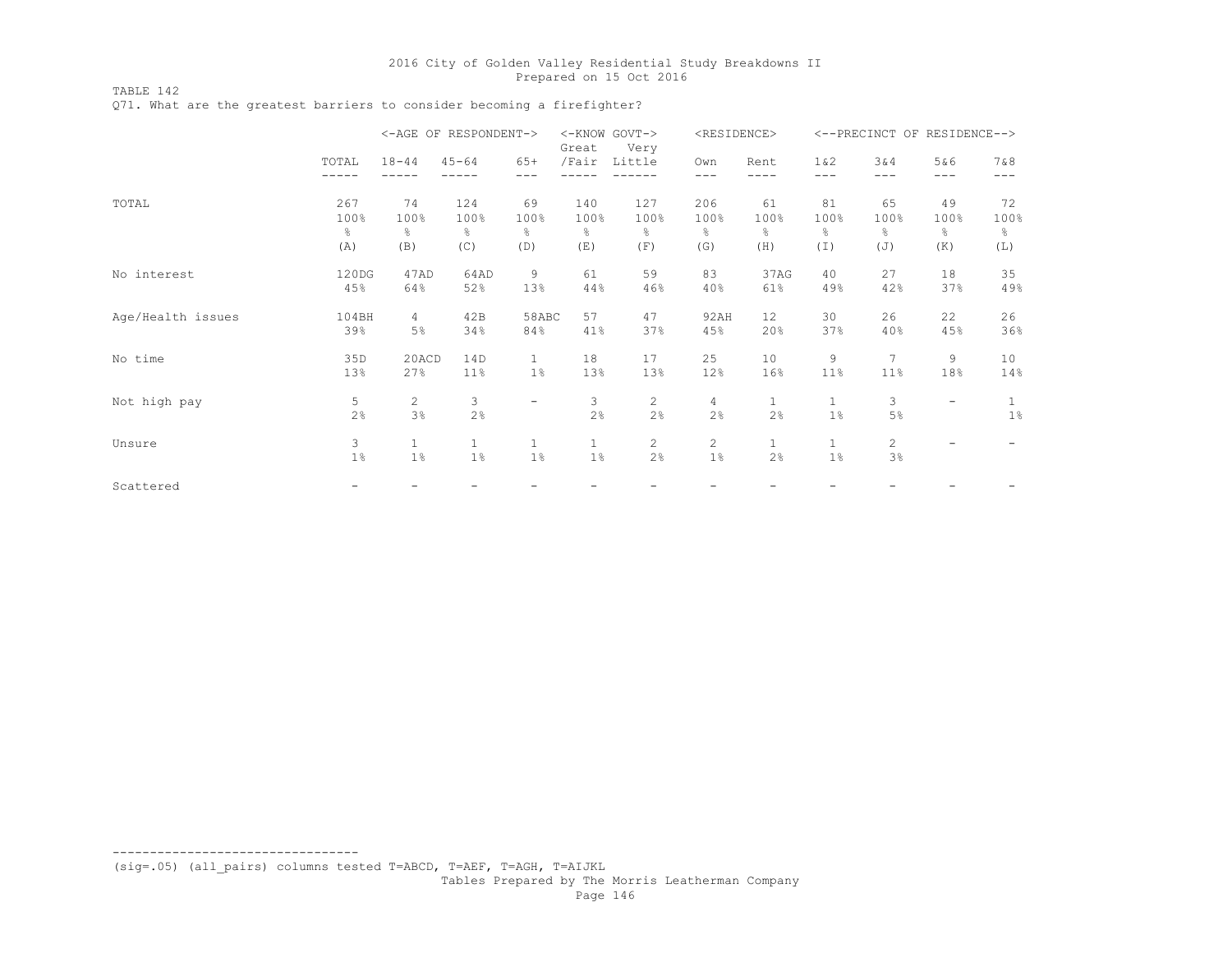2016 City of Golden Valley Residential Study Breakdowns II
Prepared on 15 Oct 2016

TABLE 142
Q71. What are the greatest barriers to consider becoming a firefighter?

| | | <-AGE OF RESPONDENT-> | | | <-KNOW GOVT-> | | <RESIDENCE> | | <--PRECINCT OF RESIDENCE--> | | | |
|---|---|---|---|---|---|---|---|---|---|---|---|---|
| | TOTAL | 18-44 | 45-64 | 65+ | Great /Fair | Very Little | Own | Rent | 1&2 | 3&4 | 5&6 | 7&8 |
| TOTAL | 267 100% % (A) | 74 100% % (B) | 124 100% % (C) | 69 100% % (D) | 140 100% % (E) | 127 100% % (F) | 206 100% % (G) | 61 100% % (H) | 81 100% % (I) | 65 100% % (J) | 49 100% % (K) | 72 100% % (L) |
| No interest | 120DG 45% | 47AD 64% | 64AD 52% | 9 13% | 61 44% | 59 46% | 83 40% | 37AG 61% | 40 49% | 27 42% | 18 37% | 35 49% |
| Age/Health issues | 104BH 39% | 4 5% | 42B 34% | 58ABC 84% | 57 41% | 47 37% | 92AH 45% | 12 20% | 30 37% | 26 40% | 22 45% | 26 36% |
| No time | 35D 13% | 20ACD 27% | 14D 11% | 1 1% | 18 13% | 17 13% | 25 12% | 10 16% | 9 11% | 7 11% | 9 18% | 10 14% |
| Not high pay | 5 2% | 2 3% | 3 2% | - | 3 2% | 2 2% | 4 2% | 1 2% | 1 1% | 3 5% | - | 1 1% |
| Unsure | 3 1% | 1 1% | 1 1% | 1 1% | 1 1% | 2 2% | 2 1% | 1 2% | 1 1% | 2 3% | - | - |
| Scattered | - | - | - | - | - | - | - | - | - | - | - | - |

---------------------------------
(sig=.05) (all_pairs) columns tested T=ABCD, T=AEF, T=AGH, T=AIJKL
Tables Prepared by The Morris Leatherman Company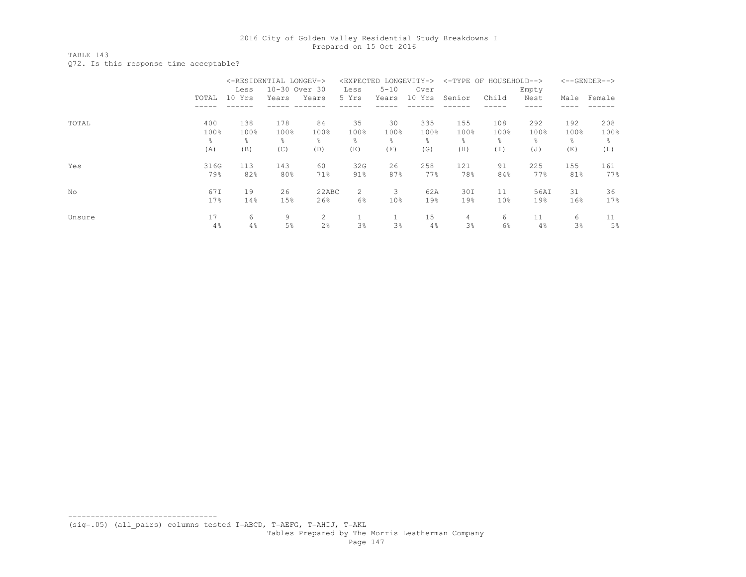2016 City of Golden Valley Residential Study Breakdowns I
Prepared on 15 Oct 2016

TABLE 143
Q72. Is this response time acceptable?

| | TOTAL | <-RESIDENTIAL LONGEV-> Less 10 Yrs | 10-30 Years | Over 30 Years | <EXPECTED LONGEVITY-> Less 5 Yrs | 5-10 Years | Over 10 Yrs | <-TYPE OF HOUSEHOLD--> Senior | Child | Empty Nest | <--GENDER--> Male | Female |
|---|---|---|---|---|---|---|---|---|---|---|---|---|
| TOTAL | 400 | 138 | 178 | 84 | 35 | 30 | 335 | 155 | 108 | 292 | 192 | 208 |
| | 100% | 100% | 100% | 100% | 100% | 100% | 100% | 100% | 100% | 100% | 100% | 100% |
| | % | % | % | % | % | % | % | % | % | % | % | % |
| | (A) | (B) | (C) | (D) | (E) | (F) | (G) | (H) | (I) | (J) | (K) | (L) |
| Yes | 316G | 113 | 143 | 60 | 32G | 26 | 258 | 121 | 91 | 225 | 155 | 161 |
| | 79% | 82% | 80% | 71% | 91% | 87% | 77% | 78% | 84% | 77% | 81% | 77% |
| No | 67I | 19 | 26 | 22ABC | 2 | 3 | 62A | 30I | 11 | 56AI | 31 | 36 |
| | 17% | 14% | 15% | 26% | 6% | 10% | 19% | 19% | 10% | 19% | 16% | 17% |
| Unsure | 17 | 6 | 9 | 2 | 1 | 1 | 15 | 4 | 6 | 11 | 6 | 11 |
| | 4% | 4% | 5% | 2% | 3% | 3% | 4% | 3% | 6% | 4% | 3% | 5% |

---------------------------------
(sig=.05) (all_pairs) columns tested T=ABCD, T=AEFG, T=AHIJ, T=AKL
Tables Prepared by The Morris Leatherman Company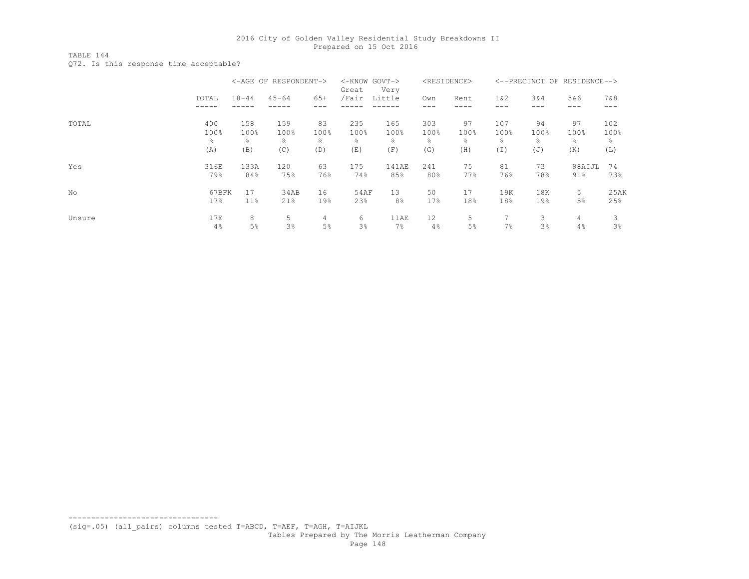2016 City of Golden Valley Residential Study Breakdowns II
Prepared on 15 Oct 2016

TABLE 144
Q72. Is this response time acceptable?

| | | <-AGE OF RESPONDENT-> | | | <-KNOW GOVT-> | | <RESIDENCE> | | <--PRECINCT OF RESIDENCE--> | | | |
|---|---|---|---|---|---|---|---|---|---|---|---|---|
| | TOTAL | 18-44 | 45-64 | 65+ | Great /Fair | Very Little | Own | Rent | 1&2 | 3&4 | 5&6 | 7&8 |
| TOTAL | 400<br>100%<br>%<br>(A) | 158<br>100%<br>%<br>(B) | 159<br>100%<br>%<br>(C) | 83<br>100%<br>%<br>(D) | 235<br>100%<br>%<br>(E) | 165<br>100%<br>%<br>(F) | 303<br>100%<br>%<br>(G) | 97<br>100%<br>%<br>(H) | 107<br>100%<br>%<br>(I) | 94<br>100%<br>%<br>(J) | 97<br>100%<br>%<br>(K) | 102<br>100%<br>%<br>(L) |
| Yes | 316E<br>79% | 133A<br>84% | 120<br>75% | 63<br>76% | 175<br>74% | 141AE<br>85% | 241<br>80% | 75<br>77% | 81<br>76% | 73<br>78% | 88AIJL<br>91% | 74<br>73% |
| No | 67BFK<br>17% | 17<br>11% | 34AB<br>21% | 16<br>19% | 54AF<br>23% | 13<br>8% | 50<br>17% | 17<br>18% | 19K<br>18% | 18K<br>19% | 5<br>5% | 25AK<br>25% |
| Unsure | 17E<br>4% | 8<br>5% | 5<br>3% | 4<br>5% | 6<br>3% | 11AE<br>7% | 12<br>4% | 5<br>5% | 7<br>7% | 3<br>3% | 4<br>4% | 3<br>3% |

---------------------------------
(sig=.05) (all_pairs) columns tested T=ABCD, T=AEF, T=AGH, T=AIJKL

Tables Prepared by The Morris Leatherman Company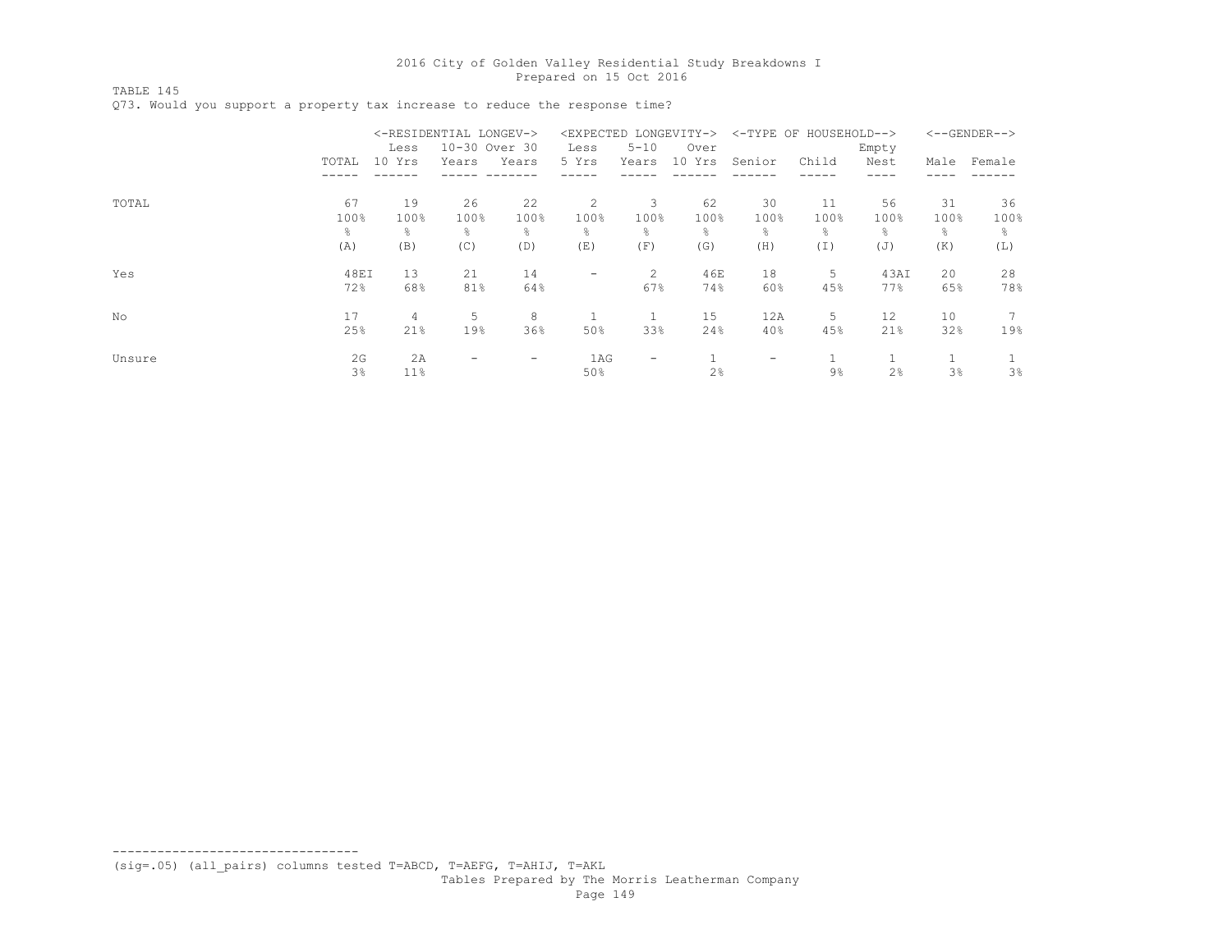2016 City of Golden Valley Residential Study Breakdowns I
Prepared on 15 Oct 2016

TABLE 145
Q73. Would you support a property tax increase to reduce the response time?

| | | <-RESIDENTIAL LONGEV-> | | | <EXPECTED LONGEVITY-> | | | <-TYPE OF HOUSEHOLD--> | | | <--GENDER--> | |
|---|---|---|---|---|---|---|---|---|---|---|---|---|
| | TOTAL | Less 10 Yrs | 10-30 Years | Over 30 Years | Less 5 Yrs | 5-10 Years | Over 10 Yrs | Senior | Child | Empty Nest | Male | Female |
| TOTAL | 67 | 19 | 26 | 22 | 2 | 3 | 62 | 30 | 11 | 56 | 31 | 36 |
| | 100% | 100% | 100% | 100% | 100% | 100% | 100% | 100% | 100% | 100% | 100% | 100% |
| | % | % | % | % | % | % | % | % | % | % | % | % |
| | (A) | (B) | (C) | (D) | (E) | (F) | (G) | (H) | (I) | (J) | (K) | (L) |
| Yes | 48EI | 13 | 21 | 14 | - | 2 | 46E | 18 | 5 | 43AI | 20 | 28 |
| | 72% | 68% | 81% | 64% | | 67% | 74% | 60% | 45% | 77% | 65% | 78% |
| No | 17 | 4 | 5 | 8 | 1 | 1 | 15 | 12A | 5 | 12 | 10 | 7 |
| | 25% | 21% | 19% | 36% | 50% | 33% | 24% | 40% | 45% | 21% | 32% | 19% |
| Unsure | 2G | 2A | - | - | 1AG | - | 1 | - | 1 | 1 | 1 | 1 |
| | 3% | 11% | | | 50% | | 2% | | 9% | 2% | 3% | 3% |

---------------------------------
(sig=.05) (all_pairs) columns tested T=ABCD, T=AEFG, T=AHIJ, T=AKL
Tables Prepared by The Morris Leatherman Company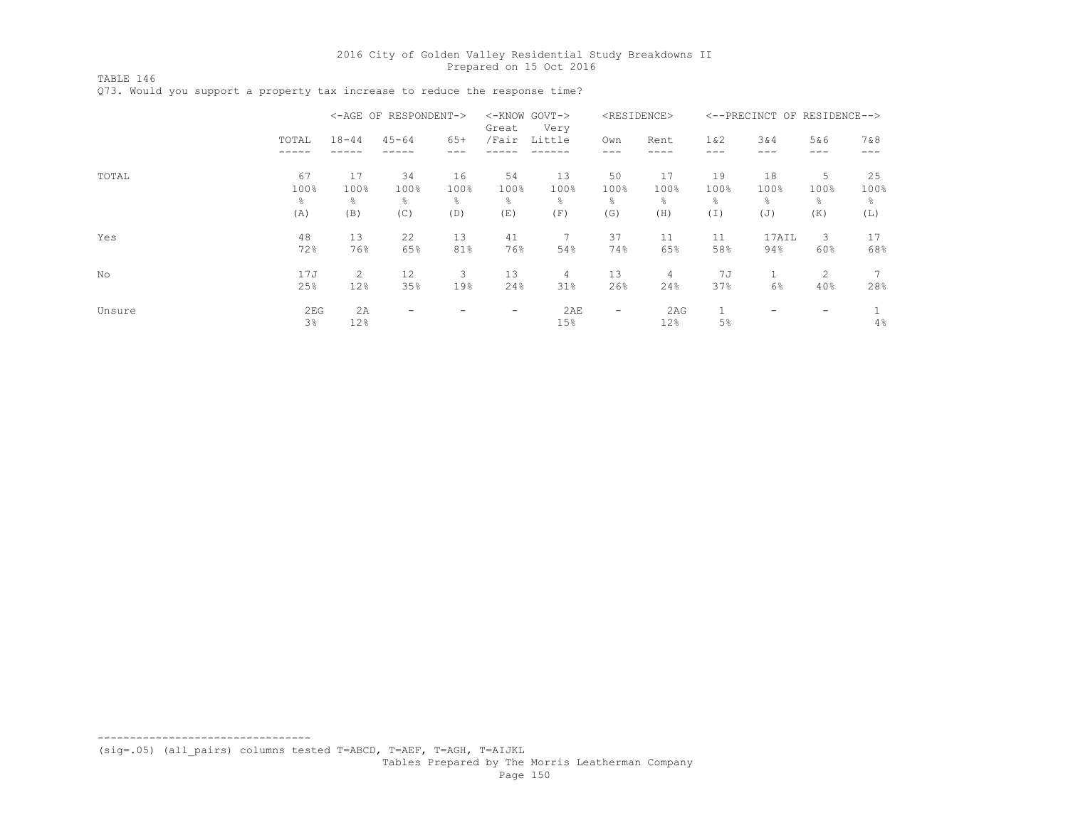2016 City of Golden Valley Residential Study Breakdowns II
Prepared on 15 Oct 2016

TABLE 146
Q73. Would you support a property tax increase to reduce the response time?

| | | <-AGE OF RESPONDENT-> | | | <-KNOW GOVT-> | | <RESIDENCE> | | <--PRECINCT OF RESIDENCE--> | | | |
|---|---|---|---|---|---|---|---|---|---|---|---|---|
| | TOTAL | 18-44 | 45-64 | 65+ | Great /Fair | Very Little | Own | Rent | 1&2 | 3&4 | 5&6 | 7&8 |
| TOTAL | 67<br>100%<br>%<br>(A) | 17<br>100%<br>%<br>(B) | 34<br>100%<br>%<br>(C) | 16<br>100%<br>%<br>(D) | 54<br>100%<br>%<br>(E) | 13<br>100%<br>%<br>(F) | 50<br>100%<br>%<br>(G) | 17<br>100%<br>%<br>(H) | 19<br>100%<br>%<br>(I) | 18<br>100%<br>%<br>(J) | 5<br>100%<br>%<br>(K) | 25<br>100%<br>%<br>(L) |
| Yes | 48<br>72% | 13<br>76% | 22<br>65% | 13<br>81% | 41<br>76% | 7<br>54% | 37<br>74% | 11<br>65% | 11<br>58% | 17AIL<br>94% | 3<br>60% | 17<br>68% |
| No | 17J<br>25% | 2<br>12% | 12<br>35% | 3<br>19% | 13<br>24% | 4<br>31% | 13<br>26% | 4<br>24% | 7J<br>37% | 1<br>6% | 2<br>40% | 7<br>28% |
| Unsure | 2EG<br>3% | 2A<br>12% | - | - | - | 2AE<br>15% | - | 2AG<br>12% | 1<br>5% | - | - | 1<br>4% |

---------------------------------
(sig=.05) (all_pairs) columns tested T=ABCD, T=AEF, T=AGH, T=AIJKL
Tables Prepared by The Morris Leatherman Company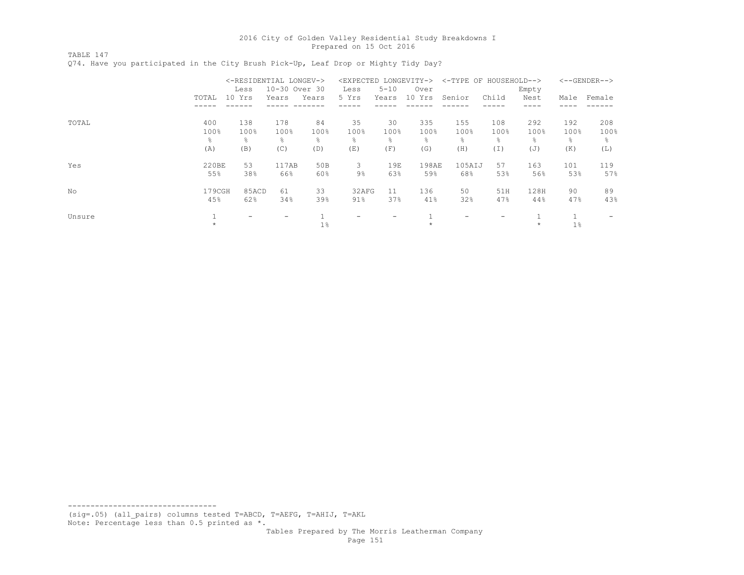2016 City of Golden Valley Residential Study Breakdowns I
Prepared on 15 Oct 2016

TABLE 147
Q74. Have you participated in the City Brush Pick-Up, Leaf Drop or Mighty Tidy Day?

| | | <-RESIDENTIAL LONGEV-> | | | <EXPECTED LONGEVITY-> | | | <-TYPE OF HOUSEHOLD--> | | | <--GENDER--> | |
|---|---|---|---|---|---|---|---|---|---|---|---|---|
| | TOTAL | Less 10 Yrs | 10-30 Years | Over 30 Years | Less 5 Yrs | 5-10 Years | Over 10 Yrs | Senior | Child | Empty Nest | Male | Female |
| TOTAL | 400 100% % (A) | 138 100% % (B) | 178 100% % (C) | 84 100% % (D) | 35 100% % (E) | 30 100% % (F) | 335 100% % (G) | 155 100% % (H) | 108 100% % (I) | 292 100% % (J) | 192 100% % (K) | 208 100% % (L) |
| Yes | 220BE 55% | 53 38% | 117AB 66% | 50B 60% | 3 9% | 19E 63% | 198AE 59% | 105AIJ 68% | 57 53% | 163 56% | 101 53% | 119 57% |
| No | 179CGH 45% | 85ACD 62% | 61 34% | 33 39% | 32AFG 91% | 11 37% | 136 41% | 50 32% | 51H 47% | 128H 44% | 90 47% | 89 43% |
| Unsure | 1 * | - | - | 1 1% | - | - | 1 * | - | - | 1 * | 1 1% | - |

---------------------------------
(sig=.05) (all_pairs) columns tested T=ABCD, T=AEFG, T=AHIJ, T=AKL
Note: Percentage less than 0.5 printed as *.

Tables Prepared by The Morris Leatherman Company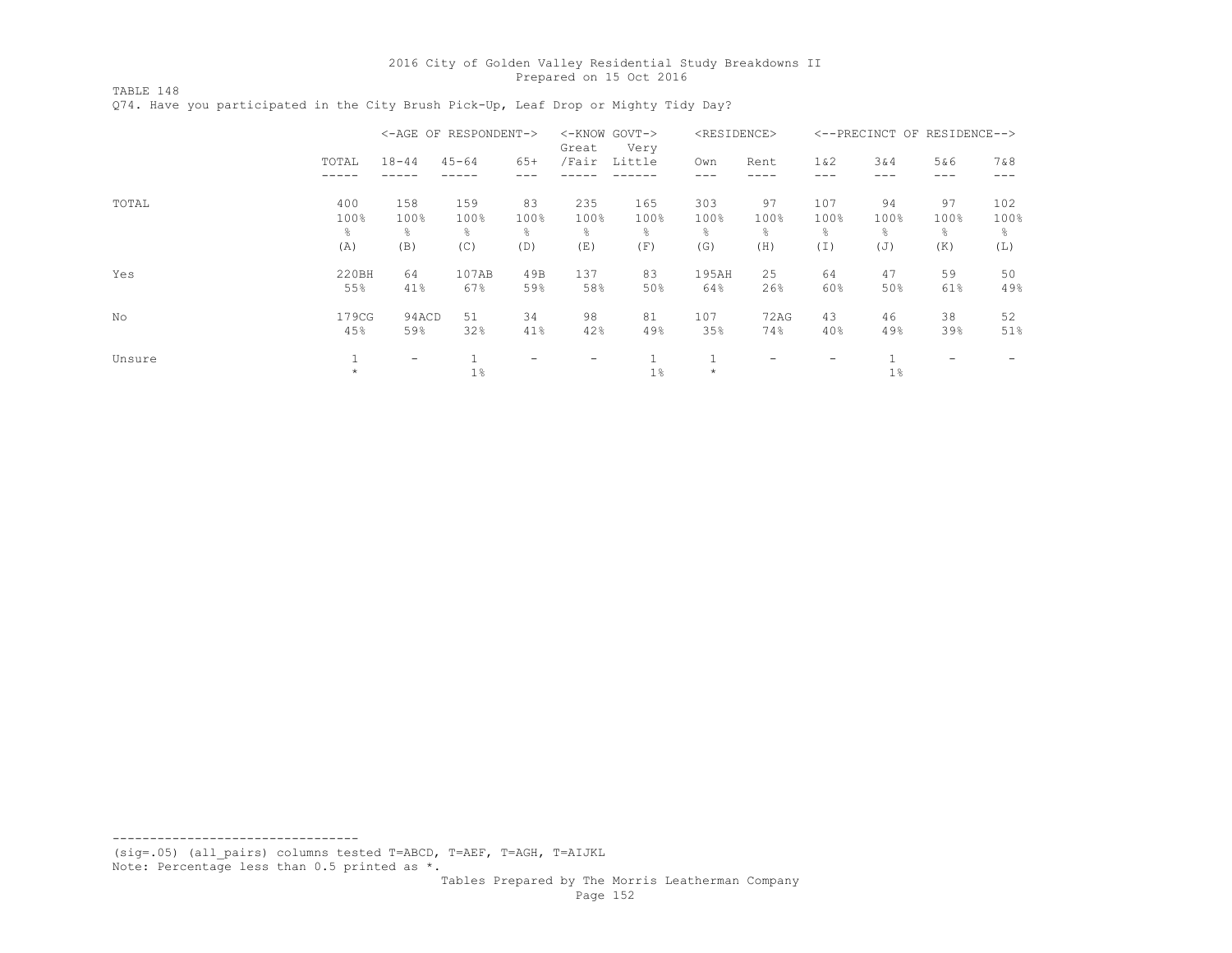TABLE 148

Q74. Have you participated in the City Brush Pick-Up, Leaf Drop or Mighty Tidy Day?

| | | <-AGE OF RESPONDENT-> | | | <-KNOW GOVT-> | | <RESIDENCE> | | <--PRECINCT OF RESIDENCE--> | | | |
|---|---|---|---|---|---|---|---|---|---|---|---|---|
| | TOTAL | 18-44 | 45-64 | 65+ | Great /Fair | Very Little | Own | Rent | 1&2 | 3&4 | 5&6 | 7&8 |
| TOTAL | 400 | 158 | 159 | 83 | 235 | 165 | 303 | 97 | 107 | 94 | 97 | 102 |
| | 100% | 100% | 100% | 100% | 100% | 100% | 100% | 100% | 100% | 100% | 100% | 100% |
| | % | % | % | % | % | % | % | % | % | % | % | % |
| | (A) | (B) | (C) | (D) | (E) | (F) | (G) | (H) | (I) | (J) | (K) | (L) |
| Yes | 220BH | 64 | 107AB | 49B | 137 | 83 | 195AH | 25 | 64 | 47 | 59 | 50 |
| | 55% | 41% | 67% | 59% | 58% | 50% | 64% | 26% | 60% | 50% | 61% | 49% |
| No | 179CG | 94ACD | 51 | 34 | 98 | 81 | 107 | 72AG | 43 | 46 | 38 | 52 |
| | 45% | 59% | 32% | 41% | 42% | 49% | 35% | 74% | 40% | 49% | 39% | 51% |
| Unsure | 1 | - | 1 | - | - | 1 | 1 | - | - | 1 | - | - |
| | * | | 1% | | | 1% | * | | | 1% | | |

---------------------------------

(sig=.05) (all_pairs) columns tested T=ABCD, T=AEF, T=AGH, T=AIJKL

Note: Percentage less than 0.5 printed as *.

Tables Prepared by The Morris Leatherman Company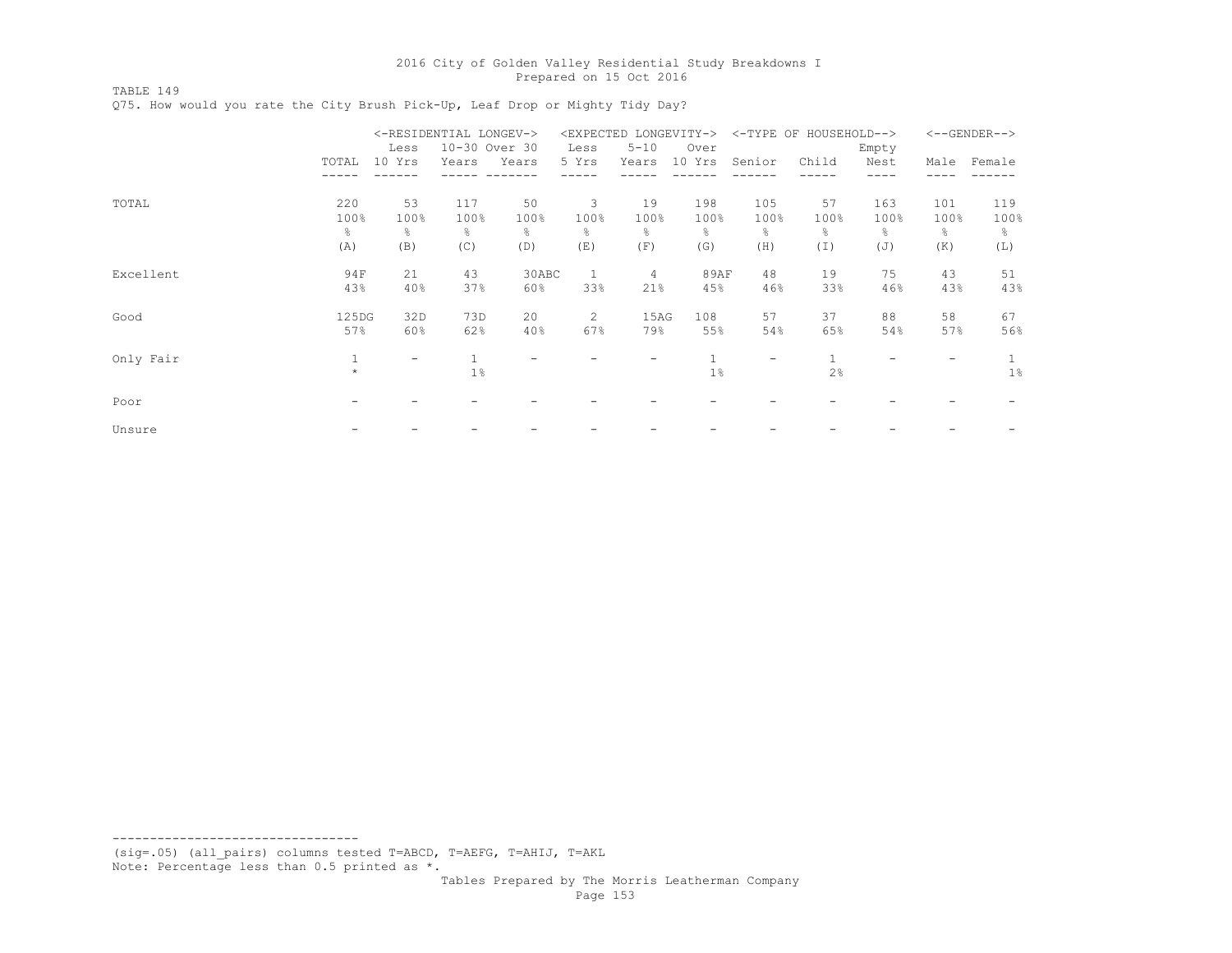2016 City of Golden Valley Residential Study Breakdowns I
Prepared on 15 Oct 2016

TABLE 149
Q75. How would you rate the City Brush Pick-Up, Leaf Drop or Mighty Tidy Day?

| | | <-RESIDENTIAL LONGEV-> | | | <EXPECTED LONGEVITY-> | | | <-TYPE OF HOUSEHOLD--> | | | <--GENDER--> | |
|---|---|---|---|---|---|---|---|---|---|---|---|---|
| | TOTAL | Less 10 Yrs | 10-30 Years | Over 30 Years | Less 5 Yrs | 5-10 Years | Over 10 Yrs | Senior | Child | Empty Nest | Male | Female |
| TOTAL | 220<br>100%<br>%<br>(A) | 53<br>100%<br>%<br>(B) | 117<br>100%<br>%<br>(C) | 50<br>100%<br>%<br>(D) | 3<br>100%<br>%<br>(E) | 19<br>100%<br>%<br>(F) | 198<br>100%<br>%<br>(G) | 105<br>100%<br>%<br>(H) | 57<br>100%<br>%<br>(I) | 163<br>100%<br>%<br>(J) | 101<br>100%<br>%<br>(K) | 119<br>100%<br>%<br>(L) |
| Excellent | 94F<br>43% | 21<br>40% | 43<br>37% | 30ABC<br>60% | 1<br>33% | 4<br>21% | 89AF<br>45% | 48<br>46% | 19<br>33% | 75<br>46% | 43<br>43% | 51<br>43% |
| Good | 125DG<br>57% | 32D<br>60% | 73D<br>62% | 20<br>40% | 2<br>67% | 15AG<br>79% | 108<br>55% | 57<br>54% | 37<br>65% | 88<br>54% | 58<br>57% | 67<br>56% |
| Only Fair | 1<br>* | - | 1<br>1% | - | - | - | 1<br>1% | - | 1<br>2% | - | - | 1<br>1% |
| Poor | - | - | - | - | - | - | - | - | - | - | - | - |
| Unsure | - | - | - | - | - | - | - | - | - | - | - | - |

---------------------------------
(sig=.05) (all_pairs) columns tested T=ABCD, T=AEFG, T=AHIJ, T=AKL
Note: Percentage less than 0.5 printed as *.

Tables Prepared by The Morris Leatherman Company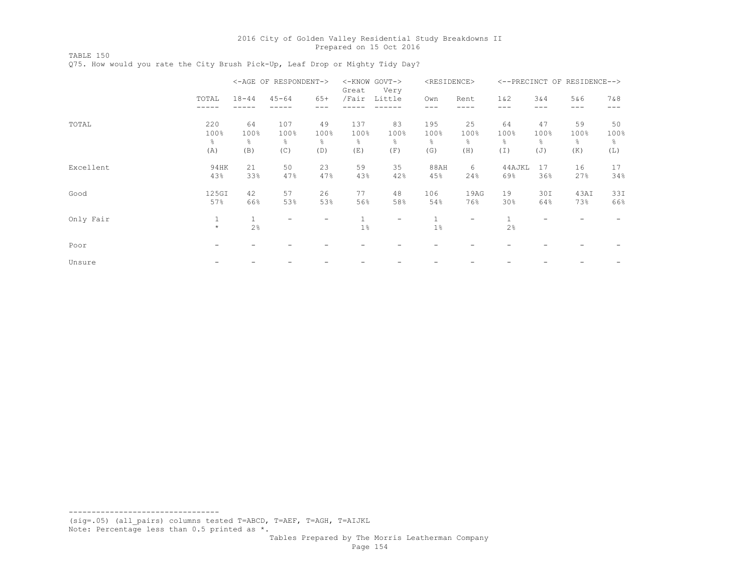2016 City of Golden Valley Residential Study Breakdowns II
Prepared on 15 Oct 2016

TABLE 150
Q75. How would you rate the City Brush Pick-Up, Leaf Drop or Mighty Tidy Day?

| | | <-AGE OF RESPONDENT-> | | | <-KNOW GOVT-> | | <RESIDENCE> | | <--PRECINCT OF RESIDENCE--> | | | |
|---|---|---|---|---|---|---|---|---|---|---|---|---|
| | TOTAL | 18-44 | 45-64 | 65+ | Great /Fair | Very Little | Own | Rent | 1&2 | 3&4 | 5&6 | 7&8 |
| TOTAL | 220 100% % (A) | 64 100% % (B) | 107 100% % (C) | 49 100% % (D) | 137 100% % (E) | 83 100% % (F) | 195 100% % (G) | 25 100% % (H) | 64 100% % (I) | 47 100% % (J) | 59 100% % (K) | 50 100% % (L) |
| Excellent | 94HK 43% | 21 33% | 50 47% | 23 47% | 59 43% | 35 42% | 88AH 45% | 6 24% | 44AJKL 69% | 17 36% | 16 27% | 17 34% |
| Good | 125GI 57% | 42 66% | 57 53% | 26 53% | 77 56% | 48 58% | 106 54% | 19AG 76% | 19 30% | 30I 64% | 43AI 73% | 33I 66% |
| Only Fair | 1 * | 1 2% | - | - | 1 1% | - | 1 1% | - | 1 2% | - | - | - |
| Poor | - | - | - | - | - | - | - | - | - | - | - | - |
| Unsure | - | - | - | - | - | - | - | - | - | - | - | - |

---------------------------------

(sig=.05) (all_pairs) columns tested T=ABCD, T=AEF, T=AGH, T=AIJKL
Note: Percentage less than 0.5 printed as *.

Tables Prepared by The Morris Leatherman Company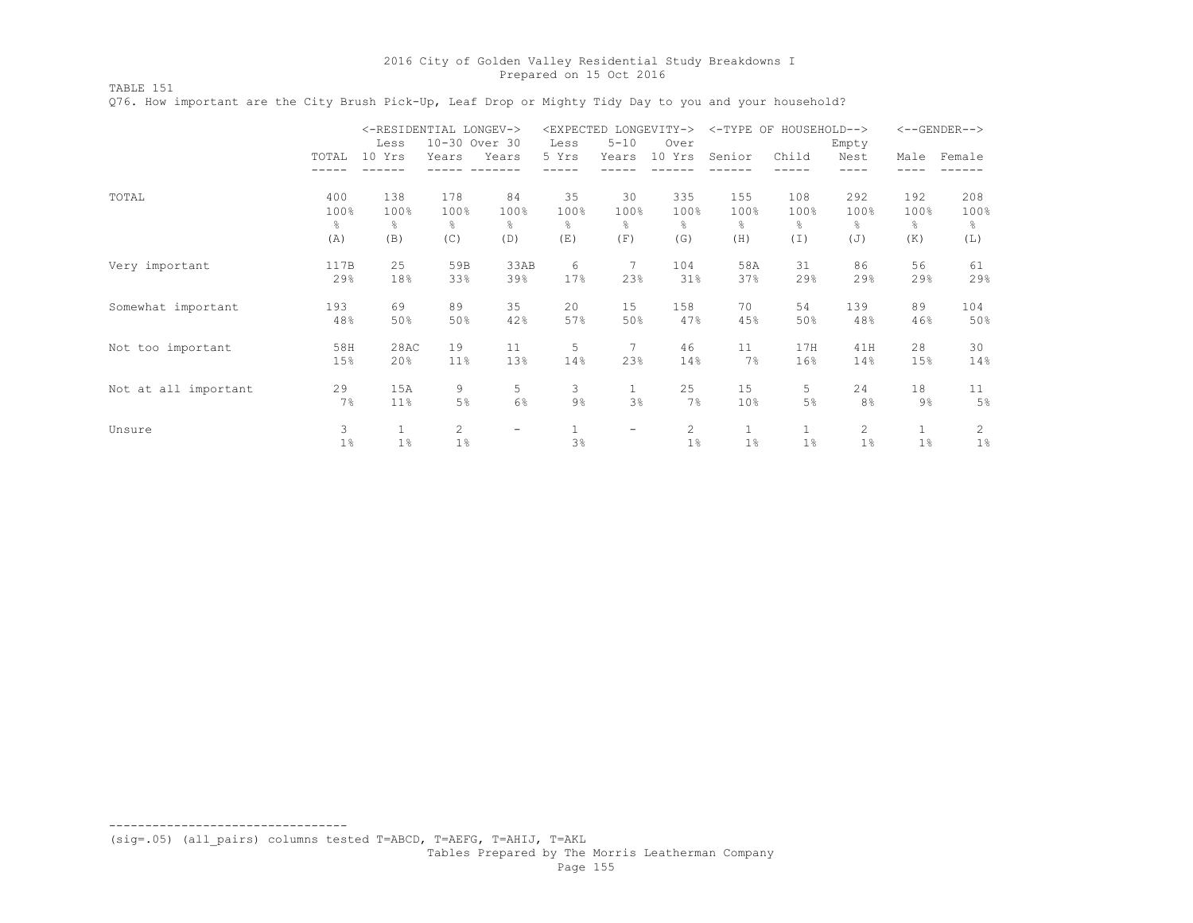TABLE 151

Q76. How important are the City Brush Pick-Up, Leaf Drop or Mighty Tidy Day to you and your household?

| | | <-RESIDENTIAL LONGEV-> | | | <EXPECTED LONGEVITY-> | | | <-TYPE OF HOUSEHOLD--> | | | <--GENDER--> | |
|---|---|---|---|---|---|---|---|---|---|---|---|---|
| | TOTAL | Less 10 Yrs | 10-30 Years | Over 30 Years | Less 5 Yrs | 5-10 Years | Over 10 Yrs | Senior | Child | Empty Nest | Male | Female |
| TOTAL | 400 | 138 | 178 | 84 | 35 | 30 | 335 | 155 | 108 | 292 | 192 | 208 |
| | 100% | 100% | 100% | 100% | 100% | 100% | 100% | 100% | 100% | 100% | 100% | 100% |
| | % | % | % | % | % | % | % | % | % | % | % | % |
| | (A) | (B) | (C) | (D) | (E) | (F) | (G) | (H) | (I) | (J) | (K) | (L) |
| Very important | 117B | 25 | 59B | 33AB | 6 | 7 | 104 | 58A | 31 | 86 | 56 | 61 |
| | 29% | 18% | 33% | 39% | 17% | 23% | 31% | 37% | 29% | 29% | 29% | 29% |
| Somewhat important | 193 | 69 | 89 | 35 | 20 | 15 | 158 | 70 | 54 | 139 | 89 | 104 |
| | 48% | 50% | 50% | 42% | 57% | 50% | 47% | 45% | 50% | 48% | 46% | 50% |
| Not too important | 58H | 28AC | 19 | 11 | 5 | 7 | 46 | 11 | 17H | 41H | 28 | 30 |
| | 15% | 20% | 11% | 13% | 14% | 23% | 14% | 7% | 16% | 14% | 15% | 14% |
| Not at all important | 29 | 15A | 9 | 5 | 3 | 1 | 25 | 15 | 5 | 24 | 18 | 11 |
| | 7% | 11% | 5% | 6% | 9% | 3% | 7% | 10% | 5% | 8% | 9% | 5% |
| Unsure | 3 | 1 | 2 | - | 1 | - | 2 | 1 | 1 | 2 | 1 | 2 |
| | 1% | 1% | 1% | | 3% | | 1% | 1% | 1% | 1% | 1% | 1% |

---------------------------------

(sig=.05) (all_pairs) columns tested T=ABCD, T=AEFG, T=AHIJ, T=AKL

Tables Prepared by The Morris Leatherman Company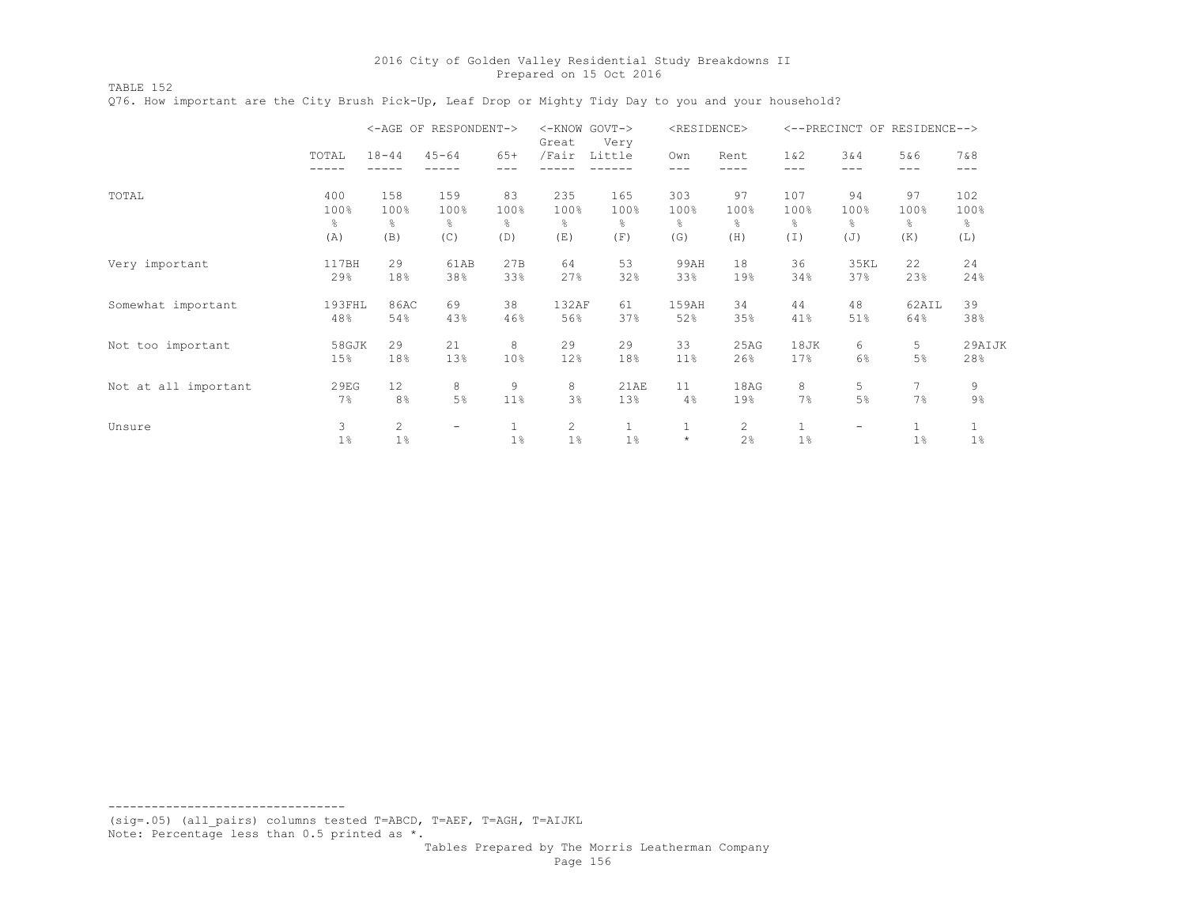2016 City of Golden Valley Residential Study Breakdowns II
Prepared on 15 Oct 2016

TABLE 152
Q76. How important are the City Brush Pick-Up, Leaf Drop or Mighty Tidy Day to you and your household?

| | | <-AGE OF RESPONDENT-> | | | <-KNOW GOVT-> | | <RESIDENCE> | | <--PRECINCT OF RESIDENCE--> | | | |
|---|---|---|---|---|---|---|---|---|---|---|---|---|
| | TOTAL | 18-44 | 45-64 | 65+ | Great /Fair | Very Little | Own | Rent | 1&2 | 3&4 | 5&6 | 7&8 |
| TOTAL | 400<br>100%<br>%<br>(A) | 158<br>100%<br>%<br>(B) | 159<br>100%<br>%<br>(C) | 83<br>100%<br>%<br>(D) | 235<br>100%<br>%<br>(E) | 165<br>100%<br>%<br>(F) | 303<br>100%<br>%<br>(G) | 97<br>100%<br>%<br>(H) | 107<br>100%<br>%<br>(I) | 94<br>100%<br>%<br>(J) | 97<br>100%<br>%<br>(K) | 102<br>100%<br>%<br>(L) |
| Very important | 117BH<br>29% | 29<br>18% | 61AB<br>38% | 27B<br>33% | 64<br>27% | 53<br>32% | 99AH<br>33% | 18<br>19% | 36<br>34% | 35KL<br>37% | 22<br>23% | 24<br>24% |
| Somewhat important | 193FHL<br>48% | 86AC<br>54% | 69<br>43% | 38<br>46% | 132AF<br>56% | 61<br>37% | 159AH<br>52% | 34<br>35% | 44<br>41% | 48<br>51% | 62AIL<br>64% | 39<br>38% |
| Not too important | 58GJK<br>15% | 29<br>18% | 21<br>13% | 8<br>10% | 29<br>12% | 29<br>18% | 33<br>11% | 25AG<br>26% | 18JK<br>17% | 6<br>6% | 5<br>5% | 29AIJK<br>28% |
| Not at all important | 29EG<br>7% | 12<br>8% | 8<br>5% | 9<br>11% | 8<br>3% | 21AE<br>13% | 11<br>4% | 18AG<br>19% | 8<br>7% | 5<br>5% | 7<br>7% | 9<br>9% |
| Unsure | 3<br>1% | 2<br>1% | - | 1<br>1% | 2<br>1% | 1<br>1% | 1<br>* | 2<br>2% | 1<br>1% | - | 1<br>1% | 1<br>1% |

---------------------------------
(sig=.05) (all_pairs) columns tested T=ABCD, T=AEF, T=AGH, T=AIJKL
Note: Percentage less than 0.5 printed as *.

Tables Prepared by The Morris Leatherman Company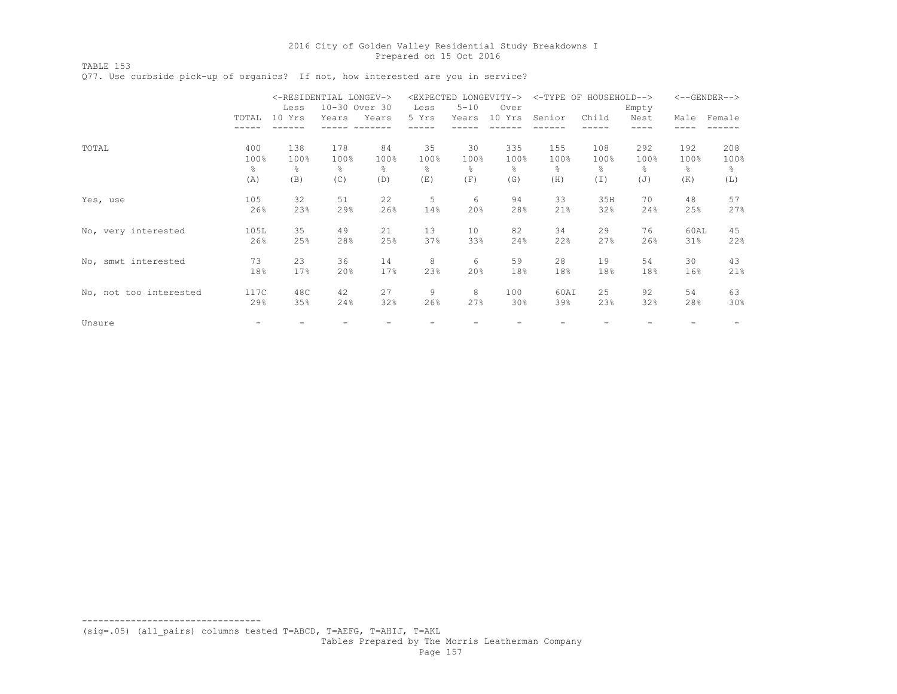TABLE 153

Q77. Use curbside pick-up of organics? If not, how interested are you in service?

| | TOTAL | <-RESIDENTIAL LONGEV-> Less 10 Yrs | 10-30 Years | Over 30 Years | <EXPECTED LONGEVITY-> Less 5 Yrs | 5-10 Years | Over 10 Yrs | <-TYPE OF HOUSEHOLD--> Senior | Child | Empty Nest | <--GENDER--> Male | Female |
|---|---|---|---|---|---|---|---|---|---|---|---|---|
| TOTAL | 400 | 138 | 178 | 84 | 35 | 30 | 335 | 155 | 108 | 292 | 192 | 208 |
| | 100% | 100% | 100% | 100% | 100% | 100% | 100% | 100% | 100% | 100% | 100% | 100% |
| | % | % | % | % | % | % | % | % | % | % | % | % |
| | (A) | (B) | (C) | (D) | (E) | (F) | (G) | (H) | (I) | (J) | (K) | (L) |
| Yes, use | 105 | 32 | 51 | 22 | 5 | 6 | 94 | 33 | 35H | 70 | 48 | 57 |
| | 26% | 23% | 29% | 26% | 14% | 20% | 28% | 21% | 32% | 24% | 25% | 27% |
| No, very interested | 105L | 35 | 49 | 21 | 13 | 10 | 82 | 34 | 29 | 76 | 60AL | 45 |
| | 26% | 25% | 28% | 25% | 37% | 33% | 24% | 22% | 27% | 26% | 31% | 22% |
| No, smwt interested | 73 | 23 | 36 | 14 | 8 | 6 | 59 | 28 | 19 | 54 | 30 | 43 |
| | 18% | 17% | 20% | 17% | 23% | 20% | 18% | 18% | 18% | 18% | 16% | 21% |
| No, not too interested | 117C | 48C | 42 | 27 | 9 | 8 | 100 | 60AI | 25 | 92 | 54 | 63 |
| | 29% | 35% | 24% | 32% | 26% | 27% | 30% | 39% | 23% | 32% | 28% | 30% |
| Unsure | - | - | - | - | - | - | - | - | - | - | - | - |

---------------------------------

(sig=.05) (all_pairs) columns tested T=ABCD, T=AEFG, T=AHIJ, T=AKL

Tables Prepared by The Morris Leatherman Company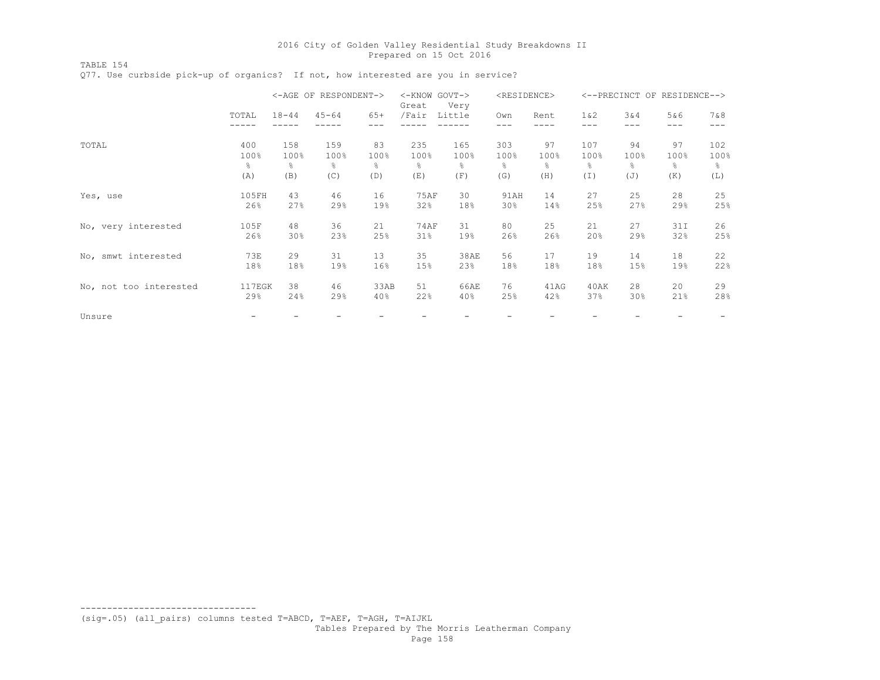2016 City of Golden Valley Residential Study Breakdowns II
Prepared on 15 Oct 2016

TABLE 154
Q77. Use curbside pick-up of organics? If not, how interested are you in service?

| | | <-AGE OF RESPONDENT-> | | | <-KNOW GOVT-> | | <RESIDENCE> | | <--PRECINCT OF RESIDENCE--> | | | |
|---|---|---|---|---|---|---|---|---|---|---|---|---|
| | TOTAL | 18-44 | 45-64 | 65+ | Great /Fair | Very Little | Own | Rent | 1&2 | 3&4 | 5&6 | 7&8 |
| TOTAL | 400 | 158 | 159 | 83 | 235 | 165 | 303 | 97 | 107 | 94 | 97 | 102 |
| | 100% | 100% | 100% | 100% | 100% | 100% | 100% | 100% | 100% | 100% | 100% | 100% |
| | % | % | % | % | % | % | % | % | % | % | % | % |
| | (A) | (B) | (C) | (D) | (E) | (F) | (G) | (H) | (I) | (J) | (K) | (L) |
| Yes, use | 105FH | 43 | 46 | 16 | 75AF | 30 | 91AH | 14 | 27 | 25 | 28 | 25 |
| | 26% | 27% | 29% | 19% | 32% | 18% | 30% | 14% | 25% | 27% | 29% | 25% |
| No, very interested | 105F | 48 | 36 | 21 | 74AF | 31 | 80 | 25 | 21 | 27 | 31I | 26 |
| | 26% | 30% | 23% | 25% | 31% | 19% | 26% | 26% | 20% | 29% | 32% | 25% |
| No, smwt interested | 73E | 29 | 31 | 13 | 35 | 38AE | 56 | 17 | 19 | 14 | 18 | 22 |
| | 18% | 18% | 19% | 16% | 15% | 23% | 18% | 18% | 18% | 15% | 19% | 22% |
| No, not too interested | 117EGK | 38 | 46 | 33AB | 51 | 66AE | 76 | 41AG | 40AK | 28 | 20 | 29 |
| | 29% | 24% | 29% | 40% | 22% | 40% | 25% | 42% | 37% | 30% | 21% | 28% |
| Unsure | - | - | - | - | - | - | - | - | - | - | - | - |

---------------------------------
(sig=.05) (all_pairs) columns tested T=ABCD, T=AEF, T=AGH, T=AIJKL

Tables Prepared by The Morris Leatherman Company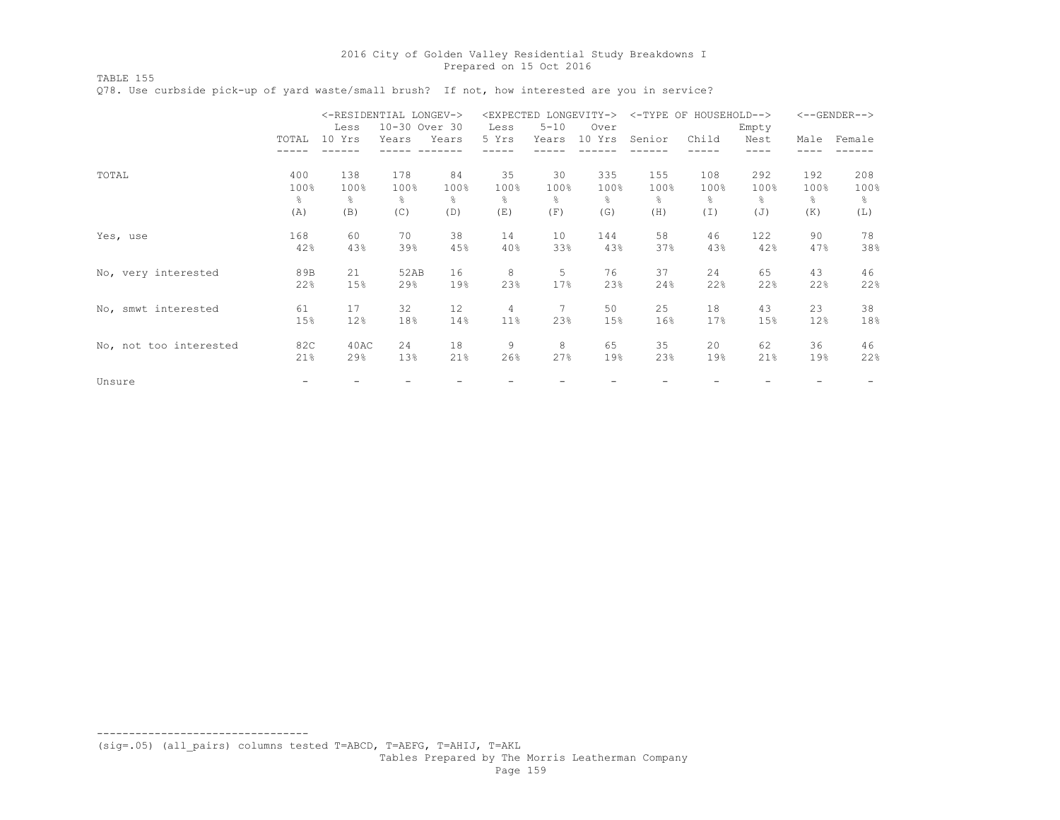TABLE 155

Q78. Use curbside pick-up of yard waste/small brush?  If not, how interested are you in service?

| | | <-RESIDENTIAL LONGEV-> | | | <EXPECTED LONGEVITY-> | | | <-TYPE OF HOUSEHOLD--> | | | <--GENDER--> | |
|---|---|---|---|---|---|---|---|---|---|---|---|---|
| | TOTAL | Less 10 Yrs | 10-30 Years | Over 30 Years | Less 5 Yrs | 5-10 Years | Over 10 Yrs | Senior | Child | Empty Nest | Male | Female |
| TOTAL | 400 100% % (A) | 138 100% % (B) | 178 100% % (C) | 84 100% % (D) | 35 100% % (E) | 30 100% % (F) | 335 100% % (G) | 155 100% % (H) | 108 100% % (I) | 292 100% % (J) | 192 100% % (K) | 208 100% % (L) |
| Yes, use | 168 42% | 60 43% | 70 39% | 38 45% | 14 40% | 10 33% | 144 43% | 58 37% | 46 43% | 122 42% | 90 47% | 78 38% |
| No, very interested | 89B 22% | 21 15% | 52AB 29% | 16 19% | 8 23% | 5 17% | 76 23% | 37 24% | 24 22% | 65 22% | 43 22% | 46 22% |
| No, smwt interested | 61 15% | 17 12% | 32 18% | 12 14% | 4 11% | 7 23% | 50 15% | 25 16% | 18 17% | 43 15% | 23 12% | 38 18% |
| No, not too interested | 82C 21% | 40AC 29% | 24 13% | 18 21% | 9 26% | 8 27% | 65 19% | 35 23% | 20 19% | 62 21% | 36 19% | 46 22% |
| Unsure | - | - | - | - | - | - | - | - | - | - | - | - |

---------------------------------

(sig=.05) (all_pairs) columns tested T=ABCD, T=AEFG, T=AHIJ, T=AKL

Tables Prepared by The Morris Leatherman Company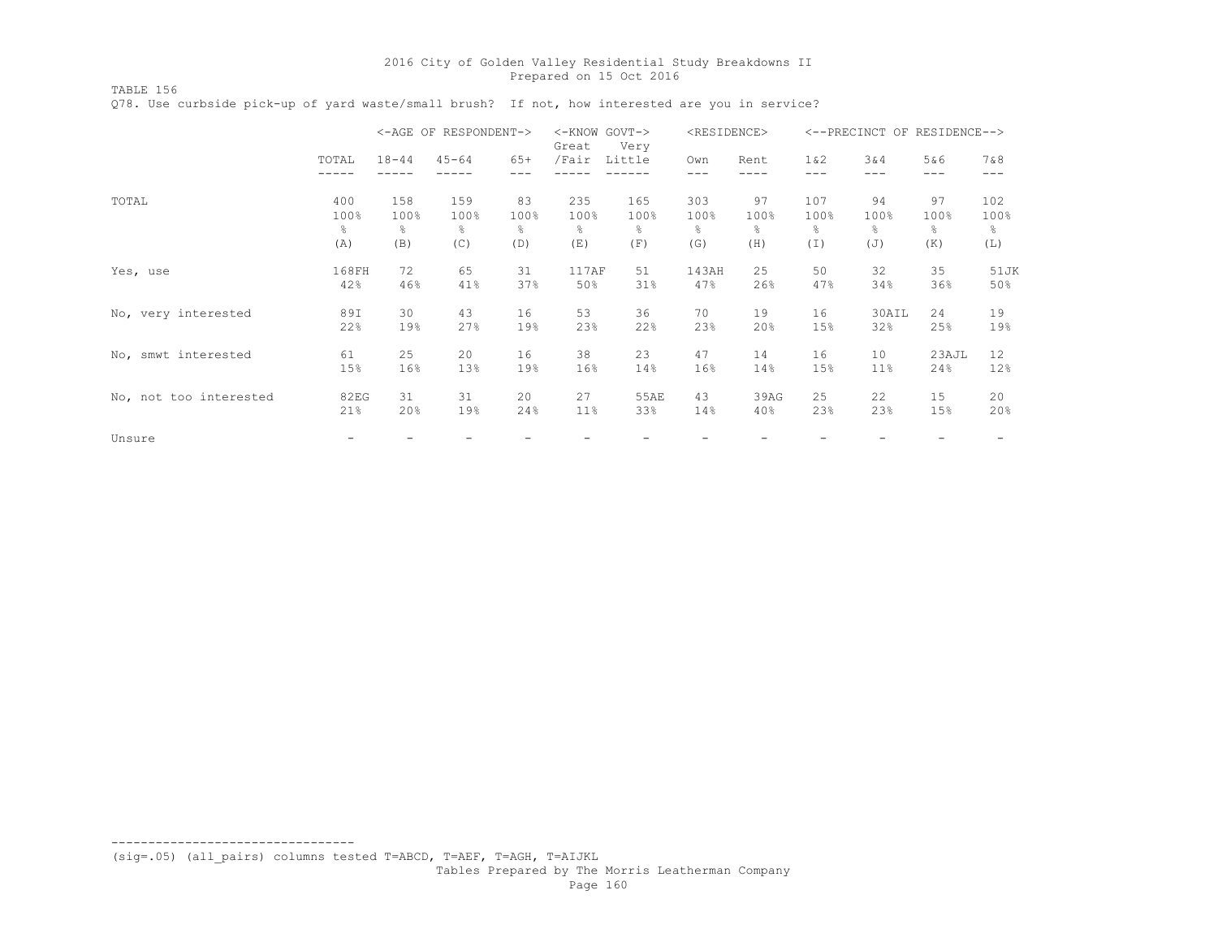2016 City of Golden Valley Residential Study Breakdowns II
Prepared on 15 Oct 2016

TABLE 156
Q78. Use curbside pick-up of yard waste/small brush? If not, how interested are you in service?

| | | <-AGE OF RESPONDENT-> | | | <-KNOW GOVT-> | | <RESIDENCE> | | <--PRECINCT OF RESIDENCE--> | | | |
|---|---|---|---|---|---|---|---|---|---|---|---|---|
| | TOTAL | 18-44 | 45-64 | 65+ | Great /Fair | Very Little | Own | Rent | 1&2 | 3&4 | 5&6 | 7&8 |
| TOTAL | 400<br>100%<br>%<br>(A) | 158<br>100%<br>%<br>(B) | 159<br>100%<br>%<br>(C) | 83<br>100%<br>%<br>(D) | 235<br>100%<br>%<br>(E) | 165<br>100%<br>%<br>(F) | 303<br>100%<br>%<br>(G) | 97<br>100%<br>%<br>(H) | 107<br>100%<br>%<br>(I) | 94<br>100%<br>%<br>(J) | 97<br>100%<br>%<br>(K) | 102<br>100%<br>%<br>(L) |
| Yes, use | 168FH<br>42% | 72<br>46% | 65<br>41% | 31<br>37% | 117AF<br>50% | 51<br>31% | 143AH<br>47% | 25<br>26% | 50<br>47% | 32<br>34% | 35<br>36% | 51JK<br>50% |
| No, very interested | 89I<br>22% | 30<br>19% | 43<br>27% | 16<br>19% | 53<br>23% | 36<br>22% | 70<br>23% | 19<br>20% | 16<br>15% | 30AIL<br>32% | 24<br>25% | 19<br>19% |
| No, smwt interested | 61<br>15% | 25<br>16% | 20<br>13% | 16<br>19% | 38<br>16% | 23<br>14% | 47<br>16% | 14<br>14% | 16<br>15% | 10<br>11% | 23AJL<br>24% | 12<br>12% |
| No, not too interested | 82EG<br>21% | 31<br>20% | 31<br>19% | 20<br>24% | 27<br>11% | 55AE<br>33% | 43<br>14% | 39AG<br>40% | 25<br>23% | 22<br>23% | 15<br>15% | 20<br>20% |
| Unsure | - | - | - | - | - | - | - | - | - | - | - | - |

---------------------------------
(sig=.05) (all_pairs) columns tested T=ABCD, T=AEF, T=AGH, T=AIJKL
Tables Prepared by The Morris Leatherman Company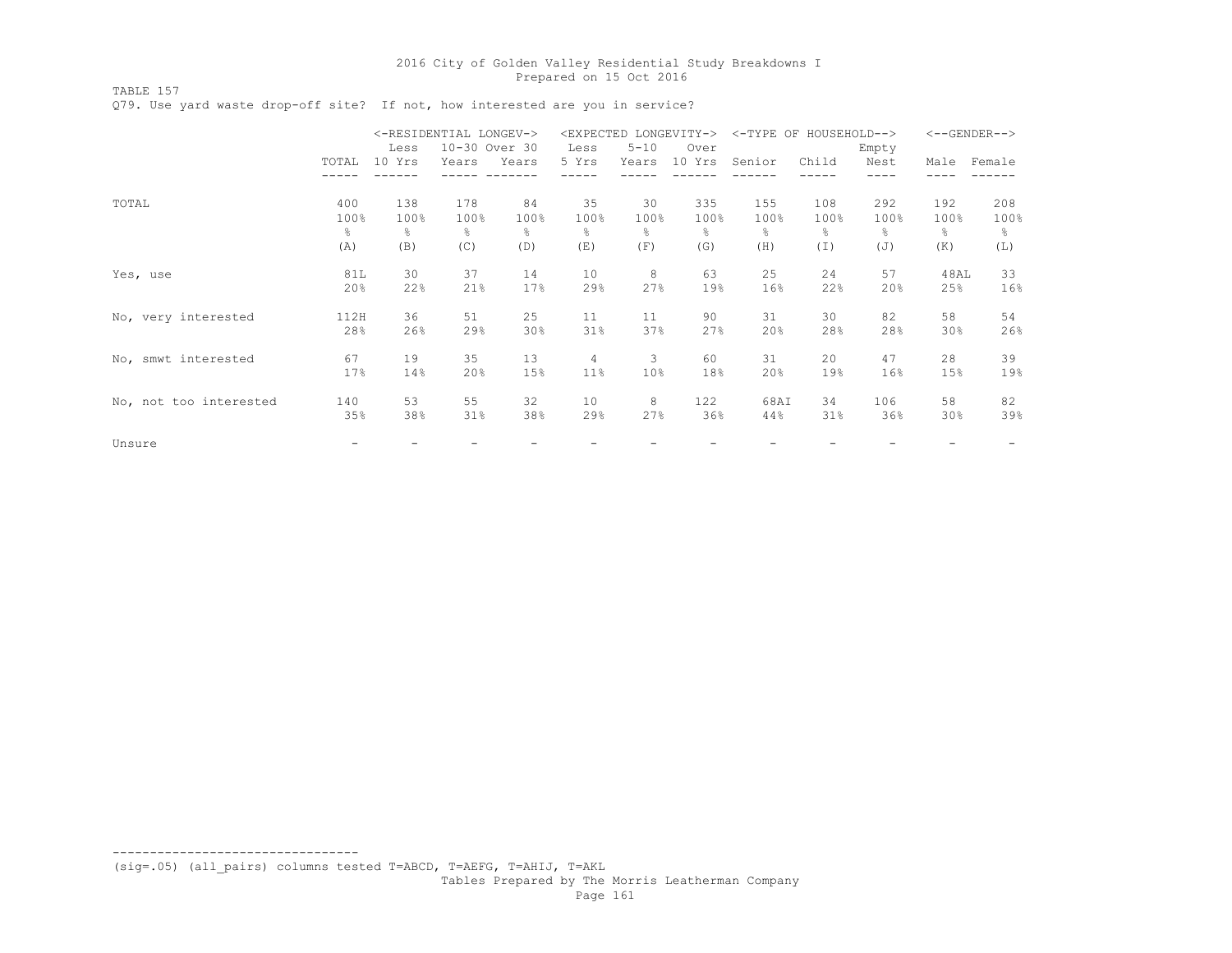2016 City of Golden Valley Residential Study Breakdowns I
Prepared on 15 Oct 2016

TABLE 157
Q79. Use yard waste drop-off site? If not, how interested are you in service?

| | | <-RESIDENTIAL LONGEV-> | | | <EXPECTED LONGEVITY-> | | | <-TYPE OF HOUSEHOLD--> | | | <--GENDER--> | |
|---|---|---|---|---|---|---|---|---|---|---|---|---|
| | TOTAL | Less 10 Yrs | 10-30 Years | Over 30 Years | Less 5 Yrs | 5-10 Years | Over 10 Yrs | Senior | Child | Empty Nest | Male | Female |
| TOTAL | 400 | 138 | 178 | 84 | 35 | 30 | 335 | 155 | 108 | 292 | 192 | 208 |
| | 100% | 100% | 100% | 100% | 100% | 100% | 100% | 100% | 100% | 100% | 100% | 100% |
| | % | % | % | % | % | % | % | % | % | % | % | % |
| | (A) | (B) | (C) | (D) | (E) | (F) | (G) | (H) | (I) | (J) | (K) | (L) |
| Yes, use | 81L | 30 | 37 | 14 | 10 | 8 | 63 | 25 | 24 | 57 | 48AL | 33 |
| | 20% | 22% | 21% | 17% | 29% | 27% | 19% | 16% | 22% | 20% | 25% | 16% |
| No, very interested | 112H | 36 | 51 | 25 | 11 | 11 | 90 | 31 | 30 | 82 | 58 | 54 |
| | 28% | 26% | 29% | 30% | 31% | 37% | 27% | 20% | 28% | 28% | 30% | 26% |
| No, smwt interested | 67 | 19 | 35 | 13 | 4 | 3 | 60 | 31 | 20 | 47 | 28 | 39 |
| | 17% | 14% | 20% | 15% | 11% | 10% | 18% | 20% | 19% | 16% | 15% | 19% |
| No, not too interested | 140 | 53 | 55 | 32 | 10 | 8 | 122 | 68AI | 34 | 106 | 58 | 82 |
| | 35% | 38% | 31% | 38% | 29% | 27% | 36% | 44% | 31% | 36% | 30% | 39% |
| Unsure | - | - | - | - | - | - | - | - | - | - | - | - |

---------------------------------
(sig=.05) (all_pairs) columns tested T=ABCD, T=AEFG, T=AHIJ, T=AKL
Tables Prepared by The Morris Leatherman Company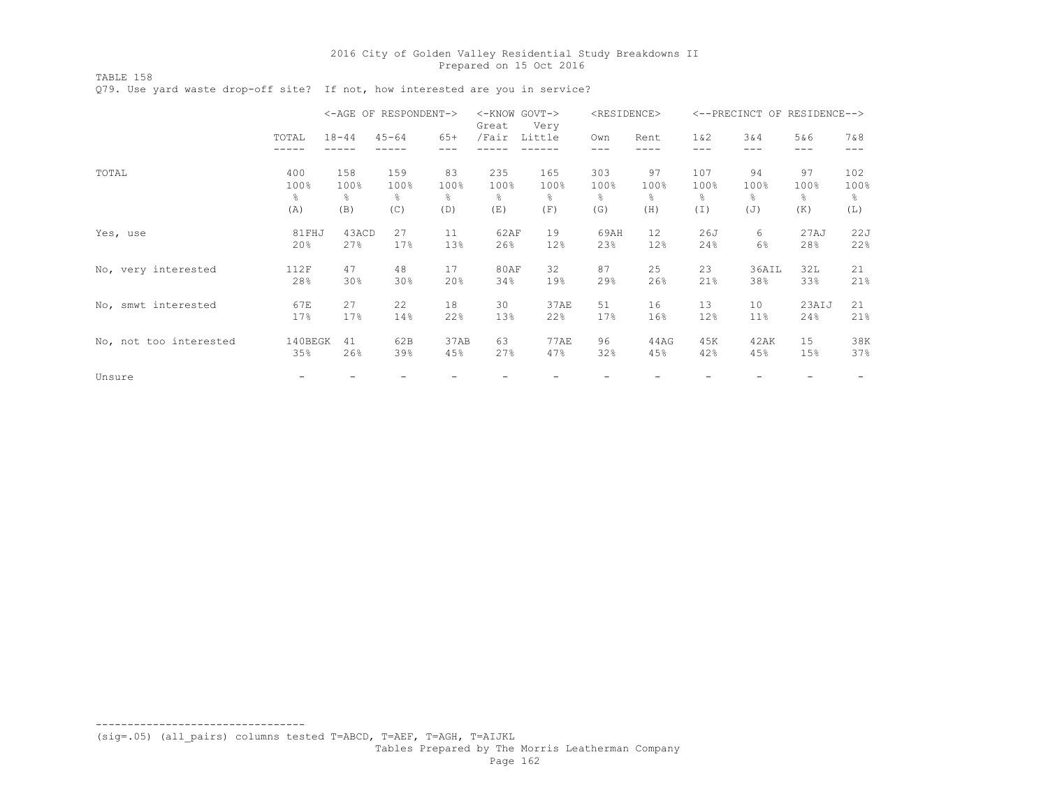2016 City of Golden Valley Residential Study Breakdowns II
Prepared on 15 Oct 2016

TABLE 158
Q79. Use yard waste drop-off site? If not, how interested are you in service?

| | | <-AGE OF RESPONDENT-> | | | <-KNOW GOVT-> | | <RESIDENCE> | | <--PRECINCT OF RESIDENCE--> | | | |
|---|---|---|---|---|---|---|---|---|---|---|---|---|
| | TOTAL | 18-44 | 45-64 | 65+ | Great /Fair | Very Little | Own | Rent | 1&2 | 3&4 | 5&6 | 7&8 |
| TOTAL | 400 | 158 | 159 | 83 | 235 | 165 | 303 | 97 | 107 | 94 | 97 | 102 |
| | 100% | 100% | 100% | 100% | 100% | 100% | 100% | 100% | 100% | 100% | 100% | 100% |
| | % | % | % | % | % | % | % | % | % | % | % | % |
| | (A) | (B) | (C) | (D) | (E) | (F) | (G) | (H) | (I) | (J) | (K) | (L) |
| Yes, use | 81FHJ | 43ACD | 27 | 11 | 62AF | 19 | 69AH | 12 | 26J | 6 | 27AJ | 22J |
| | 20% | 27% | 17% | 13% | 26% | 12% | 23% | 12% | 24% | 6% | 28% | 22% |
| No, very interested | 112F | 47 | 48 | 17 | 80AF | 32 | 87 | 25 | 23 | 36AIL | 32L | 21 |
| | 28% | 30% | 30% | 20% | 34% | 19% | 29% | 26% | 21% | 38% | 33% | 21% |
| No, smwt interested | 67E | 27 | 22 | 18 | 30 | 37AE | 51 | 16 | 13 | 10 | 23AIJ | 21 |
| | 17% | 17% | 14% | 22% | 13% | 22% | 17% | 16% | 12% | 11% | 24% | 21% |
| No, not too interested | 140BEGK | 41 | 62B | 37AB | 63 | 77AE | 96 | 44AG | 45K | 42AK | 15 | 38K |
| | 35% | 26% | 39% | 45% | 27% | 47% | 32% | 45% | 42% | 45% | 15% | 37% |
| Unsure | - | - | - | - | - | - | - | - | - | - | - | - |

---------------------------------
(sig=.05) (all_pairs) columns tested T=ABCD, T=AEF, T=AGH, T=AIJKL
Tables Prepared by The Morris Leatherman Company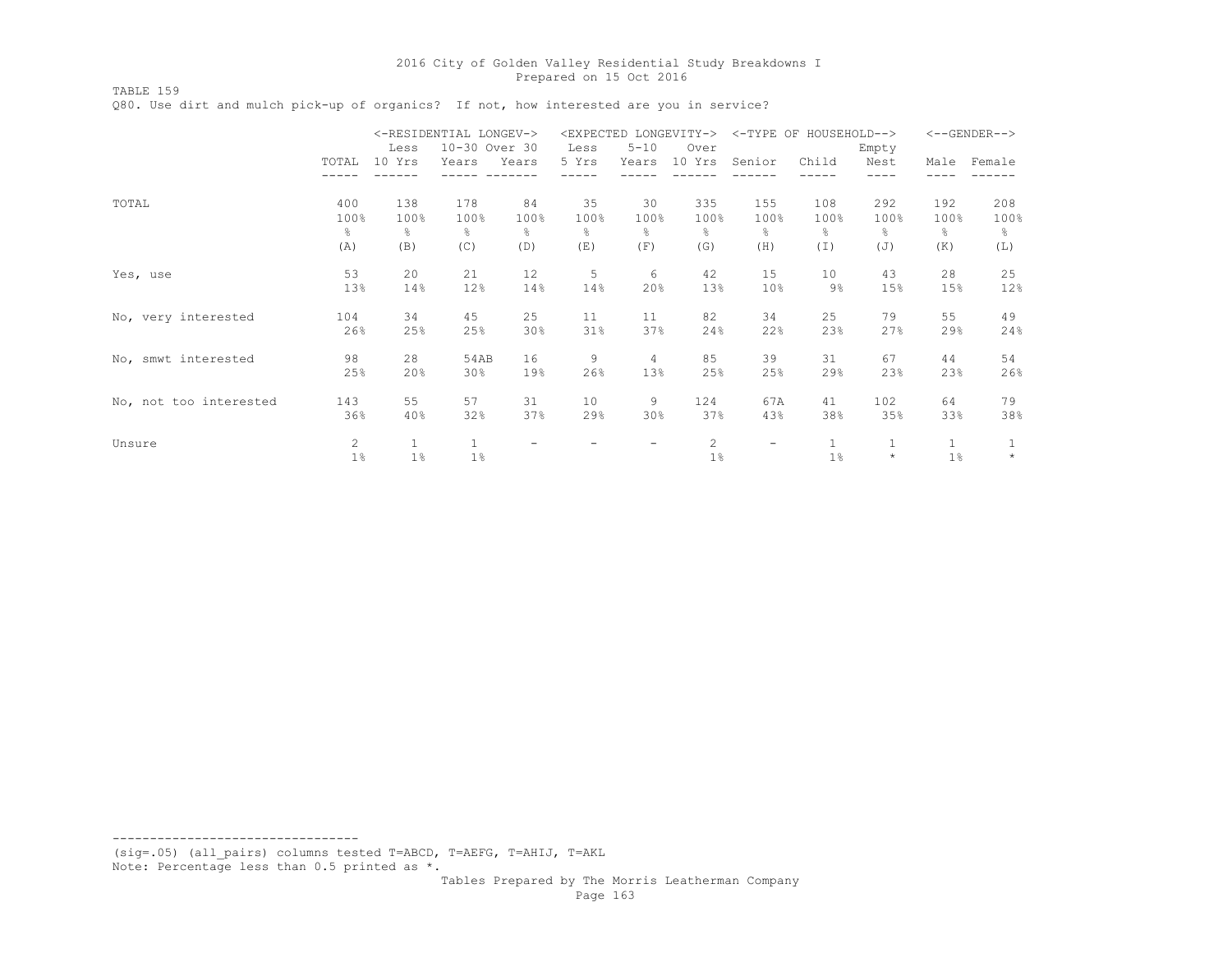2016 City of Golden Valley Residential Study Breakdowns I
Prepared on 15 Oct 2016

TABLE 159
Q80. Use dirt and mulch pick-up of organics? If not, how interested are you in service?

| | | <-RESIDENTIAL LONGEV-> | | | <EXPECTED LONGEVITY-> | | | <-TYPE OF HOUSEHOLD--> | | | <--GENDER--> | |
|---|---|---|---|---|---|---|---|---|---|---|---|---|
| | TOTAL | Less 10 Yrs | 10-30 Years | Over 30 Years | Less 5 Yrs | 5-10 Years | Over 10 Yrs | Senior | Child | Empty Nest | Male | Female |
| TOTAL | 400 | 138 | 178 | 84 | 35 | 30 | 335 | 155 | 108 | 292 | 192 | 208 |
| | 100% | 100% | 100% | 100% | 100% | 100% | 100% | 100% | 100% | 100% | 100% | 100% |
| | % | % | % | % | % | % | % | % | % | % | % | % |
| | (A) | (B) | (C) | (D) | (E) | (F) | (G) | (H) | (I) | (J) | (K) | (L) |
| Yes, use | 53 | 20 | 21 | 12 | 5 | 6 | 42 | 15 | 10 | 43 | 28 | 25 |
| | 13% | 14% | 12% | 14% | 14% | 20% | 13% | 10% | 9% | 15% | 15% | 12% |
| No, very interested | 104 | 34 | 45 | 25 | 11 | 11 | 82 | 34 | 25 | 79 | 55 | 49 |
| | 26% | 25% | 25% | 30% | 31% | 37% | 24% | 22% | 23% | 27% | 29% | 24% |
| No, smwt interested | 98 | 28 | 54AB | 16 | 9 | 4 | 85 | 39 | 31 | 67 | 44 | 54 |
| | 25% | 20% | 30% | 19% | 26% | 13% | 25% | 25% | 29% | 23% | 23% | 26% |
| No, not too interested | 143 | 55 | 57 | 31 | 10 | 9 | 124 | 67A | 41 | 102 | 64 | 79 |
| | 36% | 40% | 32% | 37% | 29% | 30% | 37% | 43% | 38% | 35% | 33% | 38% |
| Unsure | 2 | 1 | 1 | - | - | - | 2 | - | 1 | 1 | 1 | 1 |
| | 1% | 1% | 1% | | | | 1% | | 1% | * | 1% | * |

---------------------------------
(sig=.05) (all_pairs) columns tested T=ABCD, T=AEFG, T=AHIJ, T=AKL
Note: Percentage less than 0.5 printed as *.

Tables Prepared by The Morris Leatherman Company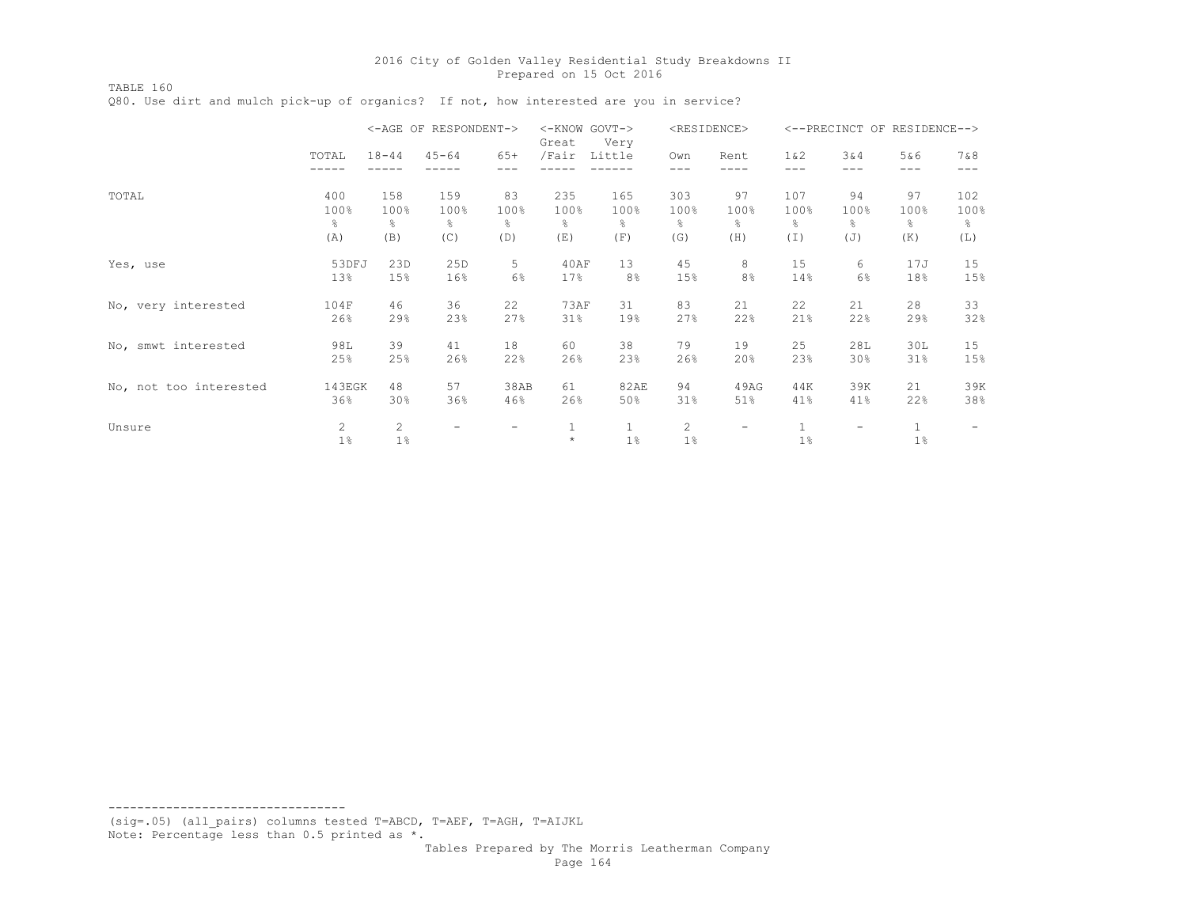# 2016 City of Golden Valley Residential Study Breakdowns II

Prepared on 15 Oct 2016

TABLE 160

Q80. Use dirt and mulch pick-up of organics? If not, how interested are you in service?

| | | <-AGE OF RESPONDENT-> | | | <-KNOW GOVT-> | | <RESIDENCE> | | <--PRECINCT OF RESIDENCE--> | | | |
|---|---|---|---|---|---|---|---|---|---|---|---|---|
| | TOTAL | 18-44 | 45-64 | 65+ | Great /Fair | Very Little | Own | Rent | 1&2 | 3&4 | 5&6 | 7&8 |
| TOTAL | 400<br>100%<br>%<br>(A) | 158<br>100%<br>%<br>(B) | 159<br>100%<br>%<br>(C) | 83<br>100%<br>%<br>(D) | 235<br>100%<br>%<br>(E) | 165<br>100%<br>%<br>(F) | 303<br>100%<br>%<br>(G) | 97<br>100%<br>%<br>(H) | 107<br>100%<br>%<br>(I) | 94<br>100%<br>%<br>(J) | 97<br>100%<br>%<br>(K) | 102<br>100%<br>%<br>(L) |
| Yes, use | 53DFJ<br>13% | 23D<br>15% | 25D<br>16% | 5<br>6% | 40AF<br>17% | 13<br>8% | 45<br>15% | 8<br>8% | 15<br>14% | 6<br>6% | 17J<br>18% | 15<br>15% |
| No, very interested | 104F<br>26% | 46<br>29% | 36<br>23% | 22<br>27% | 73AF<br>31% | 31<br>19% | 83<br>27% | 21<br>22% | 22<br>21% | 21<br>22% | 28<br>29% | 33<br>32% |
| No, smwt interested | 98L<br>25% | 39<br>25% | 41<br>26% | 18<br>22% | 60<br>26% | 38<br>23% | 79<br>26% | 19<br>20% | 25<br>23% | 28L<br>30% | 30L<br>31% | 15<br>15% |
| No, not too interested | 143EGK<br>36% | 48<br>30% | 57<br>36% | 38AB<br>46% | 61<br>26% | 82AE<br>50% | 94<br>31% | 49AG<br>51% | 44K<br>41% | 39K<br>41% | 21<br>22% | 39K<br>38% |
| Unsure | 2<br>1% | 2<br>1% | - | - | 1<br>* | 1<br>1% | 2<br>1% | - | 1<br>1% | - | 1<br>1% | - |

---------------------------------

(sig=.05) (all_pairs) columns tested T=ABCD, T=AEF, T=AGH, T=AIJKL

Note: Percentage less than 0.5 printed as *.

Tables Prepared by The Morris Leatherman Company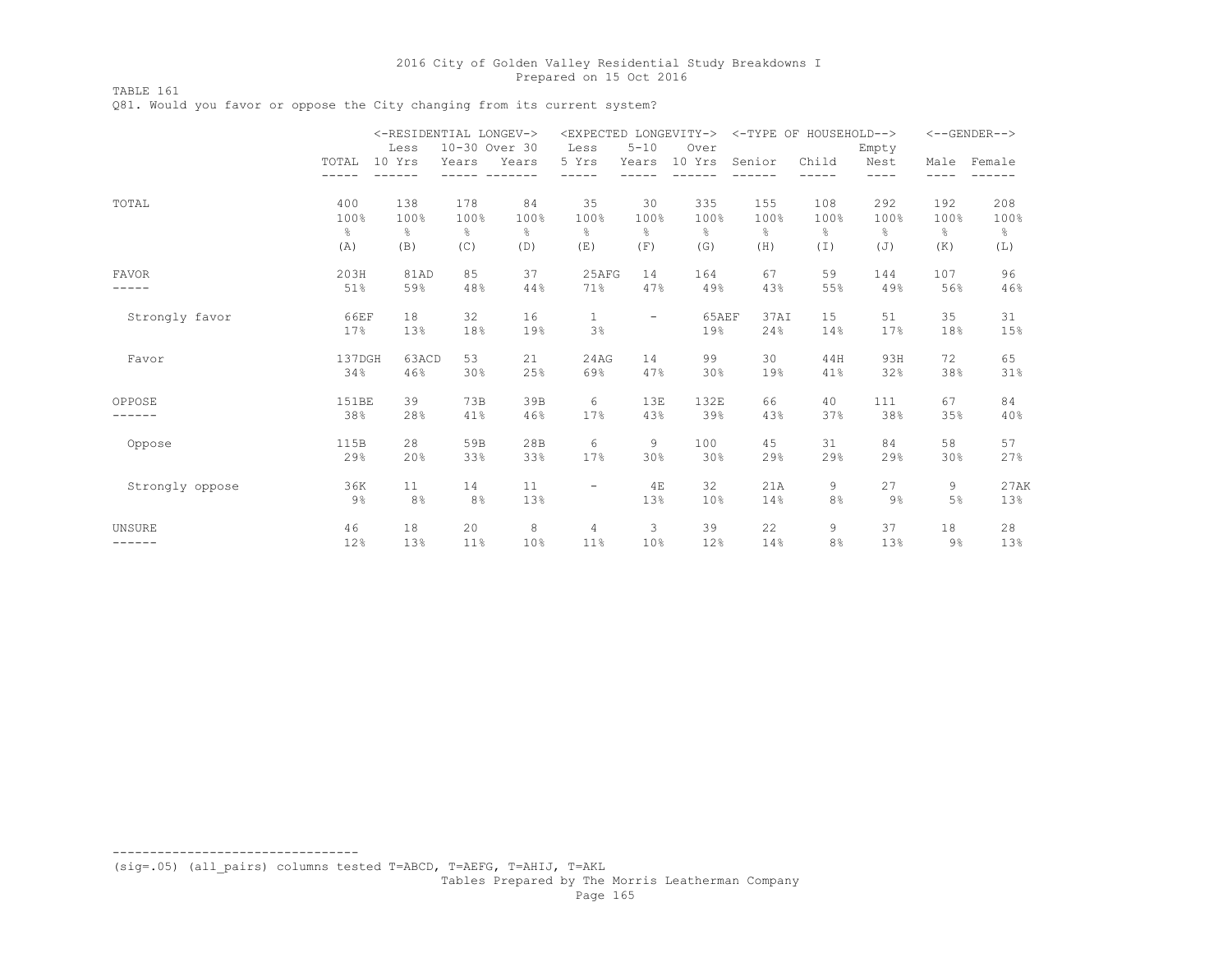2016 City of Golden Valley Residential Study Breakdowns I
Prepared on 15 Oct 2016

TABLE 161
Q81. Would you favor or oppose the City changing from its current system?

| | TOTAL | <-RESIDENTIAL LONGEV-> Less 10 Yrs | 10-30 Years | Over 30 Years | <EXPECTED LONGEVITY-> Less 5 Yrs | 5-10 Years | Over 10 Yrs | <-TYPE OF HOUSEHOLD--> Senior | Child | Empty Nest | <--GENDER--> Male | Female |
|---|---|---|---|---|---|---|---|---|---|---|---|---|
| TOTAL | 400<br>100%<br>%<br>(A) | 138<br>100%<br>%<br>(B) | 178<br>100%<br>%<br>(C) | 84<br>100%<br>%<br>(D) | 35<br>100%<br>%<br>(E) | 30<br>100%<br>%<br>(F) | 335<br>100%<br>%<br>(G) | 155<br>100%<br>%<br>(H) | 108<br>100%<br>%<br>(I) | 292<br>100%<br>%<br>(J) | 192<br>100%<br>%<br>(K) | 208<br>100%<br>%<br>(L) |
| FAVOR | 203H<br>51% | 81AD<br>59% | 85<br>48% | 37<br>44% | 25AFG<br>71% | 14<br>47% | 164<br>49% | 67<br>43% | 59<br>55% | 144<br>49% | 107<br>56% | 96<br>46% |
| Strongly favor | 66EF<br>17% | 18<br>13% | 32<br>18% | 16<br>19% | 1<br>3% | - | 65AEF<br>19% | 37AI<br>24% | 15<br>14% | 51<br>17% | 35<br>18% | 31<br>15% |
| Favor | 137DGH<br>34% | 63ACD<br>46% | 53<br>30% | 21<br>25% | 24AG<br>69% | 14<br>47% | 99<br>30% | 30<br>19% | 44H<br>41% | 93H<br>32% | 72<br>38% | 65<br>31% |
| OPPOSE | 151BE<br>38% | 39<br>28% | 73B<br>41% | 39B<br>46% | 6<br>17% | 13E<br>43% | 132E<br>39% | 66<br>43% | 40<br>37% | 111<br>38% | 67<br>35% | 84<br>40% |
| Oppose | 115B<br>29% | 28<br>20% | 59B<br>33% | 28B<br>33% | 6<br>17% | 9<br>30% | 100<br>30% | 45<br>29% | 31<br>29% | 84<br>29% | 58<br>30% | 57<br>27% |
| Strongly oppose | 36K<br>9% | 11<br>8% | 14<br>8% | 11<br>13% | - | 4E<br>13% | 32<br>10% | 21A<br>14% | 9<br>8% | 27<br>9% | 9<br>5% | 27AK<br>13% |
| UNSURE | 46<br>12% | 18<br>13% | 20<br>11% | 8<br>10% | 4<br>11% | 3<br>10% | 39<br>12% | 22<br>14% | 9<br>8% | 37<br>13% | 18<br>9% | 28<br>13% |

---------------------------------
(sig=.05) (all_pairs) columns tested T=ABCD, T=AEFG, T=AHIJ, T=AKL

Tables Prepared by The Morris Leatherman Company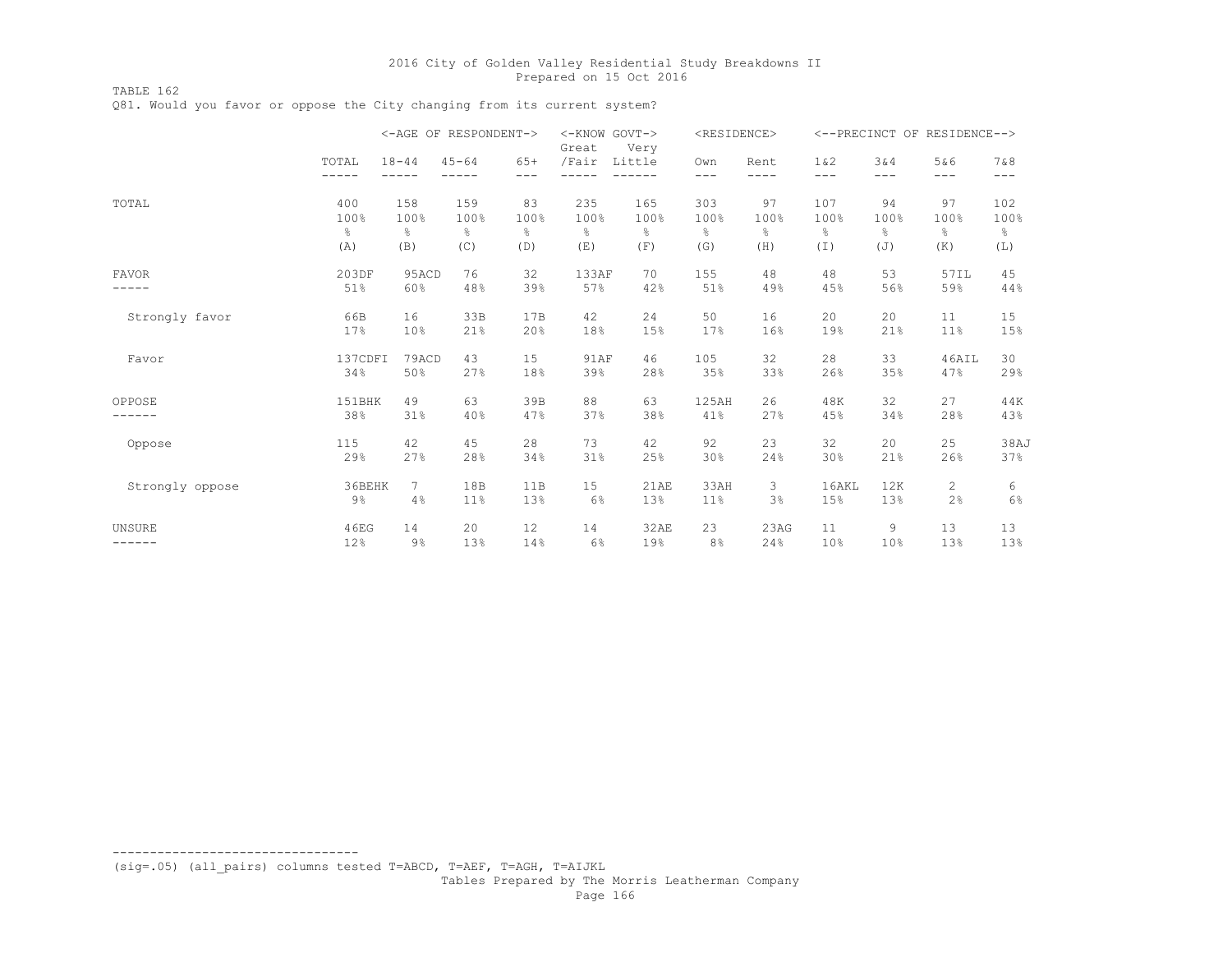2016 City of Golden Valley Residential Study Breakdowns II
Prepared on 15 Oct 2016

TABLE 162
Q81. Would you favor or oppose the City changing from its current system?

| | TOTAL | <-AGE OF RESPONDENT-> | | | <-KNOW GOVT-> | | <RESIDENCE> | | <--PRECINCT OF RESIDENCE--> | | | |
|---|---|---|---|---|---|---|---|---|---|---|---|---|
| | | 18-44 | 45-64 | 65+ | Great /Fair | Very Little | Own | Rent | 1&2 | 3&4 | 5&6 | 7&8 |
| TOTAL | 400<br>100%<br>%<br>(A) | 158<br>100%<br>%<br>(B) | 159<br>100%<br>%<br>(C) | 83<br>100%<br>%<br>(D) | 235<br>100%<br>%<br>(E) | 165<br>100%<br>%<br>(F) | 303<br>100%<br>%<br>(G) | 97<br>100%<br>%<br>(H) | 107<br>100%<br>%<br>(I) | 94<br>100%<br>%<br>(J) | 97<br>100%<br>%<br>(K) | 102<br>100%<br>%<br>(L) |
| FAVOR | 203DF<br>51% | 95ACD<br>60% | 76<br>48% | 32<br>39% | 133AF<br>57% | 70<br>42% | 155<br>51% | 48<br>49% | 48<br>45% | 53<br>56% | 57IL<br>59% | 45<br>44% |
| Strongly favor | 66B<br>17% | 16<br>10% | 33B<br>21% | 17B<br>20% | 42<br>18% | 24<br>15% | 50<br>17% | 16<br>16% | 20<br>19% | 20<br>21% | 11<br>11% | 15<br>15% |
| Favor | 137CDFI<br>34% | 79ACD<br>50% | 43<br>27% | 15<br>18% | 91AF<br>39% | 46<br>28% | 105<br>35% | 32<br>33% | 28<br>26% | 33<br>35% | 46AIL<br>47% | 30<br>29% |
| OPPOSE | 151BHK<br>38% | 49<br>31% | 63<br>40% | 39B<br>47% | 88<br>37% | 63<br>38% | 125AH<br>41% | 26<br>27% | 48K<br>45% | 32<br>34% | 27<br>28% | 44K<br>43% |
| Oppose | 115<br>29% | 42<br>27% | 45<br>28% | 28<br>34% | 73<br>31% | 42<br>25% | 92<br>30% | 23<br>24% | 32<br>30% | 20<br>21% | 25<br>26% | 38AJ<br>37% |
| Strongly oppose | 36BEHK<br>9% | 7<br>4% | 18B<br>11% | 11B<br>13% | 15<br>6% | 21AE<br>13% | 33AH<br>11% | 3<br>3% | 16AKL<br>15% | 12K<br>13% | 2<br>2% | 6<br>6% |
| UNSURE | 46EG<br>12% | 14<br>9% | 20<br>13% | 12<br>14% | 14<br>6% | 32AE<br>19% | 23<br>8% | 23AG<br>24% | 11<br>10% | 9<br>10% | 13<br>13% | 13<br>13% |

---------------------------------
(sig=.05) (all_pairs) columns tested T=ABCD, T=AEF, T=AGH, T=AIJKL

Tables Prepared by The Morris Leatherman Company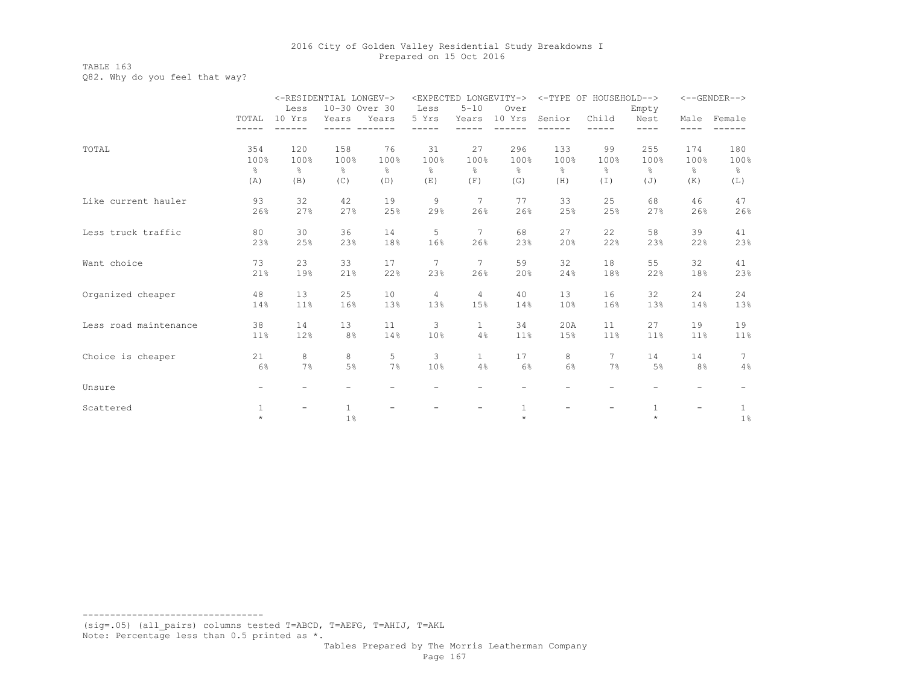2016 City of Golden Valley Residential Study Breakdowns I
Prepared on 15 Oct 2016

TABLE 163
Q82. Why do you feel that way?

| | | <-RESIDENTIAL LONGEV-> | | | <EXPECTED LONGEVITY-> | | | <-TYPE OF HOUSEHOLD--> | | | <--GENDER--> | |
|---|---|---|---|---|---|---|---|---|---|---|---|---|
| | TOTAL | Less 10 Yrs | 10-30 Years | Over 30 Years | Less 5 Yrs | 5-10 Years | Over 10 Yrs | Senior | Child | Empty Nest | Male | Female |
| TOTAL | 354 | 120 | 158 | 76 | 31 | 27 | 296 | 133 | 99 | 255 | 174 | 180 |
| | 100% | 100% | 100% | 100% | 100% | 100% | 100% | 100% | 100% | 100% | 100% | 100% |
| | % | % | % | % | % | % | % | % | % | % | % | % |
| | (A) | (B) | (C) | (D) | (E) | (F) | (G) | (H) | (I) | (J) | (K) | (L) |
| Like current hauler | 93 | 32 | 42 | 19 | 9 | 7 | 77 | 33 | 25 | 68 | 46 | 47 |
| | 26% | 27% | 27% | 25% | 29% | 26% | 26% | 25% | 25% | 27% | 26% | 26% |
| Less truck traffic | 80 | 30 | 36 | 14 | 5 | 7 | 68 | 27 | 22 | 58 | 39 | 41 |
| | 23% | 25% | 23% | 18% | 16% | 26% | 23% | 20% | 22% | 23% | 22% | 23% |
| Want choice | 73 | 23 | 33 | 17 | 7 | 7 | 59 | 32 | 18 | 55 | 32 | 41 |
| | 21% | 19% | 21% | 22% | 23% | 26% | 20% | 24% | 18% | 22% | 18% | 23% |
| Organized cheaper | 48 | 13 | 25 | 10 | 4 | 4 | 40 | 13 | 16 | 32 | 24 | 24 |
| | 14% | 11% | 16% | 13% | 13% | 15% | 14% | 10% | 16% | 13% | 14% | 13% |
| Less road maintenance | 38 | 14 | 13 | 11 | 3 | 1 | 34 | 20A | 11 | 27 | 19 | 19 |
| | 11% | 12% | 8% | 14% | 10% | 4% | 11% | 15% | 11% | 11% | 11% | 11% |
| Choice is cheaper | 21 | 8 | 8 | 5 | 3 | 1 | 17 | 8 | 7 | 14 | 14 | 7 |
| | 6% | 7% | 5% | 7% | 10% | 4% | 6% | 6% | 7% | 5% | 8% | 4% |
| Unsure | - | - | - | - | - | - | - | - | - | - | - | - |
| Scattered | 1 | - | 1 | - | - | - | 1 | - | - | 1 | - | 1 |
| | * | | 1% | | | | * | | | * | | 1% |

---------------------------------
(sig=.05) (all_pairs) columns tested T=ABCD, T=AEFG, T=AHIJ, T=AKL
Note: Percentage less than 0.5 printed as *.

Tables Prepared by The Morris Leatherman Company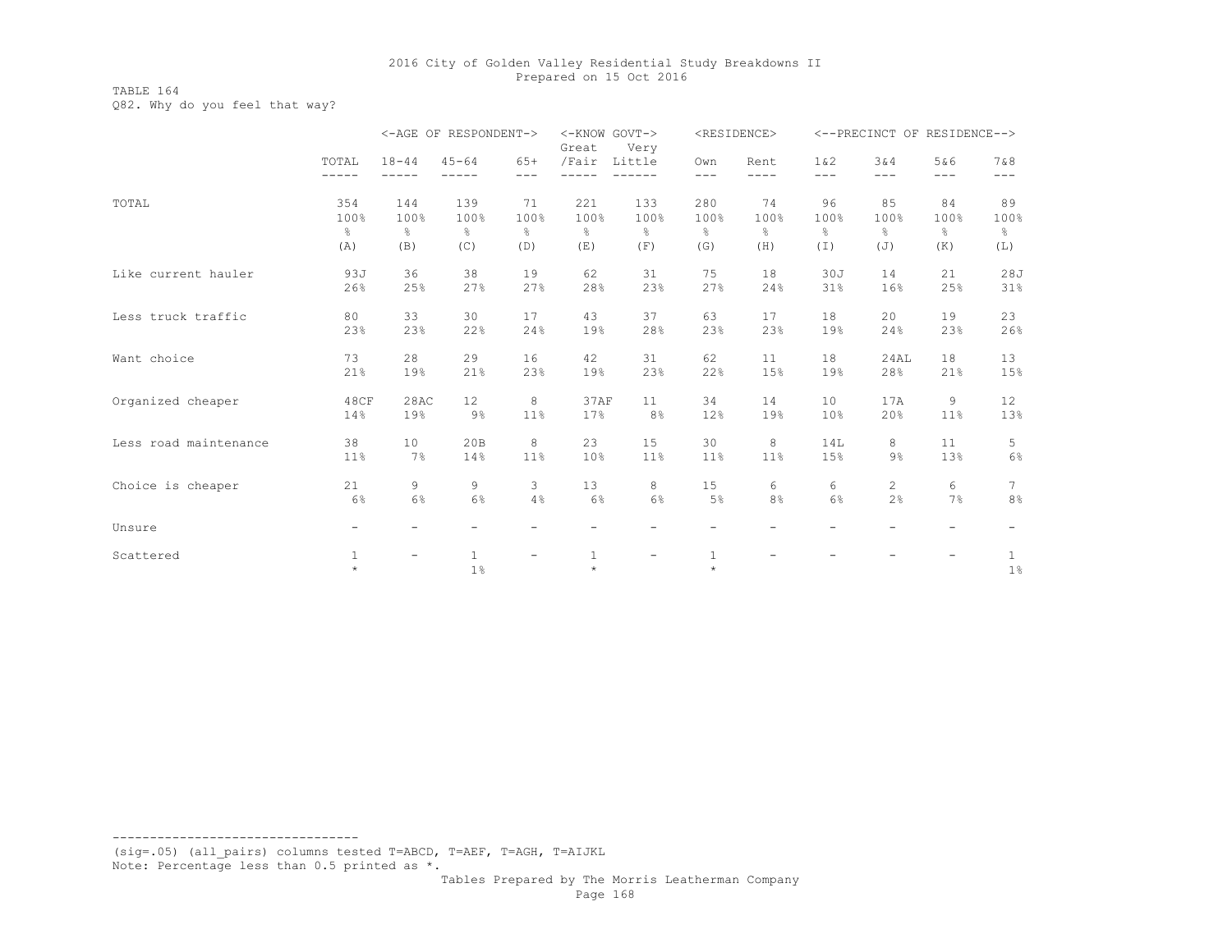2016 City of Golden Valley Residential Study Breakdowns II
Prepared on 15 Oct 2016

TABLE 164
Q82. Why do you feel that way?

| | | <-AGE OF RESPONDENT-> | | | <-KNOW GOVT-> | | <RESIDENCE> | | <--PRECINCT OF RESIDENCE--> | | | |
|---|---|---|---|---|---|---|---|---|---|---|---|---|
| | TOTAL | 18-44 | 45-64 | 65+ | Great /Fair | Very Little | Own | Rent | 1&2 | 3&4 | 5&6 | 7&8 |
| TOTAL | 354<br>100%<br>%<br>(A) | 144<br>100%<br>%<br>(B) | 139<br>100%<br>%<br>(C) | 71<br>100%<br>%<br>(D) | 221<br>100%<br>%<br>(E) | 133<br>100%<br>%<br>(F) | 280<br>100%<br>%<br>(G) | 74<br>100%<br>%<br>(H) | 96<br>100%<br>%<br>(I) | 85<br>100%<br>%<br>(J) | 84<br>100%<br>%<br>(K) | 89<br>100%<br>%<br>(L) |
| Like current hauler | 93J<br>26% | 36<br>25% | 38<br>27% | 19<br>27% | 62<br>28% | 31<br>23% | 75<br>27% | 18<br>24% | 30J<br>31% | 14<br>16% | 21<br>25% | 28J<br>31% |
| Less truck traffic | 80<br>23% | 33<br>23% | 30<br>22% | 17<br>24% | 43<br>19% | 37<br>28% | 63<br>23% | 17<br>23% | 18<br>19% | 20<br>24% | 19<br>23% | 23<br>26% |
| Want choice | 73<br>21% | 28<br>19% | 29<br>21% | 16<br>23% | 42<br>19% | 31<br>23% | 62<br>22% | 11<br>15% | 18<br>19% | 24AL<br>28% | 18<br>21% | 13<br>15% |
| Organized cheaper | 48CF<br>14% | 28AC<br>19% | 12<br>9% | 8<br>11% | 37AF<br>17% | 11<br>8% | 34<br>12% | 14<br>19% | 10<br>10% | 17A<br>20% | 9<br>11% | 12<br>13% |
| Less road maintenance | 38<br>11% | 10<br>7% | 20B<br>14% | 8<br>11% | 23<br>10% | 15<br>11% | 30<br>11% | 8<br>11% | 14L<br>15% | 8<br>9% | 11<br>13% | 5<br>6% |
| Choice is cheaper | 21<br>6% | 9<br>6% | 9<br>6% | 3<br>4% | 13<br>6% | 8<br>6% | 15<br>5% | 6<br>8% | 6<br>6% | 2<br>2% | 6<br>7% | 7<br>8% |
| Unsure | - | - | - | - | - | - | - | - | - | - | - | - |
| Scattered | 1<br>* | - | 1<br>1% | - | 1<br>* | - | 1<br>* | - | - | - | - | 1<br>1% |

---------------------------------
(sig=.05) (all_pairs) columns tested T=ABCD, T=AEF, T=AGH, T=AIJKL
Note: Percentage less than 0.5 printed as *.

Tables Prepared by The Morris Leatherman Company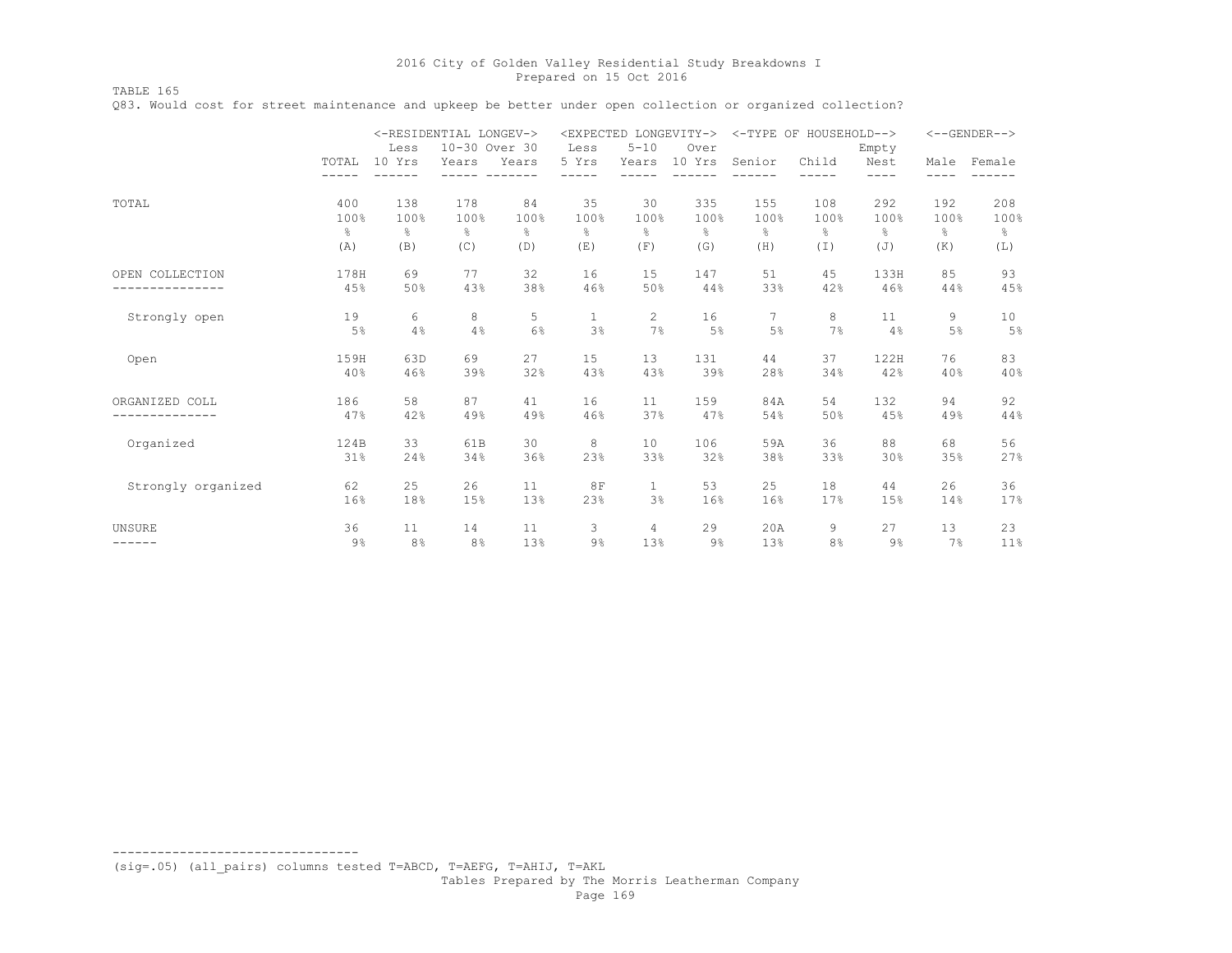2016 City of Golden Valley Residential Study Breakdowns I
Prepared on 15 Oct 2016

TABLE 165
Q83. Would cost for street maintenance and upkeep be better under open collection or organized collection?

| | | <-RESIDENTIAL LONGEV-> | | | <EXPECTED LONGEVITY-> | | | <-TYPE OF HOUSEHOLD--> | | | <--GENDER--> | |
|---|---|---|---|---|---|---|---|---|---|---|---|---|
| | TOTAL | Less 10 Yrs | 10-30 Years | Over 30 Years | Less 5 Yrs | 5-10 Years | Over 10 Yrs | Senior | Child | Empty Nest | Male | Female |
| TOTAL | 400 | 138 | 178 | 84 | 35 | 30 | 335 | 155 | 108 | 292 | 192 | 208 |
| | 100% | 100% | 100% | 100% | 100% | 100% | 100% | 100% | 100% | 100% | 100% | 100% |
| | % | % | % | % | % | % | % | % | % | % | % | % |
| | (A) | (B) | (C) | (D) | (E) | (F) | (G) | (H) | (I) | (J) | (K) | (L) |
| OPEN COLLECTION | 178H | 69 | 77 | 32 | 16 | 15 | 147 | 51 | 45 | 133H | 85 | 93 |
| | 45% | 50% | 43% | 38% | 46% | 50% | 44% | 33% | 42% | 46% | 44% | 45% |
| Strongly open | 19 | 6 | 8 | 5 | 1 | 2 | 16 | 7 | 8 | 11 | 9 | 10 |
| | 5% | 4% | 4% | 6% | 3% | 7% | 5% | 5% | 7% | 4% | 5% | 5% |
| Open | 159H | 63D | 69 | 27 | 15 | 13 | 131 | 44 | 37 | 122H | 76 | 83 |
| | 40% | 46% | 39% | 32% | 43% | 43% | 39% | 28% | 34% | 42% | 40% | 40% |
| ORGANIZED COLL | 186 | 58 | 87 | 41 | 16 | 11 | 159 | 84A | 54 | 132 | 94 | 92 |
| | 47% | 42% | 49% | 49% | 46% | 37% | 47% | 54% | 50% | 45% | 49% | 44% |
| Organized | 124B | 33 | 61B | 30 | 8 | 10 | 106 | 59A | 36 | 88 | 68 | 56 |
| | 31% | 24% | 34% | 36% | 23% | 33% | 32% | 38% | 33% | 30% | 35% | 27% |
| Strongly organized | 62 | 25 | 26 | 11 | 8F | 1 | 53 | 25 | 18 | 44 | 26 | 36 |
| | 16% | 18% | 15% | 13% | 23% | 3% | 16% | 16% | 17% | 15% | 14% | 17% |
| UNSURE | 36 | 11 | 14 | 11 | 3 | 4 | 29 | 20A | 9 | 27 | 13 | 23 |
| | 9% | 8% | 8% | 13% | 9% | 13% | 9% | 13% | 8% | 9% | 7% | 11% |

---------------------------------
(sig=.05) (all_pairs) columns tested T=ABCD, T=AEFG, T=AHIJ, T=AKL

Tables Prepared by The Morris Leatherman Company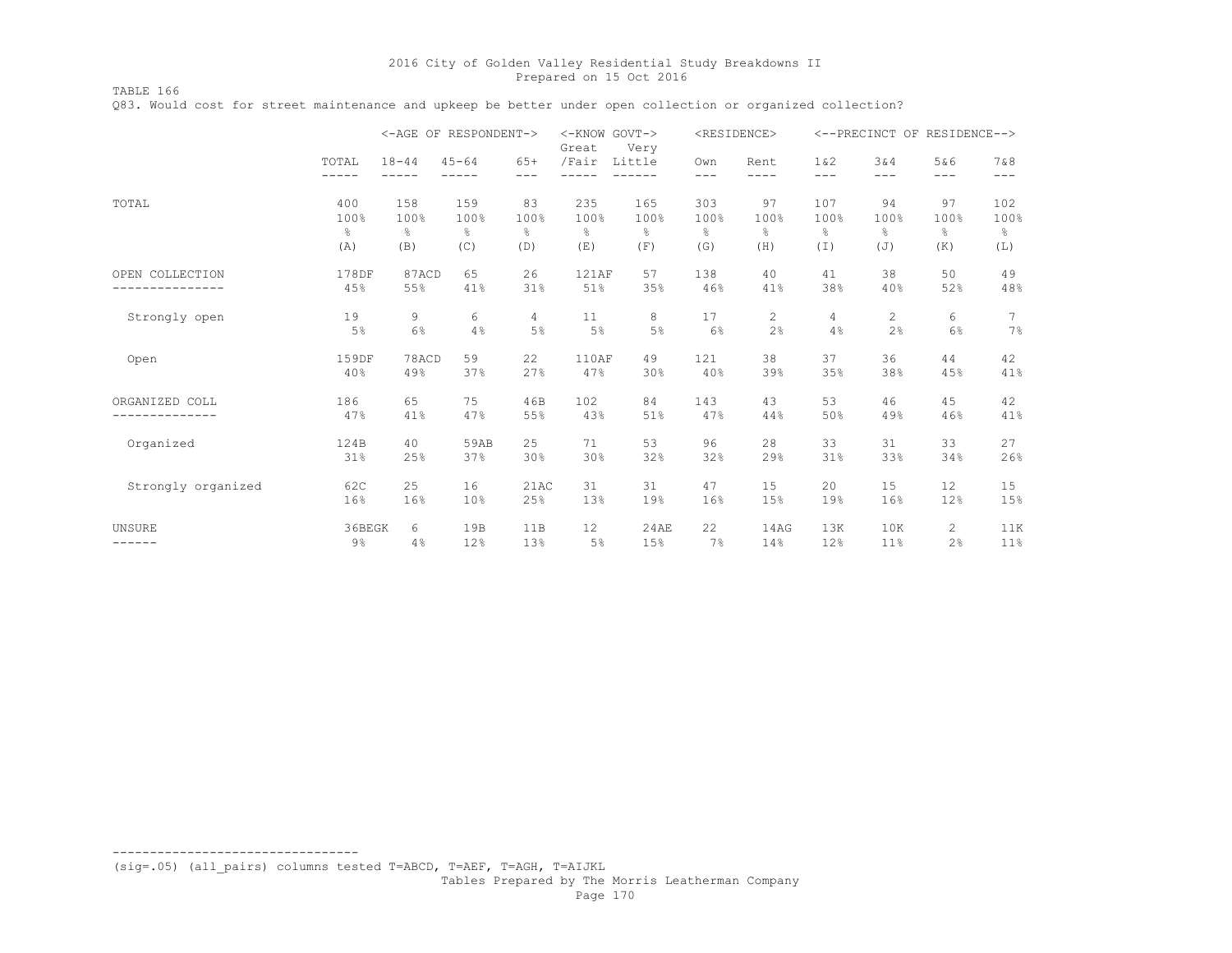2016 City of Golden Valley Residential Study Breakdowns II
Prepared on 15 Oct 2016

TABLE 166
Q83. Would cost for street maintenance and upkeep be better under open collection or organized collection?

| | | <-AGE OF RESPONDENT-> | | | <-KNOW GOVT-> | | <RESIDENCE> | | <--PRECINCT OF RESIDENCE--> | | | |
|---|---|---|---|---|---|---|---|---|---|---|---|---|
| | TOTAL | 18-44 | 45-64 | 65+ | Great /Fair | Very Little | Own | Rent | 1&2 | 3&4 | 5&6 | 7&8 |
| TOTAL | 400 100% % (A) | 158 100% % (B) | 159 100% % (C) | 83 100% % (D) | 235 100% % (E) | 165 100% % (F) | 303 100% % (G) | 97 100% % (H) | 107 100% % (I) | 94 100% % (J) | 97 100% % (K) | 102 100% % (L) |
| OPEN COLLECTION | 178DF 45% | 87ACD 55% | 65 41% | 26 31% | 121AF 51% | 57 35% | 138 46% | 40 41% | 41 38% | 38 40% | 50 52% | 49 48% |
| Strongly open | 19 5% | 9 6% | 6 4% | 4 5% | 11 5% | 8 5% | 17 6% | 2 2% | 4 4% | 2 2% | 6 6% | 7 7% |
| Open | 159DF 40% | 78ACD 49% | 59 37% | 22 27% | 110AF 47% | 49 30% | 121 40% | 38 39% | 37 35% | 36 38% | 44 45% | 42 41% |
| ORGANIZED COLL | 186 47% | 65 41% | 75 47% | 46B 55% | 102 43% | 84 51% | 143 47% | 43 44% | 53 50% | 46 49% | 45 46% | 42 41% |
| Organized | 124B 31% | 40 25% | 59AB 37% | 25 30% | 71 30% | 53 32% | 96 32% | 28 29% | 33 31% | 31 33% | 33 34% | 27 26% |
| Strongly organized | 62C 16% | 25 16% | 16 10% | 21AC 25% | 31 13% | 31 19% | 47 16% | 15 15% | 20 19% | 15 16% | 12 12% | 15 15% |
| UNSURE | 36BEGK 9% | 6 4% | 19B 12% | 11B 13% | 12 5% | 24AE 15% | 22 7% | 14AG 14% | 13K 12% | 10K 11% | 2 2% | 11K 11% |

---------------------------------
(sig=.05) (all_pairs) columns tested T=ABCD, T=AEF, T=AGH, T=AIJKL
Tables Prepared by The Morris Leatherman Company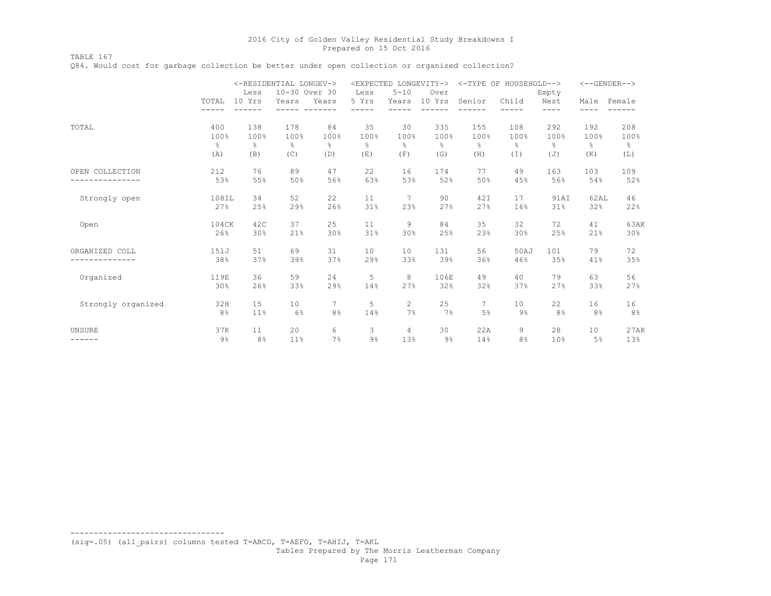2016 City of Golden Valley Residential Study Breakdowns I
Prepared on 15 Oct 2016

TABLE 167
Q84. Would cost for garbage collection be better under open collection or organized collection?

| | | <-RESIDENTIAL LONGEV-> | | | <EXPECTED LONGEVITY-> | | | <-TYPE OF HOUSEHOLD--> | | | <--GENDER--> | |
|---|---|---|---|---|---|---|---|---|---|---|---|---|
| | TOTAL | Less 10 Yrs | 10-30 Years | Over 30 Years | Less 5 Yrs | 5-10 Years | Over 10 Yrs | Senior | Child | Empty Nest | Male | Female |
| TOTAL | 400 | 138 | 178 | 84 | 35 | 30 | 335 | 155 | 108 | 292 | 192 | 208 |
| | 100% | 100% | 100% | 100% | 100% | 100% | 100% | 100% | 100% | 100% | 100% | 100% |
| | % | % | % | % | % | % | % | % | % | % | % | % |
| | (A) | (B) | (C) | (D) | (E) | (F) | (G) | (H) | (I) | (J) | (K) | (L) |
| OPEN COLLECTION | 212 | 76 | 89 | 47 | 22 | 16 | 174 | 77 | 49 | 163 | 103 | 109 |
| | 53% | 55% | 50% | 56% | 63% | 53% | 52% | 50% | 45% | 56% | 54% | 52% |
| Strongly open | 108IL | 34 | 52 | 22 | 11 | 7 | 90 | 42I | 17 | 91AI | 62AL | 46 |
| | 27% | 25% | 29% | 26% | 31% | 23% | 27% | 27% | 16% | 31% | 32% | 22% |
| Open | 104CK | 42C | 37 | 25 | 11 | 9 | 84 | 35 | 32 | 72 | 41 | 63AK |
| | 26% | 30% | 21% | 30% | 31% | 30% | 25% | 23% | 30% | 25% | 21% | 30% |
| ORGANIZED COLL | 151J | 51 | 69 | 31 | 10 | 10 | 131 | 56 | 50AJ | 101 | 79 | 72 |
| | 38% | 37% | 39% | 37% | 29% | 33% | 39% | 36% | 46% | 35% | 41% | 35% |
| Organized | 119E | 36 | 59 | 24 | 5 | 8 | 106E | 49 | 40 | 79 | 63 | 56 |
| | 30% | 26% | 33% | 29% | 14% | 27% | 32% | 32% | 37% | 27% | 33% | 27% |
| Strongly organized | 32H | 15 | 10 | 7 | 5 | 2 | 25 | 7 | 10 | 22 | 16 | 16 |
| | 8% | 11% | 6% | 8% | 14% | 7% | 7% | 5% | 9% | 8% | 8% | 8% |
| UNSURE | 37K | 11 | 20 | 6 | 3 | 4 | 30 | 22A | 9 | 28 | 10 | 27AK |
| | 9% | 8% | 11% | 7% | 9% | 13% | 9% | 14% | 8% | 10% | 5% | 13% |

---------------------------------
(sig=.05) (all_pairs) columns tested T=ABCD, T=AEFG, T=AHIJ, T=AKL
Tables Prepared by The Morris Leatherman Company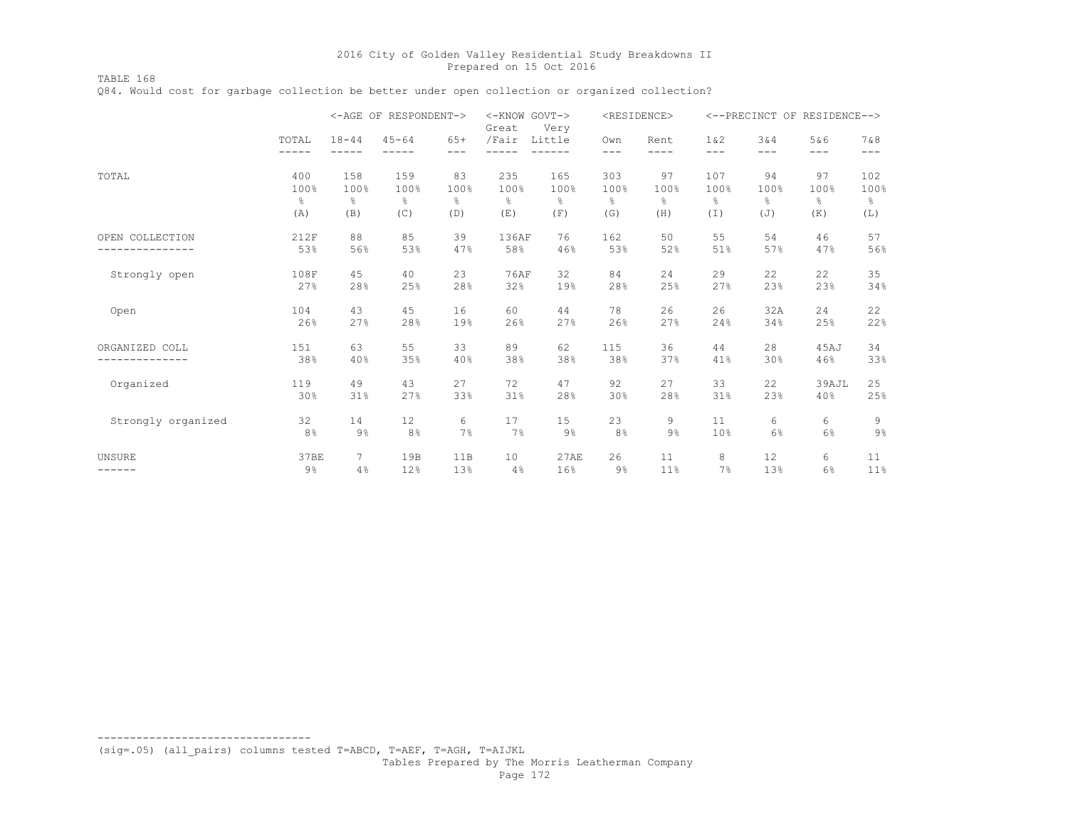2016 City of Golden Valley Residential Study Breakdowns II
Prepared on 15 Oct 2016

TABLE 168
Q84. Would cost for garbage collection be better under open collection or organized collection?

| | | <-AGE OF RESPONDENT-> | | | <-KNOW GOVT-> | | <RESIDENCE> | | <--PRECINCT OF RESIDENCE--> | | | |
|---|---|---|---|---|---|---|---|---|---|---|---|---|
| | TOTAL | 18-44 | 45-64 | 65+ | Great /Fair | Very Little | Own | Rent | 1&2 | 3&4 | 5&6 | 7&8 |
| TOTAL | 400 | 158 | 159 | 83 | 235 | 165 | 303 | 97 | 107 | 94 | 97 | 102 |
| | 100% | 100% | 100% | 100% | 100% | 100% | 100% | 100% | 100% | 100% | 100% | 100% |
| | % | % | % | % | % | % | % | % | % | % | % | % |
| | (A) | (B) | (C) | (D) | (E) | (F) | (G) | (H) | (I) | (J) | (K) | (L) |
| OPEN COLLECTION | 212F | 88 | 85 | 39 | 136AF | 76 | 162 | 50 | 55 | 54 | 46 | 57 |
| | 53% | 56% | 53% | 47% | 58% | 46% | 53% | 52% | 51% | 57% | 47% | 56% |
| Strongly open | 108F | 45 | 40 | 23 | 76AF | 32 | 84 | 24 | 29 | 22 | 22 | 35 |
| | 27% | 28% | 25% | 28% | 32% | 19% | 28% | 25% | 27% | 23% | 23% | 34% |
| Open | 104 | 43 | 45 | 16 | 60 | 44 | 78 | 26 | 26 | 32A | 24 | 22 |
| | 26% | 27% | 28% | 19% | 26% | 27% | 26% | 27% | 24% | 34% | 25% | 22% |
| ORGANIZED COLL | 151 | 63 | 55 | 33 | 89 | 62 | 115 | 36 | 44 | 28 | 45AJ | 34 |
| | 38% | 40% | 35% | 40% | 38% | 38% | 38% | 37% | 41% | 30% | 46% | 33% |
| Organized | 119 | 49 | 43 | 27 | 72 | 47 | 92 | 27 | 33 | 22 | 39AJL | 25 |
| | 30% | 31% | 27% | 33% | 31% | 28% | 30% | 28% | 31% | 23% | 40% | 25% |
| Strongly organized | 32 | 14 | 12 | 6 | 17 | 15 | 23 | 9 | 11 | 6 | 6 | 9 |
| | 8% | 9% | 8% | 7% | 7% | 9% | 8% | 9% | 10% | 6% | 6% | 9% |
| UNSURE | 37BE | 7 | 19B | 11B | 10 | 27AE | 26 | 11 | 8 | 12 | 6 | 11 |
| | 9% | 4% | 12% | 13% | 4% | 16% | 9% | 11% | 7% | 13% | 6% | 11% |

---------------------------------
(sig=.05) (all_pairs) columns tested T=ABCD, T=AEF, T=AGH, T=AIJKL

Tables Prepared by The Morris Leatherman Company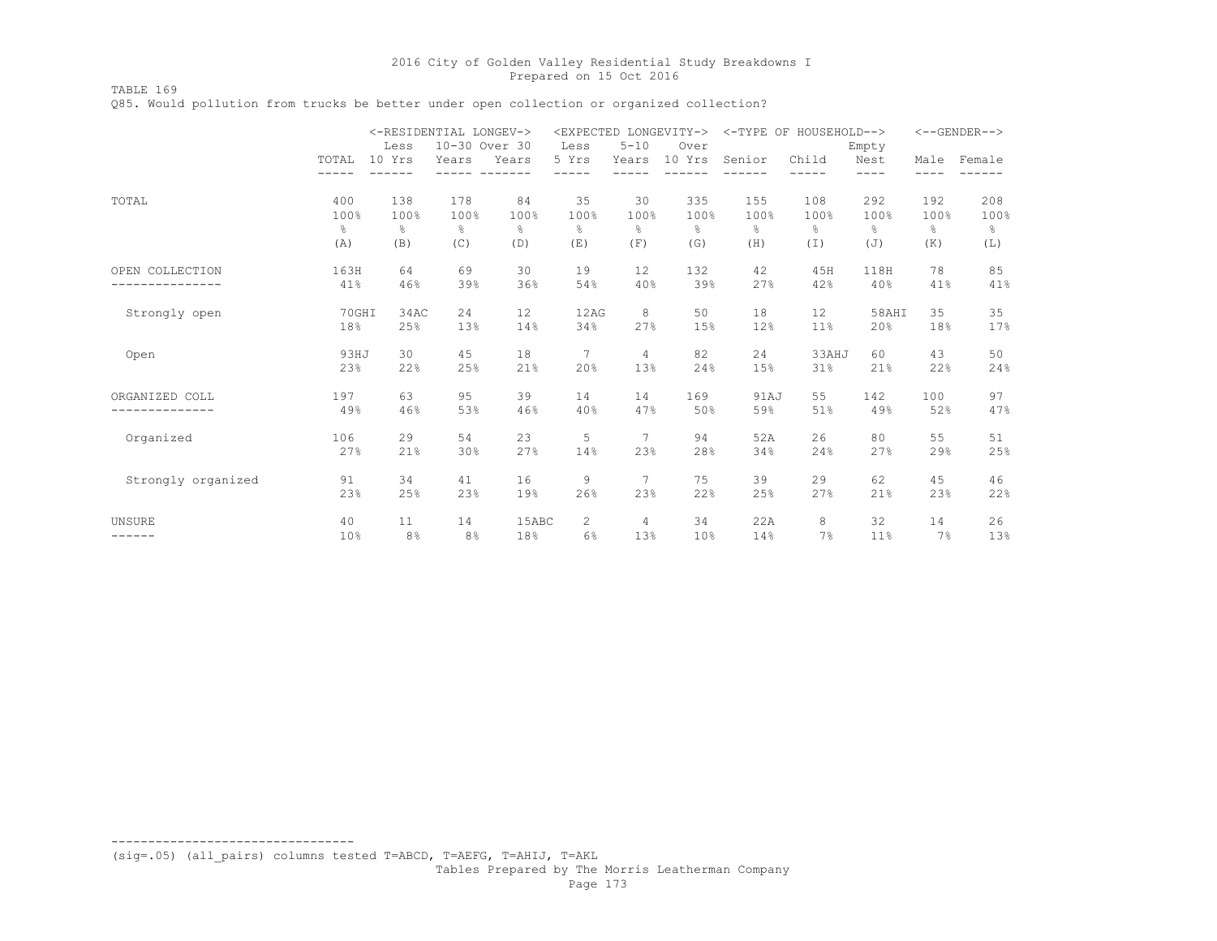TABLE 169

Q85. Would pollution from trucks be better under open collection or organized collection?

| | | <-RESIDENTIAL LONGEV-> | | | <EXPECTED LONGEVITY-> | | | <-TYPE OF HOUSEHOLD--> | | | <--GENDER--> | |
|---|---|---|---|---|---|---|---|---|---|---|---|---|
| | TOTAL | Less 10 Yrs | 10-30 Years | Over 30 Years | Less 5 Yrs | 5-10 Years | Over 10 Yrs | Senior | Child | Empty Nest | Male | Female |
| TOTAL | 400 | 138 | 178 | 84 | 35 | 30 | 335 | 155 | 108 | 292 | 192 | 208 |
| | 100% | 100% | 100% | 100% | 100% | 100% | 100% | 100% | 100% | 100% | 100% | 100% |
| | % | % | % | % | % | % | % | % | % | % | % | % |
| | (A) | (B) | (C) | (D) | (E) | (F) | (G) | (H) | (I) | (J) | (K) | (L) |
| OPEN COLLECTION | 163H | 64 | 69 | 30 | 19 | 12 | 132 | 42 | 45H | 118H | 78 | 85 |
| | 41% | 46% | 39% | 36% | 54% | 40% | 39% | 27% | 42% | 40% | 41% | 41% |
| Strongly open | 70GHI | 34AC | 24 | 12 | 12AG | 8 | 50 | 18 | 12 | 58AHI | 35 | 35 |
| | 18% | 25% | 13% | 14% | 34% | 27% | 15% | 12% | 11% | 20% | 18% | 17% |
| Open | 93HJ | 30 | 45 | 18 | 7 | 4 | 82 | 24 | 33AHJ | 60 | 43 | 50 |
| | 23% | 22% | 25% | 21% | 20% | 13% | 24% | 15% | 31% | 21% | 22% | 24% |
| ORGANIZED COLL | 197 | 63 | 95 | 39 | 14 | 14 | 169 | 91AJ | 55 | 142 | 100 | 97 |
| | 49% | 46% | 53% | 46% | 40% | 47% | 50% | 59% | 51% | 49% | 52% | 47% |
| Organized | 106 | 29 | 54 | 23 | 5 | 7 | 94 | 52A | 26 | 80 | 55 | 51 |
| | 27% | 21% | 30% | 27% | 14% | 23% | 28% | 34% | 24% | 27% | 29% | 25% |
| Strongly organized | 91 | 34 | 41 | 16 | 9 | 7 | 75 | 39 | 29 | 62 | 45 | 46 |
| | 23% | 25% | 23% | 19% | 26% | 23% | 22% | 25% | 27% | 21% | 23% | 22% |
| UNSURE | 40 | 11 | 14 | 15ABC | 2 | 4 | 34 | 22A | 8 | 32 | 14 | 26 |
| | 10% | 8% | 8% | 18% | 6% | 13% | 10% | 14% | 7% | 11% | 7% | 13% |

---------------------------------

(sig=.05) (all_pairs) columns tested T=ABCD, T=AEFG, T=AHIJ, T=AKL

Tables Prepared by The Morris Leatherman Company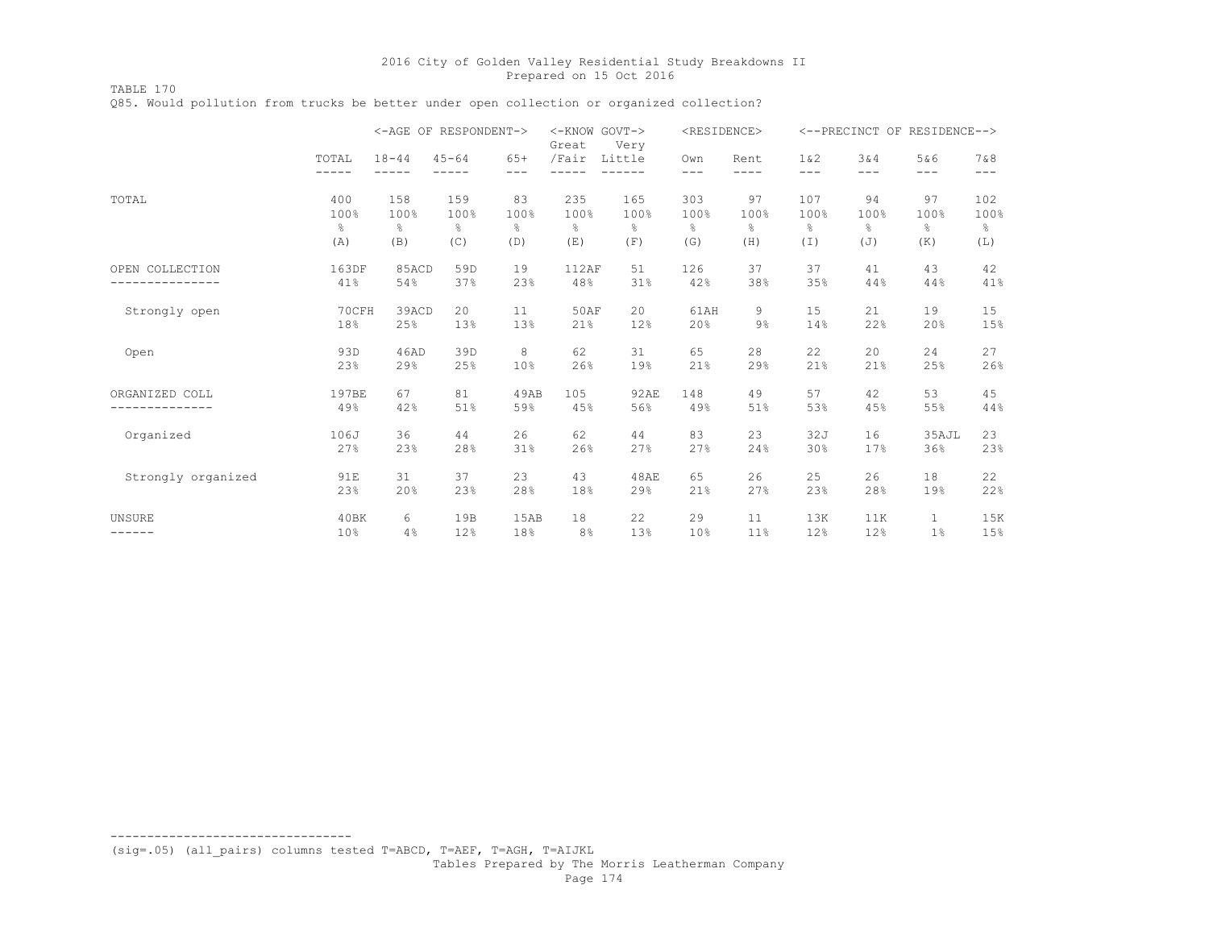2016 City of Golden Valley Residential Study Breakdowns II
Prepared on 15 Oct 2016

TABLE 170
Q85. Would pollution from trucks be better under open collection or organized collection?

| | TOTAL | <-AGE OF RESPONDENT-> | | | <-KNOW GOVT-> | | <RESIDENCE> | | <--PRECINCT OF RESIDENCE--> | | | |
|---|---|---|---|---|---|---|---|---|---|---|---|---|
| | | 18-44 | 45-64 | 65+ | Great /Fair | Very Little | Own | Rent | 1&2 | 3&4 | 5&6 | 7&8 |
| TOTAL | 400<br>100%<br>%<br>(A) | 158<br>100%<br>%<br>(B) | 159<br>100%<br>%<br>(C) | 83<br>100%<br>%<br>(D) | 235<br>100%<br>%<br>(E) | 165<br>100%<br>%<br>(F) | 303<br>100%<br>%<br>(G) | 97<br>100%<br>%<br>(H) | 107<br>100%<br>%<br>(I) | 94<br>100%<br>%<br>(J) | 97<br>100%<br>%<br>(K) | 102<br>100%<br>%<br>(L) |
| OPEN COLLECTION | 163DF<br>41% | 85ACD<br>54% | 59D<br>37% | 19<br>23% | 112AF<br>48% | 51<br>31% | 126<br>42% | 37<br>38% | 37<br>35% | 41<br>44% | 43<br>44% | 42<br>41% |
| Strongly open | 70CFH<br>18% | 39ACD<br>25% | 20<br>13% | 11<br>13% | 50AF<br>21% | 20<br>12% | 61AH<br>20% | 9<br>9% | 15<br>14% | 21<br>22% | 19<br>20% | 15<br>15% |
| Open | 93D<br>23% | 46AD<br>29% | 39D<br>25% | 8<br>10% | 62<br>26% | 31<br>19% | 65<br>21% | 28<br>29% | 22<br>21% | 20<br>21% | 24<br>25% | 27<br>26% |
| ORGANIZED COLL | 197BE<br>49% | 67<br>42% | 81<br>51% | 49AB<br>59% | 105<br>45% | 92AE<br>56% | 148<br>49% | 49<br>51% | 57<br>53% | 42<br>45% | 53<br>55% | 45<br>44% |
| Organized | 106J<br>27% | 36<br>23% | 44<br>28% | 26<br>31% | 62<br>26% | 44<br>27% | 83<br>27% | 23<br>24% | 32J<br>30% | 16<br>17% | 35AJL<br>36% | 23<br>23% |
| Strongly organized | 91E<br>23% | 31<br>20% | 37<br>23% | 23<br>28% | 43<br>18% | 48AE<br>29% | 65<br>21% | 26<br>27% | 25<br>23% | 26<br>28% | 18<br>19% | 22<br>22% |
| UNSURE | 40BK<br>10% | 6<br>4% | 19B<br>12% | 15AB<br>18% | 18<br>8% | 22<br>13% | 29<br>10% | 11<br>11% | 13K<br>12% | 11K<br>12% | 1<br>1% | 15K<br>15% |

---------------------------------
(sig=.05) (all_pairs) columns tested T=ABCD, T=AEF, T=AGH, T=AIJKL
Tables Prepared by The Morris Leatherman Company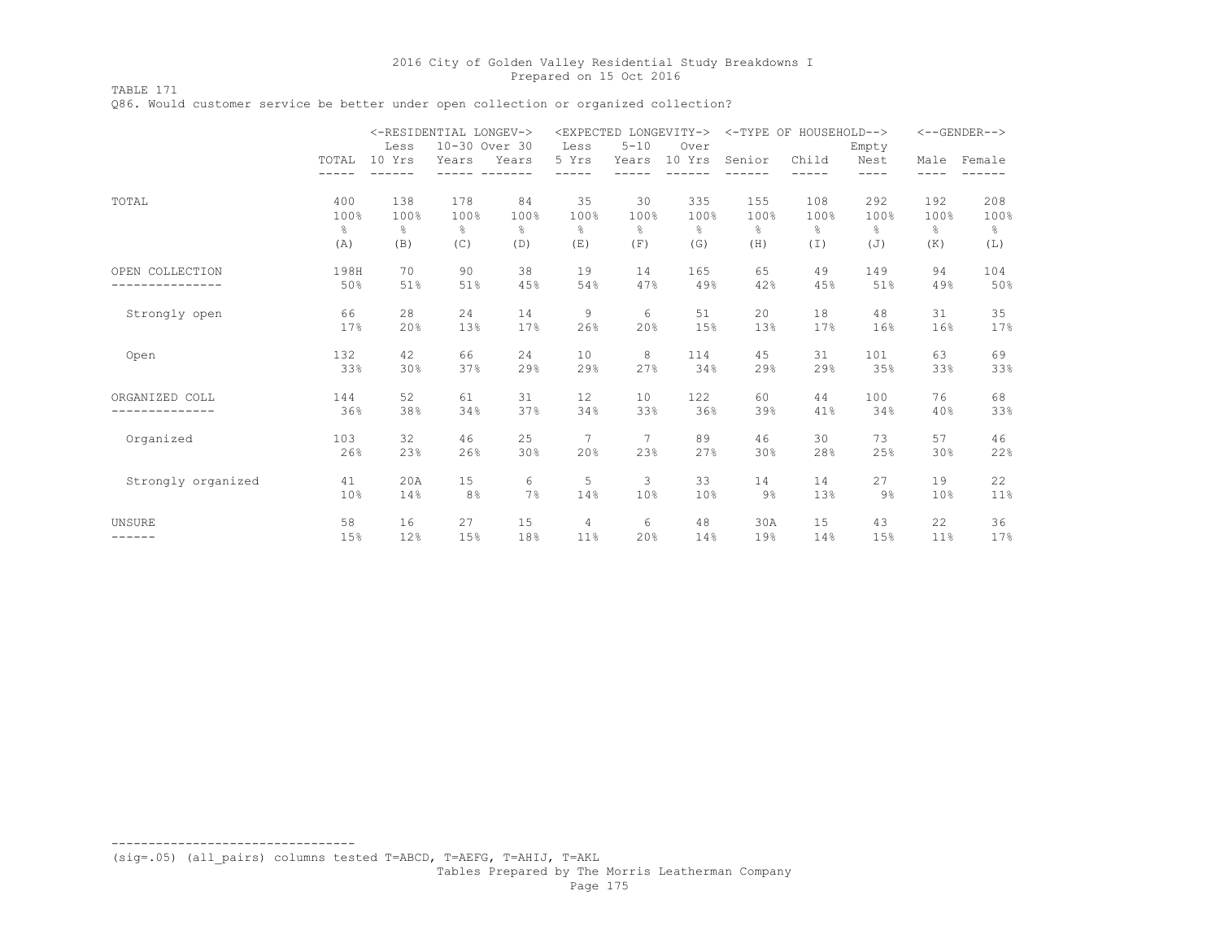# 2016 City of Golden Valley Residential Study Breakdowns I

Prepared on 15 Oct 2016

TABLE 171

Q86. Would customer service be better under open collection or organized collection?

| | | <-RESIDENTIAL LONGEV-> | | | <EXPECTED LONGEVITY-> | | | <-TYPE OF HOUSEHOLD--> | | | <--GENDER--> | |
|---|---|---|---|---|---|---|---|---|---|---|---|---|
| | TOTAL | Less 10 Yrs | 10-30 Years | Over 30 Years | Less 5 Yrs | 5-10 Years | Over 10 Yrs | Senior | Child | Empty Nest | Male | Female |
| TOTAL | 400 | 138 | 178 | 84 | 35 | 30 | 335 | 155 | 108 | 292 | 192 | 208 |
| | 100% | 100% | 100% | 100% | 100% | 100% | 100% | 100% | 100% | 100% | 100% | 100% |
| | % | % | % | % | % | % | % | % | % | % | % | % |
| | (A) | (B) | (C) | (D) | (E) | (F) | (G) | (H) | (I) | (J) | (K) | (L) |
| OPEN COLLECTION | 198H | 70 | 90 | 38 | 19 | 14 | 165 | 65 | 49 | 149 | 94 | 104 |
| | 50% | 51% | 51% | 45% | 54% | 47% | 49% | 42% | 45% | 51% | 49% | 50% |
| Strongly open | 66 | 28 | 24 | 14 | 9 | 6 | 51 | 20 | 18 | 48 | 31 | 35 |
| | 17% | 20% | 13% | 17% | 26% | 20% | 15% | 13% | 17% | 16% | 16% | 17% |
| Open | 132 | 42 | 66 | 24 | 10 | 8 | 114 | 45 | 31 | 101 | 63 | 69 |
| | 33% | 30% | 37% | 29% | 29% | 27% | 34% | 29% | 29% | 35% | 33% | 33% |
| ORGANIZED COLL | 144 | 52 | 61 | 31 | 12 | 10 | 122 | 60 | 44 | 100 | 76 | 68 |
| | 36% | 38% | 34% | 37% | 34% | 33% | 36% | 39% | 41% | 34% | 40% | 33% |
| Organized | 103 | 32 | 46 | 25 | 7 | 7 | 89 | 46 | 30 | 73 | 57 | 46 |
| | 26% | 23% | 26% | 30% | 20% | 23% | 27% | 30% | 28% | 25% | 30% | 22% |
| Strongly organized | 41 | 20A | 15 | 6 | 5 | 3 | 33 | 14 | 14 | 27 | 19 | 22 |
| | 10% | 14% | 8% | 7% | 14% | 10% | 10% | 9% | 13% | 9% | 10% | 11% |
| UNSURE | 58 | 16 | 27 | 15 | 4 | 6 | 48 | 30A | 15 | 43 | 22 | 36 |
| | 15% | 12% | 15% | 18% | 11% | 20% | 14% | 19% | 14% | 15% | 11% | 17% |

(sig=.05) (all_pairs) columns tested T=ABCD, T=AEFG, T=AHIJ, T=AKL

Tables Prepared by The Morris Leatherman Company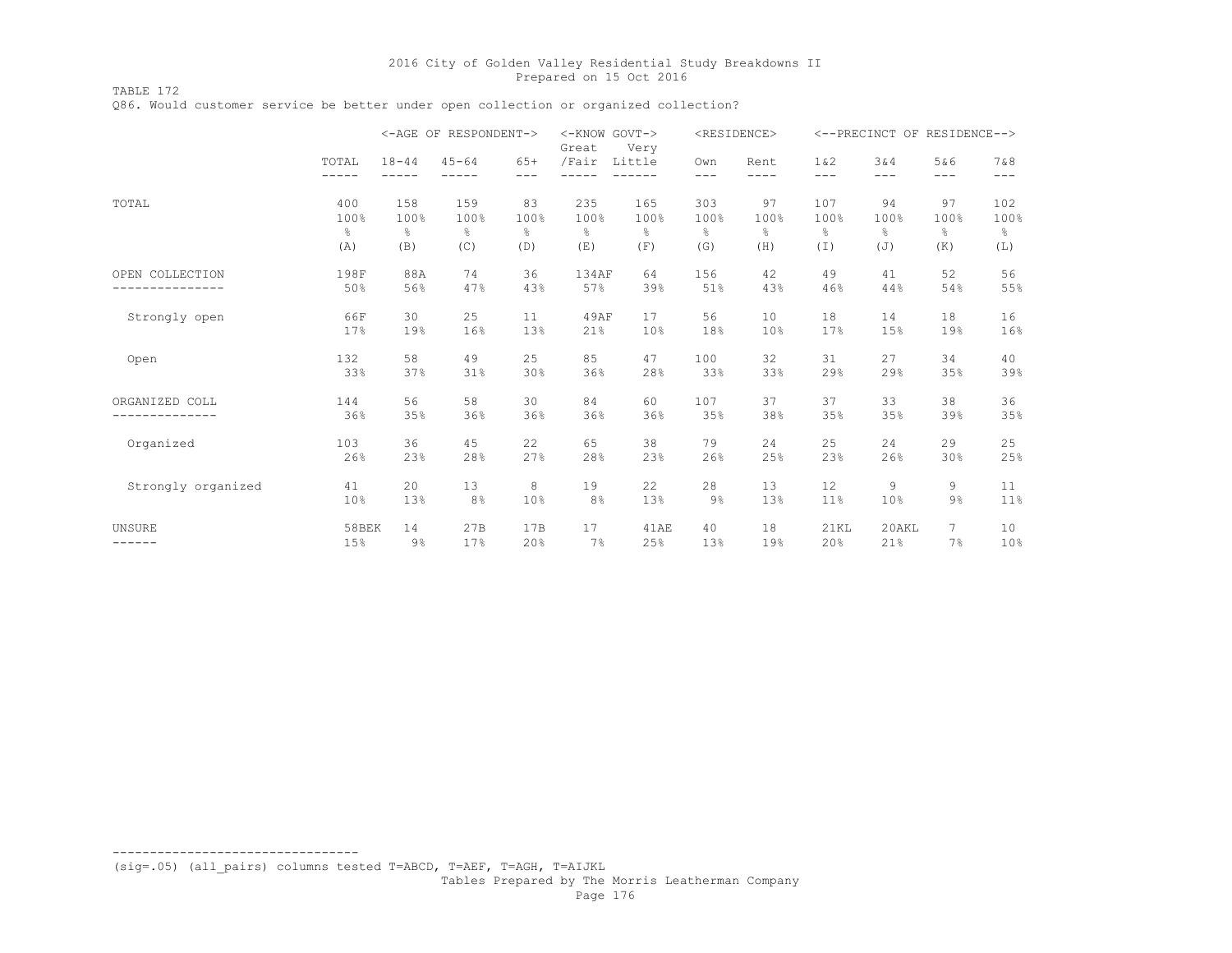2016 City of Golden Valley Residential Study Breakdowns II
Prepared on 15 Oct 2016

TABLE 172
Q86. Would customer service be better under open collection or organized collection?

| | | <-AGE OF RESPONDENT-> | | | <-KNOW GOVT-> | | <RESIDENCE> | | <--PRECINCT OF RESIDENCE--> | | | |
|---|---|---|---|---|---|---|---|---|---|---|---|---|
| | TOTAL | 18-44 | 45-64 | 65+ | Great /Fair | Very Little | Own | Rent | 1&2 | 3&4 | 5&6 | 7&8 |
| TOTAL | 400<br>100%<br>%<br>(A) | 158<br>100%<br>%<br>(B) | 159<br>100%<br>%<br>(C) | 83<br>100%<br>%<br>(D) | 235<br>100%<br>%<br>(E) | 165<br>100%<br>%<br>(F) | 303<br>100%<br>%<br>(G) | 97<br>100%<br>%<br>(H) | 107<br>100%<br>%<br>(I) | 94<br>100%<br>%<br>(J) | 97<br>100%<br>%<br>(K) | 102<br>100%<br>%<br>(L) |
| OPEN COLLECTION | 198F<br>50% | 88A<br>56% | 74<br>47% | 36<br>43% | 134AF<br>57% | 64<br>39% | 156<br>51% | 42<br>43% | 49<br>46% | 41<br>44% | 52<br>54% | 56<br>55% |
| Strongly open | 66F<br>17% | 30<br>19% | 25<br>16% | 11<br>13% | 49AF<br>21% | 17<br>10% | 56<br>18% | 10<br>10% | 18<br>17% | 14<br>15% | 18<br>19% | 16<br>16% |
| Open | 132<br>33% | 58<br>37% | 49<br>31% | 25<br>30% | 85<br>36% | 47<br>28% | 100<br>33% | 32<br>33% | 31<br>29% | 27<br>29% | 34<br>35% | 40<br>39% |
| ORGANIZED COLL | 144<br>36% | 56<br>35% | 58<br>36% | 30<br>36% | 84<br>36% | 60<br>36% | 107<br>35% | 37<br>38% | 37<br>35% | 33<br>35% | 38<br>39% | 36<br>35% |
| Organized | 103<br>26% | 36<br>23% | 45<br>28% | 22<br>27% | 65<br>28% | 38<br>23% | 79<br>26% | 24<br>25% | 25<br>23% | 24<br>26% | 29<br>30% | 25<br>25% |
| Strongly organized | 41<br>10% | 20<br>13% | 13<br>8% | 8<br>10% | 19<br>8% | 22<br>13% | 28<br>9% | 13<br>13% | 12<br>11% | 9<br>10% | 9<br>9% | 11<br>11% |
| UNSURE | 58BEK<br>15% | 14<br>9% | 27B<br>17% | 17B<br>20% | 17<br>7% | 41AE<br>25% | 40<br>13% | 18<br>19% | 21KL<br>20% | 20AKL<br>21% | 7<br>7% | 10<br>10% |

---------------------------------
(sig=.05) (all_pairs) columns tested T=ABCD, T=AEF, T=AGH, T=AIJKL

Tables Prepared by The Morris Leatherman Company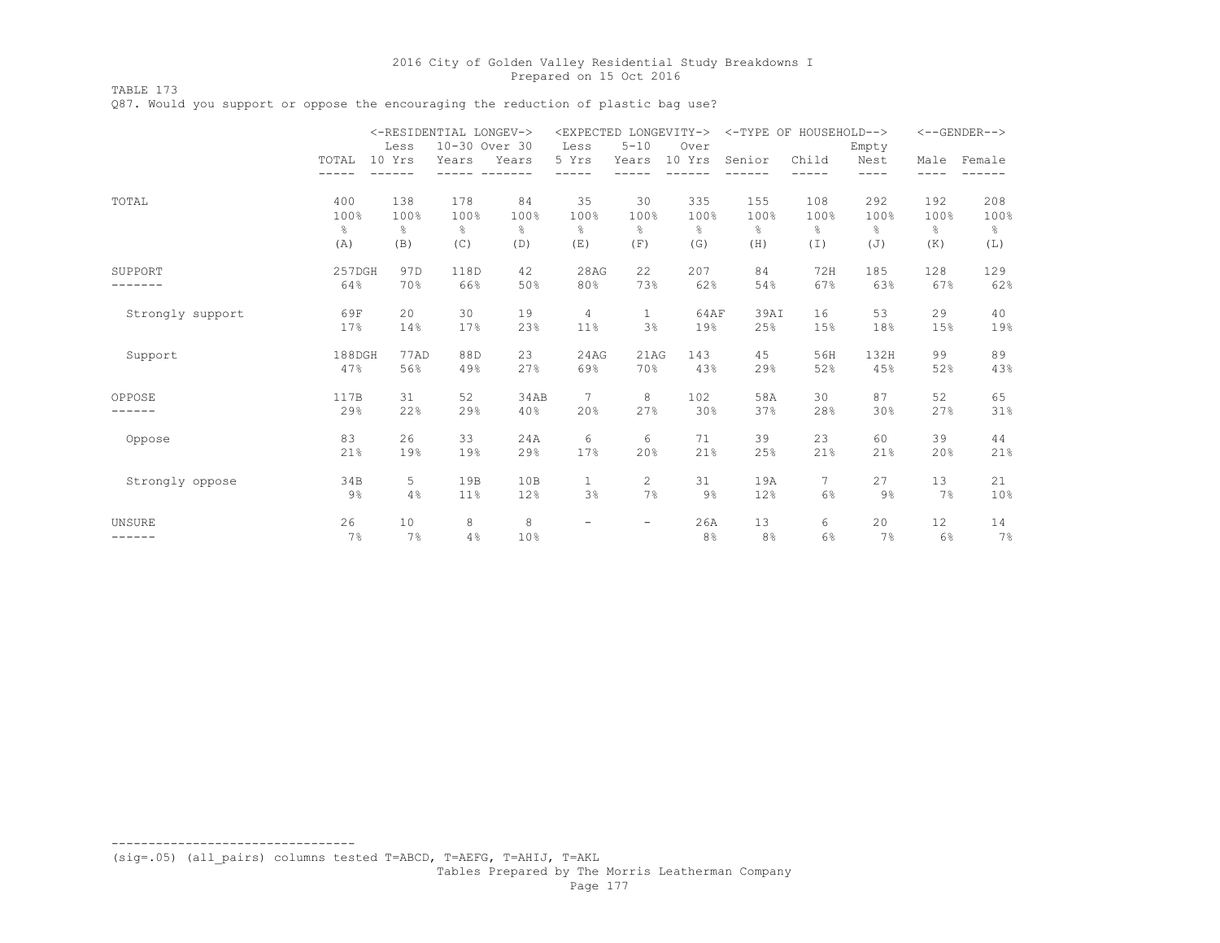2016 City of Golden Valley Residential Study Breakdowns I
Prepared on 15 Oct 2016

TABLE 173
Q87. Would you support or oppose the encouraging the reduction of plastic bag use?

| | | <-RESIDENTIAL LONGEV-> | | | <EXPECTED LONGEVITY-> | | | <-TYPE OF HOUSEHOLD--> | | | <--GENDER--> | |
|---|---|---|---|---|---|---|---|---|---|---|---|---|
| | TOTAL | Less 10 Yrs | 10-30 Years | Over 30 Years | Less 5 Yrs | 5-10 Years | Over 10 Yrs | Senior | Child | Empty Nest | Male | Female |
| TOTAL | 400 100% % (A) | 138 100% % (B) | 178 100% % (C) | 84 100% % (D) | 35 100% % (E) | 30 100% % (F) | 335 100% % (G) | 155 100% % (H) | 108 100% % (I) | 292 100% % (J) | 192 100% % (K) | 208 100% % (L) |
| SUPPORT | 257DGH 64% | 97D 70% | 118D 66% | 42 50% | 28AG 80% | 22 73% | 207 62% | 84 54% | 72H 67% | 185 63% | 128 67% | 129 62% |
| Strongly support | 69F 17% | 20 14% | 30 17% | 19 23% | 4 11% | 1 3% | 64AF 19% | 39AI 25% | 16 15% | 53 18% | 29 15% | 40 19% |
| Support | 188DGH 47% | 77AD 56% | 88D 49% | 23 27% | 24AG 69% | 21AG 70% | 143 43% | 45 29% | 56H 52% | 132H 45% | 99 52% | 89 43% |
| OPPOSE | 117B 29% | 31 22% | 52 29% | 34AB 40% | 7 20% | 8 27% | 102 30% | 58A 37% | 30 28% | 87 30% | 52 27% | 65 31% |
| Oppose | 83 21% | 26 19% | 33 19% | 24A 29% | 6 17% | 6 20% | 71 21% | 39 25% | 23 21% | 60 21% | 39 20% | 44 21% |
| Strongly oppose | 34B 9% | 5 4% | 19B 11% | 10B 12% | 1 3% | 2 7% | 31 9% | 19A 12% | 7 6% | 27 9% | 13 7% | 21 10% |
| UNSURE | 26 7% | 10 7% | 8 4% | 8 10% | - | - | 26A 8% | 13 8% | 6 6% | 20 7% | 12 6% | 14 7% |

---------------------------------
(sig=.05) (all_pairs) columns tested T=ABCD, T=AEFG, T=AHIJ, T=AKL

Tables Prepared by The Morris Leatherman Company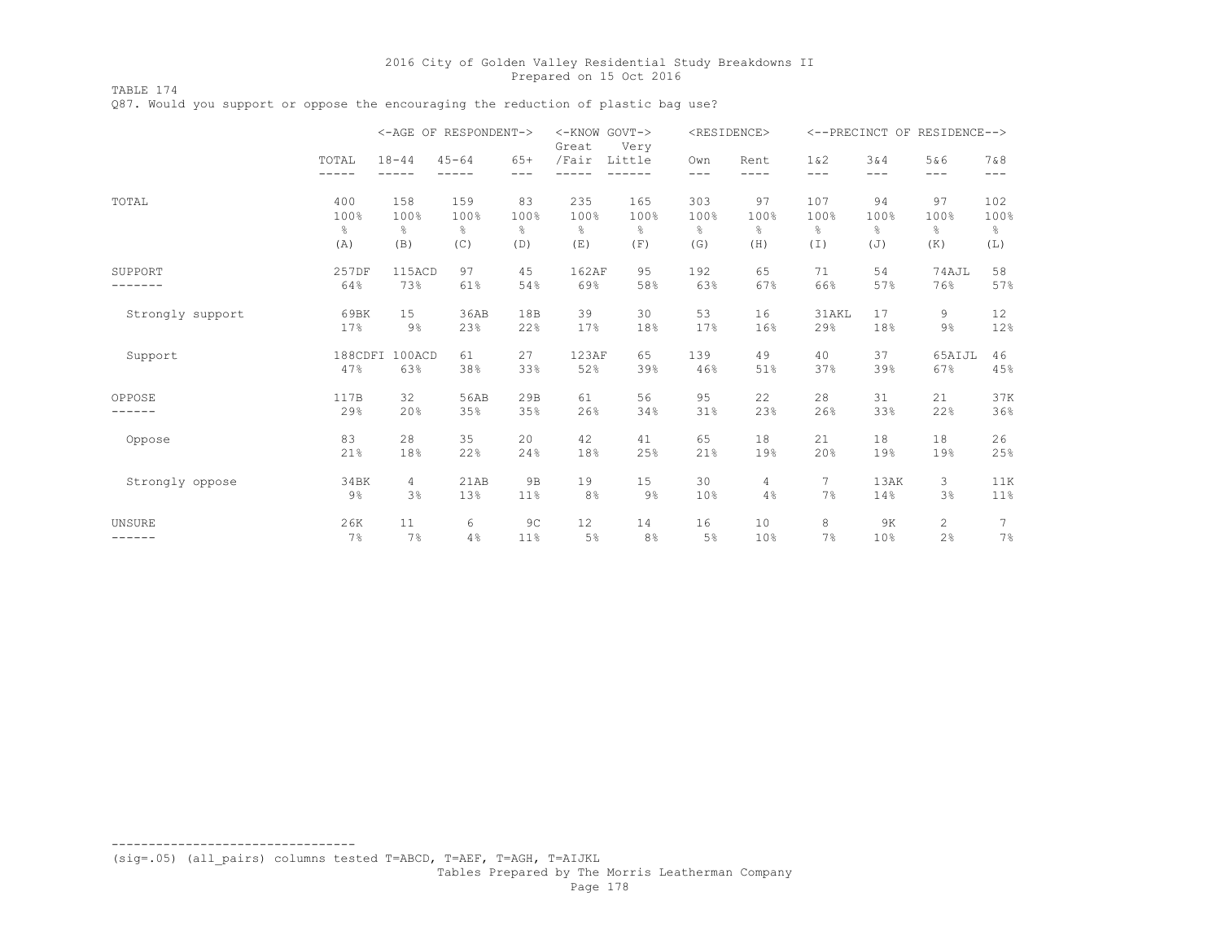2016 City of Golden Valley Residential Study Breakdowns II
Prepared on 15 Oct 2016

TABLE 174
Q87. Would you support or oppose the encouraging the reduction of plastic bag use?

| | | <-AGE OF RESPONDENT-> | | | <-KNOW GOVT-> | | <RESIDENCE> | | <--PRECINCT OF RESIDENCE--> | | | |
|---|---|---|---|---|---|---|---|---|---|---|---|---|
| | TOTAL | 18-44 | 45-64 | 65+ | Great /Fair | Very Little | Own | Rent | 1&2 | 3&4 | 5&6 | 7&8 |
| TOTAL | 400<br>100%<br>%<br>(A) | 158<br>100%<br>%<br>(B) | 159<br>100%<br>%<br>(C) | 83<br>100%<br>%<br>(D) | 235<br>100%<br>%<br>(E) | 165<br>100%<br>%<br>(F) | 303<br>100%<br>%<br>(G) | 97<br>100%<br>%<br>(H) | 107<br>100%<br>%<br>(I) | 94<br>100%<br>%<br>(J) | 97<br>100%<br>%<br>(K) | 102<br>100%<br>%<br>(L) |
| SUPPORT | 257DF<br>64% | 115ACD<br>73% | 97<br>61% | 45<br>54% | 162AF<br>69% | 95<br>58% | 192<br>63% | 65<br>67% | 71<br>66% | 54<br>57% | 74AJL<br>76% | 58<br>57% |
| Strongly support | 69BK<br>17% | 15<br>9% | 36AB<br>23% | 18B<br>22% | 39<br>17% | 30<br>18% | 53<br>17% | 16<br>16% | 31AKL<br>29% | 17<br>18% | 9<br>9% | 12<br>12% |
| Support | 188CDFI<br>47% | 100ACD<br>63% | 61<br>38% | 27<br>33% | 123AF<br>52% | 65<br>39% | 139<br>46% | 49<br>51% | 40<br>37% | 37<br>39% | 65AIJL<br>67% | 46<br>45% |
| OPPOSE | 117B<br>29% | 32<br>20% | 56AB<br>35% | 29B<br>35% | 61<br>26% | 56<br>34% | 95<br>31% | 22<br>23% | 28<br>26% | 31<br>33% | 21<br>22% | 37K<br>36% |
| Oppose | 83<br>21% | 28<br>18% | 35<br>22% | 20<br>24% | 42<br>18% | 41<br>25% | 65<br>21% | 18<br>19% | 21<br>20% | 18<br>19% | 18<br>19% | 26<br>25% |
| Strongly oppose | 34BK<br>9% | 4<br>3% | 21AB<br>13% | 9B<br>11% | 19<br>8% | 15<br>9% | 30<br>10% | 4<br>4% | 7<br>7% | 13AK<br>14% | 3<br>3% | 11K<br>11% |
| UNSURE | 26K<br>7% | 11<br>7% | 6<br>4% | 9C<br>11% | 12<br>5% | 14<br>8% | 16<br>5% | 10<br>10% | 8<br>7% | 9K<br>10% | 2<br>2% | 7<br>7% |

---------------------------------
(sig=.05) (all_pairs) columns tested T=ABCD, T=AEF, T=AGH, T=AIJKL

Tables Prepared by The Morris Leatherman Company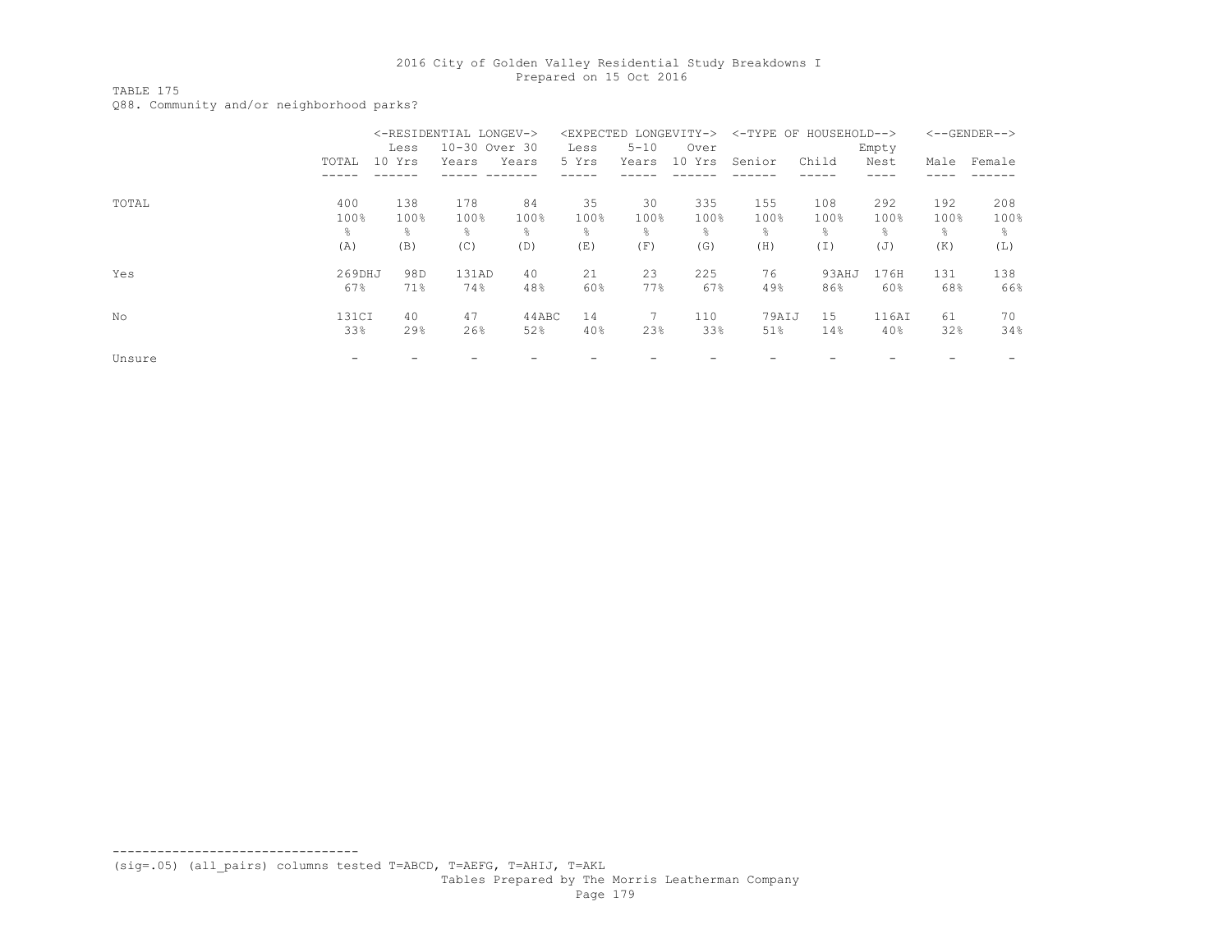2016 City of Golden Valley Residential Study Breakdowns I
Prepared on 15 Oct 2016

TABLE 175
Q88. Community and/or neighborhood parks?

| | | <-RESIDENTIAL LONGEV-> | | | <EXPECTED LONGEVITY-> | | | <-TYPE OF HOUSEHOLD--> | | | <--GENDER--> | |
|---|---|---|---|---|---|---|---|---|---|---|---|---|
| | TOTAL | Less 10 Yrs | 10-30 Years | Over 30 Years | Less 5 Yrs | 5-10 Years | Over 10 Yrs | Senior | Child | Empty Nest | Male | Female |
| TOTAL | 400 | 138 | 178 | 84 | 35 | 30 | 335 | 155 | 108 | 292 | 192 | 208 |
| | 100% | 100% | 100% | 100% | 100% | 100% | 100% | 100% | 100% | 100% | 100% | 100% |
| | % | % | % | % | % | % | % | % | % | % | % | % |
| | (A) | (B) | (C) | (D) | (E) | (F) | (G) | (H) | (I) | (J) | (K) | (L) |
| Yes | 269DHJ | 98D | 131AD | 40 | 21 | 23 | 225 | 76 | 93AHJ | 176H | 131 | 138 |
| | 67% | 71% | 74% | 48% | 60% | 77% | 67% | 49% | 86% | 60% | 68% | 66% |
| No | 131CI | 40 | 47 | 44ABC | 14 | 7 | 110 | 79AIJ | 15 | 116AI | 61 | 70 |
| | 33% | 29% | 26% | 52% | 40% | 23% | 33% | 51% | 14% | 40% | 32% | 34% |
| Unsure | - | - | - | - | - | - | - | - | - | - | - | - |

---------------------------------
(sig=.05) (all_pairs) columns tested T=ABCD, T=AEFG, T=AHIJ, T=AKL
Tables Prepared by The Morris Leatherman Company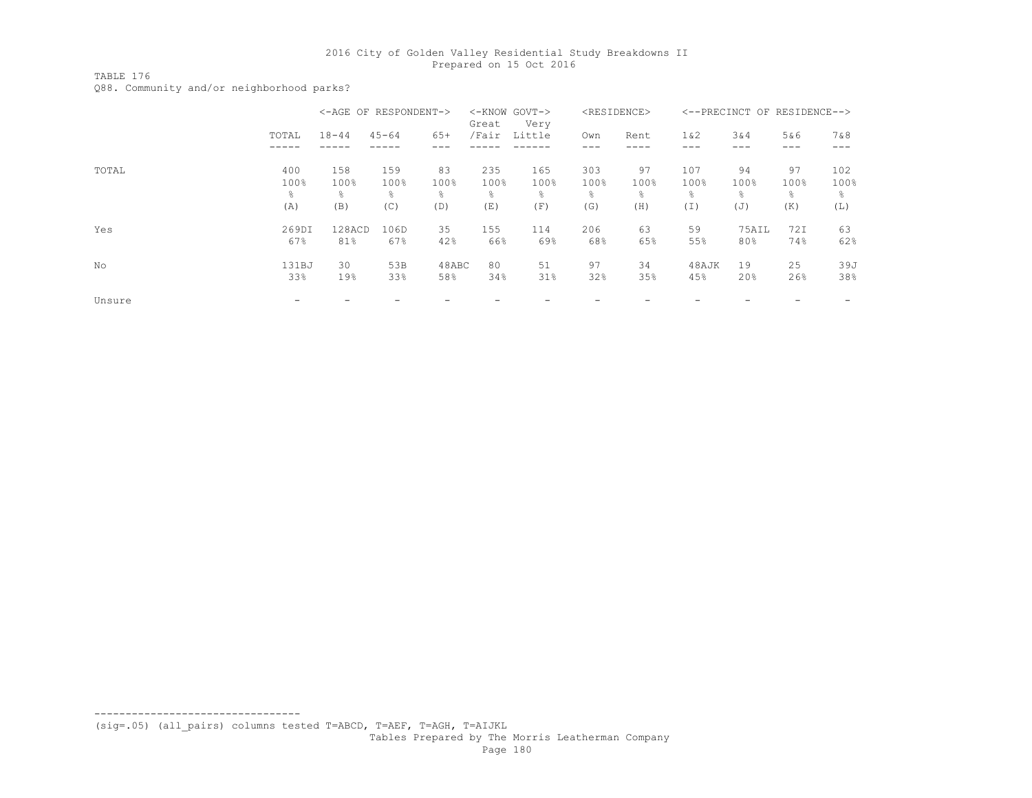2016 City of Golden Valley Residential Study Breakdowns II
Prepared on 15 Oct 2016

TABLE 176
Q88. Community and/or neighborhood parks?

| | | <-AGE OF RESPONDENT-> | | | <-KNOW GOVT-> | | <RESIDENCE> | | <--PRECINCT OF RESIDENCE--> | | | |
|---|---|---|---|---|---|---|---|---|---|---|---|---|
| | TOTAL | 18-44 | 45-64 | 65+ | Great /Fair | Very Little | Own | Rent | 1&2 | 3&4 | 5&6 | 7&8 |
| TOTAL | 400<br>100%<br>%<br>(A) | 158<br>100%<br>%<br>(B) | 159<br>100%<br>%<br>(C) | 83<br>100%<br>%<br>(D) | 235<br>100%<br>%<br>(E) | 165<br>100%<br>%<br>(F) | 303<br>100%<br>%<br>(G) | 97<br>100%<br>%<br>(H) | 107<br>100%<br>%<br>(I) | 94<br>100%<br>%<br>(J) | 97<br>100%<br>%<br>(K) | 102<br>100%<br>%<br>(L) |
| Yes | 269DI<br>67% | 128ACD<br>81% | 106D<br>67% | 35<br>42% | 155<br>66% | 114<br>69% | 206<br>68% | 63<br>65% | 59<br>55% | 75AIL<br>80% | 72I<br>74% | 63<br>62% |
| No | 131BJ<br>33% | 30<br>19% | 53B<br>33% | 48ABC<br>58% | 80<br>34% | 51<br>31% | 97<br>32% | 34<br>35% | 48AJK<br>45% | 19<br>20% | 25<br>26% | 39J<br>38% |
| Unsure | - | - | - | - | - | - | - | - | - | - | - | - |

---------------------------------
(sig=.05) (all_pairs) columns tested T=ABCD, T=AEF, T=AGH, T=AIJKL
Tables Prepared by The Morris Leatherman Company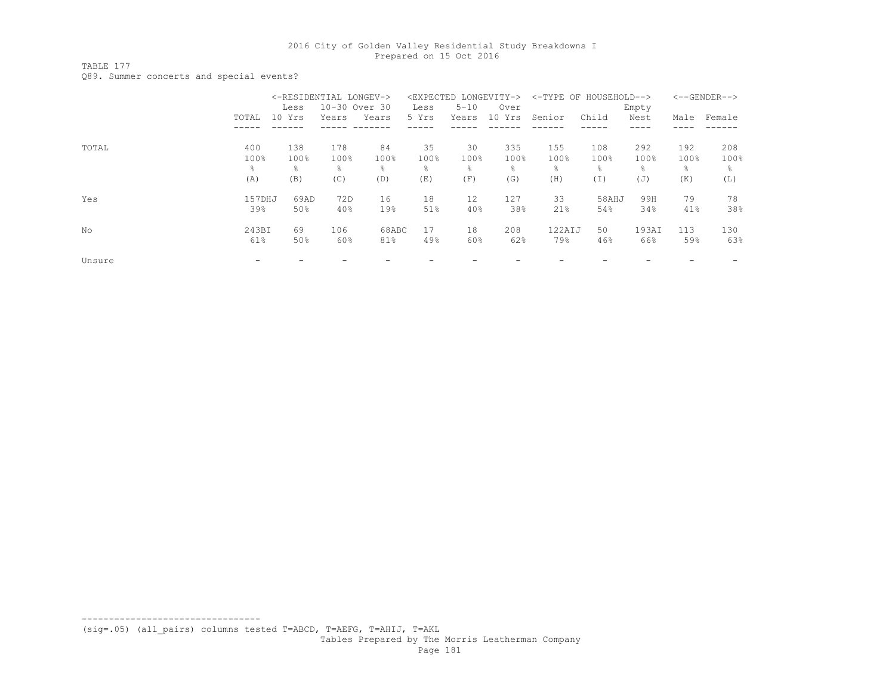2016 City of Golden Valley Residential Study Breakdowns I
Prepared on 15 Oct 2016

TABLE 177
Q89. Summer concerts and special events?

| | | <-RESIDENTIAL LONGEV-> | | | <EXPECTED LONGEVITY-> | | | <-TYPE OF HOUSEHOLD--> | | | <--GENDER--> | |
|---|---|---|---|---|---|---|---|---|---|---|---|---|
| | TOTAL | Less 10 Yrs | 10-30 Years | Over 30 Years | Less 5 Yrs | 5-10 Years | Over 10 Yrs | Senior | Child | Empty Nest | Male | Female |
| TOTAL | 400<br>100%<br>%<br>(A) | 138<br>100%<br>%<br>(B) | 178<br>100%<br>%<br>(C) | 84<br>100%<br>%<br>(D) | 35<br>100%<br>%<br>(E) | 30<br>100%<br>%<br>(F) | 335<br>100%<br>%<br>(G) | 155<br>100%<br>%<br>(H) | 108<br>100%<br>%<br>(I) | 292<br>100%<br>%<br>(J) | 192<br>100%<br>%<br>(K) | 208<br>100%<br>%<br>(L) |
| Yes | 157DHJ<br>39% | 69AD<br>50% | 72D<br>40% | 16<br>19% | 18<br>51% | 12<br>40% | 127<br>38% | 33<br>21% | 58AHJ<br>54% | 99H<br>34% | 79<br>41% | 78<br>38% |
| No | 243BI<br>61% | 69<br>50% | 106<br>60% | 68ABC<br>81% | 17<br>49% | 18<br>60% | 208<br>62% | 122AIJ<br>79% | 50<br>46% | 193AI<br>66% | 113<br>59% | 130<br>63% |
| Unsure | - | - | - | - | - | - | - | - | - | - | - | - |

---------------------------------
(sig=.05) (all_pairs) columns tested T=ABCD, T=AEFG, T=AHIJ, T=AKL
Tables Prepared by The Morris Leatherman Company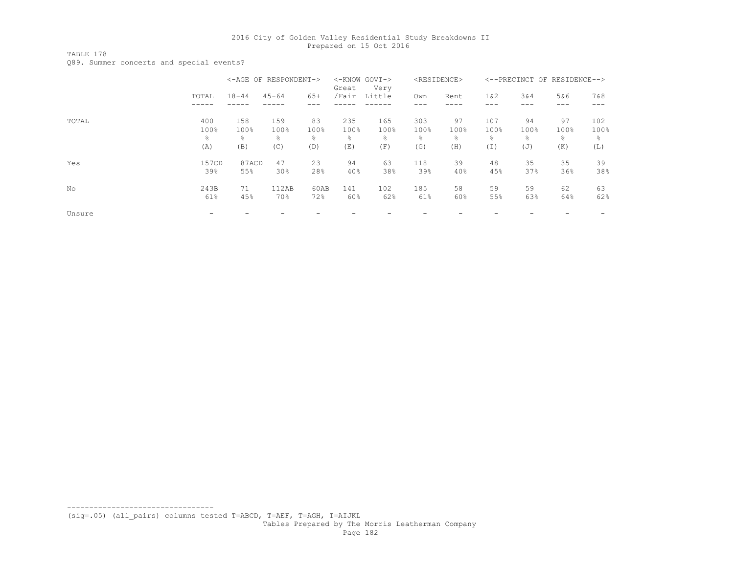2016 City of Golden Valley Residential Study Breakdowns II
Prepared on 15 Oct 2016

TABLE 178
Q89. Summer concerts and special events?

| | | <-AGE OF RESPONDENT-> | | | <-KNOW GOVT-> | | <RESIDENCE> | | <--PRECINCT OF RESIDENCE--> | | | |
|---|---|---|---|---|---|---|---|---|---|---|---|---|
| | TOTAL | 18-44 | 45-64 | 65+ | Great /Fair | Very Little | Own | Rent | 1&2 | 3&4 | 5&6 | 7&8 |
| TOTAL | 400<br>100%<br>%<br>(A) | 158<br>100%<br>%<br>(B) | 159<br>100%<br>%<br>(C) | 83<br>100%<br>%<br>(D) | 235<br>100%<br>%<br>(E) | 165<br>100%<br>%<br>(F) | 303<br>100%<br>%<br>(G) | 97<br>100%<br>%<br>(H) | 107<br>100%<br>%<br>(I) | 94<br>100%<br>%<br>(J) | 97<br>100%<br>%<br>(K) | 102<br>100%<br>%<br>(L) |
| Yes | 157CD<br>39% | 87ACD<br>55% | 47<br>30% | 23<br>28% | 94<br>40% | 63<br>38% | 118<br>39% | 39<br>40% | 48<br>45% | 35<br>37% | 35<br>36% | 39<br>38% |
| No | 243B<br>61% | 71<br>45% | 112AB<br>70% | 60AB<br>72% | 141<br>60% | 102<br>62% | 185<br>61% | 58<br>60% | 59<br>55% | 59<br>63% | 62<br>64% | 63<br>62% |
| Unsure | - | - | - | - | - | - | - | - | - | - | - | - |

---------------------------------
(sig=.05) (all_pairs) columns tested T=ABCD, T=AEF, T=AGH, T=AIJKL

Tables Prepared by The Morris Leatherman Company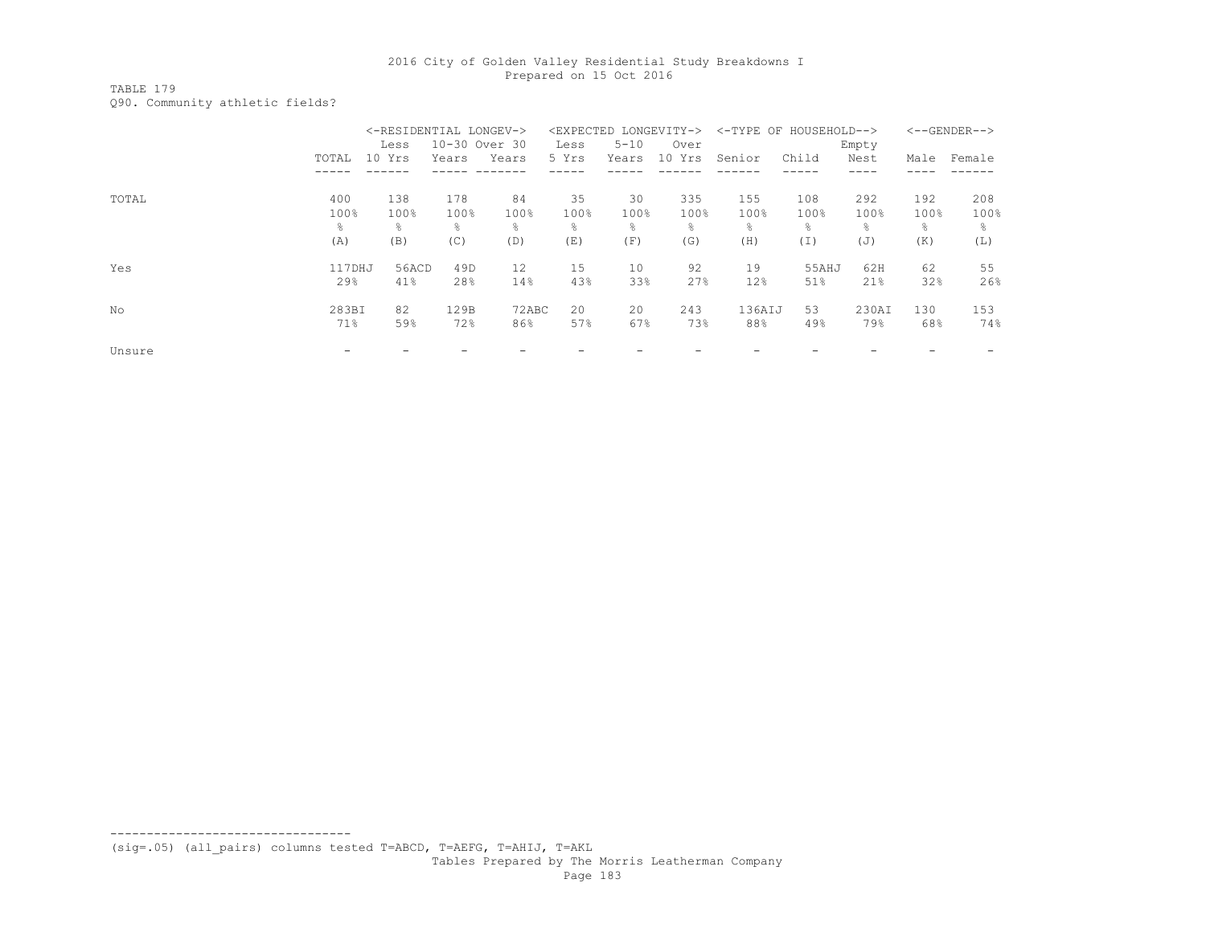2016 City of Golden Valley Residential Study Breakdowns I
Prepared on 15 Oct 2016

TABLE 179
Q90. Community athletic fields?

| | | <-RESIDENTIAL LONGEV-> | | | <EXPECTED LONGEVITY-> | | | <-TYPE OF HOUSEHOLD--> | | | <--GENDER--> | |
|---|---|---|---|---|---|---|---|---|---|---|---|---|
| | TOTAL | Less 10 Yrs | 10-30 Years | Over 30 Years | Less 5 Yrs | 5-10 Years | Over 10 Yrs | Senior | Child | Empty Nest | Male | Female |
| TOTAL | 400<br>100%<br>%<br>(A) | 138<br>100%<br>%<br>(B) | 178<br>100%<br>%<br>(C) | 84<br>100%<br>%<br>(D) | 35<br>100%<br>%<br>(E) | 30<br>100%<br>%<br>(F) | 335<br>100%<br>%<br>(G) | 155<br>100%<br>%<br>(H) | 108<br>100%<br>%<br>(I) | 292<br>100%<br>%<br>(J) | 192<br>100%<br>%<br>(K) | 208<br>100%<br>%<br>(L) |
| Yes | 117DHJ<br>29% | 56ACD<br>41% | 49D<br>28% | 12<br>14% | 15<br>43% | 10<br>33% | 92<br>27% | 19<br>12% | 55AHJ<br>51% | 62H<br>21% | 62<br>32% | 55<br>26% |
| No | 283BI<br>71% | 82<br>59% | 129B<br>72% | 72ABC<br>86% | 20<br>57% | 20<br>67% | 243<br>73% | 136AIJ<br>88% | 53<br>49% | 230AI<br>79% | 130<br>68% | 153<br>74% |
| Unsure | - | - | - | - | - | - | - | - | - | - | - | - |

---------------------------------
(sig=.05) (all_pairs) columns tested T=ABCD, T=AEFG, T=AHIJ, T=AKL
Tables Prepared by The Morris Leatherman Company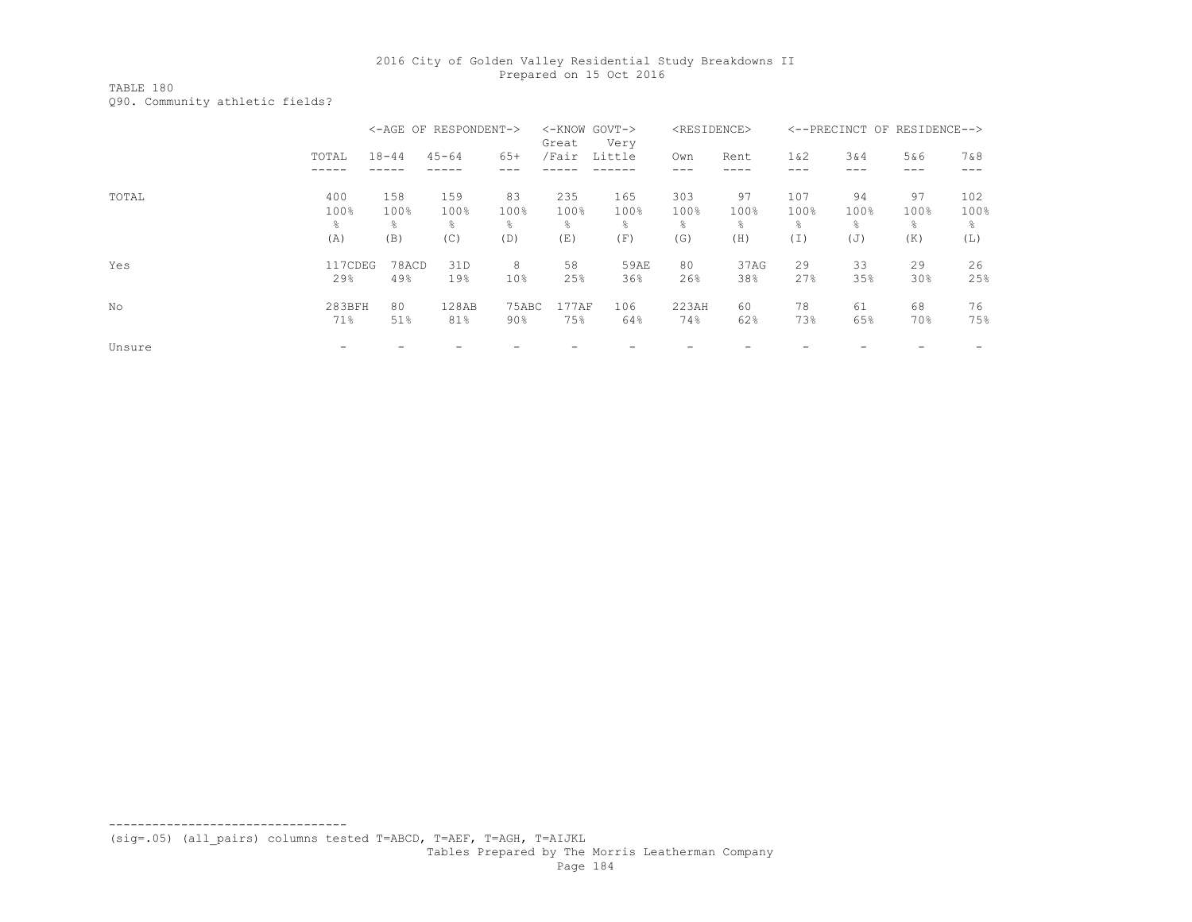2016 City of Golden Valley Residential Study Breakdowns II
Prepared on 15 Oct 2016

TABLE 180
Q90. Community athletic fields?

| | | <-AGE OF RESPONDENT-> | | | <-KNOW GOVT-> | | <RESIDENCE> | | <--PRECINCT OF RESIDENCE--> | | | |
|---|---|---|---|---|---|---|---|---|---|---|---|---|
| | TOTAL | 18-44 | 45-64 | 65+ | Great /Fair | Very Little | Own | Rent | 1&2 | 3&4 | 5&6 | 7&8 |
| TOTAL | 400 | 158 | 159 | 83 | 235 | 165 | 303 | 97 | 107 | 94 | 97 | 102 |
| | 100% | 100% | 100% | 100% | 100% | 100% | 100% | 100% | 100% | 100% | 100% | 100% |
| | % | % | % | % | % | % | % | % | % | % | % | % |
| | (A) | (B) | (C) | (D) | (E) | (F) | (G) | (H) | (I) | (J) | (K) | (L) |
| Yes | 117CDEG | 78ACD | 31D | 8 | 58 | 59AE | 80 | 37AG | 29 | 33 | 29 | 26 |
| | 29% | 49% | 19% | 10% | 25% | 36% | 26% | 38% | 27% | 35% | 30% | 25% |
| No | 283BFH | 80 | 128AB | 75ABC | 177AF | 106 | 223AH | 60 | 78 | 61 | 68 | 76 |
| | 71% | 51% | 81% | 90% | 75% | 64% | 74% | 62% | 73% | 65% | 70% | 75% |
| Unsure | - | - | - | - | - | - | - | - | - | - | - | - |

---------------------------------
(sig=.05) (all_pairs) columns tested T=ABCD, T=AEF, T=AGH, T=AIJKL
Tables Prepared by The Morris Leatherman Company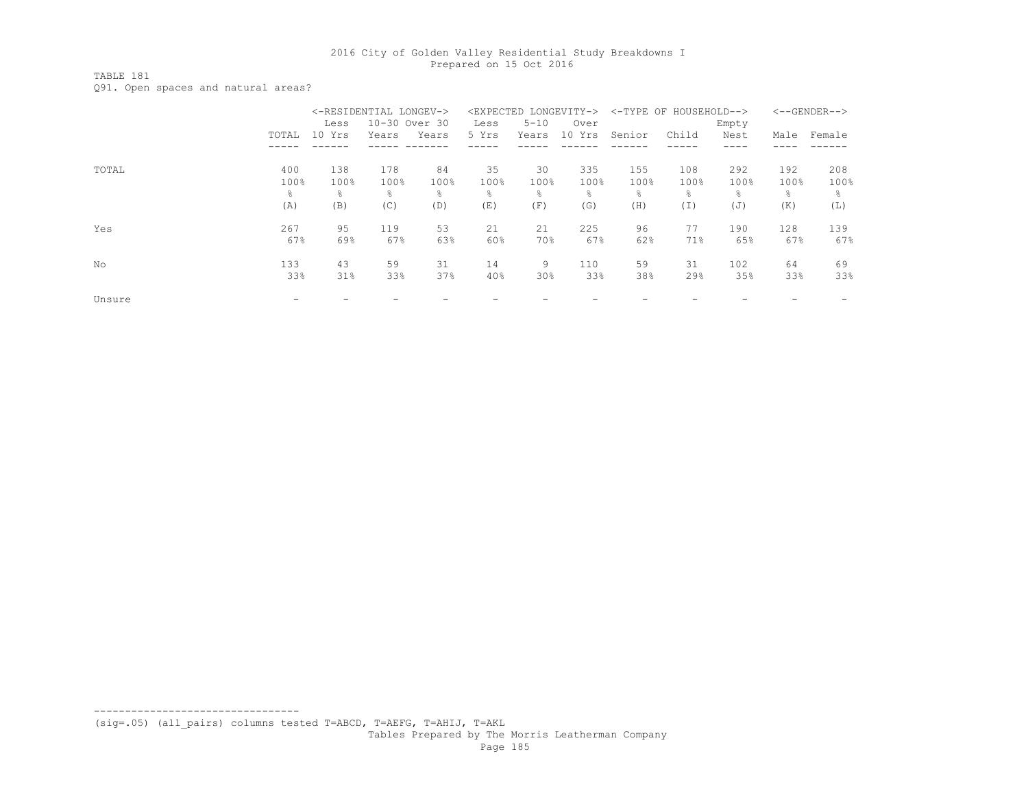2016 City of Golden Valley Residential Study Breakdowns I
Prepared on 15 Oct 2016

TABLE 181
Q91. Open spaces and natural areas?

| | | <-RESIDENTIAL LONGEV-> | | | <EXPECTED LONGEVITY-> | | | <-TYPE OF HOUSEHOLD--> | | | <--GENDER--> | |
|---|---|---|---|---|---|---|---|---|---|---|---|---|
| | TOTAL | Less 10 Yrs | 10-30 Years | Over 30 Years | Less 5 Yrs | 5-10 Years | Over 10 Yrs | Senior | Child | Empty Nest | Male | Female |
| TOTAL | 400 | 138 | 178 | 84 | 35 | 30 | 335 | 155 | 108 | 292 | 192 | 208 |
| | 100% | 100% | 100% | 100% | 100% | 100% | 100% | 100% | 100% | 100% | 100% | 100% |
| | % | % | % | % | % | % | % | % | % | % | % | % |
| | (A) | (B) | (C) | (D) | (E) | (F) | (G) | (H) | (I) | (J) | (K) | (L) |
| Yes | 267 | 95 | 119 | 53 | 21 | 21 | 225 | 96 | 77 | 190 | 128 | 139 |
| | 67% | 69% | 67% | 63% | 60% | 70% | 67% | 62% | 71% | 65% | 67% | 67% |
| No | 133 | 43 | 59 | 31 | 14 | 9 | 110 | 59 | 31 | 102 | 64 | 69 |
| | 33% | 31% | 33% | 37% | 40% | 30% | 33% | 38% | 29% | 35% | 33% | 33% |
| Unsure | - | - | - | - | - | - | - | - | - | - | - | - |

---------------------------------
(sig=.05) (all_pairs) columns tested T=ABCD, T=AEFG, T=AHIJ, T=AKL
Tables Prepared by The Morris Leatherman Company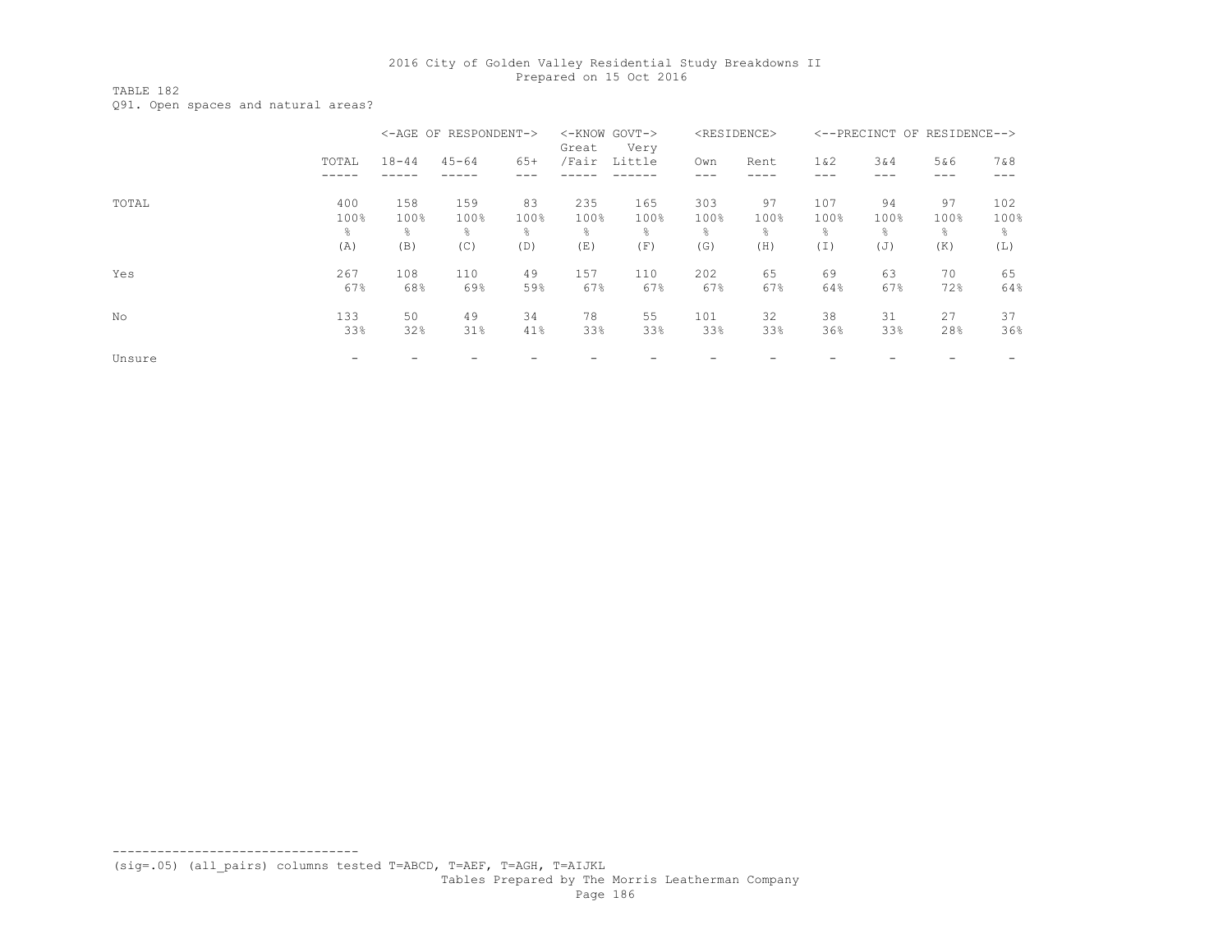2016 City of Golden Valley Residential Study Breakdowns II
Prepared on 15 Oct 2016

TABLE 182
Q91. Open spaces and natural areas?

| | | <-AGE OF RESPONDENT-> | | | <-KNOW GOVT-> | | <RESIDENCE> | | <--PRECINCT OF RESIDENCE--> | | | |
|---|---|---|---|---|---|---|---|---|---|---|---|---|
| | TOTAL | 18-44 | 45-64 | 65+ | Great /Fair | Very Little | Own | Rent | 1&2 | 3&4 | 5&6 | 7&8 |
| TOTAL | 400<br>100%<br>%<br>(A) | 158<br>100%<br>%<br>(B) | 159<br>100%<br>%<br>(C) | 83<br>100%<br>%<br>(D) | 235<br>100%<br>%<br>(E) | 165<br>100%<br>%<br>(F) | 303<br>100%<br>%<br>(G) | 97<br>100%<br>%<br>(H) | 107<br>100%<br>%<br>(I) | 94<br>100%<br>%<br>(J) | 97<br>100%<br>%<br>(K) | 102<br>100%<br>%<br>(L) |
| Yes | 267<br>67% | 108<br>68% | 110<br>69% | 49<br>59% | 157<br>67% | 110<br>67% | 202<br>67% | 65<br>67% | 69<br>64% | 63<br>67% | 70<br>72% | 65<br>64% |
| No | 133<br>33% | 50<br>32% | 49<br>31% | 34<br>41% | 78<br>33% | 55<br>33% | 101<br>33% | 32<br>33% | 38<br>36% | 31<br>33% | 27<br>28% | 37<br>36% |
| Unsure | - | - | - | - | - | - | - | - | - | - | - | - |

---------------------------------
(sig=.05) (all_pairs) columns tested T=ABCD, T=AEF, T=AGH, T=AIJKL
Tables Prepared by The Morris Leatherman Company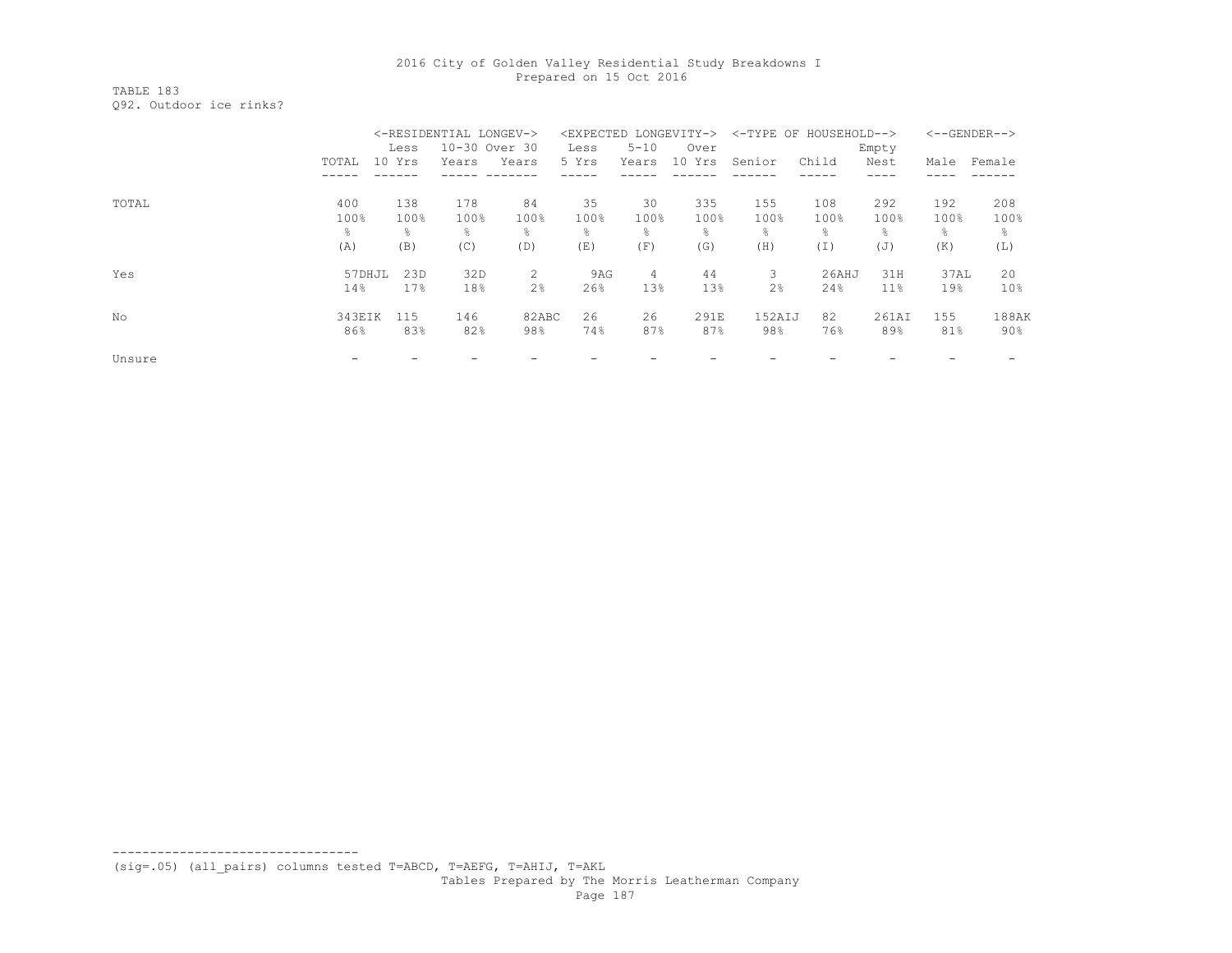2016 City of Golden Valley Residential Study Breakdowns I
Prepared on 15 Oct 2016

TABLE 183
Q92. Outdoor ice rinks?

| | | <-RESIDENTIAL LONGEV-> | | | <EXPECTED LONGEVITY-> | | | <-TYPE OF HOUSEHOLD--> | | | <--GENDER--> | |
|---|---|---|---|---|---|---|---|---|---|---|---|---|
| | TOTAL | Less 10 Yrs | 10-30 Years | Over 30 Years | Less 5 Yrs | 5-10 Years | Over 10 Yrs | Senior | Child | Empty Nest | Male | Female |
| TOTAL | 400 | 138 | 178 | 84 | 35 | 30 | 335 | 155 | 108 | 292 | 192 | 208 |
| | 100% | 100% | 100% | 100% | 100% | 100% | 100% | 100% | 100% | 100% | 100% | 100% |
| | % | % | % | % | % | % | % | % | % | % | % | % |
| | (A) | (B) | (C) | (D) | (E) | (F) | (G) | (H) | (I) | (J) | (K) | (L) |
| Yes | 57DHJL | 23D | 32D | 2 | 9AG | 4 | 44 | 3 | 26AHJ | 31H | 37AL | 20 |
| | 14% | 17% | 18% | 2% | 26% | 13% | 13% | 2% | 24% | 11% | 19% | 10% |
| No | 343EIK | 115 | 146 | 82ABC | 26 | 26 | 291E | 152AIJ | 82 | 261AI | 155 | 188AK |
| | 86% | 83% | 82% | 98% | 74% | 87% | 87% | 98% | 76% | 89% | 81% | 90% |
| Unsure | - | - | - | - | - | - | - | - | - | - | - | - |

---------------------------------
(sig=.05) (all_pairs) columns tested T=ABCD, T=AEFG, T=AHIJ, T=AKL
Tables Prepared by The Morris Leatherman Company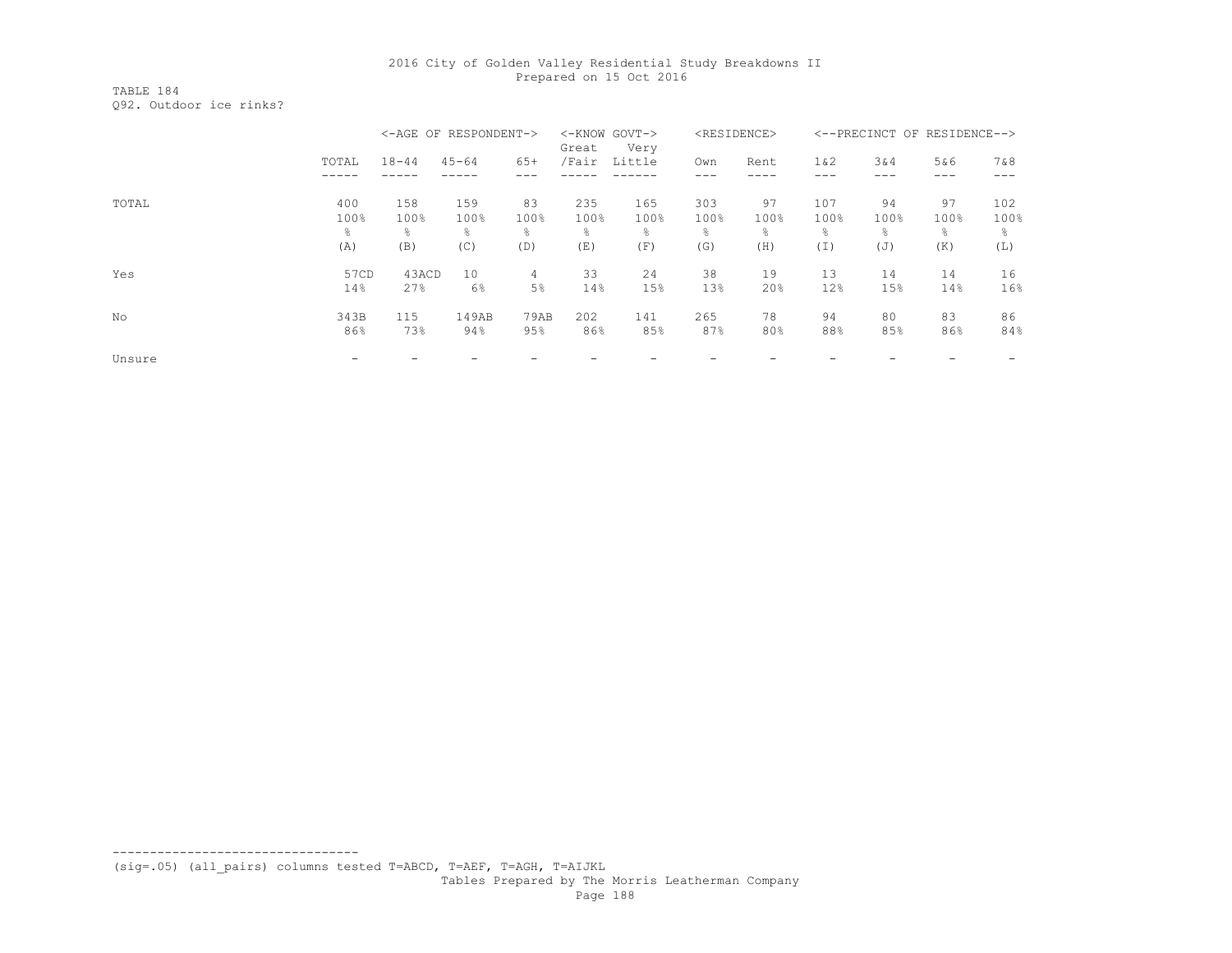2016 City of Golden Valley Residential Study Breakdowns II
Prepared on 15 Oct 2016

TABLE 184
Q92. Outdoor ice rinks?

| | | <-AGE OF RESPONDENT-> | | | <-KNOW GOVT-> | | <RESIDENCE> | | <--PRECINCT OF RESIDENCE--> | | | |
|---|---|---|---|---|---|---|---|---|---|---|---|---|
| | TOTAL | 18-44 | 45-64 | 65+ | Great /Fair | Very Little | Own | Rent | 1&2 | 3&4 | 5&6 | 7&8 |
| TOTAL | 400<br>100%<br>%<br>(A) | 158<br>100%<br>%<br>(B) | 159<br>100%<br>%<br>(C) | 83<br>100%<br>%<br>(D) | 235<br>100%<br>%<br>(E) | 165<br>100%<br>%<br>(F) | 303<br>100%<br>%<br>(G) | 97<br>100%<br>%<br>(H) | 107<br>100%<br>%<br>(I) | 94<br>100%<br>%<br>(J) | 97<br>100%<br>%<br>(K) | 102<br>100%<br>%<br>(L) |
| Yes | 57CD<br>14% | 43ACD<br>27% | 10<br>6% | 4<br>5% | 33<br>14% | 24<br>15% | 38<br>13% | 19<br>20% | 13<br>12% | 14<br>15% | 14<br>14% | 16<br>16% |
| No | 343B<br>86% | 115<br>73% | 149AB<br>94% | 79AB<br>95% | 202<br>86% | 141<br>85% | 265<br>87% | 78<br>80% | 94<br>88% | 80<br>85% | 83<br>86% | 86<br>84% |
| Unsure | - | - | - | - | - | - | - | - | - | - | - | - |

---------------------------------
(sig=.05) (all_pairs) columns tested T=ABCD, T=AEF, T=AGH, T=AIJKL
Tables Prepared by The Morris Leatherman Company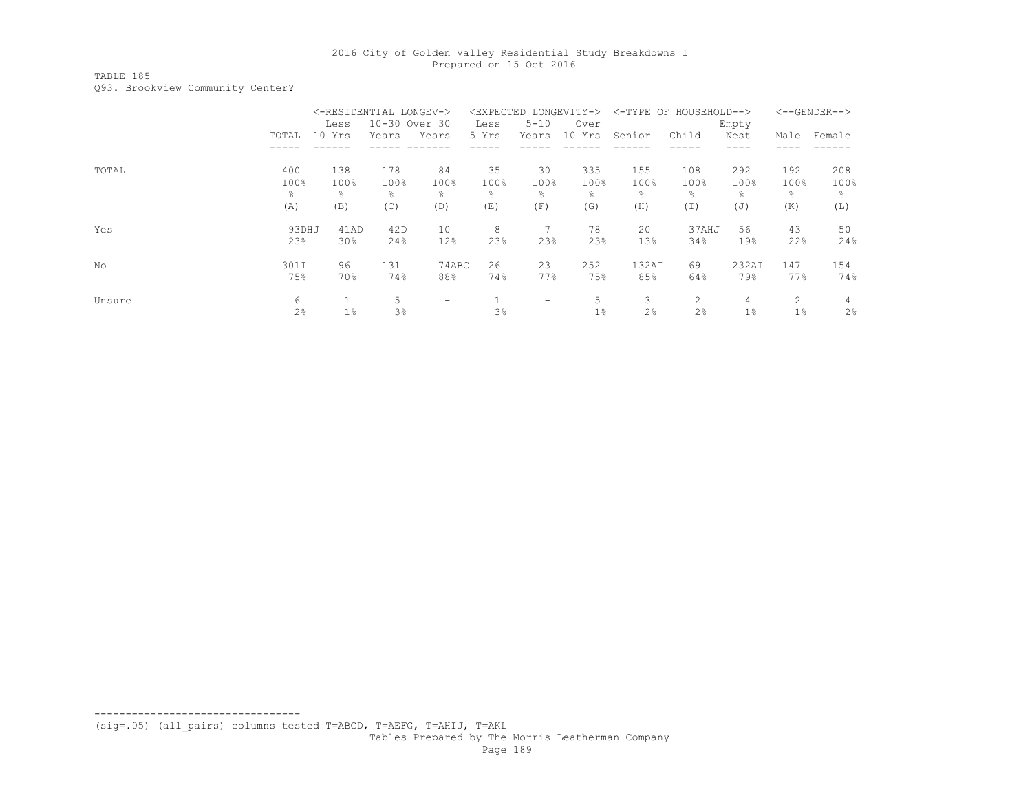2016 City of Golden Valley Residential Study Breakdowns I
Prepared on 15 Oct 2016

TABLE 185
Q93. Brookview Community Center?

| | | <-RESIDENTIAL LONGEV-> | | | <EXPECTED LONGEVITY-> | | | <-TYPE OF HOUSEHOLD--> | | | <--GENDER--> | |
|---|---|---|---|---|---|---|---|---|---|---|---|---|
| | TOTAL | Less 10 Yrs | 10-30 Years | Over 30 Years | Less 5 Yrs | 5-10 Years | Over 10 Yrs | Senior | Child | Empty Nest | Male | Female |
| TOTAL | 400<br>100%<br>%<br>(A) | 138<br>100%<br>%<br>(B) | 178<br>100%<br>%<br>(C) | 84<br>100%<br>%<br>(D) | 35<br>100%<br>%<br>(E) | 30<br>100%<br>%<br>(F) | 335<br>100%<br>%<br>(G) | 155<br>100%<br>%<br>(H) | 108<br>100%<br>%<br>(I) | 292<br>100%<br>%<br>(J) | 192<br>100%<br>%<br>(K) | 208<br>100%<br>%<br>(L) |
| Yes | 93DHJ<br>23% | 41AD<br>30% | 42D<br>24% | 10<br>12% | 8<br>23% | 7<br>23% | 78<br>23% | 20<br>13% | 37AHJ<br>34% | 56<br>19% | 43<br>22% | 50<br>24% |
| No | 301I<br>75% | 96<br>70% | 131<br>74% | 74ABC<br>88% | 26<br>74% | 23<br>77% | 252<br>75% | 132AI<br>85% | 69<br>64% | 232AI<br>79% | 147<br>77% | 154<br>74% |
| Unsure | 6<br>2% | 1<br>1% | 5<br>3% | - | 1<br>3% | - | 5<br>1% | 3<br>2% | 2<br>2% | 4<br>1% | 2<br>1% | 4<br>2% |

---------------------------------
(sig=.05) (all_pairs) columns tested T=ABCD, T=AEFG, T=AHIJ, T=AKL
Tables Prepared by The Morris Leatherman Company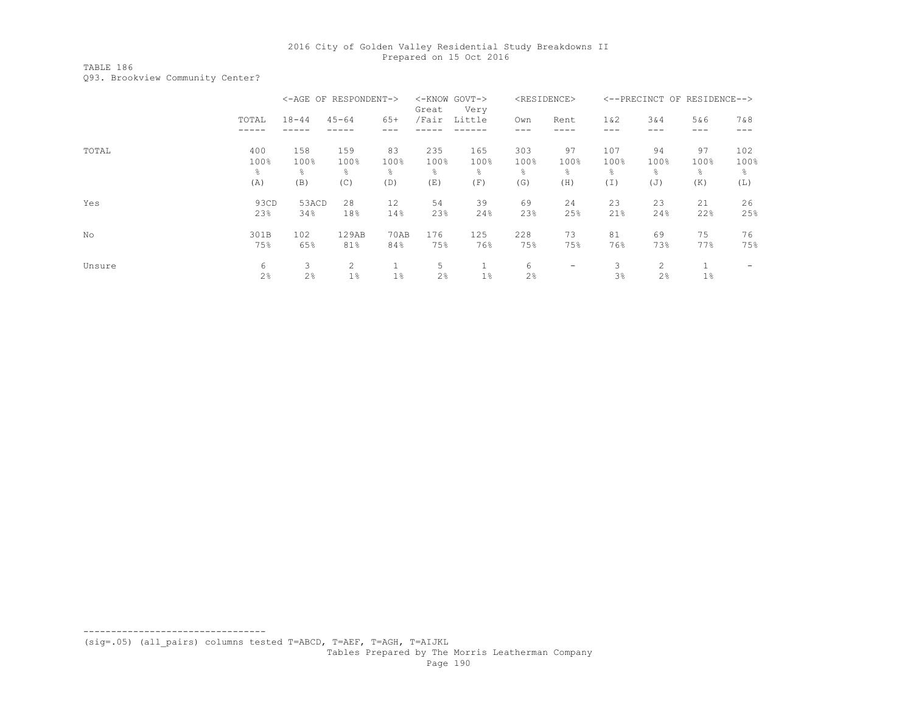2016 City of Golden Valley Residential Study Breakdowns II
Prepared on 15 Oct 2016

TABLE 186
Q93. Brookview Community Center?

| | TOTAL | <-AGE OF RESPONDENT-> | | | <-KNOW GOVT-> | | <RESIDENCE> | | <--PRECINCT OF RESIDENCE--> | | | |
|---|---|---|---|---|---|---|---|---|---|---|---|---|
| | | 18-44 | 45-64 | 65+ | Great /Fair | Very Little | Own | Rent | 1&2 | 3&4 | 5&6 | 7&8 |
| TOTAL | 400 | 158 | 159 | 83 | 235 | 165 | 303 | 97 | 107 | 94 | 97 | 102 |
| | 100% | 100% | 100% | 100% | 100% | 100% | 100% | 100% | 100% | 100% | 100% | 100% |
| | % | % | % | % | % | % | % | % | % | % | % | % |
| | (A) | (B) | (C) | (D) | (E) | (F) | (G) | (H) | (I) | (J) | (K) | (L) |
| Yes | 93CD | 53ACD | 28 | 12 | 54 | 39 | 69 | 24 | 23 | 23 | 21 | 26 |
| | 23% | 34% | 18% | 14% | 23% | 24% | 23% | 25% | 21% | 24% | 22% | 25% |
| No | 301B | 102 | 129AB | 70AB | 176 | 125 | 228 | 73 | 81 | 69 | 75 | 76 |
| | 75% | 65% | 81% | 84% | 75% | 76% | 75% | 75% | 76% | 73% | 77% | 75% |
| Unsure | 6 | 3 | 2 | 1 | 5 | 1 | 6 | - | 3 | 2 | 1 | - |
| | 2% | 2% | 1% | 1% | 2% | 1% | 2% | | 3% | 2% | 1% | |

---------------------------------
(sig=.05) (all_pairs) columns tested T=ABCD, T=AEF, T=AGH, T=AIJKL

Tables Prepared by The Morris Leatherman Company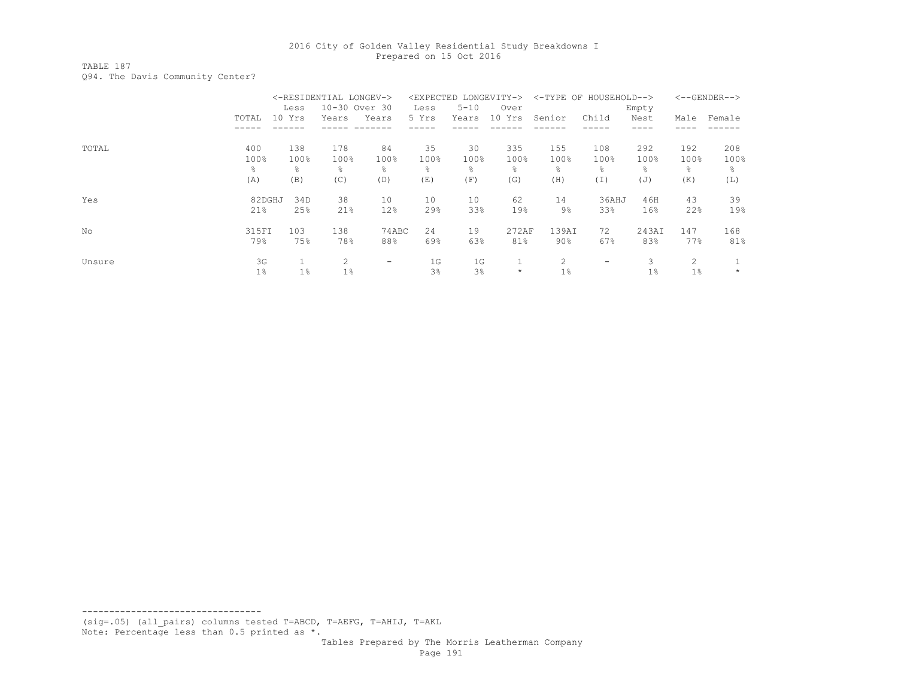2016 City of Golden Valley Residential Study Breakdowns I
Prepared on 15 Oct 2016

TABLE 187
Q94. The Davis Community Center?

| | | <-RESIDENTIAL LONGEV-> | | | <EXPECTED LONGEVITY-> | | | <-TYPE OF HOUSEHOLD--> | | | <--GENDER--> | |
|---|---|---|---|---|---|---|---|---|---|---|---|---|
| | TOTAL | Less 10 Yrs | 10-30 Years | Over 30 Years | Less 5 Yrs | 5-10 Years | Over 10 Yrs | Senior | Child | Empty Nest | Male | Female |
| TOTAL | 400 | 138 | 178 | 84 | 35 | 30 | 335 | 155 | 108 | 292 | 192 | 208 |
| | 100% | 100% | 100% | 100% | 100% | 100% | 100% | 100% | 100% | 100% | 100% | 100% |
| | % | % | % | % | % | % | % | % | % | % | % | % |
| | (A) | (B) | (C) | (D) | (E) | (F) | (G) | (H) | (I) | (J) | (K) | (L) |
| Yes | 82DGHJ | 34D | 38 | 10 | 10 | 10 | 62 | 14 | 36AHJ | 46H | 43 | 39 |
| | 21% | 25% | 21% | 12% | 29% | 33% | 19% | 9% | 33% | 16% | 22% | 19% |
| No | 315FI | 103 | 138 | 74ABC | 24 | 19 | 272AF | 139AI | 72 | 243AI | 147 | 168 |
| | 79% | 75% | 78% | 88% | 69% | 63% | 81% | 90% | 67% | 83% | 77% | 81% |
| Unsure | 3G | 1 | 2 | - | 1G | 1G | 1 | 2 | - | 3 | 2 | 1 |
| | 1% | 1% | 1% | | 3% | 3% | * | 1% | | 1% | 1% | * |

---------------------------------
(sig=.05) (all_pairs) columns tested T=ABCD, T=AEFG, T=AHIJ, T=AKL
Note: Percentage less than 0.5 printed as *.

Tables Prepared by The Morris Leatherman Company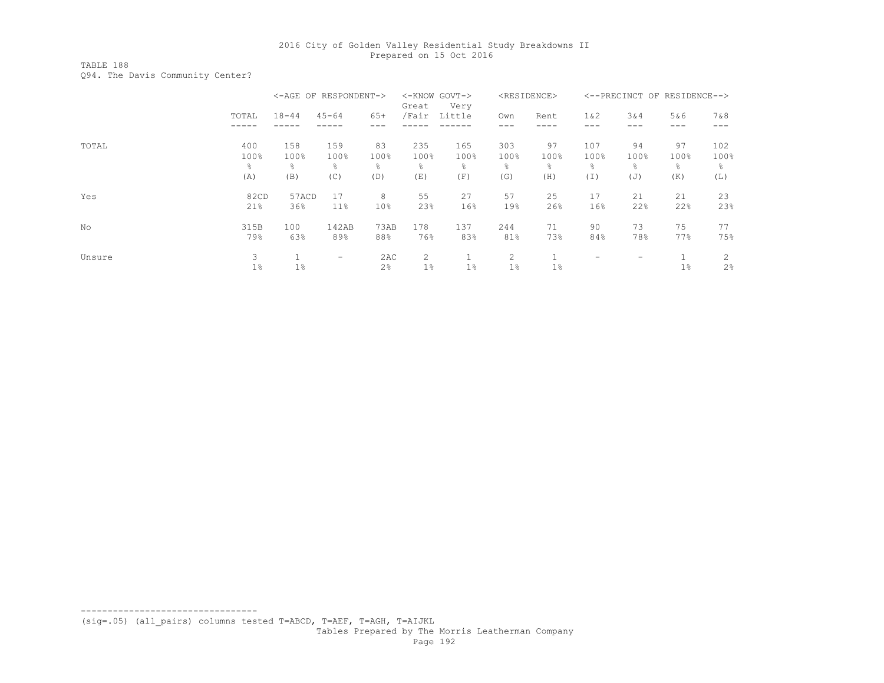2016 City of Golden Valley Residential Study Breakdowns II
Prepared on 15 Oct 2016

TABLE 188
Q94. The Davis Community Center?

| | TOTAL | <-AGE OF RESPONDENT-> | | | <-KNOW GOVT-> | | <RESIDENCE> | | <--PRECINCT OF RESIDENCE--> | | | |
|---|---|---|---|---|---|---|---|---|---|---|---|---|
| | | 18-44 | 45-64 | 65+ | Great /Fair | Very Little | Own | Rent | 1&2 | 3&4 | 5&6 | 7&8 |
| TOTAL | 400<br>100%<br>%<br>(A) | 158<br>100%<br>%<br>(B) | 159<br>100%<br>%<br>(C) | 83<br>100%<br>%<br>(D) | 235<br>100%<br>%<br>(E) | 165<br>100%<br>%<br>(F) | 303<br>100%<br>%<br>(G) | 97<br>100%<br>%<br>(H) | 107<br>100%<br>%<br>(I) | 94<br>100%<br>%<br>(J) | 97<br>100%<br>%<br>(K) | 102<br>100%<br>%<br>(L) |
| Yes | 82CD<br>21% | 57ACD<br>36% | 17<br>11% | 8<br>10% | 55<br>23% | 27<br>16% | 57<br>19% | 25<br>26% | 17<br>16% | 21<br>22% | 21<br>22% | 23<br>23% |
| No | 315B<br>79% | 100<br>63% | 142AB<br>89% | 73AB<br>88% | 178<br>76% | 137<br>83% | 244<br>81% | 71<br>73% | 90<br>84% | 73<br>78% | 75<br>77% | 77<br>75% |
| Unsure | 3<br>1% | 1<br>1% | - | 2AC<br>2% | 2<br>1% | 1<br>1% | 2<br>1% | 1<br>1% | - | - | 1<br>1% | 2<br>2% |

---------------------------------
(sig=.05) (all_pairs) columns tested T=ABCD, T=AEF, T=AGH, T=AIJKL

Tables Prepared by The Morris Leatherman Company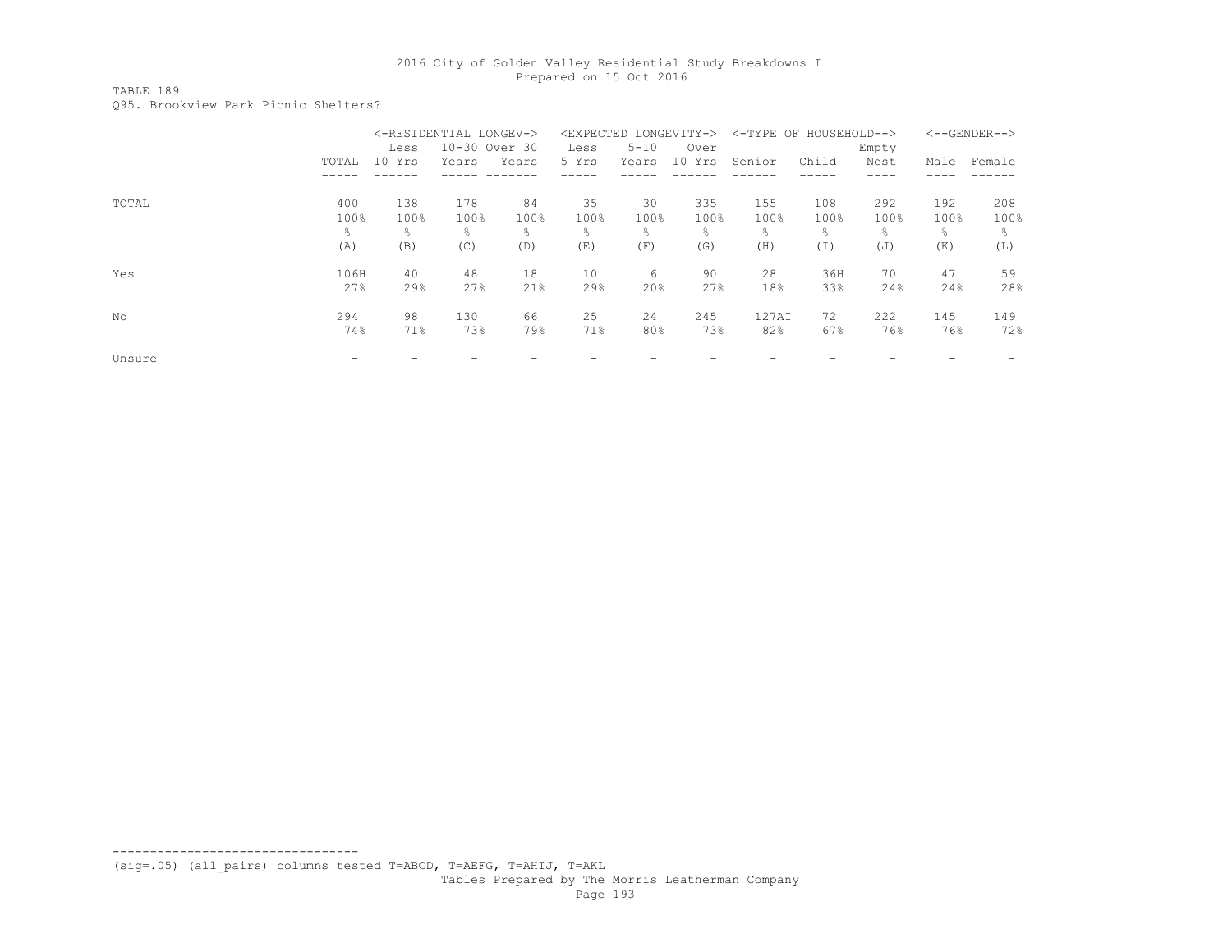2016 City of Golden Valley Residential Study Breakdowns I
Prepared on 15 Oct 2016

TABLE 189
Q95. Brookview Park Picnic Shelters?

| | TOTAL | <-RESIDENTIAL LONGEV-> Less 10 Yrs | 10-30 Years | Over 30 Years | <EXPECTED LONGEVITY-> Less 5 Yrs | 5-10 Years | Over 10 Yrs | <-TYPE OF HOUSEHOLD--> Senior | Child | Empty Nest | <--GENDER--> Male | Female |
|---|---|---|---|---|---|---|---|---|---|---|---|---|
| TOTAL | 400 | 138 | 178 | 84 | 35 | 30 | 335 | 155 | 108 | 292 | 192 | 208 |
| | 100% | 100% | 100% | 100% | 100% | 100% | 100% | 100% | 100% | 100% | 100% | 100% |
| | % | % | % | % | % | % | % | % | % | % | % | % |
| | (A) | (B) | (C) | (D) | (E) | (F) | (G) | (H) | (I) | (J) | (K) | (L) |
| Yes | 106H | 40 | 48 | 18 | 10 | 6 | 90 | 28 | 36H | 70 | 47 | 59 |
| | 27% | 29% | 27% | 21% | 29% | 20% | 27% | 18% | 33% | 24% | 24% | 28% |
| No | 294 | 98 | 130 | 66 | 25 | 24 | 245 | 127AI | 72 | 222 | 145 | 149 |
| | 74% | 71% | 73% | 79% | 71% | 80% | 73% | 82% | 67% | 76% | 76% | 72% |
| Unsure | - | - | - | - | - | - | - | - | - | - | - | - |

---------------------------------
(sig=.05) (all_pairs) columns tested T=ABCD, T=AEFG, T=AHIJ, T=AKL
Tables Prepared by The Morris Leatherman Company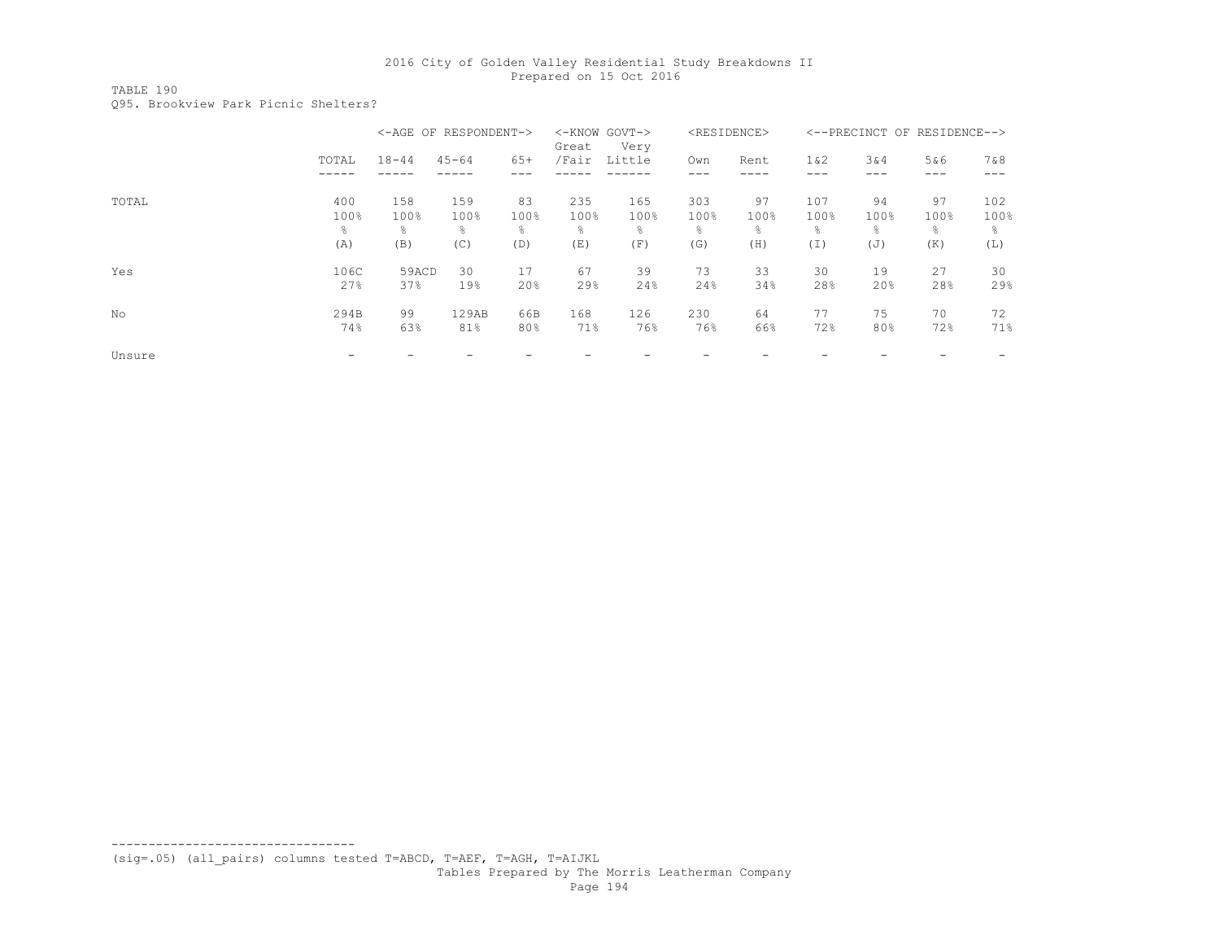2016 City of Golden Valley Residential Study Breakdowns II
Prepared on 15 Oct 2016

TABLE 190
Q95. Brookview Park Picnic Shelters?

| | | <-AGE OF RESPONDENT-> | | | <-KNOW GOVT-> | | <RESIDENCE> | | <--PRECINCT OF RESIDENCE--> | | | |
|---|---|---|---|---|---|---|---|---|---|---|---|---|
| | TOTAL | 18-44 | 45-64 | 65+ | Great /Fair | Very Little | Own | Rent | 1&2 | 3&4 | 5&6 | 7&8 |
| TOTAL | 400 | 158 | 159 | 83 | 235 | 165 | 303 | 97 | 107 | 94 | 97 | 102 |
| | 100% | 100% | 100% | 100% | 100% | 100% | 100% | 100% | 100% | 100% | 100% | 100% |
| | % | % | % | % | % | % | % | % | % | % | % | % |
| | (A) | (B) | (C) | (D) | (E) | (F) | (G) | (H) | (I) | (J) | (K) | (L) |
| Yes | 106C | 59ACD | 30 | 17 | 67 | 39 | 73 | 33 | 30 | 19 | 27 | 30 |
| | 27% | 37% | 19% | 20% | 29% | 24% | 24% | 34% | 28% | 20% | 28% | 29% |
| No | 294B | 99 | 129AB | 66B | 168 | 126 | 230 | 64 | 77 | 75 | 70 | 72 |
| | 74% | 63% | 81% | 80% | 71% | 76% | 76% | 66% | 72% | 80% | 72% | 71% |
| Unsure | - | - | - | - | - | - | - | - | - | - | - | - |

---------------------------------
(sig=.05) (all_pairs) columns tested T=ABCD, T=AEF, T=AGH, T=AIJKL

Tables Prepared by The Morris Leatherman Company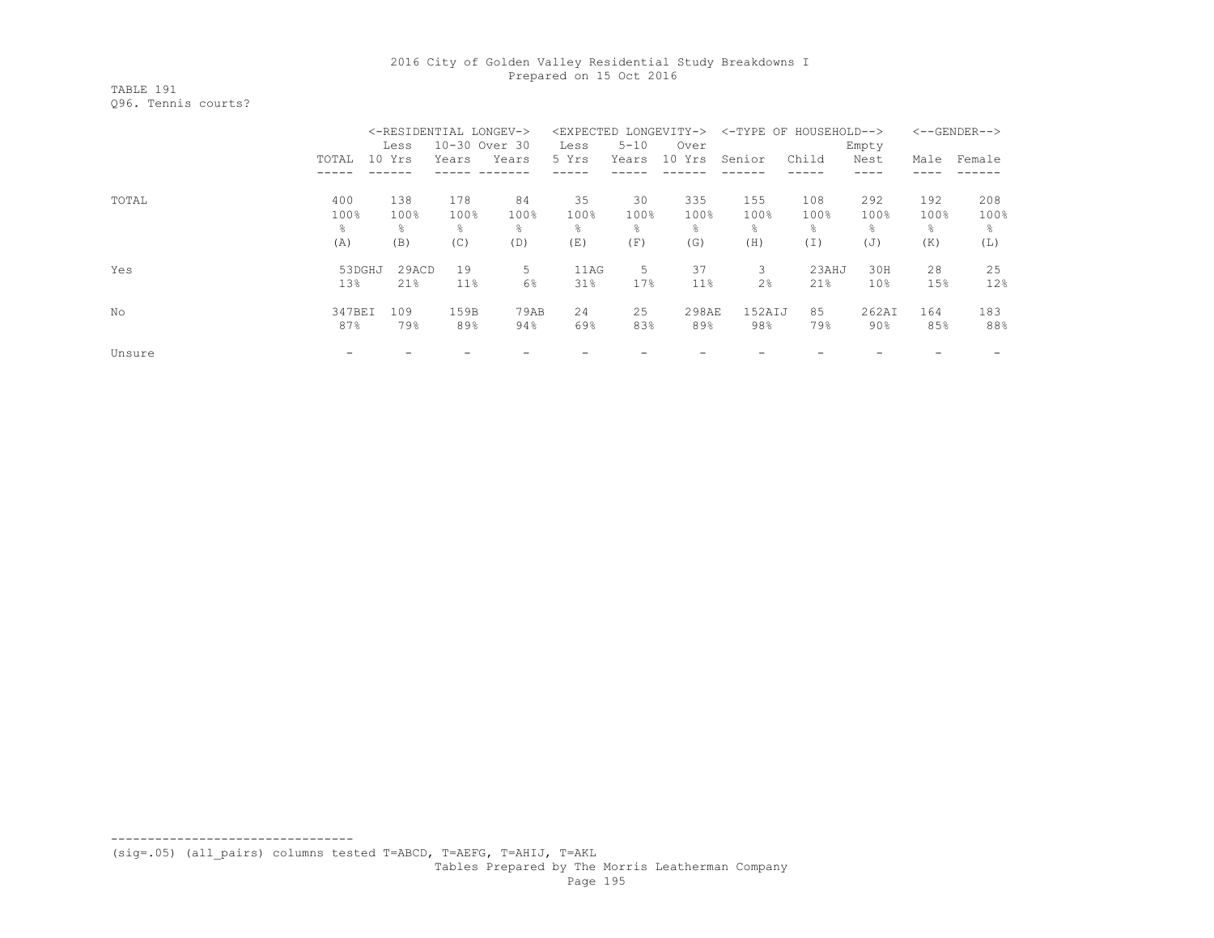2016 City of Golden Valley Residential Study Breakdowns I
Prepared on 15 Oct 2016

TABLE 191
Q96. Tennis courts?

| | TOTAL | <-RESIDENTIAL LONGEV-> Less 10 Yrs | 10-30 Years | Over 30 Years | <EXPECTED LONGEVITY-> Less 5 Yrs | 5-10 Years | Over 10 Yrs | <-TYPE OF HOUSEHOLD--> Senior | Child | Empty Nest | <--GENDER--> Male | Female |
|---|---|---|---|---|---|---|---|---|---|---|---|---|
| TOTAL | 400 | 138 | 178 | 84 | 35 | 30 | 335 | 155 | 108 | 292 | 192 | 208 |
| | 100% | 100% | 100% | 100% | 100% | 100% | 100% | 100% | 100% | 100% | 100% | 100% |
| | % | % | % | % | % | % | % | % | % | % | % | % |
| | (A) | (B) | (C) | (D) | (E) | (F) | (G) | (H) | (I) | (J) | (K) | (L) |
| Yes | 53DGHJ | 29ACD | 19 | 5 | 11AG | 5 | 37 | 3 | 23AHJ | 30H | 28 | 25 |
| | 13% | 21% | 11% | 6% | 31% | 17% | 11% | 2% | 21% | 10% | 15% | 12% |
| No | 347BEI | 109 | 159B | 79AB | 24 | 25 | 298AE | 152AIJ | 85 | 262AI | 164 | 183 |
| | 87% | 79% | 89% | 94% | 69% | 83% | 89% | 98% | 79% | 90% | 85% | 88% |
| Unsure | - | - | - | - | - | - | - | - | - | - | - | - |

---------------------------------
(sig=.05) (all_pairs) columns tested T=ABCD, T=AEFG, T=AHIJ, T=AKL
Tables Prepared by The Morris Leatherman Company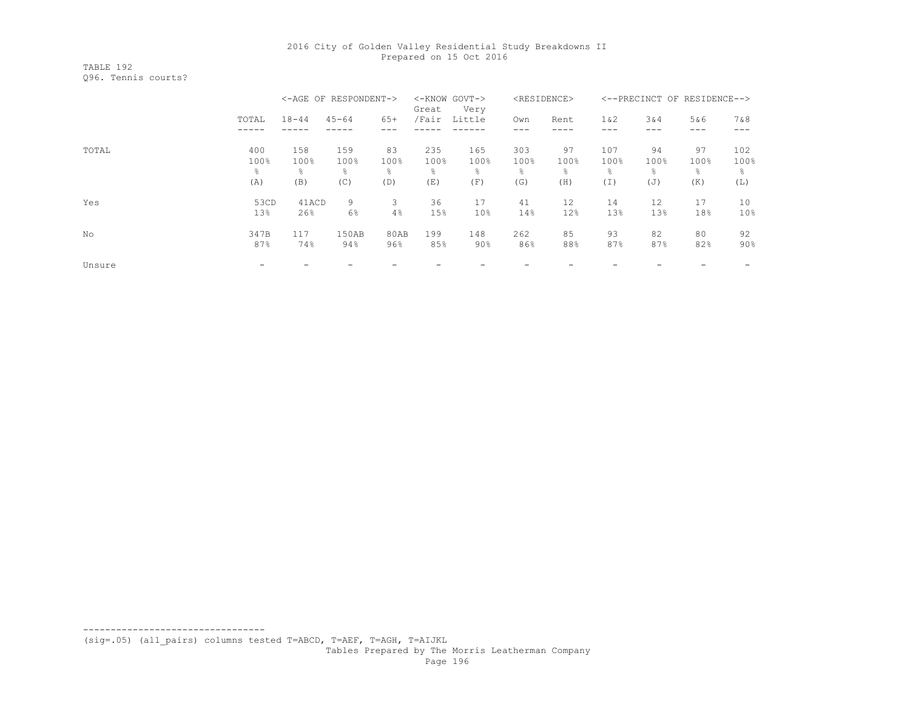TABLE 192
Q96. Tennis courts?

| | | <-AGE OF RESPONDENT-> | | | <-KNOW GOVT-> | | <RESIDENCE> | | <--PRECINCT OF RESIDENCE--> | | | |
|---|---|---|---|---|---|---|---|---|---|---|---|---|
| | TOTAL | 18-44 | 45-64 | 65+ | Great /Fair | Very Little | Own | Rent | 1&2 | 3&4 | 5&6 | 7&8 |
| TOTAL | 400 | 158 | 159 | 83 | 235 | 165 | 303 | 97 | 107 | 94 | 97 | 102 |
| | 100% | 100% | 100% | 100% | 100% | 100% | 100% | 100% | 100% | 100% | 100% | 100% |
| | % | % | % | % | % | % | % | % | % | % | % | % |
| | (A) | (B) | (C) | (D) | (E) | (F) | (G) | (H) | (I) | (J) | (K) | (L) |
| Yes | 53CD | 41ACD | 9 | 3 | 36 | 17 | 41 | 12 | 14 | 12 | 17 | 10 |
| | 13% | 26% | 6% | 4% | 15% | 10% | 14% | 12% | 13% | 13% | 18% | 10% |
| No | 347B | 117 | 150AB | 80AB | 199 | 148 | 262 | 85 | 93 | 82 | 80 | 92 |
| | 87% | 74% | 94% | 96% | 85% | 90% | 86% | 88% | 87% | 87% | 82% | 90% |
| Unsure | - | - | - | - | - | - | - | - | - | - | - | - |

---------------------------------
(sig=.05) (all_pairs) columns tested T=ABCD, T=AEF, T=AGH, T=AIJKL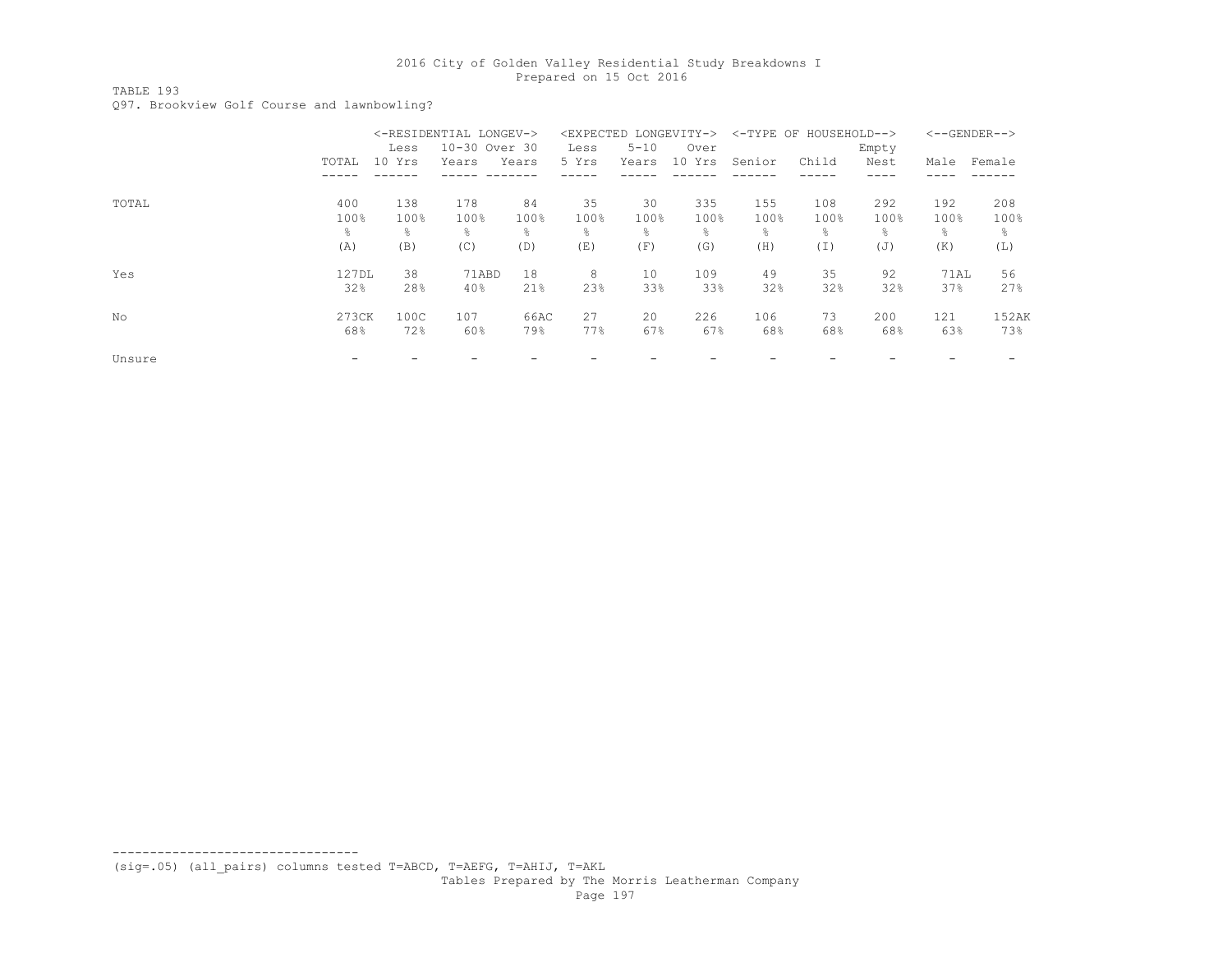2016 City of Golden Valley Residential Study Breakdowns I
Prepared on 15 Oct 2016

TABLE 193
Q97. Brookview Golf Course and lawnbowling?

| | | <-RESIDENTIAL LONGEV-> | | | <EXPECTED LONGEVITY-> | | | <-TYPE OF HOUSEHOLD--> | | | <--GENDER--> | |
|---|---|---|---|---|---|---|---|---|---|---|---|---|
| | TOTAL | Less 10 Yrs | 10-30 Years | Over 30 Years | Less 5 Yrs | 5-10 Years | Over 10 Yrs | Senior | Child | Empty Nest | Male | Female |
| TOTAL | 400 | 138 | 178 | 84 | 35 | 30 | 335 | 155 | 108 | 292 | 192 | 208 |
| | 100% | 100% | 100% | 100% | 100% | 100% | 100% | 100% | 100% | 100% | 100% | 100% |
| | % | % | % | % | % | % | % | % | % | % | % | % |
| | (A) | (B) | (C) | (D) | (E) | (F) | (G) | (H) | (I) | (J) | (K) | (L) |
| Yes | 127DL | 38 | 71ABD | 18 | 8 | 10 | 109 | 49 | 35 | 92 | 71AL | 56 |
| | 32% | 28% | 40% | 21% | 23% | 33% | 33% | 32% | 32% | 32% | 37% | 27% |
| No | 273CK | 100C | 107 | 66AC | 27 | 20 | 226 | 106 | 73 | 200 | 121 | 152AK |
| | 68% | 72% | 60% | 79% | 77% | 67% | 67% | 68% | 68% | 68% | 63% | 73% |
| Unsure | - | - | - | - | - | - | - | - | - | - | - | - |

---------------------------------
(sig=.05) (all_pairs) columns tested T=ABCD, T=AEFG, T=AHIJ, T=AKL
Tables Prepared by The Morris Leatherman Company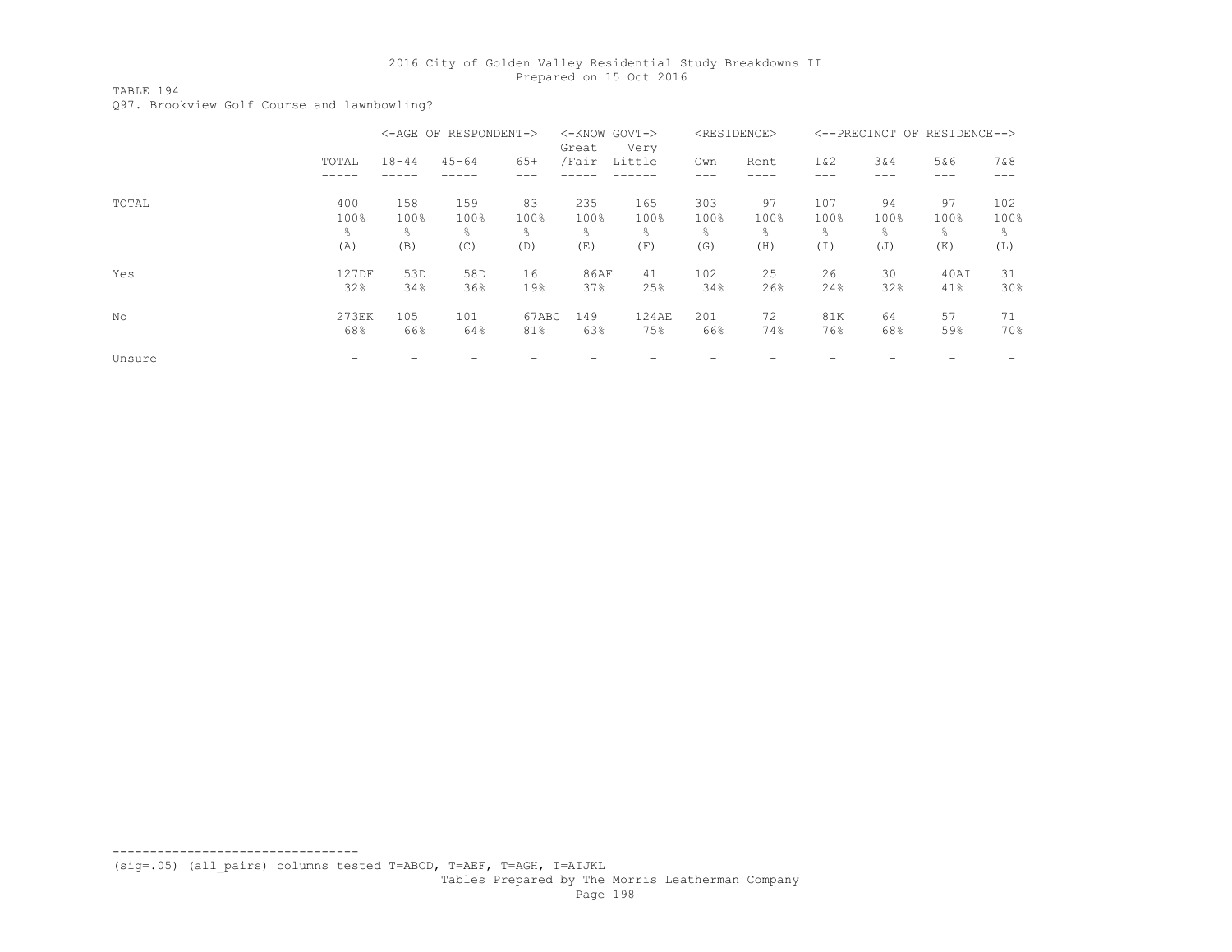2016 City of Golden Valley Residential Study Breakdowns II
Prepared on 15 Oct 2016

TABLE 194
Q97. Brookview Golf Course and lawnbowling?

| | | <-AGE OF RESPONDENT-> | | | <-KNOW GOVT-> | | <RESIDENCE> | | <--PRECINCT OF RESIDENCE--> | | | |
|---|---|---|---|---|---|---|---|---|---|---|---|---|
| | TOTAL | 18-44 | 45-64 | 65+ | Great /Fair | Very Little | Own | Rent | 1&2 | 3&4 | 5&6 | 7&8 |
| TOTAL | 400<br>100%<br>%<br>(A) | 158<br>100%<br>%<br>(B) | 159<br>100%<br>%<br>(C) | 83<br>100%<br>%<br>(D) | 235<br>100%<br>%<br>(E) | 165<br>100%<br>%<br>(F) | 303<br>100%<br>%<br>(G) | 97<br>100%<br>%<br>(H) | 107<br>100%<br>%<br>(I) | 94<br>100%<br>%<br>(J) | 97<br>100%<br>%<br>(K) | 102<br>100%<br>%<br>(L) |
| Yes | 127DF<br>32% | 53D<br>34% | 58D<br>36% | 16<br>19% | 86AF<br>37% | 41<br>25% | 102<br>34% | 25<br>26% | 26<br>24% | 30<br>32% | 40AI<br>41% | 31<br>30% |
| No | 273EK<br>68% | 105<br>66% | 101<br>64% | 67ABC<br>81% | 149<br>63% | 124AE<br>75% | 201<br>66% | 72<br>74% | 81K<br>76% | 64<br>68% | 57<br>59% | 71<br>70% |
| Unsure | - | - | - | - | - | - | - | - | - | - | - | - |

---------------------------------
(sig=.05) (all_pairs) columns tested T=ABCD, T=AEF, T=AGH, T=AIJKL

Tables Prepared by The Morris Leatherman Company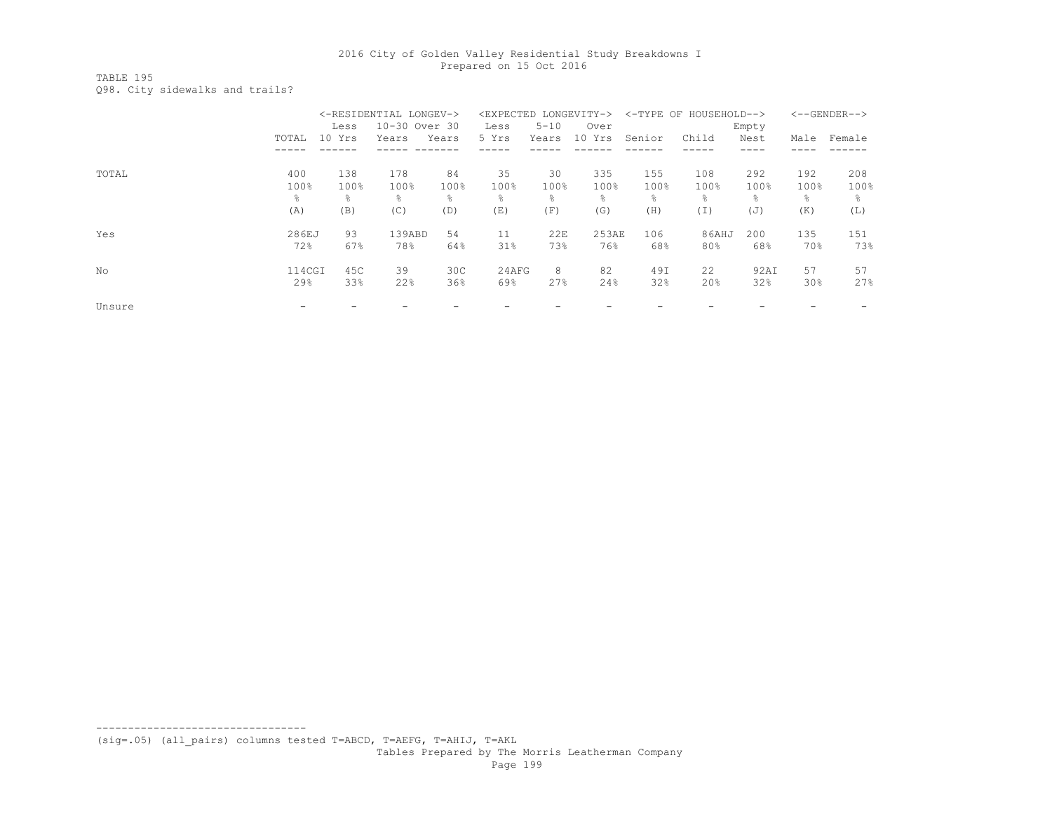2016 City of Golden Valley Residential Study Breakdowns I
Prepared on 15 Oct 2016

TABLE 195
Q98. City sidewalks and trails?

| | TOTAL | <-RESIDENTIAL LONGEV-> Less 10 Yrs | 10-30 Years | Over 30 Years | <EXPECTED LONGEVITY-> Less 5 Yrs | 5-10 Years | Over 10 Yrs | <-TYPE OF HOUSEHOLD--> Senior | Child | Empty Nest | <--GENDER--> Male | Female |
|---|---|---|---|---|---|---|---|---|---|---|---|---|
| TOTAL | 400 | 138 | 178 | 84 | 35 | 30 | 335 | 155 | 108 | 292 | 192 | 208 |
| | 100% | 100% | 100% | 100% | 100% | 100% | 100% | 100% | 100% | 100% | 100% | 100% |
| | % | % | % | % | % | % | % | % | % | % | % | % |
| | (A) | (B) | (C) | (D) | (E) | (F) | (G) | (H) | (I) | (J) | (K) | (L) |
| Yes | 286EJ | 93 | 139ABD | 54 | 11 | 22E | 253AE | 106 | 86AHJ | 200 | 135 | 151 |
| | 72% | 67% | 78% | 64% | 31% | 73% | 76% | 68% | 80% | 68% | 70% | 73% |
| No | 114CGI | 45C | 39 | 30C | 24AFG | 8 | 82 | 49I | 22 | 92AI | 57 | 57 |
| | 29% | 33% | 22% | 36% | 69% | 27% | 24% | 32% | 20% | 32% | 30% | 27% |
| Unsure | - | - | - | - | - | - | - | - | - | - | - | - |

---------------------------------
(sig=.05) (all_pairs) columns tested T=ABCD, T=AEFG, T=AHIJ, T=AKL
Tables Prepared by The Morris Leatherman Company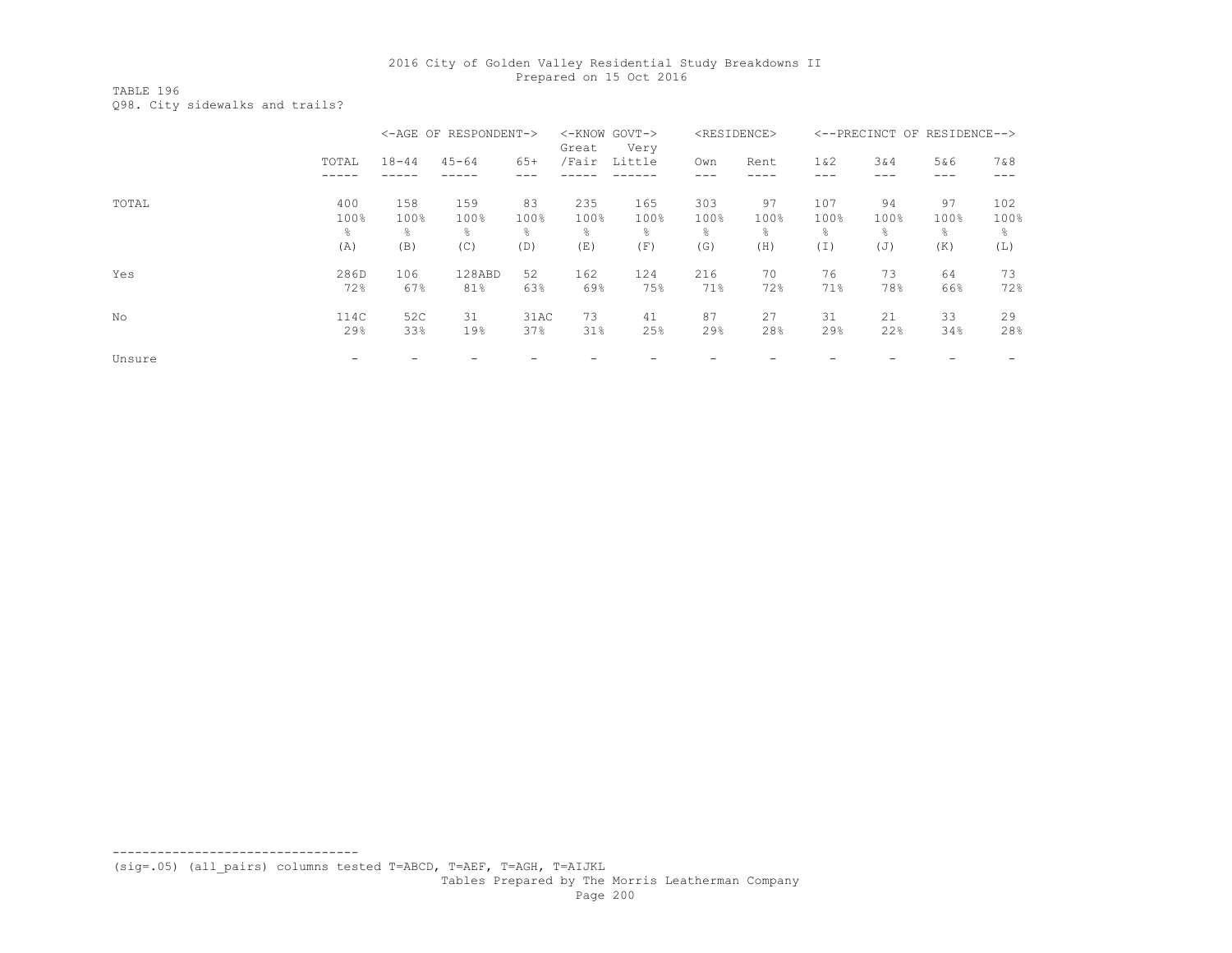2016 City of Golden Valley Residential Study Breakdowns II
Prepared on 15 Oct 2016

TABLE 196
Q98. City sidewalks and trails?

| | | <-AGE OF RESPONDENT-> | | | <-KNOW GOVT-> | | <RESIDENCE> | | <--PRECINCT OF RESIDENCE--> | | | |
|---|---|---|---|---|---|---|---|---|---|---|---|---|
| | TOTAL | 18-44 | 45-64 | 65+ | Great /Fair | Very Little | Own | Rent | 1&2 | 3&4 | 5&6 | 7&8 |
| TOTAL | 400 | 158 | 159 | 83 | 235 | 165 | 303 | 97 | 107 | 94 | 97 | 102 |
| | 100% | 100% | 100% | 100% | 100% | 100% | 100% | 100% | 100% | 100% | 100% | 100% |
| | % | % | % | % | % | % | % | % | % | % | % | % |
| | (A) | (B) | (C) | (D) | (E) | (F) | (G) | (H) | (I) | (J) | (K) | (L) |
| Yes | 286D | 106 | 128ABD | 52 | 162 | 124 | 216 | 70 | 76 | 73 | 64 | 73 |
| | 72% | 67% | 81% | 63% | 69% | 75% | 71% | 72% | 71% | 78% | 66% | 72% |
| No | 114C | 52C | 31 | 31AC | 73 | 41 | 87 | 27 | 31 | 21 | 33 | 29 |
| | 29% | 33% | 19% | 37% | 31% | 25% | 29% | 28% | 29% | 22% | 34% | 28% |
| Unsure | - | - | - | - | - | - | - | - | - | - | - | - |

---------------------------------
(sig=.05) (all_pairs) columns tested T=ABCD, T=AEF, T=AGH, T=AIJKL

Tables Prepared by The Morris Leatherman Company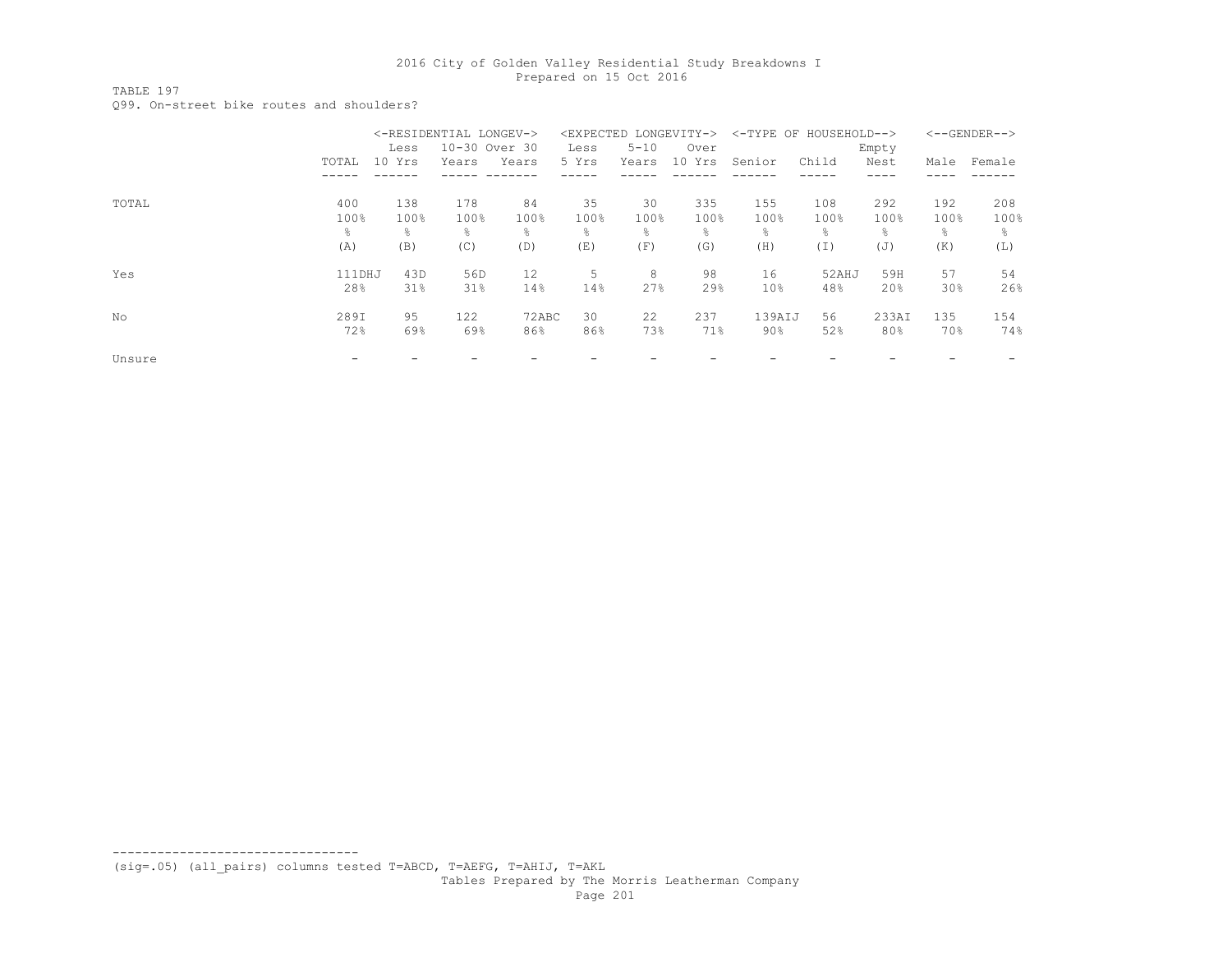2016 City of Golden Valley Residential Study Breakdowns I
Prepared on 15 Oct 2016

TABLE 197
Q99. On-street bike routes and shoulders?

| | | <-RESIDENTIAL LONGEV-> | | | <EXPECTED LONGEVITY-> | | | <-TYPE OF HOUSEHOLD--> | | | <--GENDER--> | |
|---|---|---|---|---|---|---|---|---|---|---|---|---|
| | TOTAL | Less 10 Yrs | 10-30 Years | Over 30 Years | Less 5 Yrs | 5-10 Years | Over 10 Yrs | Senior | Child | Empty Nest | Male | Female |
| TOTAL | 400 | 138 | 178 | 84 | 35 | 30 | 335 | 155 | 108 | 292 | 192 | 208 |
| | 100% | 100% | 100% | 100% | 100% | 100% | 100% | 100% | 100% | 100% | 100% | 100% |
| | % | % | % | % | % | % | % | % | % | % | % | % |
| | (A) | (B) | (C) | (D) | (E) | (F) | (G) | (H) | (I) | (J) | (K) | (L) |
| Yes | 111DHJ | 43D | 56D | 12 | 5 | 8 | 98 | 16 | 52AHJ | 59H | 57 | 54 |
| | 28% | 31% | 31% | 14% | 14% | 27% | 29% | 10% | 48% | 20% | 30% | 26% |
| No | 289I | 95 | 122 | 72ABC | 30 | 22 | 237 | 139AIJ | 56 | 233AI | 135 | 154 |
| | 72% | 69% | 69% | 86% | 86% | 73% | 71% | 90% | 52% | 80% | 70% | 74% |
| Unsure | - | - | - | - | - | - | - | - | - | - | - | - |

---------------------------------
(sig=.05) (all_pairs) columns tested T=ABCD, T=AEFG, T=AHIJ, T=AKL
Tables Prepared by The Morris Leatherman Company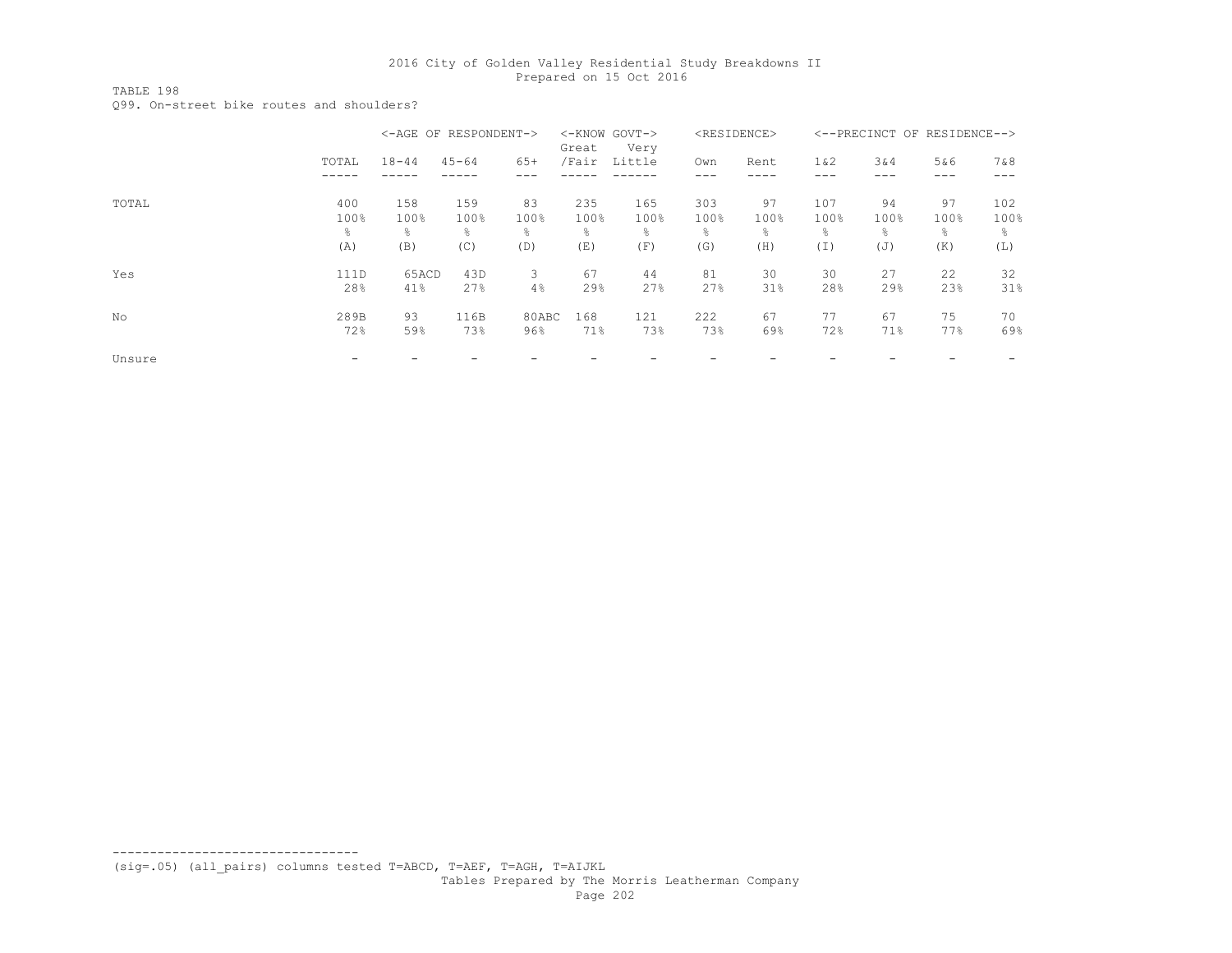2016 City of Golden Valley Residential Study Breakdowns II
Prepared on 15 Oct 2016

TABLE 198
Q99. On-street bike routes and shoulders?

| | TOTAL | <-AGE OF RESPONDENT-> | | | <-KNOW GOVT-> | | <RESIDENCE> | | <--PRECINCT OF RESIDENCE--> | | | |
|---|---|---|---|---|---|---|---|---|---|---|---|---|
| | | 18-44 | 45-64 | 65+ | Great /Fair | Very Little | Own | Rent | 1&2 | 3&4 | 5&6 | 7&8 |
| TOTAL | 400<br>100%<br>%<br>(A) | 158<br>100%<br>%<br>(B) | 159<br>100%<br>%<br>(C) | 83<br>100%<br>%<br>(D) | 235<br>100%<br>%<br>(E) | 165<br>100%<br>%<br>(F) | 303<br>100%<br>%<br>(G) | 97<br>100%<br>%<br>(H) | 107<br>100%<br>%<br>(I) | 94<br>100%<br>%<br>(J) | 97<br>100%<br>%<br>(K) | 102<br>100%<br>%<br>(L) |
| Yes | 111D<br>28% | 65ACD<br>41% | 43D<br>27% | 3<br>4% | 67<br>29% | 44<br>27% | 81<br>27% | 30<br>31% | 30<br>28% | 27<br>29% | 22<br>23% | 32<br>31% |
| No | 289B<br>72% | 93<br>59% | 116B<br>73% | 80ABC<br>96% | 168<br>71% | 121<br>73% | 222<br>73% | 67<br>69% | 77<br>72% | 67<br>71% | 75<br>77% | 70<br>69% |
| Unsure | - | - | - | - | - | - | - | - | - | - | - | - |

---------------------------------
(sig=.05) (all_pairs) columns tested T=ABCD, T=AEF, T=AGH, T=AIJKL
Tables Prepared by The Morris Leatherman Company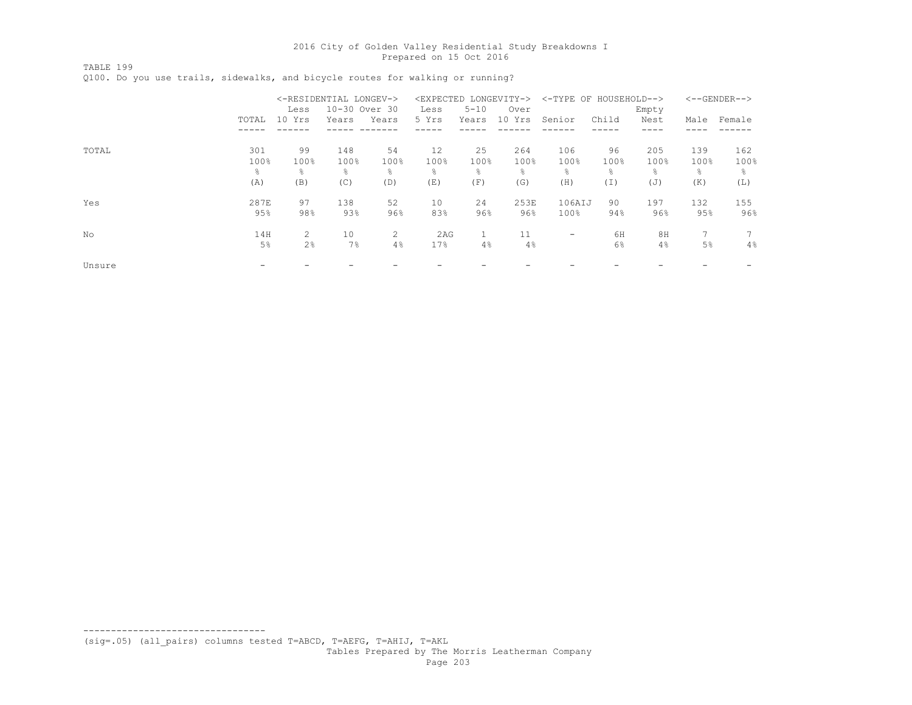2016 City of Golden Valley Residential Study Breakdowns I
Prepared on 15 Oct 2016

TABLE 199
Q100. Do you use trails, sidewalks, and bicycle routes for walking or running?

| | | <-RESIDENTIAL LONGEV-> | | | <EXPECTED LONGEVITY-> | | | <-TYPE OF HOUSEHOLD--> | | | <--GENDER--> | |
|---|---|---|---|---|---|---|---|---|---|---|---|---|
| | TOTAL | Less 10 Yrs | 10-30 Years | Over 30 Years | Less 5 Yrs | 5-10 Years | Over 10 Yrs | Senior | Child | Empty Nest | Male | Female |
| TOTAL | 301 | 99 | 148 | 54 | 12 | 25 | 264 | 106 | 96 | 205 | 139 | 162 |
| | 100% | 100% | 100% | 100% | 100% | 100% | 100% | 100% | 100% | 100% | 100% | 100% |
| | % | % | % | % | % | % | % | % | % | % | % | % |
| | (A) | (B) | (C) | (D) | (E) | (F) | (G) | (H) | (I) | (J) | (K) | (L) |
| Yes | 287E | 97 | 138 | 52 | 10 | 24 | 253E | 106AIJ | 90 | 197 | 132 | 155 |
| | 95% | 98% | 93% | 96% | 83% | 96% | 96% | 100% | 94% | 96% | 95% | 96% |
| No | 14H | 2 | 10 | 2 | 2AG | 1 | 11 | - | 6H | 8H | 7 | 7 |
| | 5% | 2% | 7% | 4% | 17% | 4% | 4% | | 6% | 4% | 5% | 4% |
| Unsure | - | - | - | - | - | - | - | - | - | - | - | - |

---------------------------------
(sig=.05) (all_pairs) columns tested T=ABCD, T=AEFG, T=AHIJ, T=AKL
Tables Prepared by The Morris Leatherman Company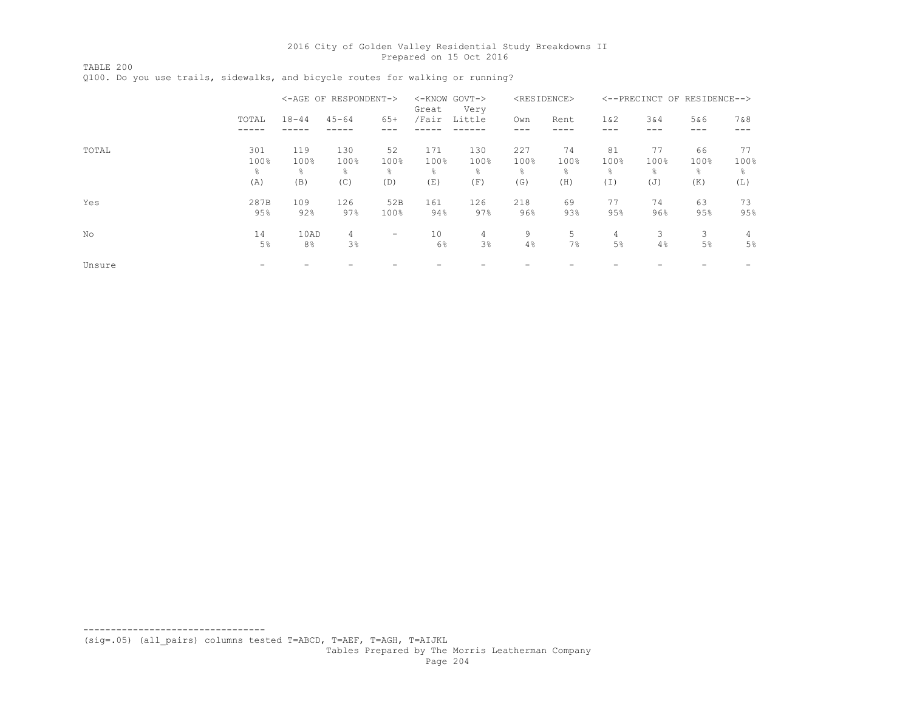2016 City of Golden Valley Residential Study Breakdowns II
Prepared on 15 Oct 2016

TABLE 200
Q100. Do you use trails, sidewalks, and bicycle routes for walking or running?

| | | <-AGE OF RESPONDENT-> | | | <-KNOW GOVT-> | | <RESIDENCE> | | <--PRECINCT OF RESIDENCE--> | | | |
|---|---|---|---|---|---|---|---|---|---|---|---|---|
| | TOTAL | 18-44 | 45-64 | 65+ | Great /Fair | Very Little | Own | Rent | 1&2 | 3&4 | 5&6 | 7&8 |
| TOTAL | 301 100% % (A) | 119 100% % (B) | 130 100% % (C) | 52 100% % (D) | 171 100% % (E) | 130 100% % (F) | 227 100% % (G) | 74 100% % (H) | 81 100% % (I) | 77 100% % (J) | 66 100% % (K) | 77 100% % (L) |
| Yes | 287B 95% | 109 92% | 126 97% | 52B 100% | 161 94% | 126 97% | 218 96% | 69 93% | 77 95% | 74 96% | 63 95% | 73 95% |
| No | 14 5% | 10AD 8% | 4 3% | - | 10 6% | 4 3% | 9 4% | 5 7% | 4 5% | 3 4% | 3 5% | 4 5% |
| Unsure | - | - | - | - | - | - | - | - | - | - | - | - |

---------------------------------
(sig=.05) (all_pairs) columns tested T=ABCD, T=AEF, T=AGH, T=AIJKL
Tables Prepared by The Morris Leatherman Company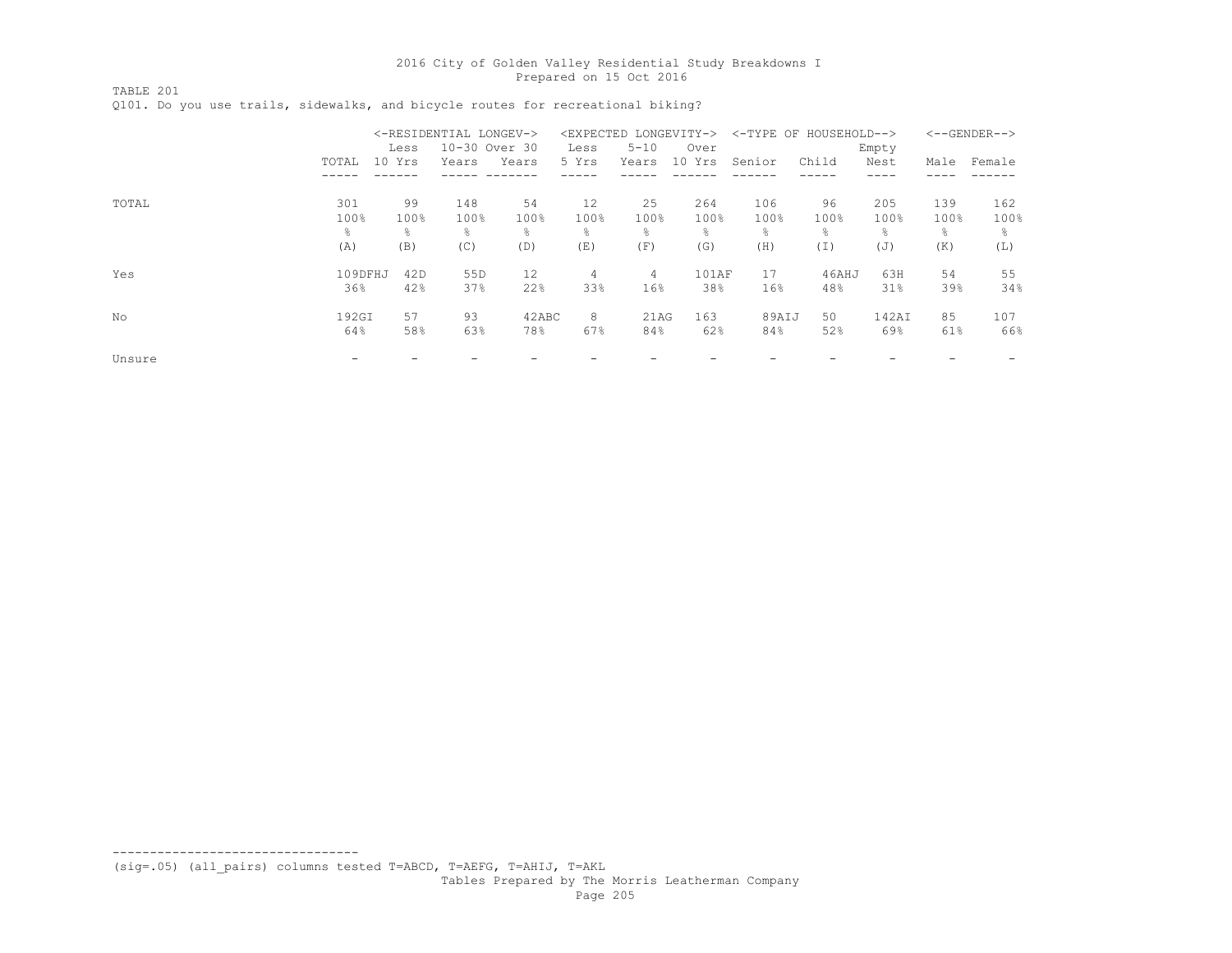2016 City of Golden Valley Residential Study Breakdowns I
Prepared on 15 Oct 2016

TABLE 201
Q101. Do you use trails, sidewalks, and bicycle routes for recreational biking?

| | | <-RESIDENTIAL LONGEV-> | | | <EXPECTED LONGEVITY-> | | | <-TYPE OF HOUSEHOLD--> | | | <--GENDER--> | |
|---|---|---|---|---|---|---|---|---|---|---|---|---|
| | TOTAL | Less 10 Yrs | 10-30 Years | Over 30 Years | Less 5 Yrs | 5-10 Years | Over 10 Yrs | Senior | Child | Empty Nest | Male | Female |
| TOTAL | 301 | 99 | 148 | 54 | 12 | 25 | 264 | 106 | 96 | 205 | 139 | 162 |
| | 100% | 100% | 100% | 100% | 100% | 100% | 100% | 100% | 100% | 100% | 100% | 100% |
| | % | % | % | % | % | % | % | % | % | % | % | % |
| | (A) | (B) | (C) | (D) | (E) | (F) | (G) | (H) | (I) | (J) | (K) | (L) |
| Yes | 109DFHJ | 42D | 55D | 12 | 4 | 4 | 101AF | 17 | 46AHJ | 63H | 54 | 55 |
| | 36% | 42% | 37% | 22% | 33% | 16% | 38% | 16% | 48% | 31% | 39% | 34% |
| No | 192GI | 57 | 93 | 42ABC | 8 | 21AG | 163 | 89AIJ | 50 | 142AI | 85 | 107 |
| | 64% | 58% | 63% | 78% | 67% | 84% | 62% | 84% | 52% | 69% | 61% | 66% |
| Unsure | - | - | - | - | - | - | - | - | - | - | - | - |

---------------------------------
(sig=.05) (all_pairs) columns tested T=ABCD, T=AEFG, T=AHIJ, T=AKL
Tables Prepared by The Morris Leatherman Company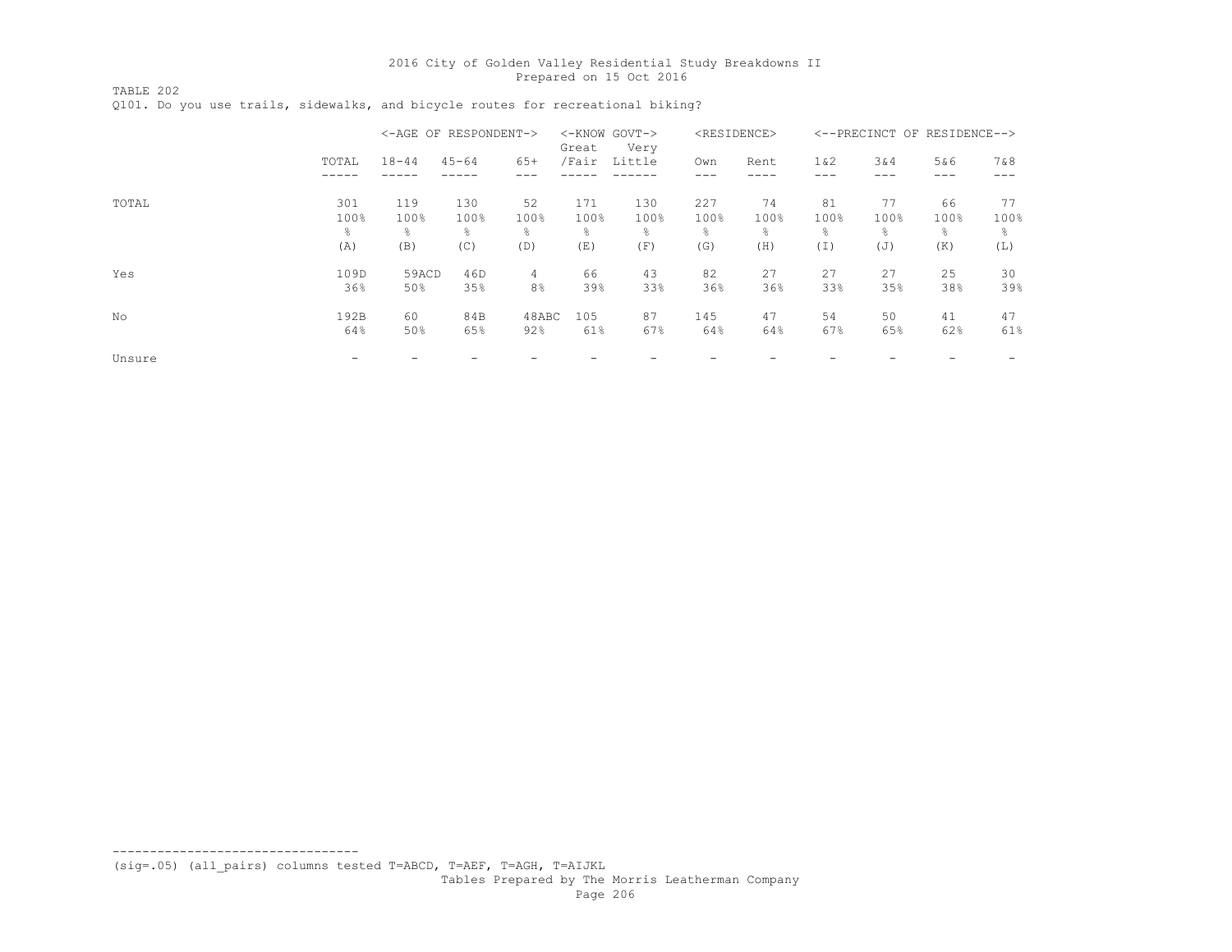2016 City of Golden Valley Residential Study Breakdowns II
Prepared on 15 Oct 2016

TABLE 202
Q101. Do you use trails, sidewalks, and bicycle routes for recreational biking?

| | | <-AGE OF RESPONDENT-> | | | <-KNOW GOVT-> | | <RESIDENCE> | | <--PRECINCT OF RESIDENCE--> | | | |
|---|---|---|---|---|---|---|---|---|---|---|---|---|
| | TOTAL | 18-44 | 45-64 | 65+ | Great /Fair | Very Little | Own | Rent | 1&2 | 3&4 | 5&6 | 7&8 |
| TOTAL | 301<br>100%<br>%<br>(A) | 119<br>100%<br>%<br>(B) | 130<br>100%<br>%<br>(C) | 52<br>100%<br>%<br>(D) | 171<br>100%<br>%<br>(E) | 130<br>100%<br>%<br>(F) | 227<br>100%<br>%<br>(G) | 74<br>100%<br>%<br>(H) | 81<br>100%<br>%<br>(I) | 77<br>100%<br>%<br>(J) | 66<br>100%<br>%<br>(K) | 77<br>100%<br>%<br>(L) |
| Yes | 109D<br>36% | 59ACD<br>50% | 46D<br>35% | 4<br>8% | 66<br>39% | 43<br>33% | 82<br>36% | 27<br>36% | 27<br>33% | 27<br>35% | 25<br>38% | 30<br>39% |
| No | 192B<br>64% | 60<br>50% | 84B<br>65% | 48ABC<br>92% | 105<br>61% | 87<br>67% | 145<br>64% | 47<br>64% | 54<br>67% | 50<br>65% | 41<br>62% | 47<br>61% |
| Unsure | - | - | - | - | - | - | - | - | - | - | - | - |

---------------------------------
(sig=.05) (all_pairs) columns tested T=ABCD, T=AEF, T=AGH, T=AIJKL

Tables Prepared by The Morris Leatherman Company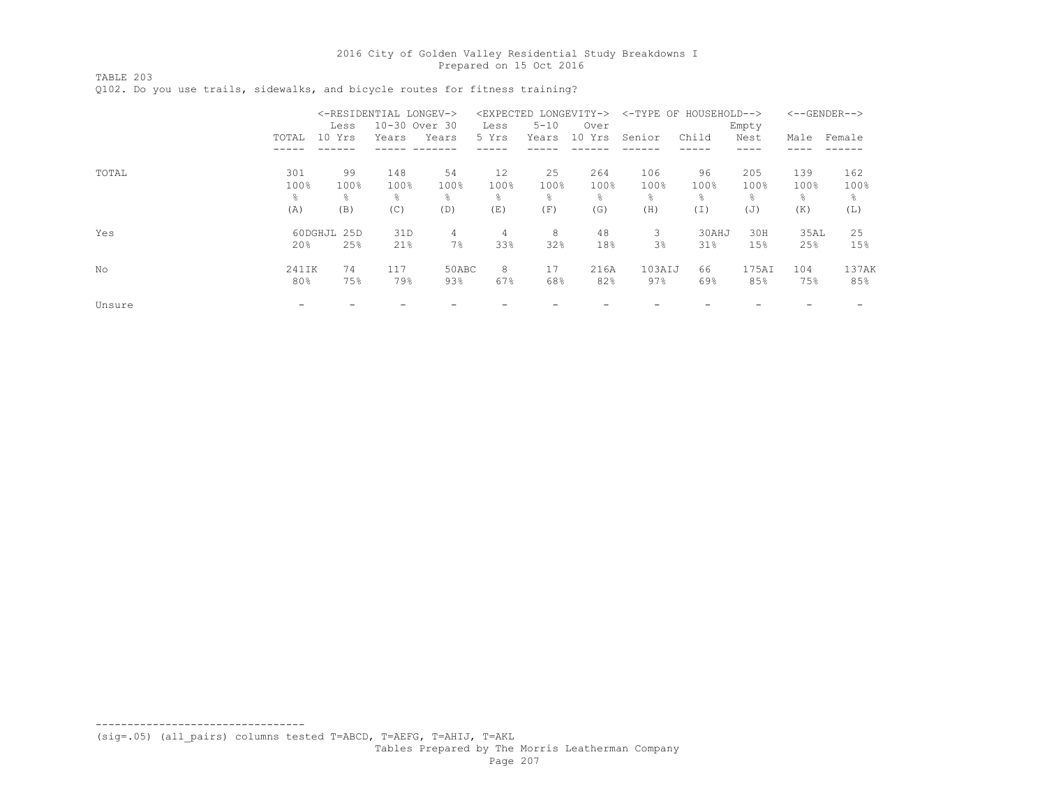TABLE 203

Q102. Do you use trails, sidewalks, and bicycle routes for fitness training?

| | | RESIDENTIAL LONGEV | | | EXPECTED LONGEVITY | | | TYPE OF HOUSEHOLD | | | GENDER | |
|---|---|---|---|---|---|---|---|---|---|---|---|---|
| | TOTAL | Less 10 Yrs | 10-30 Years | Over 30 Years | Less 5 Yrs | 5-10 Years | Over 10 Yrs | Senior | Child | Empty Nest | Male | Female |
| TOTAL | 301<br>100%<br>%<br>(A) | 99<br>100%<br>%<br>(B) | 148<br>100%<br>%<br>(C) | 54<br>100%<br>%<br>(D) | 12<br>100%<br>%<br>(E) | 25<br>100%<br>%<br>(F) | 264<br>100%<br>%<br>(G) | 106<br>100%<br>%<br>(H) | 96<br>100%<br>%<br>(I) | 205<br>100%<br>%<br>(J) | 139<br>100%<br>%<br>(K) | 162<br>100%<br>%<br>(L) |
| Yes | 60DGHJL<br>20% | 25D<br>25% | 31D<br>21% | 4<br>7% | 4<br>33% | 8<br>32% | 48<br>18% | 3<br>3% | 30AHJ<br>31% | 30H<br>15% | 35AL<br>25% | 25<br>15% |
| No | 241IK<br>80% | 74<br>75% | 117<br>79% | 50ABC<br>93% | 8<br>67% | 17<br>68% | 216A<br>82% | 103AIJ<br>97% | 66<br>69% | 175AI<br>85% | 104<br>75% | 137AK<br>85% |
| Unsure | - | - | - | - | - | - | - | - | - | - | - | - |

---------------------------------

(sig=.05) (all_pairs) columns tested T=ABCD, T=AEFG, T=AHIJ, T=AKL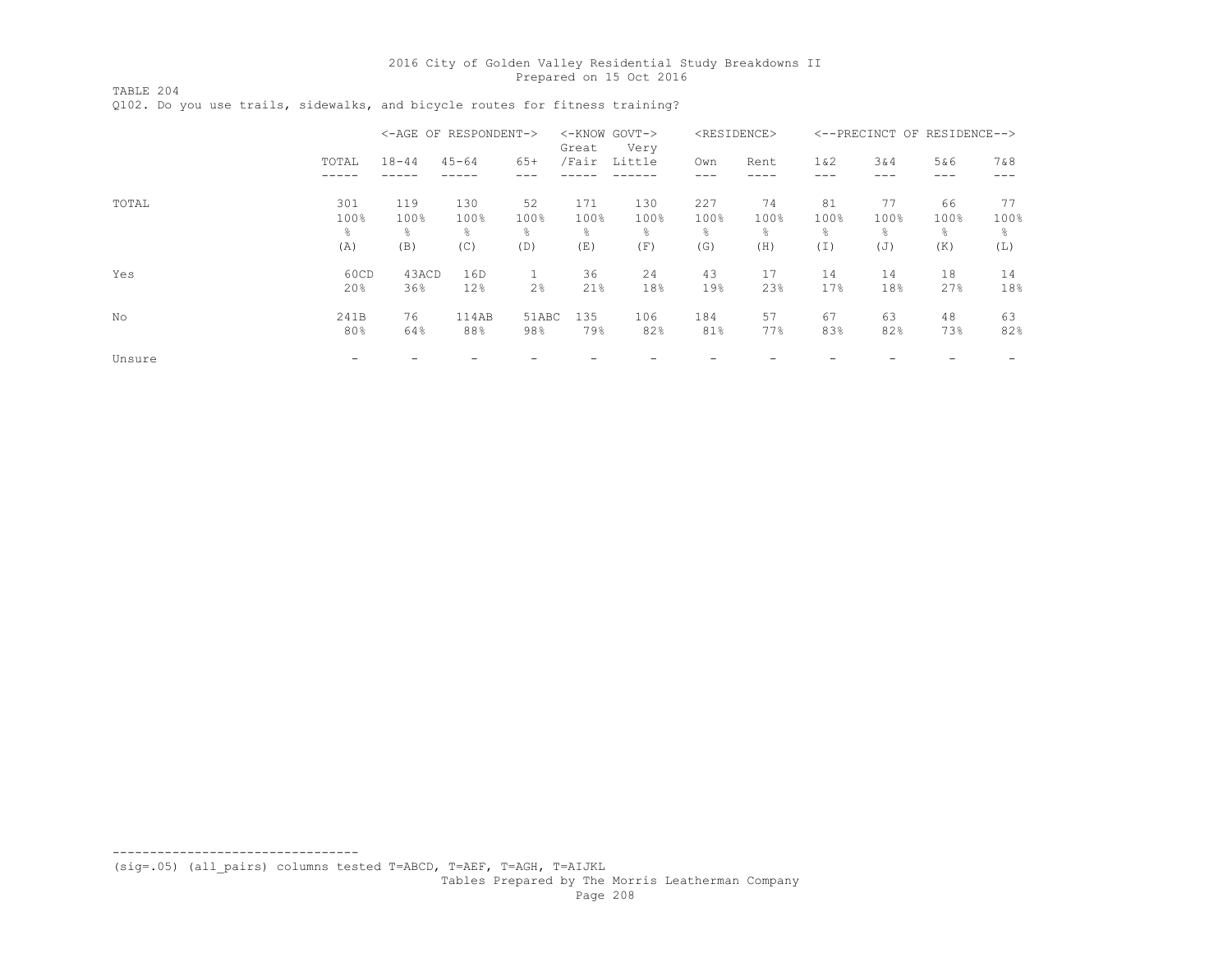2016 City of Golden Valley Residential Study Breakdowns II
Prepared on 15 Oct 2016

TABLE 204
Q102. Do you use trails, sidewalks, and bicycle routes for fitness training?

| | | <-AGE OF RESPONDENT-> | | | <-KNOW GOVT-> | | <RESIDENCE> | | <--PRECINCT OF RESIDENCE--> | | | |
|---|---|---|---|---|---|---|---|---|---|---|---|---|
| | TOTAL | 18-44 | 45-64 | 65+ | Great /Fair | Very Little | Own | Rent | 1&2 | 3&4 | 5&6 | 7&8 |
| TOTAL | 301<br>100%<br>%<br>(A) | 119<br>100%<br>%<br>(B) | 130<br>100%<br>%<br>(C) | 52<br>100%<br>%<br>(D) | 171<br>100%<br>%<br>(E) | 130<br>100%<br>%<br>(F) | 227<br>100%<br>%<br>(G) | 74<br>100%<br>%<br>(H) | 81<br>100%<br>%<br>(I) | 77<br>100%<br>%<br>(J) | 66<br>100%<br>%<br>(K) | 77<br>100%<br>%<br>(L) |
| Yes | 60CD<br>20% | 43ACD<br>36% | 16D<br>12% | 1<br>2% | 36<br>21% | 24<br>18% | 43<br>19% | 17<br>23% | 14<br>17% | 14<br>18% | 18<br>27% | 14<br>18% |
| No | 241B<br>80% | 76<br>64% | 114AB<br>88% | 51ABC<br>98% | 135<br>79% | 106<br>82% | 184<br>81% | 57<br>77% | 67<br>83% | 63<br>82% | 48<br>73% | 63<br>82% |
| Unsure | - | - | - | - | - | - | - | - | - | - | - | - |

---------------------------------
(sig=.05) (all_pairs) columns tested T=ABCD, T=AEF, T=AGH, T=AIJKL
Tables Prepared by The Morris Leatherman Company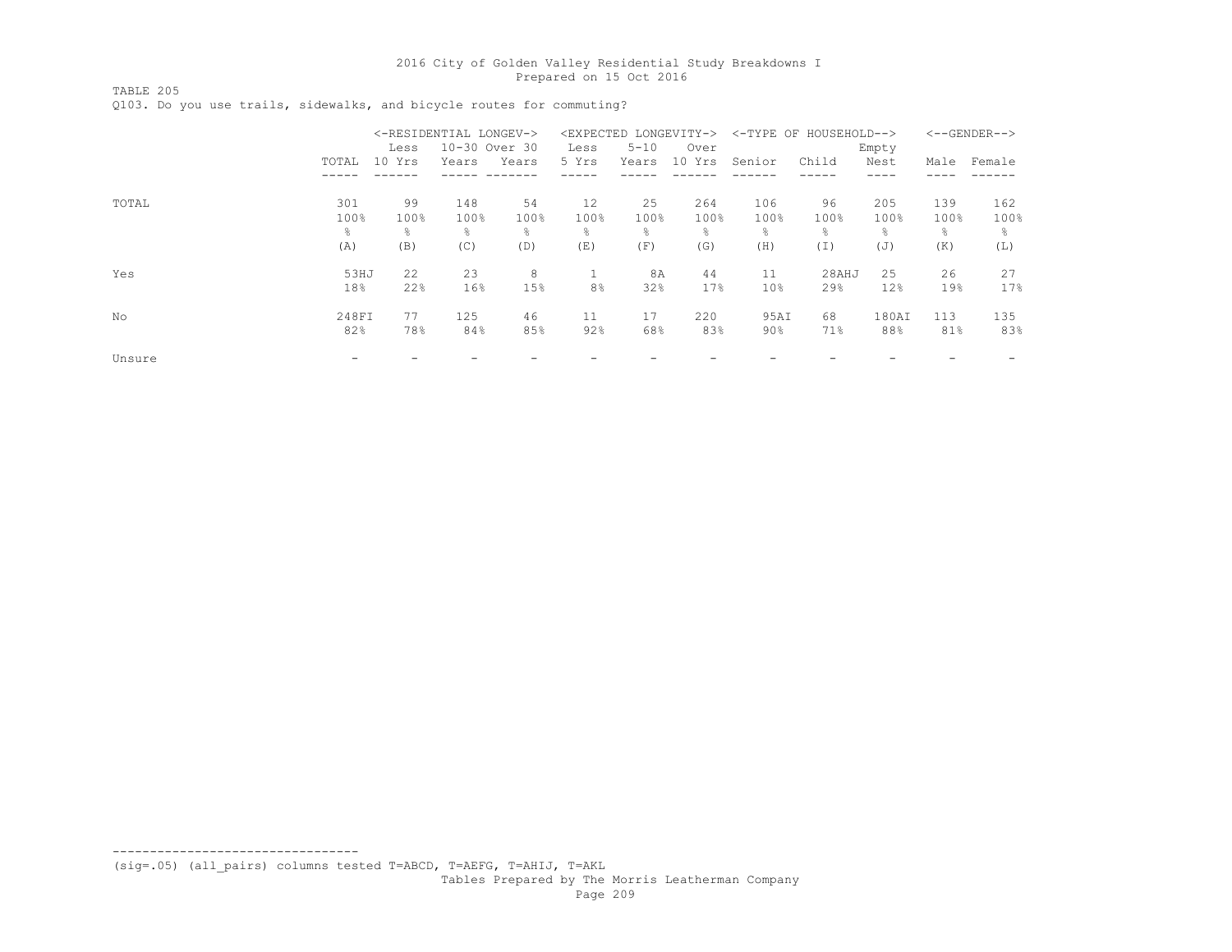2016 City of Golden Valley Residential Study Breakdowns I
Prepared on 15 Oct 2016

TABLE 205
Q103. Do you use trails, sidewalks, and bicycle routes for commuting?

| | | <-RESIDENTIAL LONGEV-> | | | <EXPECTED LONGEVITY-> | | | <-TYPE OF HOUSEHOLD--> | | | <--GENDER--> | |
|---|---|---|---|---|---|---|---|---|---|---|---|---|
| | TOTAL | Less 10 Yrs | 10-30 Years | Over 30 Years | Less 5 Yrs | 5-10 Years | Over 10 Yrs | Senior | Child | Empty Nest | Male | Female |
| TOTAL | 301<br>100%<br>%<br>(A) | 99<br>100%<br>%<br>(B) | 148<br>100%<br>%<br>(C) | 54<br>100%<br>%<br>(D) | 12<br>100%<br>%<br>(E) | 25<br>100%<br>%<br>(F) | 264<br>100%<br>%<br>(G) | 106<br>100%<br>%<br>(H) | 96<br>100%<br>%<br>(I) | 205<br>100%<br>%<br>(J) | 139<br>100%<br>%<br>(K) | 162<br>100%<br>%<br>(L) |
| Yes | 53HJ<br>18% | 22<br>22% | 23<br>16% | 8<br>15% | 1<br>8% | 8A<br>32% | 44<br>17% | 11<br>10% | 28AHJ<br>29% | 25<br>12% | 26<br>19% | 27<br>17% |
| No | 248FI<br>82% | 77<br>78% | 125<br>84% | 46<br>85% | 11<br>92% | 17<br>68% | 220<br>83% | 95AI<br>90% | 68<br>71% | 180AI<br>88% | 113<br>81% | 135<br>83% |
| Unsure | - | - | - | - | - | - | - | - | - | - | - | - |

---------------------------------
(sig=.05) (all_pairs) columns tested T=ABCD, T=AEFG, T=AHIJ, T=AKL
Tables Prepared by The Morris Leatherman Company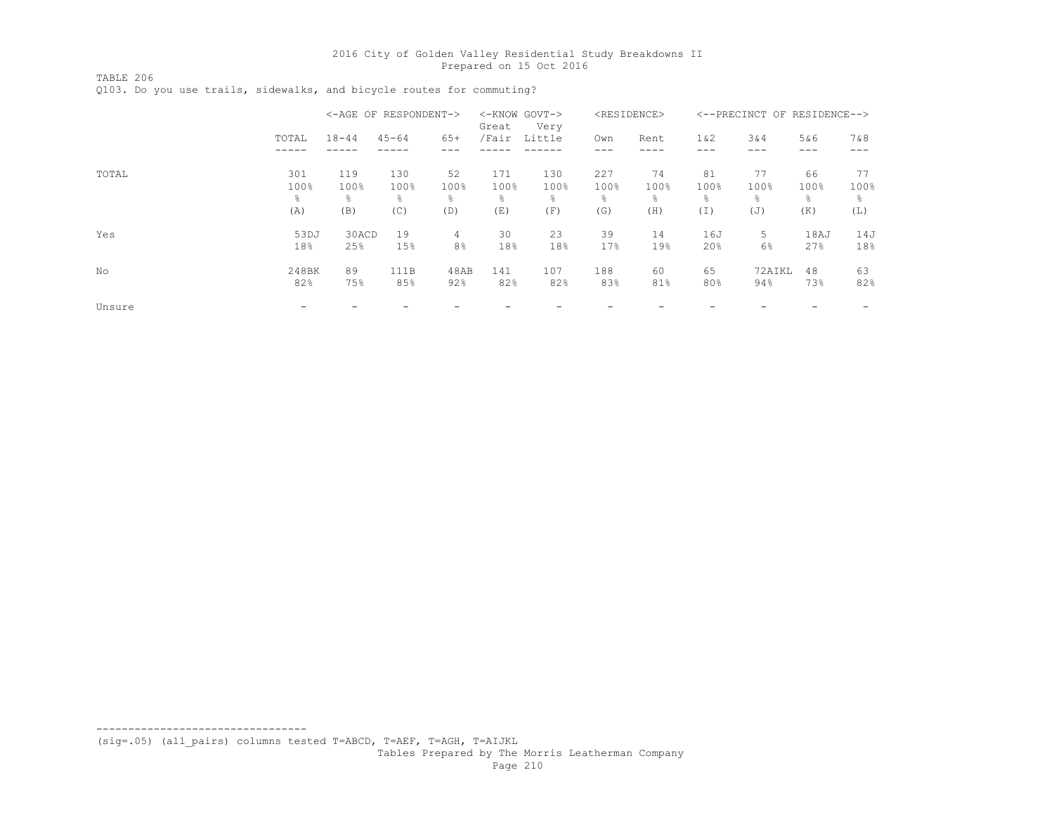2016 City of Golden Valley Residential Study Breakdowns II
Prepared on 15 Oct 2016

TABLE 206
Q103. Do you use trails, sidewalks, and bicycle routes for commuting?

| | | <-AGE OF RESPONDENT-> | | | <-KNOW GOVT-> | | <RESIDENCE> | | <--PRECINCT OF RESIDENCE--> | | | |
|---|---|---|---|---|---|---|---|---|---|---|---|---|
| | TOTAL | 18-44 | 45-64 | 65+ | Great /Fair | Very Little | Own | Rent | 1&2 | 3&4 | 5&6 | 7&8 |
| TOTAL | 301 | 119 | 130 | 52 | 171 | 130 | 227 | 74 | 81 | 77 | 66 | 77 |
| | 100% | 100% | 100% | 100% | 100% | 100% | 100% | 100% | 100% | 100% | 100% | 100% |
| | % | % | % | % | % | % | % | % | % | % | % | % |
| | (A) | (B) | (C) | (D) | (E) | (F) | (G) | (H) | (I) | (J) | (K) | (L) |
| Yes | 53DJ | 30ACD | 19 | 4 | 30 | 23 | 39 | 14 | 16J | 5 | 18AJ | 14J |
| | 18% | 25% | 15% | 8% | 18% | 18% | 17% | 19% | 20% | 6% | 27% | 18% |
| No | 248BK | 89 | 111B | 48AB | 141 | 107 | 188 | 60 | 65 | 72AIKL | 48 | 63 |
| | 82% | 75% | 85% | 92% | 82% | 82% | 83% | 81% | 80% | 94% | 73% | 82% |
| Unsure | - | - | - | - | - | - | - | - | - | - | - | - |

---------------------------------
(sig=.05) (all_pairs) columns tested T=ABCD, T=AEF, T=AGH, T=AIJKL
Tables Prepared by The Morris Leatherman Company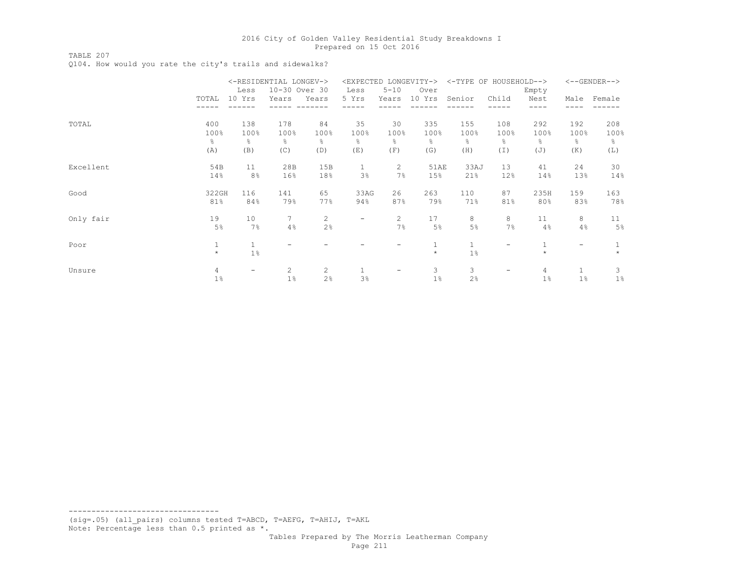2016 City of Golden Valley Residential Study Breakdowns I
Prepared on 15 Oct 2016

TABLE 207
Q104. How would you rate the city's trails and sidewalks?

| | | <-RESIDENTIAL LONGEV-> | | | <EXPECTED LONGEVITY-> | | | <-TYPE OF HOUSEHOLD--> | | | <--GENDER--> | |
|---|---|---|---|---|---|---|---|---|---|---|---|---|
| | TOTAL | Less 10 Yrs | 10-30 Years | Over 30 Years | Less 5 Yrs | 5-10 Years | Over 10 Yrs | Senior | Child | Empty Nest | Male | Female |
| TOTAL | 400 | 138 | 178 | 84 | 35 | 30 | 335 | 155 | 108 | 292 | 192 | 208 |
| | 100% | 100% | 100% | 100% | 100% | 100% | 100% | 100% | 100% | 100% | 100% | 100% |
| | % | % | % | % | % | % | % | % | % | % | % | % |
| | (A) | (B) | (C) | (D) | (E) | (F) | (G) | (H) | (I) | (J) | (K) | (L) |
| Excellent | 54B | 11 | 28B | 15B | 1 | 2 | 51AE | 33AJ | 13 | 41 | 24 | 30 |
| | 14% | 8% | 16% | 18% | 3% | 7% | 15% | 21% | 12% | 14% | 13% | 14% |
| Good | 322GH | 116 | 141 | 65 | 33AG | 26 | 263 | 110 | 87 | 235H | 159 | 163 |
| | 81% | 84% | 79% | 77% | 94% | 87% | 79% | 71% | 81% | 80% | 83% | 78% |
| Only fair | 19 | 10 | 7 | 2 | - | 2 | 17 | 8 | 8 | 11 | 8 | 11 |
| | 5% | 7% | 4% | 2% | | 7% | 5% | 5% | 7% | 4% | 4% | 5% |
| Poor | 1 | 1 | - | - | - | - | 1 | 1 | - | 1 | - | 1 |
| | * | 1% | | | | | * | 1% | | * | | * |
| Unsure | 4 | - | 2 | 2 | 1 | - | 3 | 3 | - | 4 | 1 | 3 |
| | 1% | | 1% | 2% | 3% | | 1% | 2% | | 1% | 1% | 1% |

---------------------------------
(sig=.05) (all_pairs) columns tested T=ABCD, T=AEFG, T=AHIJ, T=AKL
Note: Percentage less than 0.5 printed as *.

Tables Prepared by The Morris Leatherman Company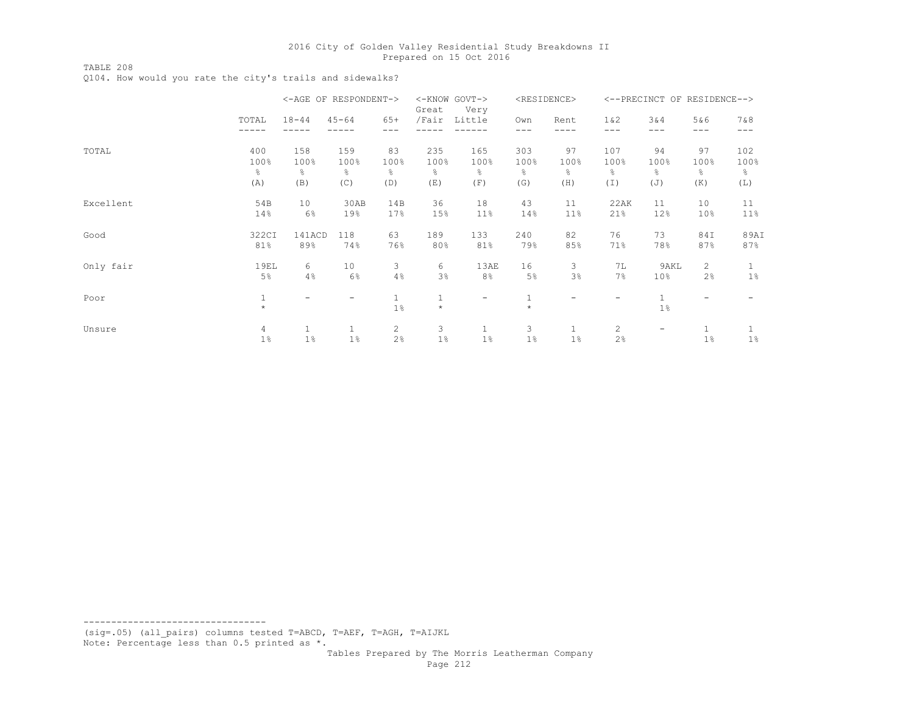2016 City of Golden Valley Residential Study Breakdowns II
Prepared on 15 Oct 2016

TABLE 208
Q104. How would you rate the city's trails and sidewalks?

| | TOTAL | <-AGE OF RESPONDENT-> 18-44 | 45-64 | 65+ | <-KNOW GOVT-> Great /Fair | Very Little | <RESIDENCE> Own | Rent | <--PRECINCT OF RESIDENCE--> 1&2 | 3&4 | 5&6 | 7&8 |
|---|---|---|---|---|---|---|---|---|---|---|---|---|
| TOTAL | 400 100% % (A) | 158 100% % (B) | 159 100% % (C) | 83 100% % (D) | 235 100% % (E) | 165 100% % (F) | 303 100% % (G) | 97 100% % (H) | 107 100% % (I) | 94 100% % (J) | 97 100% % (K) | 102 100% % (L) |
| Excellent | 54B 14% | 10 6% | 30AB 19% | 14B 17% | 36 15% | 18 11% | 43 14% | 11 11% | 22AK 21% | 11 12% | 10 10% | 11 11% |
| Good | 322CI 81% | 141ACD 89% | 118 74% | 63 76% | 189 80% | 133 81% | 240 79% | 82 85% | 76 71% | 73 78% | 84I 87% | 89AI 87% |
| Only fair | 19EL 5% | 6 4% | 10 6% | 3 4% | 6 3% | 13AE 8% | 16 5% | 3 3% | 7L 7% | 9AKL 10% | 2 2% | 1 1% |
| Poor | 1 * | - | - | 1 1% | 1 * | - | 1 * | - | - | 1 1% | - | - |
| Unsure | 4 1% | 1 1% | 1 1% | 2 2% | 3 1% | 1 1% | 3 1% | 1 1% | 2 2% | - | 1 1% | 1 1% |

---------------------------------
(sig=.05) (all_pairs) columns tested T=ABCD, T=AEF, T=AGH, T=AIJKL
Note: Percentage less than 0.5 printed as *.

Tables Prepared by The Morris Leatherman Company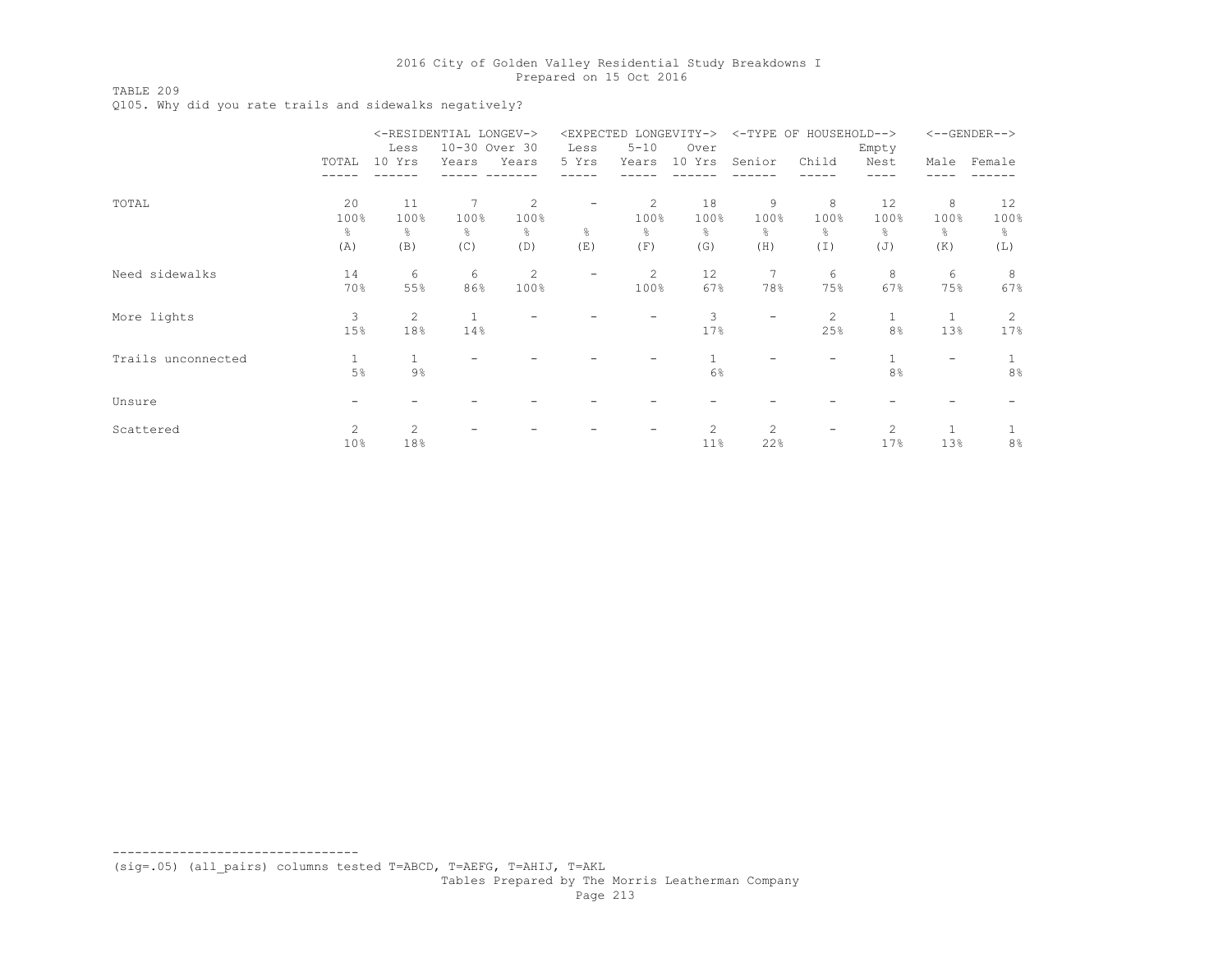2016 City of Golden Valley Residential Study Breakdowns I
Prepared on 15 Oct 2016

TABLE 209
Q105. Why did you rate trails and sidewalks negatively?

| | | <-RESIDENTIAL LONGEV-> | | | <EXPECTED LONGEVITY-> | | | <-TYPE OF HOUSEHOLD--> | | | <--GENDER--> | |
|---|---|---|---|---|---|---|---|---|---|---|---|---|
| | TOTAL | Less 10 Yrs | 10-30 Years | Over 30 Years | Less 5 Yrs | 5-10 Years | Over 10 Yrs | Senior | Child | Empty Nest | Male | Female |
| TOTAL | 20<br>100%<br>%<br>(A) | 11<br>100%<br>%<br>(B) | 7<br>100%<br>%<br>(C) | 2<br>100%<br>%<br>(D) | -<br><br>%<br>(E) | 2<br>100%<br>%<br>(F) | 18<br>100%<br>%<br>(G) | 9<br>100%<br>%<br>(H) | 8<br>100%<br>%<br>(I) | 12<br>100%<br>%<br>(J) | 8<br>100%<br>%<br>(K) | 12<br>100%<br>%<br>(L) |
| Need sidewalks | 14<br>70% | 6<br>55% | 6<br>86% | 2<br>100% | - | 2<br>100% | 12<br>67% | 7<br>78% | 6<br>75% | 8<br>67% | 6<br>75% | 8<br>67% |
| More lights | 3<br>15% | 2<br>18% | 1<br>14% | - | - | - | 3<br>17% | - | 2<br>25% | 1<br>8% | 1<br>13% | 2<br>17% |
| Trails unconnected | 1<br>5% | 1<br>9% | - | - | - | - | 1<br>6% | - | - | 1<br>8% | - | 1<br>8% |
| Unsure | - | - | - | - | - | - | - | - | - | - | - | - |
| Scattered | 2<br>10% | 2<br>18% | - | - | - | - | 2<br>11% | 2<br>22% | - | 2<br>17% | 1<br>13% | 1<br>8% |

---------------------------------
(sig=.05) (all_pairs) columns tested T=ABCD, T=AEFG, T=AHIJ, T=AKL
Tables Prepared by The Morris Leatherman Company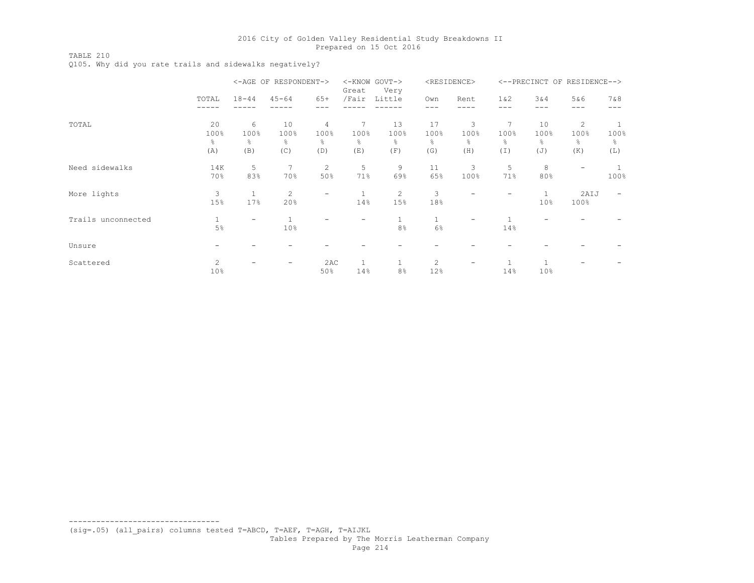2016 City of Golden Valley Residential Study Breakdowns II
Prepared on 15 Oct 2016

TABLE 210
Q105. Why did you rate trails and sidewalks negatively?

| | | <-AGE OF RESPONDENT-> | | | <-KNOW GOVT-> | | <RESIDENCE> | | <--PRECINCT OF RESIDENCE--> | | | |
|---|---|---|---|---|---|---|---|---|---|---|---|---|
| | TOTAL | 18-44 | 45-64 | 65+ | Great /Fair | Very Little | Own | Rent | 1&2 | 3&4 | 5&6 | 7&8 |
| | (A) | (B) | (C) | (D) | (E) | (F) | (G) | (H) | (I) | (J) | (K) | (L) |
| TOTAL | 20 | 6 | 10 | 4 | 7 | 13 | 17 | 3 | 7 | 10 | 2 | 1 |
| | 100% | 100% | 100% | 100% | 100% | 100% | 100% | 100% | 100% | 100% | 100% | 100% |
| Need sidewalks | 14K | 5 | 7 | 2 | 5 | 9 | 11 | 3 | 5 | 8 | - | 1 |
| | 70% | 83% | 70% | 50% | 71% | 69% | 65% | 100% | 71% | 80% | | 100% |
| More lights | 3 | 1 | 2 | - | 1 | 2 | 3 | - | - | 1 | 2AIJ | - |
| | 15% | 17% | 20% | | 14% | 15% | 18% | | | 10% | 100% | |
| Trails unconnected | 1 | - | 1 | - | - | 1 | 1 | - | 1 | - | - | - |
| | 5% | | 10% | | | 8% | 6% | | 14% | | | |
| Unsure | - | - | - | - | - | - | - | - | - | - | - | - |
| Scattered | 2 | - | - | 2AC | 1 | 1 | 2 | - | 1 | 1 | - | - |
| | 10% | | | 50% | 14% | 8% | 12% | | 14% | 10% | | |

---------------------------------
(sig=.05) (all_pairs) columns tested T=ABCD, T=AEF, T=AGH, T=AIJKL

Tables Prepared by The Morris Leatherman Company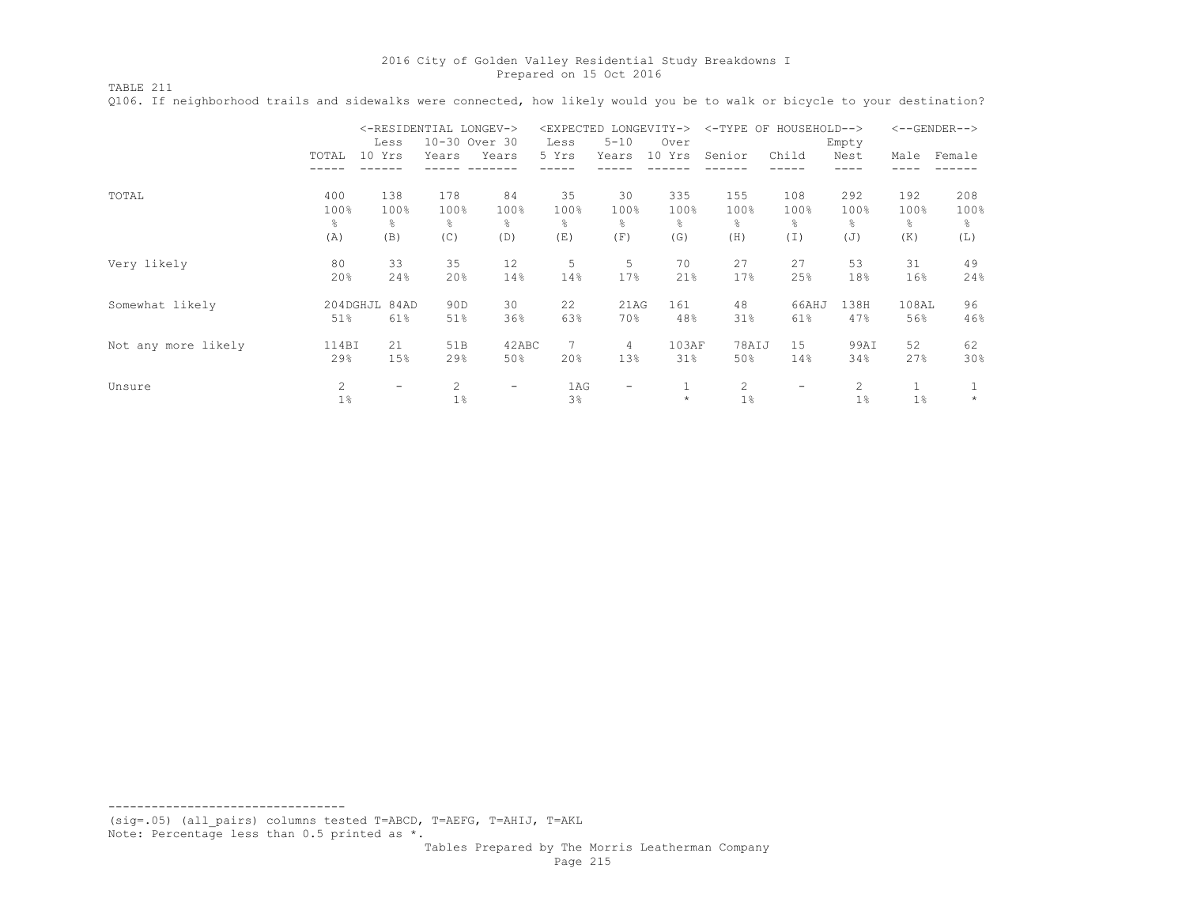2016 City of Golden Valley Residential Study Breakdowns I
Prepared on 15 Oct 2016

TABLE 211

Q106. If neighborhood trails and sidewalks were connected, how likely would you be to walk or bicycle to your destination?

| | | <-RESIDENTIAL LONGEV-> | | | <EXPECTED LONGEVITY-> | | | <-TYPE OF HOUSEHOLD--> | | | <--GENDER--> | |
|---|---|---|---|---|---|---|---|---|---|---|---|---|
| | TOTAL | Less 10 Yrs | 10-30 Years | Over 30 Years | Less 5 Yrs | 5-10 Years | Over 10 Yrs | Senior | Child | Empty Nest | Male | Female |
| TOTAL | 400<br>100%<br>%<br>(A) | 138<br>100%<br>%<br>(B) | 178<br>100%<br>%<br>(C) | 84<br>100%<br>%<br>(D) | 35<br>100%<br>%<br>(E) | 30<br>100%<br>%<br>(F) | 335<br>100%<br>%<br>(G) | 155<br>100%<br>%<br>(H) | 108<br>100%<br>%<br>(I) | 292<br>100%<br>%<br>(J) | 192<br>100%<br>%<br>(K) | 208<br>100%<br>%<br>(L) |
| Very likely | 80<br>20% | 33<br>24% | 35<br>20% | 12<br>14% | 5<br>14% | 5<br>17% | 70<br>21% | 27<br>17% | 27<br>25% | 53<br>18% | 31<br>16% | 49<br>24% |
| Somewhat likely | 204DGHJL<br>51% | 84AD<br>61% | 90D<br>51% | 30<br>36% | 22<br>63% | 21AG<br>70% | 161<br>48% | 48<br>31% | 66AHJ<br>61% | 138H<br>47% | 108AL<br>56% | 96<br>46% |
| Not any more likely | 114BI<br>29% | 21<br>15% | 51B<br>29% | 42ABC<br>50% | 7<br>20% | 4<br>13% | 103AF<br>31% | 78AIJ<br>50% | 15<br>14% | 99AI<br>34% | 52<br>27% | 62<br>30% |
| Unsure | 2<br>1% | - | 2<br>1% | - | 1AG<br>3% | - | 1<br>* | 2<br>1% | - | 2<br>1% | 1<br>1% | 1<br>* |

---------------------------------

(sig=.05) (all_pairs) columns tested T=ABCD, T=AEFG, T=AHIJ, T=AKL
Note: Percentage less than 0.5 printed as *.

Tables Prepared by The Morris Leatherman Company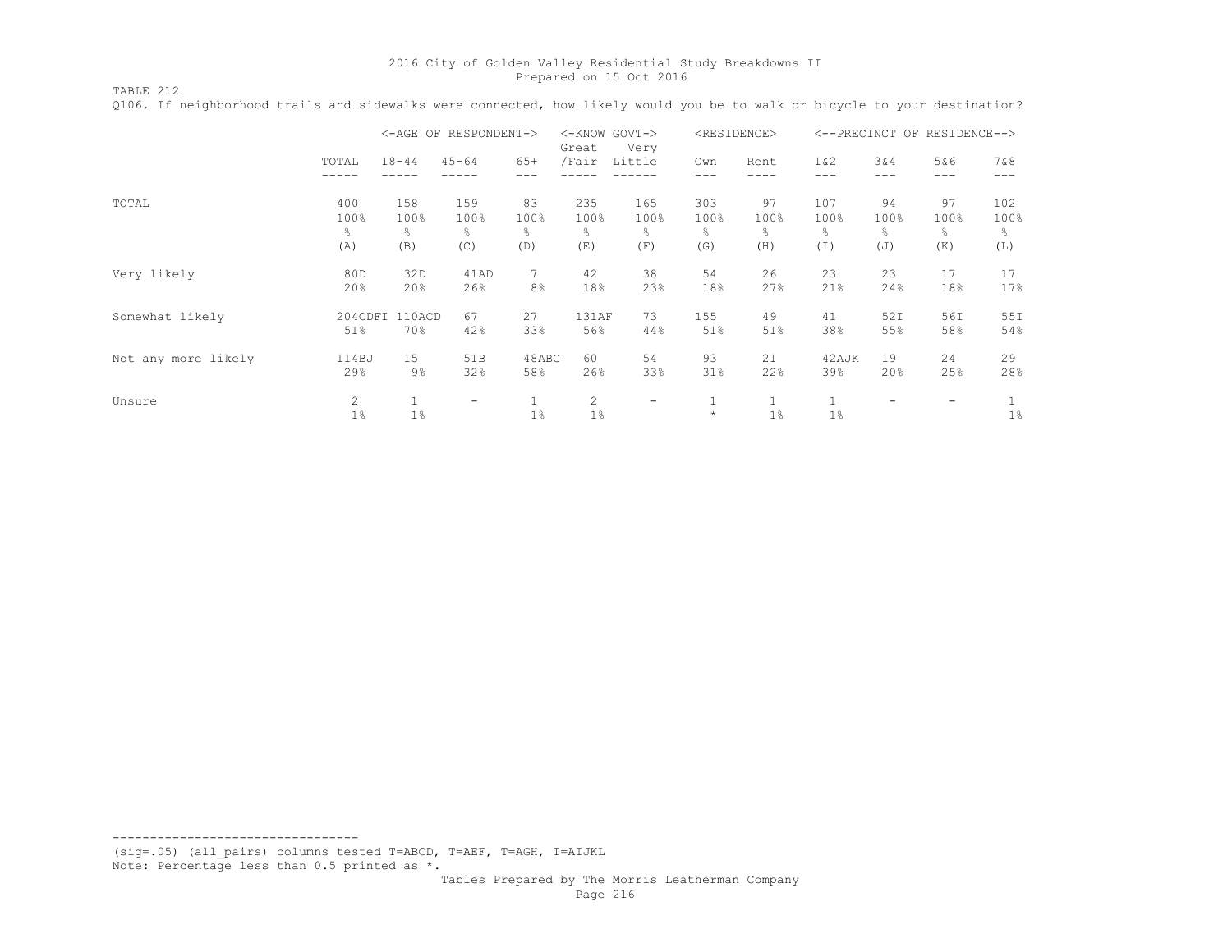2016 City of Golden Valley Residential Study Breakdowns II
Prepared on 15 Oct 2016

TABLE 212

Q106. If neighborhood trails and sidewalks were connected, how likely would you be to walk or bicycle to your destination?

| | TOTAL | <-AGE OF RESPONDENT-> 18-44 | 45-64 | 65+ | <-KNOW GOVT-> Great /Fair | Very Little | <RESIDENCE> Own | Rent | <--PRECINCT OF RESIDENCE--> 1&2 | 3&4 | 5&6 | 7&8 |
|---|---|---|---|---|---|---|---|---|---|---|---|---|
| TOTAL | 400 | 158 | 159 | 83 | 235 | 165 | 303 | 97 | 107 | 94 | 97 | 102 |
| | 100% | 100% | 100% | 100% | 100% | 100% | 100% | 100% | 100% | 100% | 100% | 100% |
| | % | % | % | % | % | % | % | % | % | % | % | % |
| | (A) | (B) | (C) | (D) | (E) | (F) | (G) | (H) | (I) | (J) | (K) | (L) |
| Very likely | 80D | 32D | 41AD | 7 | 42 | 38 | 54 | 26 | 23 | 23 | 17 | 17 |
| | 20% | 20% | 26% | 8% | 18% | 23% | 18% | 27% | 21% | 24% | 18% | 17% |
| Somewhat likely | 204CDFI | 110ACD | 67 | 27 | 131AF | 73 | 155 | 49 | 41 | 52I | 56I | 55I |
| | 51% | 70% | 42% | 33% | 56% | 44% | 51% | 51% | 38% | 55% | 58% | 54% |
| Not any more likely | 114BJ | 15 | 51B | 48ABC | 60 | 54 | 93 | 21 | 42AJK | 19 | 24 | 29 |
| | 29% | 9% | 32% | 58% | 26% | 33% | 31% | 22% | 39% | 20% | 25% | 28% |
| Unsure | 2 | 1 | - | 1 | 2 | - | 1 | 1 | 1 | - | - | 1 |
| | 1% | 1% | | 1% | 1% | | * | 1% | 1% | | | 1% |

---------------------------------

(sig=.05) (all_pairs) columns tested T=ABCD, T=AEF, T=AGH, T=AIJKL
Note: Percentage less than 0.5 printed as *.

Tables Prepared by The Morris Leatherman Company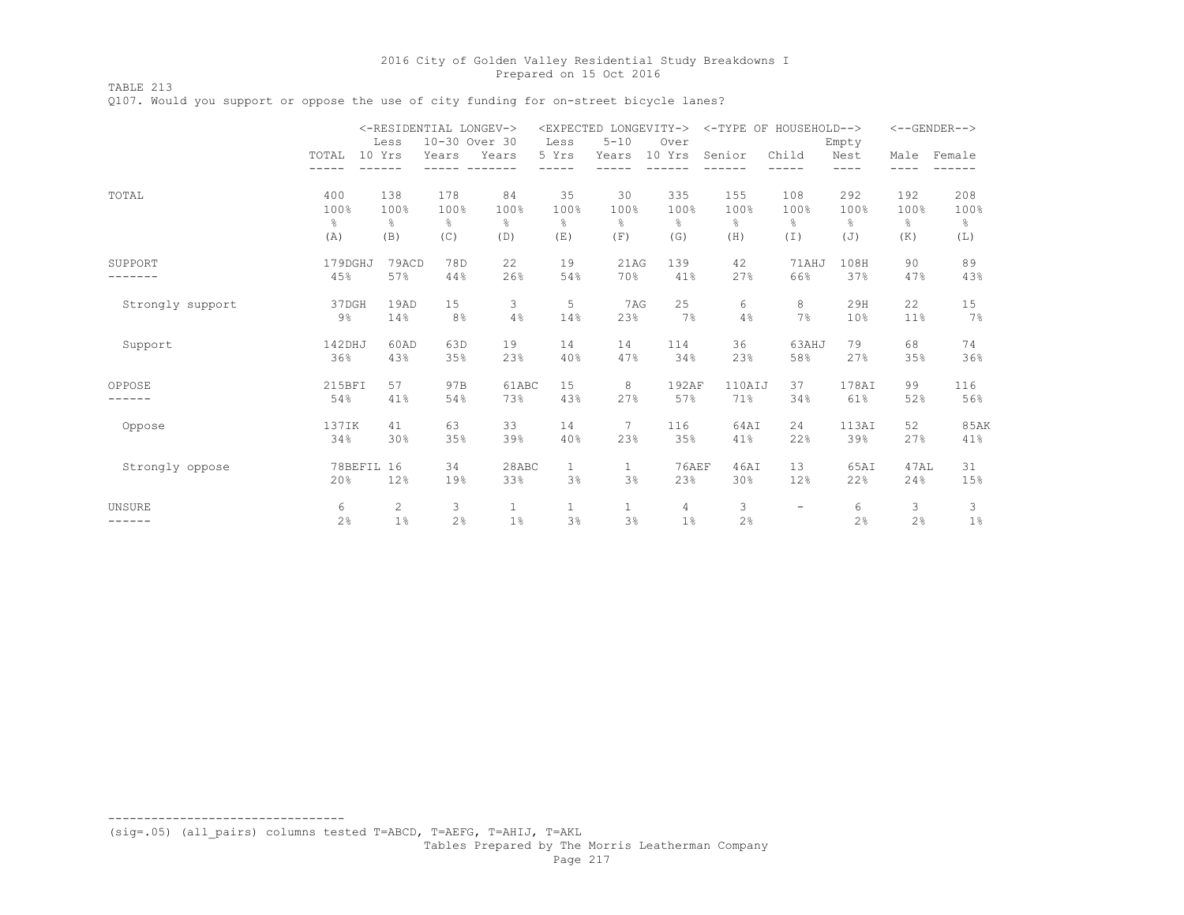2016 City of Golden Valley Residential Study Breakdowns I
Prepared on 15 Oct 2016

TABLE 213
Q107. Would you support or oppose the use of city funding for on-street bicycle lanes?

| | | <-RESIDENTIAL LONGEV-> | | | <EXPECTED LONGEVITY-> | | | <-TYPE OF HOUSEHOLD--> | | | <--GENDER--> | |
|---|---|---|---|---|---|---|---|---|---|---|---|---|
| | TOTAL | Less 10 Yrs | 10-30 Years | Over 30 Years | Less 5 Yrs | 5-10 Years | Over 10 Yrs | Senior | Child | Empty Nest | Male | Female |
| TOTAL | 400<br>100%<br>%<br>(A) | 138<br>100%<br>%<br>(B) | 178<br>100%<br>%<br>(C) | 84<br>100%<br>%<br>(D) | 35<br>100%<br>%<br>(E) | 30<br>100%<br>%<br>(F) | 335<br>100%<br>%<br>(G) | 155<br>100%<br>%<br>(H) | 108<br>100%<br>%<br>(I) | 292<br>100%<br>%<br>(J) | 192<br>100%<br>%<br>(K) | 208<br>100%<br>%<br>(L) |
| SUPPORT | 179DGHJ<br>45% | 79ACD<br>57% | 78D<br>44% | 22<br>26% | 19<br>54% | 21AG<br>70% | 139<br>41% | 42<br>27% | 71AHJ<br>66% | 108H<br>37% | 90<br>47% | 89<br>43% |
| Strongly support | 37DGH<br>9% | 19AD<br>14% | 15<br>8% | 3<br>4% | 5<br>14% | 7AG<br>23% | 25<br>7% | 6<br>4% | 8<br>7% | 29H<br>10% | 22<br>11% | 15<br>7% |
| Support | 142DHJ<br>36% | 60AD<br>43% | 63D<br>35% | 19<br>23% | 14<br>40% | 14<br>47% | 114<br>34% | 36<br>23% | 63AHJ<br>58% | 79<br>27% | 68<br>35% | 74<br>36% |
| OPPOSE | 215BFI<br>54% | 57<br>41% | 97B<br>54% | 61ABC<br>73% | 15<br>43% | 8<br>27% | 192AF<br>57% | 110AIJ<br>71% | 37<br>34% | 178AI<br>61% | 99<br>52% | 116<br>56% |
| Oppose | 137IK<br>34% | 41<br>30% | 63<br>35% | 33<br>39% | 14<br>40% | 7<br>23% | 116<br>35% | 64AI<br>41% | 24<br>22% | 113AI<br>39% | 52<br>27% | 85AK<br>41% |
| Strongly oppose | 78BEFIL<br>20% | 16<br>12% | 34<br>19% | 28ABC<br>33% | 1<br>3% | 1<br>3% | 76AEF<br>23% | 46AI<br>30% | 13<br>12% | 65AI<br>22% | 47AL<br>24% | 31<br>15% |
| UNSURE | 6<br>2% | 2<br>1% | 3<br>2% | 1<br>1% | 1<br>3% | 1<br>3% | 4<br>1% | 3<br>2% | - | 6<br>2% | 3<br>2% | 3<br>1% |

---------------------------------
(sig=.05) (all_pairs) columns tested T=ABCD, T=AEFG, T=AHIJ, T=AKL

Tables Prepared by The Morris Leatherman Company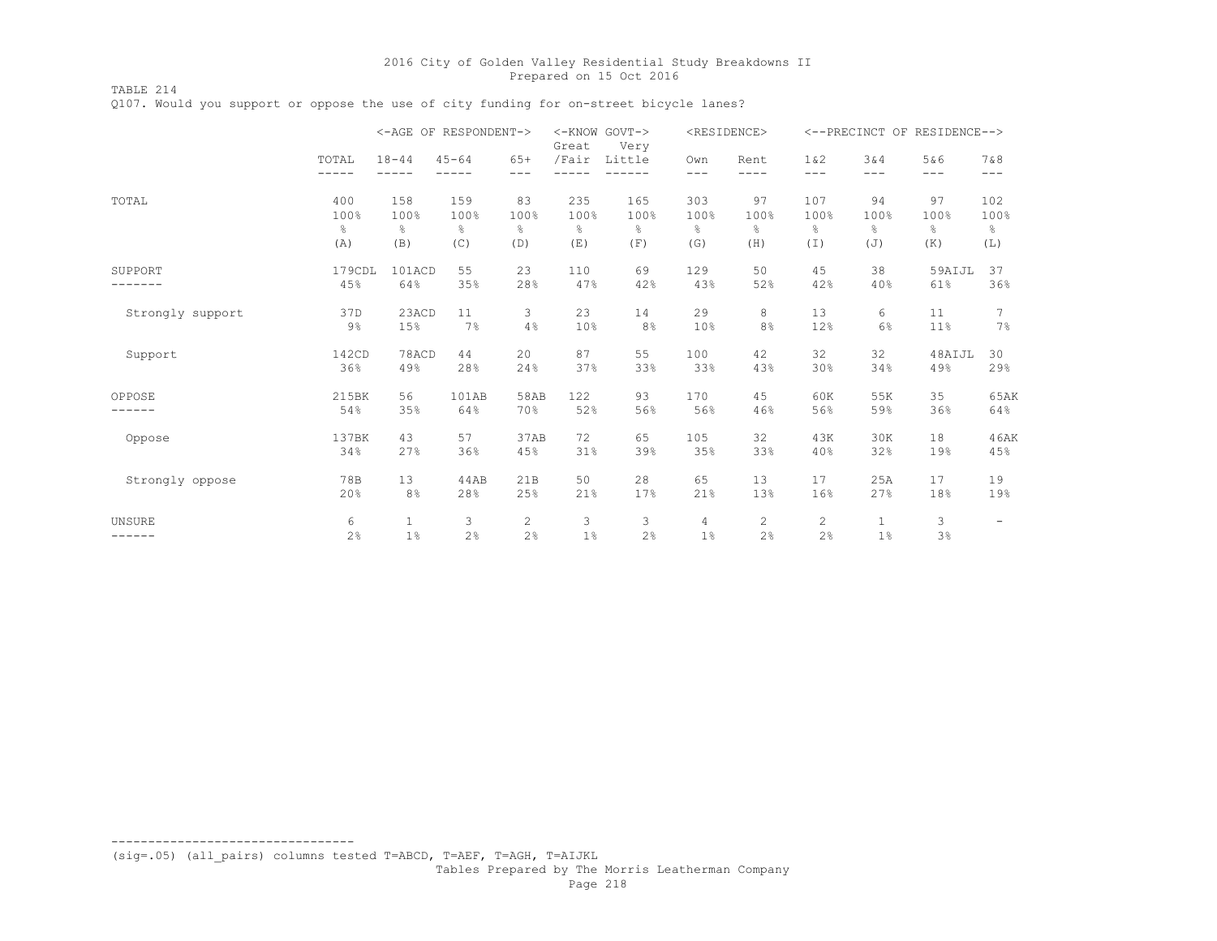2016 City of Golden Valley Residential Study Breakdowns II
Prepared on 15 Oct 2016

TABLE 214
Q107. Would you support or oppose the use of city funding for on-street bicycle lanes?

| | | <-AGE OF RESPONDENT-> | | | <-KNOW GOVT-> | | <RESIDENCE> | | <--PRECINCT OF RESIDENCE--> | | | |
|---|---|---|---|---|---|---|---|---|---|---|---|---|
| | TOTAL | 18-44 | 45-64 | 65+ | Great /Fair | Very Little | Own | Rent | 1&2 | 3&4 | 5&6 | 7&8 |
| TOTAL | 400<br>100%<br>%<br>(A) | 158<br>100%<br>%<br>(B) | 159<br>100%<br>%<br>(C) | 83<br>100%<br>%<br>(D) | 235<br>100%<br>%<br>(E) | 165<br>100%<br>%<br>(F) | 303<br>100%<br>%<br>(G) | 97<br>100%<br>%<br>(H) | 107<br>100%<br>%<br>(I) | 94<br>100%<br>%<br>(J) | 97<br>100%<br>%<br>(K) | 102<br>100%<br>%<br>(L) |
| SUPPORT | 179CDL<br>45% | 101ACD<br>64% | 55<br>35% | 23<br>28% | 110<br>47% | 69<br>42% | 129<br>43% | 50<br>52% | 45<br>42% | 38<br>40% | 59AIJL<br>61% | 37<br>36% |
| Strongly support | 37D<br>9% | 23ACD<br>15% | 11<br>7% | 3<br>4% | 23<br>10% | 14<br>8% | 29<br>10% | 8<br>8% | 13<br>12% | 6<br>6% | 11<br>11% | 7<br>7% |
| Support | 142CD<br>36% | 78ACD<br>49% | 44<br>28% | 20<br>24% | 87<br>37% | 55<br>33% | 100<br>33% | 42<br>43% | 32<br>30% | 32<br>34% | 48AIJL<br>49% | 30<br>29% |
| OPPOSE | 215BK<br>54% | 56<br>35% | 101AB<br>64% | 58AB<br>70% | 122<br>52% | 93<br>56% | 170<br>56% | 45<br>46% | 60K<br>56% | 55K<br>59% | 35<br>36% | 65AK<br>64% |
| Oppose | 137BK<br>34% | 43<br>27% | 57<br>36% | 37AB<br>45% | 72<br>31% | 65<br>39% | 105<br>35% | 32<br>33% | 43K<br>40% | 30K<br>32% | 18<br>19% | 46AK<br>45% |
| Strongly oppose | 78B<br>20% | 13<br>8% | 44AB<br>28% | 21B<br>25% | 50<br>21% | 28<br>17% | 65<br>21% | 13<br>13% | 17<br>16% | 25A<br>27% | 17<br>18% | 19<br>19% |
| UNSURE | 6<br>2% | 1<br>1% | 3<br>2% | 2<br>2% | 3<br>1% | 3<br>2% | 4<br>1% | 2<br>2% | 2<br>2% | 1<br>1% | 3<br>3% | - |

(sig=.05) (all_pairs) columns tested T=ABCD, T=AEF, T=AGH, T=AIJKL

Tables Prepared by The Morris Leatherman Company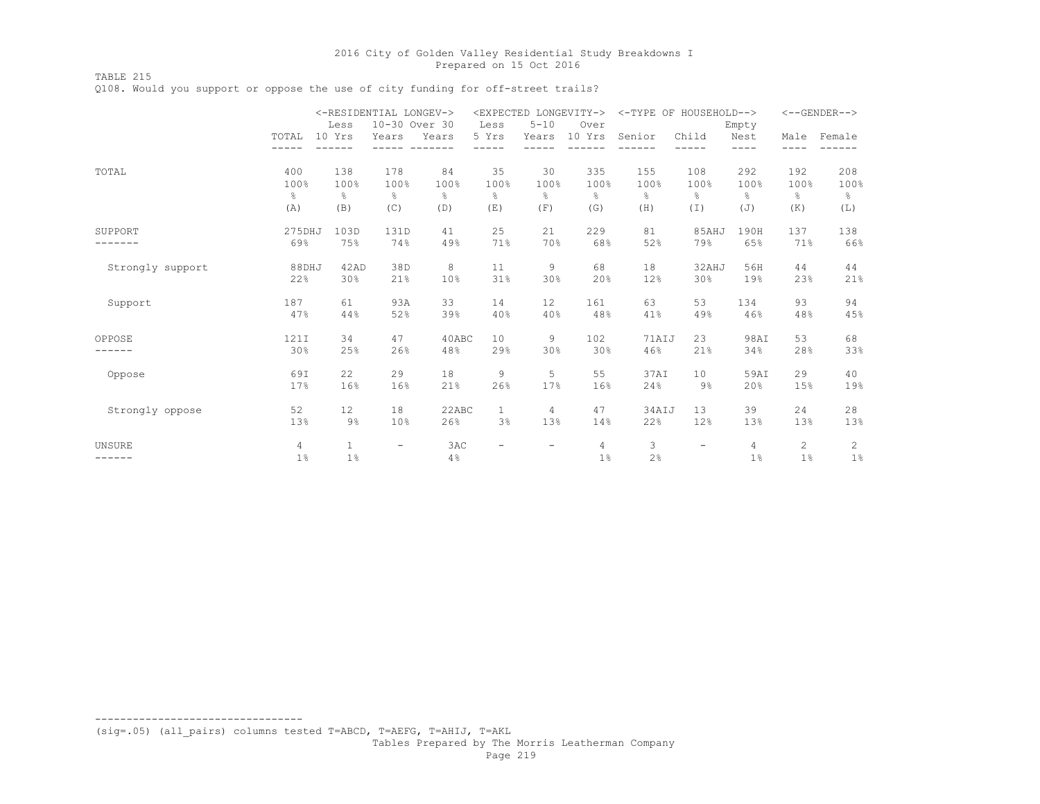2016 City of Golden Valley Residential Study Breakdowns I
Prepared on 15 Oct 2016

TABLE 215
Q108. Would you support or oppose the use of city funding for off-street trails?

| | | <-RESIDENTIAL LONGEV-> | | | <EXPECTED LONGEVITY-> | | | <-TYPE OF HOUSEHOLD--> | | | <--GENDER--> | |
|---|---|---|---|---|---|---|---|---|---|---|---|---|
| | TOTAL | Less 10 Yrs | 10-30 Years | Over 30 Years | Less 5 Yrs | 5-10 Years | Over 10 Yrs | Senior | Child | Empty Nest | Male | Female |
| TOTAL | 400 100% % (A) | 138 100% % (B) | 178 100% % (C) | 84 100% % (D) | 35 100% % (E) | 30 100% % (F) | 335 100% % (G) | 155 100% % (H) | 108 100% % (I) | 292 100% % (J) | 192 100% % (K) | 208 100% % (L) |
| SUPPORT | 275DHJ 69% | 103D 75% | 131D 74% | 41 49% | 25 71% | 21 70% | 229 68% | 81 52% | 85AHJ 79% | 190H 65% | 137 71% | 138 66% |
| Strongly support | 88DHJ 22% | 42AD 30% | 38D 21% | 8 10% | 11 31% | 9 30% | 68 20% | 18 12% | 32AHJ 30% | 56H 19% | 44 23% | 44 21% |
| Support | 187 47% | 61 44% | 93A 52% | 33 39% | 14 40% | 12 40% | 161 48% | 63 41% | 53 49% | 134 46% | 93 48% | 94 45% |
| OPPOSE | 121I 30% | 34 25% | 47 26% | 40ABC 48% | 10 29% | 9 30% | 102 30% | 71AIJ 46% | 23 21% | 98AI 34% | 53 28% | 68 33% |
| Oppose | 69I 17% | 22 16% | 29 16% | 18 21% | 9 26% | 5 17% | 55 16% | 37AI 24% | 10 9% | 59AI 20% | 29 15% | 40 19% |
| Strongly oppose | 52 13% | 12 9% | 18 10% | 22ABC 26% | 1 3% | 4 13% | 47 14% | 34AIJ 22% | 13 12% | 39 13% | 24 13% | 28 13% |
| UNSURE | 4 1% | 1 1% | - | 3AC 4% | - | - | 4 1% | 3 2% | - | 4 1% | 2 1% | 2 1% |

---------------------------------
(sig=.05) (all_pairs) columns tested T=ABCD, T=AEFG, T=AHIJ, T=AKL
Tables Prepared by The Morris Leatherman Company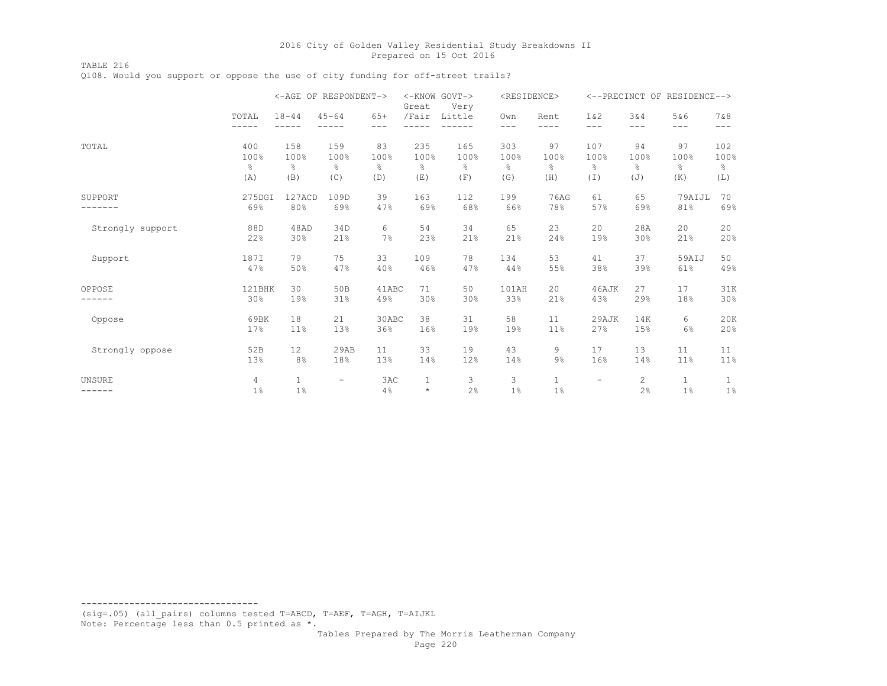2016 City of Golden Valley Residential Study Breakdowns II
Prepared on 15 Oct 2016

TABLE 216
Q108. Would you support or oppose the use of city funding for off-street trails?

| | | <-AGE OF RESPONDENT-> | | | <-KNOW GOVT-> | | <RESIDENCE> | | <--PRECINCT OF RESIDENCE--> | | | |
|---|---|---|---|---|---|---|---|---|---|---|---|---|
| | TOTAL | 18-44 | 45-64 | 65+ | Great /Fair | Very Little | Own | Rent | 1&2 | 3&4 | 5&6 | 7&8 |
| TOTAL | 400 | 158 | 159 | 83 | 235 | 165 | 303 | 97 | 107 | 94 | 97 | 102 |
| | 100% | 100% | 100% | 100% | 100% | 100% | 100% | 100% | 100% | 100% | 100% | 100% |
| | % | % | % | % | % | % | % | % | % | % | % | % |
| | (A) | (B) | (C) | (D) | (E) | (F) | (G) | (H) | (I) | (J) | (K) | (L) |
| SUPPORT | 275DGI | 127ACD | 109D | 39 | 163 | 112 | 199 | 76AG | 61 | 65 | 79AIJL | 70 |
| | 69% | 80% | 69% | 47% | 69% | 68% | 66% | 78% | 57% | 69% | 81% | 69% |
| Strongly support | 88D | 48AD | 34D | 6 | 54 | 34 | 65 | 23 | 20 | 28A | 20 | 20 |
| | 22% | 30% | 21% | 7% | 23% | 21% | 21% | 24% | 19% | 30% | 21% | 20% |
| Support | 187I | 79 | 75 | 33 | 109 | 78 | 134 | 53 | 41 | 37 | 59AIJ | 50 |
| | 47% | 50% | 47% | 40% | 46% | 47% | 44% | 55% | 38% | 39% | 61% | 49% |
| OPPOSE | 121BHK | 30 | 50B | 41ABC | 71 | 50 | 101AH | 20 | 46AJK | 27 | 17 | 31K |
| | 30% | 19% | 31% | 49% | 30% | 30% | 33% | 21% | 43% | 29% | 18% | 30% |
| Oppose | 69BK | 18 | 21 | 30ABC | 38 | 31 | 58 | 11 | 29AJK | 14K | 6 | 20K |
| | 17% | 11% | 13% | 36% | 16% | 19% | 19% | 11% | 27% | 15% | 6% | 20% |
| Strongly oppose | 52B | 12 | 29AB | 11 | 33 | 19 | 43 | 9 | 17 | 13 | 11 | 11 |
| | 13% | 8% | 18% | 13% | 14% | 12% | 14% | 9% | 16% | 14% | 11% | 11% |
| UNSURE | 4 | 1 | - | 3AC | 1 | 3 | 3 | 1 | - | 2 | 1 | 1 |
| | 1% | 1% | | 4% | * | 2% | 1% | 1% | | 2% | 1% | 1% |

---------------------------------
(sig=.05) (all_pairs) columns tested T=ABCD, T=AEF, T=AGH, T=AIJKL
Note: Percentage less than 0.5 printed as *.

Tables Prepared by The Morris Leatherman Company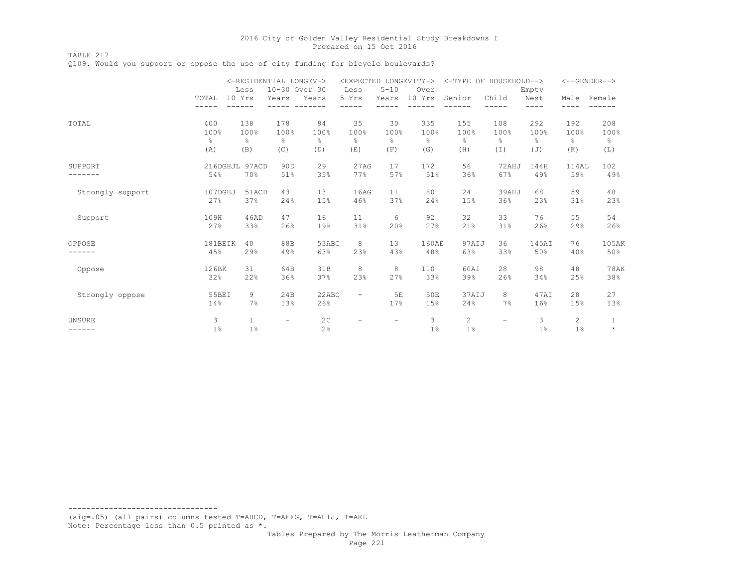2016 City of Golden Valley Residential Study Breakdowns I
Prepared on 15 Oct 2016

TABLE 217
Q109. Would you support or oppose the use of city funding for bicycle boulevards?

| | | <-RESIDENTIAL LONGEV-> | | | <EXPECTED LONGEVITY-> | | | <-TYPE OF HOUSEHOLD--> | | | <--GENDER--> | |
|---|---|---|---|---|---|---|---|---|---|---|---|---|
| | TOTAL | Less 10 Yrs | 10-30 Years | Over 30 Years | Less 5 Yrs | 5-10 Years | Over 10 Yrs | Senior | Child | Empty Nest | Male | Female |
| TOTAL | 400<br>100%<br>%<br>(A) | 138<br>100%<br>%<br>(B) | 178<br>100%<br>%<br>(C) | 84<br>100%<br>%<br>(D) | 35<br>100%<br>%<br>(E) | 30<br>100%<br>%<br>(F) | 335<br>100%<br>%<br>(G) | 155<br>100%<br>%<br>(H) | 108<br>100%<br>%<br>(I) | 292<br>100%<br>%<br>(J) | 192<br>100%<br>%<br>(K) | 208<br>100%<br>%<br>(L) |
| SUPPORT | 216DGHJL<br>54% | 97ACD<br>70% | 90D<br>51% | 29<br>35% | 27AG<br>77% | 17<br>57% | 172<br>51% | 56<br>36% | 72AHJ<br>67% | 144H<br>49% | 114AL<br>59% | 102<br>49% |
| Strongly support | 107DGHJ<br>27% | 51ACD<br>37% | 43<br>24% | 13<br>15% | 16AG<br>46% | 11<br>37% | 80<br>24% | 24<br>15% | 39AHJ<br>36% | 68<br>23% | 59<br>31% | 48<br>23% |
| Support | 109H<br>27% | 46AD<br>33% | 47<br>26% | 16<br>19% | 11<br>31% | 6<br>20% | 92<br>27% | 32<br>21% | 33<br>31% | 76<br>26% | 55<br>29% | 54<br>26% |
| OPPOSE | 181BEIK<br>45% | 40<br>29% | 88B<br>49% | 53ABC<br>63% | 8<br>23% | 13<br>43% | 160AE<br>48% | 97AIJ<br>63% | 36<br>33% | 145AI<br>50% | 76<br>40% | 105AK<br>50% |
| Oppose | 126BK<br>32% | 31<br>22% | 64B<br>36% | 31B<br>37% | 8<br>23% | 8<br>27% | 110<br>33% | 60AI<br>39% | 28<br>26% | 98<br>34% | 48<br>25% | 78AK<br>38% |
| Strongly oppose | 55BEI<br>14% | 9<br>7% | 24B<br>13% | 22ABC<br>26% | - | 5E<br>17% | 50E<br>15% | 37AIJ<br>24% | 8<br>7% | 47AI<br>16% | 28<br>15% | 27<br>13% |
| UNSURE | 3<br>1% | 1<br>1% | - | 2C<br>2% | - | - | 3<br>1% | 2<br>1% | - | 3<br>1% | 2<br>1% | 1<br>* |

---------------------------------
(sig=.05) (all_pairs) columns tested T=ABCD, T=AEFG, T=AHIJ, T=AKL
Note: Percentage less than 0.5 printed as *.

Tables Prepared by The Morris Leatherman Company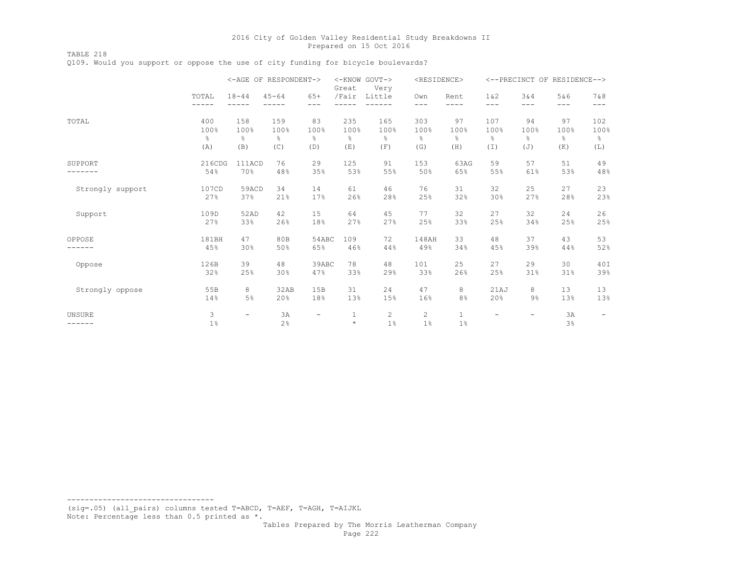TABLE 218

Q109. Would you support or oppose the use of city funding for bicycle boulevards?

| | | <-AGE OF RESPONDENT-> | | | <-KNOW GOVT-> | | <RESIDENCE> | | <--PRECINCT OF RESIDENCE--> | | | |
|---|---|---|---|---|---|---|---|---|---|---|---|---|
| | TOTAL | 18-44 | 45-64 | 65+ | Great /Fair | Very Little | Own | Rent | 1&2 | 3&4 | 5&6 | 7&8 |
| TOTAL | 400<br>100%<br>%<br>(A) | 158<br>100%<br>%<br>(B) | 159<br>100%<br>%<br>(C) | 83<br>100%<br>%<br>(D) | 235<br>100%<br>%<br>(E) | 165<br>100%<br>%<br>(F) | 303<br>100%<br>%<br>(G) | 97<br>100%<br>%<br>(H) | 107<br>100%<br>%<br>(I) | 94<br>100%<br>%<br>(J) | 97<br>100%<br>%<br>(K) | 102<br>100%<br>%<br>(L) |
| SUPPORT | 216CDG<br>54% | 111ACD<br>70% | 76<br>48% | 29<br>35% | 125<br>53% | 91<br>55% | 153<br>50% | 63AG<br>65% | 59<br>55% | 57<br>61% | 51<br>53% | 49<br>48% |
| Strongly support | 107CD<br>27% | 59ACD<br>37% | 34<br>21% | 14<br>17% | 61<br>26% | 46<br>28% | 76<br>25% | 31<br>32% | 32<br>30% | 25<br>27% | 27<br>28% | 23<br>23% |
| Support | 109D<br>27% | 52AD<br>33% | 42<br>26% | 15<br>18% | 64<br>27% | 45<br>27% | 77<br>25% | 32<br>33% | 27<br>25% | 32<br>34% | 24<br>25% | 26<br>25% |
| OPPOSE | 181BH<br>45% | 47<br>30% | 80B<br>50% | 54ABC<br>65% | 109<br>46% | 72<br>44% | 148AH<br>49% | 33<br>34% | 48<br>45% | 37<br>39% | 43<br>44% | 53<br>52% |
| Oppose | 126B<br>32% | 39<br>25% | 48<br>30% | 39ABC<br>47% | 78<br>33% | 48<br>29% | 101<br>33% | 25<br>26% | 27<br>25% | 29<br>31% | 30<br>31% | 40I<br>39% |
| Strongly oppose | 55B<br>14% | 8<br>5% | 32AB<br>20% | 15B<br>18% | 31<br>13% | 24<br>15% | 47<br>16% | 8<br>8% | 21AJ<br>20% | 8<br>9% | 13<br>13% | 13<br>13% |
| UNSURE | 3<br>1% | - | 3A<br>2% | - | 1<br>* | 2<br>1% | 2<br>1% | 1<br>1% | - | - | 3A<br>3% | - |

(sig=.05) (all_pairs) columns tested T=ABCD, T=AEF, T=AGH, T=AIJKL

Note: Percentage less than 0.5 printed as *.

Tables Prepared by The Morris Leatherman Company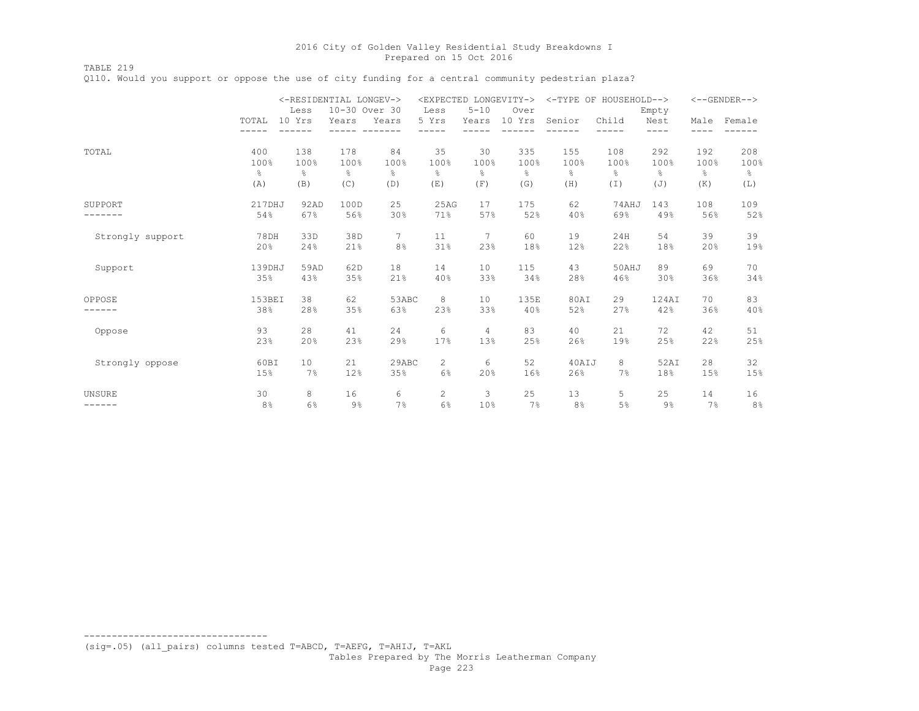2016 City of Golden Valley Residential Study Breakdowns I
Prepared on 15 Oct 2016

TABLE 219
Q110. Would you support or oppose the use of city funding for a central community pedestrian plaza?

| | | <-RESIDENTIAL LONGEV-> | | | <EXPECTED LONGEVITY-> | | | <-TYPE OF HOUSEHOLD--> | | | <--GENDER--> | |
|---|---|---|---|---|---|---|---|---|---|---|---|---|
| | TOTAL | Less 10 Yrs | 10-30 Years | Over 30 Years | Less 5 Yrs | 5-10 Years | Over 10 Yrs | Senior | Child | Empty Nest | Male | Female |
| TOTAL | 400<br>100%<br>%<br>(A) | 138<br>100%<br>%<br>(B) | 178<br>100%<br>%<br>(C) | 84<br>100%<br>%<br>(D) | 35<br>100%<br>%<br>(E) | 30<br>100%<br>%<br>(F) | 335<br>100%<br>%<br>(G) | 155<br>100%<br>%<br>(H) | 108<br>100%<br>%<br>(I) | 292<br>100%<br>%<br>(J) | 192<br>100%<br>%<br>(K) | 208<br>100%<br>%<br>(L) |
| SUPPORT | 217DHJ<br>54% | 92AD<br>67% | 100D<br>56% | 25<br>30% | 25AG<br>71% | 17<br>57% | 175<br>52% | 62<br>40% | 74AHJ<br>69% | 143<br>49% | 108<br>56% | 109<br>52% |
| Strongly support | 78DH<br>20% | 33D<br>24% | 38D<br>21% | 7<br>8% | 11<br>31% | 7<br>23% | 60<br>18% | 19<br>12% | 24H<br>22% | 54<br>18% | 39<br>20% | 39<br>19% |
| Support | 139DHJ<br>35% | 59AD<br>43% | 62D<br>35% | 18<br>21% | 14<br>40% | 10<br>33% | 115<br>34% | 43<br>28% | 50AHJ<br>46% | 89<br>30% | 69<br>36% | 70<br>34% |
| OPPOSE | 153BEI<br>38% | 38<br>28% | 62<br>35% | 53ABC<br>63% | 8<br>23% | 10<br>33% | 135E<br>40% | 80AI<br>52% | 29<br>27% | 124AI<br>42% | 70<br>36% | 83<br>40% |
| Oppose | 93<br>23% | 28<br>20% | 41<br>23% | 24<br>29% | 6<br>17% | 4<br>13% | 83<br>25% | 40<br>26% | 21<br>19% | 72<br>25% | 42<br>22% | 51<br>25% |
| Strongly oppose | 60BI<br>15% | 10<br>7% | 21<br>12% | 29ABC<br>35% | 2<br>6% | 6<br>20% | 52<br>16% | 40AIJ<br>26% | 8<br>7% | 52AI<br>18% | 28<br>15% | 32<br>15% |
| UNSURE | 30<br>8% | 8<br>6% | 16<br>9% | 6<br>7% | 2<br>6% | 3<br>10% | 25<br>7% | 13<br>8% | 5<br>5% | 25<br>9% | 14<br>7% | 16<br>8% |

---------------------------------
(sig=.05) (all_pairs) columns tested T=ABCD, T=AEFG, T=AHIJ, T=AKL
Tables Prepared by The Morris Leatherman Company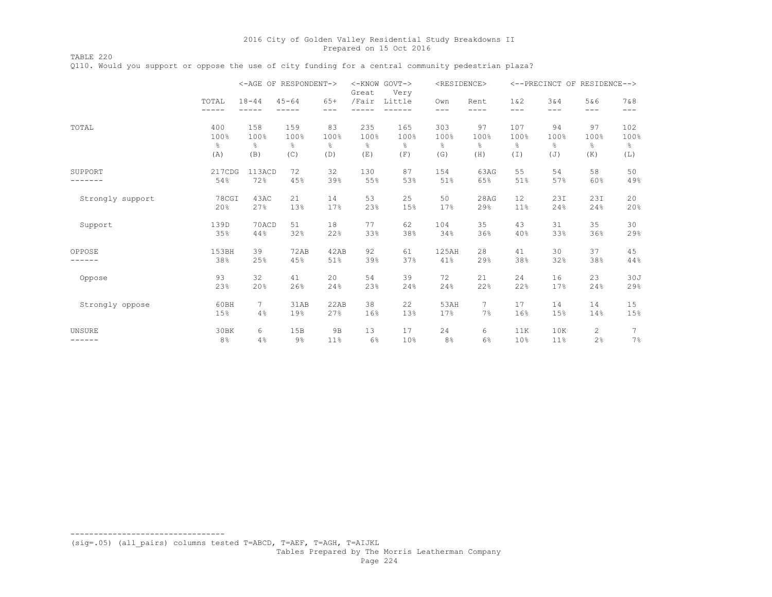2016 City of Golden Valley Residential Study Breakdowns II
Prepared on 15 Oct 2016

TABLE 220
Q110. Would you support or oppose the use of city funding for a central community pedestrian plaza?

| | TOTAL | <-AGE OF RESPONDENT-> 18-44 | 45-64 | 65+ | <-KNOW GOVT-> Great /Fair | Very Little | <RESIDENCE> Own | Rent | <--PRECINCT OF RESIDENCE--> 1&2 | 3&4 | 5&6 | 7&8 |
|---|---|---|---|---|---|---|---|---|---|---|---|---|
| TOTAL | 400 100% % (A) | 158 100% % (B) | 159 100% % (C) | 83 100% % (D) | 235 100% % (E) | 165 100% % (F) | 303 100% % (G) | 97 100% % (H) | 107 100% % (I) | 94 100% % (J) | 97 100% % (K) | 102 100% % (L) |
| SUPPORT | 217CDG 54% | 113ACD 72% | 72 45% | 32 39% | 130 55% | 87 53% | 154 51% | 63AG 65% | 55 51% | 54 57% | 58 60% | 50 49% |
| Strongly support | 78CGI 20% | 43AC 27% | 21 13% | 14 17% | 53 23% | 25 15% | 50 17% | 28AG 29% | 12 11% | 23I 24% | 23I 24% | 20 20% |
| Support | 139D 35% | 70ACD 44% | 51 32% | 18 22% | 77 33% | 62 38% | 104 34% | 35 36% | 43 40% | 31 33% | 35 36% | 30 29% |
| OPPOSE | 153BH 38% | 39 25% | 72AB 45% | 42AB 51% | 92 39% | 61 37% | 125AH 41% | 28 29% | 41 38% | 30 32% | 37 38% | 45 44% |
| Oppose | 93 23% | 32 20% | 41 26% | 20 24% | 54 23% | 39 24% | 72 24% | 21 22% | 24 22% | 16 17% | 23 24% | 30J 29% |
| Strongly oppose | 60BH 15% | 7 4% | 31AB 19% | 22AB 27% | 38 16% | 22 13% | 53AH 17% | 7 7% | 17 16% | 14 15% | 14 14% | 15 15% |
| UNSURE | 30BK 8% | 6 4% | 15B 9% | 9B 11% | 13 6% | 17 10% | 24 8% | 6 6% | 11K 10% | 10K 11% | 2 2% | 7 7% |

(sig=.05) (all_pairs) columns tested T=ABCD, T=AEF, T=AGH, T=AIJKL
Tables Prepared by The Morris Leatherman Company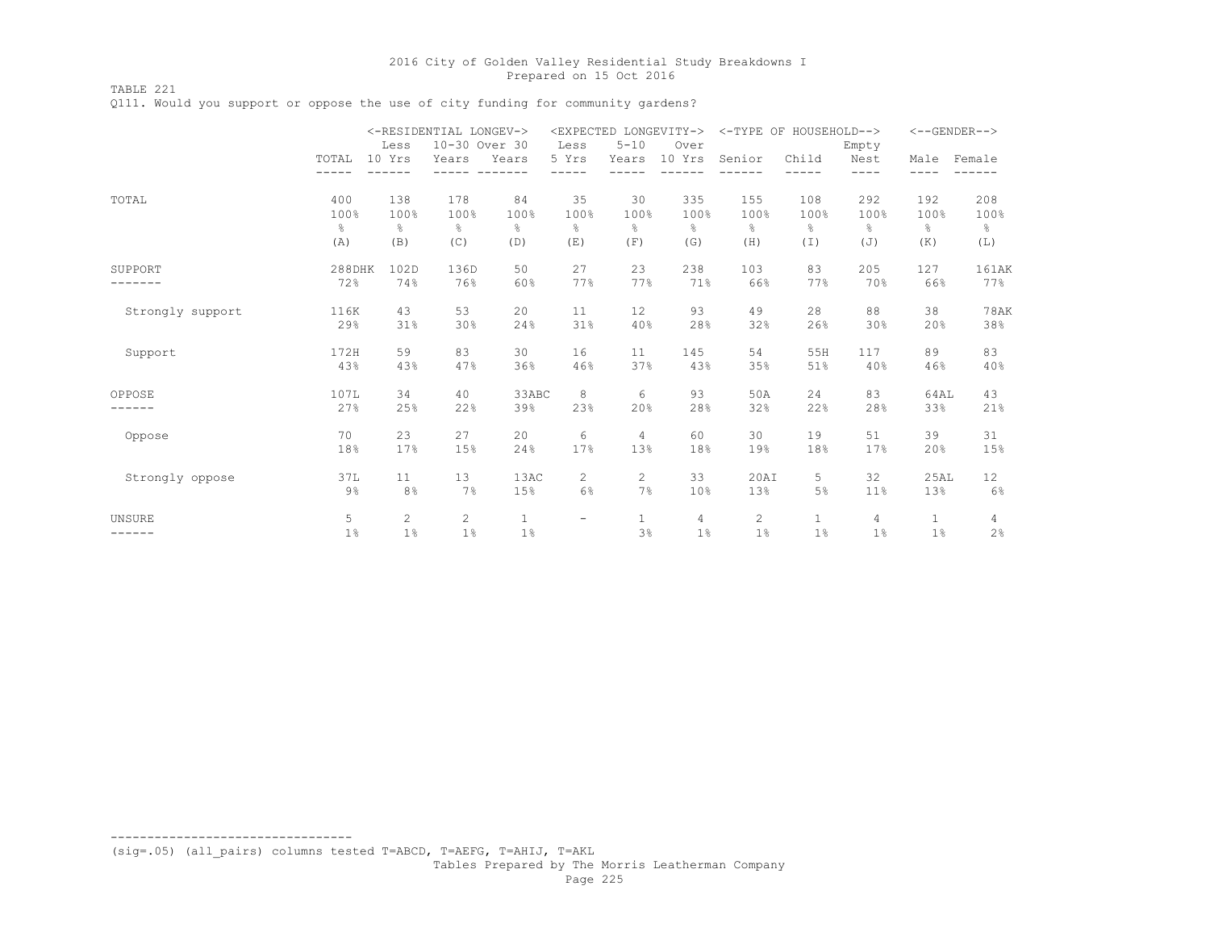2016 City of Golden Valley Residential Study Breakdowns I
Prepared on 15 Oct 2016

TABLE 221
Q111. Would you support or oppose the use of city funding for community gardens?

| | | <-RESIDENTIAL LONGEV-> | | | <EXPECTED LONGEVITY-> | | | <-TYPE OF HOUSEHOLD--> | | | <--GENDER--> | |
|---|---|---|---|---|---|---|---|---|---|---|---|---|
| | TOTAL | Less 10 Yrs | 10-30 Years | Over 30 Years | Less 5 Yrs | 5-10 Years | Over 10 Yrs | Senior | Child | Empty Nest | Male | Female |
| TOTAL | 400 | 138 | 178 | 84 | 35 | 30 | 335 | 155 | 108 | 292 | 192 | 208 |
| | 100% | 100% | 100% | 100% | 100% | 100% | 100% | 100% | 100% | 100% | 100% | 100% |
| | % | % | % | % | % | % | % | % | % | % | % | % |
| | (A) | (B) | (C) | (D) | (E) | (F) | (G) | (H) | (I) | (J) | (K) | (L) |
| SUPPORT | 288DHK | 102D | 136D | 50 | 27 | 23 | 238 | 103 | 83 | 205 | 127 | 161AK |
| | 72% | 74% | 76% | 60% | 77% | 77% | 71% | 66% | 77% | 70% | 66% | 77% |
| Strongly support | 116K | 43 | 53 | 20 | 11 | 12 | 93 | 49 | 28 | 88 | 38 | 78AK |
| | 29% | 31% | 30% | 24% | 31% | 40% | 28% | 32% | 26% | 30% | 20% | 38% |
| Support | 172H | 59 | 83 | 30 | 16 | 11 | 145 | 54 | 55H | 117 | 89 | 83 |
| | 43% | 43% | 47% | 36% | 46% | 37% | 43% | 35% | 51% | 40% | 46% | 40% |
| OPPOSE | 107L | 34 | 40 | 33ABC | 8 | 6 | 93 | 50A | 24 | 83 | 64AL | 43 |
| | 27% | 25% | 22% | 39% | 23% | 20% | 28% | 32% | 22% | 28% | 33% | 21% |
| Oppose | 70 | 23 | 27 | 20 | 6 | 4 | 60 | 30 | 19 | 51 | 39 | 31 |
| | 18% | 17% | 15% | 24% | 17% | 13% | 18% | 19% | 18% | 17% | 20% | 15% |
| Strongly oppose | 37L | 11 | 13 | 13AC | 2 | 2 | 33 | 20AI | 5 | 32 | 25AL | 12 |
| | 9% | 8% | 7% | 15% | 6% | 7% | 10% | 13% | 5% | 11% | 13% | 6% |
| UNSURE | 5 | 2 | 2 | 1 | - | 1 | 4 | 2 | 1 | 4 | 1 | 4 |
| | 1% | 1% | 1% | 1% | | 3% | 1% | 1% | 1% | 1% | 1% | 2% |

---------------------------------
(sig=.05) (all_pairs) columns tested T=ABCD, T=AEFG, T=AHIJ, T=AKL
Tables Prepared by The Morris Leatherman Company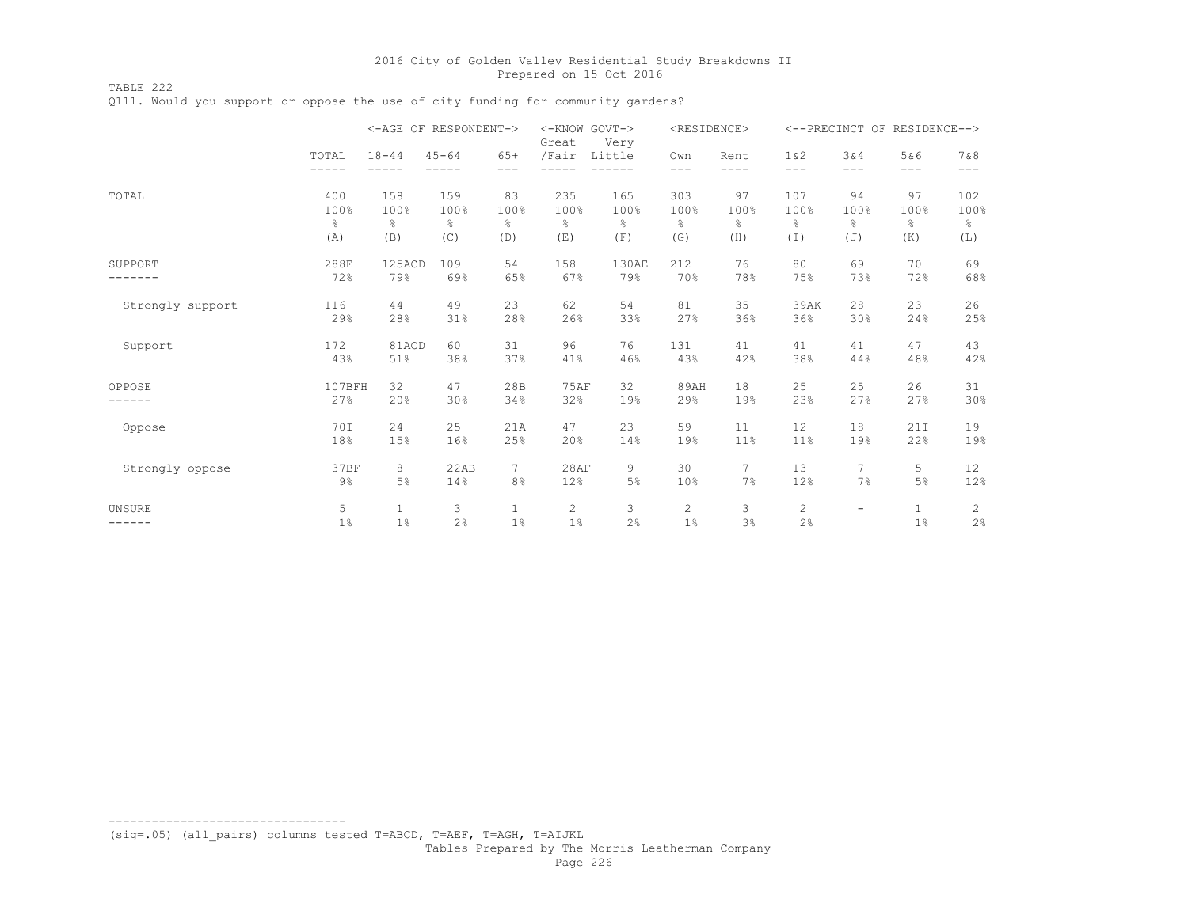2016 City of Golden Valley Residential Study Breakdowns II
Prepared on 15 Oct 2016

TABLE 222
Q111. Would you support or oppose the use of city funding for community gardens?

| | | <-AGE OF RESPONDENT-> | | | <-KNOW GOVT-> | | <RESIDENCE> | | <--PRECINCT OF RESIDENCE--> | | | |
|---|---|---|---|---|---|---|---|---|---|---|---|---|
| | TOTAL | 18-44 | 45-64 | 65+ | Great /Fair | Very Little | Own | Rent | 1&2 | 3&4 | 5&6 | 7&8 |
| TOTAL | 400<br>100%<br>%<br>(A) | 158<br>100%<br>%<br>(B) | 159<br>100%<br>%<br>(C) | 83<br>100%<br>%<br>(D) | 235<br>100%<br>%<br>(E) | 165<br>100%<br>%<br>(F) | 303<br>100%<br>%<br>(G) | 97<br>100%<br>%<br>(H) | 107<br>100%<br>%<br>(I) | 94<br>100%<br>%<br>(J) | 97<br>100%<br>%<br>(K) | 102<br>100%<br>%<br>(L) |
| SUPPORT | 288E<br>72% | 125ACD<br>79% | 109<br>69% | 54<br>65% | 158<br>67% | 130AE<br>79% | 212<br>70% | 76<br>78% | 80<br>75% | 69<br>73% | 70<br>72% | 69<br>68% |
| Strongly support | 116<br>29% | 44<br>28% | 49<br>31% | 23<br>28% | 62<br>26% | 54<br>33% | 81<br>27% | 35<br>36% | 39AK<br>36% | 28<br>30% | 23<br>24% | 26<br>25% |
| Support | 172<br>43% | 81ACD<br>51% | 60<br>38% | 31<br>37% | 96<br>41% | 76<br>46% | 131<br>43% | 41<br>42% | 41<br>38% | 41<br>44% | 47<br>48% | 43<br>42% |
| OPPOSE | 107BFH<br>27% | 32<br>20% | 47<br>30% | 28B<br>34% | 75AF<br>32% | 32<br>19% | 89AH<br>29% | 18<br>19% | 25<br>23% | 25<br>27% | 26<br>27% | 31<br>30% |
| Oppose | 70I<br>18% | 24<br>15% | 25<br>16% | 21A<br>25% | 47<br>20% | 23<br>14% | 59<br>19% | 11<br>11% | 12<br>11% | 18<br>19% | 21I<br>22% | 19<br>19% |
| Strongly oppose | 37BF<br>9% | 8<br>5% | 22AB<br>14% | 7<br>8% | 28AF<br>12% | 9<br>5% | 30<br>10% | 7<br>7% | 13<br>12% | 7<br>7% | 5<br>5% | 12<br>12% |
| UNSURE | 5<br>1% | 1<br>1% | 3<br>2% | 1<br>1% | 2<br>1% | 3<br>2% | 2<br>1% | 3<br>3% | 2<br>2% | - | 1<br>1% | 2<br>2% |

---------------------------------
(sig=.05) (all_pairs) columns tested T=ABCD, T=AEF, T=AGH, T=AIJKL

Tables Prepared by The Morris Leatherman Company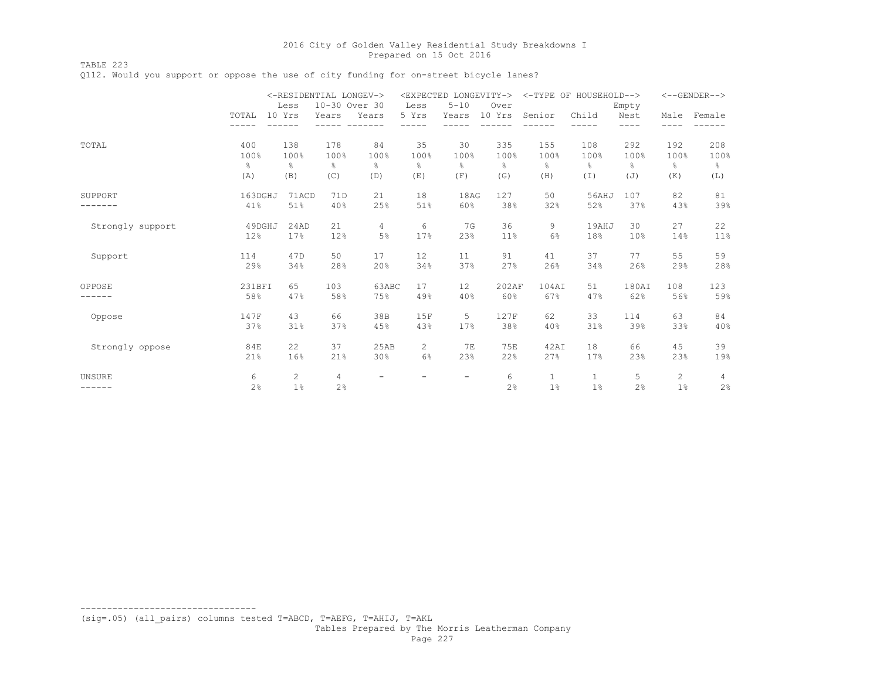2016 City of Golden Valley Residential Study Breakdowns I
Prepared on 15 Oct 2016

TABLE 223
Q112. Would you support or oppose the use of city funding for on-street bicycle lanes?

| | | <-RESIDENTIAL LONGEV-> | | | <EXPECTED LONGEVITY-> | | | <-TYPE OF HOUSEHOLD--> | | | <--GENDER--> | |
|---|---|---|---|---|---|---|---|---|---|---|---|---|
| | TOTAL | Less 10 Yrs | 10-30 Years | Over 30 Years | Less 5 Yrs | 5-10 Years | Over 10 Yrs | Senior | Child | Empty Nest | Male | Female |
| TOTAL | 400<br>100%<br>%<br>(A) | 138<br>100%<br>%<br>(B) | 178<br>100%<br>%<br>(C) | 84<br>100%<br>%<br>(D) | 35<br>100%<br>%<br>(E) | 30<br>100%<br>%<br>(F) | 335<br>100%<br>%<br>(G) | 155<br>100%<br>%<br>(H) | 108<br>100%<br>%<br>(I) | 292<br>100%<br>%<br>(J) | 192<br>100%<br>%<br>(K) | 208<br>100%<br>%<br>(L) |
| SUPPORT | 163DGHJ<br>41% | 71ACD<br>51% | 71D<br>40% | 21<br>25% | 18<br>51% | 18AG<br>60% | 127<br>38% | 50<br>32% | 56AHJ<br>52% | 107<br>37% | 82<br>43% | 81<br>39% |
| Strongly support | 49DGHJ<br>12% | 24AD<br>17% | 21<br>12% | 4<br>5% | 6<br>17% | 7G<br>23% | 36<br>11% | 9<br>6% | 19AHJ<br>18% | 30<br>10% | 27<br>14% | 22<br>11% |
| Support | 114<br>29% | 47D<br>34% | 50<br>28% | 17<br>20% | 12<br>34% | 11<br>37% | 91<br>27% | 41<br>26% | 37<br>34% | 77<br>26% | 55<br>29% | 59<br>28% |
| OPPOSE | 231BFI<br>58% | 65<br>47% | 103<br>58% | 63ABC<br>75% | 17<br>49% | 12<br>40% | 202AF<br>60% | 104AI<br>67% | 51<br>47% | 180AI<br>62% | 108<br>56% | 123<br>59% |
| Oppose | 147F<br>37% | 43<br>31% | 66<br>37% | 38B<br>45% | 15F<br>43% | 5<br>17% | 127F<br>38% | 62<br>40% | 33<br>31% | 114<br>39% | 63<br>33% | 84<br>40% |
| Strongly oppose | 84E<br>21% | 22<br>16% | 37<br>21% | 25AB<br>30% | 2<br>6% | 7E<br>23% | 75E<br>22% | 42AI<br>27% | 18<br>17% | 66<br>23% | 45<br>23% | 39<br>19% |
| UNSURE | 6<br>2% | 2<br>1% | 4<br>2% | - | - | - | 6<br>2% | 1<br>1% | 1<br>1% | 5<br>2% | 2<br>1% | 4<br>2% |

---------------------------------
(sig=.05) (all_pairs) columns tested T=ABCD, T=AEFG, T=AHIJ, T=AKL

Tables Prepared by The Morris Leatherman Company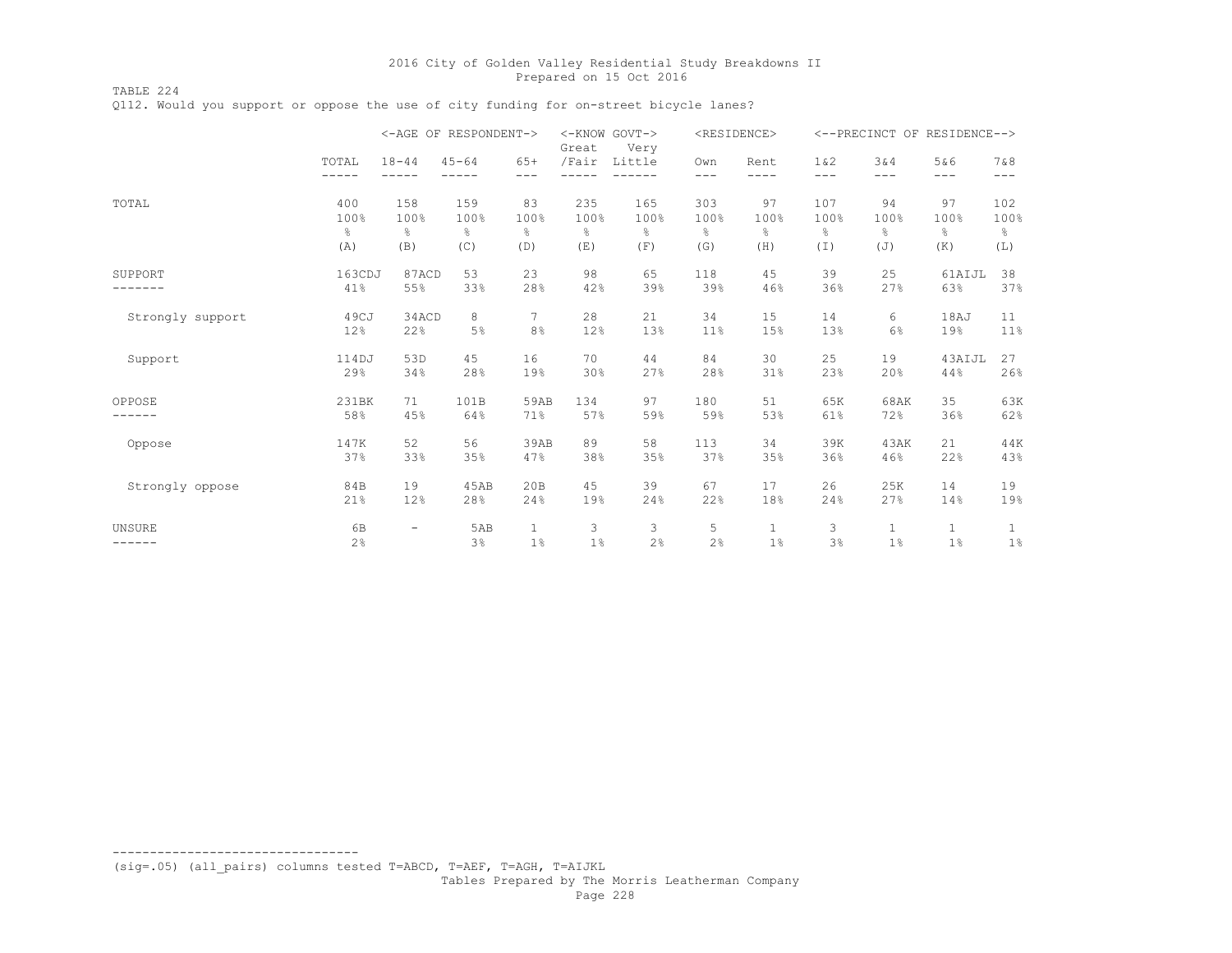2016 City of Golden Valley Residential Study Breakdowns II
Prepared on 15 Oct 2016

TABLE 224
Q112. Would you support or oppose the use of city funding for on-street bicycle lanes?

| | | <-AGE OF RESPONDENT-> | | | <-KNOW GOVT-> | | <RESIDENCE> | | <--PRECINCT OF RESIDENCE--> | | | |
|---|---|---|---|---|---|---|---|---|---|---|---|---|
| | TOTAL | 18-44 | 45-64 | 65+ | Great /Fair | Very Little | Own | Rent | 1&2 | 3&4 | 5&6 | 7&8 |
| TOTAL | 400<br>100%<br>%<br>(A) | 158<br>100%<br>%<br>(B) | 159<br>100%<br>%<br>(C) | 83<br>100%<br>%<br>(D) | 235<br>100%<br>%<br>(E) | 165<br>100%<br>%<br>(F) | 303<br>100%<br>%<br>(G) | 97<br>100%<br>%<br>(H) | 107<br>100%<br>%<br>(I) | 94<br>100%<br>%<br>(J) | 97<br>100%<br>%<br>(K) | 102<br>100%<br>%<br>(L) |
| SUPPORT | 163CDJ<br>41% | 87ACD<br>55% | 53<br>33% | 23<br>28% | 98<br>42% | 65<br>39% | 118<br>39% | 45<br>46% | 39<br>36% | 25<br>27% | 61AIJL<br>63% | 38<br>37% |
| Strongly support | 49CJ<br>12% | 34ACD<br>22% | 8<br>5% | 7<br>8% | 28<br>12% | 21<br>13% | 34<br>11% | 15<br>15% | 14<br>13% | 6<br>6% | 18AJ<br>19% | 11<br>11% |
| Support | 114DJ<br>29% | 53D<br>34% | 45<br>28% | 16<br>19% | 70<br>30% | 44<br>27% | 84<br>28% | 30<br>31% | 25<br>23% | 19<br>20% | 43AIJL<br>44% | 27<br>26% |
| OPPOSE | 231BK<br>58% | 71<br>45% | 101B<br>64% | 59AB<br>71% | 134<br>57% | 97<br>59% | 180<br>59% | 51<br>53% | 65K<br>61% | 68AK<br>72% | 35<br>36% | 63K<br>62% |
| Oppose | 147K<br>37% | 52<br>33% | 56<br>35% | 39AB<br>47% | 89<br>38% | 58<br>35% | 113<br>37% | 34<br>35% | 39K<br>36% | 43AK<br>46% | 21<br>22% | 44K<br>43% |
| Strongly oppose | 84B<br>21% | 19<br>12% | 45AB<br>28% | 20B<br>24% | 45<br>19% | 39<br>24% | 67<br>22% | 17<br>18% | 26<br>24% | 25K<br>27% | 14<br>14% | 19<br>19% |
| UNSURE | 6B<br>2% | - | 5AB<br>3% | 1<br>1% | 3<br>1% | 3<br>2% | 5<br>2% | 1<br>1% | 3<br>3% | 1<br>1% | 1<br>1% | 1<br>1% |

---------------------------------
(sig=.05) (all_pairs) columns tested T=ABCD, T=AEF, T=AGH, T=AIJKL
Tables Prepared by The Morris Leatherman Company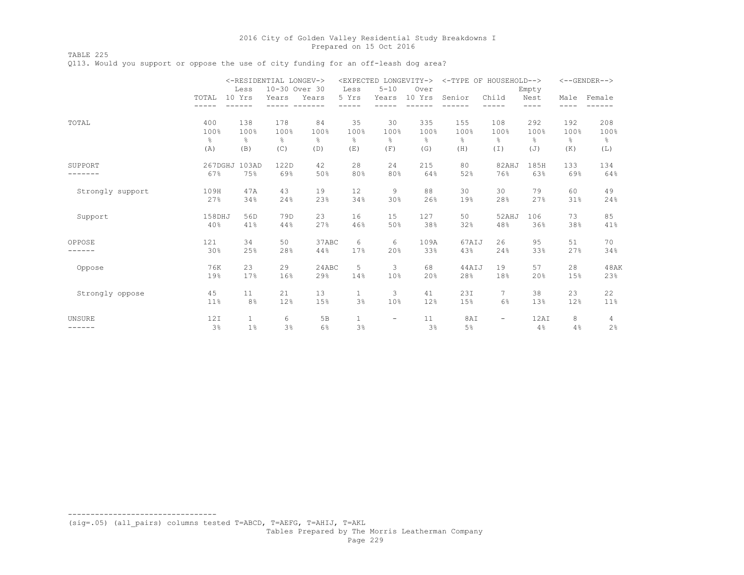2016 City of Golden Valley Residential Study Breakdowns I
Prepared on 15 Oct 2016

TABLE 225
Q113. Would you support or oppose the use of city funding for an off-leash dog area?

| | | <-RESIDENTIAL LONGEV-> | | | <EXPECTED LONGEVITY-> | | | <-TYPE OF HOUSEHOLD--> | | | <--GENDER--> | |
|---|---|---|---|---|---|---|---|---|---|---|---|---|
| | TOTAL | Less 10 Yrs | 10-30 Years | Over 30 Years | Less 5 Yrs | 5-10 Years | Over 10 Yrs | Senior | Child | Empty Nest | Male | Female |
| TOTAL | 400<br>100%<br>%<br>(A) | 138<br>100%<br>%<br>(B) | 178<br>100%<br>%<br>(C) | 84<br>100%<br>%<br>(D) | 35<br>100%<br>%<br>(E) | 30<br>100%<br>%<br>(F) | 335<br>100%<br>%<br>(G) | 155<br>100%<br>%<br>(H) | 108<br>100%<br>%<br>(I) | 292<br>100%<br>%<br>(J) | 192<br>100%<br>%<br>(K) | 208<br>100%<br>%<br>(L) |
| SUPPORT | 267DGHJ<br>67% | 103AD<br>75% | 122D<br>69% | 42<br>50% | 28<br>80% | 24<br>80% | 215<br>64% | 80<br>52% | 82AHJ<br>76% | 185H<br>63% | 133<br>69% | 134<br>64% |
| Strongly support | 109H<br>27% | 47A<br>34% | 43<br>24% | 19<br>23% | 12<br>34% | 9<br>30% | 88<br>26% | 30<br>19% | 30<br>28% | 79<br>27% | 60<br>31% | 49<br>24% |
| Support | 158DHJ<br>40% | 56D<br>41% | 79D<br>44% | 23<br>27% | 16<br>46% | 15<br>50% | 127<br>38% | 50<br>32% | 52AHJ<br>48% | 106<br>36% | 73<br>38% | 85<br>41% |
| OPPOSE | 121<br>30% | 34<br>25% | 50<br>28% | 37ABC<br>44% | 6<br>17% | 6<br>20% | 109A<br>33% | 67AIJ<br>43% | 26<br>24% | 95<br>33% | 51<br>27% | 70<br>34% |
| Oppose | 76K<br>19% | 23<br>17% | 29<br>16% | 24ABC<br>29% | 5<br>14% | 3<br>10% | 68<br>20% | 44AIJ<br>28% | 19<br>18% | 57<br>20% | 28<br>15% | 48AK<br>23% |
| Strongly oppose | 45<br>11% | 11<br>8% | 21<br>12% | 13<br>15% | 1<br>3% | 3<br>10% | 41<br>12% | 23I<br>15% | 7<br>6% | 38<br>13% | 23<br>12% | 22<br>11% |
| UNSURE | 12I<br>3% | 1<br>1% | 6<br>3% | 5B<br>6% | 1<br>3% | - | 11<br>3% | 8AI<br>5% | - | 12AI<br>4% | 8<br>4% | 4<br>2% |

---------------------------------
(sig=.05) (all_pairs) columns tested T=ABCD, T=AEFG, T=AHIJ, T=AKL
Tables Prepared by The Morris Leatherman Company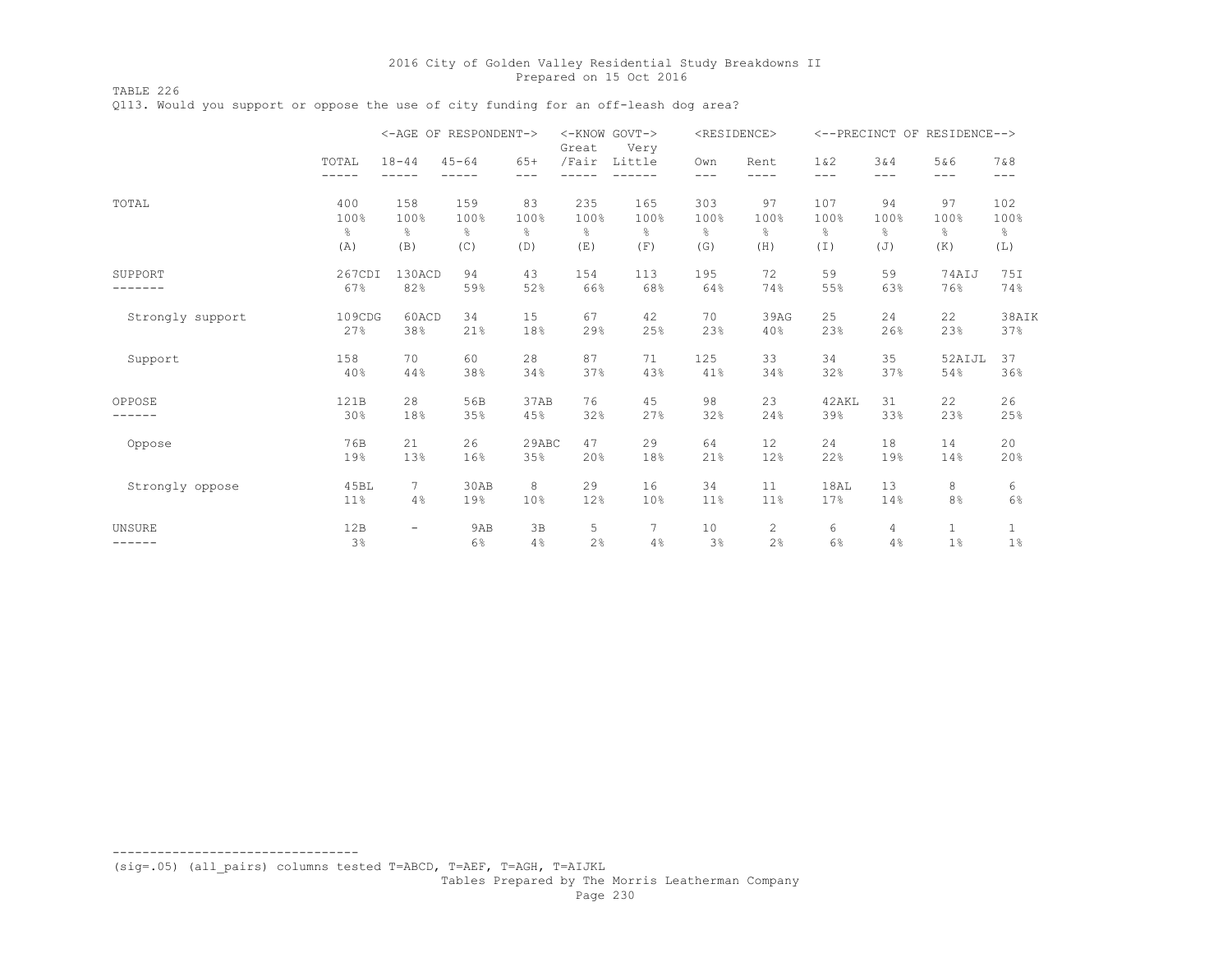2016 City of Golden Valley Residential Study Breakdowns II
Prepared on 15 Oct 2016

TABLE 226
Q113. Would you support or oppose the use of city funding for an off-leash dog area?

| | | <-AGE OF RESPONDENT-> | | | <-KNOW GOVT-> | | <RESIDENCE> | | <--PRECINCT OF RESIDENCE--> | | | |
|---|---|---|---|---|---|---|---|---|---|---|---|---|
| | TOTAL | 18-44 | 45-64 | 65+ | Great /Fair | Very Little | Own | Rent | 1&2 | 3&4 | 5&6 | 7&8 |
| TOTAL | 400<br>100%<br>%<br>(A) | 158<br>100%<br>%<br>(B) | 159<br>100%<br>%<br>(C) | 83<br>100%<br>%<br>(D) | 235<br>100%<br>%<br>(E) | 165<br>100%<br>%<br>(F) | 303<br>100%<br>%<br>(G) | 97<br>100%<br>%<br>(H) | 107<br>100%<br>%<br>(I) | 94<br>100%<br>%<br>(J) | 97<br>100%<br>%<br>(K) | 102<br>100%<br>%<br>(L) |
| SUPPORT | 267CDI<br>67% | 130ACD<br>82% | 94<br>59% | 43<br>52% | 154<br>66% | 113<br>68% | 195<br>64% | 72<br>74% | 59<br>55% | 59<br>63% | 74AIJ<br>76% | 75I<br>74% |
| Strongly support | 109CDG<br>27% | 60ACD<br>38% | 34<br>21% | 15<br>18% | 67<br>29% | 42<br>25% | 70<br>23% | 39AG<br>40% | 25<br>23% | 24<br>26% | 22<br>23% | 38AIK<br>37% |
| Support | 158<br>40% | 70<br>44% | 60<br>38% | 28<br>34% | 87<br>37% | 71<br>43% | 125<br>41% | 33<br>34% | 34<br>32% | 35<br>37% | 52AIJL<br>54% | 37<br>36% |
| OPPOSE | 121B<br>30% | 28<br>18% | 56B<br>35% | 37AB<br>45% | 76<br>32% | 45<br>27% | 98<br>32% | 23<br>24% | 42AKL<br>39% | 31<br>33% | 22<br>23% | 26<br>25% |
| Oppose | 76B<br>19% | 21<br>13% | 26<br>16% | 29ABC<br>35% | 47<br>20% | 29<br>18% | 64<br>21% | 12<br>12% | 24<br>22% | 18<br>19% | 14<br>14% | 20<br>20% |
| Strongly oppose | 45BL<br>11% | 7<br>4% | 30AB<br>19% | 8<br>10% | 29<br>12% | 16<br>10% | 34<br>11% | 11<br>11% | 18AL<br>17% | 13<br>14% | 8<br>8% | 6<br>6% |
| UNSURE | 12B<br>3% | - | 9AB<br>6% | 3B<br>4% | 5<br>2% | 7<br>4% | 10<br>3% | 2<br>2% | 6<br>6% | 4<br>4% | 1<br>1% | 1<br>1% |

---------------------------------
(sig=.05) (all_pairs) columns tested T=ABCD, T=AEF, T=AGH, T=AIJKL
Tables Prepared by The Morris Leatherman Company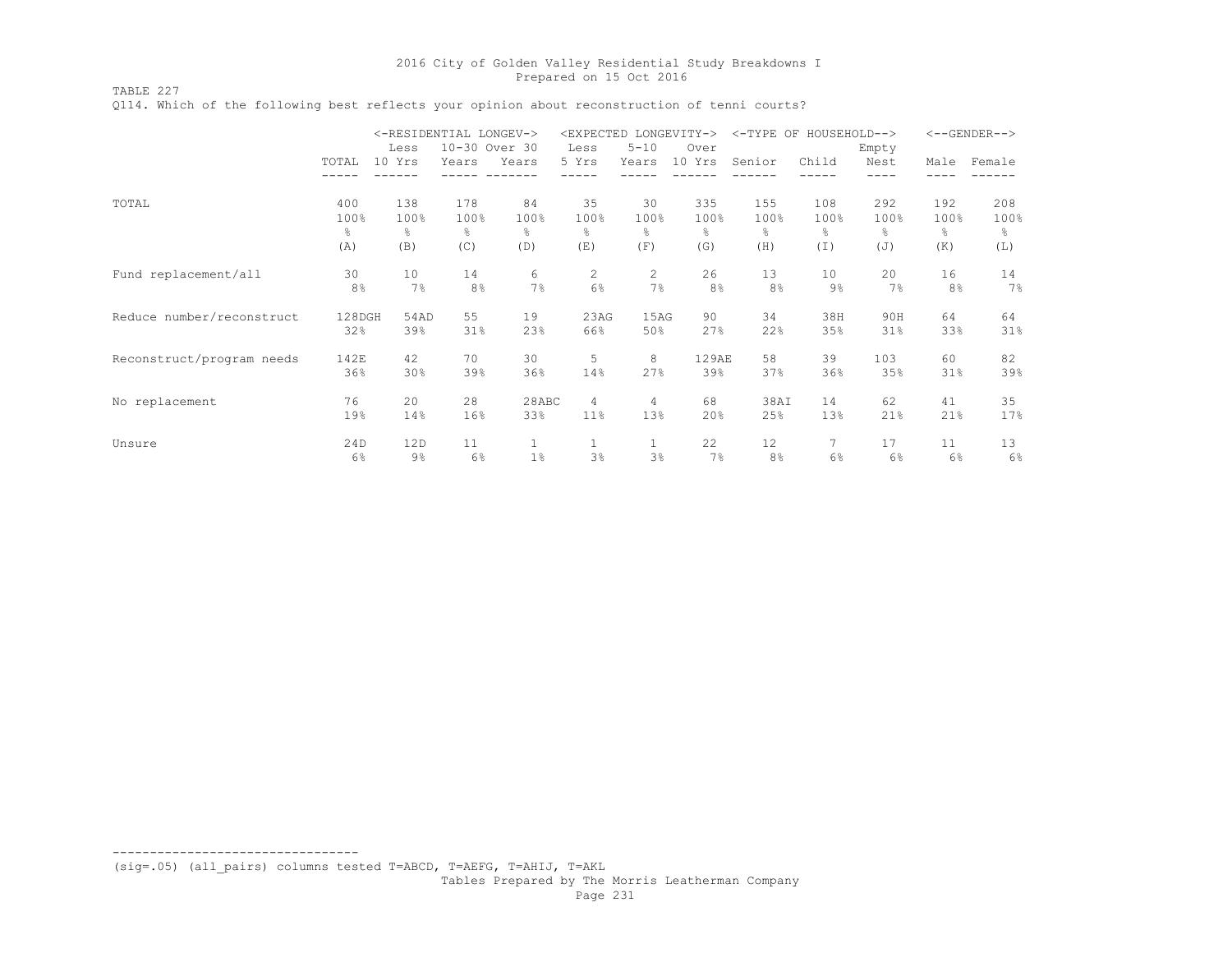2016 City of Golden Valley Residential Study Breakdowns I
Prepared on 15 Oct 2016

TABLE 227
Q114. Which of the following best reflects your opinion about reconstruction of tenni courts?

| | | <-RESIDENTIAL LONGEV-> | | | <EXPECTED LONGEVITY-> | | | <-TYPE OF HOUSEHOLD--> | | | <--GENDER--> | |
|---|---|---|---|---|---|---|---|---|---|---|---|---|
| | TOTAL | Less 10 Yrs | 10-30 Years | Over 30 Years | Less 5 Yrs | 5-10 Years | Over 10 Yrs | Senior | Child | Empty Nest | Male | Female |
| TOTAL | 400 100% % (A) | 138 100% % (B) | 178 100% % (C) | 84 100% % (D) | 35 100% % (E) | 30 100% % (F) | 335 100% % (G) | 155 100% % (H) | 108 100% % (I) | 292 100% % (J) | 192 100% % (K) | 208 100% % (L) |
| Fund replacement/all | 30 8% | 10 7% | 14 8% | 6 7% | 2 6% | 2 7% | 26 8% | 13 8% | 10 9% | 20 7% | 16 8% | 14 7% |
| Reduce number/reconstruct | 128DGH 32% | 54AD 39% | 55 31% | 19 23% | 23AG 66% | 15AG 50% | 90 27% | 34 22% | 38H 35% | 90H 31% | 64 33% | 64 31% |
| Reconstruct/program needs | 142E 36% | 42 30% | 70 39% | 30 36% | 5 14% | 8 27% | 129AE 39% | 58 37% | 39 36% | 103 35% | 60 31% | 82 39% |
| No replacement | 76 19% | 20 14% | 28 16% | 28ABC 33% | 4 11% | 4 13% | 68 20% | 38AI 25% | 14 13% | 62 21% | 41 21% | 35 17% |
| Unsure | 24D 6% | 12D 9% | 11 6% | 1 1% | 1 3% | 1 3% | 22 7% | 12 8% | 7 6% | 17 6% | 11 6% | 13 6% |

---------------------------------
(sig=.05) (all_pairs) columns tested T=ABCD, T=AEFG, T=AHIJ, T=AKL
Tables Prepared by The Morris Leatherman Company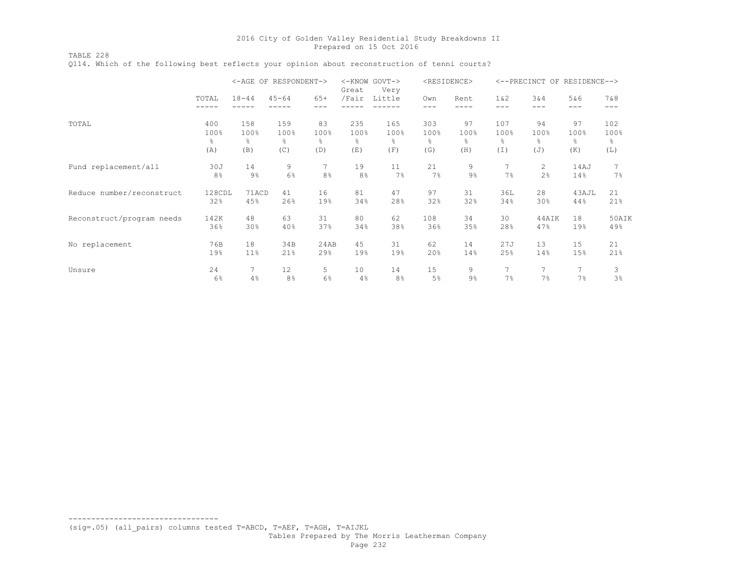2016 City of Golden Valley Residential Study Breakdowns II
Prepared on 15 Oct 2016

TABLE 228
Q114. Which of the following best reflects your opinion about reconstruction of tenni courts?

| | | <-AGE OF RESPONDENT-> | | | <-KNOW GOVT-> | | <RESIDENCE> | | <--PRECINCT OF RESIDENCE--> | | | |
|---|---|---|---|---|---|---|---|---|---|---|---|---|
| | TOTAL | 18-44 | 45-64 | 65+ | Great /Fair | Very Little | Own | Rent | 1&2 | 3&4 | 5&6 | 7&8 |
| TOTAL | 400 | 158 | 159 | 83 | 235 | 165 | 303 | 97 | 107 | 94 | 97 | 102 |
| | 100% | 100% | 100% | 100% | 100% | 100% | 100% | 100% | 100% | 100% | 100% | 100% |
| | % | % | % | % | % | % | % | % | % | % | % | % |
| | (A) | (B) | (C) | (D) | (E) | (F) | (G) | (H) | (I) | (J) | (K) | (L) |
| Fund replacement/all | 30J | 14 | 9 | 7 | 19 | 11 | 21 | 9 | 7 | 2 | 14AJ | 7 |
| | 8% | 9% | 6% | 8% | 8% | 7% | 7% | 9% | 7% | 2% | 14% | 7% |
| Reduce number/reconstruct | 128CDL | 71ACD | 41 | 16 | 81 | 47 | 97 | 31 | 36L | 28 | 43AJL | 21 |
| | 32% | 45% | 26% | 19% | 34% | 28% | 32% | 32% | 34% | 30% | 44% | 21% |
| Reconstruct/program needs | 142K | 48 | 63 | 31 | 80 | 62 | 108 | 34 | 30 | 44AIK | 18 | 50AIK |
| | 36% | 30% | 40% | 37% | 34% | 38% | 36% | 35% | 28% | 47% | 19% | 49% |
| No replacement | 76B | 18 | 34B | 24AB | 45 | 31 | 62 | 14 | 27J | 13 | 15 | 21 |
| | 19% | 11% | 21% | 29% | 19% | 19% | 20% | 14% | 25% | 14% | 15% | 21% |
| Unsure | 24 | 7 | 12 | 5 | 10 | 14 | 15 | 9 | 7 | 7 | 7 | 3 |
| | 6% | 4% | 8% | 6% | 4% | 8% | 5% | 9% | 7% | 7% | 7% | 3% |

---------------------------------
(sig=.05) (all_pairs) columns tested T=ABCD, T=AEF, T=AGH, T=AIJKL
Tables Prepared by The Morris Leatherman Company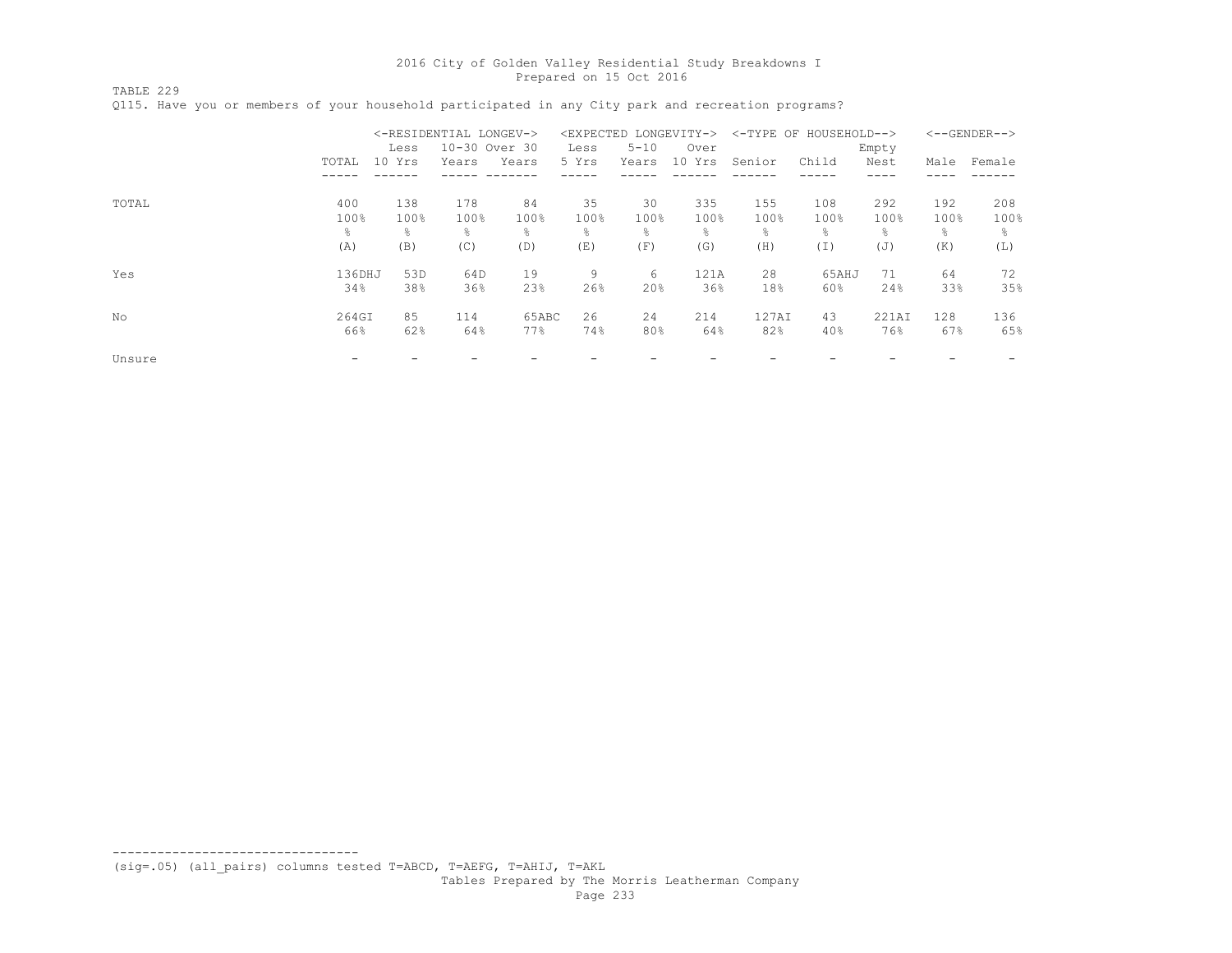2016 City of Golden Valley Residential Study Breakdowns I
Prepared on 15 Oct 2016

TABLE 229
Q115. Have you or members of your household participated in any City park and recreation programs?

| | TOTAL | <-RESIDENTIAL LONGEV-> Less 10 Yrs | 10-30 Years | Over 30 Years | <EXPECTED LONGEVITY-> Less 5 Yrs | 5-10 Years | Over 10 Yrs | <-TYPE OF HOUSEHOLD--> Senior | Child | Empty Nest | <--GENDER--> Male | Female |
|---|---|---|---|---|---|---|---|---|---|---|---|---|
| TOTAL | 400<br>100%<br>%<br>(A) | 138<br>100%<br>%<br>(B) | 178<br>100%<br>%<br>(C) | 84<br>100%<br>%<br>(D) | 35<br>100%<br>%<br>(E) | 30<br>100%<br>%<br>(F) | 335<br>100%<br>%<br>(G) | 155<br>100%<br>%<br>(H) | 108<br>100%<br>%<br>(I) | 292<br>100%<br>%<br>(J) | 192<br>100%<br>%<br>(K) | 208<br>100%<br>%<br>(L) |
| Yes | 136DHJ<br>34% | 53D<br>38% | 64D<br>36% | 19<br>23% | 9<br>26% | 6<br>20% | 121A<br>36% | 28<br>18% | 65AHJ<br>60% | 71<br>24% | 64<br>33% | 72<br>35% |
| No | 264GI<br>66% | 85<br>62% | 114<br>64% | 65ABC<br>77% | 26<br>74% | 24<br>80% | 214<br>64% | 127AI<br>82% | 43<br>40% | 221AI<br>76% | 128<br>67% | 136<br>65% |
| Unsure | - | - | - | - | - | - | - | - | - | - | - | - |

---------------------------------
(sig=.05) (all_pairs) columns tested T=ABCD, T=AEFG, T=AHIJ, T=AKL
Tables Prepared by The Morris Leatherman Company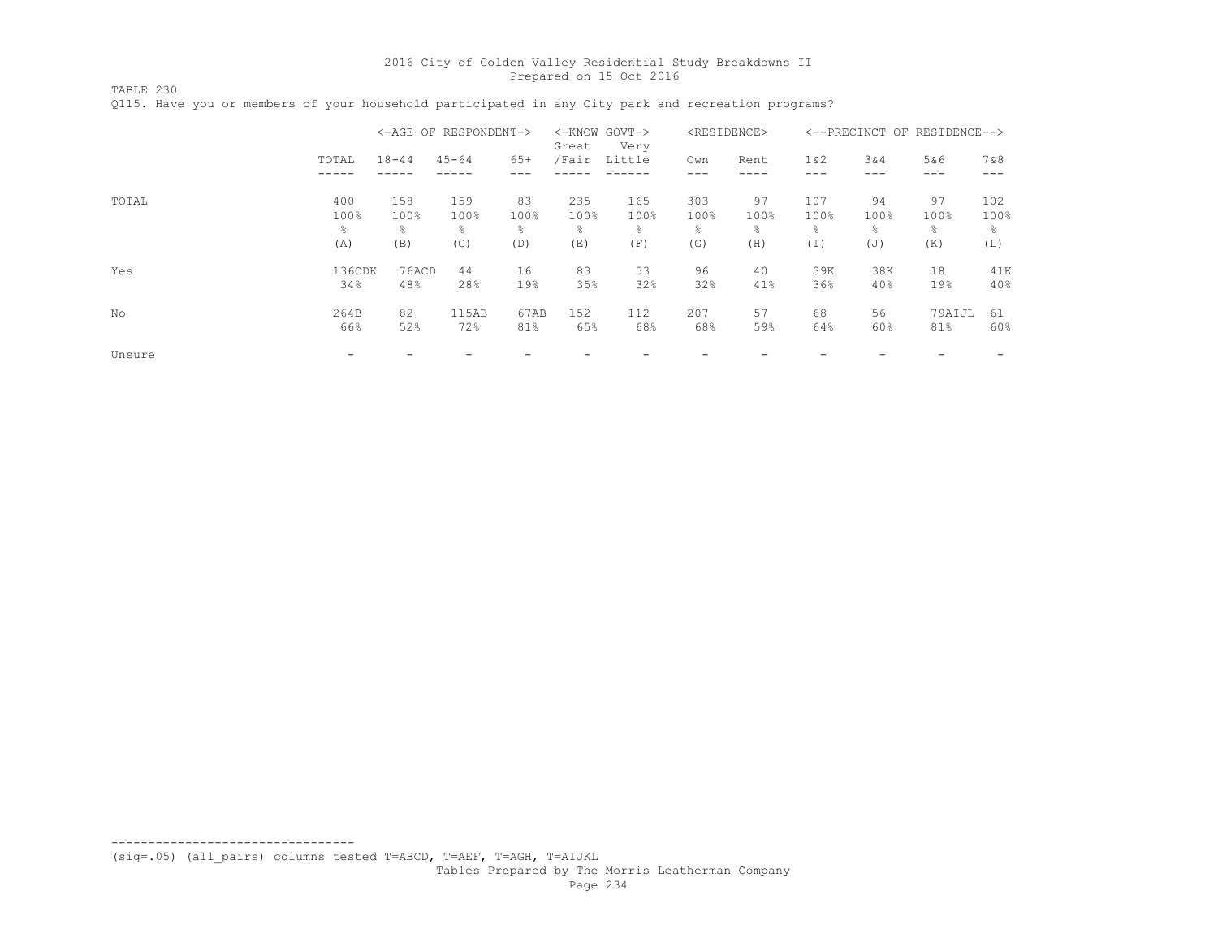2016 City of Golden Valley Residential Study Breakdowns II
Prepared on 15 Oct 2016

TABLE 230
Q115. Have you or members of your household participated in any City park and recreation programs?

| | | <-AGE OF RESPONDENT-> | | | <-KNOW GOVT-> | | <RESIDENCE> | | <--PRECINCT OF RESIDENCE--> | | | |
|---|---|---|---|---|---|---|---|---|---|---|---|---|
| | TOTAL | 18-44 | 45-64 | 65+ | Great /Fair | Very Little | Own | Rent | 1&2 | 3&4 | 5&6 | 7&8 |
| TOTAL | 400<br>100%<br>%<br>(A) | 158<br>100%<br>%<br>(B) | 159<br>100%<br>%<br>(C) | 83<br>100%<br>%<br>(D) | 235<br>100%<br>%<br>(E) | 165<br>100%<br>%<br>(F) | 303<br>100%<br>%<br>(G) | 97<br>100%<br>%<br>(H) | 107<br>100%<br>%<br>(I) | 94<br>100%<br>%<br>(J) | 97<br>100%<br>%<br>(K) | 102<br>100%<br>%<br>(L) |
| Yes | 136CDK<br>34% | 76ACD<br>48% | 44<br>28% | 16<br>19% | 83<br>35% | 53<br>32% | 96<br>32% | 40<br>41% | 39K<br>36% | 38K<br>40% | 18<br>19% | 41K<br>40% |
| No | 264B<br>66% | 82<br>52% | 115AB<br>72% | 67AB<br>81% | 152<br>65% | 112<br>68% | 207<br>68% | 57<br>59% | 68<br>64% | 56<br>60% | 79AIJL<br>81% | 61<br>60% |
| Unsure | - | - | - | - | - | - | - | - | - | - | - | - |

---------------------------------
(sig=.05) (all_pairs) columns tested T=ABCD, T=AEF, T=AGH, T=AIJKL
Tables Prepared by The Morris Leatherman Company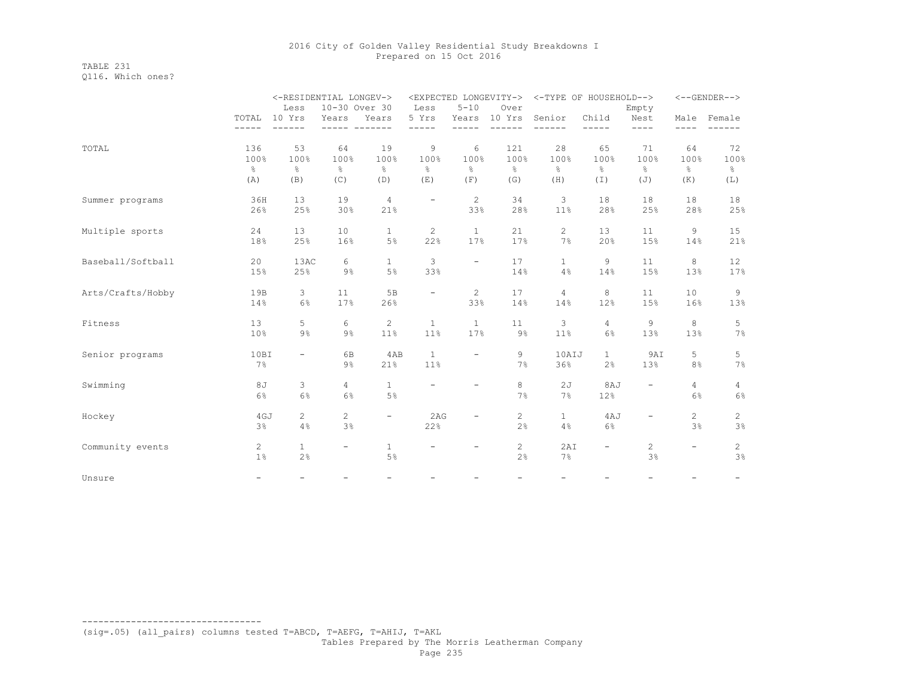2016 City of Golden Valley Residential Study Breakdowns I
Prepared on 15 Oct 2016

TABLE 231
Q116. Which ones?

| | | <-RESIDENTIAL LONGEV-> | | | <EXPECTED LONGEVITY-> | | | <-TYPE OF HOUSEHOLD--> | | | <--GENDER--> | |
|---|---|---|---|---|---|---|---|---|---|---|---|---|
| | TOTAL | Less 10 Yrs | 10-30 Years | Over 30 Years | Less 5 Yrs | 5-10 Years | Over 10 Yrs | Senior | Child | Empty Nest | Male | Female |
| TOTAL | 136 100% % (A) | 53 100% % (B) | 64 100% % (C) | 19 100% % (D) | 9 100% % (E) | 6 100% % (F) | 121 100% % (G) | 28 100% % (H) | 65 100% % (I) | 71 100% % (J) | 64 100% % (K) | 72 100% % (L) |
| Summer programs | 36H 26% | 13 25% | 19 30% | 4 21% | - | 2 33% | 34 28% | 3 11% | 18 28% | 18 25% | 18 28% | 18 25% |
| Multiple sports | 24 18% | 13 25% | 10 16% | 1 5% | 2 22% | 1 17% | 21 17% | 2 7% | 13 20% | 11 15% | 9 14% | 15 21% |
| Baseball/Softball | 20 15% | 13AC 25% | 6 9% | 1 5% | 3 33% | - | 17 14% | 1 4% | 9 14% | 11 15% | 8 13% | 12 17% |
| Arts/Crafts/Hobby | 19B 14% | 3 6% | 11 17% | 5B 26% | - | 2 33% | 17 14% | 4 14% | 8 12% | 11 15% | 10 16% | 9 13% |
| Fitness | 13 10% | 5 9% | 6 9% | 2 11% | 1 11% | 1 17% | 11 9% | 3 11% | 4 6% | 9 13% | 8 13% | 5 7% |
| Senior programs | 10BI 7% | - | 6B 9% | 4AB 21% | 1 11% | - | 9 7% | 10AIJ 36% | 1 2% | 9AI 13% | 5 8% | 5 7% |
| Swimming | 8J 6% | 3 6% | 4 6% | 1 5% | - | - | 8 7% | 2J 7% | 8AJ 12% | - | 4 6% | 4 6% |
| Hockey | 4GJ 3% | 2 4% | 2 3% | - | 2AG 22% | - | 2 2% | 1 4% | 4AJ 6% | - | 2 3% | 2 3% |
| Community events | 2 1% | 1 2% | - | 1 5% | - | - | 2 2% | 2AI 7% | - | 2 3% | - | 2 3% |
| Unsure | - | - | - | - | - | - | - | - | - | - | - | - |

---------------------------------
(sig=.05) (all_pairs) columns tested T=ABCD, T=AEFG, T=AHIJ, T=AKL

Tables Prepared by The Morris Leatherman Company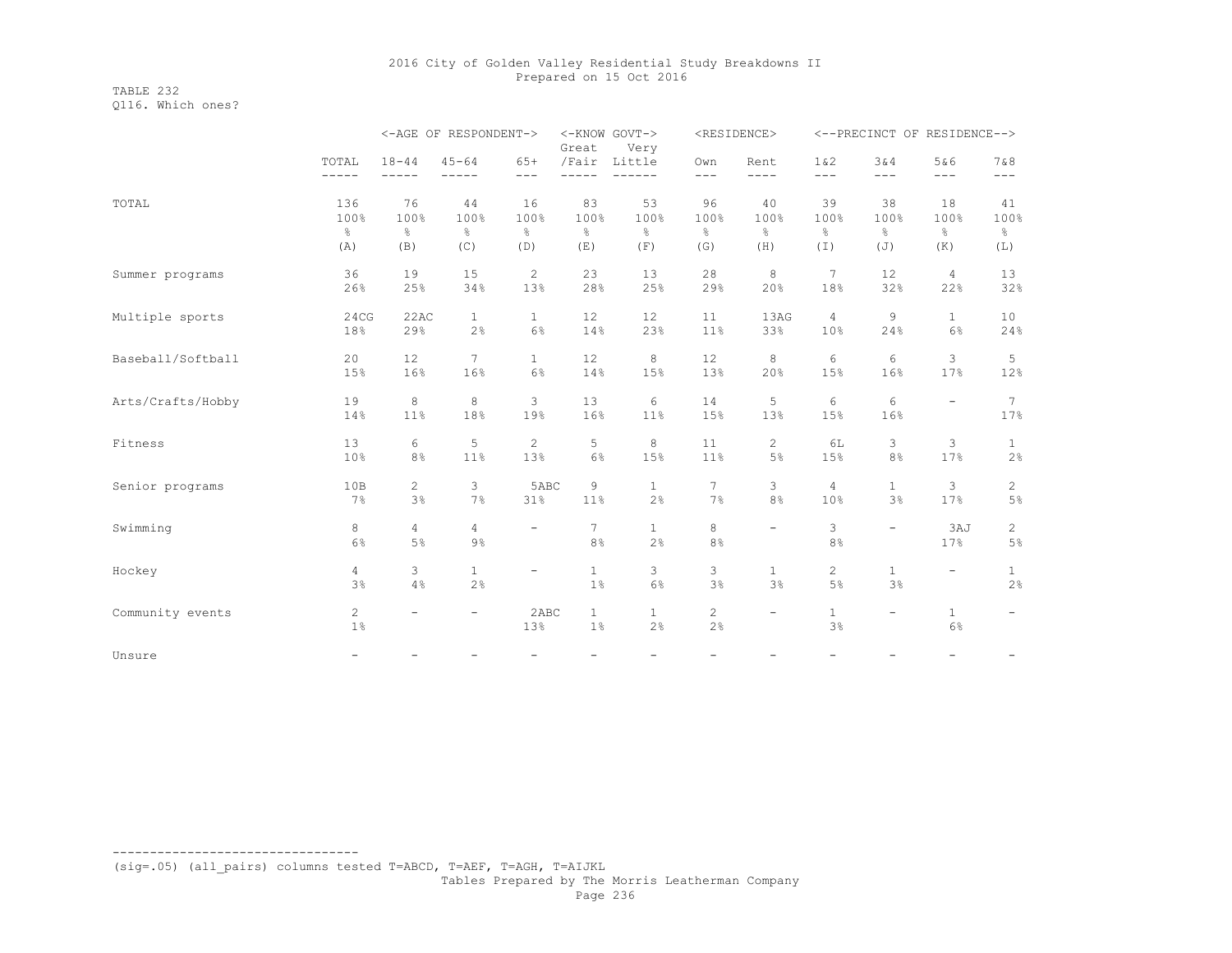2016 City of Golden Valley Residential Study Breakdowns II
Prepared on 15 Oct 2016

TABLE 232
Q116. Which ones?

| | | <-AGE OF RESPONDENT-> | | | <-KNOW GOVT-> | | <RESIDENCE> | | <--PRECINCT OF RESIDENCE--> | | | |
|---|---|---|---|---|---|---|---|---|---|---|---|---|
| | TOTAL | 18-44 | 45-64 | 65+ | Great /Fair | Very Little | Own | Rent | 1&2 | 3&4 | 5&6 | 7&8 |
| TOTAL | 136<br>100%<br>%<br>(A) | 76<br>100%<br>%<br>(B) | 44<br>100%<br>%<br>(C) | 16<br>100%<br>%<br>(D) | 83<br>100%<br>%<br>(E) | 53<br>100%<br>%<br>(F) | 96<br>100%<br>%<br>(G) | 40<br>100%<br>%<br>(H) | 39<br>100%<br>%<br>(I) | 38<br>100%<br>%<br>(J) | 18<br>100%<br>%<br>(K) | 41<br>100%<br>%<br>(L) |
| Summer programs | 36<br>26% | 19<br>25% | 15<br>34% | 2<br>13% | 23<br>28% | 13<br>25% | 28<br>29% | 8<br>20% | 7<br>18% | 12<br>32% | 4<br>22% | 13<br>32% |
| Multiple sports | 24CG<br>18% | 22AC<br>29% | 1<br>2% | 1<br>6% | 12<br>14% | 12<br>23% | 11<br>11% | 13AG<br>33% | 4<br>10% | 9<br>24% | 1<br>6% | 10<br>24% |
| Baseball/Softball | 20<br>15% | 12<br>16% | 7<br>16% | 1<br>6% | 12<br>14% | 8<br>15% | 12<br>13% | 8<br>20% | 6<br>15% | 6<br>16% | 3<br>17% | 5<br>12% |
| Arts/Crafts/Hobby | 19<br>14% | 8<br>11% | 8<br>18% | 3<br>19% | 13<br>16% | 6<br>11% | 14<br>15% | 5<br>13% | 6<br>15% | 6<br>16% | - | 7<br>17% |
| Fitness | 13<br>10% | 6<br>8% | 5<br>11% | 2<br>13% | 5<br>6% | 8<br>15% | 11<br>11% | 2<br>5% | 6L<br>15% | 3<br>8% | 3<br>17% | 1<br>2% |
| Senior programs | 10B<br>7% | 2<br>3% | 3<br>7% | 5ABC<br>31% | 9<br>11% | 1<br>2% | 7<br>7% | 3<br>8% | 4<br>10% | 1<br>3% | 3<br>17% | 2<br>5% |
| Swimming | 8<br>6% | 4<br>5% | 4<br>9% | - | 7<br>8% | 1<br>2% | 8<br>8% | - | 3<br>8% | - | 3AJ<br>17% | 2<br>5% |
| Hockey | 4<br>3% | 3<br>4% | 1<br>2% | - | 1<br>1% | 3<br>6% | 3<br>3% | 1<br>3% | 2<br>5% | 1<br>3% | - | 1<br>2% |
| Community events | 2<br>1% | - | - | 2ABC<br>13% | 1<br>1% | 1<br>2% | 2<br>2% | - | 1<br>3% | - | 1<br>6% | - |
| Unsure | - | - | - | - | - | - | - | - | - | - | - | - |

---------------------------------
(sig=.05) (all_pairs) columns tested T=ABCD, T=AEF, T=AGH, T=AIJKL
Tables Prepared by The Morris Leatherman Company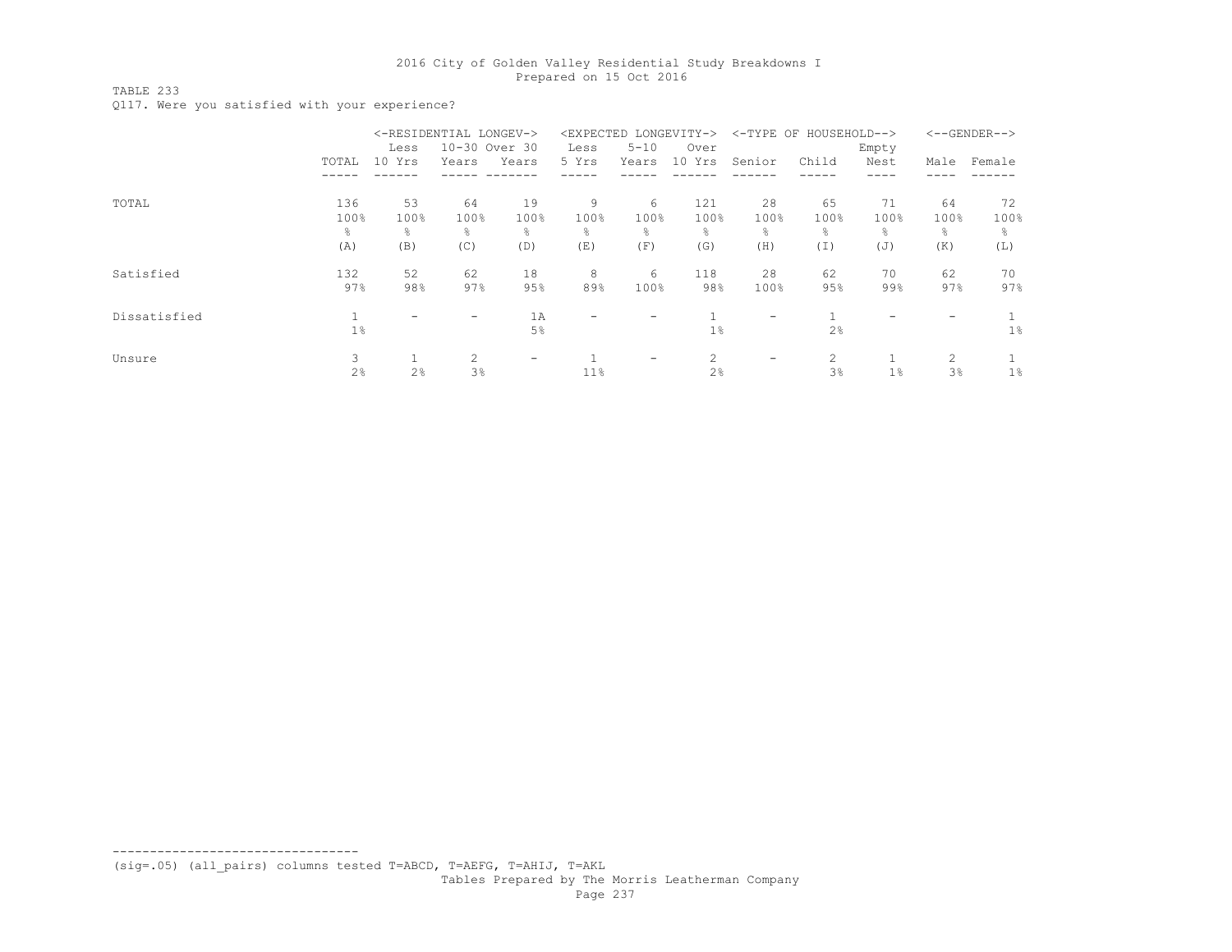TABLE 233
Q117. Were you satisfied with your experience?

| | | <-RESIDENTIAL LONGEV-> | | | <EXPECTED LONGEVITY-> | | | <-TYPE OF HOUSEHOLD--> | | | <--GENDER--> | |
|---|---|---|---|---|---|---|---|---|---|---|---|---|
| | TOTAL | Less 10 Yrs | 10-30 Years | Over 30 Years | Less 5 Yrs | 5-10 Years | Over 10 Yrs | Senior | Child | Empty Nest | Male | Female |
| TOTAL | 136 | 53 | 64 | 19 | 9 | 6 | 121 | 28 | 65 | 71 | 64 | 72 |
| | 100% | 100% | 100% | 100% | 100% | 100% | 100% | 100% | 100% | 100% | 100% | 100% |
| | % | % | % | % | % | % | % | % | % | % | % | % |
| | (A) | (B) | (C) | (D) | (E) | (F) | (G) | (H) | (I) | (J) | (K) | (L) |
| Satisfied | 132 | 52 | 62 | 18 | 8 | 6 | 118 | 28 | 62 | 70 | 62 | 70 |
| | 97% | 98% | 97% | 95% | 89% | 100% | 98% | 100% | 95% | 99% | 97% | 97% |
| Dissatisfied | 1 | - | - | 1A | - | - | 1 | - | 1 | - | - | 1 |
| | 1% | | | 5% | | | 1% | | 2% | | | 1% |
| Unsure | 3 | 1 | 2 | - | 1 | - | 2 | - | 2 | 1 | 2 | 1 |
| | 2% | 2% | 3% | | 11% | | 2% | | 3% | 1% | 3% | 1% |

---------------------------------

(sig=.05) (all_pairs) columns tested T=ABCD, T=AEFG, T=AHIJ, T=AKL

Tables Prepared by The Morris Leatherman Company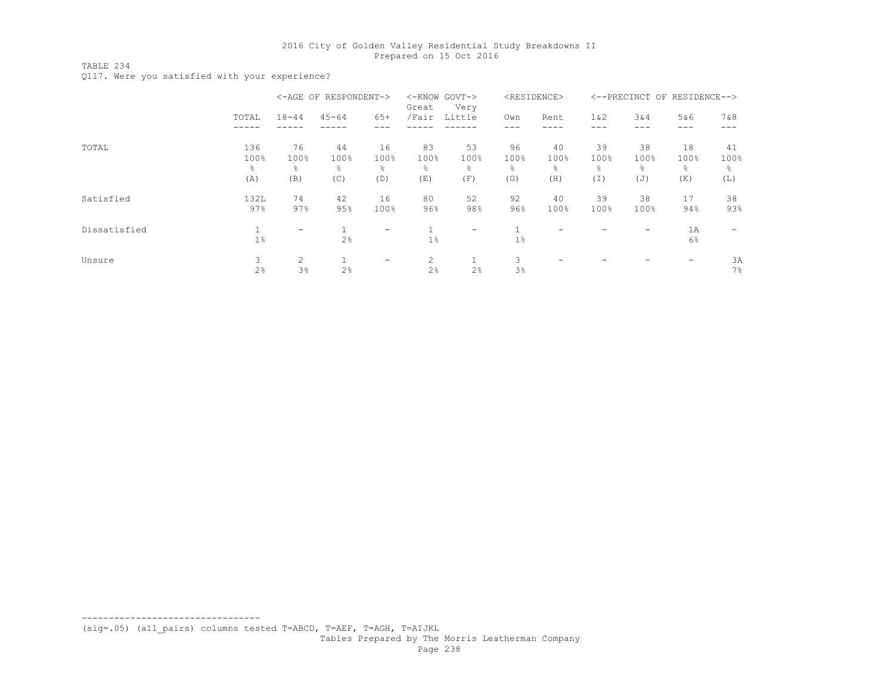2016 City of Golden Valley Residential Study Breakdowns II
Prepared on 15 Oct 2016

TABLE 234
Q117. Were you satisfied with your experience?

| | TOTAL | <-AGE OF RESPONDENT-> | | | <-KNOW GOVT-> | | <RESIDENCE> | | <--PRECINCT OF RESIDENCE--> | | | |
|---|---|---|---|---|---|---|---|---|---|---|---|---|
| | | 18-44 | 45-64 | 65+ | Great /Fair | Very Little | Own | Rent | 1&2 | 3&4 | 5&6 | 7&8 |
| TOTAL | 136<br>100%<br>%<br>(A) | 76<br>100%<br>%<br>(B) | 44<br>100%<br>%<br>(C) | 16<br>100%<br>%<br>(D) | 83<br>100%<br>%<br>(E) | 53<br>100%<br>%<br>(F) | 96<br>100%<br>%<br>(G) | 40<br>100%<br>%<br>(H) | 39<br>100%<br>%<br>(I) | 38<br>100%<br>%<br>(J) | 18<br>100%<br>%<br>(K) | 41<br>100%<br>%<br>(L) |
| Satisfied | 132L<br>97% | 74<br>97% | 42<br>95% | 16<br>100% | 80<br>96% | 52<br>98% | 92<br>96% | 40<br>100% | 39<br>100% | 38<br>100% | 17<br>94% | 38<br>93% |
| Dissatisfied | 1<br>1% | - | 1<br>2% | - | 1<br>1% | - | 1<br>1% | - | - | - | 1A<br>6% | - |
| Unsure | 3<br>2% | 2<br>3% | 1<br>2% | - | 2<br>2% | 1<br>2% | 3<br>3% | - | - | - | - | 3A<br>7% |

---------------------------------
(sig=.05) (all_pairs) columns tested T=ABCD, T=AEF, T=AGH, T=AIJKL
Tables Prepared by The Morris Leatherman Company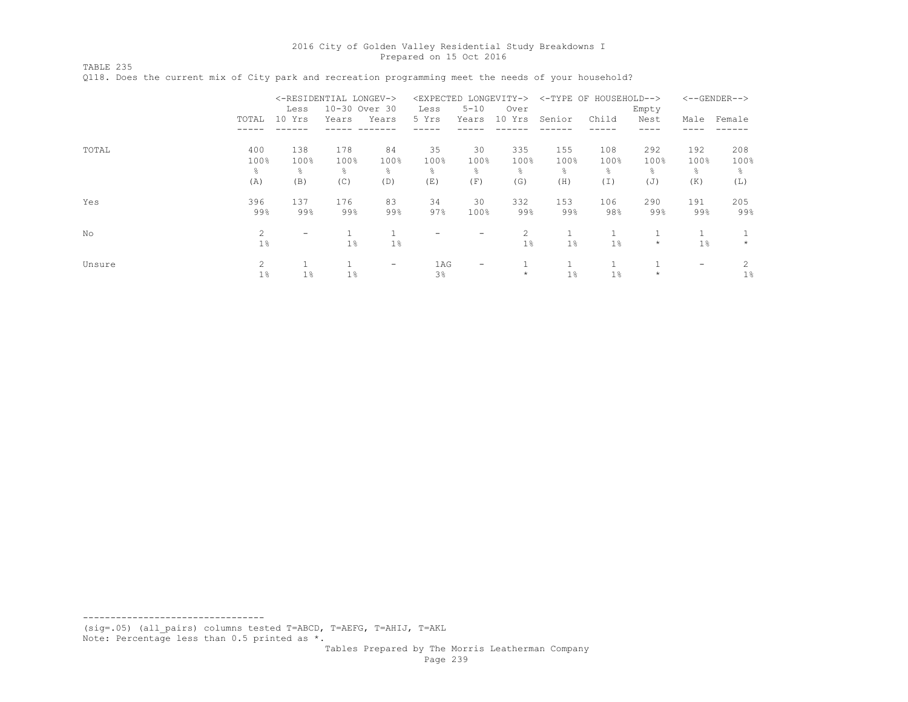2016 City of Golden Valley Residential Study Breakdowns I
Prepared on 15 Oct 2016

TABLE 235
Q118. Does the current mix of City park and recreation programming meet the needs of your household?

| | | <-RESIDENTIAL LONGEV-> | | | <EXPECTED LONGEVITY-> | | | <-TYPE OF HOUSEHOLD--> | | | <--GENDER--> | |
|---|---|---|---|---|---|---|---|---|---|---|---|---|
| | TOTAL | Less 10 Yrs | 10-30 Years | Over 30 Years | Less 5 Yrs | 5-10 Years | Over 10 Yrs | Senior | Child | Empty Nest | Male | Female |
| TOTAL | 400<br>100%<br>%<br>(A) | 138<br>100%<br>%<br>(B) | 178<br>100%<br>%<br>(C) | 84<br>100%<br>%<br>(D) | 35<br>100%<br>%<br>(E) | 30<br>100%<br>%<br>(F) | 335<br>100%<br>%<br>(G) | 155<br>100%<br>%<br>(H) | 108<br>100%<br>%<br>(I) | 292<br>100%<br>%<br>(J) | 192<br>100%<br>%<br>(K) | 208<br>100%<br>%<br>(L) |
| Yes | 396<br>99% | 137<br>99% | 176<br>99% | 83<br>99% | 34<br>97% | 30<br>100% | 332<br>99% | 153<br>99% | 106<br>98% | 290<br>99% | 191<br>99% | 205<br>99% |
| No | 2<br>1% | - | 1<br>1% | 1<br>1% | - | - | 2<br>1% | 1<br>1% | 1<br>1% | 1<br>* | 1<br>1% | 1<br>* |
| Unsure | 2<br>1% | 1<br>1% | 1<br>1% | - | 1AG<br>3% | - | 1<br>* | 1<br>1% | 1<br>1% | 1<br>* | - | 2<br>1% |

---------------------------------
(sig=.05) (all_pairs) columns tested T=ABCD, T=AEFG, T=AHIJ, T=AKL
Note: Percentage less than 0.5 printed as *.

Tables Prepared by The Morris Leatherman Company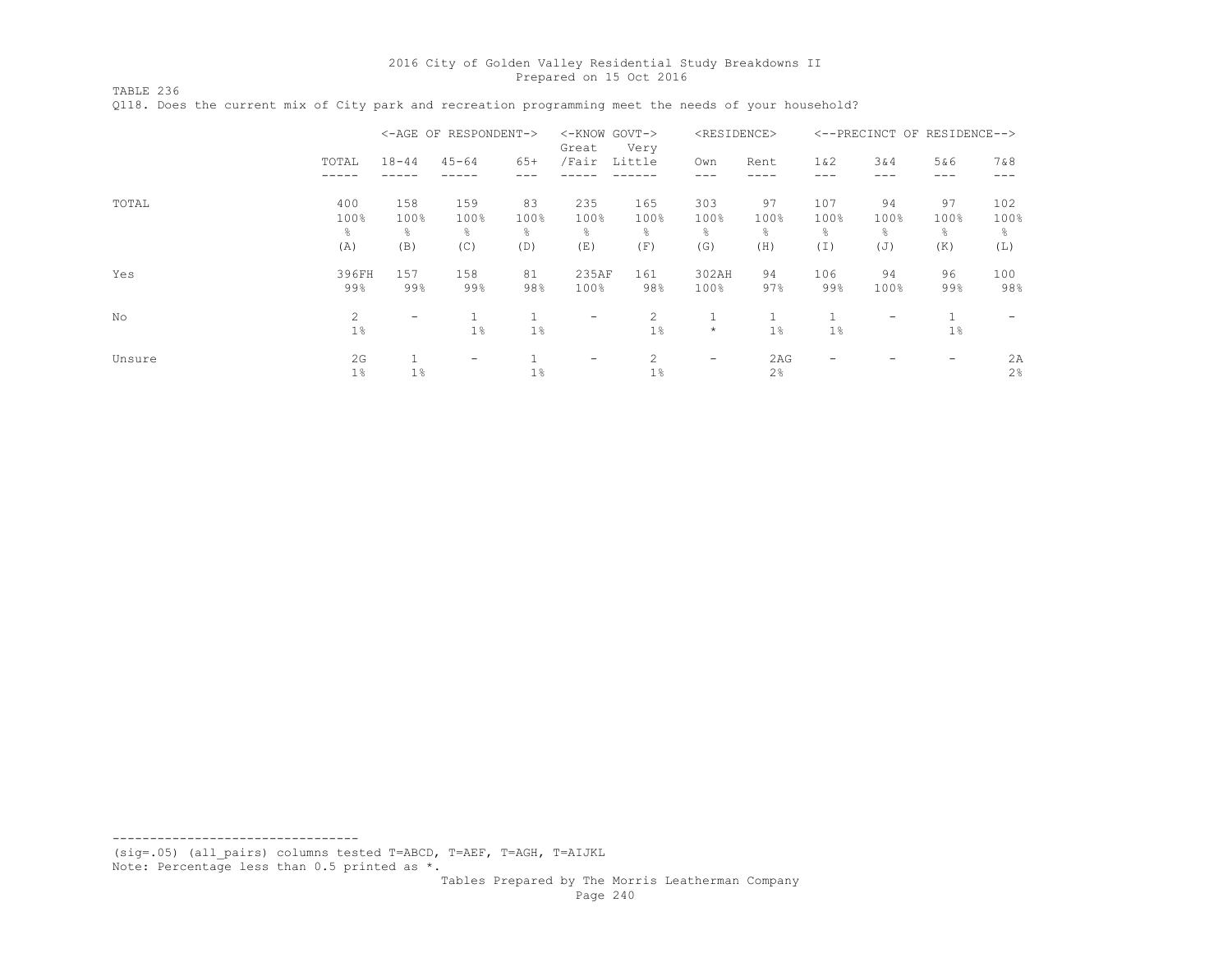2016 City of Golden Valley Residential Study Breakdowns II
Prepared on 15 Oct 2016

TABLE 236
Q118. Does the current mix of City park and recreation programming meet the needs of your household?

| | | <-AGE OF RESPONDENT-> | | | <-KNOW GOVT-> | | <RESIDENCE> | | <--PRECINCT OF RESIDENCE--> | | | |
|---|---|---|---|---|---|---|---|---|---|---|---|---|
| | TOTAL | 18-44 | 45-64 | 65+ | Great /Fair | Very Little | Own | Rent | 1&2 | 3&4 | 5&6 | 7&8 |
| TOTAL | 400<br>100%<br>%<br>(A) | 158<br>100%<br>%<br>(B) | 159<br>100%<br>%<br>(C) | 83<br>100%<br>%<br>(D) | 235<br>100%<br>%<br>(E) | 165<br>100%<br>%<br>(F) | 303<br>100%<br>%<br>(G) | 97<br>100%<br>%<br>(H) | 107<br>100%<br>%<br>(I) | 94<br>100%<br>%<br>(J) | 97<br>100%<br>%<br>(K) | 102<br>100%<br>%<br>(L) |
| Yes | 396FH<br>99% | 157<br>99% | 158<br>99% | 81<br>98% | 235AF<br>100% | 161<br>98% | 302AH<br>100% | 94<br>97% | 106<br>99% | 94<br>100% | 96<br>99% | 100<br>98% |
| No | 2<br>1% | - | 1<br>1% | 1<br>1% | - | 2<br>1% | 1<br>* | 1<br>1% | 1<br>1% | - | 1<br>1% | - |
| Unsure | 2G<br>1% | 1<br>1% | - | 1<br>1% | - | 2<br>1% | - | 2AG<br>2% | - | - | - | 2A<br>2% |

---------------------------------
(sig=.05) (all_pairs) columns tested T=ABCD, T=AEF, T=AGH, T=AIJKL
Note: Percentage less than 0.5 printed as *.

Tables Prepared by The Morris Leatherman Company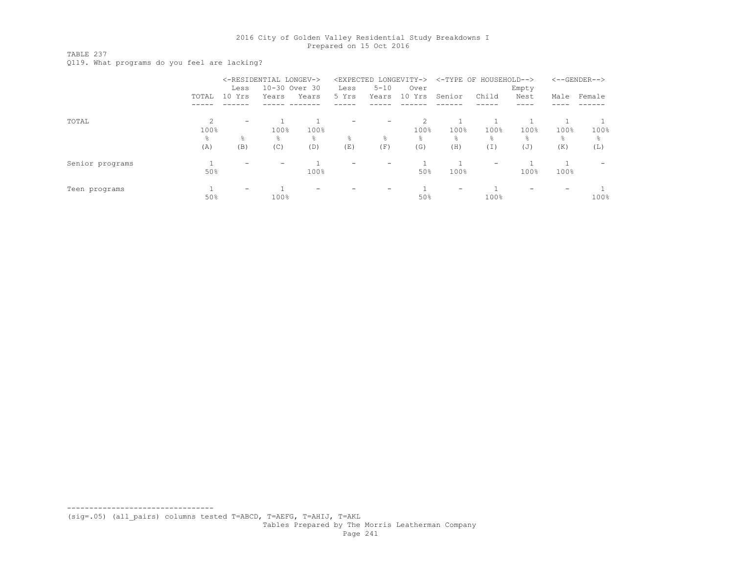2016 City of Golden Valley Residential Study Breakdowns I
Prepared on 15 Oct 2016

TABLE 237
Q119. What programs do you feel are lacking?

| | | <-RESIDENTIAL LONGEV-> | | | <EXPECTED LONGEVITY-> | | | <-TYPE OF HOUSEHOLD--> | | | <--GENDER--> | |
|---|---|---|---|---|---|---|---|---|---|---|---|---|
| | TOTAL | Less 10 Yrs | 10-30 Years | Over 30 Years | Less 5 Yrs | 5-10 Years | Over 10 Yrs | Senior | Child | Empty Nest | Male | Female |
| TOTAL | 2 | - | 1 | 1 | - | - | 2 | 1 | 1 | 1 | 1 | 1 |
| | 100% | | 100% | 100% | | | 100% | 100% | 100% | 100% | 100% | 100% |
| | % | % | % | % | % | % | % | % | % | % | % | % |
| | (A) | (B) | (C) | (D) | (E) | (F) | (G) | (H) | (I) | (J) | (K) | (L) |
| Senior programs | 1 | - | - | 1 | - | - | 1 | 1 | - | 1 | 1 | - |
| | 50% | | | 100% | | | 50% | 100% | | 100% | 100% | |
| Teen programs | 1 | - | 1 | - | - | - | 1 | - | 1 | - | - | 1 |
| | 50% | | 100% | | | | 50% | | 100% | | | 100% |

---------------------------------
(sig=.05) (all_pairs) columns tested T=ABCD, T=AEFG, T=AHIJ, T=AKL
Tables Prepared by The Morris Leatherman Company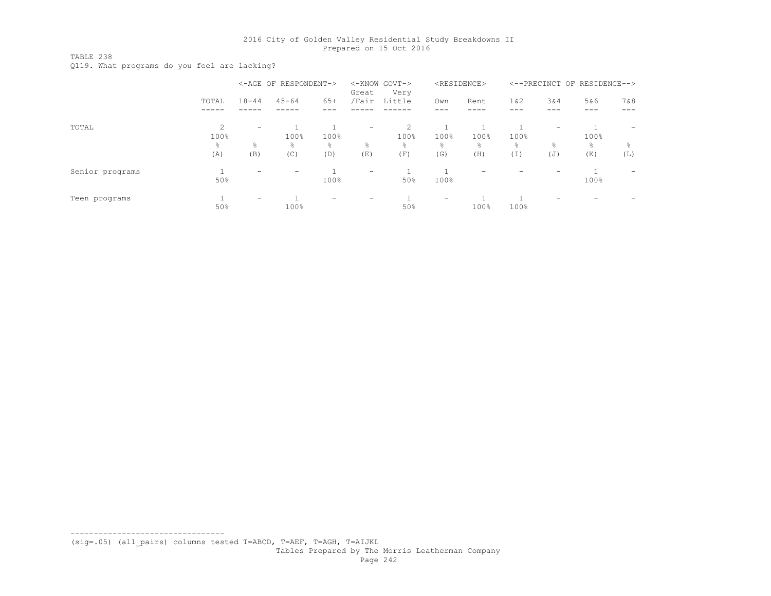TABLE 238

Q119. What programs do you feel are lacking?

| | TOTAL | <-AGE OF RESPONDENT-> | | | <-KNOW GOVT-> | | <RESIDENCE> | | <--PRECINCT OF RESIDENCE--> | | | |
|---|---|---|---|---|---|---|---|---|---|---|---|---|
| | | 18-44 | 45-64 | 65+ | Great /Fair | Very Little | Own | Rent | 1&2 | 3&4 | 5&6 | 7&8 |
| TOTAL | 2 | - | 1 | 1 | - | 2 | 1 | 1 | 1 | - | 1 | - |
| | 100% | | 100% | 100% | | 100% | 100% | 100% | 100% | | 100% | |
| | % | % | % | % | % | % | % | % | % | % | % | % |
| | (A) | (B) | (C) | (D) | (E) | (F) | (G) | (H) | (I) | (J) | (K) | (L) |
| Senior programs | 1 | - | - | 1 | - | 1 | 1 | - | - | - | 1 | - |
| | 50% | | | 100% | | 50% | 100% | | | | 100% | |
| Teen programs | 1 | - | 1 | - | - | 1 | - | 1 | 1 | - | - | - |
| | 50% | | 100% | | | 50% | | 100% | 100% | | | |

---------------------------------

(sig=.05) (all_pairs) columns tested T=ABCD, T=AEF, T=AGH, T=AIJKL

Tables Prepared by The Morris Leatherman Company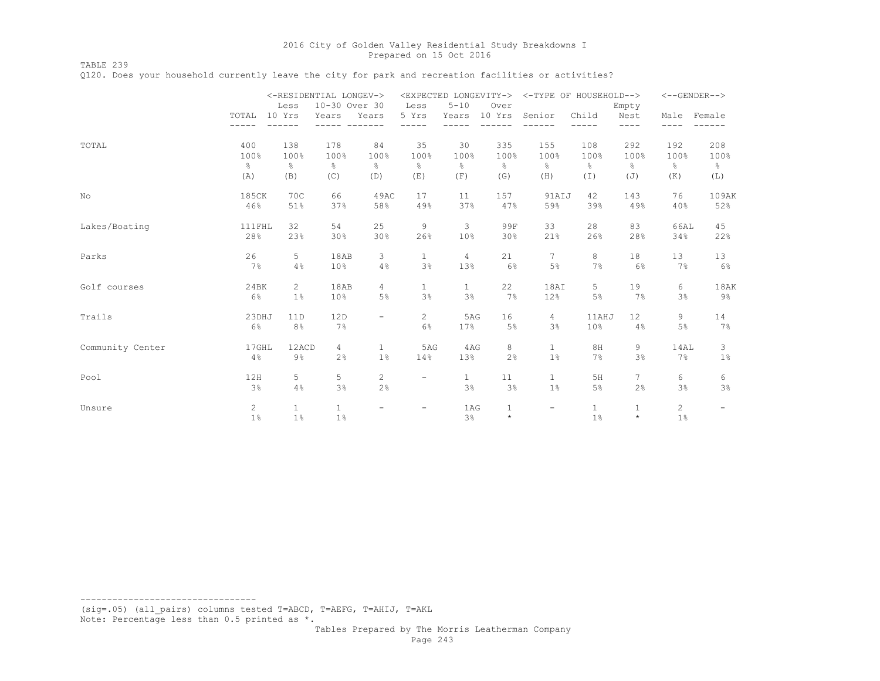2016 City of Golden Valley Residential Study Breakdowns I
Prepared on 15 Oct 2016

TABLE 239
Q120. Does your household currently leave the city for park and recreation facilities or activities?

| | | <-RESIDENTIAL LONGEV-> | | | <EXPECTED LONGEVITY-> | | | <-TYPE OF HOUSEHOLD--> | | | <--GENDER--> | |
|---|---|---|---|---|---|---|---|---|---|---|---|---|
| | TOTAL | Less 10 Yrs | 10-30 Years | Over 30 Years | Less 5 Yrs | 5-10 Years | Over 10 Yrs | Senior | Child | Empty Nest | Male | Female |
| TOTAL | 400<br>100%<br>%<br>(A) | 138<br>100%<br>%<br>(B) | 178<br>100%<br>%<br>(C) | 84<br>100%<br>%<br>(D) | 35<br>100%<br>%<br>(E) | 30<br>100%<br>%<br>(F) | 335<br>100%<br>%<br>(G) | 155<br>100%<br>%<br>(H) | 108<br>100%<br>%<br>(I) | 292<br>100%<br>%<br>(J) | 192<br>100%<br>%<br>(K) | 208<br>100%<br>%<br>(L) |
| No | 185CK<br>46% | 70C<br>51% | 66<br>37% | 49AC<br>58% | 17<br>49% | 11<br>37% | 157<br>47% | 91AIJ<br>59% | 42<br>39% | 143<br>49% | 76<br>40% | 109AK<br>52% |
| Lakes/Boating | 111FHL<br>28% | 32<br>23% | 54<br>30% | 25<br>30% | 9<br>26% | 3<br>10% | 99F<br>30% | 33<br>21% | 28<br>26% | 83<br>28% | 66AL<br>34% | 45<br>22% |
| Parks | 26<br>7% | 5<br>4% | 18AB<br>10% | 3<br>4% | 1<br>3% | 4<br>13% | 21<br>6% | 7<br>5% | 8<br>7% | 18<br>6% | 13<br>7% | 13<br>6% |
| Golf courses | 24BK<br>6% | 2<br>1% | 18AB<br>10% | 4<br>5% | 1<br>3% | 1<br>3% | 22<br>7% | 18AI<br>12% | 5<br>5% | 19<br>7% | 6<br>3% | 18AK<br>9% |
| Trails | 23DHJ<br>6% | 11D<br>8% | 12D<br>7% | - | 2<br>6% | 5AG<br>17% | 16<br>5% | 4<br>3% | 11AHJ<br>10% | 12<br>4% | 9<br>5% | 14<br>7% |
| Community Center | 17GHL<br>4% | 12ACD<br>9% | 4<br>2% | 1<br>1% | 5AG<br>14% | 4AG<br>13% | 8<br>2% | 1<br>1% | 8H<br>7% | 9<br>3% | 14AL<br>7% | 3<br>1% |
| Pool | 12H<br>3% | 5<br>4% | 5<br>3% | 2<br>2% | - | 1<br>3% | 11<br>3% | 1<br>1% | 5H<br>5% | 7<br>2% | 6<br>3% | 6<br>3% |
| Unsure | 2<br>1% | 1<br>1% | 1<br>1% | - | - | 1AG<br>3% | 1<br>* | - | 1<br>1% | 1<br>* | 2<br>1% | - |

---------------------------------
(sig=.05) (all_pairs) columns tested T=ABCD, T=AEFG, T=AHIJ, T=AKL
Note: Percentage less than 0.5 printed as *.

Tables Prepared by The Morris Leatherman Company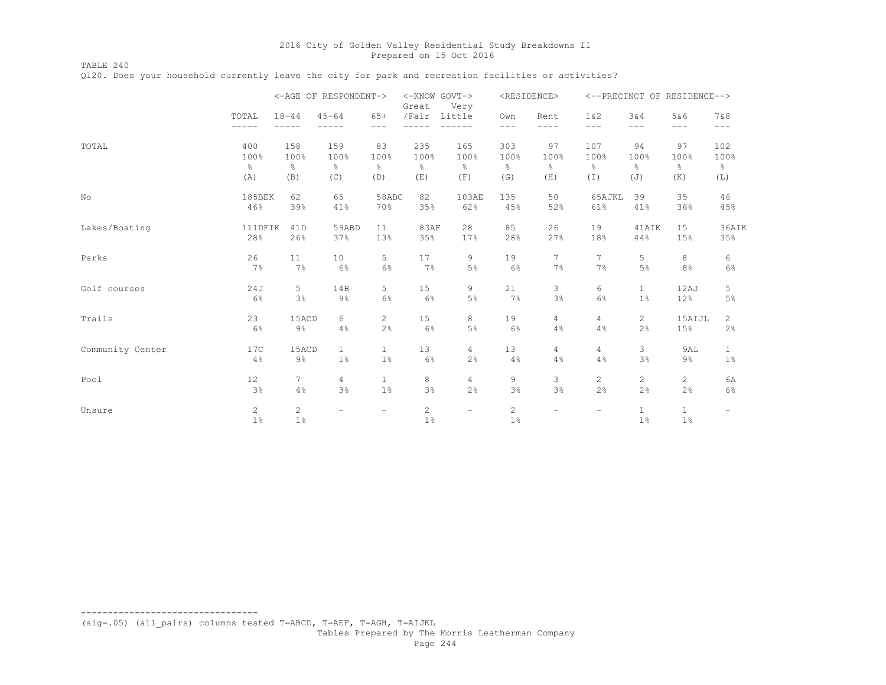2016 City of Golden Valley Residential Study Breakdowns II
Prepared on 15 Oct 2016

TABLE 240
Q120. Does your household currently leave the city for park and recreation facilities or activities?

| | | <-AGE OF RESPONDENT-> | | | <-KNOW GOVT-> | | <RESIDENCE> | | <--PRECINCT OF RESIDENCE--> | | | |
|---|---|---|---|---|---|---|---|---|---|---|---|---|
| | TOTAL | 18-44 | 45-64 | 65+ | Great /Fair | Very Little | Own | Rent | 1&2 | 3&4 | 5&6 | 7&8 |
| TOTAL | 400<br>100%<br>%<br>(A) | 158<br>100%<br>%<br>(B) | 159<br>100%<br>%<br>(C) | 83<br>100%<br>%<br>(D) | 235<br>100%<br>%<br>(E) | 165<br>100%<br>%<br>(F) | 303<br>100%<br>%<br>(G) | 97<br>100%<br>%<br>(H) | 107<br>100%<br>%<br>(I) | 94<br>100%<br>%<br>(J) | 97<br>100%<br>%<br>(K) | 102<br>100%<br>%<br>(L) |
| No | 185BEK<br>46% | 62<br>39% | 65<br>41% | 58ABC<br>70% | 82<br>35% | 103AE<br>62% | 135<br>45% | 50<br>52% | 65AJKL<br>61% | 39<br>41% | 35<br>36% | 46<br>45% |
| Lakes/Boating | 111DFIK<br>28% | 41D<br>26% | 59ABD<br>37% | 11<br>13% | 83AF<br>35% | 28<br>17% | 85<br>28% | 26<br>27% | 19<br>18% | 41AIK<br>44% | 15<br>15% | 36AIK<br>35% |
| Parks | 26<br>7% | 11<br>7% | 10<br>6% | 5<br>6% | 17<br>7% | 9<br>5% | 19<br>6% | 7<br>7% | 7<br>7% | 5<br>5% | 8<br>8% | 6<br>6% |
| Golf courses | 24J<br>6% | 5<br>3% | 14B<br>9% | 5<br>6% | 15<br>6% | 9<br>5% | 21<br>7% | 3<br>3% | 6<br>6% | 1<br>1% | 12AJ<br>12% | 5<br>5% |
| Trails | 23<br>6% | 15ACD<br>9% | 6<br>4% | 2<br>2% | 15<br>6% | 8<br>5% | 19<br>6% | 4<br>4% | 4<br>4% | 2<br>2% | 15AIJL<br>15% | 2<br>2% |
| Community Center | 17C<br>4% | 15ACD<br>9% | 1<br>1% | 1<br>1% | 13<br>6% | 4<br>2% | 13<br>4% | 4<br>4% | 4<br>4% | 3<br>3% | 9AL<br>9% | 1<br>1% |
| Pool | 12<br>3% | 7<br>4% | 4<br>3% | 1<br>1% | 8<br>3% | 4<br>2% | 9<br>3% | 3<br>3% | 2<br>2% | 2<br>2% | 2<br>2% | 6A<br>6% |
| Unsure | 2<br>1% | 2<br>1% | - | - | 2<br>1% | - | 2<br>1% | - | - | 1<br>1% | 1<br>1% | - |

---------------------------------
(sig=.05) (all_pairs) columns tested T=ABCD, T=AEF, T=AGH, T=AIJKL
Tables Prepared by The Morris Leatherman Company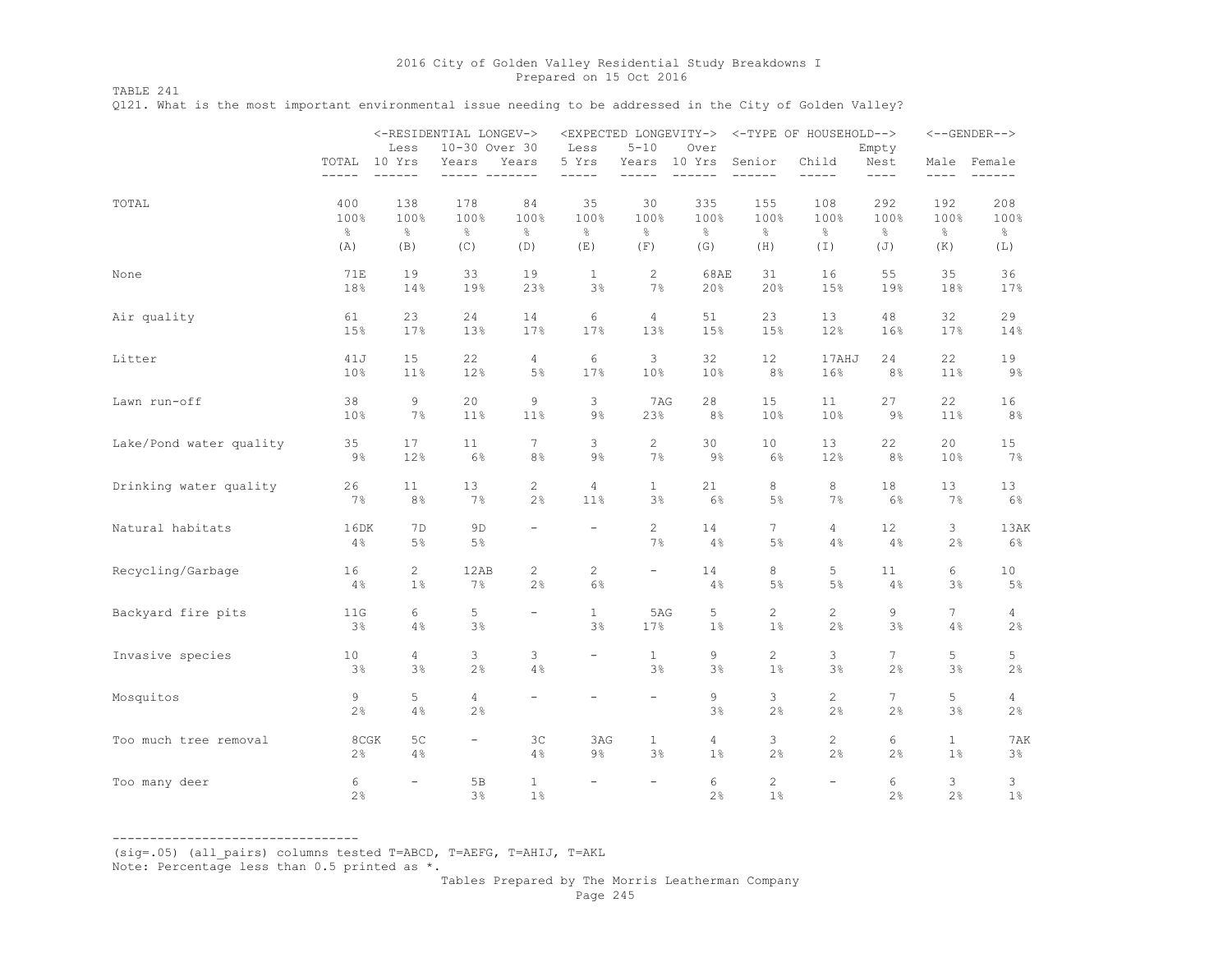TABLE 241

Q121. What is the most important environmental issue needing to be addressed in the City of Golden Valley?

| | | <-RESIDENTIAL LONGEV-> | | | <EXPECTED LONGEVITY-> | | | <-TYPE OF HOUSEHOLD--> | | | <--GENDER--> | |
|---|---|---|---|---|---|---|---|---|---|---|---|---|
| | TOTAL | Less 10 Yrs | 10-30 Years | Over 30 Years | Less 5 Yrs | 5-10 Years | Over 10 Yrs | Senior | Child | Empty Nest | Male | Female |
| TOTAL | 400<br>100%<br>%<br>(A) | 138<br>100%<br>%<br>(B) | 178<br>100%<br>%<br>(C) | 84<br>100%<br>%<br>(D) | 35<br>100%<br>%<br>(E) | 30<br>100%<br>%<br>(F) | 335<br>100%<br>%<br>(G) | 155<br>100%<br>%<br>(H) | 108<br>100%<br>%<br>(I) | 292<br>100%<br>%<br>(J) | 192<br>100%<br>%<br>(K) | 208<br>100%<br>%<br>(L) |
| None | 71E<br>18% | 19<br>14% | 33<br>19% | 19<br>23% | 1<br>3% | 2<br>7% | 68AE<br>20% | 31<br>20% | 16<br>15% | 55<br>19% | 35<br>18% | 36<br>17% |
| Air quality | 61<br>15% | 23<br>17% | 24<br>13% | 14<br>17% | 6<br>17% | 4<br>13% | 51<br>15% | 23<br>15% | 13<br>12% | 48<br>16% | 32<br>17% | 29<br>14% |
| Litter | 41J<br>10% | 15<br>11% | 22<br>12% | 4<br>5% | 6<br>17% | 3<br>10% | 32<br>10% | 12<br>8% | 17AHJ<br>16% | 24<br>8% | 22<br>11% | 19<br>9% |
| Lawn run-off | 38<br>10% | 9<br>7% | 20<br>11% | 9<br>11% | 3<br>9% | 7AG<br>23% | 28<br>8% | 15<br>10% | 11<br>10% | 27<br>9% | 22<br>11% | 16<br>8% |
| Lake/Pond water quality | 35<br>9% | 17<br>12% | 11<br>6% | 7<br>8% | 3<br>9% | 2<br>7% | 30<br>9% | 10<br>6% | 13<br>12% | 22<br>8% | 20<br>10% | 15<br>7% |
| Drinking water quality | 26<br>7% | 11<br>8% | 13<br>7% | 2<br>2% | 4<br>11% | 1<br>3% | 21<br>6% | 8<br>5% | 8<br>7% | 18<br>6% | 13<br>7% | 13<br>6% |
| Natural habitats | 16DK<br>4% | 7D<br>5% | 9D<br>5% | - | - | 2<br>7% | 14<br>4% | 7<br>5% | 4<br>4% | 12<br>4% | 3<br>2% | 13AK<br>6% |
| Recycling/Garbage | 16<br>4% | 2<br>1% | 12AB<br>7% | 2<br>2% | 2<br>6% | - | 14<br>4% | 8<br>5% | 5<br>5% | 11<br>4% | 6<br>3% | 10<br>5% |
| Backyard fire pits | 11G<br>3% | 6<br>4% | 5<br>3% | - | 1<br>3% | 5AG<br>17% | 5<br>1% | 2<br>1% | 2<br>2% | 9<br>3% | 7<br>4% | 4<br>2% |
| Invasive species | 10<br>3% | 4<br>3% | 3<br>2% | 3<br>4% | - | 1<br>3% | 9<br>3% | 2<br>1% | 3<br>3% | 7<br>2% | 5<br>3% | 5<br>2% |
| Mosquitos | 9<br>2% | 5<br>4% | 4<br>2% | - | - | - | 9<br>3% | 3<br>2% | 2<br>2% | 7<br>2% | 5<br>3% | 4<br>2% |
| Too much tree removal | 8CGK<br>2% | 5C<br>4% | - | 3C<br>4% | 3AG<br>9% | 1<br>3% | 4<br>1% | 3<br>2% | 2<br>2% | 6<br>2% | 1<br>1% | 7AK<br>3% |
| Too many deer | 6<br>2% | - | 5B<br>3% | 1<br>1% | - | - | 6<br>2% | 2<br>1% | - | 6<br>2% | 3<br>2% | 3<br>1% |

---------------------------------

(sig=.05) (all_pairs) columns tested T=ABCD, T=AEFG, T=AHIJ, T=AKL

Note: Percentage less than 0.5 printed as *.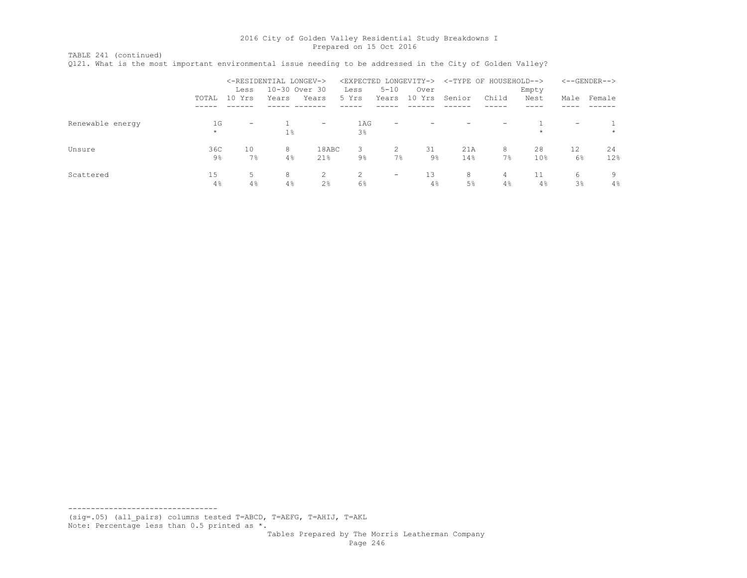2016 City of Golden Valley Residential Study Breakdowns I
Prepared on 15 Oct 2016

TABLE 241 (continued)
Q121. What is the most important environmental issue needing to be addressed in the City of Golden Valley?

| | TOTAL | <-RESIDENTIAL LONGEV-> Less 10 Yrs | 10-30 Years | Over 30 Years | <EXPECTED LONGEVITY-> Less 5 Yrs | 5-10 Years | Over 10 Yrs | <-TYPE OF HOUSEHOLD--> Senior | Child | Empty Nest | <--GENDER--> Male | Female |
|---|---|---|---|---|---|---|---|---|---|---|---|---|
| Renewable energy | 1G | - | 1 | - | 1AG | - | - | - | - | 1 | - | 1 |
| | * | | 1% | | 3% | | | | | * | | * |
| Unsure | 36C | 10 | 8 | 18ABC | 3 | 2 | 31 | 21A | 8 | 28 | 12 | 24 |
| | 9% | 7% | 4% | 21% | 9% | 7% | 9% | 14% | 7% | 10% | 6% | 12% |
| Scattered | 15 | 5 | 8 | 2 | 2 | - | 13 | 8 | 4 | 11 | 6 | 9 |
| | 4% | 4% | 4% | 2% | 6% | | 4% | 5% | 4% | 4% | 3% | 4% |

---------------------------------
(sig=.05) (all_pairs) columns tested T=ABCD, T=AEFG, T=AHIJ, T=AKL
Note: Percentage less than 0.5 printed as *.

Tables Prepared by The Morris Leatherman Company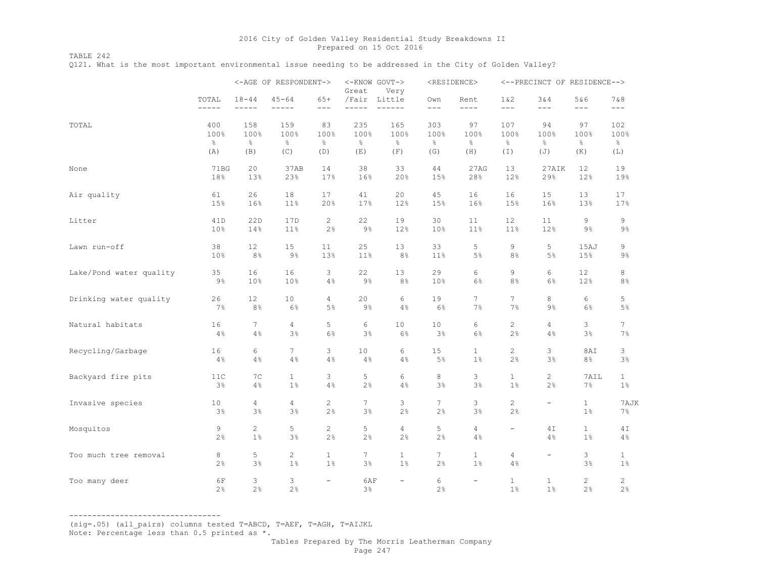2016 City of Golden Valley Residential Study Breakdowns II
Prepared on 15 Oct 2016

TABLE 242
Q121. What is the most important environmental issue needing to be addressed in the City of Golden Valley?

| | | <-AGE OF RESPONDENT-> | | | <-KNOW GOVT-> | | <RESIDENCE> | | <--PRECINCT OF RESIDENCE--> | | | |
|---|---|---|---|---|---|---|---|---|---|---|---|---|
| | TOTAL | 18-44 | 45-64 | 65+ | Great /Fair | Very Little | Own | Rent | 1&2 | 3&4 | 5&6 | 7&8 |
| TOTAL | 400<br>100%<br>%<br>(A) | 158<br>100%<br>%<br>(B) | 159<br>100%<br>%<br>(C) | 83<br>100%<br>%<br>(D) | 235<br>100%<br>%<br>(E) | 165<br>100%<br>%<br>(F) | 303<br>100%<br>%<br>(G) | 97<br>100%<br>%<br>(H) | 107<br>100%<br>%<br>(I) | 94<br>100%<br>%<br>(J) | 97<br>100%<br>%<br>(K) | 102<br>100%<br>%<br>(L) |
| None | 71BG<br>18% | 20<br>13% | 37AB<br>23% | 14<br>17% | 38<br>16% | 33<br>20% | 44<br>15% | 27AG<br>28% | 13<br>12% | 27AIK<br>29% | 12<br>12% | 19<br>19% |
| Air quality | 61<br>15% | 26<br>16% | 18<br>11% | 17<br>20% | 41<br>17% | 20<br>12% | 45<br>15% | 16<br>16% | 16<br>15% | 15<br>16% | 13<br>13% | 17<br>17% |
| Litter | 41D<br>10% | 22D<br>14% | 17D<br>11% | 2<br>2% | 22<br>9% | 19<br>12% | 30<br>10% | 11<br>11% | 12<br>11% | 11<br>12% | 9<br>9% | 9<br>9% |
| Lawn run-off | 38<br>10% | 12<br>8% | 15<br>9% | 11<br>13% | 25<br>11% | 13<br>8% | 33<br>11% | 5<br>5% | 9<br>8% | 5<br>5% | 15AJ<br>15% | 9<br>9% |
| Lake/Pond water quality | 35<br>9% | 16<br>10% | 16<br>10% | 3<br>4% | 22<br>9% | 13<br>8% | 29<br>10% | 6<br>6% | 9<br>8% | 6<br>6% | 12<br>12% | 8<br>8% |
| Drinking water quality | 26<br>7% | 12<br>8% | 10<br>6% | 4<br>5% | 20<br>9% | 6<br>4% | 19<br>6% | 7<br>7% | 7<br>7% | 8<br>9% | 6<br>6% | 5<br>5% |
| Natural habitats | 16<br>4% | 7<br>4% | 4<br>3% | 5<br>6% | 6<br>3% | 10<br>6% | 10<br>3% | 6<br>6% | 2<br>2% | 4<br>4% | 3<br>3% | 7<br>7% |
| Recycling/Garbage | 16<br>4% | 6<br>4% | 7<br>4% | 3<br>4% | 10<br>4% | 6<br>4% | 15<br>5% | 1<br>1% | 2<br>2% | 3<br>3% | 8AI<br>8% | 3<br>3% |
| Backyard fire pits | 11C<br>3% | 7C<br>4% | 1<br>1% | 3<br>4% | 5<br>2% | 6<br>4% | 8<br>3% | 3<br>3% | 1<br>1% | 2<br>2% | 7AIL<br>7% | 1<br>1% |
| Invasive species | 10<br>3% | 4<br>3% | 4<br>3% | 2<br>2% | 7<br>3% | 3<br>2% | 7<br>2% | 3<br>3% | 2<br>2% | - | 1<br>1% | 7AJK<br>7% |
| Mosquitos | 9<br>2% | 2<br>1% | 5<br>3% | 2<br>2% | 5<br>2% | 4<br>2% | 5<br>2% | 4<br>4% | - | 4I<br>4% | 1<br>1% | 4I<br>4% |
| Too much tree removal | 8<br>2% | 5<br>3% | 2<br>1% | 1<br>1% | 7<br>3% | 1<br>1% | 7<br>2% | 1<br>1% | 4<br>4% | - | 3<br>3% | 1<br>1% |
| Too many deer | 6F<br>2% | 3<br>2% | 3<br>2% | - | 6AF<br>3% | - | 6<br>2% | - | 1<br>1% | 1<br>1% | 2<br>2% | 2<br>2% |

---------------------------------
(sig=.05) (all_pairs) columns tested T=ABCD, T=AEF, T=AGH, T=AIJKL
Note: Percentage less than 0.5 printed as *.

Tables Prepared by The Morris Leatherman Company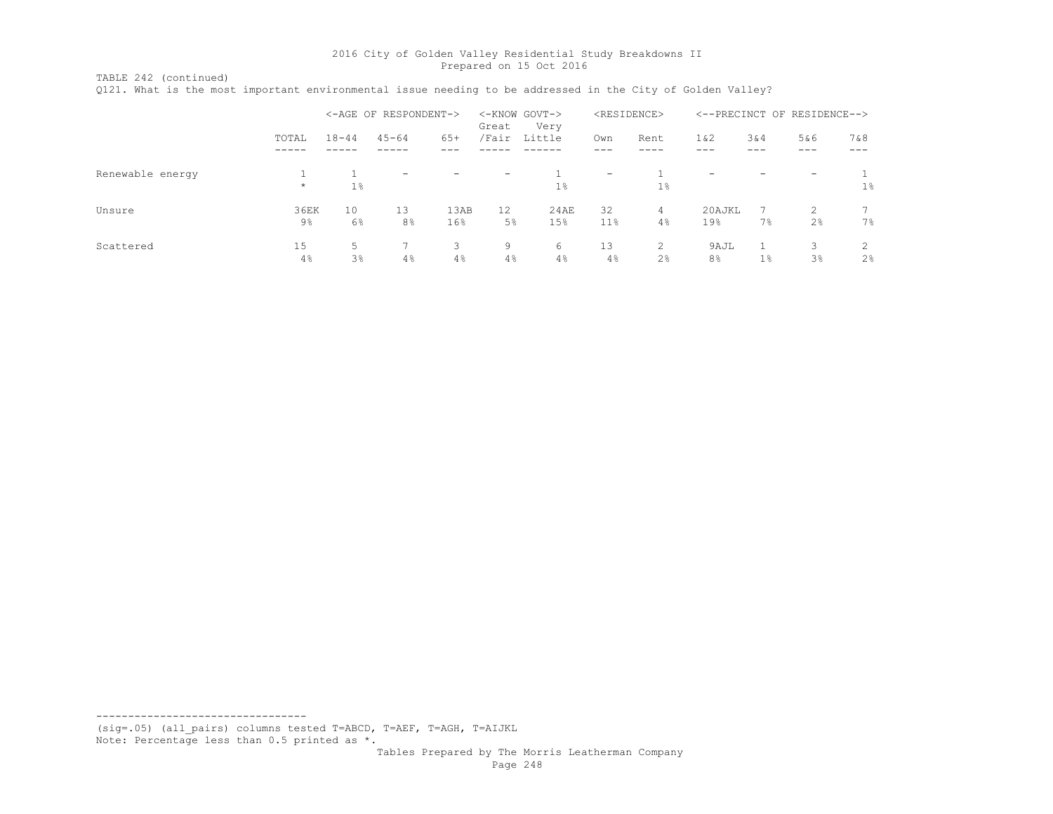TABLE 242 (continued)

Q121. What is the most important environmental issue needing to be addressed in the City of Golden Valley?

| | | <-AGE OF RESPONDENT-> | | | <-KNOW GOVT-> | | <RESIDENCE> | | <--PRECINCT OF RESIDENCE--> | | | |
|---|---|---|---|---|---|---|---|---|---|---|---|---|
| | TOTAL | 18-44 | 45-64 | 65+ | Great /Fair | Very Little | Own | Rent | 1&2 | 3&4 | 5&6 | 7&8 |
| Renewable energy | 1 | 1 | - | - | - | 1 | - | 1 | - | - | - | 1 |
| | * | 1% | | | | 1% | | 1% | | | | 1% |
| Unsure | 36EK | 10 | 13 | 13AB | 12 | 24AE | 32 | 4 | 20AJKL | 7 | 2 | 7 |
| | 9% | 6% | 8% | 16% | 5% | 15% | 11% | 4% | 19% | 7% | 2% | 7% |
| Scattered | 15 | 5 | 7 | 3 | 9 | 6 | 13 | 2 | 9AJL | 1 | 3 | 2 |
| | 4% | 3% | 4% | 4% | 4% | 4% | 4% | 2% | 8% | 1% | 3% | 2% |

---------------------------------

(sig=.05) (all_pairs) columns tested T=ABCD, T=AEF, T=AGH, T=AIJKL

Note: Percentage less than 0.5 printed as *.

Tables Prepared by The Morris Leatherman Company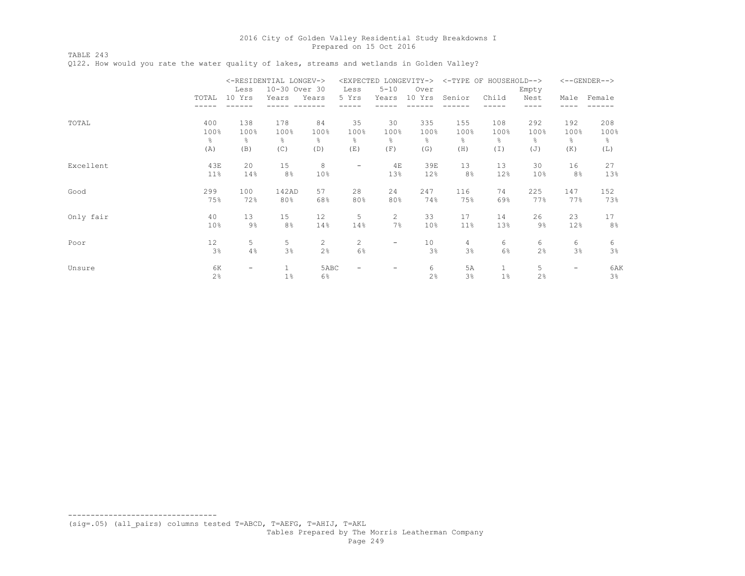2016 City of Golden Valley Residential Study Breakdowns I
Prepared on 15 Oct 2016

TABLE 243
Q122. How would you rate the water quality of lakes, streams and wetlands in Golden Valley?

| | | <-RESIDENTIAL LONGEV-> | | | <EXPECTED LONGEVITY-> | | | <-TYPE OF HOUSEHOLD--> | | | <--GENDER--> | |
|---|---|---|---|---|---|---|---|---|---|---|---|---|
| | TOTAL | Less 10 Yrs | 10-30 Years | Over 30 Years | Less 5 Yrs | 5-10 Years | Over 10 Yrs | Senior | Child | Empty Nest | Male | Female |
| TOTAL | 400<br>100%<br>%<br>(A) | 138<br>100%<br>%<br>(B) | 178<br>100%<br>%<br>(C) | 84<br>100%<br>%<br>(D) | 35<br>100%<br>%<br>(E) | 30<br>100%<br>%<br>(F) | 335<br>100%<br>%<br>(G) | 155<br>100%<br>%<br>(H) | 108<br>100%<br>%<br>(I) | 292<br>100%<br>%<br>(J) | 192<br>100%<br>%<br>(K) | 208<br>100%<br>%<br>(L) |
| Excellent | 43E<br>11% | 20<br>14% | 15<br>8% | 8<br>10% | - | 4E<br>13% | 39E<br>12% | 13<br>8% | 13<br>12% | 30<br>10% | 16<br>8% | 27<br>13% |
| Good | 299<br>75% | 100<br>72% | 142AD<br>80% | 57<br>68% | 28<br>80% | 24<br>80% | 247<br>74% | 116<br>75% | 74<br>69% | 225<br>77% | 147<br>77% | 152<br>73% |
| Only fair | 40<br>10% | 13<br>9% | 15<br>8% | 12<br>14% | 5<br>14% | 2<br>7% | 33<br>10% | 17<br>11% | 14<br>13% | 26<br>9% | 23<br>12% | 17<br>8% |
| Poor | 12<br>3% | 5<br>4% | 5<br>3% | 2<br>2% | 2<br>6% | - | 10<br>3% | 4<br>3% | 6<br>6% | 6<br>2% | 6<br>3% | 6<br>3% |
| Unsure | 6K<br>2% | - | 1<br>1% | 5ABC<br>6% | - | - | 6<br>2% | 5A<br>3% | 1<br>1% | 5<br>2% | - | 6AK<br>3% |

---------------------------------
(sig=.05) (all_pairs) columns tested T=ABCD, T=AEFG, T=AHIJ, T=AKL
Tables Prepared by The Morris Leatherman Company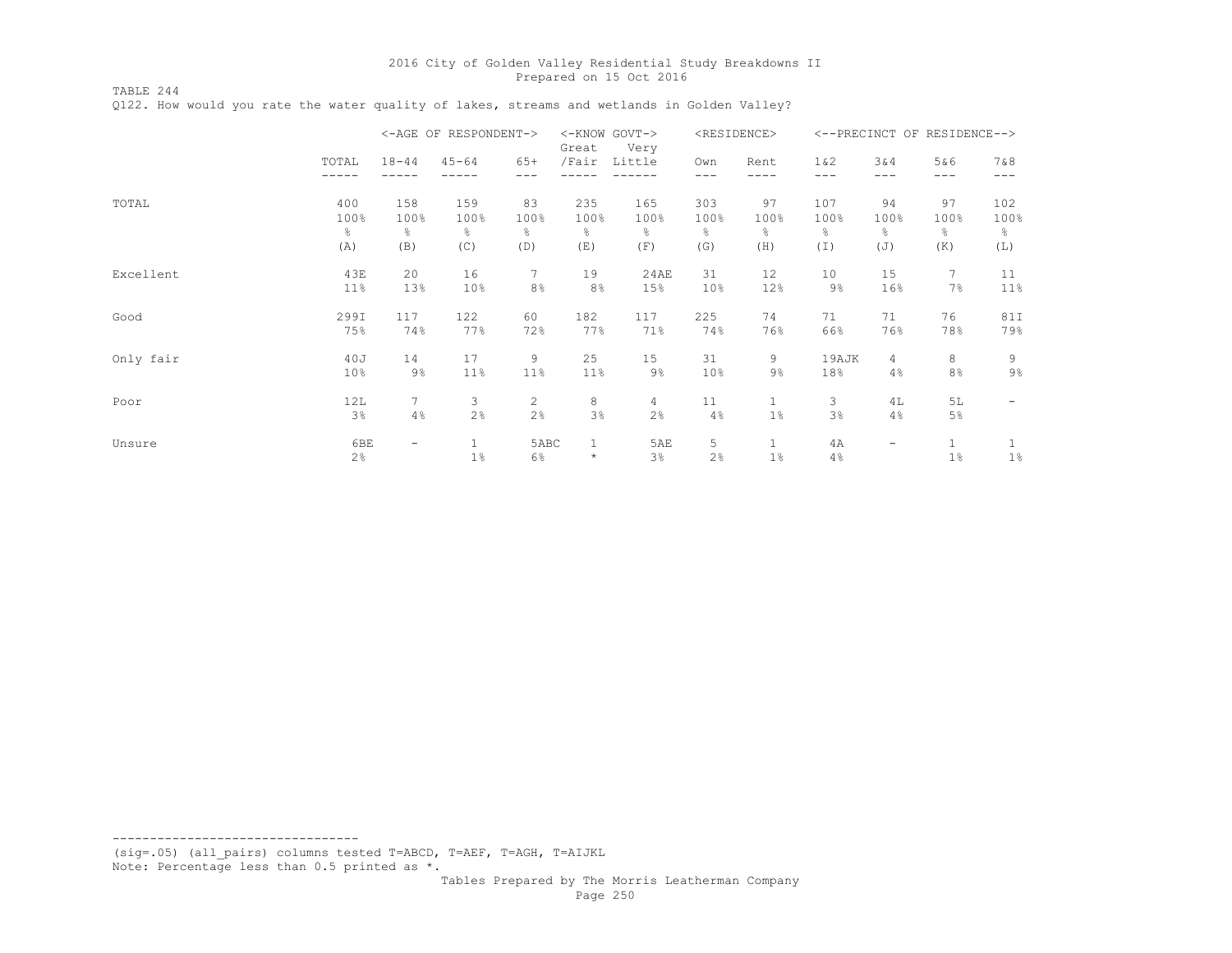2016 City of Golden Valley Residential Study Breakdowns II
Prepared on 15 Oct 2016

TABLE 244
Q122. How would you rate the water quality of lakes, streams and wetlands in Golden Valley?

| | TOTAL | <-AGE OF RESPONDENT-> 18-44 | 45-64 | 65+ | <-KNOW GOVT-> Great /Fair | Very Little | <RESIDENCE> Own | Rent | <--PRECINCT OF RESIDENCE--> 1&2 | 3&4 | 5&6 | 7&8 |
|---|---|---|---|---|---|---|---|---|---|---|---|---|
| TOTAL | 400 | 158 | 159 | 83 | 235 | 165 | 303 | 97 | 107 | 94 | 97 | 102 |
| | 100% | 100% | 100% | 100% | 100% | 100% | 100% | 100% | 100% | 100% | 100% | 100% |
| | % | % | % | % | % | % | % | % | % | % | % | % |
| | (A) | (B) | (C) | (D) | (E) | (F) | (G) | (H) | (I) | (J) | (K) | (L) |
| Excellent | 43E | 20 | 16 | 7 | 19 | 24AE | 31 | 12 | 10 | 15 | 7 | 11 |
| | 11% | 13% | 10% | 8% | 8% | 15% | 10% | 12% | 9% | 16% | 7% | 11% |
| Good | 299I | 117 | 122 | 60 | 182 | 117 | 225 | 74 | 71 | 71 | 76 | 81I |
| | 75% | 74% | 77% | 72% | 77% | 71% | 74% | 76% | 66% | 76% | 78% | 79% |
| Only fair | 40J | 14 | 17 | 9 | 25 | 15 | 31 | 9 | 19AJK | 4 | 8 | 9 |
| | 10% | 9% | 11% | 11% | 11% | 9% | 10% | 9% | 18% | 4% | 8% | 9% |
| Poor | 12L | 7 | 3 | 2 | 8 | 4 | 11 | 1 | 3 | 4L | 5L | - |
| | 3% | 4% | 2% | 2% | 3% | 2% | 4% | 1% | 3% | 4% | 5% | |
| Unsure | 6BE | - | 1 | 5ABC | 1 | 5AE | 5 | 1 | 4A | - | 1 | 1 |
| | 2% | | 1% | 6% | * | 3% | 2% | 1% | 4% | | 1% | 1% |

---------------------------------
(sig=.05) (all_pairs) columns tested T=ABCD, T=AEF, T=AGH, T=AIJKL
Note: Percentage less than 0.5 printed as *.

Tables Prepared by The Morris Leatherman Company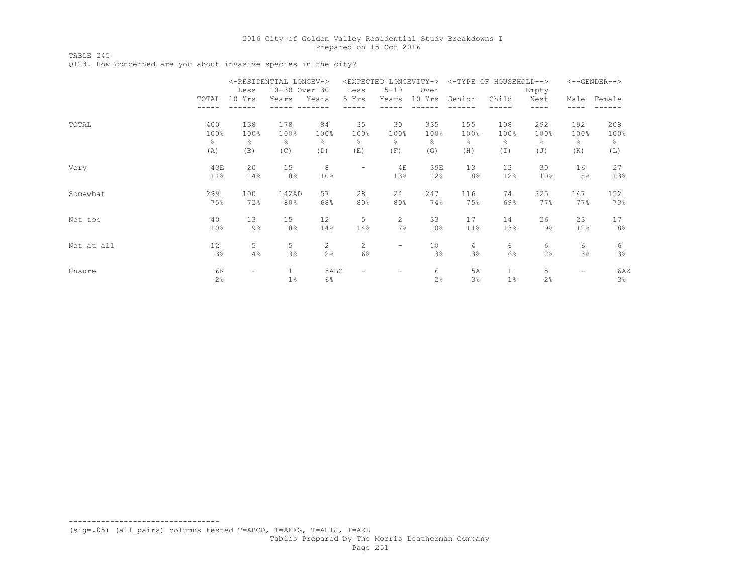2016 City of Golden Valley Residential Study Breakdowns I
Prepared on 15 Oct 2016

TABLE 245
Q123. How concerned are you about invasive species in the city?

| | | <-RESIDENTIAL LONGEV-> | | | <EXPECTED LONGEVITY-> | | | <-TYPE OF HOUSEHOLD--> | | | <--GENDER--> | |
|---|---|---|---|---|---|---|---|---|---|---|---|---|
| | TOTAL | Less 10 Yrs | 10-30 Years | Over 30 Years | Less 5 Yrs | 5-10 Years | Over 10 Yrs | Senior | Child | Empty Nest | Male | Female |
| TOTAL | 400<br>100%<br>%<br>(A) | 138<br>100%<br>%<br>(B) | 178<br>100%<br>%<br>(C) | 84<br>100%<br>%<br>(D) | 35<br>100%<br>%<br>(E) | 30<br>100%<br>%<br>(F) | 335<br>100%<br>%<br>(G) | 155<br>100%<br>%<br>(H) | 108<br>100%<br>%<br>(I) | 292<br>100%<br>%<br>(J) | 192<br>100%<br>%<br>(K) | 208<br>100%<br>%<br>(L) |
| Very | 43E<br>11% | 20<br>14% | 15<br>8% | 8<br>10% | - | 4E<br>13% | 39E<br>12% | 13<br>8% | 13<br>12% | 30<br>10% | 16<br>8% | 27<br>13% |
| Somewhat | 299<br>75% | 100<br>72% | 142AD<br>80% | 57<br>68% | 28<br>80% | 24<br>80% | 247<br>74% | 116<br>75% | 74<br>69% | 225<br>77% | 147<br>77% | 152<br>73% |
| Not too | 40<br>10% | 13<br>9% | 15<br>8% | 12<br>14% | 5<br>14% | 2<br>7% | 33<br>10% | 17<br>11% | 14<br>13% | 26<br>9% | 23<br>12% | 17<br>8% |
| Not at all | 12<br>3% | 5<br>4% | 5<br>3% | 2<br>2% | 2<br>6% | - | 10<br>3% | 4<br>3% | 6<br>6% | 6<br>2% | 6<br>3% | 6<br>3% |
| Unsure | 6K<br>2% | - | 1<br>1% | 5ABC<br>6% | - | - | 6<br>2% | 5A<br>3% | 1<br>1% | 5<br>2% | - | 6AK<br>3% |

---------------------------------
(sig=.05) (all_pairs) columns tested T=ABCD, T=AEFG, T=AHIJ, T=AKL
Tables Prepared by The Morris Leatherman Company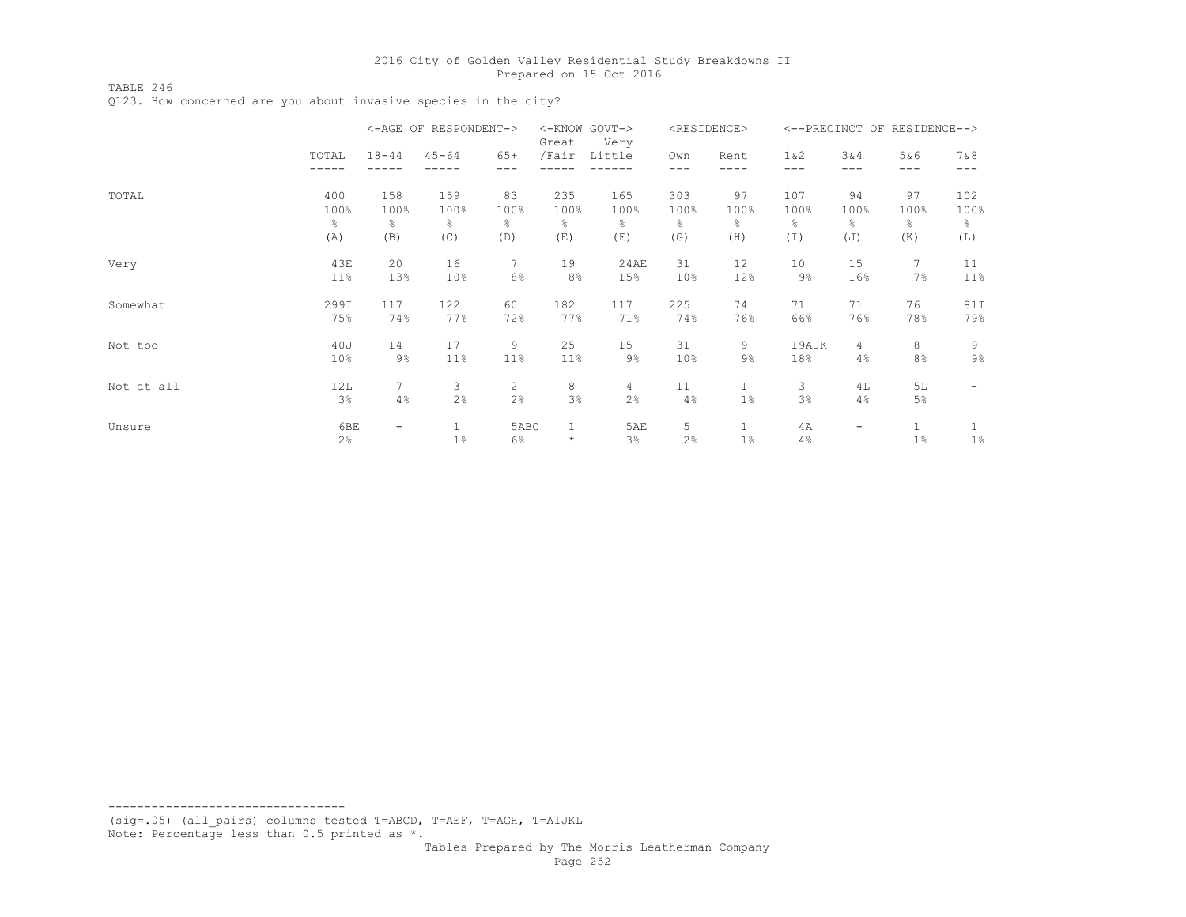2016 City of Golden Valley Residential Study Breakdowns II
Prepared on 15 Oct 2016

TABLE 246
Q123. How concerned are you about invasive species in the city?

| | | <-AGE OF RESPONDENT-> | | | <-KNOW GOVT-> | | <RESIDENCE> | | <--PRECINCT OF RESIDENCE--> | | | |
|---|---|---|---|---|---|---|---|---|---|---|---|---|
| | TOTAL | 18-44 | 45-64 | 65+ | Great /Fair | Very Little | Own | Rent | 1&2 | 3&4 | 5&6 | 7&8 |
| TOTAL | 400 | 158 | 159 | 83 | 235 | 165 | 303 | 97 | 107 | 94 | 97 | 102 |
| | 100% | 100% | 100% | 100% | 100% | 100% | 100% | 100% | 100% | 100% | 100% | 100% |
| | % | % | % | % | % | % | % | % | % | % | % | % |
| | (A) | (B) | (C) | (D) | (E) | (F) | (G) | (H) | (I) | (J) | (K) | (L) |
| Very | 43E | 20 | 16 | 7 | 19 | 24AE | 31 | 12 | 10 | 15 | 7 | 11 |
| | 11% | 13% | 10% | 8% | 8% | 15% | 10% | 12% | 9% | 16% | 7% | 11% |
| Somewhat | 299I | 117 | 122 | 60 | 182 | 117 | 225 | 74 | 71 | 71 | 76 | 81I |
| | 75% | 74% | 77% | 72% | 77% | 71% | 74% | 76% | 66% | 76% | 78% | 79% |
| Not too | 40J | 14 | 17 | 9 | 25 | 15 | 31 | 9 | 19AJK | 4 | 8 | 9 |
| | 10% | 9% | 11% | 11% | 11% | 9% | 10% | 9% | 18% | 4% | 8% | 9% |
| Not at all | 12L | 7 | 3 | 2 | 8 | 4 | 11 | 1 | 3 | 4L | 5L | - |
| | 3% | 4% | 2% | 2% | 3% | 2% | 4% | 1% | 3% | 4% | 5% | |
| Unsure | 6BE | - | 1 | 5ABC | 1 | 5AE | 5 | 1 | 4A | - | 1 | 1 |
| | 2% | | 1% | 6% | * | 3% | 2% | 1% | 4% | | 1% | 1% |

---------------------------------
(sig=.05) (all_pairs) columns tested T=ABCD, T=AEF, T=AGH, T=AIJKL
Note: Percentage less than 0.5 printed as *.

Tables Prepared by The Morris Leatherman Company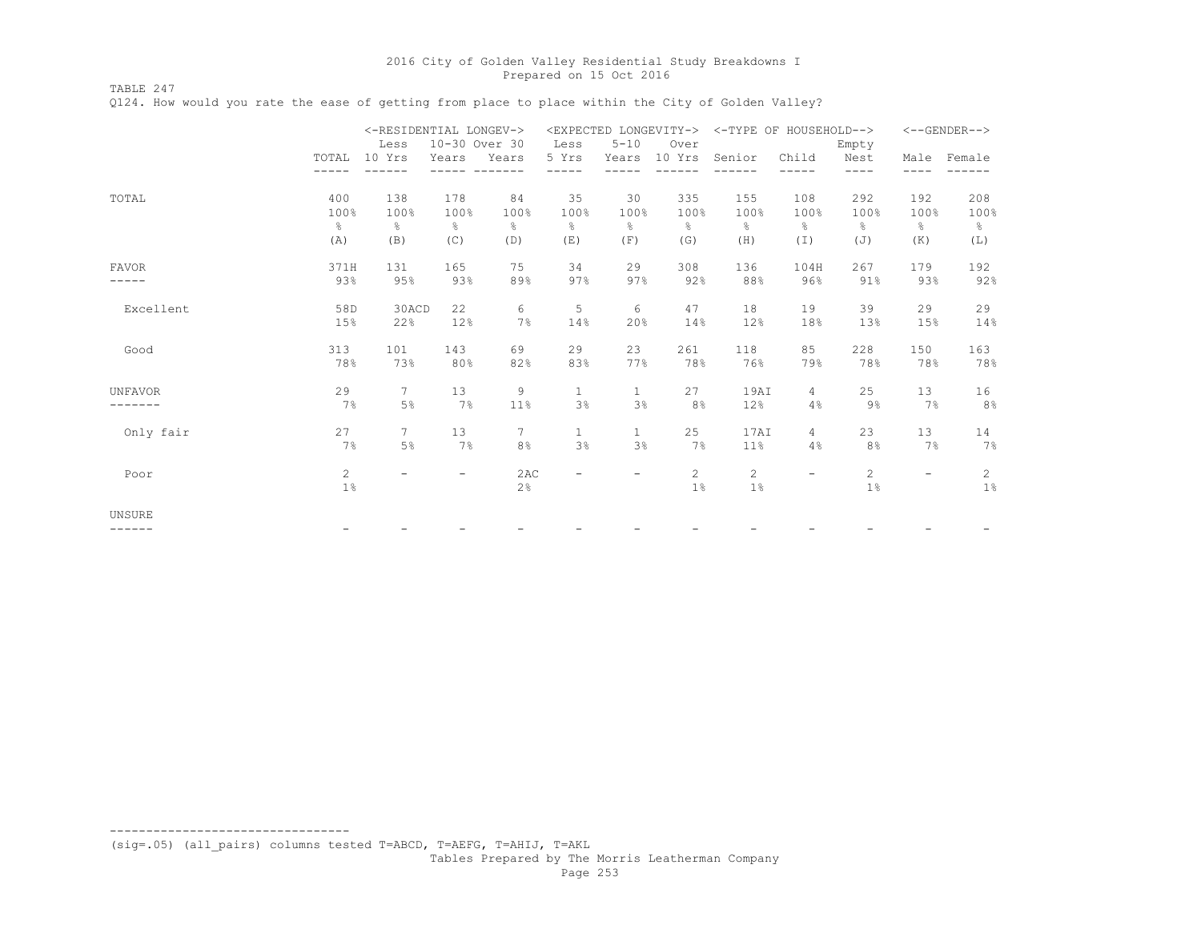2016 City of Golden Valley Residential Study Breakdowns I
Prepared on 15 Oct 2016

TABLE 247
Q124. How would you rate the ease of getting from place to place within the City of Golden Valley?

| | | <-RESIDENTIAL LONGEV-> | | | <EXPECTED LONGEVITY-> | | | <-TYPE OF HOUSEHOLD--> | | | <--GENDER--> | |
|---|---|---|---|---|---|---|---|---|---|---|---|---|
| | TOTAL | Less 10 Yrs | 10-30 Years | Over 30 Years | Less 5 Yrs | 5-10 Years | Over 10 Yrs | Senior | Child | Empty Nest | Male | Female |
| TOTAL | 400<br>100%<br>%<br>(A) | 138<br>100%<br>%<br>(B) | 178<br>100%<br>%<br>(C) | 84<br>100%<br>%<br>(D) | 35<br>100%<br>%<br>(E) | 30<br>100%<br>%<br>(F) | 335<br>100%<br>%<br>(G) | 155<br>100%<br>%<br>(H) | 108<br>100%<br>%<br>(I) | 292<br>100%<br>%<br>(J) | 192<br>100%<br>%<br>(K) | 208<br>100%<br>%<br>(L) |
| FAVOR | 371H<br>93% | 131<br>95% | 165<br>93% | 75<br>89% | 34<br>97% | 29<br>97% | 308<br>92% | 136<br>88% | 104H<br>96% | 267<br>91% | 179<br>93% | 192<br>92% |
| Excellent | 58D<br>15% | 30ACD<br>22% | 22<br>12% | 6<br>7% | 5<br>14% | 6<br>20% | 47<br>14% | 18<br>12% | 19<br>18% | 39<br>13% | 29<br>15% | 29<br>14% |
| Good | 313<br>78% | 101<br>73% | 143<br>80% | 69<br>82% | 29<br>83% | 23<br>77% | 261<br>78% | 118<br>76% | 85<br>79% | 228<br>78% | 150<br>78% | 163<br>78% |
| UNFAVOR | 29<br>7% | 7<br>5% | 13<br>7% | 9<br>11% | 1<br>3% | 1<br>3% | 27<br>8% | 19AI<br>12% | 4<br>4% | 25<br>9% | 13<br>7% | 16<br>8% |
| Only fair | 27<br>7% | 7<br>5% | 13<br>7% | 7<br>8% | 1<br>3% | 1<br>3% | 25<br>7% | 17AI<br>11% | 4<br>4% | 23<br>8% | 13<br>7% | 14<br>7% |
| Poor | 2<br>1% | - | - | 2AC<br>2% | - | - | 2<br>1% | 2<br>1% | - | 2<br>1% | - | 2<br>1% |
| UNSURE | - | - | - | - | - | - | - | - | - | - | - | - |

---------------------------------
(sig=.05) (all_pairs) columns tested T=ABCD, T=AEFG, T=AHIJ, T=AKL
Tables Prepared by The Morris Leatherman Company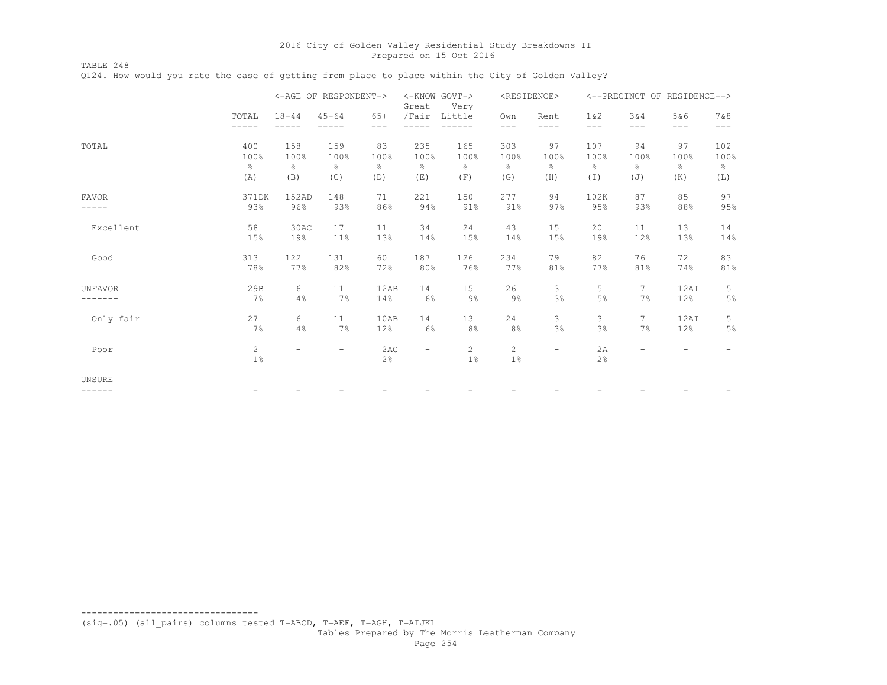2016 City of Golden Valley Residential Study Breakdowns II
Prepared on 15 Oct 2016

TABLE 248

Q124. How would you rate the ease of getting from place to place within the City of Golden Valley?

| | | <-AGE OF RESPONDENT-> | | | <-KNOW GOVT-> | | <RESIDENCE> | | <--PRECINCT OF RESIDENCE--> | | | |
|---|---|---|---|---|---|---|---|---|---|---|---|---|
| | TOTAL | 18-44 | 45-64 | 65+ | Great /Fair | Very Little | Own | Rent | 1&2 | 3&4 | 5&6 | 7&8 |
| TOTAL | 400<br>100%<br>%<br>(A) | 158<br>100%<br>%<br>(B) | 159<br>100%<br>%<br>(C) | 83<br>100%<br>%<br>(D) | 235<br>100%<br>%<br>(E) | 165<br>100%<br>%<br>(F) | 303<br>100%<br>%<br>(G) | 97<br>100%<br>%<br>(H) | 107<br>100%<br>%<br>(I) | 94<br>100%<br>%<br>(J) | 97<br>100%<br>%<br>(K) | 102<br>100%<br>%<br>(L) |
| FAVOR | 371DK<br>93% | 152AD<br>96% | 148<br>93% | 71<br>86% | 221<br>94% | 150<br>91% | 277<br>91% | 94<br>97% | 102K<br>95% | 87<br>93% | 85<br>88% | 97<br>95% |
| Excellent | 58<br>15% | 30AC<br>19% | 17<br>11% | 11<br>13% | 34<br>14% | 24<br>15% | 43<br>14% | 15<br>15% | 20<br>19% | 11<br>12% | 13<br>13% | 14<br>14% |
| Good | 313<br>78% | 122<br>77% | 131<br>82% | 60<br>72% | 187<br>80% | 126<br>76% | 234<br>77% | 79<br>81% | 82<br>77% | 76<br>81% | 72<br>74% | 83<br>81% |
| UNFAVOR | 29B<br>7% | 6<br>4% | 11<br>7% | 12AB<br>14% | 14<br>6% | 15<br>9% | 26<br>9% | 3<br>3% | 5<br>5% | 7<br>7% | 12AI<br>12% | 5<br>5% |
| Only fair | 27<br>7% | 6<br>4% | 11<br>7% | 10AB<br>12% | 14<br>6% | 13<br>8% | 24<br>8% | 3<br>3% | 3<br>3% | 7<br>7% | 12AI<br>12% | 5<br>5% |
| Poor | 2<br>1% | - | - | 2AC<br>2% | - | 2<br>1% | 2<br>1% | - | 2A<br>2% | - | - | - |
| UNSURE | - | - | - | - | - | - | - | - | - | - | - | - |

(sig=.05) (all_pairs) columns tested T=ABCD, T=AEF, T=AGH, T=AIJKL

Tables Prepared by The Morris Leatherman Company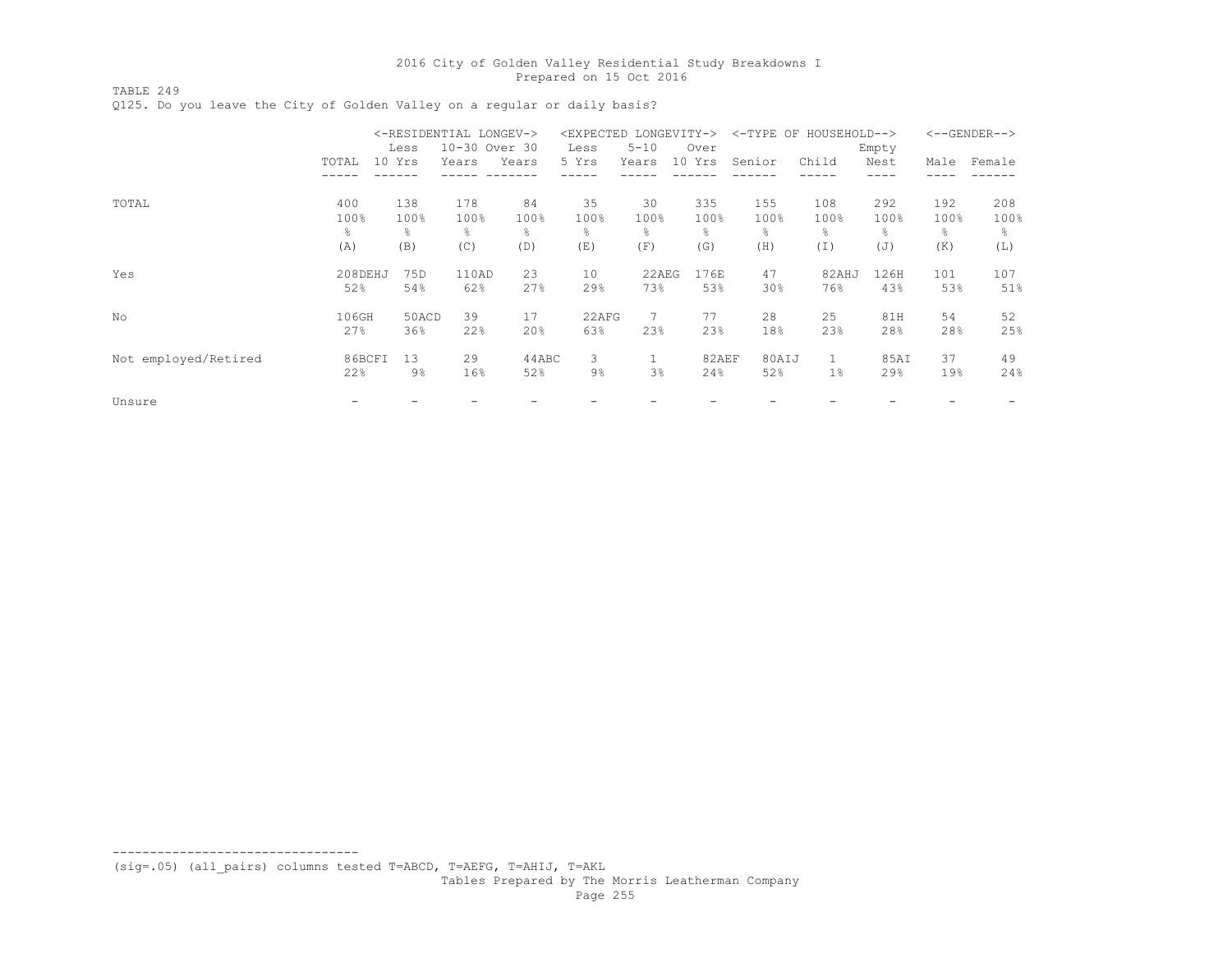2016 City of Golden Valley Residential Study Breakdowns I
Prepared on 15 Oct 2016

TABLE 249
Q125. Do you leave the City of Golden Valley on a regular or daily basis?

| | | <-RESIDENTIAL LONGEV-> | | | <EXPECTED LONGEVITY-> | | | <-TYPE OF HOUSEHOLD--> | | | <--GENDER--> | |
|---|---|---|---|---|---|---|---|---|---|---|---|---|
| | TOTAL | Less 10 Yrs | 10-30 Years | Over 30 Years | Less 5 Yrs | 5-10 Years | Over 10 Yrs | Senior | Child | Empty Nest | Male | Female |
| TOTAL | 400<br>100%<br>%<br>(A) | 138<br>100%<br>%<br>(B) | 178<br>100%<br>%<br>(C) | 84<br>100%<br>%<br>(D) | 35<br>100%<br>%<br>(E) | 30<br>100%<br>%<br>(F) | 335<br>100%<br>%<br>(G) | 155<br>100%<br>%<br>(H) | 108<br>100%<br>%<br>(I) | 292<br>100%<br>%<br>(J) | 192<br>100%<br>%<br>(K) | 208<br>100%<br>%<br>(L) |
| Yes | 208DEHJ<br>52% | 75D<br>54% | 110AD<br>62% | 23<br>27% | 10<br>29% | 22AEG<br>73% | 176E<br>53% | 47<br>30% | 82AHJ<br>76% | 126H<br>43% | 101<br>53% | 107<br>51% |
| No | 106GH<br>27% | 50ACD<br>36% | 39<br>22% | 17<br>20% | 22AFG<br>63% | 7<br>23% | 77<br>23% | 28<br>18% | 25<br>23% | 81H<br>28% | 54<br>28% | 52<br>25% |
| Not employed/Retired | 86BCFI<br>22% | 13<br>9% | 29<br>16% | 44ABC<br>52% | 3<br>9% | 1<br>3% | 82AEF<br>24% | 80AIJ<br>52% | 1<br>1% | 85AI<br>29% | 37<br>19% | 49<br>24% |
| Unsure | - | - | - | - | - | - | - | - | - | - | - | - |

---------------------------------
(sig=.05) (all_pairs) columns tested T=ABCD, T=AEFG, T=AHIJ, T=AKL
Tables Prepared by The Morris Leatherman Company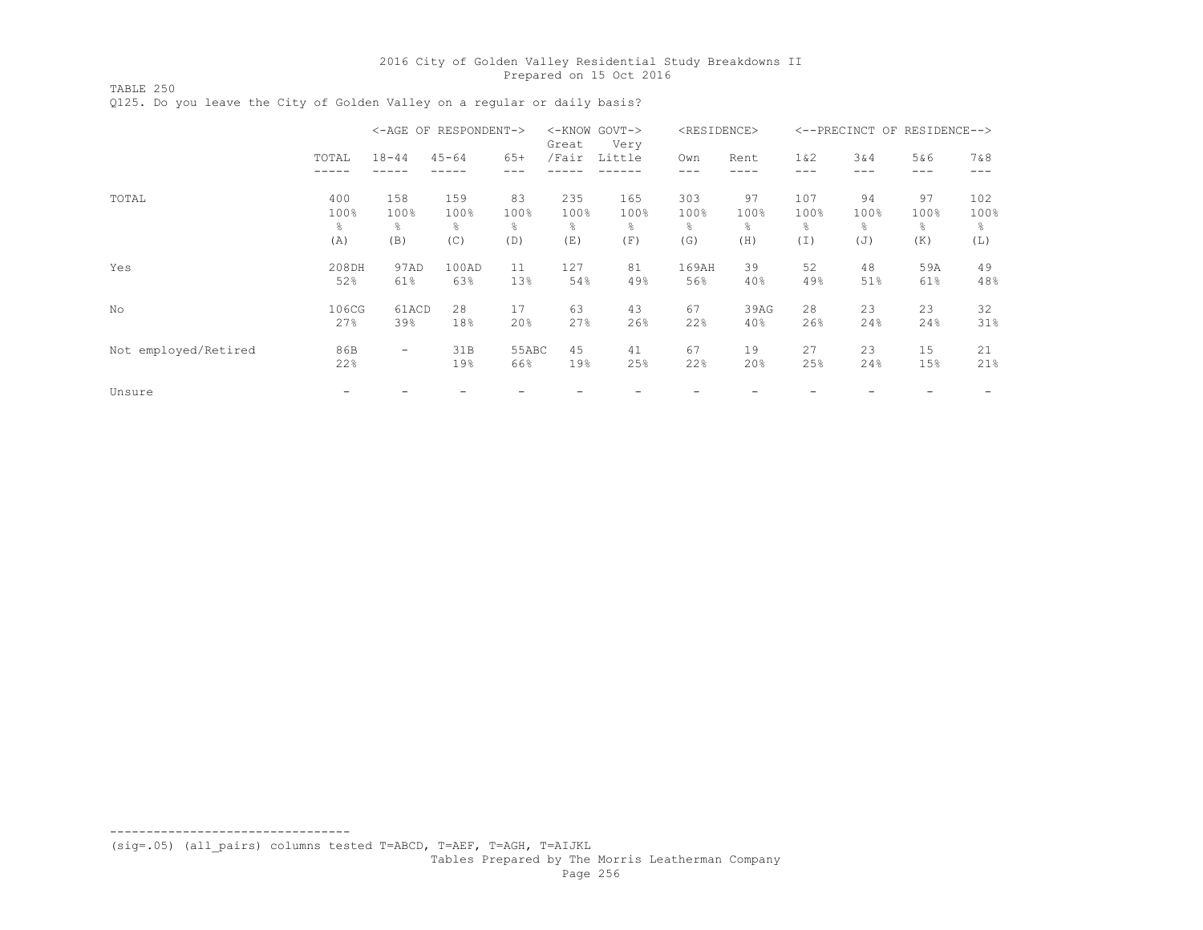2016 City of Golden Valley Residential Study Breakdowns II
Prepared on 15 Oct 2016

TABLE 250
Q125. Do you leave the City of Golden Valley on a regular or daily basis?

| | | <-AGE OF RESPONDENT-> | | | <-KNOW GOVT-> | | <RESIDENCE> | | <--PRECINCT OF RESIDENCE--> | | | |
|---|---|---|---|---|---|---|---|---|---|---|---|---|
| | TOTAL | 18-44 | 45-64 | 65+ | Great /Fair | Very Little | Own | Rent | 1&2 | 3&4 | 5&6 | 7&8 |
| TOTAL | 400<br>100%<br>%<br>(A) | 158<br>100%<br>%<br>(B) | 159<br>100%<br>%<br>(C) | 83<br>100%<br>%<br>(D) | 235<br>100%<br>%<br>(E) | 165<br>100%<br>%<br>(F) | 303<br>100%<br>%<br>(G) | 97<br>100%<br>%<br>(H) | 107<br>100%<br>%<br>(I) | 94<br>100%<br>%<br>(J) | 97<br>100%<br>%<br>(K) | 102<br>100%<br>%<br>(L) |
| Yes | 208DH<br>52% | 97AD<br>61% | 100AD<br>63% | 11<br>13% | 127<br>54% | 81<br>49% | 169AH<br>56% | 39<br>40% | 52<br>49% | 48<br>51% | 59A<br>61% | 49<br>48% |
| No | 106CG<br>27% | 61ACD<br>39% | 28<br>18% | 17<br>20% | 63<br>27% | 43<br>26% | 67<br>22% | 39AG<br>40% | 28<br>26% | 23<br>24% | 23<br>24% | 32<br>31% |
| Not employed/Retired | 86B<br>22% | - | 31B<br>19% | 55ABC<br>66% | 45<br>19% | 41<br>25% | 67<br>22% | 19<br>20% | 27<br>25% | 23<br>24% | 15<br>15% | 21<br>21% |
| Unsure | - | - | - | - | - | - | - | - | - | - | - | - |

---------------------------------
(sig=.05) (all_pairs) columns tested T=ABCD, T=AEF, T=AGH, T=AIJKL
Tables Prepared by The Morris Leatherman Company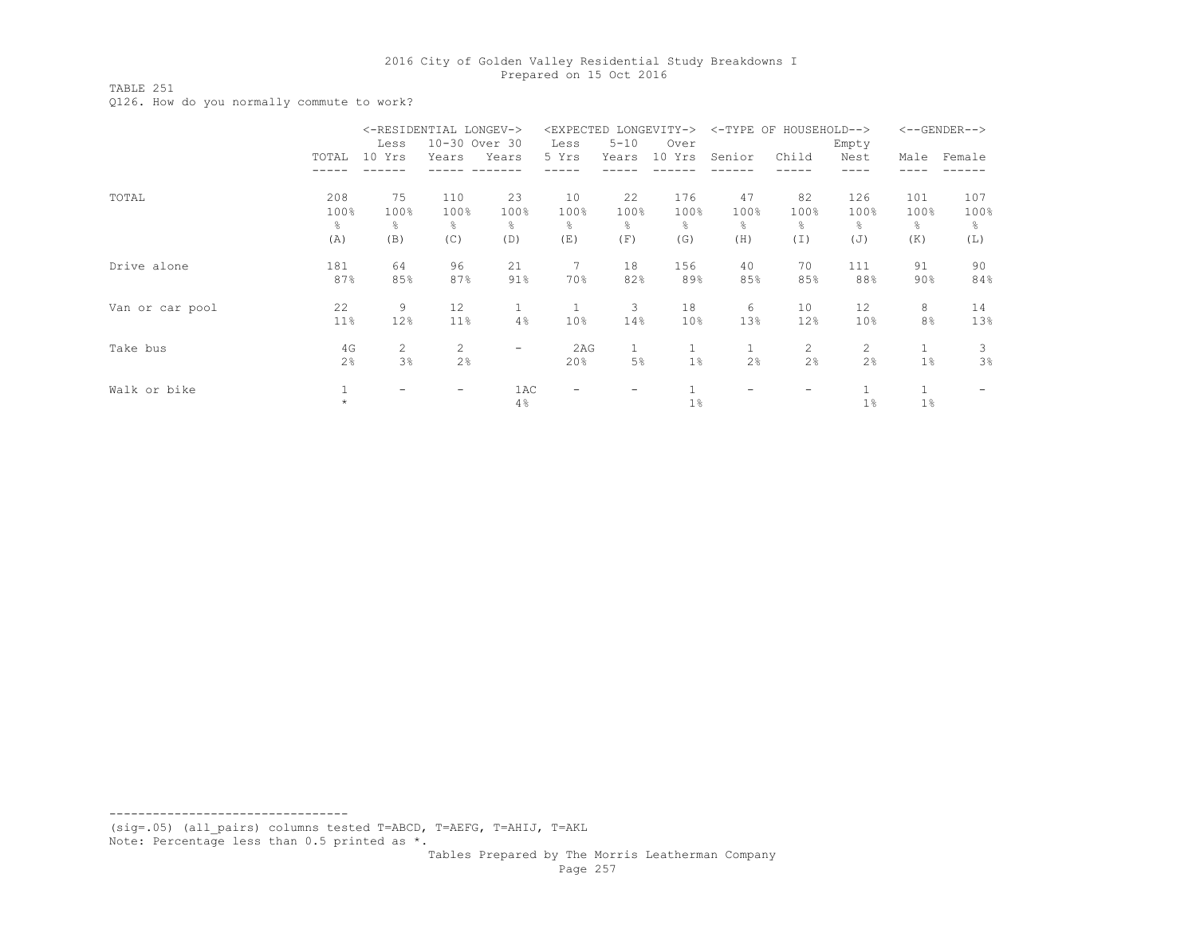2016 City of Golden Valley Residential Study Breakdowns I
Prepared on 15 Oct 2016

TABLE 251
Q126. How do you normally commute to work?

| | | <-RESIDENTIAL LONGEV-> | | | <EXPECTED LONGEVITY-> | | | <-TYPE OF HOUSEHOLD--> | | | <--GENDER--> | |
|---|---|---|---|---|---|---|---|---|---|---|---|---|
| | TOTAL | Less 10 Yrs | 10-30 Years | Over 30 Years | Less 5 Yrs | 5-10 Years | Over 10 Yrs | Senior | Child | Empty Nest | Male | Female |
| TOTAL | 208 | 75 | 110 | 23 | 10 | 22 | 176 | 47 | 82 | 126 | 101 | 107 |
| | 100% | 100% | 100% | 100% | 100% | 100% | 100% | 100% | 100% | 100% | 100% | 100% |
| | % | % | % | % | % | % | % | % | % | % | % | % |
| | (A) | (B) | (C) | (D) | (E) | (F) | (G) | (H) | (I) | (J) | (K) | (L) |
| Drive alone | 181 | 64 | 96 | 21 | 7 | 18 | 156 | 40 | 70 | 111 | 91 | 90 |
| | 87% | 85% | 87% | 91% | 70% | 82% | 89% | 85% | 85% | 88% | 90% | 84% |
| Van or car pool | 22 | 9 | 12 | 1 | 1 | 3 | 18 | 6 | 10 | 12 | 8 | 14 |
| | 11% | 12% | 11% | 4% | 10% | 14% | 10% | 13% | 12% | 10% | 8% | 13% |
| Take bus | 4G | 2 | 2 | - | 2AG | 1 | 1 | 1 | 2 | 2 | 1 | 3 |
| | 2% | 3% | 2% | | 20% | 5% | 1% | 2% | 2% | 2% | 1% | 3% |
| Walk or bike | 1 | - | - | 1AC | - | - | 1 | - | - | 1 | 1 | - |
| | * | | | 4% | | | 1% | | | 1% | 1% | |

---------------------------------
(sig=.05) (all_pairs) columns tested T=ABCD, T=AEFG, T=AHIJ, T=AKL
Note: Percentage less than 0.5 printed as *.

Tables Prepared by The Morris Leatherman Company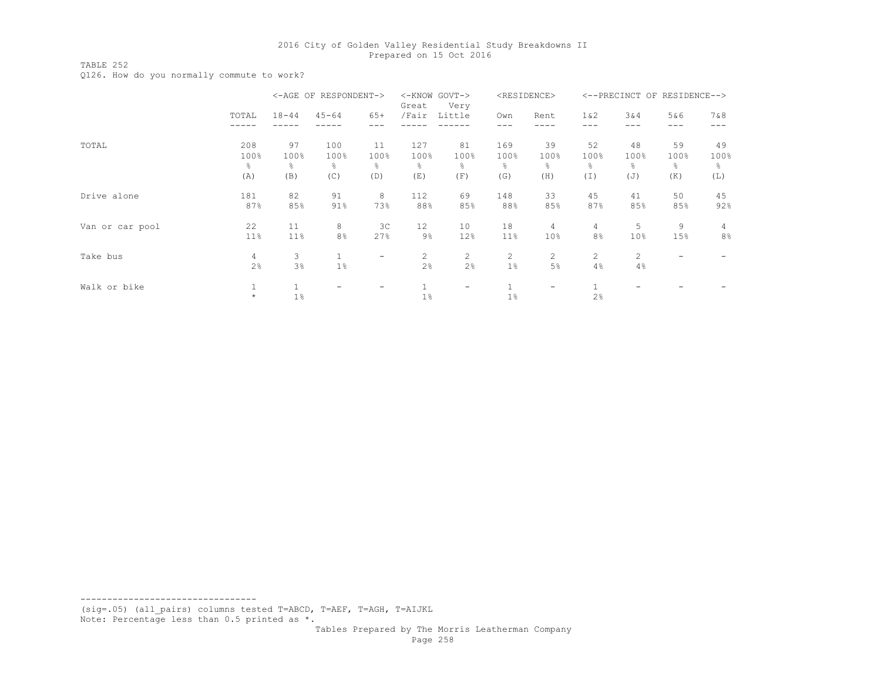2016 City of Golden Valley Residential Study Breakdowns II
Prepared on 15 Oct 2016

TABLE 252
Q126. How do you normally commute to work?

| | | <-AGE OF RESPONDENT-> | | | <-KNOW GOVT-> | | <RESIDENCE> | | <--PRECINCT OF RESIDENCE--> | | | |
|---|---|---|---|---|---|---|---|---|---|---|---|---|
| | TOTAL | 18-44 | 45-64 | 65+ | Great /Fair | Very Little | Own | Rent | 1&2 | 3&4 | 5&6 | 7&8 |
| TOTAL | 208<br>100%<br>%<br>(A) | 97<br>100%<br>%<br>(B) | 100<br>100%<br>%<br>(C) | 11<br>100%<br>%<br>(D) | 127<br>100%<br>%<br>(E) | 81<br>100%<br>%<br>(F) | 169<br>100%<br>%<br>(G) | 39<br>100%<br>%<br>(H) | 52<br>100%<br>%<br>(I) | 48<br>100%<br>%<br>(J) | 59<br>100%<br>%<br>(K) | 49<br>100%<br>%<br>(L) |
| Drive alone | 181<br>87% | 82<br>85% | 91<br>91% | 8<br>73% | 112<br>88% | 69<br>85% | 148<br>88% | 33<br>85% | 45<br>87% | 41<br>85% | 50<br>85% | 45<br>92% |
| Van or car pool | 22<br>11% | 11<br>11% | 8<br>8% | 3C<br>27% | 12<br>9% | 10<br>12% | 18<br>11% | 4<br>10% | 4<br>8% | 5<br>10% | 9<br>15% | 4<br>8% |
| Take bus | 4<br>2% | 3<br>3% | 1<br>1% | - | 2<br>2% | 2<br>2% | 2<br>1% | 2<br>5% | 2<br>4% | 2<br>4% | - | - |
| Walk or bike | 1<br>* | 1<br>1% | - | - | 1<br>1% | - | 1<br>1% | - | 1<br>2% | - | - | - |

---------------------------------
(sig=.05) (all_pairs) columns tested T=ABCD, T=AEF, T=AGH, T=AIJKL
Note: Percentage less than 0.5 printed as *.

Tables Prepared by The Morris Leatherman Company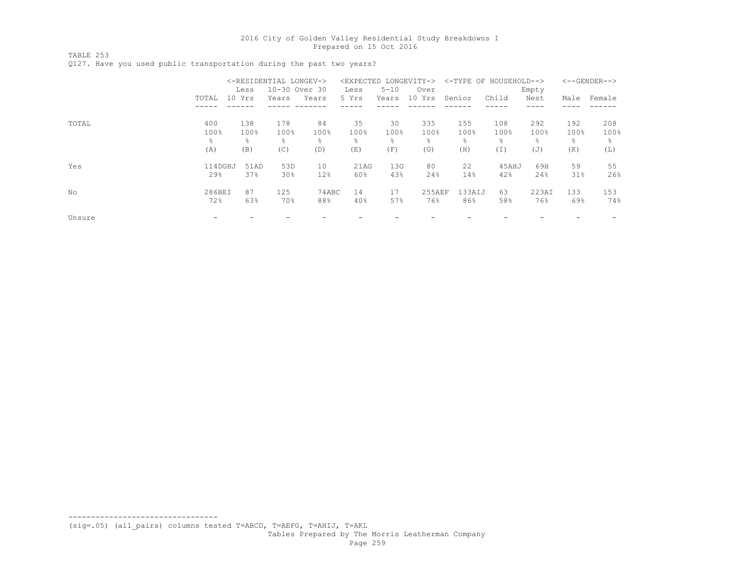2016 City of Golden Valley Residential Study Breakdowns I
Prepared on 15 Oct 2016

TABLE 253
Q127. Have you used public transportation during the past two years?

| | | <-RESIDENTIAL LONGEV-> | | | <EXPECTED LONGEVITY-> | | | <-TYPE OF HOUSEHOLD--> | | | <--GENDER--> | |
|---|---|---|---|---|---|---|---|---|---|---|---|---|
| | TOTAL | Less 10 Yrs | 10-30 Years | Over 30 Years | Less 5 Yrs | 5-10 Years | Over 10 Yrs | Senior | Child | Empty Nest | Male | Female |
| TOTAL | 400<br>100%<br>%<br>(A) | 138<br>100%<br>%<br>(B) | 178<br>100%<br>%<br>(C) | 84<br>100%<br>%<br>(D) | 35<br>100%<br>%<br>(E) | 30<br>100%<br>%<br>(F) | 335<br>100%<br>%<br>(G) | 155<br>100%<br>%<br>(H) | 108<br>100%<br>%<br>(I) | 292<br>100%<br>%<br>(J) | 192<br>100%<br>%<br>(K) | 208<br>100%<br>%<br>(L) |
| Yes | 114DGHJ<br>29% | 51AD<br>37% | 53D<br>30% | 10<br>12% | 21AG<br>60% | 13G<br>43% | 80<br>24% | 22<br>14% | 45AHJ<br>42% | 69H<br>24% | 59<br>31% | 55<br>26% |
| No | 286BEI<br>72% | 87<br>63% | 125<br>70% | 74ABC<br>88% | 14<br>40% | 17<br>57% | 255AEF<br>76% | 133AIJ<br>86% | 63<br>58% | 223AI<br>76% | 133<br>69% | 153<br>74% |
| Unsure | - | - | - | - | - | - | - | - | - | - | - | - |

---------------------------------
(sig=.05) (all_pairs) columns tested T=ABCD, T=AEFG, T=AHIJ, T=AKL
Tables Prepared by The Morris Leatherman Company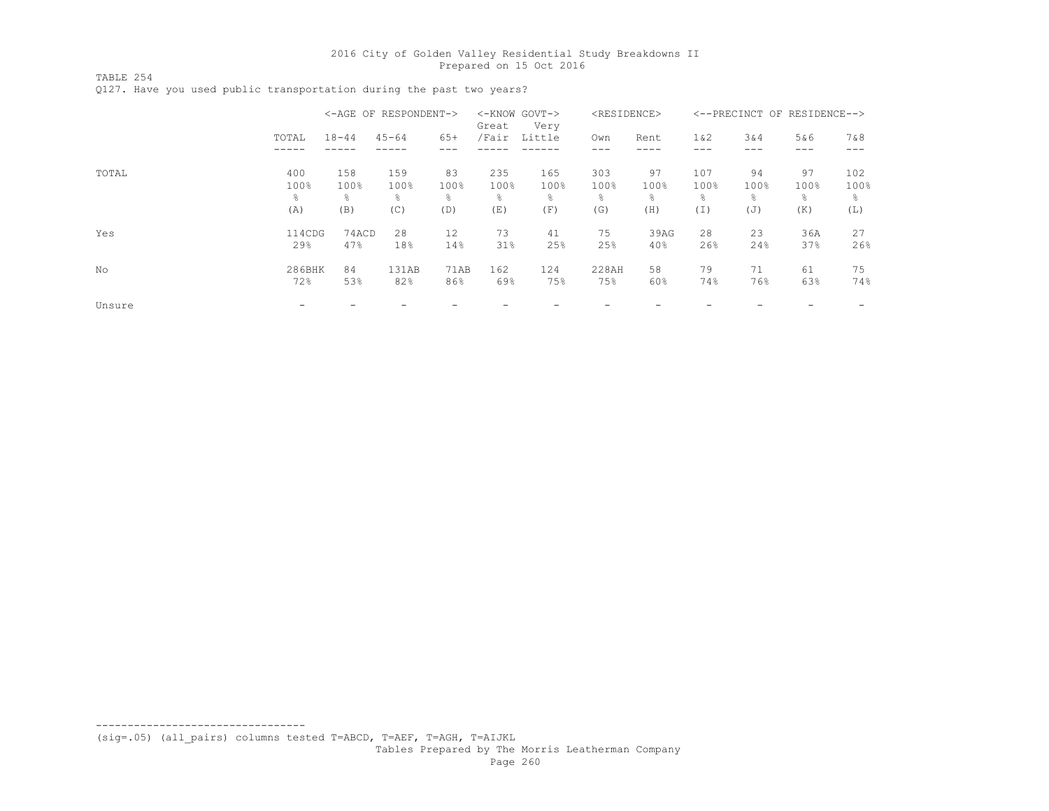2016 City of Golden Valley Residential Study Breakdowns II
Prepared on 15 Oct 2016

TABLE 254
Q127. Have you used public transportation during the past two years?

| | | <-AGE OF RESPONDENT-> | | | <-KNOW GOVT-> | | <RESIDENCE> | | <--PRECINCT OF RESIDENCE--> | | | |
|---|---|---|---|---|---|---|---|---|---|---|---|---|
| | TOTAL | 18-44 | 45-64 | 65+ | Great /Fair | Very Little | Own | Rent | 1&2 | 3&4 | 5&6 | 7&8 |
| TOTAL | 400<br>100%<br>%<br>(A) | 158<br>100%<br>%<br>(B) | 159<br>100%<br>%<br>(C) | 83<br>100%<br>%<br>(D) | 235<br>100%<br>%<br>(E) | 165<br>100%<br>%<br>(F) | 303<br>100%<br>%<br>(G) | 97<br>100%<br>%<br>(H) | 107<br>100%<br>%<br>(I) | 94<br>100%<br>%<br>(J) | 97<br>100%<br>%<br>(K) | 102<br>100%<br>%<br>(L) |
| Yes | 114CDG<br>29% | 74ACD<br>47% | 28<br>18% | 12<br>14% | 73<br>31% | 41<br>25% | 75<br>25% | 39AG<br>40% | 28<br>26% | 23<br>24% | 36A<br>37% | 27<br>26% |
| No | 286BHK<br>72% | 84<br>53% | 131AB<br>82% | 71AB<br>86% | 162<br>69% | 124<br>75% | 228AH<br>75% | 58<br>60% | 79<br>74% | 71<br>76% | 61<br>63% | 75<br>74% |
| Unsure | - | - | - | - | - | - | - | - | - | - | - | - |

---------------------------------
(sig=.05) (all_pairs) columns tested T=ABCD, T=AEF, T=AGH, T=AIJKL

Tables Prepared by The Morris Leatherman Company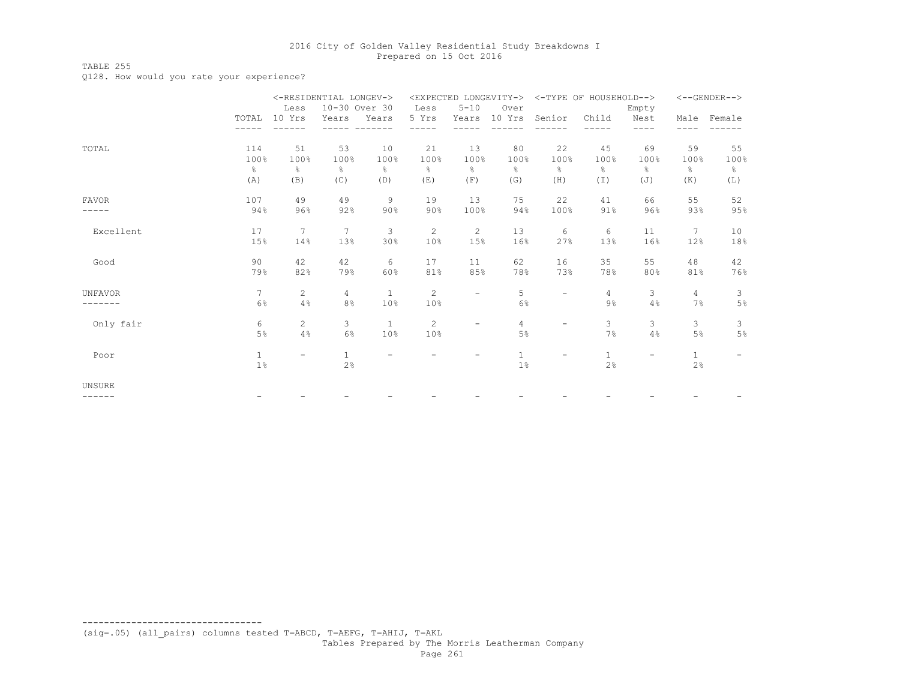TABLE 255

Q128. How would you rate your experience?

| | | <-RESIDENTIAL LONGEV-> | | | <EXPECTED LONGEVITY-> | | | <-TYPE OF HOUSEHOLD--> | | | <--GENDER--> | |
|---|---|---|---|---|---|---|---|---|---|---|---|---|
| | TOTAL | Less 10 Yrs | 10-30 Years | Over 30 Years | Less 5 Yrs | 5-10 Years | Over 10 Yrs | Senior | Child | Empty Nest | Male | Female |
| TOTAL | 114 | 51 | 53 | 10 | 21 | 13 | 80 | 22 | 45 | 69 | 59 | 55 |
| | 100% | 100% | 100% | 100% | 100% | 100% | 100% | 100% | 100% | 100% | 100% | 100% |
| | % | % | % | % | % | % | % | % | % | % | % | % |
| | (A) | (B) | (C) | (D) | (E) | (F) | (G) | (H) | (I) | (J) | (K) | (L) |
| FAVOR | 107 | 49 | 49 | 9 | 19 | 13 | 75 | 22 | 41 | 66 | 55 | 52 |
| | 94% | 96% | 92% | 90% | 90% | 100% | 94% | 100% | 91% | 96% | 93% | 95% |
| Excellent | 17 | 7 | 7 | 3 | 2 | 2 | 13 | 6 | 6 | 11 | 7 | 10 |
| | 15% | 14% | 13% | 30% | 10% | 15% | 16% | 27% | 13% | 16% | 12% | 18% |
| Good | 90 | 42 | 42 | 6 | 17 | 11 | 62 | 16 | 35 | 55 | 48 | 42 |
| | 79% | 82% | 79% | 60% | 81% | 85% | 78% | 73% | 78% | 80% | 81% | 76% |
| UNFAVOR | 7 | 2 | 4 | 1 | 2 | - | 5 | - | 4 | 3 | 4 | 3 |
| | 6% | 4% | 8% | 10% | 10% | | 6% | | 9% | 4% | 7% | 5% |
| Only fair | 6 | 2 | 3 | 1 | 2 | - | 4 | - | 3 | 3 | 3 | 3 |
| | 5% | 4% | 6% | 10% | 10% | | 5% | | 7% | 4% | 5% | 5% |
| Poor | 1 | - | 1 | - | - | - | 1 | - | 1 | - | 1 | - |
| | 1% | | 2% | | | | 1% | | 2% | | 2% | |
| UNSURE | - | - | - | - | - | - | - | - | - | - | - | - |

---------------------------------

(sig=.05) (all_pairs) columns tested T=ABCD, T=AEFG, T=AHIJ, T=AKL

Tables Prepared by The Morris Leatherman Company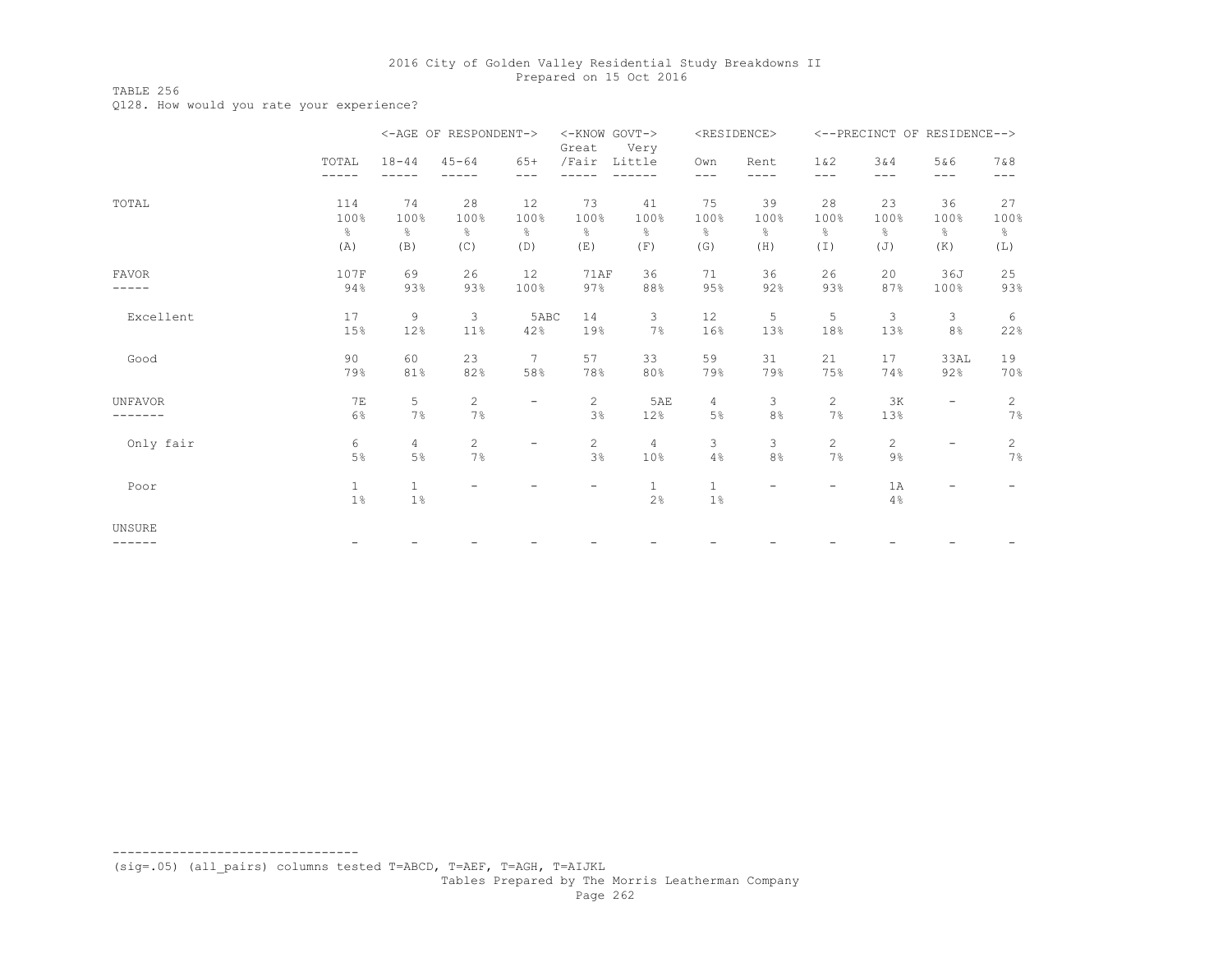2016 City of Golden Valley Residential Study Breakdowns II
Prepared on 15 Oct 2016

TABLE 256
Q128. How would you rate your experience?

| | TOTAL | <-AGE OF RESPONDENT-> 18-44 | 45-64 | 65+ | <-KNOW GOVT-> Great /Fair | Very Little | <RESIDENCE> Own | Rent | <--PRECINCT OF RESIDENCE--> 1&2 | 3&4 | 5&6 | 7&8 |
|---|---|---|---|---|---|---|---|---|---|---|---|---|
| TOTAL | 114 | 74 | 28 | 12 | 73 | 41 | 75 | 39 | 28 | 23 | 36 | 27 |
| | 100% | 100% | 100% | 100% | 100% | 100% | 100% | 100% | 100% | 100% | 100% | 100% |
| | % | % | % | % | % | % | % | % | % | % | % | % |
| | (A) | (B) | (C) | (D) | (E) | (F) | (G) | (H) | (I) | (J) | (K) | (L) |
| FAVOR | 107F | 69 | 26 | 12 | 71AF | 36 | 71 | 36 | 26 | 20 | 36J | 25 |
| | 94% | 93% | 93% | 100% | 97% | 88% | 95% | 92% | 93% | 87% | 100% | 93% |
| Excellent | 17 | 9 | 3 | 5ABC | 14 | 3 | 12 | 5 | 5 | 3 | 3 | 6 |
| | 15% | 12% | 11% | 42% | 19% | 7% | 16% | 13% | 18% | 13% | 8% | 22% |
| Good | 90 | 60 | 23 | 7 | 57 | 33 | 59 | 31 | 21 | 17 | 33AL | 19 |
| | 79% | 81% | 82% | 58% | 78% | 80% | 79% | 79% | 75% | 74% | 92% | 70% |
| UNFAVOR | 7E | 5 | 2 | - | 2 | 5AE | 4 | 3 | 2 | 3K | - | 2 |
| | 6% | 7% | 7% | | 3% | 12% | 5% | 8% | 7% | 13% | | 7% |
| Only fair | 6 | 4 | 2 | - | 2 | 4 | 3 | 3 | 2 | 2 | - | 2 |
| | 5% | 5% | 7% | | 3% | 10% | 4% | 8% | 7% | 9% | | 7% |
| Poor | 1 | 1 | - | - | - | 1 | 1 | - | - | 1A | - | - |
| | 1% | 1% | | | | 2% | 1% | | | 4% | | |
| UNSURE | - | - | - | - | - | - | - | - | - | - | - | - |

(sig=.05) (all_pairs) columns tested T=ABCD, T=AEF, T=AGH, T=AIJKL

Tables Prepared by The Morris Leatherman Company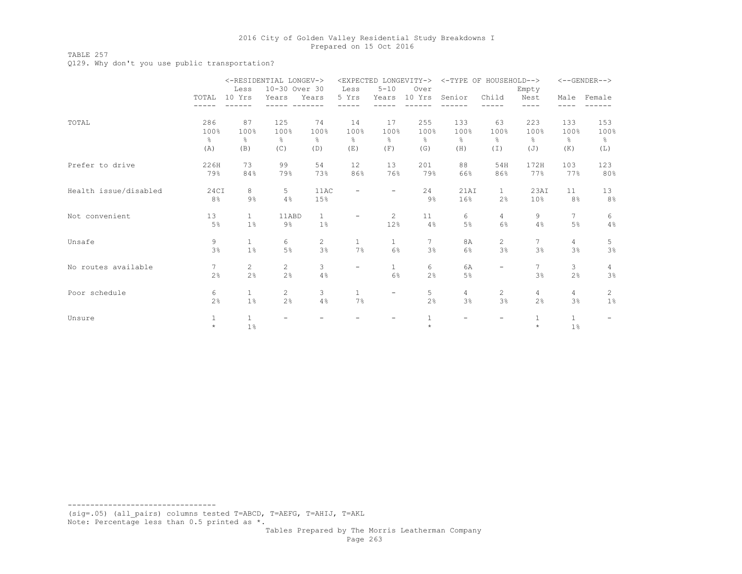2016 City of Golden Valley Residential Study Breakdowns I
Prepared on 15 Oct 2016

TABLE 257
Q129. Why don't you use public transportation?

| | TOTAL | <-RESIDENTIAL LONGEV-> Less 10 Yrs | 10-30 Years | Over 30 Years | <EXPECTED LONGEVITY-> Less 5 Yrs | 5-10 Years | Over 10 Yrs | <-TYPE OF HOUSEHOLD--> Senior | Child | Empty Nest | <--GENDER--> Male | Female |
|---|---|---|---|---|---|---|---|---|---|---|---|---|
| TOTAL | 286<br>100%<br>%<br>(A) | 87<br>100%<br>%<br>(B) | 125<br>100%<br>%<br>(C) | 74<br>100%<br>%<br>(D) | 14<br>100%<br>%<br>(E) | 17<br>100%<br>%<br>(F) | 255<br>100%<br>%<br>(G) | 133<br>100%<br>%<br>(H) | 63<br>100%<br>%<br>(I) | 223<br>100%<br>%<br>(J) | 133<br>100%<br>%<br>(K) | 153<br>100%<br>%<br>(L) |
| Prefer to drive | 226H<br>79% | 73<br>84% | 99<br>79% | 54<br>73% | 12<br>86% | 13<br>76% | 201<br>79% | 88<br>66% | 54H<br>86% | 172H<br>77% | 103<br>77% | 123<br>80% |
| Health issue/disabled | 24CI<br>8% | 8<br>9% | 5<br>4% | 11AC<br>15% | - | - | 24<br>9% | 21AI<br>16% | 1<br>2% | 23AI<br>10% | 11<br>8% | 13<br>8% |
| Not convenient | 13<br>5% | 1<br>1% | 11ABD<br>9% | 1<br>1% | - | 2<br>12% | 11<br>4% | 6<br>5% | 4<br>6% | 9<br>4% | 7<br>5% | 6<br>4% |
| Unsafe | 9<br>3% | 1<br>1% | 6<br>5% | 2<br>3% | 1<br>7% | 1<br>6% | 7<br>3% | 8A<br>6% | 2<br>3% | 7<br>3% | 4<br>3% | 5<br>3% |
| No routes available | 7<br>2% | 2<br>2% | 2<br>2% | 3<br>4% | - | 1<br>6% | 6<br>2% | 6A<br>5% | - | 7<br>3% | 3<br>2% | 4<br>3% |
| Poor schedule | 6<br>2% | 1<br>1% | 2<br>2% | 3<br>4% | 1<br>7% | - | 5<br>2% | 4<br>3% | 2<br>3% | 4<br>2% | 4<br>3% | 2<br>1% |
| Unsure | 1<br>* | 1<br>1% | - | - | - | - | 1<br>* | - | - | 1<br>* | 1<br>1% | - |

---------------------------------
(sig=.05) (all_pairs) columns tested T=ABCD, T=AEFG, T=AHIJ, T=AKL
Note: Percentage less than 0.5 printed as *.

Tables Prepared by The Morris Leatherman Company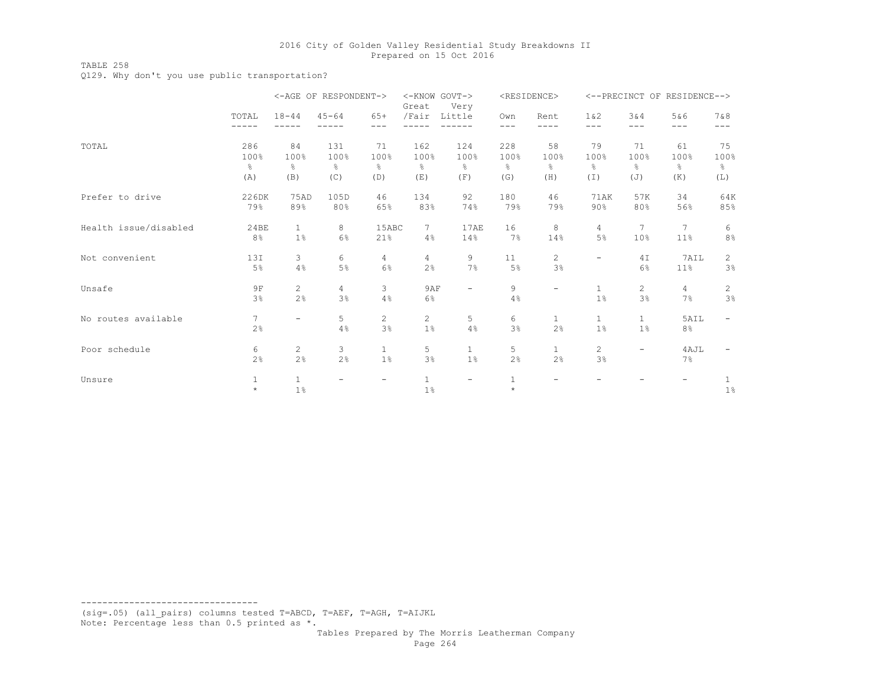TABLE 258
Q129. Why don't you use public transportation?

| | | <-AGE OF RESPONDENT-> | | | <-KNOW GOVT-> | | <RESIDENCE> | | <--PRECINCT OF RESIDENCE--> | | | |
|---|---|---|---|---|---|---|---|---|---|---|---|---|
| | TOTAL | 18-44 | 45-64 | 65+ | Great /Fair | Very Little | Own | Rent | 1&2 | 3&4 | 5&6 | 7&8 |
| TOTAL | 286 100% % (A) | 84 100% % (B) | 131 100% % (C) | 71 100% % (D) | 162 100% % (E) | 124 100% % (F) | 228 100% % (G) | 58 100% % (H) | 79 100% % (I) | 71 100% % (J) | 61 100% % (K) | 75 100% % (L) |
| Prefer to drive | 226DK 79% | 75AD 89% | 105D 80% | 46 65% | 134 83% | 92 74% | 180 79% | 46 79% | 71AK 90% | 57K 80% | 34 56% | 64K 85% |
| Health issue/disabled | 24BE 8% | 1 1% | 8 6% | 15ABC 21% | 7 4% | 17AE 14% | 16 7% | 8 14% | 4 5% | 7 10% | 7 11% | 6 8% |
| Not convenient | 13I 5% | 3 4% | 6 5% | 4 6% | 4 2% | 9 7% | 11 5% | 2 3% | - | 4I 6% | 7AIL 11% | 2 3% |
| Unsafe | 9F 3% | 2 2% | 4 3% | 3 4% | 9AF 6% | - | 9 4% | - | 1 1% | 2 3% | 4 7% | 2 3% |
| No routes available | 7 2% | - | 5 4% | 2 3% | 2 1% | 5 4% | 6 3% | 1 2% | 1 1% | 1 1% | 5AIL 8% | - |
| Poor schedule | 6 2% | 2 2% | 3 2% | 1 1% | 5 3% | 1 1% | 5 2% | 1 2% | 2 3% | - | 4AJL 7% | - |
| Unsure | 1 * | 1 1% | - | - | 1 1% | - | 1 * | - | - | - | - | 1 1% |

---------------------------------
(sig=.05) (all_pairs) columns tested T=ABCD, T=AEF, T=AGH, T=AIJKL
Note: Percentage less than 0.5 printed as *.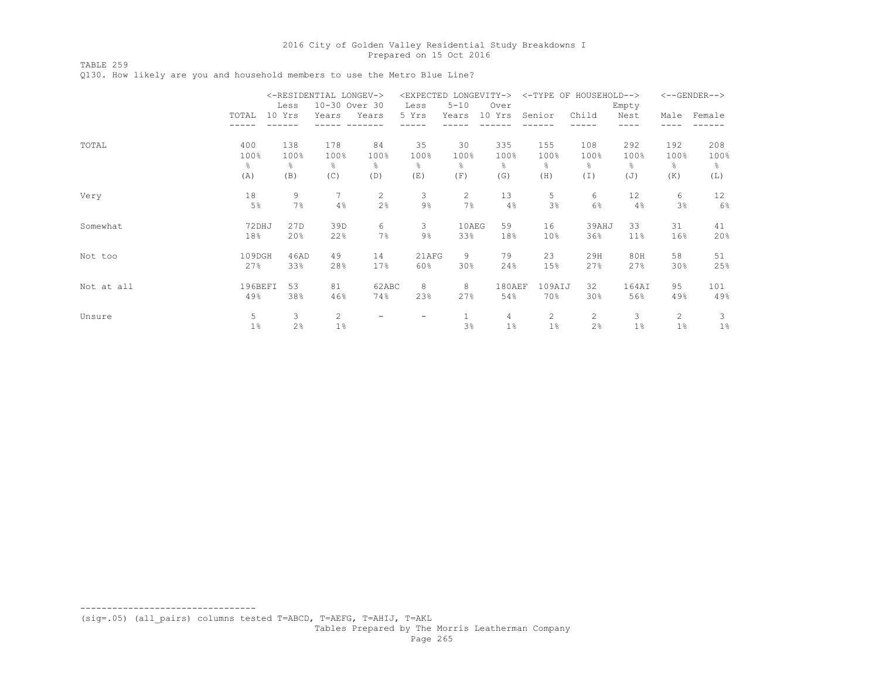2016 City of Golden Valley Residential Study Breakdowns I
Prepared on 15 Oct 2016

TABLE 259
Q130. How likely are you and household members to use the Metro Blue Line?

| | | <-RESIDENTIAL LONGEV-> | | | <EXPECTED LONGEVITY-> | | | <-TYPE OF HOUSEHOLD--> | | | <--GENDER--> | |
|---|---|---|---|---|---|---|---|---|---|---|---|---|
| | TOTAL | Less 10 Yrs | 10-30 Years | Over 30 Years | Less 5 Yrs | 5-10 Years | Over 10 Yrs | Senior | Child | Empty Nest | Male | Female |
| TOTAL | 400<br>100%<br>%<br>(A) | 138<br>100%<br>%<br>(B) | 178<br>100%<br>%<br>(C) | 84<br>100%<br>%<br>(D) | 35<br>100%<br>%<br>(E) | 30<br>100%<br>%<br>(F) | 335<br>100%<br>%<br>(G) | 155<br>100%<br>%<br>(H) | 108<br>100%<br>%<br>(I) | 292<br>100%<br>%<br>(J) | 192<br>100%<br>%<br>(K) | 208<br>100%<br>%<br>(L) |
| Very | 18<br>5% | 9<br>7% | 7<br>4% | 2<br>2% | 3<br>9% | 2<br>7% | 13<br>4% | 5<br>3% | 6<br>6% | 12<br>4% | 6<br>3% | 12<br>6% |
| Somewhat | 72DHJ<br>18% | 27D<br>20% | 39D<br>22% | 6<br>7% | 3<br>9% | 10AEG<br>33% | 59<br>18% | 16<br>10% | 39AHJ<br>36% | 33<br>11% | 31<br>16% | 41<br>20% |
| Not too | 109DGH<br>27% | 46AD<br>33% | 49<br>28% | 14<br>17% | 21AFG<br>60% | 9<br>30% | 79<br>24% | 23<br>15% | 29H<br>27% | 80H<br>27% | 58<br>30% | 51<br>25% |
| Not at all | 196BEFI<br>49% | 53<br>38% | 81<br>46% | 62ABC<br>74% | 8<br>23% | 8<br>27% | 180AEF<br>54% | 109AIJ<br>70% | 32<br>30% | 164AI<br>56% | 95<br>49% | 101<br>49% |
| Unsure | 5<br>1% | 3<br>2% | 2<br>1% | - | - | 1<br>3% | 4<br>1% | 2<br>1% | 2<br>2% | 3<br>1% | 2<br>1% | 3<br>1% |

---------------------------------
(sig=.05) (all_pairs) columns tested T=ABCD, T=AEFG, T=AHIJ, T=AKL
Tables Prepared by The Morris Leatherman Company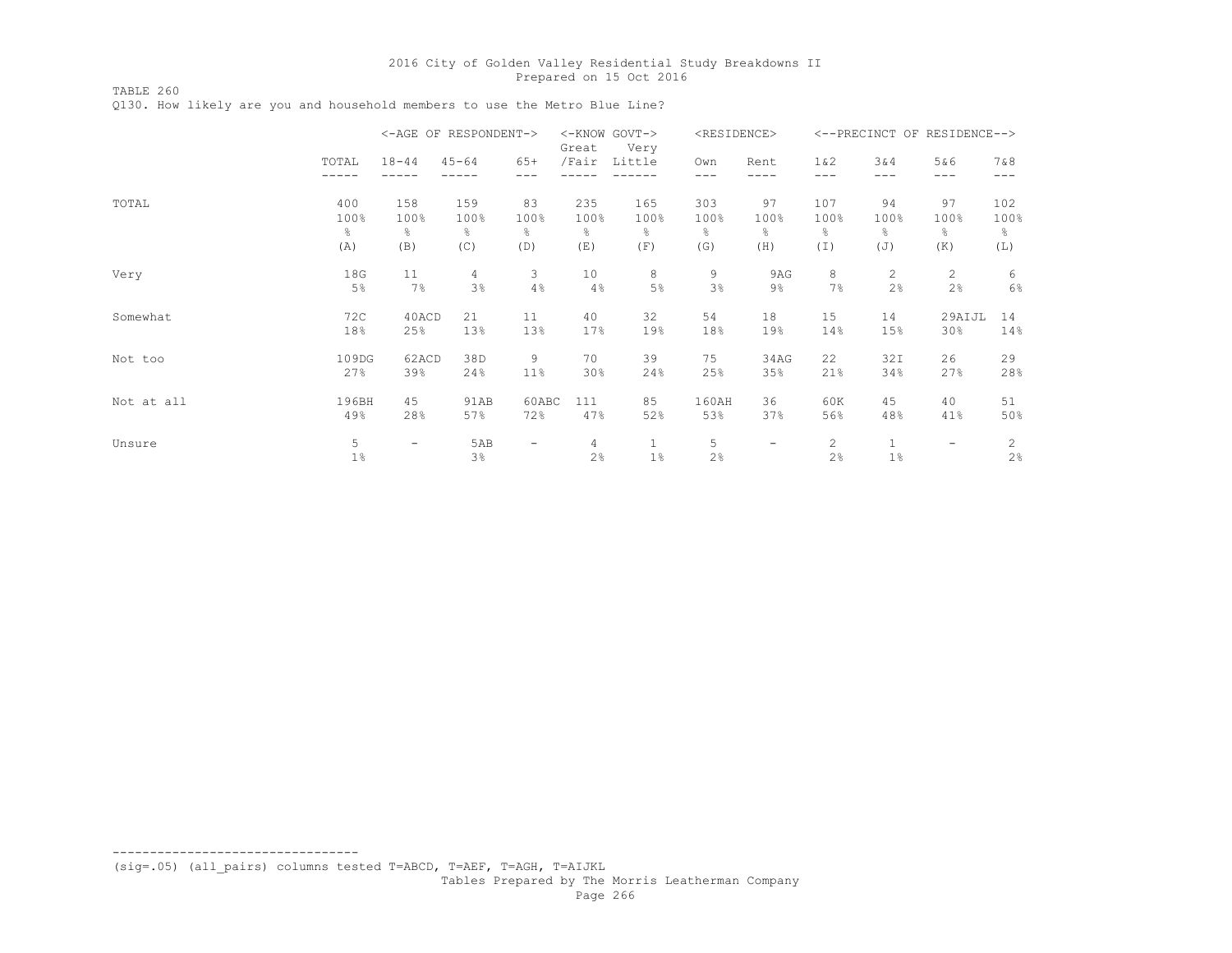TABLE 260

Q130. How likely are you and household members to use the Metro Blue Line?

| | | <-AGE OF RESPONDENT-> | | | <-KNOW GOVT-> | | <RESIDENCE> | | <--PRECINCT OF RESIDENCE--> | | | |
|---|---|---|---|---|---|---|---|---|---|---|---|---|
| | TOTAL | 18-44 | 45-64 | 65+ | Great /Fair | Very Little | Own | Rent | 1&2 | 3&4 | 5&6 | 7&8 |
| TOTAL | 400 | 158 | 159 | 83 | 235 | 165 | 303 | 97 | 107 | 94 | 97 | 102 |
| | 100% | 100% | 100% | 100% | 100% | 100% | 100% | 100% | 100% | 100% | 100% | 100% |
| | % | % | % | % | % | % | % | % | % | % | % | % |
| | (A) | (B) | (C) | (D) | (E) | (F) | (G) | (H) | (I) | (J) | (K) | (L) |
| Very | 18G | 11 | 4 | 3 | 10 | 8 | 9 | 9AG | 8 | 2 | 2 | 6 |
| | 5% | 7% | 3% | 4% | 4% | 5% | 3% | 9% | 7% | 2% | 2% | 6% |
| Somewhat | 72C | 40ACD | 21 | 11 | 40 | 32 | 54 | 18 | 15 | 14 | 29AIJL | 14 |
| | 18% | 25% | 13% | 13% | 17% | 19% | 18% | 19% | 14% | 15% | 30% | 14% |
| Not too | 109DG | 62ACD | 38D | 9 | 70 | 39 | 75 | 34AG | 22 | 32I | 26 | 29 |
| | 27% | 39% | 24% | 11% | 30% | 24% | 25% | 35% | 21% | 34% | 27% | 28% |
| Not at all | 196BH | 45 | 91AB | 60ABC | 111 | 85 | 160AH | 36 | 60K | 45 | 40 | 51 |
| | 49% | 28% | 57% | 72% | 47% | 52% | 53% | 37% | 56% | 48% | 41% | 50% |
| Unsure | 5 | - | 5AB | - | 4 | 1 | 5 | - | 2 | 1 | - | 2 |
| | 1% | | 3% | | 2% | 1% | 2% | | 2% | 1% | | 2% |

---------------------------------

(sig=.05) (all_pairs) columns tested T=ABCD, T=AEF, T=AGH, T=AIJKL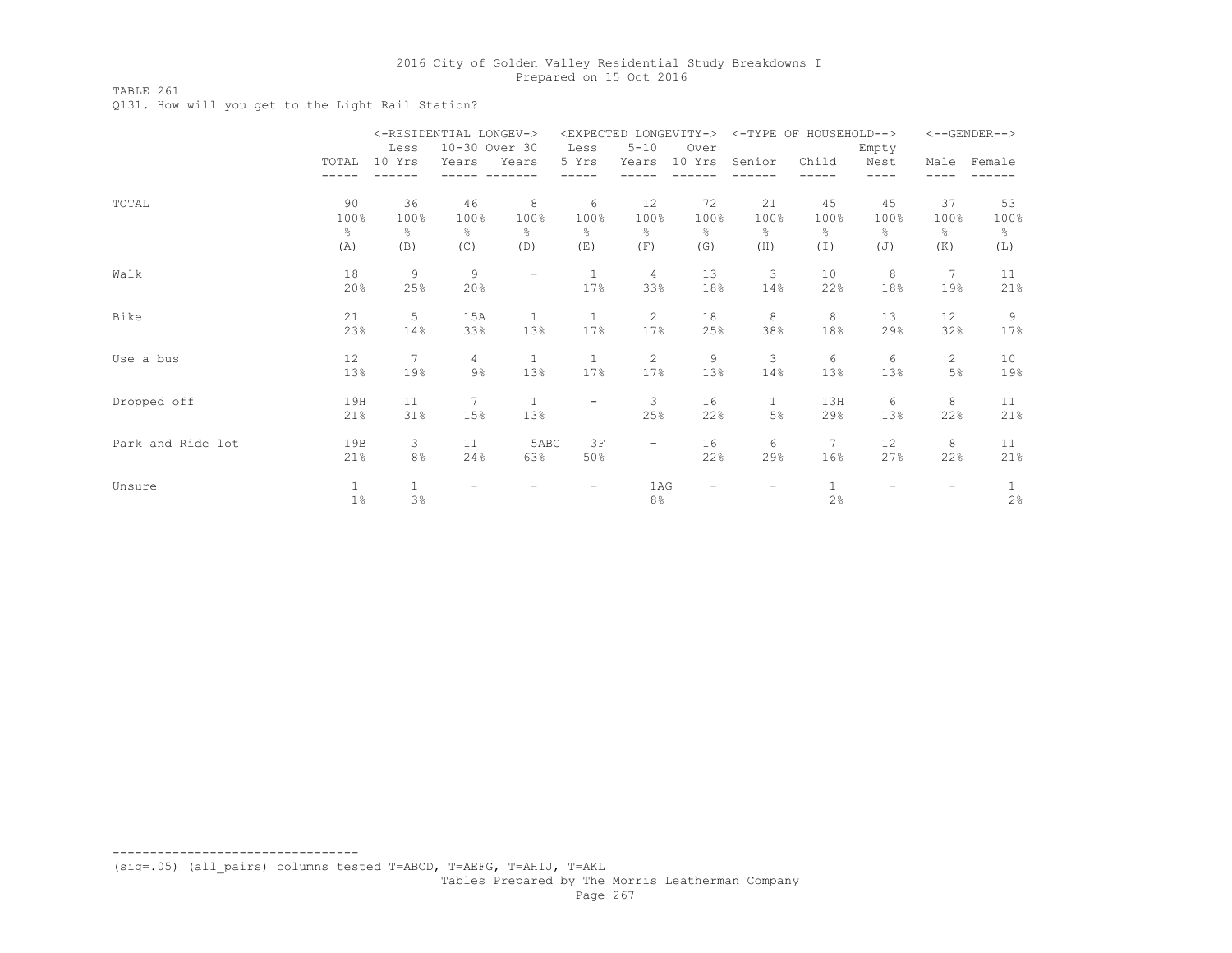2016 City of Golden Valley Residential Study Breakdowns I
Prepared on 15 Oct 2016

TABLE 261
Q131. How will you get to the Light Rail Station?

| | | <-RESIDENTIAL LONGEV-> | | | <EXPECTED LONGEVITY-> | | | <-TYPE OF HOUSEHOLD--> | | | <--GENDER--> | |
|---|---|---|---|---|---|---|---|---|---|---|---|---|
| | TOTAL | Less 10 Yrs | 10-30 Years | Over 30 Years | Less 5 Yrs | 5-10 Years | Over 10 Yrs | Senior | Child | Empty Nest | Male | Female |
| TOTAL | 90<br>100%<br>%<br>(A) | 36<br>100%<br>%<br>(B) | 46<br>100%<br>%<br>(C) | 8<br>100%<br>%<br>(D) | 6<br>100%<br>%<br>(E) | 12<br>100%<br>%<br>(F) | 72<br>100%<br>%<br>(G) | 21<br>100%<br>%<br>(H) | 45<br>100%<br>%<br>(I) | 45<br>100%<br>%<br>(J) | 37<br>100%<br>%<br>(K) | 53<br>100%<br>%<br>(L) |
| Walk | 18<br>20% | 9<br>25% | 9<br>20% | - | 1<br>17% | 4<br>33% | 13<br>18% | 3<br>14% | 10<br>22% | 8<br>18% | 7<br>19% | 11<br>21% |
| Bike | 21<br>23% | 5<br>14% | 15A<br>33% | 1<br>13% | 1<br>17% | 2<br>17% | 18<br>25% | 8<br>38% | 8<br>18% | 13<br>29% | 12<br>32% | 9<br>17% |
| Use a bus | 12<br>13% | 7<br>19% | 4<br>9% | 1<br>13% | 1<br>17% | 2<br>17% | 9<br>13% | 3<br>14% | 6<br>13% | 6<br>13% | 2<br>5% | 10<br>19% |
| Dropped off | 19H<br>21% | 11<br>31% | 7<br>15% | 1<br>13% | - | 3<br>25% | 16<br>22% | 1<br>5% | 13H<br>29% | 6<br>13% | 8<br>22% | 11<br>21% |
| Park and Ride lot | 19B<br>21% | 3<br>8% | 11<br>24% | 5ABC<br>63% | 3F<br>50% | - | 16<br>22% | 6<br>29% | 7<br>16% | 12<br>27% | 8<br>22% | 11<br>21% |
| Unsure | 1<br>1% | 1<br>3% | - | - | - | 1AG<br>8% | - | - | 1<br>2% | - | - | 1<br>2% |

---------------------------------
(sig=.05) (all_pairs) columns tested T=ABCD, T=AEFG, T=AHIJ, T=AKL
Tables Prepared by The Morris Leatherman Company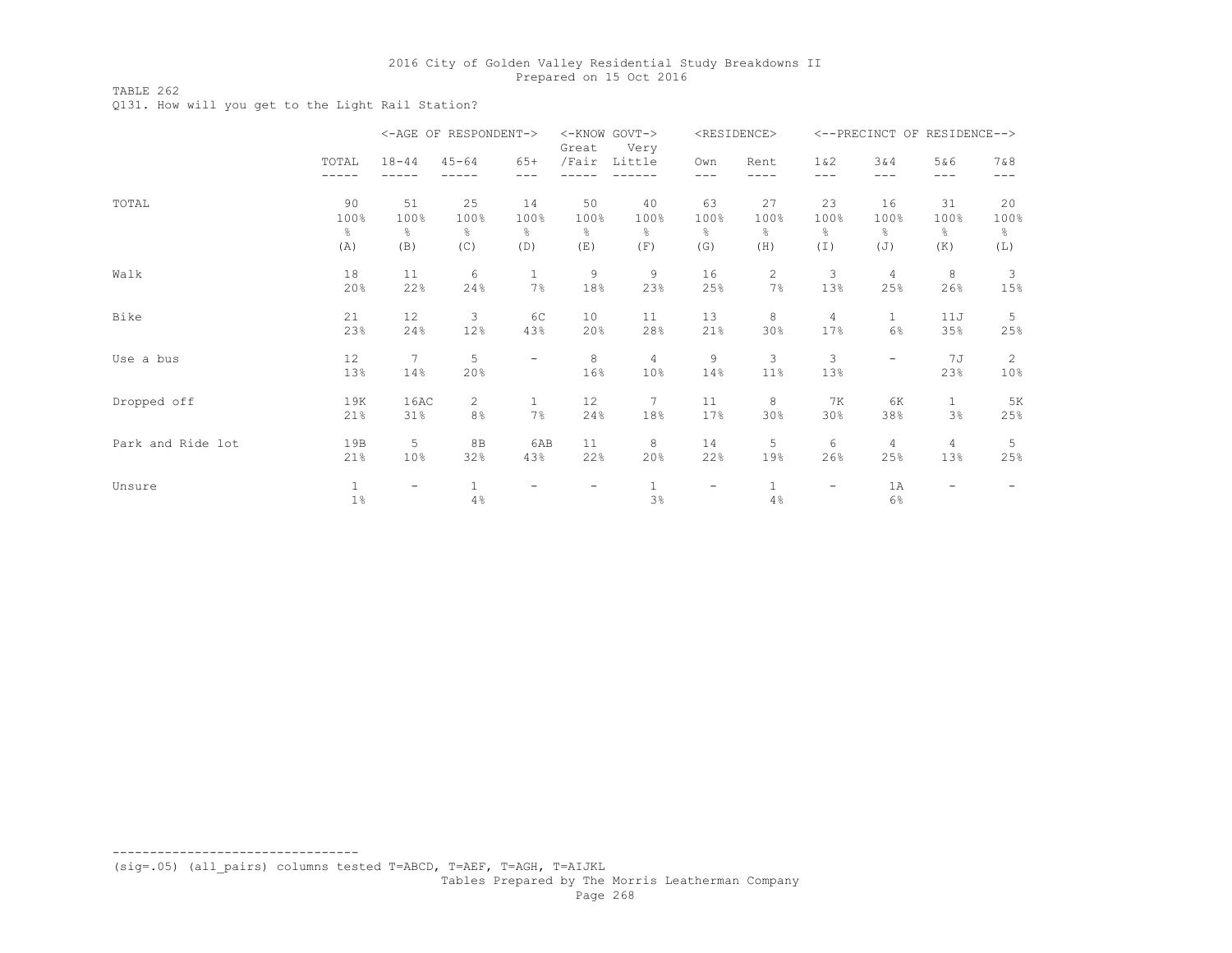2016 City of Golden Valley Residential Study Breakdowns II
Prepared on 15 Oct 2016

TABLE 262
Q131. How will you get to the Light Rail Station?

| | | <-AGE OF RESPONDENT-> | | | <-KNOW GOVT-> | | <RESIDENCE> | | <--PRECINCT OF RESIDENCE--> | | | |
|---|---|---|---|---|---|---|---|---|---|---|---|---|
| | TOTAL | 18-44 | 45-64 | 65+ | Great /Fair | Very Little | Own | Rent | 1&2 | 3&4 | 5&6 | 7&8 |
| TOTAL | 90<br>100%<br>%<br>(A) | 51<br>100%<br>%<br>(B) | 25<br>100%<br>%<br>(C) | 14<br>100%<br>%<br>(D) | 50<br>100%<br>%<br>(E) | 40<br>100%<br>%<br>(F) | 63<br>100%<br>%<br>(G) | 27<br>100%<br>%<br>(H) | 23<br>100%<br>%<br>(I) | 16<br>100%<br>%<br>(J) | 31<br>100%<br>%<br>(K) | 20<br>100%<br>%<br>(L) |
| Walk | 18<br>20% | 11<br>22% | 6<br>24% | 1<br>7% | 9<br>18% | 9<br>23% | 16<br>25% | 2<br>7% | 3<br>13% | 4<br>25% | 8<br>26% | 3<br>15% |
| Bike | 21<br>23% | 12<br>24% | 3<br>12% | 6C<br>43% | 10<br>20% | 11<br>28% | 13<br>21% | 8<br>30% | 4<br>17% | 1<br>6% | 11J<br>35% | 5<br>25% |
| Use a bus | 12<br>13% | 7<br>14% | 5<br>20% | - | 8<br>16% | 4<br>10% | 9<br>14% | 3<br>11% | 3<br>13% | - | 7J<br>23% | 2<br>10% |
| Dropped off | 19K<br>21% | 16AC<br>31% | 2<br>8% | 1<br>7% | 12<br>24% | 7<br>18% | 11<br>17% | 8<br>30% | 7K<br>30% | 6K<br>38% | 1<br>3% | 5K<br>25% |
| Park and Ride lot | 19B<br>21% | 5<br>10% | 8B<br>32% | 6AB<br>43% | 11<br>22% | 8<br>20% | 14<br>22% | 5<br>19% | 6<br>26% | 4<br>25% | 4<br>13% | 5<br>25% |
| Unsure | 1<br>1% | - | 1<br>4% | - | - | 1<br>3% | - | 1<br>4% | - | 1A<br>6% | - | - |

---------------------------------
(sig=.05) (all_pairs) columns tested T=ABCD, T=AEF, T=AGH, T=AIJKL
Tables Prepared by The Morris Leatherman Company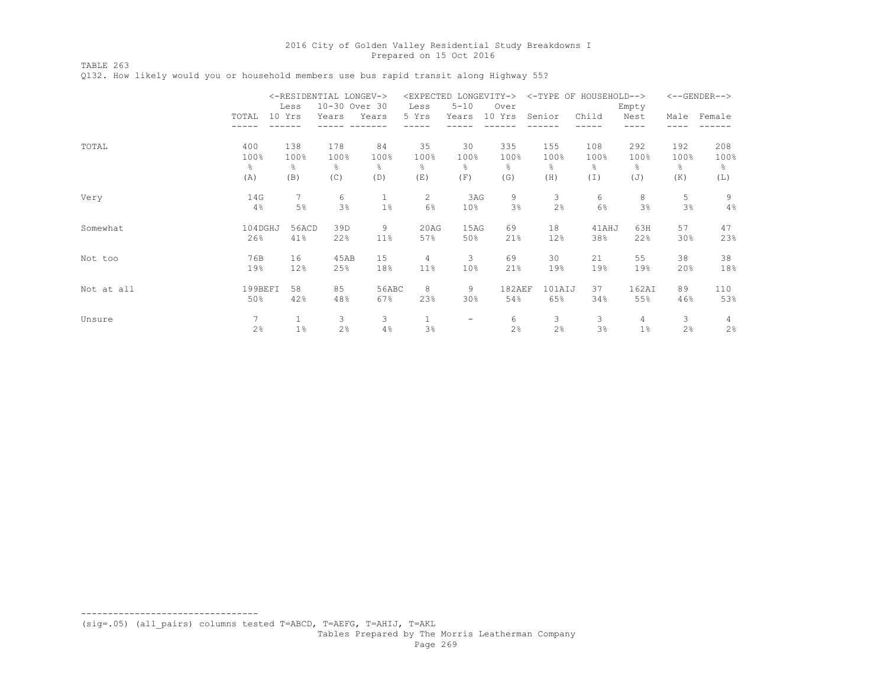2016 City of Golden Valley Residential Study Breakdowns I
Prepared on 15 Oct 2016

TABLE 263
Q132. How likely would you or household members use bus rapid transit along Highway 55?

| | | <-RESIDENTIAL LONGEV-> | | | <EXPECTED LONGEVITY-> | | | <-TYPE OF HOUSEHOLD--> | | | <--GENDER--> | |
|---|---|---|---|---|---|---|---|---|---|---|---|---|
| | TOTAL | Less 10 Yrs | 10-30 Years | Over 30 Years | Less 5 Yrs | 5-10 Years | Over 10 Yrs | Senior | Child | Empty Nest | Male | Female |
| TOTAL | 400<br>100%<br>%<br>(A) | 138<br>100%<br>%<br>(B) | 178<br>100%<br>%<br>(C) | 84<br>100%<br>%<br>(D) | 35<br>100%<br>%<br>(E) | 30<br>100%<br>%<br>(F) | 335<br>100%<br>%<br>(G) | 155<br>100%<br>%<br>(H) | 108<br>100%<br>%<br>(I) | 292<br>100%<br>%<br>(J) | 192<br>100%<br>%<br>(K) | 208<br>100%<br>%<br>(L) |
| Very | 14G<br>4% | 7<br>5% | 6<br>3% | 1<br>1% | 2<br>6% | 3AG<br>10% | 9<br>3% | 3<br>2% | 6<br>6% | 8<br>3% | 5<br>3% | 9<br>4% |
| Somewhat | 104DGHJ<br>26% | 56ACD<br>41% | 39D<br>22% | 9<br>11% | 20AG<br>57% | 15AG<br>50% | 69<br>21% | 18<br>12% | 41AHJ<br>38% | 63H<br>22% | 57<br>30% | 47<br>23% |
| Not too | 76B<br>19% | 16<br>12% | 45AB<br>25% | 15<br>18% | 4<br>11% | 3<br>10% | 69<br>21% | 30<br>19% | 21<br>19% | 55<br>19% | 38<br>20% | 38<br>18% |
| Not at all | 199BEFI<br>50% | 58<br>42% | 85<br>48% | 56ABC<br>67% | 8<br>23% | 9<br>30% | 182AEF<br>54% | 101AIJ<br>65% | 37<br>34% | 162AI<br>55% | 89<br>46% | 110<br>53% |
| Unsure | 7<br>2% | 1<br>1% | 3<br>2% | 3<br>4% | 1<br>3% | - | 6<br>2% | 3<br>2% | 3<br>3% | 4<br>1% | 3<br>2% | 4<br>2% |

---------------------------------
(sig=.05) (all_pairs) columns tested T=ABCD, T=AEFG, T=AHIJ, T=AKL
Tables Prepared by The Morris Leatherman Company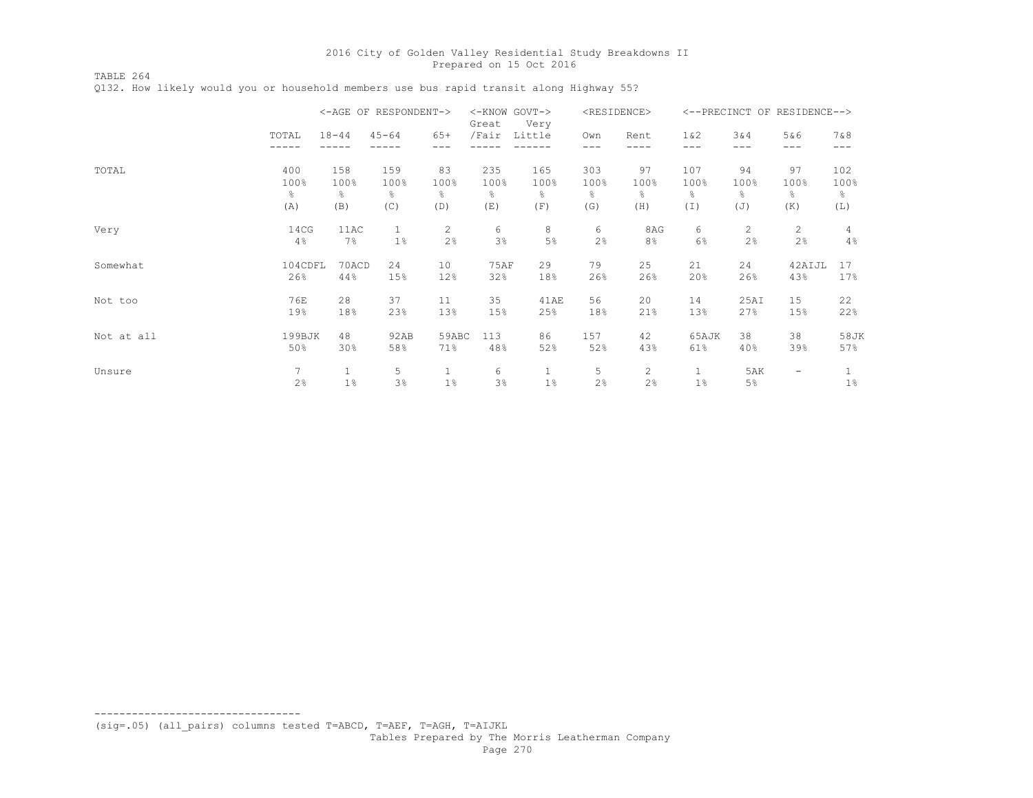2016 City of Golden Valley Residential Study Breakdowns II
Prepared on 15 Oct 2016

TABLE 264
Q132. How likely would you or household members use bus rapid transit along Highway 55?

| | | <-AGE OF RESPONDENT-> | | | <-KNOW GOVT-> | | <RESIDENCE> | | <--PRECINCT OF RESIDENCE--> | | | |
|---|---|---|---|---|---|---|---|---|---|---|---|---|
| | TOTAL | 18-44 | 45-64 | 65+ | Great /Fair | Very Little | Own | Rent | 1&2 | 3&4 | 5&6 | 7&8 |
| TOTAL | 400<br>100%<br>%<br>(A) | 158<br>100%<br>%<br>(B) | 159<br>100%<br>%<br>(C) | 83<br>100%<br>%<br>(D) | 235<br>100%<br>%<br>(E) | 165<br>100%<br>%<br>(F) | 303<br>100%<br>%<br>(G) | 97<br>100%<br>%<br>(H) | 107<br>100%<br>%<br>(I) | 94<br>100%<br>%<br>(J) | 97<br>100%<br>%<br>(K) | 102<br>100%<br>%<br>(L) |
| Very | 14CG<br>4% | 11AC<br>7% | 1<br>1% | 2<br>2% | 6<br>3% | 8<br>5% | 6<br>2% | 8AG<br>8% | 6<br>6% | 2<br>2% | 2<br>2% | 4<br>4% |
| Somewhat | 104CDFL<br>26% | 70ACD<br>44% | 24<br>15% | 10<br>12% | 75AF<br>32% | 29<br>18% | 79<br>26% | 25<br>26% | 21<br>20% | 24<br>26% | 42AIJL<br>43% | 17<br>17% |
| Not too | 76E<br>19% | 28<br>18% | 37<br>23% | 11<br>13% | 35<br>15% | 41AE<br>25% | 56<br>18% | 20<br>21% | 14<br>13% | 25AI<br>27% | 15<br>15% | 22<br>22% |
| Not at all | 199BJK<br>50% | 48<br>30% | 92AB<br>58% | 59ABC<br>71% | 113<br>48% | 86<br>52% | 157<br>52% | 42<br>43% | 65AJK<br>61% | 38<br>40% | 38<br>39% | 58JK<br>57% |
| Unsure | 7<br>2% | 1<br>1% | 5<br>3% | 1<br>1% | 6<br>3% | 1<br>1% | 5<br>2% | 2<br>2% | 1<br>1% | 5AK<br>5% | - | 1<br>1% |

---------------------------------
(sig=.05) (all_pairs) columns tested T=ABCD, T=AEF, T=AGH, T=AIJKL
Tables Prepared by The Morris Leatherman Company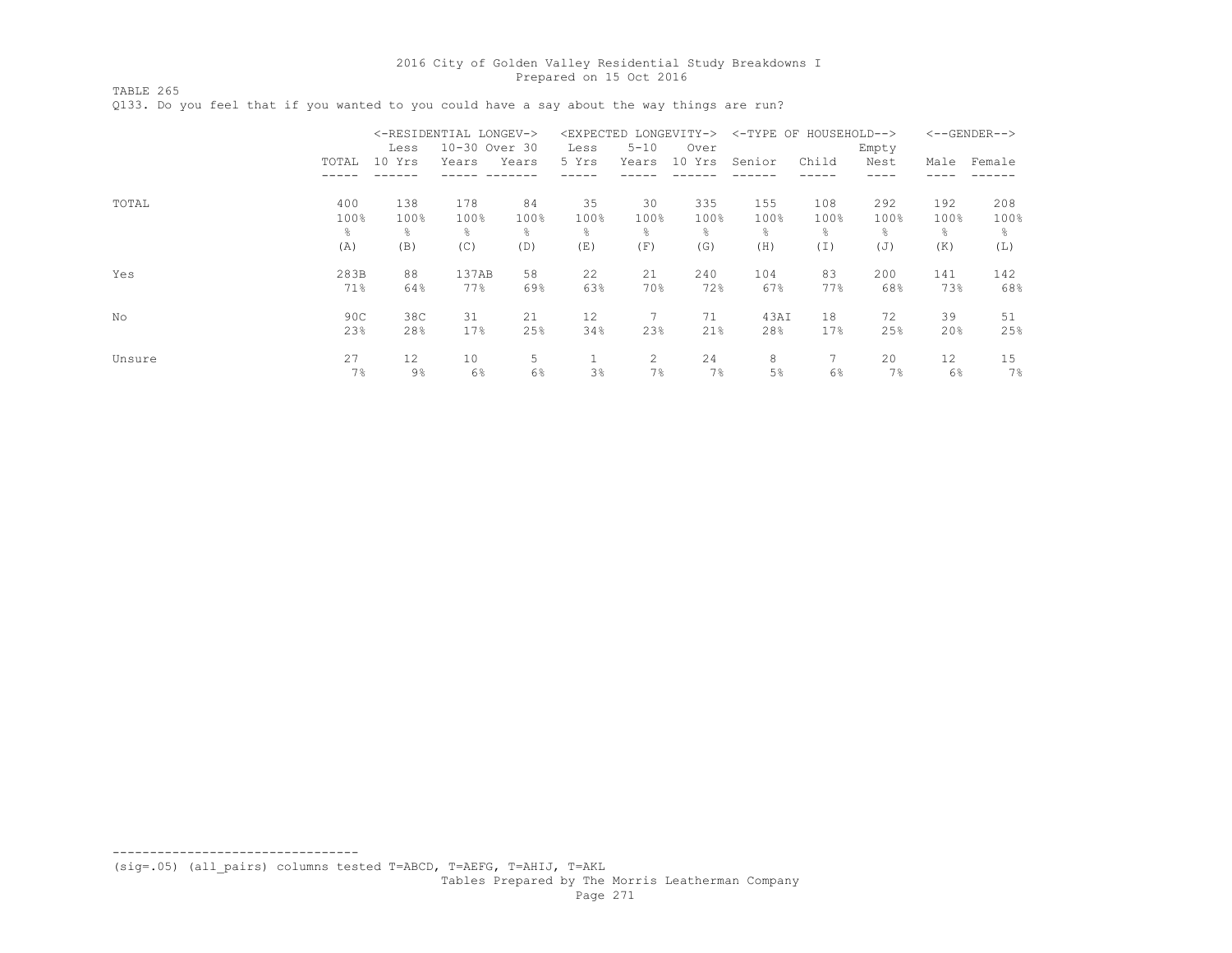2016 City of Golden Valley Residential Study Breakdowns I
Prepared on 15 Oct 2016

TABLE 265
Q133. Do you feel that if you wanted to you could have a say about the way things are run?

| | TOTAL | <-RESIDENTIAL LONGEV-> Less 10 Yrs | 10-30 Years | Over 30 Years | <EXPECTED LONGEVITY-> Less 5 Yrs | 5-10 Years | Over 10 Yrs | <-TYPE OF HOUSEHOLD--> Senior | Child | Empty Nest | <--GENDER--> Male | Female |
|---|---|---|---|---|---|---|---|---|---|---|---|---|
| TOTAL | 400 | 138 | 178 | 84 | 35 | 30 | 335 | 155 | 108 | 292 | 192 | 208 |
| | 100% | 100% | 100% | 100% | 100% | 100% | 100% | 100% | 100% | 100% | 100% | 100% |
| | % | % | % | % | % | % | % | % | % | % | % | % |
| | (A) | (B) | (C) | (D) | (E) | (F) | (G) | (H) | (I) | (J) | (K) | (L) |
| Yes | 283B | 88 | 137AB | 58 | 22 | 21 | 240 | 104 | 83 | 200 | 141 | 142 |
| | 71% | 64% | 77% | 69% | 63% | 70% | 72% | 67% | 77% | 68% | 73% | 68% |
| No | 90C | 38C | 31 | 21 | 12 | 7 | 71 | 43AI | 18 | 72 | 39 | 51 |
| | 23% | 28% | 17% | 25% | 34% | 23% | 21% | 28% | 17% | 25% | 20% | 25% |
| Unsure | 27 | 12 | 10 | 5 | 1 | 2 | 24 | 8 | 7 | 20 | 12 | 15 |
| | 7% | 9% | 6% | 6% | 3% | 7% | 7% | 5% | 6% | 7% | 6% | 7% |

---------------------------------
(sig=.05) (all_pairs) columns tested T=ABCD, T=AEFG, T=AHIJ, T=AKL
Tables Prepared by The Morris Leatherman Company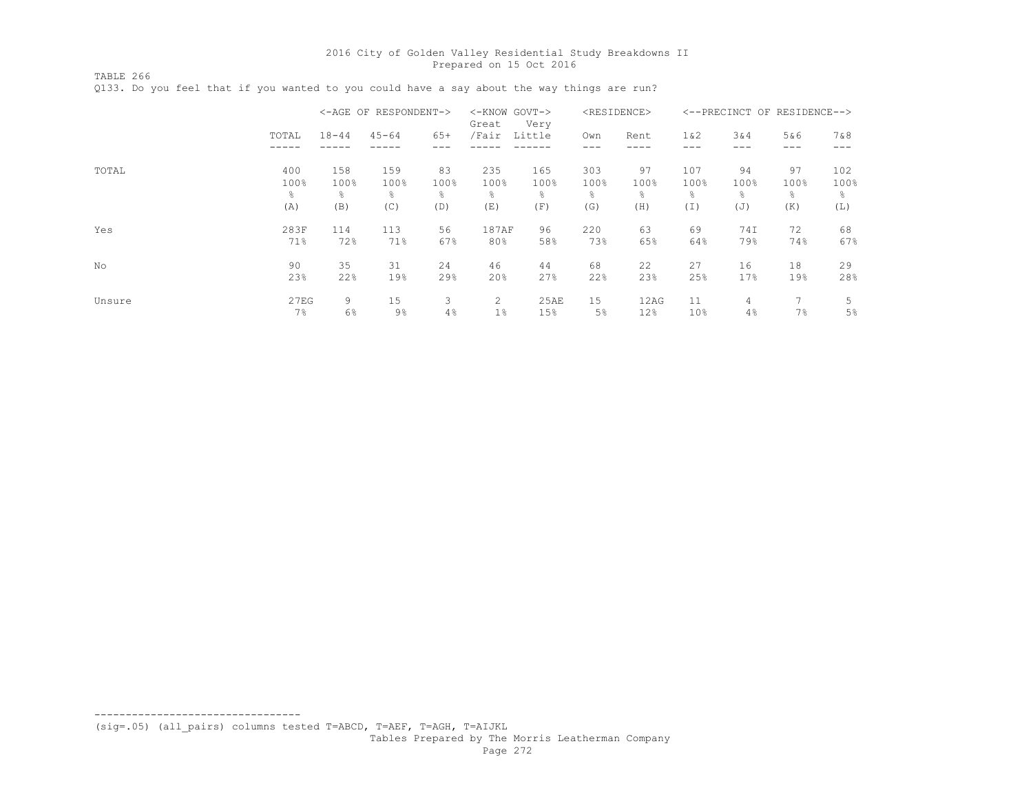2016 City of Golden Valley Residential Study Breakdowns II
Prepared on 15 Oct 2016

TABLE 266
Q133. Do you feel that if you wanted to you could have a say about the way things are run?

| | | <-AGE OF RESPONDENT-> | | | <-KNOW GOVT-> | | <RESIDENCE> | | <--PRECINCT OF RESIDENCE--> | | | |
|---|---|---|---|---|---|---|---|---|---|---|---|---|
| | TOTAL | 18-44 | 45-64 | 65+ | Great /Fair | Very Little | Own | Rent | 1&2 | 3&4 | 5&6 | 7&8 |
| TOTAL | 400 | 158 | 159 | 83 | 235 | 165 | 303 | 97 | 107 | 94 | 97 | 102 |
| | 100% | 100% | 100% | 100% | 100% | 100% | 100% | 100% | 100% | 100% | 100% | 100% |
| | % | % | % | % | % | % | % | % | % | % | % | % |
| | (A) | (B) | (C) | (D) | (E) | (F) | (G) | (H) | (I) | (J) | (K) | (L) |
| Yes | 283F | 114 | 113 | 56 | 187AF | 96 | 220 | 63 | 69 | 74I | 72 | 68 |
| | 71% | 72% | 71% | 67% | 80% | 58% | 73% | 65% | 64% | 79% | 74% | 67% |
| No | 90 | 35 | 31 | 24 | 46 | 44 | 68 | 22 | 27 | 16 | 18 | 29 |
| | 23% | 22% | 19% | 29% | 20% | 27% | 22% | 23% | 25% | 17% | 19% | 28% |
| Unsure | 27EG | 9 | 15 | 3 | 2 | 25AE | 15 | 12AG | 11 | 4 | 7 | 5 |
| | 7% | 6% | 9% | 4% | 1% | 15% | 5% | 12% | 10% | 4% | 7% | 5% |

---------------------------------
(sig=.05) (all_pairs) columns tested T=ABCD, T=AEF, T=AGH, T=AIJKL

Tables Prepared by The Morris Leatherman Company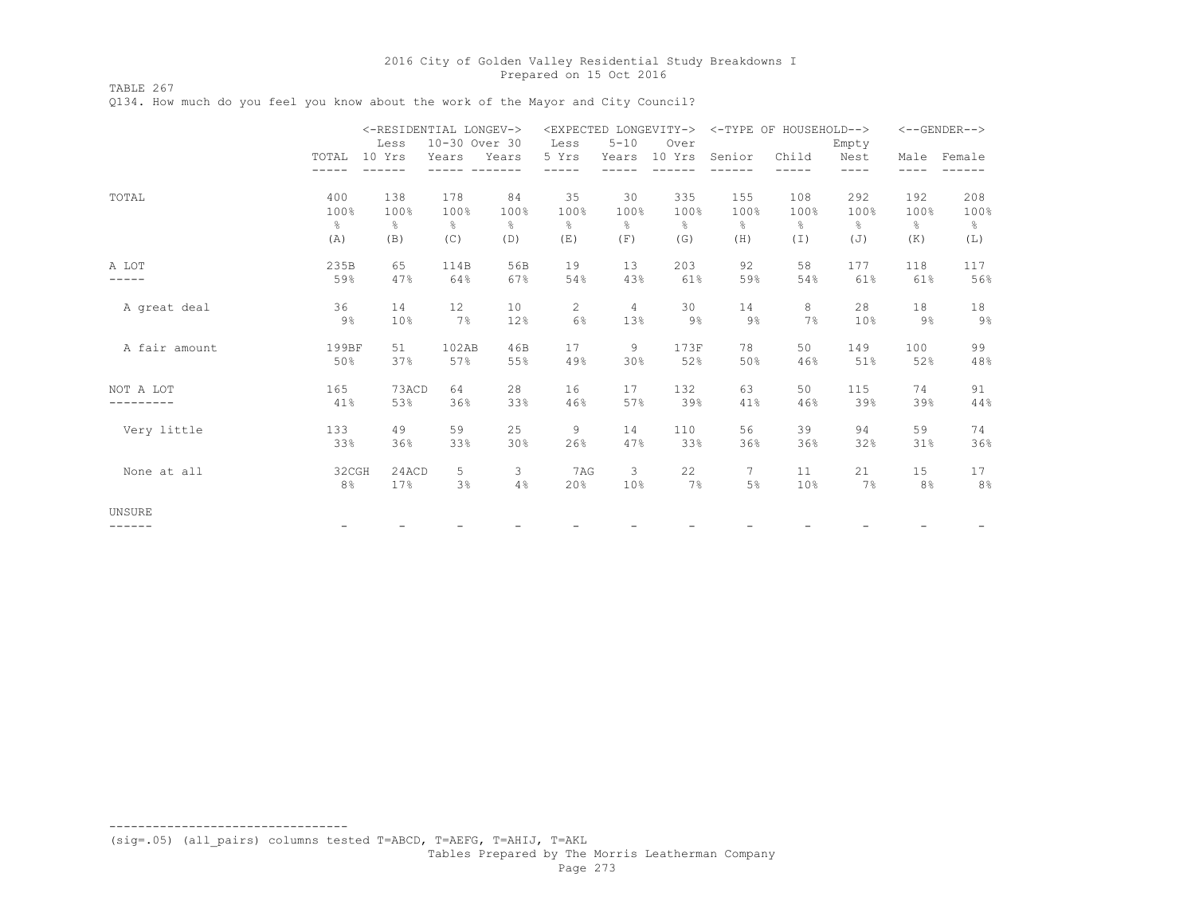2016 City of Golden Valley Residential Study Breakdowns I
Prepared on 15 Oct 2016

TABLE 267
Q134. How much do you feel you know about the work of the Mayor and City Council?

| | | <-RESIDENTIAL LONGEV-> | | | <EXPECTED LONGEVITY-> | | | <-TYPE OF HOUSEHOLD--> | | | <--GENDER--> | |
|---|---|---|---|---|---|---|---|---|---|---|---|---|
| | TOTAL | Less 10 Yrs | 10-30 Years | Over 30 Years | Less 5 Yrs | 5-10 Years | Over 10 Yrs | Senior | Child | Empty Nest | Male | Female |
| TOTAL | 400<br>100%<br>%<br>(A) | 138<br>100%<br>%<br>(B) | 178<br>100%<br>%<br>(C) | 84<br>100%<br>%<br>(D) | 35<br>100%<br>%<br>(E) | 30<br>100%<br>%<br>(F) | 335<br>100%<br>%<br>(G) | 155<br>100%<br>%<br>(H) | 108<br>100%<br>%<br>(I) | 292<br>100%<br>%<br>(J) | 192<br>100%<br>%<br>(K) | 208<br>100%<br>%<br>(L) |
| A LOT | 235B<br>59% | 65<br>47% | 114B<br>64% | 56B<br>67% | 19<br>54% | 13<br>43% | 203<br>61% | 92<br>59% | 58<br>54% | 177<br>61% | 118<br>61% | 117<br>56% |
| A great deal | 36<br>9% | 14<br>10% | 12<br>7% | 10<br>12% | 2<br>6% | 4<br>13% | 30<br>9% | 14<br>9% | 8<br>7% | 28<br>10% | 18<br>9% | 18<br>9% |
| A fair amount | 199BF<br>50% | 51<br>37% | 102AB<br>57% | 46B<br>55% | 17<br>49% | 9<br>30% | 173F<br>52% | 78<br>50% | 50<br>46% | 149<br>51% | 100<br>52% | 99<br>48% |
| NOT A LOT | 165<br>41% | 73ACD<br>53% | 64<br>36% | 28<br>33% | 16<br>46% | 17<br>57% | 132<br>39% | 63<br>41% | 50<br>46% | 115<br>39% | 74<br>39% | 91<br>44% |
| Very little | 133<br>33% | 49<br>36% | 59<br>33% | 25<br>30% | 9<br>26% | 14<br>47% | 110<br>33% | 56<br>36% | 39<br>36% | 94<br>32% | 59<br>31% | 74<br>36% |
| None at all | 32CGH<br>8% | 24ACD<br>17% | 5<br>3% | 3<br>4% | 7AG<br>20% | 3<br>10% | 22<br>7% | 7<br>5% | 11<br>10% | 21<br>7% | 15<br>8% | 17<br>8% |
| UNSURE | - | - | - | - | - | - | - | - | - | - | - | - |

(sig=.05) (all_pairs) columns tested T=ABCD, T=AEFG, T=AHIJ, T=AKL

Tables Prepared by The Morris Leatherman Company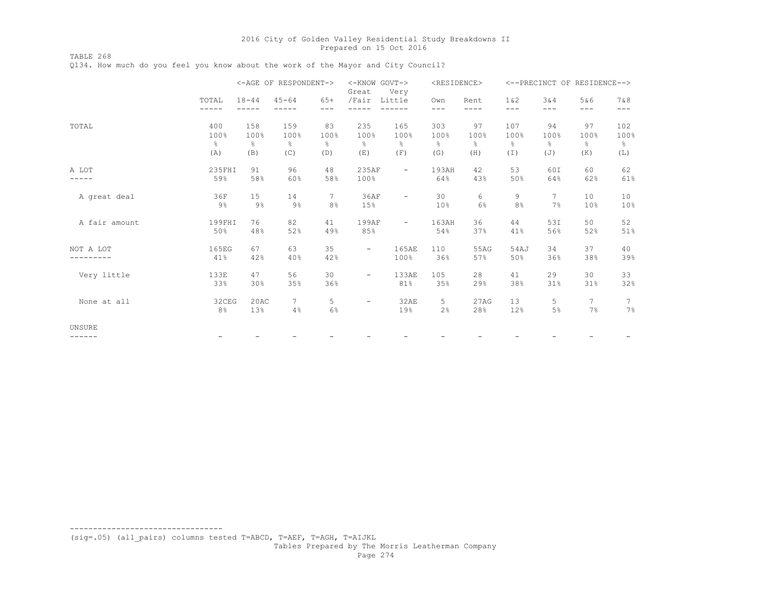2016 City of Golden Valley Residential Study Breakdowns II
Prepared on 15 Oct 2016

TABLE 268
Q134. How much do you feel you know about the work of the Mayor and City Council?

| | | <-AGE OF RESPONDENT-> | | | <-KNOW GOVT-> | | <RESIDENCE> | | <--PRECINCT OF RESIDENCE--> | | | |
|---|---|---|---|---|---|---|---|---|---|---|---|---|
| | TOTAL | 18-44 | 45-64 | 65+ | Great /Fair | Very Little | Own | Rent | 1&2 | 3&4 | 5&6 | 7&8 |
| TOTAL | 400<br>100%<br>%<br>(A) | 158<br>100%<br>%<br>(B) | 159<br>100%<br>%<br>(C) | 83<br>100%<br>%<br>(D) | 235<br>100%<br>%<br>(E) | 165<br>100%<br>%<br>(F) | 303<br>100%<br>%<br>(G) | 97<br>100%<br>%<br>(H) | 107<br>100%<br>%<br>(I) | 94<br>100%<br>%<br>(J) | 97<br>100%<br>%<br>(K) | 102<br>100%<br>%<br>(L) |
| A LOT | 235FHI<br>59% | 91<br>58% | 96<br>60% | 48<br>58% | 235AF<br>100% | - | 193AH<br>64% | 42<br>43% | 53<br>50% | 60I<br>64% | 60<br>62% | 62<br>61% |
| A great deal | 36F<br>9% | 15<br>9% | 14<br>9% | 7<br>8% | 36AF<br>15% | - | 30<br>10% | 6<br>6% | 9<br>8% | 7<br>7% | 10<br>10% | 10<br>10% |
| A fair amount | 199FHI<br>50% | 76<br>48% | 82<br>52% | 41<br>49% | 199AF<br>85% | - | 163AH<br>54% | 36<br>37% | 44<br>41% | 53I<br>56% | 50<br>52% | 52<br>51% |
| NOT A LOT | 165EG<br>41% | 67<br>42% | 63<br>40% | 35<br>42% | - | 165AE<br>100% | 110<br>36% | 55AG<br>57% | 54AJ<br>50% | 34<br>36% | 37<br>38% | 40<br>39% |
| Very little | 133E<br>33% | 47<br>30% | 56<br>35% | 30<br>36% | - | 133AE<br>81% | 105<br>35% | 28<br>29% | 41<br>38% | 29<br>31% | 30<br>31% | 33<br>32% |
| None at all | 32CEG<br>8% | 20AC<br>13% | 7<br>4% | 5<br>6% | - | 32AE<br>19% | 5<br>2% | 27AG<br>28% | 13<br>12% | 5<br>5% | 7<br>7% | 7<br>7% |
| UNSURE | - | - | - | - | - | - | - | - | - | - | - | - |

---------------------------------
(sig=.05) (all_pairs) columns tested T=ABCD, T=AEF, T=AGH, T=AIJKL
Tables Prepared by The Morris Leatherman Company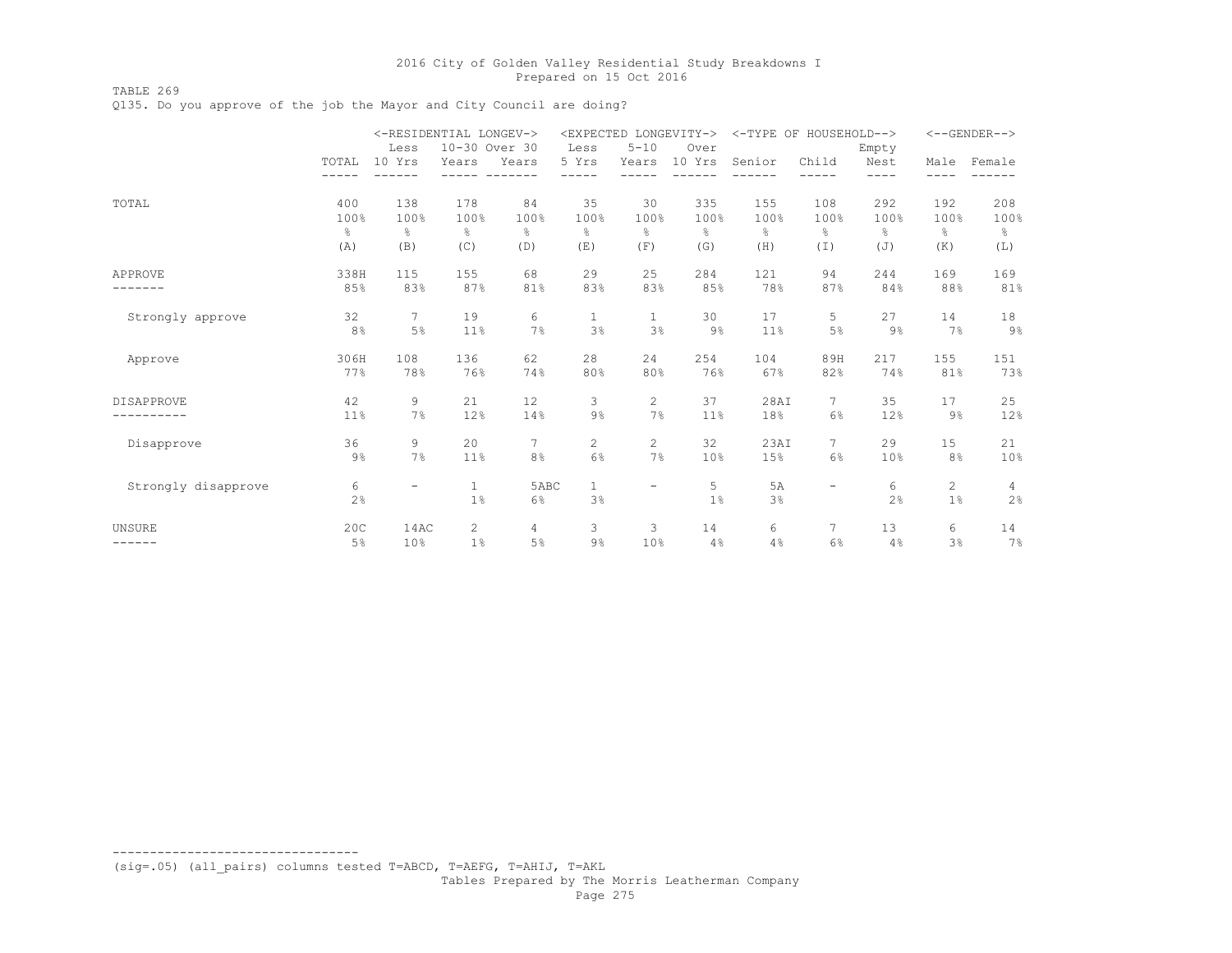2016 City of Golden Valley Residential Study Breakdowns I
Prepared on 15 Oct 2016

TABLE 269
Q135. Do you approve of the job the Mayor and City Council are doing?

| | TOTAL | <-RESIDENTIAL LONGEV-> Less 10 Yrs | 10-30 Years | Over 30 Years | <EXPECTED LONGEVITY-> Less 5 Yrs | 5-10 Years | Over 10 Yrs | <-TYPE OF HOUSEHOLD--> Senior | Child | Empty Nest | <--GENDER--> Male | Female |
|---|---|---|---|---|---|---|---|---|---|---|---|---|
| TOTAL | 400<br>100%<br>%<br>(A) | 138<br>100%<br>%<br>(B) | 178<br>100%<br>%<br>(C) | 84<br>100%<br>%<br>(D) | 35<br>100%<br>%<br>(E) | 30<br>100%<br>%<br>(F) | 335<br>100%<br>%<br>(G) | 155<br>100%<br>%<br>(H) | 108<br>100%<br>%<br>(I) | 292<br>100%<br>%<br>(J) | 192<br>100%<br>%<br>(K) | 208<br>100%<br>%<br>(L) |
| APPROVE | 338H<br>85% | 115<br>83% | 155<br>87% | 68<br>81% | 29<br>83% | 25<br>83% | 284<br>85% | 121<br>78% | 94<br>87% | 244<br>84% | 169<br>88% | 169<br>81% |
| Strongly approve | 32<br>8% | 7<br>5% | 19<br>11% | 6<br>7% | 1<br>3% | 1<br>3% | 30<br>9% | 17<br>11% | 5<br>5% | 27<br>9% | 14<br>7% | 18<br>9% |
| Approve | 306H<br>77% | 108<br>78% | 136<br>76% | 62<br>74% | 28<br>80% | 24<br>80% | 254<br>76% | 104<br>67% | 89H<br>82% | 217<br>74% | 155<br>81% | 151<br>73% |
| DISAPPROVE | 42<br>11% | 9<br>7% | 21<br>12% | 12<br>14% | 3<br>9% | 2<br>7% | 37<br>11% | 28AI<br>18% | 7<br>6% | 35<br>12% | 17<br>9% | 25<br>12% |
| Disapprove | 36<br>9% | 9<br>7% | 20<br>11% | 7<br>8% | 2<br>6% | 2<br>7% | 32<br>10% | 23AI<br>15% | 7<br>6% | 29<br>10% | 15<br>8% | 21<br>10% |
| Strongly disapprove | 6<br>2% | - | 1<br>1% | 5ABC<br>6% | 1<br>3% | - | 5<br>1% | 5A<br>3% | - | 6<br>2% | 2<br>1% | 4<br>2% |
| UNSURE | 20C<br>5% | 14AC<br>10% | 2<br>1% | 4<br>5% | 3<br>9% | 3<br>10% | 14<br>4% | 6<br>4% | 7<br>6% | 13<br>4% | 6<br>3% | 14<br>7% |

---------------------------------
(sig=.05) (all_pairs) columns tested T=ABCD, T=AEFG, T=AHIJ, T=AKL

Tables Prepared by The Morris Leatherman Company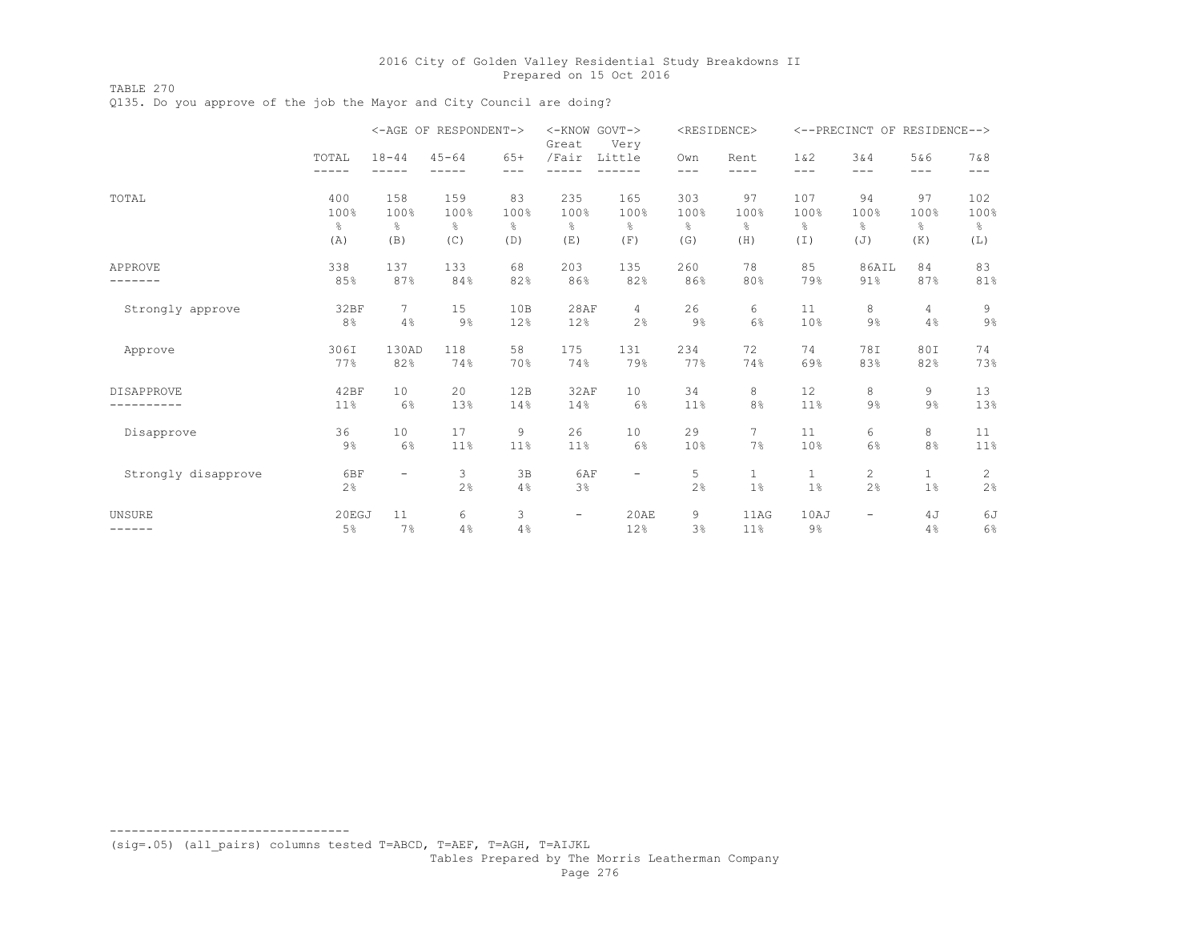2016 City of Golden Valley Residential Study Breakdowns II
Prepared on 15 Oct 2016

TABLE 270
Q135. Do you approve of the job the Mayor and City Council are doing?

| | | <-AGE OF RESPONDENT-> | | | <-KNOW GOVT-> | | <RESIDENCE> | | <--PRECINCT OF RESIDENCE--> | | | |
|---|---|---|---|---|---|---|---|---|---|---|---|---|
| | TOTAL | 18-44 | 45-64 | 65+ | Great /Fair | Very Little | Own | Rent | 1&2 | 3&4 | 5&6 | 7&8 |
| TOTAL | 400<br>100%<br>%<br>(A) | 158<br>100%<br>%<br>(B) | 159<br>100%<br>%<br>(C) | 83<br>100%<br>%<br>(D) | 235<br>100%<br>%<br>(E) | 165<br>100%<br>%<br>(F) | 303<br>100%<br>%<br>(G) | 97<br>100%<br>%<br>(H) | 107<br>100%<br>%<br>(I) | 94<br>100%<br>%<br>(J) | 97<br>100%<br>%<br>(K) | 102<br>100%<br>%<br>(L) |
| APPROVE | 338<br>85% | 137<br>87% | 133<br>84% | 68<br>82% | 203<br>86% | 135<br>82% | 260<br>86% | 78<br>80% | 85<br>79% | 86AIL<br>91% | 84<br>87% | 83<br>81% |
| Strongly approve | 32BF<br>8% | 7<br>4% | 15<br>9% | 10B<br>12% | 28AF<br>12% | 4<br>2% | 26<br>9% | 6<br>6% | 11<br>10% | 8<br>9% | 4<br>4% | 9<br>9% |
| Approve | 306I<br>77% | 130AD<br>82% | 118<br>74% | 58<br>70% | 175<br>74% | 131<br>79% | 234<br>77% | 72<br>74% | 74<br>69% | 78I<br>83% | 80I<br>82% | 74<br>73% |
| DISAPPROVE | 42BF<br>11% | 10<br>6% | 20<br>13% | 12B<br>14% | 32AF<br>14% | 10<br>6% | 34<br>11% | 8<br>8% | 12<br>11% | 8<br>9% | 9<br>9% | 13<br>13% |
| Disapprove | 36<br>9% | 10<br>6% | 17<br>11% | 9<br>11% | 26<br>11% | 10<br>6% | 29<br>10% | 7<br>7% | 11<br>10% | 6<br>6% | 8<br>8% | 11<br>11% |
| Strongly disapprove | 6BF<br>2% | - | 3<br>2% | 3B<br>4% | 6AF<br>3% | - | 5<br>2% | 1<br>1% | 1<br>1% | 2<br>2% | 1<br>1% | 2<br>2% |
| UNSURE | 20EGJ<br>5% | 11<br>7% | 6<br>4% | 3<br>4% | - | 20AE<br>12% | 9<br>3% | 11AG<br>11% | 10AJ<br>9% | - | 4J<br>4% | 6J<br>6% |

---------------------------------
(sig=.05) (all_pairs) columns tested T=ABCD, T=AEF, T=AGH, T=AIJKL
Tables Prepared by The Morris Leatherman Company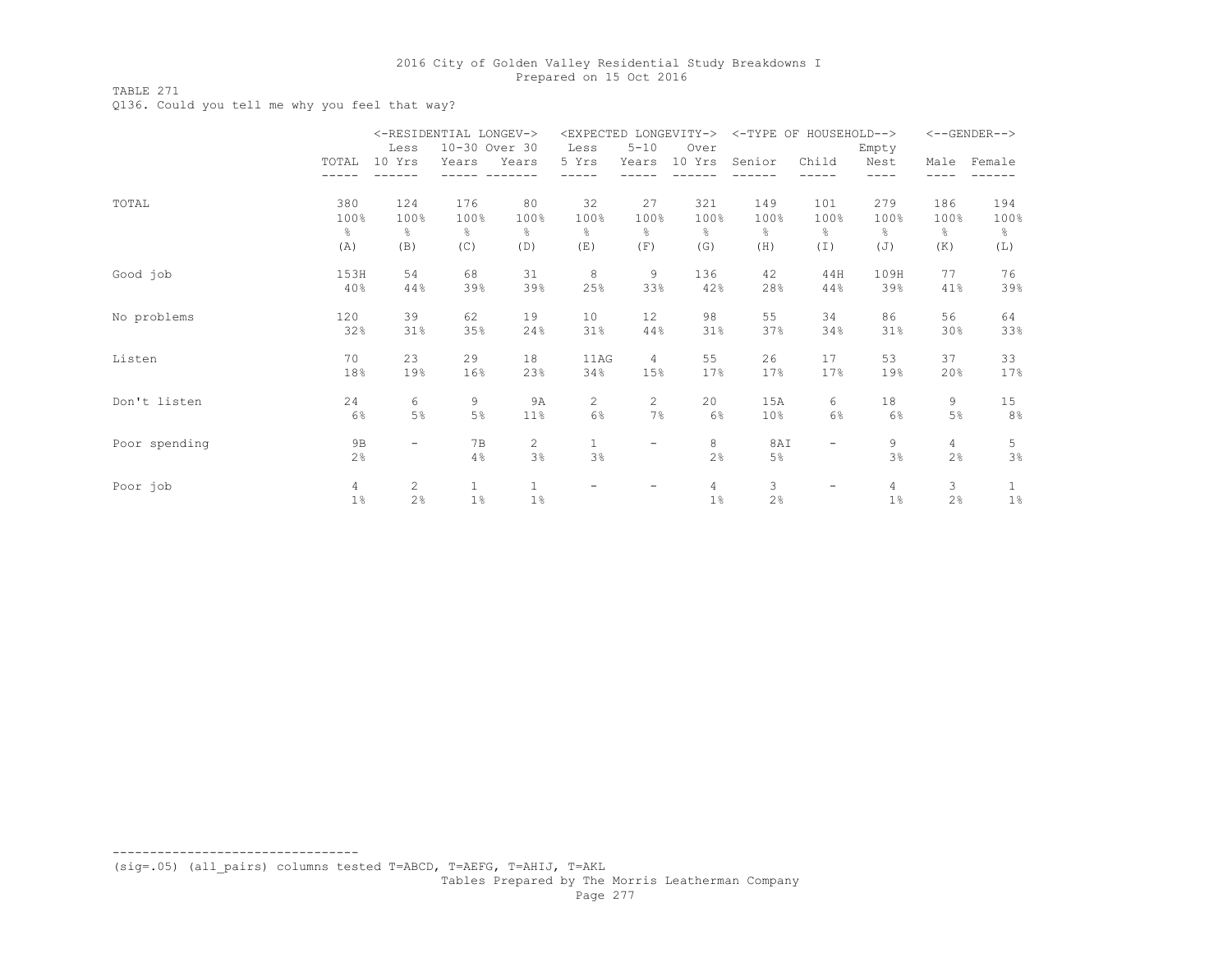2016 City of Golden Valley Residential Study Breakdowns I
Prepared on 15 Oct 2016

TABLE 271
Q136. Could you tell me why you feel that way?

| | | <-RESIDENTIAL LONGEV-> | | | <EXPECTED LONGEVITY-> | | | <-TYPE OF HOUSEHOLD--> | | | <--GENDER--> | |
|---|---|---|---|---|---|---|---|---|---|---|---|---|
| | TOTAL | Less 10 Yrs | 10-30 Years | Over 30 Years | Less 5 Yrs | 5-10 Years | Over 10 Yrs | Senior | Child | Empty Nest | Male | Female |
| TOTAL | 380 | 124 | 176 | 80 | 32 | 27 | 321 | 149 | 101 | 279 | 186 | 194 |
| | 100% | 100% | 100% | 100% | 100% | 100% | 100% | 100% | 100% | 100% | 100% | 100% |
| | % | % | % | % | % | % | % | % | % | % | % | % |
| | (A) | (B) | (C) | (D) | (E) | (F) | (G) | (H) | (I) | (J) | (K) | (L) |
| Good job | 153H | 54 | 68 | 31 | 8 | 9 | 136 | 42 | 44H | 109H | 77 | 76 |
| | 40% | 44% | 39% | 39% | 25% | 33% | 42% | 28% | 44% | 39% | 41% | 39% |
| No problems | 120 | 39 | 62 | 19 | 10 | 12 | 98 | 55 | 34 | 86 | 56 | 64 |
| | 32% | 31% | 35% | 24% | 31% | 44% | 31% | 37% | 34% | 31% | 30% | 33% |
| Listen | 70 | 23 | 29 | 18 | 11AG | 4 | 55 | 26 | 17 | 53 | 37 | 33 |
| | 18% | 19% | 16% | 23% | 34% | 15% | 17% | 17% | 17% | 19% | 20% | 17% |
| Don't listen | 24 | 6 | 9 | 9A | 2 | 2 | 20 | 15A | 6 | 18 | 9 | 15 |
| | 6% | 5% | 5% | 11% | 6% | 7% | 6% | 10% | 6% | 6% | 5% | 8% |
| Poor spending | 9B | - | 7B | 2 | 1 | - | 8 | 8AI | - | 9 | 4 | 5 |
| | 2% | | 4% | 3% | 3% | | 2% | 5% | | 3% | 2% | 3% |
| Poor job | 4 | 2 | 1 | 1 | - | - | 4 | 3 | - | 4 | 3 | 1 |
| | 1% | 2% | 1% | 1% | | | 1% | 2% | | 1% | 2% | 1% |

---------------------------------
(sig=.05) (all_pairs) columns tested T=ABCD, T=AEFG, T=AHIJ, T=AKL
Tables Prepared by The Morris Leatherman Company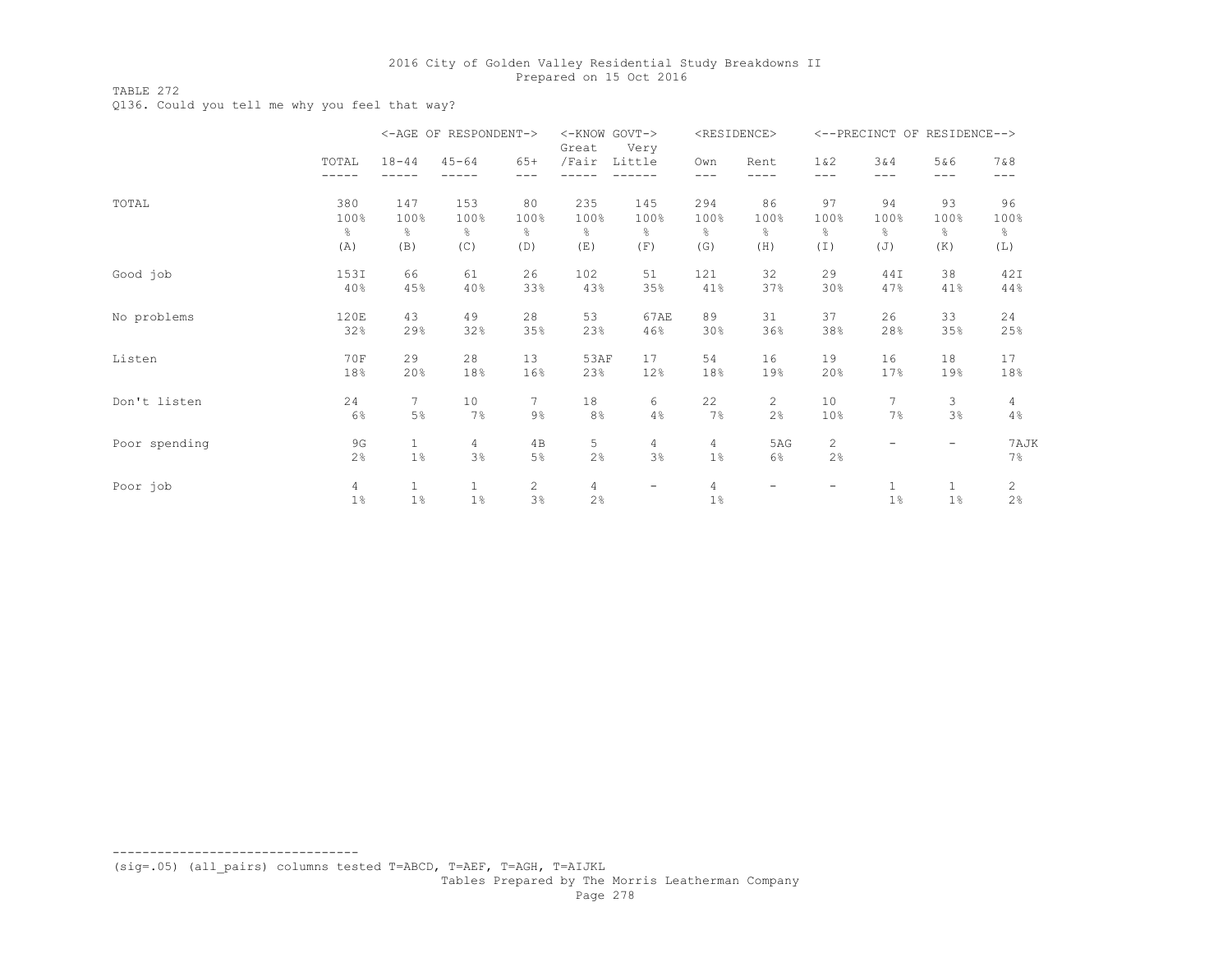2016 City of Golden Valley Residential Study Breakdowns II
Prepared on 15 Oct 2016

TABLE 272
Q136. Could you tell me why you feel that way?

| | | <-AGE OF RESPONDENT-> | | | <-KNOW GOVT-> | | <RESIDENCE> | | <--PRECINCT OF RESIDENCE--> | | | |
|---|---|---|---|---|---|---|---|---|---|---|---|---|
| | TOTAL | 18-44 | 45-64 | 65+ | Great /Fair | Very Little | Own | Rent | 1&2 | 3&4 | 5&6 | 7&8 |
| TOTAL | 380 100% % (A) | 147 100% % (B) | 153 100% % (C) | 80 100% % (D) | 235 100% % (E) | 145 100% % (F) | 294 100% % (G) | 86 100% % (H) | 97 100% % (I) | 94 100% % (J) | 93 100% % (K) | 96 100% % (L) |
| Good job | 153I 40% | 66 45% | 61 40% | 26 33% | 102 43% | 51 35% | 121 41% | 32 37% | 29 30% | 44I 47% | 38 41% | 42I 44% |
| No problems | 120E 32% | 43 29% | 49 32% | 28 35% | 53 23% | 67AE 46% | 89 30% | 31 36% | 37 38% | 26 28% | 33 35% | 24 25% |
| Listen | 70F 18% | 29 20% | 28 18% | 13 16% | 53AF 23% | 17 12% | 54 18% | 16 19% | 19 20% | 16 17% | 18 19% | 17 18% |
| Don't listen | 24 6% | 7 5% | 10 7% | 7 9% | 18 8% | 6 4% | 22 7% | 2 2% | 10 10% | 7 7% | 3 3% | 4 4% |
| Poor spending | 9G 2% | 1 1% | 4 3% | 4B 5% | 5 2% | 4 3% | 4 1% | 5AG 6% | 2 2% | - | - | 7AJK 7% |
| Poor job | 4 1% | 1 1% | 1 1% | 2 3% | 4 2% | - | 4 1% | - | - | 1 1% | 1 1% | 2 2% |

---------------------------------
(sig=.05) (all_pairs) columns tested T=ABCD, T=AEF, T=AGH, T=AIJKL

Tables Prepared by The Morris Leatherman Company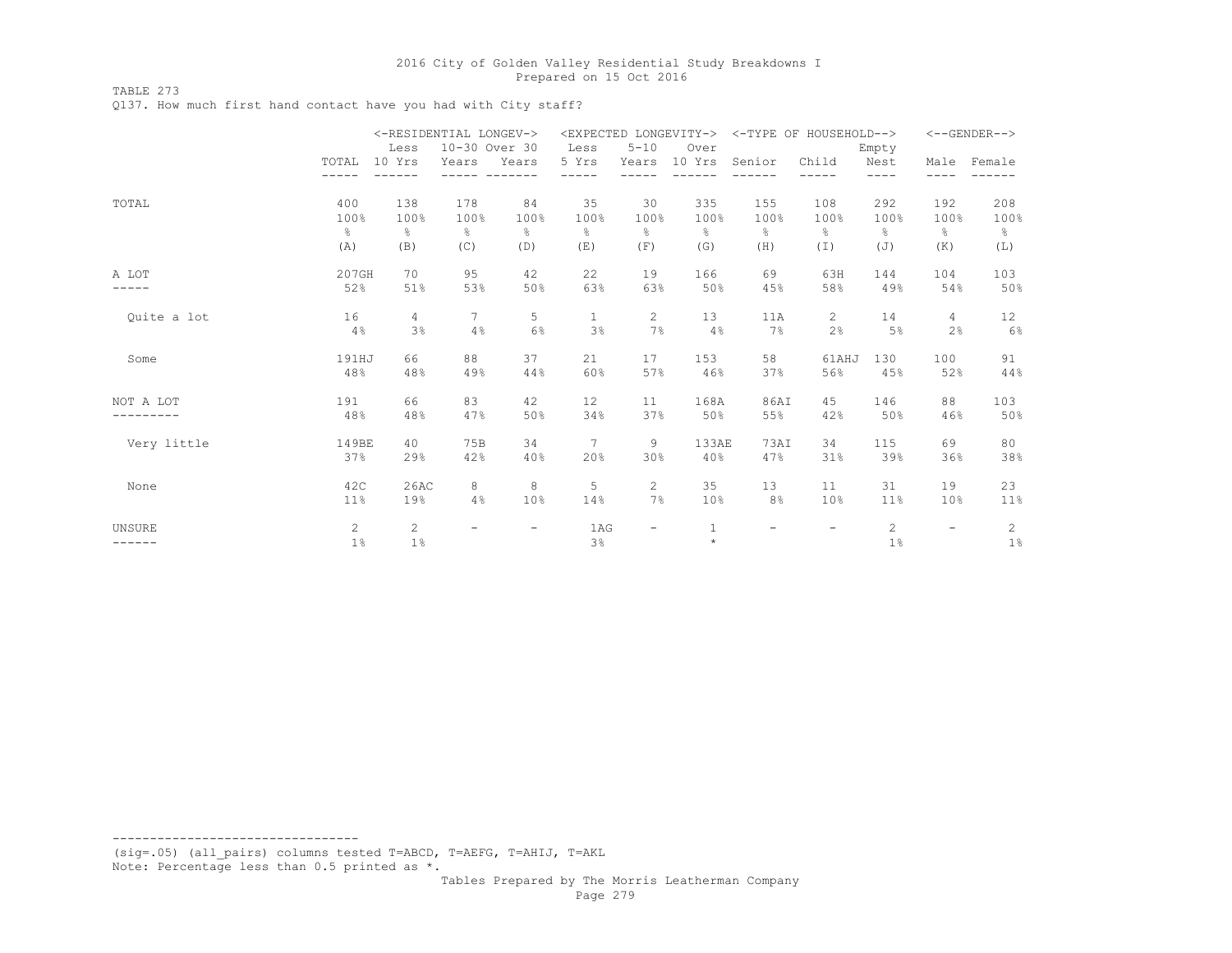2016 City of Golden Valley Residential Study Breakdowns I
Prepared on 15 Oct 2016

TABLE 273
Q137. How much first hand contact have you had with City staff?

| | TOTAL | <-RESIDENTIAL LONGEV-> Less 10 Yrs | 10-30 Years | Over 30 Years | <EXPECTED LONGEVITY-> Less 5 Yrs | 5-10 Years | Over 10 Yrs | <-TYPE OF HOUSEHOLD--> Senior | Child | Empty Nest | <--GENDER--> Male | Female |
|---|---|---|---|---|---|---|---|---|---|---|---|---|
| TOTAL | 400 | 138 | 178 | 84 | 35 | 30 | 335 | 155 | 108 | 292 | 192 | 208 |
| | 100% | 100% | 100% | 100% | 100% | 100% | 100% | 100% | 100% | 100% | 100% | 100% |
| | % | % | % | % | % | % | % | % | % | % | % | % |
| | (A) | (B) | (C) | (D) | (E) | (F) | (G) | (H) | (I) | (J) | (K) | (L) |
| A LOT | 207GH | 70 | 95 | 42 | 22 | 19 | 166 | 69 | 63H | 144 | 104 | 103 |
| | 52% | 51% | 53% | 50% | 63% | 63% | 50% | 45% | 58% | 49% | 54% | 50% |
| Quite a lot | 16 | 4 | 7 | 5 | 1 | 2 | 13 | 11A | 2 | 14 | 4 | 12 |
| | 4% | 3% | 4% | 6% | 3% | 7% | 4% | 7% | 2% | 5% | 2% | 6% |
| Some | 191HJ | 66 | 88 | 37 | 21 | 17 | 153 | 58 | 61AHJ | 130 | 100 | 91 |
| | 48% | 48% | 49% | 44% | 60% | 57% | 46% | 37% | 56% | 45% | 52% | 44% |
| NOT A LOT | 191 | 66 | 83 | 42 | 12 | 11 | 168A | 86AI | 45 | 146 | 88 | 103 |
| | 48% | 48% | 47% | 50% | 34% | 37% | 50% | 55% | 42% | 50% | 46% | 50% |
| Very little | 149BE | 40 | 75B | 34 | 7 | 9 | 133AE | 73AI | 34 | 115 | 69 | 80 |
| | 37% | 29% | 42% | 40% | 20% | 30% | 40% | 47% | 31% | 39% | 36% | 38% |
| None | 42C | 26AC | 8 | 8 | 5 | 2 | 35 | 13 | 11 | 31 | 19 | 23 |
| | 11% | 19% | 4% | 10% | 14% | 7% | 10% | 8% | 10% | 11% | 10% | 11% |
| UNSURE | 2 | 2 | - | - | 1AG | - | 1 | - | - | 2 | - | 2 |
| | 1% | 1% | | | 3% | | * | | | 1% | | 1% |

(sig=.05) (all_pairs) columns tested T=ABCD, T=AEFG, T=AHIJ, T=AKL
Note: Percentage less than 0.5 printed as *.

Tables Prepared by The Morris Leatherman Company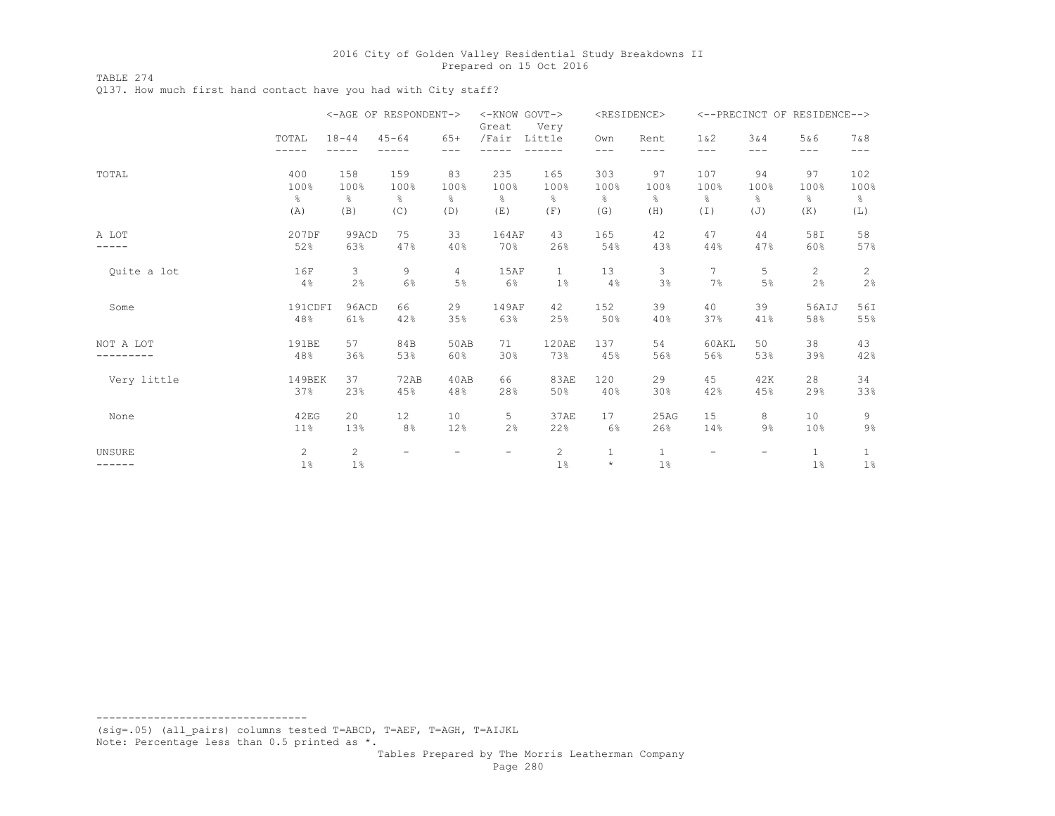2016 City of Golden Valley Residential Study Breakdowns II
Prepared on 15 Oct 2016

TABLE 274
Q137. How much first hand contact have you had with City staff?

| | TOTAL | <-AGE OF RESPONDENT-> 18-44 | 45-64 | 65+ | <-KNOW GOVT-> Great /Fair | Very Little | <RESIDENCE> Own | Rent | <--PRECINCT OF RESIDENCE--> 1&2 | 3&4 | 5&6 | 7&8 |
|---|---|---|---|---|---|---|---|---|---|---|---|---|
| TOTAL | 400 | 158 | 159 | 83 | 235 | 165 | 303 | 97 | 107 | 94 | 97 | 102 |
| | 100% | 100% | 100% | 100% | 100% | 100% | 100% | 100% | 100% | 100% | 100% | 100% |
| | % | % | % | % | % | % | % | % | % | % | % | % |
| | (A) | (B) | (C) | (D) | (E) | (F) | (G) | (H) | (I) | (J) | (K) | (L) |
| A LOT | 207DF | 99ACD | 75 | 33 | 164AF | 43 | 165 | 42 | 47 | 44 | 58I | 58 |
| | 52% | 63% | 47% | 40% | 70% | 26% | 54% | 43% | 44% | 47% | 60% | 57% |
| Quite a lot | 16F | 3 | 9 | 4 | 15AF | 1 | 13 | 3 | 7 | 5 | 2 | 2 |
| | 4% | 2% | 6% | 5% | 6% | 1% | 4% | 3% | 7% | 5% | 2% | 2% |
| Some | 191CDFI | 96ACD | 66 | 29 | 149AF | 42 | 152 | 39 | 40 | 39 | 56AIJ | 56I |
| | 48% | 61% | 42% | 35% | 63% | 25% | 50% | 40% | 37% | 41% | 58% | 55% |
| NOT A LOT | 191BE | 57 | 84B | 50AB | 71 | 120AE | 137 | 54 | 60AKL | 50 | 38 | 43 |
| | 48% | 36% | 53% | 60% | 30% | 73% | 45% | 56% | 56% | 53% | 39% | 42% |
| Very little | 149BEK | 37 | 72AB | 40AB | 66 | 83AE | 120 | 29 | 45 | 42K | 28 | 34 |
| | 37% | 23% | 45% | 48% | 28% | 50% | 40% | 30% | 42% | 45% | 29% | 33% |
| None | 42EG | 20 | 12 | 10 | 5 | 37AE | 17 | 25AG | 15 | 8 | 10 | 9 |
| | 11% | 13% | 8% | 12% | 2% | 22% | 6% | 26% | 14% | 9% | 10% | 9% |
| UNSURE | 2 | 2 | - | - | - | 2 | 1 | 1 | - | - | 1 | 1 |
| | 1% | 1% | | | | 1% | * | 1% | | | 1% | 1% |

(sig=.05) (all_pairs) columns tested T=ABCD, T=AEF, T=AGH, T=AIJKL
Note: Percentage less than 0.5 printed as *.

Tables Prepared by The Morris Leatherman Company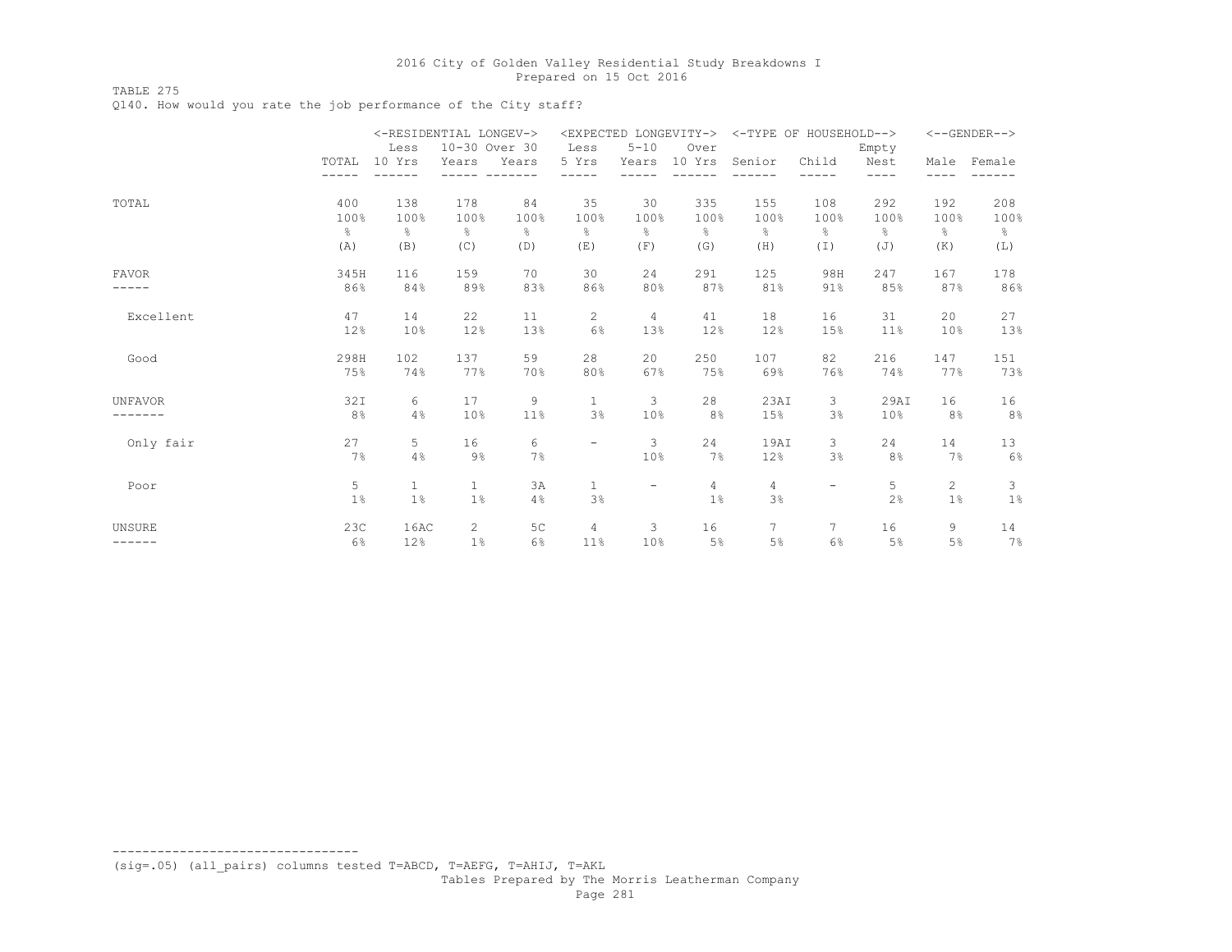TABLE 275

Q140. How would you rate the job performance of the City staff?

| | TOTAL | <-RESIDENTIAL LONGEV-> Less 10 Yrs | 10-30 Years | Over 30 Years | <EXPECTED LONGEVITY-> Less 5 Yrs | 5-10 Years | Over 10 Yrs | <-TYPE OF HOUSEHOLD--> Senior | Child | Empty Nest | <--GENDER--> Male | Female |
|---|---|---|---|---|---|---|---|---|---|---|---|---|
| | (A) | (B) | (C) | (D) | (E) | (F) | (G) | (H) | (I) | (J) | (K) | (L) |
| TOTAL | 400 | 138 | 178 | 84 | 35 | 30 | 335 | 155 | 108 | 292 | 192 | 208 |
| | 100% | 100% | 100% | 100% | 100% | 100% | 100% | 100% | 100% | 100% | 100% | 100% |
| FAVOR | 345H | 116 | 159 | 70 | 30 | 24 | 291 | 125 | 98H | 247 | 167 | 178 |
| | 86% | 84% | 89% | 83% | 86% | 80% | 87% | 81% | 91% | 85% | 87% | 86% |
| Excellent | 47 | 14 | 22 | 11 | 2 | 4 | 41 | 18 | 16 | 31 | 20 | 27 |
| | 12% | 10% | 12% | 13% | 6% | 13% | 12% | 12% | 15% | 11% | 10% | 13% |
| Good | 298H | 102 | 137 | 59 | 28 | 20 | 250 | 107 | 82 | 216 | 147 | 151 |
| | 75% | 74% | 77% | 70% | 80% | 67% | 75% | 69% | 76% | 74% | 77% | 73% |
| UNFAVOR | 32I | 6 | 17 | 9 | 1 | 3 | 28 | 23AI | 3 | 29AI | 16 | 16 |
| | 8% | 4% | 10% | 11% | 3% | 10% | 8% | 15% | 3% | 10% | 8% | 8% |
| Only fair | 27 | 5 | 16 | 6 | - | 3 | 24 | 19AI | 3 | 24 | 14 | 13 |
| | 7% | 4% | 9% | 7% | | 10% | 7% | 12% | 3% | 8% | 7% | 6% |
| Poor | 5 | 1 | 1 | 3A | 1 | - | 4 | 4 | - | 5 | 2 | 3 |
| | 1% | 1% | 1% | 4% | 3% | | 1% | 3% | | 2% | 1% | 1% |
| UNSURE | 23C | 16AC | 2 | 5C | 4 | 3 | 16 | 7 | 7 | 16 | 9 | 14 |
| | 6% | 12% | 1% | 6% | 11% | 10% | 5% | 5% | 6% | 5% | 5% | 7% |

(sig=.05) (all_pairs) columns tested T=ABCD, T=AEFG, T=AHIJ, T=AKL

Tables Prepared by The Morris Leatherman Company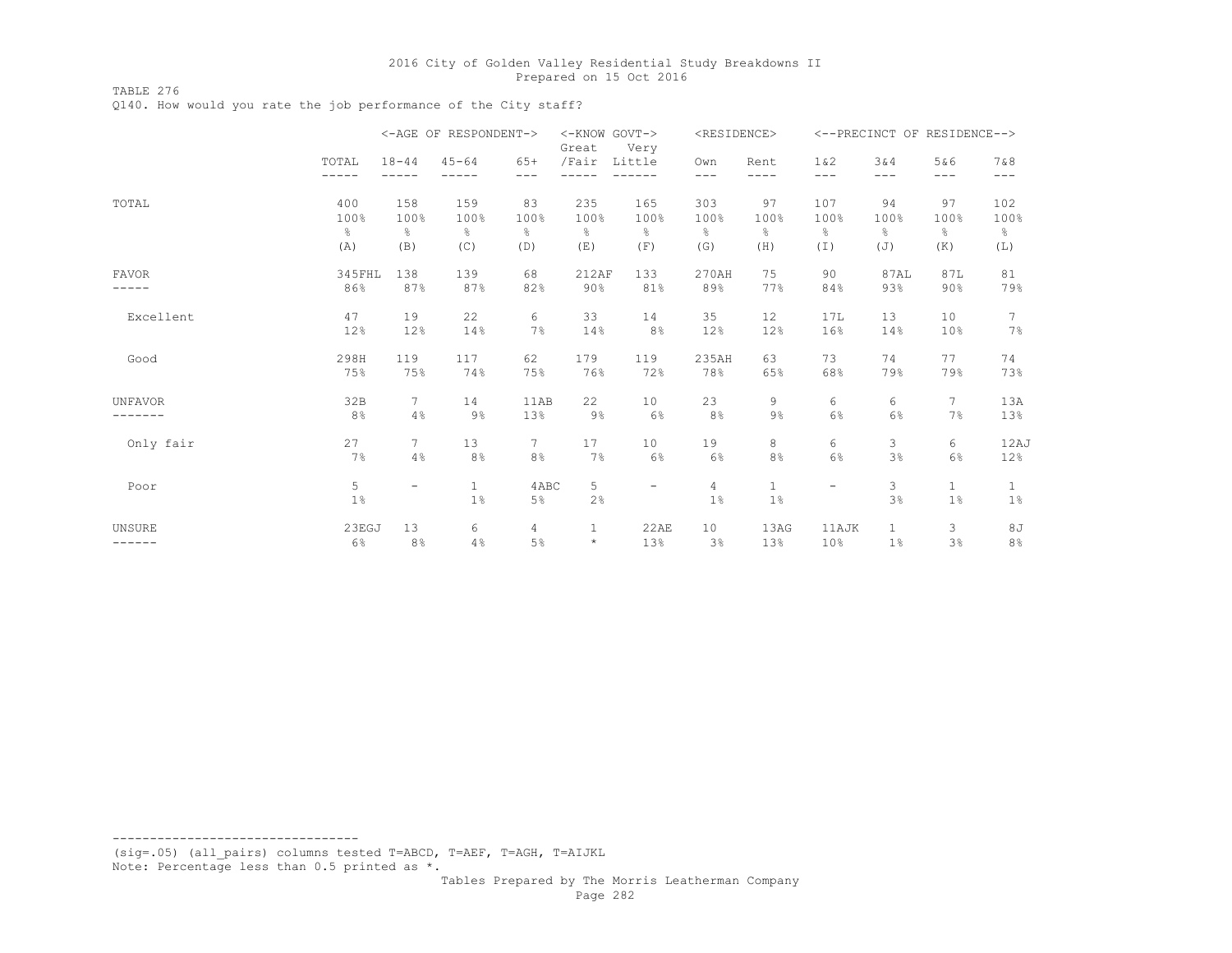2016 City of Golden Valley Residential Study Breakdowns II
Prepared on 15 Oct 2016

TABLE 276
Q140. How would you rate the job performance of the City staff?

| | | <-AGE OF RESPONDENT-> | | | <-KNOW GOVT-> | | <RESIDENCE> | | <--PRECINCT OF RESIDENCE--> | | | |
|---|---|---|---|---|---|---|---|---|---|---|---|---|
| | TOTAL | 18-44 | 45-64 | 65+ | Great /Fair | Very Little | Own | Rent | 1&2 | 3&4 | 5&6 | 7&8 |
| TOTAL | 400<br>100%<br>%<br>(A) | 158<br>100%<br>%<br>(B) | 159<br>100%<br>%<br>(C) | 83<br>100%<br>%<br>(D) | 235<br>100%<br>%<br>(E) | 165<br>100%<br>%<br>(F) | 303<br>100%<br>%<br>(G) | 97<br>100%<br>%<br>(H) | 107<br>100%<br>%<br>(I) | 94<br>100%<br>%<br>(J) | 97<br>100%<br>%<br>(K) | 102<br>100%<br>%<br>(L) |
| FAVOR | 345FHL<br>86% | 138<br>87% | 139<br>87% | 68<br>82% | 212AF<br>90% | 133<br>81% | 270AH<br>89% | 75<br>77% | 90<br>84% | 87AL<br>93% | 87L<br>90% | 81<br>79% |
| Excellent | 47<br>12% | 19<br>12% | 22<br>14% | 6<br>7% | 33<br>14% | 14<br>8% | 35<br>12% | 12<br>12% | 17L<br>16% | 13<br>14% | 10<br>10% | 7<br>7% |
| Good | 298H<br>75% | 119<br>75% | 117<br>74% | 62<br>75% | 179<br>76% | 119<br>72% | 235AH<br>78% | 63<br>65% | 73<br>68% | 74<br>79% | 77<br>79% | 74<br>73% |
| UNFAVOR | 32B<br>8% | 7<br>4% | 14<br>9% | 11AB<br>13% | 22<br>9% | 10<br>6% | 23<br>8% | 9<br>9% | 6<br>6% | 6<br>6% | 7<br>7% | 13A<br>13% |
| Only fair | 27<br>7% | 7<br>4% | 13<br>8% | 7<br>8% | 17<br>7% | 10<br>6% | 19<br>6% | 8<br>8% | 6<br>6% | 3<br>3% | 6<br>6% | 12AJ<br>12% |
| Poor | 5<br>1% | - | 1<br>1% | 4ABC<br>5% | 5<br>2% | - | 4<br>1% | 1<br>1% | - | 3<br>3% | 1<br>1% | 1<br>1% |
| UNSURE | 23EGJ<br>6% | 13<br>8% | 6<br>4% | 4<br>5% | 1<br>* | 22AE<br>13% | 10<br>3% | 13AG<br>13% | 11AJK<br>10% | 1<br>1% | 3<br>3% | 8J<br>8% |

---------------------------------
(sig=.05) (all_pairs) columns tested T=ABCD, T=AEF, T=AGH, T=AIJKL
Note: Percentage less than 0.5 printed as *.

Tables Prepared by The Morris Leatherman Company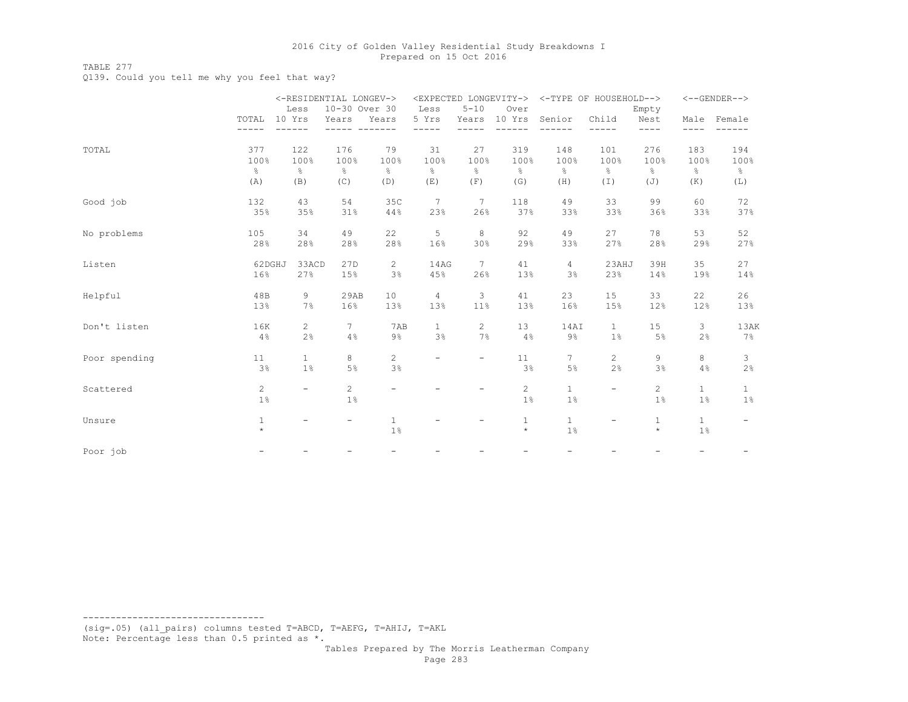2016 City of Golden Valley Residential Study Breakdowns I
Prepared on 15 Oct 2016

TABLE 277
Q139. Could you tell me why you feel that way?

| | | <-RESIDENTIAL LONGEV-> | | | <EXPECTED LONGEVITY-> | | | <-TYPE OF HOUSEHOLD--> | | | <--GENDER--> | |
|---|---|---|---|---|---|---|---|---|---|---|---|---|
| | TOTAL | Less 10 Yrs | 10-30 Years | Over 30 Years | Less 5 Yrs | 5-10 Years | Over 10 Yrs | Senior | Child | Empty Nest | Male | Female |
| TOTAL | 377<br>100%<br>%<br>(A) | 122<br>100%<br>%<br>(B) | 176<br>100%<br>%<br>(C) | 79<br>100%<br>%<br>(D) | 31<br>100%<br>%<br>(E) | 27<br>100%<br>%<br>(F) | 319<br>100%<br>%<br>(G) | 148<br>100%<br>%<br>(H) | 101<br>100%<br>%<br>(I) | 276<br>100%<br>%<br>(J) | 183<br>100%<br>%<br>(K) | 194<br>100%<br>%<br>(L) |
| Good job | 132<br>35% | 43<br>35% | 54<br>31% | 35C<br>44% | 7<br>23% | 7<br>26% | 118<br>37% | 49<br>33% | 33<br>33% | 99<br>36% | 60<br>33% | 72<br>37% |
| No problems | 105<br>28% | 34<br>28% | 49<br>28% | 22<br>28% | 5<br>16% | 8<br>30% | 92<br>29% | 49<br>33% | 27<br>27% | 78<br>28% | 53<br>29% | 52<br>27% |
| Listen | 62DGHJ<br>16% | 33ACD<br>27% | 27D<br>15% | 2<br>3% | 14AG<br>45% | 7<br>26% | 41<br>13% | 4<br>3% | 23AHJ<br>23% | 39H<br>14% | 35<br>19% | 27<br>14% |
| Helpful | 48B<br>13% | 9<br>7% | 29AB<br>16% | 10<br>13% | 4<br>13% | 3<br>11% | 41<br>13% | 23<br>16% | 15<br>15% | 33<br>12% | 22<br>12% | 26<br>13% |
| Don't listen | 16K<br>4% | 2<br>2% | 7<br>4% | 7AB<br>9% | 1<br>3% | 2<br>7% | 13<br>4% | 14AI<br>9% | 1<br>1% | 15<br>5% | 3<br>2% | 13AK<br>7% |
| Poor spending | 11<br>3% | 1<br>1% | 8<br>5% | 2<br>3% | - | - | 11<br>3% | 7<br>5% | 2<br>2% | 9<br>3% | 8<br>4% | 3<br>2% |
| Scattered | 2<br>1% | - | 2<br>1% | - | - | - | 2<br>1% | 1<br>1% | - | 2<br>1% | 1<br>1% | 1<br>1% |
| Unsure | 1<br>* | - | - | 1<br>1% | - | - | 1<br>* | 1<br>1% | - | 1<br>* | 1<br>1% | - |
| Poor job | - | - | - | - | - | - | - | - | - | - | - | - |

---------------------------------
(sig=.05) (all_pairs) columns tested T=ABCD, T=AEFG, T=AHIJ, T=AKL
Note: Percentage less than 0.5 printed as *.

Tables Prepared by The Morris Leatherman Company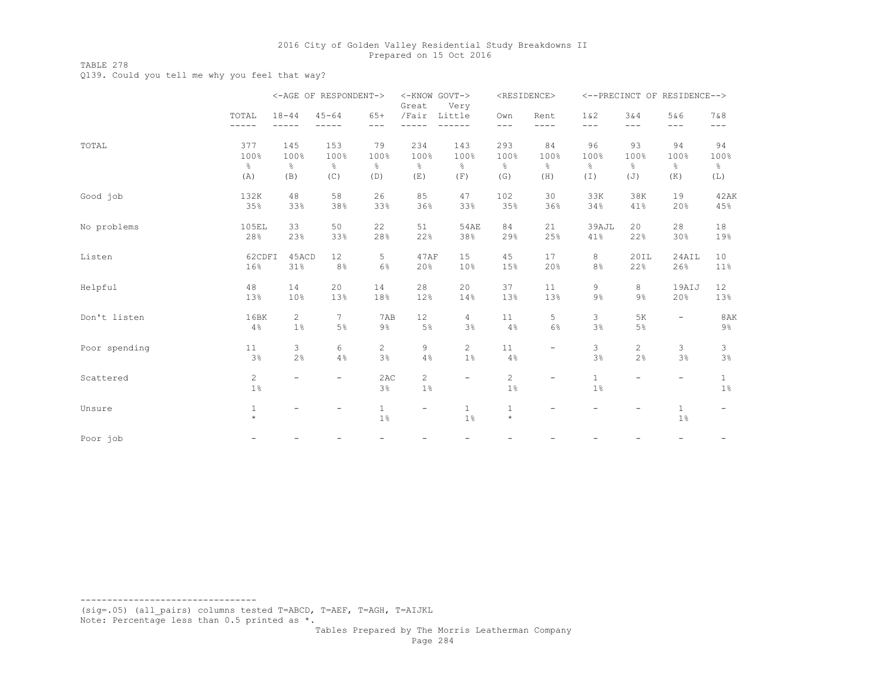2016 City of Golden Valley Residential Study Breakdowns II
Prepared on 15 Oct 2016

TABLE 278
Q139. Could you tell me why you feel that way?

| | | <-AGE OF RESPONDENT-> | | | <-KNOW GOVT-> | | <RESIDENCE> | | <--PRECINCT OF RESIDENCE--> | | | |
|---|---|---|---|---|---|---|---|---|---|---|---|---|
| | TOTAL | 18-44 | 45-64 | 65+ | Great /Fair | Very Little | Own | Rent | 1&2 | 3&4 | 5&6 | 7&8 |
| TOTAL | 377<br>100%<br>%<br>(A) | 145<br>100%<br>%<br>(B) | 153<br>100%<br>%<br>(C) | 79<br>100%<br>%<br>(D) | 234<br>100%<br>%<br>(E) | 143<br>100%<br>%<br>(F) | 293<br>100%<br>%<br>(G) | 84<br>100%<br>%<br>(H) | 96<br>100%<br>%<br>(I) | 93<br>100%<br>%<br>(J) | 94<br>100%<br>%<br>(K) | 94<br>100%<br>%<br>(L) |
| Good job | 132K<br>35% | 48<br>33% | 58<br>38% | 26<br>33% | 85<br>36% | 47<br>33% | 102<br>35% | 30<br>36% | 33K<br>34% | 38K<br>41% | 19<br>20% | 42AK<br>45% |
| No problems | 105EL<br>28% | 33<br>23% | 50<br>33% | 22<br>28% | 51<br>22% | 54AE<br>38% | 84<br>29% | 21<br>25% | 39AJL<br>41% | 20<br>22% | 28<br>30% | 18<br>19% |
| Listen | 62CDFI<br>16% | 45ACD<br>31% | 12<br>8% | 5<br>6% | 47AF<br>20% | 15<br>10% | 45<br>15% | 17<br>20% | 8<br>8% | 20IL<br>22% | 24AIL<br>26% | 10<br>11% |
| Helpful | 48<br>13% | 14<br>10% | 20<br>13% | 14<br>18% | 28<br>12% | 20<br>14% | 37<br>13% | 11<br>13% | 9<br>9% | 8<br>9% | 19AIJ<br>20% | 12<br>13% |
| Don't listen | 16BK<br>4% | 2<br>1% | 7<br>5% | 7AB<br>9% | 12<br>5% | 4<br>3% | 11<br>4% | 5<br>6% | 3<br>3% | 5K<br>5% | - | 8AK<br>9% |
| Poor spending | 11<br>3% | 3<br>2% | 6<br>4% | 2<br>3% | 9<br>4% | 2<br>1% | 11<br>4% | - | 3<br>3% | 2<br>2% | 3<br>3% | 3<br>3% |
| Scattered | 2<br>1% | - | - | 2AC<br>3% | 2<br>1% | - | 2<br>1% | - | 1<br>1% | - | - | 1<br>1% |
| Unsure | 1<br>* | - | - | 1<br>1% | - | 1<br>1% | 1<br>* | - | - | - | 1<br>1% | - |
| Poor job | - | - | - | - | - | - | - | - | - | - | - | - |

---------------------------------
(sig=.05) (all_pairs) columns tested T=ABCD, T=AEF, T=AGH, T=AIJKL
Note: Percentage less than 0.5 printed as *.

Tables Prepared by The Morris Leatherman Company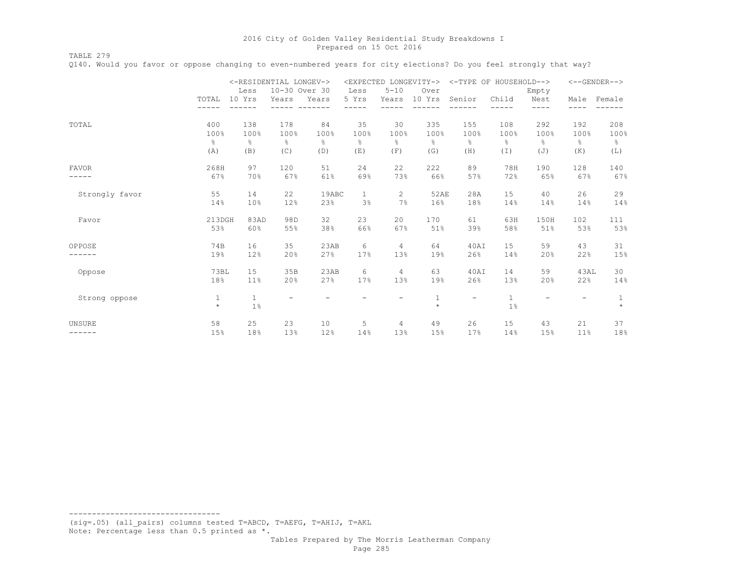2016 City of Golden Valley Residential Study Breakdowns I
Prepared on 15 Oct 2016

TABLE 279
Q140. Would you favor or oppose changing to even-numbered years for city elections? Do you feel strongly that way?

| | | <-RESIDENTIAL LONGEV-> | | | <EXPECTED LONGEVITY-> | | | <-TYPE OF HOUSEHOLD--> | | | <--GENDER--> | |
|---|---|---|---|---|---|---|---|---|---|---|---|---|
| | TOTAL | Less 10 Yrs | 10-30 Years | Over 30 Years | Less 5 Yrs | 5-10 Years | Over 10 Yrs | Senior | Child | Empty Nest | Male | Female |
| TOTAL | 400 100% % (A) | 138 100% % (B) | 178 100% % (C) | 84 100% % (D) | 35 100% % (E) | 30 100% % (F) | 335 100% % (G) | 155 100% % (H) | 108 100% % (I) | 292 100% % (J) | 192 100% % (K) | 208 100% % (L) |
| FAVOR | 268H 67% | 97 70% | 120 67% | 51 61% | 24 69% | 22 73% | 222 66% | 89 57% | 78H 72% | 190 65% | 128 67% | 140 67% |
| Strongly favor | 55 14% | 14 10% | 22 12% | 19ABC 23% | 1 3% | 2 7% | 52AE 16% | 28A 18% | 15 14% | 40 14% | 26 14% | 29 14% |
| Favor | 213DGH 53% | 83AD 60% | 98D 55% | 32 38% | 23 66% | 20 67% | 170 51% | 61 39% | 63H 58% | 150H 51% | 102 53% | 111 53% |
| OPPOSE | 74B 19% | 16 12% | 35 20% | 23AB 27% | 6 17% | 4 13% | 64 19% | 40AI 26% | 15 14% | 59 20% | 43 22% | 31 15% |
| Oppose | 73BL 18% | 15 11% | 35B 20% | 23AB 27% | 6 17% | 4 13% | 63 19% | 40AI 26% | 14 13% | 59 20% | 43AL 22% | 30 14% |
| Strong oppose | 1 * | 1 1% | - | - | - | - | 1 * | - | 1 1% | - | - | 1 * |
| UNSURE | 58 15% | 25 18% | 23 13% | 10 12% | 5 14% | 4 13% | 49 15% | 26 17% | 15 14% | 43 15% | 21 11% | 37 18% |

---------------------------------
(sig=.05) (all_pairs) columns tested T=ABCD, T=AEFG, T=AHIJ, T=AKL
Note: Percentage less than 0.5 printed as *.

Tables Prepared by The Morris Leatherman Company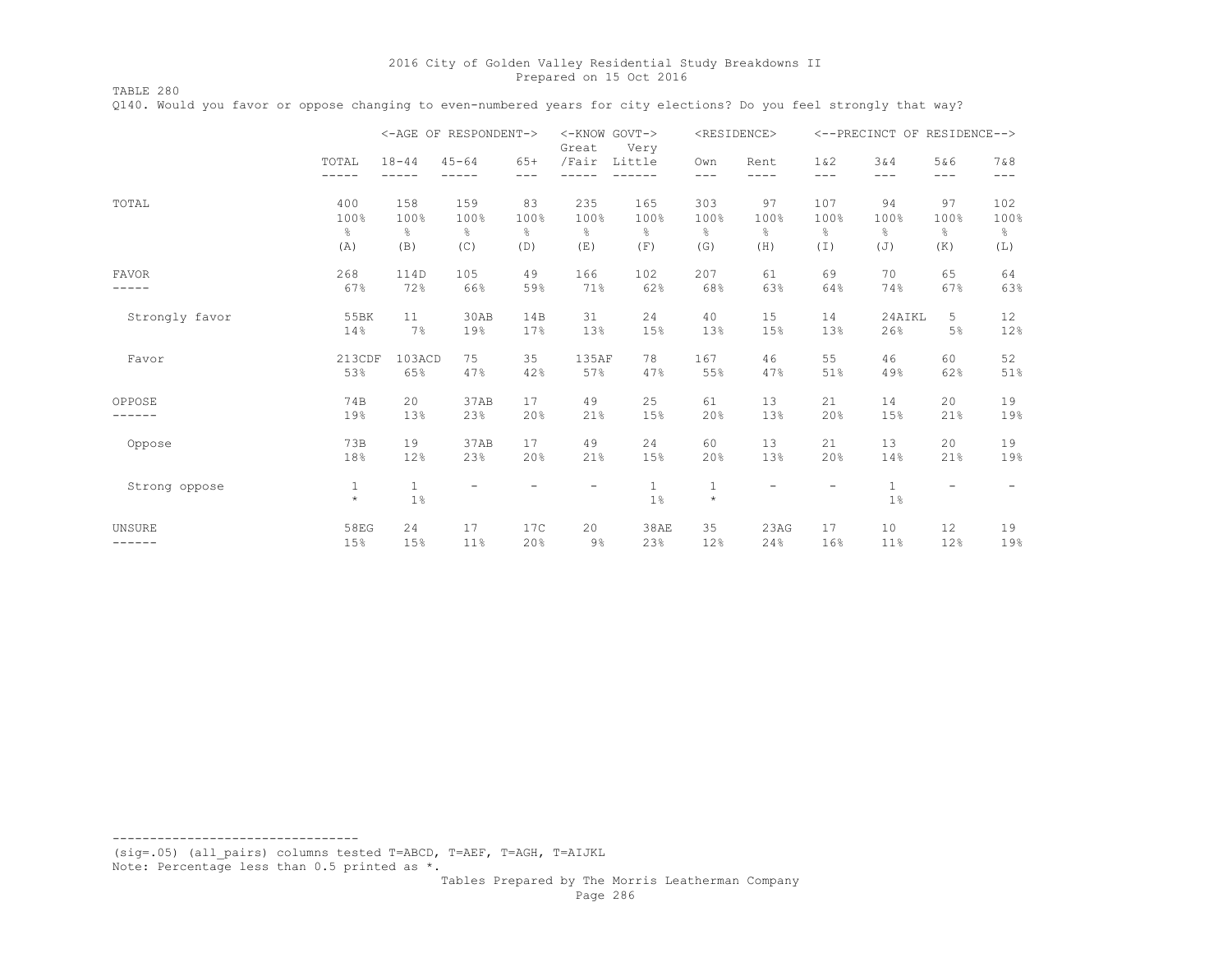2016 City of Golden Valley Residential Study Breakdowns II
Prepared on 15 Oct 2016

TABLE 280
Q140. Would you favor or oppose changing to even-numbered years for city elections? Do you feel strongly that way?

| | | <-AGE OF RESPONDENT-> | | | <-KNOW GOVT-> | | <RESIDENCE> | | <--PRECINCT OF RESIDENCE--> | | | |
|---|---|---|---|---|---|---|---|---|---|---|---|---|
| | TOTAL | 18-44 | 45-64 | 65+ | Great /Fair | Very Little | Own | Rent | 1&2 | 3&4 | 5&6 | 7&8 |
| TOTAL | 400 | 158 | 159 | 83 | 235 | 165 | 303 | 97 | 107 | 94 | 97 | 102 |
| | 100% | 100% | 100% | 100% | 100% | 100% | 100% | 100% | 100% | 100% | 100% | 100% |
| | % | % | % | % | % | % | % | % | % | % | % | % |
| | (A) | (B) | (C) | (D) | (E) | (F) | (G) | (H) | (I) | (J) | (K) | (L) |
| FAVOR | 268 | 114D | 105 | 49 | 166 | 102 | 207 | 61 | 69 | 70 | 65 | 64 |
| | 67% | 72% | 66% | 59% | 71% | 62% | 68% | 63% | 64% | 74% | 67% | 63% |
| Strongly favor | 55BK | 11 | 30AB | 14B | 31 | 24 | 40 | 15 | 14 | 24AIKL | 5 | 12 |
| | 14% | 7% | 19% | 17% | 13% | 15% | 13% | 15% | 13% | 26% | 5% | 12% |
| Favor | 213CDF | 103ACD | 75 | 35 | 135AF | 78 | 167 | 46 | 55 | 46 | 60 | 52 |
| | 53% | 65% | 47% | 42% | 57% | 47% | 55% | 47% | 51% | 49% | 62% | 51% |
| OPPOSE | 74B | 20 | 37AB | 17 | 49 | 25 | 61 | 13 | 21 | 14 | 20 | 19 |
| | 19% | 13% | 23% | 20% | 21% | 15% | 20% | 13% | 20% | 15% | 21% | 19% |
| Oppose | 73B | 19 | 37AB | 17 | 49 | 24 | 60 | 13 | 21 | 13 | 20 | 19 |
| | 18% | 12% | 23% | 20% | 21% | 15% | 20% | 13% | 20% | 14% | 21% | 19% |
| Strong oppose | 1 | 1 | - | - | - | 1 | 1 | - | - | 1 | - | - |
| | * | 1% | | | | 1% | * | | | 1% | | |
| UNSURE | 58EG | 24 | 17 | 17C | 20 | 38AE | 35 | 23AG | 17 | 10 | 12 | 19 |
| | 15% | 15% | 11% | 20% | 9% | 23% | 12% | 24% | 16% | 11% | 12% | 19% |

---------------------------------
(sig=.05) (all_pairs) columns tested T=ABCD, T=AEF, T=AGH, T=AIJKL
Note: Percentage less than 0.5 printed as *.

Tables Prepared by The Morris Leatherman Company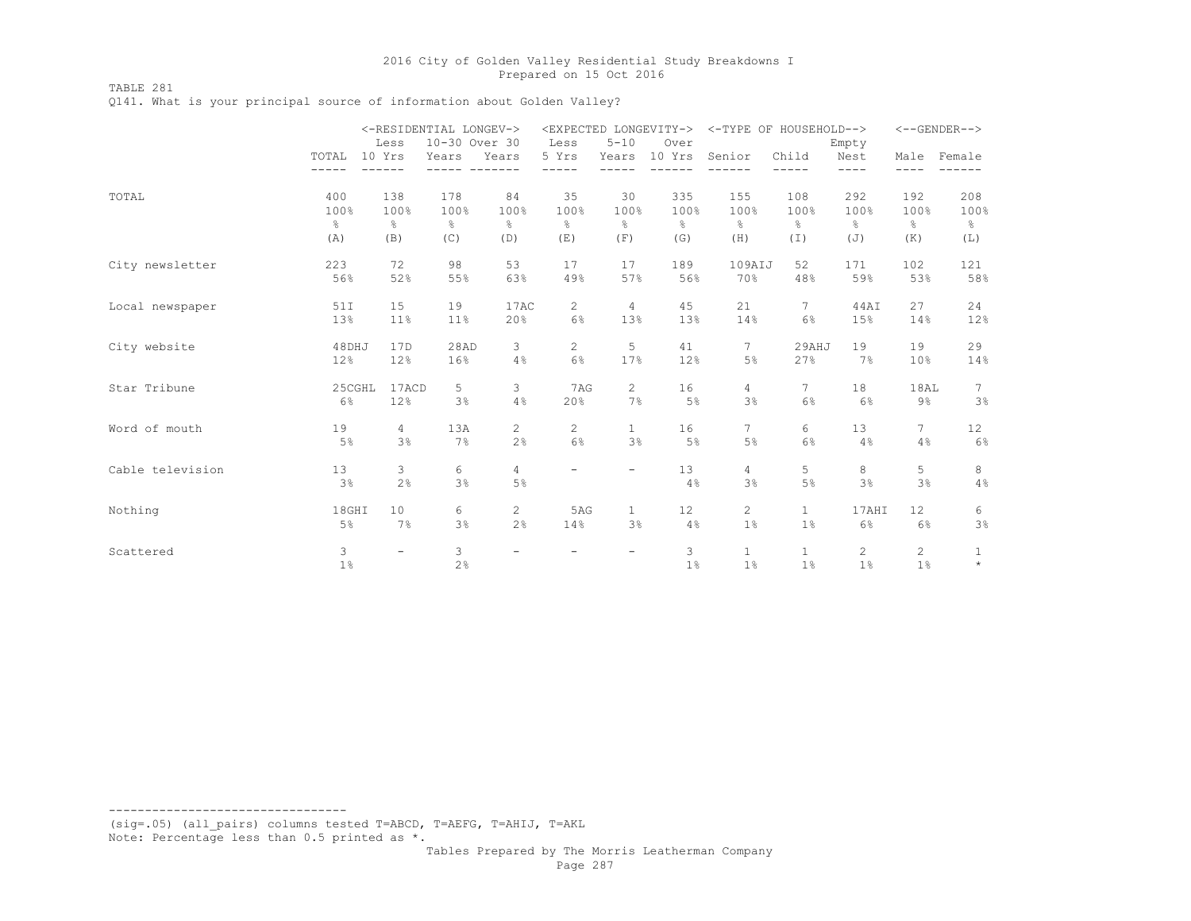# 2016 City of Golden Valley Residential Study Breakdowns I

Prepared on 15 Oct 2016

TABLE 281

Q141. What is your principal source of information about Golden Valley?

| | | <-RESIDENTIAL LONGEV-> | | | <EXPECTED LONGEVITY-> | | | <-TYPE OF HOUSEHOLD--> | | | <--GENDER--> | |
|---|---|---|---|---|---|---|---|---|---|---|---|---|
| | TOTAL | Less 10 Yrs | 10-30 Years | Over 30 Years | Less 5 Yrs | 5-10 Years | Over 10 Yrs | Senior | Child | Empty Nest | Male | Female |
| | (A) | (B) | (C) | (D) | (E) | (F) | (G) | (H) | (I) | (J) | (K) | (L) |
| TOTAL | 400 | 138 | 178 | 84 | 35 | 30 | 335 | 155 | 108 | 292 | 192 | 208 |
| | 100% | 100% | 100% | 100% | 100% | 100% | 100% | 100% | 100% | 100% | 100% | 100% |
| City newsletter | 223 | 72 | 98 | 53 | 17 | 17 | 189 | 109AIJ | 52 | 171 | 102 | 121 |
| | 56% | 52% | 55% | 63% | 49% | 57% | 56% | 70% | 48% | 59% | 53% | 58% |
| Local newspaper | 51I | 15 | 19 | 17AC | 2 | 4 | 45 | 21 | 7 | 44AI | 27 | 24 |
| | 13% | 11% | 11% | 20% | 6% | 13% | 13% | 14% | 6% | 15% | 14% | 12% |
| City website | 48DHJ | 17D | 28AD | 3 | 2 | 5 | 41 | 7 | 29AHJ | 19 | 19 | 29 |
| | 12% | 12% | 16% | 4% | 6% | 17% | 12% | 5% | 27% | 7% | 10% | 14% |
| Star Tribune | 25CGHL | 17ACD | 5 | 3 | 7AG | 2 | 16 | 4 | 7 | 18 | 18AL | 7 |
| | 6% | 12% | 3% | 4% | 20% | 7% | 5% | 3% | 6% | 6% | 9% | 3% |
| Word of mouth | 19 | 4 | 13A | 2 | 2 | 1 | 16 | 7 | 6 | 13 | 7 | 12 |
| | 5% | 3% | 7% | 2% | 6% | 3% | 5% | 5% | 6% | 4% | 4% | 6% |
| Cable television | 13 | 3 | 6 | 4 | - | - | 13 | 4 | 5 | 8 | 5 | 8 |
| | 3% | 2% | 3% | 5% | | | 4% | 3% | 5% | 3% | 3% | 4% |
| Nothing | 18GHI | 10 | 6 | 2 | 5AG | 1 | 12 | 2 | 1 | 17AHI | 12 | 6 |
| | 5% | 7% | 3% | 2% | 14% | 3% | 4% | 1% | 1% | 6% | 6% | 3% |
| Scattered | 3 | - | 3 | - | - | - | 3 | 1 | 1 | 2 | 2 | 1 |
| | 1% | | 2% | | | | 1% | 1% | 1% | 1% | 1% | * |

---------------------------------

(sig=.05) (all_pairs) columns tested T=ABCD, T=AEFG, T=AHIJ, T=AKL

Note: Percentage less than 0.5 printed as *.

Tables Prepared by The Morris Leatherman Company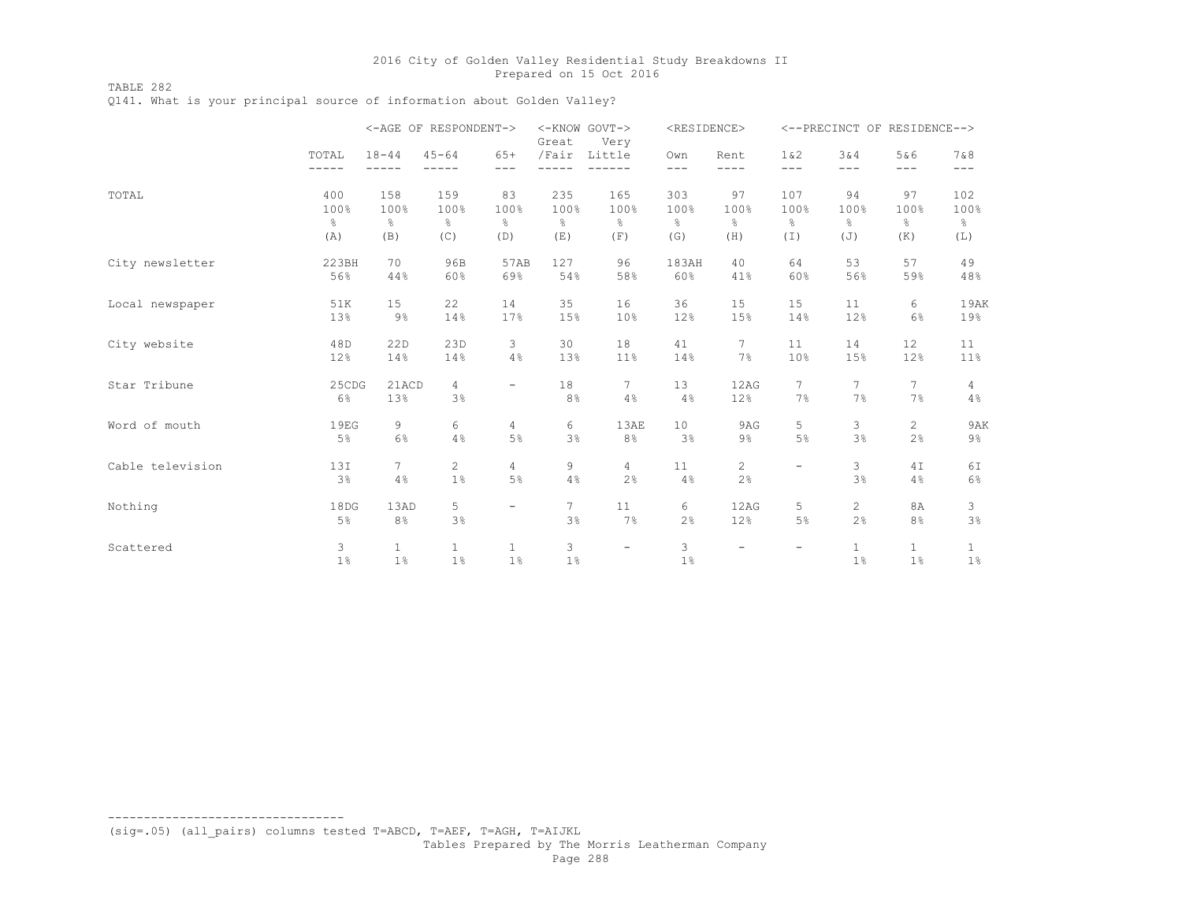2016 City of Golden Valley Residential Study Breakdowns II
Prepared on 15 Oct 2016

TABLE 282
Q141. What is your principal source of information about Golden Valley?

| | | <-AGE OF RESPONDENT-> | | | <-KNOW GOVT-> | | <RESIDENCE> | | <--PRECINCT OF RESIDENCE--> | | | |
|---|---|---|---|---|---|---|---|---|---|---|---|---|
| | TOTAL | 18-44 | 45-64 | 65+ | Great /Fair | Very Little | Own | Rent | 1&2 | 3&4 | 5&6 | 7&8 |
| TOTAL | 400 | 158 | 159 | 83 | 235 | 165 | 303 | 97 | 107 | 94 | 97 | 102 |
| | 100% | 100% | 100% | 100% | 100% | 100% | 100% | 100% | 100% | 100% | 100% | 100% |
| | % | % | % | % | % | % | % | % | % | % | % | % |
| | (A) | (B) | (C) | (D) | (E) | (F) | (G) | (H) | (I) | (J) | (K) | (L) |
| City newsletter | 223BH | 70 | 96B | 57AB | 127 | 96 | 183AH | 40 | 64 | 53 | 57 | 49 |
| | 56% | 44% | 60% | 69% | 54% | 58% | 60% | 41% | 60% | 56% | 59% | 48% |
| Local newspaper | 51K | 15 | 22 | 14 | 35 | 16 | 36 | 15 | 15 | 11 | 6 | 19AK |
| | 13% | 9% | 14% | 17% | 15% | 10% | 12% | 15% | 14% | 12% | 6% | 19% |
| City website | 48D | 22D | 23D | 3 | 30 | 18 | 41 | 7 | 11 | 14 | 12 | 11 |
| | 12% | 14% | 14% | 4% | 13% | 11% | 14% | 7% | 10% | 15% | 12% | 11% |
| Star Tribune | 25CDG | 21ACD | 4 | - | 18 | 7 | 13 | 12AG | 7 | 7 | 7 | 4 |
| | 6% | 13% | 3% | | 8% | 4% | 4% | 12% | 7% | 7% | 7% | 4% |
| Word of mouth | 19EG | 9 | 6 | 4 | 6 | 13AE | 10 | 9AG | 5 | 3 | 2 | 9AK |
| | 5% | 6% | 4% | 5% | 3% | 8% | 3% | 9% | 5% | 3% | 2% | 9% |
| Cable television | 13I | 7 | 2 | 4 | 9 | 4 | 11 | 2 | - | 3 | 4I | 6I |
| | 3% | 4% | 1% | 5% | 4% | 2% | 4% | 2% | | 3% | 4% | 6% |
| Nothing | 18DG | 13AD | 5 | - | 7 | 11 | 6 | 12AG | 5 | 2 | 8A | 3 |
| | 5% | 8% | 3% | | 3% | 7% | 2% | 12% | 5% | 2% | 8% | 3% |
| Scattered | 3 | 1 | 1 | 1 | 3 | - | 3 | - | - | 1 | 1 | 1 |
| | 1% | 1% | 1% | 1% | 1% | | 1% | | | 1% | 1% | 1% |

---------------------------------
(sig=.05) (all_pairs) columns tested T=ABCD, T=AEF, T=AGH, T=AIJKL
Tables Prepared by The Morris Leatherman Company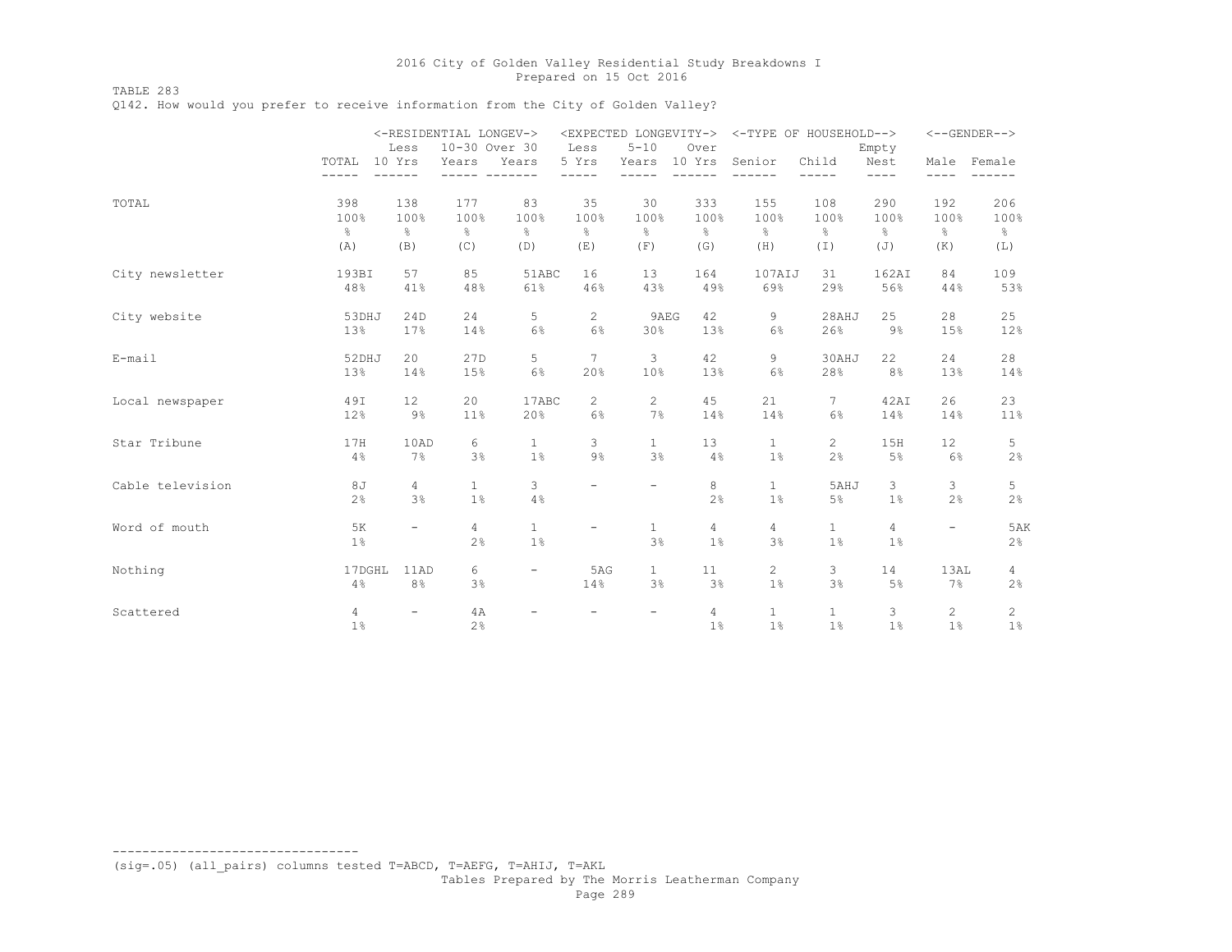2016 City of Golden Valley Residential Study Breakdowns I
Prepared on 15 Oct 2016

TABLE 283
Q142. How would you prefer to receive information from the City of Golden Valley?

| | | <-RESIDENTIAL LONGEV-> | | | <EXPECTED LONGEVITY-> | | | <-TYPE OF HOUSEHOLD--> | | | <--GENDER--> | |
|---|---|---|---|---|---|---|---|---|---|---|---|---|
| | TOTAL | Less 10 Yrs | 10-30 Years | Over 30 Years | Less 5 Yrs | 5-10 Years | Over 10 Yrs | Senior | Child | Empty Nest | Male | Female |
| TOTAL | 398<br>100%<br>%<br>(A) | 138<br>100%<br>%<br>(B) | 177<br>100%<br>%<br>(C) | 83<br>100%<br>%<br>(D) | 35<br>100%<br>%<br>(E) | 30<br>100%<br>%<br>(F) | 333<br>100%<br>%<br>(G) | 155<br>100%<br>%<br>(H) | 108<br>100%<br>%<br>(I) | 290<br>100%<br>%<br>(J) | 192<br>100%<br>%<br>(K) | 206<br>100%<br>%<br>(L) |
| City newsletter | 193BI<br>48% | 57<br>41% | 85<br>48% | 51ABC<br>61% | 16<br>46% | 13<br>43% | 164<br>49% | 107AIJ<br>69% | 31<br>29% | 162AI<br>56% | 84<br>44% | 109<br>53% |
| City website | 53DHJ<br>13% | 24D<br>17% | 24<br>14% | 5<br>6% | 2<br>6% | 9AEG<br>30% | 42<br>13% | 9<br>6% | 28AHJ<br>26% | 25<br>9% | 28<br>15% | 25<br>12% |
| E-mail | 52DHJ<br>13% | 20<br>14% | 27D<br>15% | 5<br>6% | 7<br>20% | 3<br>10% | 42<br>13% | 9<br>6% | 30AHJ<br>28% | 22<br>8% | 24<br>13% | 28<br>14% |
| Local newspaper | 49I<br>12% | 12<br>9% | 20<br>11% | 17ABC<br>20% | 2<br>6% | 2<br>7% | 45<br>14% | 21<br>14% | 7<br>6% | 42AI<br>14% | 26<br>14% | 23<br>11% |
| Star Tribune | 17H<br>4% | 10AD<br>7% | 6<br>3% | 1<br>1% | 3<br>9% | 1<br>3% | 13<br>4% | 1<br>1% | 2<br>2% | 15H<br>5% | 12<br>6% | 5<br>2% |
| Cable television | 8J<br>2% | 4<br>3% | 1<br>1% | 3<br>4% | - | - | 8<br>2% | 1<br>1% | 5AHJ<br>5% | 3<br>1% | 3<br>2% | 5<br>2% |
| Word of mouth | 5K<br>1% | - | 4<br>2% | 1<br>1% | - | 1<br>3% | 4<br>1% | 4<br>3% | 1<br>1% | 4<br>1% | - | 5AK<br>2% |
| Nothing | 17DGHL<br>4% | 11AD<br>8% | 6<br>3% | - | 5AG<br>14% | 1<br>3% | 11<br>3% | 2<br>1% | 3<br>3% | 14<br>5% | 13AL<br>7% | 4<br>2% |
| Scattered | 4<br>1% | - | 4A<br>2% | - | - | - | 4<br>1% | 1<br>1% | 1<br>1% | 3<br>1% | 2<br>1% | 2<br>1% |

---------------------------------
(sig=.05) (all_pairs) columns tested T=ABCD, T=AEFG, T=AHIJ, T=AKL
Tables Prepared by The Morris Leatherman Company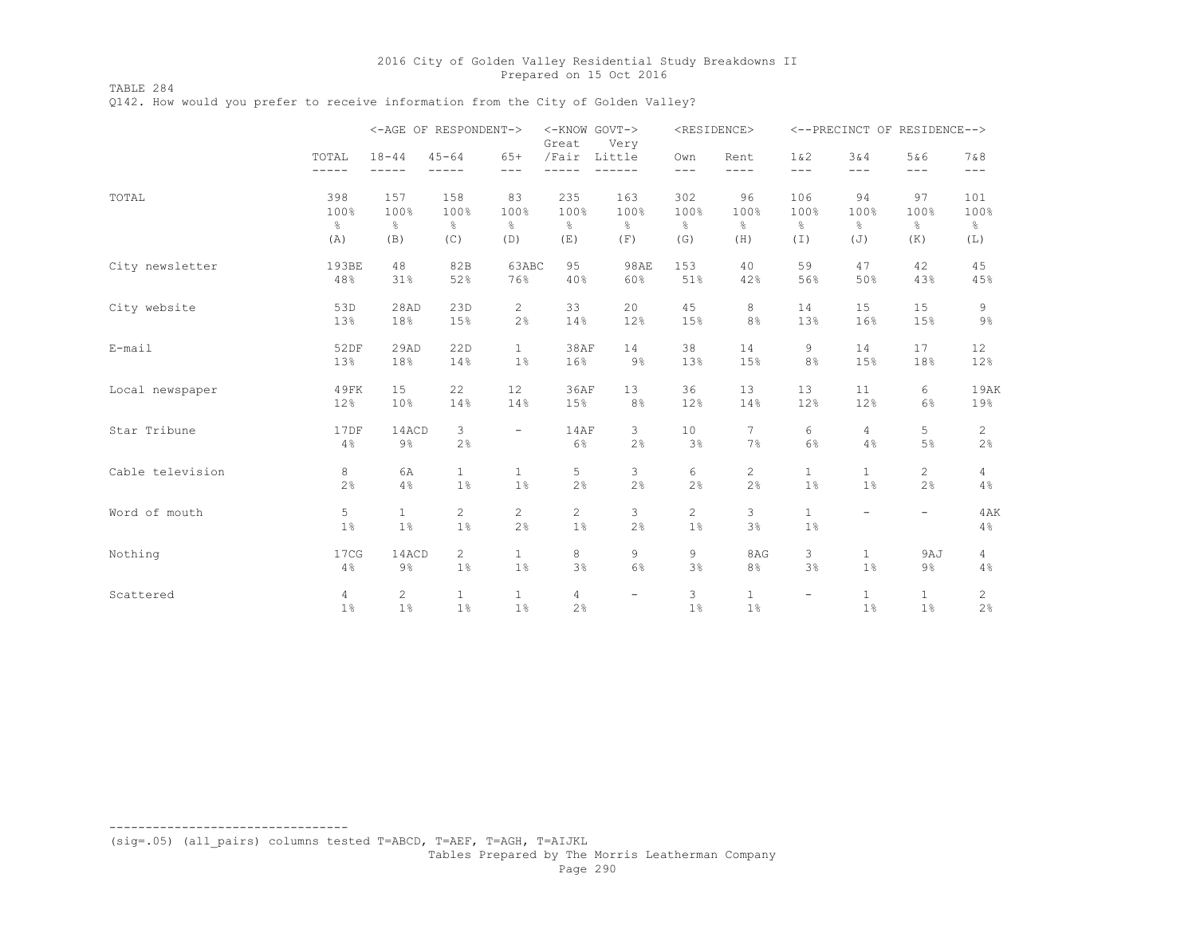2016 City of Golden Valley Residential Study Breakdowns II
Prepared on 15 Oct 2016

TABLE 284
Q142. How would you prefer to receive information from the City of Golden Valley?

| | | <-AGE OF RESPONDENT-> | | | <-KNOW GOVT-> | | <RESIDENCE> | | <--PRECINCT OF RESIDENCE--> | | | |
|---|---|---|---|---|---|---|---|---|---|---|---|---|
| | TOTAL | 18-44 | 45-64 | 65+ | Great /Fair | Very Little | Own | Rent | 1&2 | 3&4 | 5&6 | 7&8 |
| TOTAL | 398<br>100%<br>%<br>(A) | 157<br>100%<br>%<br>(B) | 158<br>100%<br>%<br>(C) | 83<br>100%<br>%<br>(D) | 235<br>100%<br>%<br>(E) | 163<br>100%<br>%<br>(F) | 302<br>100%<br>%<br>(G) | 96<br>100%<br>%<br>(H) | 106<br>100%<br>%<br>(I) | 94<br>100%<br>%<br>(J) | 97<br>100%<br>%<br>(K) | 101<br>100%<br>%<br>(L) |
| City newsletter | 193BE<br>48% | 48<br>31% | 82B<br>52% | 63ABC<br>76% | 95<br>40% | 98AE<br>60% | 153<br>51% | 40<br>42% | 59<br>56% | 47<br>50% | 42<br>43% | 45<br>45% |
| City website | 53D<br>13% | 28AD<br>18% | 23D<br>15% | 2<br>2% | 33<br>14% | 20<br>12% | 45<br>15% | 8<br>8% | 14<br>13% | 15<br>16% | 15<br>15% | 9<br>9% |
| E-mail | 52DF<br>13% | 29AD<br>18% | 22D<br>14% | 1<br>1% | 38AF<br>16% | 14<br>9% | 38<br>13% | 14<br>15% | 9<br>8% | 14<br>15% | 17<br>18% | 12<br>12% |
| Local newspaper | 49FK<br>12% | 15<br>10% | 22<br>14% | 12<br>14% | 36AF<br>15% | 13<br>8% | 36<br>12% | 13<br>14% | 13<br>12% | 11<br>12% | 6<br>6% | 19AK<br>19% |
| Star Tribune | 17DF<br>4% | 14ACD<br>9% | 3<br>2% | - | 14AF<br>6% | 3<br>2% | 10<br>3% | 7<br>7% | 6<br>6% | 4<br>4% | 5<br>5% | 2<br>2% |
| Cable television | 8<br>2% | 6A<br>4% | 1<br>1% | 1<br>1% | 5<br>2% | 3<br>2% | 6<br>2% | 2<br>2% | 1<br>1% | 1<br>1% | 2<br>2% | 4<br>4% |
| Word of mouth | 5<br>1% | 1<br>1% | 2<br>1% | 2<br>2% | 2<br>1% | 3<br>2% | 2<br>1% | 3<br>3% | 1<br>1% | - | - | 4AK<br>4% |
| Nothing | 17CG<br>4% | 14ACD<br>9% | 2<br>1% | 1<br>1% | 8<br>3% | 9<br>6% | 9<br>3% | 8AG<br>8% | 3<br>3% | 1<br>1% | 9AJ<br>9% | 4<br>4% |
| Scattered | 4<br>1% | 2<br>1% | 1<br>1% | 1<br>1% | 4<br>2% | - | 3<br>1% | 1<br>1% | - | 1<br>1% | 1<br>1% | 2<br>2% |

---------------------------------
(sig=.05) (all_pairs) columns tested T=ABCD, T=AEF, T=AGH, T=AIJKL
Tables Prepared by The Morris Leatherman Company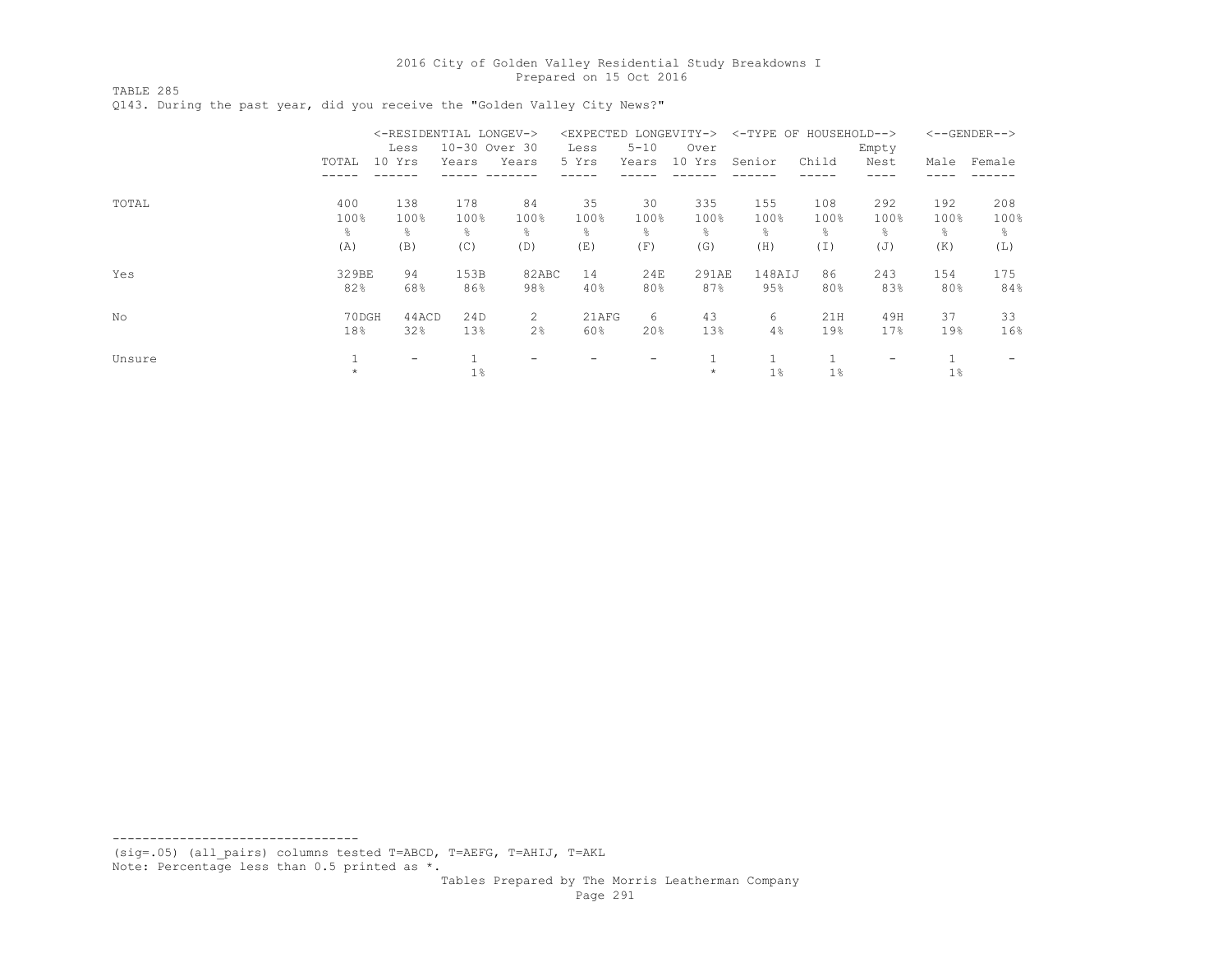2016 City of Golden Valley Residential Study Breakdowns I
Prepared on 15 Oct 2016

TABLE 285
Q143. During the past year, did you receive the "Golden Valley City News?"

| | | <-RESIDENTIAL LONGEV-> | | | <EXPECTED LONGEVITY-> | | | <-TYPE OF HOUSEHOLD--> | | | <--GENDER--> | |
|---|---|---|---|---|---|---|---|---|---|---|---|---|
| | TOTAL | Less 10 Yrs | 10-30 Years | Over 30 Years | Less 5 Yrs | 5-10 Years | Over 10 Yrs | Senior | Child | Empty Nest | Male | Female |
| TOTAL | 400 | 138 | 178 | 84 | 35 | 30 | 335 | 155 | 108 | 292 | 192 | 208 |
| | 100% | 100% | 100% | 100% | 100% | 100% | 100% | 100% | 100% | 100% | 100% | 100% |
| | % | % | % | % | % | % | % | % | % | % | % | % |
| | (A) | (B) | (C) | (D) | (E) | (F) | (G) | (H) | (I) | (J) | (K) | (L) |
| Yes | 329BE | 94 | 153B | 82ABC | 14 | 24E | 291AE | 148AIJ | 86 | 243 | 154 | 175 |
| | 82% | 68% | 86% | 98% | 40% | 80% | 87% | 95% | 80% | 83% | 80% | 84% |
| No | 70DGH | 44ACD | 24D | 2 | 21AFG | 6 | 43 | 6 | 21H | 49H | 37 | 33 |
| | 18% | 32% | 13% | 2% | 60% | 20% | 13% | 4% | 19% | 17% | 19% | 16% |
| Unsure | 1 | - | 1 | - | - | - | 1 | 1 | 1 | - | 1 | - |
| | * | | 1% | | | | * | 1% | 1% | | 1% | |

---------------------------------
(sig=.05) (all_pairs) columns tested T=ABCD, T=AEFG, T=AHIJ, T=AKL
Note: Percentage less than 0.5 printed as *.

Tables Prepared by The Morris Leatherman Company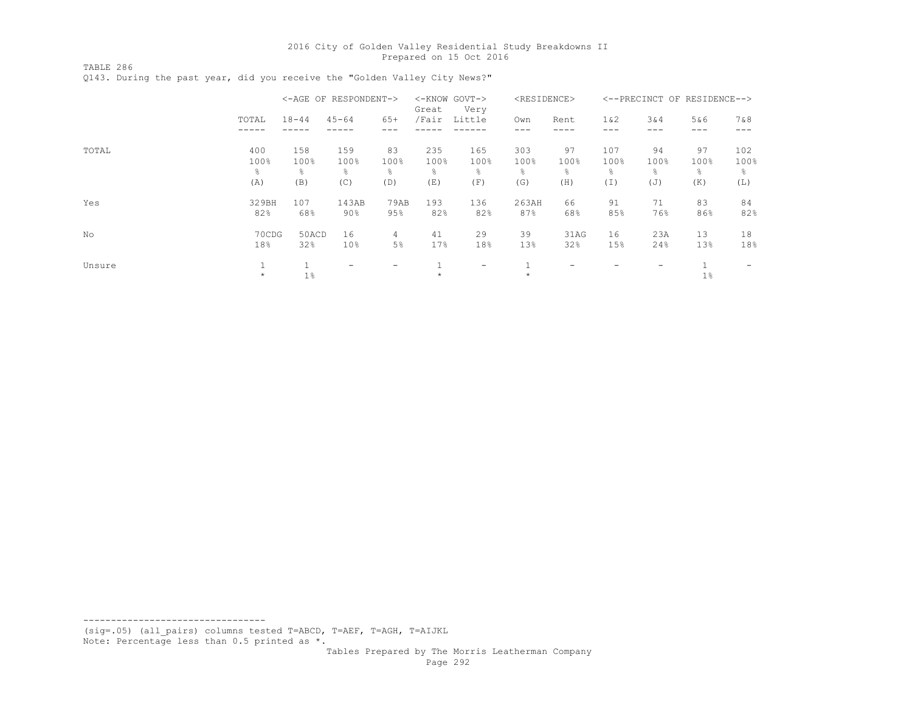TABLE 286

Q143. During the past year, did you receive the "Golden Valley City News?"

| | | <-AGE OF RESPONDENT-> | | | <-KNOW GOVT-> | | <RESIDENCE> | | <--PRECINCT OF RESIDENCE--> | | | |
|---|---|---|---|---|---|---|---|---|---|---|---|---|
| | TOTAL | 18-44 | 45-64 | 65+ | Great /Fair | Very Little | Own | Rent | 1&2 | 3&4 | 5&6 | 7&8 |
| TOTAL | 400<br>100%<br>%<br>(A) | 158<br>100%<br>%<br>(B) | 159<br>100%<br>%<br>(C) | 83<br>100%<br>%<br>(D) | 235<br>100%<br>%<br>(E) | 165<br>100%<br>%<br>(F) | 303<br>100%<br>%<br>(G) | 97<br>100%<br>%<br>(H) | 107<br>100%<br>%<br>(I) | 94<br>100%<br>%<br>(J) | 97<br>100%<br>%<br>(K) | 102<br>100%<br>%<br>(L) |
| Yes | 329BH<br>82% | 107<br>68% | 143AB<br>90% | 79AB<br>95% | 193<br>82% | 136<br>82% | 263AH<br>87% | 66<br>68% | 91<br>85% | 71<br>76% | 83<br>86% | 84<br>82% |
| No | 70CDG<br>18% | 50ACD<br>32% | 16<br>10% | 4<br>5% | 41<br>17% | 29<br>18% | 39<br>13% | 31AG<br>32% | 16<br>15% | 23A<br>24% | 13<br>13% | 18<br>18% |
| Unsure | 1<br>* | 1<br>1% | - | - | 1<br>* | - | 1<br>* | - | - | - | 1<br>1% | - |

---------------------------------

(sig=.05) (all_pairs) columns tested T=ABCD, T=AEF, T=AGH, T=AIJKL

Note: Percentage less than 0.5 printed as *.

Tables Prepared by The Morris Leatherman Company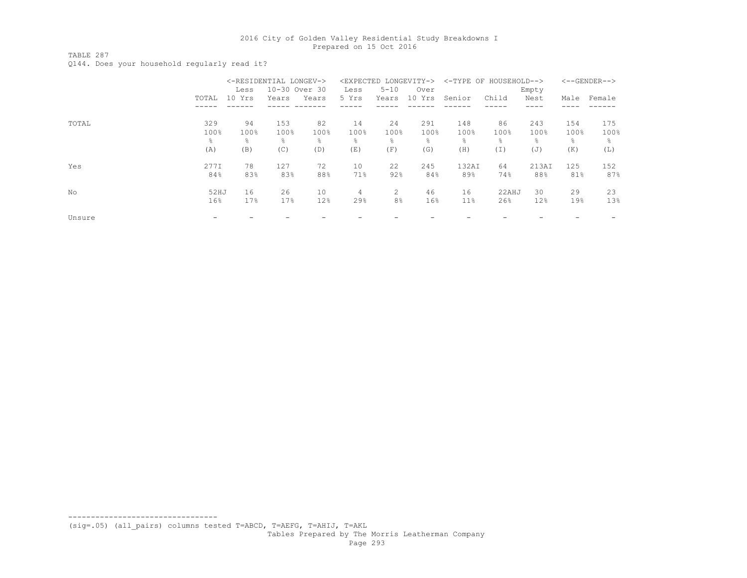2016 City of Golden Valley Residential Study Breakdowns I
Prepared on 15 Oct 2016

TABLE 287
Q144. Does your household regularly read it?

| | | <-RESIDENTIAL LONGEV-> | | | <EXPECTED LONGEVITY-> | | | <-TYPE OF HOUSEHOLD--> | | | <--GENDER--> | |
|---|---|---|---|---|---|---|---|---|---|---|---|---|
| | TOTAL | Less 10 Yrs | 10-30 Years | Over 30 Years | Less 5 Yrs | 5-10 Years | Over 10 Yrs | Senior | Child | Empty Nest | Male | Female |
| TOTAL | 329 | 94 | 153 | 82 | 14 | 24 | 291 | 148 | 86 | 243 | 154 | 175 |
| | 100% | 100% | 100% | 100% | 100% | 100% | 100% | 100% | 100% | 100% | 100% | 100% |
| | % | % | % | % | % | % | % | % | % | % | % | % |
| | (A) | (B) | (C) | (D) | (E) | (F) | (G) | (H) | (I) | (J) | (K) | (L) |
| Yes | 277I | 78 | 127 | 72 | 10 | 22 | 245 | 132AI | 64 | 213AI | 125 | 152 |
| | 84% | 83% | 83% | 88% | 71% | 92% | 84% | 89% | 74% | 88% | 81% | 87% |
| No | 52HJ | 16 | 26 | 10 | 4 | 2 | 46 | 16 | 22AHJ | 30 | 29 | 23 |
| | 16% | 17% | 17% | 12% | 29% | 8% | 16% | 11% | 26% | 12% | 19% | 13% |
| Unsure | - | - | - | - | - | - | - | - | - | - | - | - |

---------------------------------
(sig=.05) (all_pairs) columns tested T=ABCD, T=AEFG, T=AHIJ, T=AKL
Tables Prepared by The Morris Leatherman Company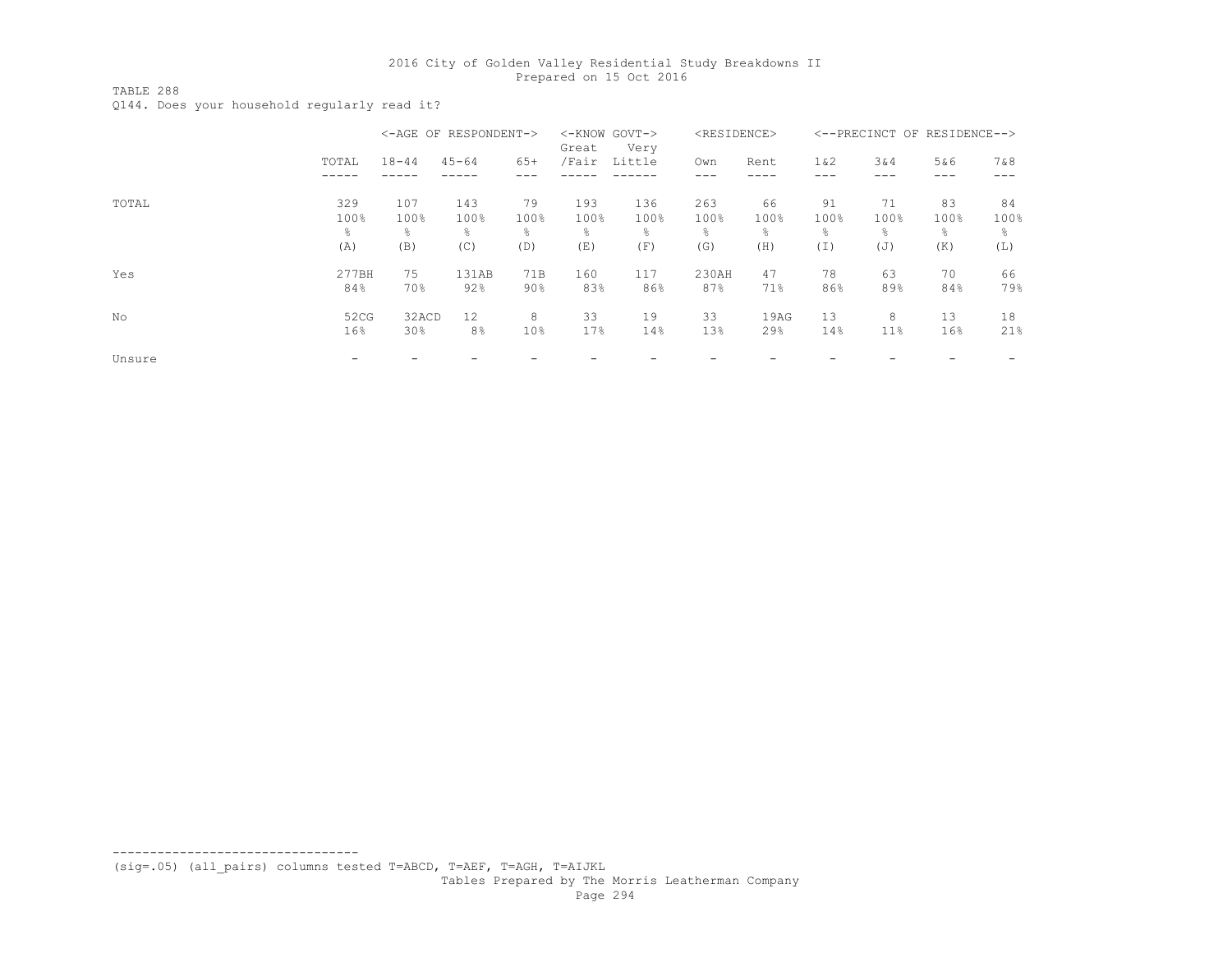2016 City of Golden Valley Residential Study Breakdowns II
Prepared on 15 Oct 2016

TABLE 288
Q144. Does your household regularly read it?

| | | <-AGE OF RESPONDENT-> | | | <-KNOW GOVT-> | | <RESIDENCE> | | <--PRECINCT OF RESIDENCE--> | | | |
|---|---|---|---|---|---|---|---|---|---|---|---|---|
| | TOTAL | 18-44 | 45-64 | 65+ | Great /Fair | Very Little | Own | Rent | 1&2 | 3&4 | 5&6 | 7&8 |
| TOTAL | 329<br>100%<br>%<br>(A) | 107<br>100%<br>%<br>(B) | 143<br>100%<br>%<br>(C) | 79<br>100%<br>%<br>(D) | 193<br>100%<br>%<br>(E) | 136<br>100%<br>%<br>(F) | 263<br>100%<br>%<br>(G) | 66<br>100%<br>%<br>(H) | 91<br>100%<br>%<br>(I) | 71<br>100%<br>%<br>(J) | 83<br>100%<br>%<br>(K) | 84<br>100%<br>%<br>(L) |
| Yes | 277BH<br>84% | 75<br>70% | 131AB<br>92% | 71B<br>90% | 160<br>83% | 117<br>86% | 230AH<br>87% | 47<br>71% | 78<br>86% | 63<br>89% | 70<br>84% | 66<br>79% |
| No | 52CG<br>16% | 32ACD<br>30% | 12<br>8% | 8<br>10% | 33<br>17% | 19<br>14% | 33<br>13% | 19AG<br>29% | 13<br>14% | 8<br>11% | 13<br>16% | 18<br>21% |
| Unsure | - | - | - | - | - | - | - | - | - | - | - | - |

---------------------------------
(sig=.05) (all_pairs) columns tested T=ABCD, T=AEF, T=AGH, T=AIJKL
Tables Prepared by The Morris Leatherman Company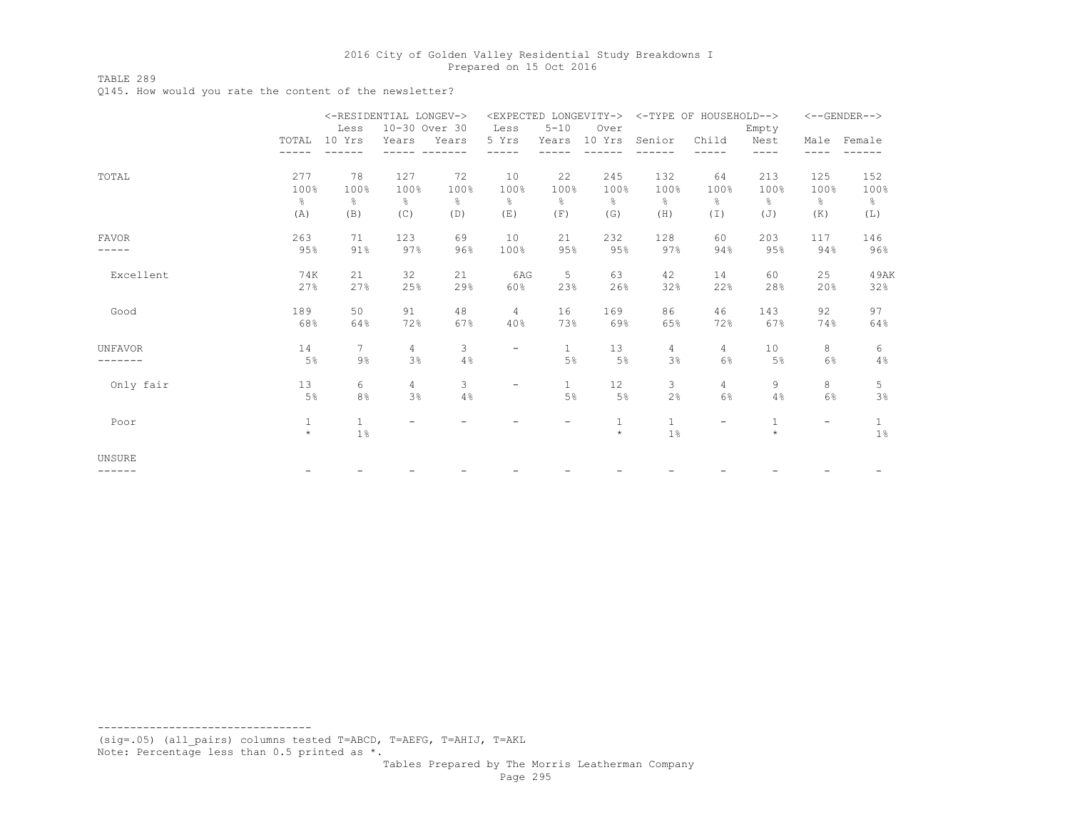TABLE 289

Q145. How would you rate the content of the newsletter?

| | | <-RESIDENTIAL LONGEV-> | | | <EXPECTED LONGEVITY-> | | | <-TYPE OF HOUSEHOLD--> | | | <--GENDER--> | |
|---|---|---|---|---|---|---|---|---|---|---|---|---|
| | TOTAL | Less 10 Yrs | 10-30 Years | Over 30 Years | Less 5 Yrs | 5-10 Years | Over 10 Yrs | Senior | Child | Empty Nest | Male | Female |
| TOTAL | 277 | 78 | 127 | 72 | 10 | 22 | 245 | 132 | 64 | 213 | 125 | 152 |
| | 100% | 100% | 100% | 100% | 100% | 100% | 100% | 100% | 100% | 100% | 100% | 100% |
| | % | % | % | % | % | % | % | % | % | % | % | % |
| | (A) | (B) | (C) | (D) | (E) | (F) | (G) | (H) | (I) | (J) | (K) | (L) |
| FAVOR | 263 | 71 | 123 | 69 | 10 | 21 | 232 | 128 | 60 | 203 | 117 | 146 |
| ----- | 95% | 91% | 97% | 96% | 100% | 95% | 95% | 97% | 94% | 95% | 94% | 96% |
| Excellent | 74K | 21 | 32 | 21 | 6AG | 5 | 63 | 42 | 14 | 60 | 25 | 49AK |
| | 27% | 27% | 25% | 29% | 60% | 23% | 26% | 32% | 22% | 28% | 20% | 32% |
| Good | 189 | 50 | 91 | 48 | 4 | 16 | 169 | 86 | 46 | 143 | 92 | 97 |
| | 68% | 64% | 72% | 67% | 40% | 73% | 69% | 65% | 72% | 67% | 74% | 64% |
| UNFAVOR | 14 | 7 | 4 | 3 | - | 1 | 13 | 4 | 4 | 10 | 8 | 6 |
| ------- | 5% | 9% | 3% | 4% | | 5% | 5% | 3% | 6% | 5% | 6% | 4% |
| Only fair | 13 | 6 | 4 | 3 | - | 1 | 12 | 3 | 4 | 9 | 8 | 5 |
| | 5% | 8% | 3% | 4% | | 5% | 5% | 2% | 6% | 4% | 6% | 3% |
| Poor | 1 | 1 | - | - | - | - | 1 | 1 | - | 1 | - | 1 |
| | * | 1% | | | | | * | 1% | | * | | 1% |
| UNSURE | | | | | | | | | | | | |
| ------ | - | - | - | - | - | - | - | - | - | - | - | - |

---------------------------------

(sig=.05) (all_pairs) columns tested T=ABCD, T=AEFG, T=AHIJ, T=AKL

Note: Percentage less than 0.5 printed as *.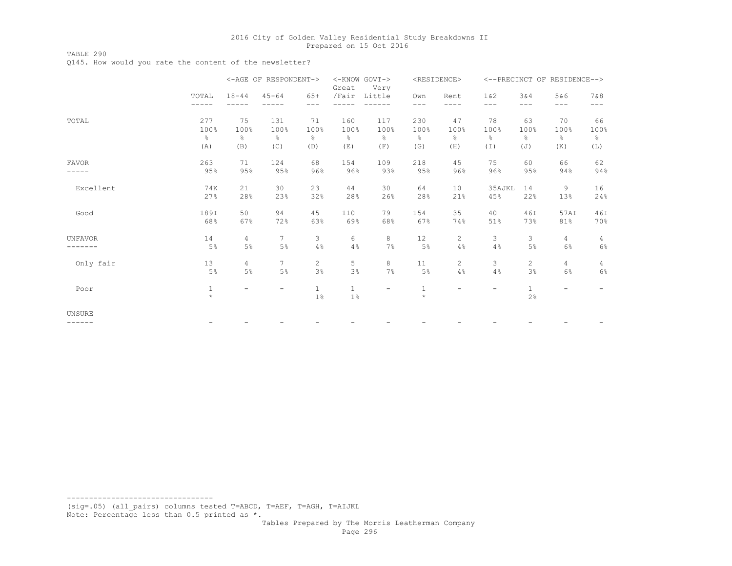2016 City of Golden Valley Residential Study Breakdowns II
Prepared on 15 Oct 2016

TABLE 290
Q145. How would you rate the content of the newsletter?

| | TOTAL | <-AGE OF RESPONDENT-> 18-44 | 45-64 | 65+ | <-KNOW GOVT-> Great /Fair | Very Little | <RESIDENCE> Own | Rent | <--PRECINCT OF RESIDENCE--> 1&2 | 3&4 | 5&6 | 7&8 |
|---|---|---|---|---|---|---|---|---|---|---|---|---|
| TOTAL | 277 | 75 | 131 | 71 | 160 | 117 | 230 | 47 | 78 | 63 | 70 | 66 |
| | 100% | 100% | 100% | 100% | 100% | 100% | 100% | 100% | 100% | 100% | 100% | 100% |
| | % | % | % | % | % | % | % | % | % | % | % | % |
| | (A) | (B) | (C) | (D) | (E) | (F) | (G) | (H) | (I) | (J) | (K) | (L) |
| FAVOR | 263 | 71 | 124 | 68 | 154 | 109 | 218 | 45 | 75 | 60 | 66 | 62 |
| ----- | 95% | 95% | 95% | 96% | 96% | 93% | 95% | 96% | 96% | 95% | 94% | 94% |
| Excellent | 74K | 21 | 30 | 23 | 44 | 30 | 64 | 10 | 35AJKL | 14 | 9 | 16 |
| | 27% | 28% | 23% | 32% | 28% | 26% | 28% | 21% | 45% | 22% | 13% | 24% |
| Good | 189I | 50 | 94 | 45 | 110 | 79 | 154 | 35 | 40 | 46I | 57AI | 46I |
| | 68% | 67% | 72% | 63% | 69% | 68% | 67% | 74% | 51% | 73% | 81% | 70% |
| UNFAVOR | 14 | 4 | 7 | 3 | 6 | 8 | 12 | 2 | 3 | 3 | 4 | 4 |
| ------- | 5% | 5% | 5% | 4% | 4% | 7% | 5% | 4% | 4% | 5% | 6% | 6% |
| Only fair | 13 | 4 | 7 | 2 | 5 | 8 | 11 | 2 | 3 | 2 | 4 | 4 |
| | 5% | 5% | 5% | 3% | 3% | 7% | 5% | 4% | 4% | 3% | 6% | 6% |
| Poor | 1 | - | - | 1 | 1 | - | 1 | - | - | 1 | - | - |
| | * | | | 1% | 1% | | * | | | 2% | | |
| UNSURE | | | | | | | | | | | | |
| ------ | - | - | - | - | - | - | - | - | - | - | - | - |

---------------------------------
(sig=.05) (all_pairs) columns tested T=ABCD, T=AEF, T=AGH, T=AIJKL
Note: Percentage less than 0.5 printed as *.

Tables Prepared by The Morris Leatherman Company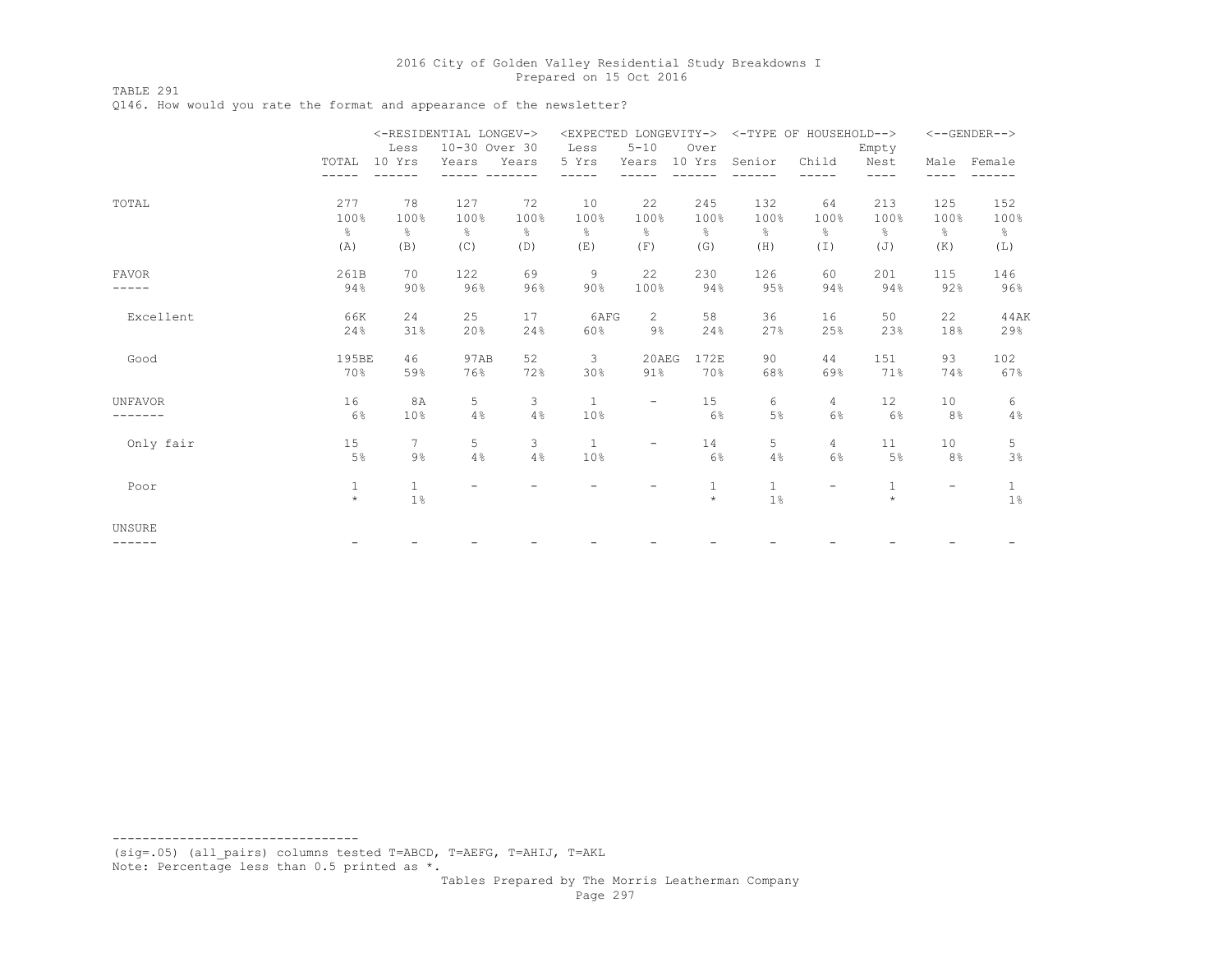2016 City of Golden Valley Residential Study Breakdowns I
Prepared on 15 Oct 2016

TABLE 291
Q146. How would you rate the format and appearance of the newsletter?

| | | <-RESIDENTIAL LONGEV-> | | | <EXPECTED LONGEVITY-> | | | <-TYPE OF HOUSEHOLD--> | | | <--GENDER--> | |
|---|---|---|---|---|---|---|---|---|---|---|---|---|
| | TOTAL | Less 10 Yrs | 10-30 Years | Over 30 Years | Less 5 Yrs | 5-10 Years | Over 10 Yrs | Senior | Child | Empty Nest | Male | Female |
| TOTAL | 277 | 78 | 127 | 72 | 10 | 22 | 245 | 132 | 64 | 213 | 125 | 152 |
| | 100% | 100% | 100% | 100% | 100% | 100% | 100% | 100% | 100% | 100% | 100% | 100% |
| | % | % | % | % | % | % | % | % | % | % | % | % |
| | (A) | (B) | (C) | (D) | (E) | (F) | (G) | (H) | (I) | (J) | (K) | (L) |
| FAVOR | 261B | 70 | 122 | 69 | 9 | 22 | 230 | 126 | 60 | 201 | 115 | 146 |
| ----- | 94% | 90% | 96% | 96% | 90% | 100% | 94% | 95% | 94% | 94% | 92% | 96% |
| Excellent | 66K | 24 | 25 | 17 | 6AFG | 2 | 58 | 36 | 16 | 50 | 22 | 44AK |
| | 24% | 31% | 20% | 24% | 60% | 9% | 24% | 27% | 25% | 23% | 18% | 29% |
| Good | 195BE | 46 | 97AB | 52 | 3 | 20AEG | 172E | 90 | 44 | 151 | 93 | 102 |
| | 70% | 59% | 76% | 72% | 30% | 91% | 70% | 68% | 69% | 71% | 74% | 67% |
| UNFAVOR | 16 | 8A | 5 | 3 | 1 | - | 15 | 6 | 4 | 12 | 10 | 6 |
| ------- | 6% | 10% | 4% | 4% | 10% | | 6% | 5% | 6% | 6% | 8% | 4% |
| Only fair | 15 | 7 | 5 | 3 | 1 | - | 14 | 5 | 4 | 11 | 10 | 5 |
| | 5% | 9% | 4% | 4% | 10% | | 6% | 4% | 6% | 5% | 8% | 3% |
| Poor | 1 | 1 | - | - | - | - | 1 | 1 | - | 1 | - | 1 |
| | * | 1% | | | | | * | 1% | | * | | 1% |
| UNSURE | - | - | - | - | - | - | - | - | - | - | - | - |
| ------ | | | | | | | | | | | | |

---------------------------------
(sig=.05) (all_pairs) columns tested T=ABCD, T=AEFG, T=AHIJ, T=AKL
Note: Percentage less than 0.5 printed as *.

Tables Prepared by The Morris Leatherman Company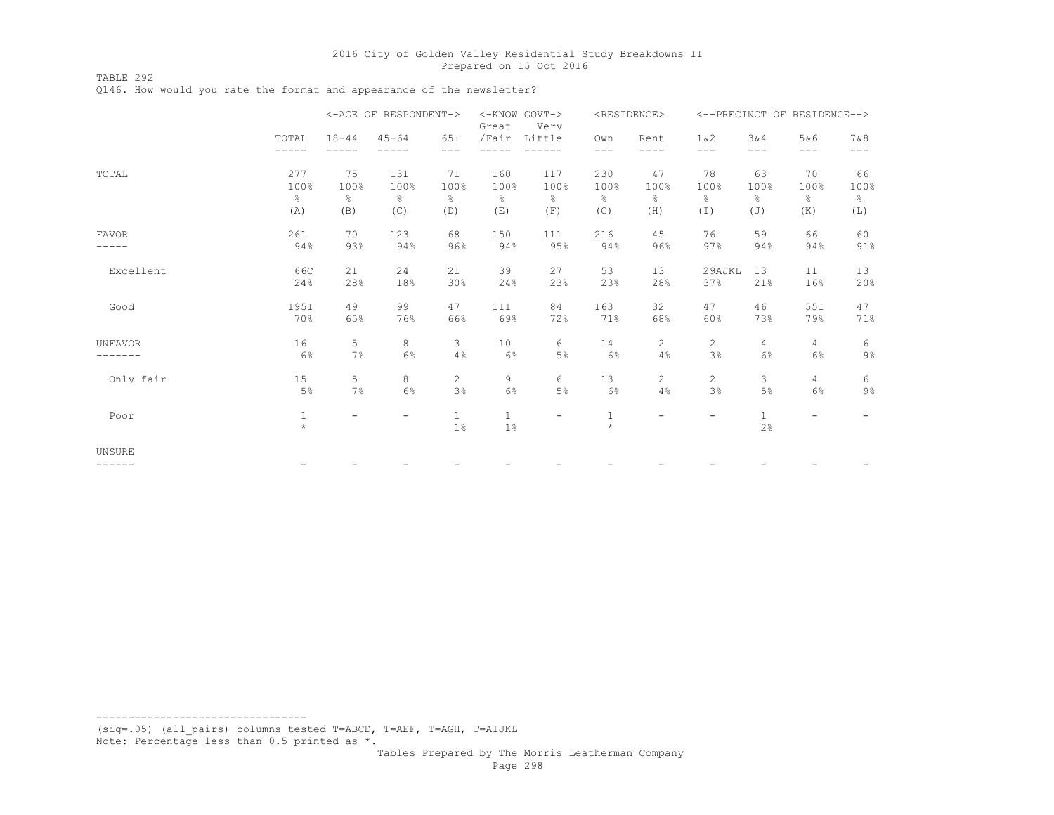TABLE 292

Q146. How would you rate the format and appearance of the newsletter?

| | | <-AGE OF RESPONDENT-> | | | <-KNOW GOVT-> | | <RESIDENCE> | | <--PRECINCT OF RESIDENCE--> | | | |
|---|---|---|---|---|---|---|---|---|---|---|---|---|
| | TOTAL | 18-44 | 45-64 | 65+ | Great /Fair | Very Little | Own | Rent | 1&2 | 3&4 | 5&6 | 7&8 |
| TOTAL | 277 100% % (A) | 75 100% % (B) | 131 100% % (C) | 71 100% % (D) | 160 100% % (E) | 117 100% % (F) | 230 100% % (G) | 47 100% % (H) | 78 100% % (I) | 63 100% % (J) | 70 100% % (K) | 66 100% % (L) |
| FAVOR | 261 94% | 70 93% | 123 94% | 68 96% | 150 94% | 111 95% | 216 94% | 45 96% | 76 97% | 59 94% | 66 94% | 60 91% |
| Excellent | 66C 24% | 21 28% | 24 18% | 21 30% | 39 24% | 27 23% | 53 23% | 13 28% | 29AJKL 37% | 13 21% | 11 16% | 13 20% |
| Good | 195I 70% | 49 65% | 99 76% | 47 66% | 111 69% | 84 72% | 163 71% | 32 68% | 47 60% | 46 73% | 55I 79% | 47 71% |
| UNFAVOR | 16 6% | 5 7% | 8 6% | 3 4% | 10 6% | 6 5% | 14 6% | 2 4% | 2 3% | 4 6% | 4 6% | 6 9% |
| Only fair | 15 5% | 5 7% | 8 6% | 2 3% | 9 6% | 6 5% | 13 6% | 2 4% | 2 3% | 3 5% | 4 6% | 6 9% |
| Poor | 1 * | - | - | 1 1% | 1 1% | - | 1 * | - | - | 1 2% | - | - |
| UNSURE | - | - | - | - | - | - | - | - | - | - | - | - |

---------------------------------

(sig=.05) (all_pairs) columns tested T=ABCD, T=AEF, T=AGH, T=AIJKL

Note: Percentage less than 0.5 printed as *.

Tables Prepared by The Morris Leatherman Company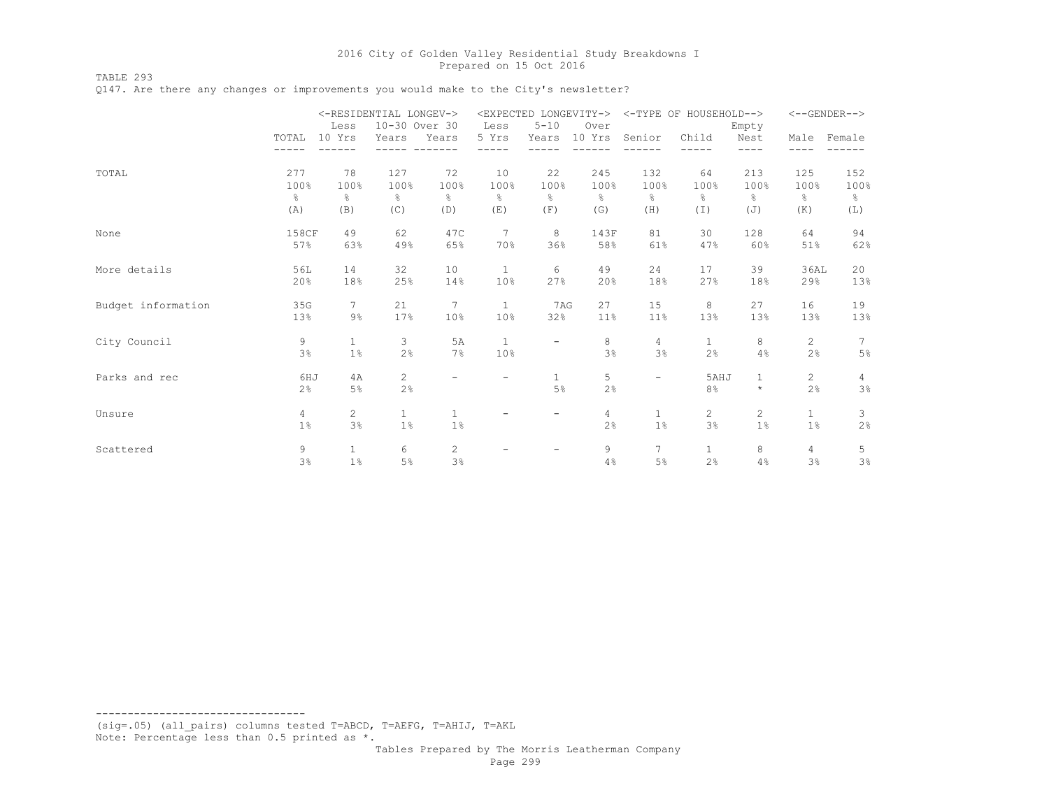2016 City of Golden Valley Residential Study Breakdowns I
Prepared on 15 Oct 2016

TABLE 293
Q147. Are there any changes or improvements you would make to the City's newsletter?

| | | <-RESIDENTIAL LONGEV-> | | | <EXPECTED LONGEVITY-> | | | <-TYPE OF HOUSEHOLD--> | | | <--GENDER--> | |
|---|---|---|---|---|---|---|---|---|---|---|---|---|
| | TOTAL | Less 10 Yrs | 10-30 Years | Over 30 Years | Less 5 Yrs | 5-10 Years | Over 10 Yrs | Senior | Child | Empty Nest | Male | Female |
| TOTAL | 277<br>100%<br>%<br>(A) | 78<br>100%<br>%<br>(B) | 127<br>100%<br>%<br>(C) | 72<br>100%<br>%<br>(D) | 10<br>100%<br>%<br>(E) | 22<br>100%<br>%<br>(F) | 245<br>100%<br>%<br>(G) | 132<br>100%<br>%<br>(H) | 64<br>100%<br>%<br>(I) | 213<br>100%<br>%<br>(J) | 125<br>100%<br>%<br>(K) | 152<br>100%<br>%<br>(L) |
| None | 158CF<br>57% | 49<br>63% | 62<br>49% | 47C<br>65% | 7<br>70% | 8<br>36% | 143F<br>58% | 81<br>61% | 30<br>47% | 128<br>60% | 64<br>51% | 94<br>62% |
| More details | 56L<br>20% | 14<br>18% | 32<br>25% | 10<br>14% | 1<br>10% | 6<br>27% | 49<br>20% | 24<br>18% | 17<br>27% | 39<br>18% | 36AL<br>29% | 20<br>13% |
| Budget information | 35G<br>13% | 7<br>9% | 21<br>17% | 7<br>10% | 1<br>10% | 7AG<br>32% | 27<br>11% | 15<br>11% | 8<br>13% | 27<br>13% | 16<br>13% | 19<br>13% |
| City Council | 9<br>3% | 1<br>1% | 3<br>2% | 5A<br>7% | 1<br>10% | - | 8<br>3% | 4<br>3% | 1<br>2% | 8<br>4% | 2<br>2% | 7<br>5% |
| Parks and rec | 6HJ<br>2% | 4A<br>5% | 2<br>2% | - | - | 1<br>5% | 5<br>2% | - | 5AHJ<br>8% | 1<br>* | 2<br>2% | 4<br>3% |
| Unsure | 4<br>1% | 2<br>3% | 1<br>1% | 1<br>1% | - | - | 4<br>2% | 1<br>1% | 2<br>3% | 2<br>1% | 1<br>1% | 3<br>2% |
| Scattered | 9<br>3% | 1<br>1% | 6<br>5% | 2<br>3% | - | - | 9<br>4% | 7<br>5% | 1<br>2% | 8<br>4% | 4<br>3% | 5<br>3% |

---------------------------------
(sig=.05) (all_pairs) columns tested T=ABCD, T=AEFG, T=AHIJ, T=AKL
Note: Percentage less than 0.5 printed as *.

Tables Prepared by The Morris Leatherman Company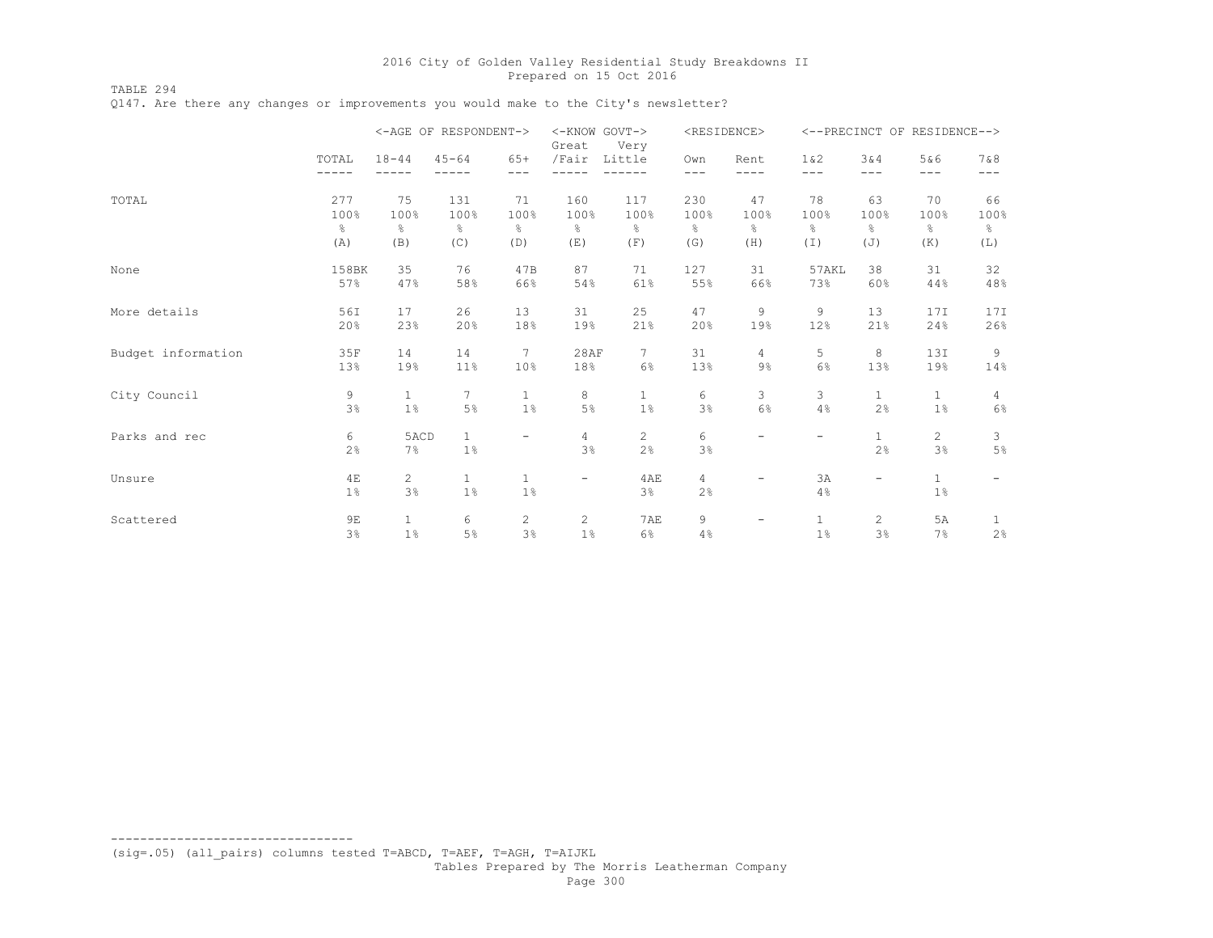2016 City of Golden Valley Residential Study Breakdowns II
Prepared on 15 Oct 2016

TABLE 294
Q147. Are there any changes or improvements you would make to the City's newsletter?

| | | <-AGE OF RESPONDENT-> | | | <-KNOW GOVT-> | | <RESIDENCE> | | <--PRECINCT OF RESIDENCE--> | | | |
|---|---|---|---|---|---|---|---|---|---|---|---|---|
| | TOTAL | 18-44 | 45-64 | 65+ | Great /Fair | Very Little | Own | Rent | 1&2 | 3&4 | 5&6 | 7&8 |
| TOTAL | 277<br>100%<br>%<br>(A) | 75<br>100%<br>%<br>(B) | 131<br>100%<br>%<br>(C) | 71<br>100%<br>%<br>(D) | 160<br>100%<br>%<br>(E) | 117<br>100%<br>%<br>(F) | 230<br>100%<br>%<br>(G) | 47<br>100%<br>%<br>(H) | 78<br>100%<br>%<br>(I) | 63<br>100%<br>%<br>(J) | 70<br>100%<br>%<br>(K) | 66<br>100%<br>%<br>(L) |
| None | 158BK<br>57% | 35<br>47% | 76<br>58% | 47B<br>66% | 87<br>54% | 71<br>61% | 127<br>55% | 31<br>66% | 57AKL<br>73% | 38<br>60% | 31<br>44% | 32<br>48% |
| More details | 56I<br>20% | 17<br>23% | 26<br>20% | 13<br>18% | 31<br>19% | 25<br>21% | 47<br>20% | 9<br>19% | 9<br>12% | 13<br>21% | 17I<br>24% | 17I<br>26% |
| Budget information | 35F<br>13% | 14<br>19% | 14<br>11% | 7<br>10% | 28AF<br>18% | 7<br>6% | 31<br>13% | 4<br>9% | 5<br>6% | 8<br>13% | 13I<br>19% | 9<br>14% |
| City Council | 9<br>3% | 1<br>1% | 7<br>5% | 1<br>1% | 8<br>5% | 1<br>1% | 6<br>3% | 3<br>6% | 3<br>4% | 1<br>2% | 1<br>1% | 4<br>6% |
| Parks and rec | 6<br>2% | 5ACD<br>7% | 1<br>1% | - | 4<br>3% | 2<br>2% | 6<br>3% | - | - | 1<br>2% | 2<br>3% | 3<br>5% |
| Unsure | 4E<br>1% | 2<br>3% | 1<br>1% | 1<br>1% | - | 4AE<br>3% | 4<br>2% | - | 3A<br>4% | - | 1<br>1% | - |
| Scattered | 9E<br>3% | 1<br>1% | 6<br>5% | 2<br>3% | 2<br>1% | 7AE<br>6% | 9<br>4% | - | 1<br>1% | 2<br>3% | 5A<br>7% | 1<br>2% |

---------------------------------
(sig=.05) (all_pairs) columns tested T=ABCD, T=AEF, T=AGH, T=AIJKL

Tables Prepared by The Morris Leatherman Company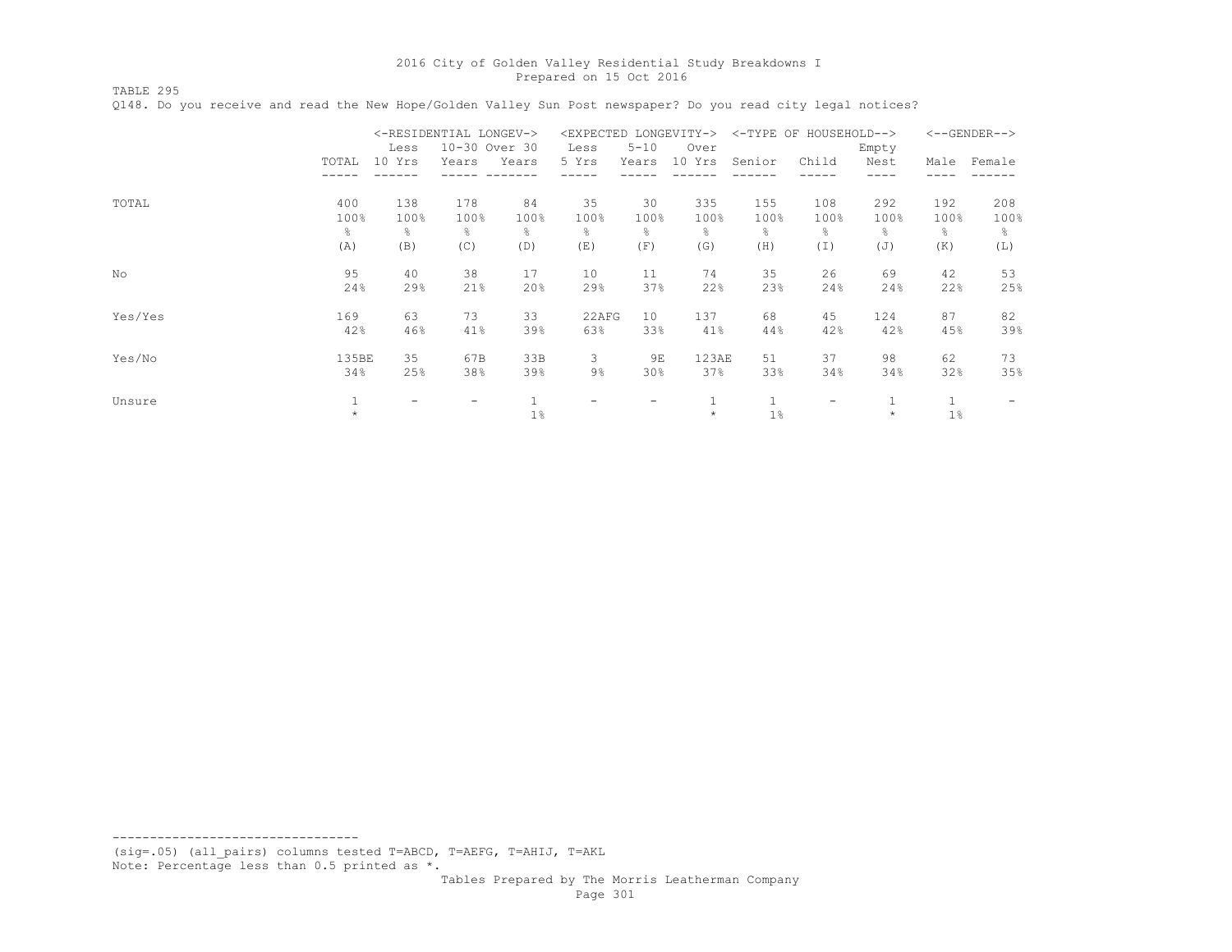2016 City of Golden Valley Residential Study Breakdowns I
Prepared on 15 Oct 2016

TABLE 295
Q148. Do you receive and read the New Hope/Golden Valley Sun Post newspaper? Do you read city legal notices?

| | | <-RESIDENTIAL LONGEV-> | | | <EXPECTED LONGEVITY-> | | | <-TYPE OF HOUSEHOLD--> | | | <--GENDER--> | |
|---|---|---|---|---|---|---|---|---|---|---|---|---|
| | TOTAL | Less 10 Yrs | 10-30 Years | Over 30 Years | Less 5 Yrs | 5-10 Years | Over 10 Yrs | Senior | Child | Empty Nest | Male | Female |
| TOTAL | 400 | 138 | 178 | 84 | 35 | 30 | 335 | 155 | 108 | 292 | 192 | 208 |
| | 100% | 100% | 100% | 100% | 100% | 100% | 100% | 100% | 100% | 100% | 100% | 100% |
| | % | % | % | % | % | % | % | % | % | % | % | % |
| | (A) | (B) | (C) | (D) | (E) | (F) | (G) | (H) | (I) | (J) | (K) | (L) |
| No | 95 | 40 | 38 | 17 | 10 | 11 | 74 | 35 | 26 | 69 | 42 | 53 |
| | 24% | 29% | 21% | 20% | 29% | 37% | 22% | 23% | 24% | 24% | 22% | 25% |
| Yes/Yes | 169 | 63 | 73 | 33 | 22AFG | 10 | 137 | 68 | 45 | 124 | 87 | 82 |
| | 42% | 46% | 41% | 39% | 63% | 33% | 41% | 44% | 42% | 42% | 45% | 39% |
| Yes/No | 135BE | 35 | 67B | 33B | 3 | 9E | 123AE | 51 | 37 | 98 | 62 | 73 |
| | 34% | 25% | 38% | 39% | 9% | 30% | 37% | 33% | 34% | 34% | 32% | 35% |
| Unsure | 1 | - | - | 1 | - | - | 1 | 1 | - | 1 | 1 | - |
| | * | | | 1% | | | * | 1% | | * | 1% | |

---------------------------------
(sig=.05) (all_pairs) columns tested T=ABCD, T=AEFG, T=AHIJ, T=AKL
Note: Percentage less than 0.5 printed as *.

Tables Prepared by The Morris Leatherman Company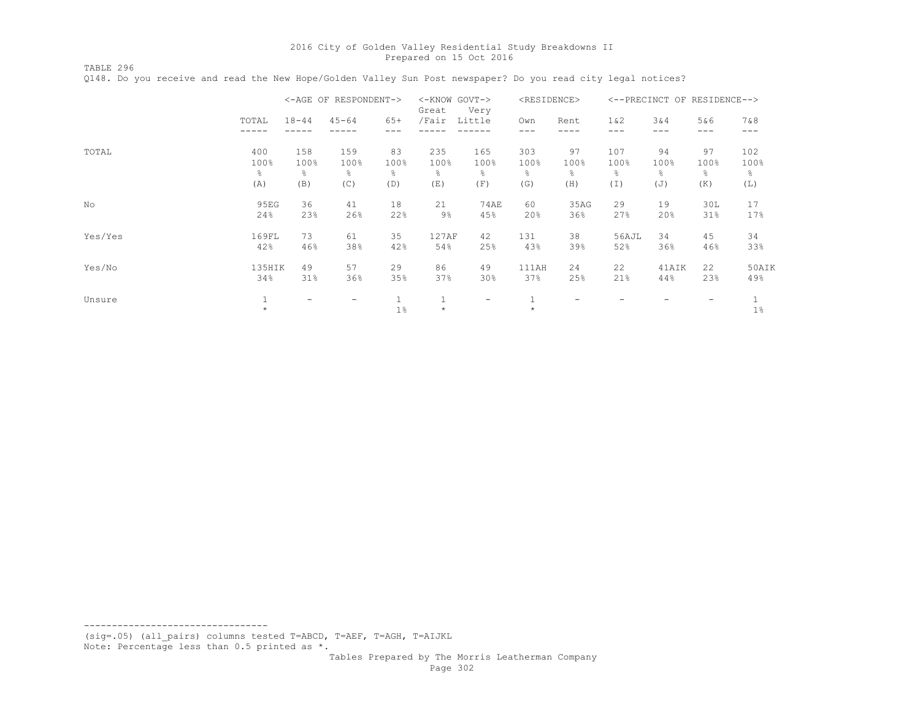2016 City of Golden Valley Residential Study Breakdowns II
Prepared on 15 Oct 2016

TABLE 296
Q148. Do you receive and read the New Hope/Golden Valley Sun Post newspaper? Do you read city legal notices?

| | | <-AGE OF RESPONDENT-> | | | <-KNOW GOVT-> | | <RESIDENCE> | | <--PRECINCT OF RESIDENCE--> | | | |
|---|---|---|---|---|---|---|---|---|---|---|---|---|
| | TOTAL | 18-44 | 45-64 | 65+ | Great /Fair | Very Little | Own | Rent | 1&2 | 3&4 | 5&6 | 7&8 |
| TOTAL | 400<br>100%<br>%<br>(A) | 158<br>100%<br>%<br>(B) | 159<br>100%<br>%<br>(C) | 83<br>100%<br>%<br>(D) | 235<br>100%<br>%<br>(E) | 165<br>100%<br>%<br>(F) | 303<br>100%<br>%<br>(G) | 97<br>100%<br>%<br>(H) | 107<br>100%<br>%<br>(I) | 94<br>100%<br>%<br>(J) | 97<br>100%<br>%<br>(K) | 102<br>100%<br>%<br>(L) |
| No | 95EG<br>24% | 36<br>23% | 41<br>26% | 18<br>22% | 21<br>9% | 74AE<br>45% | 60<br>20% | 35AG<br>36% | 29<br>27% | 19<br>20% | 30L<br>31% | 17<br>17% |
| Yes/Yes | 169FL<br>42% | 73<br>46% | 61<br>38% | 35<br>42% | 127AF<br>54% | 42<br>25% | 131<br>43% | 38<br>39% | 56AJL<br>52% | 34<br>36% | 45<br>46% | 34<br>33% |
| Yes/No | 135HIK<br>34% | 49<br>31% | 57<br>36% | 29<br>35% | 86<br>37% | 49<br>30% | 111AH<br>37% | 24<br>25% | 22<br>21% | 41AIK<br>44% | 22<br>23% | 50AIK<br>49% |
| Unsure | 1<br>* | - | - | 1<br>1% | 1<br>* | - | 1<br>* | - | - | - | - | 1<br>1% |

---------------------------------

(sig=.05) (all_pairs) columns tested T=ABCD, T=AEF, T=AGH, T=AIJKL
Note: Percentage less than 0.5 printed as *.

Tables Prepared by The Morris Leatherman Company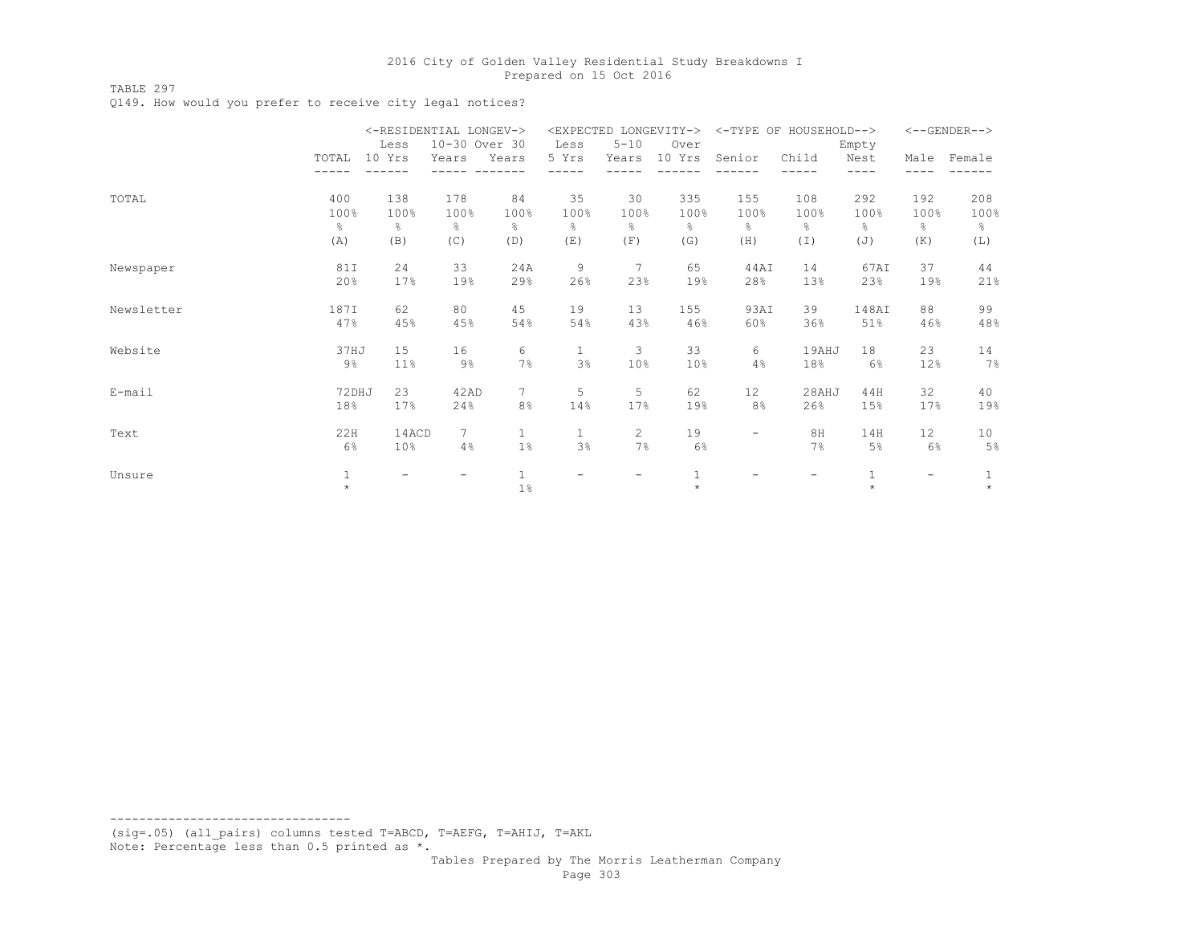2016 City of Golden Valley Residential Study Breakdowns I
Prepared on 15 Oct 2016

TABLE 297
Q149. How would you prefer to receive city legal notices?

| | | <-RESIDENTIAL LONGEV-> | | | <EXPECTED LONGEVITY-> | | | <-TYPE OF HOUSEHOLD--> | | | <--GENDER--> | |
|---|---|---|---|---|---|---|---|---|---|---|---|---|
| | TOTAL | Less 10 Yrs | 10-30 Years | Over 30 Years | Less 5 Yrs | 5-10 Years | Over 10 Yrs | Senior | Child | Empty Nest | Male | Female |
| TOTAL | 400 | 138 | 178 | 84 | 35 | 30 | 335 | 155 | 108 | 292 | 192 | 208 |
| | 100% | 100% | 100% | 100% | 100% | 100% | 100% | 100% | 100% | 100% | 100% | 100% |
| | % | % | % | % | % | % | % | % | % | % | % | % |
| | (A) | (B) | (C) | (D) | (E) | (F) | (G) | (H) | (I) | (J) | (K) | (L) |
| Newspaper | 81I | 24 | 33 | 24A | 9 | 7 | 65 | 44AI | 14 | 67AI | 37 | 44 |
| | 20% | 17% | 19% | 29% | 26% | 23% | 19% | 28% | 13% | 23% | 19% | 21% |
| Newsletter | 187I | 62 | 80 | 45 | 19 | 13 | 155 | 93AI | 39 | 148AI | 88 | 99 |
| | 47% | 45% | 45% | 54% | 54% | 43% | 46% | 60% | 36% | 51% | 46% | 48% |
| Website | 37HJ | 15 | 16 | 6 | 1 | 3 | 33 | 6 | 19AHJ | 18 | 23 | 14 |
| | 9% | 11% | 9% | 7% | 3% | 10% | 10% | 4% | 18% | 6% | 12% | 7% |
| E-mail | 72DHJ | 23 | 42AD | 7 | 5 | 5 | 62 | 12 | 28AHJ | 44H | 32 | 40 |
| | 18% | 17% | 24% | 8% | 14% | 17% | 19% | 8% | 26% | 15% | 17% | 19% |
| Text | 22H | 14ACD | 7 | 1 | 1 | 2 | 19 | - | 8H | 14H | 12 | 10 |
| | 6% | 10% | 4% | 1% | 3% | 7% | 6% | | 7% | 5% | 6% | 5% |
| Unsure | 1 | - | - | 1 | - | - | 1 | - | - | 1 | - | 1 |
| | * | | | 1% | | | * | | | * | | * |

---------------------------------
(sig=.05) (all_pairs) columns tested T=ABCD, T=AEFG, T=AHIJ, T=AKL
Note: Percentage less than 0.5 printed as *.

Tables Prepared by The Morris Leatherman Company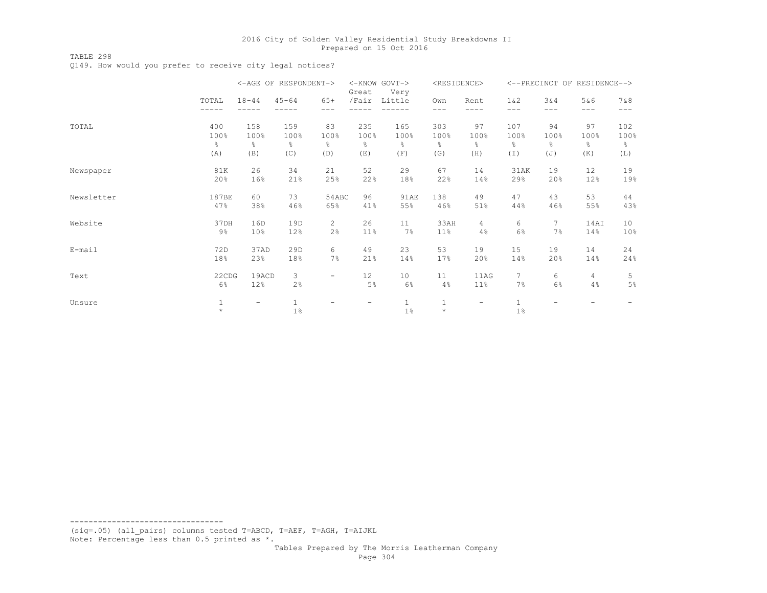2016 City of Golden Valley Residential Study Breakdowns II
Prepared on 15 Oct 2016

TABLE 298
Q149. How would you prefer to receive city legal notices?

| | | <-AGE OF RESPONDENT-> | | | <-KNOW GOVT-> | | <RESIDENCE> | | <--PRECINCT OF RESIDENCE--> | | | |
|---|---|---|---|---|---|---|---|---|---|---|---|---|
| | TOTAL | 18-44 | 45-64 | 65+ | Great /Fair | Very Little | Own | Rent | 1&2 | 3&4 | 5&6 | 7&8 |
| TOTAL | 400 100% % (A) | 158 100% % (B) | 159 100% % (C) | 83 100% % (D) | 235 100% % (E) | 165 100% % (F) | 303 100% % (G) | 97 100% % (H) | 107 100% % (I) | 94 100% % (J) | 97 100% % (K) | 102 100% % (L) |
| Newspaper | 81K 20% | 26 16% | 34 21% | 21 25% | 52 22% | 29 18% | 67 22% | 14 14% | 31AK 29% | 19 20% | 12 12% | 19 19% |
| Newsletter | 187BE 47% | 60 38% | 73 46% | 54ABC 65% | 96 41% | 91AE 55% | 138 46% | 49 51% | 47 44% | 43 46% | 53 55% | 44 43% |
| Website | 37DH 9% | 16D 10% | 19D 12% | 2 2% | 26 11% | 11 7% | 33AH 11% | 4 4% | 6 6% | 7 7% | 14AI 14% | 10 10% |
| E-mail | 72D 18% | 37AD 23% | 29D 18% | 6 7% | 49 21% | 23 14% | 53 17% | 19 20% | 15 14% | 19 20% | 14 14% | 24 24% |
| Text | 22CDG 6% | 19ACD 12% | 3 2% | - | 12 5% | 10 6% | 11 4% | 11AG 11% | 7 7% | 6 6% | 4 4% | 5 5% |
| Unsure | 1 * | - | 1 1% | - | - | 1 1% | 1 * | - | 1 1% | - | - | - |

---------------------------------
(sig=.05) (all_pairs) columns tested T=ABCD, T=AEF, T=AGH, T=AIJKL
Note: Percentage less than 0.5 printed as *.

Tables Prepared by The Morris Leatherman Company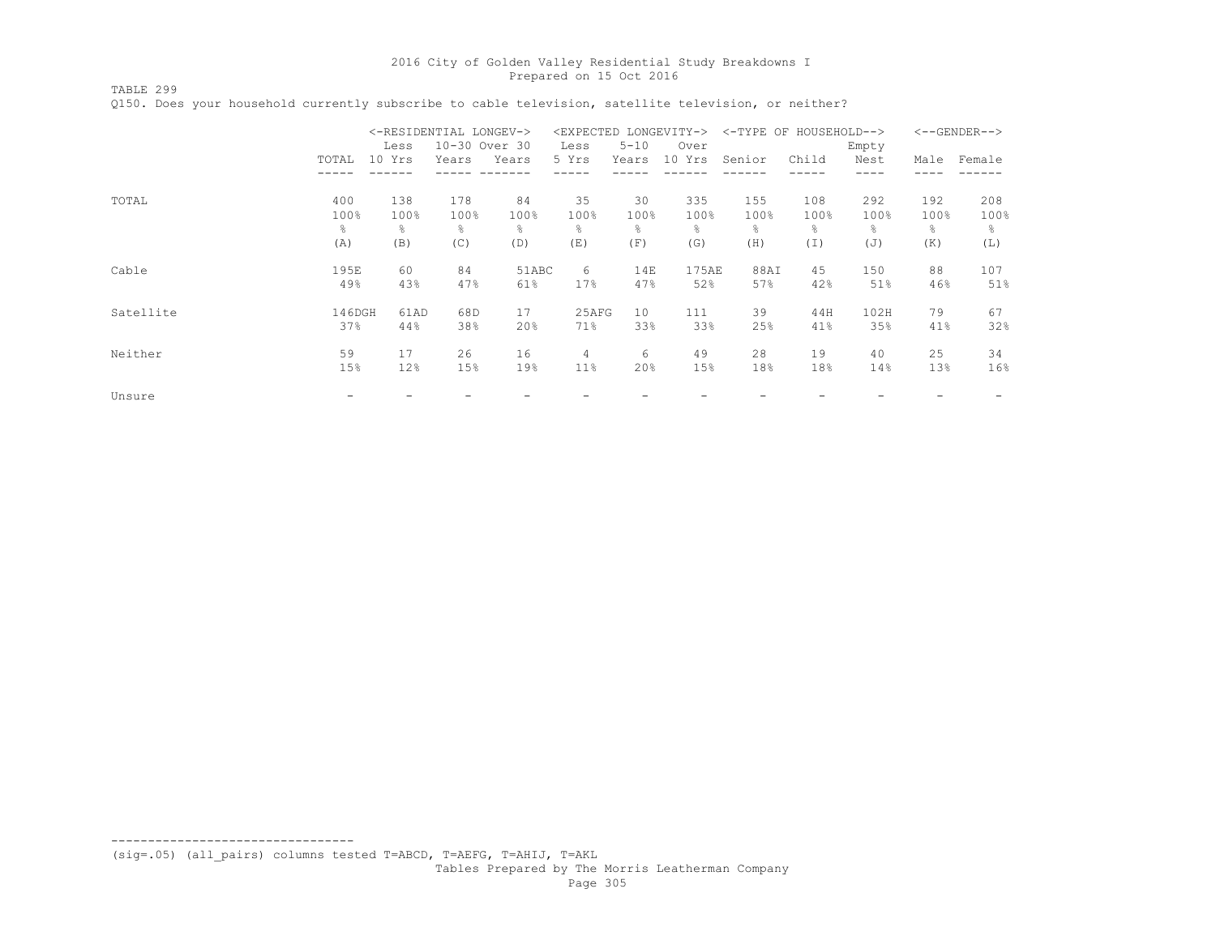2016 City of Golden Valley Residential Study Breakdowns I
Prepared on 15 Oct 2016

TABLE 299
Q150. Does your household currently subscribe to cable television, satellite television, or neither?

| | | <-RESIDENTIAL LONGEV-> | | | <EXPECTED LONGEVITY-> | | | <-TYPE OF HOUSEHOLD--> | | | <--GENDER--> | |
|---|---|---|---|---|---|---|---|---|---|---|---|---|
| | TOTAL | Less 10 Yrs | 10-30 Years | Over 30 Years | Less 5 Yrs | 5-10 Years | Over 10 Yrs | Senior | Child | Empty Nest | Male | Female |
| TOTAL | 400 | 138 | 178 | 84 | 35 | 30 | 335 | 155 | 108 | 292 | 192 | 208 |
| | 100% | 100% | 100% | 100% | 100% | 100% | 100% | 100% | 100% | 100% | 100% | 100% |
| | % | % | % | % | % | % | % | % | % | % | % | % |
| | (A) | (B) | (C) | (D) | (E) | (F) | (G) | (H) | (I) | (J) | (K) | (L) |
| Cable | 195E | 60 | 84 | 51ABC | 6 | 14E | 175AE | 88AI | 45 | 150 | 88 | 107 |
| | 49% | 43% | 47% | 61% | 17% | 47% | 52% | 57% | 42% | 51% | 46% | 51% |
| Satellite | 146DGH | 61AD | 68D | 17 | 25AFG | 10 | 111 | 39 | 44H | 102H | 79 | 67 |
| | 37% | 44% | 38% | 20% | 71% | 33% | 33% | 25% | 41% | 35% | 41% | 32% |
| Neither | 59 | 17 | 26 | 16 | 4 | 6 | 49 | 28 | 19 | 40 | 25 | 34 |
| | 15% | 12% | 15% | 19% | 11% | 20% | 15% | 18% | 18% | 14% | 13% | 16% |
| Unsure | - | - | - | - | - | - | - | - | - | - | - | - |

---------------------------------
(sig=.05) (all_pairs) columns tested T=ABCD, T=AEFG, T=AHIJ, T=AKL
Tables Prepared by The Morris Leatherman Company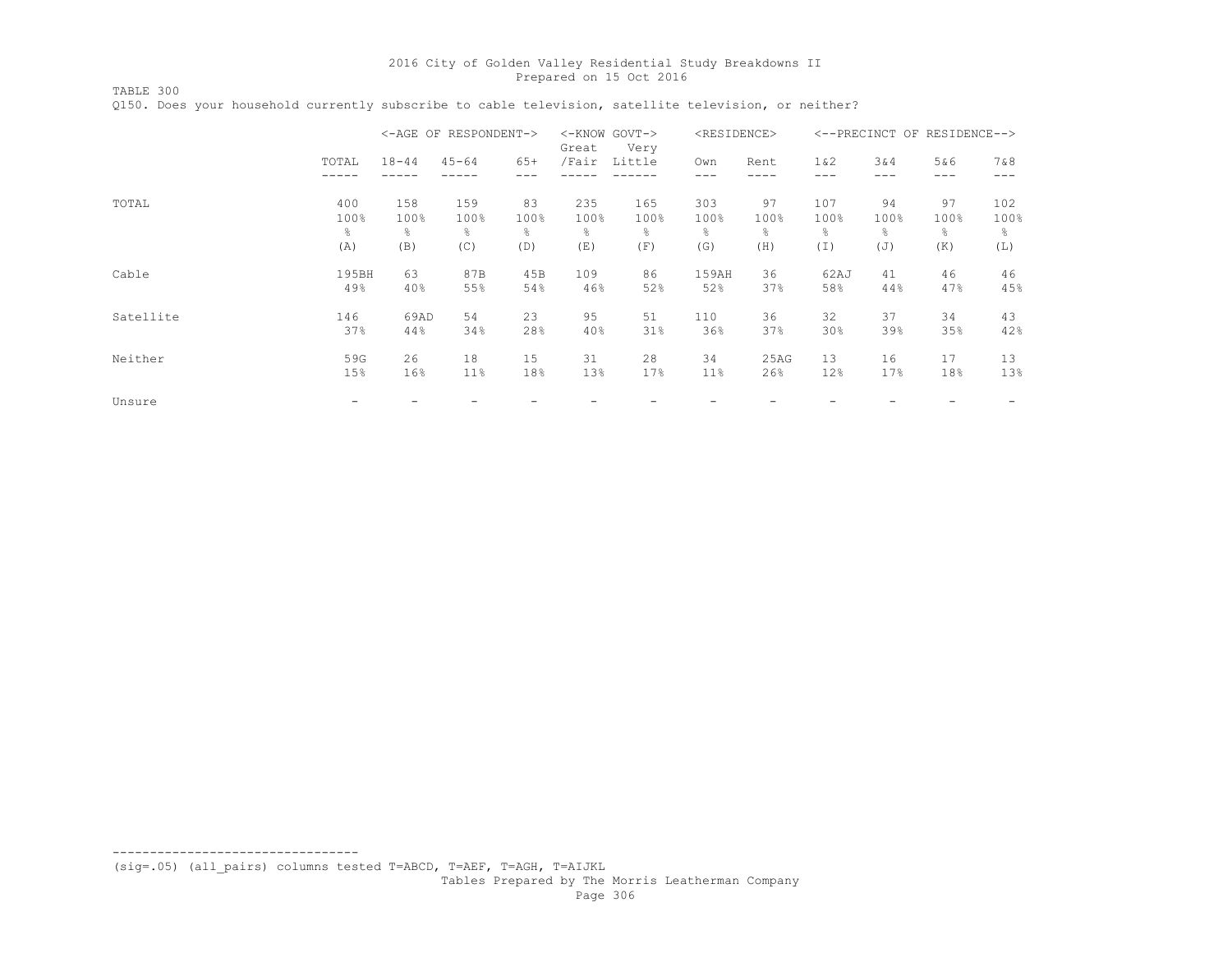2016 City of Golden Valley Residential Study Breakdowns II
Prepared on 15 Oct 2016

TABLE 300
Q150. Does your household currently subscribe to cable television, satellite television, or neither?

| | | <-AGE OF RESPONDENT-> | | | <-KNOW GOVT-> | | <RESIDENCE> | | <--PRECINCT OF RESIDENCE--> | | | |
|---|---|---|---|---|---|---|---|---|---|---|---|---|
| | TOTAL | 18-44 | 45-64 | 65+ | Great /Fair | Very Little | Own | Rent | 1&2 | 3&4 | 5&6 | 7&8 |
| TOTAL | 400<br>100%<br>%<br>(A) | 158<br>100%<br>%<br>(B) | 159<br>100%<br>%<br>(C) | 83<br>100%<br>%<br>(D) | 235<br>100%<br>%<br>(E) | 165<br>100%<br>%<br>(F) | 303<br>100%<br>%<br>(G) | 97<br>100%<br>%<br>(H) | 107<br>100%<br>%<br>(I) | 94<br>100%<br>%<br>(J) | 97<br>100%<br>%<br>(K) | 102<br>100%<br>%<br>(L) |
| Cable | 195BH<br>49% | 63<br>40% | 87B<br>55% | 45B<br>54% | 109<br>46% | 86<br>52% | 159AH<br>52% | 36<br>37% | 62AJ<br>58% | 41<br>44% | 46<br>47% | 46<br>45% |
| Satellite | 146<br>37% | 69AD<br>44% | 54<br>34% | 23<br>28% | 95<br>40% | 51<br>31% | 110<br>36% | 36<br>37% | 32<br>30% | 37<br>39% | 34<br>35% | 43<br>42% |
| Neither | 59G<br>15% | 26<br>16% | 18<br>11% | 15<br>18% | 31<br>13% | 28<br>17% | 34<br>11% | 25AG<br>26% | 13<br>12% | 16<br>17% | 17<br>18% | 13<br>13% |
| Unsure | - | - | - | - | - | - | - | - | - | - | - | - |

---------------------------------
(sig=.05) (all_pairs) columns tested T=ABCD, T=AEF, T=AGH, T=AIJKL
Tables Prepared by The Morris Leatherman Company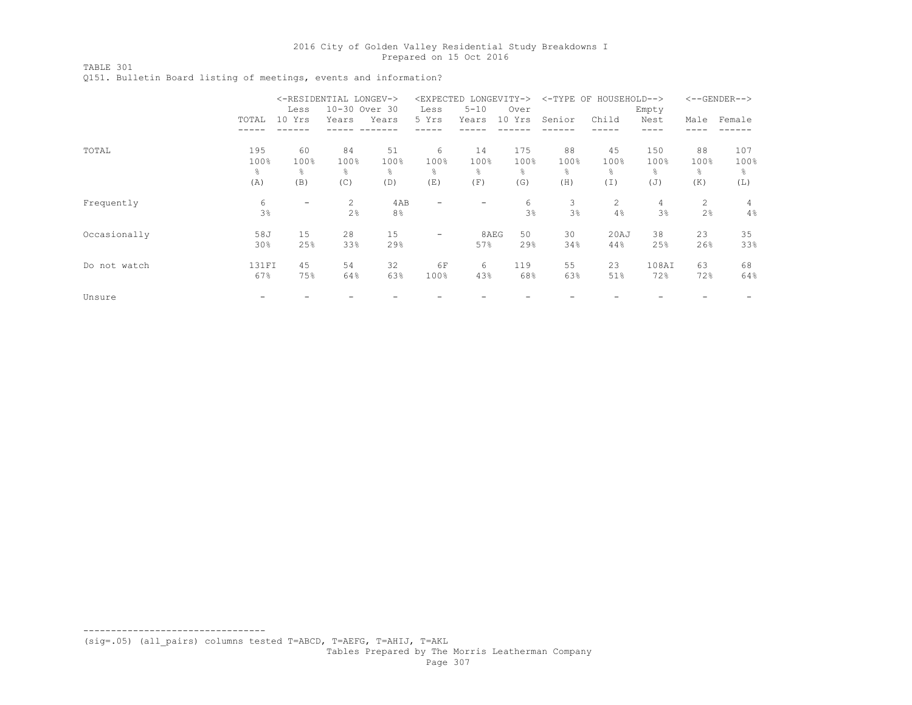2016 City of Golden Valley Residential Study Breakdowns I
Prepared on 15 Oct 2016

TABLE 301
Q151. Bulletin Board listing of meetings, events and information?

| | TOTAL | <-RESIDENTIAL LONGEV-> Less 10 Yrs | 10-30 Years | Over 30 Years | <EXPECTED LONGEVITY-> Less 5 Yrs | 5-10 Years | Over 10 Yrs | <-TYPE OF HOUSEHOLD--> Senior | Child | Empty Nest | <--GENDER--> Male | Female |
|---|---|---|---|---|---|---|---|---|---|---|---|---|
| TOTAL | 195 | 60 | 84 | 51 | 6 | 14 | 175 | 88 | 45 | 150 | 88 | 107 |
| | 100% | 100% | 100% | 100% | 100% | 100% | 100% | 100% | 100% | 100% | 100% | 100% |
| | % | % | % | % | % | % | % | % | % | % | % | % |
| | (A) | (B) | (C) | (D) | (E) | (F) | (G) | (H) | (I) | (J) | (K) | (L) |
| Frequently | 6 | - | 2 | 4AB | - | - | 6 | 3 | 2 | 4 | 2 | 4 |
| | 3% | | 2% | 8% | | | 3% | 3% | 4% | 3% | 2% | 4% |
| Occasionally | 58J | 15 | 28 | 15 | - | 8AEG | 50 | 30 | 20AJ | 38 | 23 | 35 |
| | 30% | 25% | 33% | 29% | | 57% | 29% | 34% | 44% | 25% | 26% | 33% |
| Do not watch | 131FI | 45 | 54 | 32 | 6F | 6 | 119 | 55 | 23 | 108AI | 63 | 68 |
| | 67% | 75% | 64% | 63% | 100% | 43% | 68% | 63% | 51% | 72% | 72% | 64% |
| Unsure | - | - | - | - | - | - | - | - | - | - | - | - |

---------------------------------
(sig=.05) (all_pairs) columns tested T=ABCD, T=AEFG, T=AHIJ, T=AKL

Tables Prepared by The Morris Leatherman Company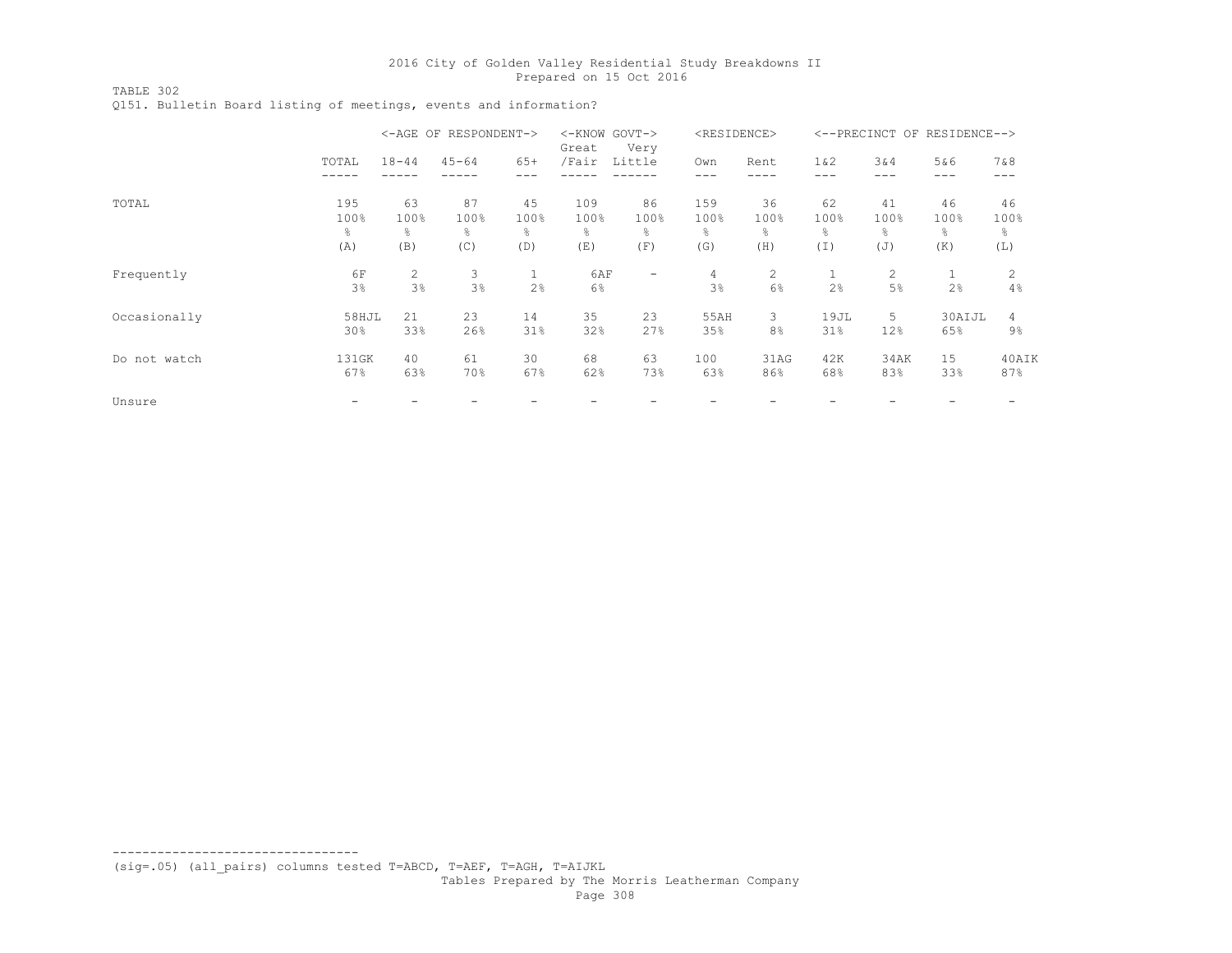2016 City of Golden Valley Residential Study Breakdowns II
Prepared on 15 Oct 2016

TABLE 302
Q151. Bulletin Board listing of meetings, events and information?

| | | <-AGE OF RESPONDENT-> | | | <-KNOW GOVT-> | | <RESIDENCE> | | <--PRECINCT OF RESIDENCE--> | | | |
|---|---|---|---|---|---|---|---|---|---|---|---|---|
| | TOTAL | 18-44 | 45-64 | 65+ | Great /Fair | Very Little | Own | Rent | 1&2 | 3&4 | 5&6 | 7&8 |
| TOTAL | 195 100% % (A) | 63 100% % (B) | 87 100% % (C) | 45 100% % (D) | 109 100% % (E) | 86 100% % (F) | 159 100% % (G) | 36 100% % (H) | 62 100% % (I) | 41 100% % (J) | 46 100% % (K) | 46 100% % (L) |
| Frequently | 6F 3% | 2 3% | 3 3% | 1 2% | 6AF 6% | - | 4 3% | 2 6% | 1 2% | 2 5% | 1 2% | 2 4% |
| Occasionally | 58HJL 30% | 21 33% | 23 26% | 14 31% | 35 32% | 23 27% | 55AH 35% | 3 8% | 19JL 31% | 5 12% | 30AIJL 65% | 4 9% |
| Do not watch | 131GK 67% | 40 63% | 61 70% | 30 67% | 68 62% | 63 73% | 100 63% | 31AG 86% | 42K 68% | 34AK 83% | 15 33% | 40AIK 87% |
| Unsure | - | - | - | - | - | - | - | - | - | - | - | - |

---------------------------------
(sig=.05) (all_pairs) columns tested T=ABCD, T=AEF, T=AGH, T=AIJKL
Tables Prepared by The Morris Leatherman Company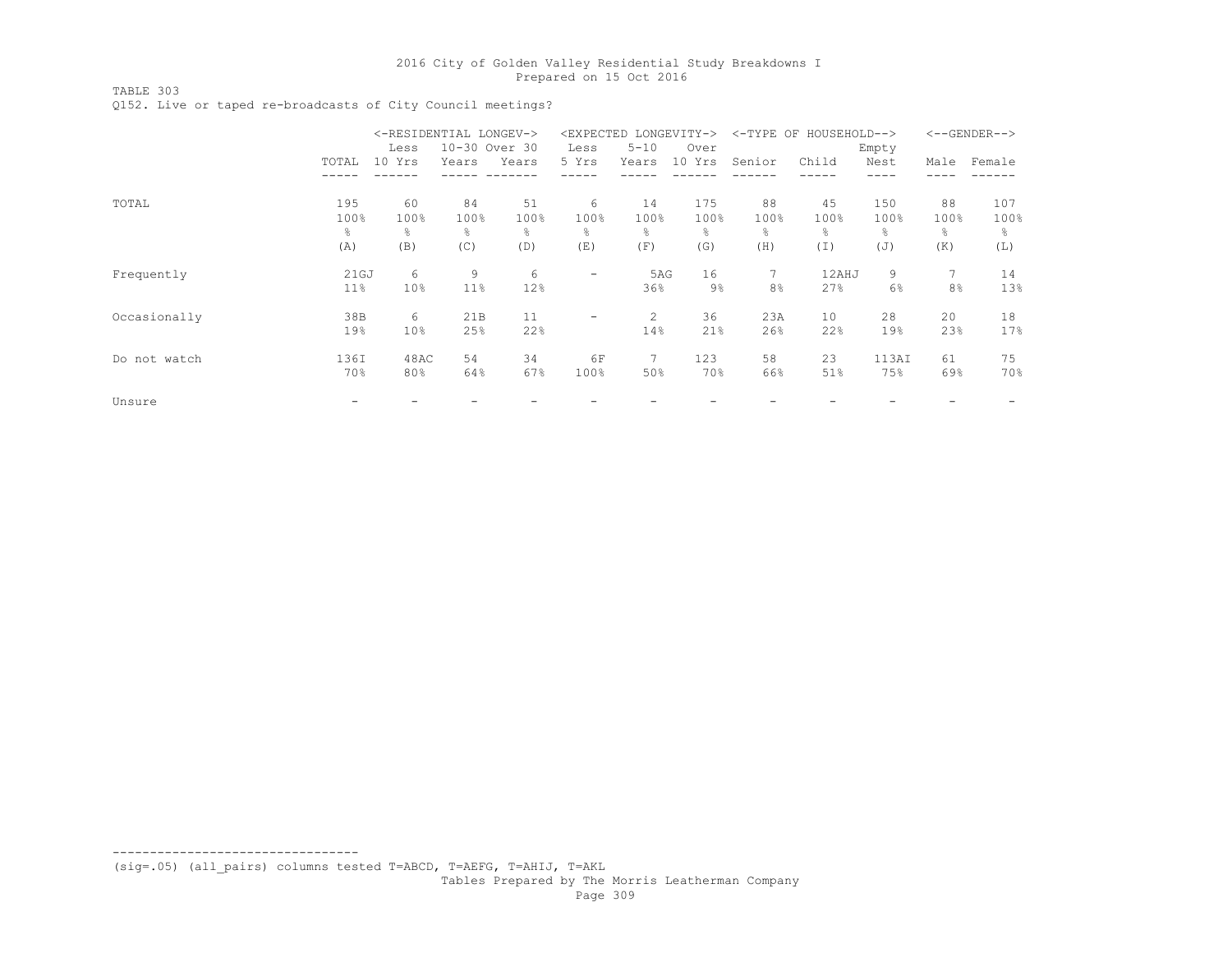2016 City of Golden Valley Residential Study Breakdowns I
Prepared on 15 Oct 2016

TABLE 303
Q152. Live or taped re-broadcasts of City Council meetings?

| | | <-RESIDENTIAL LONGEV-> | | | <EXPECTED LONGEVITY-> | | | <-TYPE OF HOUSEHOLD--> | | | <--GENDER--> | |
|---|---|---|---|---|---|---|---|---|---|---|---|---|
| | TOTAL | Less 10 Yrs | 10-30 Years | Over 30 Years | Less 5 Yrs | 5-10 Years | Over 10 Yrs | Senior | Child | Empty Nest | Male | Female |
| TOTAL | 195<br>100%<br>%<br>(A) | 60<br>100%<br>%<br>(B) | 84<br>100%<br>%<br>(C) | 51<br>100%<br>%<br>(D) | 6<br>100%<br>%<br>(E) | 14<br>100%<br>%<br>(F) | 175<br>100%<br>%<br>(G) | 88<br>100%<br>%<br>(H) | 45<br>100%<br>%<br>(I) | 150<br>100%<br>%<br>(J) | 88<br>100%<br>%<br>(K) | 107<br>100%<br>%<br>(L) |
| Frequently | 21GJ<br>11% | 6<br>10% | 9<br>11% | 6<br>12% | - | 5AG<br>36% | 16<br>9% | 7<br>8% | 12AHJ<br>27% | 9<br>6% | 7<br>8% | 14<br>13% |
| Occasionally | 38B<br>19% | 6<br>10% | 21B<br>25% | 11<br>22% | - | 2<br>14% | 36<br>21% | 23A<br>26% | 10<br>22% | 28<br>19% | 20<br>23% | 18<br>17% |
| Do not watch | 136I<br>70% | 48AC<br>80% | 54<br>64% | 34<br>67% | 6F<br>100% | 7<br>50% | 123<br>70% | 58<br>66% | 23<br>51% | 113AI<br>75% | 61<br>69% | 75<br>70% |
| Unsure | - | - | - | - | - | - | - | - | - | - | - | - |

---------------------------------
(sig=.05) (all_pairs) columns tested T=ABCD, T=AEFG, T=AHIJ, T=AKL
Tables Prepared by The Morris Leatherman Company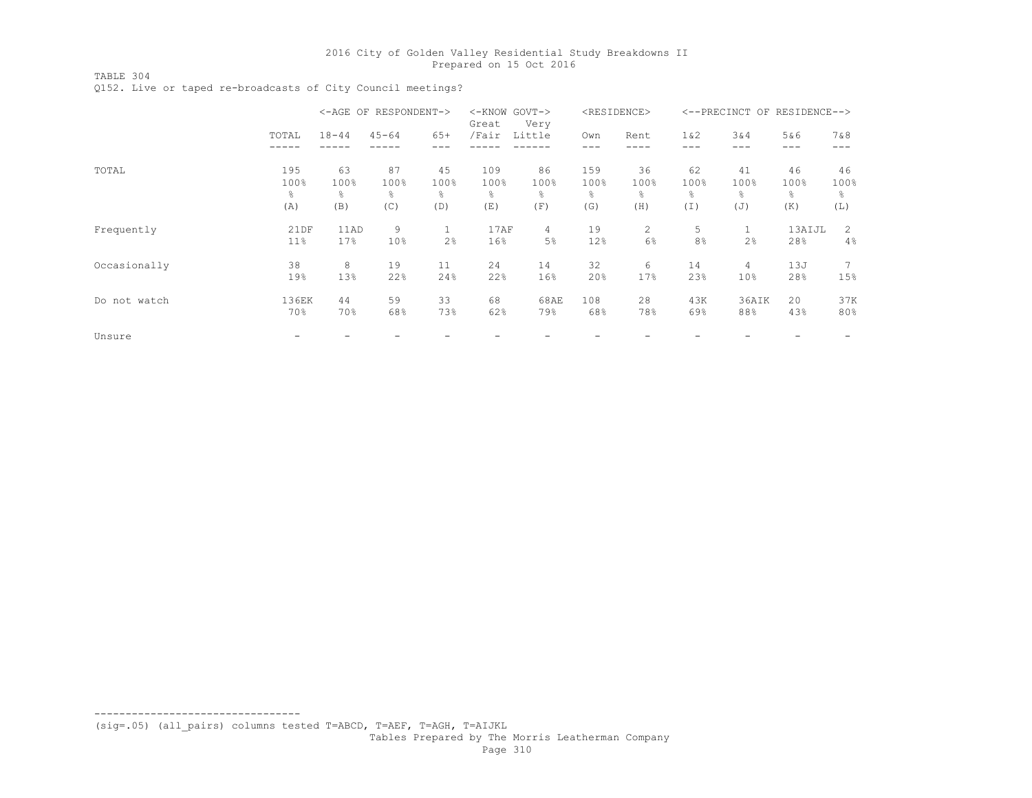2016 City of Golden Valley Residential Study Breakdowns II
Prepared on 15 Oct 2016

TABLE 304
Q152. Live or taped re-broadcasts of City Council meetings?

| | | <-AGE OF RESPONDENT-> | | | <-KNOW GOVT-> | | <RESIDENCE> | | <--PRECINCT OF RESIDENCE--> | | | |
|---|---|---|---|---|---|---|---|---|---|---|---|---|
| | TOTAL | 18-44 | 45-64 | 65+ | Great /Fair | Very Little | Own | Rent | 1&2 | 3&4 | 5&6 | 7&8 |
| TOTAL | 195<br>100%<br>%<br>(A) | 63<br>100%<br>%<br>(B) | 87<br>100%<br>%<br>(C) | 45<br>100%<br>%<br>(D) | 109<br>100%<br>%<br>(E) | 86<br>100%<br>%<br>(F) | 159<br>100%<br>%<br>(G) | 36<br>100%<br>%<br>(H) | 62<br>100%<br>%<br>(I) | 41<br>100%<br>%<br>(J) | 46<br>100%<br>%<br>(K) | 46<br>100%<br>%<br>(L) |
| Frequently | 21DF<br>11% | 11AD<br>17% | 9<br>10% | 1<br>2% | 17AF<br>16% | 4<br>5% | 19<br>12% | 2<br>6% | 5<br>8% | 1<br>2% | 13AIJL<br>28% | 2<br>4% |
| Occasionally | 38<br>19% | 8<br>13% | 19<br>22% | 11<br>24% | 24<br>22% | 14<br>16% | 32<br>20% | 6<br>17% | 14<br>23% | 4<br>10% | 13J<br>28% | 7<br>15% |
| Do not watch | 136EK<br>70% | 44<br>70% | 59<br>68% | 33<br>73% | 68<br>62% | 68AE<br>79% | 108<br>68% | 28<br>78% | 43K<br>69% | 36AIK<br>88% | 20<br>43% | 37K<br>80% |
| Unsure | - | - | - | - | - | - | - | - | - | - | - | - |

---------------------------------
(sig=.05) (all_pairs) columns tested T=ABCD, T=AEF, T=AGH, T=AIJKL
Tables Prepared by The Morris Leatherman Company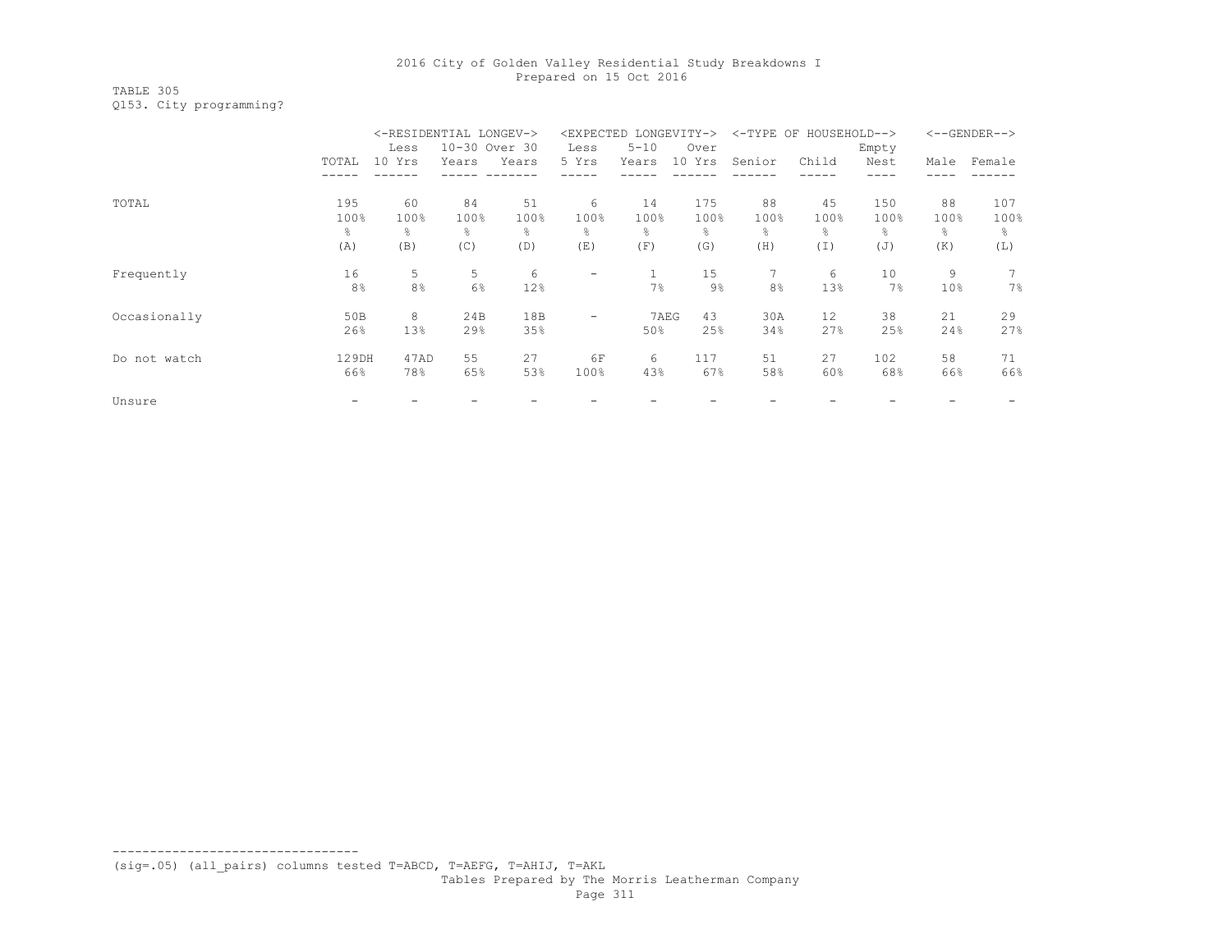2016 City of Golden Valley Residential Study Breakdowns I
Prepared on 15 Oct 2016

TABLE 305
Q153. City programming?

| | TOTAL | <-RESIDENTIAL LONGEV-> Less 10 Yrs | 10-30 Years | Over 30 Years | <EXPECTED LONGEVITY-> Less 5 Yrs | 5-10 Years | Over 10 Yrs | <-TYPE OF HOUSEHOLD--> Senior | Child | Empty Nest | <--GENDER--> Male | Female |
|---|---|---|---|---|---|---|---|---|---|---|---|---|
| TOTAL | 195 | 60 | 84 | 51 | 6 | 14 | 175 | 88 | 45 | 150 | 88 | 107 |
| | 100% | 100% | 100% | 100% | 100% | 100% | 100% | 100% | 100% | 100% | 100% | 100% |
| | % | % | % | % | % | % | % | % | % | % | % | % |
| | (A) | (B) | (C) | (D) | (E) | (F) | (G) | (H) | (I) | (J) | (K) | (L) |
| Frequently | 16 | 5 | 5 | 6 | - | 1 | 15 | 7 | 6 | 10 | 9 | 7 |
| | 8% | 8% | 6% | 12% | | 7% | 9% | 8% | 13% | 7% | 10% | 7% |
| Occasionally | 50B | 8 | 24B | 18B | - | 7AEG | 43 | 30A | 12 | 38 | 21 | 29 |
| | 26% | 13% | 29% | 35% | | 50% | 25% | 34% | 27% | 25% | 24% | 27% |
| Do not watch | 129DH | 47AD | 55 | 27 | 6F | 6 | 117 | 51 | 27 | 102 | 58 | 71 |
| | 66% | 78% | 65% | 53% | 100% | 43% | 67% | 58% | 60% | 68% | 66% | 66% |
| Unsure | - | - | - | - | - | - | - | - | - | - | - | - |

---------------------------------
(sig=.05) (all_pairs) columns tested T=ABCD, T=AEFG, T=AHIJ, T=AKL
Tables Prepared by The Morris Leatherman Company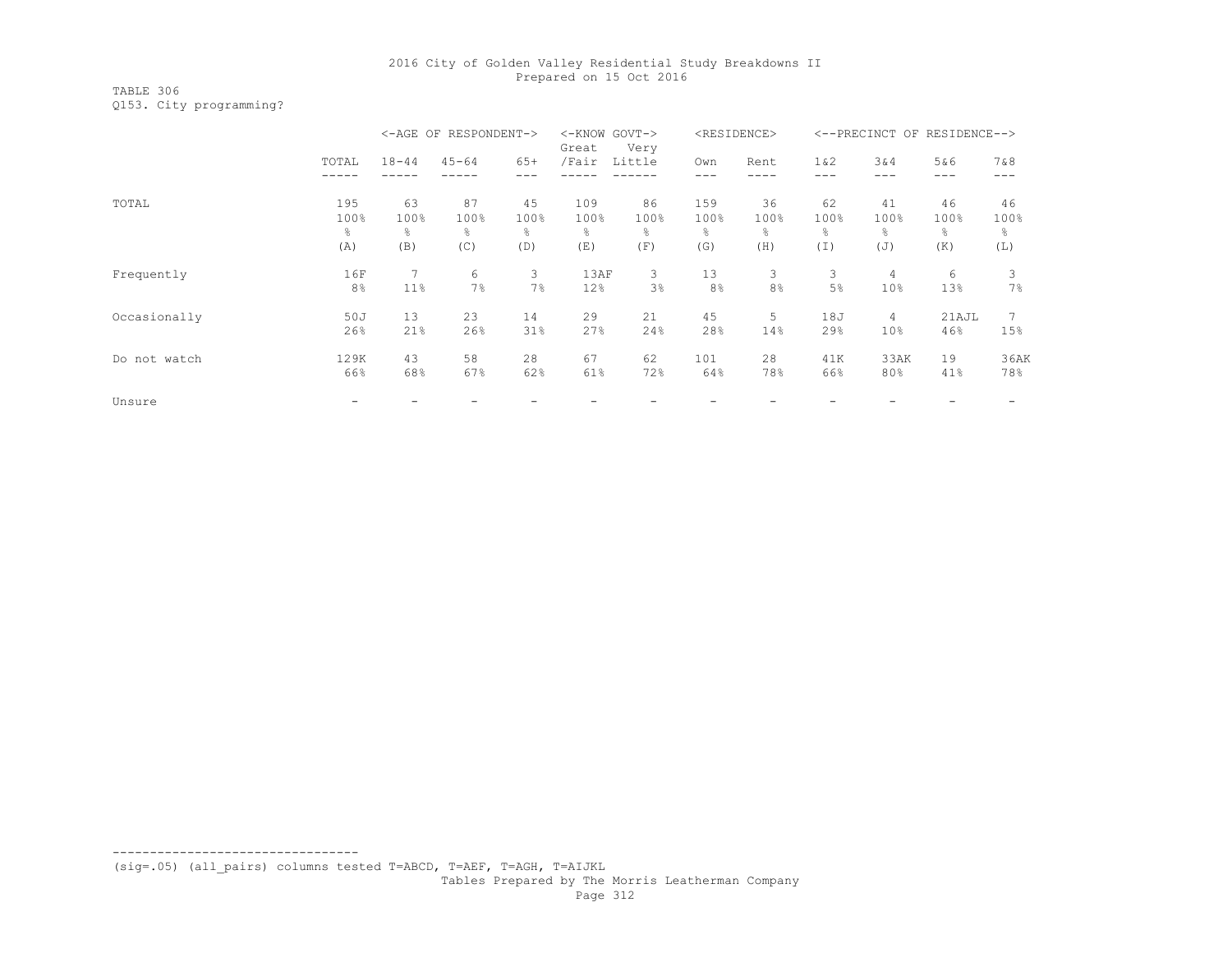2016 City of Golden Valley Residential Study Breakdowns II
Prepared on 15 Oct 2016

TABLE 306
Q153. City programming?

| | TOTAL | <-AGE OF RESPONDENT-> | | | <-KNOW GOVT-> | | <RESIDENCE> | | <--PRECINCT OF RESIDENCE--> | | | |
|---|---|---|---|---|---|---|---|---|---|---|---|---|
| | | 18-44 | 45-64 | 65+ | Great /Fair | Very Little | Own | Rent | 1&2 | 3&4 | 5&6 | 7&8 |
| TOTAL | 195<br>100%<br>%<br>(A) | 63<br>100%<br>%<br>(B) | 87<br>100%<br>%<br>(C) | 45<br>100%<br>%<br>(D) | 109<br>100%<br>%<br>(E) | 86<br>100%<br>%<br>(F) | 159<br>100%<br>%<br>(G) | 36<br>100%<br>%<br>(H) | 62<br>100%<br>%<br>(I) | 41<br>100%<br>%<br>(J) | 46<br>100%<br>%<br>(K) | 46<br>100%<br>%<br>(L) |
| Frequently | 16F<br>8% | 7<br>11% | 6<br>7% | 3<br>7% | 13AF<br>12% | 3<br>3% | 13<br>8% | 3<br>8% | 3<br>5% | 4<br>10% | 6<br>13% | 3<br>7% |
| Occasionally | 50J<br>26% | 13<br>21% | 23<br>26% | 14<br>31% | 29<br>27% | 21<br>24% | 45<br>28% | 5<br>14% | 18J<br>29% | 4<br>10% | 21AJL<br>46% | 7<br>15% |
| Do not watch | 129K<br>66% | 43<br>68% | 58<br>67% | 28<br>62% | 67<br>61% | 62<br>72% | 101<br>64% | 28<br>78% | 41K<br>66% | 33AK<br>80% | 19<br>41% | 36AK<br>78% |
| Unsure | - | - | - | - | - | - | - | - | - | - | - | - |

---------------------------------
(sig=.05) (all_pairs) columns tested T=ABCD, T=AEF, T=AGH, T=AIJKL
Tables Prepared by The Morris Leatherman Company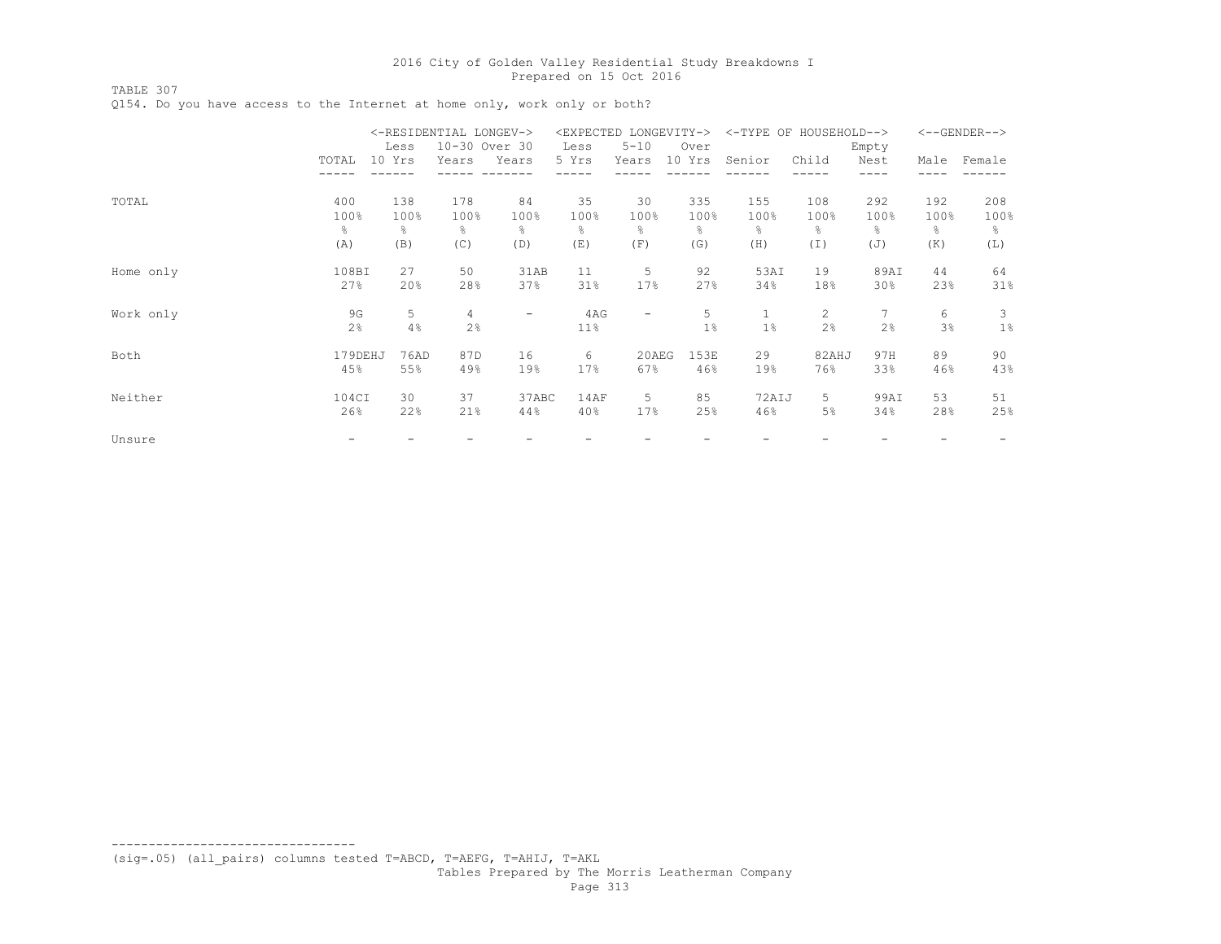2016 City of Golden Valley Residential Study Breakdowns I
Prepared on 15 Oct 2016

TABLE 307
Q154. Do you have access to the Internet at home only, work only or both?

| | | <-RESIDENTIAL LONGEV-> | | | <EXPECTED LONGEVITY-> | | | <-TYPE OF HOUSEHOLD--> | | | <--GENDER--> | |
|---|---|---|---|---|---|---|---|---|---|---|---|---|
| | TOTAL | Less 10 Yrs | 10-30 Years | Over 30 Years | Less 5 Yrs | 5-10 Years | Over 10 Yrs | Senior | Child | Empty Nest | Male | Female |
| TOTAL | 400 100% % (A) | 138 100% % (B) | 178 100% % (C) | 84 100% % (D) | 35 100% % (E) | 30 100% % (F) | 335 100% % (G) | 155 100% % (H) | 108 100% % (I) | 292 100% % (J) | 192 100% % (K) | 208 100% % (L) |
| Home only | 108BI 27% | 27 20% | 50 28% | 31AB 37% | 11 31% | 5 17% | 92 27% | 53AI 34% | 19 18% | 89AI 30% | 44 23% | 64 31% |
| Work only | 9G 2% | 5 4% | 4 2% | - | 4AG 11% | - | 5 1% | 1 1% | 2 2% | 7 2% | 6 3% | 3 1% |
| Both | 179DEHJ 45% | 76AD 55% | 87D 49% | 16 19% | 6 17% | 20AEG 67% | 153E 46% | 29 19% | 82AHJ 76% | 97H 33% | 89 46% | 90 43% |
| Neither | 104CI 26% | 30 22% | 37 21% | 37ABC 44% | 14AF 40% | 5 17% | 85 25% | 72AIJ 46% | 5 5% | 99AI 34% | 53 28% | 51 25% |
| Unsure | - | - | - | - | - | - | - | - | - | - | - | - |

---------------------------------
(sig=.05) (all_pairs) columns tested T=ABCD, T=AEFG, T=AHIJ, T=AKL
Tables Prepared by The Morris Leatherman Company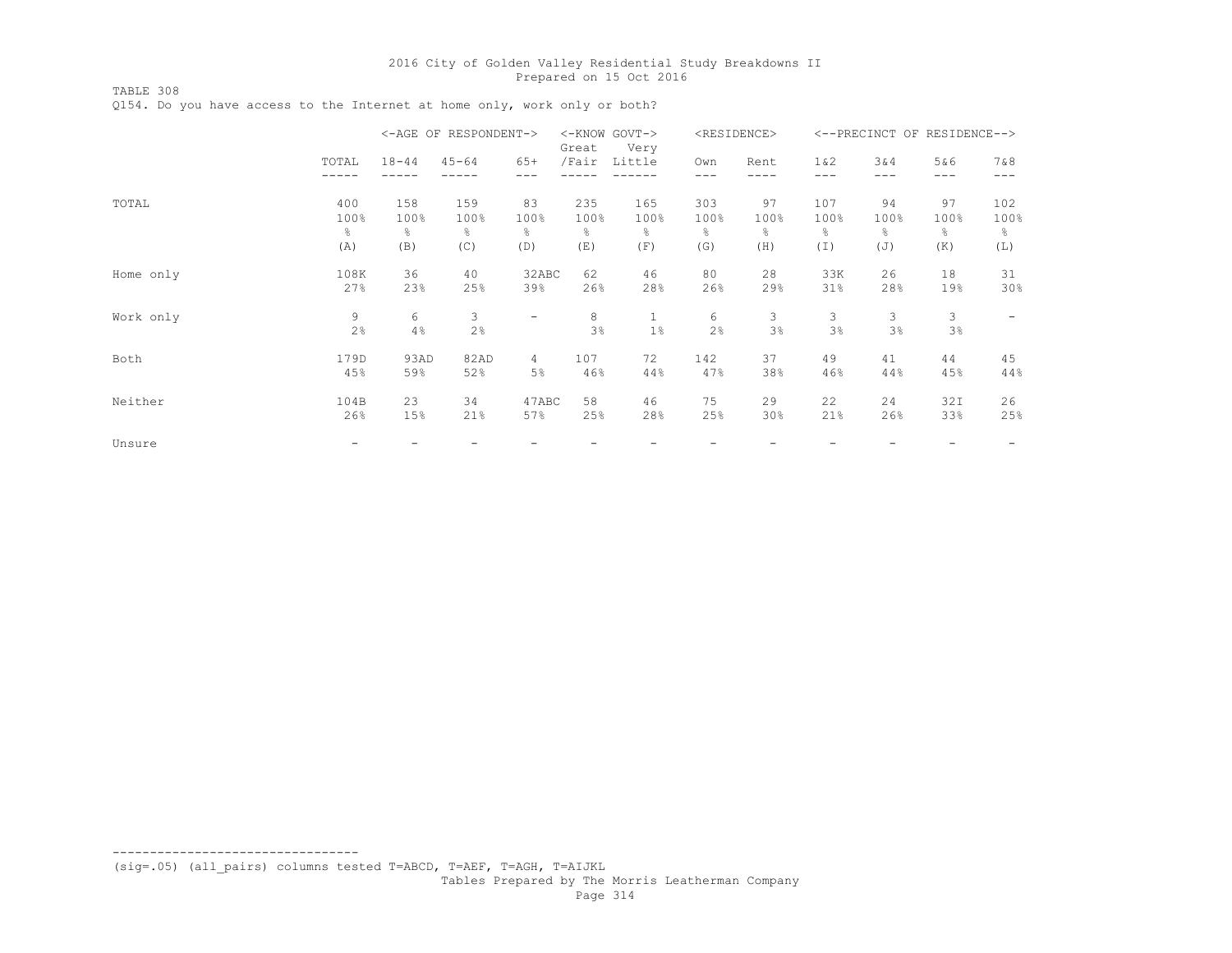2016 City of Golden Valley Residential Study Breakdowns II
Prepared on 15 Oct 2016

TABLE 308
Q154. Do you have access to the Internet at home only, work only or both?

| | | <-AGE OF RESPONDENT-> | | | <-KNOW GOVT-> | | <RESIDENCE> | | <--PRECINCT OF RESIDENCE--> | | | |
|---|---|---|---|---|---|---|---|---|---|---|---|---|
| | TOTAL | 18-44 | 45-64 | 65+ | Great /Fair | Very Little | Own | Rent | 1&2 | 3&4 | 5&6 | 7&8 |
| TOTAL | 400 | 158 | 159 | 83 | 235 | 165 | 303 | 97 | 107 | 94 | 97 | 102 |
| | 100% | 100% | 100% | 100% | 100% | 100% | 100% | 100% | 100% | 100% | 100% | 100% |
| | % | % | % | % | % | % | % | % | % | % | % | % |
| | (A) | (B) | (C) | (D) | (E) | (F) | (G) | (H) | (I) | (J) | (K) | (L) |
| Home only | 108K | 36 | 40 | 32ABC | 62 | 46 | 80 | 28 | 33K | 26 | 18 | 31 |
| | 27% | 23% | 25% | 39% | 26% | 28% | 26% | 29% | 31% | 28% | 19% | 30% |
| Work only | 9 | 6 | 3 | - | 8 | 1 | 6 | 3 | 3 | 3 | 3 | - |
| | 2% | 4% | 2% | | 3% | 1% | 2% | 3% | 3% | 3% | 3% | |
| Both | 179D | 93AD | 82AD | 4 | 107 | 72 | 142 | 37 | 49 | 41 | 44 | 45 |
| | 45% | 59% | 52% | 5% | 46% | 44% | 47% | 38% | 46% | 44% | 45% | 44% |
| Neither | 104B | 23 | 34 | 47ABC | 58 | 46 | 75 | 29 | 22 | 24 | 32I | 26 |
| | 26% | 15% | 21% | 57% | 25% | 28% | 25% | 30% | 21% | 26% | 33% | 25% |
| Unsure | - | - | - | - | - | - | - | - | - | - | - | - |

---------------------------------
(sig=.05) (all_pairs) columns tested T=ABCD, T=AEF, T=AGH, T=AIJKL

Tables Prepared by The Morris Leatherman Company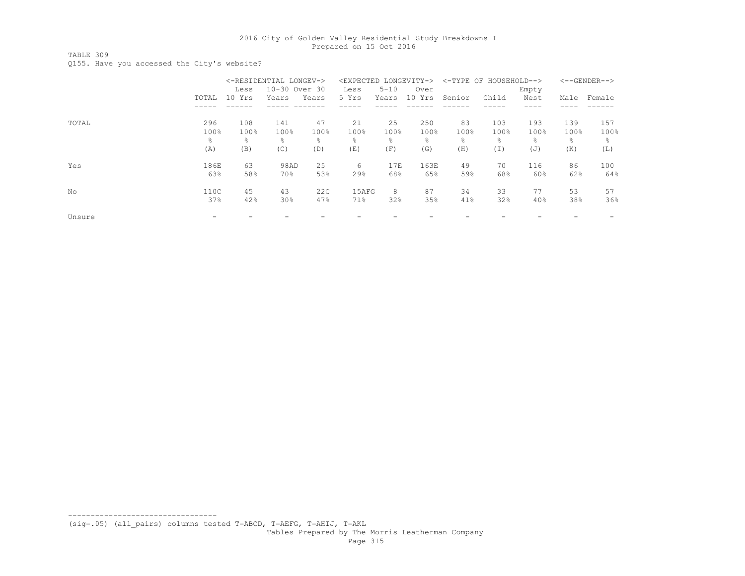2016 City of Golden Valley Residential Study Breakdowns I
Prepared on 15 Oct 2016

TABLE 309
Q155. Have you accessed the City's website?

| | | <-RESIDENTIAL LONGEV-> | | | <EXPECTED LONGEVITY-> | | | <-TYPE OF HOUSEHOLD--> | | | <--GENDER--> | |
|---|---|---|---|---|---|---|---|---|---|---|---|---|
| | TOTAL | Less 10 Yrs | 10-30 Years | Over 30 Years | Less 5 Yrs | 5-10 Years | Over 10 Yrs | Senior | Child | Empty Nest | Male | Female |
| TOTAL | 296 | 108 | 141 | 47 | 21 | 25 | 250 | 83 | 103 | 193 | 139 | 157 |
| | 100% | 100% | 100% | 100% | 100% | 100% | 100% | 100% | 100% | 100% | 100% | 100% |
| | % | % | % | % | % | % | % | % | % | % | % | % |
| | (A) | (B) | (C) | (D) | (E) | (F) | (G) | (H) | (I) | (J) | (K) | (L) |
| Yes | 186E | 63 | 98AD | 25 | 6 | 17E | 163E | 49 | 70 | 116 | 86 | 100 |
| | 63% | 58% | 70% | 53% | 29% | 68% | 65% | 59% | 68% | 60% | 62% | 64% |
| No | 110C | 45 | 43 | 22C | 15AFG | 8 | 87 | 34 | 33 | 77 | 53 | 57 |
| | 37% | 42% | 30% | 47% | 71% | 32% | 35% | 41% | 32% | 40% | 38% | 36% |
| Unsure | - | - | - | - | - | - | - | - | - | - | - | - |

---------------------------------
(sig=.05) (all_pairs) columns tested T=ABCD, T=AEFG, T=AHIJ, T=AKL
Tables Prepared by The Morris Leatherman Company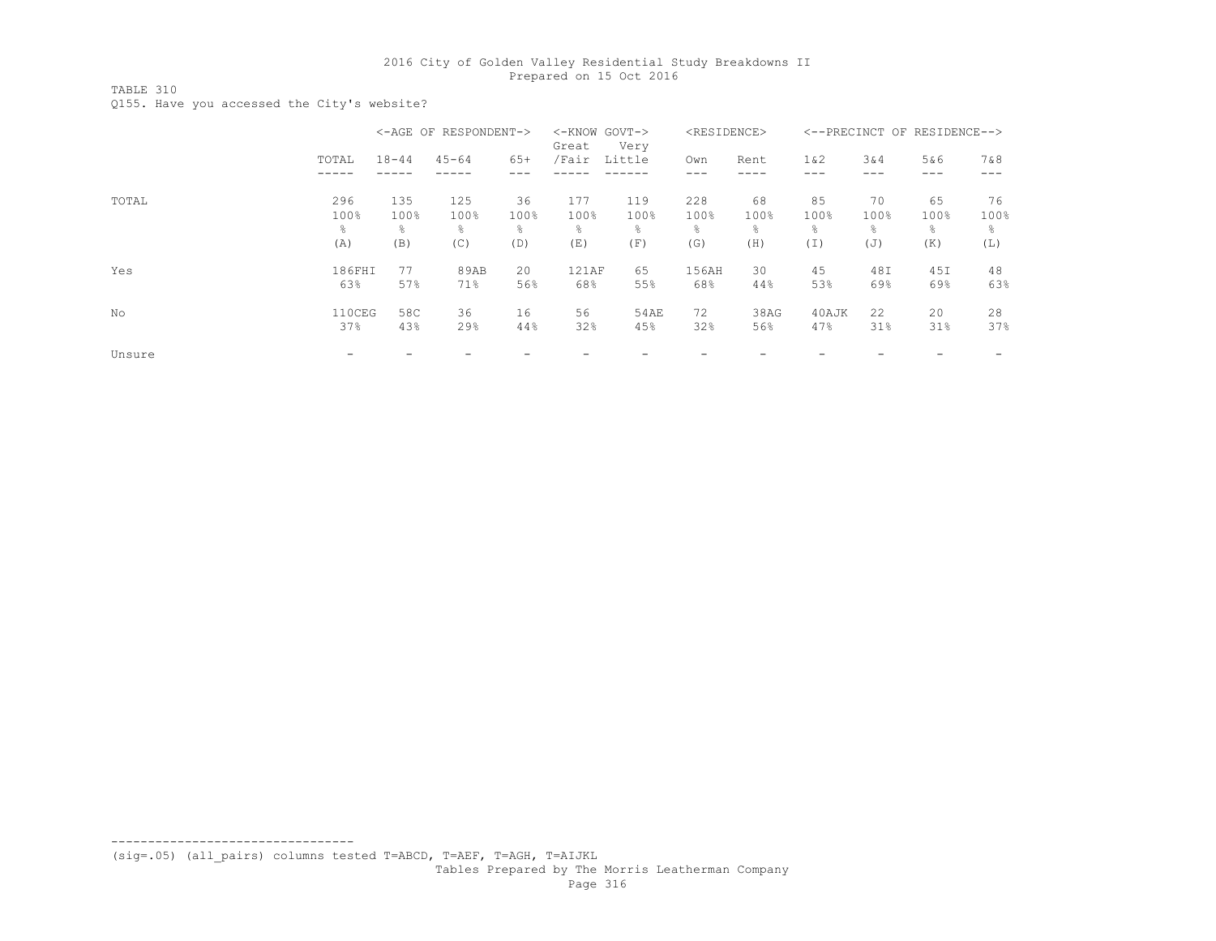2016 City of Golden Valley Residential Study Breakdowns II
Prepared on 15 Oct 2016

TABLE 310
Q155. Have you accessed the City's website?

| | | <-AGE OF RESPONDENT-> | | | <-KNOW GOVT-> | | <RESIDENCE> | | <--PRECINCT OF RESIDENCE--> | | | |
|---|---|---|---|---|---|---|---|---|---|---|---|---|
| | TOTAL | 18-44 | 45-64 | 65+ | Great /Fair | Very Little | Own | Rent | 1&2 | 3&4 | 5&6 | 7&8 |
| TOTAL | 296 | 135 | 125 | 36 | 177 | 119 | 228 | 68 | 85 | 70 | 65 | 76 |
| | 100% | 100% | 100% | 100% | 100% | 100% | 100% | 100% | 100% | 100% | 100% | 100% |
| | % | % | % | % | % | % | % | % | % | % | % | % |
| | (A) | (B) | (C) | (D) | (E) | (F) | (G) | (H) | (I) | (J) | (K) | (L) |
| Yes | 186FHI | 77 | 89AB | 20 | 121AF | 65 | 156AH | 30 | 45 | 48I | 45I | 48 |
| | 63% | 57% | 71% | 56% | 68% | 55% | 68% | 44% | 53% | 69% | 69% | 63% |
| No | 110CEG | 58C | 36 | 16 | 56 | 54AE | 72 | 38AG | 40AJK | 22 | 20 | 28 |
| | 37% | 43% | 29% | 44% | 32% | 45% | 32% | 56% | 47% | 31% | 31% | 37% |
| Unsure | - | - | - | - | - | - | - | - | - | - | - | - |

---------------------------------
(sig=.05) (all_pairs) columns tested T=ABCD, T=AEF, T=AGH, T=AIJKL
Tables Prepared by The Morris Leatherman Company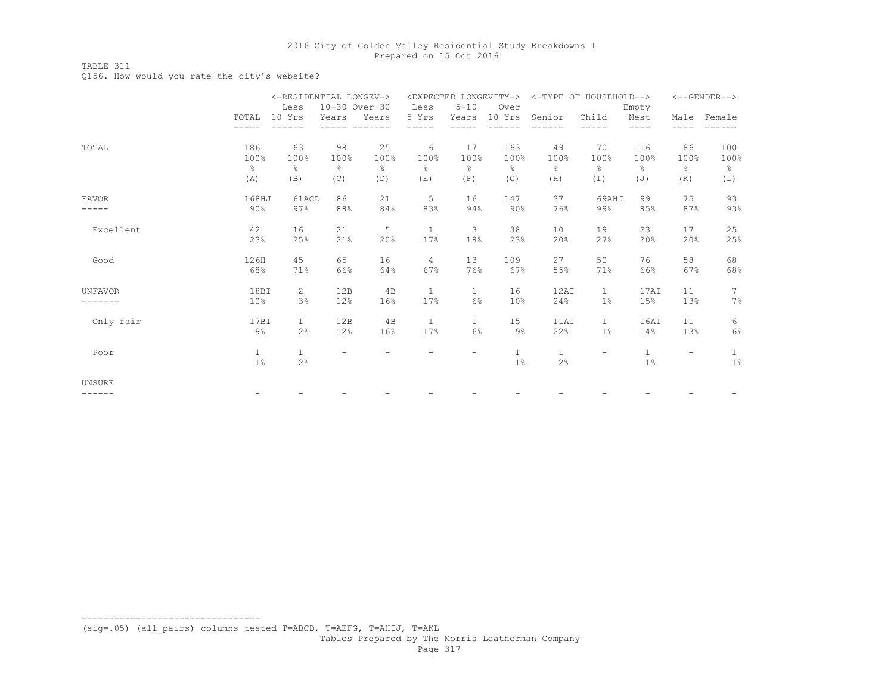2016 City of Golden Valley Residential Study Breakdowns I
Prepared on 15 Oct 2016

TABLE 311
Q156. How would you rate the city's website?

| | | <-RESIDENTIAL LONGEV-> | | | <EXPECTED LONGEVITY-> | | | <-TYPE OF HOUSEHOLD--> | | | <--GENDER--> | |
|---|---|---|---|---|---|---|---|---|---|---|---|---|
| | TOTAL | Less 10 Yrs | 10-30 Years | Over 30 Years | Less 5 Yrs | 5-10 Years | Over 10 Yrs | Senior | Child | Empty Nest | Male | Female |
| TOTAL | 186<br>100%<br>%<br>(A) | 63<br>100%<br>%<br>(B) | 98<br>100%<br>%<br>(C) | 25<br>100%<br>%<br>(D) | 6<br>100%<br>%<br>(E) | 17<br>100%<br>%<br>(F) | 163<br>100%<br>%<br>(G) | 49<br>100%<br>%<br>(H) | 70<br>100%<br>%<br>(I) | 116<br>100%<br>%<br>(J) | 86<br>100%<br>%<br>(K) | 100<br>100%<br>%<br>(L) |
| FAVOR | 168HJ<br>90% | 61ACD<br>97% | 86<br>88% | 21<br>84% | 5<br>83% | 16<br>94% | 147<br>90% | 37<br>76% | 69AHJ<br>99% | 99<br>85% | 75<br>87% | 93<br>93% |
| Excellent | 42<br>23% | 16<br>25% | 21<br>21% | 5<br>20% | 1<br>17% | 3<br>18% | 38<br>23% | 10<br>20% | 19<br>27% | 23<br>20% | 17<br>20% | 25<br>25% |
| Good | 126H<br>68% | 45<br>71% | 65<br>66% | 16<br>64% | 4<br>67% | 13<br>76% | 109<br>67% | 27<br>55% | 50<br>71% | 76<br>66% | 58<br>67% | 68<br>68% |
| UNFAVOR | 18BI<br>10% | 2<br>3% | 12B<br>12% | 4B<br>16% | 1<br>17% | 1<br>6% | 16<br>10% | 12AI<br>24% | 1<br>1% | 17AI<br>15% | 11<br>13% | 7<br>7% |
| Only fair | 17BI<br>9% | 1<br>2% | 12B<br>12% | 4B<br>16% | 1<br>17% | 1<br>6% | 15<br>9% | 11AI<br>22% | 1<br>1% | 16AI<br>14% | 11<br>13% | 6<br>6% |
| Poor | 1<br>1% | 1<br>2% | - | - | - | - | 1<br>1% | 1<br>2% | - | 1<br>1% | - | 1<br>1% |
| UNSURE | - | - | - | - | - | - | - | - | - | - | - | - |

---------------------------------
(sig=.05) (all_pairs) columns tested T=ABCD, T=AEFG, T=AHIJ, T=AKL
Tables Prepared by The Morris Leatherman Company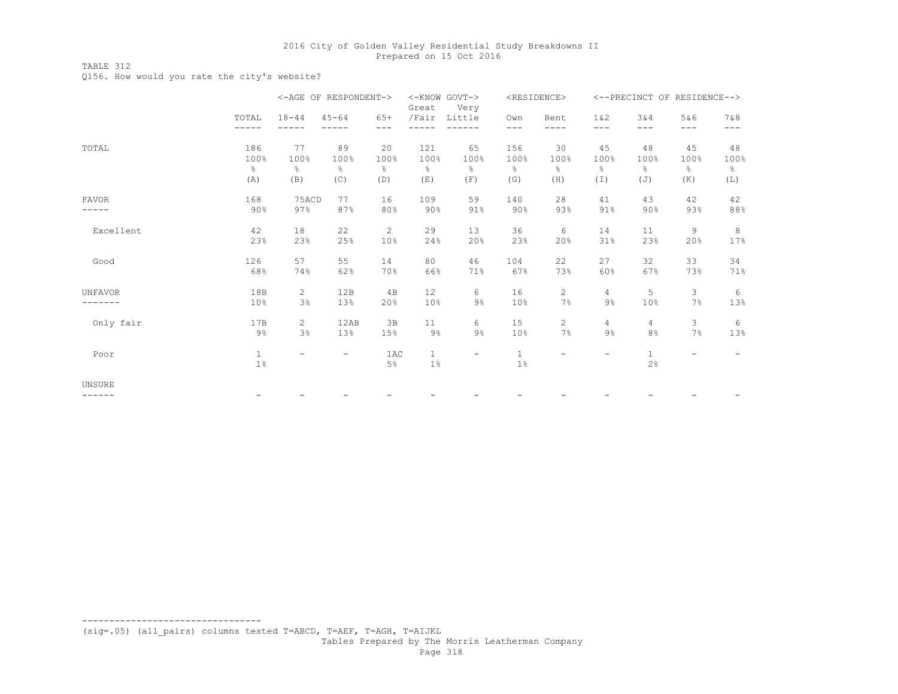2016 City of Golden Valley Residential Study Breakdowns II
Prepared on 15 Oct 2016

TABLE 312
Q156. How would you rate the city's website?

| | TOTAL | <-AGE OF RESPONDENT-> 18-44 | 45-64 | 65+ | <-KNOW GOVT-> Great /Fair | Very Little | <RESIDENCE> Own | Rent | <--PRECINCT OF RESIDENCE--> 1&2 | 3&4 | 5&6 | 7&8 |
|---|---|---|---|---|---|---|---|---|---|---|---|---|
| TOTAL | 186 | 77 | 89 | 20 | 121 | 65 | 156 | 30 | 45 | 48 | 45 | 48 |
| | 100% | 100% | 100% | 100% | 100% | 100% | 100% | 100% | 100% | 100% | 100% | 100% |
| | % | % | % | % | % | % | % | % | % | % | % | % |
| | (A) | (B) | (C) | (D) | (E) | (F) | (G) | (H) | (I) | (J) | (K) | (L) |
| FAVOR | 168 | 75ACD | 77 | 16 | 109 | 59 | 140 | 28 | 41 | 43 | 42 | 42 |
| | 90% | 97% | 87% | 80% | 90% | 91% | 90% | 93% | 91% | 90% | 93% | 88% |
| Excellent | 42 | 18 | 22 | 2 | 29 | 13 | 36 | 6 | 14 | 11 | 9 | 8 |
| | 23% | 23% | 25% | 10% | 24% | 20% | 23% | 20% | 31% | 23% | 20% | 17% |
| Good | 126 | 57 | 55 | 14 | 80 | 46 | 104 | 22 | 27 | 32 | 33 | 34 |
| | 68% | 74% | 62% | 70% | 66% | 71% | 67% | 73% | 60% | 67% | 73% | 71% |
| UNFAVOR | 18B | 2 | 12B | 4B | 12 | 6 | 16 | 2 | 4 | 5 | 3 | 6 |
| | 10% | 3% | 13% | 20% | 10% | 9% | 10% | 7% | 9% | 10% | 7% | 13% |
| Only fair | 17B | 2 | 12AB | 3B | 11 | 6 | 15 | 2 | 4 | 4 | 3 | 6 |
| | 9% | 3% | 13% | 15% | 9% | 9% | 10% | 7% | 9% | 8% | 7% | 13% |
| Poor | 1 | - | - | 1AC | 1 | - | 1 | - | - | 1 | - | - |
| | 1% | | | 5% | 1% | | 1% | | | 2% | | |
| UNSURE | - | - | - | - | - | - | - | - | - | - | - | - |

---------------------------------
(sig=.05) (all_pairs) columns tested T=ABCD, T=AEF, T=AGH, T=AIJKL

Tables Prepared by The Morris Leatherman Company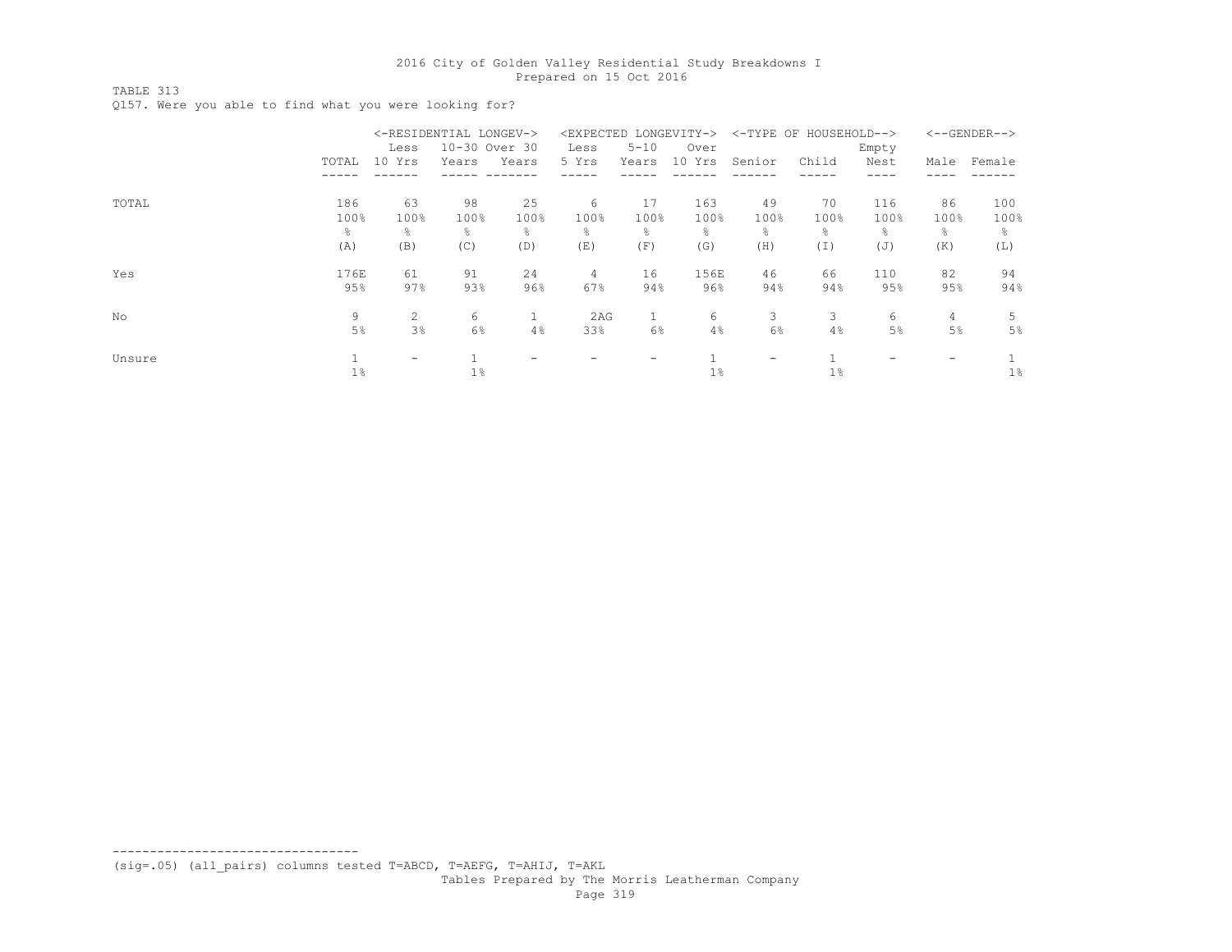2016 City of Golden Valley Residential Study Breakdowns I
Prepared on 15 Oct 2016

TABLE 313
Q157. Were you able to find what you were looking for?

| | | <-RESIDENTIAL LONGEV-> | | | <EXPECTED LONGEVITY-> | | | <-TYPE OF HOUSEHOLD--> | | | <--GENDER--> | |
|---|---|---|---|---|---|---|---|---|---|---|---|---|
| | TOTAL | Less 10 Yrs | 10-30 Years | Over 30 Years | Less 5 Yrs | 5-10 Years | Over 10 Yrs | Senior | Child | Empty Nest | Male | Female |
| TOTAL | 186 | 63 | 98 | 25 | 6 | 17 | 163 | 49 | 70 | 116 | 86 | 100 |
| | 100% | 100% | 100% | 100% | 100% | 100% | 100% | 100% | 100% | 100% | 100% | 100% |
| | % | % | % | % | % | % | % | % | % | % | % | % |
| | (A) | (B) | (C) | (D) | (E) | (F) | (G) | (H) | (I) | (J) | (K) | (L) |
| Yes | 176E | 61 | 91 | 24 | 4 | 16 | 156E | 46 | 66 | 110 | 82 | 94 |
| | 95% | 97% | 93% | 96% | 67% | 94% | 96% | 94% | 94% | 95% | 95% | 94% |
| No | 9 | 2 | 6 | 1 | 2AG | 1 | 6 | 3 | 3 | 6 | 4 | 5 |
| | 5% | 3% | 6% | 4% | 33% | 6% | 4% | 6% | 4% | 5% | 5% | 5% |
| Unsure | 1 | - | 1 | - | - | - | 1 | - | 1 | - | - | 1 |
| | 1% | | 1% | | | | 1% | | 1% | | | 1% |

---------------------------------
(sig=.05) (all_pairs) columns tested T=ABCD, T=AEFG, T=AHIJ, T=AKL
Tables Prepared by The Morris Leatherman Company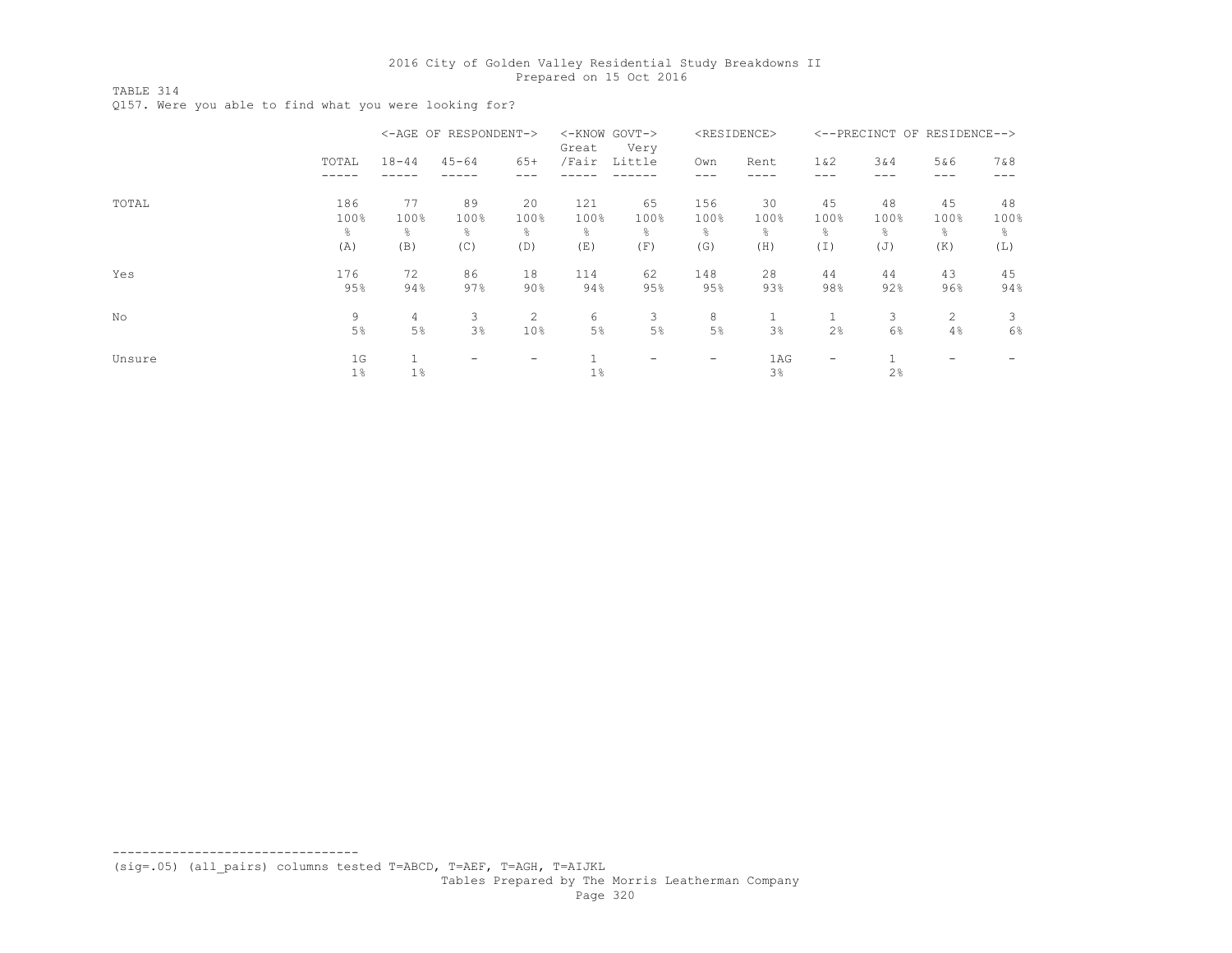TABLE 314

Q157. Were you able to find what you were looking for?

| | | <-AGE OF RESPONDENT-> | | | <-KNOW GOVT-> | | <RESIDENCE> | | <--PRECINCT OF RESIDENCE--> | | | |
|---|---|---|---|---|---|---|---|---|---|---|---|---|
| | TOTAL | 18-44 | 45-64 | 65+ | Great /Fair | Very Little | Own | Rent | 1&2 | 3&4 | 5&6 | 7&8 |
| TOTAL | 186 | 77 | 89 | 20 | 121 | 65 | 156 | 30 | 45 | 48 | 45 | 48 |
| | 100% | 100% | 100% | 100% | 100% | 100% | 100% | 100% | 100% | 100% | 100% | 100% |
| | % | % | % | % | % | % | % | % | % | % | % | % |
| | (A) | (B) | (C) | (D) | (E) | (F) | (G) | (H) | (I) | (J) | (K) | (L) |
| Yes | 176 | 72 | 86 | 18 | 114 | 62 | 148 | 28 | 44 | 44 | 43 | 45 |
| | 95% | 94% | 97% | 90% | 94% | 95% | 95% | 93% | 98% | 92% | 96% | 94% |
| No | 9 | 4 | 3 | 2 | 6 | 3 | 8 | 1 | 1 | 3 | 2 | 3 |
| | 5% | 5% | 3% | 10% | 5% | 5% | 5% | 3% | 2% | 6% | 4% | 6% |
| Unsure | 1G | 1 | - | - | 1 | - | - | 1AG | - | 1 | - | - |
| | 1% | 1% | | | 1% | | | 3% | | 2% | | |

---------------------------------

(sig=.05) (all_pairs) columns tested T=ABCD, T=AEF, T=AGH, T=AIJKL

Tables Prepared by The Morris Leatherman Company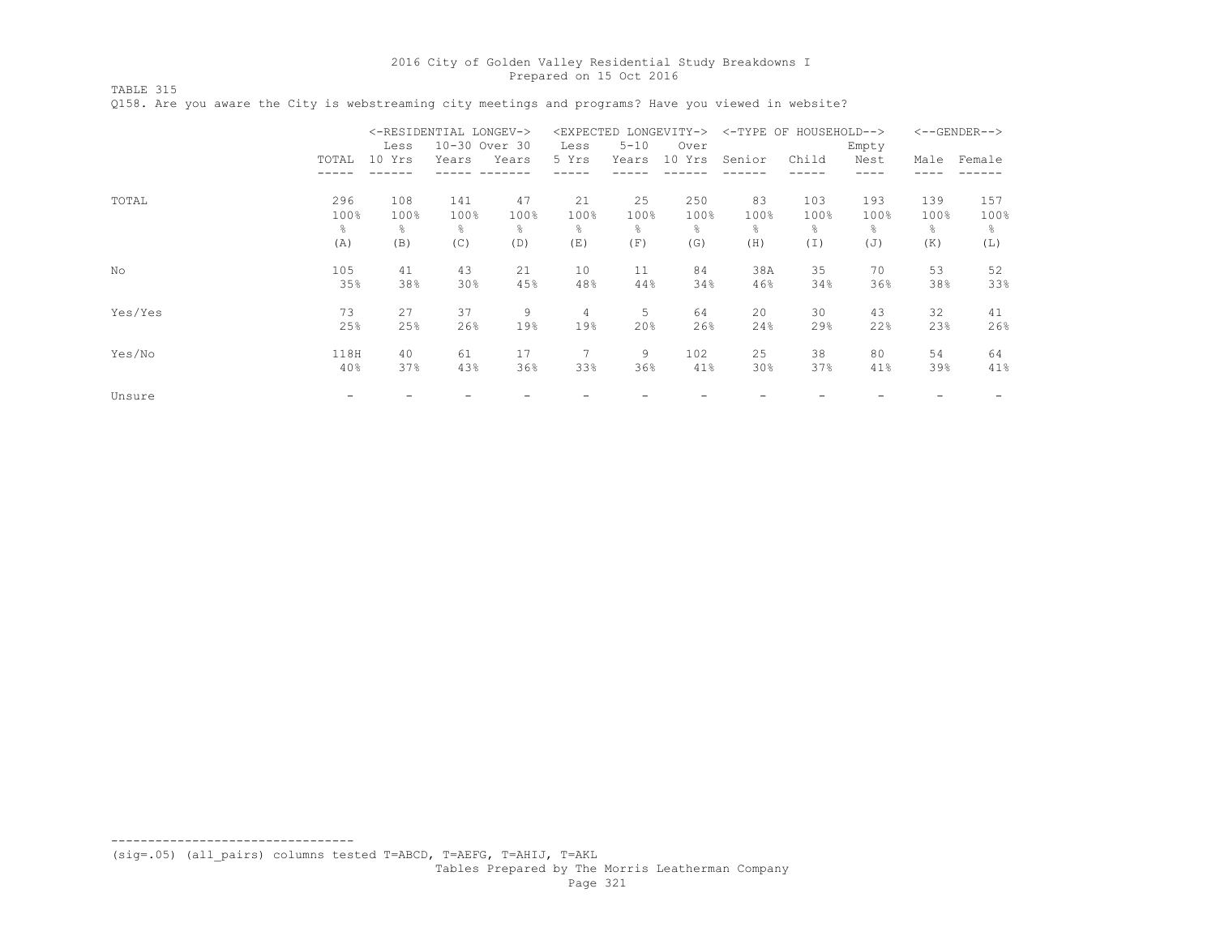2016 City of Golden Valley Residential Study Breakdowns I
Prepared on 15 Oct 2016

TABLE 315
Q158. Are you aware the City is webstreaming city meetings and programs? Have you viewed in website?

| | | <-RESIDENTIAL LONGEV-> | | | <EXPECTED LONGEVITY-> | | | <-TYPE OF HOUSEHOLD--> | | | <--GENDER--> | |
|---|---|---|---|---|---|---|---|---|---|---|---|---|
| | TOTAL | Less 10 Yrs | 10-30 Years | Over 30 Years | Less 5 Yrs | 5-10 Years | Over 10 Yrs | Senior | Child | Empty Nest | Male | Female |
| TOTAL | 296 | 108 | 141 | 47 | 21 | 25 | 250 | 83 | 103 | 193 | 139 | 157 |
| | 100% | 100% | 100% | 100% | 100% | 100% | 100% | 100% | 100% | 100% | 100% | 100% |
| | % | % | % | % | % | % | % | % | % | % | % | % |
| | (A) | (B) | (C) | (D) | (E) | (F) | (G) | (H) | (I) | (J) | (K) | (L) |
| No | 105 | 41 | 43 | 21 | 10 | 11 | 84 | 38A | 35 | 70 | 53 | 52 |
| | 35% | 38% | 30% | 45% | 48% | 44% | 34% | 46% | 34% | 36% | 38% | 33% |
| Yes/Yes | 73 | 27 | 37 | 9 | 4 | 5 | 64 | 20 | 30 | 43 | 32 | 41 |
| | 25% | 25% | 26% | 19% | 19% | 20% | 26% | 24% | 29% | 22% | 23% | 26% |
| Yes/No | 118H | 40 | 61 | 17 | 7 | 9 | 102 | 25 | 38 | 80 | 54 | 64 |
| | 40% | 37% | 43% | 36% | 33% | 36% | 41% | 30% | 37% | 41% | 39% | 41% |
| Unsure | - | - | - | - | - | - | - | - | - | - | - | - |

---------------------------------
(sig=.05) (all_pairs) columns tested T=ABCD, T=AEFG, T=AHIJ, T=AKL
Tables Prepared by The Morris Leatherman Company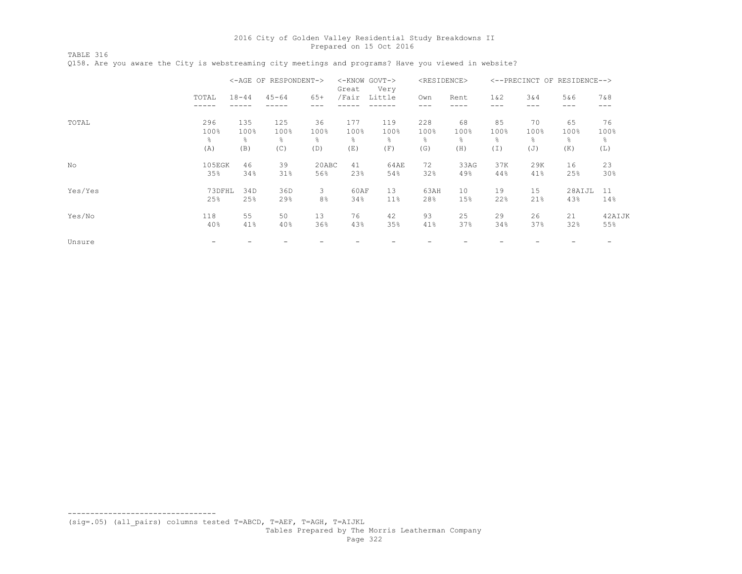2016 City of Golden Valley Residential Study Breakdowns II
Prepared on 15 Oct 2016

TABLE 316
Q158. Are you aware the City is webstreaming city meetings and programs? Have you viewed in website?

| | | <-AGE OF RESPONDENT-> | | | <-KNOW GOVT-> | | <RESIDENCE> | | <--PRECINCT OF RESIDENCE--> | | | |
|---|---|---|---|---|---|---|---|---|---|---|---|---|
| | TOTAL | 18-44 | 45-64 | 65+ | Great /Fair | Very Little | Own | Rent | 1&2 | 3&4 | 5&6 | 7&8 |
| TOTAL | 296 | 135 | 125 | 36 | 177 | 119 | 228 | 68 | 85 | 70 | 65 | 76 |
| | 100% | 100% | 100% | 100% | 100% | 100% | 100% | 100% | 100% | 100% | 100% | 100% |
| | % | % | % | % | % | % | % | % | % | % | % | % |
| | (A) | (B) | (C) | (D) | (E) | (F) | (G) | (H) | (I) | (J) | (K) | (L) |
| No | 105EGK | 46 | 39 | 20ABC | 41 | 64AE | 72 | 33AG | 37K | 29K | 16 | 23 |
| | 35% | 34% | 31% | 56% | 23% | 54% | 32% | 49% | 44% | 41% | 25% | 30% |
| Yes/Yes | 73DFHL | 34D | 36D | 3 | 60AF | 13 | 63AH | 10 | 19 | 15 | 28AIJL | 11 |
| | 25% | 25% | 29% | 8% | 34% | 11% | 28% | 15% | 22% | 21% | 43% | 14% |
| Yes/No | 118 | 55 | 50 | 13 | 76 | 42 | 93 | 25 | 29 | 26 | 21 | 42AIJK |
| | 40% | 41% | 40% | 36% | 43% | 35% | 41% | 37% | 34% | 37% | 32% | 55% |
| Unsure | - | - | - | - | - | - | - | - | - | - | - | - |

---------------------------------
(sig=.05) (all_pairs) columns tested T=ABCD, T=AEF, T=AGH, T=AIJKL
Tables Prepared by The Morris Leatherman Company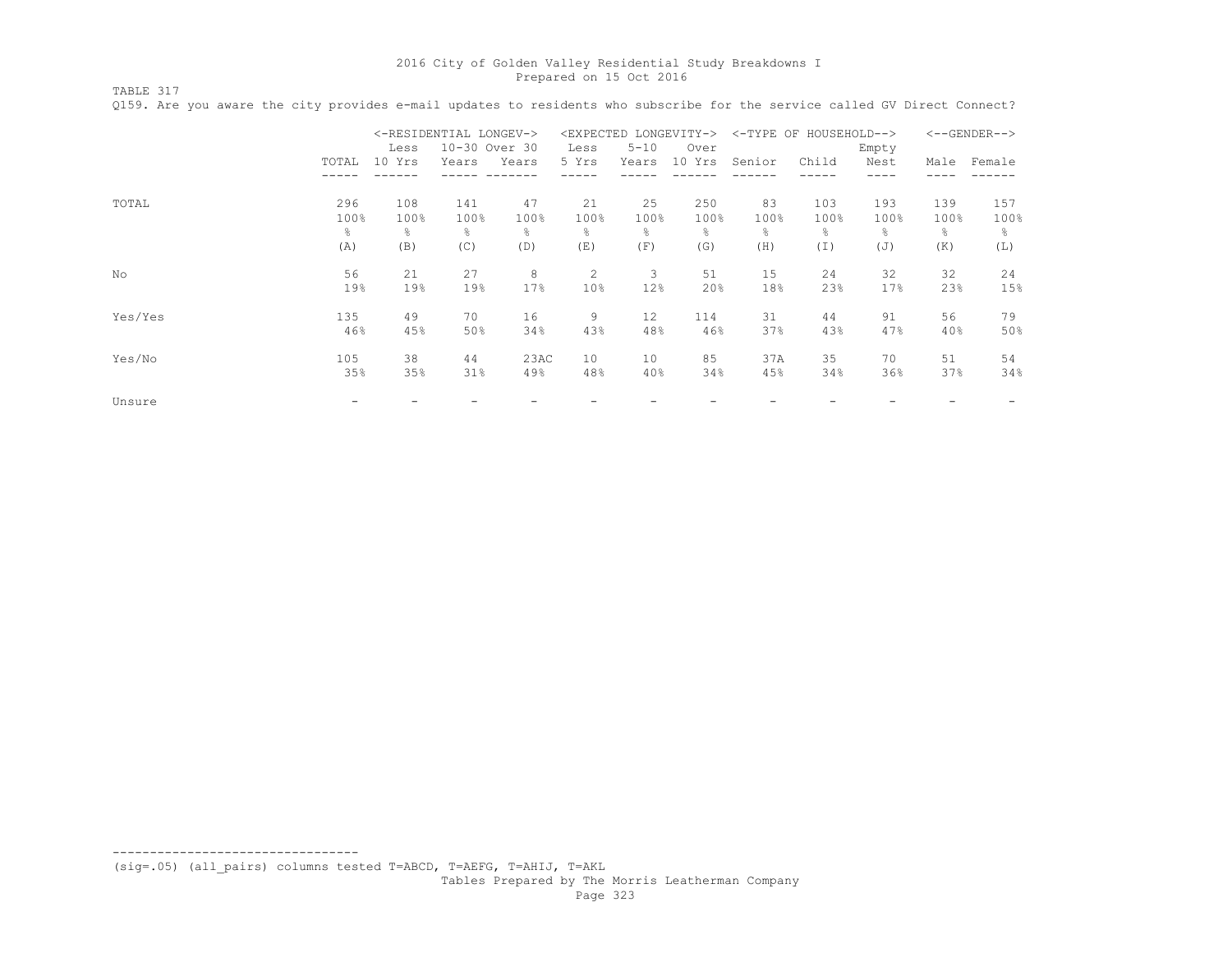2016 City of Golden Valley Residential Study Breakdowns I
Prepared on 15 Oct 2016

TABLE 317

Q159. Are you aware the city provides e-mail updates to residents who subscribe for the service called GV Direct Connect?

| | | <-RESIDENTIAL LONGEV-> | | | <EXPECTED LONGEVITY-> | | | <-TYPE OF HOUSEHOLD--> | | | <--GENDER--> | |
|---|---|---|---|---|---|---|---|---|---|---|---|---|
| | TOTAL | Less 10 Yrs | 10-30 Years | Over 30 Years | Less 5 Yrs | 5-10 Years | Over 10 Yrs | Senior | Child | Empty Nest | Male | Female |
| TOTAL | 296 | 108 | 141 | 47 | 21 | 25 | 250 | 83 | 103 | 193 | 139 | 157 |
| | 100% | 100% | 100% | 100% | 100% | 100% | 100% | 100% | 100% | 100% | 100% | 100% |
| | % | % | % | % | % | % | % | % | % | % | % | % |
| | (A) | (B) | (C) | (D) | (E) | (F) | (G) | (H) | (I) | (J) | (K) | (L) |
| No | 56 | 21 | 27 | 8 | 2 | 3 | 51 | 15 | 24 | 32 | 32 | 24 |
| | 19% | 19% | 19% | 17% | 10% | 12% | 20% | 18% | 23% | 17% | 23% | 15% |
| Yes/Yes | 135 | 49 | 70 | 16 | 9 | 12 | 114 | 31 | 44 | 91 | 56 | 79 |
| | 46% | 45% | 50% | 34% | 43% | 48% | 46% | 37% | 43% | 47% | 40% | 50% |
| Yes/No | 105 | 38 | 44 | 23AC | 10 | 10 | 85 | 37A | 35 | 70 | 51 | 54 |
| | 35% | 35% | 31% | 49% | 48% | 40% | 34% | 45% | 34% | 36% | 37% | 34% |
| Unsure | - | - | - | - | - | - | - | - | - | - | - | - |

---------------------------------

(sig=.05) (all_pairs) columns tested T=ABCD, T=AEFG, T=AHIJ, T=AKL

Tables Prepared by The Morris Leatherman Company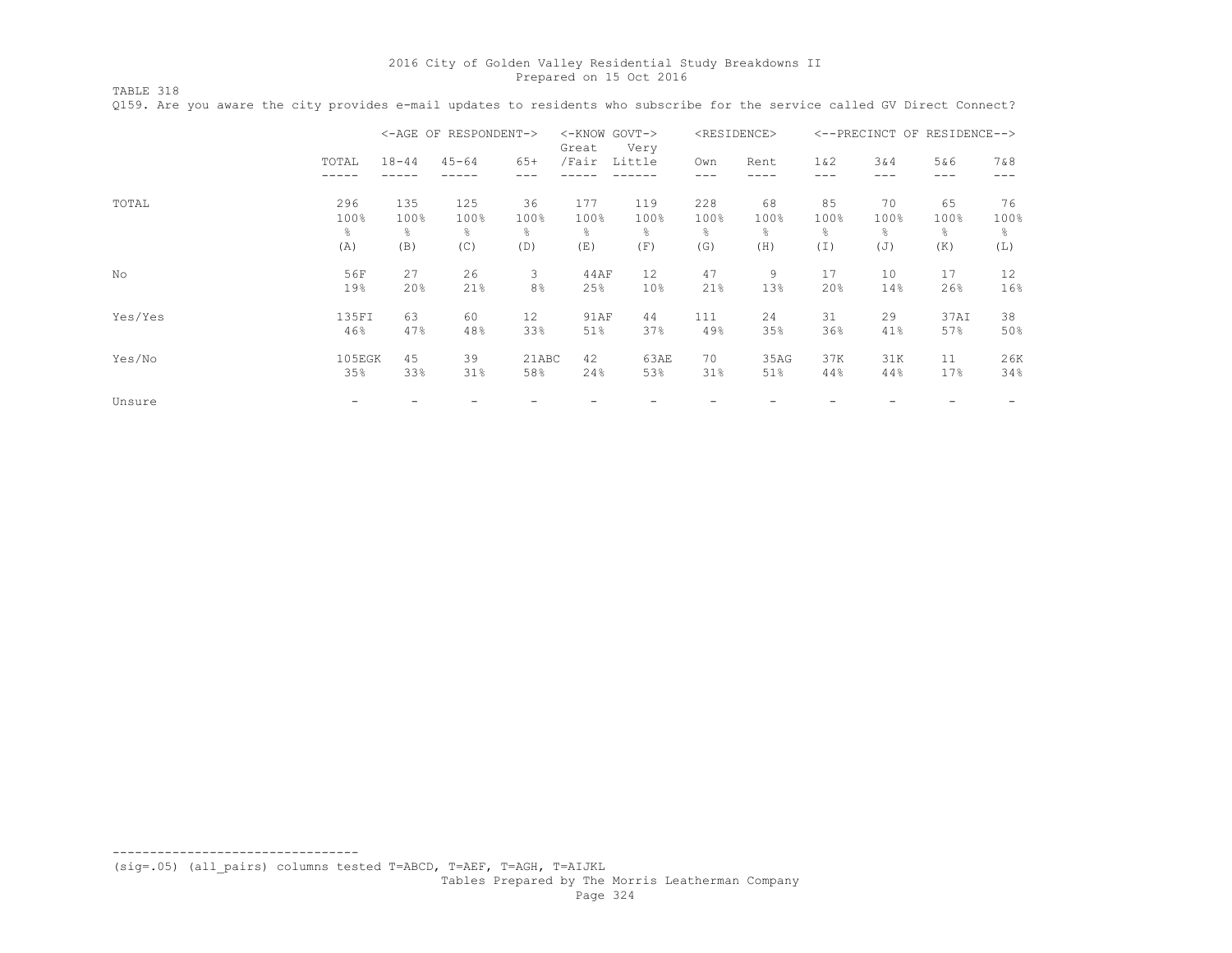2016 City of Golden Valley Residential Study Breakdowns II
Prepared on 15 Oct 2016

TABLE 318

Q159. Are you aware the city provides e-mail updates to residents who subscribe for the service called GV Direct Connect?

| | | <-AGE OF RESPONDENT-> | | | <-KNOW GOVT-> | | <RESIDENCE> | | <--PRECINCT OF RESIDENCE--> | | | |
|---|---|---|---|---|---|---|---|---|---|---|---|---|
| | TOTAL | 18-44 | 45-64 | 65+ | Great /Fair | Very Little | Own | Rent | 1&2 | 3&4 | 5&6 | 7&8 |
| TOTAL | 296<br>100%<br>%<br>(A) | 135<br>100%<br>%<br>(B) | 125<br>100%<br>%<br>(C) | 36<br>100%<br>%<br>(D) | 177<br>100%<br>%<br>(E) | 119<br>100%<br>%<br>(F) | 228<br>100%<br>%<br>(G) | 68<br>100%<br>%<br>(H) | 85<br>100%<br>%<br>(I) | 70<br>100%<br>%<br>(J) | 65<br>100%<br>%<br>(K) | 76<br>100%<br>%<br>(L) |
| No | 56F<br>19% | 27<br>20% | 26<br>21% | 3<br>8% | 44AF<br>25% | 12<br>10% | 47<br>21% | 9<br>13% | 17<br>20% | 10<br>14% | 17<br>26% | 12<br>16% |
| Yes/Yes | 135FI<br>46% | 63<br>47% | 60<br>48% | 12<br>33% | 91AF<br>51% | 44<br>37% | 111<br>49% | 24<br>35% | 31<br>36% | 29<br>41% | 37AI<br>57% | 38<br>50% |
| Yes/No | 105EGK<br>35% | 45<br>33% | 39<br>31% | 21ABC<br>58% | 42<br>24% | 63AE<br>53% | 70<br>31% | 35AG<br>51% | 37K<br>44% | 31K<br>44% | 11<br>17% | 26K<br>34% |
| Unsure | - | - | - | - | - | - | - | - | - | - | - | - |

---------------------------------

(sig=.05) (all_pairs) columns tested T=ABCD, T=AEF, T=AGH, T=AIJKL

Tables Prepared by The Morris Leatherman Company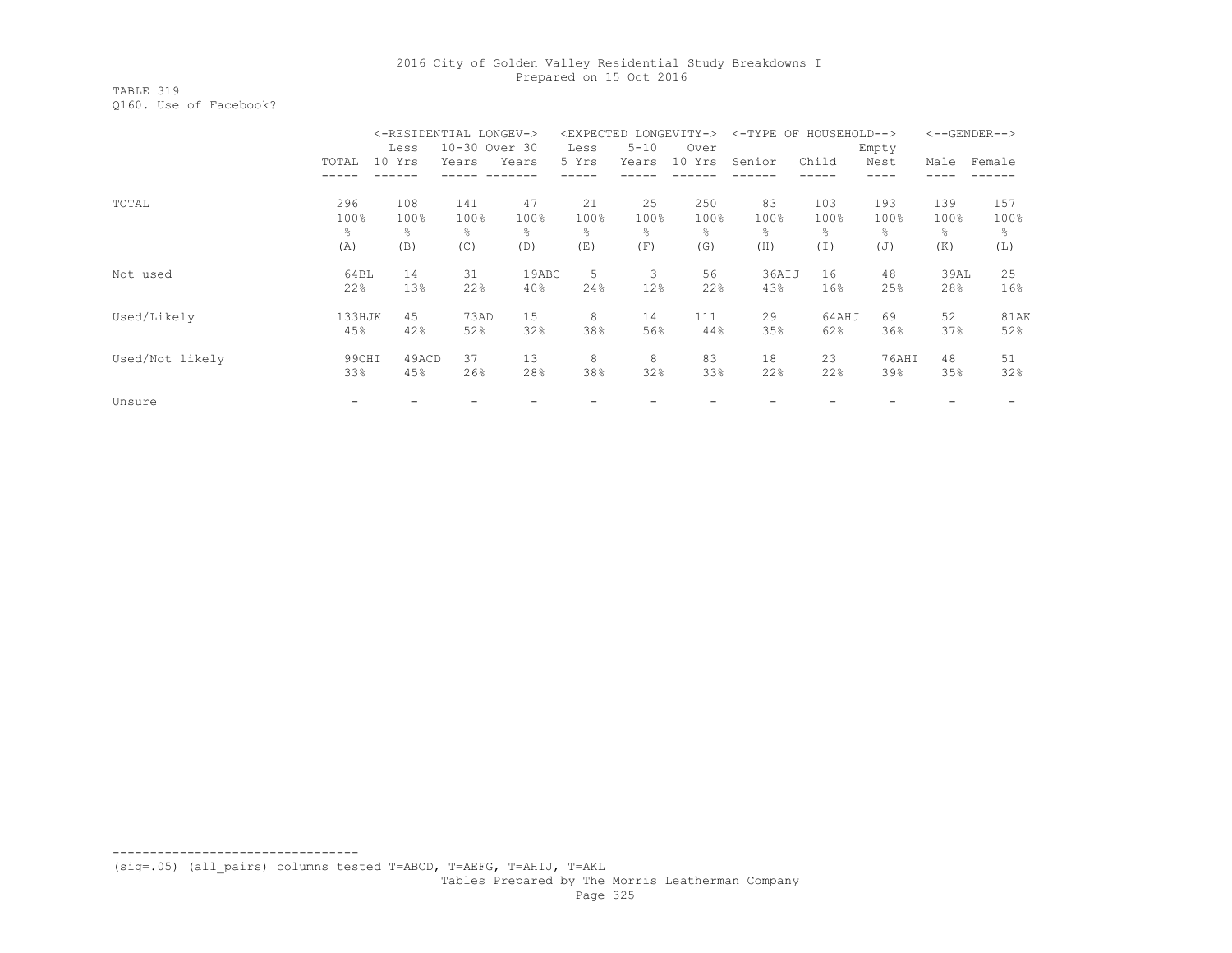2016 City of Golden Valley Residential Study Breakdowns I
Prepared on 15 Oct 2016

TABLE 319
Q160. Use of Facebook?

| | | <-RESIDENTIAL LONGEV-> | | | <EXPECTED LONGEVITY-> | | | <-TYPE OF HOUSEHOLD--> | | | <--GENDER--> | |
|---|---|---|---|---|---|---|---|---|---|---|---|---|
| | TOTAL | Less 10 Yrs | 10-30 Years | Over 30 Years | Less 5 Yrs | 5-10 Years | Over 10 Yrs | Senior | Child | Empty Nest | Male | Female |
| TOTAL | 296<br>100%<br>%<br>(A) | 108<br>100%<br>%<br>(B) | 141<br>100%<br>%<br>(C) | 47<br>100%<br>%<br>(D) | 21<br>100%<br>%<br>(E) | 25<br>100%<br>%<br>(F) | 250<br>100%<br>%<br>(G) | 83<br>100%<br>%<br>(H) | 103<br>100%<br>%<br>(I) | 193<br>100%<br>%<br>(J) | 139<br>100%<br>%<br>(K) | 157<br>100%<br>%<br>(L) |
| Not used | 64BL<br>22% | 14<br>13% | 31<br>22% | 19ABC<br>40% | 5<br>24% | 3<br>12% | 56<br>22% | 36AIJ<br>43% | 16<br>16% | 48<br>25% | 39AL<br>28% | 25<br>16% |
| Used/Likely | 133HJK<br>45% | 45<br>42% | 73AD<br>52% | 15<br>32% | 8<br>38% | 14<br>56% | 111<br>44% | 29<br>35% | 64AHJ<br>62% | 69<br>36% | 52<br>37% | 81AK<br>52% |
| Used/Not likely | 99CHI<br>33% | 49ACD<br>45% | 37<br>26% | 13<br>28% | 8<br>38% | 8<br>32% | 83<br>33% | 18<br>22% | 23<br>22% | 76AHI<br>39% | 48<br>35% | 51<br>32% |
| Unsure | - | - | - | - | - | - | - | - | - | - | - | - |

---------------------------------
(sig=.05) (all_pairs) columns tested T=ABCD, T=AEFG, T=AHIJ, T=AKL

Tables Prepared by The Morris Leatherman Company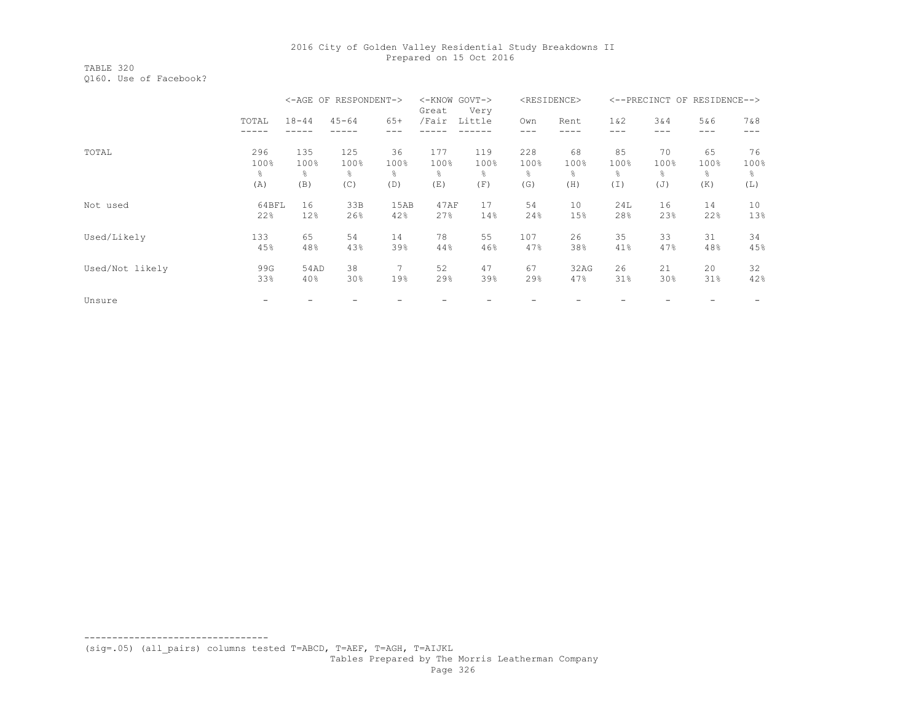2016 City of Golden Valley Residential Study Breakdowns II
Prepared on 15 Oct 2016

TABLE 320
Q160. Use of Facebook?

| | | <-AGE OF RESPONDENT-> | | | <-KNOW GOVT-> | | <RESIDENCE> | | <--PRECINCT OF RESIDENCE--> | | | |
|---|---|---|---|---|---|---|---|---|---|---|---|---|
| | TOTAL | 18-44 | 45-64 | 65+ | Great /Fair | Very Little | Own | Rent | 1&2 | 3&4 | 5&6 | 7&8 |
| TOTAL | 296 | 135 | 125 | 36 | 177 | 119 | 228 | 68 | 85 | 70 | 65 | 76 |
| | 100% | 100% | 100% | 100% | 100% | 100% | 100% | 100% | 100% | 100% | 100% | 100% |
| | % | % | % | % | % | % | % | % | % | % | % | % |
| | (A) | (B) | (C) | (D) | (E) | (F) | (G) | (H) | (I) | (J) | (K) | (L) |
| Not used | 64BFL | 16 | 33B | 15AB | 47AF | 17 | 54 | 10 | 24L | 16 | 14 | 10 |
| | 22% | 12% | 26% | 42% | 27% | 14% | 24% | 15% | 28% | 23% | 22% | 13% |
| Used/Likely | 133 | 65 | 54 | 14 | 78 | 55 | 107 | 26 | 35 | 33 | 31 | 34 |
| | 45% | 48% | 43% | 39% | 44% | 46% | 47% | 38% | 41% | 47% | 48% | 45% |
| Used/Not likely | 99G | 54AD | 38 | 7 | 52 | 47 | 67 | 32AG | 26 | 21 | 20 | 32 |
| | 33% | 40% | 30% | 19% | 29% | 39% | 29% | 47% | 31% | 30% | 31% | 42% |
| Unsure | - | - | - | - | - | - | - | - | - | - | - | - |

---------------------------------
(sig=.05) (all_pairs) columns tested T=ABCD, T=AEF, T=AGH, T=AIJKL

Tables Prepared by The Morris Leatherman Company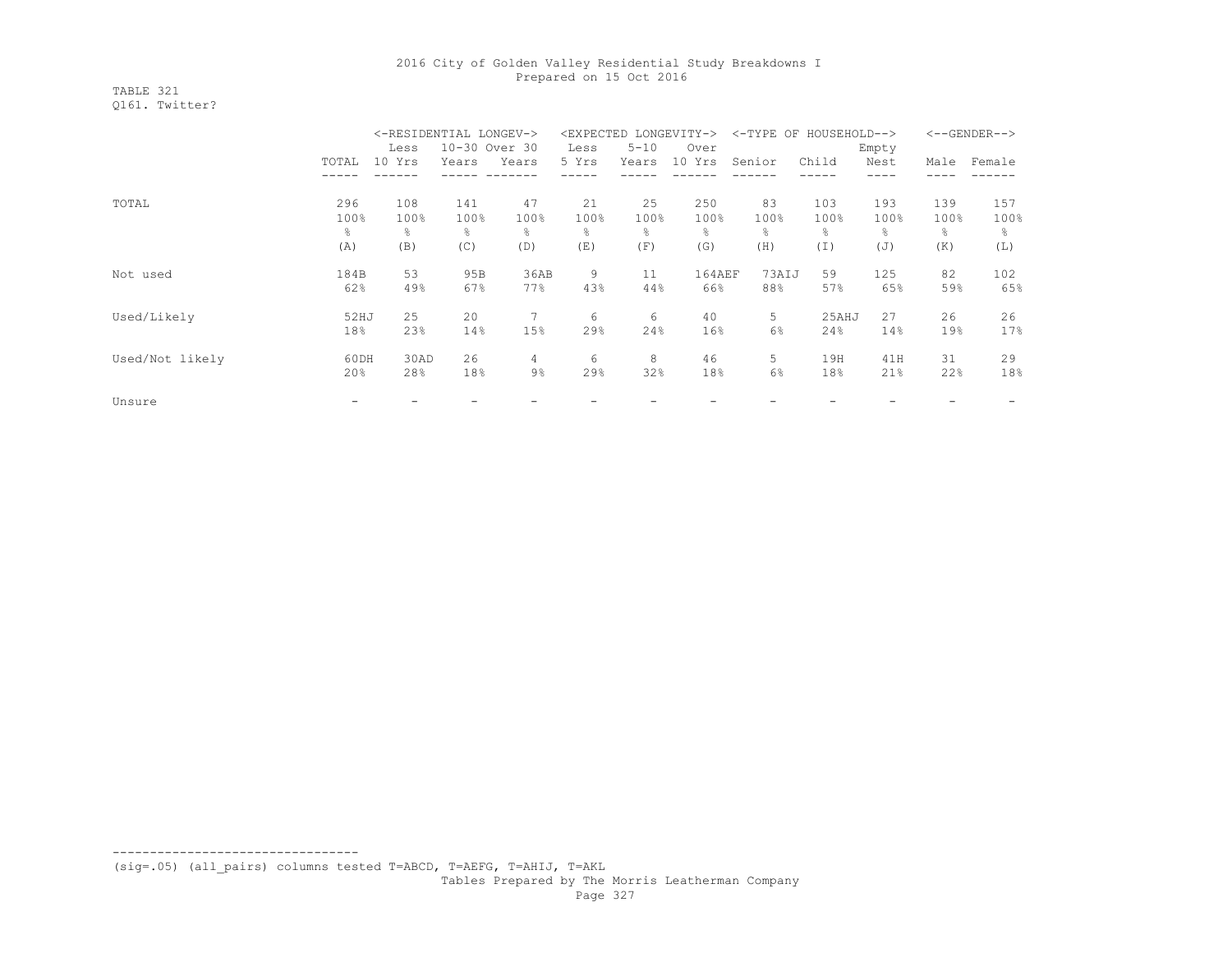2016 City of Golden Valley Residential Study Breakdowns I
Prepared on 15 Oct 2016

TABLE 321
Q161. Twitter?

| | | <-RESIDENTIAL LONGEV-> | | | <EXPECTED LONGEVITY-> | | | <-TYPE OF HOUSEHOLD--> | | | <--GENDER--> | |
|---|---|---|---|---|---|---|---|---|---|---|---|---|
| | TOTAL | Less 10 Yrs | 10-30 Years | Over 30 Years | Less 5 Yrs | 5-10 Years | Over 10 Yrs | Senior | Child | Empty Nest | Male | Female |
| TOTAL | 296 | 108 | 141 | 47 | 21 | 25 | 250 | 83 | 103 | 193 | 139 | 157 |
| | 100% | 100% | 100% | 100% | 100% | 100% | 100% | 100% | 100% | 100% | 100% | 100% |
| | % | % | % | % | % | % | % | % | % | % | % | % |
| | (A) | (B) | (C) | (D) | (E) | (F) | (G) | (H) | (I) | (J) | (K) | (L) |
| Not used | 184B | 53 | 95B | 36AB | 9 | 11 | 164AEF | 73AIJ | 59 | 125 | 82 | 102 |
| | 62% | 49% | 67% | 77% | 43% | 44% | 66% | 88% | 57% | 65% | 59% | 65% |
| Used/Likely | 52HJ | 25 | 20 | 7 | 6 | 6 | 40 | 5 | 25AHJ | 27 | 26 | 26 |
| | 18% | 23% | 14% | 15% | 29% | 24% | 16% | 6% | 24% | 14% | 19% | 17% |
| Used/Not likely | 60DH | 30AD | 26 | 4 | 6 | 8 | 46 | 5 | 19H | 41H | 31 | 29 |
| | 20% | 28% | 18% | 9% | 29% | 32% | 18% | 6% | 18% | 21% | 22% | 18% |
| Unsure | - | - | - | - | - | - | - | - | - | - | - | - |

---------------------------------
(sig=.05) (all_pairs) columns tested T=ABCD, T=AEFG, T=AHIJ, T=AKL
Tables Prepared by The Morris Leatherman Company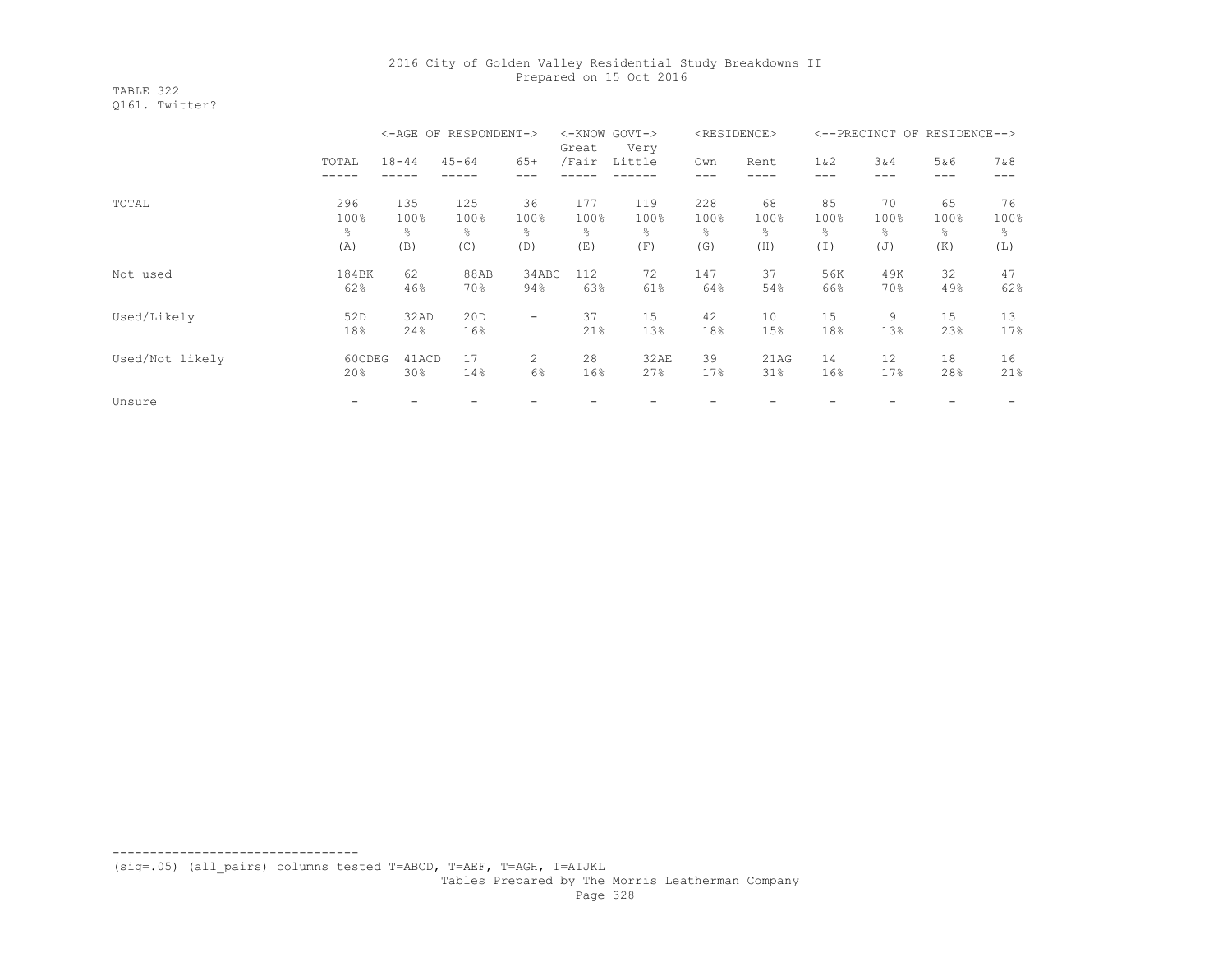2016 City of Golden Valley Residential Study Breakdowns II
Prepared on 15 Oct 2016

TABLE 322
Q161. Twitter?

| | | <-AGE OF RESPONDENT-> | | | <-KNOW GOVT-> | | <RESIDENCE> | | <--PRECINCT OF RESIDENCE--> | | | |
|---|---|---|---|---|---|---|---|---|---|---|---|---|
| | TOTAL | 18-44 | 45-64 | 65+ | Great /Fair | Very Little | Own | Rent | 1&2 | 3&4 | 5&6 | 7&8 |
| TOTAL | 296 | 135 | 125 | 36 | 177 | 119 | 228 | 68 | 85 | 70 | 65 | 76 |
| | 100% | 100% | 100% | 100% | 100% | 100% | 100% | 100% | 100% | 100% | 100% | 100% |
| | % | % | % | % | % | % | % | % | % | % | % | % |
| | (A) | (B) | (C) | (D) | (E) | (F) | (G) | (H) | (I) | (J) | (K) | (L) |
| Not used | 184BK | 62 | 88AB | 34ABC | 112 | 72 | 147 | 37 | 56K | 49K | 32 | 47 |
| | 62% | 46% | 70% | 94% | 63% | 61% | 64% | 54% | 66% | 70% | 49% | 62% |
| Used/Likely | 52D | 32AD | 20D | - | 37 | 15 | 42 | 10 | 15 | 9 | 15 | 13 |
| | 18% | 24% | 16% | | 21% | 13% | 18% | 15% | 18% | 13% | 23% | 17% |
| Used/Not likely | 60CDEG | 41ACD | 17 | 2 | 28 | 32AE | 39 | 21AG | 14 | 12 | 18 | 16 |
| | 20% | 30% | 14% | 6% | 16% | 27% | 17% | 31% | 16% | 17% | 28% | 21% |
| Unsure | - | - | - | - | - | - | - | - | - | - | - | - |

---------------------------------
(sig=.05) (all_pairs) columns tested T=ABCD, T=AEF, T=AGH, T=AIJKL

Tables Prepared by The Morris Leatherman Company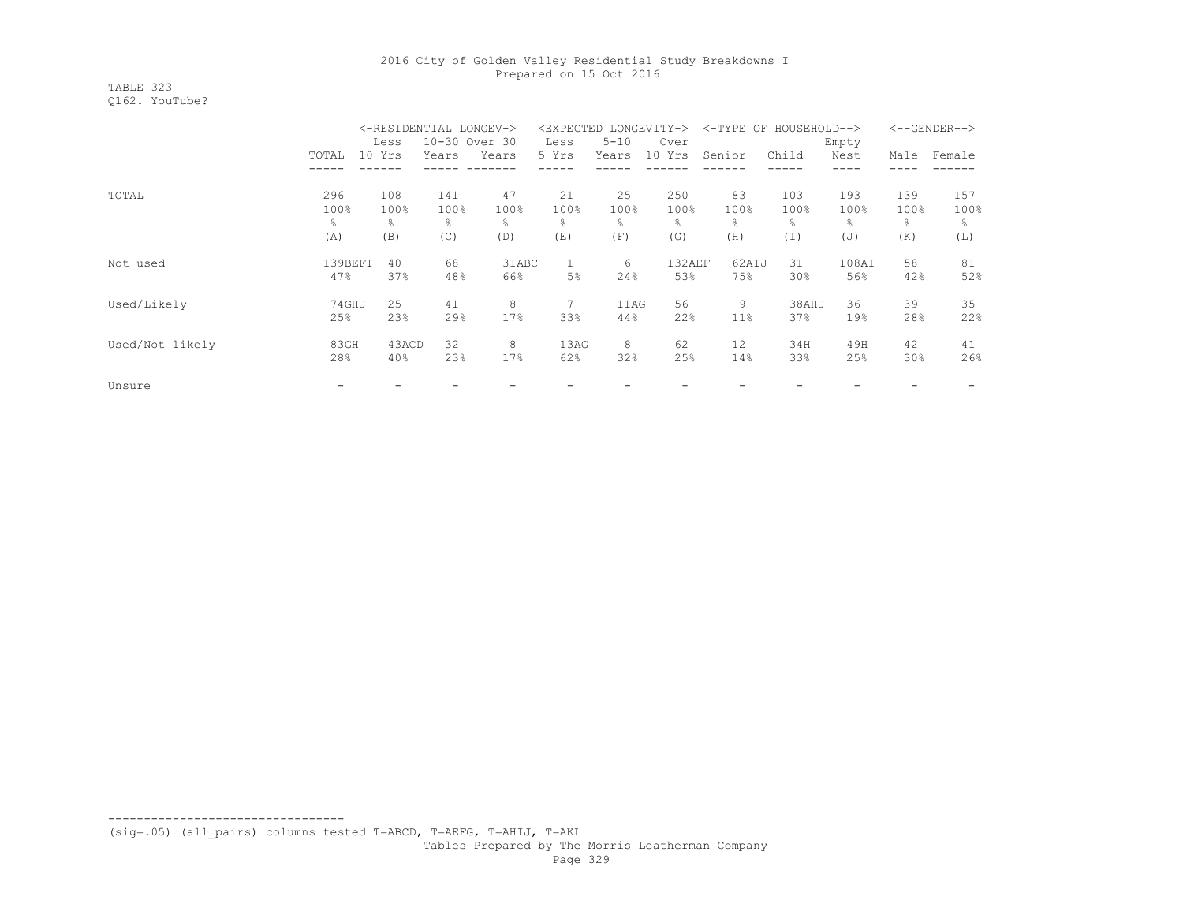2016 City of Golden Valley Residential Study Breakdowns I
Prepared on 15 Oct 2016

TABLE 323
Q162. YouTube?

| | TOTAL | <-RESIDENTIAL LONGEV-> Less 10 Yrs | 10-30 Years | Over 30 Years | <EXPECTED LONGEVITY-> Less 5 Yrs | 5-10 Years | Over 10 Yrs | <-TYPE OF HOUSEHOLD--> Senior | Child | Empty Nest | <--GENDER--> Male | Female |
|---|---|---|---|---|---|---|---|---|---|---|---|---|
| TOTAL | 296 | 108 | 141 | 47 | 21 | 25 | 250 | 83 | 103 | 193 | 139 | 157 |
| | 100% | 100% | 100% | 100% | 100% | 100% | 100% | 100% | 100% | 100% | 100% | 100% |
| | % | % | % | % | % | % | % | % | % | % | % | % |
| | (A) | (B) | (C) | (D) | (E) | (F) | (G) | (H) | (I) | (J) | (K) | (L) |
| Not used | 139BEFI | 40 | 68 | 31ABC | 1 | 6 | 132AEF | 62AIJ | 31 | 108AI | 58 | 81 |
| | 47% | 37% | 48% | 66% | 5% | 24% | 53% | 75% | 30% | 56% | 42% | 52% |
| Used/Likely | 74GHJ | 25 | 41 | 8 | 7 | 11AG | 56 | 9 | 38AHJ | 36 | 39 | 35 |
| | 25% | 23% | 29% | 17% | 33% | 44% | 22% | 11% | 37% | 19% | 28% | 22% |
| Used/Not likely | 83GH | 43ACD | 32 | 8 | 13AG | 8 | 62 | 12 | 34H | 49H | 42 | 41 |
| | 28% | 40% | 23% | 17% | 62% | 32% | 25% | 14% | 33% | 25% | 30% | 26% |
| Unsure | - | - | - | - | - | - | - | - | - | - | - | - |

---------------------------------
(sig=.05) (all_pairs) columns tested T=ABCD, T=AEFG, T=AHIJ, T=AKL
Tables Prepared by The Morris Leatherman Company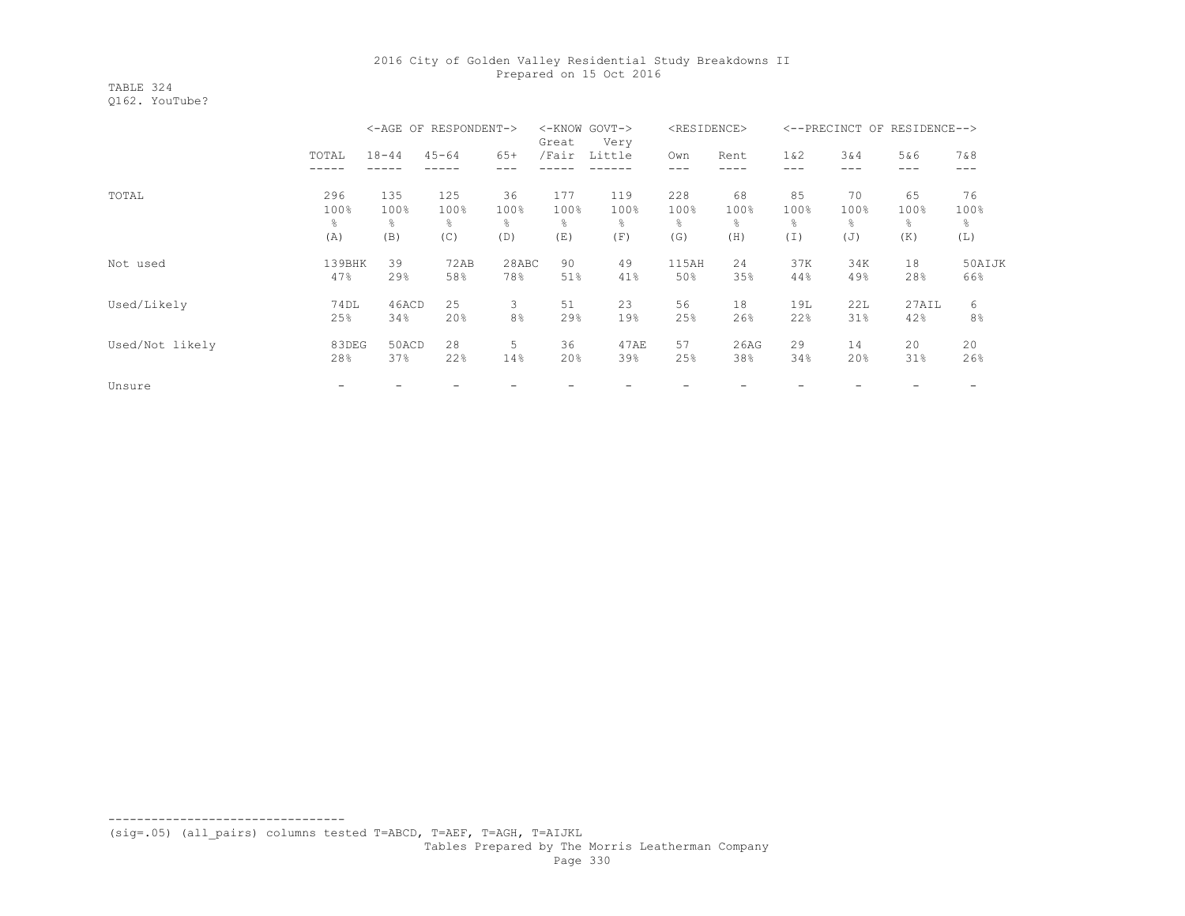2016 City of Golden Valley Residential Study Breakdowns II
Prepared on 15 Oct 2016

TABLE 324
Q162. YouTube?

| | | <-AGE OF RESPONDENT-> | | | <-KNOW GOVT-> | | <RESIDENCE> | | <--PRECINCT OF RESIDENCE--> | | | |
|---|---|---|---|---|---|---|---|---|---|---|---|---|
| | TOTAL | 18-44 | 45-64 | 65+ | Great /Fair | Very Little | Own | Rent | 1&2 | 3&4 | 5&6 | 7&8 |
| TOTAL | 296<br>100%<br>%<br>(A) | 135<br>100%<br>%<br>(B) | 125<br>100%<br>%<br>(C) | 36<br>100%<br>%<br>(D) | 177<br>100%<br>%<br>(E) | 119<br>100%<br>%<br>(F) | 228<br>100%<br>%<br>(G) | 68<br>100%<br>%<br>(H) | 85<br>100%<br>%<br>(I) | 70<br>100%<br>%<br>(J) | 65<br>100%<br>%<br>(K) | 76<br>100%<br>%<br>(L) |
| Not used | 139BHK<br>47% | 39<br>29% | 72AB<br>58% | 28ABC<br>78% | 90<br>51% | 49<br>41% | 115AH<br>50% | 24<br>35% | 37K<br>44% | 34K<br>49% | 18<br>28% | 50AIJK<br>66% |
| Used/Likely | 74DL<br>25% | 46ACD<br>34% | 25<br>20% | 3<br>8% | 51<br>29% | 23<br>19% | 56<br>25% | 18<br>26% | 19L<br>22% | 22L<br>31% | 27AIL<br>42% | 6<br>8% |
| Used/Not likely | 83DEG<br>28% | 50ACD<br>37% | 28<br>22% | 5<br>14% | 36<br>20% | 47AE<br>39% | 57<br>25% | 26AG<br>38% | 29<br>34% | 14<br>20% | 20<br>31% | 20<br>26% |
| Unsure | - | - | - | - | - | - | - | - | - | - | - | - |

---------------------------------
(sig=.05) (all_pairs) columns tested T=ABCD, T=AEF, T=AGH, T=AIJKL

Tables Prepared by The Morris Leatherman Company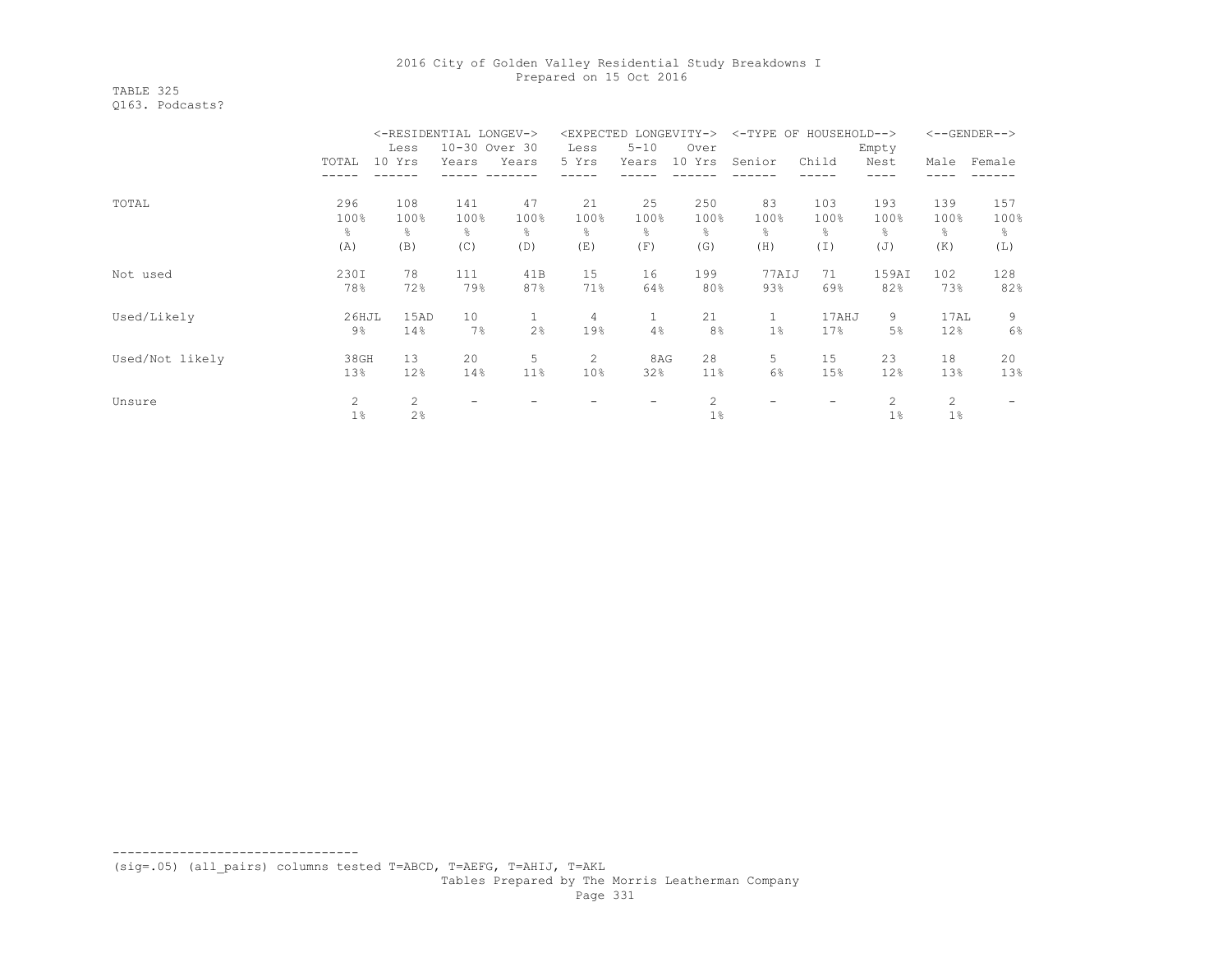2016 City of Golden Valley Residential Study Breakdowns I
Prepared on 15 Oct 2016

TABLE 325
Q163. Podcasts?

| | | <-RESIDENTIAL LONGEV-> | | | <EXPECTED LONGEVITY-> | | | <-TYPE OF HOUSEHOLD--> | | | <--GENDER--> | |
|---|---|---|---|---|---|---|---|---|---|---|---|---|
| | TOTAL | Less 10 Yrs | 10-30 Years | Over 30 Years | Less 5 Yrs | 5-10 Years | Over 10 Yrs | Senior | Child | Empty Nest | Male | Female |
| TOTAL | 296 100% % (A) | 108 100% % (B) | 141 100% % (C) | 47 100% % (D) | 21 100% % (E) | 25 100% % (F) | 250 100% % (G) | 83 100% % (H) | 103 100% % (I) | 193 100% % (J) | 139 100% % (K) | 157 100% % (L) |
| Not used | 230I 78% | 78 72% | 111 79% | 41B 87% | 15 71% | 16 64% | 199 80% | 77AIJ 93% | 71 69% | 159AI 82% | 102 73% | 128 82% |
| Used/Likely | 26HJL 9% | 15AD 14% | 10 7% | 1 2% | 4 19% | 1 4% | 21 8% | 1 1% | 17AHJ 17% | 9 5% | 17AL 12% | 9 6% |
| Used/Not likely | 38GH 13% | 13 12% | 20 14% | 5 11% | 2 10% | 8AG 32% | 28 11% | 5 6% | 15 15% | 23 12% | 18 13% | 20 13% |
| Unsure | 2 1% | 2 2% | - | - | - | - | 2 1% | - | - | 2 1% | 2 1% | - |

---------------------------------
(sig=.05) (all_pairs) columns tested T=ABCD, T=AEFG, T=AHIJ, T=AKL
Tables Prepared by The Morris Leatherman Company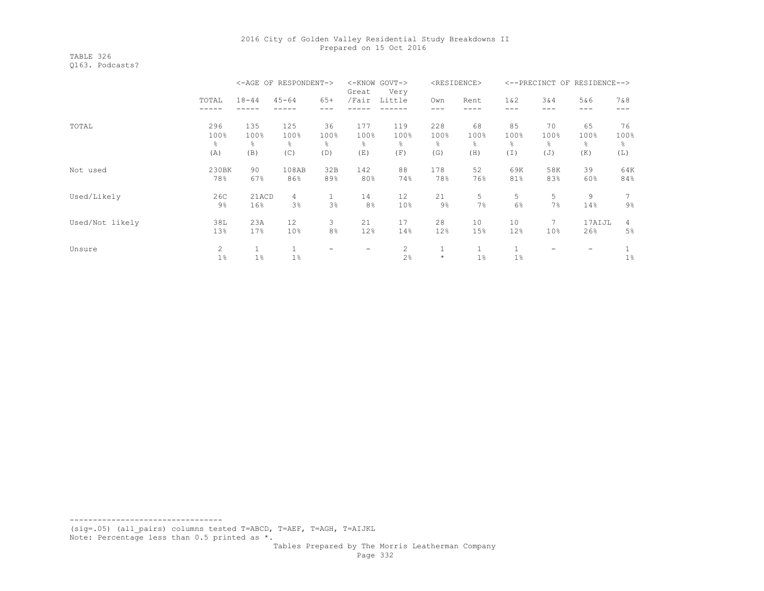TABLE 326
Q163. Podcasts?

| | TOTAL | <-AGE OF RESPONDENT-> | | | <-KNOW GOVT-> | | <RESIDENCE> | | <--PRECINCT OF RESIDENCE--> | | | |
|---|---|---|---|---|---|---|---|---|---|---|---|---|
| | | 18-44 | 45-64 | 65+ | Great /Fair | Very Little | Own | Rent | 1&2 | 3&4 | 5&6 | 7&8 |
| TOTAL | 296<br>100%<br>%<br>(A) | 135<br>100%<br>%<br>(B) | 125<br>100%<br>%<br>(C) | 36<br>100%<br>%<br>(D) | 177<br>100%<br>%<br>(E) | 119<br>100%<br>%<br>(F) | 228<br>100%<br>%<br>(G) | 68<br>100%<br>%<br>(H) | 85<br>100%<br>%<br>(I) | 70<br>100%<br>%<br>(J) | 65<br>100%<br>%<br>(K) | 76<br>100%<br>%<br>(L) |
| Not used | 230BK<br>78% | 90<br>67% | 108AB<br>86% | 32B<br>89% | 142<br>80% | 88<br>74% | 178<br>78% | 52<br>76% | 69K<br>81% | 58K<br>83% | 39<br>60% | 64K<br>84% |
| Used/Likely | 26C<br>9% | 21ACD<br>16% | 4<br>3% | 1<br>3% | 14<br>8% | 12<br>10% | 21<br>9% | 5<br>7% | 5<br>6% | 5<br>7% | 9<br>14% | 7<br>9% |
| Used/Not likely | 38L<br>13% | 23A<br>17% | 12<br>10% | 3<br>8% | 21<br>12% | 17<br>14% | 28<br>12% | 10<br>15% | 10<br>12% | 7<br>10% | 17AIJL<br>26% | 4<br>5% |
| Unsure | 2<br>1% | 1<br>1% | 1<br>1% | - | - | 2<br>2% | 1<br>* | 1<br>1% | 1<br>1% | - | - | 1<br>1% |

---------------------------------
(sig=.05) (all_pairs) columns tested T=ABCD, T=AEF, T=AGH, T=AIJKL
Note: Percentage less than 0.5 printed as *.

Tables Prepared by The Morris Leatherman Company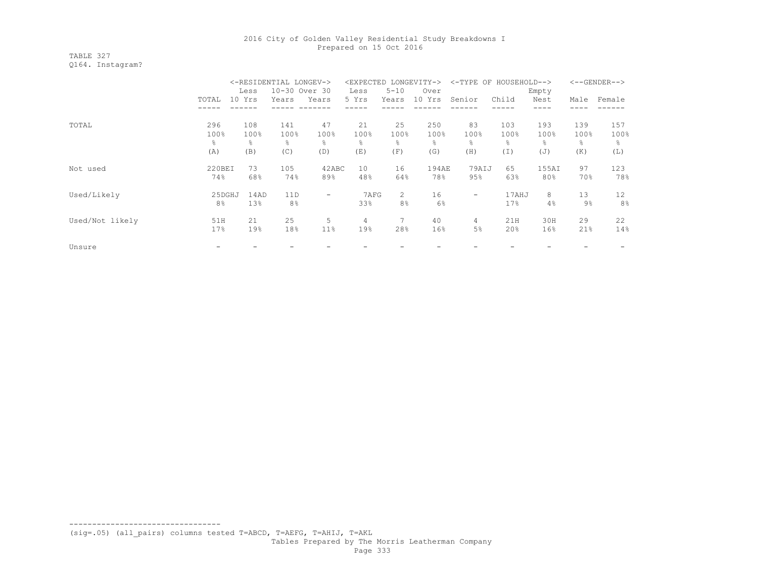2016 City of Golden Valley Residential Study Breakdowns I
Prepared on 15 Oct 2016

TABLE 327
Q164. Instagram?

| | | <-RESIDENTIAL LONGEV-> | | | <EXPECTED LONGEVITY-> | | | <-TYPE OF HOUSEHOLD--> | | | <--GENDER--> | |
|---|---|---|---|---|---|---|---|---|---|---|---|---|
| | TOTAL | Less 10 Yrs | 10-30 Years | Over 30 Years | Less 5 Yrs | 5-10 Years | Over 10 Yrs | Senior | Child | Empty Nest | Male | Female |
| TOTAL | 296 | 108 | 141 | 47 | 21 | 25 | 250 | 83 | 103 | 193 | 139 | 157 |
| | 100% | 100% | 100% | 100% | 100% | 100% | 100% | 100% | 100% | 100% | 100% | 100% |
| | % | % | % | % | % | % | % | % | % | % | % | % |
| | (A) | (B) | (C) | (D) | (E) | (F) | (G) | (H) | (I) | (J) | (K) | (L) |
| Not used | 220BEI | 73 | 105 | 42ABC | 10 | 16 | 194AE | 79AIJ | 65 | 155AI | 97 | 123 |
| | 74% | 68% | 74% | 89% | 48% | 64% | 78% | 95% | 63% | 80% | 70% | 78% |
| Used/Likely | 25DGHJ | 14AD | 11D | - | 7AFG | 2 | 16 | - | 17AHJ | 8 | 13 | 12 |
| | 8% | 13% | 8% | | 33% | 8% | 6% | | 17% | 4% | 9% | 8% |
| Used/Not likely | 51H | 21 | 25 | 5 | 4 | 7 | 40 | 4 | 21H | 30H | 29 | 22 |
| | 17% | 19% | 18% | 11% | 19% | 28% | 16% | 5% | 20% | 16% | 21% | 14% |
| Unsure | - | - | - | - | - | - | - | - | - | - | - | - |

---------------------------------
(sig=.05) (all_pairs) columns tested T=ABCD, T=AEFG, T=AHIJ, T=AKL

Tables Prepared by The Morris Leatherman Company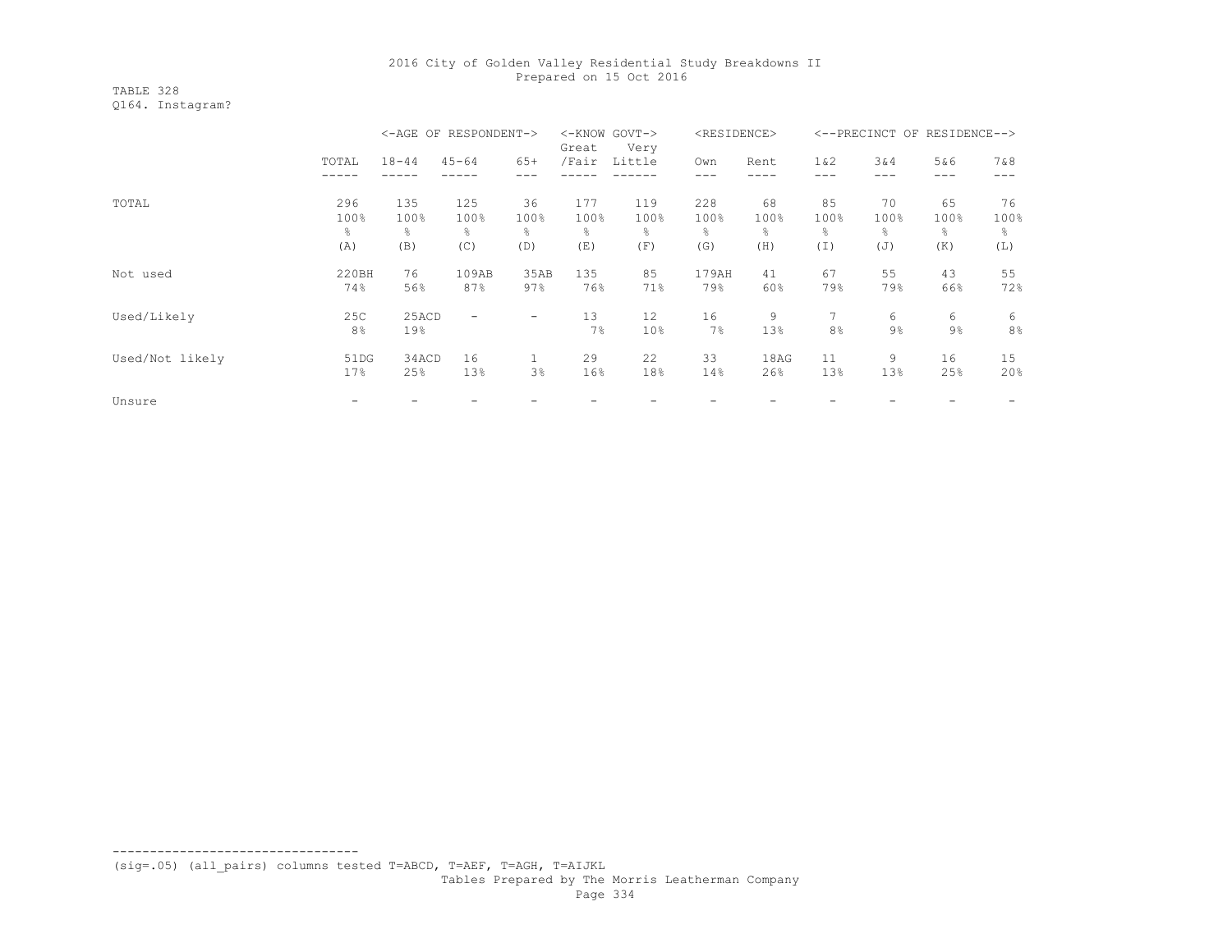TABLE 328
Q164. Instagram?

| | TOTAL | <-AGE OF RESPONDENT-> 18-44 | 45-64 | 65+ | <-KNOW GOVT-> Great /Fair | Very Little | <RESIDENCE> Own | Rent | <--PRECINCT OF RESIDENCE--> 1&2 | 3&4 | 5&6 | 7&8 |
|---|---|---|---|---|---|---|---|---|---|---|---|---|
| TOTAL | 296 | 135 | 125 | 36 | 177 | 119 | 228 | 68 | 85 | 70 | 65 | 76 |
| | 100% | 100% | 100% | 100% | 100% | 100% | 100% | 100% | 100% | 100% | 100% | 100% |
| | % | % | % | % | % | % | % | % | % | % | % | % |
| | (A) | (B) | (C) | (D) | (E) | (F) | (G) | (H) | (I) | (J) | (K) | (L) |
| Not used | 220BH | 76 | 109AB | 35AB | 135 | 85 | 179AH | 41 | 67 | 55 | 43 | 55 |
| | 74% | 56% | 87% | 97% | 76% | 71% | 79% | 60% | 79% | 79% | 66% | 72% |
| Used/Likely | 25C | 25ACD | - | - | 13 | 12 | 16 | 9 | 7 | 6 | 6 | 6 |
| | 8% | 19% | | | 7% | 10% | 7% | 13% | 8% | 9% | 9% | 8% |
| Used/Not likely | 51DG | 34ACD | 16 | 1 | 29 | 22 | 33 | 18AG | 11 | 9 | 16 | 15 |
| | 17% | 25% | 13% | 3% | 16% | 18% | 14% | 26% | 13% | 13% | 25% | 20% |
| Unsure | - | - | - | - | - | - | - | - | - | - | - | - |

---------------------------------
(sig=.05) (all_pairs) columns tested T=ABCD, T=AEF, T=AGH, T=AIJKL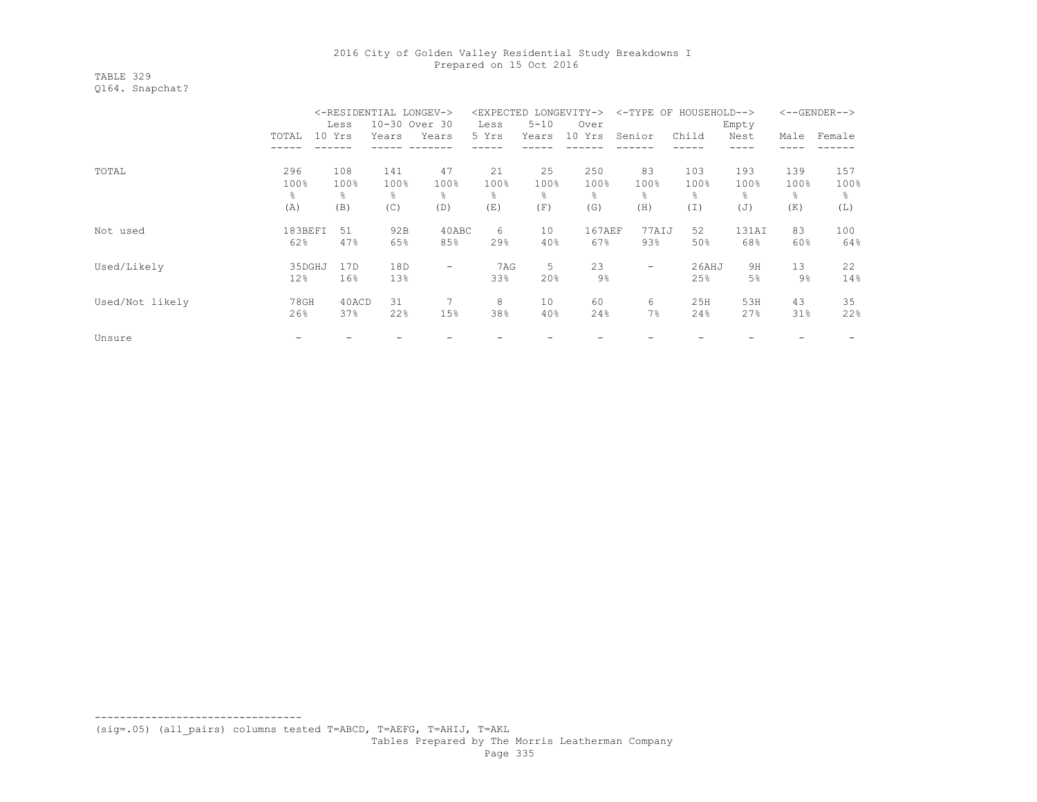2016 City of Golden Valley Residential Study Breakdowns I
Prepared on 15 Oct 2016

TABLE 329
Q164. Snapchat?

| | | <-RESIDENTIAL LONGEV-> | | | <EXPECTED LONGEVITY-> | | | <-TYPE OF HOUSEHOLD--> | | | <--GENDER--> | |
|---|---|---|---|---|---|---|---|---|---|---|---|---|
| | TOTAL | Less 10 Yrs | 10-30 Years | Over 30 Years | Less 5 Yrs | 5-10 Years | Over 10 Yrs | Senior | Child | Empty Nest | Male | Female |
| TOTAL | 296 | 108 | 141 | 47 | 21 | 25 | 250 | 83 | 103 | 193 | 139 | 157 |
| | 100% | 100% | 100% | 100% | 100% | 100% | 100% | 100% | 100% | 100% | 100% | 100% |
| | % | % | % | % | % | % | % | % | % | % | % | % |
| | (A) | (B) | (C) | (D) | (E) | (F) | (G) | (H) | (I) | (J) | (K) | (L) |
| Not used | 183BEFI | 51 | 92B | 40ABC | 6 | 10 | 167AEF | 77AIJ | 52 | 131AI | 83 | 100 |
| | 62% | 47% | 65% | 85% | 29% | 40% | 67% | 93% | 50% | 68% | 60% | 64% |
| Used/Likely | 35DGHJ | 17D | 18D | - | 7AG | 5 | 23 | - | 26AHJ | 9H | 13 | 22 |
| | 12% | 16% | 13% | | 33% | 20% | 9% | | 25% | 5% | 9% | 14% |
| Used/Not likely | 78GH | 40ACD | 31 | 7 | 8 | 10 | 60 | 6 | 25H | 53H | 43 | 35 |
| | 26% | 37% | 22% | 15% | 38% | 40% | 24% | 7% | 24% | 27% | 31% | 22% |
| Unsure | - | - | - | - | - | - | - | - | - | - | - | - |

---------------------------------
(sig=.05) (all_pairs) columns tested T=ABCD, T=AEFG, T=AHIJ, T=AKL

Tables Prepared by The Morris Leatherman Company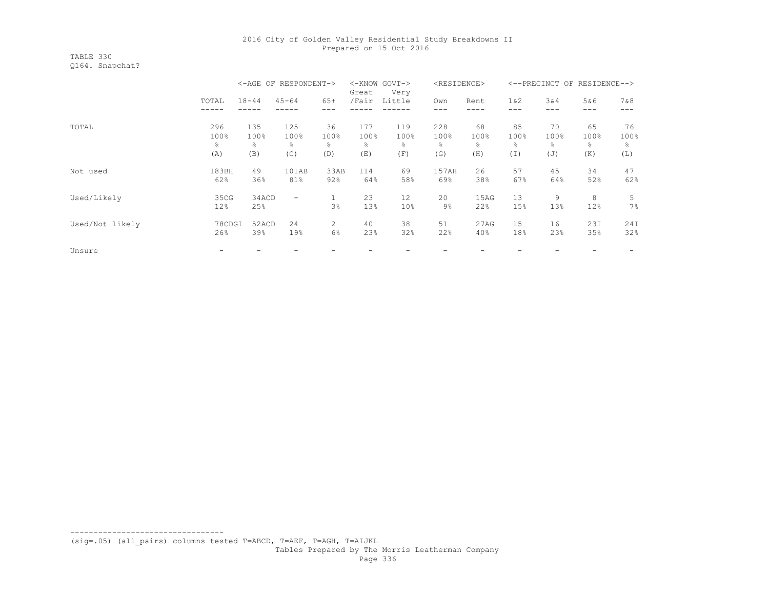2016 City of Golden Valley Residential Study Breakdowns II
Prepared on 15 Oct 2016

TABLE 330
Q164. Snapchat?

| | | <-AGE OF RESPONDENT-> | | | <-KNOW GOVT-> | | <RESIDENCE> | | <--PRECINCT OF RESIDENCE--> | | | |
|---|---|---|---|---|---|---|---|---|---|---|---|---|
| | TOTAL | 18-44 | 45-64 | 65+ | Great /Fair | Very Little | Own | Rent | 1&2 | 3&4 | 5&6 | 7&8 |
| TOTAL | 296 100% % (A) | 135 100% % (B) | 125 100% % (C) | 36 100% % (D) | 177 100% % (E) | 119 100% % (F) | 228 100% % (G) | 68 100% % (H) | 85 100% % (I) | 70 100% % (J) | 65 100% % (K) | 76 100% % (L) |
| Not used | 183BH 62% | 49 36% | 101AB 81% | 33AB 92% | 114 64% | 69 58% | 157AH 69% | 26 38% | 57 67% | 45 64% | 34 52% | 47 62% |
| Used/Likely | 35CG 12% | 34ACD 25% | - | 1 3% | 23 13% | 12 10% | 20 9% | 15AG 22% | 13 15% | 9 13% | 8 12% | 5 7% |
| Used/Not likely | 78CDGI 26% | 52ACD 39% | 24 19% | 2 6% | 40 23% | 38 32% | 51 22% | 27AG 40% | 15 18% | 16 23% | 23I 35% | 24I 32% |
| Unsure | - | - | - | - | - | - | - | - | - | - | - | - |

---------------------------------
(sig=.05) (all_pairs) columns tested T=ABCD, T=AEF, T=AGH, T=AIJKL
Tables Prepared by The Morris Leatherman Company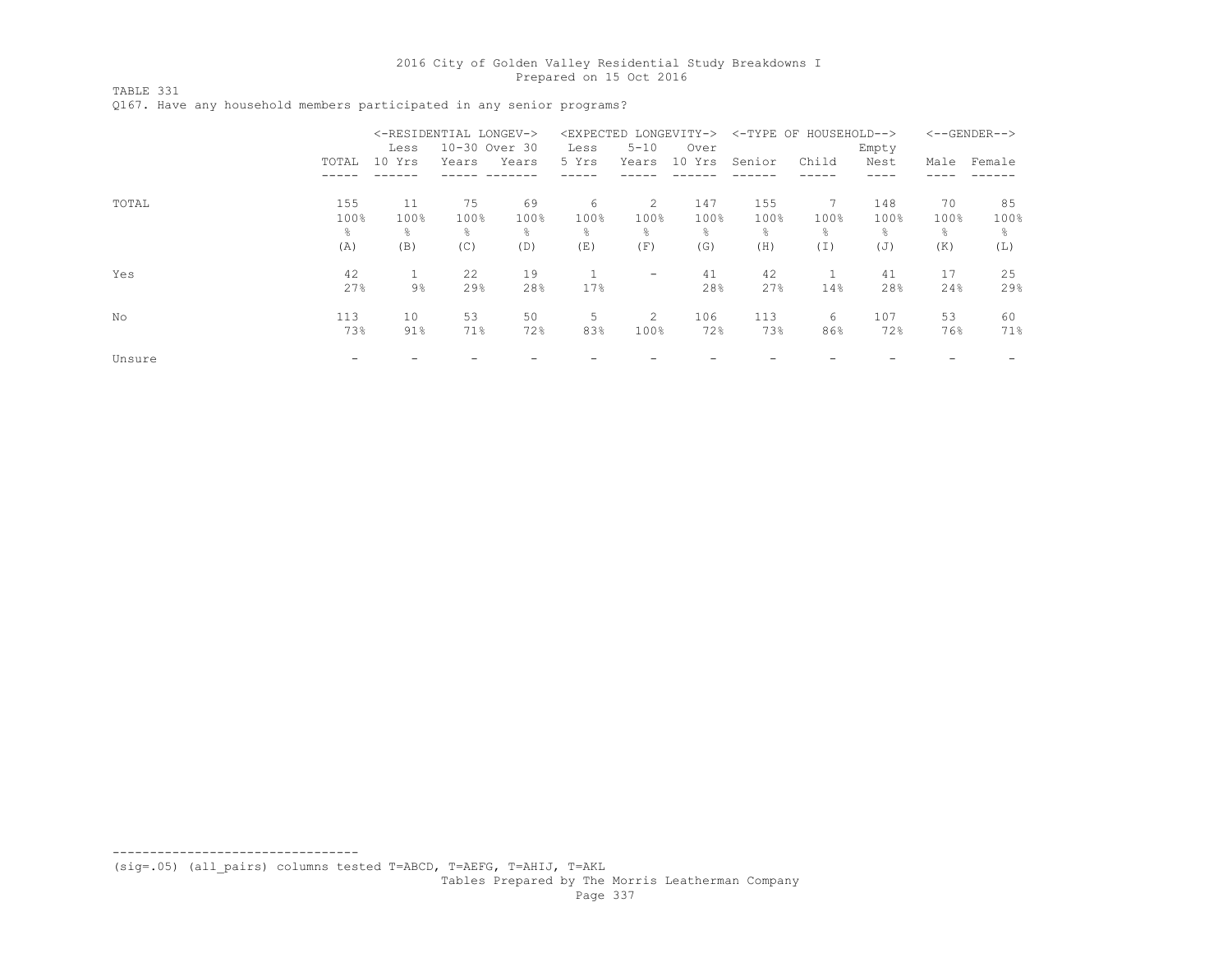2016 City of Golden Valley Residential Study Breakdowns I
Prepared on 15 Oct 2016

TABLE 331
Q167. Have any household members participated in any senior programs?

| | | <-RESIDENTIAL LONGEV-> | | | <EXPECTED LONGEVITY-> | | | <-TYPE OF HOUSEHOLD--> | | | <--GENDER--> | |
|---|---|---|---|---|---|---|---|---|---|---|---|---|
| | TOTAL | Less 10 Yrs | 10-30 Years | Over 30 Years | Less 5 Yrs | 5-10 Years | Over 10 Yrs | Senior | Child | Empty Nest | Male | Female |
| TOTAL | 155 | 11 | 75 | 69 | 6 | 2 | 147 | 155 | 7 | 148 | 70 | 85 |
| | 100% | 100% | 100% | 100% | 100% | 100% | 100% | 100% | 100% | 100% | 100% | 100% |
| | % | % | % | % | % | % | % | % | % | % | % | % |
| | (A) | (B) | (C) | (D) | (E) | (F) | (G) | (H) | (I) | (J) | (K) | (L) |
| Yes | 42 | 1 | 22 | 19 | 1 | - | 41 | 42 | 1 | 41 | 17 | 25 |
| | 27% | 9% | 29% | 28% | 17% | | 28% | 27% | 14% | 28% | 24% | 29% |
| No | 113 | 10 | 53 | 50 | 5 | 2 | 106 | 113 | 6 | 107 | 53 | 60 |
| | 73% | 91% | 71% | 72% | 83% | 100% | 72% | 73% | 86% | 72% | 76% | 71% |
| Unsure | - | - | - | - | - | - | - | - | - | - | - | - |

---------------------------------
(sig=.05) (all_pairs) columns tested T=ABCD, T=AEFG, T=AHIJ, T=AKL
Tables Prepared by The Morris Leatherman Company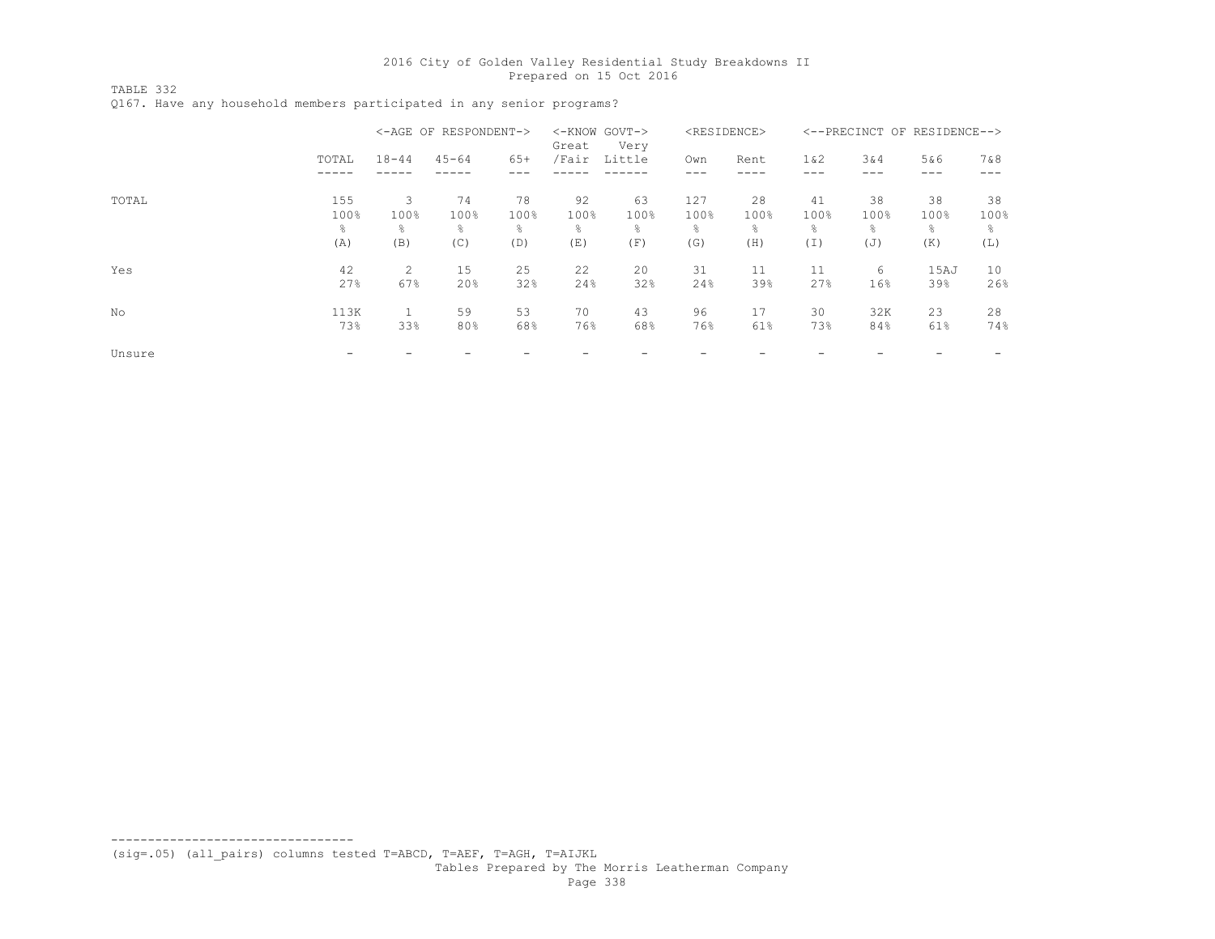2016 City of Golden Valley Residential Study Breakdowns II
Prepared on 15 Oct 2016

TABLE 332
Q167. Have any household members participated in any senior programs?

| | | <-AGE OF RESPONDENT-> | | | <-KNOW GOVT-> | | <RESIDENCE> | | <--PRECINCT OF RESIDENCE--> | | | |
|---|---|---|---|---|---|---|---|---|---|---|---|---|
| | TOTAL | 18-44 | 45-64 | 65+ | Great /Fair | Very Little | Own | Rent | 1&2 | 3&4 | 5&6 | 7&8 |
| TOTAL | 155<br>100%<br>%<br>(A) | 3<br>100%<br>%<br>(B) | 74<br>100%<br>%<br>(C) | 78<br>100%<br>%<br>(D) | 92<br>100%<br>%<br>(E) | 63<br>100%<br>%<br>(F) | 127<br>100%<br>%<br>(G) | 28<br>100%<br>%<br>(H) | 41<br>100%<br>%<br>(I) | 38<br>100%<br>%<br>(J) | 38<br>100%<br>%<br>(K) | 38<br>100%<br>%<br>(L) |
| Yes | 42<br>27% | 2<br>67% | 15<br>20% | 25<br>32% | 22<br>24% | 20<br>32% | 31<br>24% | 11<br>39% | 11<br>27% | 6<br>16% | 15AJ<br>39% | 10<br>26% |
| No | 113K<br>73% | 1<br>33% | 59<br>80% | 53<br>68% | 70<br>76% | 43<br>68% | 96<br>76% | 17<br>61% | 30<br>73% | 32K<br>84% | 23<br>61% | 28<br>74% |
| Unsure | - | - | - | - | - | - | - | - | - | - | - | - |

---------------------------------
(sig=.05) (all_pairs) columns tested T=ABCD, T=AEF, T=AGH, T=AIJKL
Tables Prepared by The Morris Leatherman Company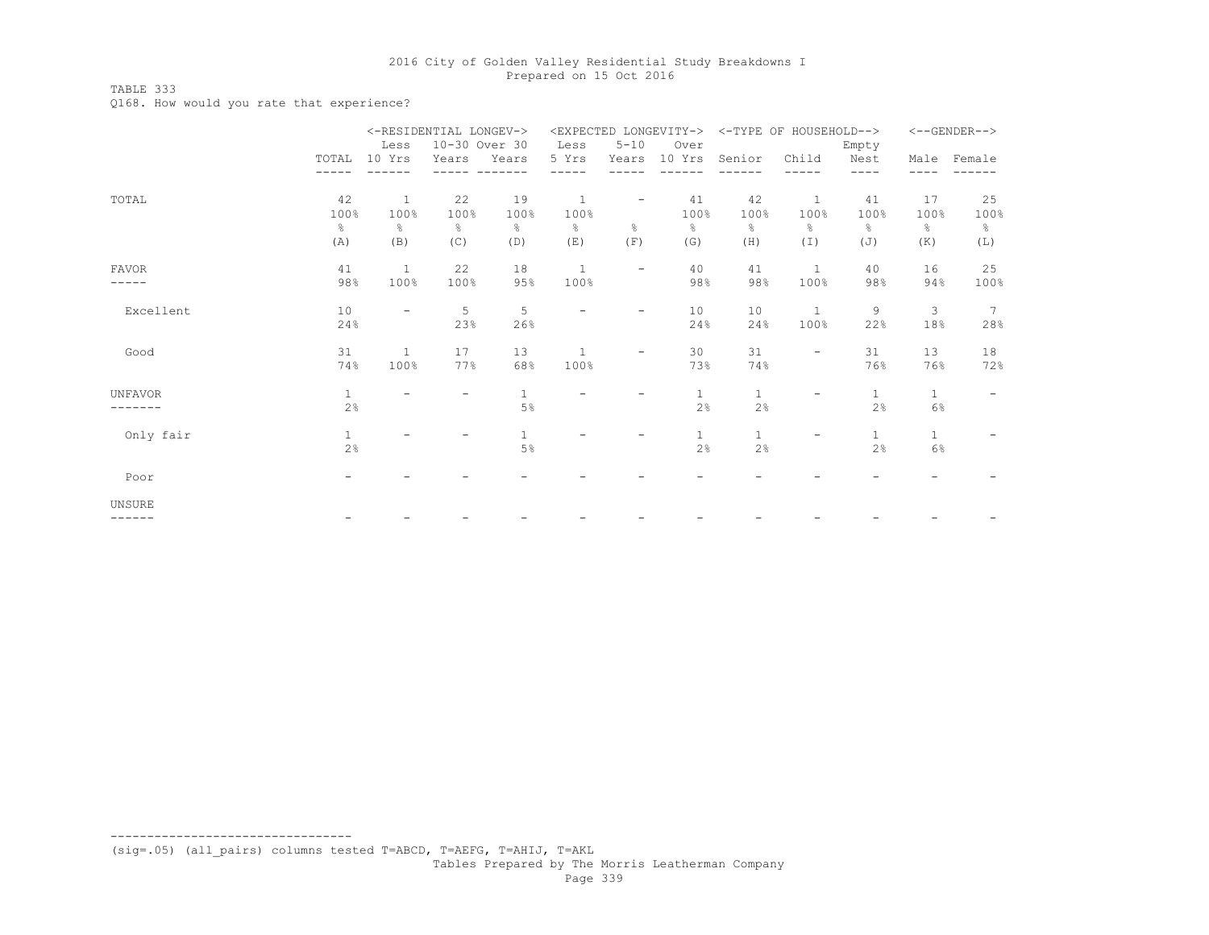2016 City of Golden Valley Residential Study Breakdowns I
Prepared on 15 Oct 2016

TABLE 333
Q168. How would you rate that experience?

| | | <-RESIDENTIAL LONGEV-> | | | <EXPECTED LONGEVITY-> | | | <-TYPE OF HOUSEHOLD--> | | | <--GENDER--> | |
|---|---|---|---|---|---|---|---|---|---|---|---|---|
| | TOTAL | Less 10 Yrs | 10-30 Years | Over 30 Years | Less 5 Yrs | 5-10 Years | Over 10 Yrs | Senior | Child | Empty Nest | Male | Female |
| TOTAL | 42 | 1 | 22 | 19 | 1 | - | 41 | 42 | 1 | 41 | 17 | 25 |
| | 100% | 100% | 100% | 100% | 100% | | 100% | 100% | 100% | 100% | 100% | 100% |
| | % | % | % | % | % | % | % | % | % | % | % | % |
| | (A) | (B) | (C) | (D) | (E) | (F) | (G) | (H) | (I) | (J) | (K) | (L) |
| FAVOR | 41 | 1 | 22 | 18 | 1 | - | 40 | 41 | 1 | 40 | 16 | 25 |
| | 98% | 100% | 100% | 95% | 100% | | 98% | 98% | 100% | 98% | 94% | 100% |
| Excellent | 10 | - | 5 | 5 | - | - | 10 | 10 | 1 | 9 | 3 | 7 |
| | 24% | | 23% | 26% | | | 24% | 24% | 100% | 22% | 18% | 28% |
| Good | 31 | 1 | 17 | 13 | 1 | - | 30 | 31 | - | 31 | 13 | 18 |
| | 74% | 100% | 77% | 68% | 100% | | 73% | 74% | | 76% | 76% | 72% |
| UNFAVOR | 1 | - | - | 1 | - | - | 1 | 1 | - | 1 | 1 | - |
| | 2% | | | 5% | | | 2% | 2% | | 2% | 6% | |
| Only fair | 1 | - | - | 1 | - | - | 1 | 1 | - | 1 | 1 | - |
| | 2% | | | 5% | | | 2% | 2% | | 2% | 6% | |
| Poor | - | - | - | - | - | - | - | - | - | - | - | - |
| UNSURE | - | - | - | - | - | - | - | - | - | - | - | - |

---------------------------------
(sig=.05) (all_pairs) columns tested T=ABCD, T=AEFG, T=AHIJ, T=AKL
Tables Prepared by The Morris Leatherman Company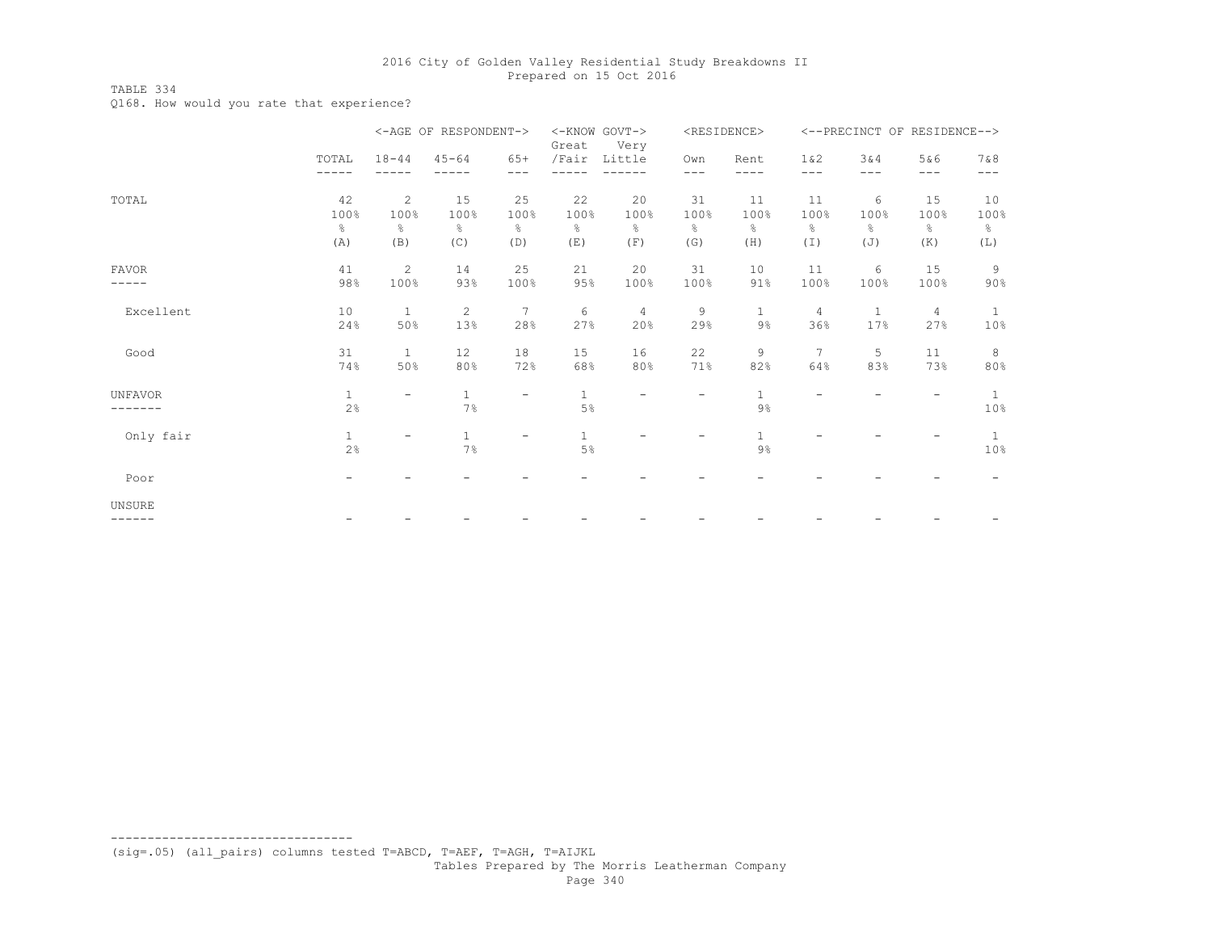TABLE 334

Q168. How would you rate that experience?

| | TOTAL | <-AGE OF RESPONDENT-> 18-44 | 45-64 | 65+ | <-KNOW GOVT-> Great /Fair | Very Little | <RESIDENCE> Own | Rent | <--PRECINCT OF RESIDENCE--> 1&2 | 3&4 | 5&6 | 7&8 |
|---|---|---|---|---|---|---|---|---|---|---|---|---|
| TOTAL | 42<br>100%<br>%<br>(A) | 2<br>100%<br>%<br>(B) | 15<br>100%<br>%<br>(C) | 25<br>100%<br>%<br>(D) | 22<br>100%<br>%<br>(E) | 20<br>100%<br>%<br>(F) | 31<br>100%<br>%<br>(G) | 11<br>100%<br>%<br>(H) | 11<br>100%<br>%<br>(I) | 6<br>100%<br>%<br>(J) | 15<br>100%<br>%<br>(K) | 10<br>100%<br>%<br>(L) |
| FAVOR | 41<br>98% | 2<br>100% | 14<br>93% | 25<br>100% | 21<br>95% | 20<br>100% | 31<br>100% | 10<br>91% | 11<br>100% | 6<br>100% | 15<br>100% | 9<br>90% |
| Excellent | 10<br>24% | 1<br>50% | 2<br>13% | 7<br>28% | 6<br>27% | 4<br>20% | 9<br>29% | 1<br>9% | 4<br>36% | 1<br>17% | 4<br>27% | 1<br>10% |
| Good | 31<br>74% | 1<br>50% | 12<br>80% | 18<br>72% | 15<br>68% | 16<br>80% | 22<br>71% | 9<br>82% | 7<br>64% | 5<br>83% | 11<br>73% | 8<br>80% |
| UNFAVOR | 1<br>2% | - | 1<br>7% | - | 1<br>5% | - | - | 1<br>9% | - | - | - | 1<br>10% |
| Only fair | 1<br>2% | - | 1<br>7% | - | 1<br>5% | - | - | 1<br>9% | - | - | - | 1<br>10% |
| Poor | - | - | - | - | - | - | - | - | - | - | - | - |
| UNSURE | - | - | - | - | - | - | - | - | - | - | - | - |

---------------------------------

(sig=.05) (all_pairs) columns tested T=ABCD, T=AEF, T=AGH, T=AIJKL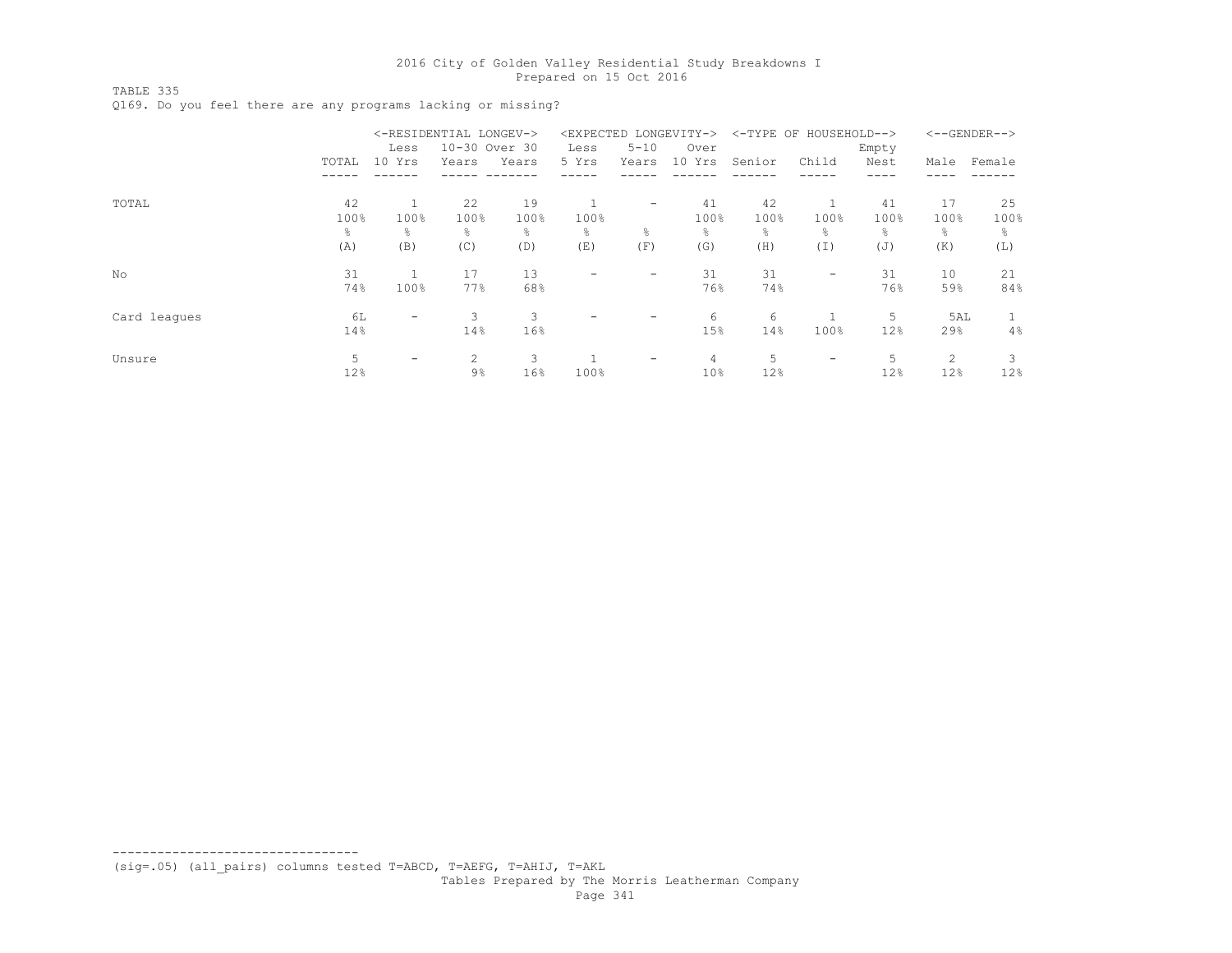2016 City of Golden Valley Residential Study Breakdowns I
Prepared on 15 Oct 2016

TABLE 335
Q169. Do you feel there are any programs lacking or missing?

| | | <-RESIDENTIAL LONGEV-> | | | <EXPECTED LONGEVITY-> | | | <-TYPE OF HOUSEHOLD--> | | | <--GENDER--> | |
|---|---|---|---|---|---|---|---|---|---|---|---|---|
| | TOTAL | Less 10 Yrs | 10-30 Years | Over 30 Years | Less 5 Yrs | 5-10 Years | Over 10 Yrs | Senior | Child | Empty Nest | Male | Female |
| TOTAL | 42 | 1 | 22 | 19 | 1 | - | 41 | 42 | 1 | 41 | 17 | 25 |
| | 100% | 100% | 100% | 100% | 100% | | 100% | 100% | 100% | 100% | 100% | 100% |
| | % | % | % | % | % | % | % | % | % | % | % | % |
| | (A) | (B) | (C) | (D) | (E) | (F) | (G) | (H) | (I) | (J) | (K) | (L) |
| No | 31 | 1 | 17 | 13 | - | - | 31 | 31 | - | 31 | 10 | 21 |
| | 74% | 100% | 77% | 68% | | | 76% | 74% | | 76% | 59% | 84% |
| Card leagues | 6L | - | 3 | 3 | - | - | 6 | 6 | 1 | 5 | 5AL | 1 |
| | 14% | | 14% | 16% | | | 15% | 14% | 100% | 12% | 29% | 4% |
| Unsure | 5 | - | 2 | 3 | 1 | - | 4 | 5 | - | 5 | 2 | 3 |
| | 12% | | 9% | 16% | 100% | | 10% | 12% | | 12% | 12% | 12% |

---------------------------------
(sig=.05) (all_pairs) columns tested T=ABCD, T=AEFG, T=AHIJ, T=AKL
Tables Prepared by The Morris Leatherman Company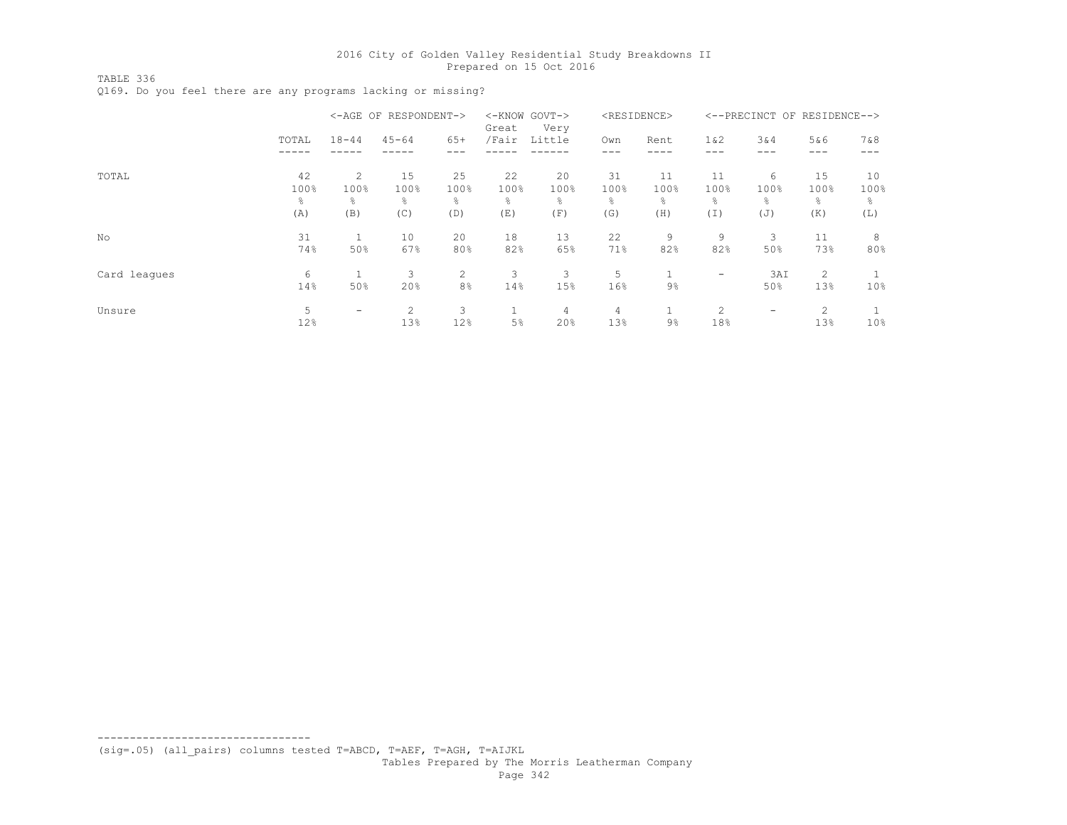2016 City of Golden Valley Residential Study Breakdowns II
Prepared on 15 Oct 2016

TABLE 336
Q169. Do you feel there are any programs lacking or missing?

| | | <-AGE OF RESPONDENT-> | | | <-KNOW GOVT-> | | <RESIDENCE> | | <--PRECINCT OF RESIDENCE--> | | | |
|---|---|---|---|---|---|---|---|---|---|---|---|---|
| | TOTAL | 18-44 | 45-64 | 65+ | Great /Fair | Very Little | Own | Rent | 1&2 | 3&4 | 5&6 | 7&8 |
| TOTAL | 42<br>100%<br>%<br>(A) | 2<br>100%<br>%<br>(B) | 15<br>100%<br>%<br>(C) | 25<br>100%<br>%<br>(D) | 22<br>100%<br>%<br>(E) | 20<br>100%<br>%<br>(F) | 31<br>100%<br>%<br>(G) | 11<br>100%<br>%<br>(H) | 11<br>100%<br>%<br>(I) | 6<br>100%<br>%<br>(J) | 15<br>100%<br>%<br>(K) | 10<br>100%<br>%<br>(L) |
| No | 31<br>74% | 1<br>50% | 10<br>67% | 20<br>80% | 18<br>82% | 13<br>65% | 22<br>71% | 9<br>82% | 9<br>82% | 3<br>50% | 11<br>73% | 8<br>80% |
| Card leagues | 6<br>14% | 1<br>50% | 3<br>20% | 2<br>8% | 3<br>14% | 3<br>15% | 5<br>16% | 1<br>9% | - | 3AI<br>50% | 2<br>13% | 1<br>10% |
| Unsure | 5<br>12% | - | 2<br>13% | 3<br>12% | 1<br>5% | 4<br>20% | 4<br>13% | 1<br>9% | 2<br>18% | - | 2<br>13% | 1<br>10% |

---------------------------------
(sig=.05) (all_pairs) columns tested T=ABCD, T=AEF, T=AGH, T=AIJKL

Tables Prepared by The Morris Leatherman Company